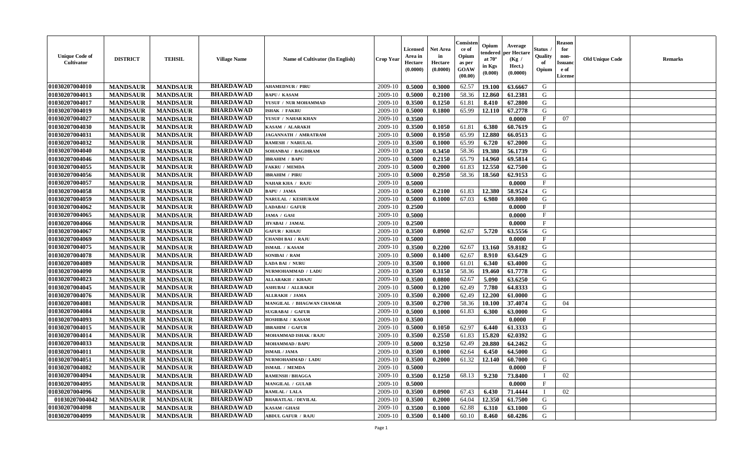| Unique Code of Cultivator | DISTRICT | TEHSIL | Village Name | Name of Cultivator (In English) | Crop Year | Licensed Area in Hectare (0.0000) | Net Area in Hectare (0.0000) | Consistence of Opium as per GOAW (00.00) | Opium tendered at 70° in Kgs (0.000) | Average per Hectare (Kg / Hect.) (0.0000) | Status / Quality of Opium | Reason for non-Issuance of License | Old Unique Code | Remarks |
|---|---|---|---|---|---|---|---|---|---|---|---|---|---|---|
| 01030207004010 | MANDSAUR | MANDSAUR | BHARDAWAD | AHAMEDNUR / PIRU | 2009-10 | 0.5000 | 0.3000 | 62.57 | 19.100 | 63.6667 | G | | | |
| 01030207004013 | MANDSAUR | MANDSAUR | BHARDAWAD | BAPU / KASAM | 2009-10 | 0.5000 | 0.2100 | 58.36 | 12.860 | 61.2381 | G | | | |
| 01030207004017 | MANDSAUR | MANDSAUR | BHARDAWAD | YUSUF / NUR MOHAMMAD | 2009-10 | 0.3500 | 0.1250 | 61.81 | 8.410 | 67.2800 | G | | | |
| 01030207004019 | MANDSAUR | MANDSAUR | BHARDAWAD | ISHAK / FAKRU | 2009-10 | 0.5000 | 0.1800 | 65.99 | 12.110 | 67.2778 | G | | | |
| 01030207004027 | MANDSAUR | MANDSAUR | BHARDAWAD | YUSUF / NAHAR KHAN | 2009-10 | 0.3500 | | | | 0.0000 | F | 07 | | |
| 01030207004030 | MANDSAUR | MANDSAUR | BHARDAWAD | KASAM / ALARAKH | 2009-10 | 0.3500 | 0.1050 | 61.81 | 6.380 | 60.7619 | G | | | |
| 01030207004031 | MANDSAUR | MANDSAUR | BHARDAWAD | JAGANNATH / AMRATRAM | 2009-10 | 0.5000 | 0.1950 | 65.99 | 12.880 | 66.0513 | G | | | |
| 01030207004032 | MANDSAUR | MANDSAUR | BHARDAWAD | RAMESH / NARULAL | 2009-10 | 0.3500 | 0.1000 | 65.99 | 6.720 | 67.2000 | G | | | |
| 01030207004040 | MANDSAUR | MANDSAUR | BHARDAWAD | SOHANBAI / BAGDIRAM | 2009-10 | 0.3500 | 0.3450 | 58.36 | 19.380 | 56.1739 | G | | | |
| 01030207004046 | MANDSAUR | MANDSAUR | BHARDAWAD | IBRAHIM / BAPU | 2009-10 | 0.5000 | 0.2150 | 65.79 | 14.960 | 69.5814 | G | | | |
| 01030207004055 | MANDSAUR | MANDSAUR | BHARDAWAD | FAKRU / MEMDA | 2009-10 | 0.5000 | 0.2000 | 61.83 | 12.550 | 62.7500 | G | | | |
| 01030207004056 | MANDSAUR | MANDSAUR | BHARDAWAD | IBRAHIM / PIRU | 2009-10 | 0.5000 | 0.2950 | 58.36 | 18.560 | 62.9153 | G | | | |
| 01030207004057 | MANDSAUR | MANDSAUR | BHARDAWAD | NAHAR KHA / RAJU | 2009-10 | 0.5000 | | | | 0.0000 | F | | | |
| 01030207004058 | MANDSAUR | MANDSAUR | BHARDAWAD | BAPU / JAMA | 2009-10 | 0.5000 | 0.2100 | 61.83 | 12.380 | 58.9524 | G | | | |
| 01030207004059 | MANDSAUR | MANDSAUR | BHARDAWAD | NARULAL / KESHURAM | 2009-10 | 0.5000 | 0.1000 | 67.03 | 6.980 | 69.8000 | G | | | |
| 01030207004062 | MANDSAUR | MANDSAUR | BHARDAWAD | LADABAI / GAFUR | 2009-10 | 0.2500 | | | | 0.0000 | F | | | |
| 01030207004065 | MANDSAUR | MANDSAUR | BHARDAWAD | JAMA / GASI | 2009-10 | 0.5000 | | | | 0.0000 | F | | | |
| 01030207004066 | MANDSAUR | MANDSAUR | BHARDAWAD | JIVABAI / JAMAL | 2009-10 | 0.2500 | | | | 0.0000 | F | | | |
| 01030207004067 | MANDSAUR | MANDSAUR | BHARDAWAD | GAFUR / KHAJU | 2009-10 | 0.3500 | 0.0900 | 62.67 | 5.720 | 63.5556 | G | | | |
| 01030207004069 | MANDSAUR | MANDSAUR | BHARDAWAD | CHANDI BAI / RAJU | 2009-10 | 0.5000 | | | | 0.0000 | F | | | |
| 01030207004075 | MANDSAUR | MANDSAUR | BHARDAWAD | ISMAIL / KASAM | 2009-10 | 0.3500 | 0.2200 | 62.67 | 13.160 | 59.8182 | G | | | |
| 01030207004078 | MANDSAUR | MANDSAUR | BHARDAWAD | SONIBAI / RAM | 2009-10 | 0.5000 | 0.1400 | 62.67 | 8.910 | 63.6429 | G | | | |
| 01030207004089 | MANDSAUR | MANDSAUR | BHARDAWAD | LADA BAI / NURU | 2009-10 | 0.3500 | 0.1000 | 61.01 | 6.340 | 63.4000 | G | | | |
| 01030207004090 | MANDSAUR | MANDSAUR | BHARDAWAD | NURMOHAMMAD / LADU | 2009-10 | 0.3500 | 0.3150 | 58.36 | 19.460 | 61.7778 | G | | | |
| 01030207004023 | MANDSAUR | MANDSAUR | BHARDAWAD | ALLARAKH / KHAJU | 2009-10 | 0.3500 | 0.0800 | 62.67 | 5.090 | 63.6250 | G | | | |
| 01030207004045 | MANDSAUR | MANDSAUR | BHARDAWAD | ASHUBAI / ALLRAKH | 2009-10 | 0.5000 | 0.1200 | 62.49 | 7.780 | 64.8333 | G | | | |
| 01030207004076 | MANDSAUR | MANDSAUR | BHARDAWAD | ALLRAKH / JAMA | 2009-10 | 0.3500 | 0.2000 | 62.49 | 12.200 | 61.0000 | G | | | |
| 01030207004081 | MANDSAUR | MANDSAUR | BHARDAWAD | MANGILAL / BHAGWAN CHAMAR | 2009-10 | 0.3500 | 0.2700 | 58.36 | 10.100 | 37.4074 | G | 04 | | |
| 01030207004084 | MANDSAUR | MANDSAUR | BHARDAWAD | SUGRABAI / GAFUR | 2009-10 | 0.5000 | 0.1000 | 61.83 | 6.300 | 63.0000 | G | | | |
| 01030207004093 | MANDSAUR | MANDSAUR | BHARDAWAD | HOSHIBAI / KASAM | 2009-10 | 0.3500 | | | | 0.0000 | F | | | |
| 01030207004015 | MANDSAUR | MANDSAUR | BHARDAWAD | IBRAHIM / GAFUR | 2009-10 | 0.5000 | 0.1050 | 62.97 | 6.440 | 61.3333 | G | | | |
| 01030207004014 | MANDSAUR | MANDSAUR | BHARDAWAD | MOHAMMAD ISHAK / RAJU | 2009-10 | 0.3500 | 0.2550 | 61.83 | 15.820 | 62.0392 | G | | | |
| 01030207004033 | MANDSAUR | MANDSAUR | BHARDAWAD | MOHAMMAD / BAPU | 2009-10 | 0.5000 | 0.3250 | 62.49 | 20.880 | 64.2462 | G | | | |
| 01030207004011 | MANDSAUR | MANDSAUR | BHARDAWAD | ISMAIL / JAMA | 2009-10 | 0.3500 | 0.1000 | 62.64 | 6.450 | 64.5000 | G | | | |
| 01030207004051 | MANDSAUR | MANDSAUR | BHARDAWAD | NURMOHAMMAD / LADU | 2009-10 | 0.3500 | 0.2000 | 61.32 | 12.140 | 60.7000 | G | | | |
| 01030207004082 | MANDSAUR | MANDSAUR | BHARDAWAD | ISMAIL / MEMDA | 2009-10 | 0.5000 | | | | 0.0000 | F | | | |
| 01030207004094 | MANDSAUR | MANDSAUR | BHARDAWAD | RAMENSH / BHAGGA | 2009-10 | 0.3500 | 0.1250 | 68.13 | 9.230 | 73.8400 | I | 02 | | |
| 01030207004095 | MANDSAUR | MANDSAUR | BHARDAWAD | MANGILAL / GULAB | 2009-10 | 0.5000 | | | | 0.0000 | F | | | |
| 01030207004096 | MANDSAUR | MANDSAUR | BHARDAWAD | RAMLAL / LALA | 2009-10 | 0.3500 | 0.0900 | 67.43 | 6.430 | 71.4444 | I | 02 | | |
| 01030207004042 | MANDSAUR | MANDSAUR | BHARDAWAD | BHARATLAL / DEVILAL | 2009-10 | 0.3500 | 0.2000 | 64.04 | 12.350 | 61.7500 | G | | | |
| 01030207004098 | MANDSAUR | MANDSAUR | BHARDAWAD | KASAM / GHASI | 2009-10 | 0.3500 | 0.1000 | 62.88 | 6.310 | 63.1000 | G | | | |
| 01030207004099 | MANDSAUR | MANDSAUR | BHARDAWAD | ABDUL GAFUR / RAJU | 2009-10 | 0.3500 | 0.1400 | 60.10 | 8.460 | 60.4286 | G | | | |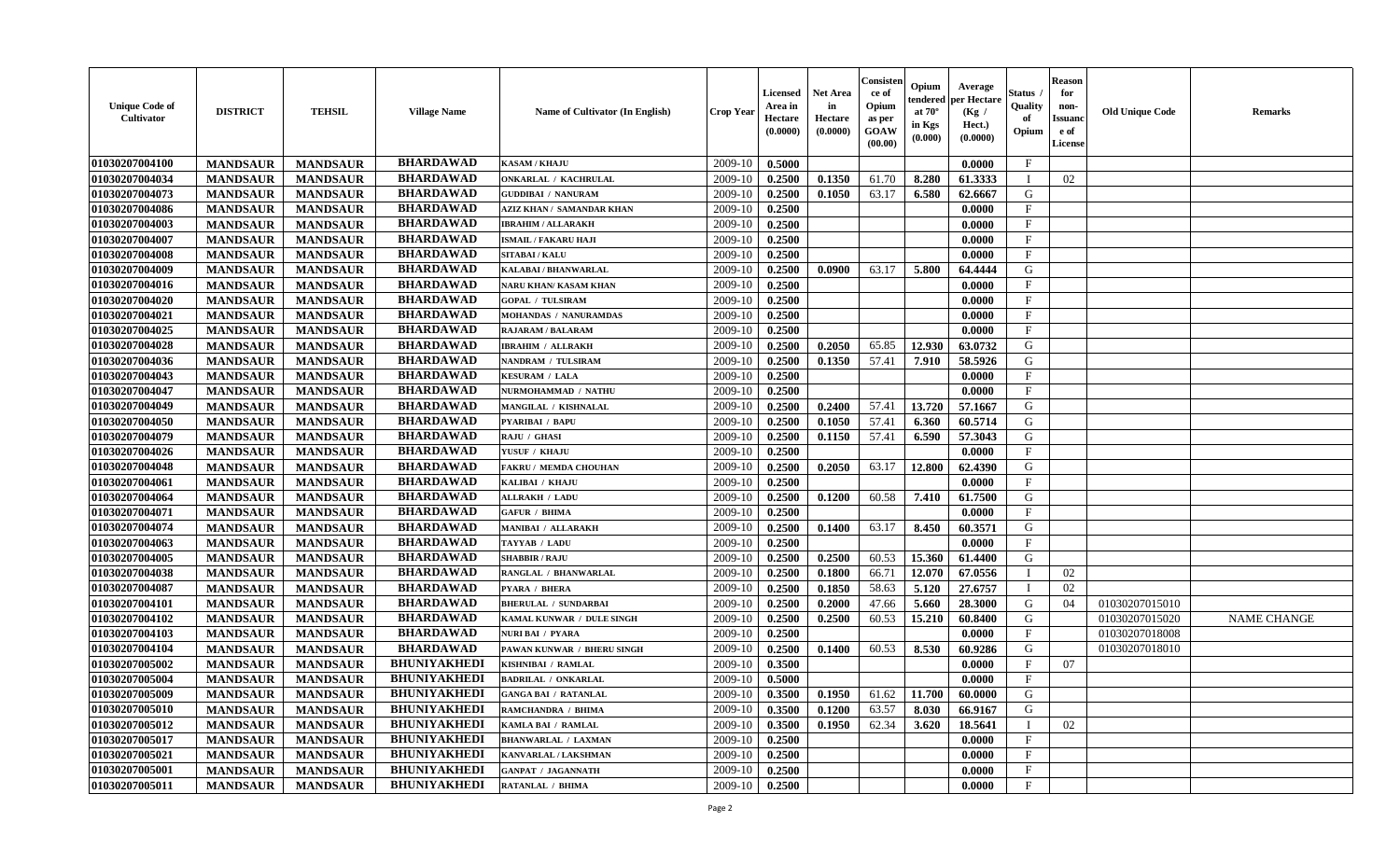| Unique Code of Cultivator | DISTRICT | TEHSIL | Village Name | Name of Cultivator (In English) | Crop Year | Licensed Area in Hectare (0.0000) | Net Area in Hectare (0.0000) | Consistence of Opium as per GOAW (00.00) | Opium tendered at 70° in Kgs (0.000) | Average per Hectare (Kg / Hect.) (0.0000) | Status / Quality of Opium | Reason for non-Issuance of License | Old Unique Code | Remarks |
|---|---|---|---|---|---|---|---|---|---|---|---|---|---|---|
| 01030207004100 | MANDSAUR | MANDSAUR | BHARDAWAD | KASAM / KHAJU | 2009-10 | 0.5000 | | | | 0.0000 | F | | | |
| 01030207004034 | MANDSAUR | MANDSAUR | BHARDAWAD | ONKARLAL / KACHRULAL | 2009-10 | 0.2500 | 0.1350 | 61.70 | 8.280 | 61.3333 | I | 02 | | |
| 01030207004073 | MANDSAUR | MANDSAUR | BHARDAWAD | GUDDIBAI / NANURAM | 2009-10 | 0.2500 | 0.1050 | 63.17 | 6.580 | 62.6667 | G | | | |
| 01030207004086 | MANDSAUR | MANDSAUR | BHARDAWAD | AZIZ KHAN / SAMANDAR KHAN | 2009-10 | 0.2500 | | | | 0.0000 | F | | | |
| 01030207004003 | MANDSAUR | MANDSAUR | BHARDAWAD | IBRAHIM / ALLARAKH | 2009-10 | 0.2500 | | | | 0.0000 | F | | | |
| 01030207004007 | MANDSAUR | MANDSAUR | BHARDAWAD | ISMAIL / FAKARU HAJI | 2009-10 | 0.2500 | | | | 0.0000 | F | | | |
| 01030207004008 | MANDSAUR | MANDSAUR | BHARDAWAD | SITABAI / KALU | 2009-10 | 0.2500 | | | | 0.0000 | F | | | |
| 01030207004009 | MANDSAUR | MANDSAUR | BHARDAWAD | KALABAI / BHANWARLAL | 2009-10 | 0.2500 | 0.0900 | 63.17 | 5.800 | 64.4444 | G | | | |
| 01030207004016 | MANDSAUR | MANDSAUR | BHARDAWAD | NARU KHAN/ KASAM KHAN | 2009-10 | 0.2500 | | | | 0.0000 | F | | | |
| 01030207004020 | MANDSAUR | MANDSAUR | BHARDAWAD | GOPAL / TULSIRAM | 2009-10 | 0.2500 | | | | 0.0000 | F | | | |
| 01030207004021 | MANDSAUR | MANDSAUR | BHARDAWAD | MOHANDAS / NANURAMDAS | 2009-10 | 0.2500 | | | | 0.0000 | F | | | |
| 01030207004025 | MANDSAUR | MANDSAUR | BHARDAWAD | RAJARAM / BALARAM | 2009-10 | 0.2500 | | | | 0.0000 | F | | | |
| 01030207004028 | MANDSAUR | MANDSAUR | BHARDAWAD | IBRAHIM / ALLRAKH | 2009-10 | 0.2500 | 0.2050 | 65.85 | 12.930 | 63.0732 | G | | | |
| 01030207004036 | MANDSAUR | MANDSAUR | BHARDAWAD | NANDRAM / TULSIRAM | 2009-10 | 0.2500 | 0.1350 | 57.41 | 7.910 | 58.5926 | G | | | |
| 01030207004043 | MANDSAUR | MANDSAUR | BHARDAWAD | KESURAM / LALA | 2009-10 | 0.2500 | | | | 0.0000 | F | | | |
| 01030207004047 | MANDSAUR | MANDSAUR | BHARDAWAD | NURMOHAMMAD / NATHU | 2009-10 | 0.2500 | | | | 0.0000 | F | | | |
| 01030207004049 | MANDSAUR | MANDSAUR | BHARDAWAD | MANGILAL / KISHNALAL | 2009-10 | 0.2500 | 0.2400 | 57.41 | 13.720 | 57.1667 | G | | | |
| 01030207004050 | MANDSAUR | MANDSAUR | BHARDAWAD | PYARIBAI / BAPU | 2009-10 | 0.2500 | 0.1050 | 57.41 | 6.360 | 60.5714 | G | | | |
| 01030207004079 | MANDSAUR | MANDSAUR | BHARDAWAD | RAJU / GHASI | 2009-10 | 0.2500 | 0.1150 | 57.41 | 6.590 | 57.3043 | G | | | |
| 01030207004026 | MANDSAUR | MANDSAUR | BHARDAWAD | YUSUF / KHAJU | 2009-10 | 0.2500 | | | | 0.0000 | F | | | |
| 01030207004048 | MANDSAUR | MANDSAUR | BHARDAWAD | FAKRU / MEMDA CHOUHAN | 2009-10 | 0.2500 | 0.2050 | 63.17 | 12.800 | 62.4390 | G | | | |
| 01030207004061 | MANDSAUR | MANDSAUR | BHARDAWAD | KALIBAI / KHAJU | 2009-10 | 0.2500 | | | | 0.0000 | F | | | |
| 01030207004064 | MANDSAUR | MANDSAUR | BHARDAWAD | ALLRAKH / LADU | 2009-10 | 0.2500 | 0.1200 | 60.58 | 7.410 | 61.7500 | G | | | |
| 01030207004071 | MANDSAUR | MANDSAUR | BHARDAWAD | GAFUR / BHIMA | 2009-10 | 0.2500 | | | | 0.0000 | F | | | |
| 01030207004074 | MANDSAUR | MANDSAUR | BHARDAWAD | MANIBAI / ALLARAKH | 2009-10 | 0.2500 | 0.1400 | 63.17 | 8.450 | 60.3571 | G | | | |
| 01030207004063 | MANDSAUR | MANDSAUR | BHARDAWAD | TAYYAB / LADU | 2009-10 | 0.2500 | | | | 0.0000 | F | | | |
| 01030207004005 | MANDSAUR | MANDSAUR | BHARDAWAD | SHABBIR / RAJU | 2009-10 | 0.2500 | 0.2500 | 60.53 | 15.360 | 61.4400 | G | | | |
| 01030207004038 | MANDSAUR | MANDSAUR | BHARDAWAD | RANGLAL / BHANWARLAL | 2009-10 | 0.2500 | 0.1800 | 66.71 | 12.070 | 67.0556 | I | 02 | | |
| 01030207004087 | MANDSAUR | MANDSAUR | BHARDAWAD | PYARA / BHERA | 2009-10 | 0.2500 | 0.1850 | 58.63 | 5.120 | 27.6757 | I | 02 | | |
| 01030207004101 | MANDSAUR | MANDSAUR | BHARDAWAD | BHERULAL / SUNDARBAI | 2009-10 | 0.2500 | 0.2000 | 47.66 | 5.660 | 28.3000 | G | 04 | 01030207015010 | |
| 01030207004102 | MANDSAUR | MANDSAUR | BHARDAWAD | KAMAL KUNWAR / DULE SINGH | 2009-10 | 0.2500 | 0.2500 | 60.53 | 15.210 | 60.8400 | G | | 01030207015020 | NAME CHANGE |
| 01030207004103 | MANDSAUR | MANDSAUR | BHARDAWAD | NURI BAI / PYARA | 2009-10 | 0.2500 | | | | 0.0000 | F | | 01030207018008 | |
| 01030207004104 | MANDSAUR | MANDSAUR | BHARDAWAD | PAWAN KUNWAR / BHERU SINGH | 2009-10 | 0.2500 | 0.1400 | 60.53 | 8.530 | 60.9286 | G | | 01030207018010 | |
| 01030207005002 | MANDSAUR | MANDSAUR | BHUNIYAKHEDI | KISHNIBAI / RAMLAL | 2009-10 | 0.3500 | | | | 0.0000 | F | 07 | | |
| 01030207005004 | MANDSAUR | MANDSAUR | BHUNIYAKHEDI | BADRILAL / ONKARLAL | 2009-10 | 0.5000 | | | | 0.0000 | F | | | |
| 01030207005009 | MANDSAUR | MANDSAUR | BHUNIYAKHEDI | GANGA BAI / RATANLAL | 2009-10 | 0.3500 | 0.1950 | 61.62 | 11.700 | 60.0000 | G | | | |
| 01030207005010 | MANDSAUR | MANDSAUR | BHUNIYAKHEDI | RAMCHANDRA / BHIMA | 2009-10 | 0.3500 | 0.1200 | 63.57 | 8.030 | 66.9167 | G | | | |
| 01030207005012 | MANDSAUR | MANDSAUR | BHUNIYAKHEDI | KAMLA BAI / RAMLAL | 2009-10 | 0.3500 | 0.1950 | 62.34 | 3.620 | 18.5641 | I | 02 | | |
| 01030207005017 | MANDSAUR | MANDSAUR | BHUNIYAKHEDI | BHANWARLAL / LAXMAN | 2009-10 | 0.2500 | | | | 0.0000 | F | | | |
| 01030207005021 | MANDSAUR | MANDSAUR | BHUNIYAKHEDI | KANVARLAL / LAKSHMAN | 2009-10 | 0.2500 | | | | 0.0000 | F | | | |
| 01030207005001 | MANDSAUR | MANDSAUR | BHUNIYAKHEDI | GANPAT / JAGANNATH | 2009-10 | 0.2500 | | | | 0.0000 | F | | | |
| 01030207005011 | MANDSAUR | MANDSAUR | BHUNIYAKHEDI | RATANLAL / BHIMA | 2009-10 | 0.2500 | | | | 0.0000 | F | | | |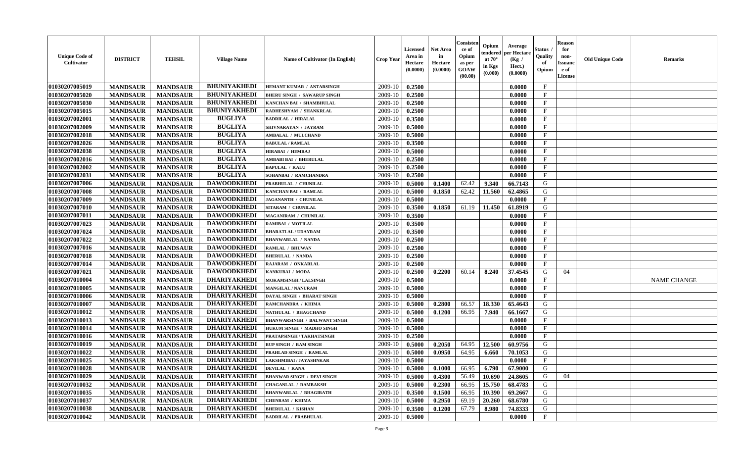| Unique Code of Cultivator | DISTRICT | TEHSIL | Village Name | Name of Cultivator (In English) | Crop Year | Licensed Area in Hectare (0.0000) | Net Area in Hectare (0.0000) | Consistence of Opium as per GOAW (00.00) | Opium tendered at 70° in Kgs (0.000) | Average per Hectare (Kg / Hect.) (0.0000) | Status / Quality of Opium | Reason for non-Issuance of License | Old Unique Code | Remarks |
|---|---|---|---|---|---|---|---|---|---|---|---|---|---|---|
| 01030207005019 | MANDSAUR | MANDSAUR | BHUNIYAKHEDI | HEMANT KUMAR / ANTARSINGH | 2009-10 | 0.2500 | | | | 0.0000 | F | | | |
| 01030207005020 | MANDSAUR | MANDSAUR | BHUNIYAKHEDI | BHERU SINGH / SAWARUP SINGH | 2009-10 | 0.2500 | | | | 0.0000 | F | | | |
| 01030207005030 | MANDSAUR | MANDSAUR | BHUNIYAKHEDI | KANCHAN BAI / SHAMBHULAL | 2009-10 | 0.2500 | | | | 0.0000 | F | | | |
| 01030207005015 | MANDSAUR | MANDSAUR | BHUNIYAKHEDI | RADHESHYAM / SHANKRLAL | 2009-10 | 0.2500 | | | | 0.0000 | F | | | |
| 01030207002001 | MANDSAUR | MANDSAUR | BUGLIYA | BADRILAL / HIRALAL | 2009-10 | 0.3500 | | | | 0.0000 | F | | | |
| 01030207002009 | MANDSAUR | MANDSAUR | BUGLIYA | SHIVNARAYAN / JAYRAM | 2009-10 | 0.5000 | | | | 0.0000 | F | | | |
| 01030207002018 | MANDSAUR | MANDSAUR | BUGLIYA | AMBALAL / MULCHAND | 2009-10 | 0.5000 | | | | 0.0000 | F | | | |
| 01030207002026 | MANDSAUR | MANDSAUR | BUGLIYA | BABULAL / RAMLAL | 2009-10 | 0.3500 | | | | 0.0000 | F | | | |
| 01030207002038 | MANDSAUR | MANDSAUR | BUGLIYA | HIRABAI / HEMRAJ | 2009-10 | 0.5000 | | | | 0.0000 | F | | | |
| 01030207002016 | MANDSAUR | MANDSAUR | BUGLIYA | AMBABI BAI / BHERULAL | 2009-10 | 0.2500 | | | | 0.0000 | F | | | |
| 01030207002002 | MANDSAUR | MANDSAUR | BUGLIYA | BAPULAL / KALU | 2009-10 | 0.2500 | | | | 0.0000 | F | | | |
| 01030207002031 | MANDSAUR | MANDSAUR | BUGLIYA | SOHANBAI / RAMCHANDRA | 2009-10 | 0.2500 | | | | 0.0000 | F | | | |
| 01030207007006 | MANDSAUR | MANDSAUR | DAWOODKHEDI | PRABHULAL / CHUNILAL | 2009-10 | 0.5000 | 0.1400 | 62.42 | 9.340 | 66.7143 | G | | | |
| 01030207007008 | MANDSAUR | MANDSAUR | DAWOODKHEDI | KANCHAN BAI / RAMLAL | 2009-10 | 0.5000 | 0.1850 | 62.42 | 11.560 | 62.4865 | G | | | |
| 01030207007009 | MANDSAUR | MANDSAUR | DAWOODKHEDI | JAGANANTH / CHUNILAL | 2009-10 | 0.5000 | | | | 0.0000 | F | | | |
| 01030207007010 | MANDSAUR | MANDSAUR | DAWOODKHEDI | SITARAM / CHUNILAL | 2009-10 | 0.3500 | 0.1850 | 61.19 | 11.450 | 61.8919 | G | | | |
| 01030207007011 | MANDSAUR | MANDSAUR | DAWOODKHEDI | MAGANIRAM / CHUNILAL | 2009-10 | 0.3500 | | | | 0.0000 | F | | | |
| 01030207007023 | MANDSAUR | MANDSAUR | DAWOODKHEDI | RAMIBAI / MOTILAL | 2009-10 | 0.3500 | | | | 0.0000 | F | | | |
| 01030207007024 | MANDSAUR | MANDSAUR | DAWOODKHEDI | BHARATLAL / UDAYRAM | 2009-10 | 0.3500 | | | | 0.0000 | F | | | |
| 01030207007022 | MANDSAUR | MANDSAUR | DAWOODKHEDI | BHANWARLAL / NANDA | 2009-10 | 0.2500 | | | | 0.0000 | F | | | |
| 01030207007016 | MANDSAUR | MANDSAUR | DAWOODKHEDI | RAMLAL / BHUWAN | 2009-10 | 0.2500 | | | | 0.0000 | F | | | |
| 01030207007018 | MANDSAUR | MANDSAUR | DAWOODKHEDI | BHERULAL / NANDA | 2009-10 | 0.2500 | | | | 0.0000 | F | | | |
| 01030207007014 | MANDSAUR | MANDSAUR | DAWOODKHEDI | RAJARAM / ONKARLAL | 2009-10 | 0.2500 | | | | 0.0000 | F | | | |
| 01030207007021 | MANDSAUR | MANDSAUR | DAWOODKHEDI | KANKUBAI / MODA | 2009-10 | 0.2500 | 0.2200 | 60.14 | 8.240 | 37.4545 | G | 04 | | |
| 01030207010004 | MANDSAUR | MANDSAUR | DHARIYAKHEDI | MOKAMSINGH / LALSINGH | 2009-10 | 0.5000 | | | | 0.0000 | F | | | NAME CHANGE |
| 01030207010005 | MANDSAUR | MANDSAUR | DHARIYAKHEDI | MANGILAL / NANURAM | 2009-10 | 0.5000 | | | | 0.0000 | F | | | |
| 01030207010006 | MANDSAUR | MANDSAUR | DHARIYAKHEDI | DAYAL SINGH / BHARAT SINGH | 2009-10 | 0.5000 | | | | 0.0000 | F | | | |
| 01030207010007 | MANDSAUR | MANDSAUR | DHARIYAKHEDI | RAMCHANDRA / KHIMA | 2009-10 | 0.5000 | 0.2800 | 66.57 | 18.330 | 65.4643 | G | | | |
| 01030207010012 | MANDSAUR | MANDSAUR | DHARIYAKHEDI | NATHULAL / BHAGCHAND | 2009-10 | 0.5000 | 0.1200 | 66.95 | 7.940 | 66.1667 | G | | | |
| 01030207010013 | MANDSAUR | MANDSAUR | DHARIYAKHEDI | BHANWARSINGH / BALWANT SINGH | 2009-10 | 0.5000 | | | | 0.0000 | F | | | |
| 01030207010014 | MANDSAUR | MANDSAUR | DHARIYAKHEDI | HUKUM SINGH / MADHO SINGH | 2009-10 | 0.5000 | | | | 0.0000 | F | | | |
| 01030207010016 | MANDSAUR | MANDSAUR | DHARIYAKHEDI | PRATAPSINGH / TAKHATSINGH | 2009-10 | 0.2500 | | | | 0.0000 | F | | | |
| 01030207010019 | MANDSAUR | MANDSAUR | DHARIYAKHEDI | RUP SINGH / RAM SINGH | 2009-10 | 0.5000 | 0.2050 | 64.95 | 12.500 | 60.9756 | G | | | |
| 01030207010022 | MANDSAUR | MANDSAUR | DHARIYAKHEDI | PRAHLAD SINGH / RAMLAL | 2009-10 | 0.5000 | 0.0950 | 64.95 | 6.660 | 70.1053 | G | | | |
| 01030207010025 | MANDSAUR | MANDSAUR | DHARIYAKHEDI | LAKSHMIBAI / JAYASHNKAR | 2009-10 | 0.5000 | | | | 0.0000 | F | | | |
| 01030207010028 | MANDSAUR | MANDSAUR | DHARIYAKHEDI | DEVILAL / KANA | 2009-10 | 0.5000 | 0.1000 | 66.95 | 6.790 | 67.9000 | G | | | |
| 01030207010029 | MANDSAUR | MANDSAUR | DHARIYAKHEDI | BHANWAR SINGH / DEVI SINGH | 2009-10 | 0.5000 | 0.4300 | 56.49 | 10.690 | 24.8605 | G | 04 | | |
| 01030207010032 | MANDSAUR | MANDSAUR | DHARIYAKHEDI | CHAGANLAL / RAMBAKSH | 2009-10 | 0.5000 | 0.2300 | 66.95 | 15.750 | 68.4783 | G | | | |
| 01030207010035 | MANDSAUR | MANDSAUR | DHARIYAKHEDI | BHANWARLAL / BHAGIRATH | 2009-10 | 0.3500 | 0.1500 | 66.95 | 10.390 | 69.2667 | G | | | |
| 01030207010037 | MANDSAUR | MANDSAUR | DHARIYAKHEDI | CHENRAM / KHIMA | 2009-10 | 0.5000 | 0.2950 | 69.19 | 20.260 | 68.6780 | G | | | |
| 01030207010038 | MANDSAUR | MANDSAUR | DHARIYAKHEDI | BHERULAL / KISHAN | 2009-10 | 0.3500 | 0.1200 | 67.79 | 8.980 | 74.8333 | G | | | |
| 01030207010042 | MANDSAUR | MANDSAUR | DHARIYAKHEDI | BADRILAL / PRABHULAL | 2009-10 | 0.5000 | | | | 0.0000 | F | | | |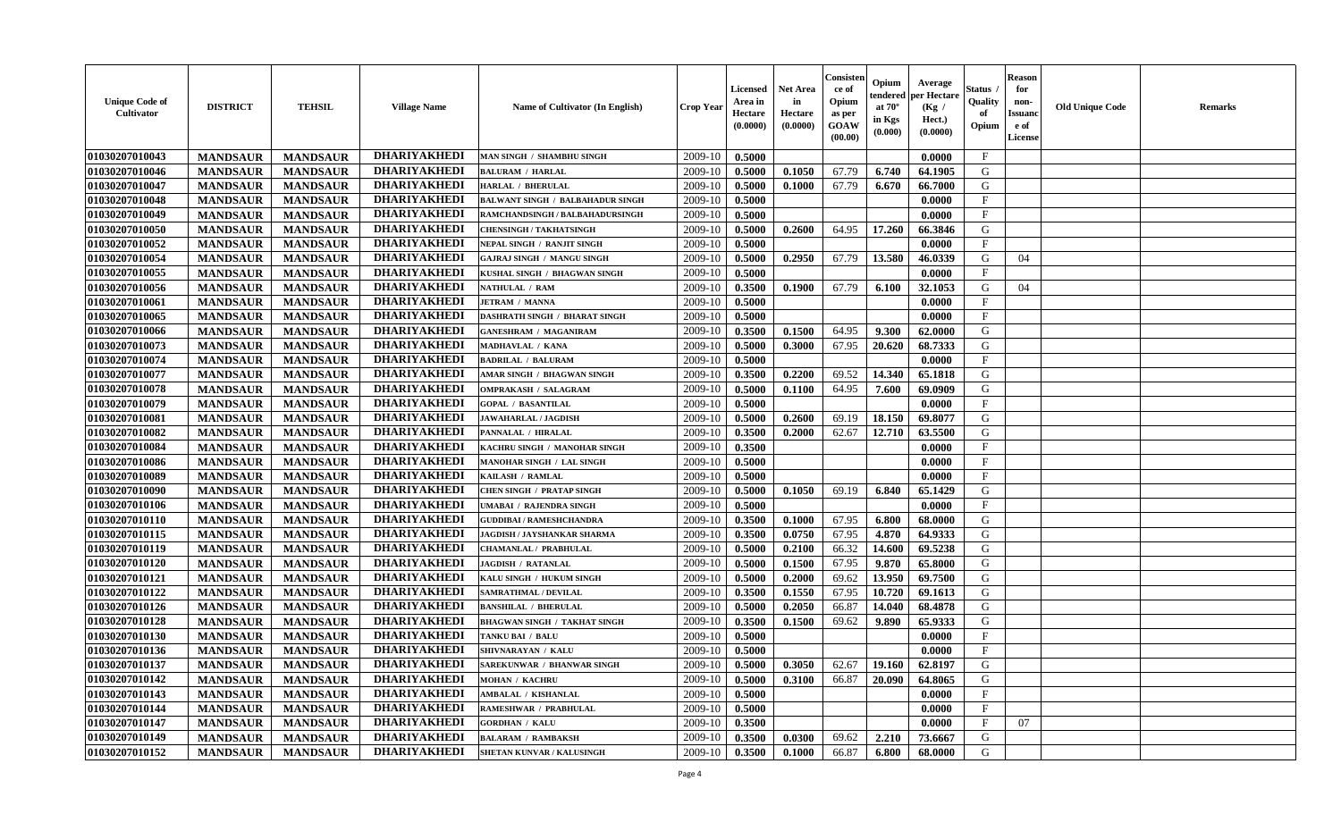| Unique Code of Cultivator | DISTRICT | TEHSIL | Village Name | Name of Cultivator (In English) | Crop Year | Licensed Area in Hectare (0.0000) | Net Area in Hectare (0.0000) | Consistence of Opium as per GOAW (00.00) | Opium tendered at 70° in Kgs (0.000) | Average per Hectare (Kg / Hect.) (0.0000) | Status / Quality of Opium | Reason for non-Issuance of License | Old Unique Code | Remarks |
|---|---|---|---|---|---|---|---|---|---|---|---|---|---|---|
| 01030207010043 | MANDSAUR | MANDSAUR | DHARIYAKHEDI | MAN SINGH / SHAMBHU SINGH | 2009-10 | 0.5000 | | | | 0.0000 | F | | | |
| 01030207010046 | MANDSAUR | MANDSAUR | DHARIYAKHEDI | BALURAM / HARLAL | 2009-10 | 0.5000 | 0.1050 | 67.79 | 6.740 | 64.1905 | G | | | |
| 01030207010047 | MANDSAUR | MANDSAUR | DHARIYAKHEDI | HARLAL / BHERULAL | 2009-10 | 0.5000 | 0.1000 | 67.79 | 6.670 | 66.7000 | G | | | |
| 01030207010048 | MANDSAUR | MANDSAUR | DHARIYAKHEDI | BALWANT SINGH / BALBAHADUR SINGH | 2009-10 | 0.5000 | | | | 0.0000 | F | | | |
| 01030207010049 | MANDSAUR | MANDSAUR | DHARIYAKHEDI | RAMCHANDSINGH / BALBAHADURSINGH | 2009-10 | 0.5000 | | | | 0.0000 | F | | | |
| 01030207010050 | MANDSAUR | MANDSAUR | DHARIYAKHEDI | CHENSINGH / TAKHATSINGH | 2009-10 | 0.5000 | 0.2600 | 64.95 | 17.260 | 66.3846 | G | | | |
| 01030207010052 | MANDSAUR | MANDSAUR | DHARIYAKHEDI | NEPAL SINGH / RANJIT SINGH | 2009-10 | 0.5000 | | | | 0.0000 | F | | | |
| 01030207010054 | MANDSAUR | MANDSAUR | DHARIYAKHEDI | GAJRAJ SINGH / MANGU SINGH | 2009-10 | 0.5000 | 0.2950 | 67.79 | 13.580 | 46.0339 | G | 04 | | |
| 01030207010055 | MANDSAUR | MANDSAUR | DHARIYAKHEDI | KUSHAL SINGH / BHAGWAN SINGH | 2009-10 | 0.5000 | | | | 0.0000 | F | | | |
| 01030207010056 | MANDSAUR | MANDSAUR | DHARIYAKHEDI | NATHULAL / RAM | 2009-10 | 0.3500 | 0.1900 | 67.79 | 6.100 | 32.1053 | G | 04 | | |
| 01030207010061 | MANDSAUR | MANDSAUR | DHARIYAKHEDI | JETRAM / MANNA | 2009-10 | 0.5000 | | | | 0.0000 | F | | | |
| 01030207010065 | MANDSAUR | MANDSAUR | DHARIYAKHEDI | DASHRATH SINGH / BHARAT SINGH | 2009-10 | 0.5000 | | | | 0.0000 | F | | | |
| 01030207010066 | MANDSAUR | MANDSAUR | DHARIYAKHEDI | GANESHRAM / MAGANIRAM | 2009-10 | 0.3500 | 0.1500 | 64.95 | 9.300 | 62.0000 | G | | | |
| 01030207010073 | MANDSAUR | MANDSAUR | DHARIYAKHEDI | MADHAVLAL / KANA | 2009-10 | 0.5000 | 0.3000 | 67.95 | 20.620 | 68.7333 | G | | | |
| 01030207010074 | MANDSAUR | MANDSAUR | DHARIYAKHEDI | BADRILAL / BALURAM | 2009-10 | 0.5000 | | | | 0.0000 | F | | | |
| 01030207010077 | MANDSAUR | MANDSAUR | DHARIYAKHEDI | AMAR SINGH / BHAGWAN SINGH | 2009-10 | 0.3500 | 0.2200 | 69.52 | 14.340 | 65.1818 | G | | | |
| 01030207010078 | MANDSAUR | MANDSAUR | DHARIYAKHEDI | OMPRAKASH / SALAGRAM | 2009-10 | 0.5000 | 0.1100 | 64.95 | 7.600 | 69.0909 | G | | | |
| 01030207010079 | MANDSAUR | MANDSAUR | DHARIYAKHEDI | GOPAL / BASANTILAL | 2009-10 | 0.5000 | | | | 0.0000 | F | | | |
| 01030207010081 | MANDSAUR | MANDSAUR | DHARIYAKHEDI | JAWAHARLAL / JAGDISH | 2009-10 | 0.5000 | 0.2600 | 69.19 | 18.150 | 69.8077 | G | | | |
| 01030207010082 | MANDSAUR | MANDSAUR | DHARIYAKHEDI | PANNALAL / HIRALAL | 2009-10 | 0.3500 | 0.2000 | 62.67 | 12.710 | 63.5500 | G | | | |
| 01030207010084 | MANDSAUR | MANDSAUR | DHARIYAKHEDI | KACHRU SINGH / MANOHAR SINGH | 2009-10 | 0.3500 | | | | 0.0000 | F | | | |
| 01030207010086 | MANDSAUR | MANDSAUR | DHARIYAKHEDI | MANOHAR SINGH / LAL SINGH | 2009-10 | 0.5000 | | | | 0.0000 | F | | | |
| 01030207010089 | MANDSAUR | MANDSAUR | DHARIYAKHEDI | KAILASH / RAMLAL | 2009-10 | 0.5000 | | | | 0.0000 | F | | | |
| 01030207010090 | MANDSAUR | MANDSAUR | DHARIYAKHEDI | CHEN SINGH / PRATAP SINGH | 2009-10 | 0.5000 | 0.1050 | 69.19 | 6.840 | 65.1429 | G | | | |
| 01030207010106 | MANDSAUR | MANDSAUR | DHARIYAKHEDI | UMABAI / RAJENDRA SINGH | 2009-10 | 0.5000 | | | | 0.0000 | F | | | |
| 01030207010110 | MANDSAUR | MANDSAUR | DHARIYAKHEDI | GUDDIBAI / RAMESHCHANDRA | 2009-10 | 0.3500 | 0.1000 | 67.95 | 6.800 | 68.0000 | G | | | |
| 01030207010115 | MANDSAUR | MANDSAUR | DHARIYAKHEDI | JAGDISH / JAYSHANKAR SHARMA | 2009-10 | 0.3500 | 0.0750 | 67.95 | 4.870 | 64.9333 | G | | | |
| 01030207010119 | MANDSAUR | MANDSAUR | DHARIYAKHEDI | CHAMANLAL / PRABHULAL | 2009-10 | 0.5000 | 0.2100 | 66.32 | 14.600 | 69.5238 | G | | | |
| 01030207010120 | MANDSAUR | MANDSAUR | DHARIYAKHEDI | JAGDISH / RATANLAL | 2009-10 | 0.5000 | 0.1500 | 67.95 | 9.870 | 65.8000 | G | | | |
| 01030207010121 | MANDSAUR | MANDSAUR | DHARIYAKHEDI | KALU SINGH / HUKUM SINGH | 2009-10 | 0.5000 | 0.2000 | 69.62 | 13.950 | 69.7500 | G | | | |
| 01030207010122 | MANDSAUR | MANDSAUR | DHARIYAKHEDI | SAMRATHMAL / DEVILAL | 2009-10 | 0.3500 | 0.1550 | 67.95 | 10.720 | 69.1613 | G | | | |
| 01030207010126 | MANDSAUR | MANDSAUR | DHARIYAKHEDI | BANSHILAL / BHERULAL | 2009-10 | 0.5000 | 0.2050 | 66.87 | 14.040 | 68.4878 | G | | | |
| 01030207010128 | MANDSAUR | MANDSAUR | DHARIYAKHEDI | BHAGWAN SINGH / TAKHAT SINGH | 2009-10 | 0.3500 | 0.1500 | 69.62 | 9.890 | 65.9333 | G | | | |
| 01030207010130 | MANDSAUR | MANDSAUR | DHARIYAKHEDI | TANKU BAI / BALU | 2009-10 | 0.5000 | | | | 0.0000 | F | | | |
| 01030207010136 | MANDSAUR | MANDSAUR | DHARIYAKHEDI | SHIVNARAYAN / KALU | 2009-10 | 0.5000 | | | | 0.0000 | F | | | |
| 01030207010137 | MANDSAUR | MANDSAUR | DHARIYAKHEDI | SAREKUNWAR / BHANWAR SINGH | 2009-10 | 0.5000 | 0.3050 | 62.67 | 19.160 | 62.8197 | G | | | |
| 01030207010142 | MANDSAUR | MANDSAUR | DHARIYAKHEDI | MOHAN / KACHRU | 2009-10 | 0.5000 | 0.3100 | 66.87 | 20.090 | 64.8065 | G | | | |
| 01030207010143 | MANDSAUR | MANDSAUR | DHARIYAKHEDI | AMBALAL / KISHANLAL | 2009-10 | 0.5000 | | | | 0.0000 | F | | | |
| 01030207010144 | MANDSAUR | MANDSAUR | DHARIYAKHEDI | RAMESHWAR / PRABHULAL | 2009-10 | 0.5000 | | | | 0.0000 | F | | | |
| 01030207010147 | MANDSAUR | MANDSAUR | DHARIYAKHEDI | GORDHAN / KALU | 2009-10 | 0.3500 | | | | 0.0000 | F | 07 | | |
| 01030207010149 | MANDSAUR | MANDSAUR | DHARIYAKHEDI | BALARAM / RAMBAKSH | 2009-10 | 0.3500 | 0.0300 | 69.62 | 2.210 | 73.6667 | G | | | |
| 01030207010152 | MANDSAUR | MANDSAUR | DHARIYAKHEDI | SHETAN KUNVAR / KALUSINGH | 2009-10 | 0.3500 | 0.1000 | 66.87 | 6.800 | 68.0000 | G | | | |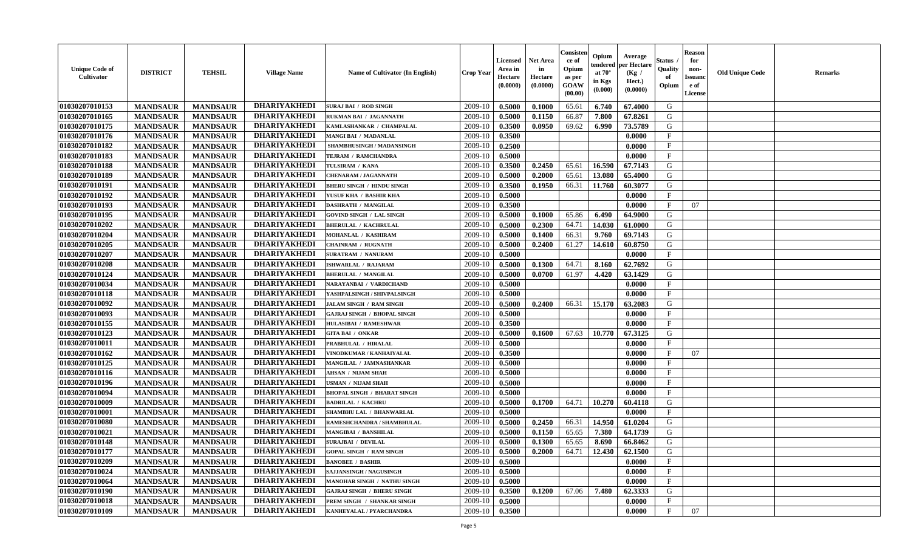| Unique Code of Cultivator | DISTRICT | TEHSIL | Village Name | Name of Cultivator (In English) | Crop Year | Licensed Area in Hectare (0.0000) | Net Area in Hectare (0.0000) | Consistence of Opium as per GOAW (00.00) | Opium tendered at 70° in Kgs (0.000) | Average per Hectare (Kg / Hect.) (0.0000) | Status / Quality of Opium | Reason for non-Issuance of License | Old Unique Code | Remarks |
|---|---|---|---|---|---|---|---|---|---|---|---|---|---|---|
| 01030207010153 | MANDSAUR | MANDSAUR | DHARIYAKHEDI | SURAJ BAI / ROD SINGH | 2009-10 | 0.5000 | 0.1000 | 65.61 | 6.740 | 67.4000 | G | | | |
| 01030207010165 | MANDSAUR | MANDSAUR | DHARIYAKHEDI | RUKMAN BAI / JAGANNATH | 2009-10 | 0.5000 | 0.1150 | 66.87 | 7.800 | 67.8261 | G | | | |
| 01030207010175 | MANDSAUR | MANDSAUR | DHARIYAKHEDI | KAMLASHANKAR / CHAMPALAL | 2009-10 | 0.3500 | 0.0950 | 69.62 | 6.990 | 73.5789 | G | | | |
| 01030207010176 | MANDSAUR | MANDSAUR | DHARIYAKHEDI | MANGI BAI / MADANLAL | 2009-10 | 0.3500 | | | | 0.0000 | F | | | |
| 01030207010182 | MANDSAUR | MANDSAUR | DHARIYAKHEDI | SHAMBHUSINGH / MADANSINGH | 2009-10 | 0.2500 | | | | 0.0000 | F | | | |
| 01030207010183 | MANDSAUR | MANDSAUR | DHARIYAKHEDI | TEJRAM / RAMCHANDRA | 2009-10 | 0.5000 | | | | 0.0000 | F | | | |
| 01030207010188 | MANDSAUR | MANDSAUR | DHARIYAKHEDI | TULSIRAM / KANA | 2009-10 | 0.3500 | 0.2450 | 65.61 | 16.590 | 67.7143 | G | | | |
| 01030207010189 | MANDSAUR | MANDSAUR | DHARIYAKHEDI | CHENARAM / JAGANNATH | 2009-10 | 0.5000 | 0.2000 | 65.61 | 13.080 | 65.4000 | G | | | |
| 01030207010191 | MANDSAUR | MANDSAUR | DHARIYAKHEDI | BHERU SINGH / HINDU SINGH | 2009-10 | 0.3500 | 0.1950 | 66.31 | 11.760 | 60.3077 | G | | | |
| 01030207010192 | MANDSAUR | MANDSAUR | DHARIYAKHEDI | YUSUF KHA / BASHIR KHA | 2009-10 | 0.5000 | | | | 0.0000 | F | | | |
| 01030207010193 | MANDSAUR | MANDSAUR | DHARIYAKHEDI | DASHRATH / MANGILAL | 2009-10 | 0.3500 | | | | 0.0000 | F | 07 | | |
| 01030207010195 | MANDSAUR | MANDSAUR | DHARIYAKHEDI | GOVIND SINGH / LAL SINGH | 2009-10 | 0.5000 | 0.1000 | 65.86 | 6.490 | 64.9000 | G | | | |
| 01030207010202 | MANDSAUR | MANDSAUR | DHARIYAKHEDI | BHERULAL / KACHRULAL | 2009-10 | 0.5000 | 0.2300 | 64.71 | 14.030 | 61.0000 | G | | | |
| 01030207010204 | MANDSAUR | MANDSAUR | DHARIYAKHEDI | MOHANLAL / KASHIRAM | 2009-10 | 0.5000 | 0.1400 | 66.31 | 9.760 | 69.7143 | G | | | |
| 01030207010205 | MANDSAUR | MANDSAUR | DHARIYAKHEDI | CHAINRAM / RUGNATH | 2009-10 | 0.5000 | 0.2400 | 61.27 | 14.610 | 60.8750 | G | | | |
| 01030207010207 | MANDSAUR | MANDSAUR | DHARIYAKHEDI | SURATRAM / NANURAM | 2009-10 | 0.5000 | | | | 0.0000 | F | | | |
| 01030207010208 | MANDSAUR | MANDSAUR | DHARIYAKHEDI | ISHWARLAL / RAJARAM | 2009-10 | 0.5000 | 0.1300 | 64.71 | 8.160 | 62.7692 | G | | | |
| 01030207010124 | MANDSAUR | MANDSAUR | DHARIYAKHEDI | BHERULAL / MANGILAL | 2009-10 | 0.5000 | 0.0700 | 61.97 | 4.420 | 63.1429 | G | | | |
| 01030207010034 | MANDSAUR | MANDSAUR | DHARIYAKHEDI | NARAYANBAI / VARDICHAND | 2009-10 | 0.5000 | | | | 0.0000 | F | | | |
| 01030207010118 | MANDSAUR | MANDSAUR | DHARIYAKHEDI | YASHPALSINGH / SHIVPALSINGH | 2009-10 | 0.5000 | | | | 0.0000 | F | | | |
| 01030207010092 | MANDSAUR | MANDSAUR | DHARIYAKHEDI | JALAM SINGH / RAM SINGH | 2009-10 | 0.5000 | 0.2400 | 66.31 | 15.170 | 63.2083 | G | | | |
| 01030207010093 | MANDSAUR | MANDSAUR | DHARIYAKHEDI | GAJRAJ SINGH / BHOPAL SINGH | 2009-10 | 0.5000 | | | | 0.0000 | F | | | |
| 01030207010155 | MANDSAUR | MANDSAUR | DHARIYAKHEDI | HULASIBAI / RAMESHWAR | 2009-10 | 0.3500 | | | | 0.0000 | F | | | |
| 01030207010123 | MANDSAUR | MANDSAUR | DHARIYAKHEDI | GITA BAI / ONKAR | 2009-10 | 0.5000 | 0.1600 | 67.63 | 10.770 | 67.3125 | G | | | |
| 01030207010011 | MANDSAUR | MANDSAUR | DHARIYAKHEDI | PRABHULAL / HIRALAL | 2009-10 | 0.5000 | | | | 0.0000 | F | | | |
| 01030207010162 | MANDSAUR | MANDSAUR | DHARIYAKHEDI | VINODKUMAR / KANHAIYALAL | 2009-10 | 0.3500 | | | | 0.0000 | F | 07 | | |
| 01030207010125 | MANDSAUR | MANDSAUR | DHARIYAKHEDI | MANGILAL / JAMNASHANKAR | 2009-10 | 0.5000 | | | | 0.0000 | F | | | |
| 01030207010116 | MANDSAUR | MANDSAUR | DHARIYAKHEDI | AHSAN / NIJAM SHAH | 2009-10 | 0.5000 | | | | 0.0000 | F | | | |
| 01030207010196 | MANDSAUR | MANDSAUR | DHARIYAKHEDI | USMAN / NIJAM SHAH | 2009-10 | 0.5000 | | | | 0.0000 | F | | | |
| 01030207010094 | MANDSAUR | MANDSAUR | DHARIYAKHEDI | BHOPAL SINGH / BHARAT SINGH | 2009-10 | 0.5000 | | | | 0.0000 | F | | | |
| 01030207010009 | MANDSAUR | MANDSAUR | DHARIYAKHEDI | BADRILAL / KACHRU | 2009-10 | 0.5000 | 0.1700 | 64.71 | 10.270 | 60.4118 | G | | | |
| 01030207010001 | MANDSAUR | MANDSAUR | DHARIYAKHEDI | SHAMBHU LAL / BHANWARLAL | 2009-10 | 0.5000 | | | | 0.0000 | F | | | |
| 01030207010080 | MANDSAUR | MANDSAUR | DHARIYAKHEDI | RAMESHCHANDRA / SHAMBHULAL | 2009-10 | 0.5000 | 0.2450 | 66.31 | 14.950 | 61.0204 | G | | | |
| 01030207010021 | MANDSAUR | MANDSAUR | DHARIYAKHEDI | MANGIBAI / BANSHILAL | 2009-10 | 0.5000 | 0.1150 | 65.65 | 7.380 | 64.1739 | G | | | |
| 01030207010148 | MANDSAUR | MANDSAUR | DHARIYAKHEDI | SURAJBAI / DEVILAL | 2009-10 | 0.5000 | 0.1300 | 65.65 | 8.690 | 66.8462 | G | | | |
| 01030207010177 | MANDSAUR | MANDSAUR | DHARIYAKHEDI | GOPAL SINGH / RAM SINGH | 2009-10 | 0.5000 | 0.2000 | 64.71 | 12.430 | 62.1500 | G | | | |
| 01030207010209 | MANDSAUR | MANDSAUR | DHARIYAKHEDI | BANOBEE / BASHIR | 2009-10 | 0.5000 | | | | 0.0000 | F | | | |
| 01030207010024 | MANDSAUR | MANDSAUR | DHARIYAKHEDI | SAJJANSINGH / NAGUSINGH | 2009-10 | 0.5000 | | | | 0.0000 | F | | | |
| 01030207010064 | MANDSAUR | MANDSAUR | DHARIYAKHEDI | MANOHAR SINGH / NATHU SINGH | 2009-10 | 0.5000 | | | | 0.0000 | F | | | |
| 01030207010190 | MANDSAUR | MANDSAUR | DHARIYAKHEDI | GAJRAJ SINGH / BHERU SINGH | 2009-10 | 0.3500 | 0.1200 | 67.06 | 7.480 | 62.3333 | G | | | |
| 01030207010018 | MANDSAUR | MANDSAUR | DHARIYAKHEDI | PREM SINGH / SHANKAR SINGH | 2009-10 | 0.5000 | | | | 0.0000 | F | | | |
| 01030207010109 | MANDSAUR | MANDSAUR | DHARIYAKHEDI | KANHEYALAL / PYARCHANDRA | 2009-10 | 0.3500 | | | | 0.0000 | F | 07 | | |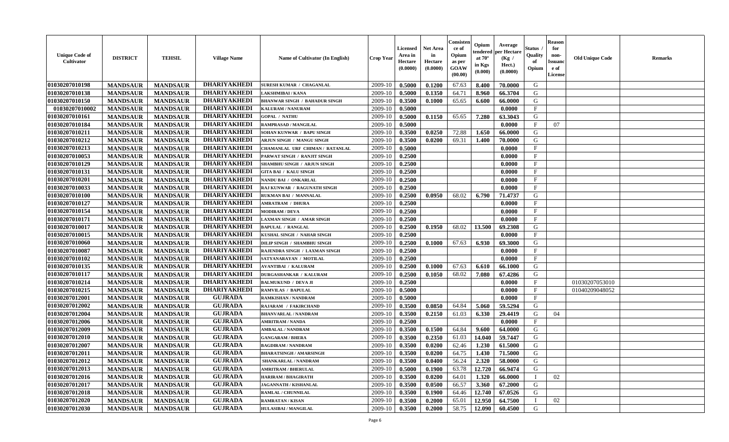| Unique Code of Cultivator | DISTRICT | TEHSIL | Village Name | Name of Cultivator (In English) | Crop Year | Licensed Area in Hectare (0.0000) | Net Area in Hectare (0.0000) | Consistence of Opium as per GOAW (00.00) | Opium tendered at 70° in Kgs (0.000) | Average per Hectare (Kg / Hect.) (0.0000) | Status / Quality of Opium | Reason for non-Issuance of License | Old Unique Code | Remarks |
|---|---|---|---|---|---|---|---|---|---|---|---|---|---|---|
| 01030207010198 | MANDSAUR | MANDSAUR | DHARIYAKHEDI | SURESH KUMAR / CHAGANLAL | 2009-10 | 0.5000 | 0.1200 | 67.63 | 8.400 | 70.0000 | G | | | |
| 01030207010138 | MANDSAUR | MANDSAUR | DHARIYAKHEDI | LAKSHMIBAI / KANA | 2009-10 | 0.5000 | 0.1350 | 64.71 | 8.960 | 66.3704 | G | | | |
| 01030207010150 | MANDSAUR | MANDSAUR | DHARIYAKHEDI | BHANWAR SINGH / BAHADUR SINGH | 2009-10 | 0.3500 | 0.1000 | 65.65 | 6.600 | 66.0000 | G | | | |
| 01030207010002 | MANDSAUR | MANDSAUR | DHARIYAKHEDI | KALURAM / NANURAM | 2009-10 | 0.5000 | | | | 0.0000 | F | | | |
| 01030207010161 | MANDSAUR | MANDSAUR | DHARIYAKHEDI | GOPAL / NATHU | 2009-10 | 0.5000 | 0.1150 | 65.65 | 7.280 | 63.3043 | G | | | |
| 01030207010184 | MANDSAUR | MANDSAUR | DHARIYAKHEDI | RAMPRASAD / MANGILAL | 2009-10 | 0.5000 | | | | 0.0000 | F | 07 | | |
| 01030207010211 | MANDSAUR | MANDSAUR | DHARIYAKHEDI | SOHAN KUNWAR / BAPU SINGH | 2009-10 | 0.3500 | 0.0250 | 72.88 | 1.650 | 66.0000 | G | | | |
| 01030207010212 | MANDSAUR | MANDSAUR | DHARIYAKHEDI | ARJUN SINGH / MANGU SINGH | 2009-10 | 0.3500 | 0.0200 | 69.31 | 1.400 | 70.0000 | G | | | |
| 01030207010213 | MANDSAUR | MANDSAUR | DHARIYAKHEDI | CHAMANLAL URF CHIMAN / RATANLAL | 2009-10 | 0.5000 | | | | 0.0000 | F | | | |
| 01030207010053 | MANDSAUR | MANDSAUR | DHARIYAKHEDI | PARWAT SINGH / RANJIT SINGH | 2009-10 | 0.2500 | | | | 0.0000 | F | | | |
| 01030207010129 | MANDSAUR | MANDSAUR | DHARIYAKHEDI | SHAMBHU SINGH / ARJUN SINGH | 2009-10 | 0.2500 | | | | 0.0000 | F | | | |
| 01030207010131 | MANDSAUR | MANDSAUR | DHARIYAKHEDI | GITA BAI / KALU SINGH | 2009-10 | 0.2500 | | | | 0.0000 | F | | | |
| 01030207010201 | MANDSAUR | MANDSAUR | DHARIYAKHEDI | NANDU BAI / ONKARLAL | 2009-10 | 0.2500 | | | | 0.0000 | F | | | |
| 01030207010033 | MANDSAUR | MANDSAUR | DHARIYAKHEDI | RAJ KUNWAR / RAGUNATH SINGH | 2009-10 | 0.2500 | | | | 0.0000 | F | | | |
| 01030207010100 | MANDSAUR | MANDSAUR | DHARIYAKHEDI | RUKMAN BAI / MANNALAL | 2009-10 | 0.2500 | 0.0950 | 68.02 | 6.790 | 71.4737 | G | | | |
| 01030207010127 | MANDSAUR | MANDSAUR | DHARIYAKHEDI | AMRATRAM / DHURA | 2009-10 | 0.2500 | | | | 0.0000 | F | | | |
| 01030207010154 | MANDSAUR | MANDSAUR | DHARIYAKHEDI | MODIRAM / DEVA | 2009-10 | 0.2500 | | | | 0.0000 | F | | | |
| 01030207010171 | MANDSAUR | MANDSAUR | DHARIYAKHEDI | LAXMAN SINGH / AMAR SINGH | 2009-10 | 0.2500 | | | | 0.0000 | F | | | |
| 01030207010017 | MANDSAUR | MANDSAUR | DHARIYAKHEDI | BAPULAL / RANGLAL | 2009-10 | 0.2500 | 0.1950 | 68.02 | 13.500 | 69.2308 | G | | | |
| 01030207010015 | MANDSAUR | MANDSAUR | DHARIYAKHEDI | KUSHAL SINGH / NAHAR SINGH | 2009-10 | 0.2500 | | | | 0.0000 | F | | | |
| 01030207010060 | MANDSAUR | MANDSAUR | DHARIYAKHEDI | DILIP SINGH / SHAMBHU SINGH | 2009-10 | 0.2500 | 0.1000 | 67.63 | 6.930 | 69.3000 | G | | | |
| 01030207010087 | MANDSAUR | MANDSAUR | DHARIYAKHEDI | RAJENDRA SINGH / LAXMAN SINGH | 2009-10 | 0.2500 | | | | 0.0000 | F | | | |
| 01030207010102 | MANDSAUR | MANDSAUR | DHARIYAKHEDI | SATYANARAYAN / MOTILAL | 2009-10 | 0.2500 | | | | 0.0000 | F | | | |
| 01030207010135 | MANDSAUR | MANDSAUR | DHARIYAKHEDI | AVANTIBAI / KALURAM | 2009-10 | 0.2500 | 0.1000 | 67.63 | 6.610 | 66.1000 | G | | | |
| 01030207010117 | MANDSAUR | MANDSAUR | DHARIYAKHEDI | DURGASHANKAR / KALURAM | 2009-10 | 0.2500 | 0.1050 | 68.02 | 7.080 | 67.4286 | G | | | |
| 01030207010214 | MANDSAUR | MANDSAUR | DHARIYAKHEDI | BALMUKUND / DEVA JI | 2009-10 | 0.2500 | | | | 0.0000 | F | | 01030207053010 | |
| 01030207010215 | MANDSAUR | MANDSAUR | DHARIYAKHEDI | RAMVILAS / BAPULAL | 2009-10 | 0.5000 | | | | 0.0000 | F | | 01040209048052 | |
| 01030207012001 | MANDSAUR | MANDSAUR | GUJRADA | RAMKISHAN / NANDRAM | 2009-10 | 0.5000 | | | | 0.0000 | F | | | |
| 01030207012002 | MANDSAUR | MANDSAUR | GUJRADA | RAJARAM / FAKIRCHAND | 2009-10 | 0.3500 | 0.0850 | 64.84 | 5.060 | 59.5294 | G | | | |
| 01030207012004 | MANDSAUR | MANDSAUR | GUJRADA | BHANVARLAL / NANDRAM | 2009-10 | 0.3500 | 0.2150 | 61.03 | 6.330 | 29.4419 | G | 04 | | |
| 01030207012006 | MANDSAUR | MANDSAUR | GUJRADA | AMRITRAM / NANDA | 2009-10 | 0.2500 | | | | 0.0000 | F | | | |
| 01030207012009 | MANDSAUR | MANDSAUR | GUJRADA | AMBALAL / NANDRAM | 2009-10 | 0.3500 | 0.1500 | 64.84 | 9.600 | 64.0000 | G | | | |
| 01030207012010 | MANDSAUR | MANDSAUR | GUJRADA | GANGARAM / BHERA | 2009-10 | 0.3500 | 0.2350 | 61.03 | 14.040 | 59.7447 | G | | | |
| 01030207012007 | MANDSAUR | MANDSAUR | GUJRADA | BAGDIRAM / NANDRAM | 2009-10 | 0.3500 | 0.0200 | 62.46 | 1.230 | 61.5000 | G | | | |
| 01030207012011 | MANDSAUR | MANDSAUR | GUJRADA | BHARATSINGH / AMARSINGH | 2009-10 | 0.3500 | 0.0200 | 64.75 | 1.430 | 71.5000 | G | | | |
| 01030207012012 | MANDSAUR | MANDSAUR | GUJRADA | SHANKARLAL / NANDRAM | 2009-10 | 0.3500 | 0.0400 | 56.24 | 2.320 | 58.0000 | G | | | |
| 01030207012013 | MANDSAUR | MANDSAUR | GUJRADA | AMRITRAM / BHERULAL | 2009-10 | 0.5000 | 0.1900 | 63.78 | 12.720 | 66.9474 | G | | | |
| 01030207012016 | MANDSAUR | MANDSAUR | GUJRADA | HARIRAM / BHAGIRATH | 2009-10 | 0.3500 | 0.0200 | 64.01 | 1.320 | 66.0000 | I | 02 | | |
| 01030207012017 | MANDSAUR | MANDSAUR | GUJRADA | JAGANNATH / KISHANLAL | 2009-10 | 0.3500 | 0.0500 | 66.57 | 3.360 | 67.2000 | G | | | |
| 01030207012018 | MANDSAUR | MANDSAUR | GUJRADA | RAMLAL / CHUNNILAL | 2009-10 | 0.3500 | 0.1900 | 64.46 | 12.740 | 67.0526 | G | | | |
| 01030207012020 | MANDSAUR | MANDSAUR | GUJRADA | RAMRATAN / KISAN | 2009-10 | 0.3500 | 0.2000 | 65.01 | 12.950 | 64.7500 | I | 02 | | |
| 01030207012030 | MANDSAUR | MANDSAUR | GUJRADA | HULASIBAI / MANGILAL | 2009-10 | 0.3500 | 0.2000 | 58.75 | 12.090 | 60.4500 | G | | | |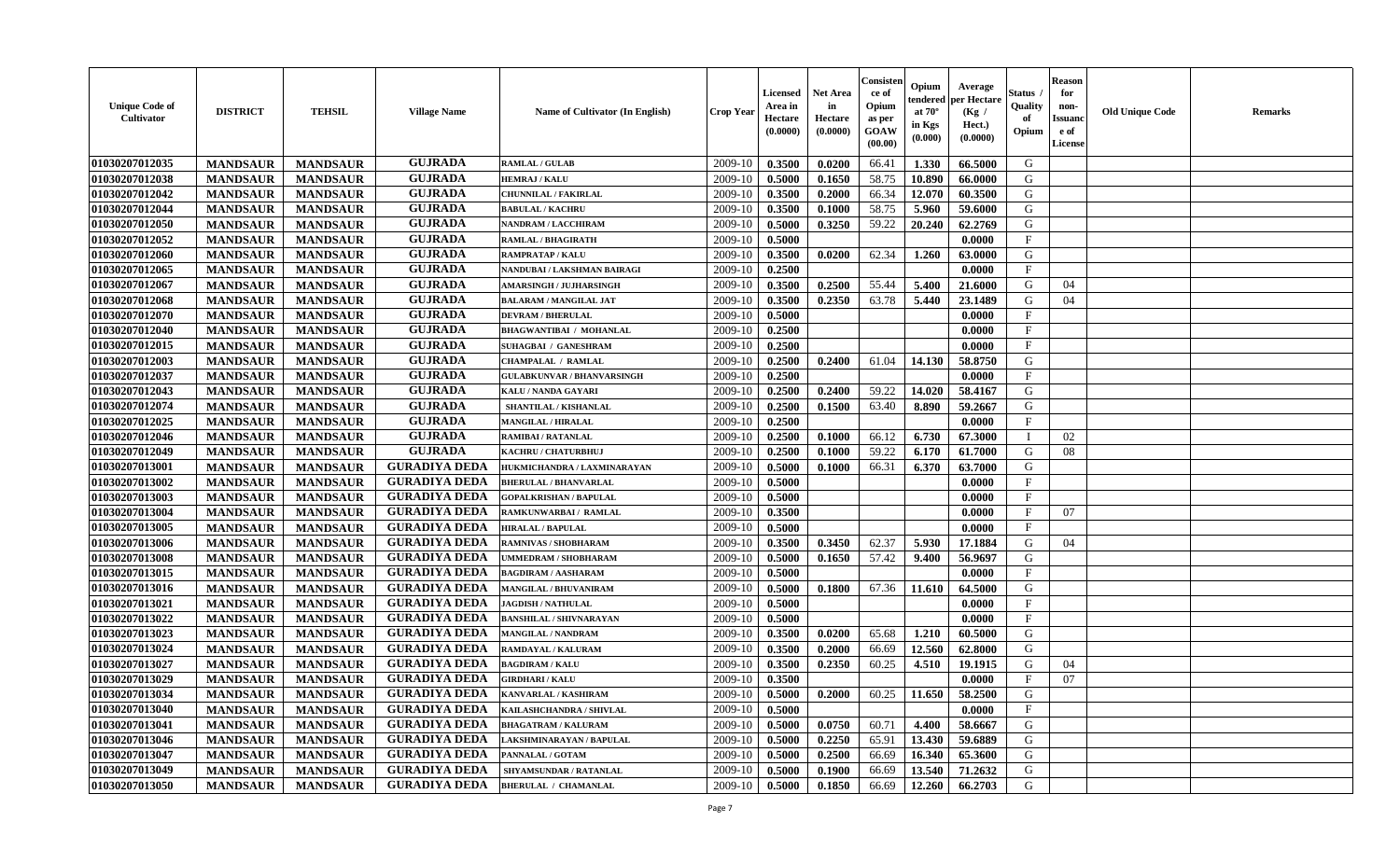| Unique Code of Cultivator | DISTRICT | TEHSIL | Village Name | Name of Cultivator (In English) | Crop Year | Licensed Area in Hectare (0.0000) | Net Area in Hectare (0.0000) | Consistence of Opium as per GOAW (00.00) | Opium tendered at 70° in Kgs (0.000) | Average per Hectare (Kg / Hect.) (0.0000) | Status / Quality of Opium | Reason for non-Issuance of License | Old Unique Code | Remarks |
|---|---|---|---|---|---|---|---|---|---|---|---|---|---|---|
| 01030207012035 | MANDSAUR | MANDSAUR | GUJRADA | RAMLAL / GULAB | 2009-10 | 0.3500 | 0.0200 | 66.41 | 1.330 | 66.5000 | G | | | |
| 01030207012038 | MANDSAUR | MANDSAUR | GUJRADA | HEMRAJ / KALU | 2009-10 | 0.5000 | 0.1650 | 58.75 | 10.890 | 66.0000 | G | | | |
| 01030207012042 | MANDSAUR | MANDSAUR | GUJRADA | CHUNNILAL / FAKIRLAL | 2009-10 | 0.3500 | 0.2000 | 66.34 | 12.070 | 60.3500 | G | | | |
| 01030207012044 | MANDSAUR | MANDSAUR | GUJRADA | BABULAL / KACHRU | 2009-10 | 0.3500 | 0.1000 | 58.75 | 5.960 | 59.6000 | G | | | |
| 01030207012050 | MANDSAUR | MANDSAUR | GUJRADA | NANDRAM / LACCHIRAM | 2009-10 | 0.5000 | 0.3250 | 59.22 | 20.240 | 62.2769 | G | | | |
| 01030207012052 | MANDSAUR | MANDSAUR | GUJRADA | RAMLAL / BHAGIRATH | 2009-10 | 0.5000 | | | | 0.0000 | F | | | |
| 01030207012060 | MANDSAUR | MANDSAUR | GUJRADA | RAMPRATAP / KALU | 2009-10 | 0.3500 | 0.0200 | 62.34 | 1.260 | 63.0000 | G | | | |
| 01030207012065 | MANDSAUR | MANDSAUR | GUJRADA | NANDUBAI / LAKSHMAN BAIRAGI | 2009-10 | 0.2500 | | | | 0.0000 | F | | | |
| 01030207012067 | MANDSAUR | MANDSAUR | GUJRADA | AMARSINGH / JUJHARSINGH | 2009-10 | 0.3500 | 0.2500 | 55.44 | 5.400 | 21.6000 | G | 04 | | |
| 01030207012068 | MANDSAUR | MANDSAUR | GUJRADA | BALARAM / MANGILAL JAT | 2009-10 | 0.3500 | 0.2350 | 63.78 | 5.440 | 23.1489 | G | 04 | | |
| 01030207012070 | MANDSAUR | MANDSAUR | GUJRADA | DEVRAM / BHERULAL | 2009-10 | 0.5000 | | | | 0.0000 | F | | | |
| 01030207012040 | MANDSAUR | MANDSAUR | GUJRADA | BHAGWANTIBAI / MOHANLAL | 2009-10 | 0.2500 | | | | 0.0000 | F | | | |
| 01030207012015 | MANDSAUR | MANDSAUR | GUJRADA | SUHAGBAI / GANESHRAM | 2009-10 | 0.2500 | | | | 0.0000 | F | | | |
| 01030207012003 | MANDSAUR | MANDSAUR | GUJRADA | CHAMPALAL / RAMLAL | 2009-10 | 0.2500 | 0.2400 | 61.04 | 14.130 | 58.8750 | G | | | |
| 01030207012037 | MANDSAUR | MANDSAUR | GUJRADA | GULABKUNVAR / BHANVARSINGH | 2009-10 | 0.2500 | | | | 0.0000 | F | | | |
| 01030207012043 | MANDSAUR | MANDSAUR | GUJRADA | KALU / NANDA GAYARI | 2009-10 | 0.2500 | 0.2400 | 59.22 | 14.020 | 58.4167 | G | | | |
| 01030207012074 | MANDSAUR | MANDSAUR | GUJRADA | SHANTILAL / KISHANLAL | 2009-10 | 0.2500 | 0.1500 | 63.40 | 8.890 | 59.2667 | G | | | |
| 01030207012025 | MANDSAUR | MANDSAUR | GUJRADA | MANGILAL / HIRALAL | 2009-10 | 0.2500 | | | | 0.0000 | F | | | |
| 01030207012046 | MANDSAUR | MANDSAUR | GUJRADA | RAMIBAI / RATANLAL | 2009-10 | 0.2500 | 0.1000 | 66.12 | 6.730 | 67.3000 | I | 02 | | |
| 01030207012049 | MANDSAUR | MANDSAUR | GUJRADA | KACHRU / CHATURBHUJ | 2009-10 | 0.2500 | 0.1000 | 59.22 | 6.170 | 61.7000 | G | 08 | | |
| 01030207013001 | MANDSAUR | MANDSAUR | GURADIYA DEDA | HUKMICHANDRA / LAXMINARAYAN | 2009-10 | 0.5000 | 0.1000 | 66.31 | 6.370 | 63.7000 | G | | | |
| 01030207013002 | MANDSAUR | MANDSAUR | GURADIYA DEDA | BHERULAL / BHANVARLAL | 2009-10 | 0.5000 | | | | 0.0000 | F | | | |
| 01030207013003 | MANDSAUR | MANDSAUR | GURADIYA DEDA | GOPALKRISHAN / BAPULAL | 2009-10 | 0.5000 | | | | 0.0000 | F | | | |
| 01030207013004 | MANDSAUR | MANDSAUR | GURADIYA DEDA | RAMKUNWARBAI / RAMLAL | 2009-10 | 0.3500 | | | | 0.0000 | F | 07 | | |
| 01030207013005 | MANDSAUR | MANDSAUR | GURADIYA DEDA | HIRALAL / BAPULAL | 2009-10 | 0.5000 | | | | 0.0000 | F | | | |
| 01030207013006 | MANDSAUR | MANDSAUR | GURADIYA DEDA | RAMNIVAS / SHOBHARAM | 2009-10 | 0.3500 | 0.3450 | 62.37 | 5.930 | 17.1884 | G | 04 | | |
| 01030207013008 | MANDSAUR | MANDSAUR | GURADIYA DEDA | UMMEDRAM / SHOBHARAM | 2009-10 | 0.5000 | 0.1650 | 57.42 | 9.400 | 56.9697 | G | | | |
| 01030207013015 | MANDSAUR | MANDSAUR | GURADIYA DEDA | BAGDIRAM / AASHARAM | 2009-10 | 0.5000 | | | | 0.0000 | F | | | |
| 01030207013016 | MANDSAUR | MANDSAUR | GURADIYA DEDA | MANGILAL / BHUVANIRAM | 2009-10 | 0.5000 | 0.1800 | 67.36 | 11.610 | 64.5000 | G | | | |
| 01030207013021 | MANDSAUR | MANDSAUR | GURADIYA DEDA | JAGDISH / NATHULAL | 2009-10 | 0.5000 | | | | 0.0000 | F | | | |
| 01030207013022 | MANDSAUR | MANDSAUR | GURADIYA DEDA | BANSHILAL / SHIVNARAYAN | 2009-10 | 0.5000 | | | | 0.0000 | F | | | |
| 01030207013023 | MANDSAUR | MANDSAUR | GURADIYA DEDA | MANGILAL / NANDRAM | 2009-10 | 0.3500 | 0.0200 | 65.68 | 1.210 | 60.5000 | G | | | |
| 01030207013024 | MANDSAUR | MANDSAUR | GURADIYA DEDA | RAMDAYAL / KALURAM | 2009-10 | 0.3500 | 0.2000 | 66.69 | 12.560 | 62.8000 | G | | | |
| 01030207013027 | MANDSAUR | MANDSAUR | GURADIYA DEDA | BAGDIRAM / KALU | 2009-10 | 0.3500 | 0.2350 | 60.25 | 4.510 | 19.1915 | G | 04 | | |
| 01030207013029 | MANDSAUR | MANDSAUR | GURADIYA DEDA | GIRDHARI / KALU | 2009-10 | 0.3500 | | | | 0.0000 | F | 07 | | |
| 01030207013034 | MANDSAUR | MANDSAUR | GURADIYA DEDA | KANVARLAL / KASHIRAM | 2009-10 | 0.5000 | 0.2000 | 60.25 | 11.650 | 58.2500 | G | | | |
| 01030207013040 | MANDSAUR | MANDSAUR | GURADIYA DEDA | KAILASHCHANDRA / SHIVLAL | 2009-10 | 0.5000 | | | | 0.0000 | F | | | |
| 01030207013041 | MANDSAUR | MANDSAUR | GURADIYA DEDA | BHAGATRAM / KALURAM | 2009-10 | 0.5000 | 0.0750 | 60.71 | 4.400 | 58.6667 | G | | | |
| 01030207013046 | MANDSAUR | MANDSAUR | GURADIYA DEDA | LAKSHMINARAYAN / BAPULAL | 2009-10 | 0.5000 | 0.2250 | 65.91 | 13.430 | 59.6889 | G | | | |
| 01030207013047 | MANDSAUR | MANDSAUR | GURADIYA DEDA | PANNALAL / GOTAM | 2009-10 | 0.5000 | 0.2500 | 66.69 | 16.340 | 65.3600 | G | | | |
| 01030207013049 | MANDSAUR | MANDSAUR | GURADIYA DEDA | SHYAMSUNDAR / RATANLAL | 2009-10 | 0.5000 | 0.1900 | 66.69 | 13.540 | 71.2632 | G | | | |
| 01030207013050 | MANDSAUR | MANDSAUR | GURADIYA DEDA | BHERULAL / CHAMANLAL | 2009-10 | 0.5000 | 0.1850 | 66.69 | 12.260 | 66.2703 | G | | | |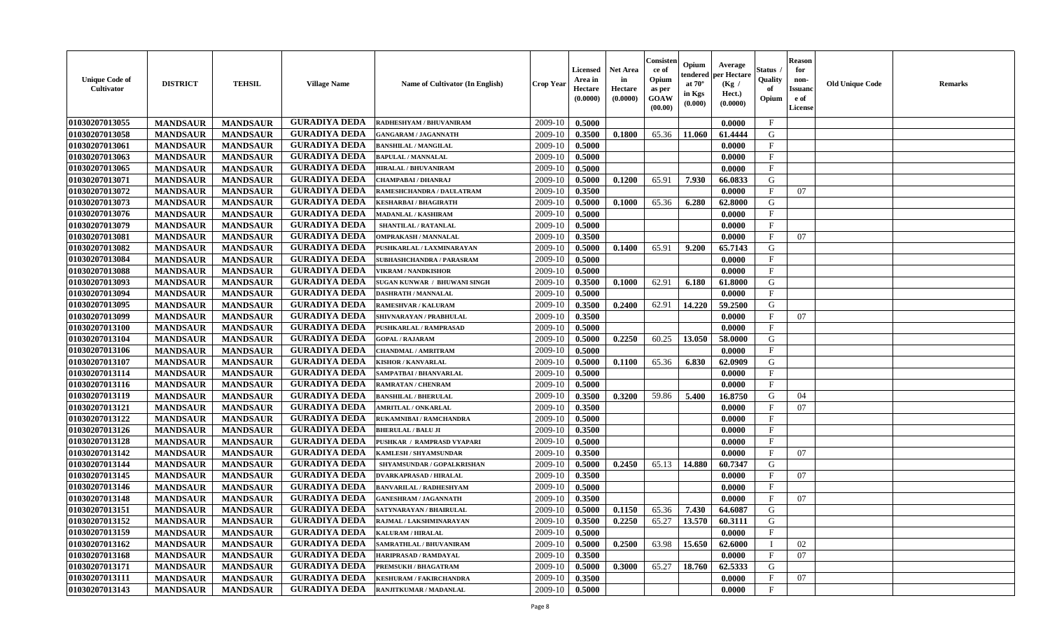| Unique Code of Cultivator | DISTRICT | TEHSIL | Village Name | Name of Cultivator (In English) | Crop Year | Licensed Area in Hectare (0.0000) | Net Area in Hectare (0.0000) | Consistence of Opium as per GOAW (00.00) | Opium tendered at 70° in Kgs (0.000) | Average per Hectare (Kg / Hect.) (0.0000) | Status / Quality of Opium | Reason for non-Issuance of License | Old Unique Code | Remarks |
|---|---|---|---|---|---|---|---|---|---|---|---|---|---|---|
| 01030207013055 | MANDSAUR | MANDSAUR | GURADIYA DEDA | RADHESHYAM / BHUVANIRAM | 2009-10 | 0.5000 | | | | 0.0000 | F | | | |
| 01030207013058 | MANDSAUR | MANDSAUR | GURADIYA DEDA | GANGARAM / JAGANNATH | 2009-10 | 0.3500 | 0.1800 | 65.36 | 11.060 | 61.4444 | G | | | |
| 01030207013061 | MANDSAUR | MANDSAUR | GURADIYA DEDA | BANSHILAL / MANGILAL | 2009-10 | 0.5000 | | | | 0.0000 | F | | | |
| 01030207013063 | MANDSAUR | MANDSAUR | GURADIYA DEDA | BAPULAL / MANNALAL | 2009-10 | 0.5000 | | | | 0.0000 | F | | | |
| 01030207013065 | MANDSAUR | MANDSAUR | GURADIYA DEDA | HIRALAL / BHUVANIRAM | 2009-10 | 0.5000 | | | | 0.0000 | F | | | |
| 01030207013071 | MANDSAUR | MANDSAUR | GURADIYA DEDA | CHAMPABAI / DHANRAJ | 2009-10 | 0.5000 | 0.1200 | 65.91 | 7.930 | 66.0833 | G | | | |
| 01030207013072 | MANDSAUR | MANDSAUR | GURADIYA DEDA | RAMESHCHANDRA / DAULATRAM | 2009-10 | 0.3500 | | | | 0.0000 | F | 07 | | |
| 01030207013073 | MANDSAUR | MANDSAUR | GURADIYA DEDA | KESHARBAI / BHAGIRATH | 2009-10 | 0.5000 | 0.1000 | 65.36 | 6.280 | 62.8000 | G | | | |
| 01030207013076 | MANDSAUR | MANDSAUR | GURADIYA DEDA | MADANLAL / KASHIRAM | 2009-10 | 0.5000 | | | | 0.0000 | F | | | |
| 01030207013079 | MANDSAUR | MANDSAUR | GURADIYA DEDA | SHANTILAL / RATANLAL | 2009-10 | 0.5000 | | | | 0.0000 | F | | | |
| 01030207013081 | MANDSAUR | MANDSAUR | GURADIYA DEDA | OMPRAKASH / MANNALAL | 2009-10 | 0.3500 | | | | 0.0000 | F | 07 | | |
| 01030207013082 | MANDSAUR | MANDSAUR | GURADIYA DEDA | PUSHKARLAL / LAXMINARAYAN | 2009-10 | 0.5000 | 0.1400 | 65.91 | 9.200 | 65.7143 | G | | | |
| 01030207013084 | MANDSAUR | MANDSAUR | GURADIYA DEDA | SUBHASHCHANDRA / PARASRAM | 2009-10 | 0.5000 | | | | 0.0000 | F | | | |
| 01030207013088 | MANDSAUR | MANDSAUR | GURADIYA DEDA | VIKRAM / NANDKISHOR | 2009-10 | 0.5000 | | | | 0.0000 | F | | | |
| 01030207013093 | MANDSAUR | MANDSAUR | GURADIYA DEDA | SUGAN KUNWAR / BHUWANI SINGH | 2009-10 | 0.3500 | 0.1000 | 62.91 | 6.180 | 61.8000 | G | | | |
| 01030207013094 | MANDSAUR | MANDSAUR | GURADIYA DEDA | DASHRATH / MANNALAL | 2009-10 | 0.5000 | | | | 0.0000 | F | | | |
| 01030207013095 | MANDSAUR | MANDSAUR | GURADIYA DEDA | RAMESHVAR / KALURAM | 2009-10 | 0.3500 | 0.2400 | 62.91 | 14.220 | 59.2500 | G | | | |
| 01030207013099 | MANDSAUR | MANDSAUR | GURADIYA DEDA | SHIVNARAYAN / PRABHULAL | 2009-10 | 0.3500 | | | | 0.0000 | F | 07 | | |
| 01030207013100 | MANDSAUR | MANDSAUR | GURADIYA DEDA | PUSHKARLAL / RAMPRASAD | 2009-10 | 0.5000 | | | | 0.0000 | F | | | |
| 01030207013104 | MANDSAUR | MANDSAUR | GURADIYA DEDA | GOPAL / RAJARAM | 2009-10 | 0.5000 | 0.2250 | 60.25 | 13.050 | 58.0000 | G | | | |
| 01030207013106 | MANDSAUR | MANDSAUR | GURADIYA DEDA | CHANDMAL / AMRITRAM | 2009-10 | 0.5000 | | | | 0.0000 | F | | | |
| 01030207013107 | MANDSAUR | MANDSAUR | GURADIYA DEDA | KISHOR / KANVARLAL | 2009-10 | 0.5000 | 0.1100 | 65.36 | 6.830 | 62.0909 | G | | | |
| 01030207013114 | MANDSAUR | MANDSAUR | GURADIYA DEDA | SAMPATBAI / BHANVARLAL | 2009-10 | 0.5000 | | | | 0.0000 | F | | | |
| 01030207013116 | MANDSAUR | MANDSAUR | GURADIYA DEDA | RAMRATAN / CHENRAM | 2009-10 | 0.5000 | | | | 0.0000 | F | | | |
| 01030207013119 | MANDSAUR | MANDSAUR | GURADIYA DEDA | BANSHILAL / BHERULAL | 2009-10 | 0.3500 | 0.3200 | 59.86 | 5.400 | 16.8750 | G | 04 | | |
| 01030207013121 | MANDSAUR | MANDSAUR | GURADIYA DEDA | AMRITLAL / ONKARLAL | 2009-10 | 0.3500 | | | | 0.0000 | F | 07 | | |
| 01030207013122 | MANDSAUR | MANDSAUR | GURADIYA DEDA | RUKAMNIBAI / RAMCHANDRA | 2009-10 | 0.5000 | | | | 0.0000 | F | | | |
| 01030207013126 | MANDSAUR | MANDSAUR | GURADIYA DEDA | BHERULAL / BALU JI | 2009-10 | 0.3500 | | | | 0.0000 | F | | | |
| 01030207013128 | MANDSAUR | MANDSAUR | GURADIYA DEDA | PUSHKAR / RAMPRASD VYAPARI | 2009-10 | 0.5000 | | | | 0.0000 | F | | | |
| 01030207013142 | MANDSAUR | MANDSAUR | GURADIYA DEDA | KAMLESH / SHYAMSUNDAR | 2009-10 | 0.3500 | | | | 0.0000 | F | 07 | | |
| 01030207013144 | MANDSAUR | MANDSAUR | GURADIYA DEDA | SHYAMSUNDAR / GOPALKRISHAN | 2009-10 | 0.5000 | 0.2450 | 65.13 | 14.880 | 60.7347 | G | | | |
| 01030207013145 | MANDSAUR | MANDSAUR | GURADIYA DEDA | DVARKAPRASAD / HIRALAL | 2009-10 | 0.3500 | | | | 0.0000 | F | 07 | | |
| 01030207013146 | MANDSAUR | MANDSAUR | GURADIYA DEDA | BANVARILAL / RADHESHYAM | 2009-10 | 0.5000 | | | | 0.0000 | F | | | |
| 01030207013148 | MANDSAUR | MANDSAUR | GURADIYA DEDA | GANESHRAM / JAGANNATH | 2009-10 | 0.3500 | | | | 0.0000 | F | 07 | | |
| 01030207013151 | MANDSAUR | MANDSAUR | GURADIYA DEDA | SATYNARAYAN / BHAIRULAL | 2009-10 | 0.5000 | 0.1150 | 65.36 | 7.430 | 64.6087 | G | | | |
| 01030207013152 | MANDSAUR | MANDSAUR | GURADIYA DEDA | RAJMAL / LAKSHMINARAYAN | 2009-10 | 0.3500 | 0.2250 | 65.27 | 13.570 | 60.3111 | G | | | |
| 01030207013159 | MANDSAUR | MANDSAUR | GURADIYA DEDA | KALURAM / HIRALAL | 2009-10 | 0.5000 | | | | 0.0000 | F | | | |
| 01030207013162 | MANDSAUR | MANDSAUR | GURADIYA DEDA | SAMRATHLAL / BHUVANIRAM | 2009-10 | 0.5000 | 0.2500 | 63.98 | 15.650 | 62.6000 | I | 02 | | |
| 01030207013168 | MANDSAUR | MANDSAUR | GURADIYA DEDA | HARIPRASAD / RAMDAYAL | 2009-10 | 0.3500 | | | | 0.0000 | F | 07 | | |
| 01030207013171 | MANDSAUR | MANDSAUR | GURADIYA DEDA | PREMSUKH / BHAGATRAM | 2009-10 | 0.5000 | 0.3000 | 65.27 | 18.760 | 62.5333 | G | | | |
| 01030207013111 | MANDSAUR | MANDSAUR | GURADIYA DEDA | KESHURAM / FAKIRCHANDRA | 2009-10 | 0.3500 | | | | 0.0000 | F | 07 | | |
| 01030207013143 | MANDSAUR | MANDSAUR | GURADIYA DEDA | RANJITKUMAR / MADANLAL | 2009-10 | 0.5000 | | | | 0.0000 | F | | | |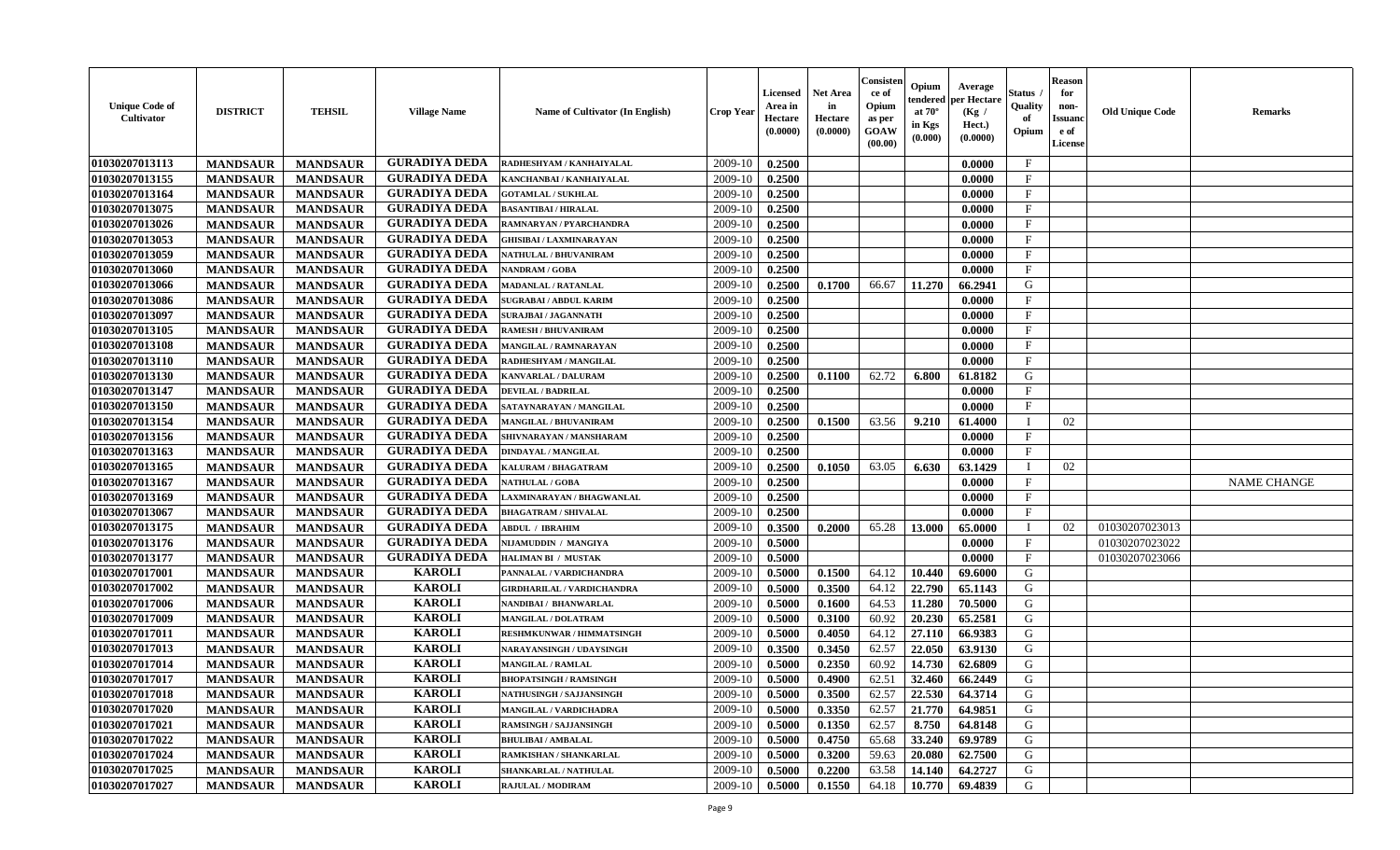| Unique Code of Cultivator | DISTRICT | TEHSIL | Village Name | Name of Cultivator (In English) | Crop Year | Licensed Area in Hectare (0.0000) | Net Area in Hectare (0.0000) | Consistence of Opium as per GOAW (00.00) | Opium tendered at 70° in Kgs (0.000) | Average per Hectare (Kg / Hect.) (0.0000) | Status / Quality of Opium | Reason for non-Issuance of License | Old Unique Code | Remarks |
|---|---|---|---|---|---|---|---|---|---|---|---|---|---|---|
| 01030207013113 | MANDSAUR | MANDSAUR | GURADIYA DEDA | RADHESHYAM / KANHAIYALAL | 2009-10 | 0.2500 | | | | 0.0000 | F | | | |
| 01030207013155 | MANDSAUR | MANDSAUR | GURADIYA DEDA | KANCHANBAI / KANHAIYALAL | 2009-10 | 0.2500 | | | | 0.0000 | F | | | |
| 01030207013164 | MANDSAUR | MANDSAUR | GURADIYA DEDA | GOTAMLAL / SUKHLAL | 2009-10 | 0.2500 | | | | 0.0000 | F | | | |
| 01030207013075 | MANDSAUR | MANDSAUR | GURADIYA DEDA | BASANTIBAI / HIRALAL | 2009-10 | 0.2500 | | | | 0.0000 | F | | | |
| 01030207013026 | MANDSAUR | MANDSAUR | GURADIYA DEDA | RAMNARYAN / PYARCHANDRA | 2009-10 | 0.2500 | | | | 0.0000 | F | | | |
| 01030207013053 | MANDSAUR | MANDSAUR | GURADIYA DEDA | GHISIBAI / LAXMINARAYAN | 2009-10 | 0.2500 | | | | 0.0000 | F | | | |
| 01030207013059 | MANDSAUR | MANDSAUR | GURADIYA DEDA | NATHULAL / BHUVANIRAM | 2009-10 | 0.2500 | | | | 0.0000 | F | | | |
| 01030207013060 | MANDSAUR | MANDSAUR | GURADIYA DEDA | NANDRAM / GOBA | 2009-10 | 0.2500 | | | | 0.0000 | F | | | |
| 01030207013066 | MANDSAUR | MANDSAUR | GURADIYA DEDA | MADANLAL / RATANLAL | 2009-10 | 0.2500 | 0.1700 | 66.67 | 11.270 | 66.2941 | G | | | |
| 01030207013086 | MANDSAUR | MANDSAUR | GURADIYA DEDA | SUGRABAI / ABDUL KARIM | 2009-10 | 0.2500 | | | | 0.0000 | F | | | |
| 01030207013097 | MANDSAUR | MANDSAUR | GURADIYA DEDA | SURAJBAI / JAGANNATH | 2009-10 | 0.2500 | | | | 0.0000 | F | | | |
| 01030207013105 | MANDSAUR | MANDSAUR | GURADIYA DEDA | RAMESH / BHUVANIRAM | 2009-10 | 0.2500 | | | | 0.0000 | F | | | |
| 01030207013108 | MANDSAUR | MANDSAUR | GURADIYA DEDA | MANGILAL / RAMNARAYAN | 2009-10 | 0.2500 | | | | 0.0000 | F | | | |
| 01030207013110 | MANDSAUR | MANDSAUR | GURADIYA DEDA | RADHESHYAM / MANGILAL | 2009-10 | 0.2500 | | | | 0.0000 | F | | | |
| 01030207013130 | MANDSAUR | MANDSAUR | GURADIYA DEDA | KANVARLAL / DALURAM | 2009-10 | 0.2500 | 0.1100 | 62.72 | 6.800 | 61.8182 | G | | | |
| 01030207013147 | MANDSAUR | MANDSAUR | GURADIYA DEDA | DEVILAL / BADRILAL | 2009-10 | 0.2500 | | | | 0.0000 | F | | | |
| 01030207013150 | MANDSAUR | MANDSAUR | GURADIYA DEDA | SATAYNARAYAN / MANGILAL | 2009-10 | 0.2500 | | | | 0.0000 | F | | | |
| 01030207013154 | MANDSAUR | MANDSAUR | GURADIYA DEDA | MANGILAL / BHUVANIRAM | 2009-10 | 0.2500 | 0.1500 | 63.56 | 9.210 | 61.4000 | I | 02 | | |
| 01030207013156 | MANDSAUR | MANDSAUR | GURADIYA DEDA | SHIVNARAYAN / MANSHARAM | 2009-10 | 0.2500 | | | | 0.0000 | F | | | |
| 01030207013163 | MANDSAUR | MANDSAUR | GURADIYA DEDA | DINDAYAL / MANGILAL | 2009-10 | 0.2500 | | | | 0.0000 | F | | | |
| 01030207013165 | MANDSAUR | MANDSAUR | GURADIYA DEDA | KALURAM / BHAGATRAM | 2009-10 | 0.2500 | 0.1050 | 63.05 | 6.630 | 63.1429 | I | 02 | | |
| 01030207013167 | MANDSAUR | MANDSAUR | GURADIYA DEDA | NATHULAL / GOBA | 2009-10 | 0.2500 | | | | 0.0000 | F | | | NAME CHANGE |
| 01030207013169 | MANDSAUR | MANDSAUR | GURADIYA DEDA | LAXMINARAYAN / BHAGWANLAL | 2009-10 | 0.2500 | | | | 0.0000 | F | | | |
| 01030207013067 | MANDSAUR | MANDSAUR | GURADIYA DEDA | BHAGATRAM / SHIVALAL | 2009-10 | 0.2500 | | | | 0.0000 | F | | | |
| 01030207013175 | MANDSAUR | MANDSAUR | GURADIYA DEDA | ABDUL / IBRAHIM | 2009-10 | 0.3500 | 0.2000 | 65.28 | 13.000 | 65.0000 | I | 02 | 01030207023013 | |
| 01030207013176 | MANDSAUR | MANDSAUR | GURADIYA DEDA | NIJAMUDDIN / MANGIYA | 2009-10 | 0.5000 | | | | 0.0000 | F | | 01030207023022 | |
| 01030207013177 | MANDSAUR | MANDSAUR | GURADIYA DEDA | HALIMAN BI / MUSTAK | 2009-10 | 0.5000 | | | | 0.0000 | F | | 01030207023066 | |
| 01030207017001 | MANDSAUR | MANDSAUR | KAROLI | PANNALAL / VARDICHANDRA | 2009-10 | 0.5000 | 0.1500 | 64.12 | 10.440 | 69.6000 | G | | | |
| 01030207017002 | MANDSAUR | MANDSAUR | KAROLI | GIRDHARILAL / VARDICHANDRA | 2009-10 | 0.5000 | 0.3500 | 64.12 | 22.790 | 65.1143 | G | | | |
| 01030207017006 | MANDSAUR | MANDSAUR | KAROLI | NANDIBAI / BHANWARLAL | 2009-10 | 0.5000 | 0.1600 | 64.53 | 11.280 | 70.5000 | G | | | |
| 01030207017009 | MANDSAUR | MANDSAUR | KAROLI | MANGILAL / DOLATRAM | 2009-10 | 0.5000 | 0.3100 | 60.92 | 20.230 | 65.2581 | G | | | |
| 01030207017011 | MANDSAUR | MANDSAUR | KAROLI | RESHMKUNWAR / HIMMATSINGH | 2009-10 | 0.5000 | 0.4050 | 64.12 | 27.110 | 66.9383 | G | | | |
| 01030207017013 | MANDSAUR | MANDSAUR | KAROLI | NARAYANSINGH / UDAYSINGH | 2009-10 | 0.3500 | 0.3450 | 62.57 | 22.050 | 63.9130 | G | | | |
| 01030207017014 | MANDSAUR | MANDSAUR | KAROLI | MANGILAL / RAMLAL | 2009-10 | 0.5000 | 0.2350 | 60.92 | 14.730 | 62.6809 | G | | | |
| 01030207017017 | MANDSAUR | MANDSAUR | KAROLI | BHOPATSINGH / RAMSINGH | 2009-10 | 0.5000 | 0.4900 | 62.51 | 32.460 | 66.2449 | G | | | |
| 01030207017018 | MANDSAUR | MANDSAUR | KAROLI | NATHUSINGH / SAJJANSINGH | 2009-10 | 0.5000 | 0.3500 | 62.57 | 22.530 | 64.3714 | G | | | |
| 01030207017020 | MANDSAUR | MANDSAUR | KAROLI | MANGILAL / VARDICHADRA | 2009-10 | 0.5000 | 0.3350 | 62.57 | 21.770 | 64.9851 | G | | | |
| 01030207017021 | MANDSAUR | MANDSAUR | KAROLI | RAMSINGH / SAJJANSINGH | 2009-10 | 0.5000 | 0.1350 | 62.57 | 8.750 | 64.8148 | G | | | |
| 01030207017022 | MANDSAUR | MANDSAUR | KAROLI | BHULIBAI / AMBALAL | 2009-10 | 0.5000 | 0.4750 | 65.68 | 33.240 | 69.9789 | G | | | |
| 01030207017024 | MANDSAUR | MANDSAUR | KAROLI | RAMKISHAN / SHANKARLAL | 2009-10 | 0.5000 | 0.3200 | 59.63 | 20.080 | 62.7500 | G | | | |
| 01030207017025 | MANDSAUR | MANDSAUR | KAROLI | SHANKARLAL / NATHULAL | 2009-10 | 0.5000 | 0.2200 | 63.58 | 14.140 | 64.2727 | G | | | |
| 01030207017027 | MANDSAUR | MANDSAUR | KAROLI | RAJULAL / MODIRAM | 2009-10 | 0.5000 | 0.1550 | 64.18 | 10.770 | 69.4839 | G | | | |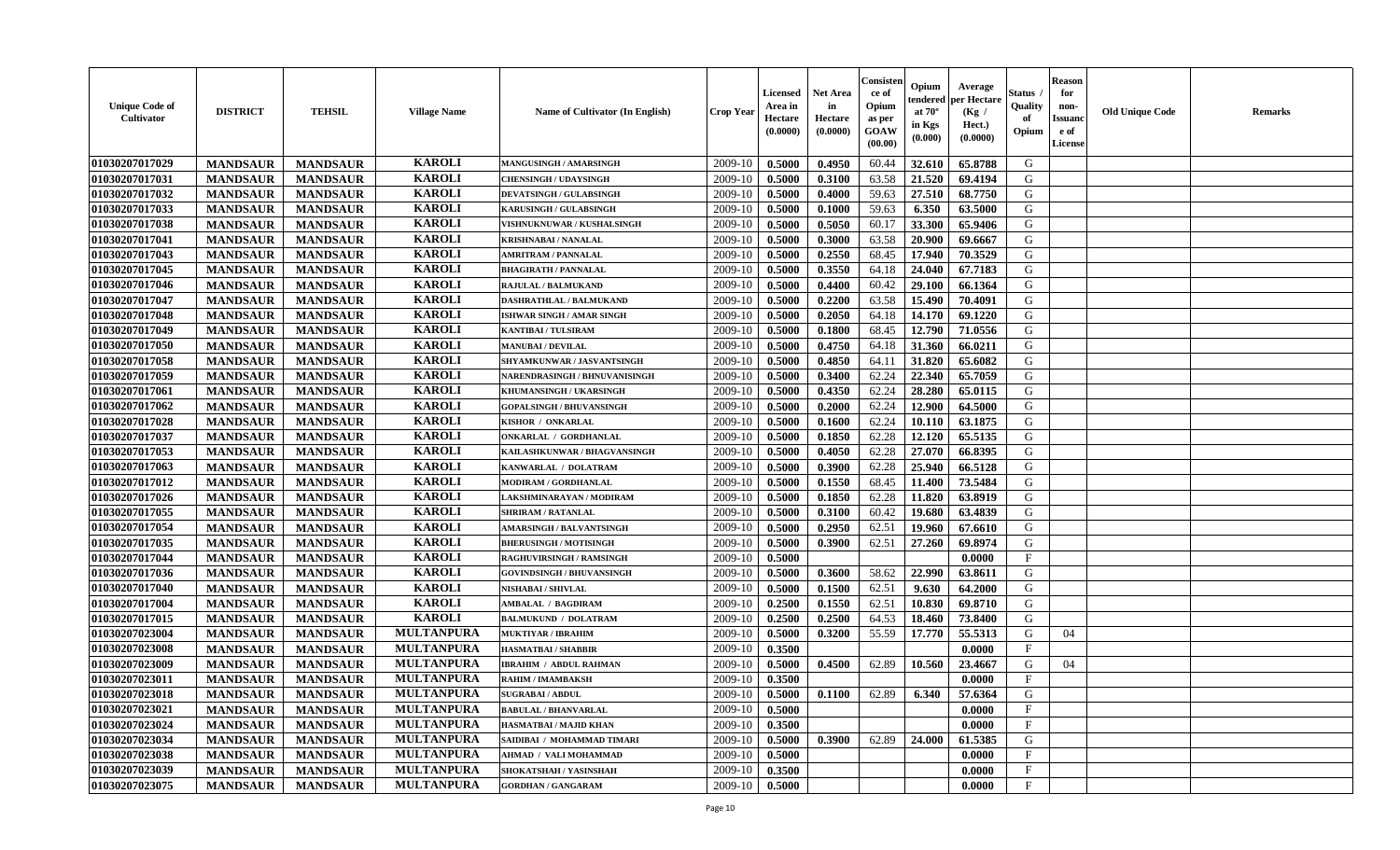| Unique Code of Cultivator | DISTRICT | TEHSIL | Village Name | Name of Cultivator (In English) | Crop Year | Licensed Area in Hectare (0.0000) | Net Area in Hectare (0.0000) | Consistence of Opium as per GOAW (00.00) | Opium tendered at 70° in Kgs (0.000) | Average per Hectare (Kg / Hect.) (0.0000) | Status / Quality of Opium | Reason for non-Issuance of License | Old Unique Code | Remarks |
|---|---|---|---|---|---|---|---|---|---|---|---|---|---|---|
| 01030207017029 | MANDSAUR | MANDSAUR | KAROLI | MANGUSINGH / AMARSINGH | 2009-10 | 0.5000 | 0.4950 | 60.44 | 32.610 | 65.8788 | G | | | |
| 01030207017031 | MANDSAUR | MANDSAUR | KAROLI | CHENSINGH / UDAYSINGH | 2009-10 | 0.5000 | 0.3100 | 63.58 | 21.520 | 69.4194 | G | | | |
| 01030207017032 | MANDSAUR | MANDSAUR | KAROLI | DEVATSINGH / GULABSINGH | 2009-10 | 0.5000 | 0.4000 | 59.63 | 27.510 | 68.7750 | G | | | |
| 01030207017033 | MANDSAUR | MANDSAUR | KAROLI | KARUSINGH / GULABSINGH | 2009-10 | 0.5000 | 0.1000 | 59.63 | 6.350 | 63.5000 | G | | | |
| 01030207017038 | MANDSAUR | MANDSAUR | KAROLI | VISHNUKNUWAR / KUSHALSINGH | 2009-10 | 0.5000 | 0.5050 | 60.17 | 33.300 | 65.9406 | G | | | |
| 01030207017041 | MANDSAUR | MANDSAUR | KAROLI | KRISHNABAI / NANALAL | 2009-10 | 0.5000 | 0.3000 | 63.58 | 20.900 | 69.6667 | G | | | |
| 01030207017043 | MANDSAUR | MANDSAUR | KAROLI | AMRITRAM / PANNALAL | 2009-10 | 0.5000 | 0.2550 | 68.45 | 17.940 | 70.3529 | G | | | |
| 01030207017045 | MANDSAUR | MANDSAUR | KAROLI | BHAGIRATH / PANNALAL | 2009-10 | 0.5000 | 0.3550 | 64.18 | 24.040 | 67.7183 | G | | | |
| 01030207017046 | MANDSAUR | MANDSAUR | KAROLI | RAJULAL / BALMUKAND | 2009-10 | 0.5000 | 0.4400 | 60.42 | 29.100 | 66.1364 | G | | | |
| 01030207017047 | MANDSAUR | MANDSAUR | KAROLI | DASHRATHLAL / BALMUKAND | 2009-10 | 0.5000 | 0.2200 | 63.58 | 15.490 | 70.4091 | G | | | |
| 01030207017048 | MANDSAUR | MANDSAUR | KAROLI | ISHWAR SINGH / AMAR SINGH | 2009-10 | 0.5000 | 0.2050 | 64.18 | 14.170 | 69.1220 | G | | | |
| 01030207017049 | MANDSAUR | MANDSAUR | KAROLI | KANTIBAI / TULSIRAM | 2009-10 | 0.5000 | 0.1800 | 68.45 | 12.790 | 71.0556 | G | | | |
| 01030207017050 | MANDSAUR | MANDSAUR | KAROLI | MANUBAI / DEVILAL | 2009-10 | 0.5000 | 0.4750 | 64.18 | 31.360 | 66.0211 | G | | | |
| 01030207017058 | MANDSAUR | MANDSAUR | KAROLI | SHYAMKUNWAR / JASVANTSINGH | 2009-10 | 0.5000 | 0.4850 | 64.11 | 31.820 | 65.6082 | G | | | |
| 01030207017059 | MANDSAUR | MANDSAUR | KAROLI | NARENDRASINGH / BHNUVANISINGH | 2009-10 | 0.5000 | 0.3400 | 62.24 | 22.340 | 65.7059 | G | | | |
| 01030207017061 | MANDSAUR | MANDSAUR | KAROLI | KHUMANSINGH / UKARSINGH | 2009-10 | 0.5000 | 0.4350 | 62.24 | 28.280 | 65.0115 | G | | | |
| 01030207017062 | MANDSAUR | MANDSAUR | KAROLI | GOPALSINGH / BHUVANSINGH | 2009-10 | 0.5000 | 0.2000 | 62.24 | 12.900 | 64.5000 | G | | | |
| 01030207017028 | MANDSAUR | MANDSAUR | KAROLI | KISHOR / ONKARLAL | 2009-10 | 0.5000 | 0.1600 | 62.24 | 10.110 | 63.1875 | G | | | |
| 01030207017037 | MANDSAUR | MANDSAUR | KAROLI | ONKARLAL / GORDHANLAL | 2009-10 | 0.5000 | 0.1850 | 62.28 | 12.120 | 65.5135 | G | | | |
| 01030207017053 | MANDSAUR | MANDSAUR | KAROLI | KAILASHKUNWAR / BHAGVANSINGH | 2009-10 | 0.5000 | 0.4050 | 62.28 | 27.070 | 66.8395 | G | | | |
| 01030207017063 | MANDSAUR | MANDSAUR | KAROLI | KANWARLAL / DOLATRAM | 2009-10 | 0.5000 | 0.3900 | 62.28 | 25.940 | 66.5128 | G | | | |
| 01030207017012 | MANDSAUR | MANDSAUR | KAROLI | MODIRAM / GORDHANLAL | 2009-10 | 0.5000 | 0.1550 | 68.45 | 11.400 | 73.5484 | G | | | |
| 01030207017026 | MANDSAUR | MANDSAUR | KAROLI | LAKSHMINARAYAN / MODIRAM | 2009-10 | 0.5000 | 0.1850 | 62.28 | 11.820 | 63.8919 | G | | | |
| 01030207017055 | MANDSAUR | MANDSAUR | KAROLI | SHRIRAM / RATANLAL | 2009-10 | 0.5000 | 0.3100 | 60.42 | 19.680 | 63.4839 | G | | | |
| 01030207017054 | MANDSAUR | MANDSAUR | KAROLI | AMARSINGH / BALVANTSINGH | 2009-10 | 0.5000 | 0.2950 | 62.51 | 19.960 | 67.6610 | G | | | |
| 01030207017035 | MANDSAUR | MANDSAUR | KAROLI | BHERUSINGH / MOTISINGH | 2009-10 | 0.5000 | 0.3900 | 62.51 | 27.260 | 69.8974 | G | | | |
| 01030207017044 | MANDSAUR | MANDSAUR | KAROLI | RAGHUVIRSINGH / RAMSINGH | 2009-10 | 0.5000 | | | | 0.0000 | F | | | |
| 01030207017036 | MANDSAUR | MANDSAUR | KAROLI | GOVINDSINGH / BHUVANSINGH | 2009-10 | 0.5000 | 0.3600 | 58.62 | 22.990 | 63.8611 | G | | | |
| 01030207017040 | MANDSAUR | MANDSAUR | KAROLI | NISHABAI / SHIVLAL | 2009-10 | 0.5000 | 0.1500 | 62.51 | 9.630 | 64.2000 | G | | | |
| 01030207017004 | MANDSAUR | MANDSAUR | KAROLI | AMBALAL / BAGDIRAM | 2009-10 | 0.2500 | 0.1550 | 62.51 | 10.830 | 69.8710 | G | | | |
| 01030207017015 | MANDSAUR | MANDSAUR | KAROLI | BALMUKUND / DOLATRAM | 2009-10 | 0.2500 | 0.2500 | 64.53 | 18.460 | 73.8400 | G | | | |
| 01030207023004 | MANDSAUR | MANDSAUR | MULTANPURA | MUKTIYAR / IBRAHIM | 2009-10 | 0.5000 | 0.3200 | 55.59 | 17.770 | 55.5313 | G | 04 | | |
| 01030207023008 | MANDSAUR | MANDSAUR | MULTANPURA | HASMATBAI / SHABBIR | 2009-10 | 0.3500 | | | | 0.0000 | F | | | |
| 01030207023009 | MANDSAUR | MANDSAUR | MULTANPURA | IBRAHIM / ABDUL RAHMAN | 2009-10 | 0.5000 | 0.4500 | 62.89 | 10.560 | 23.4667 | G | 04 | | |
| 01030207023011 | MANDSAUR | MANDSAUR | MULTANPURA | RAHIM / IMAMBAKSH | 2009-10 | 0.3500 | | | | 0.0000 | F | | | |
| 01030207023018 | MANDSAUR | MANDSAUR | MULTANPURA | SUGRABAI / ABDUL | 2009-10 | 0.5000 | 0.1100 | 62.89 | 6.340 | 57.6364 | G | | | |
| 01030207023021 | MANDSAUR | MANDSAUR | MULTANPURA | BABULAL / BHANVARLAL | 2009-10 | 0.5000 | | | | 0.0000 | F | | | |
| 01030207023024 | MANDSAUR | MANDSAUR | MULTANPURA | HASMATBAI / MAJID KHAN | 2009-10 | 0.3500 | | | | 0.0000 | F | | | |
| 01030207023034 | MANDSAUR | MANDSAUR | MULTANPURA | SAIDIBAI / MOHAMMAD TIMARI | 2009-10 | 0.5000 | 0.3900 | 62.89 | 24.000 | 61.5385 | G | | | |
| 01030207023038 | MANDSAUR | MANDSAUR | MULTANPURA | AHMAD / VALI MOHAMMAD | 2009-10 | 0.5000 | | | | 0.0000 | F | | | |
| 01030207023039 | MANDSAUR | MANDSAUR | MULTANPURA | SHOKATSHAH / YASINSHAH | 2009-10 | 0.3500 | | | | 0.0000 | F | | | |
| 01030207023075 | MANDSAUR | MANDSAUR | MULTANPURA | GORDHAN / GANGARAM | 2009-10 | 0.5000 | | | | 0.0000 | F | | | |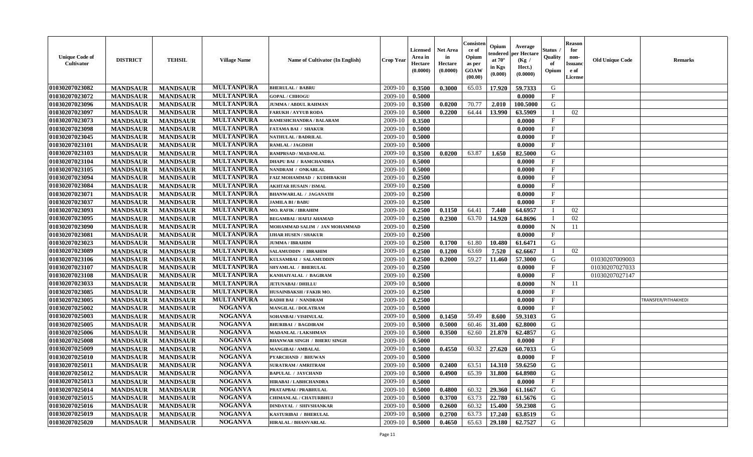| Unique Code of Cultivator | DISTRICT | TEHSIL | Village Name | Name of Cultivator (In English) | Crop Year | Licensed Area in Hectare (0.0000) | Net Area in Hectare (0.0000) | Consistence of Opium as per GOAW (00.00) | Opium tendered at 70° in Kgs (0.000) | Average per Hectare (Kg / Hect.) (0.0000) | Status / Quality of Opium | Reason for non-Issuance of License | Old Unique Code | Remarks |
|---|---|---|---|---|---|---|---|---|---|---|---|---|---|---|
| 01030207023082 | MANDSAUR | MANDSAUR | MULTANPURA | BHERULAL / BABRU | 2009-10 | 0.3500 | 0.3000 | 65.03 | 17.920 | 59.7333 | G | | | |
| 01030207023072 | MANDSAUR | MANDSAUR | MULTANPURA | GOPAL / CHHOGU | 2009-10 | 0.5000 | | | | 0.0000 | F | | | |
| 01030207023096 | MANDSAUR | MANDSAUR | MULTANPURA | JUMMA / ABDUL RAHMAN | 2009-10 | 0.3500 | 0.0200 | 70.77 | 2.010 | 100.5000 | G | | | |
| 01030207023097 | MANDSAUR | MANDSAUR | MULTANPURA | FARUKH / AYYUB RODA | 2009-10 | 0.5000 | 0.2200 | 64.44 | 13.990 | 63.5909 | I | 02 | | |
| 01030207023073 | MANDSAUR | MANDSAUR | MULTANPURA | RAMESHCHANDRA / BALARAM | 2009-10 | 0.3500 | | | | 0.0000 | F | | | |
| 01030207023098 | MANDSAUR | MANDSAUR | MULTANPURA | FATAMA BAI / SHAKUR | 2009-10 | 0.5000 | | | | 0.0000 | F | | | |
| 01030207023045 | MANDSAUR | MANDSAUR | MULTANPURA | NATHULAL / BADRILAL | 2009-10 | 0.5000 | | | | 0.0000 | F | | | |
| 01030207023101 | MANDSAUR | MANDSAUR | MULTANPURA | RAMLAL / JAGDISH | 2009-10 | 0.5000 | | | | 0.0000 | F | | | |
| 01030207023103 | MANDSAUR | MANDSAUR | MULTANPURA | RAMPRSAD / MADANLAL | 2009-10 | 0.3500 | 0.0200 | 63.87 | 1.650 | 82.5000 | G | | | |
| 01030207023104 | MANDSAUR | MANDSAUR | MULTANPURA | DHAPU BAI / RAMCHANDRA | 2009-10 | 0.5000 | | | | 0.0000 | F | | | |
| 01030207023105 | MANDSAUR | MANDSAUR | MULTANPURA | NANDRAM / ONKARLAL | 2009-10 | 0.5000 | | | | 0.0000 | F | | | |
| 01030207023094 | MANDSAUR | MANDSAUR | MULTANPURA | FAIZ MOHAMMAD / KUDHBAKSH | 2009-10 | 0.2500 | | | | 0.0000 | F | | | |
| 01030207023084 | MANDSAUR | MANDSAUR | MULTANPURA | AKHTAR HUSAIN / ISMAL | 2009-10 | 0.2500 | | | | 0.0000 | F | | | |
| 01030207023071 | MANDSAUR | MANDSAUR | MULTANPURA | BHANWARLAL / JAGANATH | 2009-10 | 0.2500 | | | | 0.0000 | F | | | |
| 01030207023037 | MANDSAUR | MANDSAUR | MULTANPURA | JAMILA BI / BABU | 2009-10 | 0.2500 | | | | 0.0000 | F | | | |
| 01030207023093 | MANDSAUR | MANDSAUR | MULTANPURA | MO. RAFIK / IBRAHIM | 2009-10 | 0.2500 | 0.1150 | 64.41 | 7.440 | 64.6957 | I | 02 | | |
| 01030207023095 | MANDSAUR | MANDSAUR | MULTANPURA | BEGAMBAI / HAFIJ AHAMAD | 2009-10 | 0.2500 | 0.2300 | 63.70 | 14.920 | 64.8696 | I | 02 | | |
| 01030207023090 | MANDSAUR | MANDSAUR | MULTANPURA | MOHAMMAD SALIM / JAN MOHAMMAD | 2009-10 | 0.2500 | | | | 0.0000 | N | 11 | | |
| 01030207023081 | MANDSAUR | MANDSAUR | MULTANPURA | IJHAR HUSEN / SHAKUR | 2009-10 | 0.2500 | | | | 0.0000 | F | | | |
| 01030207023023 | MANDSAUR | MANDSAUR | MULTANPURA | JUMMA / IBRAHIM | 2009-10 | 0.2500 | 0.1700 | 61.80 | 10.480 | 61.6471 | G | | | |
| 01030207023089 | MANDSAUR | MANDSAUR | MULTANPURA | SALAMUDDIN / IBRAHIM | 2009-10 | 0.2500 | 0.1200 | 63.69 | 7.520 | 62.6667 | I | 02 | | |
| 01030207023106 | MANDSAUR | MANDSAUR | MULTANPURA | KULSAMBAI / SALAMUDDIN | 2009-10 | 0.2500 | 0.2000 | 59.27 | 11.460 | 57.3000 | G | | 01030207009003 | |
| 01030207023107 | MANDSAUR | MANDSAUR | MULTANPURA | SHYAMLAL / BHERULAL | 2009-10 | 0.2500 | | | | 0.0000 | F | | 01030207027033 | |
| 01030207023108 | MANDSAUR | MANDSAUR | MULTANPURA | KANHAIYALAL / BAGIRAM | 2009-10 | 0.2500 | | | | 0.0000 | F | | 01030207027147 | |
| 01030207023033 | MANDSAUR | MANDSAUR | MULTANPURA | JETUNABAI / DHILLU | 2009-10 | 0.5000 | | | | 0.0000 | N | 11 | | |
| 01030207023085 | MANDSAUR | MANDSAUR | MULTANPURA | HUSAINBAKSH / FAKIR MO. | 2009-10 | 0.2500 | | | | 0.0000 | F | | | |
| 01030207023005 | MANDSAUR | MANDSAUR | MULTANPURA | RADHI BAI / NANDRAM | 2009-10 | 0.2500 | | | | 0.0000 | F | | | TRANSFER/PITHAKHEDI |
| 01030207025002 | MANDSAUR | MANDSAUR | NOGANVA | MANGILAL / DOLATRAM | 2009-10 | 0.5000 | | | | 0.0000 | F | | | |
| 01030207025003 | MANDSAUR | MANDSAUR | NOGANVA | SOHANBAI / VISHNULAL | 2009-10 | 0.5000 | 0.1450 | 59.49 | 8.600 | 59.3103 | G | | | |
| 01030207025005 | MANDSAUR | MANDSAUR | NOGANVA | BHURIBAI / BAGDIRAM | 2009-10 | 0.5000 | 0.5000 | 60.46 | 31.400 | 62.8000 | G | | | |
| 01030207025006 | MANDSAUR | MANDSAUR | NOGANVA | MADANLAL / LAKSHMAN | 2009-10 | 0.5000 | 0.3500 | 62.60 | 21.870 | 62.4857 | G | | | |
| 01030207025008 | MANDSAUR | MANDSAUR | NOGANVA | BHANWAR SINGH / BHERU SINGH | 2009-10 | 0.5000 | | | | 0.0000 | F | | | |
| 01030207025009 | MANDSAUR | MANDSAUR | NOGANVA | MANGIBAI / AMBALAL | 2009-10 | 0.5000 | 0.4550 | 60.32 | 27.620 | 60.7033 | G | | | |
| 01030207025010 | MANDSAUR | MANDSAUR | NOGANVA | PYARCHAND / BHUWAN | 2009-10 | 0.5000 | | | | 0.0000 | F | | | |
| 01030207025011 | MANDSAUR | MANDSAUR | NOGANVA | SURATRAM / AMRITRAM | 2009-10 | 0.5000 | 0.2400 | 63.51 | 14.310 | 59.6250 | G | | | |
| 01030207025012 | MANDSAUR | MANDSAUR | NOGANVA | BAPULAL / JAYCHAND | 2009-10 | 0.5000 | 0.4900 | 65.39 | 31.800 | 64.8980 | G | | | |
| 01030207025013 | MANDSAUR | MANDSAUR | NOGANVA | HIRABAI / LABHCHANDRA | 2009-10 | 0.5000 | | | | 0.0000 | F | | | |
| 01030207025014 | MANDSAUR | MANDSAUR | NOGANVA | PRATAPBAI / PRABHULAL | 2009-10 | 0.5000 | 0.4800 | 60.32 | 29.360 | 61.1667 | G | | | |
| 01030207025015 | MANDSAUR | MANDSAUR | NOGANVA | CHIMANLAL / CHATURBHUJ | 2009-10 | 0.5000 | 0.3700 | 63.73 | 22.780 | 61.5676 | G | | | |
| 01030207025016 | MANDSAUR | MANDSAUR | NOGANVA | DINDAYAL / SHIVSHANKAR | 2009-10 | 0.5000 | 0.2600 | 60.32 | 15.400 | 59.2308 | G | | | |
| 01030207025019 | MANDSAUR | MANDSAUR | NOGANVA | KASTURIBAI / BHERULAL | 2009-10 | 0.5000 | 0.2700 | 63.73 | 17.240 | 63.8519 | G | | | |
| 01030207025020 | MANDSAUR | MANDSAUR | NOGANVA | HIRALAL / BHANVARLAL | 2009-10 | 0.5000 | 0.4650 | 65.63 | 29.180 | 62.7527 | G | | | |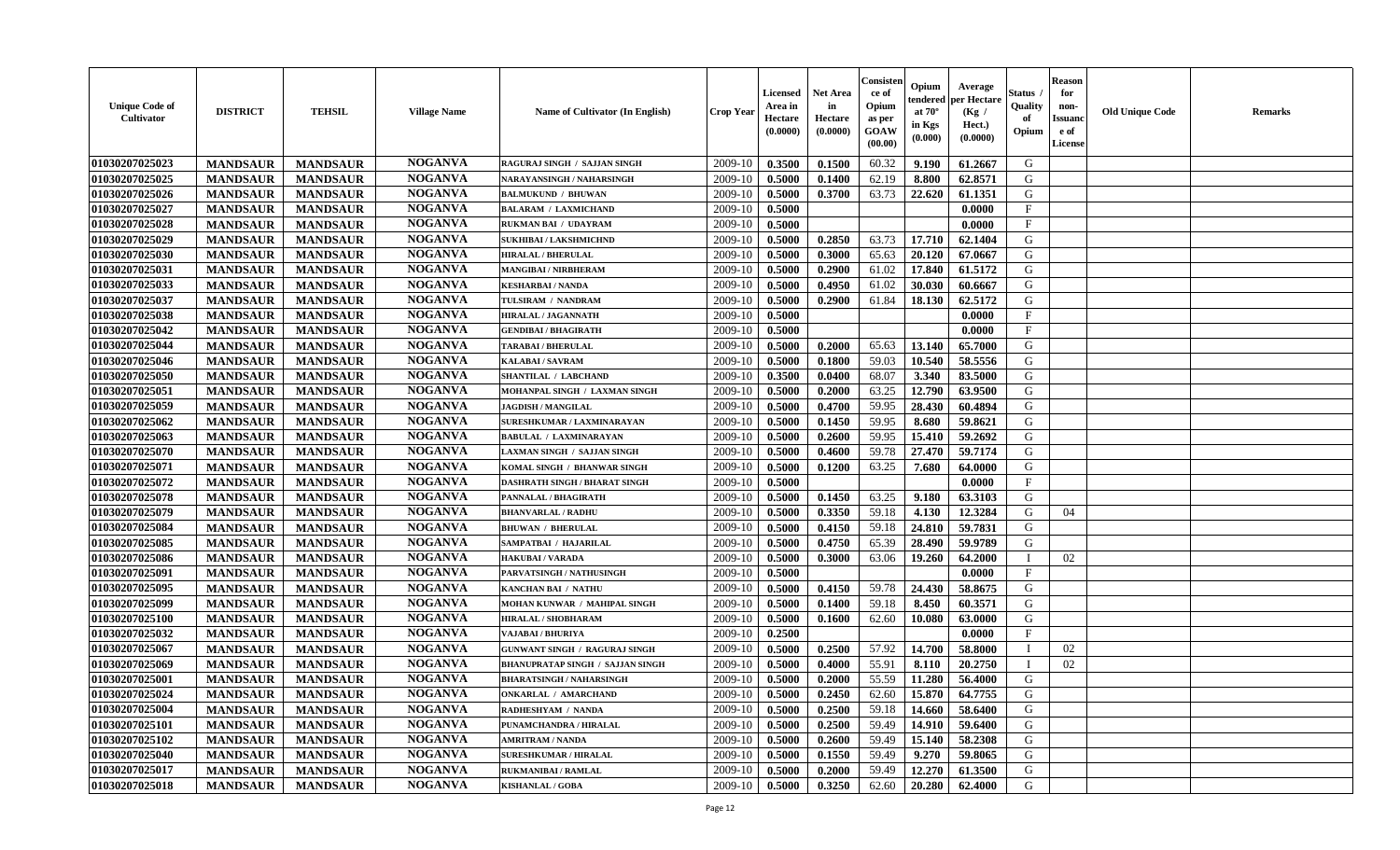| Unique Code of Cultivator | DISTRICT | TEHSIL | Village Name | Name of Cultivator (In English) | Crop Year | Licensed Area in Hectare (0.0000) | Net Area in Hectare (0.0000) | Consistence of Opium as per GOAW (00.00) | Opium tendered at 70° in Kgs (0.000) | Average per Hectare (Kg / Hect.) (0.0000) | Status / Quality of Opium | Reason for non-Issuance of License | Old Unique Code | Remarks |
|---|---|---|---|---|---|---|---|---|---|---|---|---|---|---|
| 01030207025023 | MANDSAUR | MANDSAUR | NOGANVA | RAGURAJ SINGH / SAJJAN SINGH | 2009-10 | 0.3500 | 0.1500 | 60.32 | 9.190 | 61.2667 | G | | | |
| 01030207025025 | MANDSAUR | MANDSAUR | NOGANVA | NARAYANSINGH / NAHARSINGH | 2009-10 | 0.5000 | 0.1400 | 62.19 | 8.800 | 62.8571 | G | | | |
| 01030207025026 | MANDSAUR | MANDSAUR | NOGANVA | BALMUKUND / BHUWAN | 2009-10 | 0.5000 | 0.3700 | 63.73 | 22.620 | 61.1351 | G | | | |
| 01030207025027 | MANDSAUR | MANDSAUR | NOGANVA | BALARAM / LAXMICHAND | 2009-10 | 0.5000 | | | | 0.0000 | F | | | |
| 01030207025028 | MANDSAUR | MANDSAUR | NOGANVA | RUKMAN BAI / UDAYRAM | 2009-10 | 0.5000 | | | | 0.0000 | F | | | |
| 01030207025029 | MANDSAUR | MANDSAUR | NOGANVA | SUKHIBAI / LAKSHMICHND | 2009-10 | 0.5000 | 0.2850 | 63.73 | 17.710 | 62.1404 | G | | | |
| 01030207025030 | MANDSAUR | MANDSAUR | NOGANVA | HIRALAL / BHERULAL | 2009-10 | 0.5000 | 0.3000 | 65.63 | 20.120 | 67.0667 | G | | | |
| 01030207025031 | MANDSAUR | MANDSAUR | NOGANVA | MANGIBAI / NIRBHERAM | 2009-10 | 0.5000 | 0.2900 | 61.02 | 17.840 | 61.5172 | G | | | |
| 01030207025033 | MANDSAUR | MANDSAUR | NOGANVA | KESHARBAI / NANDA | 2009-10 | 0.5000 | 0.4950 | 61.02 | 30.030 | 60.6667 | G | | | |
| 01030207025037 | MANDSAUR | MANDSAUR | NOGANVA | TULSIRAM / NANDRAM | 2009-10 | 0.5000 | 0.2900 | 61.84 | 18.130 | 62.5172 | G | | | |
| 01030207025038 | MANDSAUR | MANDSAUR | NOGANVA | HIRALAL / JAGANNATH | 2009-10 | 0.5000 | | | | 0.0000 | F | | | |
| 01030207025042 | MANDSAUR | MANDSAUR | NOGANVA | GENDIBAI / BHAGIRATH | 2009-10 | 0.5000 | | | | 0.0000 | F | | | |
| 01030207025044 | MANDSAUR | MANDSAUR | NOGANVA | TARABAI / BHERULAL | 2009-10 | 0.5000 | 0.2000 | 65.63 | 13.140 | 65.7000 | G | | | |
| 01030207025046 | MANDSAUR | MANDSAUR | NOGANVA | KALABAI / SAVRAM | 2009-10 | 0.5000 | 0.1800 | 59.03 | 10.540 | 58.5556 | G | | | |
| 01030207025050 | MANDSAUR | MANDSAUR | NOGANVA | SHANTILAL / LABCHAND | 2009-10 | 0.3500 | 0.0400 | 68.07 | 3.340 | 83.5000 | G | | | |
| 01030207025051 | MANDSAUR | MANDSAUR | NOGANVA | MOHANPAL SINGH / LAXMAN SINGH | 2009-10 | 0.5000 | 0.2000 | 63.25 | 12.790 | 63.9500 | G | | | |
| 01030207025059 | MANDSAUR | MANDSAUR | NOGANVA | JAGDISH / MANGILAL | 2009-10 | 0.5000 | 0.4700 | 59.95 | 28.430 | 60.4894 | G | | | |
| 01030207025062 | MANDSAUR | MANDSAUR | NOGANVA | SURESHKUMAR / LAXMINARAYAN | 2009-10 | 0.5000 | 0.1450 | 59.95 | 8.680 | 59.8621 | G | | | |
| 01030207025063 | MANDSAUR | MANDSAUR | NOGANVA | BABULAL / LAXMINARAYAN | 2009-10 | 0.5000 | 0.2600 | 59.95 | 15.410 | 59.2692 | G | | | |
| 01030207025070 | MANDSAUR | MANDSAUR | NOGANVA | LAXMAN SINGH / SAJJAN SINGH | 2009-10 | 0.5000 | 0.4600 | 59.78 | 27.470 | 59.7174 | G | | | |
| 01030207025071 | MANDSAUR | MANDSAUR | NOGANVA | KOMAL SINGH / BHANWAR SINGH | 2009-10 | 0.5000 | 0.1200 | 63.25 | 7.680 | 64.0000 | G | | | |
| 01030207025072 | MANDSAUR | MANDSAUR | NOGANVA | DASHRATH SINGH / BHARAT SINGH | 2009-10 | 0.5000 | | | | 0.0000 | F | | | |
| 01030207025078 | MANDSAUR | MANDSAUR | NOGANVA | PANNALAL / BHAGIRATH | 2009-10 | 0.5000 | 0.1450 | 63.25 | 9.180 | 63.3103 | G | | | |
| 01030207025079 | MANDSAUR | MANDSAUR | NOGANVA | BHANVARLAL / RADHU | 2009-10 | 0.5000 | 0.3350 | 59.18 | 4.130 | 12.3284 | G | 04 | | |
| 01030207025084 | MANDSAUR | MANDSAUR | NOGANVA | BHUWAN / BHERULAL | 2009-10 | 0.5000 | 0.4150 | 59.18 | 24.810 | 59.7831 | G | | | |
| 01030207025085 | MANDSAUR | MANDSAUR | NOGANVA | SAMPATBAI / HAJARILAL | 2009-10 | 0.5000 | 0.4750 | 65.39 | 28.490 | 59.9789 | G | | | |
| 01030207025086 | MANDSAUR | MANDSAUR | NOGANVA | HAKUBAI / VARADA | 2009-10 | 0.5000 | 0.3000 | 63.06 | 19.260 | 64.2000 | I | 02 | | |
| 01030207025091 | MANDSAUR | MANDSAUR | NOGANVA | PARVATSINGH / NATHUSINGH | 2009-10 | 0.5000 | | | | 0.0000 | F | | | |
| 01030207025095 | MANDSAUR | MANDSAUR | NOGANVA | KANCHAN BAI / NATHU | 2009-10 | 0.5000 | 0.4150 | 59.78 | 24.430 | 58.8675 | G | | | |
| 01030207025099 | MANDSAUR | MANDSAUR | NOGANVA | MOHAN KUNWAR / MAHIPAL SINGH | 2009-10 | 0.5000 | 0.1400 | 59.18 | 8.450 | 60.3571 | G | | | |
| 01030207025100 | MANDSAUR | MANDSAUR | NOGANVA | HIRALAL / SHOBHARAM | 2009-10 | 0.5000 | 0.1600 | 62.60 | 10.080 | 63.0000 | G | | | |
| 01030207025032 | MANDSAUR | MANDSAUR | NOGANVA | VAJABAI / BHURIYA | 2009-10 | 0.2500 | | | | 0.0000 | F | | | |
| 01030207025067 | MANDSAUR | MANDSAUR | NOGANVA | GUNWANT SINGH / RAGURAJ SINGH | 2009-10 | 0.5000 | 0.2500 | 57.92 | 14.700 | 58.8000 | I | 02 | | |
| 01030207025069 | MANDSAUR | MANDSAUR | NOGANVA | BHANUPRATAP SINGH / SAJJAN SINGH | 2009-10 | 0.5000 | 0.4000 | 55.91 | 8.110 | 20.2750 | I | 02 | | |
| 01030207025001 | MANDSAUR | MANDSAUR | NOGANVA | BHARATSINGH / NAHARSINGH | 2009-10 | 0.5000 | 0.2000 | 55.59 | 11.280 | 56.4000 | G | | | |
| 01030207025024 | MANDSAUR | MANDSAUR | NOGANVA | ONKARLAL / AMARCHAND | 2009-10 | 0.5000 | 0.2450 | 62.60 | 15.870 | 64.7755 | G | | | |
| 01030207025004 | MANDSAUR | MANDSAUR | NOGANVA | RADHESHYAM / NANDA | 2009-10 | 0.5000 | 0.2500 | 59.18 | 14.660 | 58.6400 | G | | | |
| 01030207025101 | MANDSAUR | MANDSAUR | NOGANVA | PUNAMCHANDRA / HIRALAL | 2009-10 | 0.5000 | 0.2500 | 59.49 | 14.910 | 59.6400 | G | | | |
| 01030207025102 | MANDSAUR | MANDSAUR | NOGANVA | AMRITRAM / NANDA | 2009-10 | 0.5000 | 0.2600 | 59.49 | 15.140 | 58.2308 | G | | | |
| 01030207025040 | MANDSAUR | MANDSAUR | NOGANVA | SURESHKUMAR / HIRALAL | 2009-10 | 0.5000 | 0.1550 | 59.49 | 9.270 | 59.8065 | G | | | |
| 01030207025017 | MANDSAUR | MANDSAUR | NOGANVA | RUKMANIBAI / RAMLAL | 2009-10 | 0.5000 | 0.2000 | 59.49 | 12.270 | 61.3500 | G | | | |
| 01030207025018 | MANDSAUR | MANDSAUR | NOGANVA | KISHANLAL / GOBA | 2009-10 | 0.5000 | 0.3250 | 62.60 | 20.280 | 62.4000 | G | | | |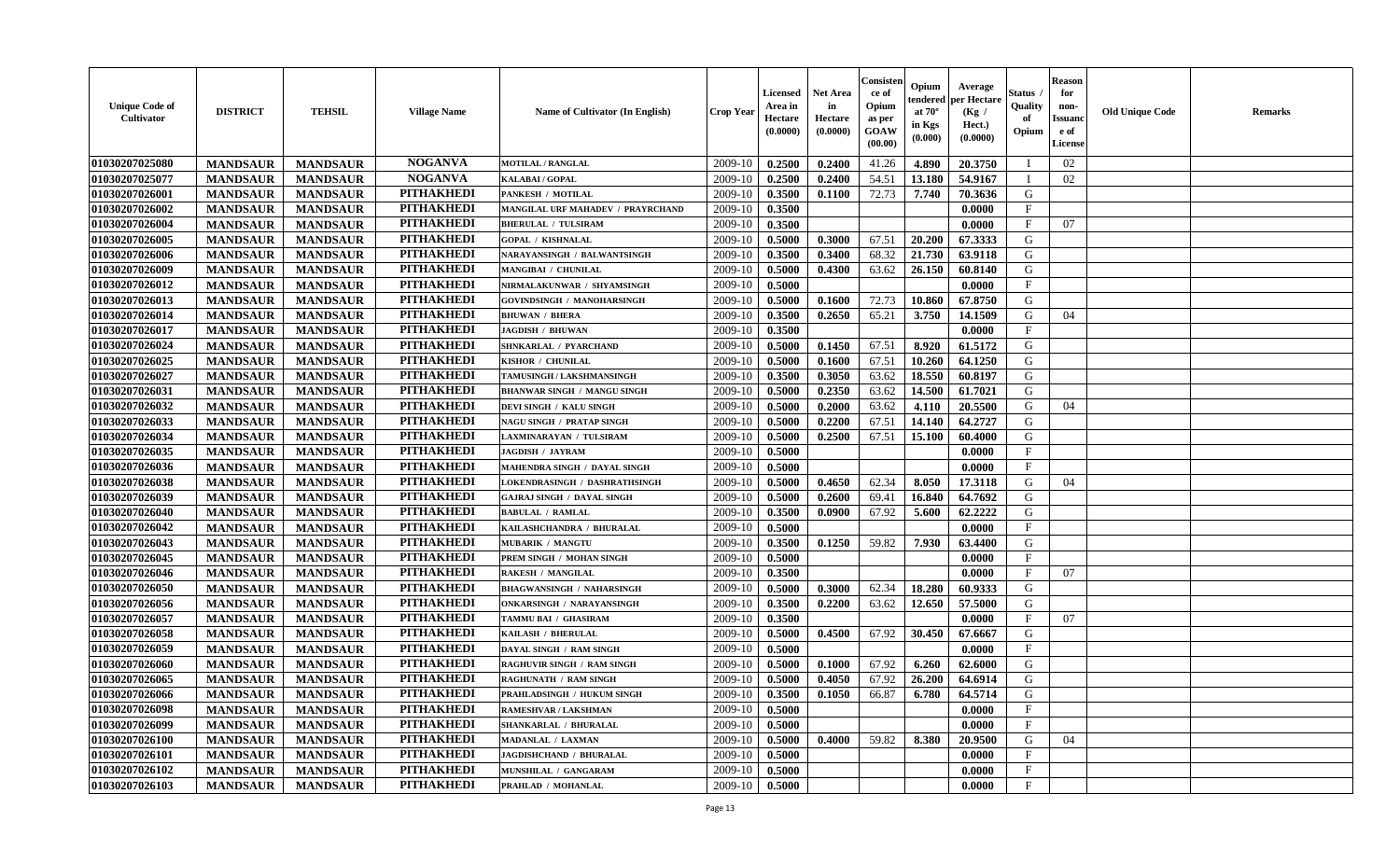| Unique Code of Cultivator | DISTRICT | TEHSIL | Village Name | Name of Cultivator (In English) | Crop Year | Licensed Area in Hectare (0.0000) | Net Area in Hectare (0.0000) | Consistence of Opium as per GOAW (00.00) | Opium tendered at 70° in Kgs (0.000) | Average per Hectare (Kg / Hect.) (0.0000) | Status / Quality of Opium | Reason for non-Issuance of License | Old Unique Code | Remarks |
|---|---|---|---|---|---|---|---|---|---|---|---|---|---|---|
| 01030207025080 | MANDSAUR | MANDSAUR | NOGANVA | MOTILAL / RANGLAL | 2009-10 | 0.2500 | 0.2400 | 41.26 | 4.890 | 20.3750 | I | 02 | | |
| 01030207025077 | MANDSAUR | MANDSAUR | NOGANVA | KALABAI / GOPAL | 2009-10 | 0.2500 | 0.2400 | 54.51 | 13.180 | 54.9167 | I | 02 | | |
| 01030207026001 | MANDSAUR | MANDSAUR | PITHAKHEDI | PANKESH / MOTILAL | 2009-10 | 0.3500 | 0.1100 | 72.73 | 7.740 | 70.3636 | G | | | |
| 01030207026002 | MANDSAUR | MANDSAUR | PITHAKHEDI | MANGILAL URF MAHADEV / PRAYRCHAND | 2009-10 | 0.3500 | | | | 0.0000 | F | | | |
| 01030207026004 | MANDSAUR | MANDSAUR | PITHAKHEDI | BHERULAL / TULSIRAM | 2009-10 | 0.3500 | | | | 0.0000 | F | 07 | | |
| 01030207026005 | MANDSAUR | MANDSAUR | PITHAKHEDI | GOPAL / KISHNALAL | 2009-10 | 0.5000 | 0.3000 | 67.51 | 20.200 | 67.3333 | G | | | |
| 01030207026006 | MANDSAUR | MANDSAUR | PITHAKHEDI | NARAYANSINGH / BALWANTSINGH | 2009-10 | 0.3500 | 0.3400 | 68.32 | 21.730 | 63.9118 | G | | | |
| 01030207026009 | MANDSAUR | MANDSAUR | PITHAKHEDI | MANGIBAI / CHUNILAL | 2009-10 | 0.5000 | 0.4300 | 63.62 | 26.150 | 60.8140 | G | | | |
| 01030207026012 | MANDSAUR | MANDSAUR | PITHAKHEDI | NIRMALAKUNWAR / SHYAMSINGH | 2009-10 | 0.5000 | | | | 0.0000 | F | | | |
| 01030207026013 | MANDSAUR | MANDSAUR | PITHAKHEDI | GOVINDSINGH / MANOHARSINGH | 2009-10 | 0.5000 | 0.1600 | 72.73 | 10.860 | 67.8750 | G | | | |
| 01030207026014 | MANDSAUR | MANDSAUR | PITHAKHEDI | BHUWAN / BHERA | 2009-10 | 0.3500 | 0.2650 | 65.21 | 3.750 | 14.1509 | G | 04 | | |
| 01030207026017 | MANDSAUR | MANDSAUR | PITHAKHEDI | JAGDISH / BHUWAN | 2009-10 | 0.3500 | | | | 0.0000 | F | | | |
| 01030207026024 | MANDSAUR | MANDSAUR | PITHAKHEDI | SHNKARLAL / PYARCHAND | 2009-10 | 0.5000 | 0.1450 | 67.51 | 8.920 | 61.5172 | G | | | |
| 01030207026025 | MANDSAUR | MANDSAUR | PITHAKHEDI | KISHOR / CHUNILAL | 2009-10 | 0.5000 | 0.1600 | 67.51 | 10.260 | 64.1250 | G | | | |
| 01030207026027 | MANDSAUR | MANDSAUR | PITHAKHEDI | TAMUSINGH / LAKSHMANSINGH | 2009-10 | 0.3500 | 0.3050 | 63.62 | 18.550 | 60.8197 | G | | | |
| 01030207026031 | MANDSAUR | MANDSAUR | PITHAKHEDI | BHANWAR SINGH / MANGU SINGH | 2009-10 | 0.5000 | 0.2350 | 63.62 | 14.500 | 61.7021 | G | | | |
| 01030207026032 | MANDSAUR | MANDSAUR | PITHAKHEDI | DEVI SINGH / KALU SINGH | 2009-10 | 0.5000 | 0.2000 | 63.62 | 4.110 | 20.5500 | G | 04 | | |
| 01030207026033 | MANDSAUR | MANDSAUR | PITHAKHEDI | NAGU SINGH / PRATAP SINGH | 2009-10 | 0.5000 | 0.2200 | 67.51 | 14.140 | 64.2727 | G | | | |
| 01030207026034 | MANDSAUR | MANDSAUR | PITHAKHEDI | LAXMINARAYAN / TULSIRAM | 2009-10 | 0.5000 | 0.2500 | 67.51 | 15.100 | 60.4000 | G | | | |
| 01030207026035 | MANDSAUR | MANDSAUR | PITHAKHEDI | JAGDISH / JAYRAM | 2009-10 | 0.5000 | | | | 0.0000 | F | | | |
| 01030207026036 | MANDSAUR | MANDSAUR | PITHAKHEDI | MAHENDRA SINGH / DAYAL SINGH | 2009-10 | 0.5000 | | | | 0.0000 | F | | | |
| 01030207026038 | MANDSAUR | MANDSAUR | PITHAKHEDI | LOKENDRASINGH / DASHRATHSINGH | 2009-10 | 0.5000 | 0.4650 | 62.34 | 8.050 | 17.3118 | G | 04 | | |
| 01030207026039 | MANDSAUR | MANDSAUR | PITHAKHEDI | GAJRAJ SINGH / DAYAL SINGH | 2009-10 | 0.5000 | 0.2600 | 69.41 | 16.840 | 64.7692 | G | | | |
| 01030207026040 | MANDSAUR | MANDSAUR | PITHAKHEDI | BABULAL / RAMLAL | 2009-10 | 0.3500 | 0.0900 | 67.92 | 5.600 | 62.2222 | G | | | |
| 01030207026042 | MANDSAUR | MANDSAUR | PITHAKHEDI | KAILASHCHANDRA / BHURALAL | 2009-10 | 0.5000 | | | | 0.0000 | F | | | |
| 01030207026043 | MANDSAUR | MANDSAUR | PITHAKHEDI | MUBARIK / MANGTU | 2009-10 | 0.3500 | 0.1250 | 59.82 | 7.930 | 63.4400 | G | | | |
| 01030207026045 | MANDSAUR | MANDSAUR | PITHAKHEDI | PREM SINGH / MOHAN SINGH | 2009-10 | 0.5000 | | | | 0.0000 | F | | | |
| 01030207026046 | MANDSAUR | MANDSAUR | PITHAKHEDI | RAKESH / MANGILAL | 2009-10 | 0.3500 | | | | 0.0000 | F | 07 | | |
| 01030207026050 | MANDSAUR | MANDSAUR | PITHAKHEDI | BHAGWANSINGH / NAHARSINGH | 2009-10 | 0.5000 | 0.3000 | 62.34 | 18.280 | 60.9333 | G | | | |
| 01030207026056 | MANDSAUR | MANDSAUR | PITHAKHEDI | ONKARSINGH / NARAYANSINGH | 2009-10 | 0.3500 | 0.2200 | 63.62 | 12.650 | 57.5000 | G | | | |
| 01030207026057 | MANDSAUR | MANDSAUR | PITHAKHEDI | TAMMU BAI / GHASIRAM | 2009-10 | 0.3500 | | | | 0.0000 | F | 07 | | |
| 01030207026058 | MANDSAUR | MANDSAUR | PITHAKHEDI | KAILASH / BHERULAL | 2009-10 | 0.5000 | 0.4500 | 67.92 | 30.450 | 67.6667 | G | | | |
| 01030207026059 | MANDSAUR | MANDSAUR | PITHAKHEDI | DAYAL SINGH / RAM SINGH | 2009-10 | 0.5000 | | | | 0.0000 | F | | | |
| 01030207026060 | MANDSAUR | MANDSAUR | PITHAKHEDI | RAGHUVIR SINGH / RAM SINGH | 2009-10 | 0.5000 | 0.1000 | 67.92 | 6.260 | 62.6000 | G | | | |
| 01030207026065 | MANDSAUR | MANDSAUR | PITHAKHEDI | RAGHUNATH / RAM SINGH | 2009-10 | 0.5000 | 0.4050 | 67.92 | 26.200 | 64.6914 | G | | | |
| 01030207026066 | MANDSAUR | MANDSAUR | PITHAKHEDI | PRAHLADSINGH / HUKUM SINGH | 2009-10 | 0.3500 | 0.1050 | 66.87 | 6.780 | 64.5714 | G | | | |
| 01030207026098 | MANDSAUR | MANDSAUR | PITHAKHEDI | RAMESHVAR / LAKSHMAN | 2009-10 | 0.5000 | | | | 0.0000 | F | | | |
| 01030207026099 | MANDSAUR | MANDSAUR | PITHAKHEDI | SHANKARLAL / BHURALAL | 2009-10 | 0.5000 | | | | 0.0000 | F | | | |
| 01030207026100 | MANDSAUR | MANDSAUR | PITHAKHEDI | MADANLAL / LAXMAN | 2009-10 | 0.5000 | 0.4000 | 59.82 | 8.380 | 20.9500 | G | 04 | | |
| 01030207026101 | MANDSAUR | MANDSAUR | PITHAKHEDI | JAGDISHCHAND / BHURALAL | 2009-10 | 0.5000 | | | | 0.0000 | F | | | |
| 01030207026102 | MANDSAUR | MANDSAUR | PITHAKHEDI | MUNSHILAL / GANGARAM | 2009-10 | 0.5000 | | | | 0.0000 | F | | | |
| 01030207026103 | MANDSAUR | MANDSAUR | PITHAKHEDI | PRAHLAD / MOHANLAL | 2009-10 | 0.5000 | | | | 0.0000 | F | | | |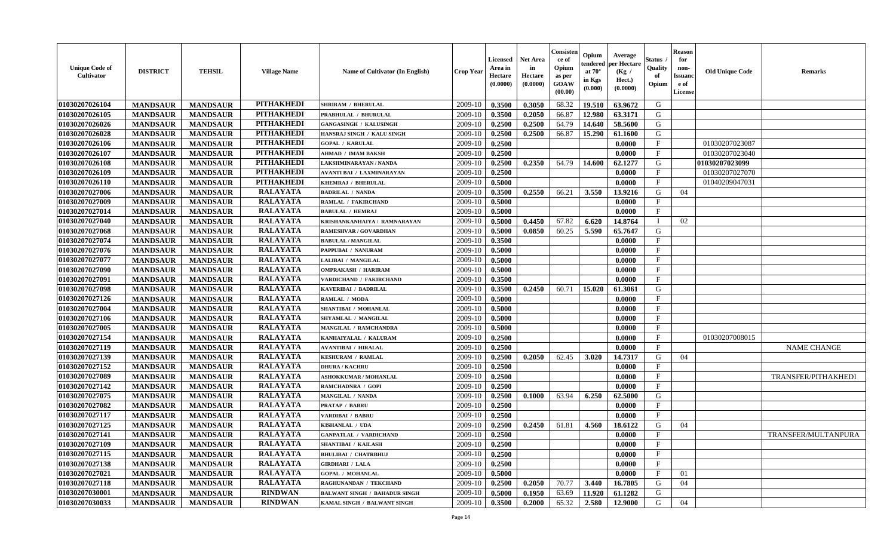| Unique Code of Cultivator | DISTRICT | TEHSIL | Village Name | Name of Cultivator (In English) | Crop Year | Licensed Area in Hectare (0.0000) | Net Area in Hectare (0.0000) | Consistence of Opium as per GOAW (00.00) | Opium tendered at 70° in Kgs (0.000) | Average per Hectare (Kg / Hect.) (0.0000) | Status / Quality of Opium | Reason for non-Issuance of License | Old Unique Code | Remarks |
|---|---|---|---|---|---|---|---|---|---|---|---|---|---|---|
| 01030207026104 | MANDSAUR | MANDSAUR | PITHAKHEDI | SHRIRAM / BHERULAL | 2009-10 | 0.3500 | 0.3050 | 68.32 | 19.510 | 63.9672 | G | | | |
| 01030207026105 | MANDSAUR | MANDSAUR | PITHAKHEDI | PRABHULAL / BHURULAL | 2009-10 | 0.3500 | 0.2050 | 66.87 | 12.980 | 63.3171 | G | | | |
| 01030207026026 | MANDSAUR | MANDSAUR | PITHAKHEDI | GANGASINGH / KALUSINGH | 2009-10 | 0.2500 | 0.2500 | 64.79 | 14.640 | 58.5600 | G | | | |
| 01030207026028 | MANDSAUR | MANDSAUR | PITHAKHEDI | HANSRAJ SINGH / KALU SINGH | 2009-10 | 0.2500 | 0.2500 | 66.87 | 15.290 | 61.1600 | G | | | |
| 01030207026106 | MANDSAUR | MANDSAUR | PITHAKHEDI | GOPAL / KARULAL | 2009-10 | 0.2500 | | | | 0.0000 | F | | 01030207023087 | |
| 01030207026107 | MANDSAUR | MANDSAUR | PITHAKHEDI | AHMAD / IMAM BAKSH | 2009-10 | 0.2500 | | | | 0.0000 | F | | 01030207023040 | |
| 01030207026108 | MANDSAUR | MANDSAUR | PITHAKHEDI | LAKSHMINARAYAN / NANDA | 2009-10 | 0.2500 | 0.2350 | 64.79 | 14.600 | 62.1277 | G | | 01030207023099 | |
| 01030207026109 | MANDSAUR | MANDSAUR | PITHAKHEDI | AVANTI BAI / LAXMINARAYAN | 2009-10 | 0.2500 | | | | 0.0000 | F | | 01030207027070 | |
| 01030207026110 | MANDSAUR | MANDSAUR | PITHAKHEDI | KHEMRAJ / BHERULAL | 2009-10 | 0.5000 | | | | 0.0000 | F | | 01040209047031 | |
| 01030207027006 | MANDSAUR | MANDSAUR | RALAYATA | BADRILAL / NANDA | 2009-10 | 0.3500 | 0.2550 | 66.21 | 3.550 | 13.9216 | G | 04 | | |
| 01030207027009 | MANDSAUR | MANDSAUR | RALAYATA | RAMLAL / FAKIRCHAND | 2009-10 | 0.5000 | | | | 0.0000 | F | | | |
| 01030207027014 | MANDSAUR | MANDSAUR | RALAYATA | BABULAL / HEMRAJ | 2009-10 | 0.5000 | | | | 0.0000 | F | | | |
| 01030207027040 | MANDSAUR | MANDSAUR | RALAYATA | KRISHANKANHAIYA / RAMNARAYAN | 2009-10 | 0.5000 | 0.4450 | 67.82 | 6.620 | 14.8764 | I | 02 | | |
| 01030207027068 | MANDSAUR | MANDSAUR | RALAYATA | RAMESHVAR / GOVARDHAN | 2009-10 | 0.5000 | 0.0850 | 60.25 | 5.590 | 65.7647 | G | | | |
| 01030207027074 | MANDSAUR | MANDSAUR | RALAYATA | BABULAL / MANGILAL | 2009-10 | 0.3500 | | | | 0.0000 | F | | | |
| 01030207027076 | MANDSAUR | MANDSAUR | RALAYATA | PAPPUBAI / NANURAM | 2009-10 | 0.5000 | | | | 0.0000 | F | | | |
| 01030207027077 | MANDSAUR | MANDSAUR | RALAYATA | LALIBAI / MANGILAL | 2009-10 | 0.5000 | | | | 0.0000 | F | | | |
| 01030207027090 | MANDSAUR | MANDSAUR | RALAYATA | OMPRAKASH / HARIRAM | 2009-10 | 0.5000 | | | | 0.0000 | F | | | |
| 01030207027091 | MANDSAUR | MANDSAUR | RALAYATA | VARDICHAND / FAKIRCHAND | 2009-10 | 0.3500 | | | | 0.0000 | F | | | |
| 01030207027098 | MANDSAUR | MANDSAUR | RALAYATA | KAVERIBAI / BADRILAL | 2009-10 | 0.3500 | 0.2450 | 60.71 | 15.020 | 61.3061 | G | | | |
| 01030207027126 | MANDSAUR | MANDSAUR | RALAYATA | RAMLAL / MODA | 2009-10 | 0.5000 | | | | 0.0000 | F | | | |
| 01030207027004 | MANDSAUR | MANDSAUR | RALAYATA | SHANTIBAI / MOHANLAL | 2009-10 | 0.5000 | | | | 0.0000 | F | | | |
| 01030207027106 | MANDSAUR | MANDSAUR | RALAYATA | SHYAMLAL / MANGILAL | 2009-10 | 0.5000 | | | | 0.0000 | F | | | |
| 01030207027005 | MANDSAUR | MANDSAUR | RALAYATA | MANGILAL / RAMCHANDRA | 2009-10 | 0.5000 | | | | 0.0000 | F | | | |
| 01030207027154 | MANDSAUR | MANDSAUR | RALAYATA | KANHAIYALAL / KALURAM | 2009-10 | 0.2500 | | | | 0.0000 | F | | 01030207008015 | |
| 01030207027119 | MANDSAUR | MANDSAUR | RALAYATA | AVANTIBAI / HIRALAL | 2009-10 | 0.2500 | | | | 0.0000 | F | | | NAME CHANGE |
| 01030207027139 | MANDSAUR | MANDSAUR | RALAYATA | KESHURAM / RAMLAL | 2009-10 | 0.2500 | 0.2050 | 62.45 | 3.020 | 14.7317 | G | 04 | | |
| 01030207027152 | MANDSAUR | MANDSAUR | RALAYATA | DHURA / KACHRU | 2009-10 | 0.2500 | | | | 0.0000 | F | | | |
| 01030207027089 | MANDSAUR | MANDSAUR | RALAYATA | ASHOKKUMAR / MOHANLAL | 2009-10 | 0.2500 | | | | 0.0000 | F | | | TRANSFER/PITHAKHEDI |
| 01030207027142 | MANDSAUR | MANDSAUR | RALAYATA | RAMCHADNRA / GOPI | 2009-10 | 0.2500 | | | | 0.0000 | F | | | |
| 01030207027075 | MANDSAUR | MANDSAUR | RALAYATA | MANGILAL / NANDA | 2009-10 | 0.2500 | 0.1000 | 63.94 | 6.250 | 62.5000 | G | | | |
| 01030207027082 | MANDSAUR | MANDSAUR | RALAYATA | PRATAP / BABRU | 2009-10 | 0.2500 | | | | 0.0000 | F | | | |
| 01030207027117 | MANDSAUR | MANDSAUR | RALAYATA | VARDIBAI / BABRU | 2009-10 | 0.2500 | | | | 0.0000 | F | | | |
| 01030207027125 | MANDSAUR | MANDSAUR | RALAYATA | KISHANLAL / UDA | 2009-10 | 0.2500 | 0.2450 | 61.81 | 4.560 | 18.6122 | G | 04 | | |
| 01030207027141 | MANDSAUR | MANDSAUR | RALAYATA | GANPATLAL / VARDICHAND | 2009-10 | 0.2500 | | | | 0.0000 | F | | | TRANSFER/MULTANPURA |
| 01030207027109 | MANDSAUR | MANDSAUR | RALAYATA | SHANTIBAI / KAILASH | 2009-10 | 0.2500 | | | | 0.0000 | F | | | |
| 01030207027115 | MANDSAUR | MANDSAUR | RALAYATA | BHULIBAI / CHATRBHUJ | 2009-10 | 0.2500 | | | | 0.0000 | F | | | |
| 01030207027138 | MANDSAUR | MANDSAUR | RALAYATA | GIRDHARI / LALA | 2009-10 | 0.2500 | | | | 0.0000 | F | | | |
| 01030207027021 | MANDSAUR | MANDSAUR | RALAYATA | GOPAL / MOHANLAL | 2009-10 | 0.5000 | | | | 0.0000 | F | 01 | | |
| 01030207027118 | MANDSAUR | MANDSAUR | RALAYATA | RAGHUNANDAN / TEKCHAND | 2009-10 | 0.2500 | 0.2050 | 70.77 | 3.440 | 16.7805 | G | 04 | | |
| 01030207030001 | MANDSAUR | MANDSAUR | RINDWAN | BALWANT SINGH / BAHADUR SINGH | 2009-10 | 0.5000 | 0.1950 | 63.69 | 11.920 | 61.1282 | G | | | |
| 01030207030033 | MANDSAUR | MANDSAUR | RINDWAN | KAMAL SINGH / BALWANT SINGH | 2009-10 | 0.3500 | 0.2000 | 65.32 | 2.580 | 12.9000 | G | 04 | | |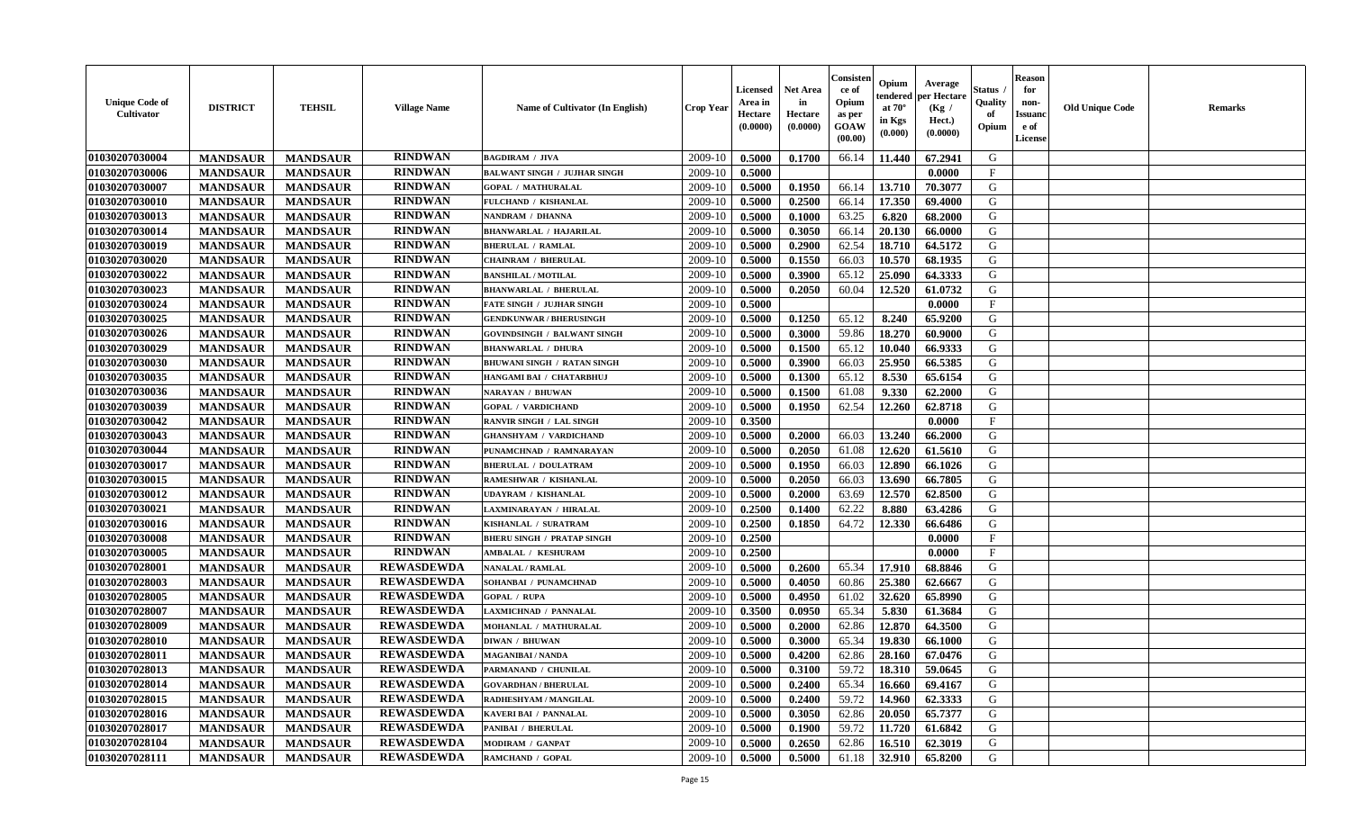| Unique Code of Cultivator | DISTRICT | TEHSIL | Village Name | Name of Cultivator (In English) | Crop Year | Licensed Area in Hectare (0.0000) | Net Area in Hectare (0.0000) | Consistence of Opium as per GOAW (00.00) | Opium tendered at 70° in Kgs (0.000) | Average per Hectare (Kg / Hect.) (0.0000) | Status / Quality of Opium | Reason for non-Issuance of License | Old Unique Code | Remarks |
|---|---|---|---|---|---|---|---|---|---|---|---|---|---|---|
| 01030207030004 | MANDSAUR | MANDSAUR | RINDWAN | BAGDIRAM / JIVA | 2009-10 | 0.5000 | 0.1700 | 66.14 | 11.440 | 67.2941 | G | | | |
| 01030207030006 | MANDSAUR | MANDSAUR | RINDWAN | BALWANT SINGH / JUJHAR SINGH | 2009-10 | 0.5000 | | | | 0.0000 | F | | | |
| 01030207030007 | MANDSAUR | MANDSAUR | RINDWAN | GOPAL / MATHURALAL | 2009-10 | 0.5000 | 0.1950 | 66.14 | 13.710 | 70.3077 | G | | | |
| 01030207030010 | MANDSAUR | MANDSAUR | RINDWAN | FULCHAND / KISHANLAL | 2009-10 | 0.5000 | 0.2500 | 66.14 | 17.350 | 69.4000 | G | | | |
| 01030207030013 | MANDSAUR | MANDSAUR | RINDWAN | NANDRAM / DHANNA | 2009-10 | 0.5000 | 0.1000 | 63.25 | 6.820 | 68.2000 | G | | | |
| 01030207030014 | MANDSAUR | MANDSAUR | RINDWAN | BHANWARLAL / HAJARILAL | 2009-10 | 0.5000 | 0.3050 | 66.14 | 20.130 | 66.0000 | G | | | |
| 01030207030019 | MANDSAUR | MANDSAUR | RINDWAN | BHERULAL / RAMLAL | 2009-10 | 0.5000 | 0.2900 | 62.54 | 18.710 | 64.5172 | G | | | |
| 01030207030020 | MANDSAUR | MANDSAUR | RINDWAN | CHAINRAM / BHERULAL | 2009-10 | 0.5000 | 0.1550 | 66.03 | 10.570 | 68.1935 | G | | | |
| 01030207030022 | MANDSAUR | MANDSAUR | RINDWAN | BANSHILAL / MOTILAL | 2009-10 | 0.5000 | 0.3900 | 65.12 | 25.090 | 64.3333 | G | | | |
| 01030207030023 | MANDSAUR | MANDSAUR | RINDWAN | BHANWARLAL / BHERULAL | 2009-10 | 0.5000 | 0.2050 | 60.04 | 12.520 | 61.0732 | G | | | |
| 01030207030024 | MANDSAUR | MANDSAUR | RINDWAN | FATE SINGH / JUJHAR SINGH | 2009-10 | 0.5000 | | | | 0.0000 | F | | | |
| 01030207030025 | MANDSAUR | MANDSAUR | RINDWAN | GENDKUNWAR / BHERUSINGH | 2009-10 | 0.5000 | 0.1250 | 65.12 | 8.240 | 65.9200 | G | | | |
| 01030207030026 | MANDSAUR | MANDSAUR | RINDWAN | GOVINDSINGH / BALWANT SINGH | 2009-10 | 0.5000 | 0.3000 | 59.86 | 18.270 | 60.9000 | G | | | |
| 01030207030029 | MANDSAUR | MANDSAUR | RINDWAN | BHANWARLAL / DHURA | 2009-10 | 0.5000 | 0.1500 | 65.12 | 10.040 | 66.9333 | G | | | |
| 01030207030030 | MANDSAUR | MANDSAUR | RINDWAN | BHUWANI SINGH / RATAN SINGH | 2009-10 | 0.5000 | 0.3900 | 66.03 | 25.950 | 66.5385 | G | | | |
| 01030207030035 | MANDSAUR | MANDSAUR | RINDWAN | HANGAMI BAI / CHATARBHUJ | 2009-10 | 0.5000 | 0.1300 | 65.12 | 8.530 | 65.6154 | G | | | |
| 01030207030036 | MANDSAUR | MANDSAUR | RINDWAN | NARAYAN / BHUWAN | 2009-10 | 0.5000 | 0.1500 | 61.08 | 9.330 | 62.2000 | G | | | |
| 01030207030039 | MANDSAUR | MANDSAUR | RINDWAN | GOPAL / VARDICHAND | 2009-10 | 0.5000 | 0.1950 | 62.54 | 12.260 | 62.8718 | G | | | |
| 01030207030042 | MANDSAUR | MANDSAUR | RINDWAN | RANVIR SINGH / LAL SINGH | 2009-10 | 0.3500 | | | | 0.0000 | F | | | |
| 01030207030043 | MANDSAUR | MANDSAUR | RINDWAN | GHANSHYAM / VARDICHAND | 2009-10 | 0.5000 | 0.2000 | 66.03 | 13.240 | 66.2000 | G | | | |
| 01030207030044 | MANDSAUR | MANDSAUR | RINDWAN | PUNAMCHNAD / RAMNARAYAN | 2009-10 | 0.5000 | 0.2050 | 61.08 | 12.620 | 61.5610 | G | | | |
| 01030207030017 | MANDSAUR | MANDSAUR | RINDWAN | BHERULAL / DOULATRAM | 2009-10 | 0.5000 | 0.1950 | 66.03 | 12.890 | 66.1026 | G | | | |
| 01030207030015 | MANDSAUR | MANDSAUR | RINDWAN | RAMESHWAR / KISHANLAL | 2009-10 | 0.5000 | 0.2050 | 66.03 | 13.690 | 66.7805 | G | | | |
| 01030207030012 | MANDSAUR | MANDSAUR | RINDWAN | UDAYRAM / KISHANLAL | 2009-10 | 0.5000 | 0.2000 | 63.69 | 12.570 | 62.8500 | G | | | |
| 01030207030021 | MANDSAUR | MANDSAUR | RINDWAN | LAXMINARAYAN / HIRALAL | 2009-10 | 0.2500 | 0.1400 | 62.22 | 8.880 | 63.4286 | G | | | |
| 01030207030016 | MANDSAUR | MANDSAUR | RINDWAN | KISHANLAL / SURATRAM | 2009-10 | 0.2500 | 0.1850 | 64.72 | 12.330 | 66.6486 | G | | | |
| 01030207030008 | MANDSAUR | MANDSAUR | RINDWAN | BHERU SINGH / PRATAP SINGH | 2009-10 | 0.2500 | | | | 0.0000 | F | | | |
| 01030207030005 | MANDSAUR | MANDSAUR | RINDWAN | AMBALAL / KESHURAM | 2009-10 | 0.2500 | | | | 0.0000 | F | | | |
| 01030207028001 | MANDSAUR | MANDSAUR | REWASDEWDA | NANALAL / RAMLAL | 2009-10 | 0.5000 | 0.2600 | 65.34 | 17.910 | 68.8846 | G | | | |
| 01030207028003 | MANDSAUR | MANDSAUR | REWASDEWDA | SOHANBAI / PUNAMCHNAD | 2009-10 | 0.5000 | 0.4050 | 60.86 | 25.380 | 62.6667 | G | | | |
| 01030207028005 | MANDSAUR | MANDSAUR | REWASDEWDA | GOPAL / RUPA | 2009-10 | 0.5000 | 0.4950 | 61.02 | 32.620 | 65.8990 | G | | | |
| 01030207028007 | MANDSAUR | MANDSAUR | REWASDEWDA | LAXMICHNAD / PANNALAL | 2009-10 | 0.3500 | 0.0950 | 65.34 | 5.830 | 61.3684 | G | | | |
| 01030207028009 | MANDSAUR | MANDSAUR | REWASDEWDA | MOHANLAL / MATHURALAL | 2009-10 | 0.5000 | 0.2000 | 62.86 | 12.870 | 64.3500 | G | | | |
| 01030207028010 | MANDSAUR | MANDSAUR | REWASDEWDA | DIWAN / BHUWAN | 2009-10 | 0.5000 | 0.3000 | 65.34 | 19.830 | 66.1000 | G | | | |
| 01030207028011 | MANDSAUR | MANDSAUR | REWASDEWDA | MAGANIBAI / NANDA | 2009-10 | 0.5000 | 0.4200 | 62.86 | 28.160 | 67.0476 | G | | | |
| 01030207028013 | MANDSAUR | MANDSAUR | REWASDEWDA | PARMANAND / CHUNILAL | 2009-10 | 0.5000 | 0.3100 | 59.72 | 18.310 | 59.0645 | G | | | |
| 01030207028014 | MANDSAUR | MANDSAUR | REWASDEWDA | GOVARDHAN / BHERULAL | 2009-10 | 0.5000 | 0.2400 | 65.34 | 16.660 | 69.4167 | G | | | |
| 01030207028015 | MANDSAUR | MANDSAUR | REWASDEWDA | RADHESHYAM / MANGILAL | 2009-10 | 0.5000 | 0.2400 | 59.72 | 14.960 | 62.3333 | G | | | |
| 01030207028016 | MANDSAUR | MANDSAUR | REWASDEWDA | KAVERI BAI / PANNALAL | 2009-10 | 0.5000 | 0.3050 | 62.86 | 20.050 | 65.7377 | G | | | |
| 01030207028017 | MANDSAUR | MANDSAUR | REWASDEWDA | PANIBAI / BHERULAL | 2009-10 | 0.5000 | 0.1900 | 59.72 | 11.720 | 61.6842 | G | | | |
| 01030207028104 | MANDSAUR | MANDSAUR | REWASDEWDA | MODIRAM / GANPAT | 2009-10 | 0.5000 | 0.2650 | 62.86 | 16.510 | 62.3019 | G | | | |
| 01030207028111 | MANDSAUR | MANDSAUR | REWASDEWDA | RAMCHAND / GOPAL | 2009-10 | 0.5000 | 0.5000 | 61.18 | 32.910 | 65.8200 | G | | | |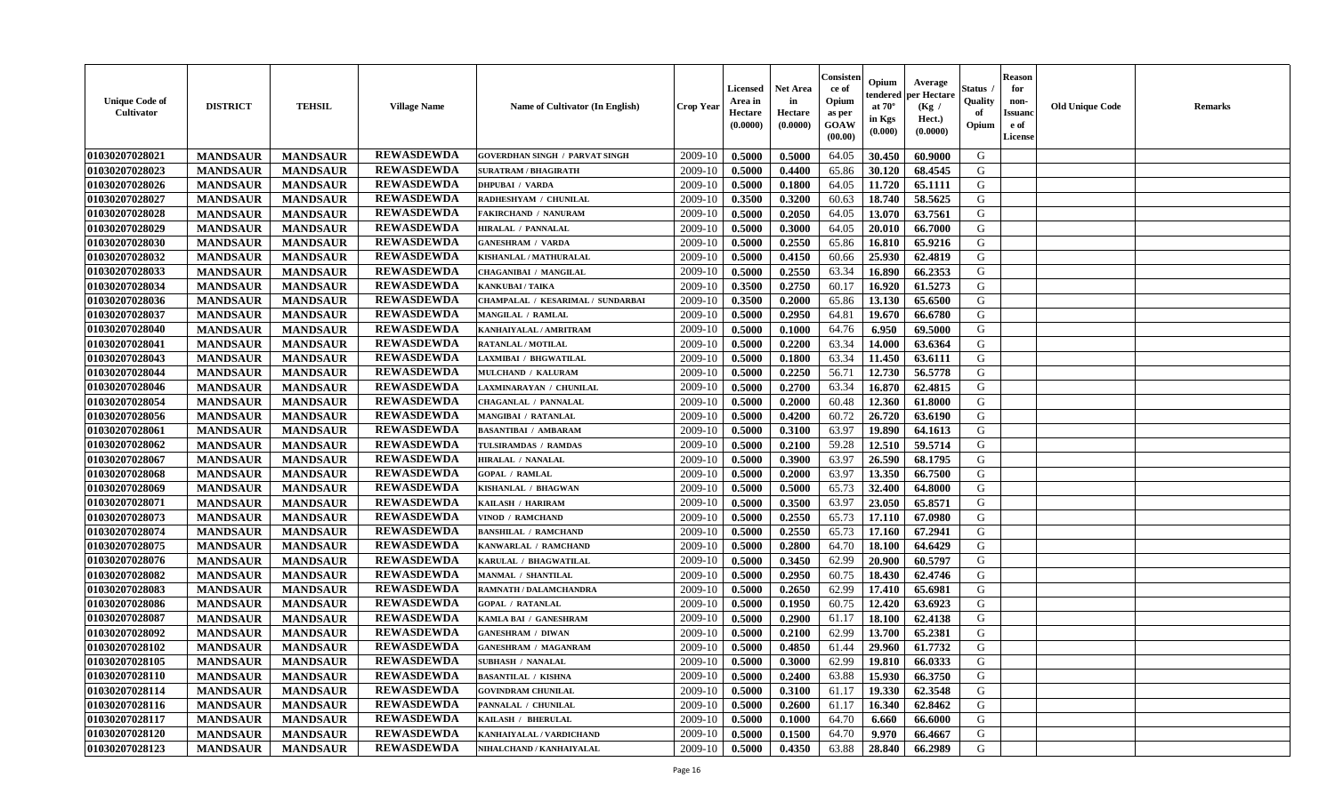| Unique Code of Cultivator | DISTRICT | TEHSIL | Village Name | Name of Cultivator (In English) | Crop Year | Licensed Area in Hectare (0.0000) | Net Area in Hectare (0.0000) | Consistence of Opium as per GOAW (00.00) | Opium tendered at 70° in Kgs (0.000) | Average per Hectare (Kg / Hect.) (0.0000) | Status / Quality of Opium | Reason for non-Issuance of License | Old Unique Code | Remarks |
|---|---|---|---|---|---|---|---|---|---|---|---|---|---|---|
| 01030207028021 | MANDSAUR | MANDSAUR | REWASDEWDA | GOVERDHAN SINGH / PARVAT SINGH | 2009-10 | 0.5000 | 0.5000 | 64.05 | 30.450 | 60.9000 | G | | | |
| 01030207028023 | MANDSAUR | MANDSAUR | REWASDEWDA | SURATRAM / BHAGIRATH | 2009-10 | 0.5000 | 0.4400 | 65.86 | 30.120 | 68.4545 | G | | | |
| 01030207028026 | MANDSAUR | MANDSAUR | REWASDEWDA | DHPUBAI / VARDA | 2009-10 | 0.5000 | 0.1800 | 64.05 | 11.720 | 65.1111 | G | | | |
| 01030207028027 | MANDSAUR | MANDSAUR | REWASDEWDA | RADHESHYAM / CHUNILAL | 2009-10 | 0.3500 | 0.3200 | 60.63 | 18.740 | 58.5625 | G | | | |
| 01030207028028 | MANDSAUR | MANDSAUR | REWASDEWDA | FAKIRCHAND / NANURAM | 2009-10 | 0.5000 | 0.2050 | 64.05 | 13.070 | 63.7561 | G | | | |
| 01030207028029 | MANDSAUR | MANDSAUR | REWASDEWDA | HIRALAL / PANNALAL | 2009-10 | 0.5000 | 0.3000 | 64.05 | 20.010 | 66.7000 | G | | | |
| 01030207028030 | MANDSAUR | MANDSAUR | REWASDEWDA | GANESHRAM / VARDA | 2009-10 | 0.5000 | 0.2550 | 65.86 | 16.810 | 65.9216 | G | | | |
| 01030207028032 | MANDSAUR | MANDSAUR | REWASDEWDA | KISHANLAL / MATHURALAL | 2009-10 | 0.5000 | 0.4150 | 60.66 | 25.930 | 62.4819 | G | | | |
| 01030207028033 | MANDSAUR | MANDSAUR | REWASDEWDA | CHAGANIBAI / MANGILAL | 2009-10 | 0.5000 | 0.2550 | 63.34 | 16.890 | 66.2353 | G | | | |
| 01030207028034 | MANDSAUR | MANDSAUR | REWASDEWDA | KANKUBAI / TAIKA | 2009-10 | 0.3500 | 0.2750 | 60.17 | 16.920 | 61.5273 | G | | | |
| 01030207028036 | MANDSAUR | MANDSAUR | REWASDEWDA | CHAMPALAL / KESARIMAL / SUNDARBAI | 2009-10 | 0.3500 | 0.2000 | 65.86 | 13.130 | 65.6500 | G | | | |
| 01030207028037 | MANDSAUR | MANDSAUR | REWASDEWDA | MANGILAL / RAMLAL | 2009-10 | 0.5000 | 0.2950 | 64.81 | 19.670 | 66.6780 | G | | | |
| 01030207028040 | MANDSAUR | MANDSAUR | REWASDEWDA | KANHAIYALAL / AMRITRAM | 2009-10 | 0.5000 | 0.1000 | 64.76 | 6.950 | 69.5000 | G | | | |
| 01030207028041 | MANDSAUR | MANDSAUR | REWASDEWDA | RATANLAL / MOTILAL | 2009-10 | 0.5000 | 0.2200 | 63.34 | 14.000 | 63.6364 | G | | | |
| 01030207028043 | MANDSAUR | MANDSAUR | REWASDEWDA | LAXMIBAI / BHGWATILAL | 2009-10 | 0.5000 | 0.1800 | 63.34 | 11.450 | 63.6111 | G | | | |
| 01030207028044 | MANDSAUR | MANDSAUR | REWASDEWDA | MULCHAND / KALURAM | 2009-10 | 0.5000 | 0.2250 | 56.71 | 12.730 | 56.5778 | G | | | |
| 01030207028046 | MANDSAUR | MANDSAUR | REWASDEWDA | LAXMINARAYAN / CHUNILAL | 2009-10 | 0.5000 | 0.2700 | 63.34 | 16.870 | 62.4815 | G | | | |
| 01030207028054 | MANDSAUR | MANDSAUR | REWASDEWDA | CHAGANLAL / PANNALAL | 2009-10 | 0.5000 | 0.2000 | 60.48 | 12.360 | 61.8000 | G | | | |
| 01030207028056 | MANDSAUR | MANDSAUR | REWASDEWDA | MANGIBAI / RATANLAL | 2009-10 | 0.5000 | 0.4200 | 60.72 | 26.720 | 63.6190 | G | | | |
| 01030207028061 | MANDSAUR | MANDSAUR | REWASDEWDA | BASANTIBAI / AMBARAM | 2009-10 | 0.5000 | 0.3100 | 63.97 | 19.890 | 64.1613 | G | | | |
| 01030207028062 | MANDSAUR | MANDSAUR | REWASDEWDA | TULSIRAMDAS / RAMDAS | 2009-10 | 0.5000 | 0.2100 | 59.28 | 12.510 | 59.5714 | G | | | |
| 01030207028067 | MANDSAUR | MANDSAUR | REWASDEWDA | HIRALAL / NANALAL | 2009-10 | 0.5000 | 0.3900 | 63.97 | 26.590 | 68.1795 | G | | | |
| 01030207028068 | MANDSAUR | MANDSAUR | REWASDEWDA | GOPAL / RAMLAL | 2009-10 | 0.5000 | 0.2000 | 63.97 | 13.350 | 66.7500 | G | | | |
| 01030207028069 | MANDSAUR | MANDSAUR | REWASDEWDA | KISHANLAL / BHAGWAN | 2009-10 | 0.5000 | 0.5000 | 65.73 | 32.400 | 64.8000 | G | | | |
| 01030207028071 | MANDSAUR | MANDSAUR | REWASDEWDA | KAILASH / HARIRAM | 2009-10 | 0.5000 | 0.3500 | 63.97 | 23.050 | 65.8571 | G | | | |
| 01030207028073 | MANDSAUR | MANDSAUR | REWASDEWDA | VINOD / RAMCHAND | 2009-10 | 0.5000 | 0.2550 | 65.73 | 17.110 | 67.0980 | G | | | |
| 01030207028074 | MANDSAUR | MANDSAUR | REWASDEWDA | BANSHILAL / RAMCHAND | 2009-10 | 0.5000 | 0.2550 | 65.73 | 17.160 | 67.2941 | G | | | |
| 01030207028075 | MANDSAUR | MANDSAUR | REWASDEWDA | KANWARLAL / RAMCHAND | 2009-10 | 0.5000 | 0.2800 | 64.70 | 18.100 | 64.6429 | G | | | |
| 01030207028076 | MANDSAUR | MANDSAUR | REWASDEWDA | KARULAL / BHAGWATILAL | 2009-10 | 0.5000 | 0.3450 | 62.99 | 20.900 | 60.5797 | G | | | |
| 01030207028082 | MANDSAUR | MANDSAUR | REWASDEWDA | MANMAL / SHANTILAL | 2009-10 | 0.5000 | 0.2950 | 60.75 | 18.430 | 62.4746 | G | | | |
| 01030207028083 | MANDSAUR | MANDSAUR | REWASDEWDA | RAMNATH / DALAMCHANDRA | 2009-10 | 0.5000 | 0.2650 | 62.99 | 17.410 | 65.6981 | G | | | |
| 01030207028086 | MANDSAUR | MANDSAUR | REWASDEWDA | GOPAL / RATANLAL | 2009-10 | 0.5000 | 0.1950 | 60.75 | 12.420 | 63.6923 | G | | | |
| 01030207028087 | MANDSAUR | MANDSAUR | REWASDEWDA | KAMLA BAI / GANESHRAM | 2009-10 | 0.5000 | 0.2900 | 61.17 | 18.100 | 62.4138 | G | | | |
| 01030207028092 | MANDSAUR | MANDSAUR | REWASDEWDA | GANESHRAM / DIWAN | 2009-10 | 0.5000 | 0.2100 | 62.99 | 13.700 | 65.2381 | G | | | |
| 01030207028102 | MANDSAUR | MANDSAUR | REWASDEWDA | GANESHRAM / MAGANRAM | 2009-10 | 0.5000 | 0.4850 | 61.44 | 29.960 | 61.7732 | G | | | |
| 01030207028105 | MANDSAUR | MANDSAUR | REWASDEWDA | SUBHASH / NANALAL | 2009-10 | 0.5000 | 0.3000 | 62.99 | 19.810 | 66.0333 | G | | | |
| 01030207028110 | MANDSAUR | MANDSAUR | REWASDEWDA | BASANTILAL / KISHNA | 2009-10 | 0.5000 | 0.2400 | 63.88 | 15.930 | 66.3750 | G | | | |
| 01030207028114 | MANDSAUR | MANDSAUR | REWASDEWDA | GOVINDRAM CHUNILAL | 2009-10 | 0.5000 | 0.3100 | 61.17 | 19.330 | 62.3548 | G | | | |
| 01030207028116 | MANDSAUR | MANDSAUR | REWASDEWDA | PANNALAL / CHUNILAL | 2009-10 | 0.5000 | 0.2600 | 61.17 | 16.340 | 62.8462 | G | | | |
| 01030207028117 | MANDSAUR | MANDSAUR | REWASDEWDA | KAILASH / BHERULAL | 2009-10 | 0.5000 | 0.1000 | 64.70 | 6.660 | 66.6000 | G | | | |
| 01030207028120 | MANDSAUR | MANDSAUR | REWASDEWDA | KANHAIYALAL / VARDICHAND | 2009-10 | 0.5000 | 0.1500 | 64.70 | 9.970 | 66.4667 | G | | | |
| 01030207028123 | MANDSAUR | MANDSAUR | REWASDEWDA | NIHALCHAND / KANHAIYALAL | 2009-10 | 0.5000 | 0.4350 | 63.88 | 28.840 | 66.2989 | G | | | |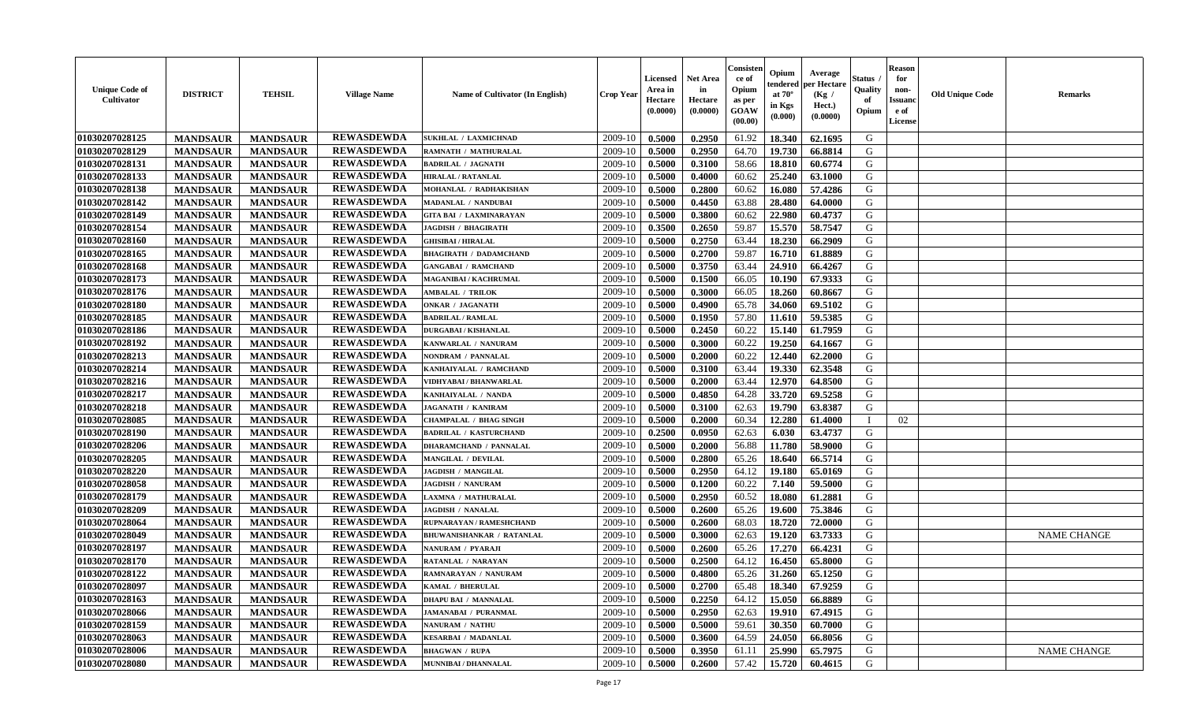| Unique Code of Cultivator | DISTRICT | TEHSIL | Village Name | Name of Cultivator (In English) | Crop Year | Licensed Area in Hectare (0.0000) | Net Area in Hectare (0.0000) | Consistence of Opium as per GOAW (00.00) | Opium tendered at 70° in Kgs (0.000) | Average per Hectare (Kg / Hect.) (0.0000) | Status / Quality of Opium | Reason for non-Issuance of License | Old Unique Code | Remarks |
|---|---|---|---|---|---|---|---|---|---|---|---|---|---|---|
| 01030207028125 | MANDSAUR | MANDSAUR | REWASDEWDA | SUKHLAL / LAXMICHNAD | 2009-10 | 0.5000 | 0.2950 | 61.92 | 18.340 | 62.1695 | G | | | |
| 01030207028129 | MANDSAUR | MANDSAUR | REWASDEWDA | RAMNATH / MATHURALAL | 2009-10 | 0.5000 | 0.2950 | 64.70 | 19.730 | 66.8814 | G | | | |
| 01030207028131 | MANDSAUR | MANDSAUR | REWASDEWDA | BADRILAL / JAGNATH | 2009-10 | 0.5000 | 0.3100 | 58.66 | 18.810 | 60.6774 | G | | | |
| 01030207028133 | MANDSAUR | MANDSAUR | REWASDEWDA | HIRALAL / RATANLAL | 2009-10 | 0.5000 | 0.4000 | 60.62 | 25.240 | 63.1000 | G | | | |
| 01030207028138 | MANDSAUR | MANDSAUR | REWASDEWDA | MOHANLAL / RADHAKISHAN | 2009-10 | 0.5000 | 0.2800 | 60.62 | 16.080 | 57.4286 | G | | | |
| 01030207028142 | MANDSAUR | MANDSAUR | REWASDEWDA | MADANLAL / NANDUBAI | 2009-10 | 0.5000 | 0.4450 | 63.88 | 28.480 | 64.0000 | G | | | |
| 01030207028149 | MANDSAUR | MANDSAUR | REWASDEWDA | GITA BAI / LAXMINARAYAN | 2009-10 | 0.5000 | 0.3800 | 60.62 | 22.980 | 60.4737 | G | | | |
| 01030207028154 | MANDSAUR | MANDSAUR | REWASDEWDA | JAGDISH / BHAGIRATH | 2009-10 | 0.3500 | 0.2650 | 59.87 | 15.570 | 58.7547 | G | | | |
| 01030207028160 | MANDSAUR | MANDSAUR | REWASDEWDA | GHISIBAI / HIRALAL | 2009-10 | 0.5000 | 0.2750 | 63.44 | 18.230 | 66.2909 | G | | | |
| 01030207028165 | MANDSAUR | MANDSAUR | REWASDEWDA | BHAGIRATH / DADAMCHAND | 2009-10 | 0.5000 | 0.2700 | 59.87 | 16.710 | 61.8889 | G | | | |
| 01030207028168 | MANDSAUR | MANDSAUR | REWASDEWDA | GANGABAI / RAMCHAND | 2009-10 | 0.5000 | 0.3750 | 63.44 | 24.910 | 66.4267 | G | | | |
| 01030207028173 | MANDSAUR | MANDSAUR | REWASDEWDA | MAGANIBAI / KACHRUMAL | 2009-10 | 0.5000 | 0.1500 | 66.05 | 10.190 | 67.9333 | G | | | |
| 01030207028176 | MANDSAUR | MANDSAUR | REWASDEWDA | AMBALAL / TRILOK | 2009-10 | 0.5000 | 0.3000 | 66.05 | 18.260 | 60.8667 | G | | | |
| 01030207028180 | MANDSAUR | MANDSAUR | REWASDEWDA | ONKAR / JAGANATH | 2009-10 | 0.5000 | 0.4900 | 65.78 | 34.060 | 69.5102 | G | | | |
| 01030207028185 | MANDSAUR | MANDSAUR | REWASDEWDA | BADRILAL / RAMLAL | 2009-10 | 0.5000 | 0.1950 | 57.80 | 11.610 | 59.5385 | G | | | |
| 01030207028186 | MANDSAUR | MANDSAUR | REWASDEWDA | DURGABAI / KISHANLAL | 2009-10 | 0.5000 | 0.2450 | 60.22 | 15.140 | 61.7959 | G | | | |
| 01030207028192 | MANDSAUR | MANDSAUR | REWASDEWDA | KANWARLAL / NANURAM | 2009-10 | 0.5000 | 0.3000 | 60.22 | 19.250 | 64.1667 | G | | | |
| 01030207028213 | MANDSAUR | MANDSAUR | REWASDEWDA | NONDRAM / PANNALAL | 2009-10 | 0.5000 | 0.2000 | 60.22 | 12.440 | 62.2000 | G | | | |
| 01030207028214 | MANDSAUR | MANDSAUR | REWASDEWDA | KANHAIYALAL / RAMCHAND | 2009-10 | 0.5000 | 0.3100 | 63.44 | 19.330 | 62.3548 | G | | | |
| 01030207028216 | MANDSAUR | MANDSAUR | REWASDEWDA | VIDHYABAI / BHANWARLAL | 2009-10 | 0.5000 | 0.2000 | 63.44 | 12.970 | 64.8500 | G | | | |
| 01030207028217 | MANDSAUR | MANDSAUR | REWASDEWDA | KANHAIYALAL / NANDA | 2009-10 | 0.5000 | 0.4850 | 64.28 | 33.720 | 69.5258 | G | | | |
| 01030207028218 | MANDSAUR | MANDSAUR | REWASDEWDA | JAGANATH / KANIRAM | 2009-10 | 0.5000 | 0.3100 | 62.63 | 19.790 | 63.8387 | G | | | |
| 01030207028085 | MANDSAUR | MANDSAUR | REWASDEWDA | CHAMPALAL / BHAG SINGH | 2009-10 | 0.5000 | 0.2000 | 60.34 | 12.280 | 61.4000 | I | 02 | | |
| 01030207028190 | MANDSAUR | MANDSAUR | REWASDEWDA | BADRILAL / KASTURCHAND | 2009-10 | 0.2500 | 0.0950 | 62.63 | 6.030 | 63.4737 | G | | | |
| 01030207028206 | MANDSAUR | MANDSAUR | REWASDEWDA | DHARAMCHAND / PANNALAL | 2009-10 | 0.5000 | 0.2000 | 56.88 | 11.780 | 58.9000 | G | | | |
| 01030207028205 | MANDSAUR | MANDSAUR | REWASDEWDA | MANGILAL / DEVILAL | 2009-10 | 0.5000 | 0.2800 | 65.26 | 18.640 | 66.5714 | G | | | |
| 01030207028220 | MANDSAUR | MANDSAUR | REWASDEWDA | JAGDISH / MANGILAL | 2009-10 | 0.5000 | 0.2950 | 64.12 | 19.180 | 65.0169 | G | | | |
| 01030207028058 | MANDSAUR | MANDSAUR | REWASDEWDA | JAGDISH / NANURAM | 2009-10 | 0.5000 | 0.1200 | 60.22 | 7.140 | 59.5000 | G | | | |
| 01030207028179 | MANDSAUR | MANDSAUR | REWASDEWDA | LAXMNA / MATHURALAL | 2009-10 | 0.5000 | 0.2950 | 60.52 | 18.080 | 61.2881 | G | | | |
| 01030207028209 | MANDSAUR | MANDSAUR | REWASDEWDA | JAGDISH / NANALAL | 2009-10 | 0.5000 | 0.2600 | 65.26 | 19.600 | 75.3846 | G | | | |
| 01030207028064 | MANDSAUR | MANDSAUR | REWASDEWDA | RUPNARAYAN / RAMESHCHAND | 2009-10 | 0.5000 | 0.2600 | 68.03 | 18.720 | 72.0000 | G | | | |
| 01030207028049 | MANDSAUR | MANDSAUR | REWASDEWDA | BHUWANISHANKAR / RATANLAL | 2009-10 | 0.5000 | 0.3000 | 62.63 | 19.120 | 63.7333 | G | | | NAME CHANGE |
| 01030207028197 | MANDSAUR | MANDSAUR | REWASDEWDA | NANURAM / PYARAJI | 2009-10 | 0.5000 | 0.2600 | 65.26 | 17.270 | 66.4231 | G | | | |
| 01030207028170 | MANDSAUR | MANDSAUR | REWASDEWDA | RATANLAL / NARAYAN | 2009-10 | 0.5000 | 0.2500 | 64.12 | 16.450 | 65.8000 | G | | | |
| 01030207028122 | MANDSAUR | MANDSAUR | REWASDEWDA | RAMNARAYAN / NANURAM | 2009-10 | 0.5000 | 0.4800 | 65.26 | 31.260 | 65.1250 | G | | | |
| 01030207028097 | MANDSAUR | MANDSAUR | REWASDEWDA | KAMAL / BHERULAL | 2009-10 | 0.5000 | 0.2700 | 65.48 | 18.340 | 67.9259 | G | | | |
| 01030207028163 | MANDSAUR | MANDSAUR | REWASDEWDA | DHAPU BAI / MANNALAL | 2009-10 | 0.5000 | 0.2250 | 64.12 | 15.050 | 66.8889 | G | | | |
| 01030207028066 | MANDSAUR | MANDSAUR | REWASDEWDA | JAMANABAI / PURANMAL | 2009-10 | 0.5000 | 0.2950 | 62.63 | 19.910 | 67.4915 | G | | | |
| 01030207028159 | MANDSAUR | MANDSAUR | REWASDEWDA | NANURAM / NATHU | 2009-10 | 0.5000 | 0.5000 | 59.61 | 30.350 | 60.7000 | G | | | |
| 01030207028063 | MANDSAUR | MANDSAUR | REWASDEWDA | KESARBAI / MADANLAL | 2009-10 | 0.5000 | 0.3600 | 64.59 | 24.050 | 66.8056 | G | | | |
| 01030207028006 | MANDSAUR | MANDSAUR | REWASDEWDA | BHAGWAN / RUPA | 2009-10 | 0.5000 | 0.3950 | 61.11 | 25.990 | 65.7975 | G | | | NAME CHANGE |
| 01030207028080 | MANDSAUR | MANDSAUR | REWASDEWDA | MUNNIBAI / DHANNALAL | 2009-10 | 0.5000 | 0.2600 | 57.42 | 15.720 | 60.4615 | G | | | |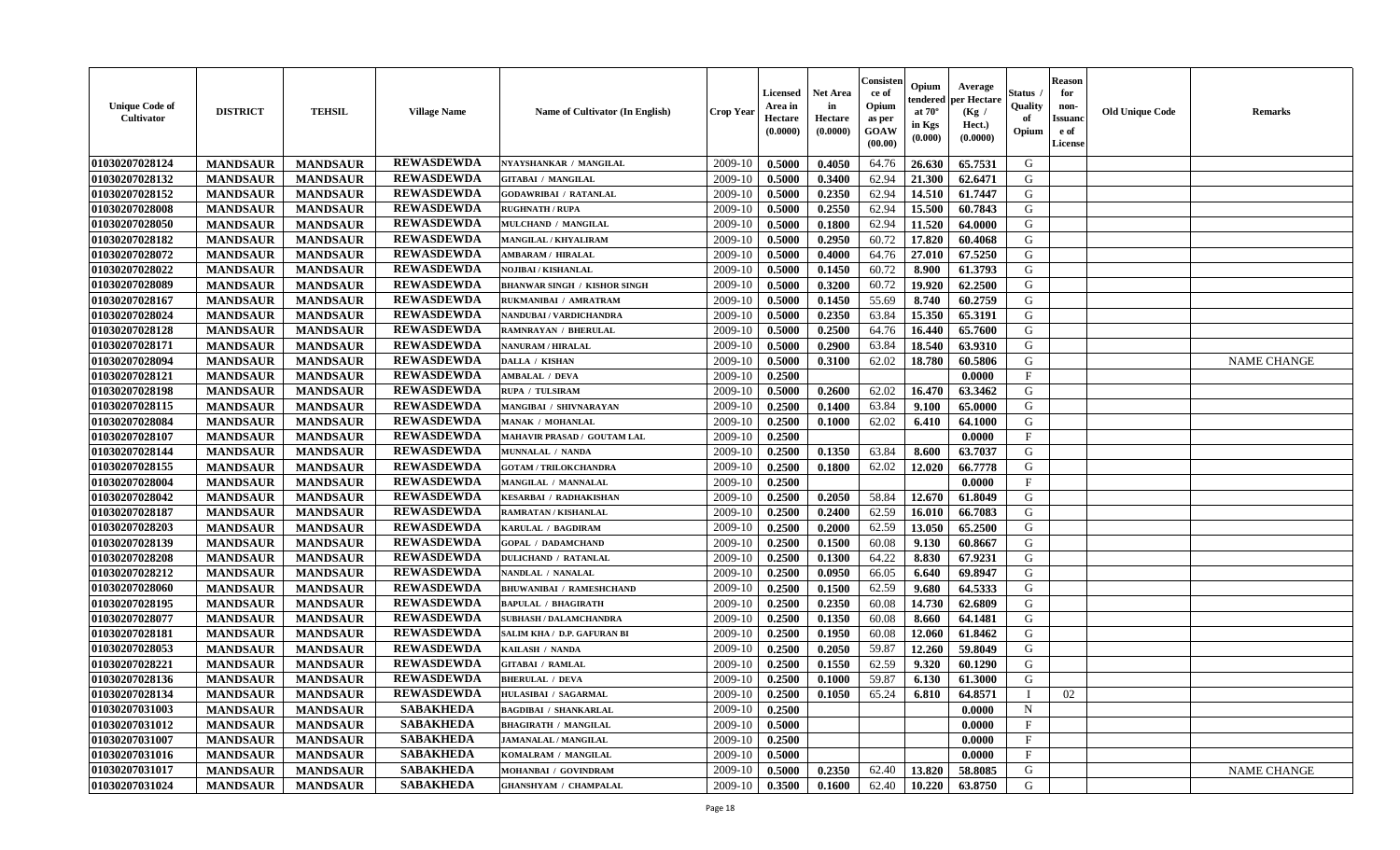| Unique Code of Cultivator | DISTRICT | TEHSIL | Village Name | Name of Cultivator (In English) | Crop Year | Licensed Area in Hectare (0.0000) | Net Area in Hectare (0.0000) | Consistence of Opium as per GOAW (00.00) | Opium tendered at 70° in Kgs (0.000) | Average per Hectare (Kg / Hect.) (0.0000) | Status / Quality of Opium | Reason for non-Issuance of License | Old Unique Code | Remarks |
|---|---|---|---|---|---|---|---|---|---|---|---|---|---|---|
| 01030207028124 | MANDSAUR | MANDSAUR | REWASDEWDA | NYAYSHANKAR / MANGILAL | 2009-10 | 0.5000 | 0.4050 | 64.76 | 26.630 | 65.7531 | G | | | |
| 01030207028132 | MANDSAUR | MANDSAUR | REWASDEWDA | GITABAI / MANGILAL | 2009-10 | 0.5000 | 0.3400 | 62.94 | 21.300 | 62.6471 | G | | | |
| 01030207028152 | MANDSAUR | MANDSAUR | REWASDEWDA | GODAWRIBAI / RATANLAL | 2009-10 | 0.5000 | 0.2350 | 62.94 | 14.510 | 61.7447 | G | | | |
| 01030207028008 | MANDSAUR | MANDSAUR | REWASDEWDA | RUGHNATH / RUPA | 2009-10 | 0.5000 | 0.2550 | 62.94 | 15.500 | 60.7843 | G | | | |
| 01030207028050 | MANDSAUR | MANDSAUR | REWASDEWDA | MULCHAND / MANGILAL | 2009-10 | 0.5000 | 0.1800 | 62.94 | 11.520 | 64.0000 | G | | | |
| 01030207028182 | MANDSAUR | MANDSAUR | REWASDEWDA | MANGILAL / KHYALIRAM | 2009-10 | 0.5000 | 0.2950 | 60.72 | 17.820 | 60.4068 | G | | | |
| 01030207028072 | MANDSAUR | MANDSAUR | REWASDEWDA | AMBARAM / HIRALAL | 2009-10 | 0.5000 | 0.4000 | 64.76 | 27.010 | 67.5250 | G | | | |
| 01030207028022 | MANDSAUR | MANDSAUR | REWASDEWDA | NOJIBAI / KISHANLAL | 2009-10 | 0.5000 | 0.1450 | 60.72 | 8.900 | 61.3793 | G | | | |
| 01030207028089 | MANDSAUR | MANDSAUR | REWASDEWDA | BHANWAR SINGH / KISHOR SINGH | 2009-10 | 0.5000 | 0.3200 | 60.72 | 19.920 | 62.2500 | G | | | |
| 01030207028167 | MANDSAUR | MANDSAUR | REWASDEWDA | RUKMANIBAI / AMRATRAM | 2009-10 | 0.5000 | 0.1450 | 55.69 | 8.740 | 60.2759 | G | | | |
| 01030207028024 | MANDSAUR | MANDSAUR | REWASDEWDA | NANDUBAI / VARDICHANDRA | 2009-10 | 0.5000 | 0.2350 | 63.84 | 15.350 | 65.3191 | G | | | |
| 01030207028128 | MANDSAUR | MANDSAUR | REWASDEWDA | RAMNRAYAN / BHERULAL | 2009-10 | 0.5000 | 0.2500 | 64.76 | 16.440 | 65.7600 | G | | | |
| 01030207028171 | MANDSAUR | MANDSAUR | REWASDEWDA | NANURAM / HIRALAL | 2009-10 | 0.5000 | 0.2900 | 63.84 | 18.540 | 63.9310 | G | | | |
| 01030207028094 | MANDSAUR | MANDSAUR | REWASDEWDA | DALLA / KISHAN | 2009-10 | 0.5000 | 0.3100 | 62.02 | 18.780 | 60.5806 | G | | | NAME CHANGE |
| 01030207028121 | MANDSAUR | MANDSAUR | REWASDEWDA | AMBALAL / DEVA | 2009-10 | 0.2500 | | | | 0.0000 | F | | | |
| 01030207028198 | MANDSAUR | MANDSAUR | REWASDEWDA | RUPA / TULSIRAM | 2009-10 | 0.5000 | 0.2600 | 62.02 | 16.470 | 63.3462 | G | | | |
| 01030207028115 | MANDSAUR | MANDSAUR | REWASDEWDA | MANGIBAI / SHIVNARAYAN | 2009-10 | 0.2500 | 0.1400 | 63.84 | 9.100 | 65.0000 | G | | | |
| 01030207028084 | MANDSAUR | MANDSAUR | REWASDEWDA | MANAK / MOHANLAL | 2009-10 | 0.2500 | 0.1000 | 62.02 | 6.410 | 64.1000 | G | | | |
| 01030207028107 | MANDSAUR | MANDSAUR | REWASDEWDA | MAHAVIR PRASAD / GOUTAM LAL | 2009-10 | 0.2500 | | | | 0.0000 | F | | | |
| 01030207028144 | MANDSAUR | MANDSAUR | REWASDEWDA | MUNNALAL / NANDA | 2009-10 | 0.2500 | 0.1350 | 63.84 | 8.600 | 63.7037 | G | | | |
| 01030207028155 | MANDSAUR | MANDSAUR | REWASDEWDA | GOTAM / TRILOKCHANDRA | 2009-10 | 0.2500 | 0.1800 | 62.02 | 12.020 | 66.7778 | G | | | |
| 01030207028004 | MANDSAUR | MANDSAUR | REWASDEWDA | MANGILAL / MANNALAL | 2009-10 | 0.2500 | | | | 0.0000 | F | | | |
| 01030207028042 | MANDSAUR | MANDSAUR | REWASDEWDA | KESARBAI / RADHAKISHAN | 2009-10 | 0.2500 | 0.2050 | 58.84 | 12.670 | 61.8049 | G | | | |
| 01030207028187 | MANDSAUR | MANDSAUR | REWASDEWDA | RAMRATAN / KISHANLAL | 2009-10 | 0.2500 | 0.2400 | 62.59 | 16.010 | 66.7083 | G | | | |
| 01030207028203 | MANDSAUR | MANDSAUR | REWASDEWDA | KARULAL / BAGDIRAM | 2009-10 | 0.2500 | 0.2000 | 62.59 | 13.050 | 65.2500 | G | | | |
| 01030207028139 | MANDSAUR | MANDSAUR | REWASDEWDA | GOPAL / DADAMCHAND | 2009-10 | 0.2500 | 0.1500 | 60.08 | 9.130 | 60.8667 | G | | | |
| 01030207028208 | MANDSAUR | MANDSAUR | REWASDEWDA | DULICHAND / RATANLAL | 2009-10 | 0.2500 | 0.1300 | 64.22 | 8.830 | 67.9231 | G | | | |
| 01030207028212 | MANDSAUR | MANDSAUR | REWASDEWDA | NANDLAL / NANALAL | 2009-10 | 0.2500 | 0.0950 | 66.05 | 6.640 | 69.8947 | G | | | |
| 01030207028060 | MANDSAUR | MANDSAUR | REWASDEWDA | BHUWANIBAI / RAMESHCHAND | 2009-10 | 0.2500 | 0.1500 | 62.59 | 9.680 | 64.5333 | G | | | |
| 01030207028195 | MANDSAUR | MANDSAUR | REWASDEWDA | BAPULAL / BHAGIRATH | 2009-10 | 0.2500 | 0.2350 | 60.08 | 14.730 | 62.6809 | G | | | |
| 01030207028077 | MANDSAUR | MANDSAUR | REWASDEWDA | SUBHASH / DALAMCHANDRA | 2009-10 | 0.2500 | 0.1350 | 60.08 | 8.660 | 64.1481 | G | | | |
| 01030207028181 | MANDSAUR | MANDSAUR | REWASDEWDA | SALIM KHA / D.P. GAFURAN BI | 2009-10 | 0.2500 | 0.1950 | 60.08 | 12.060 | 61.8462 | G | | | |
| 01030207028053 | MANDSAUR | MANDSAUR | REWASDEWDA | KAILASH / NANDA | 2009-10 | 0.2500 | 0.2050 | 59.87 | 12.260 | 59.8049 | G | | | |
| 01030207028221 | MANDSAUR | MANDSAUR | REWASDEWDA | GITABAI / RAMLAL | 2009-10 | 0.2500 | 0.1550 | 62.59 | 9.320 | 60.1290 | G | | | |
| 01030207028136 | MANDSAUR | MANDSAUR | REWASDEWDA | BHERULAL / DEVA | 2009-10 | 0.2500 | 0.1000 | 59.87 | 6.130 | 61.3000 | G | | | |
| 01030207028134 | MANDSAUR | MANDSAUR | REWASDEWDA | HULASIBAI / SAGARMAL | 2009-10 | 0.2500 | 0.1050 | 65.24 | 6.810 | 64.8571 | I | 02 | | |
| 01030207031003 | MANDSAUR | MANDSAUR | SABAKHEDA | BAGDIBAI / SHANKARLAL | 2009-10 | 0.2500 | | | | 0.0000 | N | | | |
| 01030207031012 | MANDSAUR | MANDSAUR | SABAKHEDA | BHAGIRATH / MANGILAL | 2009-10 | 0.5000 | | | | 0.0000 | F | | | |
| 01030207031007 | MANDSAUR | MANDSAUR | SABAKHEDA | JAMANALAL / MANGILAL | 2009-10 | 0.2500 | | | | 0.0000 | F | | | |
| 01030207031016 | MANDSAUR | MANDSAUR | SABAKHEDA | KOMALRAM / MANGILAL | 2009-10 | 0.5000 | | | | 0.0000 | F | | | |
| 01030207031017 | MANDSAUR | MANDSAUR | SABAKHEDA | MOHANBAI / GOVINDRAM | 2009-10 | 0.5000 | 0.2350 | 62.40 | 13.820 | 58.8085 | G | | | NAME CHANGE |
| 01030207031024 | MANDSAUR | MANDSAUR | SABAKHEDA | GHANSHYAM / CHAMPALAL | 2009-10 | 0.3500 | 0.1600 | 62.40 | 10.220 | 63.8750 | G | | | |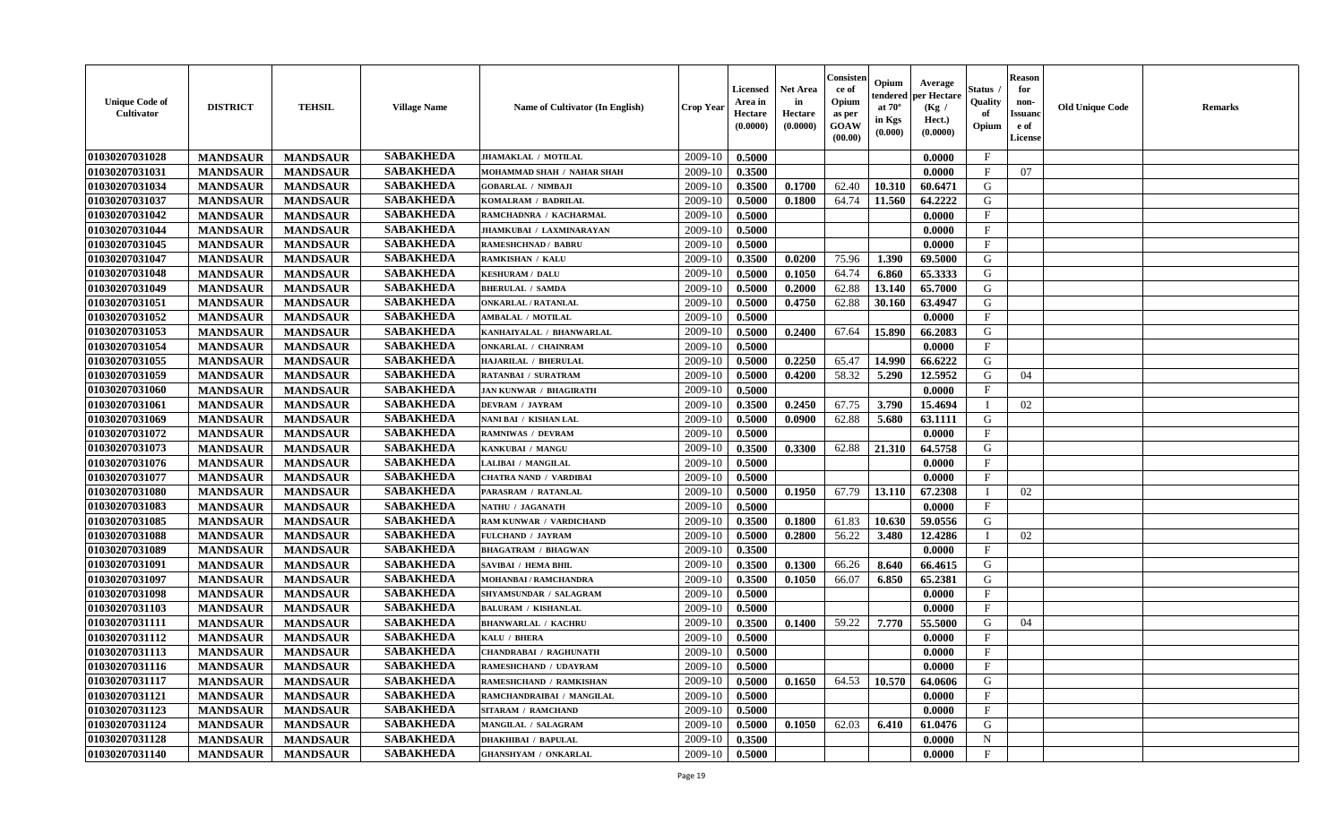| Unique Code of Cultivator | DISTRICT | TEHSIL | Village Name | Name of Cultivator (In English) | Crop Year | Licensed Area in Hectare (0.0000) | Net Area in Hectare (0.0000) | Consistence of Opium as per GOAW (00.00) | Opium tendered at 70° in Kgs (0.000) | Average per Hectare (Kg / Hect.) (0.0000) | Status / Quality of Opium | Reason for non-Issuance of License | Old Unique Code | Remarks |
|---|---|---|---|---|---|---|---|---|---|---|---|---|---|---|
| 01030207031028 | MANDSAUR | MANDSAUR | SABAKHEDA | JHAMAKLAL / MOTILAL | 2009-10 | 0.5000 | | | | 0.0000 | F | | | |
| 01030207031031 | MANDSAUR | MANDSAUR | SABAKHEDA | MOHAMMAD SHAH / NAHAR SHAH | 2009-10 | 0.3500 | | | | 0.0000 | F | 07 | | |
| 01030207031034 | MANDSAUR | MANDSAUR | SABAKHEDA | GOBARLAL / NIMBAJI | 2009-10 | 0.3500 | 0.1700 | 62.40 | 10.310 | 60.6471 | G | | | |
| 01030207031037 | MANDSAUR | MANDSAUR | SABAKHEDA | KOMALRAM / BADRILAL | 2009-10 | 0.5000 | 0.1800 | 64.74 | 11.560 | 64.2222 | G | | | |
| 01030207031042 | MANDSAUR | MANDSAUR | SABAKHEDA | RAMCHADNRA / KACHARMAL | 2009-10 | 0.5000 | | | | 0.0000 | F | | | |
| 01030207031044 | MANDSAUR | MANDSAUR | SABAKHEDA | JHAMKUBAI / LAXMINARAYAN | 2009-10 | 0.5000 | | | | 0.0000 | F | | | |
| 01030207031045 | MANDSAUR | MANDSAUR | SABAKHEDA | RAMESHCHNAD / BABRU | 2009-10 | 0.5000 | | | | 0.0000 | F | | | |
| 01030207031047 | MANDSAUR | MANDSAUR | SABAKHEDA | RAMKISHAN / KALU | 2009-10 | 0.3500 | 0.0200 | 75.96 | 1.390 | 69.5000 | G | | | |
| 01030207031048 | MANDSAUR | MANDSAUR | SABAKHEDA | KESHURAM / DALU | 2009-10 | 0.5000 | 0.1050 | 64.74 | 6.860 | 65.3333 | G | | | |
| 01030207031049 | MANDSAUR | MANDSAUR | SABAKHEDA | BHERULAL / SAMDA | 2009-10 | 0.5000 | 0.2000 | 62.88 | 13.140 | 65.7000 | G | | | |
| 01030207031051 | MANDSAUR | MANDSAUR | SABAKHEDA | ONKARLAL / RATANLAL | 2009-10 | 0.5000 | 0.4750 | 62.88 | 30.160 | 63.4947 | G | | | |
| 01030207031052 | MANDSAUR | MANDSAUR | SABAKHEDA | AMBALAL / MOTILAL | 2009-10 | 0.5000 | | | | 0.0000 | F | | | |
| 01030207031053 | MANDSAUR | MANDSAUR | SABAKHEDA | KANHAIYALAL / BHANWARLAL | 2009-10 | 0.5000 | 0.2400 | 67.64 | 15.890 | 66.2083 | G | | | |
| 01030207031054 | MANDSAUR | MANDSAUR | SABAKHEDA | ONKARLAL / CHAINRAM | 2009-10 | 0.5000 | | | | 0.0000 | F | | | |
| 01030207031055 | MANDSAUR | MANDSAUR | SABAKHEDA | HAJARILAL / BHERULAL | 2009-10 | 0.5000 | 0.2250 | 65.47 | 14.990 | 66.6222 | G | | | |
| 01030207031059 | MANDSAUR | MANDSAUR | SABAKHEDA | RATANBAI / SURATRAM | 2009-10 | 0.5000 | 0.4200 | 58.32 | 5.290 | 12.5952 | G | 04 | | |
| 01030207031060 | MANDSAUR | MANDSAUR | SABAKHEDA | JAN KUNWAR / BHAGIRATH | 2009-10 | 0.5000 | | | | 0.0000 | F | | | |
| 01030207031061 | MANDSAUR | MANDSAUR | SABAKHEDA | DEVRAM / JAYRAM | 2009-10 | 0.3500 | 0.2450 | 67.75 | 3.790 | 15.4694 | I | 02 | | |
| 01030207031069 | MANDSAUR | MANDSAUR | SABAKHEDA | NANI BAI / KISHAN LAL | 2009-10 | 0.5000 | 0.0900 | 62.88 | 5.680 | 63.1111 | G | | | |
| 01030207031072 | MANDSAUR | MANDSAUR | SABAKHEDA | RAMNIWAS / DEVRAM | 2009-10 | 0.5000 | | | | 0.0000 | F | | | |
| 01030207031073 | MANDSAUR | MANDSAUR | SABAKHEDA | KANKUBAI / MANGU | 2009-10 | 0.3500 | 0.3300 | 62.88 | 21.310 | 64.5758 | G | | | |
| 01030207031076 | MANDSAUR | MANDSAUR | SABAKHEDA | LALIBAI / MANGILAL | 2009-10 | 0.5000 | | | | 0.0000 | F | | | |
| 01030207031077 | MANDSAUR | MANDSAUR | SABAKHEDA | CHATRA NAND / VARDIBAI | 2009-10 | 0.5000 | | | | 0.0000 | F | | | |
| 01030207031080 | MANDSAUR | MANDSAUR | SABAKHEDA | PARASRAM / RATANLAL | 2009-10 | 0.5000 | 0.1950 | 67.79 | 13.110 | 67.2308 | I | 02 | | |
| 01030207031083 | MANDSAUR | MANDSAUR | SABAKHEDA | NATHU / JAGANATH | 2009-10 | 0.5000 | | | | 0.0000 | F | | | |
| 01030207031085 | MANDSAUR | MANDSAUR | SABAKHEDA | RAM KUNWAR / VARDICHAND | 2009-10 | 0.3500 | 0.1800 | 61.83 | 10.630 | 59.0556 | G | | | |
| 01030207031088 | MANDSAUR | MANDSAUR | SABAKHEDA | FULCHAND / JAYRAM | 2009-10 | 0.5000 | 0.2800 | 56.22 | 3.480 | 12.4286 | I | 02 | | |
| 01030207031089 | MANDSAUR | MANDSAUR | SABAKHEDA | BHAGATRAM / BHAGWAN | 2009-10 | 0.3500 | | | | 0.0000 | F | | | |
| 01030207031091 | MANDSAUR | MANDSAUR | SABAKHEDA | SAVIBAI / HEMA BHIL | 2009-10 | 0.3500 | 0.1300 | 66.26 | 8.640 | 66.4615 | G | | | |
| 01030207031097 | MANDSAUR | MANDSAUR | SABAKHEDA | MOHANBAI / RAMCHANDRA | 2009-10 | 0.3500 | 0.1050 | 66.07 | 6.850 | 65.2381 | G | | | |
| 01030207031098 | MANDSAUR | MANDSAUR | SABAKHEDA | SHYAMSUNDAR / SALAGRAM | 2009-10 | 0.5000 | | | | 0.0000 | F | | | |
| 01030207031103 | MANDSAUR | MANDSAUR | SABAKHEDA | BALURAM / KISHANLAL | 2009-10 | 0.5000 | | | | 0.0000 | F | | | |
| 01030207031111 | MANDSAUR | MANDSAUR | SABAKHEDA | BHANWARLAL / KACHRU | 2009-10 | 0.3500 | 0.1400 | 59.22 | 7.770 | 55.5000 | G | 04 | | |
| 01030207031112 | MANDSAUR | MANDSAUR | SABAKHEDA | KALU / BHERA | 2009-10 | 0.5000 | | | | 0.0000 | F | | | |
| 01030207031113 | MANDSAUR | MANDSAUR | SABAKHEDA | CHANDRABAI / RAGHUNATH | 2009-10 | 0.5000 | | | | 0.0000 | F | | | |
| 01030207031116 | MANDSAUR | MANDSAUR | SABAKHEDA | RAMESHCHAND / UDAYRAM | 2009-10 | 0.5000 | | | | 0.0000 | F | | | |
| 01030207031117 | MANDSAUR | MANDSAUR | SABAKHEDA | RAMESHCHAND / RAMKISHAN | 2009-10 | 0.5000 | 0.1650 | 64.53 | 10.570 | 64.0606 | G | | | |
| 01030207031121 | MANDSAUR | MANDSAUR | SABAKHEDA | RAMCHANDRAIBAI / MANGILAL | 2009-10 | 0.5000 | | | | 0.0000 | F | | | |
| 01030207031123 | MANDSAUR | MANDSAUR | SABAKHEDA | SITARAM / RAMCHAND | 2009-10 | 0.5000 | | | | 0.0000 | F | | | |
| 01030207031124 | MANDSAUR | MANDSAUR | SABAKHEDA | MANGILAL / SALAGRAM | 2009-10 | 0.5000 | 0.1050 | 62.03 | 6.410 | 61.0476 | G | | | |
| 01030207031128 | MANDSAUR | MANDSAUR | SABAKHEDA | DHAKHIBAI / BAPULAL | 2009-10 | 0.3500 | | | | 0.0000 | N | | | |
| 01030207031140 | MANDSAUR | MANDSAUR | SABAKHEDA | GHANSHYAM / ONKARLAL | 2009-10 | 0.5000 | | | | 0.0000 | F | | | |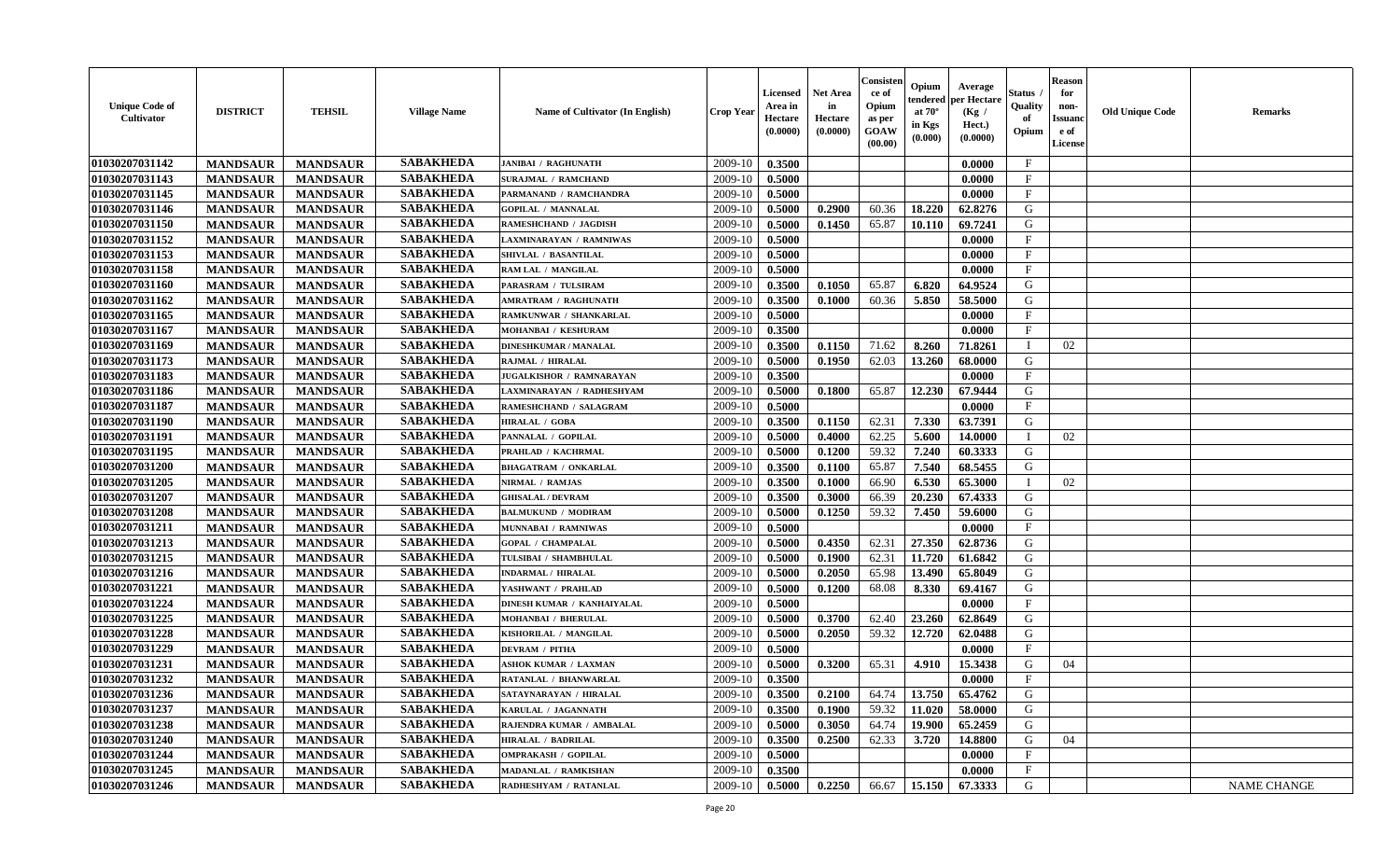| Unique Code of Cultivator | DISTRICT | TEHSIL | Village Name | Name of Cultivator (In English) | Crop Year | Licensed Area in Hectare (0.0000) | Net Area in Hectare (0.0000) | Consistence of Opium as per GOAW (00.00) | Opium tendered at 70° in Kgs (0.000) | Average per Hectare (Kg / Hect.) (0.0000) | Status / Quality of Opium | Reason for non-Issuance of License | Old Unique Code | Remarks |
|---|---|---|---|---|---|---|---|---|---|---|---|---|---|---|
| 01030207031142 | MANDSAUR | MANDSAUR | SABAKHEDA | JANIBAI / RAGHUNATH | 2009-10 | 0.3500 | | | | 0.0000 | F | | | |
| 01030207031143 | MANDSAUR | MANDSAUR | SABAKHEDA | SURAJMAL / RAMCHAND | 2009-10 | 0.5000 | | | | 0.0000 | F | | | |
| 01030207031145 | MANDSAUR | MANDSAUR | SABAKHEDA | PARMANAND / RAMCHANDRA | 2009-10 | 0.5000 | | | | 0.0000 | F | | | |
| 01030207031146 | MANDSAUR | MANDSAUR | SABAKHEDA | GOPILAL / MANNALAL | 2009-10 | 0.5000 | 0.2900 | 60.36 | 18.220 | 62.8276 | G | | | |
| 01030207031150 | MANDSAUR | MANDSAUR | SABAKHEDA | RAMESHCHAND / JAGDISH | 2009-10 | 0.5000 | 0.1450 | 65.87 | 10.110 | 69.7241 | G | | | |
| 01030207031152 | MANDSAUR | MANDSAUR | SABAKHEDA | LAXMINARAYAN / RAMNIWAS | 2009-10 | 0.5000 | | | | 0.0000 | F | | | |
| 01030207031153 | MANDSAUR | MANDSAUR | SABAKHEDA | SHIVLAL / BASANTILAL | 2009-10 | 0.5000 | | | | 0.0000 | F | | | |
| 01030207031158 | MANDSAUR | MANDSAUR | SABAKHEDA | RAM LAL / MANGILAL | 2009-10 | 0.5000 | | | | 0.0000 | F | | | |
| 01030207031160 | MANDSAUR | MANDSAUR | SABAKHEDA | PARASRAM / TULSIRAM | 2009-10 | 0.3500 | 0.1050 | 65.87 | 6.820 | 64.9524 | G | | | |
| 01030207031162 | MANDSAUR | MANDSAUR | SABAKHEDA | AMRATRAM / RAGHUNATH | 2009-10 | 0.3500 | 0.1000 | 60.36 | 5.850 | 58.5000 | G | | | |
| 01030207031165 | MANDSAUR | MANDSAUR | SABAKHEDA | RAMKUNWAR / SHANKARLAL | 2009-10 | 0.5000 | | | | 0.0000 | F | | | |
| 01030207031167 | MANDSAUR | MANDSAUR | SABAKHEDA | MOHANBAI / KESHURAM | 2009-10 | 0.3500 | | | | 0.0000 | F | | | |
| 01030207031169 | MANDSAUR | MANDSAUR | SABAKHEDA | DINESHKUMAR / MANALAL | 2009-10 | 0.3500 | 0.1150 | 71.62 | 8.260 | 71.8261 | I | 02 | | |
| 01030207031173 | MANDSAUR | MANDSAUR | SABAKHEDA | RAJMAL / HIRALAL | 2009-10 | 0.5000 | 0.1950 | 62.03 | 13.260 | 68.0000 | G | | | |
| 01030207031183 | MANDSAUR | MANDSAUR | SABAKHEDA | JUGALKISHOR / RAMNARAYAN | 2009-10 | 0.3500 | | | | 0.0000 | F | | | |
| 01030207031186 | MANDSAUR | MANDSAUR | SABAKHEDA | LAXMINARAYAN / RADHESHYAM | 2009-10 | 0.5000 | 0.1800 | 65.87 | 12.230 | 67.9444 | G | | | |
| 01030207031187 | MANDSAUR | MANDSAUR | SABAKHEDA | RAMESHCHAND / SALAGRAM | 2009-10 | 0.5000 | | | | 0.0000 | F | | | |
| 01030207031190 | MANDSAUR | MANDSAUR | SABAKHEDA | HIRALAL / GOBA | 2009-10 | 0.3500 | 0.1150 | 62.31 | 7.330 | 63.7391 | G | | | |
| 01030207031191 | MANDSAUR | MANDSAUR | SABAKHEDA | PANNALAL / GOPILAL | 2009-10 | 0.5000 | 0.4000 | 62.25 | 5.600 | 14.0000 | I | 02 | | |
| 01030207031195 | MANDSAUR | MANDSAUR | SABAKHEDA | PRAHLAD / KACHRMAL | 2009-10 | 0.5000 | 0.1200 | 59.32 | 7.240 | 60.3333 | G | | | |
| 01030207031200 | MANDSAUR | MANDSAUR | SABAKHEDA | BHAGATRAM / ONKARLAL | 2009-10 | 0.3500 | 0.1100 | 65.87 | 7.540 | 68.5455 | G | | | |
| 01030207031205 | MANDSAUR | MANDSAUR | SABAKHEDA | NIRMAL / RAMJAS | 2009-10 | 0.3500 | 0.1000 | 66.90 | 6.530 | 65.3000 | I | 02 | | |
| 01030207031207 | MANDSAUR | MANDSAUR | SABAKHEDA | GHISALAL / DEVRAM | 2009-10 | 0.3500 | 0.3000 | 66.39 | 20.230 | 67.4333 | G | | | |
| 01030207031208 | MANDSAUR | MANDSAUR | SABAKHEDA | BALMUKUND / MODIRAM | 2009-10 | 0.5000 | 0.1250 | 59.32 | 7.450 | 59.6000 | G | | | |
| 01030207031211 | MANDSAUR | MANDSAUR | SABAKHEDA | MUNNABAI / RAMNIWAS | 2009-10 | 0.5000 | | | | 0.0000 | F | | | |
| 01030207031213 | MANDSAUR | MANDSAUR | SABAKHEDA | GOPAL / CHAMPALAL | 2009-10 | 0.5000 | 0.4350 | 62.31 | 27.350 | 62.8736 | G | | | |
| 01030207031215 | MANDSAUR | MANDSAUR | SABAKHEDA | TULSIBAI / SHAMBHULAL | 2009-10 | 0.5000 | 0.1900 | 62.31 | 11.720 | 61.6842 | G | | | |
| 01030207031216 | MANDSAUR | MANDSAUR | SABAKHEDA | INDARMAL / HIRALAL | 2009-10 | 0.5000 | 0.2050 | 65.98 | 13.490 | 65.8049 | G | | | |
| 01030207031221 | MANDSAUR | MANDSAUR | SABAKHEDA | YASHWANT / PRAHLAD | 2009-10 | 0.5000 | 0.1200 | 68.08 | 8.330 | 69.4167 | G | | | |
| 01030207031224 | MANDSAUR | MANDSAUR | SABAKHEDA | DINESH KUMAR / KANHAIYALAL | 2009-10 | 0.5000 | | | | 0.0000 | F | | | |
| 01030207031225 | MANDSAUR | MANDSAUR | SABAKHEDA | MOHANBAI / BHERULAL | 2009-10 | 0.5000 | 0.3700 | 62.40 | 23.260 | 62.8649 | G | | | |
| 01030207031228 | MANDSAUR | MANDSAUR | SABAKHEDA | KISHORILAL / MANGILAL | 2009-10 | 0.5000 | 0.2050 | 59.32 | 12.720 | 62.0488 | G | | | |
| 01030207031229 | MANDSAUR | MANDSAUR | SABAKHEDA | DEVRAM / PITHA | 2009-10 | 0.5000 | | | | 0.0000 | F | | | |
| 01030207031231 | MANDSAUR | MANDSAUR | SABAKHEDA | ASHOK KUMAR / LAXMAN | 2009-10 | 0.5000 | 0.3200 | 65.31 | 4.910 | 15.3438 | G | 04 | | |
| 01030207031232 | MANDSAUR | MANDSAUR | SABAKHEDA | RATANLAL / BHANWARLAL | 2009-10 | 0.3500 | | | | 0.0000 | F | | | |
| 01030207031236 | MANDSAUR | MANDSAUR | SABAKHEDA | SATAYNARAYAN / HIRALAL | 2009-10 | 0.3500 | 0.2100 | 64.74 | 13.750 | 65.4762 | G | | | |
| 01030207031237 | MANDSAUR | MANDSAUR | SABAKHEDA | KARULAL / JAGANNATH | 2009-10 | 0.3500 | 0.1900 | 59.32 | 11.020 | 58.0000 | G | | | |
| 01030207031238 | MANDSAUR | MANDSAUR | SABAKHEDA | RAJENDRA KUMAR / AMBALAL | 2009-10 | 0.5000 | 0.3050 | 64.74 | 19.900 | 65.2459 | G | | | |
| 01030207031240 | MANDSAUR | MANDSAUR | SABAKHEDA | HIRALAL / BADRILAL | 2009-10 | 0.3500 | 0.2500 | 62.33 | 3.720 | 14.8800 | G | 04 | | |
| 01030207031244 | MANDSAUR | MANDSAUR | SABAKHEDA | OMPRAKASH / GOPILAL | 2009-10 | 0.5000 | | | | 0.0000 | F | | | |
| 01030207031245 | MANDSAUR | MANDSAUR | SABAKHEDA | MADANLAL / RAMKISHAN | 2009-10 | 0.3500 | | | | 0.0000 | F | | | |
| 01030207031246 | MANDSAUR | MANDSAUR | SABAKHEDA | RADHESHYAM / RATANLAL | 2009-10 | 0.5000 | 0.2250 | 66.67 | 15.150 | 67.3333 | G | | | NAME CHANGE |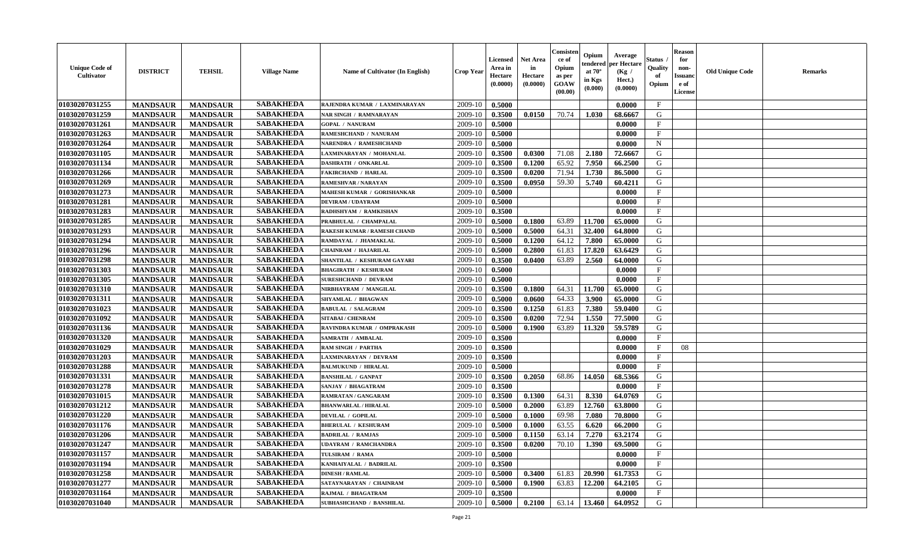| Unique Code of Cultivator | DISTRICT | TEHSIL | Village Name | Name of Cultivator (In English) | Crop Year | Licensed Area in Hectare (0.0000) | Net Area in Hectare (0.0000) | Consistence of Opium as per GOAW (00.00) | Opium tendered at 70° in Kgs (0.000) | Average per Hectare (Kg / Hect.) (0.0000) | Status / Quality of Opium | Reason for non-Issuance of License | Old Unique Code | Remarks |
|---|---|---|---|---|---|---|---|---|---|---|---|---|---|---|
| 01030207031255 | MANDSAUR | MANDSAUR | SABAKHEDA | RAJENDRA KUMAR / LAXMINARAYAN | 2009-10 | 0.5000 | | | | 0.0000 | F | | | |
| 01030207031259 | MANDSAUR | MANDSAUR | SABAKHEDA | NAR SINGH / RAMNARAYAN | 2009-10 | 0.3500 | 0.0150 | 70.74 | 1.030 | 68.6667 | G | | | |
| 01030207031261 | MANDSAUR | MANDSAUR | SABAKHEDA | GOPAL / NANURAM | 2009-10 | 0.5000 | | | | 0.0000 | F | | | |
| 01030207031263 | MANDSAUR | MANDSAUR | SABAKHEDA | RAMESHCHAND / NANURAM | 2009-10 | 0.5000 | | | | 0.0000 | F | | | |
| 01030207031264 | MANDSAUR | MANDSAUR | SABAKHEDA | NARENDRA / RAMESHCHAND | 2009-10 | 0.5000 | | | | 0.0000 | N | | | |
| 01030207031105 | MANDSAUR | MANDSAUR | SABAKHEDA | LAXMINARAYAN / MOHANLAL | 2009-10 | 0.3500 | 0.0300 | 71.08 | 2.180 | 72.6667 | G | | | |
| 01030207031134 | MANDSAUR | MANDSAUR | SABAKHEDA | DASHRATH / ONKARLAL | 2009-10 | 0.3500 | 0.1200 | 65.92 | 7.950 | 66.2500 | G | | | |
| 01030207031266 | MANDSAUR | MANDSAUR | SABAKHEDA | FAKIRCHAND / HARLAL | 2009-10 | 0.3500 | 0.0200 | 71.94 | 1.730 | 86.5000 | G | | | |
| 01030207031269 | MANDSAUR | MANDSAUR | SABAKHEDA | RAMESHVAR / NARAYAN | 2009-10 | 0.3500 | 0.0950 | 59.30 | 5.740 | 60.4211 | G | | | |
| 01030207031273 | MANDSAUR | MANDSAUR | SABAKHEDA | MAHESH KUMAR / GORISHANKAR | 2009-10 | 0.5000 | | | | 0.0000 | F | | | |
| 01030207031281 | MANDSAUR | MANDSAUR | SABAKHEDA | DEVIRAM / UDAYRAM | 2009-10 | 0.5000 | | | | 0.0000 | F | | | |
| 01030207031283 | MANDSAUR | MANDSAUR | SABAKHEDA | RADHSHYAM / RAMKISHAN | 2009-10 | 0.3500 | | | | 0.0000 | F | | | |
| 01030207031285 | MANDSAUR | MANDSAUR | SABAKHEDA | PRABHULAL / CHAMPALAL | 2009-10 | 0.5000 | 0.1800 | 63.89 | 11.700 | 65.0000 | G | | | |
| 01030207031293 | MANDSAUR | MANDSAUR | SABAKHEDA | RAKESH KUMAR / RAMESH CHAND | 2009-10 | 0.5000 | 0.5000 | 64.31 | 32.400 | 64.8000 | G | | | |
| 01030207031294 | MANDSAUR | MANDSAUR | SABAKHEDA | RAMDAYAL / JHAMAKLAL | 2009-10 | 0.5000 | 0.1200 | 64.12 | 7.800 | 65.0000 | G | | | |
| 01030207031296 | MANDSAUR | MANDSAUR | SABAKHEDA | CHAINRAM / HAJARILAL | 2009-10 | 0.5000 | 0.2800 | 61.83 | 17.820 | 63.6429 | G | | | |
| 01030207031298 | MANDSAUR | MANDSAUR | SABAKHEDA | SHANTILAL / KESHURAM GAYARI | 2009-10 | 0.3500 | 0.0400 | 63.89 | 2.560 | 64.0000 | G | | | |
| 01030207031303 | MANDSAUR | MANDSAUR | SABAKHEDA | BHAGIRATH / KESHURAM | 2009-10 | 0.5000 | | | | 0.0000 | F | | | |
| 01030207031305 | MANDSAUR | MANDSAUR | SABAKHEDA | SURESHCHAND / DEVRAM | 2009-10 | 0.5000 | | | | 0.0000 | F | | | |
| 01030207031310 | MANDSAUR | MANDSAUR | SABAKHEDA | NIRBHAYRAM / MANGILAL | 2009-10 | 0.3500 | 0.1800 | 64.31 | 11.700 | 65.0000 | G | | | |
| 01030207031311 | MANDSAUR | MANDSAUR | SABAKHEDA | SHYAMLAL / BHAGWAN | 2009-10 | 0.5000 | 0.0600 | 64.33 | 3.900 | 65.0000 | G | | | |
| 01030207031023 | MANDSAUR | MANDSAUR | SABAKHEDA | BABULAL / SALAGRAM | 2009-10 | 0.3500 | 0.1250 | 61.83 | 7.380 | 59.0400 | G | | | |
| 01030207031092 | MANDSAUR | MANDSAUR | SABAKHEDA | SITABAI / CHENRAM | 2009-10 | 0.3500 | 0.0200 | 72.94 | 1.550 | 77.5000 | G | | | |
| 01030207031136 | MANDSAUR | MANDSAUR | SABAKHEDA | RAVINDRA KUMAR / OMPRAKASH | 2009-10 | 0.5000 | 0.1900 | 63.89 | 11.320 | 59.5789 | G | | | |
| 01030207031320 | MANDSAUR | MANDSAUR | SABAKHEDA | SAMRATH / AMBALAL | 2009-10 | 0.3500 | | | | 0.0000 | F | | | |
| 01030207031029 | MANDSAUR | MANDSAUR | SABAKHEDA | RAM SINGH / PARTHA | 2009-10 | 0.3500 | | | | 0.0000 | F | 08 | | |
| 01030207031203 | MANDSAUR | MANDSAUR | SABAKHEDA | LAXMINARAYAN / DEVRAM | 2009-10 | 0.3500 | | | | 0.0000 | F | | | |
| 01030207031288 | MANDSAUR | MANDSAUR | SABAKHEDA | BALMUKUND / HIRALAL | 2009-10 | 0.5000 | | | | 0.0000 | F | | | |
| 01030207031331 | MANDSAUR | MANDSAUR | SABAKHEDA | BANSHILAL / GANPAT | 2009-10 | 0.3500 | 0.2050 | 68.86 | 14.050 | 68.5366 | G | | | |
| 01030207031278 | MANDSAUR | MANDSAUR | SABAKHEDA | SANJAY / BHAGATRAM | 2009-10 | 0.3500 | | | | 0.0000 | F | | | |
| 01030207031015 | MANDSAUR | MANDSAUR | SABAKHEDA | RAMRATAN / GANGARAM | 2009-10 | 0.3500 | 0.1300 | 64.31 | 8.330 | 64.0769 | G | | | |
| 01030207031212 | MANDSAUR | MANDSAUR | SABAKHEDA | BHANWARLAL / HIRALAL | 2009-10 | 0.5000 | 0.2000 | 63.89 | 12.760 | 63.8000 | G | | | |
| 01030207031220 | MANDSAUR | MANDSAUR | SABAKHEDA | DEVILAL / GOPILAL | 2009-10 | 0.5000 | 0.1000 | 69.98 | 7.080 | 70.8000 | G | | | |
| 01030207031176 | MANDSAUR | MANDSAUR | SABAKHEDA | BHERULAL / KESHURAM | 2009-10 | 0.5000 | 0.1000 | 63.55 | 6.620 | 66.2000 | G | | | |
| 01030207031206 | MANDSAUR | MANDSAUR | SABAKHEDA | BADRILAL / RAMJAS | 2009-10 | 0.5000 | 0.1150 | 63.14 | 7.270 | 63.2174 | G | | | |
| 01030207031247 | MANDSAUR | MANDSAUR | SABAKHEDA | UDAYRAM / RAMCHANDRA | 2009-10 | 0.3500 | 0.0200 | 70.10 | 1.390 | 69.5000 | G | | | |
| 01030207031157 | MANDSAUR | MANDSAUR | SABAKHEDA | TULSIRAM / RAMA | 2009-10 | 0.5000 | | | | 0.0000 | F | | | |
| 01030207031194 | MANDSAUR | MANDSAUR | SABAKHEDA | KANHAIYALAL / BADRILAL | 2009-10 | 0.3500 | | | | 0.0000 | F | | | |
| 01030207031258 | MANDSAUR | MANDSAUR | SABAKHEDA | DINESH / RAMLAL | 2009-10 | 0.5000 | 0.3400 | 61.83 | 20.990 | 61.7353 | G | | | |
| 01030207031277 | MANDSAUR | MANDSAUR | SABAKHEDA | SATAYNARAYAN / CHAINRAM | 2009-10 | 0.5000 | 0.1900 | 63.83 | 12.200 | 64.2105 | G | | | |
| 01030207031164 | MANDSAUR | MANDSAUR | SABAKHEDA | RAJMAL / BHAGATRAM | 2009-10 | 0.3500 | | | | 0.0000 | F | | | |
| 01030207031040 | MANDSAUR | MANDSAUR | SABAKHEDA | SUBHASHCHAND / BANSHILAL | 2009-10 | 0.5000 | 0.2100 | 63.14 | 13.460 | 64.0952 | G | | | |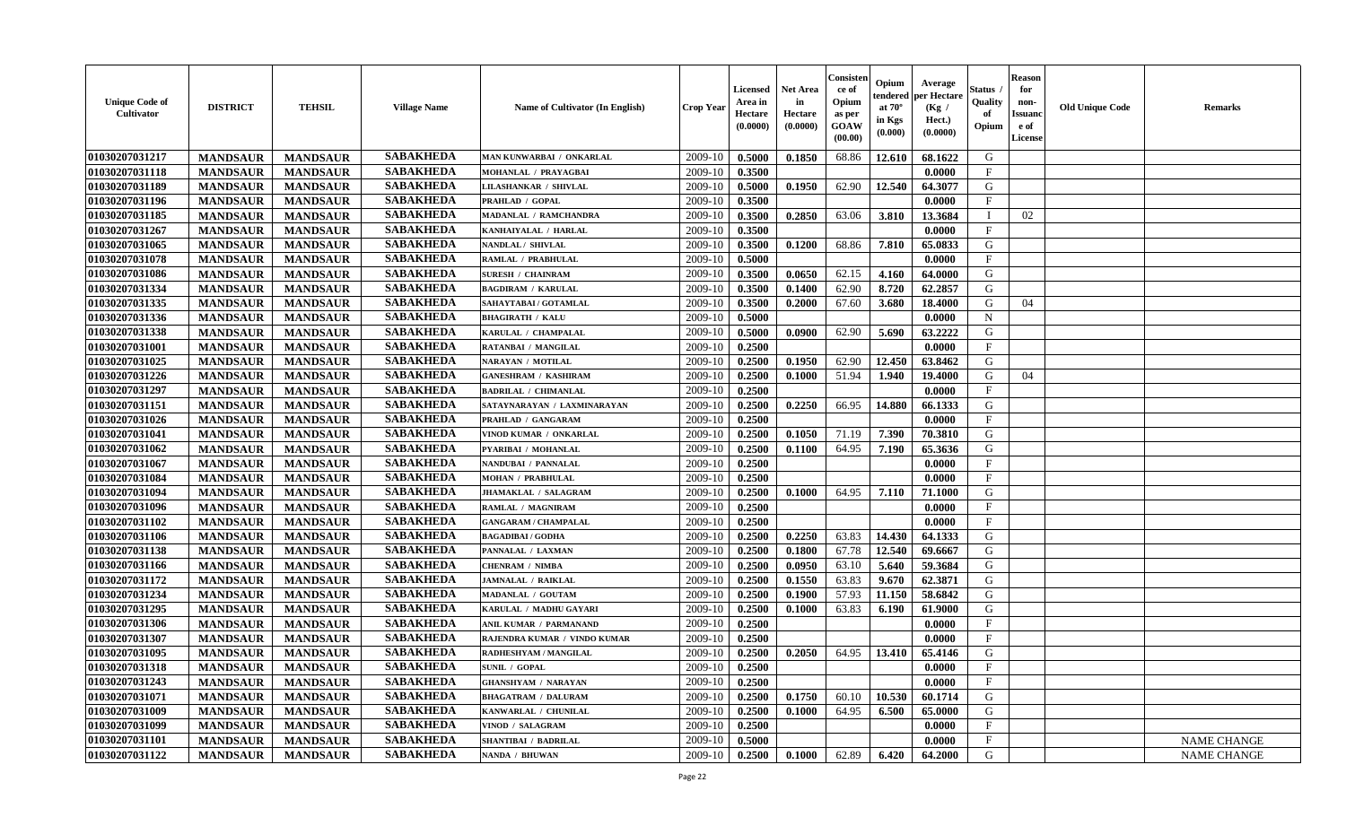| Unique Code of Cultivator | DISTRICT | TEHSIL | Village Name | Name of Cultivator (In English) | Crop Year | Licensed Area in Hectare (0.0000) | Net Area in Hectare (0.0000) | Consistence of Opium as per GOAW (00.00) | Opium tendered at 70° in Kgs (0.000) | Average per Hectare (Kg / Hect.) (0.0000) | Status / Quality of Opium | Reason for non-Issuance of License | Old Unique Code | Remarks |
|---|---|---|---|---|---|---|---|---|---|---|---|---|---|---|
| 01030207031217 | MANDSAUR | MANDSAUR | SABAKHEDA | MAN KUNWARBAI / ONKARLAL | 2009-10 | 0.5000 | 0.1850 | 68.86 | 12.610 | 68.1622 | G | | | |
| 01030207031118 | MANDSAUR | MANDSAUR | SABAKHEDA | MOHANLAL / PRAYAGBAI | 2009-10 | 0.3500 | | | | 0.0000 | F | | | |
| 01030207031189 | MANDSAUR | MANDSAUR | SABAKHEDA | LILASHANKAR / SHIVLAL | 2009-10 | 0.5000 | 0.1950 | 62.90 | 12.540 | 64.3077 | G | | | |
| 01030207031196 | MANDSAUR | MANDSAUR | SABAKHEDA | PRAHLAD / GOPAL | 2009-10 | 0.3500 | | | | 0.0000 | F | | | |
| 01030207031185 | MANDSAUR | MANDSAUR | SABAKHEDA | MADANLAL / RAMCHANDRA | 2009-10 | 0.3500 | 0.2850 | 63.06 | 3.810 | 13.3684 | I | 02 | | |
| 01030207031267 | MANDSAUR | MANDSAUR | SABAKHEDA | KANHAIYALAL / HARLAL | 2009-10 | 0.3500 | | | | 0.0000 | F | | | |
| 01030207031065 | MANDSAUR | MANDSAUR | SABAKHEDA | NANDLAL / SHIVLAL | 2009-10 | 0.3500 | 0.1200 | 68.86 | 7.810 | 65.0833 | G | | | |
| 01030207031078 | MANDSAUR | MANDSAUR | SABAKHEDA | RAMLAL / PRABHULAL | 2009-10 | 0.5000 | | | | 0.0000 | F | | | |
| 01030207031086 | MANDSAUR | MANDSAUR | SABAKHEDA | SURESH / CHAINRAM | 2009-10 | 0.3500 | 0.0650 | 62.15 | 4.160 | 64.0000 | G | | | |
| 01030207031334 | MANDSAUR | MANDSAUR | SABAKHEDA | BAGDIRAM / KARULAL | 2009-10 | 0.3500 | 0.1400 | 62.90 | 8.720 | 62.2857 | G | | | |
| 01030207031335 | MANDSAUR | MANDSAUR | SABAKHEDA | SAHAYTABAI / GOTAMLAL | 2009-10 | 0.3500 | 0.2000 | 67.60 | 3.680 | 18.4000 | G | 04 | | |
| 01030207031336 | MANDSAUR | MANDSAUR | SABAKHEDA | BHAGIRATH / KALU | 2009-10 | 0.5000 | | | | 0.0000 | N | | | |
| 01030207031338 | MANDSAUR | MANDSAUR | SABAKHEDA | KARULAL / CHAMPALAL | 2009-10 | 0.5000 | 0.0900 | 62.90 | 5.690 | 63.2222 | G | | | |
| 01030207031001 | MANDSAUR | MANDSAUR | SABAKHEDA | RATANBAI / MANGILAL | 2009-10 | 0.2500 | | | | 0.0000 | F | | | |
| 01030207031025 | MANDSAUR | MANDSAUR | SABAKHEDA | NARAYAN / MOTILAL | 2009-10 | 0.2500 | 0.1950 | 62.90 | 12.450 | 63.8462 | G | | | |
| 01030207031226 | MANDSAUR | MANDSAUR | SABAKHEDA | GANESHRAM / KASHIRAM | 2009-10 | 0.2500 | 0.1000 | 51.94 | 1.940 | 19.4000 | G | 04 | | |
| 01030207031297 | MANDSAUR | MANDSAUR | SABAKHEDA | BADRILAL / CHIMANLAL | 2009-10 | 0.2500 | | | | 0.0000 | F | | | |
| 01030207031151 | MANDSAUR | MANDSAUR | SABAKHEDA | SATAYNARAYAN / LAXMINARAYAN | 2009-10 | 0.2500 | 0.2250 | 66.95 | 14.880 | 66.1333 | G | | | |
| 01030207031026 | MANDSAUR | MANDSAUR | SABAKHEDA | PRAHLAD / GANGARAM | 2009-10 | 0.2500 | | | | 0.0000 | F | | | |
| 01030207031041 | MANDSAUR | MANDSAUR | SABAKHEDA | VINOD KUMAR / ONKARLAL | 2009-10 | 0.2500 | 0.1050 | 71.19 | 7.390 | 70.3810 | G | | | |
| 01030207031062 | MANDSAUR | MANDSAUR | SABAKHEDA | PYARIBAI / MOHANLAL | 2009-10 | 0.2500 | 0.1100 | 64.95 | 7.190 | 65.3636 | G | | | |
| 01030207031067 | MANDSAUR | MANDSAUR | SABAKHEDA | NANDUBAI / PANNALAL | 2009-10 | 0.2500 | | | | 0.0000 | F | | | |
| 01030207031084 | MANDSAUR | MANDSAUR | SABAKHEDA | MOHAN / PRABHULAL | 2009-10 | 0.2500 | | | | 0.0000 | F | | | |
| 01030207031094 | MANDSAUR | MANDSAUR | SABAKHEDA | JHAMAKLAL / SALAGRAM | 2009-10 | 0.2500 | 0.1000 | 64.95 | 7.110 | 71.1000 | G | | | |
| 01030207031096 | MANDSAUR | MANDSAUR | SABAKHEDA | RAMLAL / MAGNIRAM | 2009-10 | 0.2500 | | | | 0.0000 | F | | | |
| 01030207031102 | MANDSAUR | MANDSAUR | SABAKHEDA | GANGARAM / CHAMPALAL | 2009-10 | 0.2500 | | | | 0.0000 | F | | | |
| 01030207031106 | MANDSAUR | MANDSAUR | SABAKHEDA | BAGADIBAI / GODHA | 2009-10 | 0.2500 | 0.2250 | 63.83 | 14.430 | 64.1333 | G | | | |
| 01030207031138 | MANDSAUR | MANDSAUR | SABAKHEDA | PANNALAL / LAXMAN | 2009-10 | 0.2500 | 0.1800 | 67.78 | 12.540 | 69.6667 | G | | | |
| 01030207031166 | MANDSAUR | MANDSAUR | SABAKHEDA | CHENRAM / NIMBA | 2009-10 | 0.2500 | 0.0950 | 63.10 | 5.640 | 59.3684 | G | | | |
| 01030207031172 | MANDSAUR | MANDSAUR | SABAKHEDA | JAMNALAL / RAIKLAL | 2009-10 | 0.2500 | 0.1550 | 63.83 | 9.670 | 62.3871 | G | | | |
| 01030207031234 | MANDSAUR | MANDSAUR | SABAKHEDA | MADANLAL / GOUTAM | 2009-10 | 0.2500 | 0.1900 | 57.93 | 11.150 | 58.6842 | G | | | |
| 01030207031295 | MANDSAUR | MANDSAUR | SABAKHEDA | KARULAL / MADHU GAYARI | 2009-10 | 0.2500 | 0.1000 | 63.83 | 6.190 | 61.9000 | G | | | |
| 01030207031306 | MANDSAUR | MANDSAUR | SABAKHEDA | ANIL KUMAR / PARMANAND | 2009-10 | 0.2500 | | | | 0.0000 | F | | | |
| 01030207031307 | MANDSAUR | MANDSAUR | SABAKHEDA | RAJENDRA KUMAR / VINDO KUMAR | 2009-10 | 0.2500 | | | | 0.0000 | F | | | |
| 01030207031095 | MANDSAUR | MANDSAUR | SABAKHEDA | RADHESHYAM / MANGILAL | 2009-10 | 0.2500 | 0.2050 | 64.95 | 13.410 | 65.4146 | G | | | |
| 01030207031318 | MANDSAUR | MANDSAUR | SABAKHEDA | SUNIL / GOPAL | 2009-10 | 0.2500 | | | | 0.0000 | F | | | |
| 01030207031243 | MANDSAUR | MANDSAUR | SABAKHEDA | GHANSHYAM / NARAYAN | 2009-10 | 0.2500 | | | | 0.0000 | F | | | |
| 01030207031071 | MANDSAUR | MANDSAUR | SABAKHEDA | BHAGATRAM / DALURAM | 2009-10 | 0.2500 | 0.1750 | 60.10 | 10.530 | 60.1714 | G | | | |
| 01030207031009 | MANDSAUR | MANDSAUR | SABAKHEDA | KANWARLAL / CHUNILAL | 2009-10 | 0.2500 | 0.1000 | 64.95 | 6.500 | 65.0000 | G | | | |
| 01030207031099 | MANDSAUR | MANDSAUR | SABAKHEDA | VINOD / SALAGRAM | 2009-10 | 0.2500 | | | | 0.0000 | F | | | |
| 01030207031101 | MANDSAUR | MANDSAUR | SABAKHEDA | SHANTIBAI / BADRILAL | 2009-10 | 0.5000 | | | | 0.0000 | F | | | NAME CHANGE |
| 01030207031122 | MANDSAUR | MANDSAUR | SABAKHEDA | NANDA / BHUWAN | 2009-10 | 0.2500 | 0.1000 | 62.89 | 6.420 | 64.2000 | G | | | NAME CHANGE |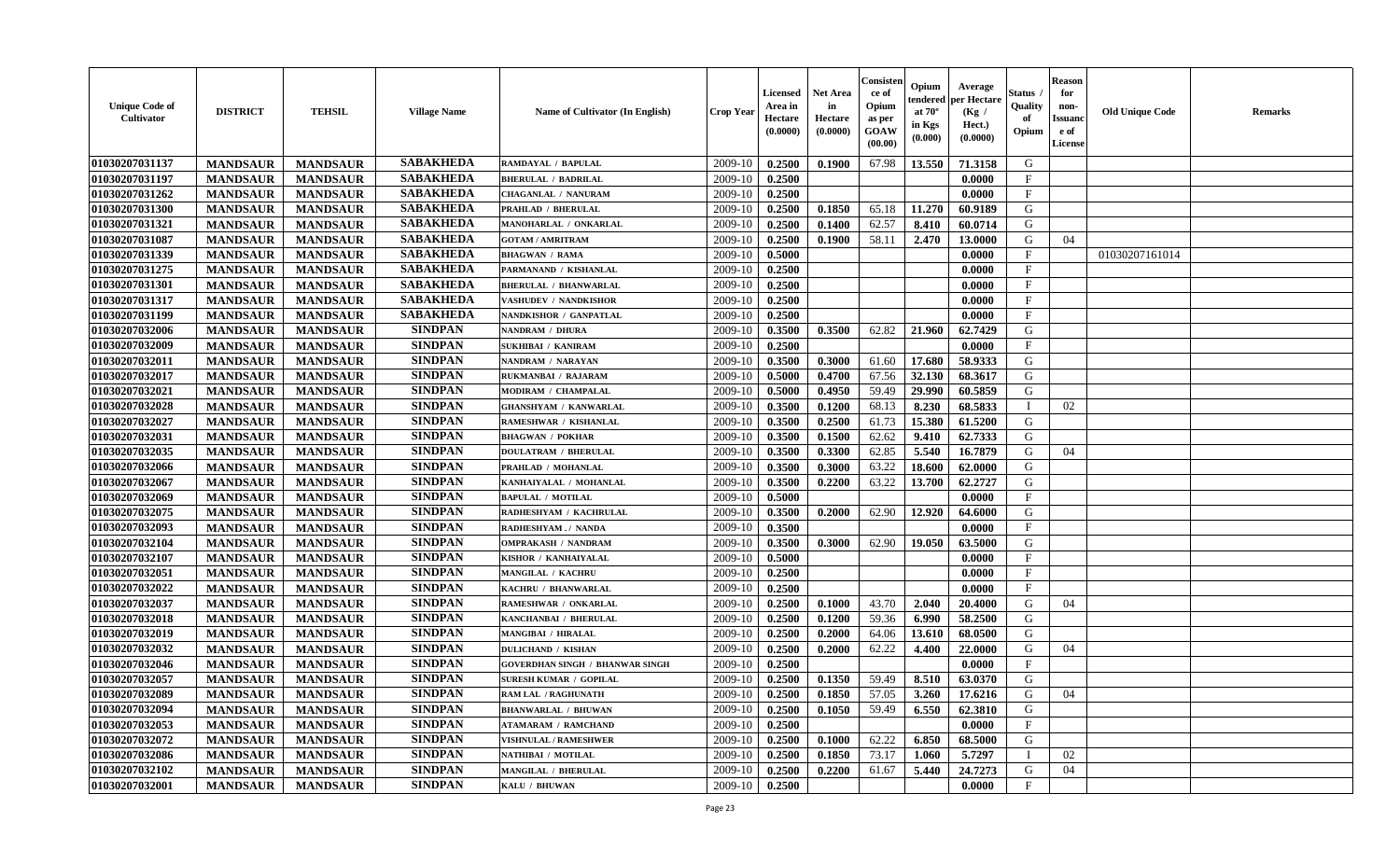| Unique Code of Cultivator | DISTRICT | TEHSIL | Village Name | Name of Cultivator (In English) | Crop Year | Licensed Area in Hectare (0.0000) | Net Area in Hectare (0.0000) | Consistence of Opium as per GOAW (00.00) | Opium tendered at 70° in Kgs (0.000) | Average per Hectare (Kg / Hect.) (0.0000) | Status / Quality of Opium | Reason for non-Issuance of License | Old Unique Code | Remarks |
|---|---|---|---|---|---|---|---|---|---|---|---|---|---|---|
| 01030207031137 | MANDSAUR | MANDSAUR | SABAKHEDA | RAMDAYAL / BAPULAL | 2009-10 | 0.2500 | 0.1900 | 67.98 | 13.550 | 71.3158 | G | | | |
| 01030207031197 | MANDSAUR | MANDSAUR | SABAKHEDA | BHERULAL / BADRILAL | 2009-10 | 0.2500 | | | | 0.0000 | F | | | |
| 01030207031262 | MANDSAUR | MANDSAUR | SABAKHEDA | CHAGANLAL / NANURAM | 2009-10 | 0.2500 | | | | 0.0000 | F | | | |
| 01030207031300 | MANDSAUR | MANDSAUR | SABAKHEDA | PRAHLAD / BHERULAL | 2009-10 | 0.2500 | 0.1850 | 65.18 | 11.270 | 60.9189 | G | | | |
| 01030207031321 | MANDSAUR | MANDSAUR | SABAKHEDA | MANOHARLAL / ONKARLAL | 2009-10 | 0.2500 | 0.1400 | 62.57 | 8.410 | 60.0714 | G | | | |
| 01030207031087 | MANDSAUR | MANDSAUR | SABAKHEDA | GOTAM / AMRITRAM | 2009-10 | 0.2500 | 0.1900 | 58.11 | 2.470 | 13.0000 | G | 04 | | |
| 01030207031339 | MANDSAUR | MANDSAUR | SABAKHEDA | BHAGWAN / RAMA | 2009-10 | 0.5000 | | | | 0.0000 | F | | 01030207161014 | |
| 01030207031275 | MANDSAUR | MANDSAUR | SABAKHEDA | PARMANAND / KISHANLAL | 2009-10 | 0.2500 | | | | 0.0000 | F | | | |
| 01030207031301 | MANDSAUR | MANDSAUR | SABAKHEDA | BHERULAL / BHANWARLAL | 2009-10 | 0.2500 | | | | 0.0000 | F | | | |
| 01030207031317 | MANDSAUR | MANDSAUR | SABAKHEDA | VASHUDEV / NANDKISHOR | 2009-10 | 0.2500 | | | | 0.0000 | F | | | |
| 01030207031199 | MANDSAUR | MANDSAUR | SABAKHEDA | NANDKISHOR / GANPATLAL | 2009-10 | 0.2500 | | | | 0.0000 | F | | | |
| 01030207032006 | MANDSAUR | MANDSAUR | SINDPAN | NANDRAM / DHURA | 2009-10 | 0.3500 | 0.3500 | 62.82 | 21.960 | 62.7429 | G | | | |
| 01030207032009 | MANDSAUR | MANDSAUR | SINDPAN | SUKHIBAI / KANIRAM | 2009-10 | 0.2500 | | | | 0.0000 | F | | | |
| 01030207032011 | MANDSAUR | MANDSAUR | SINDPAN | NANDRAM / NARAYAN | 2009-10 | 0.3500 | 0.3000 | 61.60 | 17.680 | 58.9333 | G | | | |
| 01030207032017 | MANDSAUR | MANDSAUR | SINDPAN | RUKMANBAI / RAJARAM | 2009-10 | 0.5000 | 0.4700 | 67.56 | 32.130 | 68.3617 | G | | | |
| 01030207032021 | MANDSAUR | MANDSAUR | SINDPAN | MODIRAM / CHAMPALAL | 2009-10 | 0.5000 | 0.4950 | 59.49 | 29.990 | 60.5859 | G | | | |
| 01030207032028 | MANDSAUR | MANDSAUR | SINDPAN | GHANSHYAM / KANWARLAL | 2009-10 | 0.3500 | 0.1200 | 68.13 | 8.230 | 68.5833 | I | 02 | | |
| 01030207032027 | MANDSAUR | MANDSAUR | SINDPAN | RAMESHWAR / KISHANLAL | 2009-10 | 0.3500 | 0.2500 | 61.73 | 15.380 | 61.5200 | G | | | |
| 01030207032031 | MANDSAUR | MANDSAUR | SINDPAN | BHAGWAN / POKHAR | 2009-10 | 0.3500 | 0.1500 | 62.62 | 9.410 | 62.7333 | G | | | |
| 01030207032035 | MANDSAUR | MANDSAUR | SINDPAN | DOULATRAM / BHERULAL | 2009-10 | 0.3500 | 0.3300 | 62.85 | 5.540 | 16.7879 | G | 04 | | |
| 01030207032066 | MANDSAUR | MANDSAUR | SINDPAN | PRAHLAD / MOHANLAL | 2009-10 | 0.3500 | 0.3000 | 63.22 | 18.600 | 62.0000 | G | | | |
| 01030207032067 | MANDSAUR | MANDSAUR | SINDPAN | KANHAIYALAL / MOHANLAL | 2009-10 | 0.3500 | 0.2200 | 63.22 | 13.700 | 62.2727 | G | | | |
| 01030207032069 | MANDSAUR | MANDSAUR | SINDPAN | BAPULAL / MOTILAL | 2009-10 | 0.5000 | | | | 0.0000 | F | | | |
| 01030207032075 | MANDSAUR | MANDSAUR | SINDPAN | RADHESHYAM / KACHRULAL | 2009-10 | 0.3500 | 0.2000 | 62.90 | 12.920 | 64.6000 | G | | | |
| 01030207032093 | MANDSAUR | MANDSAUR | SINDPAN | RADHESHYAM ./ NANDA | 2009-10 | 0.3500 | | | | 0.0000 | F | | | |
| 01030207032104 | MANDSAUR | MANDSAUR | SINDPAN | OMPRAKASH / NANDRAM | 2009-10 | 0.3500 | 0.3000 | 62.90 | 19.050 | 63.5000 | G | | | |
| 01030207032107 | MANDSAUR | MANDSAUR | SINDPAN | KISHOR / KANHAIYALAL | 2009-10 | 0.5000 | | | | 0.0000 | F | | | |
| 01030207032051 | MANDSAUR | MANDSAUR | SINDPAN | MANGILAL / KACHRU | 2009-10 | 0.2500 | | | | 0.0000 | F | | | |
| 01030207032022 | MANDSAUR | MANDSAUR | SINDPAN | KACHRU / BHANWARLAL | 2009-10 | 0.2500 | | | | 0.0000 | F | | | |
| 01030207032037 | MANDSAUR | MANDSAUR | SINDPAN | RAMESHWAR / ONKARLAL | 2009-10 | 0.2500 | 0.1000 | 43.70 | 2.040 | 20.4000 | G | 04 | | |
| 01030207032018 | MANDSAUR | MANDSAUR | SINDPAN | KANCHANBAI / BHERULAL | 2009-10 | 0.2500 | 0.1200 | 59.36 | 6.990 | 58.2500 | G | | | |
| 01030207032019 | MANDSAUR | MANDSAUR | SINDPAN | MANGIBAI / HIRALAL | 2009-10 | 0.2500 | 0.2000 | 64.06 | 13.610 | 68.0500 | G | | | |
| 01030207032032 | MANDSAUR | MANDSAUR | SINDPAN | DULICHAND / KISHAN | 2009-10 | 0.2500 | 0.2000 | 62.22 | 4.400 | 22.0000 | G | 04 | | |
| 01030207032046 | MANDSAUR | MANDSAUR | SINDPAN | GOVERDHAN SINGH / BHANWAR SINGH | 2009-10 | 0.2500 | | | | 0.0000 | F | | | |
| 01030207032057 | MANDSAUR | MANDSAUR | SINDPAN | SURESH KUMAR / GOPILAL | 2009-10 | 0.2500 | 0.1350 | 59.49 | 8.510 | 63.0370 | G | | | |
| 01030207032089 | MANDSAUR | MANDSAUR | SINDPAN | RAM LAL / RAGHUNATH | 2009-10 | 0.2500 | 0.1850 | 57.05 | 3.260 | 17.6216 | G | 04 | | |
| 01030207032094 | MANDSAUR | MANDSAUR | SINDPAN | BHANWARLAL / BHUWAN | 2009-10 | 0.2500 | 0.1050 | 59.49 | 6.550 | 62.3810 | G | | | |
| 01030207032053 | MANDSAUR | MANDSAUR | SINDPAN | ATAMARAM / RAMCHAND | 2009-10 | 0.2500 | | | | 0.0000 | F | | | |
| 01030207032072 | MANDSAUR | MANDSAUR | SINDPAN | VISHNULAL / RAMESHWER | 2009-10 | 0.2500 | 0.1000 | 62.22 | 6.850 | 68.5000 | G | | | |
| 01030207032086 | MANDSAUR | MANDSAUR | SINDPAN | NATHIBAI / MOTILAL | 2009-10 | 0.2500 | 0.1850 | 73.17 | 1.060 | 5.7297 | I | 02 | | |
| 01030207032102 | MANDSAUR | MANDSAUR | SINDPAN | MANGILAL / BHERULAL | 2009-10 | 0.2500 | 0.2200 | 61.67 | 5.440 | 24.7273 | G | 04 | | |
| 01030207032001 | MANDSAUR | MANDSAUR | SINDPAN | KALU / BHUWAN | 2009-10 | 0.2500 | | | | 0.0000 | F | | | |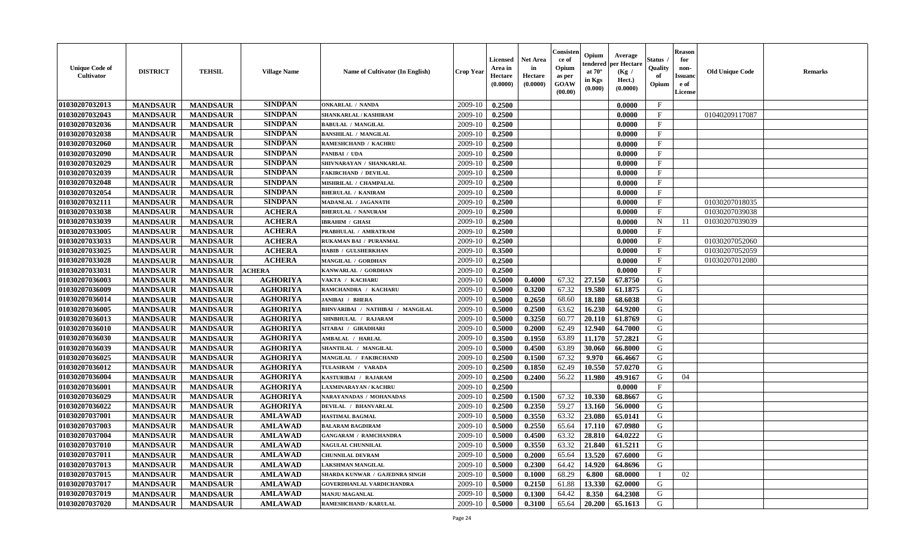| Unique Code of Cultivator | DISTRICT | TEHSIL | Village Name | Name of Cultivator (In English) | Crop Year | Licensed Area in Hectare (0.0000) | Net Area in Hectare (0.0000) | Consistence of Opium as per GOAW (00.00) | Opium tendered at 70° in Kgs (0.000) | Average per Hectare (Kg / Hect.) (0.0000) | Status / Quality of Opium | Reason for non-Issuance of License | Old Unique Code | Remarks |
|---|---|---|---|---|---|---|---|---|---|---|---|---|---|---|
| 01030207032013 | MANDSAUR | MANDSAUR | SINDPAN | ONKARLAL / NANDA | 2009-10 | 0.2500 | | | | 0.0000 | F | | | |
| 01030207032043 | MANDSAUR | MANDSAUR | SINDPAN | SHANKARLAL / KASHIRAM | 2009-10 | 0.2500 | | | | 0.0000 | F | | 01040209117087 | |
| 01030207032036 | MANDSAUR | MANDSAUR | SINDPAN | BABULAL / MANGILAL | 2009-10 | 0.2500 | | | | 0.0000 | F | | | |
| 01030207032038 | MANDSAUR | MANDSAUR | SINDPAN | BANSHILAL / MANGILAL | 2009-10 | 0.2500 | | | | 0.0000 | F | | | |
| 01030207032060 | MANDSAUR | MANDSAUR | SINDPAN | RAMESHCHAND / KACHRU | 2009-10 | 0.2500 | | | | 0.0000 | F | | | |
| 01030207032090 | MANDSAUR | MANDSAUR | SINDPAN | PANIBAI / UDA | 2009-10 | 0.2500 | | | | 0.0000 | F | | | |
| 01030207032029 | MANDSAUR | MANDSAUR | SINDPAN | SHIVNARAYAN / SHANKARLAL | 2009-10 | 0.2500 | | | | 0.0000 | F | | | |
| 01030207032039 | MANDSAUR | MANDSAUR | SINDPAN | FAKIRCHAND / DEVILAL | 2009-10 | 0.2500 | | | | 0.0000 | F | | | |
| 01030207032048 | MANDSAUR | MANDSAUR | SINDPAN | MISHRILAL / CHAMPALAL | 2009-10 | 0.2500 | | | | 0.0000 | F | | | |
| 01030207032054 | MANDSAUR | MANDSAUR | SINDPAN | BHERULAL / KANIRAM | 2009-10 | 0.2500 | | | | 0.0000 | F | | | |
| 01030207032111 | MANDSAUR | MANDSAUR | SINDPAN | MADANLAL / JAGANATH | 2009-10 | 0.2500 | | | | 0.0000 | F | | 01030207018035 | |
| 01030207033038 | MANDSAUR | MANDSAUR | ACHERA | BHERULAL / NANURAM | 2009-10 | 0.2500 | | | | 0.0000 | F | | 01030207039038 | |
| 01030207033039 | MANDSAUR | MANDSAUR | ACHERA | IBRAHIM / GHASI | 2009-10 | 0.2500 | | | | 0.0000 | N | 11 | 01030207039039 | |
| 01030207033005 | MANDSAUR | MANDSAUR | ACHERA | PRABHULAL / AMRATRAM | 2009-10 | 0.2500 | | | | 0.0000 | F | | | |
| 01030207033033 | MANDSAUR | MANDSAUR | ACHERA | RUKAMAN BAI / PURANMAL | 2009-10 | 0.2500 | | | | 0.0000 | F | | 01030207052060 | |
| 01030207033025 | MANDSAUR | MANDSAUR | ACHERA | HABIB / GULSHERKHAN | 2009-10 | 0.3500 | | | | 0.0000 | F | | 01030207052059 | |
| 01030207033028 | MANDSAUR | MANDSAUR | ACHERA | MANGILAL / GORDHAN | 2009-10 | 0.2500 | | | | 0.0000 | F | | 01030207012080 | |
| 01030207033031 | MANDSAUR | MANDSAUR | ACHERA | KANWARLAL / GORDHAN | 2009-10 | 0.2500 | | | | 0.0000 | F | | | |
| 01030207036003 | MANDSAUR | MANDSAUR | AGHORIYA | VAKTA / KACHARU | 2009-10 | 0.5000 | 0.4000 | 67.32 | 27.150 | 67.8750 | G | | | |
| 01030207036009 | MANDSAUR | MANDSAUR | AGHORIYA | RAMCHANDRA / KACHARU | 2009-10 | 0.5000 | 0.3200 | 67.32 | 19.580 | 61.1875 | G | | | |
| 01030207036014 | MANDSAUR | MANDSAUR | AGHORIYA | JANIBAI / BHERA | 2009-10 | 0.5000 | 0.2650 | 68.60 | 18.180 | 68.6038 | G | | | |
| 01030207036005 | MANDSAUR | MANDSAUR | AGHORIYA | BHNVARIBAI / NATHIBAI / MANGILAL | 2009-10 | 0.5000 | 0.2500 | 63.62 | 16.230 | 64.9200 | G | | | |
| 01030207036013 | MANDSAUR | MANDSAUR | AGHORIYA | SHNBHULAL / RAJARAM | 2009-10 | 0.5000 | 0.3250 | 60.77 | 20.110 | 61.8769 | G | | | |
| 01030207036010 | MANDSAUR | MANDSAUR | AGHORIYA | SITABAI / GIRADHARI | 2009-10 | 0.5000 | 0.2000 | 62.49 | 12.940 | 64.7000 | G | | | |
| 01030207036030 | MANDSAUR | MANDSAUR | AGHORIYA | AMBALAL / HARLAL | 2009-10 | 0.3500 | 0.1950 | 63.89 | 11.170 | 57.2821 | G | | | |
| 01030207036039 | MANDSAUR | MANDSAUR | AGHORIYA | SHANTILAL / MANGILAL | 2009-10 | 0.5000 | 0.4500 | 63.89 | 30.060 | 66.8000 | G | | | |
| 01030207036025 | MANDSAUR | MANDSAUR | AGHORIYA | MANGILAL / FAKIRCHAND | 2009-10 | 0.2500 | 0.1500 | 67.32 | 9.970 | 66.4667 | G | | | |
| 01030207036012 | MANDSAUR | MANDSAUR | AGHORIYA | TULASIRAM / VARADA | 2009-10 | 0.2500 | 0.1850 | 62.49 | 10.550 | 57.0270 | G | | | |
| 01030207036004 | MANDSAUR | MANDSAUR | AGHORIYA | KASTURIBAI / RAJARAM | 2009-10 | 0.2500 | 0.2400 | 56.22 | 11.980 | 49.9167 | G | 04 | | |
| 01030207036001 | MANDSAUR | MANDSAUR | AGHORIYA | LAXMINARAYAN / KACHRU | 2009-10 | 0.2500 | | | | 0.0000 | F | | | |
| 01030207036029 | MANDSAUR | MANDSAUR | AGHORIYA | NARAYANADAS / MOHANADAS | 2009-10 | 0.2500 | 0.1500 | 67.32 | 10.330 | 68.8667 | G | | | |
| 01030207036022 | MANDSAUR | MANDSAUR | AGHORIYA | DEVILAL / BHANVARLAL | 2009-10 | 0.2500 | 0.2350 | 59.27 | 13.160 | 56.0000 | G | | | |
| 01030207037001 | MANDSAUR | MANDSAUR | AMLAWAD | HASTIMAL BAGMAL | 2009-10 | 0.5000 | 0.3550 | 63.32 | 23.080 | 65.0141 | G | | | |
| 01030207037003 | MANDSAUR | MANDSAUR | AMLAWAD | BALARAM BAGDIRAM | 2009-10 | 0.5000 | 0.2550 | 65.64 | 17.110 | 67.0980 | G | | | |
| 01030207037004 | MANDSAUR | MANDSAUR | AMLAWAD | GANGARAM / RAMCHANDRA | 2009-10 | 0.5000 | 0.4500 | 63.32 | 28.810 | 64.0222 | G | | | |
| 01030207037010 | MANDSAUR | MANDSAUR | AMLAWAD | NAGULAL CHUNNILAL | 2009-10 | 0.5000 | 0.3550 | 63.32 | 21.840 | 61.5211 | G | | | |
| 01030207037011 | MANDSAUR | MANDSAUR | AMLAWAD | CHUNNILAL DEVRAM | 2009-10 | 0.5000 | 0.2000 | 65.64 | 13.520 | 67.6000 | G | | | |
| 01030207037013 | MANDSAUR | MANDSAUR | AMLAWAD | LAKSHMAN MANGILAL | 2009-10 | 0.5000 | 0.2300 | 64.42 | 14.920 | 64.8696 | G | | | |
| 01030207037015 | MANDSAUR | MANDSAUR | AMLAWAD | SHARDA KUNWAR / GAJEDNRA SINGH | 2009-10 | 0.5000 | 0.1000 | 68.29 | 6.800 | 68.0000 | I | 02 | | |
| 01030207037017 | MANDSAUR | MANDSAUR | AMLAWAD | GOVERDHANLAL VARDICHANDRA | 2009-10 | 0.5000 | 0.2150 | 61.88 | 13.330 | 62.0000 | G | | | |
| 01030207037019 | MANDSAUR | MANDSAUR | AMLAWAD | MANJU MAGANLAL | 2009-10 | 0.5000 | 0.1300 | 64.42 | 8.350 | 64.2308 | G | | | |
| 01030207037020 | MANDSAUR | MANDSAUR | AMLAWAD | RAMESHCHAND / KARULAL | 2009-10 | 0.5000 | 0.3100 | 65.64 | 20.200 | 65.1613 | G | | | |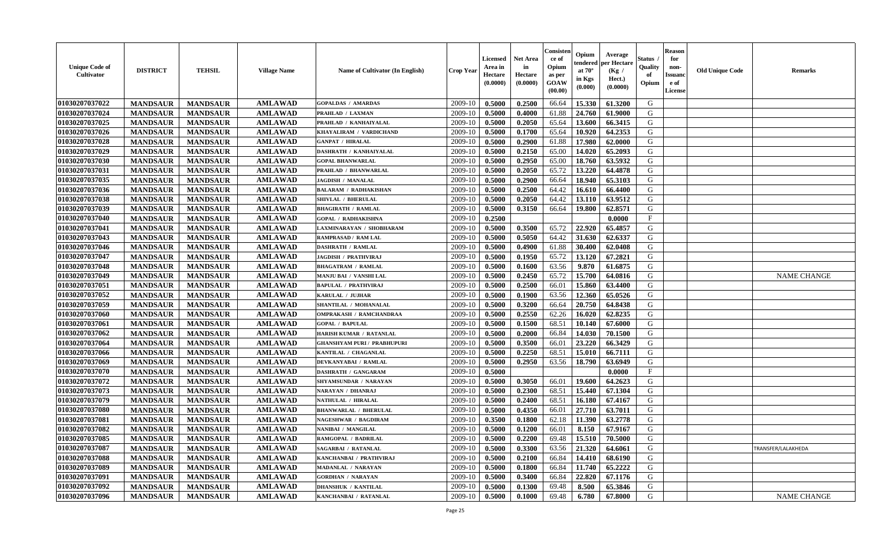| Unique Code of Cultivator | DISTRICT | TEHSIL | Village Name | Name of Cultivator (In English) | Crop Year | Licensed Area in Hectare (0.0000) | Net Area in Hectare (0.0000) | Consistence of Opium as per GOAW (00.00) | Opium tendered at 70° in Kgs (0.000) | Average per Hectare (Kg / Hect.) (0.0000) | Status / Quality of Opium | Reason for non-Issuance of License | Old Unique Code | Remarks |
|---|---|---|---|---|---|---|---|---|---|---|---|---|---|---|
| 01030207037022 | MANDSAUR | MANDSAUR | AMLAWAD | GOPALDAS / AMARDAS | 2009-10 | 0.5000 | 0.2500 | 66.64 | 15.330 | 61.3200 | G | | | |
| 01030207037024 | MANDSAUR | MANDSAUR | AMLAWAD | PRAHLAD / LAXMAN | 2009-10 | 0.5000 | 0.4000 | 61.88 | 24.760 | 61.9000 | G | | | |
| 01030207037025 | MANDSAUR | MANDSAUR | AMLAWAD | PRAHLAD / KANHAIYALAL | 2009-10 | 0.5000 | 0.2050 | 65.64 | 13.600 | 66.3415 | G | | | |
| 01030207037026 | MANDSAUR | MANDSAUR | AMLAWAD | KHAYALIRAM / VARDICHAND | 2009-10 | 0.5000 | 0.1700 | 65.64 | 10.920 | 64.2353 | G | | | |
| 01030207037028 | MANDSAUR | MANDSAUR | AMLAWAD | GANPAT / HIRALAL | 2009-10 | 0.5000 | 0.2900 | 61.88 | 17.980 | 62.0000 | G | | | |
| 01030207037029 | MANDSAUR | MANDSAUR | AMLAWAD | DASHRATH / KANHAIYALAL | 2009-10 | 0.5000 | 0.2150 | 65.00 | 14.020 | 65.2093 | G | | | |
| 01030207037030 | MANDSAUR | MANDSAUR | AMLAWAD | GOPAL BHANWARLAL | 2009-10 | 0.5000 | 0.2950 | 65.00 | 18.760 | 63.5932 | G | | | |
| 01030207037031 | MANDSAUR | MANDSAUR | AMLAWAD | PRAHLAD / BHANWARLAL | 2009-10 | 0.5000 | 0.2050 | 65.72 | 13.220 | 64.4878 | G | | | |
| 01030207037035 | MANDSAUR | MANDSAUR | AMLAWAD | JAGDISH / MANALAL | 2009-10 | 0.5000 | 0.2900 | 66.64 | 18.940 | 65.3103 | G | | | |
| 01030207037036 | MANDSAUR | MANDSAUR | AMLAWAD | BALARAM / RADHAKISHAN | 2009-10 | 0.5000 | 0.2500 | 64.42 | 16.610 | 66.4400 | G | | | |
| 01030207037038 | MANDSAUR | MANDSAUR | AMLAWAD | SHIVLAL / BHERULAL | 2009-10 | 0.5000 | 0.2050 | 64.42 | 13.110 | 63.9512 | G | | | |
| 01030207037039 | MANDSAUR | MANDSAUR | AMLAWAD | BHAGIRATH / RAMLAL | 2009-10 | 0.5000 | 0.3150 | 66.64 | 19.800 | 62.8571 | G | | | |
| 01030207037040 | MANDSAUR | MANDSAUR | AMLAWAD | GOPAL / RADHAKISHNA | 2009-10 | 0.2500 | | | | 0.0000 | F | | | |
| 01030207037041 | MANDSAUR | MANDSAUR | AMLAWAD | LAXMINARAYAN / SHOBHARAM | 2009-10 | 0.5000 | 0.3500 | 65.72 | 22.920 | 65.4857 | G | | | |
| 01030207037043 | MANDSAUR | MANDSAUR | AMLAWAD | RAMPRASAD / RAM LAL | 2009-10 | 0.5000 | 0.5050 | 64.42 | 31.630 | 62.6337 | G | | | |
| 01030207037046 | MANDSAUR | MANDSAUR | AMLAWAD | DASHRATH / RAMLAL | 2009-10 | 0.5000 | 0.4900 | 61.88 | 30.400 | 62.0408 | G | | | |
| 01030207037047 | MANDSAUR | MANDSAUR | AMLAWAD | JAGDISH / PRATHVIRAJ | 2009-10 | 0.5000 | 0.1950 | 65.72 | 13.120 | 67.2821 | G | | | |
| 01030207037048 | MANDSAUR | MANDSAUR | AMLAWAD | BHAGATRAM / RAMLAL | 2009-10 | 0.5000 | 0.1600 | 63.56 | 9.870 | 61.6875 | G | | | |
| 01030207037049 | MANDSAUR | MANDSAUR | AMLAWAD | MANJU BAI / VANSHI LAL | 2009-10 | 0.5000 | 0.2450 | 65.72 | 15.700 | 64.0816 | G | | | NAME CHANGE |
| 01030207037051 | MANDSAUR | MANDSAUR | AMLAWAD | BAPULAL / PRATHVIRAJ | 2009-10 | 0.5000 | 0.2500 | 66.01 | 15.860 | 63.4400 | G | | | |
| 01030207037052 | MANDSAUR | MANDSAUR | AMLAWAD | KARULAL / JUJHAR | 2009-10 | 0.5000 | 0.1900 | 63.56 | 12.360 | 65.0526 | G | | | |
| 01030207037059 | MANDSAUR | MANDSAUR | AMLAWAD | SHANTILAL / MOHANALAL | 2009-10 | 0.5000 | 0.3200 | 66.64 | 20.750 | 64.8438 | G | | | |
| 01030207037060 | MANDSAUR | MANDSAUR | AMLAWAD | OMPRAKASH / RAMCHANDRAA | 2009-10 | 0.5000 | 0.2550 | 62.26 | 16.020 | 62.8235 | G | | | |
| 01030207037061 | MANDSAUR | MANDSAUR | AMLAWAD | GOPAL / BAPULAL | 2009-10 | 0.5000 | 0.1500 | 68.51 | 10.140 | 67.6000 | G | | | |
| 01030207037062 | MANDSAUR | MANDSAUR | AMLAWAD | HARISH KUMAR / RATANLAL | 2009-10 | 0.5000 | 0.2000 | 66.84 | 14.030 | 70.1500 | G | | | |
| 01030207037064 | MANDSAUR | MANDSAUR | AMLAWAD | GHANSHYAM PURI / PRABHUPURI | 2009-10 | 0.5000 | 0.3500 | 66.01 | 23.220 | 66.3429 | G | | | |
| 01030207037066 | MANDSAUR | MANDSAUR | AMLAWAD | KANTILAL / CHAGANLAL | 2009-10 | 0.5000 | 0.2250 | 68.51 | 15.010 | 66.7111 | G | | | |
| 01030207037069 | MANDSAUR | MANDSAUR | AMLAWAD | DEVKANYABAI / RAMLAL | 2009-10 | 0.5000 | 0.2950 | 63.56 | 18.790 | 63.6949 | G | | | |
| 01030207037070 | MANDSAUR | MANDSAUR | AMLAWAD | DASHRATH / GANGARAM | 2009-10 | 0.5000 | | | | 0.0000 | F | | | |
| 01030207037072 | MANDSAUR | MANDSAUR | AMLAWAD | SHYAMSUNDAR / NARAYAN | 2009-10 | 0.5000 | 0.3050 | 66.01 | 19.600 | 64.2623 | G | | | |
| 01030207037073 | MANDSAUR | MANDSAUR | AMLAWAD | NARAYAN / DHANRAJ | 2009-10 | 0.5000 | 0.2300 | 68.51 | 15.440 | 67.1304 | G | | | |
| 01030207037079 | MANDSAUR | MANDSAUR | AMLAWAD | NATHULAL / HIRALAL | 2009-10 | 0.5000 | 0.2400 | 68.51 | 16.180 | 67.4167 | G | | | |
| 01030207037080 | MANDSAUR | MANDSAUR | AMLAWAD | BHANWARLAL / BHERULAL | 2009-10 | 0.5000 | 0.4350 | 66.01 | 27.710 | 63.7011 | G | | | |
| 01030207037081 | MANDSAUR | MANDSAUR | AMLAWAD | NAGESHWAR / BAGDIRAM | 2009-10 | 0.3500 | 0.1800 | 62.18 | 11.390 | 63.2778 | G | | | |
| 01030207037082 | MANDSAUR | MANDSAUR | AMLAWAD | NANIBAI / MANGILAL | 2009-10 | 0.5000 | 0.1200 | 66.01 | 8.150 | 67.9167 | G | | | |
| 01030207037085 | MANDSAUR | MANDSAUR | AMLAWAD | RAMGOPAL / BADRILAL | 2009-10 | 0.5000 | 0.2200 | 69.48 | 15.510 | 70.5000 | G | | | |
| 01030207037087 | MANDSAUR | MANDSAUR | AMLAWAD | SAGARBAI / RATANLAL | 2009-10 | 0.5000 | 0.3300 | 63.56 | 21.320 | 64.6061 | G | | | TRANSFER/LALAKHEDA |
| 01030207037088 | MANDSAUR | MANDSAUR | AMLAWAD | KANCHANBAI / PRATHVIRAJ | 2009-10 | 0.5000 | 0.2100 | 66.84 | 14.410 | 68.6190 | G | | | |
| 01030207037089 | MANDSAUR | MANDSAUR | AMLAWAD | MADANLAL / NARAYAN | 2009-10 | 0.5000 | 0.1800 | 66.84 | 11.740 | 65.2222 | G | | | |
| 01030207037091 | MANDSAUR | MANDSAUR | AMLAWAD | GORDHAN / NARAYAN | 2009-10 | 0.5000 | 0.3400 | 66.84 | 22.820 | 67.1176 | G | | | |
| 01030207037092 | MANDSAUR | MANDSAUR | AMLAWAD | DHANSHUK / KANTILAL | 2009-10 | 0.5000 | 0.1300 | 69.48 | 8.500 | 65.3846 | G | | | |
| 01030207037096 | MANDSAUR | MANDSAUR | AMLAWAD | KANCHANBAI / RATANLAL | 2009-10 | 0.5000 | 0.1000 | 69.48 | 6.780 | 67.8000 | G | | | NAME CHANGE |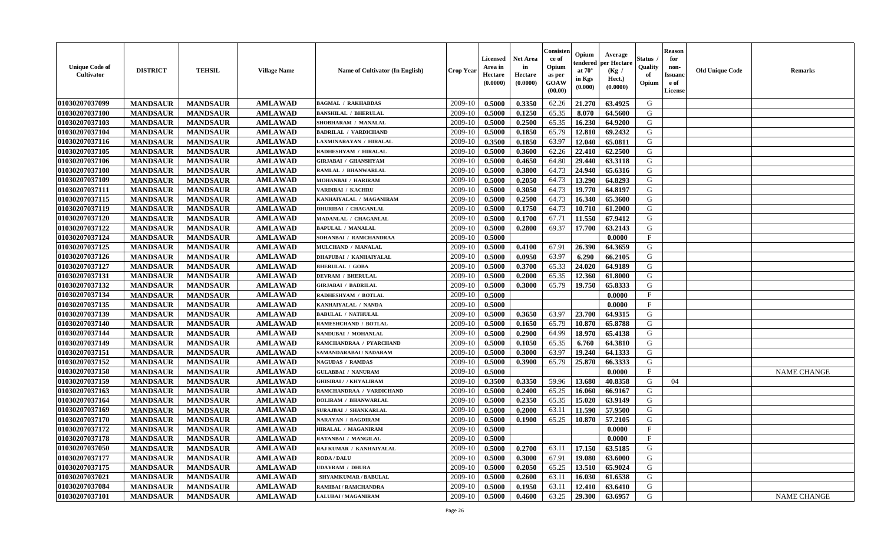| Unique Code of Cultivator | DISTRICT | TEHSIL | Village Name | Name of Cultivator (In English) | Crop Year | Licensed Area in Hectare (0.0000) | Net Area in Hectare (0.0000) | Consistence of Opium as per GOAW (00.00) | Opium tendered at 70° in Kgs (0.000) | Average per Hectare (Kg / Hect.) (0.0000) | Status / Quality of Opium | Reason for non-Issuance of License | Old Unique Code | Remarks |
|---|---|---|---|---|---|---|---|---|---|---|---|---|---|---|
| 01030207037099 | MANDSAUR | MANDSAUR | AMLAWAD | BAGMAL / RAKHABDAS | 2009-10 | 0.5000 | 0.3350 | 62.26 | 21.270 | 63.4925 | G | | | |
| 01030207037100 | MANDSAUR | MANDSAUR | AMLAWAD | BANSHILAL / BHERULAL | 2009-10 | 0.5000 | 0.1250 | 65.35 | 8.070 | 64.5600 | G | | | |
| 01030207037103 | MANDSAUR | MANDSAUR | AMLAWAD | SHOBHARAM / MANALAL | 2009-10 | 0.5000 | 0.2500 | 65.35 | 16.230 | 64.9200 | G | | | |
| 01030207037104 | MANDSAUR | MANDSAUR | AMLAWAD | BADRILAL / VARDICHAND | 2009-10 | 0.5000 | 0.1850 | 65.79 | 12.810 | 69.2432 | G | | | |
| 01030207037116 | MANDSAUR | MANDSAUR | AMLAWAD | LAXMINARAYAN / HIRALAL | 2009-10 | 0.3500 | 0.1850 | 63.97 | 12.040 | 65.0811 | G | | | |
| 01030207037105 | MANDSAUR | MANDSAUR | AMLAWAD | RADHESHYAM / HIRALAL | 2009-10 | 0.5000 | 0.3600 | 62.26 | 22.410 | 62.2500 | G | | | |
| 01030207037106 | MANDSAUR | MANDSAUR | AMLAWAD | GIRJABAI / GHANSHYAM | 2009-10 | 0.5000 | 0.4650 | 64.80 | 29.440 | 63.3118 | G | | | |
| 01030207037108 | MANDSAUR | MANDSAUR | AMLAWAD | RAMLAL / BHANWARLAL | 2009-10 | 0.5000 | 0.3800 | 64.73 | 24.940 | 65.6316 | G | | | |
| 01030207037109 | MANDSAUR | MANDSAUR | AMLAWAD | MOHANBAI / HARIRAM | 2009-10 | 0.5000 | 0.2050 | 64.73 | 13.290 | 64.8293 | G | | | |
| 01030207037111 | MANDSAUR | MANDSAUR | AMLAWAD | VARDIBAI / KACHRU | 2009-10 | 0.5000 | 0.3050 | 64.73 | 19.770 | 64.8197 | G | | | |
| 01030207037115 | MANDSAUR | MANDSAUR | AMLAWAD | KANHAIYALAL / MAGANIRAM | 2009-10 | 0.5000 | 0.2500 | 64.73 | 16.340 | 65.3600 | G | | | |
| 01030207037119 | MANDSAUR | MANDSAUR | AMLAWAD | DHURIBAI / CHAGANLAL | 2009-10 | 0.5000 | 0.1750 | 64.73 | 10.710 | 61.2000 | G | | | |
| 01030207037120 | MANDSAUR | MANDSAUR | AMLAWAD | MADANLAL / CHAGANLAL | 2009-10 | 0.5000 | 0.1700 | 67.71 | 11.550 | 67.9412 | G | | | |
| 01030207037122 | MANDSAUR | MANDSAUR | AMLAWAD | BAPULAL / MANALAL | 2009-10 | 0.5000 | 0.2800 | 69.37 | 17.700 | 63.2143 | G | | | |
| 01030207037124 | MANDSAUR | MANDSAUR | AMLAWAD | SOHANBAI / RAMCHANDRAA | 2009-10 | 0.5000 | | | | 0.0000 | F | | | |
| 01030207037125 | MANDSAUR | MANDSAUR | AMLAWAD | MULCHAND / MANALAL | 2009-10 | 0.5000 | 0.4100 | 67.91 | 26.390 | 64.3659 | G | | | |
| 01030207037126 | MANDSAUR | MANDSAUR | AMLAWAD | DHAPUBAI / KANHAIYALAL | 2009-10 | 0.5000 | 0.0950 | 63.97 | 6.290 | 66.2105 | G | | | |
| 01030207037127 | MANDSAUR | MANDSAUR | AMLAWAD | BHERULAL / GOBA | 2009-10 | 0.5000 | 0.3700 | 65.33 | 24.020 | 64.9189 | G | | | |
| 01030207037131 | MANDSAUR | MANDSAUR | AMLAWAD | DEVRAM / BHERULAL | 2009-10 | 0.5000 | 0.2000 | 65.35 | 12.360 | 61.8000 | G | | | |
| 01030207037132 | MANDSAUR | MANDSAUR | AMLAWAD | GIRJABAI / BADRILAL | 2009-10 | 0.5000 | 0.3000 | 65.79 | 19.750 | 65.8333 | G | | | |
| 01030207037134 | MANDSAUR | MANDSAUR | AMLAWAD | RADHESHYAM / BOTLAL | 2009-10 | 0.5000 | | | | 0.0000 | F | | | |
| 01030207037135 | MANDSAUR | MANDSAUR | AMLAWAD | KANHAIYALAL / NANDA | 2009-10 | 0.5000 | | | | 0.0000 | F | | | |
| 01030207037139 | MANDSAUR | MANDSAUR | AMLAWAD | BABULAL / NATHULAL | 2009-10 | 0.5000 | 0.3650 | 63.97 | 23.700 | 64.9315 | G | | | |
| 01030207037140 | MANDSAUR | MANDSAUR | AMLAWAD | RAMESHCHAND / BOTLAL | 2009-10 | 0.5000 | 0.1650 | 65.79 | 10.870 | 65.8788 | G | | | |
| 01030207037144 | MANDSAUR | MANDSAUR | AMLAWAD | NANDUBAI / MOHANLAL | 2009-10 | 0.5000 | 0.2900 | 64.99 | 18.970 | 65.4138 | G | | | |
| 01030207037149 | MANDSAUR | MANDSAUR | AMLAWAD | RAMCHANDRAA / PYARCHAND | 2009-10 | 0.5000 | 0.1050 | 65.35 | 6.760 | 64.3810 | G | | | |
| 01030207037151 | MANDSAUR | MANDSAUR | AMLAWAD | SAMANDARABAI / NADARAM | 2009-10 | 0.5000 | 0.3000 | 63.97 | 19.240 | 64.1333 | G | | | |
| 01030207037152 | MANDSAUR | MANDSAUR | AMLAWAD | NAGUDAS / RAMDAS | 2009-10 | 0.5000 | 0.3900 | 65.79 | 25.870 | 66.3333 | G | | | |
| 01030207037158 | MANDSAUR | MANDSAUR | AMLAWAD | GULABBAI / NANURAM | 2009-10 | 0.5000 | | | | 0.0000 | F | | | NAME CHANGE |
| 01030207037159 | MANDSAUR | MANDSAUR | AMLAWAD | GHISIBAI / / KHYALIRAM | 2009-10 | 0.3500 | 0.3350 | 59.96 | 13.680 | 40.8358 | G | 04 | | |
| 01030207037163 | MANDSAUR | MANDSAUR | AMLAWAD | RAMCHANDRAA / VARDICHAND | 2009-10 | 0.5000 | 0.2400 | 65.25 | 16.060 | 66.9167 | G | | | |
| 01030207037164 | MANDSAUR | MANDSAUR | AMLAWAD | DOLIRAM / BHANWARLAL | 2009-10 | 0.5000 | 0.2350 | 65.35 | 15.020 | 63.9149 | G | | | |
| 01030207037169 | MANDSAUR | MANDSAUR | AMLAWAD | SURAJBAI / SHANKARLAL | 2009-10 | 0.5000 | 0.2000 | 63.11 | 11.590 | 57.9500 | G | | | |
| 01030207037170 | MANDSAUR | MANDSAUR | AMLAWAD | NARAYAN / BAGDIRAM | 2009-10 | 0.5000 | 0.1900 | 65.25 | 10.870 | 57.2105 | G | | | |
| 01030207037172 | MANDSAUR | MANDSAUR | AMLAWAD | HIRALAL / MAGANIRAM | 2009-10 | 0.5000 | | | | 0.0000 | F | | | |
| 01030207037178 | MANDSAUR | MANDSAUR | AMLAWAD | RATANBAI / MANGILAL | 2009-10 | 0.5000 | | | | 0.0000 | F | | | |
| 01030207037050 | MANDSAUR | MANDSAUR | AMLAWAD | RAJ KUMAR / KANHAIYALAL | 2009-10 | 0.5000 | 0.2700 | 63.11 | 17.150 | 63.5185 | G | | | |
| 01030207037177 | MANDSAUR | MANDSAUR | AMLAWAD | RODA / DALU | 2009-10 | 0.5000 | 0.3000 | 67.91 | 19.080 | 63.6000 | G | | | |
| 01030207037175 | MANDSAUR | MANDSAUR | AMLAWAD | UDAYRAM / DHURA | 2009-10 | 0.5000 | 0.2050 | 65.25 | 13.510 | 65.9024 | G | | | |
| 01030207037021 | MANDSAUR | MANDSAUR | AMLAWAD | SHYAMKUMAR / BABULAL | 2009-10 | 0.5000 | 0.2600 | 63.11 | 16.030 | 61.6538 | G | | | |
| 01030207037084 | MANDSAUR | MANDSAUR | AMLAWAD | RAMIBAI / RAMCHANDRA | 2009-10 | 0.5000 | 0.1950 | 63.11 | 12.410 | 63.6410 | G | | | |
| 01030207037101 | MANDSAUR | MANDSAUR | AMLAWAD | LALUBAI / MAGANIRAM | 2009-10 | 0.5000 | 0.4600 | 63.25 | 29.300 | 63.6957 | G | | | NAME CHANGE |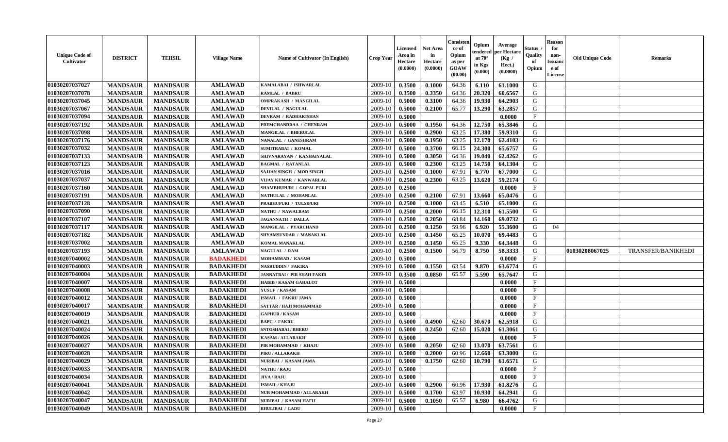| Unique Code of Cultivator | DISTRICT | TEHSIL | Village Name | Name of Cultivator (In English) | Crop Year | Licensed Area in Hectare (0.0000) | Net Area in Hectare (0.0000) | Consistence of Opium as per GOAW (00.00) | Opium tendered at 70° in Kgs (0.000) | Average per Hectare (Kg / Hect.) (0.0000) | Status / Quality of Opium | Reason for non-Issuance of License | Old Unique Code | Remarks |
|---|---|---|---|---|---|---|---|---|---|---|---|---|---|---|
| 01030207037027 | MANDSAUR | MANDSAUR | AMLAWAD | KAMALABAI / ISHWARLAL | 2009-10 | 0.3500 | 0.1000 | 64.36 | 6.110 | 61.1000 | G | | | |
| 01030207037078 | MANDSAUR | MANDSAUR | AMLAWAD | RAMLAL / BABRU | 2009-10 | 0.3500 | 0.3350 | 64.36 | 20.320 | 60.6567 | G | | | |
| 01030207037045 | MANDSAUR | MANDSAUR | AMLAWAD | OMPRAKASH / MANGILAL | 2009-10 | 0.5000 | 0.3100 | 64.36 | 19.930 | 64.2903 | G | | | |
| 01030207037067 | MANDSAUR | MANDSAUR | AMLAWAD | DEVILAL / NAGULAL | 2009-10 | 0.5000 | 0.2100 | 65.77 | 13.290 | 63.2857 | G | | | |
| 01030207037094 | MANDSAUR | MANDSAUR | AMLAWAD | DEVRAM / RADHAKISHAN | 2009-10 | 0.5000 | | | | 0.0000 | F | | | |
| 01030207037192 | MANDSAUR | MANDSAUR | AMLAWAD | PREMCHANDRAA / CHENRAM | 2009-10 | 0.5000 | 0.1950 | 64.36 | 12.750 | 65.3846 | G | | | |
| 01030207037098 | MANDSAUR | MANDSAUR | AMLAWAD | MANGILAL / BHERULAL | 2009-10 | 0.5000 | 0.2900 | 63.25 | 17.380 | 59.9310 | G | | | |
| 01030207037176 | MANDSAUR | MANDSAUR | AMLAWAD | NANALAL / GANESHRAM | 2009-10 | 0.5000 | 0.1950 | 63.25 | 12.170 | 62.4103 | G | | | |
| 01030207037032 | MANDSAUR | MANDSAUR | AMLAWAD | SUMITRABAI / KOMAL | 2009-10 | 0.5000 | 0.3700 | 66.15 | 24.300 | 65.6757 | G | | | |
| 01030207037133 | MANDSAUR | MANDSAUR | AMLAWAD | SHIVNARAYAN / KANHAIYALAL | 2009-10 | 0.5000 | 0.3050 | 64.36 | 19.040 | 62.4262 | G | | | |
| 01030207037123 | MANDSAUR | MANDSAUR | AMLAWAD | BAGMAL / RATANLAL | 2009-10 | 0.5000 | 0.2300 | 63.25 | 14.750 | 64.1304 | G | | | |
| 01030207037016 | MANDSAUR | MANDSAUR | AMLAWAD | SAJJAN SINGH / MOD SINGH | 2009-10 | 0.2500 | 0.1000 | 67.91 | 6.770 | 67.7000 | G | | | |
| 01030207037037 | MANDSAUR | MANDSAUR | AMLAWAD | VIJAY KUMAR / KANWARLAL | 2009-10 | 0.2500 | 0.2300 | 63.25 | 13.620 | 59.2174 | G | | | |
| 01030207037160 | MANDSAUR | MANDSAUR | AMLAWAD | SHAMBHUPURI / GOPAL PURI | 2009-10 | 0.2500 | | | | 0.0000 | F | | | |
| 01030207037191 | MANDSAUR | MANDSAUR | AMLAWAD | NATHULAL / MOHANLAL | 2009-10 | 0.2500 | 0.2100 | 67.91 | 13.660 | 65.0476 | G | | | |
| 01030207037128 | MANDSAUR | MANDSAUR | AMLAWAD | PRABHUPURI / TULSIPURI | 2009-10 | 0.2500 | 0.1000 | 63.45 | 6.510 | 65.1000 | G | | | |
| 01030207037090 | MANDSAUR | MANDSAUR | AMLAWAD | NATHU / NAWALRAM | 2009-10 | 0.2500 | 0.2000 | 66.15 | 12.310 | 61.5500 | G | | | |
| 01030207037107 | MANDSAUR | MANDSAUR | AMLAWAD | JAGANNATH / DALLA | 2009-10 | 0.2500 | 0.2050 | 68.84 | 14.160 | 69.0732 | G | | | |
| 01030207037117 | MANDSAUR | MANDSAUR | AMLAWAD | MANGILAL / PYARCHAND | 2009-10 | 0.2500 | 0.1250 | 59.96 | 6.920 | 55.3600 | G | 04 | | |
| 01030207037182 | MANDSAUR | MANDSAUR | AMLAWAD | SHYAMSUNDAR / MANAKLAL | 2009-10 | 0.2500 | 0.1450 | 65.25 | 10.070 | 69.4483 | G | | | |
| 01030207037002 | MANDSAUR | MANDSAUR | AMLAWAD | KOMAL MANAKLAL | 2009-10 | 0.2500 | 0.1450 | 65.25 | 9.330 | 64.3448 | G | | | |
| 01030207037193 | MANDSAUR | MANDSAUR | AMLAWAD | NAGULAL / RAM | 2009-10 | 0.2500 | 0.1500 | 56.79 | 8.750 | 58.3333 | G | | 01030208067025 | TRANSFER/BANIKHEDI |
| 01030207040002 | MANDSAUR | MANDSAUR | BADAKHEDI | MOHAMMAD / KASAM | 2009-10 | 0.5000 | | | | 0.0000 | F | | | |
| 01030207040003 | MANDSAUR | MANDSAUR | BADAKHEDI | NASRUDDIN / FAKIRA | 2009-10 | 0.5000 | 0.1550 | 63.54 | 9.870 | 63.6774 | G | | | |
| 01030207040004 | MANDSAUR | MANDSAUR | BADAKHEDI | JANNATBAI / PIR SHAH FAKIR | 2009-10 | 0.3500 | 0.0850 | 65.57 | 5.590 | 65.7647 | G | | | |
| 01030207040007 | MANDSAUR | MANDSAUR | BADAKHEDI | HABIB / KASAM GAHALOT | 2009-10 | 0.5000 | | | | 0.0000 | F | | | |
| 01030207040008 | MANDSAUR | MANDSAUR | BADAKHEDI | YUSUF / KASAM | 2009-10 | 0.5000 | | | | 0.0000 | F | | | |
| 01030207040012 | MANDSAUR | MANDSAUR | BADAKHEDI | ISMAIL / FAKRU JAMA | 2009-10 | 0.5000 | | | | 0.0000 | F | | | |
| 01030207040017 | MANDSAUR | MANDSAUR | BADAKHEDI | SATTAR / HAJI MOHAMMAD | 2009-10 | 0.5000 | | | | 0.0000 | F | | | |
| 01030207040019 | MANDSAUR | MANDSAUR | BADAKHEDI | GAPHUR / KASAM | 2009-10 | 0.5000 | | | | 0.0000 | F | | | |
| 01030207040021 | MANDSAUR | MANDSAUR | BADAKHEDI | BAPU / FAKRU | 2009-10 | 0.5000 | 0.4900 | 62.60 | 30.670 | 62.5918 | G | | | |
| 01030207040024 | MANDSAUR | MANDSAUR | BADAKHEDI | SNTOSHABAI / BHERU | 2009-10 | 0.5000 | 0.2450 | 62.60 | 15.020 | 61.3061 | G | | | |
| 01030207040026 | MANDSAUR | MANDSAUR | BADAKHEDI | KASAM / ALLARAKH | 2009-10 | 0.5000 | | | | 0.0000 | F | | | |
| 01030207040027 | MANDSAUR | MANDSAUR | BADAKHEDI | PIR MOHAMMAD / KHAJU | 2009-10 | 0.5000 | 0.2050 | 62.60 | 13.070 | 63.7561 | G | | | |
| 01030207040028 | MANDSAUR | MANDSAUR | BADAKHEDI | PIRU / ALLARAKH | 2009-10 | 0.5000 | 0.2000 | 60.96 | 12.660 | 63.3000 | G | | | |
| 01030207040029 | MANDSAUR | MANDSAUR | BADAKHEDI | NURIBAI / KASAM JAMA | 2009-10 | 0.5000 | 0.1750 | 62.60 | 10.790 | 61.6571 | G | | | |
| 01030207040033 | MANDSAUR | MANDSAUR | BADAKHEDI | NATHU / RAJU | 2009-10 | 0.5000 | | | | 0.0000 | F | | | |
| 01030207040034 | MANDSAUR | MANDSAUR | BADAKHEDI | JIVA / RAJU | 2009-10 | 0.5000 | | | | 0.0000 | F | | | |
| 01030207040041 | MANDSAUR | MANDSAUR | BADAKHEDI | ISMAIL / KHAJU | 2009-10 | 0.5000 | 0.2900 | 60.96 | 17.930 | 61.8276 | G | | | |
| 01030207040042 | MANDSAUR | MANDSAUR | BADAKHEDI | NUR MOHAMMAD / ALLARAKH | 2009-10 | 0.5000 | 0.1700 | 63.97 | 10.930 | 64.2941 | G | | | |
| 01030207040047 | MANDSAUR | MANDSAUR | BADAKHEDI | NURIBAI / KASAM HAFIJ | 2009-10 | 0.5000 | 0.1050 | 65.57 | 6.980 | 66.4762 | G | | | |
| 01030207040049 | MANDSAUR | MANDSAUR | BADAKHEDI | BHULIBAI / LADU | 2009-10 | 0.5000 | | | | 0.0000 | F | | | |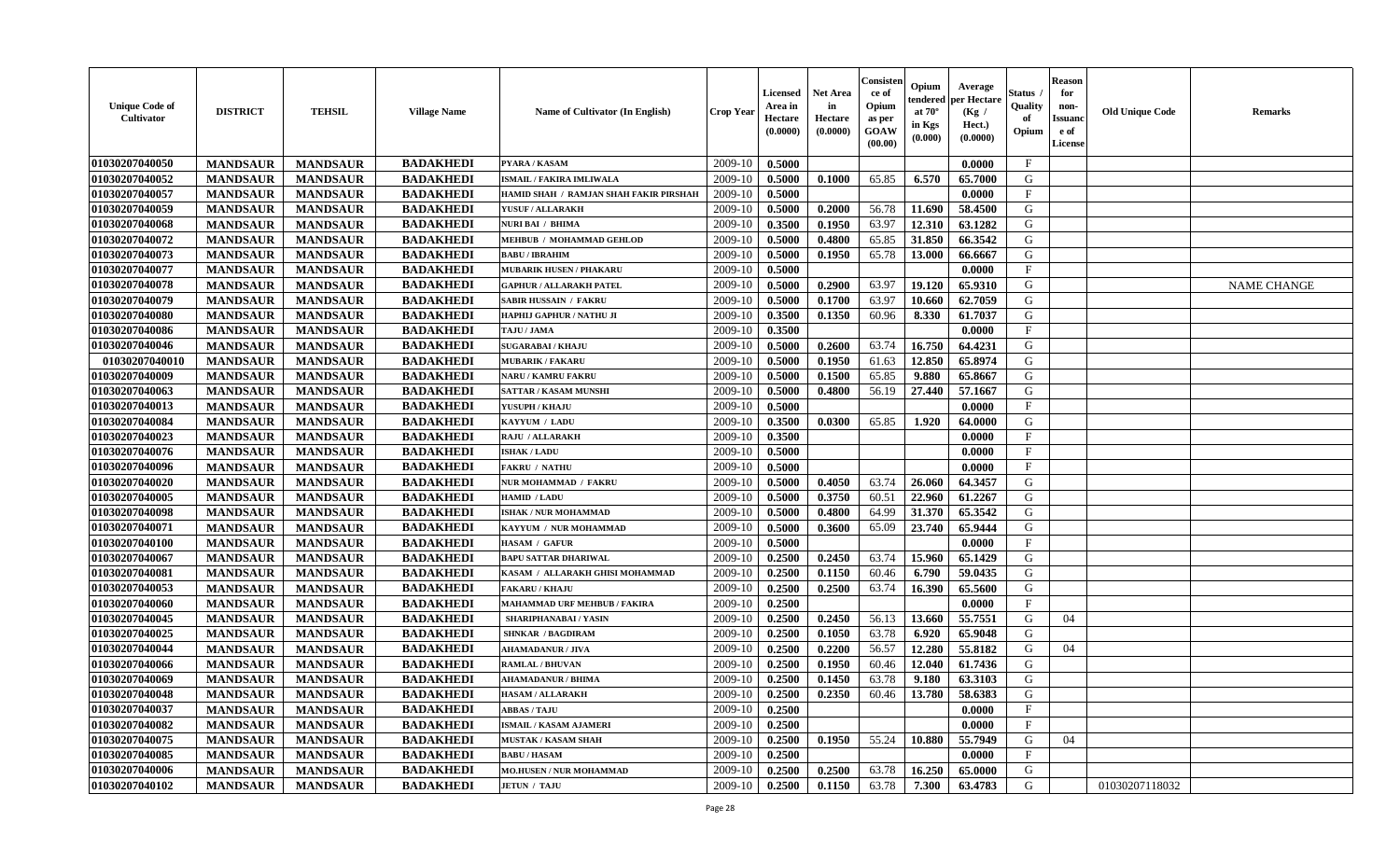| Unique Code of Cultivator | DISTRICT | TEHSIL | Village Name | Name of Cultivator (In English) | Crop Year | Licensed Area in Hectare (0.0000) | Net Area in Hectare (0.0000) | Consistence of Opium as per GOAW (00.00) | Opium tendered at 70° in Kgs (0.000) | Average per Hectare (Kg / Hect.) (0.0000) | Status / Quality of Opium | Reason for non-Issuance of License | Old Unique Code | Remarks |
|---|---|---|---|---|---|---|---|---|---|---|---|---|---|---|
| 01030207040050 | MANDSAUR | MANDSAUR | BADAKHEDI | PYARA / KASAM | 2009-10 | 0.5000 | | | | 0.0000 | F | | | |
| 01030207040052 | MANDSAUR | MANDSAUR | BADAKHEDI | ISMAIL / FAKIRA IMLIWALA | 2009-10 | 0.5000 | 0.1000 | 65.85 | 6.570 | 65.7000 | G | | | |
| 01030207040057 | MANDSAUR | MANDSAUR | BADAKHEDI | HAMID SHAH / RAMJAN SHAH FAKIR PIRSHAH | 2009-10 | 0.5000 | | | | 0.0000 | F | | | |
| 01030207040059 | MANDSAUR | MANDSAUR | BADAKHEDI | YUSUF / ALLARAKH | 2009-10 | 0.5000 | 0.2000 | 56.78 | 11.690 | 58.4500 | G | | | |
| 01030207040068 | MANDSAUR | MANDSAUR | BADAKHEDI | NURI BAI / BHIMA | 2009-10 | 0.3500 | 0.1950 | 63.97 | 12.310 | 63.1282 | G | | | |
| 01030207040072 | MANDSAUR | MANDSAUR | BADAKHEDI | MEHBUB / MOHAMMAD GEHLOD | 2009-10 | 0.5000 | 0.4800 | 65.85 | 31.850 | 66.3542 | G | | | |
| 01030207040073 | MANDSAUR | MANDSAUR | BADAKHEDI | BABU / IBRAHIM | 2009-10 | 0.5000 | 0.1950 | 65.78 | 13.000 | 66.6667 | G | | | |
| 01030207040077 | MANDSAUR | MANDSAUR | BADAKHEDI | MUBARIK HUSEN / PHAKARU | 2009-10 | 0.5000 | | | | 0.0000 | F | | | |
| 01030207040078 | MANDSAUR | MANDSAUR | BADAKHEDI | GAPHUR / ALLARAKH PATEL | 2009-10 | 0.5000 | 0.2900 | 63.97 | 19.120 | 65.9310 | G | | | NAME CHANGE |
| 01030207040079 | MANDSAUR | MANDSAUR | BADAKHEDI | SABIR HUSSAIN / FAKRU | 2009-10 | 0.5000 | 0.1700 | 63.97 | 10.660 | 62.7059 | G | | | |
| 01030207040080 | MANDSAUR | MANDSAUR | BADAKHEDI | HAPHIJ GAPHUR / NATHU JI | 2009-10 | 0.3500 | 0.1350 | 60.96 | 8.330 | 61.7037 | G | | | |
| 01030207040086 | MANDSAUR | MANDSAUR | BADAKHEDI | TAJU / JAMA | 2009-10 | 0.3500 | | | | 0.0000 | F | | | |
| 01030207040046 | MANDSAUR | MANDSAUR | BADAKHEDI | SUGARABAI / KHAJU | 2009-10 | 0.5000 | 0.2600 | 63.74 | 16.750 | 64.4231 | G | | | |
| 01030207040010 | MANDSAUR | MANDSAUR | BADAKHEDI | MUBARIK / FAKARU | 2009-10 | 0.5000 | 0.1950 | 61.63 | 12.850 | 65.8974 | G | | | |
| 01030207040009 | MANDSAUR | MANDSAUR | BADAKHEDI | NARU / KAMRU FAKRU | 2009-10 | 0.5000 | 0.1500 | 65.85 | 9.880 | 65.8667 | G | | | |
| 01030207040063 | MANDSAUR | MANDSAUR | BADAKHEDI | SATTAR / KASAM MUNSHI | 2009-10 | 0.5000 | 0.4800 | 56.19 | 27.440 | 57.1667 | G | | | |
| 01030207040013 | MANDSAUR | MANDSAUR | BADAKHEDI | YUSUPH / KHAJU | 2009-10 | 0.5000 | | | | 0.0000 | F | | | |
| 01030207040084 | MANDSAUR | MANDSAUR | BADAKHEDI | KAYYUM / LADU | 2009-10 | 0.3500 | 0.0300 | 65.85 | 1.920 | 64.0000 | G | | | |
| 01030207040023 | MANDSAUR | MANDSAUR | BADAKHEDI | RAJU / ALLARAKH | 2009-10 | 0.3500 | | | | 0.0000 | F | | | |
| 01030207040076 | MANDSAUR | MANDSAUR | BADAKHEDI | ISHAK / LADU | 2009-10 | 0.5000 | | | | 0.0000 | F | | | |
| 01030207040096 | MANDSAUR | MANDSAUR | BADAKHEDI | FAKRU / NATHU | 2009-10 | 0.5000 | | | | 0.0000 | F | | | |
| 01030207040020 | MANDSAUR | MANDSAUR | BADAKHEDI | NUR MOHAMMAD / FAKRU | 2009-10 | 0.5000 | 0.4050 | 63.74 | 26.060 | 64.3457 | G | | | |
| 01030207040005 | MANDSAUR | MANDSAUR | BADAKHEDI | HAMID / LADU | 2009-10 | 0.5000 | 0.3750 | 60.51 | 22.960 | 61.2267 | G | | | |
| 01030207040098 | MANDSAUR | MANDSAUR | BADAKHEDI | ISHAK / NUR MOHAMMAD | 2009-10 | 0.5000 | 0.4800 | 64.99 | 31.370 | 65.3542 | G | | | |
| 01030207040071 | MANDSAUR | MANDSAUR | BADAKHEDI | KAYYUM / NUR MOHAMMAD | 2009-10 | 0.5000 | 0.3600 | 65.09 | 23.740 | 65.9444 | G | | | |
| 01030207040100 | MANDSAUR | MANDSAUR | BADAKHEDI | HASAM / GAFUR | 2009-10 | 0.5000 | | | | 0.0000 | F | | | |
| 01030207040067 | MANDSAUR | MANDSAUR | BADAKHEDI | BAPU SATTAR DHARIWAL | 2009-10 | 0.2500 | 0.2450 | 63.74 | 15.960 | 65.1429 | G | | | |
| 01030207040081 | MANDSAUR | MANDSAUR | BADAKHEDI | KASAM / ALLARAKH GHISI MOHAMMAD | 2009-10 | 0.2500 | 0.1150 | 60.46 | 6.790 | 59.0435 | G | | | |
| 01030207040053 | MANDSAUR | MANDSAUR | BADAKHEDI | FAKARU / KHAJU | 2009-10 | 0.2500 | 0.2500 | 63.74 | 16.390 | 65.5600 | G | | | |
| 01030207040060 | MANDSAUR | MANDSAUR | BADAKHEDI | MAHAMMAD URF MEHBUB / FAKIRA | 2009-10 | 0.2500 | | | | 0.0000 | F | | | |
| 01030207040045 | MANDSAUR | MANDSAUR | BADAKHEDI | SHARIPHANABAI / YASIN | 2009-10 | 0.2500 | 0.2450 | 56.13 | 13.660 | 55.7551 | G | 04 | | |
| 01030207040025 | MANDSAUR | MANDSAUR | BADAKHEDI | SHNKAR / BAGDIRAM | 2009-10 | 0.2500 | 0.1050 | 63.78 | 6.920 | 65.9048 | G | | | |
| 01030207040044 | MANDSAUR | MANDSAUR | BADAKHEDI | AHAMADANUR / JIVA | 2009-10 | 0.2500 | 0.2200 | 56.57 | 12.280 | 55.8182 | G | 04 | | |
| 01030207040066 | MANDSAUR | MANDSAUR | BADAKHEDI | RAMLAL / BHUVAN | 2009-10 | 0.2500 | 0.1950 | 60.46 | 12.040 | 61.7436 | G | | | |
| 01030207040069 | MANDSAUR | MANDSAUR | BADAKHEDI | AHAMADANUR / BHIMA | 2009-10 | 0.2500 | 0.1450 | 63.78 | 9.180 | 63.3103 | G | | | |
| 01030207040048 | MANDSAUR | MANDSAUR | BADAKHEDI | HASAM / ALLARAKH | 2009-10 | 0.2500 | 0.2350 | 60.46 | 13.780 | 58.6383 | G | | | |
| 01030207040037 | MANDSAUR | MANDSAUR | BADAKHEDI | ABBAS / TAJU | 2009-10 | 0.2500 | | | | 0.0000 | F | | | |
| 01030207040082 | MANDSAUR | MANDSAUR | BADAKHEDI | ISMAIL / KASAM AJAMERI | 2009-10 | 0.2500 | | | | 0.0000 | F | | | |
| 01030207040075 | MANDSAUR | MANDSAUR | BADAKHEDI | MUSTAK / KASAM SHAH | 2009-10 | 0.2500 | 0.1950 | 55.24 | 10.880 | 55.7949 | G | 04 | | |
| 01030207040085 | MANDSAUR | MANDSAUR | BADAKHEDI | BABU / HASAM | 2009-10 | 0.2500 | | | | 0.0000 | F | | | |
| 01030207040006 | MANDSAUR | MANDSAUR | BADAKHEDI | MO.HUSEN / NUR MOHAMMAD | 2009-10 | 0.2500 | 0.2500 | 63.78 | 16.250 | 65.0000 | G | | | |
| 01030207040102 | MANDSAUR | MANDSAUR | BADAKHEDI | JETUN / TAJU | 2009-10 | 0.2500 | 0.1150 | 63.78 | 7.300 | 63.4783 | G | | 01030207118032 | |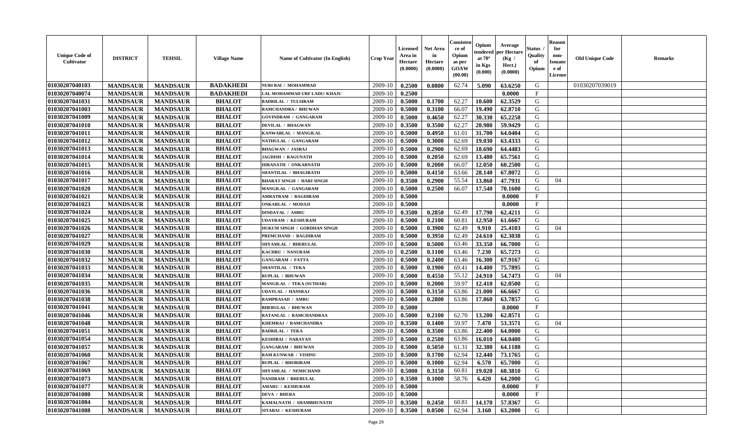| Unique Code of Cultivator | DISTRICT | TEHSIL | Village Name | Name of Cultivator (In English) | Crop Year | Licensed Area in Hectare (0.0000) | Net Area in Hectare (0.0000) | Consistence of Opium as per GOAW (00.00) | Opium tendered at 70° in Kgs (0.000) | Average per Hectare (Kg / Hect.) (0.0000) | Status / Quality of Opium | Reason for non-Issuance of License | Old Unique Code | Remarks |
|---|---|---|---|---|---|---|---|---|---|---|---|---|---|---|
| 01030207040103 | MANDSAUR | MANDSAUR | BADAKHEDI | NURI BAI / MOHAMMAD | 2009-10 | 0.2500 | 0.0800 | 62.74 | 5.090 | 63.6250 | G | | 01030207039019 | |
| 01030207040074 | MANDSAUR | MANDSAUR | BADAKHEDI | LAL MOHAMMAD URF LADU/ KHAJU | 2009-10 | 0.2500 | | | | 0.0000 | F | | | |
| 01030207041031 | MANDSAUR | MANDSAUR | BHALOT | BADRILAL / TULSIRAM | 2009-10 | 0.5000 | 0.1700 | 62.27 | 10.600 | 62.3529 | G | | | |
| 01030207041003 | MANDSAUR | MANDSAUR | BHALOT | RAMCHANDRA / BHUWAN | 2009-10 | 0.5000 | 0.3100 | 66.07 | 19.490 | 62.8710 | G | | | |
| 01030207041009 | MANDSAUR | MANDSAUR | BHALOT | GOVINDRAM / GANGARAM | 2009-10 | 0.5000 | 0.4650 | 62.27 | 30.330 | 65.2258 | G | | | |
| 01030207041010 | MANDSAUR | MANDSAUR | BHALOT | DEVILAL / BHAGWAN | 2009-10 | 0.3500 | 0.3500 | 62.27 | 20.980 | 59.9429 | G | | | |
| 01030207041011 | MANDSAUR | MANDSAUR | BHALOT | KANWARLAL / MANGILAL | 2009-10 | 0.5000 | 0.4950 | 61.01 | 31.700 | 64.0404 | G | | | |
| 01030207041012 | MANDSAUR | MANDSAUR | BHALOT | NATHULAL / GANGARAM | 2009-10 | 0.5000 | 0.3000 | 62.69 | 19.030 | 63.4333 | G | | | |
| 01030207041013 | MANDSAUR | MANDSAUR | BHALOT | BHAGWAN / JASRAJ | 2009-10 | 0.5000 | 0.2900 | 62.69 | 18.690 | 64.4483 | G | | | |
| 01030207041014 | MANDSAUR | MANDSAUR | BHALOT | JAGDISH / RAGUNATH | 2009-10 | 0.5000 | 0.2050 | 62.69 | 13.480 | 65.7561 | G | | | |
| 01030207041015 | MANDSAUR | MANDSAUR | BHALOT | HIRANATH / ONKARNATH | 2009-10 | 0.5000 | 0.2000 | 66.07 | 12.050 | 60.2500 | G | | | |
| 01030207041016 | MANDSAUR | MANDSAUR | BHALOT | SHANTILAL / BHAGIRATH | 2009-10 | 0.5000 | 0.4150 | 63.66 | 28.140 | 67.8072 | G | | | |
| 01030207041017 | MANDSAUR | MANDSAUR | BHALOT | BHARAT SINGH / HARI SINGH | 2009-10 | 0.3500 | 0.2900 | 55.54 | 13.860 | 47.7931 | G | 04 | | |
| 01030207041020 | MANDSAUR | MANDSAUR | BHALOT | MANGILAL / GANGARAM | 2009-10 | 0.5000 | 0.2500 | 66.07 | 17.540 | 70.1600 | G | | | |
| 01030207041021 | MANDSAUR | MANDSAUR | BHALOT | AMRATRAM / BAGDIRAM | 2009-10 | 0.5000 | | | | 0.0000 | F | | | |
| 01030207041023 | MANDSAUR | MANDSAUR | BHALOT | ONKARLAL / MODAJI | 2009-10 | 0.5000 | | | | 0.0000 | F | | | |
| 01030207041024 | MANDSAUR | MANDSAUR | BHALOT | DINDAYAL / AMRU | 2009-10 | 0.3500 | 0.2850 | 62.49 | 17.790 | 62.4211 | G | | | |
| 01030207041025 | MANDSAUR | MANDSAUR | BHALOT | UDAYRAM / KESHURAM | 2009-10 | 0.5000 | 0.2100 | 60.81 | 12.950 | 61.6667 | G | | | |
| 01030207041026 | MANDSAUR | MANDSAUR | BHALOT | HUKUM SINGH / GORDHAN SINGH | 2009-10 | 0.5000 | 0.3900 | 62.49 | 9.910 | 25.4103 | G | 04 | | |
| 01030207041027 | MANDSAUR | MANDSAUR | BHALOT | PREMCHAND / BAGDIRAM | 2009-10 | 0.5000 | 0.3950 | 62.49 | 24.610 | 62.3038 | G | | | |
| 01030207041029 | MANDSAUR | MANDSAUR | BHALOT | SHYAMLAL / BHERULAL | 2009-10 | 0.5000 | 0.5000 | 63.46 | 33.350 | 66.7000 | G | | | |
| 01030207041030 | MANDSAUR | MANDSAUR | BHALOT | KACHRU / NANURAM | 2009-10 | 0.2500 | 0.1100 | 63.46 | 7.230 | 65.7273 | G | | | |
| 01030207041032 | MANDSAUR | MANDSAUR | BHALOT | GANGARAM / FATTA | 2009-10 | 0.5000 | 0.2400 | 63.46 | 16.300 | 67.9167 | G | | | |
| 01030207041033 | MANDSAUR | MANDSAUR | BHALOT | SHANTILAL / TEKA | 2009-10 | 0.5000 | 0.1900 | 69.41 | 14.400 | 75.7895 | G | | | |
| 01030207041034 | MANDSAUR | MANDSAUR | BHALOT | RUPLAL / BHUWAN | 2009-10 | 0.5000 | 0.4550 | 55.12 | 24.910 | 54.7473 | G | 04 | | |
| 01030207041035 | MANDSAUR | MANDSAUR | BHALOT | MANGILAL / TEKA (SUTHAR) | 2009-10 | 0.5000 | 0.2000 | 59.97 | 12.410 | 62.0500 | G | | | |
| 01030207041036 | MANDSAUR | MANDSAUR | BHALOT | UDAYLAL / HANSRAJ | 2009-10 | 0.5000 | 0.3150 | 63.86 | 21.000 | 66.6667 | G | | | |
| 01030207041038 | MANDSAUR | MANDSAUR | BHALOT | RAMPRASAD / AMRU | 2009-10 | 0.5000 | 0.2800 | 63.86 | 17.860 | 63.7857 | G | | | |
| 01030207041041 | MANDSAUR | MANDSAUR | BHALOT | BHERULAL / BHUWAN | 2009-10 | 0.5000 | | | | 0.0000 | F | | | |
| 01030207041046 | MANDSAUR | MANDSAUR | BHALOT | RATANLAL / RAMCHANDRAA | 2009-10 | 0.5000 | 0.2100 | 62.70 | 13.200 | 62.8571 | G | | | |
| 01030207041048 | MANDSAUR | MANDSAUR | BHALOT | KHEMRAJ / RAMCHANDRA | 2009-10 | 0.3500 | 0.1400 | 59.97 | 7.470 | 53.3571 | G | 04 | | |
| 01030207041051 | MANDSAUR | MANDSAUR | BHALOT | BADRILAL / TEKA | 2009-10 | 0.5000 | 0.3500 | 63.86 | 22.400 | 64.0000 | G | | | |
| 01030207041054 | MANDSAUR | MANDSAUR | BHALOT | KESHIBAI / NARAYAN | 2009-10 | 0.5000 | 0.2500 | 63.86 | 16.010 | 64.0400 | G | | | |
| 01030207041057 | MANDSAUR | MANDSAUR | BHALOT | GANGARAM / BHUWAN | 2009-10 | 0.5000 | 0.5050 | 61.31 | 32.380 | 64.1188 | G | | | |
| 01030207041060 | MANDSAUR | MANDSAUR | BHALOT | RAM KUNWAR / VISHNU | 2009-10 | 0.5000 | 0.1700 | 62.94 | 12.440 | 73.1765 | G | | | |
| 01030207041067 | MANDSAUR | MANDSAUR | BHALOT | RUPLAL / BHORIRAM | 2009-10 | 0.5000 | 0.1000 | 62.94 | 6.570 | 65.7000 | G | | | |
| 01030207041069 | MANDSAUR | MANDSAUR | BHALOT | SHYAMLAL / NEMICHAND | 2009-10 | 0.5000 | 0.3150 | 60.81 | 19.020 | 60.3810 | G | | | |
| 01030207041073 | MANDSAUR | MANDSAUR | BHALOT | NANDRAM / BHERULAL | 2009-10 | 0.3500 | 0.1000 | 58.76 | 6.420 | 64.2000 | G | | | |
| 01030207041077 | MANDSAUR | MANDSAUR | BHALOT | AMARU / KESHURAM | 2009-10 | 0.5000 | | | | 0.0000 | F | | | |
| 01030207041080 | MANDSAUR | MANDSAUR | BHALOT | DEVA / BHERA | 2009-10 | 0.5000 | | | | 0.0000 | F | | | |
| 01030207041084 | MANDSAUR | MANDSAUR | BHALOT | KAMALNATH / SHAMBHUNATH | 2009-10 | 0.3500 | 0.2450 | 60.81 | 14.170 | 57.8367 | G | | | |
| 01030207041088 | MANDSAUR | MANDSAUR | BHALOT | SITABAI / KESHURAM | 2009-10 | 0.3500 | 0.0500 | 62.94 | 3.160 | 63.2000 | G | | | |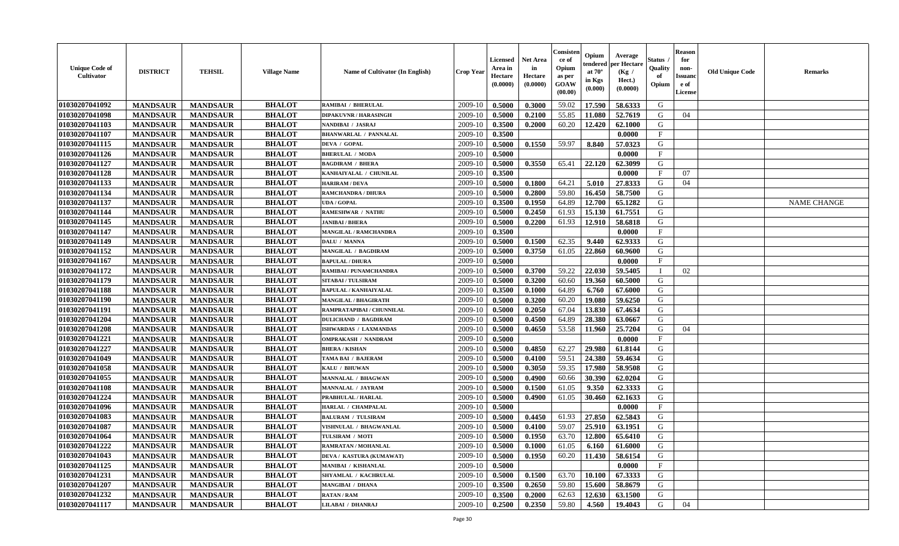| Unique Code of Cultivator | DISTRICT | TEHSIL | Village Name | Name of Cultivator (In English) | Crop Year | Licensed Area in Hectare (0.0000) | Net Area in Hectare (0.0000) | Consistence of Opium as per GOAW (00.00) | Opium tendered at 70° in Kgs (0.000) | Average per Hectare (Kg / Hect.) (0.0000) | Status / Quality of Opium | Reason for non-Issuance of License | Old Unique Code | Remarks |
|---|---|---|---|---|---|---|---|---|---|---|---|---|---|---|
| 01030207041092 | MANDSAUR | MANDSAUR | BHALOT | RAMIBAI / BHERULAL | 2009-10 | 0.5000 | 0.3000 | 59.02 | 17.590 | 58.6333 | G | | | |
| 01030207041098 | MANDSAUR | MANDSAUR | BHALOT | DIPAKUVNR / HARASINGH | 2009-10 | 0.5000 | 0.2100 | 55.85 | 11.080 | 52.7619 | G | 04 | | |
| 01030207041103 | MANDSAUR | MANDSAUR | BHALOT | NANDIBAI / JASRAJ | 2009-10 | 0.3500 | 0.2000 | 60.20 | 12.420 | 62.1000 | G | | | |
| 01030207041107 | MANDSAUR | MANDSAUR | BHALOT | BHANWARLAL / PANNALAL | 2009-10 | 0.3500 | | | | 0.0000 | F | | | |
| 01030207041115 | MANDSAUR | MANDSAUR | BHALOT | DEVA / GOPAL | 2009-10 | 0.5000 | 0.1550 | 59.97 | 8.840 | 57.0323 | G | | | |
| 01030207041126 | MANDSAUR | MANDSAUR | BHALOT | BHERULAL / MODA | 2009-10 | 0.5000 | | | | 0.0000 | F | | | |
| 01030207041127 | MANDSAUR | MANDSAUR | BHALOT | BAGDIRAM / BHERA | 2009-10 | 0.5000 | 0.3550 | 65.41 | 22.120 | 62.3099 | G | | | |
| 01030207041128 | MANDSAUR | MANDSAUR | BHALOT | KANHAIYALAL / CHUNILAL | 2009-10 | 0.3500 | | | | 0.0000 | F | 07 | | |
| 01030207041133 | MANDSAUR | MANDSAUR | BHALOT | HARIRAM / DEVA | 2009-10 | 0.5000 | 0.1800 | 64.21 | 5.010 | 27.8333 | G | 04 | | |
| 01030207041134 | MANDSAUR | MANDSAUR | BHALOT | RAMCHANDRA / DHURA | 2009-10 | 0.5000 | 0.2800 | 59.80 | 16.450 | 58.7500 | G | | | |
| 01030207041137 | MANDSAUR | MANDSAUR | BHALOT | UDA / GOPAL | 2009-10 | 0.3500 | 0.1950 | 64.89 | 12.700 | 65.1282 | G | | | NAME CHANGE |
| 01030207041144 | MANDSAUR | MANDSAUR | BHALOT | RAMESHWAR / NATHU | 2009-10 | 0.5000 | 0.2450 | 61.93 | 15.130 | 61.7551 | G | | | |
| 01030207041145 | MANDSAUR | MANDSAUR | BHALOT | JANIBAI / BHERA | 2009-10 | 0.5000 | 0.2200 | 61.93 | 12.910 | 58.6818 | G | | | |
| 01030207041147 | MANDSAUR | MANDSAUR | BHALOT | MANGILAL / RAMCHANDRA | 2009-10 | 0.3500 | | | | 0.0000 | F | | | |
| 01030207041149 | MANDSAUR | MANDSAUR | BHALOT | DALU / MANNA | 2009-10 | 0.5000 | 0.1500 | 62.35 | 9.440 | 62.9333 | G | | | |
| 01030207041152 | MANDSAUR | MANDSAUR | BHALOT | MANGILAL / BAGDIRAM | 2009-10 | 0.5000 | 0.3750 | 61.05 | 22.860 | 60.9600 | G | | | |
| 01030207041167 | MANDSAUR | MANDSAUR | BHALOT | BAPULAL / DHURA | 2009-10 | 0.5000 | | | | 0.0000 | F | | | |
| 01030207041172 | MANDSAUR | MANDSAUR | BHALOT | RAMIBAI / PUNAMCHANDRA | 2009-10 | 0.5000 | 0.3700 | 59.22 | 22.030 | 59.5405 | I | 02 | | |
| 01030207041179 | MANDSAUR | MANDSAUR | BHALOT | SITABAI / TULSIRAM | 2009-10 | 0.5000 | 0.3200 | 60.60 | 19.360 | 60.5000 | G | | | |
| 01030207041188 | MANDSAUR | MANDSAUR | BHALOT | BAPULAL / KANHAIYALAL | 2009-10 | 0.3500 | 0.1000 | 64.89 | 6.760 | 67.6000 | G | | | |
| 01030207041190 | MANDSAUR | MANDSAUR | BHALOT | MANGILAL / BHAGIRATH | 2009-10 | 0.5000 | 0.3200 | 60.20 | 19.080 | 59.6250 | G | | | |
| 01030207041191 | MANDSAUR | MANDSAUR | BHALOT | RAMPRATAPIBAI / CHUNNILAL | 2009-10 | 0.5000 | 0.2050 | 67.04 | 13.830 | 67.4634 | G | | | |
| 01030207041204 | MANDSAUR | MANDSAUR | BHALOT | DULICHAND / BAGDIRAM | 2009-10 | 0.5000 | 0.4500 | 64.89 | 28.380 | 63.0667 | G | | | |
| 01030207041208 | MANDSAUR | MANDSAUR | BHALOT | ISHWARDAS / LAXMANDAS | 2009-10 | 0.5000 | 0.4650 | 53.58 | 11.960 | 25.7204 | G | 04 | | |
| 01030207041221 | MANDSAUR | MANDSAUR | BHALOT | OMPRAKASH / NANDRAM | 2009-10 | 0.5000 | | | | 0.0000 | F | | | |
| 01030207041227 | MANDSAUR | MANDSAUR | BHALOT | BHERA / KISHAN | 2009-10 | 0.5000 | 0.4850 | 62.27 | 29.980 | 61.8144 | G | | | |
| 01030207041049 | MANDSAUR | MANDSAUR | BHALOT | TAMA BAI / BAJERAM | 2009-10 | 0.5000 | 0.4100 | 59.51 | 24.380 | 59.4634 | G | | | |
| 01030207041058 | MANDSAUR | MANDSAUR | BHALOT | KALU / BHUWAN | 2009-10 | 0.5000 | 0.3050 | 59.35 | 17.980 | 58.9508 | G | | | |
| 01030207041055 | MANDSAUR | MANDSAUR | BHALOT | MANNALAL / BHAGWAN | 2009-10 | 0.5000 | 0.4900 | 60.66 | 30.390 | 62.0204 | G | | | |
| 01030207041108 | MANDSAUR | MANDSAUR | BHALOT | MANNALAL / JAYRAM | 2009-10 | 0.5000 | 0.1500 | 61.05 | 9.350 | 62.3333 | G | | | |
| 01030207041224 | MANDSAUR | MANDSAUR | BHALOT | PRABHULAL / HARLAL | 2009-10 | 0.5000 | 0.4900 | 61.05 | 30.460 | 62.1633 | G | | | |
| 01030207041096 | MANDSAUR | MANDSAUR | BHALOT | HARLAL / CHAMPALAL | 2009-10 | 0.5000 | | | | 0.0000 | F | | | |
| 01030207041083 | MANDSAUR | MANDSAUR | BHALOT | BALURAM / TULSIRAM | 2009-10 | 0.5000 | 0.4450 | 61.93 | 27.850 | 62.5843 | G | | | |
| 01030207041087 | MANDSAUR | MANDSAUR | BHALOT | VISHNULAL / BHAGWANLAL | 2009-10 | 0.5000 | 0.4100 | 59.07 | 25.910 | 63.1951 | G | | | |
| 01030207041064 | MANDSAUR | MANDSAUR | BHALOT | TULSIRAM / MOTI | 2009-10 | 0.5000 | 0.1950 | 63.70 | 12.800 | 65.6410 | G | | | |
| 01030207041222 | MANDSAUR | MANDSAUR | BHALOT | RAMRATAN / MOHANLAL | 2009-10 | 0.5000 | 0.1000 | 61.05 | 6.160 | 61.6000 | G | | | |
| 01030207041043 | MANDSAUR | MANDSAUR | BHALOT | DEVA / KASTURA (KUMAWAT) | 2009-10 | 0.5000 | 0.1950 | 60.20 | 11.430 | 58.6154 | G | | | |
| 01030207041125 | MANDSAUR | MANDSAUR | BHALOT | MANIBAI / KISHANLAL | 2009-10 | 0.5000 | | | | 0.0000 | F | | | |
| 01030207041231 | MANDSAUR | MANDSAUR | BHALOT | SHYAMLAL / KACHRULAL | 2009-10 | 0.5000 | 0.1500 | 63.70 | 10.100 | 67.3333 | G | | | |
| 01030207041207 | MANDSAUR | MANDSAUR | BHALOT | MANGIBAI / DHANA | 2009-10 | 0.3500 | 0.2650 | 59.80 | 15.600 | 58.8679 | G | | | |
| 01030207041232 | MANDSAUR | MANDSAUR | BHALOT | RATAN / RAM | 2009-10 | 0.3500 | 0.2000 | 62.63 | 12.630 | 63.1500 | G | | | |
| 01030207041117 | MANDSAUR | MANDSAUR | BHALOT | LILABAI / DHANRAJ | 2009-10 | 0.2500 | 0.2350 | 59.80 | 4.560 | 19.4043 | G | 04 | | |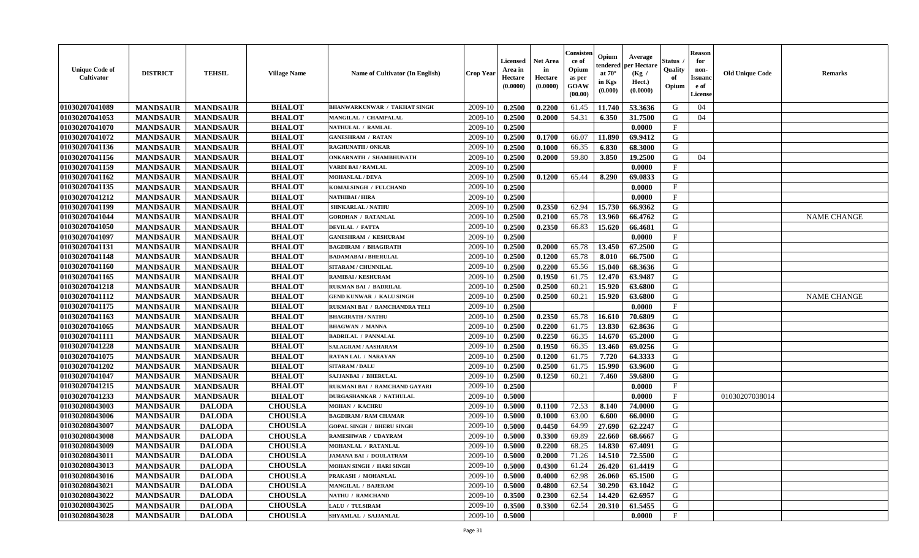| Unique Code of Cultivator | DISTRICT | TEHSIL | Village Name | Name of Cultivator (In English) | Crop Year | Licensed Area in Hectare (0.0000) | Net Area in Hectare (0.0000) | Consistence of Opium as per GOAW (00.00) | Opium tendered at 70° in Kgs (0.000) | Average per Hectare (Kg / Hect.) (0.0000) | Status / Quality of Opium | Reason for non-Issuance of License | Old Unique Code | Remarks |
|---|---|---|---|---|---|---|---|---|---|---|---|---|---|---|
| 01030207041089 | MANDSAUR | MANDSAUR | BHALOT | BHANWARKUNWAR / TAKHAT SINGH | 2009-10 | 0.2500 | 0.2200 | 61.45 | 11.740 | 53.3636 | G | 04 | | |
| 01030207041053 | MANDSAUR | MANDSAUR | BHALOT | MANGILAL / CHAMPALAL | 2009-10 | 0.2500 | 0.2000 | 54.31 | 6.350 | 31.7500 | G | 04 | | |
| 01030207041070 | MANDSAUR | MANDSAUR | BHALOT | NATHULAL / RAMLAL | 2009-10 | 0.2500 | | | | 0.0000 | F | | | |
| 01030207041072 | MANDSAUR | MANDSAUR | BHALOT | GANESHRAM / RATAN | 2009-10 | 0.2500 | 0.1700 | 66.07 | 11.890 | 69.9412 | G | | | |
| 01030207041136 | MANDSAUR | MANDSAUR | BHALOT | RAGHUNATH / ONKAR | 2009-10 | 0.2500 | 0.1000 | 66.35 | 6.830 | 68.3000 | G | | | |
| 01030207041156 | MANDSAUR | MANDSAUR | BHALOT | ONKARNATH / SHAMBHUNATH | 2009-10 | 0.2500 | 0.2000 | 59.80 | 3.850 | 19.2500 | G | 04 | | |
| 01030207041159 | MANDSAUR | MANDSAUR | BHALOT | VARDI BAI / RAMLAL | 2009-10 | 0.2500 | | | | 0.0000 | F | | | |
| 01030207041162 | MANDSAUR | MANDSAUR | BHALOT | MOHANLAL / DEVA | 2009-10 | 0.2500 | 0.1200 | 65.44 | 8.290 | 69.0833 | G | | | |
| 01030207041135 | MANDSAUR | MANDSAUR | BHALOT | KOMALSINGH / FULCHAND | 2009-10 | 0.2500 | | | | 0.0000 | F | | | |
| 01030207041212 | MANDSAUR | MANDSAUR | BHALOT | NATHIBAI / HIRA | 2009-10 | 0.2500 | | | | 0.0000 | F | | | |
| 01030207041199 | MANDSAUR | MANDSAUR | BHALOT | SHNKARLAL / NATHU | 2009-10 | 0.2500 | 0.2350 | 62.94 | 15.730 | 66.9362 | G | | | |
| 01030207041044 | MANDSAUR | MANDSAUR | BHALOT | GORDHAN / RATANLAL | 2009-10 | 0.2500 | 0.2100 | 65.78 | 13.960 | 66.4762 | G | | | NAME CHANGE |
| 01030207041050 | MANDSAUR | MANDSAUR | BHALOT | DEVILAL / FATTA | 2009-10 | 0.2500 | 0.2350 | 66.83 | 15.620 | 66.4681 | G | | | |
| 01030207041097 | MANDSAUR | MANDSAUR | BHALOT | GANESHRAM / KESHURAM | 2009-10 | 0.2500 | | | | 0.0000 | F | | | |
| 01030207041131 | MANDSAUR | MANDSAUR | BHALOT | BAGDIRAM / BHAGIRATH | 2009-10 | 0.2500 | 0.2000 | 65.78 | 13.450 | 67.2500 | G | | | |
| 01030207041148 | MANDSAUR | MANDSAUR | BHALOT | BADAMABAI / BHERULAL | 2009-10 | 0.2500 | 0.1200 | 65.78 | 8.010 | 66.7500 | G | | | |
| 01030207041160 | MANDSAUR | MANDSAUR | BHALOT | SITARAM / CHUNNILAL | 2009-10 | 0.2500 | 0.2200 | 65.56 | 15.040 | 68.3636 | G | | | |
| 01030207041165 | MANDSAUR | MANDSAUR | BHALOT | RAMIBAI / KESHURAM | 2009-10 | 0.2500 | 0.1950 | 61.75 | 12.470 | 63.9487 | G | | | |
| 01030207041218 | MANDSAUR | MANDSAUR | BHALOT | RUKMAN BAI / BADRILAL | 2009-10 | 0.2500 | 0.2500 | 60.21 | 15.920 | 63.6800 | G | | | |
| 01030207041112 | MANDSAUR | MANDSAUR | BHALOT | GEND KUNWAR / KALU SINGH | 2009-10 | 0.2500 | 0.2500 | 60.21 | 15.920 | 63.6800 | G | | | NAME CHANGE |
| 01030207041175 | MANDSAUR | MANDSAUR | BHALOT | RUKMANI BAI / RAMCHANDRA TELI | 2009-10 | 0.2500 | | | | 0.0000 | F | | | |
| 01030207041163 | MANDSAUR | MANDSAUR | BHALOT | BHAGIRATH / NATHU | 2009-10 | 0.2500 | 0.2350 | 65.78 | 16.610 | 70.6809 | G | | | |
| 01030207041065 | MANDSAUR | MANDSAUR | BHALOT | BHAGWAN / MANNA | 2009-10 | 0.2500 | 0.2200 | 61.75 | 13.830 | 62.8636 | G | | | |
| 01030207041111 | MANDSAUR | MANDSAUR | BHALOT | BADRILAL / PANNALAL | 2009-10 | 0.2500 | 0.2250 | 66.35 | 14.670 | 65.2000 | G | | | |
| 01030207041228 | MANDSAUR | MANDSAUR | BHALOT | SALAGRAM / AASHARAM | 2009-10 | 0.2500 | 0.1950 | 66.35 | 13.460 | 69.0256 | G | | | |
| 01030207041075 | MANDSAUR | MANDSAUR | BHALOT | RATAN LAL / NARAYAN | 2009-10 | 0.2500 | 0.1200 | 61.75 | 7.720 | 64.3333 | G | | | |
| 01030207041202 | MANDSAUR | MANDSAUR | BHALOT | SITARAM / DALU | 2009-10 | 0.2500 | 0.2500 | 61.75 | 15.990 | 63.9600 | G | | | |
| 01030207041047 | MANDSAUR | MANDSAUR | BHALOT | SAJJANBAI / BHERULAL | 2009-10 | 0.2500 | 0.1250 | 60.21 | 7.460 | 59.6800 | G | | | |
| 01030207041215 | MANDSAUR | MANDSAUR | BHALOT | RUKMANI BAI / RAMCHAND GAYARI | 2009-10 | 0.2500 | | | | 0.0000 | F | | | |
| 01030207041233 | MANDSAUR | MANDSAUR | BHALOT | DURGASHANKAR / NATHULAL | 2009-10 | 0.5000 | | | | 0.0000 | F | | 01030207038014 | |
| 01030208043003 | MANDSAUR | DALODA | CHOUSLA | MOHAN / KACHRU | 2009-10 | 0.5000 | 0.1100 | 72.53 | 8.140 | 74.0000 | G | | | |
| 01030208043006 | MANDSAUR | DALODA | CHOUSLA | BAGDIRAM / RAM CHAMAR | 2009-10 | 0.5000 | 0.1000 | 63.00 | 6.600 | 66.0000 | G | | | |
| 01030208043007 | MANDSAUR | DALODA | CHOUSLA | GOPAL SINGH / BHERU SINGH | 2009-10 | 0.5000 | 0.4450 | 64.99 | 27.690 | 62.2247 | G | | | |
| 01030208043008 | MANDSAUR | DALODA | CHOUSLA | RAMESHWAR / UDAYRAM | 2009-10 | 0.5000 | 0.3300 | 69.89 | 22.660 | 68.6667 | G | | | |
| 01030208043009 | MANDSAUR | DALODA | CHOUSLA | MOHANLAL / RATANLAL | 2009-10 | 0.5000 | 0.2200 | 68.25 | 14.830 | 67.4091 | G | | | |
| 01030208043011 | MANDSAUR | DALODA | CHOUSLA | JAMANA BAI / DOULATRAM | 2009-10 | 0.5000 | 0.2000 | 71.26 | 14.510 | 72.5500 | G | | | |
| 01030208043013 | MANDSAUR | DALODA | CHOUSLA | MOHAN SINGH / HARI SINGH | 2009-10 | 0.5000 | 0.4300 | 61.24 | 26.420 | 61.4419 | G | | | |
| 01030208043016 | MANDSAUR | DALODA | CHOUSLA | PRAKASH / MOHANLAL | 2009-10 | 0.5000 | 0.4000 | 62.98 | 26.060 | 65.1500 | G | | | |
| 01030208043021 | MANDSAUR | DALODA | CHOUSLA | MANGILAL / BAJERAM | 2009-10 | 0.5000 | 0.4800 | 62.54 | 30.290 | 63.1042 | G | | | |
| 01030208043022 | MANDSAUR | DALODA | CHOUSLA | NATHU / RAMCHAND | 2009-10 | 0.3500 | 0.2300 | 62.54 | 14.420 | 62.6957 | G | | | |
| 01030208043025 | MANDSAUR | DALODA | CHOUSLA | LALU / TULSIRAM | 2009-10 | 0.3500 | 0.3300 | 62.54 | 20.310 | 61.5455 | G | | | |
| 01030208043028 | MANDSAUR | DALODA | CHOUSLA | SHYAMLAL / SAJJANLAL | 2009-10 | 0.5000 | | | | 0.0000 | F | | | |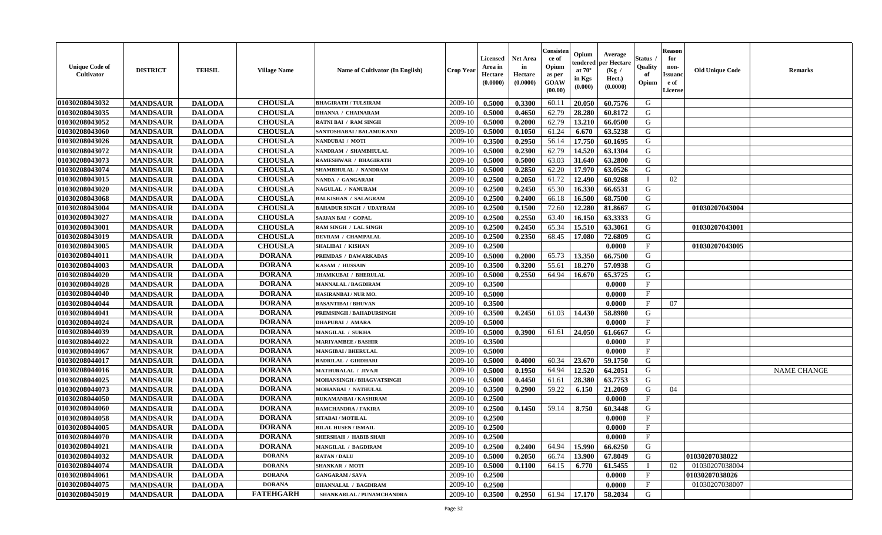| Unique Code of Cultivator | DISTRICT | TEHSIL | Village Name | Name of Cultivator (In English) | Crop Year | Licensed Area in Hectare (0.0000) | Net Area in Hectare (0.0000) | Consistence of Opium as per GOAW (00.00) | Opium tendered at 70° in Kgs (0.000) | Average per Hectare (Kg / Hect.) (0.0000) | Status / Quality of Opium | Reason for non-Issuance of License | Old Unique Code | Remarks |
|---|---|---|---|---|---|---|---|---|---|---|---|---|---|---|
| 01030208043032 | MANDSAUR | DALODA | CHOUSLA | BHAGIRATH / TULSIRAM | 2009-10 | 0.5000 | 0.3300 | 60.11 | 20.050 | 60.7576 | G | | | |
| 01030208043035 | MANDSAUR | DALODA | CHOUSLA | DHANNA / CHAINARAM | 2009-10 | 0.5000 | 0.4650 | 62.79 | 28.280 | 60.8172 | G | | | |
| 01030208043052 | MANDSAUR | DALODA | CHOUSLA | RATNI BAI / RAM SINGH | 2009-10 | 0.5000 | 0.2000 | 62.79 | 13.210 | 66.0500 | G | | | |
| 01030208043060 | MANDSAUR | DALODA | CHOUSLA | SANTOSHABAI / BALAMUKAND | 2009-10 | 0.5000 | 0.1050 | 61.24 | 6.670 | 63.5238 | G | | | |
| 01030208043026 | MANDSAUR | DALODA | CHOUSLA | NANDUBAI / MOTI | 2009-10 | 0.3500 | 0.2950 | 56.14 | 17.750 | 60.1695 | G | | | |
| 01030208043072 | MANDSAUR | DALODA | CHOUSLA | NANDRAM / SHAMBHULAL | 2009-10 | 0.5000 | 0.2300 | 62.79 | 14.520 | 63.1304 | G | | | |
| 01030208043073 | MANDSAUR | DALODA | CHOUSLA | RAMESHWAR / BHAGIRATH | 2009-10 | 0.5000 | 0.5000 | 63.03 | 31.640 | 63.2800 | G | | | |
| 01030208043074 | MANDSAUR | DALODA | CHOUSLA | SHAMBHULAL / NANDRAM | 2009-10 | 0.5000 | 0.2850 | 62.20 | 17.970 | 63.0526 | G | | | |
| 01030208043015 | MANDSAUR | DALODA | CHOUSLA | NANDA / GANGARAM | 2009-10 | 0.2500 | 0.2050 | 61.72 | 12.490 | 60.9268 | I | 02 | | |
| 01030208043020 | MANDSAUR | DALODA | CHOUSLA | NAGULAL / NANURAM | 2009-10 | 0.2500 | 0.2450 | 65.30 | 16.330 | 66.6531 | G | | | |
| 01030208043068 | MANDSAUR | DALODA | CHOUSLA | BALKISHAN / SALAGRAM | 2009-10 | 0.2500 | 0.2400 | 66.18 | 16.500 | 68.7500 | G | | | |
| 01030208043004 | MANDSAUR | DALODA | CHOUSLA | BAHADUR SINGH / UDAYRAM | 2009-10 | 0.2500 | 0.1500 | 72.60 | 12.280 | 81.8667 | G | | 01030207043004 | |
| 01030208043027 | MANDSAUR | DALODA | CHOUSLA | SAJJAN BAI / GOPAL | 2009-10 | 0.2500 | 0.2550 | 63.40 | 16.150 | 63.3333 | G | | | |
| 01030208043001 | MANDSAUR | DALODA | CHOUSLA | RAM SINGH / LAL SINGH | 2009-10 | 0.2500 | 0.2450 | 65.34 | 15.510 | 63.3061 | G | | 01030207043001 | |
| 01030208043019 | MANDSAUR | DALODA | CHOUSLA | DEVRAM / CHAMPALAL | 2009-10 | 0.2500 | 0.2350 | 68.45 | 17.080 | 72.6809 | G | | | |
| 01030208043005 | MANDSAUR | DALODA | CHOUSLA | SHALIBAI / KISHAN | 2009-10 | 0.2500 | | | | 0.0000 | F | | 01030207043005 | |
| 01030208044011 | MANDSAUR | DALODA | DORANA | PREMDAS / DAWARKADAS | 2009-10 | 0.5000 | 0.2000 | 65.73 | 13.350 | 66.7500 | G | | | |
| 01030208044003 | MANDSAUR | DALODA | DORANA | KASAM / HUSSAIN | 2009-10 | 0.3500 | 0.3200 | 55.61 | 18.270 | 57.0938 | G | | | |
| 01030208044020 | MANDSAUR | DALODA | DORANA | JHAMKUBAI / BHERULAL | 2009-10 | 0.5000 | 0.2550 | 64.94 | 16.670 | 65.3725 | G | | | |
| 01030208044028 | MANDSAUR | DALODA | DORANA | MANNALAL / BAGDIRAM | 2009-10 | 0.3500 | | | | 0.0000 | F | | | |
| 01030208044040 | MANDSAUR | DALODA | DORANA | HASIRANBAI / NUR MO. | 2009-10 | 0.5000 | | | | 0.0000 | F | | | |
| 01030208044044 | MANDSAUR | DALODA | DORANA | BASANTIBAI / BHUVAN | 2009-10 | 0.3500 | | | | 0.0000 | F | 07 | | |
| 01030208044041 | MANDSAUR | DALODA | DORANA | PREMSINGH / BAHADURSINGH | 2009-10 | 0.3500 | 0.2450 | 61.03 | 14.430 | 58.8980 | G | | | |
| 01030208044024 | MANDSAUR | DALODA | DORANA | DHAPUBAI / AMARA | 2009-10 | 0.5000 | | | | 0.0000 | F | | | |
| 01030208044039 | MANDSAUR | DALODA | DORANA | MANGILAL / SUKHA | 2009-10 | 0.5000 | 0.3900 | 61.61 | 24.050 | 61.6667 | G | | | |
| 01030208044022 | MANDSAUR | DALODA | DORANA | MARIYAMBEE / BASHIR | 2009-10 | 0.3500 | | | | 0.0000 | F | | | |
| 01030208044067 | MANDSAUR | DALODA | DORANA | MANGIBAI / BHERULAL | 2009-10 | 0.5000 | | | | 0.0000 | F | | | |
| 01030208044017 | MANDSAUR | DALODA | DORANA | BADRILAL / GIRDHARI | 2009-10 | 0.5000 | 0.4000 | 60.34 | 23.670 | 59.1750 | G | | | |
| 01030208044016 | MANDSAUR | DALODA | DORANA | MATHURALAL / JIVAJI | 2009-10 | 0.5000 | 0.1950 | 64.94 | 12.520 | 64.2051 | G | | | NAME CHANGE |
| 01030208044025 | MANDSAUR | DALODA | DORANA | MOHANSINGH / BHAGVATSINGH | 2009-10 | 0.5000 | 0.4450 | 61.61 | 28.380 | 63.7753 | G | | | |
| 01030208044073 | MANDSAUR | DALODA | DORANA | MOHANBAI / NATHULAL | 2009-10 | 0.3500 | 0.2900 | 59.22 | 6.150 | 21.2069 | G | 04 | | |
| 01030208044050 | MANDSAUR | DALODA | DORANA | RUKAMANBAI / KASHIRAM | 2009-10 | 0.2500 | | | | 0.0000 | F | | | |
| 01030208044060 | MANDSAUR | DALODA | DORANA | RAMCHANDRA / FAKIRA | 2009-10 | 0.2500 | 0.1450 | 59.14 | 8.750 | 60.3448 | G | | | |
| 01030208044058 | MANDSAUR | DALODA | DORANA | SITABAI / MOTILAL | 2009-10 | 0.2500 | | | | 0.0000 | F | | | |
| 01030208044005 | MANDSAUR | DALODA | DORANA | BILAL HUSEN / ISMAIL | 2009-10 | 0.2500 | | | | 0.0000 | F | | | |
| 01030208044070 | MANDSAUR | DALODA | DORANA | SHERSHAH / HABIB SHAH | 2009-10 | 0.2500 | | | | 0.0000 | F | | | |
| 01030208044021 | MANDSAUR | DALODA | DORANA | MANGILAL / BAGDIRAM | 2009-10 | 0.2500 | 0.2400 | 64.94 | 15.990 | 66.6250 | G | | | |
| 01030208044032 | MANDSAUR | DALODA | DORANA | RATAN / DALU | 2009-10 | 0.5000 | 0.2050 | 66.74 | 13.900 | 67.8049 | G | | 01030207038022 | |
| 01030208044074 | MANDSAUR | DALODA | DORANA | SHANKAR / MOTI | 2009-10 | 0.5000 | 0.1100 | 64.15 | 6.770 | 61.5455 | I | 02 | 01030207038004 | |
| 01030208044061 | MANDSAUR | DALODA | DORANA | GANGARAM / SAVA | 2009-10 | 0.2500 | | | | 0.0000 | F | | 01030207038026 | |
| 01030208044075 | MANDSAUR | DALODA | DORANA | DHANNALAL / BAGDIRAM | 2009-10 | 0.2500 | | | | 0.0000 | F | | 01030207038007 | |
| 01030208045019 | MANDSAUR | DALODA | FATEHGARH | SHANKARLAL / PUNAMCHANDRA | 2009-10 | 0.3500 | 0.2950 | 61.94 | 17.170 | 58.2034 | G | | | |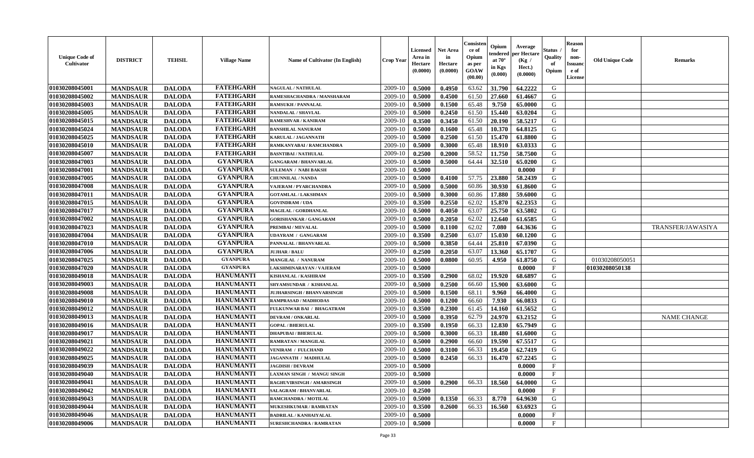| Unique Code of Cultivator | DISTRICT | TEHSIL | Village Name | Name of Cultivator (In English) | Crop Year | Licensed Area in Hectare (0.0000) | Net Area in Hectare (0.0000) | Consistence of Opium as per GOAW (00.00) | Opium tendered at 70° in Kgs (0.000) | Average per Hectare (Kg / Hect.) (0.0000) | Status / Quality of Opium | Reason for non-Issuance of License | Old Unique Code | Remarks |
|---|---|---|---|---|---|---|---|---|---|---|---|---|---|---|
| 01030208045001 | MANDSAUR | DALODA | FATEHGARH | NAGULAL / NATHULAL | 2009-10 | 0.5000 | 0.4950 | 63.62 | 31.790 | 64.2222 | G | | | |
| 01030208045002 | MANDSAUR | DALODA | FATEHGARH | RAMESHACHANDRA / MANSHARAM | 2009-10 | 0.5000 | 0.4500 | 61.50 | 27.660 | 61.4667 | G | | | |
| 01030208045003 | MANDSAUR | DALODA | FATEHGARH | RAMSUKH / PANNALAL | 2009-10 | 0.5000 | 0.1500 | 65.48 | 9.750 | 65.0000 | G | | | |
| 01030208045005 | MANDSAUR | DALODA | FATEHGARH | NANDALAL / SHAVLAL | 2009-10 | 0.5000 | 0.2450 | 61.50 | 15.440 | 63.0204 | G | | | |
| 01030208045015 | MANDSAUR | DALODA | FATEHGARH | RAMESHVAR / KANIRAM | 2009-10 | 0.3500 | 0.3450 | 61.50 | 20.190 | 58.5217 | G | | | |
| 01030208045024 | MANDSAUR | DALODA | FATEHGARH | BANSHILAL NANURAM | 2009-10 | 0.5000 | 0.1600 | 65.48 | 10.370 | 64.8125 | G | | | |
| 01030208045025 | MANDSAUR | DALODA | FATEHGARH | KARULAL / JAGANNATH | 2009-10 | 0.5000 | 0.2500 | 61.50 | 15.470 | 61.8800 | G | | | |
| 01030208045010 | MANDSAUR | DALODA | FATEHGARH | RAMKANYABAI / RAMCHANDRA | 2009-10 | 0.5000 | 0.3000 | 65.48 | 18.910 | 63.0333 | G | | | |
| 01030208045007 | MANDSAUR | DALODA | FATEHGARH | BASNTIBAI / NATHULAL | 2009-10 | 0.2500 | 0.2000 | 58.52 | 11.750 | 58.7500 | G | | | |
| 01030208047003 | MANDSAUR | DALODA | GYANPURA | GANGARAM / BHANVARLAL | 2009-10 | 0.5000 | 0.5000 | 64.44 | 32.510 | 65.0200 | G | | | |
| 01030208047001 | MANDSAUR | DALODA | GYANPURA | SULEMAN / NABI BAKSH | 2009-10 | 0.5000 | | | | 0.0000 | F | | | |
| 01030208047005 | MANDSAUR | DALODA | GYANPURA | CHUNNILAL / NANDA | 2009-10 | 0.5000 | 0.4100 | 57.75 | 23.880 | 58.2439 | G | | | |
| 01030208047008 | MANDSAUR | DALODA | GYANPURA | VAJERAM / PYARCHANDRA | 2009-10 | 0.5000 | 0.5000 | 60.86 | 30.930 | 61.8600 | G | | | |
| 01030208047011 | MANDSAUR | DALODA | GYANPURA | GOTAMLAL / LAKSHMAN | 2009-10 | 0.5000 | 0.3000 | 60.86 | 17.880 | 59.6000 | G | | | |
| 01030208047015 | MANDSAUR | DALODA | GYANPURA | GOVINDRAM / UDA | 2009-10 | 0.3500 | 0.2550 | 62.02 | 15.870 | 62.2353 | G | | | |
| 01030208047017 | MANDSAUR | DALODA | GYANPURA | MAGILAL / GORDHANLAL | 2009-10 | 0.5000 | 0.4050 | 63.07 | 25.750 | 63.5802 | G | | | |
| 01030208047002 | MANDSAUR | DALODA | GYANPURA | GORISHANKAR / GANGARAM | 2009-10 | 0.5000 | 0.2050 | 62.02 | 12.640 | 61.6585 | G | | | |
| 01030208047023 | MANDSAUR | DALODA | GYANPURA | PREMBAI / MEVALAL | 2009-10 | 0.5000 | 0.1100 | 62.02 | 7.080 | 64.3636 | G | | | TRANSFER/JAWASIYA |
| 01030208047004 | MANDSAUR | DALODA | GYANPURA | UDAYRAM / GANGARAM | 2009-10 | 0.3500 | 0.2500 | 63.07 | 15.030 | 60.1200 | G | | | |
| 01030208047010 | MANDSAUR | DALODA | GYANPURA | PANNALAL / BHANVARLAL | 2009-10 | 0.5000 | 0.3850 | 64.44 | 25.810 | 67.0390 | G | | | |
| 01030208047006 | MANDSAUR | DALODA | GYANPURA | JUJHAR / BALU | 2009-10 | 0.2500 | 0.2050 | 63.07 | 13.360 | 65.1707 | G | | | |
| 01030208047025 | MANDSAUR | DALODA | GYANPURA | MANGILAL / NANURAM | 2009-10 | 0.5000 | 0.0800 | 60.95 | 4.950 | 61.8750 | G | | 01030208050051 | |
| 01030208047020 | MANDSAUR | DALODA | GYANPURA | LAKSHMINARAYAN / VAJERAM | 2009-10 | 0.5000 | | | | 0.0000 | F | | 01030208050138 | |
| 01030208049018 | MANDSAUR | DALODA | HANUMANTI | KISHANLAL / KASHIRAM | 2009-10 | 0.3500 | 0.2900 | 68.02 | 19.920 | 68.6897 | G | | | |
| 01030208049003 | MANDSAUR | DALODA | HANUMANTI | SHYAMSUNDAR / KISHANLAL | 2009-10 | 0.5000 | 0.2500 | 66.60 | 15.900 | 63.6000 | G | | | |
| 01030208049008 | MANDSAUR | DALODA | HANUMANTI | JUJHARSINGH / BHANVARSINGH | 2009-10 | 0.5000 | 0.1500 | 68.11 | 9.960 | 66.4000 | G | | | |
| 01030208049010 | MANDSAUR | DALODA | HANUMANTI | RAMPRASAD / MADHODAS | 2009-10 | 0.5000 | 0.1200 | 66.60 | 7.930 | 66.0833 | G | | | |
| 01030208049012 | MANDSAUR | DALODA | HANUMANTI | FULKUNWAR BAI / BHAGATRAM | 2009-10 | 0.3500 | 0.2300 | 61.45 | 14.160 | 61.5652 | G | | | |
| 01030208049013 | MANDSAUR | DALODA | HANUMANTI | DEVRAM / ONKARLAL | 2009-10 | 0.5000 | 0.3950 | 62.79 | 24.970 | 63.2152 | G | | | NAME CHANGE |
| 01030208049016 | MANDSAUR | DALODA | HANUMANTI | GOPAL / BHERULAL | 2009-10 | 0.3500 | 0.1950 | 66.33 | 12.830 | 65.7949 | G | | | |
| 01030208049017 | MANDSAUR | DALODA | HANUMANTI | DHAPUBAI / BHERULAL | 2009-10 | 0.5000 | 0.3000 | 66.33 | 18.480 | 61.6000 | G | | | |
| 01030208049021 | MANDSAUR | DALODA | HANUMANTI | RAMRATAN / MANGILAL | 2009-10 | 0.5000 | 0.2900 | 66.60 | 19.590 | 67.5517 | G | | | |
| 01030208049022 | MANDSAUR | DALODA | HANUMANTI | VENIRAM / FULCHAND | 2009-10 | 0.5000 | 0.3100 | 66.33 | 19.450 | 62.7419 | G | | | |
| 01030208049025 | MANDSAUR | DALODA | HANUMANTI | JAGANNATH / MADHULAL | 2009-10 | 0.5000 | 0.2450 | 66.33 | 16.470 | 67.2245 | G | | | |
| 01030208049039 | MANDSAUR | DALODA | HANUMANTI | JAGDISH / DEVRAM | 2009-10 | 0.5000 | | | | 0.0000 | F | | | |
| 01030208049040 | MANDSAUR | DALODA | HANUMANTI | LAXMAN SINGH / MANGU SINGH | 2009-10 | 0.5000 | | | | 0.0000 | F | | | |
| 01030208049041 | MANDSAUR | DALODA | HANUMANTI | RAGHUVIRSINGH / AMARSINGH | 2009-10 | 0.5000 | 0.2900 | 66.33 | 18.560 | 64.0000 | G | | | |
| 01030208049042 | MANDSAUR | DALODA | HANUMANTI | SALAGRAM / BHANVARLAL | 2009-10 | 0.2500 | | | | 0.0000 | F | | | |
| 01030208049043 | MANDSAUR | DALODA | HANUMANTI | RAMCHANDRA / MOTILAL | 2009-10 | 0.5000 | 0.1350 | 66.33 | 8.770 | 64.9630 | G | | | |
| 01030208049044 | MANDSAUR | DALODA | HANUMANTI | MUKESHKUMAR / RAMRATAN | 2009-10 | 0.3500 | 0.2600 | 66.33 | 16.560 | 63.6923 | G | | | |
| 01030208049046 | MANDSAUR | DALODA | HANUMANTI | BADRILAL / KANHAIYALAL | 2009-10 | 0.5000 | | | | 0.0000 | F | | | |
| 01030208049006 | MANDSAUR | DALODA | HANUMANTI | SURESHCHANDRA / RAMRATAN | 2009-10 | 0.5000 | | | | 0.0000 | F | | | |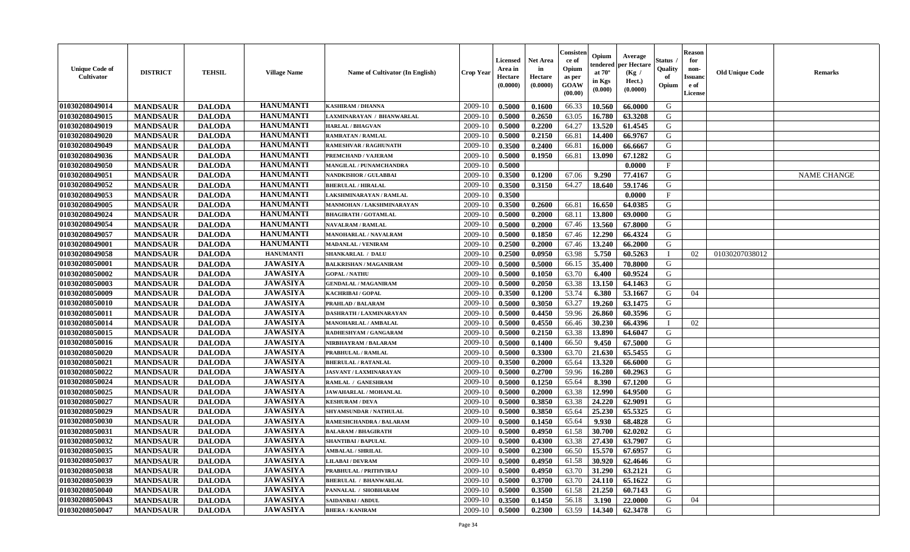| Unique Code of Cultivator | DISTRICT | TEHSIL | Village Name | Name of Cultivator (In English) | Crop Year | Licensed Area in Hectare (0.0000) | Net Area in Hectare (0.0000) | Consistence of Opium as per GOAW (00.00) | Opium tendered at 70° in Kgs (0.000) | Average per Hectare (Kg / Hect.) (0.0000) | Status / Quality of Opium | Reason for non-Issuance of License | Old Unique Code | Remarks |
|---|---|---|---|---|---|---|---|---|---|---|---|---|---|---|
| 01030208049014 | MANDSAUR | DALODA | HANUMANTI | KASHIRAM / DHANNA | 2009-10 | 0.5000 | 0.1600 | 66.33 | 10.560 | 66.0000 | G | | | |
| 01030208049015 | MANDSAUR | DALODA | HANUMANTI | LAXMINARAYAN / BHANWARLAL | 2009-10 | 0.5000 | 0.2650 | 63.05 | 16.780 | 63.3208 | G | | | |
| 01030208049019 | MANDSAUR | DALODA | HANUMANTI | HARLAL / BHAGVAN | 2009-10 | 0.5000 | 0.2200 | 64.27 | 13.520 | 61.4545 | G | | | |
| 01030208049020 | MANDSAUR | DALODA | HANUMANTI | RAMRATAN / RAMLAL | 2009-10 | 0.5000 | 0.2150 | 66.81 | 14.400 | 66.9767 | G | | | |
| 01030208049049 | MANDSAUR | DALODA | HANUMANTI | RAMESHVAR / RAGHUNATH | 2009-10 | 0.3500 | 0.2400 | 66.81 | 16.000 | 66.6667 | G | | | |
| 01030208049036 | MANDSAUR | DALODA | HANUMANTI | PREMCHAND / VAJERAM | 2009-10 | 0.5000 | 0.1950 | 66.81 | 13.090 | 67.1282 | G | | | |
| 01030208049050 | MANDSAUR | DALODA | HANUMANTI | MANGILAL / PUNAMCHANDRA | 2009-10 | 0.5000 | | | | 0.0000 | F | | | |
| 01030208049051 | MANDSAUR | DALODA | HANUMANTI | NANDKISHOR / GULABBAI | 2009-10 | 0.3500 | 0.1200 | 67.06 | 9.290 | 77.4167 | G | | | NAME CHANGE |
| 01030208049052 | MANDSAUR | DALODA | HANUMANTI | BHERULAL / HIRALAL | 2009-10 | 0.3500 | 0.3150 | 64.27 | 18.640 | 59.1746 | G | | | |
| 01030208049053 | MANDSAUR | DALODA | HANUMANTI | LAKSHMINARAYAN / RAMLAL | 2009-10 | 0.3500 | | | | 0.0000 | F | | | |
| 01030208049005 | MANDSAUR | DALODA | HANUMANTI | MANMOHAN / LAKSHMINARAYAN | 2009-10 | 0.3500 | 0.2600 | 66.81 | 16.650 | 64.0385 | G | | | |
| 01030208049024 | MANDSAUR | DALODA | HANUMANTI | BHAGIRATH / GOTAMLAL | 2009-10 | 0.5000 | 0.2000 | 68.11 | 13.800 | 69.0000 | G | | | |
| 01030208049054 | MANDSAUR | DALODA | HANUMANTI | NAVALRAM / RAMLAL | 2009-10 | 0.5000 | 0.2000 | 67.46 | 13.560 | 67.8000 | G | | | |
| 01030208049057 | MANDSAUR | DALODA | HANUMANTI | MANOHARLAL / NAVALRAM | 2009-10 | 0.5000 | 0.1850 | 67.46 | 12.290 | 66.4324 | G | | | |
| 01030208049001 | MANDSAUR | DALODA | HANUMANTI | MADANLAL / VENIRAM | 2009-10 | 0.2500 | 0.2000 | 67.46 | 13.240 | 66.2000 | G | | | |
| 01030208049058 | MANDSAUR | DALODA | HANUMANTI | SHANKARLAL / DALU | 2009-10 | 0.2500 | 0.0950 | 63.98 | 5.750 | 60.5263 | I | 02 | 01030207038012 | |
| 01030208050001 | MANDSAUR | DALODA | JAWASIYA | BALKRISHAN / MAGANIRAM | 2009-10 | 0.5000 | 0.5000 | 66.15 | 35.400 | 70.8000 | G | | | |
| 01030208050002 | MANDSAUR | DALODA | JAWASIYA | GOPAL / NATHU | 2009-10 | 0.5000 | 0.1050 | 63.70 | 6.400 | 60.9524 | G | | | |
| 01030208050003 | MANDSAUR | DALODA | JAWASIYA | GENDALAL / MAGANIRAM | 2009-10 | 0.5000 | 0.2050 | 63.38 | 13.150 | 64.1463 | G | | | |
| 01030208050009 | MANDSAUR | DALODA | JAWASIYA | KACHRIBAI / GOPAL | 2009-10 | 0.3500 | 0.1200 | 53.74 | 6.380 | 53.1667 | G | 04 | | |
| 01030208050010 | MANDSAUR | DALODA | JAWASIYA | PRAHLAD / BALARAM | 2009-10 | 0.5000 | 0.3050 | 63.27 | 19.260 | 63.1475 | G | | | |
| 01030208050011 | MANDSAUR | DALODA | JAWASIYA | DASHRATH / LAXMINARAYAN | 2009-10 | 0.5000 | 0.4450 | 59.96 | 26.860 | 60.3596 | G | | | |
| 01030208050014 | MANDSAUR | DALODA | JAWASIYA | MANOHARLAL / AMBALAL | 2009-10 | 0.5000 | 0.4550 | 66.46 | 30.230 | 66.4396 | I | 02 | | |
| 01030208050015 | MANDSAUR | DALODA | JAWASIYA | RADHESHYAM / GANGARAM | 2009-10 | 0.5000 | 0.2150 | 63.38 | 13.890 | 64.6047 | G | | | |
| 01030208050016 | MANDSAUR | DALODA | JAWASIYA | NIRBHAYRAM / BALARAM | 2009-10 | 0.5000 | 0.1400 | 66.50 | 9.450 | 67.5000 | G | | | |
| 01030208050020 | MANDSAUR | DALODA | JAWASIYA | PRABHULAL / RAMLAL | 2009-10 | 0.5000 | 0.3300 | 63.70 | 21.630 | 65.5455 | G | | | |
| 01030208050021 | MANDSAUR | DALODA | JAWASIYA | BHERULAL / RATANLAL | 2009-10 | 0.3500 | 0.2000 | 65.64 | 13.320 | 66.6000 | G | | | |
| 01030208050022 | MANDSAUR | DALODA | JAWASIYA | JASVANT / LAXMINARAYAN | 2009-10 | 0.5000 | 0.2700 | 59.96 | 16.280 | 60.2963 | G | | | |
| 01030208050024 | MANDSAUR | DALODA | JAWASIYA | RAMLAL / GANESHRAM | 2009-10 | 0.5000 | 0.1250 | 65.64 | 8.390 | 67.1200 | G | | | |
| 01030208050025 | MANDSAUR | DALODA | JAWASIYA | JAWAHARLAL / MOHANLAL | 2009-10 | 0.5000 | 0.2000 | 63.38 | 12.990 | 64.9500 | G | | | |
| 01030208050027 | MANDSAUR | DALODA | JAWASIYA | KESHURAM / DEVA | 2009-10 | 0.5000 | 0.3850 | 63.38 | 24.220 | 62.9091 | G | | | |
| 01030208050029 | MANDSAUR | DALODA | JAWASIYA | SHYAMSUNDAR / NATHULAL | 2009-10 | 0.5000 | 0.3850 | 65.64 | 25.230 | 65.5325 | G | | | |
| 01030208050030 | MANDSAUR | DALODA | JAWASIYA | RAMESHCHANDRA / BALARAM | 2009-10 | 0.5000 | 0.1450 | 65.64 | 9.930 | 68.4828 | G | | | |
| 01030208050031 | MANDSAUR | DALODA | JAWASIYA | BALARAM / BHAGIRATH | 2009-10 | 0.5000 | 0.4950 | 61.58 | 30.700 | 62.0202 | G | | | |
| 01030208050032 | MANDSAUR | DALODA | JAWASIYA | SHANTIBAI / BAPULAL | 2009-10 | 0.5000 | 0.4300 | 63.38 | 27.430 | 63.7907 | G | | | |
| 01030208050035 | MANDSAUR | DALODA | JAWASIYA | AMBALAL / SHRILAL | 2009-10 | 0.5000 | 0.2300 | 66.50 | 15.570 | 67.6957 | G | | | |
| 01030208050037 | MANDSAUR | DALODA | JAWASIYA | LILABAI / DEVRAM | 2009-10 | 0.5000 | 0.4950 | 61.58 | 30.920 | 62.4646 | G | | | |
| 01030208050038 | MANDSAUR | DALODA | JAWASIYA | PRABHULAL / PRITHVIRAJ | 2009-10 | 0.5000 | 0.4950 | 63.70 | 31.290 | 63.2121 | G | | | |
| 01030208050039 | MANDSAUR | DALODA | JAWASIYA | BHERULAL / BHANWARLAL | 2009-10 | 0.5000 | 0.3700 | 63.70 | 24.110 | 65.1622 | G | | | |
| 01030208050040 | MANDSAUR | DALODA | JAWASIYA | PANNALAL / SHOBHARAM | 2009-10 | 0.5000 | 0.3500 | 61.58 | 21.250 | 60.7143 | G | | | |
| 01030208050043 | MANDSAUR | DALODA | JAWASIYA | SAIDANBAI / ABDUL | 2009-10 | 0.3500 | 0.1450 | 56.18 | 3.190 | 22.0000 | G | 04 | | |
| 01030208050047 | MANDSAUR | DALODA | JAWASIYA | BHERA / KANIRAM | 2009-10 | 0.5000 | 0.2300 | 63.59 | 14.340 | 62.3478 | G | | | |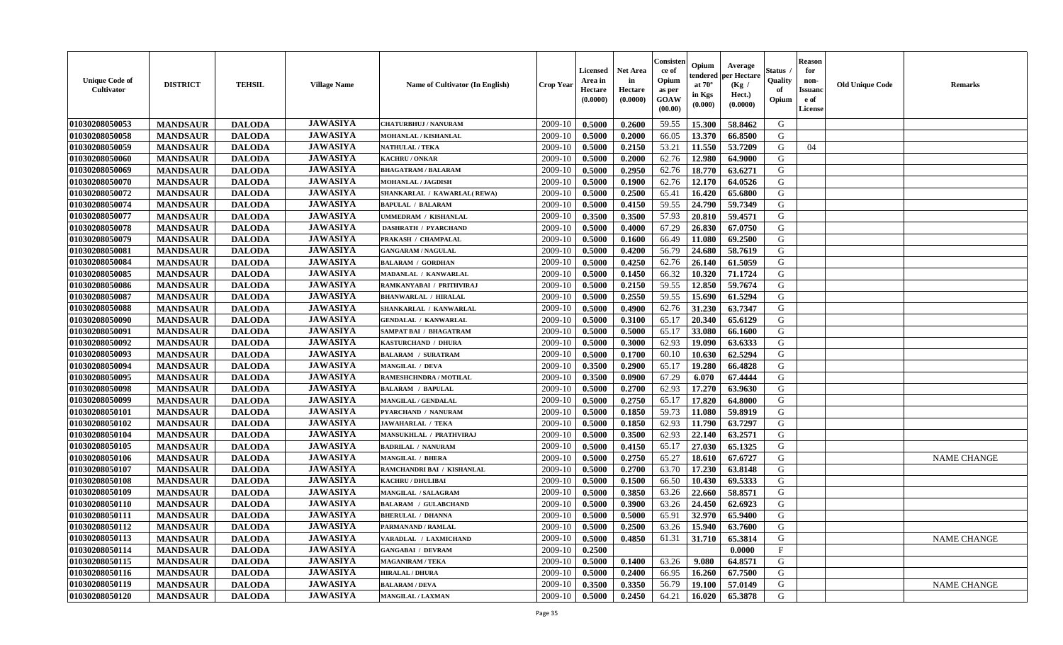| Unique Code of Cultivator | DISTRICT | TEHSIL | Village Name | Name of Cultivator (In English) | Crop Year | Licensed Area in Hectare (0.0000) | Net Area in Hectare (0.0000) | Consistence of Opium as per GOAW (00.00) | Opium tendered at 70° in Kgs (0.000) | Average per Hectare (Kg / Hect.) (0.0000) | Status / Quality of Opium | Reason for non-Issuance of License | Old Unique Code | Remarks |
|---|---|---|---|---|---|---|---|---|---|---|---|---|---|---|
| 01030208050053 | MANDSAUR | DALODA | JAWASIYA | CHATURBHUJ / NANURAM | 2009-10 | 0.5000 | 0.2600 | 59.55 | 15.300 | 58.8462 | G | | | |
| 01030208050058 | MANDSAUR | DALODA | JAWASIYA | MOHANLAL / KISHANLAL | 2009-10 | 0.5000 | 0.2000 | 66.05 | 13.370 | 66.8500 | G | | | |
| 01030208050059 | MANDSAUR | DALODA | JAWASIYA | NATHULAL / TEKA | 2009-10 | 0.5000 | 0.2150 | 53.21 | 11.550 | 53.7209 | G | 04 | | |
| 01030208050060 | MANDSAUR | DALODA | JAWASIYA | KACHRU / ONKAR | 2009-10 | 0.5000 | 0.2000 | 62.76 | 12.980 | 64.9000 | G | | | |
| 01030208050069 | MANDSAUR | DALODA | JAWASIYA | BHAGATRAM / BALARAM | 2009-10 | 0.5000 | 0.2950 | 62.76 | 18.770 | 63.6271 | G | | | |
| 01030208050070 | MANDSAUR | DALODA | JAWASIYA | MOHANLAL / JAGDISH | 2009-10 | 0.5000 | 0.1900 | 62.76 | 12.170 | 64.0526 | G | | | |
| 01030208050072 | MANDSAUR | DALODA | JAWASIYA | SHANKARLAL / KAWARLAL( REWA) | 2009-10 | 0.5000 | 0.2500 | 65.41 | 16.420 | 65.6800 | G | | | |
| 01030208050074 | MANDSAUR | DALODA | JAWASIYA | BAPULAL / BALARAM | 2009-10 | 0.5000 | 0.4150 | 59.55 | 24.790 | 59.7349 | G | | | |
| 01030208050077 | MANDSAUR | DALODA | JAWASIYA | UMMEDRAM / KISHANLAL | 2009-10 | 0.3500 | 0.3500 | 57.93 | 20.810 | 59.4571 | G | | | |
| 01030208050078 | MANDSAUR | DALODA | JAWASIYA | DASHRATH / PYARCHAND | 2009-10 | 0.5000 | 0.4000 | 67.29 | 26.830 | 67.0750 | G | | | |
| 01030208050079 | MANDSAUR | DALODA | JAWASIYA | PRAKASH / CHAMPALAL | 2009-10 | 0.5000 | 0.1600 | 66.49 | 11.080 | 69.2500 | G | | | |
| 01030208050081 | MANDSAUR | DALODA | JAWASIYA | GANGARAM / NAGULAL | 2009-10 | 0.5000 | 0.4200 | 56.79 | 24.680 | 58.7619 | G | | | |
| 01030208050084 | MANDSAUR | DALODA | JAWASIYA | BALARAM / GORDHAN | 2009-10 | 0.5000 | 0.4250 | 62.76 | 26.140 | 61.5059 | G | | | |
| 01030208050085 | MANDSAUR | DALODA | JAWASIYA | MADANLAL / KANWARLAL | 2009-10 | 0.5000 | 0.1450 | 66.32 | 10.320 | 71.1724 | G | | | |
| 01030208050086 | MANDSAUR | DALODA | JAWASIYA | RAMKANYABAI / PRITHVIRAJ | 2009-10 | 0.5000 | 0.2150 | 59.55 | 12.850 | 59.7674 | G | | | |
| 01030208050087 | MANDSAUR | DALODA | JAWASIYA | BHANWARLAL / HIRALAL | 2009-10 | 0.5000 | 0.2550 | 59.55 | 15.690 | 61.5294 | G | | | |
| 01030208050088 | MANDSAUR | DALODA | JAWASIYA | SHANKARLAL / KANWARLAL | 2009-10 | 0.5000 | 0.4900 | 62.76 | 31.230 | 63.7347 | G | | | |
| 01030208050090 | MANDSAUR | DALODA | JAWASIYA | GENDALAL / KANWARLAL | 2009-10 | 0.5000 | 0.3100 | 65.17 | 20.340 | 65.6129 | G | | | |
| 01030208050091 | MANDSAUR | DALODA | JAWASIYA | SAMPAT BAI / BHAGATRAM | 2009-10 | 0.5000 | 0.5000 | 65.17 | 33.080 | 66.1600 | G | | | |
| 01030208050092 | MANDSAUR | DALODA | JAWASIYA | KASTURCHAND / DHURA | 2009-10 | 0.5000 | 0.3000 | 62.93 | 19.090 | 63.6333 | G | | | |
| 01030208050093 | MANDSAUR | DALODA | JAWASIYA | BALARAM / SURATRAM | 2009-10 | 0.5000 | 0.1700 | 60.10 | 10.630 | 62.5294 | G | | | |
| 01030208050094 | MANDSAUR | DALODA | JAWASIYA | MANGILAL / DEVA | 2009-10 | 0.3500 | 0.2900 | 65.17 | 19.280 | 66.4828 | G | | | |
| 01030208050095 | MANDSAUR | DALODA | JAWASIYA | RAMESHCHNDRA / MOTILAL | 2009-10 | 0.3500 | 0.0900 | 67.29 | 6.070 | 67.4444 | G | | | |
| 01030208050098 | MANDSAUR | DALODA | JAWASIYA | BALARAM / BAPULAL | 2009-10 | 0.5000 | 0.2700 | 62.93 | 17.270 | 63.9630 | G | | | |
| 01030208050099 | MANDSAUR | DALODA | JAWASIYA | MANGILAL / GENDALAL | 2009-10 | 0.5000 | 0.2750 | 65.17 | 17.820 | 64.8000 | G | | | |
| 01030208050101 | MANDSAUR | DALODA | JAWASIYA | PYARCHAND / NANURAM | 2009-10 | 0.5000 | 0.1850 | 59.73 | 11.080 | 59.8919 | G | | | |
| 01030208050102 | MANDSAUR | DALODA | JAWASIYA | JAWAHARLAL / TEKA | 2009-10 | 0.5000 | 0.1850 | 62.93 | 11.790 | 63.7297 | G | | | |
| 01030208050104 | MANDSAUR | DALODA | JAWASIYA | MANSUKHLAL / PRATHVIRAJ | 2009-10 | 0.5000 | 0.3500 | 62.93 | 22.140 | 63.2571 | G | | | |
| 01030208050105 | MANDSAUR | DALODA | JAWASIYA | BADRILAL / NANURAM | 2009-10 | 0.5000 | 0.4150 | 65.17 | 27.030 | 65.1325 | G | | | |
| 01030208050106 | MANDSAUR | DALODA | JAWASIYA | MANGILAL / BHERA | 2009-10 | 0.5000 | 0.2750 | 65.27 | 18.610 | 67.6727 | G | | | NAME CHANGE |
| 01030208050107 | MANDSAUR | DALODA | JAWASIYA | RAMCHANDRI BAI / KISHANLAL | 2009-10 | 0.5000 | 0.2700 | 63.70 | 17.230 | 63.8148 | G | | | |
| 01030208050108 | MANDSAUR | DALODA | JAWASIYA | KACHRU / DHULIBAI | 2009-10 | 0.5000 | 0.1500 | 66.50 | 10.430 | 69.5333 | G | | | |
| 01030208050109 | MANDSAUR | DALODA | JAWASIYA | MANGILAL / SALAGRAM | 2009-10 | 0.5000 | 0.3850 | 63.26 | 22.660 | 58.8571 | G | | | |
| 01030208050110 | MANDSAUR | DALODA | JAWASIYA | BALARAM / GULABCHAND | 2009-10 | 0.5000 | 0.3900 | 63.26 | 24.450 | 62.6923 | G | | | |
| 01030208050111 | MANDSAUR | DALODA | JAWASIYA | BHERULAL / DHANNA | 2009-10 | 0.5000 | 0.5000 | 65.91 | 32.970 | 65.9400 | G | | | |
| 01030208050112 | MANDSAUR | DALODA | JAWASIYA | PARMANAND / RAMLAL | 2009-10 | 0.5000 | 0.2500 | 63.26 | 15.940 | 63.7600 | G | | | |
| 01030208050113 | MANDSAUR | DALODA | JAWASIYA | VARADLAL / LAXMICHAND | 2009-10 | 0.5000 | 0.4850 | 61.31 | 31.710 | 65.3814 | G | | | NAME CHANGE |
| 01030208050114 | MANDSAUR | DALODA | JAWASIYA | GANGABAI / DEVRAM | 2009-10 | 0.2500 | | | | 0.0000 | F | | | |
| 01030208050115 | MANDSAUR | DALODA | JAWASIYA | MAGANIRAM / TEKA | 2009-10 | 0.5000 | 0.1400 | 63.26 | 9.080 | 64.8571 | G | | | |
| 01030208050116 | MANDSAUR | DALODA | JAWASIYA | HIRALAL / DHURA | 2009-10 | 0.5000 | 0.2400 | 66.95 | 16.260 | 67.7500 | G | | | |
| 01030208050119 | MANDSAUR | DALODA | JAWASIYA | BALARAM / DEVA | 2009-10 | 0.3500 | 0.3350 | 56.79 | 19.100 | 57.0149 | G | | | NAME CHANGE |
| 01030208050120 | MANDSAUR | DALODA | JAWASIYA | MANGILAL / LAXMAN | 2009-10 | 0.5000 | 0.2450 | 64.21 | 16.020 | 65.3878 | G | | | |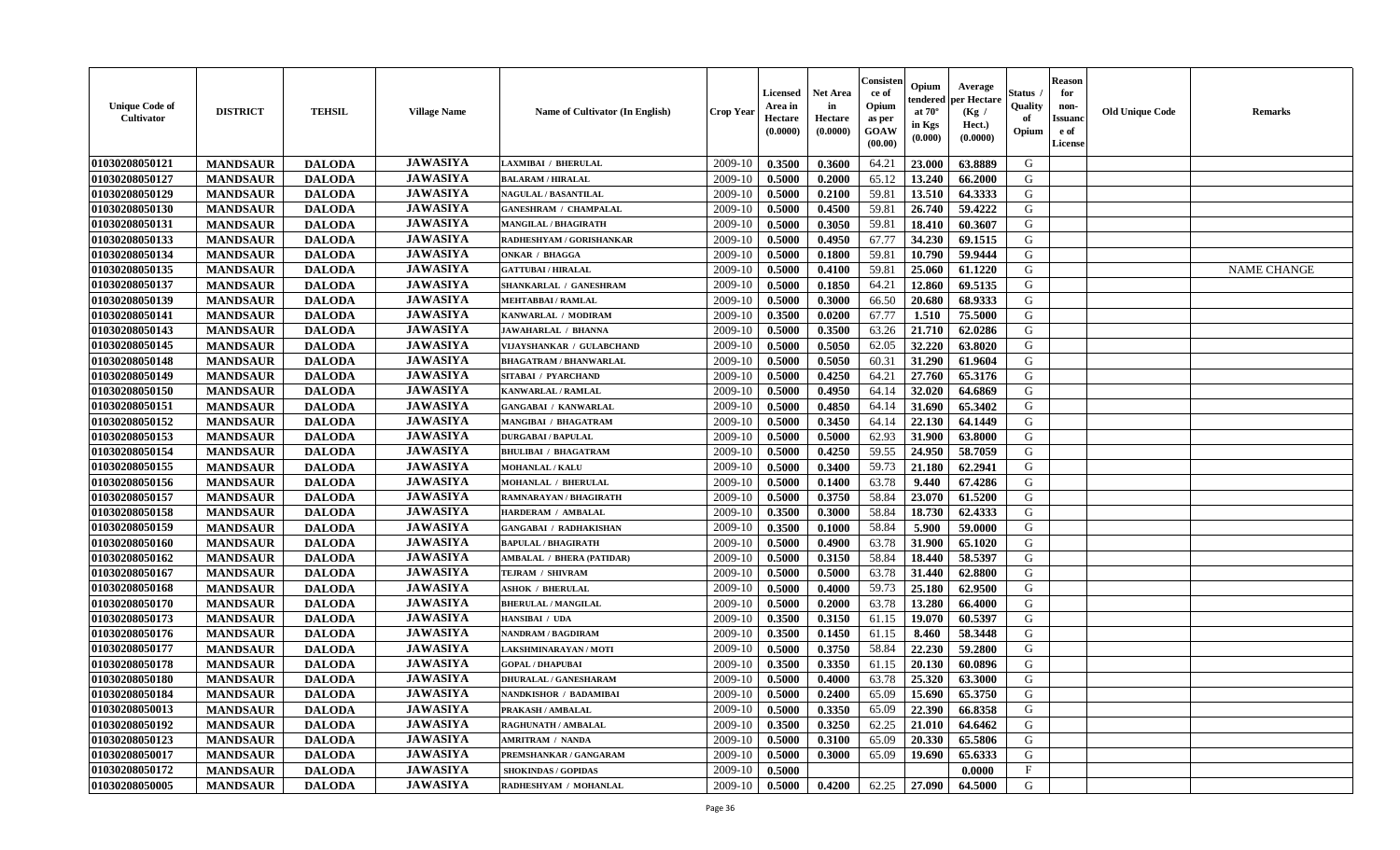| Unique Code of Cultivator | DISTRICT | TEHSIL | Village Name | Name of Cultivator (In English) | Crop Year | Licensed Area in Hectare (0.0000) | Net Area in Hectare (0.0000) | Consistence of Opium as per GOAW (00.00) | Opium tendered at 70° in Kgs (0.000) | Average per Hectare (Kg / Hect.) (0.0000) | Status / Quality of Opium | Reason for non-Issuance of License | Old Unique Code | Remarks |
|---|---|---|---|---|---|---|---|---|---|---|---|---|---|---|
| 01030208050121 | MANDSAUR | DALODA | JAWASIYA | LAXMIBAI / BHERULAL | 2009-10 | 0.3500 | 0.3600 | 64.21 | 23.000 | 63.8889 | G | | | |
| 01030208050127 | MANDSAUR | DALODA | JAWASIYA | BALARAM / HIRALAL | 2009-10 | 0.5000 | 0.2000 | 65.12 | 13.240 | 66.2000 | G | | | |
| 01030208050129 | MANDSAUR | DALODA | JAWASIYA | NAGULAL / BASANTILAL | 2009-10 | 0.5000 | 0.2100 | 59.81 | 13.510 | 64.3333 | G | | | |
| 01030208050130 | MANDSAUR | DALODA | JAWASIYA | GANESHRAM / CHAMPALAL | 2009-10 | 0.5000 | 0.4500 | 59.81 | 26.740 | 59.4222 | G | | | |
| 01030208050131 | MANDSAUR | DALODA | JAWASIYA | MANGILAL / BHAGIRATH | 2009-10 | 0.5000 | 0.3050 | 59.81 | 18.410 | 60.3607 | G | | | |
| 01030208050133 | MANDSAUR | DALODA | JAWASIYA | RADHESHYAM / GORISHANKAR | 2009-10 | 0.5000 | 0.4950 | 67.77 | 34.230 | 69.1515 | G | | | |
| 01030208050134 | MANDSAUR | DALODA | JAWASIYA | ONKAR / BHAGGA | 2009-10 | 0.5000 | 0.1800 | 59.81 | 10.790 | 59.9444 | G | | | |
| 01030208050135 | MANDSAUR | DALODA | JAWASIYA | GATTUBAI / HIRALAL | 2009-10 | 0.5000 | 0.4100 | 59.81 | 25.060 | 61.1220 | G | | | NAME CHANGE |
| 01030208050137 | MANDSAUR | DALODA | JAWASIYA | SHANKARLAL / GANESHRAM | 2009-10 | 0.5000 | 0.1850 | 64.21 | 12.860 | 69.5135 | G | | | |
| 01030208050139 | MANDSAUR | DALODA | JAWASIYA | MEHTABBAI / RAMLAL | 2009-10 | 0.5000 | 0.3000 | 66.50 | 20.680 | 68.9333 | G | | | |
| 01030208050141 | MANDSAUR | DALODA | JAWASIYA | KANWARLAL / MODIRAM | 2009-10 | 0.3500 | 0.0200 | 67.77 | 1.510 | 75.5000 | G | | | |
| 01030208050143 | MANDSAUR | DALODA | JAWASIYA | JAWAHARLAL / BHANNA | 2009-10 | 0.5000 | 0.3500 | 63.26 | 21.710 | 62.0286 | G | | | |
| 01030208050145 | MANDSAUR | DALODA | JAWASIYA | VIJAYSHANKAR / GULABCHAND | 2009-10 | 0.5000 | 0.5050 | 62.05 | 32.220 | 63.8020 | G | | | |
| 01030208050148 | MANDSAUR | DALODA | JAWASIYA | BHAGATRAM / BHANWARLAL | 2009-10 | 0.5000 | 0.5050 | 60.31 | 31.290 | 61.9604 | G | | | |
| 01030208050149 | MANDSAUR | DALODA | JAWASIYA | SITABAI / PYARCHAND | 2009-10 | 0.5000 | 0.4250 | 64.21 | 27.760 | 65.3176 | G | | | |
| 01030208050150 | MANDSAUR | DALODA | JAWASIYA | KANWARLAL / RAMLAL | 2009-10 | 0.5000 | 0.4950 | 64.14 | 32.020 | 64.6869 | G | | | |
| 01030208050151 | MANDSAUR | DALODA | JAWASIYA | GANGABAI / KANWARLAL | 2009-10 | 0.5000 | 0.4850 | 64.14 | 31.690 | 65.3402 | G | | | |
| 01030208050152 | MANDSAUR | DALODA | JAWASIYA | MANGIBAI / BHAGATRAM | 2009-10 | 0.5000 | 0.3450 | 64.14 | 22.130 | 64.1449 | G | | | |
| 01030208050153 | MANDSAUR | DALODA | JAWASIYA | DURGABAI / BAPULAL | 2009-10 | 0.5000 | 0.5000 | 62.93 | 31.900 | 63.8000 | G | | | |
| 01030208050154 | MANDSAUR | DALODA | JAWASIYA | BHULIBAI / BHAGATRAM | 2009-10 | 0.5000 | 0.4250 | 59.55 | 24.950 | 58.7059 | G | | | |
| 01030208050155 | MANDSAUR | DALODA | JAWASIYA | MOHANLAL / KALU | 2009-10 | 0.5000 | 0.3400 | 59.73 | 21.180 | 62.2941 | G | | | |
| 01030208050156 | MANDSAUR | DALODA | JAWASIYA | MOHANLAL / BHERULAL | 2009-10 | 0.5000 | 0.1400 | 63.78 | 9.440 | 67.4286 | G | | | |
| 01030208050157 | MANDSAUR | DALODA | JAWASIYA | RAMNARAYAN / BHAGIRATH | 2009-10 | 0.5000 | 0.3750 | 58.84 | 23.070 | 61.5200 | G | | | |
| 01030208050158 | MANDSAUR | DALODA | JAWASIYA | HARDERAM / AMBALAL | 2009-10 | 0.3500 | 0.3000 | 58.84 | 18.730 | 62.4333 | G | | | |
| 01030208050159 | MANDSAUR | DALODA | JAWASIYA | GANGABAI / RADHAKISHAN | 2009-10 | 0.3500 | 0.1000 | 58.84 | 5.900 | 59.0000 | G | | | |
| 01030208050160 | MANDSAUR | DALODA | JAWASIYA | BAPULAL / BHAGIRATH | 2009-10 | 0.5000 | 0.4900 | 63.78 | 31.900 | 65.1020 | G | | | |
| 01030208050162 | MANDSAUR | DALODA | JAWASIYA | AMBALAL / BHERA (PATIDAR) | 2009-10 | 0.5000 | 0.3150 | 58.84 | 18.440 | 58.5397 | G | | | |
| 01030208050167 | MANDSAUR | DALODA | JAWASIYA | TEJRAM / SHIVRAM | 2009-10 | 0.5000 | 0.5000 | 63.78 | 31.440 | 62.8800 | G | | | |
| 01030208050168 | MANDSAUR | DALODA | JAWASIYA | ASHOK / BHERULAL | 2009-10 | 0.5000 | 0.4000 | 59.73 | 25.180 | 62.9500 | G | | | |
| 01030208050170 | MANDSAUR | DALODA | JAWASIYA | BHERULAL / MANGILAL | 2009-10 | 0.5000 | 0.2000 | 63.78 | 13.280 | 66.4000 | G | | | |
| 01030208050173 | MANDSAUR | DALODA | JAWASIYA | HANSIBAI / UDA | 2009-10 | 0.3500 | 0.3150 | 61.15 | 19.070 | 60.5397 | G | | | |
| 01030208050176 | MANDSAUR | DALODA | JAWASIYA | NANDRAM / BAGDIRAM | 2009-10 | 0.3500 | 0.1450 | 61.15 | 8.460 | 58.3448 | G | | | |
| 01030208050177 | MANDSAUR | DALODA | JAWASIYA | LAKSHMINARAYAN / MOTI | 2009-10 | 0.5000 | 0.3750 | 58.84 | 22.230 | 59.2800 | G | | | |
| 01030208050178 | MANDSAUR | DALODA | JAWASIYA | GOPAL / DHAPUBAI | 2009-10 | 0.3500 | 0.3350 | 61.15 | 20.130 | 60.0896 | G | | | |
| 01030208050180 | MANDSAUR | DALODA | JAWASIYA | DHURALAL / GANESHARAM | 2009-10 | 0.5000 | 0.4000 | 63.78 | 25.320 | 63.3000 | G | | | |
| 01030208050184 | MANDSAUR | DALODA | JAWASIYA | NANDKISHOR / BADAMIBAI | 2009-10 | 0.5000 | 0.2400 | 65.09 | 15.690 | 65.3750 | G | | | |
| 01030208050013 | MANDSAUR | DALODA | JAWASIYA | PRAKASH / AMBALAL | 2009-10 | 0.5000 | 0.3350 | 65.09 | 22.390 | 66.8358 | G | | | |
| 01030208050192 | MANDSAUR | DALODA | JAWASIYA | RAGHUNATH / AMBALAL | 2009-10 | 0.3500 | 0.3250 | 62.25 | 21.010 | 64.6462 | G | | | |
| 01030208050123 | MANDSAUR | DALODA | JAWASIYA | AMRITRAM / NANDA | 2009-10 | 0.5000 | 0.3100 | 65.09 | 20.330 | 65.5806 | G | | | |
| 01030208050017 | MANDSAUR | DALODA | JAWASIYA | PREMSHANKAR / GANGARAM | 2009-10 | 0.5000 | 0.3000 | 65.09 | 19.690 | 65.6333 | G | | | |
| 01030208050172 | MANDSAUR | DALODA | JAWASIYA | SHOKINDAS / GOPIDAS | 2009-10 | 0.5000 | | | | 0.0000 | F | | | |
| 01030208050005 | MANDSAUR | DALODA | JAWASIYA | RADHESHYAM / MOHANLAL | 2009-10 | 0.5000 | 0.4200 | 62.25 | 27.090 | 64.5000 | G | | | |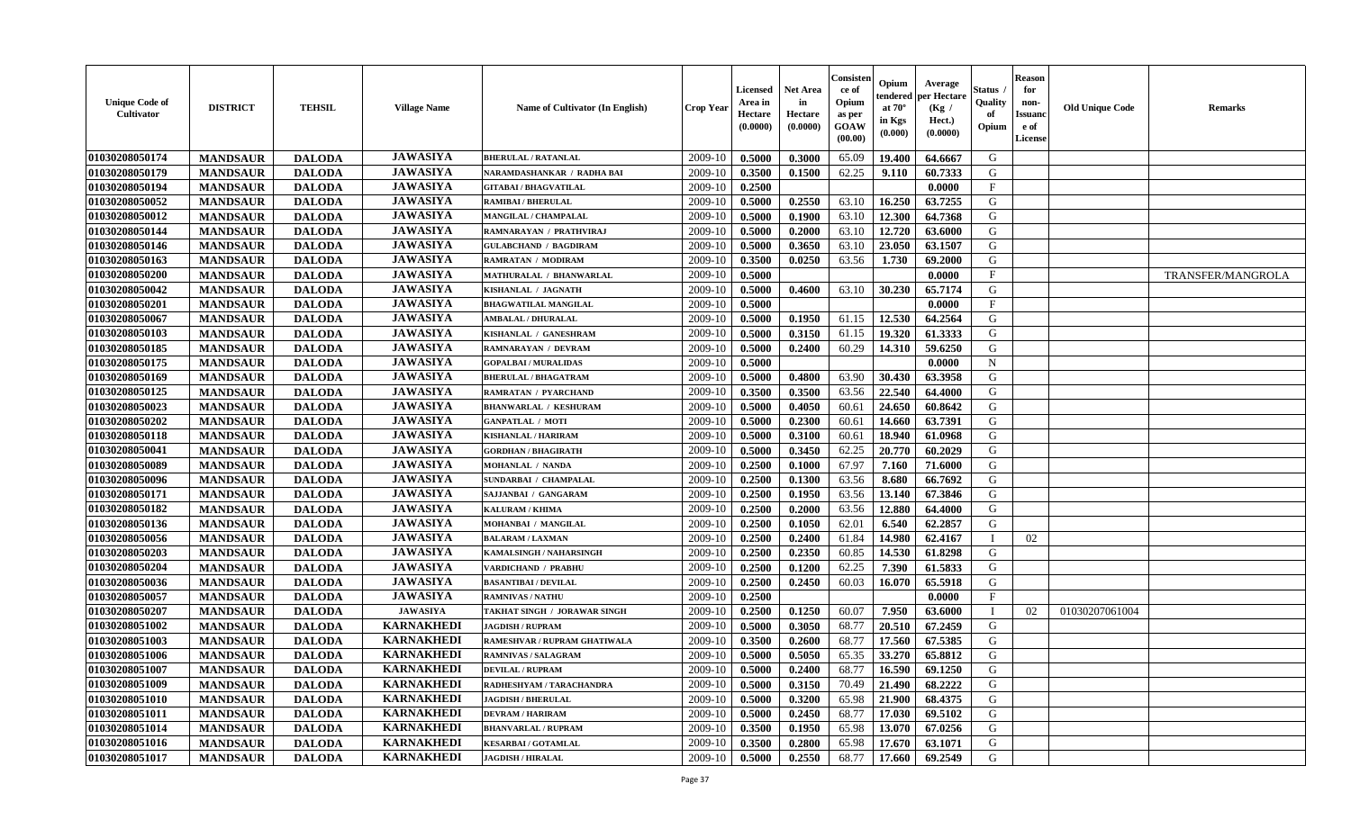| Unique Code of Cultivator | DISTRICT | TEHSIL | Village Name | Name of Cultivator (In English) | Crop Year | Licensed Area in Hectare (0.0000) | Net Area in Hectare (0.0000) | Consistence of Opium as per GOAW (00.00) | Opium tendered at 70° in Kgs (0.000) | Average per Hectare (Kg / Hect.) (0.0000) | Status / Quality of Opium | Reason for non-Issuance of License | Old Unique Code | Remarks |
|---|---|---|---|---|---|---|---|---|---|---|---|---|---|---|
| 01030208050174 | MANDSAUR | DALODA | JAWASIYA | BHERULAL / RATANLAL | 2009-10 | 0.5000 | 0.3000 | 65.09 | 19.400 | 64.6667 | G | | | |
| 01030208050179 | MANDSAUR | DALODA | JAWASIYA | NARAMDASHANKAR / RADHA BAI | 2009-10 | 0.3500 | 0.1500 | 62.25 | 9.110 | 60.7333 | G | | | |
| 01030208050194 | MANDSAUR | DALODA | JAWASIYA | GITABAI / BHAGVATILAL | 2009-10 | 0.2500 | | | | 0.0000 | F | | | |
| 01030208050052 | MANDSAUR | DALODA | JAWASIYA | RAMIBAI / BHERULAL | 2009-10 | 0.5000 | 0.2550 | 63.10 | 16.250 | 63.7255 | G | | | |
| 01030208050012 | MANDSAUR | DALODA | JAWASIYA | MANGILAL / CHAMPALAL | 2009-10 | 0.5000 | 0.1900 | 63.10 | 12.300 | 64.7368 | G | | | |
| 01030208050144 | MANDSAUR | DALODA | JAWASIYA | RAMNARAYAN / PRATHVIRAJ | 2009-10 | 0.5000 | 0.2000 | 63.10 | 12.720 | 63.6000 | G | | | |
| 01030208050146 | MANDSAUR | DALODA | JAWASIYA | GULABCHAND / BAGDIRAM | 2009-10 | 0.5000 | 0.3650 | 63.10 | 23.050 | 63.1507 | G | | | |
| 01030208050163 | MANDSAUR | DALODA | JAWASIYA | RAMRATAN / MODIRAM | 2009-10 | 0.3500 | 0.0250 | 63.56 | 1.730 | 69.2000 | G | | | |
| 01030208050200 | MANDSAUR | DALODA | JAWASIYA | MATHURALAL / BHANWARLAL | 2009-10 | 0.5000 | | | | 0.0000 | F | | | TRANSFER/MANGROLA |
| 01030208050042 | MANDSAUR | DALODA | JAWASIYA | KISHANLAL / JAGNATH | 2009-10 | 0.5000 | 0.4600 | 63.10 | 30.230 | 65.7174 | G | | | |
| 01030208050201 | MANDSAUR | DALODA | JAWASIYA | BHAGWATILAL MANGILAL | 2009-10 | 0.5000 | | | | 0.0000 | F | | | |
| 01030208050067 | MANDSAUR | DALODA | JAWASIYA | AMBALAL / DHURALAL | 2009-10 | 0.5000 | 0.1950 | 61.15 | 12.530 | 64.2564 | G | | | |
| 01030208050103 | MANDSAUR | DALODA | JAWASIYA | KISHANLAL / GANESHRAM | 2009-10 | 0.5000 | 0.3150 | 61.15 | 19.320 | 61.3333 | G | | | |
| 01030208050185 | MANDSAUR | DALODA | JAWASIYA | RAMNARAYAN / DEVRAM | 2009-10 | 0.5000 | 0.2400 | 60.29 | 14.310 | 59.6250 | G | | | |
| 01030208050175 | MANDSAUR | DALODA | JAWASIYA | GOPALBAI / MURALIDAS | 2009-10 | 0.5000 | | | | 0.0000 | N | | | |
| 01030208050169 | MANDSAUR | DALODA | JAWASIYA | BHERULAL / BHAGATRAM | 2009-10 | 0.5000 | 0.4800 | 63.90 | 30.430 | 63.3958 | G | | | |
| 01030208050125 | MANDSAUR | DALODA | JAWASIYA | RAMRATAN / PYARCHAND | 2009-10 | 0.3500 | 0.3500 | 63.56 | 22.540 | 64.4000 | G | | | |
| 01030208050023 | MANDSAUR | DALODA | JAWASIYA | BHANWARLAL / KESHURAM | 2009-10 | 0.5000 | 0.4050 | 60.61 | 24.650 | 60.8642 | G | | | |
| 01030208050202 | MANDSAUR | DALODA | JAWASIYA | GANPATLAL / MOTI | 2009-10 | 0.5000 | 0.2300 | 60.61 | 14.660 | 63.7391 | G | | | |
| 01030208050118 | MANDSAUR | DALODA | JAWASIYA | KISHANLAL / HARIRAM | 2009-10 | 0.5000 | 0.3100 | 60.61 | 18.940 | 61.0968 | G | | | |
| 01030208050041 | MANDSAUR | DALODA | JAWASIYA | GORDHAN / BHAGIRATH | 2009-10 | 0.5000 | 0.3450 | 62.25 | 20.770 | 60.2029 | G | | | |
| 01030208050089 | MANDSAUR | DALODA | JAWASIYA | MOHANLAL / NANDA | 2009-10 | 0.2500 | 0.1000 | 67.97 | 7.160 | 71.6000 | G | | | |
| 01030208050096 | MANDSAUR | DALODA | JAWASIYA | SUNDARBAI / CHAMPALAL | 2009-10 | 0.2500 | 0.1300 | 63.56 | 8.680 | 66.7692 | G | | | |
| 01030208050171 | MANDSAUR | DALODA | JAWASIYA | SAJJANBAI / GANGARAM | 2009-10 | 0.2500 | 0.1950 | 63.56 | 13.140 | 67.3846 | G | | | |
| 01030208050182 | MANDSAUR | DALODA | JAWASIYA | KALURAM / KHIMA | 2009-10 | 0.2500 | 0.2000 | 63.56 | 12.880 | 64.4000 | G | | | |
| 01030208050136 | MANDSAUR | DALODA | JAWASIYA | MOHANBAI / MANGILAL | 2009-10 | 0.2500 | 0.1050 | 62.01 | 6.540 | 62.2857 | G | | | |
| 01030208050056 | MANDSAUR | DALODA | JAWASIYA | BALARAM / LAXMAN | 2009-10 | 0.2500 | 0.2400 | 61.84 | 14.980 | 62.4167 | I | 02 | | |
| 01030208050203 | MANDSAUR | DALODA | JAWASIYA | KAMALSINGH / NAHARSINGH | 2009-10 | 0.2500 | 0.2350 | 60.85 | 14.530 | 61.8298 | G | | | |
| 01030208050204 | MANDSAUR | DALODA | JAWASIYA | VARDICHAND / PRABHU | 2009-10 | 0.2500 | 0.1200 | 62.25 | 7.390 | 61.5833 | G | | | |
| 01030208050036 | MANDSAUR | DALODA | JAWASIYA | BASANTIBAI / DEVILAL | 2009-10 | 0.2500 | 0.2450 | 60.03 | 16.070 | 65.5918 | G | | | |
| 01030208050057 | MANDSAUR | DALODA | JAWASIYA | RAMNIVAS / NATHU | 2009-10 | 0.2500 | | | | 0.0000 | F | | | |
| 01030208050207 | MANDSAUR | DALODA | JAWASIYA | TAKHAT SINGH / JORAWAR SINGH | 2009-10 | 0.2500 | 0.1250 | 60.07 | 7.950 | 63.6000 | I | 02 | 01030207061004 | |
| 01030208051002 | MANDSAUR | DALODA | KARNAKHEDI | JAGDISH / RUPRAM | 2009-10 | 0.5000 | 0.3050 | 68.77 | 20.510 | 67.2459 | G | | | |
| 01030208051003 | MANDSAUR | DALODA | KARNAKHEDI | RAMESHVAR / RUPRAM GHATIWALA | 2009-10 | 0.3500 | 0.2600 | 68.77 | 17.560 | 67.5385 | G | | | |
| 01030208051006 | MANDSAUR | DALODA | KARNAKHEDI | RAMNIVAS / SALAGRAM | 2009-10 | 0.5000 | 0.5050 | 65.35 | 33.270 | 65.8812 | G | | | |
| 01030208051007 | MANDSAUR | DALODA | KARNAKHEDI | DEVILAL / RUPRAM | 2009-10 | 0.5000 | 0.2400 | 68.77 | 16.590 | 69.1250 | G | | | |
| 01030208051009 | MANDSAUR | DALODA | KARNAKHEDI | RADHESHYAM / TARACHANDRA | 2009-10 | 0.5000 | 0.3150 | 70.49 | 21.490 | 68.2222 | G | | | |
| 01030208051010 | MANDSAUR | DALODA | KARNAKHEDI | JAGDISH / BHERULAL | 2009-10 | 0.5000 | 0.3200 | 65.98 | 21.900 | 68.4375 | G | | | |
| 01030208051011 | MANDSAUR | DALODA | KARNAKHEDI | DEVRAM / HARIRAM | 2009-10 | 0.5000 | 0.2450 | 68.77 | 17.030 | 69.5102 | G | | | |
| 01030208051014 | MANDSAUR | DALODA | KARNAKHEDI | BHANVARLAL / RUPRAM | 2009-10 | 0.3500 | 0.1950 | 65.98 | 13.070 | 67.0256 | G | | | |
| 01030208051016 | MANDSAUR | DALODA | KARNAKHEDI | KESARBAI / GOTAMLAL | 2009-10 | 0.3500 | 0.2800 | 65.98 | 17.670 | 63.1071 | G | | | |
| 01030208051017 | MANDSAUR | DALODA | KARNAKHEDI | JAGDISH / HIRALAL | 2009-10 | 0.5000 | 0.2550 | 68.77 | 17.660 | 69.2549 | G | | | |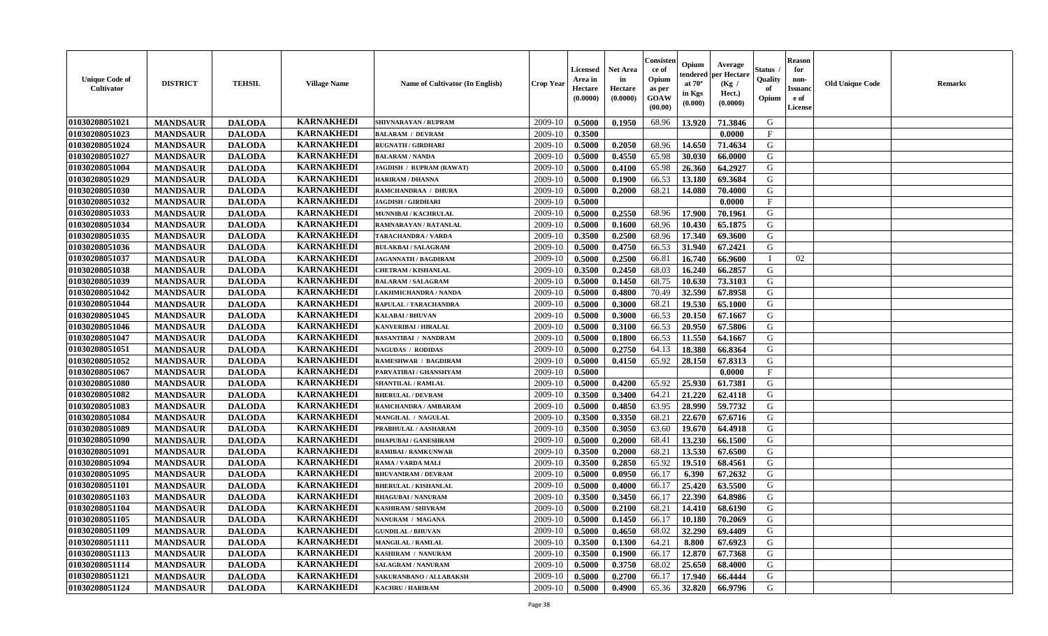| Unique Code of Cultivator | DISTRICT | TEHSIL | Village Name | Name of Cultivator (In English) | Crop Year | Licensed Area in Hectare (0.0000) | Net Area in Hectare (0.0000) | Consistence of Opium as per GOAW (00.00) | Opium tendered at 70° in Kgs (0.000) | Average per Hectare (Kg / Hect.) (0.0000) | Status / Quality of Opium | Reason for non-Issuance of License | Old Unique Code | Remarks |
|---|---|---|---|---|---|---|---|---|---|---|---|---|---|---|
| 01030208051021 | MANDSAUR | DALODA | KARNAKHEDI | SHIVNARAYAN / RUPRAM | 2009-10 | 0.5000 | 0.1950 | 68.96 | 13.920 | 71.3846 | G | | | |
| 01030208051023 | MANDSAUR | DALODA | KARNAKHEDI | BALARAM / DEVRAM | 2009-10 | 0.3500 | | | | 0.0000 | F | | | |
| 01030208051024 | MANDSAUR | DALODA | KARNAKHEDI | RUGNATH / GIRDHARI | 2009-10 | 0.5000 | 0.2050 | 68.96 | 14.650 | 71.4634 | G | | | |
| 01030208051027 | MANDSAUR | DALODA | KARNAKHEDI | BALARAM / NANDA | 2009-10 | 0.5000 | 0.4550 | 65.98 | 30.030 | 66.0000 | G | | | |
| 01030208051004 | MANDSAUR | DALODA | KARNAKHEDI | JAGDISH / RUPRAM (RAWAT) | 2009-10 | 0.5000 | 0.4100 | 65.98 | 26.360 | 64.2927 | G | | | |
| 01030208051029 | MANDSAUR | DALODA | KARNAKHEDI | HARIRAM / DHANNA | 2009-10 | 0.5000 | 0.1900 | 66.53 | 13.180 | 69.3684 | G | | | |
| 01030208051030 | MANDSAUR | DALODA | KARNAKHEDI | RAMCHANDRAA / DHURA | 2009-10 | 0.5000 | 0.2000 | 68.21 | 14.080 | 70.4000 | G | | | |
| 01030208051032 | MANDSAUR | DALODA | KARNAKHEDI | JAGDISH / GIRDHARI | 2009-10 | 0.5000 | | | | 0.0000 | F | | | |
| 01030208051033 | MANDSAUR | DALODA | KARNAKHEDI | MUNNIBAI / KACHRULAL | 2009-10 | 0.5000 | 0.2550 | 68.96 | 17.900 | 70.1961 | G | | | |
| 01030208051034 | MANDSAUR | DALODA | KARNAKHEDI | RAMNARAYAN / RATANLAL | 2009-10 | 0.5000 | 0.1600 | 68.96 | 10.430 | 65.1875 | G | | | |
| 01030208051035 | MANDSAUR | DALODA | KARNAKHEDI | TARACHANDRA / VARDA | 2009-10 | 0.3500 | 0.2500 | 68.96 | 17.340 | 69.3600 | G | | | |
| 01030208051036 | MANDSAUR | DALODA | KARNAKHEDI | BULAKBAI / SALAGRAM | 2009-10 | 0.5000 | 0.4750 | 66.53 | 31.940 | 67.2421 | G | | | |
| 01030208051037 | MANDSAUR | DALODA | KARNAKHEDI | JAGANNATH / BAGDIRAM | 2009-10 | 0.5000 | 0.2500 | 66.81 | 16.740 | 66.9600 | I | 02 | | |
| 01030208051038 | MANDSAUR | DALODA | KARNAKHEDI | CHETRAM / KISHANLAL | 2009-10 | 0.3500 | 0.2450 | 68.03 | 16.240 | 66.2857 | G | | | |
| 01030208051039 | MANDSAUR | DALODA | KARNAKHEDI | BALARAM / SALAGRAM | 2009-10 | 0.5000 | 0.1450 | 68.75 | 10.630 | 73.3103 | G | | | |
| 01030208051042 | MANDSAUR | DALODA | KARNAKHEDI | LAKHMICHANDRA / NANDA | 2009-10 | 0.5000 | 0.4800 | 70.49 | 32.590 | 67.8958 | G | | | |
| 01030208051044 | MANDSAUR | DALODA | KARNAKHEDI | BAPULAL / TARACHANDRA | 2009-10 | 0.5000 | 0.3000 | 68.21 | 19.530 | 65.1000 | G | | | |
| 01030208051045 | MANDSAUR | DALODA | KARNAKHEDI | KALABAI / BHUVAN | 2009-10 | 0.5000 | 0.3000 | 66.53 | 20.150 | 67.1667 | G | | | |
| 01030208051046 | MANDSAUR | DALODA | KARNAKHEDI | KANVERIBAI / HIRALAL | 2009-10 | 0.5000 | 0.3100 | 66.53 | 20.950 | 67.5806 | G | | | |
| 01030208051047 | MANDSAUR | DALODA | KARNAKHEDI | BASANTIBAI / NANDRAM | 2009-10 | 0.5000 | 0.1800 | 66.53 | 11.550 | 64.1667 | G | | | |
| 01030208051051 | MANDSAUR | DALODA | KARNAKHEDI | NAGUDAS / RODIDAS | 2009-10 | 0.5000 | 0.2750 | 64.13 | 18.380 | 66.8364 | G | | | |
| 01030208051052 | MANDSAUR | DALODA | KARNAKHEDI | RAMESHWAR / BAGDIRAM | 2009-10 | 0.5000 | 0.4150 | 65.92 | 28.150 | 67.8313 | G | | | |
| 01030208051067 | MANDSAUR | DALODA | KARNAKHEDI | PARVATIBAI / GHANSHYAM | 2009-10 | 0.5000 | | | | 0.0000 | F | | | |
| 01030208051080 | MANDSAUR | DALODA | KARNAKHEDI | SHANTILAL / RAMLAL | 2009-10 | 0.5000 | 0.4200 | 65.92 | 25.930 | 61.7381 | G | | | |
| 01030208051082 | MANDSAUR | DALODA | KARNAKHEDI | BHERULAL / DEVRAM | 2009-10 | 0.3500 | 0.3400 | 64.21 | 21.220 | 62.4118 | G | | | |
| 01030208051083 | MANDSAUR | DALODA | KARNAKHEDI | RAMCHANDRA / AMBARAM | 2009-10 | 0.5000 | 0.4850 | 63.95 | 28.990 | 59.7732 | G | | | |
| 01030208051084 | MANDSAUR | DALODA | KARNAKHEDI | MANGILAL / NAGULAL | 2009-10 | 0.3500 | 0.3350 | 68.21 | 22.670 | 67.6716 | G | | | |
| 01030208051089 | MANDSAUR | DALODA | KARNAKHEDI | PRABHULAL / AASHARAM | 2009-10 | 0.3500 | 0.3050 | 63.60 | 19.670 | 64.4918 | G | | | |
| 01030208051090 | MANDSAUR | DALODA | KARNAKHEDI | DHAPUBAI / GANESHRAM | 2009-10 | 0.5000 | 0.2000 | 68.41 | 13.230 | 66.1500 | G | | | |
| 01030208051091 | MANDSAUR | DALODA | KARNAKHEDI | RAMIBAI / RAMKUNWAR | 2009-10 | 0.3500 | 0.2000 | 68.21 | 13.530 | 67.6500 | G | | | |
| 01030208051094 | MANDSAUR | DALODA | KARNAKHEDI | RAMA / VARDA MALI | 2009-10 | 0.3500 | 0.2850 | 65.92 | 19.510 | 68.4561 | G | | | |
| 01030208051095 | MANDSAUR | DALODA | KARNAKHEDI | BHUVANIRAM / DEVRAM | 2009-10 | 0.5000 | 0.0950 | 66.17 | 6.390 | 67.2632 | G | | | |
| 01030208051101 | MANDSAUR | DALODA | KARNAKHEDI | BHERULAL / KISHANLAL | 2009-10 | 0.5000 | 0.4000 | 66.17 | 25.420 | 63.5500 | G | | | |
| 01030208051103 | MANDSAUR | DALODA | KARNAKHEDI | BHAGUBAI / NANURAM | 2009-10 | 0.3500 | 0.3450 | 66.17 | 22.390 | 64.8986 | G | | | |
| 01030208051104 | MANDSAUR | DALODA | KARNAKHEDI | KASHIRAM / SHIVRAM | 2009-10 | 0.5000 | 0.2100 | 68.21 | 14.410 | 68.6190 | G | | | |
| 01030208051105 | MANDSAUR | DALODA | KARNAKHEDI | NANURAM / MAGANA | 2009-10 | 0.5000 | 0.1450 | 66.17 | 10.180 | 70.2069 | G | | | |
| 01030208051109 | MANDSAUR | DALODA | KARNAKHEDI | GUNDILAL / BHUVAN | 2009-10 | 0.5000 | 0.4650 | 68.02 | 32.290 | 69.4409 | G | | | |
| 01030208051111 | MANDSAUR | DALODA | KARNAKHEDI | MANGILAL / RAMLAL | 2009-10 | 0.3500 | 0.1300 | 64.21 | 8.800 | 67.6923 | G | | | |
| 01030208051113 | MANDSAUR | DALODA | KARNAKHEDI | KASHIRAM / NANURAM | 2009-10 | 0.3500 | 0.1900 | 66.17 | 12.870 | 67.7368 | G | | | |
| 01030208051114 | MANDSAUR | DALODA | KARNAKHEDI | SALAGRAM / NANURAM | 2009-10 | 0.5000 | 0.3750 | 68.02 | 25.650 | 68.4000 | G | | | |
| 01030208051121 | MANDSAUR | DALODA | KARNAKHEDI | SAKURANBANO / ALLABAKSH | 2009-10 | 0.5000 | 0.2700 | 66.17 | 17.940 | 66.4444 | G | | | |
| 01030208051124 | MANDSAUR | DALODA | KARNAKHEDI | KACHRU / HARIRAM | 2009-10 | 0.5000 | 0.4900 | 65.36 | 32.820 | 66.9796 | G | | | |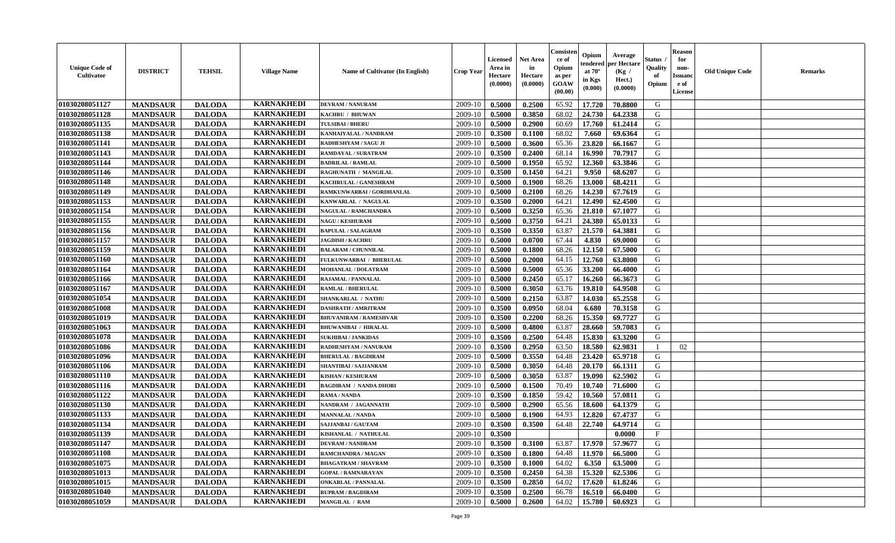| Unique Code of Cultivator | DISTRICT | TEHSIL | Village Name | Name of Cultivator (In English) | Crop Year | Licensed Area in Hectare (0.0000) | Net Area in Hectare (0.0000) | Consistence of Opium as per GOAW (00.00) | Opium tendered at 70° in Kgs (0.000) | Average per Hectare (Kg / Hect.) (0.0000) | Status / Quality of Opium | Reason for non-Issuance of License | Old Unique Code | Remarks |
|---|---|---|---|---|---|---|---|---|---|---|---|---|---|---|
| 01030208051127 | MANDSAUR | DALODA | KARNAKHEDI | DEVRAM / NANURAM | 2009-10 | 0.5000 | 0.2500 | 65.92 | 17.720 | 70.8800 | G | | | |
| 01030208051128 | MANDSAUR | DALODA | KARNAKHEDI | KACHRU / BHUWAN | 2009-10 | 0.5000 | 0.3850 | 68.02 | 24.730 | 64.2338 | G | | | |
| 01030208051135 | MANDSAUR | DALODA | KARNAKHEDI | TULSIBAI / BHERU | 2009-10 | 0.5000 | 0.2900 | 60.69 | 17.760 | 61.2414 | G | | | |
| 01030208051138 | MANDSAUR | DALODA | KARNAKHEDI | KANHAIYALAL / NANDRAM | 2009-10 | 0.3500 | 0.1100 | 68.02 | 7.660 | 69.6364 | G | | | |
| 01030208051141 | MANDSAUR | DALODA | KARNAKHEDI | RADHESHYAM / SAGU JI | 2009-10 | 0.5000 | 0.3600 | 65.36 | 23.820 | 66.1667 | G | | | |
| 01030208051143 | MANDSAUR | DALODA | KARNAKHEDI | RAMDAYAL / SURATRAM | 2009-10 | 0.3500 | 0.2400 | 68.14 | 16.990 | 70.7917 | G | | | |
| 01030208051144 | MANDSAUR | DALODA | KARNAKHEDI | BADRILAL / RAMLAL | 2009-10 | 0.5000 | 0.1950 | 65.92 | 12.360 | 63.3846 | G | | | |
| 01030208051146 | MANDSAUR | DALODA | KARNAKHEDI | RAGHUNATH / MANGILAL | 2009-10 | 0.3500 | 0.1450 | 64.21 | 9.950 | 68.6207 | G | | | |
| 01030208051148 | MANDSAUR | DALODA | KARNAKHEDI | KACHRULAL / GANESHRAM | 2009-10 | 0.5000 | 0.1900 | 68.26 | 13.000 | 68.4211 | G | | | |
| 01030208051149 | MANDSAUR | DALODA | KARNAKHEDI | RAMKUNWARBAI / GORDHANLAL | 2009-10 | 0.5000 | 0.2100 | 68.26 | 14.230 | 67.7619 | G | | | |
| 01030208051153 | MANDSAUR | DALODA | KARNAKHEDI | KANWARLAL / NAGULAL | 2009-10 | 0.3500 | 0.2000 | 64.21 | 12.490 | 62.4500 | G | | | |
| 01030208051154 | MANDSAUR | DALODA | KARNAKHEDI | NAGULAL / RAMCHANDRA | 2009-10 | 0.5000 | 0.3250 | 65.36 | 21.810 | 67.1077 | G | | | |
| 01030208051155 | MANDSAUR | DALODA | KARNAKHEDI | NAGU / KESHURAM | 2009-10 | 0.5000 | 0.3750 | 64.21 | 24.380 | 65.0133 | G | | | |
| 01030208051156 | MANDSAUR | DALODA | KARNAKHEDI | BAPULAL / SALAGRAM | 2009-10 | 0.3500 | 0.3350 | 63.87 | 21.570 | 64.3881 | G | | | |
| 01030208051157 | MANDSAUR | DALODA | KARNAKHEDI | JAGDISH / KACHRU | 2009-10 | 0.5000 | 0.0700 | 67.44 | 4.830 | 69.0000 | G | | | |
| 01030208051159 | MANDSAUR | DALODA | KARNAKHEDI | BALARAM / CHUNNILAL | 2009-10 | 0.5000 | 0.1800 | 68.26 | 12.150 | 67.5000 | G | | | |
| 01030208051160 | MANDSAUR | DALODA | KARNAKHEDI | FULKUNWARBAI / BHERULAL | 2009-10 | 0.5000 | 0.2000 | 64.15 | 12.760 | 63.8000 | G | | | |
| 01030208051164 | MANDSAUR | DALODA | KARNAKHEDI | MOHANLAL / DOLATRAM | 2009-10 | 0.5000 | 0.5000 | 65.36 | 33.200 | 66.4000 | G | | | |
| 01030208051166 | MANDSAUR | DALODA | KARNAKHEDI | RAJAMAL / PANNALAL | 2009-10 | 0.5000 | 0.2450 | 65.17 | 16.260 | 66.3673 | G | | | |
| 01030208051167 | MANDSAUR | DALODA | KARNAKHEDI | RAMLAL / BHERULAL | 2009-10 | 0.5000 | 0.3050 | 63.76 | 19.810 | 64.9508 | G | | | |
| 01030208051054 | MANDSAUR | DALODA | KARNAKHEDI | SHANKARLAL / NATHU | 2009-10 | 0.5000 | 0.2150 | 63.87 | 14.030 | 65.2558 | G | | | |
| 01030208051008 | MANDSAUR | DALODA | KARNAKHEDI | DASHRATH / AMRITRAM | 2009-10 | 0.3500 | 0.0950 | 68.04 | 6.680 | 70.3158 | G | | | |
| 01030208051019 | MANDSAUR | DALODA | KARNAKHEDI | BHUVANIRAM / RAMESHVAR | 2009-10 | 0.3500 | 0.2200 | 68.26 | 15.350 | 69.7727 | G | | | |
| 01030208051063 | MANDSAUR | DALODA | KARNAKHEDI | BHUWANIBAI / HIRALAL | 2009-10 | 0.5000 | 0.4800 | 63.87 | 28.660 | 59.7083 | G | | | |
| 01030208051078 | MANDSAUR | DALODA | KARNAKHEDI | SUKHIBAI / JANKIDAS | 2009-10 | 0.3500 | 0.2500 | 64.48 | 15.830 | 63.3200 | G | | | |
| 01030208051086 | MANDSAUR | DALODA | KARNAKHEDI | RADHESHYAM / NANURAM | 2009-10 | 0.3500 | 0.2950 | 63.50 | 18.580 | 62.9831 | I | 02 | | |
| 01030208051096 | MANDSAUR | DALODA | KARNAKHEDI | BHERULAL / BAGDIRAM | 2009-10 | 0.5000 | 0.3550 | 64.48 | 23.420 | 65.9718 | G | | | |
| 01030208051106 | MANDSAUR | DALODA | KARNAKHEDI | SHANTIBAI / SAJJANRAM | 2009-10 | 0.5000 | 0.3050 | 64.48 | 20.170 | 66.1311 | G | | | |
| 01030208051110 | MANDSAUR | DALODA | KARNAKHEDI | KISHAN / KESHURAM | 2009-10 | 0.5000 | 0.3050 | 63.87 | 19.090 | 62.5902 | G | | | |
| 01030208051116 | MANDSAUR | DALODA | KARNAKHEDI | BAGDIRAM / NANDA DHOBI | 2009-10 | 0.5000 | 0.1500 | 70.49 | 10.740 | 71.6000 | G | | | |
| 01030208051122 | MANDSAUR | DALODA | KARNAKHEDI | RAMA / NANDA | 2009-10 | 0.3500 | 0.1850 | 59.42 | 10.560 | 57.0811 | G | | | |
| 01030208051130 | MANDSAUR | DALODA | KARNAKHEDI | NANDRAM / JAGANNATH | 2009-10 | 0.5000 | 0.2900 | 65.56 | 18.600 | 64.1379 | G | | | |
| 01030208051133 | MANDSAUR | DALODA | KARNAKHEDI | MANNALAL / NANDA | 2009-10 | 0.5000 | 0.1900 | 64.93 | 12.820 | 67.4737 | G | | | |
| 01030208051134 | MANDSAUR | DALODA | KARNAKHEDI | SAJJANBAI / GAUTAM | 2009-10 | 0.3500 | 0.3500 | 64.48 | 22.740 | 64.9714 | G | | | |
| 01030208051139 | MANDSAUR | DALODA | KARNAKHEDI | KISHANLAL / NATHULAL | 2009-10 | 0.3500 | | | | 0.0000 | F | | | |
| 01030208051147 | MANDSAUR | DALODA | KARNAKHEDI | DEVRAM / NANDRAM | 2009-10 | 0.3500 | 0.3100 | 63.87 | 17.970 | 57.9677 | G | | | |
| 01030208051108 | MANDSAUR | DALODA | KARNAKHEDI | RAMCHANDRA / MAGAN | 2009-10 | 0.3500 | 0.1800 | 64.48 | 11.970 | 66.5000 | G | | | |
| 01030208051075 | MANDSAUR | DALODA | KARNAKHEDI | BHAGATRAM / SHAVRAM | 2009-10 | 0.3500 | 0.1000 | 64.02 | 6.350 | 63.5000 | G | | | |
| 01030208051013 | MANDSAUR | DALODA | KARNAKHEDI | GOPAL / RAMNARAYAN | 2009-10 | 0.3500 | 0.2450 | 64.38 | 15.320 | 62.5306 | G | | | |
| 01030208051015 | MANDSAUR | DALODA | KARNAKHEDI | ONKARLAL / PANNALAL | 2009-10 | 0.3500 | 0.2850 | 64.02 | 17.620 | 61.8246 | G | | | |
| 01030208051040 | MANDSAUR | DALODA | KARNAKHEDI | RUPRAM / BAGDIRAM | 2009-10 | 0.3500 | 0.2500 | 66.78 | 16.510 | 66.0400 | G | | | |
| 01030208051059 | MANDSAUR | DALODA | KARNAKHEDI | MANGILAL / RAM | 2009-10 | 0.5000 | 0.2600 | 64.02 | 15.780 | 60.6923 | G | | | |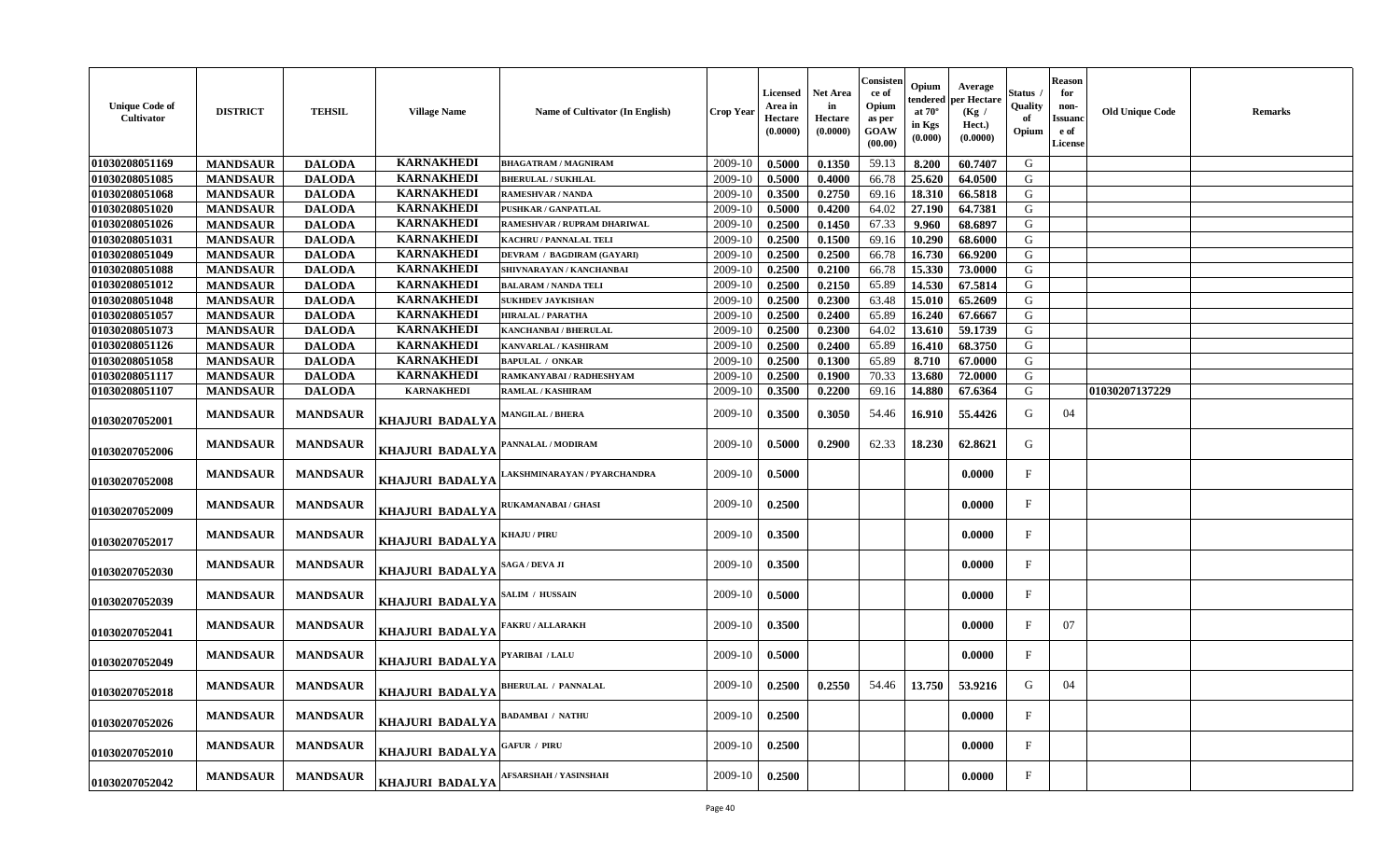| Unique Code of Cultivator | DISTRICT | TEHSIL | Village Name | Name of Cultivator (In English) | Crop Year | Licensed Area in Hectare (0.0000) | Net Area in Hectare (0.0000) | Consistence of Opium as per GOAW (00.00) | Opium tendered at 70° in Kgs (0.000) | Average per Hectare (Kg / Hect.) (0.0000) | Status / Quality of Opium | Reason for non-Issuance of License | Old Unique Code | Remarks |
|---|---|---|---|---|---|---|---|---|---|---|---|---|---|---|
| 01030208051169 | MANDSAUR | DALODA | KARNAKHEDI | BHAGATRAM / MAGNIRAM | 2009-10 | 0.5000 | 0.1350 | 59.13 | 8.200 | 60.7407 | G | | | |
| 01030208051085 | MANDSAUR | DALODA | KARNAKHEDI | BHERULAL / SUKHLAL | 2009-10 | 0.5000 | 0.4000 | 66.78 | 25.620 | 64.0500 | G | | | |
| 01030208051068 | MANDSAUR | DALODA | KARNAKHEDI | RAMESHVAR / NANDA | 2009-10 | 0.3500 | 0.2750 | 69.16 | 18.310 | 66.5818 | G | | | |
| 01030208051020 | MANDSAUR | DALODA | KARNAKHEDI | PUSHKAR / GANPATLAL | 2009-10 | 0.5000 | 0.4200 | 64.02 | 27.190 | 64.7381 | G | | | |
| 01030208051026 | MANDSAUR | DALODA | KARNAKHEDI | RAMESHVAR / RUPRAM DHARIWAL | 2009-10 | 0.2500 | 0.1450 | 67.33 | 9.960 | 68.6897 | G | | | |
| 01030208051031 | MANDSAUR | DALODA | KARNAKHEDI | KACHRU / PANNALAL TELI | 2009-10 | 0.2500 | 0.1500 | 69.16 | 10.290 | 68.6000 | G | | | |
| 01030208051049 | MANDSAUR | DALODA | KARNAKHEDI | DEVRAM / BAGDIRAM (GAYARI) | 2009-10 | 0.2500 | 0.2500 | 66.78 | 16.730 | 66.9200 | G | | | |
| 01030208051088 | MANDSAUR | DALODA | KARNAKHEDI | SHIVNARAYAN / KANCHANBAI | 2009-10 | 0.2500 | 0.2100 | 66.78 | 15.330 | 73.0000 | G | | | |
| 01030208051012 | MANDSAUR | DALODA | KARNAKHEDI | BALARAM / NANDA TELI | 2009-10 | 0.2500 | 0.2150 | 65.89 | 14.530 | 67.5814 | G | | | |
| 01030208051048 | MANDSAUR | DALODA | KARNAKHEDI | SUKHDEV JAYKISHAN | 2009-10 | 0.2500 | 0.2300 | 63.48 | 15.010 | 65.2609 | G | | | |
| 01030208051057 | MANDSAUR | DALODA | KARNAKHEDI | HIRALAL / PARATHA | 2009-10 | 0.2500 | 0.2400 | 65.89 | 16.240 | 67.6667 | G | | | |
| 01030208051073 | MANDSAUR | DALODA | KARNAKHEDI | KANCHANBAI / BHERULAL | 2009-10 | 0.2500 | 0.2300 | 64.02 | 13.610 | 59.1739 | G | | | |
| 01030208051126 | MANDSAUR | DALODA | KARNAKHEDI | KANVARLAL / KASHIRAM | 2009-10 | 0.2500 | 0.2400 | 65.89 | 16.410 | 68.3750 | G | | | |
| 01030208051058 | MANDSAUR | DALODA | KARNAKHEDI | BAPULAL / ONKAR | 2009-10 | 0.2500 | 0.1300 | 65.89 | 8.710 | 67.0000 | G | | | |
| 01030208051117 | MANDSAUR | DALODA | KARNAKHEDI | RAMKANYABAI / RADHESHYAM | 2009-10 | 0.2500 | 0.1900 | 70.33 | 13.680 | 72.0000 | G | | | |
| 01030208051107 | MANDSAUR | DALODA | KARNAKHEDI | RAMLAL / KASHIRAM | 2009-10 | 0.3500 | 0.2200 | 69.16 | 14.880 | 67.6364 | G | | 01030207137229 | |
| 01030207052001 | MANDSAUR | MANDSAUR | KHAJURI BADALYA | MANGILAL / BHERA | 2009-10 | 0.3500 | 0.3050 | 54.46 | 16.910 | 55.4426 | G | 04 | | |
| 01030207052006 | MANDSAUR | MANDSAUR | KHAJURI BADALYA | PANNALAL / MODIRAM | 2009-10 | 0.5000 | 0.2900 | 62.33 | 18.230 | 62.8621 | G | | | |
| 01030207052008 | MANDSAUR | MANDSAUR | KHAJURI BADALYA | LAKSHMINARAYAN / PYARCHANDRA | 2009-10 | 0.5000 | | | | 0.0000 | F | | | |
| 01030207052009 | MANDSAUR | MANDSAUR | KHAJURI BADALYA | RUKAMANABAI / GHASI | 2009-10 | 0.2500 | | | | 0.0000 | F | | | |
| 01030207052017 | MANDSAUR | MANDSAUR | KHAJURI BADALYA | KHAJU / PIRU | 2009-10 | 0.3500 | | | | 0.0000 | F | | | |
| 01030207052030 | MANDSAUR | MANDSAUR | KHAJURI BADALYA | SAGA / DEVA JI | 2009-10 | 0.3500 | | | | 0.0000 | F | | | |
| 01030207052039 | MANDSAUR | MANDSAUR | KHAJURI BADALYA | SALIM / HUSSAIN | 2009-10 | 0.5000 | | | | 0.0000 | F | | | |
| 01030207052041 | MANDSAUR | MANDSAUR | KHAJURI BADALYA | FAKRU / ALLARAKH | 2009-10 | 0.3500 | | | | 0.0000 | F | 07 | | |
| 01030207052049 | MANDSAUR | MANDSAUR | KHAJURI BADALYA | PYARIBAI / LALU | 2009-10 | 0.5000 | | | | 0.0000 | F | | | |
| 01030207052018 | MANDSAUR | MANDSAUR | KHAJURI BADALYA | BHERULAL / PANNALAL | 2009-10 | 0.2500 | 0.2550 | 54.46 | 13.750 | 53.9216 | G | 04 | | |
| 01030207052026 | MANDSAUR | MANDSAUR | KHAJURI BADALYA | BADAMBAI / NATHU | 2009-10 | 0.2500 | | | | 0.0000 | F | | | |
| 01030207052010 | MANDSAUR | MANDSAUR | KHAJURI BADALYA | GAFUR / PIRU | 2009-10 | 0.2500 | | | | 0.0000 | F | | | |
| 01030207052042 | MANDSAUR | MANDSAUR | KHAJURI BADALYA | AFSARSHAH / YASINSHAH | 2009-10 | 0.2500 | | | | 0.0000 | F | | | |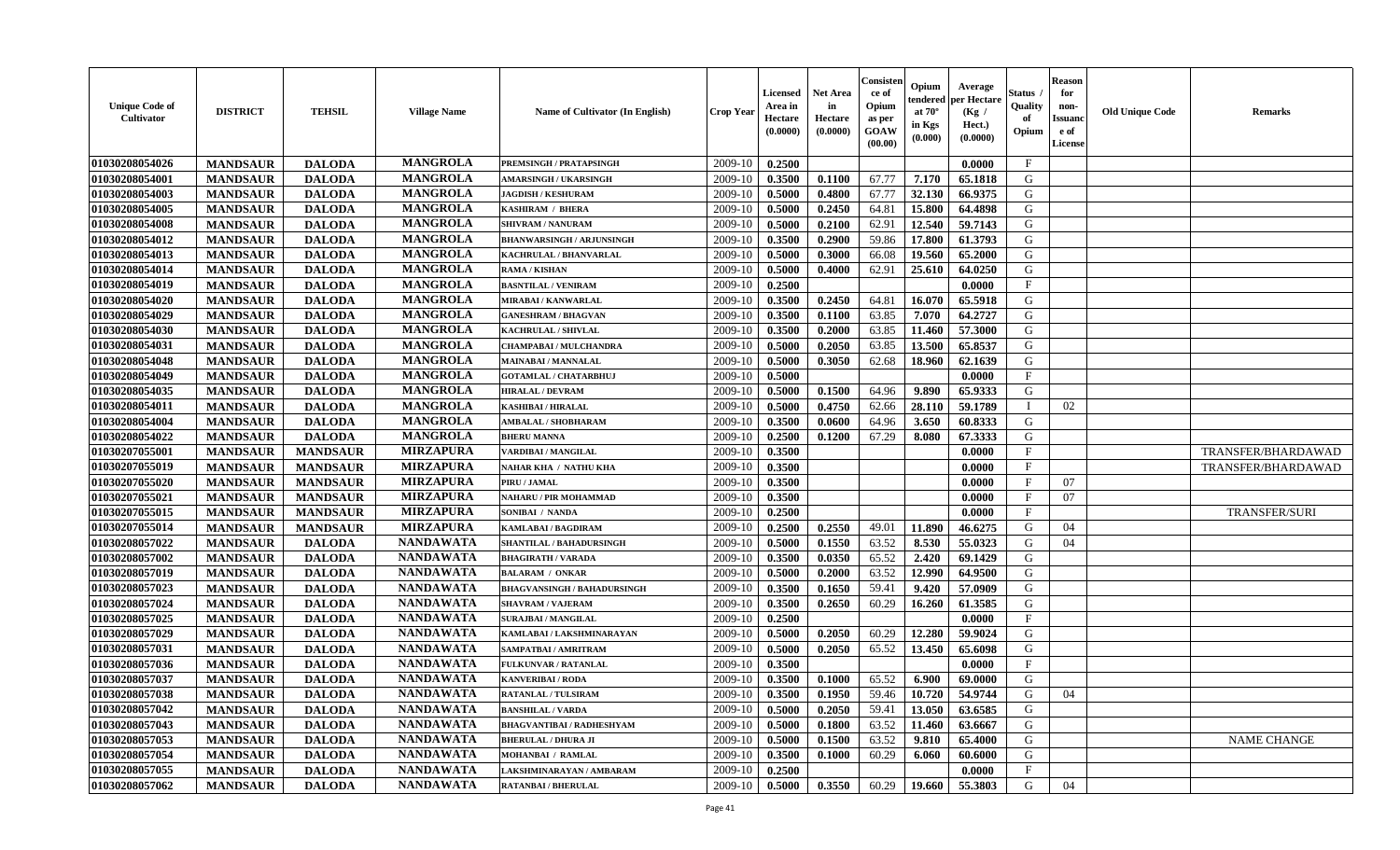| Unique Code of Cultivator | DISTRICT | TEHSIL | Village Name | Name of Cultivator (In English) | Crop Year | Licensed Area in Hectare (0.0000) | Net Area in Hectare (0.0000) | Consistence of Opium as per GOAW (00.00) | Opium tendered at 70° in Kgs (0.000) | Average per Hectare (Kg / Hect.) (0.0000) | Status / Quality of Opium | Reason for non-Issuance of License | Old Unique Code | Remarks |
|---|---|---|---|---|---|---|---|---|---|---|---|---|---|---|
| 01030208054026 | MANDSAUR | DALODA | MANGROLA | PREMSINGH / PRATAPSINGH | 2009-10 | 0.2500 | | | | 0.0000 | F | | | |
| 01030208054001 | MANDSAUR | DALODA | MANGROLA | AMARSINGH / UKARSINGH | 2009-10 | 0.3500 | 0.1100 | 67.77 | 7.170 | 65.1818 | G | | | |
| 01030208054003 | MANDSAUR | DALODA | MANGROLA | JAGDISH / KESHURAM | 2009-10 | 0.5000 | 0.4800 | 67.77 | 32.130 | 66.9375 | G | | | |
| 01030208054005 | MANDSAUR | DALODA | MANGROLA | KASHIRAM / BHERA | 2009-10 | 0.5000 | 0.2450 | 64.81 | 15.800 | 64.4898 | G | | | |
| 01030208054008 | MANDSAUR | DALODA | MANGROLA | SHIVRAM / NANURAM | 2009-10 | 0.5000 | 0.2100 | 62.91 | 12.540 | 59.7143 | G | | | |
| 01030208054012 | MANDSAUR | DALODA | MANGROLA | BHANWARSINGH / ARJUNSINGH | 2009-10 | 0.3500 | 0.2900 | 59.86 | 17.800 | 61.3793 | G | | | |
| 01030208054013 | MANDSAUR | DALODA | MANGROLA | KACHRULAL / BHANVARLAL | 2009-10 | 0.5000 | 0.3000 | 66.08 | 19.560 | 65.2000 | G | | | |
| 01030208054014 | MANDSAUR | DALODA | MANGROLA | RAMA / KISHAN | 2009-10 | 0.5000 | 0.4000 | 62.91 | 25.610 | 64.0250 | G | | | |
| 01030208054019 | MANDSAUR | DALODA | MANGROLA | BASNTILAL / VENIRAM | 2009-10 | 0.2500 | | | | 0.0000 | F | | | |
| 01030208054020 | MANDSAUR | DALODA | MANGROLA | MIRABAI / KANWARLAL | 2009-10 | 0.3500 | 0.2450 | 64.81 | 16.070 | 65.5918 | G | | | |
| 01030208054029 | MANDSAUR | DALODA | MANGROLA | GANESHRAM / BHAGVAN | 2009-10 | 0.3500 | 0.1100 | 63.85 | 7.070 | 64.2727 | G | | | |
| 01030208054030 | MANDSAUR | DALODA | MANGROLA | KACHRULAL / SHIVLAL | 2009-10 | 0.3500 | 0.2000 | 63.85 | 11.460 | 57.3000 | G | | | |
| 01030208054031 | MANDSAUR | DALODA | MANGROLA | CHAMPABAI / MULCHANDRA | 2009-10 | 0.5000 | 0.2050 | 63.85 | 13.500 | 65.8537 | G | | | |
| 01030208054048 | MANDSAUR | DALODA | MANGROLA | MAINABAI / MANNALAL | 2009-10 | 0.5000 | 0.3050 | 62.68 | 18.960 | 62.1639 | G | | | |
| 01030208054049 | MANDSAUR | DALODA | MANGROLA | GOTAMLAL / CHATARBHUJ | 2009-10 | 0.5000 | | | | 0.0000 | F | | | |
| 01030208054035 | MANDSAUR | DALODA | MANGROLA | HIRALAL / DEVRAM | 2009-10 | 0.5000 | 0.1500 | 64.96 | 9.890 | 65.9333 | G | | | |
| 01030208054011 | MANDSAUR | DALODA | MANGROLA | KASHIBAI / HIRALAL | 2009-10 | 0.5000 | 0.4750 | 62.66 | 28.110 | 59.1789 | I | 02 | | |
| 01030208054004 | MANDSAUR | DALODA | MANGROLA | AMBALAL / SHOBHARAM | 2009-10 | 0.3500 | 0.0600 | 64.96 | 3.650 | 60.8333 | G | | | |
| 01030208054022 | MANDSAUR | DALODA | MANGROLA | BHERU MANNA | 2009-10 | 0.2500 | 0.1200 | 67.29 | 8.080 | 67.3333 | G | | | |
| 01030207055001 | MANDSAUR | MANDSAUR | MIRZAPURA | VARDIBAI / MANGILAL | 2009-10 | 0.3500 | | | | 0.0000 | F | | | TRANSFER/BHARDAWAD |
| 01030207055019 | MANDSAUR | MANDSAUR | MIRZAPURA | NAHAR KHA / NATHU KHA | 2009-10 | 0.3500 | | | | 0.0000 | F | | | TRANSFER/BHARDAWAD |
| 01030207055020 | MANDSAUR | MANDSAUR | MIRZAPURA | PIRU / JAMAL | 2009-10 | 0.3500 | | | | 0.0000 | F | 07 | | |
| 01030207055021 | MANDSAUR | MANDSAUR | MIRZAPURA | NAHARU / PIR MOHAMMAD | 2009-10 | 0.3500 | | | | 0.0000 | F | 07 | | |
| 01030207055015 | MANDSAUR | MANDSAUR | MIRZAPURA | SONIBAI / NANDA | 2009-10 | 0.2500 | | | | 0.0000 | F | | | TRANSFER/SURI |
| 01030207055014 | MANDSAUR | MANDSAUR | MIRZAPURA | KAMLABAI / BAGDIRAM | 2009-10 | 0.2500 | 0.2550 | 49.01 | 11.890 | 46.6275 | G | 04 | | |
| 01030208057022 | MANDSAUR | DALODA | NANDAWATA | SHANTILAL / BAHADURSINGH | 2009-10 | 0.5000 | 0.1550 | 63.52 | 8.530 | 55.0323 | G | 04 | | |
| 01030208057002 | MANDSAUR | DALODA | NANDAWATA | BHAGIRATH / VARADA | 2009-10 | 0.3500 | 0.0350 | 65.52 | 2.420 | 69.1429 | G | | | |
| 01030208057019 | MANDSAUR | DALODA | NANDAWATA | BALARAM / ONKAR | 2009-10 | 0.5000 | 0.2000 | 63.52 | 12.990 | 64.9500 | G | | | |
| 01030208057023 | MANDSAUR | DALODA | NANDAWATA | BHAGVANSINGH / BAHADURSINGH | 2009-10 | 0.3500 | 0.1650 | 59.41 | 9.420 | 57.0909 | G | | | |
| 01030208057024 | MANDSAUR | DALODA | NANDAWATA | SHAVRAM / VAJERAM | 2009-10 | 0.3500 | 0.2650 | 60.29 | 16.260 | 61.3585 | G | | | |
| 01030208057025 | MANDSAUR | DALODA | NANDAWATA | SURAJBAI / MANGILAL | 2009-10 | 0.2500 | | | | 0.0000 | F | | | |
| 01030208057029 | MANDSAUR | DALODA | NANDAWATA | KAMLABAI / LAKSHMINARAYAN | 2009-10 | 0.5000 | 0.2050 | 60.29 | 12.280 | 59.9024 | G | | | |
| 01030208057031 | MANDSAUR | DALODA | NANDAWATA | SAMPATBAI / AMRITRAM | 2009-10 | 0.5000 | 0.2050 | 65.52 | 13.450 | 65.6098 | G | | | |
| 01030208057036 | MANDSAUR | DALODA | NANDAWATA | FULKUNVAR / RATANLAL | 2009-10 | 0.3500 | | | | 0.0000 | F | | | |
| 01030208057037 | MANDSAUR | DALODA | NANDAWATA | KANVERIBAI / RODA | 2009-10 | 0.3500 | 0.1000 | 65.52 | 6.900 | 69.0000 | G | | | |
| 01030208057038 | MANDSAUR | DALODA | NANDAWATA | RATANLAL / TULSIRAM | 2009-10 | 0.3500 | 0.1950 | 59.46 | 10.720 | 54.9744 | G | 04 | | |
| 01030208057042 | MANDSAUR | DALODA | NANDAWATA | BANSHILAL / VARDA | 2009-10 | 0.5000 | 0.2050 | 59.41 | 13.050 | 63.6585 | G | | | |
| 01030208057043 | MANDSAUR | DALODA | NANDAWATA | BHAGVANTIBAI / RADHESHYAM | 2009-10 | 0.5000 | 0.1800 | 63.52 | 11.460 | 63.6667 | G | | | |
| 01030208057053 | MANDSAUR | DALODA | NANDAWATA | BHERULAL / DHURA JI | 2009-10 | 0.5000 | 0.1500 | 63.52 | 9.810 | 65.4000 | G | | | NAME CHANGE |
| 01030208057054 | MANDSAUR | DALODA | NANDAWATA | MOHANBAI / RAMLAL | 2009-10 | 0.3500 | 0.1000 | 60.29 | 6.060 | 60.6000 | G | | | |
| 01030208057055 | MANDSAUR | DALODA | NANDAWATA | LAKSHMINARAYAN / AMBARAM | 2009-10 | 0.2500 | | | | 0.0000 | F | | | |
| 01030208057062 | MANDSAUR | DALODA | NANDAWATA | RATANBAI / BHERULAL | 2009-10 | 0.5000 | 0.3550 | 60.29 | 19.660 | 55.3803 | G | 04 | | |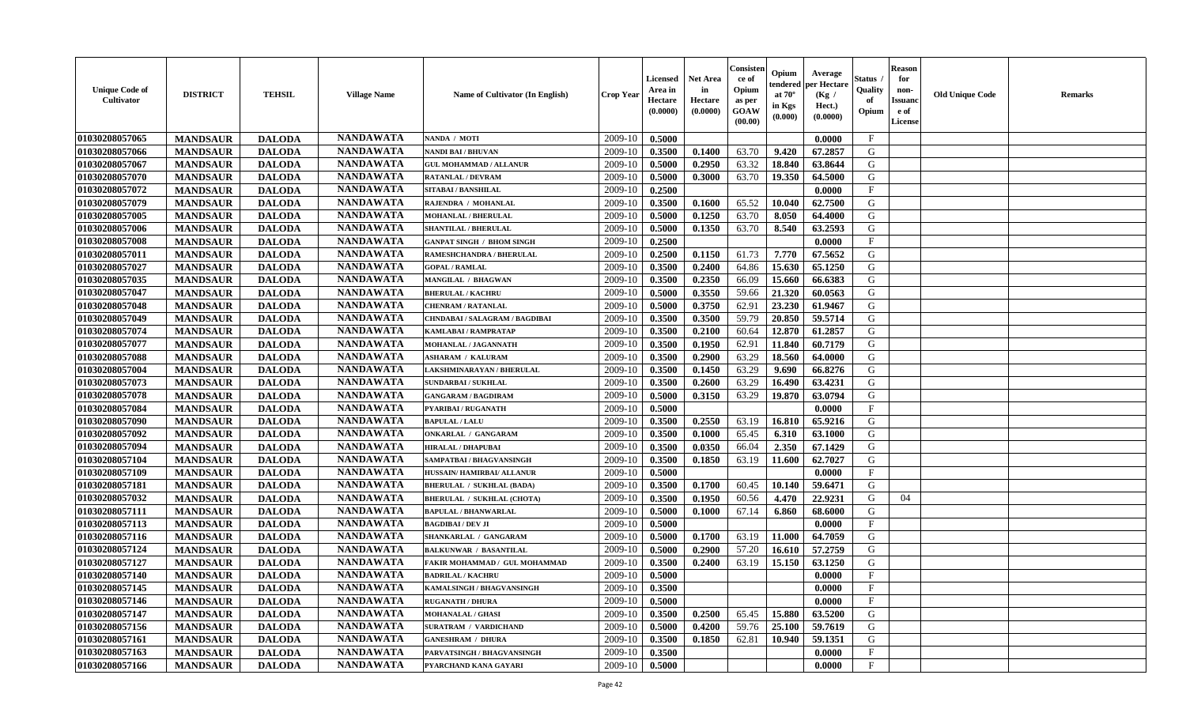| Unique Code of Cultivator | DISTRICT | TEHSIL | Village Name | Name of Cultivator (In English) | Crop Year | Licensed Area in Hectare (0.0000) | Net Area in Hectare (0.0000) | Consistence of Opium as per GOAW (00.00) | Opium tendered at 70° in Kgs (0.000) | Average per Hectare (Kg / Hect.) (0.0000) | Status / Quality of Opium | Reason for non-Issuance of License | Old Unique Code | Remarks |
|---|---|---|---|---|---|---|---|---|---|---|---|---|---|---|
| 01030208057065 | MANDSAUR | DALODA | NANDAWATA | NANDA / MOTI | 2009-10 | 0.5000 | | | | 0.0000 | F | | | |
| 01030208057066 | MANDSAUR | DALODA | NANDAWATA | NANDI BAI / BHUVAN | 2009-10 | 0.3500 | 0.1400 | 63.70 | 9.420 | 67.2857 | G | | | |
| 01030208057067 | MANDSAUR | DALODA | NANDAWATA | GUL MOHAMMAD / ALLANUR | 2009-10 | 0.5000 | 0.2950 | 63.32 | 18.840 | 63.8644 | G | | | |
| 01030208057070 | MANDSAUR | DALODA | NANDAWATA | RATANLAL / DEVRAM | 2009-10 | 0.5000 | 0.3000 | 63.70 | 19.350 | 64.5000 | G | | | |
| 01030208057072 | MANDSAUR | DALODA | NANDAWATA | SITABAI / BANSHILAL | 2009-10 | 0.2500 | | | | 0.0000 | F | | | |
| 01030208057079 | MANDSAUR | DALODA | NANDAWATA | RAJENDRA / MOHANLAL | 2009-10 | 0.3500 | 0.1600 | 65.52 | 10.040 | 62.7500 | G | | | |
| 01030208057005 | MANDSAUR | DALODA | NANDAWATA | MOHANLAL / BHERULAL | 2009-10 | 0.5000 | 0.1250 | 63.70 | 8.050 | 64.4000 | G | | | |
| 01030208057006 | MANDSAUR | DALODA | NANDAWATA | SHANTILAL / BHERULAL | 2009-10 | 0.5000 | 0.1350 | 63.70 | 8.540 | 63.2593 | G | | | |
| 01030208057008 | MANDSAUR | DALODA | NANDAWATA | GANPAT SINGH / BHOM SINGH | 2009-10 | 0.2500 | | | | 0.0000 | F | | | |
| 01030208057011 | MANDSAUR | DALODA | NANDAWATA | RAMESHCHANDRA / BHERULAL | 2009-10 | 0.2500 | 0.1150 | 61.73 | 7.770 | 67.5652 | G | | | |
| 01030208057027 | MANDSAUR | DALODA | NANDAWATA | GOPAL / RAMLAL | 2009-10 | 0.3500 | 0.2400 | 64.86 | 15.630 | 65.1250 | G | | | |
| 01030208057035 | MANDSAUR | DALODA | NANDAWATA | MANGILAL / BHAGWAN | 2009-10 | 0.3500 | 0.2350 | 66.09 | 15.660 | 66.6383 | G | | | |
| 01030208057047 | MANDSAUR | DALODA | NANDAWATA | BHERULAL / KACHRU | 2009-10 | 0.5000 | 0.3550 | 59.66 | 21.320 | 60.0563 | G | | | |
| 01030208057048 | MANDSAUR | DALODA | NANDAWATA | CHENRAM / RATANLAL | 2009-10 | 0.5000 | 0.3750 | 62.91 | 23.230 | 61.9467 | G | | | |
| 01030208057049 | MANDSAUR | DALODA | NANDAWATA | CHNDABAI / SALAGRAM / BAGDIBAI | 2009-10 | 0.3500 | 0.3500 | 59.79 | 20.850 | 59.5714 | G | | | |
| 01030208057074 | MANDSAUR | DALODA | NANDAWATA | KAMLABAI / RAMPRATAP | 2009-10 | 0.3500 | 0.2100 | 60.64 | 12.870 | 61.2857 | G | | | |
| 01030208057077 | MANDSAUR | DALODA | NANDAWATA | MOHANLAL / JAGANNATH | 2009-10 | 0.3500 | 0.1950 | 62.91 | 11.840 | 60.7179 | G | | | |
| 01030208057088 | MANDSAUR | DALODA | NANDAWATA | ASHARAM / KALURAM | 2009-10 | 0.3500 | 0.2900 | 63.29 | 18.560 | 64.0000 | G | | | |
| 01030208057004 | MANDSAUR | DALODA | NANDAWATA | LAKSHMINARAYAN / BHERULAL | 2009-10 | 0.3500 | 0.1450 | 63.29 | 9.690 | 66.8276 | G | | | |
| 01030208057073 | MANDSAUR | DALODA | NANDAWATA | SUNDARBAI / SUKHLAL | 2009-10 | 0.3500 | 0.2600 | 63.29 | 16.490 | 63.4231 | G | | | |
| 01030208057078 | MANDSAUR | DALODA | NANDAWATA | GANGARAM / BAGDIRAM | 2009-10 | 0.5000 | 0.3150 | 63.29 | 19.870 | 63.0794 | G | | | |
| 01030208057084 | MANDSAUR | DALODA | NANDAWATA | PYARIBAI / RUGANATH | 2009-10 | 0.5000 | | | | 0.0000 | F | | | |
| 01030208057090 | MANDSAUR | DALODA | NANDAWATA | BAPULAL / LALU | 2009-10 | 0.3500 | 0.2550 | 63.19 | 16.810 | 65.9216 | G | | | |
| 01030208057092 | MANDSAUR | DALODA | NANDAWATA | ONKARLAL / GANGARAM | 2009-10 | 0.3500 | 0.1000 | 65.45 | 6.310 | 63.1000 | G | | | |
| 01030208057094 | MANDSAUR | DALODA | NANDAWATA | HIRALAL / DHAPUBAI | 2009-10 | 0.3500 | 0.0350 | 66.04 | 2.350 | 67.1429 | G | | | |
| 01030208057104 | MANDSAUR | DALODA | NANDAWATA | SAMPATBAI / BHAGVANSINGH | 2009-10 | 0.3500 | 0.1850 | 63.19 | 11.600 | 62.7027 | G | | | |
| 01030208057109 | MANDSAUR | DALODA | NANDAWATA | HUSSAIN/ HAMIRBAI/ ALLANUR | 2009-10 | 0.5000 | | | | 0.0000 | F | | | |
| 01030208057181 | MANDSAUR | DALODA | NANDAWATA | BHERULAL / SUKHLAL (BADA) | 2009-10 | 0.3500 | 0.1700 | 60.45 | 10.140 | 59.6471 | G | | | |
| 01030208057032 | MANDSAUR | DALODA | NANDAWATA | BHERULAL / SUKHLAL (CHOTA) | 2009-10 | 0.3500 | 0.1950 | 60.56 | 4.470 | 22.9231 | G | 04 | | |
| 01030208057111 | MANDSAUR | DALODA | NANDAWATA | BAPULAL / BHANWARLAL | 2009-10 | 0.5000 | 0.1000 | 67.14 | 6.860 | 68.6000 | G | | | |
| 01030208057113 | MANDSAUR | DALODA | NANDAWATA | BAGDIBAI / DEV JI | 2009-10 | 0.5000 | | | | 0.0000 | F | | | |
| 01030208057116 | MANDSAUR | DALODA | NANDAWATA | SHANKARLAL / GANGARAM | 2009-10 | 0.5000 | 0.1700 | 63.19 | 11.000 | 64.7059 | G | | | |
| 01030208057124 | MANDSAUR | DALODA | NANDAWATA | BALKUNWAR / BASANTILAL | 2009-10 | 0.5000 | 0.2900 | 57.20 | 16.610 | 57.2759 | G | | | |
| 01030208057127 | MANDSAUR | DALODA | NANDAWATA | FAKIR MOHAMMAD / GUL MOHAMMAD | 2009-10 | 0.3500 | 0.2400 | 63.19 | 15.150 | 63.1250 | G | | | |
| 01030208057140 | MANDSAUR | DALODA | NANDAWATA | BADRILAL / KACHRU | 2009-10 | 0.5000 | | | | 0.0000 | F | | | |
| 01030208057145 | MANDSAUR | DALODA | NANDAWATA | KAMALSINGH / BHAGVANSINGH | 2009-10 | 0.3500 | | | | 0.0000 | F | | | |
| 01030208057146 | MANDSAUR | DALODA | NANDAWATA | RUGANATH / DHURA | 2009-10 | 0.5000 | | | | 0.0000 | F | | | |
| 01030208057147 | MANDSAUR | DALODA | NANDAWATA | MOHANALAL / GHASI | 2009-10 | 0.3500 | 0.2500 | 65.45 | 15.880 | 63.5200 | G | | | |
| 01030208057156 | MANDSAUR | DALODA | NANDAWATA | SURATRAM / VARDICHAND | 2009-10 | 0.5000 | 0.4200 | 59.76 | 25.100 | 59.7619 | G | | | |
| 01030208057161 | MANDSAUR | DALODA | NANDAWATA | GANESHRAM / DHURA | 2009-10 | 0.3500 | 0.1850 | 62.81 | 10.940 | 59.1351 | G | | | |
| 01030208057163 | MANDSAUR | DALODA | NANDAWATA | PARVATSINGH / BHAGVANSINGH | 2009-10 | 0.3500 | | | | 0.0000 | F | | | |
| 01030208057166 | MANDSAUR | DALODA | NANDAWATA | PYARCHAND KANA GAYARI | 2009-10 | 0.5000 | | | | 0.0000 | F | | | |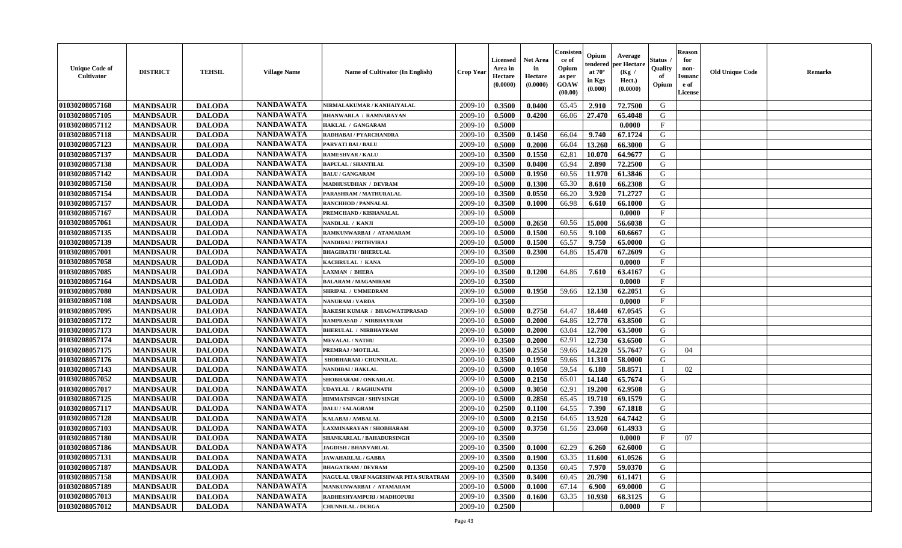| Unique Code of Cultivator | DISTRICT | TEHSIL | Village Name | Name of Cultivator (In English) | Crop Year | Licensed Area in Hectare (0.0000) | Net Area in Hectare (0.0000) | Consistence of Opium as per GOAW (00.00) | Opium tendered at 70° in Kgs (0.000) | Average per Hectare (Kg / Hect.) (0.0000) | Status / Quality of Opium | Reason for non-Issuance of License | Old Unique Code | Remarks |
|---|---|---|---|---|---|---|---|---|---|---|---|---|---|---|
| 01030208057168 | MANDSAUR | DALODA | NANDAWATA | NIRMALAKUMAR / KANHAIYALAL | 2009-10 | 0.3500 | 0.0400 | 65.45 | 2.910 | 72.7500 | G | | | |
| 01030208057105 | MANDSAUR | DALODA | NANDAWATA | BHANWARLA / RAMNARAYAN | 2009-10 | 0.5000 | 0.4200 | 66.06 | 27.470 | 65.4048 | G | | | |
| 01030208057112 | MANDSAUR | DALODA | NANDAWATA | HAKLAL / GANGARAM | 2009-10 | 0.5000 | | | | 0.0000 | F | | | |
| 01030208057118 | MANDSAUR | DALODA | NANDAWATA | RADHABAI / PYARCHANDRA | 2009-10 | 0.3500 | 0.1450 | 66.04 | 9.740 | 67.1724 | G | | | |
| 01030208057123 | MANDSAUR | DALODA | NANDAWATA | PARVATI BAI / BALU | 2009-10 | 0.5000 | 0.2000 | 66.04 | 13.260 | 66.3000 | G | | | |
| 01030208057137 | MANDSAUR | DALODA | NANDAWATA | RAMESHVAR / KALU | 2009-10 | 0.3500 | 0.1550 | 62.81 | 10.070 | 64.9677 | G | | | |
| 01030208057138 | MANDSAUR | DALODA | NANDAWATA | BAPULAL / SHANTILAL | 2009-10 | 0.3500 | 0.0400 | 65.94 | 2.890 | 72.2500 | G | | | |
| 01030208057142 | MANDSAUR | DALODA | NANDAWATA | BALU / GANGARAM | 2009-10 | 0.5000 | 0.1950 | 60.56 | 11.970 | 61.3846 | G | | | |
| 01030208057150 | MANDSAUR | DALODA | NANDAWATA | MADHUSUDHAN / DEVRAM | 2009-10 | 0.5000 | 0.1300 | 65.30 | 8.610 | 66.2308 | G | | | |
| 01030208057154 | MANDSAUR | DALODA | NANDAWATA | PARASHRAM / MATHURALAL | 2009-10 | 0.3500 | 0.0550 | 66.20 | 3.920 | 71.2727 | G | | | |
| 01030208057157 | MANDSAUR | DALODA | NANDAWATA | RANCHHOD / PANNALAL | 2009-10 | 0.3500 | 0.1000 | 66.98 | 6.610 | 66.1000 | G | | | |
| 01030208057167 | MANDSAUR | DALODA | NANDAWATA | PREMCHAND / KISHANALAL | 2009-10 | 0.5000 | | | | 0.0000 | F | | | |
| 01030208057061 | MANDSAUR | DALODA | NANDAWATA | NANDLAL / KANJI | 2009-10 | 0.5000 | 0.2650 | 60.56 | 15.000 | 56.6038 | G | | | |
| 01030208057135 | MANDSAUR | DALODA | NANDAWATA | RAMKUNWARBAI / ATAMARAM | 2009-10 | 0.5000 | 0.1500 | 60.56 | 9.100 | 60.6667 | G | | | |
| 01030208057139 | MANDSAUR | DALODA | NANDAWATA | NANDIBAI / PRITHVIRAJ | 2009-10 | 0.5000 | 0.1500 | 65.57 | 9.750 | 65.0000 | G | | | |
| 01030208057001 | MANDSAUR | DALODA | NANDAWATA | BHAGIRATH / BHERULAL | 2009-10 | 0.3500 | 0.2300 | 64.86 | 15.470 | 67.2609 | G | | | |
| 01030208057058 | MANDSAUR | DALODA | NANDAWATA | KACHRULAL / KANA | 2009-10 | 0.5000 | | | | 0.0000 | F | | | |
| 01030208057085 | MANDSAUR | DALODA | NANDAWATA | LAXMAN / BHERA | 2009-10 | 0.3500 | 0.1200 | 64.86 | 7.610 | 63.4167 | G | | | |
| 01030208057164 | MANDSAUR | DALODA | NANDAWATA | BALARAM / MAGANIRAM | 2009-10 | 0.3500 | | | | 0.0000 | F | | | |
| 01030208057080 | MANDSAUR | DALODA | NANDAWATA | SHRIPAL / UMMEDRAM | 2009-10 | 0.5000 | 0.1950 | 59.66 | 12.130 | 62.2051 | G | | | |
| 01030208057108 | MANDSAUR | DALODA | NANDAWATA | NANURAM / VARDA | 2009-10 | 0.3500 | | | | 0.0000 | F | | | |
| 01030208057095 | MANDSAUR | DALODA | NANDAWATA | RAKESH KUMAR / BHAGWATIPRASAD | 2009-10 | 0.5000 | 0.2750 | 64.47 | 18.440 | 67.0545 | G | | | |
| 01030208057172 | MANDSAUR | DALODA | NANDAWATA | RAMPRASAD / NIRBHAYRAM | 2009-10 | 0.5000 | 0.2000 | 64.86 | 12.770 | 63.8500 | G | | | |
| 01030208057173 | MANDSAUR | DALODA | NANDAWATA | BHERULAL / NIRBHAYRAM | 2009-10 | 0.5000 | 0.2000 | 63.04 | 12.700 | 63.5000 | G | | | |
| 01030208057174 | MANDSAUR | DALODA | NANDAWATA | MEVALAL / NATHU | 2009-10 | 0.3500 | 0.2000 | 62.91 | 12.730 | 63.6500 | G | | | |
| 01030208057175 | MANDSAUR | DALODA | NANDAWATA | PREMRAJ / MOTILAL | 2009-10 | 0.3500 | 0.2550 | 59.66 | 14.220 | 55.7647 | G | 04 | | |
| 01030208057176 | MANDSAUR | DALODA | NANDAWATA | SHOBHARAM / CHUNNILAL | 2009-10 | 0.3500 | 0.1950 | 59.66 | 11.310 | 58.0000 | G | | | |
| 01030208057143 | MANDSAUR | DALODA | NANDAWATA | NANDIBAI / HAKLAL | 2009-10 | 0.5000 | 0.1050 | 59.54 | 6.180 | 58.8571 | I | 02 | | |
| 01030208057052 | MANDSAUR | DALODA | NANDAWATA | SHOBHARAM / ONKARLAL | 2009-10 | 0.5000 | 0.2150 | 65.01 | 14.140 | 65.7674 | G | | | |
| 01030208057017 | MANDSAUR | DALODA | NANDAWATA | UDAYLAL / RAGHUNATH | 2009-10 | 0.5000 | 0.3050 | 62.91 | 19.200 | 62.9508 | G | | | |
| 01030208057125 | MANDSAUR | DALODA | NANDAWATA | HIMMATSINGH / SHIVSINGH | 2009-10 | 0.5000 | 0.2850 | 65.45 | 19.710 | 69.1579 | G | | | |
| 01030208057117 | MANDSAUR | DALODA | NANDAWATA | DALU / SALAGRAM | 2009-10 | 0.2500 | 0.1100 | 64.55 | 7.390 | 67.1818 | G | | | |
| 01030208057128 | MANDSAUR | DALODA | NANDAWATA | KALABAI / AMBALAL | 2009-10 | 0.5000 | 0.2150 | 64.65 | 13.920 | 64.7442 | G | | | |
| 01030208057103 | MANDSAUR | DALODA | NANDAWATA | LAXMINARAYAN / SHOBHARAM | 2009-10 | 0.5000 | 0.3750 | 61.56 | 23.060 | 61.4933 | G | | | |
| 01030208057180 | MANDSAUR | DALODA | NANDAWATA | SHANKARLAL / BAHADURSINGH | 2009-10 | 0.3500 | | | | 0.0000 | F | 07 | | |
| 01030208057186 | MANDSAUR | DALODA | NANDAWATA | JAGDISH / BHANVARLAL | 2009-10 | 0.3500 | 0.1000 | 62.29 | 6.260 | 62.6000 | G | | | |
| 01030208057131 | MANDSAUR | DALODA | NANDAWATA | JAWAHARLAL / GABBA | 2009-10 | 0.3500 | 0.1900 | 63.35 | 11.600 | 61.0526 | G | | | |
| 01030208057187 | MANDSAUR | DALODA | NANDAWATA | BHAGATRAM / DEVRAM | 2009-10 | 0.2500 | 0.1350 | 60.45 | 7.970 | 59.0370 | G | | | |
| 01030208057158 | MANDSAUR | DALODA | NANDAWATA | NAGULAL URAF NAGESHWAR PITA SURATRAM | 2009-10 | 0.3500 | 0.3400 | 60.45 | 20.790 | 61.1471 | G | | | |
| 01030208057189 | MANDSAUR | DALODA | NANDAWATA | MANKUNWARBAI / ATAMARAM | 2009-10 | 0.5000 | 0.1000 | 67.14 | 6.900 | 69.0000 | G | | | |
| 01030208057013 | MANDSAUR | DALODA | NANDAWATA | RADHESHYAMPURI / MADHOPURI | 2009-10 | 0.3500 | 0.1600 | 63.35 | 10.930 | 68.3125 | G | | | |
| 01030208057012 | MANDSAUR | DALODA | NANDAWATA | CHUNNILAL / DURGA | 2009-10 | 0.2500 | | | | 0.0000 | F | | | |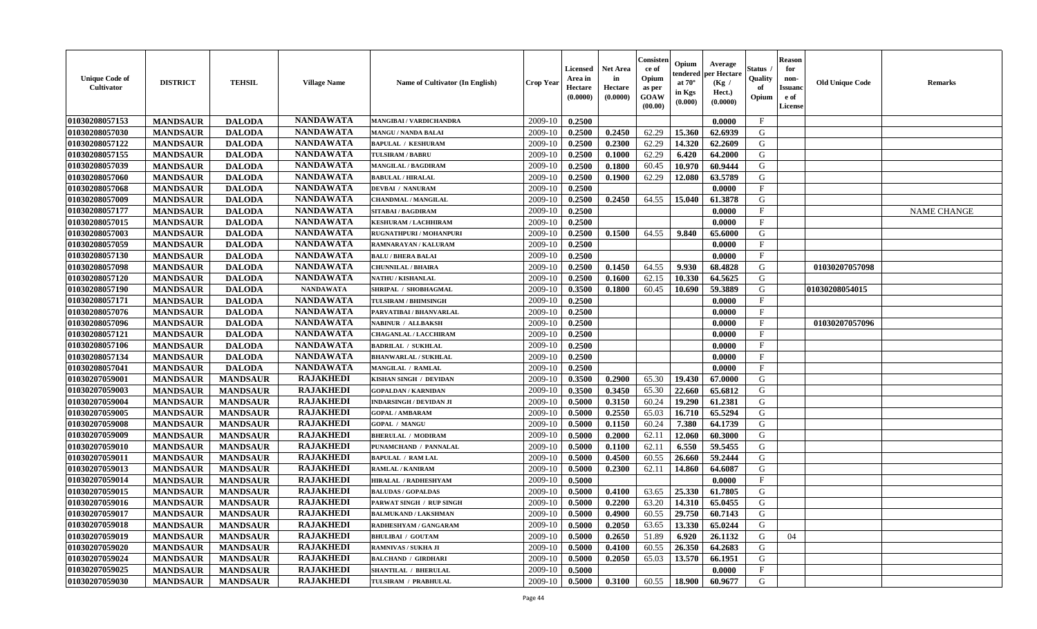| Unique Code of Cultivator | DISTRICT | TEHSIL | Village Name | Name of Cultivator (In English) | Crop Year | Licensed Area in Hectare (0.0000) | Net Area in Hectare (0.0000) | Consistence of Opium as per GOAW (00.00) | Opium tendered at 70° in Kgs (0.000) | Average per Hectare (Kg / Hect.) (0.0000) | Status / Quality of Opium | Reason for non-Issuance of License | Old Unique Code | Remarks |
|---|---|---|---|---|---|---|---|---|---|---|---|---|---|---|
| 01030208057153 | MANDSAUR | DALODA | NANDAWATA | MANGIBAI / VARDICHANDRA | 2009-10 | 0.2500 | | | | 0.0000 | F | | | |
| 01030208057030 | MANDSAUR | DALODA | NANDAWATA | MANGU / NANDA BALAI | 2009-10 | 0.2500 | 0.2450 | 62.29 | 15.360 | 62.6939 | G | | | |
| 01030208057122 | MANDSAUR | DALODA | NANDAWATA | BAPULAL / KESHURAM | 2009-10 | 0.2500 | 0.2300 | 62.29 | 14.320 | 62.2609 | G | | | |
| 01030208057155 | MANDSAUR | DALODA | NANDAWATA | TULSIRAM / BABRU | 2009-10 | 0.2500 | 0.1000 | 62.29 | 6.420 | 64.2000 | G | | | |
| 01030208057039 | MANDSAUR | DALODA | NANDAWATA | MANGILAL / BAGDIRAM | 2009-10 | 0.2500 | 0.1800 | 60.45 | 10.970 | 60.9444 | G | | | |
| 01030208057060 | MANDSAUR | DALODA | NANDAWATA | BABULAL / HIRALAL | 2009-10 | 0.2500 | 0.1900 | 62.29 | 12.080 | 63.5789 | G | | | |
| 01030208057068 | MANDSAUR | DALODA | NANDAWATA | DEVBAI / NANURAM | 2009-10 | 0.2500 | | | | 0.0000 | F | | | |
| 01030208057009 | MANDSAUR | DALODA | NANDAWATA | CHANDMAL / MANGILAL | 2009-10 | 0.2500 | 0.2450 | 64.55 | 15.040 | 61.3878 | G | | | |
| 01030208057177 | MANDSAUR | DALODA | NANDAWATA | SITABAI / BAGDIRAM | 2009-10 | 0.2500 | | | | 0.0000 | F | | | NAME CHANGE |
| 01030208057015 | MANDSAUR | DALODA | NANDAWATA | KESHURAM / LACHHIRAM | 2009-10 | 0.2500 | | | | 0.0000 | F | | | |
| 01030208057003 | MANDSAUR | DALODA | NANDAWATA | RUGNATHPURI / MOHANPURI | 2009-10 | 0.2500 | 0.1500 | 64.55 | 9.840 | 65.6000 | G | | | |
| 01030208057059 | MANDSAUR | DALODA | NANDAWATA | RAMNARAYAN / KALURAM | 2009-10 | 0.2500 | | | | 0.0000 | F | | | |
| 01030208057130 | MANDSAUR | DALODA | NANDAWATA | BALU / BHERA BALAI | 2009-10 | 0.2500 | | | | 0.0000 | F | | | |
| 01030208057098 | MANDSAUR | DALODA | NANDAWATA | CHUNNILAL / BHAIRA | 2009-10 | 0.2500 | 0.1450 | 64.55 | 9.930 | 68.4828 | G | | 01030207057098 | |
| 01030208057120 | MANDSAUR | DALODA | NANDAWATA | NATHU / KISHANLAL | 2009-10 | 0.2500 | 0.1600 | 62.15 | 10.330 | 64.5625 | G | | | |
| 01030208057190 | MANDSAUR | DALODA | NANDAWATA | SHRIPAL / SHOBHAGMAL | 2009-10 | 0.3500 | 0.1800 | 60.45 | 10.690 | 59.3889 | G | | 01030208054015 | |
| 01030208057171 | MANDSAUR | DALODA | NANDAWATA | TULSIRAM / BHIMSINGH | 2009-10 | 0.2500 | | | | 0.0000 | F | | | |
| 01030208057076 | MANDSAUR | DALODA | NANDAWATA | PARVATIBAI / BHANVARLAL | 2009-10 | 0.2500 | | | | 0.0000 | F | | | |
| 01030208057096 | MANDSAUR | DALODA | NANDAWATA | NABINUR / ALLBAKSH | 2009-10 | 0.2500 | | | | 0.0000 | F | | 01030207057096 | |
| 01030208057121 | MANDSAUR | DALODA | NANDAWATA | CHAGANLAL / LACCHIRAM | 2009-10 | 0.2500 | | | | 0.0000 | F | | | |
| 01030208057106 | MANDSAUR | DALODA | NANDAWATA | BADRILAL / SUKHLAL | 2009-10 | 0.2500 | | | | 0.0000 | F | | | |
| 01030208057134 | MANDSAUR | DALODA | NANDAWATA | BHANWARLAL / SUKHLAL | 2009-10 | 0.2500 | | | | 0.0000 | F | | | |
| 01030208057041 | MANDSAUR | DALODA | NANDAWATA | MANGILAL / RAMLAL | 2009-10 | 0.2500 | | | | 0.0000 | F | | | |
| 01030207059001 | MANDSAUR | MANDSAUR | RAJAKHEDI | KISHAN SINGH / DEVIDAN | 2009-10 | 0.3500 | 0.2900 | 65.30 | 19.430 | 67.0000 | G | | | |
| 01030207059003 | MANDSAUR | MANDSAUR | RAJAKHEDI | GOPALDAN / KARNIDAN | 2009-10 | 0.3500 | 0.3450 | 65.30 | 22.660 | 65.6812 | G | | | |
| 01030207059004 | MANDSAUR | MANDSAUR | RAJAKHEDI | INDARSINGH / DEVIDAN JI | 2009-10 | 0.5000 | 0.3150 | 60.24 | 19.290 | 61.2381 | G | | | |
| 01030207059005 | MANDSAUR | MANDSAUR | RAJAKHEDI | GOPAL / AMBARAM | 2009-10 | 0.5000 | 0.2550 | 65.03 | 16.710 | 65.5294 | G | | | |
| 01030207059008 | MANDSAUR | MANDSAUR | RAJAKHEDI | GOPAL / MANGU | 2009-10 | 0.5000 | 0.1150 | 60.24 | 7.380 | 64.1739 | G | | | |
| 01030207059009 | MANDSAUR | MANDSAUR | RAJAKHEDI | BHERULAL / MODIRAM | 2009-10 | 0.5000 | 0.2000 | 62.11 | 12.060 | 60.3000 | G | | | |
| 01030207059010 | MANDSAUR | MANDSAUR | RAJAKHEDI | PUNAMCHAND / PANNALAL | 2009-10 | 0.5000 | 0.1100 | 62.11 | 6.550 | 59.5455 | G | | | |
| 01030207059011 | MANDSAUR | MANDSAUR | RAJAKHEDI | BAPULAL / RAM LAL | 2009-10 | 0.5000 | 0.4500 | 60.55 | 26.660 | 59.2444 | G | | | |
| 01030207059013 | MANDSAUR | MANDSAUR | RAJAKHEDI | RAMLAL / KANIRAM | 2009-10 | 0.5000 | 0.2300 | 62.11 | 14.860 | 64.6087 | G | | | |
| 01030207059014 | MANDSAUR | MANDSAUR | RAJAKHEDI | HIRALAL / RADHESHYAM | 2009-10 | 0.5000 | | | | 0.0000 | F | | | |
| 01030207059015 | MANDSAUR | MANDSAUR | RAJAKHEDI | BALUDAS / GOPALDAS | 2009-10 | 0.5000 | 0.4100 | 63.65 | 25.330 | 61.7805 | G | | | |
| 01030207059016 | MANDSAUR | MANDSAUR | RAJAKHEDI | PARWAT SINGH / RUP SINGH | 2009-10 | 0.5000 | 0.2200 | 63.20 | 14.310 | 65.0455 | G | | | |
| 01030207059017 | MANDSAUR | MANDSAUR | RAJAKHEDI | BALMUKAND / LAKSHMAN | 2009-10 | 0.5000 | 0.4900 | 60.55 | 29.750 | 60.7143 | G | | | |
| 01030207059018 | MANDSAUR | MANDSAUR | RAJAKHEDI | RADHESHYAM / GANGARAM | 2009-10 | 0.5000 | 0.2050 | 63.65 | 13.330 | 65.0244 | G | | | |
| 01030207059019 | MANDSAUR | MANDSAUR | RAJAKHEDI | BHULIBAI / GOUTAM | 2009-10 | 0.5000 | 0.2650 | 51.89 | 6.920 | 26.1132 | G | 04 | | |
| 01030207059020 | MANDSAUR | MANDSAUR | RAJAKHEDI | RAMNIVAS / SUKHA JI | 2009-10 | 0.5000 | 0.4100 | 60.55 | 26.350 | 64.2683 | G | | | |
| 01030207059024 | MANDSAUR | MANDSAUR | RAJAKHEDI | BALCHAND / GIRDHARI | 2009-10 | 0.5000 | 0.2050 | 65.03 | 13.570 | 66.1951 | G | | | |
| 01030207059025 | MANDSAUR | MANDSAUR | RAJAKHEDI | SHANTILAL / BHERULAL | 2009-10 | 0.5000 | | | | 0.0000 | F | | | |
| 01030207059030 | MANDSAUR | MANDSAUR | RAJAKHEDI | TULSIRAM / PRABHULAL | 2009-10 | 0.5000 | 0.3100 | 60.55 | 18.900 | 60.9677 | G | | | |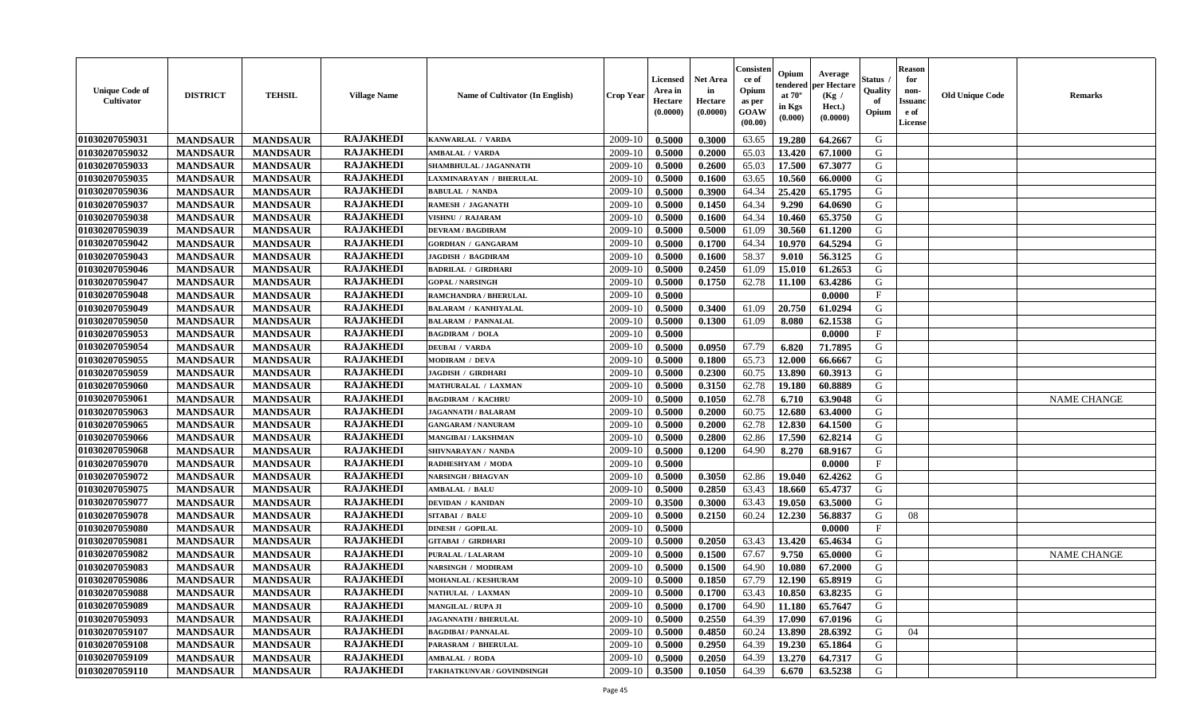| Unique Code of Cultivator | DISTRICT | TEHSIL | Village Name | Name of Cultivator (In English) | Crop Year | Licensed Area in Hectare (0.0000) | Net Area in Hectare (0.0000) | Consistence of Opium as per GOAW (00.00) | Opium tendered at 70° in Kgs (0.000) | Average per Hectare (Kg / Hect.) (0.0000) | Status / Quality of Opium | Reason for non-Issuance of License | Old Unique Code | Remarks |
|---|---|---|---|---|---|---|---|---|---|---|---|---|---|---|
| 01030207059031 | MANDSAUR | MANDSAUR | RAJAKHEDI | KANWARLAL / VARDA | 2009-10 | 0.5000 | 0.3000 | 63.65 | 19.280 | 64.2667 | G | | | |
| 01030207059032 | MANDSAUR | MANDSAUR | RAJAKHEDI | AMBALAL / VARDA | 2009-10 | 0.5000 | 0.2000 | 65.03 | 13.420 | 67.1000 | G | | | |
| 01030207059033 | MANDSAUR | MANDSAUR | RAJAKHEDI | SHAMBHULAL / JAGANNATH | 2009-10 | 0.5000 | 0.2600 | 65.03 | 17.500 | 67.3077 | G | | | |
| 01030207059035 | MANDSAUR | MANDSAUR | RAJAKHEDI | LAXMINARAYAN / BHERULAL | 2009-10 | 0.5000 | 0.1600 | 63.65 | 10.560 | 66.0000 | G | | | |
| 01030207059036 | MANDSAUR | MANDSAUR | RAJAKHEDI | BABULAL / NANDA | 2009-10 | 0.5000 | 0.3900 | 64.34 | 25.420 | 65.1795 | G | | | |
| 01030207059037 | MANDSAUR | MANDSAUR | RAJAKHEDI | RAMESH / JAGANATH | 2009-10 | 0.5000 | 0.1450 | 64.34 | 9.290 | 64.0690 | G | | | |
| 01030207059038 | MANDSAUR | MANDSAUR | RAJAKHEDI | VISHNU / RAJARAM | 2009-10 | 0.5000 | 0.1600 | 64.34 | 10.460 | 65.3750 | G | | | |
| 01030207059039 | MANDSAUR | MANDSAUR | RAJAKHEDI | DEVRAM / BAGDIRAM | 2009-10 | 0.5000 | 0.5000 | 61.09 | 30.560 | 61.1200 | G | | | |
| 01030207059042 | MANDSAUR | MANDSAUR | RAJAKHEDI | GORDHAN / GANGARAM | 2009-10 | 0.5000 | 0.1700 | 64.34 | 10.970 | 64.5294 | G | | | |
| 01030207059043 | MANDSAUR | MANDSAUR | RAJAKHEDI | JAGDISH / BAGDIRAM | 2009-10 | 0.5000 | 0.1600 | 58.37 | 9.010 | 56.3125 | G | | | |
| 01030207059046 | MANDSAUR | MANDSAUR | RAJAKHEDI | BADRILAL / GIRDHARI | 2009-10 | 0.5000 | 0.2450 | 61.09 | 15.010 | 61.2653 | G | | | |
| 01030207059047 | MANDSAUR | MANDSAUR | RAJAKHEDI | GOPAL / NARSINGH | 2009-10 | 0.5000 | 0.1750 | 62.78 | 11.100 | 63.4286 | G | | | |
| 01030207059048 | MANDSAUR | MANDSAUR | RAJAKHEDI | RAMCHANDRA / BHERULAL | 2009-10 | 0.5000 | | | | 0.0000 | F | | | |
| 01030207059049 | MANDSAUR | MANDSAUR | RAJAKHEDI | BALARAM / KANHIYALAL | 2009-10 | 0.5000 | 0.3400 | 61.09 | 20.750 | 61.0294 | G | | | |
| 01030207059050 | MANDSAUR | MANDSAUR | RAJAKHEDI | BALARAM / PANNALAL | 2009-10 | 0.5000 | 0.1300 | 61.09 | 8.080 | 62.1538 | G | | | |
| 01030207059053 | MANDSAUR | MANDSAUR | RAJAKHEDI | BAGDIRAM / DOLA | 2009-10 | 0.5000 | | | | 0.0000 | F | | | |
| 01030207059054 | MANDSAUR | MANDSAUR | RAJAKHEDI | DEUBAI / VARDA | 2009-10 | 0.5000 | 0.0950 | 67.79 | 6.820 | 71.7895 | G | | | |
| 01030207059055 | MANDSAUR | MANDSAUR | RAJAKHEDI | MODIRAM / DEVA | 2009-10 | 0.5000 | 0.1800 | 65.73 | 12.000 | 66.6667 | G | | | |
| 01030207059059 | MANDSAUR | MANDSAUR | RAJAKHEDI | JAGDISH / GIRDHARI | 2009-10 | 0.5000 | 0.2300 | 60.75 | 13.890 | 60.3913 | G | | | |
| 01030207059060 | MANDSAUR | MANDSAUR | RAJAKHEDI | MATHURALAL / LAXMAN | 2009-10 | 0.5000 | 0.3150 | 62.78 | 19.180 | 60.8889 | G | | | |
| 01030207059061 | MANDSAUR | MANDSAUR | RAJAKHEDI | BAGDIRAM / KACHRU | 2009-10 | 0.5000 | 0.1050 | 62.78 | 6.710 | 63.9048 | G | | | NAME CHANGE |
| 01030207059063 | MANDSAUR | MANDSAUR | RAJAKHEDI | JAGANNATH / BALARAM | 2009-10 | 0.5000 | 0.2000 | 60.75 | 12.680 | 63.4000 | G | | | |
| 01030207059065 | MANDSAUR | MANDSAUR | RAJAKHEDI | GANGARAM / NANURAM | 2009-10 | 0.5000 | 0.2000 | 62.78 | 12.830 | 64.1500 | G | | | |
| 01030207059066 | MANDSAUR | MANDSAUR | RAJAKHEDI | MANGIBAI / LAKSHMAN | 2009-10 | 0.5000 | 0.2800 | 62.86 | 17.590 | 62.8214 | G | | | |
| 01030207059068 | MANDSAUR | MANDSAUR | RAJAKHEDI | SHIVNARAYAN / NANDA | 2009-10 | 0.5000 | 0.1200 | 64.90 | 8.270 | 68.9167 | G | | | |
| 01030207059070 | MANDSAUR | MANDSAUR | RAJAKHEDI | RADHESHYAM / MODA | 2009-10 | 0.5000 | | | | 0.0000 | F | | | |
| 01030207059072 | MANDSAUR | MANDSAUR | RAJAKHEDI | NARSINGH / BHAGVAN | 2009-10 | 0.5000 | 0.3050 | 62.86 | 19.040 | 62.4262 | G | | | |
| 01030207059075 | MANDSAUR | MANDSAUR | RAJAKHEDI | AMBALAL / BALU | 2009-10 | 0.5000 | 0.2850 | 63.43 | 18.660 | 65.4737 | G | | | |
| 01030207059077 | MANDSAUR | MANDSAUR | RAJAKHEDI | DEVIDAN / KANIDAN | 2009-10 | 0.3500 | 0.3000 | 63.43 | 19.050 | 63.5000 | G | | | |
| 01030207059078 | MANDSAUR | MANDSAUR | RAJAKHEDI | SITABAI / BALU | 2009-10 | 0.5000 | 0.2150 | 60.24 | 12.230 | 56.8837 | G | 08 | | |
| 01030207059080 | MANDSAUR | MANDSAUR | RAJAKHEDI | DINESH / GOPILAL | 2009-10 | 0.5000 | | | | 0.0000 | F | | | |
| 01030207059081 | MANDSAUR | MANDSAUR | RAJAKHEDI | GITABAI / GIRDHARI | 2009-10 | 0.5000 | 0.2050 | 63.43 | 13.420 | 65.4634 | G | | | |
| 01030207059082 | MANDSAUR | MANDSAUR | RAJAKHEDI | PURALAL / LALARAM | 2009-10 | 0.5000 | 0.1500 | 67.67 | 9.750 | 65.0000 | G | | | NAME CHANGE |
| 01030207059083 | MANDSAUR | MANDSAUR | RAJAKHEDI | NARSINGH / MODIRAM | 2009-10 | 0.5000 | 0.1500 | 64.90 | 10.080 | 67.2000 | G | | | |
| 01030207059086 | MANDSAUR | MANDSAUR | RAJAKHEDI | MOHANLAL / KESHURAM | 2009-10 | 0.5000 | 0.1850 | 67.79 | 12.190 | 65.8919 | G | | | |
| 01030207059088 | MANDSAUR | MANDSAUR | RAJAKHEDI | NATHULAL / LAXMAN | 2009-10 | 0.5000 | 0.1700 | 63.43 | 10.850 | 63.8235 | G | | | |
| 01030207059089 | MANDSAUR | MANDSAUR | RAJAKHEDI | MANGILAL / RUPA JI | 2009-10 | 0.5000 | 0.1700 | 64.90 | 11.180 | 65.7647 | G | | | |
| 01030207059093 | MANDSAUR | MANDSAUR | RAJAKHEDI | JAGANNATH / BHERULAL | 2009-10 | 0.5000 | 0.2550 | 64.39 | 17.090 | 67.0196 | G | | | |
| 01030207059107 | MANDSAUR | MANDSAUR | RAJAKHEDI | BAGDIBAI / PANNALAL | 2009-10 | 0.5000 | 0.4850 | 60.24 | 13.890 | 28.6392 | G | 04 | | |
| 01030207059108 | MANDSAUR | MANDSAUR | RAJAKHEDI | PARASRAM / BHERULAL | 2009-10 | 0.5000 | 0.2950 | 64.39 | 19.230 | 65.1864 | G | | | |
| 01030207059109 | MANDSAUR | MANDSAUR | RAJAKHEDI | AMBALAL / RODA | 2009-10 | 0.5000 | 0.2050 | 64.39 | 13.270 | 64.7317 | G | | | |
| 01030207059110 | MANDSAUR | MANDSAUR | RAJAKHEDI | TAKHATKUNVAR / GOVINDSINGH | 2009-10 | 0.3500 | 0.1050 | 64.39 | 6.670 | 63.5238 | G | | | |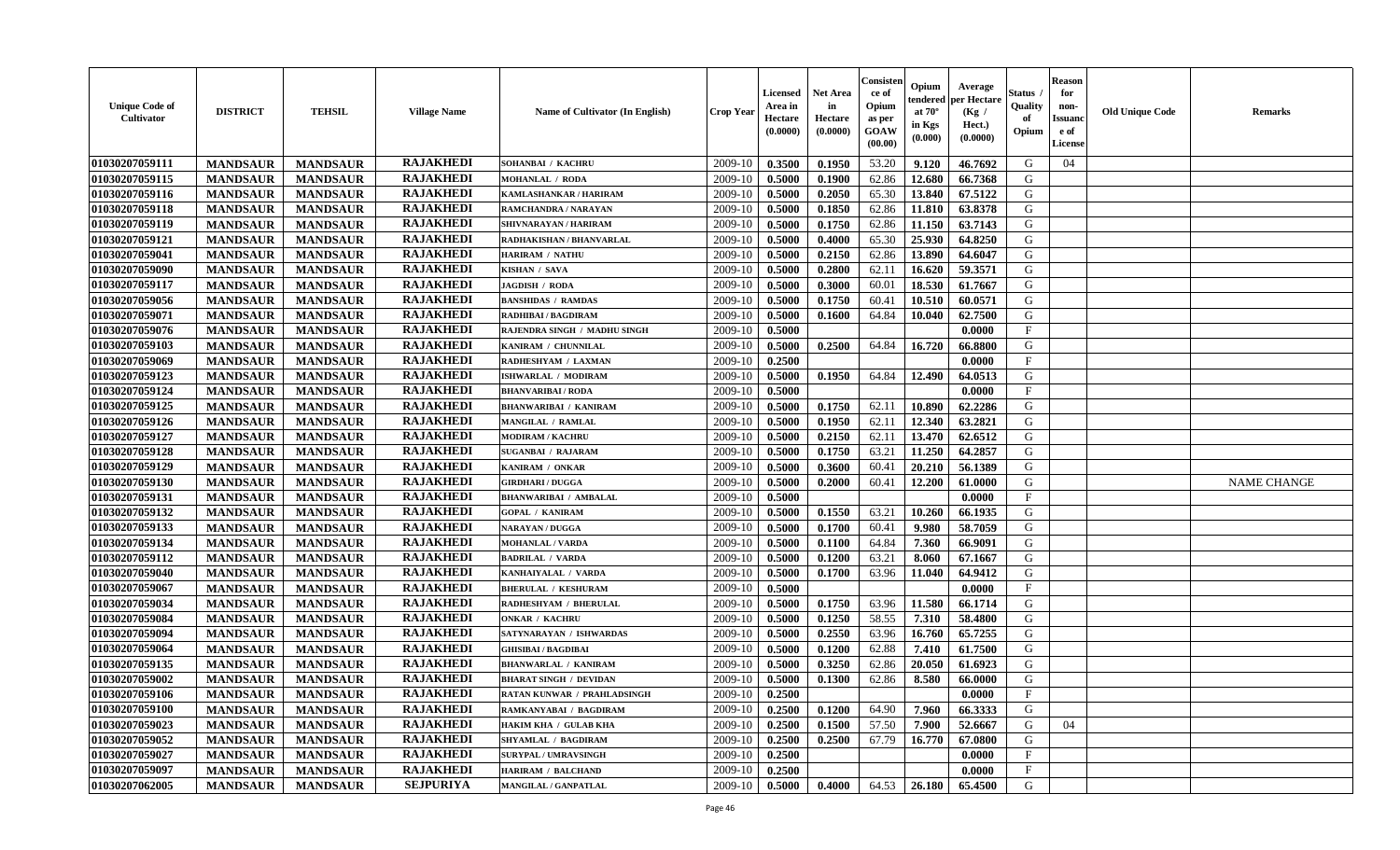| Unique Code of Cultivator | DISTRICT | TEHSIL | Village Name | Name of Cultivator (In English) | Crop Year | Licensed Area in Hectare (0.0000) | Net Area in Hectare (0.0000) | Consistence of Opium as per GOAW (00.00) | Opium tendered at 70° in Kgs (0.000) | Average per Hectare (Kg / Hect.) (0.0000) | Status / Quality of Opium | Reason for non-Issuance of License | Old Unique Code | Remarks |
|---|---|---|---|---|---|---|---|---|---|---|---|---|---|---|
| 01030207059111 | MANDSAUR | MANDSAUR | RAJAKHEDI | SOHANBAI / KACHRU | 2009-10 | 0.3500 | 0.1950 | 53.20 | 9.120 | 46.7692 | G | 04 | | |
| 01030207059115 | MANDSAUR | MANDSAUR | RAJAKHEDI | MOHANLAL / RODA | 2009-10 | 0.5000 | 0.1900 | 62.86 | 12.680 | 66.7368 | G | | | |
| 01030207059116 | MANDSAUR | MANDSAUR | RAJAKHEDI | KAMLASHANKAR / HARIRAM | 2009-10 | 0.5000 | 0.2050 | 65.30 | 13.840 | 67.5122 | G | | | |
| 01030207059118 | MANDSAUR | MANDSAUR | RAJAKHEDI | RAMCHANDRA / NARAYAN | 2009-10 | 0.5000 | 0.1850 | 62.86 | 11.810 | 63.8378 | G | | | |
| 01030207059119 | MANDSAUR | MANDSAUR | RAJAKHEDI | SHIVNARAYAN / HARIRAM | 2009-10 | 0.5000 | 0.1750 | 62.86 | 11.150 | 63.7143 | G | | | |
| 01030207059121 | MANDSAUR | MANDSAUR | RAJAKHEDI | RADHAKISHAN / BHANVARLAL | 2009-10 | 0.5000 | 0.4000 | 65.30 | 25.930 | 64.8250 | G | | | |
| 01030207059041 | MANDSAUR | MANDSAUR | RAJAKHEDI | HARIRAM / NATHU | 2009-10 | 0.5000 | 0.2150 | 62.86 | 13.890 | 64.6047 | G | | | |
| 01030207059090 | MANDSAUR | MANDSAUR | RAJAKHEDI | KISHAN / SAVA | 2009-10 | 0.5000 | 0.2800 | 62.11 | 16.620 | 59.3571 | G | | | |
| 01030207059117 | MANDSAUR | MANDSAUR | RAJAKHEDI | JAGDISH / RODA | 2009-10 | 0.5000 | 0.3000 | 60.01 | 18.530 | 61.7667 | G | | | |
| 01030207059056 | MANDSAUR | MANDSAUR | RAJAKHEDI | BANSHIDAS / RAMDAS | 2009-10 | 0.5000 | 0.1750 | 60.41 | 10.510 | 60.0571 | G | | | |
| 01030207059071 | MANDSAUR | MANDSAUR | RAJAKHEDI | RADHIBAI / BAGDIRAM | 2009-10 | 0.5000 | 0.1600 | 64.84 | 10.040 | 62.7500 | G | | | |
| 01030207059076 | MANDSAUR | MANDSAUR | RAJAKHEDI | RAJENDRA SINGH / MADHU SINGH | 2009-10 | 0.5000 | | | | 0.0000 | F | | | |
| 01030207059103 | MANDSAUR | MANDSAUR | RAJAKHEDI | KANIRAM / CHUNNILAL | 2009-10 | 0.5000 | 0.2500 | 64.84 | 16.720 | 66.8800 | G | | | |
| 01030207059069 | MANDSAUR | MANDSAUR | RAJAKHEDI | RADHESHYAM / LAXMAN | 2009-10 | 0.2500 | | | | 0.0000 | F | | | |
| 01030207059123 | MANDSAUR | MANDSAUR | RAJAKHEDI | ISHWARLAL / MODIRAM | 2009-10 | 0.5000 | 0.1950 | 64.84 | 12.490 | 64.0513 | G | | | |
| 01030207059124 | MANDSAUR | MANDSAUR | RAJAKHEDI | BHANVARIBAI / RODA | 2009-10 | 0.5000 | | | | 0.0000 | F | | | |
| 01030207059125 | MANDSAUR | MANDSAUR | RAJAKHEDI | BHANWARIBAI / KANIRAM | 2009-10 | 0.5000 | 0.1750 | 62.11 | 10.890 | 62.2286 | G | | | |
| 01030207059126 | MANDSAUR | MANDSAUR | RAJAKHEDI | MANGILAL / RAMLAL | 2009-10 | 0.5000 | 0.1950 | 62.11 | 12.340 | 63.2821 | G | | | |
| 01030207059127 | MANDSAUR | MANDSAUR | RAJAKHEDI | MODIRAM / KACHRU | 2009-10 | 0.5000 | 0.2150 | 62.11 | 13.470 | 62.6512 | G | | | |
| 01030207059128 | MANDSAUR | MANDSAUR | RAJAKHEDI | SUGANBAI / RAJARAM | 2009-10 | 0.5000 | 0.1750 | 63.21 | 11.250 | 64.2857 | G | | | |
| 01030207059129 | MANDSAUR | MANDSAUR | RAJAKHEDI | KANIRAM / ONKAR | 2009-10 | 0.5000 | 0.3600 | 60.41 | 20.210 | 56.1389 | G | | | |
| 01030207059130 | MANDSAUR | MANDSAUR | RAJAKHEDI | GIRDHARI / DUGGA | 2009-10 | 0.5000 | 0.2000 | 60.41 | 12.200 | 61.0000 | G | | | NAME CHANGE |
| 01030207059131 | MANDSAUR | MANDSAUR | RAJAKHEDI | BHANWARIBAI / AMBALAL | 2009-10 | 0.5000 | | | | 0.0000 | F | | | |
| 01030207059132 | MANDSAUR | MANDSAUR | RAJAKHEDI | GOPAL / KANIRAM | 2009-10 | 0.5000 | 0.1550 | 63.21 | 10.260 | 66.1935 | G | | | |
| 01030207059133 | MANDSAUR | MANDSAUR | RAJAKHEDI | NARAYAN / DUGGA | 2009-10 | 0.5000 | 0.1700 | 60.41 | 9.980 | 58.7059 | G | | | |
| 01030207059134 | MANDSAUR | MANDSAUR | RAJAKHEDI | MOHANLAL / VARDA | 2009-10 | 0.5000 | 0.1100 | 64.84 | 7.360 | 66.9091 | G | | | |
| 01030207059112 | MANDSAUR | MANDSAUR | RAJAKHEDI | BADRILAL / VARDA | 2009-10 | 0.5000 | 0.1200 | 63.21 | 8.060 | 67.1667 | G | | | |
| 01030207059040 | MANDSAUR | MANDSAUR | RAJAKHEDI | KANHAIYALAL / VARDA | 2009-10 | 0.5000 | 0.1700 | 63.96 | 11.040 | 64.9412 | G | | | |
| 01030207059067 | MANDSAUR | MANDSAUR | RAJAKHEDI | BHERULAL / KESHURAM | 2009-10 | 0.5000 | | | | 0.0000 | F | | | |
| 01030207059034 | MANDSAUR | MANDSAUR | RAJAKHEDI | RADHESHYAM / BHERULAL | 2009-10 | 0.5000 | 0.1750 | 63.96 | 11.580 | 66.1714 | G | | | |
| 01030207059084 | MANDSAUR | MANDSAUR | RAJAKHEDI | ONKAR / KACHRU | 2009-10 | 0.5000 | 0.1250 | 58.55 | 7.310 | 58.4800 | G | | | |
| 01030207059094 | MANDSAUR | MANDSAUR | RAJAKHEDI | SATYNARAYAN / ISHWARDAS | 2009-10 | 0.5000 | 0.2550 | 63.96 | 16.760 | 65.7255 | G | | | |
| 01030207059064 | MANDSAUR | MANDSAUR | RAJAKHEDI | GHISIBAI / BAGDIBAI | 2009-10 | 0.5000 | 0.1200 | 62.88 | 7.410 | 61.7500 | G | | | |
| 01030207059135 | MANDSAUR | MANDSAUR | RAJAKHEDI | BHANWARLAL / KANIRAM | 2009-10 | 0.5000 | 0.3250 | 62.86 | 20.050 | 61.6923 | G | | | |
| 01030207059002 | MANDSAUR | MANDSAUR | RAJAKHEDI | BHARAT SINGH / DEVIDAN | 2009-10 | 0.5000 | 0.1300 | 62.86 | 8.580 | 66.0000 | G | | | |
| 01030207059106 | MANDSAUR | MANDSAUR | RAJAKHEDI | RATAN KUNWAR / PRAHLADSINGH | 2009-10 | 0.2500 | | | | 0.0000 | F | | | |
| 01030207059100 | MANDSAUR | MANDSAUR | RAJAKHEDI | RAMKANYABAI / BAGDIRAM | 2009-10 | 0.2500 | 0.1200 | 64.90 | 7.960 | 66.3333 | G | | | |
| 01030207059023 | MANDSAUR | MANDSAUR | RAJAKHEDI | HAKIM KHA / GULAB KHA | 2009-10 | 0.2500 | 0.1500 | 57.50 | 7.900 | 52.6667 | G | 04 | | |
| 01030207059052 | MANDSAUR | MANDSAUR | RAJAKHEDI | SHYAMLAL / BAGDIRAM | 2009-10 | 0.2500 | 0.2500 | 67.79 | 16.770 | 67.0800 | G | | | |
| 01030207059027 | MANDSAUR | MANDSAUR | RAJAKHEDI | SURYPAL / UMRAVSINGH | 2009-10 | 0.2500 | | | | 0.0000 | F | | | |
| 01030207059097 | MANDSAUR | MANDSAUR | RAJAKHEDI | HARIRAM / BALCHAND | 2009-10 | 0.2500 | | | | 0.0000 | F | | | |
| 01030207062005 | MANDSAUR | MANDSAUR | SEJPURIYA | MANGILAL / GANPATLAL | 2009-10 | 0.5000 | 0.4000 | 64.53 | 26.180 | 65.4500 | G | | | |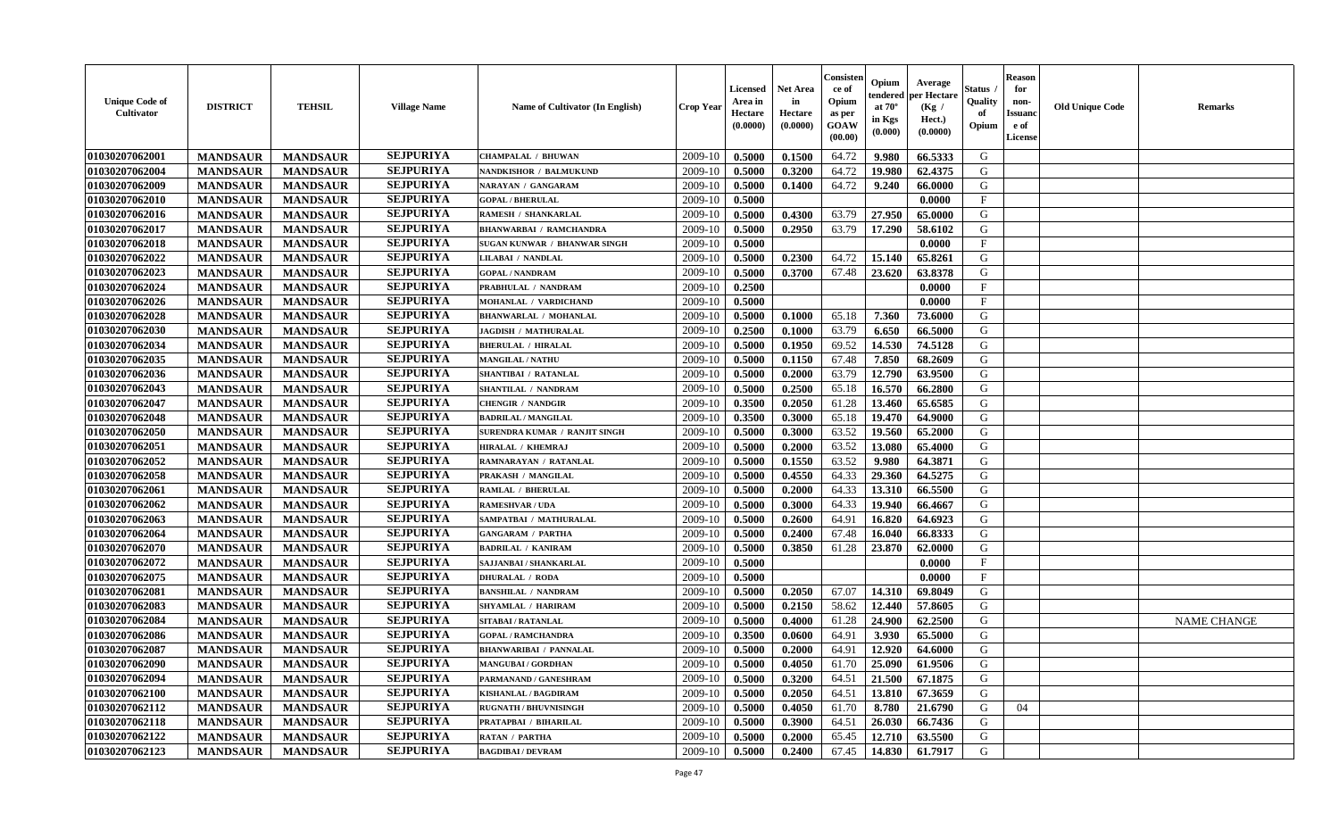| Unique Code of Cultivator | DISTRICT | TEHSIL | Village Name | Name of Cultivator (In English) | Crop Year | Licensed Area in Hectare (0.0000) | Net Area in Hectare (0.0000) | Consistence of Opium as per GOAW (00.00) | Opium tendered at 70° in Kgs (0.000) | Average per Hectare (Kg / Hect.) (0.0000) | Status / Quality of Opium | Reason for non-Issuance of License | Old Unique Code | Remarks |
|---|---|---|---|---|---|---|---|---|---|---|---|---|---|---|
| 01030207062001 | MANDSAUR | MANDSAUR | SEJPURIYA | CHAMPALAL / BHUWAN | 2009-10 | 0.5000 | 0.1500 | 64.72 | 9.980 | 66.5333 | G | | | |
| 01030207062004 | MANDSAUR | MANDSAUR | SEJPURIYA | NANDKISHOR / BALMUKUND | 2009-10 | 0.5000 | 0.3200 | 64.72 | 19.980 | 62.4375 | G | | | |
| 01030207062009 | MANDSAUR | MANDSAUR | SEJPURIYA | NARAYAN / GANGARAM | 2009-10 | 0.5000 | 0.1400 | 64.72 | 9.240 | 66.0000 | G | | | |
| 01030207062010 | MANDSAUR | MANDSAUR | SEJPURIYA | GOPAL / BHERULAL | 2009-10 | 0.5000 | | | | 0.0000 | F | | | |
| 01030207062016 | MANDSAUR | MANDSAUR | SEJPURIYA | RAMESH / SHANKARLAL | 2009-10 | 0.5000 | 0.4300 | 63.79 | 27.950 | 65.0000 | G | | | |
| 01030207062017 | MANDSAUR | MANDSAUR | SEJPURIYA | BHANWARBAI / RAMCHANDRA | 2009-10 | 0.5000 | 0.2950 | 63.79 | 17.290 | 58.6102 | G | | | |
| 01030207062018 | MANDSAUR | MANDSAUR | SEJPURIYA | SUGAN KUNWAR / BHANWAR SINGH | 2009-10 | 0.5000 | | | | 0.0000 | F | | | |
| 01030207062022 | MANDSAUR | MANDSAUR | SEJPURIYA | LILABAI / NANDLAL | 2009-10 | 0.5000 | 0.2300 | 64.72 | 15.140 | 65.8261 | G | | | |
| 01030207062023 | MANDSAUR | MANDSAUR | SEJPURIYA | GOPAL / NANDRAM | 2009-10 | 0.5000 | 0.3700 | 67.48 | 23.620 | 63.8378 | G | | | |
| 01030207062024 | MANDSAUR | MANDSAUR | SEJPURIYA | PRABHULAL / NANDRAM | 2009-10 | 0.2500 | | | | 0.0000 | F | | | |
| 01030207062026 | MANDSAUR | MANDSAUR | SEJPURIYA | MOHANLAL / VARDICHAND | 2009-10 | 0.5000 | | | | 0.0000 | F | | | |
| 01030207062028 | MANDSAUR | MANDSAUR | SEJPURIYA | BHANWARLAL / MOHANLAL | 2009-10 | 0.5000 | 0.1000 | 65.18 | 7.360 | 73.6000 | G | | | |
| 01030207062030 | MANDSAUR | MANDSAUR | SEJPURIYA | JAGDISH / MATHURALAL | 2009-10 | 0.2500 | 0.1000 | 63.79 | 6.650 | 66.5000 | G | | | |
| 01030207062034 | MANDSAUR | MANDSAUR | SEJPURIYA | BHERULAL / HIRALAL | 2009-10 | 0.5000 | 0.1950 | 69.52 | 14.530 | 74.5128 | G | | | |
| 01030207062035 | MANDSAUR | MANDSAUR | SEJPURIYA | MANGILAL / NATHU | 2009-10 | 0.5000 | 0.1150 | 67.48 | 7.850 | 68.2609 | G | | | |
| 01030207062036 | MANDSAUR | MANDSAUR | SEJPURIYA | SHANTIBAI / RATANLAL | 2009-10 | 0.5000 | 0.2000 | 63.79 | 12.790 | 63.9500 | G | | | |
| 01030207062043 | MANDSAUR | MANDSAUR | SEJPURIYA | SHANTILAL / NANDRAM | 2009-10 | 0.5000 | 0.2500 | 65.18 | 16.570 | 66.2800 | G | | | |
| 01030207062047 | MANDSAUR | MANDSAUR | SEJPURIYA | CHENGIR / NANDGIR | 2009-10 | 0.3500 | 0.2050 | 61.28 | 13.460 | 65.6585 | G | | | |
| 01030207062048 | MANDSAUR | MANDSAUR | SEJPURIYA | BADRILAL / MANGILAL | 2009-10 | 0.3500 | 0.3000 | 65.18 | 19.470 | 64.9000 | G | | | |
| 01030207062050 | MANDSAUR | MANDSAUR | SEJPURIYA | SURENDRA KUMAR / RANJIT SINGH | 2009-10 | 0.5000 | 0.3000 | 63.52 | 19.560 | 65.2000 | G | | | |
| 01030207062051 | MANDSAUR | MANDSAUR | SEJPURIYA | HIRALAL / KHEMRAJ | 2009-10 | 0.5000 | 0.2000 | 63.52 | 13.080 | 65.4000 | G | | | |
| 01030207062052 | MANDSAUR | MANDSAUR | SEJPURIYA | RAMNARAYAN / RATANLAL | 2009-10 | 0.5000 | 0.1550 | 63.52 | 9.980 | 64.3871 | G | | | |
| 01030207062058 | MANDSAUR | MANDSAUR | SEJPURIYA | PRAKASH / MANGILAL | 2009-10 | 0.5000 | 0.4550 | 64.33 | 29.360 | 64.5275 | G | | | |
| 01030207062061 | MANDSAUR | MANDSAUR | SEJPURIYA | RAMLAL / BHERULAL | 2009-10 | 0.5000 | 0.2000 | 64.33 | 13.310 | 66.5500 | G | | | |
| 01030207062062 | MANDSAUR | MANDSAUR | SEJPURIYA | RAMESHVAR / UDA | 2009-10 | 0.5000 | 0.3000 | 64.33 | 19.940 | 66.4667 | G | | | |
| 01030207062063 | MANDSAUR | MANDSAUR | SEJPURIYA | SAMPATBAI / MATHURALAL | 2009-10 | 0.5000 | 0.2600 | 64.91 | 16.820 | 64.6923 | G | | | |
| 01030207062064 | MANDSAUR | MANDSAUR | SEJPURIYA | GANGARAM / PARTHA | 2009-10 | 0.5000 | 0.2400 | 67.48 | 16.040 | 66.8333 | G | | | |
| 01030207062070 | MANDSAUR | MANDSAUR | SEJPURIYA | BADRILAL / KANIRAM | 2009-10 | 0.5000 | 0.3850 | 61.28 | 23.870 | 62.0000 | G | | | |
| 01030207062072 | MANDSAUR | MANDSAUR | SEJPURIYA | SAJJANBAI / SHANKARLAL | 2009-10 | 0.5000 | | | | 0.0000 | F | | | |
| 01030207062075 | MANDSAUR | MANDSAUR | SEJPURIYA | DHURALAL / RODA | 2009-10 | 0.5000 | | | | 0.0000 | F | | | |
| 01030207062081 | MANDSAUR | MANDSAUR | SEJPURIYA | BANSHILAL / NANDRAM | 2009-10 | 0.5000 | 0.2050 | 67.07 | 14.310 | 69.8049 | G | | | |
| 01030207062083 | MANDSAUR | MANDSAUR | SEJPURIYA | SHYAMLAL / HARIRAM | 2009-10 | 0.5000 | 0.2150 | 58.62 | 12.440 | 57.8605 | G | | | |
| 01030207062084 | MANDSAUR | MANDSAUR | SEJPURIYA | SITABAI / RATANLAL | 2009-10 | 0.5000 | 0.4000 | 61.28 | 24.900 | 62.2500 | G | | | NAME CHANGE |
| 01030207062086 | MANDSAUR | MANDSAUR | SEJPURIYA | GOPAL / RAMCHANDRA | 2009-10 | 0.3500 | 0.0600 | 64.91 | 3.930 | 65.5000 | G | | | |
| 01030207062087 | MANDSAUR | MANDSAUR | SEJPURIYA | BHANWARIBAI / PANNALAL | 2009-10 | 0.5000 | 0.2000 | 64.91 | 12.920 | 64.6000 | G | | | |
| 01030207062090 | MANDSAUR | MANDSAUR | SEJPURIYA | MANGUBAI / GORDHAN | 2009-10 | 0.5000 | 0.4050 | 61.70 | 25.090 | 61.9506 | G | | | |
| 01030207062094 | MANDSAUR | MANDSAUR | SEJPURIYA | PARMANAND / GANESHRAM | 2009-10 | 0.5000 | 0.3200 | 64.51 | 21.500 | 67.1875 | G | | | |
| 01030207062100 | MANDSAUR | MANDSAUR | SEJPURIYA | KISHANLAL / BAGDIRAM | 2009-10 | 0.5000 | 0.2050 | 64.51 | 13.810 | 67.3659 | G | | | |
| 01030207062112 | MANDSAUR | MANDSAUR | SEJPURIYA | RUGNATH / BHUVNISINGH | 2009-10 | 0.5000 | 0.4050 | 61.70 | 8.780 | 21.6790 | G | 04 | | |
| 01030207062118 | MANDSAUR | MANDSAUR | SEJPURIYA | PRATAPBAI / BIHARILAL | 2009-10 | 0.5000 | 0.3900 | 64.51 | 26.030 | 66.7436 | G | | | |
| 01030207062122 | MANDSAUR | MANDSAUR | SEJPURIYA | RATAN / PARTHA | 2009-10 | 0.5000 | 0.2000 | 65.45 | 12.710 | 63.5500 | G | | | |
| 01030207062123 | MANDSAUR | MANDSAUR | SEJPURIYA | BAGDIBAI / DEVRAM | 2009-10 | 0.5000 | 0.2400 | 67.45 | 14.830 | 61.7917 | G | | | |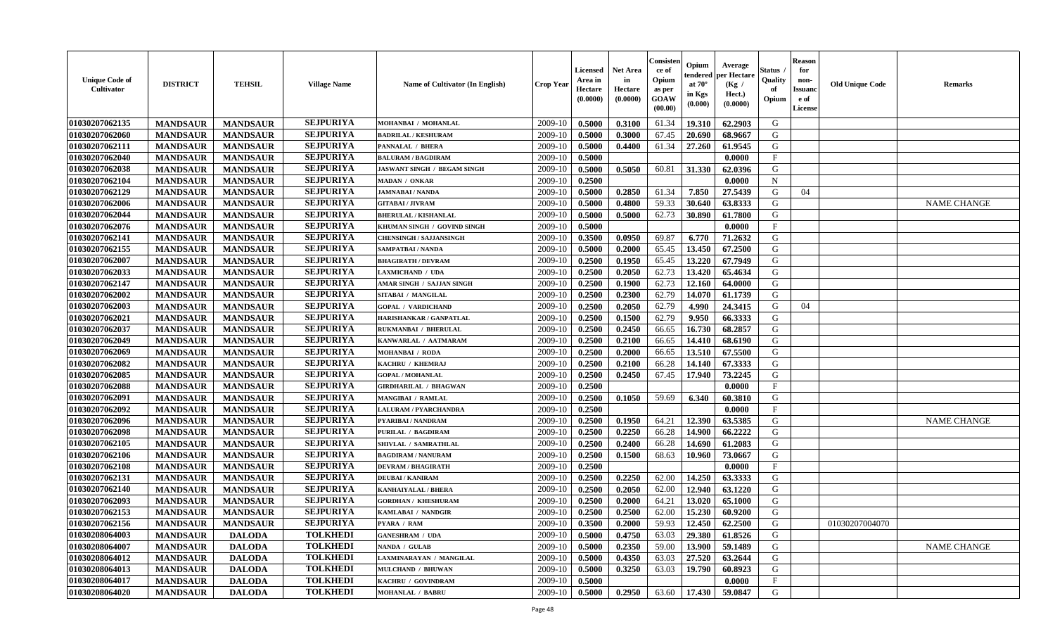| Unique Code of Cultivator | DISTRICT | TEHSIL | Village Name | Name of Cultivator (In English) | Crop Year | Licensed Area in Hectare (0.0000) | Net Area in Hectare (0.0000) | Consistence of Opium as per GOAW (00.00) | Opium tendered at 70° in Kgs (0.000) | Average per Hectare (Kg / Hect.) (0.0000) | Status / Quality of Opium | Reason for non-Issuance of License | Old Unique Code | Remarks |
|---|---|---|---|---|---|---|---|---|---|---|---|---|---|---|
| 01030207062135 | MANDSAUR | MANDSAUR | SEJPURIYA | MOHANBAI / MOHANLAL | 2009-10 | 0.5000 | 0.3100 | 61.34 | 19.310 | 62.2903 | G | | | |
| 01030207062060 | MANDSAUR | MANDSAUR | SEJPURIYA | BADRILAL / KESHURAM | 2009-10 | 0.5000 | 0.3000 | 67.45 | 20.690 | 68.9667 | G | | | |
| 01030207062111 | MANDSAUR | MANDSAUR | SEJPURIYA | PANNALAL / BHERA | 2009-10 | 0.5000 | 0.4400 | 61.34 | 27.260 | 61.9545 | G | | | |
| 01030207062040 | MANDSAUR | MANDSAUR | SEJPURIYA | BALURAM / BAGDIRAM | 2009-10 | 0.5000 | | | | 0.0000 | F | | | |
| 01030207062038 | MANDSAUR | MANDSAUR | SEJPURIYA | JASWANT SINGH / BEGAM SINGH | 2009-10 | 0.5000 | 0.5050 | 60.81 | 31.330 | 62.0396 | G | | | |
| 01030207062104 | MANDSAUR | MANDSAUR | SEJPURIYA | MADAN / ONKAR | 2009-10 | 0.2500 | | | | 0.0000 | N | | | |
| 01030207062129 | MANDSAUR | MANDSAUR | SEJPURIYA | JAMNABAI / NANDA | 2009-10 | 0.5000 | 0.2850 | 61.34 | 7.850 | 27.5439 | G | 04 | | |
| 01030207062006 | MANDSAUR | MANDSAUR | SEJPURIYA | GITABAI / JIVRAM | 2009-10 | 0.5000 | 0.4800 | 59.33 | 30.640 | 63.8333 | G | | | NAME CHANGE |
| 01030207062044 | MANDSAUR | MANDSAUR | SEJPURIYA | BHERULAL / KISHANLAL | 2009-10 | 0.5000 | 0.5000 | 62.73 | 30.890 | 61.7800 | G | | | |
| 01030207062076 | MANDSAUR | MANDSAUR | SEJPURIYA | KHUMAN SINGH / GOVIND SINGH | 2009-10 | 0.5000 | | | | 0.0000 | F | | | |
| 01030207062141 | MANDSAUR | MANDSAUR | SEJPURIYA | CHENSINGH / SAJJANSINGH | 2009-10 | 0.3500 | 0.0950 | 69.87 | 6.770 | 71.2632 | G | | | |
| 01030207062155 | MANDSAUR | MANDSAUR | SEJPURIYA | SAMPATBAI / NANDA | 2009-10 | 0.5000 | 0.2000 | 65.45 | 13.450 | 67.2500 | G | | | |
| 01030207062007 | MANDSAUR | MANDSAUR | SEJPURIYA | BHAGIRATH / DEVRAM | 2009-10 | 0.2500 | 0.1950 | 65.45 | 13.220 | 67.7949 | G | | | |
| 01030207062033 | MANDSAUR | MANDSAUR | SEJPURIYA | LAXMICHAND / UDA | 2009-10 | 0.2500 | 0.2050 | 62.73 | 13.420 | 65.4634 | G | | | |
| 01030207062147 | MANDSAUR | MANDSAUR | SEJPURIYA | AMAR SINGH / SAJJAN SINGH | 2009-10 | 0.2500 | 0.1900 | 62.73 | 12.160 | 64.0000 | G | | | |
| 01030207062002 | MANDSAUR | MANDSAUR | SEJPURIYA | SITABAI / MANGILAL | 2009-10 | 0.2500 | 0.2300 | 62.79 | 14.070 | 61.1739 | G | | | |
| 01030207062003 | MANDSAUR | MANDSAUR | SEJPURIYA | GOPAL / VARDICHAND | 2009-10 | 0.2500 | 0.2050 | 62.79 | 4.990 | 24.3415 | G | 04 | | |
| 01030207062021 | MANDSAUR | MANDSAUR | SEJPURIYA | HARISHANKAR / GANPATLAL | 2009-10 | 0.2500 | 0.1500 | 62.79 | 9.950 | 66.3333 | G | | | |
| 01030207062037 | MANDSAUR | MANDSAUR | SEJPURIYA | RUKMANBAI / BHERULAL | 2009-10 | 0.2500 | 0.2450 | 66.65 | 16.730 | 68.2857 | G | | | |
| 01030207062049 | MANDSAUR | MANDSAUR | SEJPURIYA | KANWARLAL / AATMARAM | 2009-10 | 0.2500 | 0.2100 | 66.65 | 14.410 | 68.6190 | G | | | |
| 01030207062069 | MANDSAUR | MANDSAUR | SEJPURIYA | MOHANBAI / RODA | 2009-10 | 0.2500 | 0.2000 | 66.65 | 13.510 | 67.5500 | G | | | |
| 01030207062082 | MANDSAUR | MANDSAUR | SEJPURIYA | KACHRU / KHEMRAJ | 2009-10 | 0.2500 | 0.2100 | 66.28 | 14.140 | 67.3333 | G | | | |
| 01030207062085 | MANDSAUR | MANDSAUR | SEJPURIYA | GOPAL / MOHANLAL | 2009-10 | 0.2500 | 0.2450 | 67.45 | 17.940 | 73.2245 | G | | | |
| 01030207062088 | MANDSAUR | MANDSAUR | SEJPURIYA | GIRDHARILAL / BHAGWAN | 2009-10 | 0.2500 | | | | 0.0000 | F | | | |
| 01030207062091 | MANDSAUR | MANDSAUR | SEJPURIYA | MANGIBAI / RAMLAL | 2009-10 | 0.2500 | 0.1050 | 59.69 | 6.340 | 60.3810 | G | | | |
| 01030207062092 | MANDSAUR | MANDSAUR | SEJPURIYA | LALURAM / PYARCHANDRA | 2009-10 | 0.2500 | | | | 0.0000 | F | | | |
| 01030207062096 | MANDSAUR | MANDSAUR | SEJPURIYA | PYARIBAI / NANDRAM | 2009-10 | 0.2500 | 0.1950 | 64.21 | 12.390 | 63.5385 | G | | | NAME CHANGE |
| 01030207062098 | MANDSAUR | MANDSAUR | SEJPURIYA | PURILAL / BAGDIRAM | 2009-10 | 0.2500 | 0.2250 | 66.28 | 14.900 | 66.2222 | G | | | |
| 01030207062105 | MANDSAUR | MANDSAUR | SEJPURIYA | SHIVLAL / SAMRATHLAL | 2009-10 | 0.2500 | 0.2400 | 66.28 | 14.690 | 61.2083 | G | | | |
| 01030207062106 | MANDSAUR | MANDSAUR | SEJPURIYA | BAGDIRAM / NANURAM | 2009-10 | 0.2500 | 0.1500 | 68.63 | 10.960 | 73.0667 | G | | | |
| 01030207062108 | MANDSAUR | MANDSAUR | SEJPURIYA | DEVRAM / BHAGIRATH | 2009-10 | 0.2500 | | | | 0.0000 | F | | | |
| 01030207062131 | MANDSAUR | MANDSAUR | SEJPURIYA | DEUBAI / KANIRAM | 2009-10 | 0.2500 | 0.2250 | 62.00 | 14.250 | 63.3333 | G | | | |
| 01030207062140 | MANDSAUR | MANDSAUR | SEJPURIYA | KANHAIYALAL / BHERA | 2009-10 | 0.2500 | 0.2050 | 62.00 | 12.940 | 63.1220 | G | | | |
| 01030207062093 | MANDSAUR | MANDSAUR | SEJPURIYA | GORDHAN / KHESHURAM | 2009-10 | 0.2500 | 0.2000 | 64.21 | 13.020 | 65.1000 | G | | | |
| 01030207062153 | MANDSAUR | MANDSAUR | SEJPURIYA | KAMLABAI / NANDGIR | 2009-10 | 0.2500 | 0.2500 | 62.00 | 15.230 | 60.9200 | G | | | |
| 01030207062156 | MANDSAUR | MANDSAUR | SEJPURIYA | PYARA / RAM | 2009-10 | 0.3500 | 0.2000 | 59.93 | 12.450 | 62.2500 | G | | 01030207004070 | |
| 01030208064003 | MANDSAUR | DALODA | TOLKHEDI | GANESHRAM / UDA | 2009-10 | 0.5000 | 0.4750 | 63.03 | 29.380 | 61.8526 | G | | | |
| 01030208064007 | MANDSAUR | DALODA | TOLKHEDI | NANDA / GULAB | 2009-10 | 0.5000 | 0.2350 | 59.00 | 13.900 | 59.1489 | G | | | NAME CHANGE |
| 01030208064012 | MANDSAUR | DALODA | TOLKHEDI | LAXMINARAYAN / MANGILAL | 2009-10 | 0.5000 | 0.4350 | 63.03 | 27.520 | 63.2644 | G | | | |
| 01030208064013 | MANDSAUR | DALODA | TOLKHEDI | MULCHAND / BHUWAN | 2009-10 | 0.5000 | 0.3250 | 63.03 | 19.790 | 60.8923 | G | | | |
| 01030208064017 | MANDSAUR | DALODA | TOLKHEDI | KACHRU / GOVINDRAM | 2009-10 | 0.5000 | | | | 0.0000 | F | | | |
| 01030208064020 | MANDSAUR | DALODA | TOLKHEDI | MOHANLAL / BABRU | 2009-10 | 0.5000 | 0.2950 | 63.60 | 17.430 | 59.0847 | G | | | |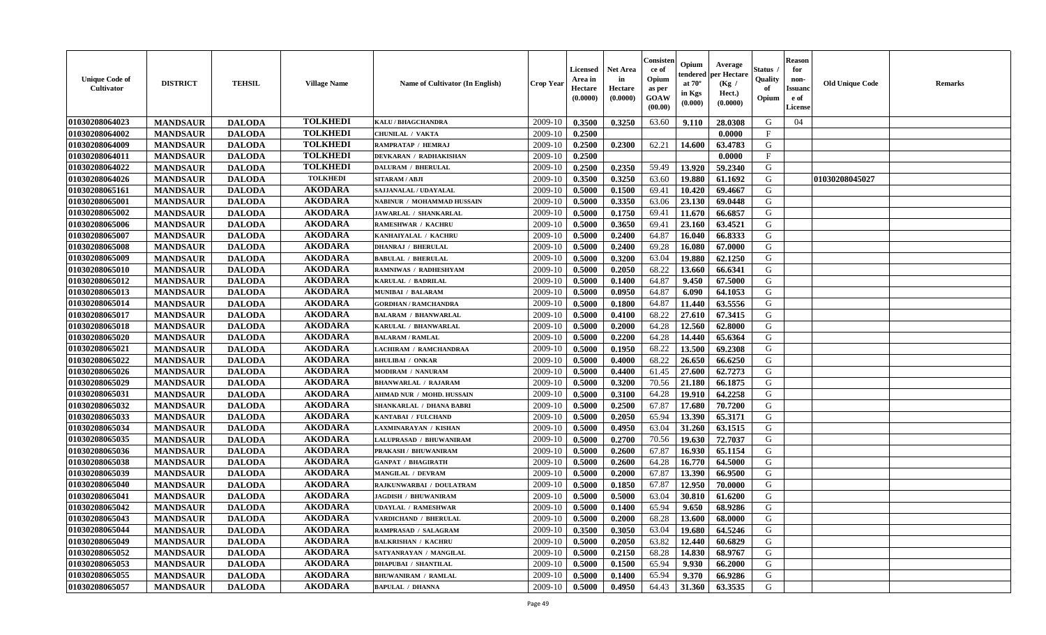| Unique Code of Cultivator | DISTRICT | TEHSIL | Village Name | Name of Cultivator (In English) | Crop Year | Licensed Area in Hectare (0.0000) | Net Area in Hectare (0.0000) | Consistence of Opium as per GOAW (00.00) | Opium tendered at 70° in Kgs (0.000) | Average per Hectare (Kg / Hect.) (0.0000) | Status / Quality of Opium | Reason for non-Issuance of License | Old Unique Code | Remarks |
|---|---|---|---|---|---|---|---|---|---|---|---|---|---|---|
| 01030208064023 | MANDSAUR | DALODA | TOLKHEDI | KALU / BHAGCHANDRA | 2009-10 | 0.3500 | 0.3250 | 63.60 | 9.110 | 28.0308 | G | 04 | | |
| 01030208064002 | MANDSAUR | DALODA | TOLKHEDI | CHUNILAL / VAKTA | 2009-10 | 0.2500 | | | | 0.0000 | F | | | |
| 01030208064009 | MANDSAUR | DALODA | TOLKHEDI | RAMPRATAP / HEMRAJ | 2009-10 | 0.2500 | 0.2300 | 62.21 | 14.600 | 63.4783 | G | | | |
| 01030208064011 | MANDSAUR | DALODA | TOLKHEDI | DEVKARAN / RADHAKISHAN | 2009-10 | 0.2500 | | | | 0.0000 | F | | | |
| 01030208064022 | MANDSAUR | DALODA | TOLKHEDI | DALURAM / BHERULAL | 2009-10 | 0.2500 | 0.2350 | 59.49 | 13.920 | 59.2340 | G | | | |
| 01030208064026 | MANDSAUR | DALODA | TOLKHEDI | SITARAM / ABJI | 2009-10 | 0.3500 | 0.3250 | 63.60 | 19.880 | 61.1692 | G | | 01030208045027 | |
| 01030208065161 | MANDSAUR | DALODA | AKODARA | SAJJANALAL / UDAYALAL | 2009-10 | 0.5000 | 0.1500 | 69.41 | 10.420 | 69.4667 | G | | | |
| 01030208065001 | MANDSAUR | DALODA | AKODARA | NABINUR / MOHAMMAD HUSSAIN | 2009-10 | 0.5000 | 0.3350 | 63.06 | 23.130 | 69.0448 | G | | | |
| 01030208065002 | MANDSAUR | DALODA | AKODARA | JAWARLAL / SHANKARLAL | 2009-10 | 0.5000 | 0.1750 | 69.41 | 11.670 | 66.6857 | G | | | |
| 01030208065006 | MANDSAUR | DALODA | AKODARA | RAMESHWAR / KACHRU | 2009-10 | 0.5000 | 0.3650 | 69.41 | 23.160 | 63.4521 | G | | | |
| 01030208065007 | MANDSAUR | DALODA | AKODARA | KANHAIYALAL / KACHRU | 2009-10 | 0.5000 | 0.2400 | 64.87 | 16.040 | 66.8333 | G | | | |
| 01030208065008 | MANDSAUR | DALODA | AKODARA | DHANRAJ / BHERULAL | 2009-10 | 0.5000 | 0.2400 | 69.28 | 16.080 | 67.0000 | G | | | |
| 01030208065009 | MANDSAUR | DALODA | AKODARA | BABULAL / BHERULAL | 2009-10 | 0.5000 | 0.3200 | 63.04 | 19.880 | 62.1250 | G | | | |
| 01030208065010 | MANDSAUR | DALODA | AKODARA | RAMNIWAS / RADHESHYAM | 2009-10 | 0.5000 | 0.2050 | 68.22 | 13.660 | 66.6341 | G | | | |
| 01030208065012 | MANDSAUR | DALODA | AKODARA | KARULAL / BADRILAL | 2009-10 | 0.5000 | 0.1400 | 64.87 | 9.450 | 67.5000 | G | | | |
| 01030208065013 | MANDSAUR | DALODA | AKODARA | MUNIBAI / BALARAM | 2009-10 | 0.5000 | 0.0950 | 64.87 | 6.090 | 64.1053 | G | | | |
| 01030208065014 | MANDSAUR | DALODA | AKODARA | GORDHAN / RAMCHANDRA | 2009-10 | 0.5000 | 0.1800 | 64.87 | 11.440 | 63.5556 | G | | | |
| 01030208065017 | MANDSAUR | DALODA | AKODARA | BALARAM / BHANWARLAL | 2009-10 | 0.5000 | 0.4100 | 68.22 | 27.610 | 67.3415 | G | | | |
| 01030208065018 | MANDSAUR | DALODA | AKODARA | KARULAL / BHANWARLAL | 2009-10 | 0.5000 | 0.2000 | 64.28 | 12.560 | 62.8000 | G | | | |
| 01030208065020 | MANDSAUR | DALODA | AKODARA | BALARAM / RAMLAL | 2009-10 | 0.5000 | 0.2200 | 64.28 | 14.440 | 65.6364 | G | | | |
| 01030208065021 | MANDSAUR | DALODA | AKODARA | LACHIRAM / RAMCHANDRAA | 2009-10 | 0.5000 | 0.1950 | 68.22 | 13.500 | 69.2308 | G | | | |
| 01030208065022 | MANDSAUR | DALODA | AKODARA | BHULIBAI / ONKAR | 2009-10 | 0.5000 | 0.4000 | 68.22 | 26.650 | 66.6250 | G | | | |
| 01030208065026 | MANDSAUR | DALODA | AKODARA | MODIRAM / NANURAM | 2009-10 | 0.5000 | 0.4400 | 61.45 | 27.600 | 62.7273 | G | | | |
| 01030208065029 | MANDSAUR | DALODA | AKODARA | BHANWARLAL / RAJARAM | 2009-10 | 0.5000 | 0.3200 | 70.56 | 21.180 | 66.1875 | G | | | |
| 01030208065031 | MANDSAUR | DALODA | AKODARA | AHMAD NUR / MOHD. HUSSAIN | 2009-10 | 0.5000 | 0.3100 | 64.28 | 19.910 | 64.2258 | G | | | |
| 01030208065032 | MANDSAUR | DALODA | AKODARA | SHANKARLAL / DHANA BABRI | 2009-10 | 0.5000 | 0.2500 | 67.87 | 17.680 | 70.7200 | G | | | |
| 01030208065033 | MANDSAUR | DALODA | AKODARA | KANTABAI / FULCHAND | 2009-10 | 0.5000 | 0.2050 | 65.94 | 13.390 | 65.3171 | G | | | |
| 01030208065034 | MANDSAUR | DALODA | AKODARA | LAXMINARAYAN / KISHAN | 2009-10 | 0.5000 | 0.4950 | 63.04 | 31.260 | 63.1515 | G | | | |
| 01030208065035 | MANDSAUR | DALODA | AKODARA | LALUPRASAD / BHUWANIRAM | 2009-10 | 0.5000 | 0.2700 | 70.56 | 19.630 | 72.7037 | G | | | |
| 01030208065036 | MANDSAUR | DALODA | AKODARA | PRAKASH / BHUWANIRAM | 2009-10 | 0.5000 | 0.2600 | 67.87 | 16.930 | 65.1154 | G | | | |
| 01030208065038 | MANDSAUR | DALODA | AKODARA | GANPAT / BHAGIRATH | 2009-10 | 0.5000 | 0.2600 | 64.28 | 16.770 | 64.5000 | G | | | |
| 01030208065039 | MANDSAUR | DALODA | AKODARA | MANGILAL / DEVRAM | 2009-10 | 0.5000 | 0.2000 | 67.87 | 13.390 | 66.9500 | G | | | |
| 01030208065040 | MANDSAUR | DALODA | AKODARA | RAJKUNWARBAI / DOULATRAM | 2009-10 | 0.5000 | 0.1850 | 67.87 | 12.950 | 70.0000 | G | | | |
| 01030208065041 | MANDSAUR | DALODA | AKODARA | JAGDISH / BHUWANIRAM | 2009-10 | 0.5000 | 0.5000 | 63.04 | 30.810 | 61.6200 | G | | | |
| 01030208065042 | MANDSAUR | DALODA | AKODARA | UDAYLAL / RAMESHWAR | 2009-10 | 0.5000 | 0.1400 | 65.94 | 9.650 | 68.9286 | G | | | |
| 01030208065043 | MANDSAUR | DALODA | AKODARA | VARDICHAND / BHERULAL | 2009-10 | 0.5000 | 0.2000 | 68.28 | 13.600 | 68.0000 | G | | | |
| 01030208065044 | MANDSAUR | DALODA | AKODARA | RAMPRASAD / SALAGRAM | 2009-10 | 0.3500 | 0.3050 | 63.04 | 19.680 | 64.5246 | G | | | |
| 01030208065049 | MANDSAUR | DALODA | AKODARA | BALKRISHAN / KACHRU | 2009-10 | 0.5000 | 0.2050 | 63.82 | 12.440 | 60.6829 | G | | | |
| 01030208065052 | MANDSAUR | DALODA | AKODARA | SATYANRAYAN / MANGILAL | 2009-10 | 0.5000 | 0.2150 | 68.28 | 14.830 | 68.9767 | G | | | |
| 01030208065053 | MANDSAUR | DALODA | AKODARA | DHAPUBAI / SHANTILAL | 2009-10 | 0.5000 | 0.1500 | 65.94 | 9.930 | 66.2000 | G | | | |
| 01030208065055 | MANDSAUR | DALODA | AKODARA | BHUWANIRAM / RAMLAL | 2009-10 | 0.5000 | 0.1400 | 65.94 | 9.370 | 66.9286 | G | | | |
| 01030208065057 | MANDSAUR | DALODA | AKODARA | BAPULAL / DHANNA | 2009-10 | 0.5000 | 0.4950 | 64.43 | 31.360 | 63.3535 | G | | | |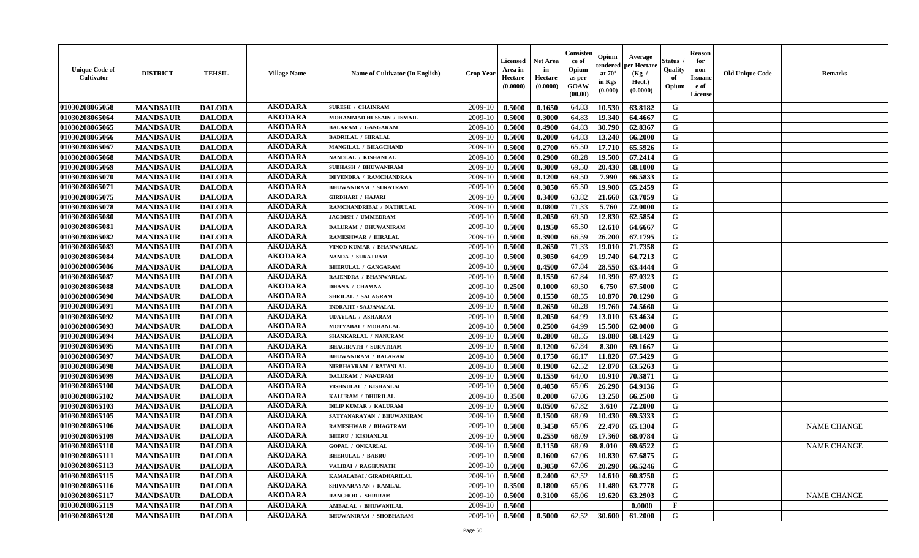| Unique Code of Cultivator | DISTRICT | TEHSIL | Village Name | Name of Cultivator (In English) | Crop Year | Licensed Area in Hectare (0.0000) | Net Area in Hectare (0.0000) | Consistence of Opium as per GOAW (00.00) | Opium tendered at 70° in Kgs (0.000) | Average per Hectare (Kg / Hect.) (0.0000) | Status / Quality of Opium | Reason for non-Issuance of License | Old Unique Code | Remarks |
|---|---|---|---|---|---|---|---|---|---|---|---|---|---|---|
| 01030208065058 | MANDSAUR | DALODA | AKODARA | SURESH / CHAINRAM | 2009-10 | 0.5000 | 0.1650 | 64.83 | 10.530 | 63.8182 | G | | | |
| 01030208065064 | MANDSAUR | DALODA | AKODARA | MOHAMMAD HUSSAIN / ISMAIL | 2009-10 | 0.5000 | 0.3000 | 64.83 | 19.340 | 64.4667 | G | | | |
| 01030208065065 | MANDSAUR | DALODA | AKODARA | BALARAM / GANGARAM | 2009-10 | 0.5000 | 0.4900 | 64.83 | 30.790 | 62.8367 | G | | | |
| 01030208065066 | MANDSAUR | DALODA | AKODARA | BADRILAL / HIRALAL | 2009-10 | 0.5000 | 0.2000 | 64.83 | 13.240 | 66.2000 | G | | | |
| 01030208065067 | MANDSAUR | DALODA | AKODARA | MANGILAL / BHAGCHAND | 2009-10 | 0.5000 | 0.2700 | 65.50 | 17.710 | 65.5926 | G | | | |
| 01030208065068 | MANDSAUR | DALODA | AKODARA | NANDLAL / KISHANLAL | 2009-10 | 0.5000 | 0.2900 | 68.28 | 19.500 | 67.2414 | G | | | |
| 01030208065069 | MANDSAUR | DALODA | AKODARA | SUBHASH / BHUWANIRAM | 2009-10 | 0.5000 | 0.3000 | 69.50 | 20.430 | 68.1000 | G | | | |
| 01030208065070 | MANDSAUR | DALODA | AKODARA | DEVENDRA / RAMCHANDRAA | 2009-10 | 0.5000 | 0.1200 | 69.50 | 7.990 | 66.5833 | G | | | |
| 01030208065071 | MANDSAUR | DALODA | AKODARA | BHUWANIRAM / SURATRAM | 2009-10 | 0.5000 | 0.3050 | 65.50 | 19.900 | 65.2459 | G | | | |
| 01030208065075 | MANDSAUR | DALODA | AKODARA | GIRDHARI / HAJARI | 2009-10 | 0.5000 | 0.3400 | 63.82 | 21.660 | 63.7059 | G | | | |
| 01030208065078 | MANDSAUR | DALODA | AKODARA | RAMCHANDRIBAI / NATHULAL | 2009-10 | 0.5000 | 0.0800 | 71.33 | 5.760 | 72.0000 | G | | | |
| 01030208065080 | MANDSAUR | DALODA | AKODARA | JAGDISH / UMMEDRAM | 2009-10 | 0.5000 | 0.2050 | 69.50 | 12.830 | 62.5854 | G | | | |
| 01030208065081 | MANDSAUR | DALODA | AKODARA | DALURAM / BHUWANIRAM | 2009-10 | 0.5000 | 0.1950 | 65.50 | 12.610 | 64.6667 | G | | | |
| 01030208065082 | MANDSAUR | DALODA | AKODARA | RAMESHWAR / HIRALAL | 2009-10 | 0.5000 | 0.3900 | 66.59 | 26.200 | 67.1795 | G | | | |
| 01030208065083 | MANDSAUR | DALODA | AKODARA | VINOD KUMAR / BHANWARLAL | 2009-10 | 0.5000 | 0.2650 | 71.33 | 19.010 | 71.7358 | G | | | |
| 01030208065084 | MANDSAUR | DALODA | AKODARA | NANDA / SURATRAM | 2009-10 | 0.5000 | 0.3050 | 64.99 | 19.740 | 64.7213 | G | | | |
| 01030208065086 | MANDSAUR | DALODA | AKODARA | BHERULAL / GANGARAM | 2009-10 | 0.5000 | 0.4500 | 67.84 | 28.550 | 63.4444 | G | | | |
| 01030208065087 | MANDSAUR | DALODA | AKODARA | RAJENDRA / BHANWARLAL | 2009-10 | 0.5000 | 0.1550 | 67.84 | 10.390 | 67.0323 | G | | | |
| 01030208065088 | MANDSAUR | DALODA | AKODARA | DHANA / CHAMNA | 2009-10 | 0.2500 | 0.1000 | 69.50 | 6.750 | 67.5000 | G | | | |
| 01030208065090 | MANDSAUR | DALODA | AKODARA | SHRILAL / SALAGRAM | 2009-10 | 0.5000 | 0.1550 | 68.55 | 10.870 | 70.1290 | G | | | |
| 01030208065091 | MANDSAUR | DALODA | AKODARA | INDRAJIT / SAJJANALAL | 2009-10 | 0.5000 | 0.2650 | 68.28 | 19.760 | 74.5660 | G | | | |
| 01030208065092 | MANDSAUR | DALODA | AKODARA | UDAYLAL / ASHARAM | 2009-10 | 0.5000 | 0.2050 | 64.99 | 13.010 | 63.4634 | G | | | |
| 01030208065093 | MANDSAUR | DALODA | AKODARA | MOTYABAI / MOHANLAL | 2009-10 | 0.5000 | 0.2500 | 64.99 | 15.500 | 62.0000 | G | | | |
| 01030208065094 | MANDSAUR | DALODA | AKODARA | SHANKARLAL / NANURAM | 2009-10 | 0.5000 | 0.2800 | 68.55 | 19.080 | 68.1429 | G | | | |
| 01030208065095 | MANDSAUR | DALODA | AKODARA | BHAGIRATH / SURATRAM | 2009-10 | 0.5000 | 0.1200 | 67.84 | 8.300 | 69.1667 | G | | | |
| 01030208065097 | MANDSAUR | DALODA | AKODARA | BHUWANIRAM / BALARAM | 2009-10 | 0.5000 | 0.1750 | 66.17 | 11.820 | 67.5429 | G | | | |
| 01030208065098 | MANDSAUR | DALODA | AKODARA | NIRBHAYRAM / RATANLAL | 2009-10 | 0.5000 | 0.1900 | 62.52 | 12.070 | 63.5263 | G | | | |
| 01030208065099 | MANDSAUR | DALODA | AKODARA | DALURAM / NANURAM | 2009-10 | 0.5000 | 0.1550 | 64.00 | 10.910 | 70.3871 | G | | | |
| 01030208065100 | MANDSAUR | DALODA | AKODARA | VISHNULAL / KISHANLAL | 2009-10 | 0.5000 | 0.4050 | 65.06 | 26.290 | 64.9136 | G | | | |
| 01030208065102 | MANDSAUR | DALODA | AKODARA | KALURAM / DHURILAL | 2009-10 | 0.3500 | 0.2000 | 67.06 | 13.250 | 66.2500 | G | | | |
| 01030208065103 | MANDSAUR | DALODA | AKODARA | DILIP KUMAR / KALURAM | 2009-10 | 0.5000 | 0.0500 | 67.82 | 3.610 | 72.2000 | G | | | |
| 01030208065105 | MANDSAUR | DALODA | AKODARA | SATYANARAYAN / BHUWANIRAM | 2009-10 | 0.5000 | 0.1500 | 68.09 | 10.430 | 69.5333 | G | | | |
| 01030208065106 | MANDSAUR | DALODA | AKODARA | RAMESHWAR / BHAGTRAM | 2009-10 | 0.5000 | 0.3450 | 65.06 | 22.470 | 65.1304 | G | | | NAME CHANGE |
| 01030208065109 | MANDSAUR | DALODA | AKODARA | BHERU / KISHANLAL | 2009-10 | 0.5000 | 0.2550 | 68.09 | 17.360 | 68.0784 | G | | | |
| 01030208065110 | MANDSAUR | DALODA | AKODARA | GOPAL / ONKARLAL | 2009-10 | 0.5000 | 0.1150 | 68.09 | 8.010 | 69.6522 | G | | | NAME CHANGE |
| 01030208065111 | MANDSAUR | DALODA | AKODARA | BHERULAL / BABRU | 2009-10 | 0.5000 | 0.1600 | 67.06 | 10.830 | 67.6875 | G | | | |
| 01030208065113 | MANDSAUR | DALODA | AKODARA | VALIBAI / RAGHUNATH | 2009-10 | 0.5000 | 0.3050 | 67.06 | 20.290 | 66.5246 | G | | | |
| 01030208065115 | MANDSAUR | DALODA | AKODARA | KAMALABAI / GIRADHARILAL | 2009-10 | 0.5000 | 0.2400 | 62.52 | 14.610 | 60.8750 | G | | | |
| 01030208065116 | MANDSAUR | DALODA | AKODARA | SHIVNARAYAN / RAMLAL | 2009-10 | 0.3500 | 0.1800 | 65.06 | 11.480 | 63.7778 | G | | | |
| 01030208065117 | MANDSAUR | DALODA | AKODARA | RANCHOD / SHRIRAM | 2009-10 | 0.5000 | 0.3100 | 65.06 | 19.620 | 63.2903 | G | | | NAME CHANGE |
| 01030208065119 | MANDSAUR | DALODA | AKODARA | AMBALAL / BHUWANILAL | 2009-10 | 0.5000 | | | | 0.0000 | F | | | |
| 01030208065120 | MANDSAUR | DALODA | AKODARA | BHUWANIRAM / SHOBHARAM | 2009-10 | 0.5000 | 0.5000 | 62.52 | 30.600 | 61.2000 | G | | | |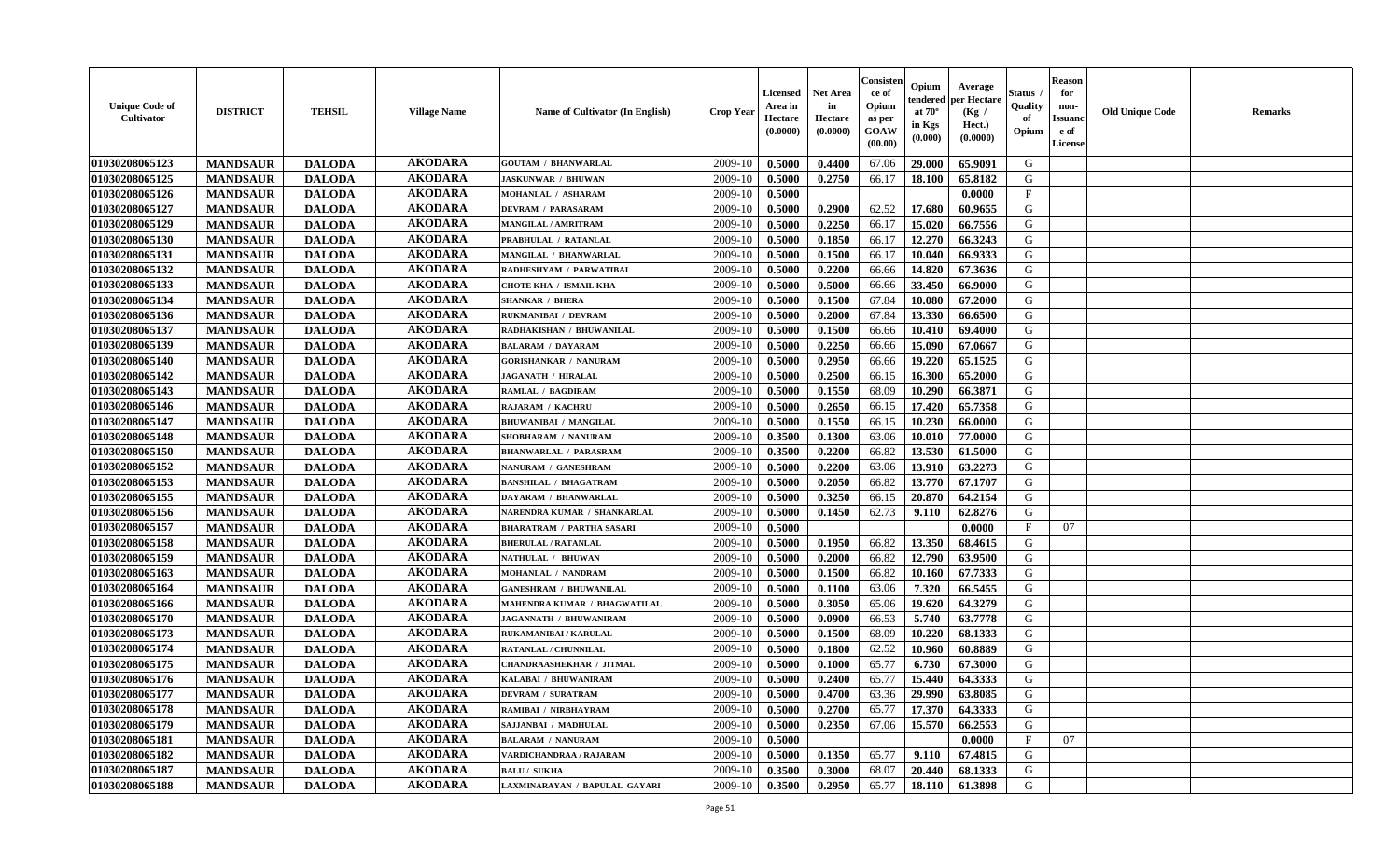| Unique Code of Cultivator | DISTRICT | TEHSIL | Village Name | Name of Cultivator (In English) | Crop Year | Licensed Area in Hectare (0.0000) | Net Area in Hectare (0.0000) | Consistence of Opium as per GOAW (00.00) | Opium tendered at 70° in Kgs (0.000) | Average per Hectare (Kg / Hect.) (0.0000) | Status / Quality of Opium | Reason for non-Issuance of License | Old Unique Code | Remarks |
|---|---|---|---|---|---|---|---|---|---|---|---|---|---|---|
| 01030208065123 | MANDSAUR | DALODA | AKODARA | GOUTAM / BHANWARLAL | 2009-10 | 0.5000 | 0.4400 | 67.06 | 29.000 | 65.9091 | G | | | |
| 01030208065125 | MANDSAUR | DALODA | AKODARA | JASKUNWAR / BHUWAN | 2009-10 | 0.5000 | 0.2750 | 66.17 | 18.100 | 65.8182 | G | | | |
| 01030208065126 | MANDSAUR | DALODA | AKODARA | MOHANLAL / ASHARAM | 2009-10 | 0.5000 | | | | 0.0000 | F | | | |
| 01030208065127 | MANDSAUR | DALODA | AKODARA | DEVRAM / PARASARAM | 2009-10 | 0.5000 | 0.2900 | 62.52 | 17.680 | 60.9655 | G | | | |
| 01030208065129 | MANDSAUR | DALODA | AKODARA | MANGILAL / AMRITRAM | 2009-10 | 0.5000 | 0.2250 | 66.17 | 15.020 | 66.7556 | G | | | |
| 01030208065130 | MANDSAUR | DALODA | AKODARA | PRABHULAL / RATANLAL | 2009-10 | 0.5000 | 0.1850 | 66.17 | 12.270 | 66.3243 | G | | | |
| 01030208065131 | MANDSAUR | DALODA | AKODARA | MANGILAL / BHANWARLAL | 2009-10 | 0.5000 | 0.1500 | 66.17 | 10.040 | 66.9333 | G | | | |
| 01030208065132 | MANDSAUR | DALODA | AKODARA | RADHESHYAM / PARWATIBAI | 2009-10 | 0.5000 | 0.2200 | 66.66 | 14.820 | 67.3636 | G | | | |
| 01030208065133 | MANDSAUR | DALODA | AKODARA | CHOTE KHA / ISMAIL KHA | 2009-10 | 0.5000 | 0.5000 | 66.66 | 33.450 | 66.9000 | G | | | |
| 01030208065134 | MANDSAUR | DALODA | AKODARA | SHANKAR / BHERA | 2009-10 | 0.5000 | 0.1500 | 67.84 | 10.080 | 67.2000 | G | | | |
| 01030208065136 | MANDSAUR | DALODA | AKODARA | RUKMANIBAI / DEVRAM | 2009-10 | 0.5000 | 0.2000 | 67.84 | 13.330 | 66.6500 | G | | | |
| 01030208065137 | MANDSAUR | DALODA | AKODARA | RADHAKISHAN / BHUWANILAL | 2009-10 | 0.5000 | 0.1500 | 66.66 | 10.410 | 69.4000 | G | | | |
| 01030208065139 | MANDSAUR | DALODA | AKODARA | BALARAM / DAYARAM | 2009-10 | 0.5000 | 0.2250 | 66.66 | 15.090 | 67.0667 | G | | | |
| 01030208065140 | MANDSAUR | DALODA | AKODARA | GORISHANKAR / NANURAM | 2009-10 | 0.5000 | 0.2950 | 66.66 | 19.220 | 65.1525 | G | | | |
| 01030208065142 | MANDSAUR | DALODA | AKODARA | JAGANATH / HIRALAL | 2009-10 | 0.5000 | 0.2500 | 66.15 | 16.300 | 65.2000 | G | | | |
| 01030208065143 | MANDSAUR | DALODA | AKODARA | RAMLAL / BAGDIRAM | 2009-10 | 0.5000 | 0.1550 | 68.09 | 10.290 | 66.3871 | G | | | |
| 01030208065146 | MANDSAUR | DALODA | AKODARA | RAJARAM / KACHRU | 2009-10 | 0.5000 | 0.2650 | 66.15 | 17.420 | 65.7358 | G | | | |
| 01030208065147 | MANDSAUR | DALODA | AKODARA | BHUWANIBAI / MANGILAL | 2009-10 | 0.5000 | 0.1550 | 66.15 | 10.230 | 66.0000 | G | | | |
| 01030208065148 | MANDSAUR | DALODA | AKODARA | SHOBHARAM / NANURAM | 2009-10 | 0.3500 | 0.1300 | 63.06 | 10.010 | 77.0000 | G | | | |
| 01030208065150 | MANDSAUR | DALODA | AKODARA | BHANWARLAL / PARASRAM | 2009-10 | 0.3500 | 0.2200 | 66.82 | 13.530 | 61.5000 | G | | | |
| 01030208065152 | MANDSAUR | DALODA | AKODARA | NANURAM / GANESHRAM | 2009-10 | 0.5000 | 0.2200 | 63.06 | 13.910 | 63.2273 | G | | | |
| 01030208065153 | MANDSAUR | DALODA | AKODARA | BANSHILAL / BHAGATRAM | 2009-10 | 0.5000 | 0.2050 | 66.82 | 13.770 | 67.1707 | G | | | |
| 01030208065155 | MANDSAUR | DALODA | AKODARA | DAYARAM / BHANWARLAL | 2009-10 | 0.5000 | 0.3250 | 66.15 | 20.870 | 64.2154 | G | | | |
| 01030208065156 | MANDSAUR | DALODA | AKODARA | NARENDRA KUMAR / SHANKARLAL | 2009-10 | 0.5000 | 0.1450 | 62.73 | 9.110 | 62.8276 | G | | | |
| 01030208065157 | MANDSAUR | DALODA | AKODARA | BHARATRAM / PARTHA SASARI | 2009-10 | 0.5000 | | | | 0.0000 | F | 07 | | |
| 01030208065158 | MANDSAUR | DALODA | AKODARA | BHERULAL / RATANLAL | 2009-10 | 0.5000 | 0.1950 | 66.82 | 13.350 | 68.4615 | G | | | |
| 01030208065159 | MANDSAUR | DALODA | AKODARA | NATHULAL / BHUWAN | 2009-10 | 0.5000 | 0.2000 | 66.82 | 12.790 | 63.9500 | G | | | |
| 01030208065163 | MANDSAUR | DALODA | AKODARA | MOHANLAL / NANDRAM | 2009-10 | 0.5000 | 0.1500 | 66.82 | 10.160 | 67.7333 | G | | | |
| 01030208065164 | MANDSAUR | DALODA | AKODARA | GANESHRAM / BHUWANILAL | 2009-10 | 0.5000 | 0.1100 | 63.06 | 7.320 | 66.5455 | G | | | |
| 01030208065166 | MANDSAUR | DALODA | AKODARA | MAHENDRA KUMAR / BHAGWATILAL | 2009-10 | 0.5000 | 0.3050 | 65.06 | 19.620 | 64.3279 | G | | | |
| 01030208065170 | MANDSAUR | DALODA | AKODARA | JAGANNATH / BHUWANIRAM | 2009-10 | 0.5000 | 0.0900 | 66.53 | 5.740 | 63.7778 | G | | | |
| 01030208065173 | MANDSAUR | DALODA | AKODARA | RUKAMANIBAI / KARULAL | 2009-10 | 0.5000 | 0.1500 | 68.09 | 10.220 | 68.1333 | G | | | |
| 01030208065174 | MANDSAUR | DALODA | AKODARA | RATANLAL / CHUNNILAL | 2009-10 | 0.5000 | 0.1800 | 62.52 | 10.960 | 60.8889 | G | | | |
| 01030208065175 | MANDSAUR | DALODA | AKODARA | CHANDRAASHEKHAR / JITMAL | 2009-10 | 0.5000 | 0.1000 | 65.77 | 6.730 | 67.3000 | G | | | |
| 01030208065176 | MANDSAUR | DALODA | AKODARA | KALABAI / BHUWANIRAM | 2009-10 | 0.5000 | 0.2400 | 65.77 | 15.440 | 64.3333 | G | | | |
| 01030208065177 | MANDSAUR | DALODA | AKODARA | DEVRAM / SURATRAM | 2009-10 | 0.5000 | 0.4700 | 63.36 | 29.990 | 63.8085 | G | | | |
| 01030208065178 | MANDSAUR | DALODA | AKODARA | RAMIBAI / NIRBHAYRAM | 2009-10 | 0.5000 | 0.2700 | 65.77 | 17.370 | 64.3333 | G | | | |
| 01030208065179 | MANDSAUR | DALODA | AKODARA | SAJJANBAI / MADHULAL | 2009-10 | 0.5000 | 0.2350 | 67.06 | 15.570 | 66.2553 | G | | | |
| 01030208065181 | MANDSAUR | DALODA | AKODARA | BALARAM / NANURAM | 2009-10 | 0.5000 | | | | 0.0000 | F | 07 | | |
| 01030208065182 | MANDSAUR | DALODA | AKODARA | VARDICHANDRAA / RAJARAM | 2009-10 | 0.5000 | 0.1350 | 65.77 | 9.110 | 67.4815 | G | | | |
| 01030208065187 | MANDSAUR | DALODA | AKODARA | BALU / SUKHA | 2009-10 | 0.3500 | 0.3000 | 68.07 | 20.440 | 68.1333 | G | | | |
| 01030208065188 | MANDSAUR | DALODA | AKODARA | LAXMINARAYAN / BAPULAL GAYARI | 2009-10 | 0.3500 | 0.2950 | 65.77 | 18.110 | 61.3898 | G | | | |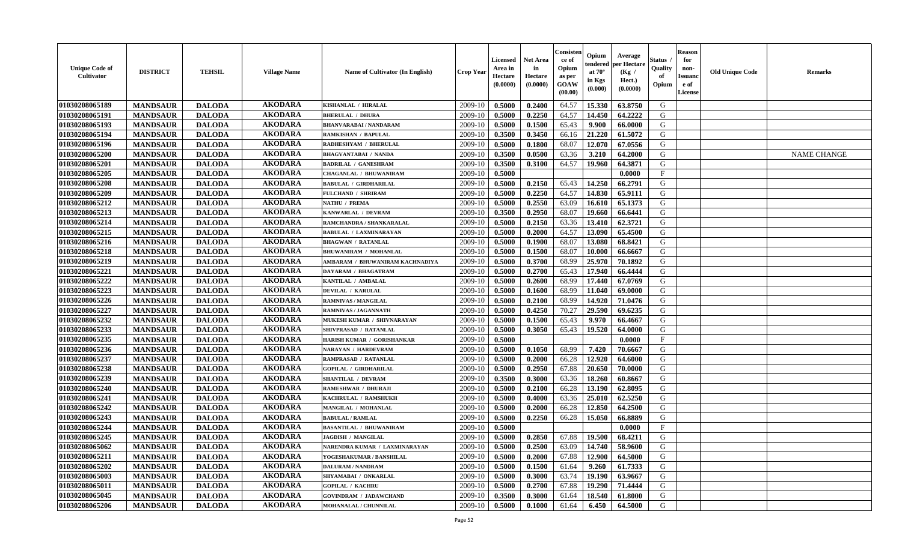| Unique Code of Cultivator | DISTRICT | TEHSIL | Village Name | Name of Cultivator (In English) | Crop Year | Licensed Area in Hectare (0.0000) | Net Area in Hectare (0.0000) | Consistence of Opium as per GOAW (00.00) | Opium tendered at 70° in Kgs (0.000) | Average per Hectare (Kg / Hect.) (0.0000) | Status / Quality of Opium | Reason for non-Issuance of License | Old Unique Code | Remarks |
|---|---|---|---|---|---|---|---|---|---|---|---|---|---|---|
| 01030208065189 | MANDSAUR | DALODA | AKODARA | KISHANLAL / HIRALAL | 2009-10 | 0.5000 | 0.2400 | 64.57 | 15.330 | 63.8750 | G | | | |
| 01030208065191 | MANDSAUR | DALODA | AKODARA | BHERULAL / DHURA | 2009-10 | 0.5000 | 0.2250 | 64.57 | 14.450 | 64.2222 | G | | | |
| 01030208065193 | MANDSAUR | DALODA | AKODARA | BHANVARABAI / NANDARAM | 2009-10 | 0.5000 | 0.1500 | 65.43 | 9.900 | 66.0000 | G | | | |
| 01030208065194 | MANDSAUR | DALODA | AKODARA | RAMKISHAN / BAPULAL | 2009-10 | 0.3500 | 0.3450 | 66.16 | 21.220 | 61.5072 | G | | | |
| 01030208065196 | MANDSAUR | DALODA | AKODARA | RADHESHYAM / BHERULAL | 2009-10 | 0.5000 | 0.1800 | 68.07 | 12.070 | 67.0556 | G | | | |
| 01030208065200 | MANDSAUR | DALODA | AKODARA | BHAGVANTABAI / NANDA | 2009-10 | 0.3500 | 0.0500 | 63.36 | 3.210 | 64.2000 | G | | | NAME CHANGE |
| 01030208065201 | MANDSAUR | DALODA | AKODARA | BADRILAL / GANESHRAM | 2009-10 | 0.3500 | 0.3100 | 64.57 | 19.960 | 64.3871 | G | | | |
| 01030208065205 | MANDSAUR | DALODA | AKODARA | CHAGANLAL / BHUWANIRAM | 2009-10 | 0.5000 | | | | 0.0000 | F | | | |
| 01030208065208 | MANDSAUR | DALODA | AKODARA | BABULAL / GIRDHARILAL | 2009-10 | 0.5000 | 0.2150 | 65.43 | 14.250 | 66.2791 | G | | | |
| 01030208065209 | MANDSAUR | DALODA | AKODARA | FULCHAND / SHRIRAM | 2009-10 | 0.5000 | 0.2250 | 64.57 | 14.830 | 65.9111 | G | | | |
| 01030208065212 | MANDSAUR | DALODA | AKODARA | NATHU / PREMA | 2009-10 | 0.5000 | 0.2550 | 63.09 | 16.610 | 65.1373 | G | | | |
| 01030208065213 | MANDSAUR | DALODA | AKODARA | KANWARLAL / DEVRAM | 2009-10 | 0.3500 | 0.2950 | 68.07 | 19.660 | 66.6441 | G | | | |
| 01030208065214 | MANDSAUR | DALODA | AKODARA | RAMCHANDRA / SHANKARALAL | 2009-10 | 0.5000 | 0.2150 | 63.36 | 13.410 | 62.3721 | G | | | |
| 01030208065215 | MANDSAUR | DALODA | AKODARA | BABULAL / LAXMINARAYAN | 2009-10 | 0.5000 | 0.2000 | 64.57 | 13.090 | 65.4500 | G | | | |
| 01030208065216 | MANDSAUR | DALODA | AKODARA | BHAGWAN / RATANLAL | 2009-10 | 0.5000 | 0.1900 | 68.07 | 13.080 | 68.8421 | G | | | |
| 01030208065218 | MANDSAUR | DALODA | AKODARA | BHUWANIRAM / MOHANLAL | 2009-10 | 0.5000 | 0.1500 | 68.07 | 10.000 | 66.6667 | G | | | |
| 01030208065219 | MANDSAUR | DALODA | AKODARA | AMBARAM / BHUWANIRAM KACHNADIYA | 2009-10 | 0.5000 | 0.3700 | 68.99 | 25.970 | 70.1892 | G | | | |
| 01030208065221 | MANDSAUR | DALODA | AKODARA | DAYARAM / BHAGATRAM | 2009-10 | 0.5000 | 0.2700 | 65.43 | 17.940 | 66.4444 | G | | | |
| 01030208065222 | MANDSAUR | DALODA | AKODARA | KANTILAL / AMBALAL | 2009-10 | 0.5000 | 0.2600 | 68.99 | 17.440 | 67.0769 | G | | | |
| 01030208065223 | MANDSAUR | DALODA | AKODARA | DEVILAL / KARULAL | 2009-10 | 0.5000 | 0.1600 | 68.99 | 11.040 | 69.0000 | G | | | |
| 01030208065226 | MANDSAUR | DALODA | AKODARA | RAMNIVAS / MANGILAL | 2009-10 | 0.5000 | 0.2100 | 68.99 | 14.920 | 71.0476 | G | | | |
| 01030208065227 | MANDSAUR | DALODA | AKODARA | RAMNIVAS / JAGANNATH | 2009-10 | 0.5000 | 0.4250 | 70.27 | 29.590 | 69.6235 | G | | | |
| 01030208065232 | MANDSAUR | DALODA | AKODARA | MUKESH KUMAR / SHIVNARAYAN | 2009-10 | 0.5000 | 0.1500 | 65.43 | 9.970 | 66.4667 | G | | | |
| 01030208065233 | MANDSAUR | DALODA | AKODARA | SHIVPRASAD / RATANLAL | 2009-10 | 0.5000 | 0.3050 | 65.43 | 19.520 | 64.0000 | G | | | |
| 01030208065235 | MANDSAUR | DALODA | AKODARA | HARISH KUMAR / GORISHANKAR | 2009-10 | 0.5000 | | | | 0.0000 | F | | | |
| 01030208065236 | MANDSAUR | DALODA | AKODARA | NARAYAN / HARDEVRAM | 2009-10 | 0.5000 | 0.1050 | 68.99 | 7.420 | 70.6667 | G | | | |
| 01030208065237 | MANDSAUR | DALODA | AKODARA | RAMPRASAD / RATANLAL | 2009-10 | 0.5000 | 0.2000 | 66.28 | 12.920 | 64.6000 | G | | | |
| 01030208065238 | MANDSAUR | DALODA | AKODARA | GOPILAL / GIRDHARILAL | 2009-10 | 0.5000 | 0.2950 | 67.88 | 20.650 | 70.0000 | G | | | |
| 01030208065239 | MANDSAUR | DALODA | AKODARA | SHANTILAL / DEVRAM | 2009-10 | 0.3500 | 0.3000 | 63.36 | 18.260 | 60.8667 | G | | | |
| 01030208065240 | MANDSAUR | DALODA | AKODARA | RAMESHWAR / DHURAJI | 2009-10 | 0.5000 | 0.2100 | 66.28 | 13.190 | 62.8095 | G | | | |
| 01030208065241 | MANDSAUR | DALODA | AKODARA | KACHRULAL / RAMSHUKH | 2009-10 | 0.5000 | 0.4000 | 63.36 | 25.010 | 62.5250 | G | | | |
| 01030208065242 | MANDSAUR | DALODA | AKODARA | MANGILAL / MOHANLAL | 2009-10 | 0.5000 | 0.2000 | 66.28 | 12.850 | 64.2500 | G | | | |
| 01030208065243 | MANDSAUR | DALODA | AKODARA | BABULAL / RAMLAL | 2009-10 | 0.5000 | 0.2250 | 66.28 | 15.050 | 66.8889 | G | | | |
| 01030208065244 | MANDSAUR | DALODA | AKODARA | BASANTILAL / BHUWANIRAM | 2009-10 | 0.5000 | | | | 0.0000 | F | | | |
| 01030208065245 | MANDSAUR | DALODA | AKODARA | JAGDISH / MANGILAL | 2009-10 | 0.5000 | 0.2850 | 67.88 | 19.500 | 68.4211 | G | | | |
| 01030208065062 | MANDSAUR | DALODA | AKODARA | NARENDRA KUMAR / LAXMINARAYAN | 2009-10 | 0.5000 | 0.2500 | 63.09 | 14.740 | 58.9600 | G | | | |
| 01030208065211 | MANDSAUR | DALODA | AKODARA | YOGESHAKUMAR / BANSHILAL | 2009-10 | 0.5000 | 0.2000 | 67.88 | 12.900 | 64.5000 | G | | | |
| 01030208065202 | MANDSAUR | DALODA | AKODARA | DALURAM / NANDRAM | 2009-10 | 0.5000 | 0.1500 | 61.64 | 9.260 | 61.7333 | G | | | |
| 01030208065003 | MANDSAUR | DALODA | AKODARA | SHYAMABAI / ONKARLAL | 2009-10 | 0.5000 | 0.3000 | 63.74 | 19.190 | 63.9667 | G | | | |
| 01030208065011 | MANDSAUR | DALODA | AKODARA | GOPILAL / KACHRU | 2009-10 | 0.5000 | 0.2700 | 67.88 | 19.290 | 71.4444 | G | | | |
| 01030208065045 | MANDSAUR | DALODA | AKODARA | GOVINDRAM / JADAWCHAND | 2009-10 | 0.3500 | 0.3000 | 61.64 | 18.540 | 61.8000 | G | | | |
| 01030208065206 | MANDSAUR | DALODA | AKODARA | MOHANALAL / CHUNNILAL | 2009-10 | 0.5000 | 0.1000 | 61.64 | 6.450 | 64.5000 | G | | | |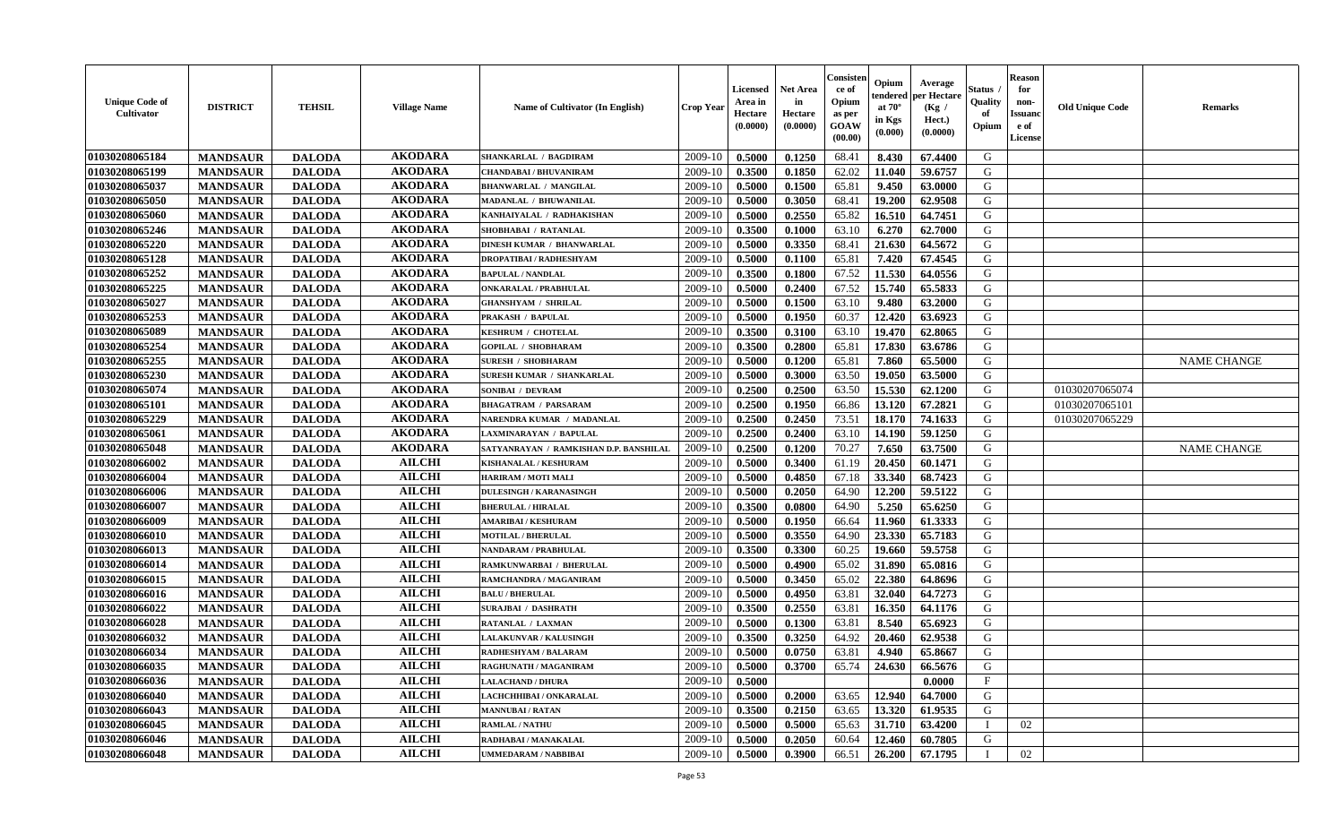| Unique Code of Cultivator | DISTRICT | TEHSIL | Village Name | Name of Cultivator (In English) | Crop Year | Licensed Area in Hectare (0.0000) | Net Area in Hectare (0.0000) | Consistence of Opium as per GOAW (00.00) | Opium tendered at 70° in Kgs (0.000) | Average per Hectare (Kg / Hect.) (0.0000) | Status / Quality of Opium | Reason for non-Issuance of License | Old Unique Code | Remarks |
|---|---|---|---|---|---|---|---|---|---|---|---|---|---|---|
| 01030208065184 | MANDSAUR | DALODA | AKODARA | SHANKARLAL / BAGDIRAM | 2009-10 | 0.5000 | 0.1250 | 68.41 | 8.430 | 67.4400 | G | | | |
| 01030208065199 | MANDSAUR | DALODA | AKODARA | CHANDABAI / BHUVANIRAM | 2009-10 | 0.3500 | 0.1850 | 62.02 | 11.040 | 59.6757 | G | | | |
| 01030208065037 | MANDSAUR | DALODA | AKODARA | BHANWARLAL / MANGILAL | 2009-10 | 0.5000 | 0.1500 | 65.81 | 9.450 | 63.0000 | G | | | |
| 01030208065050 | MANDSAUR | DALODA | AKODARA | MADANLAL / BHUWANILAL | 2009-10 | 0.5000 | 0.3050 | 68.41 | 19.200 | 62.9508 | G | | | |
| 01030208065060 | MANDSAUR | DALODA | AKODARA | KANHAIYALAL / RADHAKISHAN | 2009-10 | 0.5000 | 0.2550 | 65.82 | 16.510 | 64.7451 | G | | | |
| 01030208065246 | MANDSAUR | DALODA | AKODARA | SHOBHABAI / RATANLAL | 2009-10 | 0.3500 | 0.1000 | 63.10 | 6.270 | 62.7000 | G | | | |
| 01030208065220 | MANDSAUR | DALODA | AKODARA | DINESH KUMAR / BHANWARLAL | 2009-10 | 0.5000 | 0.3350 | 68.41 | 21.630 | 64.5672 | G | | | |
| 01030208065128 | MANDSAUR | DALODA | AKODARA | DROPATIBAI / RADHESHYAM | 2009-10 | 0.5000 | 0.1100 | 65.81 | 7.420 | 67.4545 | G | | | |
| 01030208065252 | MANDSAUR | DALODA | AKODARA | BAPULAL / NANDLAL | 2009-10 | 0.3500 | 0.1800 | 67.52 | 11.530 | 64.0556 | G | | | |
| 01030208065225 | MANDSAUR | DALODA | AKODARA | ONKARALAL / PRABHULAL | 2009-10 | 0.5000 | 0.2400 | 67.52 | 15.740 | 65.5833 | G | | | |
| 01030208065027 | MANDSAUR | DALODA | AKODARA | GHANSHYAM / SHRILAL | 2009-10 | 0.5000 | 0.1500 | 63.10 | 9.480 | 63.2000 | G | | | |
| 01030208065253 | MANDSAUR | DALODA | AKODARA | PRAKASH / BAPULAL | 2009-10 | 0.5000 | 0.1950 | 60.37 | 12.420 | 63.6923 | G | | | |
| 01030208065089 | MANDSAUR | DALODA | AKODARA | KESHRUM / CHOTELAL | 2009-10 | 0.3500 | 0.3100 | 63.10 | 19.470 | 62.8065 | G | | | |
| 01030208065254 | MANDSAUR | DALODA | AKODARA | GOPILAL / SHOBHARAM | 2009-10 | 0.3500 | 0.2800 | 65.81 | 17.830 | 63.6786 | G | | | |
| 01030208065255 | MANDSAUR | DALODA | AKODARA | SURESH / SHOBHARAM | 2009-10 | 0.5000 | 0.1200 | 65.81 | 7.860 | 65.5000 | G | | | NAME CHANGE |
| 01030208065230 | MANDSAUR | DALODA | AKODARA | SURESH KUMAR / SHANKARLAL | 2009-10 | 0.5000 | 0.3000 | 63.50 | 19.050 | 63.5000 | G | | | |
| 01030208065074 | MANDSAUR | DALODA | AKODARA | SONIBAI / DEVRAM | 2009-10 | 0.2500 | 0.2500 | 63.50 | 15.530 | 62.1200 | G | | 01030207065074 | |
| 01030208065101 | MANDSAUR | DALODA | AKODARA | BHAGATRAM / PARSARAM | 2009-10 | 0.2500 | 0.1950 | 66.86 | 13.120 | 67.2821 | G | | 01030207065101 | |
| 01030208065229 | MANDSAUR | DALODA | AKODARA | NARENDRA KUMAR / MADANLAL | 2009-10 | 0.2500 | 0.2450 | 73.51 | 18.170 | 74.1633 | G | | 01030207065229 | |
| 01030208065061 | MANDSAUR | DALODA | AKODARA | LAXMINARAYAN / BAPULAL | 2009-10 | 0.2500 | 0.2400 | 63.10 | 14.190 | 59.1250 | G | | | |
| 01030208065048 | MANDSAUR | DALODA | AKODARA | SATYANRAYAN / RAMKISHAN D.P. BANSHILAL | 2009-10 | 0.2500 | 0.1200 | 70.27 | 7.650 | 63.7500 | G | | | NAME CHANGE |
| 01030208066002 | MANDSAUR | DALODA | AILCHI | KISHANALAL / KESHURAM | 2009-10 | 0.5000 | 0.3400 | 61.19 | 20.450 | 60.1471 | G | | | |
| 01030208066004 | MANDSAUR | DALODA | AILCHI | HARIRAM / MOTI MALI | 2009-10 | 0.5000 | 0.4850 | 67.18 | 33.340 | 68.7423 | G | | | |
| 01030208066006 | MANDSAUR | DALODA | AILCHI | DULESINGH / KARANASINGH | 2009-10 | 0.5000 | 0.2050 | 64.90 | 12.200 | 59.5122 | G | | | |
| 01030208066007 | MANDSAUR | DALODA | AILCHI | BHERULAL / HIRALAL | 2009-10 | 0.3500 | 0.0800 | 64.90 | 5.250 | 65.6250 | G | | | |
| 01030208066009 | MANDSAUR | DALODA | AILCHI | AMARIBAI / KESHURAM | 2009-10 | 0.5000 | 0.1950 | 66.64 | 11.960 | 61.3333 | G | | | |
| 01030208066010 | MANDSAUR | DALODA | AILCHI | MOTILAL / BHERULAL | 2009-10 | 0.5000 | 0.3550 | 64.90 | 23.330 | 65.7183 | G | | | |
| 01030208066013 | MANDSAUR | DALODA | AILCHI | NANDARAM / PRABHULAL | 2009-10 | 0.3500 | 0.3300 | 60.25 | 19.660 | 59.5758 | G | | | |
| 01030208066014 | MANDSAUR | DALODA | AILCHI | RAMKUNWARBAI / BHERULAL | 2009-10 | 0.5000 | 0.4900 | 65.02 | 31.890 | 65.0816 | G | | | |
| 01030208066015 | MANDSAUR | DALODA | AILCHI | RAMCHANDRA / MAGANIRAM | 2009-10 | 0.5000 | 0.3450 | 65.02 | 22.380 | 64.8696 | G | | | |
| 01030208066016 | MANDSAUR | DALODA | AILCHI | BALU / BHERULAL | 2009-10 | 0.5000 | 0.4950 | 63.81 | 32.040 | 64.7273 | G | | | |
| 01030208066022 | MANDSAUR | DALODA | AILCHI | SURAJBAI / DASHRATH | 2009-10 | 0.3500 | 0.2550 | 63.81 | 16.350 | 64.1176 | G | | | |
| 01030208066028 | MANDSAUR | DALODA | AILCHI | RATANLAL / LAXMAN | 2009-10 | 0.5000 | 0.1300 | 63.81 | 8.540 | 65.6923 | G | | | |
| 01030208066032 | MANDSAUR | DALODA | AILCHI | LALAKUNVAR / KALUSINGH | 2009-10 | 0.3500 | 0.3250 | 64.92 | 20.460 | 62.9538 | G | | | |
| 01030208066034 | MANDSAUR | DALODA | AILCHI | RADHESHYAM / BALARAM | 2009-10 | 0.5000 | 0.0750 | 63.81 | 4.940 | 65.8667 | G | | | |
| 01030208066035 | MANDSAUR | DALODA | AILCHI | RAGHUNATH / MAGANIRAM | 2009-10 | 0.5000 | 0.3700 | 65.74 | 24.630 | 66.5676 | G | | | |
| 01030208066036 | MANDSAUR | DALODA | AILCHI | LALACHAND / DHURA | 2009-10 | 0.5000 | | | | 0.0000 | F | | | |
| 01030208066040 | MANDSAUR | DALODA | AILCHI | LACHCHHIBAI / ONKARALAL | 2009-10 | 0.5000 | 0.2000 | 63.65 | 12.940 | 64.7000 | G | | | |
| 01030208066043 | MANDSAUR | DALODA | AILCHI | MANNUBAI / RATAN | 2009-10 | 0.3500 | 0.2150 | 63.65 | 13.320 | 61.9535 | G | | | |
| 01030208066045 | MANDSAUR | DALODA | AILCHI | RAMLAL / NATHU | 2009-10 | 0.5000 | 0.5000 | 65.63 | 31.710 | 63.4200 | I | 02 | | |
| 01030208066046 | MANDSAUR | DALODA | AILCHI | RADHABAI / MANAKALAL | 2009-10 | 0.5000 | 0.2050 | 60.64 | 12.460 | 60.7805 | G | | | |
| 01030208066048 | MANDSAUR | DALODA | AILCHI | UMMEDARAM / NABBIBAI | 2009-10 | 0.5000 | 0.3900 | 66.51 | 26.200 | 67.1795 | I | 02 | | |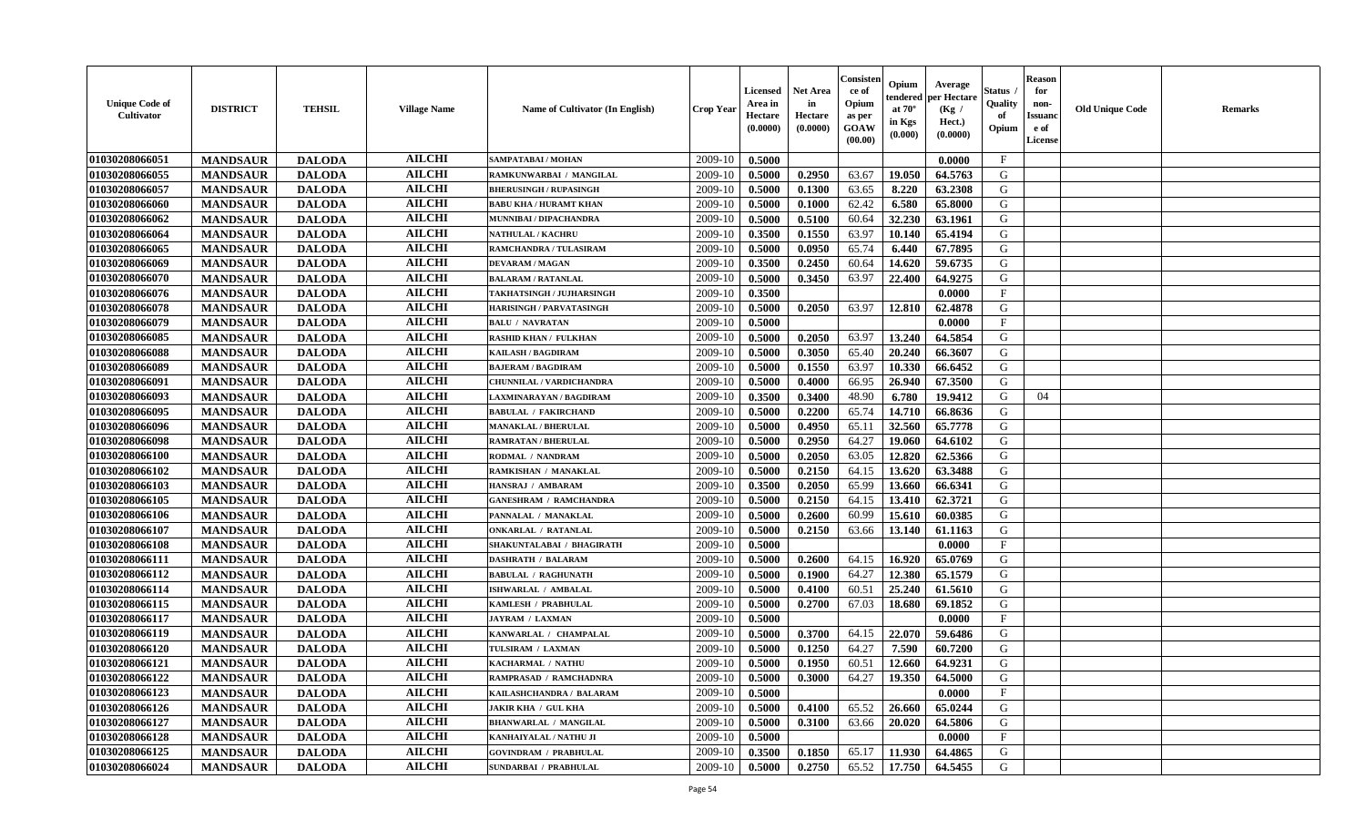| Unique Code of Cultivator | DISTRICT | TEHSIL | Village Name | Name of Cultivator (In English) | Crop Year | Licensed Area in Hectare (0.0000) | Net Area in Hectare (0.0000) | Consistence of Opium as per GOAW (00.00) | Opium tendered at 70° in Kgs (0.000) | Average per Hectare (Kg / Hect.) (0.0000) | Status / Quality of Opium | Reason for non-Issuance of License | Old Unique Code | Remarks |
|---|---|---|---|---|---|---|---|---|---|---|---|---|---|---|
| 01030208066051 | MANDSAUR | DALODA | AILCHI | SAMPATABAI / MOHAN | 2009-10 | 0.5000 | | | | 0.0000 | F | | | |
| 01030208066055 | MANDSAUR | DALODA | AILCHI | RAMKUNWARBAI / MANGILAL | 2009-10 | 0.5000 | 0.2950 | 63.67 | 19.050 | 64.5763 | G | | | |
| 01030208066057 | MANDSAUR | DALODA | AILCHI | BHERUSINGH / RUPASINGH | 2009-10 | 0.5000 | 0.1300 | 63.65 | 8.220 | 63.2308 | G | | | |
| 01030208066060 | MANDSAUR | DALODA | AILCHI | BABU KHA / HURAMT KHAN | 2009-10 | 0.5000 | 0.1000 | 62.42 | 6.580 | 65.8000 | G | | | |
| 01030208066062 | MANDSAUR | DALODA | AILCHI | MUNNIBAI / DIPACHANDRA | 2009-10 | 0.5000 | 0.5100 | 60.64 | 32.230 | 63.1961 | G | | | |
| 01030208066064 | MANDSAUR | DALODA | AILCHI | NATHULAL / KACHRU | 2009-10 | 0.3500 | 0.1550 | 63.97 | 10.140 | 65.4194 | G | | | |
| 01030208066065 | MANDSAUR | DALODA | AILCHI | RAMCHANDRA / TULASIRAM | 2009-10 | 0.5000 | 0.0950 | 65.74 | 6.440 | 67.7895 | G | | | |
| 01030208066069 | MANDSAUR | DALODA | AILCHI | DEVARAM / MAGAN | 2009-10 | 0.3500 | 0.2450 | 60.64 | 14.620 | 59.6735 | G | | | |
| 01030208066070 | MANDSAUR | DALODA | AILCHI | BALARAM / RATANLAL | 2009-10 | 0.5000 | 0.3450 | 63.97 | 22.400 | 64.9275 | G | | | |
| 01030208066076 | MANDSAUR | DALODA | AILCHI | TAKHATSINGH / JUJHARSINGH | 2009-10 | 0.3500 | | | | 0.0000 | F | | | |
| 01030208066078 | MANDSAUR | DALODA | AILCHI | HARISINGH / PARVATASINGH | 2009-10 | 0.5000 | 0.2050 | 63.97 | 12.810 | 62.4878 | G | | | |
| 01030208066079 | MANDSAUR | DALODA | AILCHI | BALU / NAVRATAN | 2009-10 | 0.5000 | | | | 0.0000 | F | | | |
| 01030208066085 | MANDSAUR | DALODA | AILCHI | RASHID KHAN / FULKHAN | 2009-10 | 0.5000 | 0.2050 | 63.97 | 13.240 | 64.5854 | G | | | |
| 01030208066088 | MANDSAUR | DALODA | AILCHI | KAILASH / BAGDIRAM | 2009-10 | 0.5000 | 0.3050 | 65.40 | 20.240 | 66.3607 | G | | | |
| 01030208066089 | MANDSAUR | DALODA | AILCHI | BAJERAM / BAGDIRAM | 2009-10 | 0.5000 | 0.1550 | 63.97 | 10.330 | 66.6452 | G | | | |
| 01030208066091 | MANDSAUR | DALODA | AILCHI | CHUNNILAL / VARDICHANDRA | 2009-10 | 0.5000 | 0.4000 | 66.95 | 26.940 | 67.3500 | G | | | |
| 01030208066093 | MANDSAUR | DALODA | AILCHI | LAXMINARAYAN / BAGDIRAM | 2009-10 | 0.3500 | 0.3400 | 48.90 | 6.780 | 19.9412 | G | 04 | | |
| 01030208066095 | MANDSAUR | DALODA | AILCHI | BABULAL / FAKIRCHAND | 2009-10 | 0.5000 | 0.2200 | 65.74 | 14.710 | 66.8636 | G | | | |
| 01030208066096 | MANDSAUR | DALODA | AILCHI | MANAKLAL / BHERULAL | 2009-10 | 0.5000 | 0.4950 | 65.11 | 32.560 | 65.7778 | G | | | |
| 01030208066098 | MANDSAUR | DALODA | AILCHI | RAMRATAN / BHERULAL | 2009-10 | 0.5000 | 0.2950 | 64.27 | 19.060 | 64.6102 | G | | | |
| 01030208066100 | MANDSAUR | DALODA | AILCHI | RODMAL / NANDRAM | 2009-10 | 0.5000 | 0.2050 | 63.05 | 12.820 | 62.5366 | G | | | |
| 01030208066102 | MANDSAUR | DALODA | AILCHI | RAMKISHAN / MANAKLAL | 2009-10 | 0.5000 | 0.2150 | 64.15 | 13.620 | 63.3488 | G | | | |
| 01030208066103 | MANDSAUR | DALODA | AILCHI | HANSRAJ / AMBARAM | 2009-10 | 0.3500 | 0.2050 | 65.99 | 13.660 | 66.6341 | G | | | |
| 01030208066105 | MANDSAUR | DALODA | AILCHI | GANESHRAM / RAMCHANDRA | 2009-10 | 0.5000 | 0.2150 | 64.15 | 13.410 | 62.3721 | G | | | |
| 01030208066106 | MANDSAUR | DALODA | AILCHI | PANNALAL / MANAKLAL | 2009-10 | 0.5000 | 0.2600 | 60.99 | 15.610 | 60.0385 | G | | | |
| 01030208066107 | MANDSAUR | DALODA | AILCHI | ONKARLAL / RATANLAL | 2009-10 | 0.5000 | 0.2150 | 63.66 | 13.140 | 61.1163 | G | | | |
| 01030208066108 | MANDSAUR | DALODA | AILCHI | SHAKUNTALABAI / BHAGIRATH | 2009-10 | 0.5000 | | | | 0.0000 | F | | | |
| 01030208066111 | MANDSAUR | DALODA | AILCHI | DASHRATH / BALARAM | 2009-10 | 0.5000 | 0.2600 | 64.15 | 16.920 | 65.0769 | G | | | |
| 01030208066112 | MANDSAUR | DALODA | AILCHI | BABULAL / RAGHUNATH | 2009-10 | 0.5000 | 0.1900 | 64.27 | 12.380 | 65.1579 | G | | | |
| 01030208066114 | MANDSAUR | DALODA | AILCHI | ISHWARLAL / AMBALAL | 2009-10 | 0.5000 | 0.4100 | 60.51 | 25.240 | 61.5610 | G | | | |
| 01030208066115 | MANDSAUR | DALODA | AILCHI | KAMLESH / PRABHULAL | 2009-10 | 0.5000 | 0.2700 | 67.03 | 18.680 | 69.1852 | G | | | |
| 01030208066117 | MANDSAUR | DALODA | AILCHI | JAYRAM / LAXMAN | 2009-10 | 0.5000 | | | | 0.0000 | F | | | |
| 01030208066119 | MANDSAUR | DALODA | AILCHI | KANWARLAL / CHAMPALAL | 2009-10 | 0.5000 | 0.3700 | 64.15 | 22.070 | 59.6486 | G | | | |
| 01030208066120 | MANDSAUR | DALODA | AILCHI | TULSIRAM / LAXMAN | 2009-10 | 0.5000 | 0.1250 | 64.27 | 7.590 | 60.7200 | G | | | |
| 01030208066121 | MANDSAUR | DALODA | AILCHI | KACHARMAL / NATHU | 2009-10 | 0.5000 | 0.1950 | 60.51 | 12.660 | 64.9231 | G | | | |
| 01030208066122 | MANDSAUR | DALODA | AILCHI | RAMPRASAD / RAMCHADNRA | 2009-10 | 0.5000 | 0.3000 | 64.27 | 19.350 | 64.5000 | G | | | |
| 01030208066123 | MANDSAUR | DALODA | AILCHI | KAILASHCHANDRA / BALARAM | 2009-10 | 0.5000 | | | | 0.0000 | F | | | |
| 01030208066126 | MANDSAUR | DALODA | AILCHI | JAKIR KHA / GUL KHA | 2009-10 | 0.5000 | 0.4100 | 65.52 | 26.660 | 65.0244 | G | | | |
| 01030208066127 | MANDSAUR | DALODA | AILCHI | BHANWARLAL / MANGILAL | 2009-10 | 0.5000 | 0.3100 | 63.66 | 20.020 | 64.5806 | G | | | |
| 01030208066128 | MANDSAUR | DALODA | AILCHI | KANHAIYALAL / NATHU JI | 2009-10 | 0.5000 | | | | 0.0000 | F | | | |
| 01030208066125 | MANDSAUR | DALODA | AILCHI | GOVINDRAM / PRABHULAL | 2009-10 | 0.3500 | 0.1850 | 65.17 | 11.930 | 64.4865 | G | | | |
| 01030208066024 | MANDSAUR | DALODA | AILCHI | SUNDARBAI / PRABHULAL | 2009-10 | 0.5000 | 0.2750 | 65.52 | 17.750 | 64.5455 | G | | | |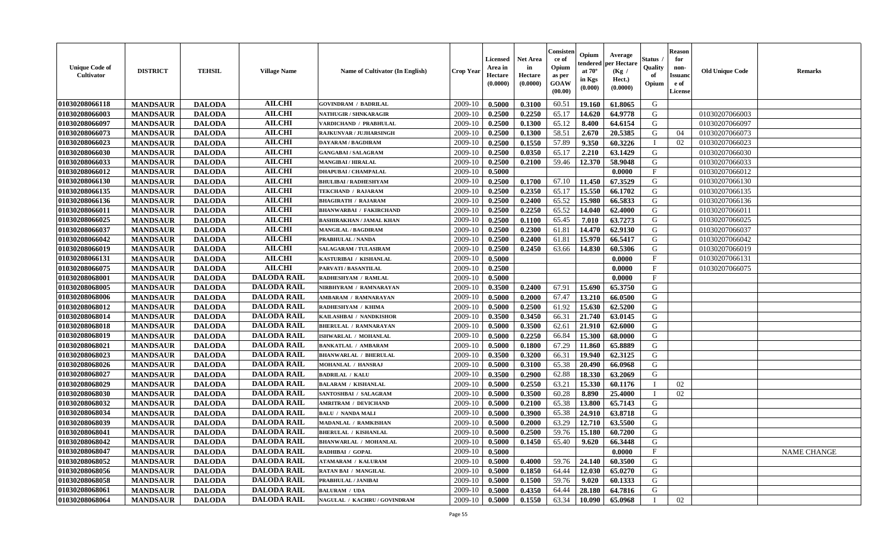| Unique Code of Cultivator | DISTRICT | TEHSIL | Village Name | Name of Cultivator (In English) | Crop Year | Licensed Area in Hectare (0.0000) | Net Area in Hectare (0.0000) | Consistence of Opium as per GOAW (00.00) | Opium tendered at 70° in Kgs (0.000) | Average per Hectare (Kg / Hect.) (0.0000) | Status / Quality of Opium | Reason for non-Issuance of License | Old Unique Code | Remarks |
|---|---|---|---|---|---|---|---|---|---|---|---|---|---|---|
| 01030208066118 | MANDSAUR | DALODA | AILCHI | GOVINDRAM / BADRILAL | 2009-10 | 0.5000 | 0.3100 | 60.51 | 19.160 | 61.8065 | G | | | |
| 01030208066003 | MANDSAUR | DALODA | AILCHI | NATHUGIR / SHNKARAGIR | 2009-10 | 0.2500 | 0.2250 | 65.17 | 14.620 | 64.9778 | G | | 01030207066003 | |
| 01030208066097 | MANDSAUR | DALODA | AILCHI | VARDICHAND / PRABHULAL | 2009-10 | 0.2500 | 0.1300 | 65.12 | 8.400 | 64.6154 | G | | 01030207066097 | |
| 01030208066073 | MANDSAUR | DALODA | AILCHI | RAJKUNVAR / JUJHARSINGH | 2009-10 | 0.2500 | 0.1300 | 58.51 | 2.670 | 20.5385 | G | 04 | 01030207066073 | |
| 01030208066023 | MANDSAUR | DALODA | AILCHI | DAYARAM / BAGDIRAM | 2009-10 | 0.2500 | 0.1550 | 57.89 | 9.350 | 60.3226 | I | 02 | 01030207066023 | |
| 01030208066030 | MANDSAUR | DALODA | AILCHI | GANGABAI / SALAGRAM | 2009-10 | 0.2500 | 0.0350 | 65.17 | 2.210 | 63.1429 | G | | 01030207066030 | |
| 01030208066033 | MANDSAUR | DALODA | AILCHI | MANGIBAI / HIRALAL | 2009-10 | 0.2500 | 0.2100 | 59.46 | 12.370 | 58.9048 | G | | 01030207066033 | |
| 01030208066012 | MANDSAUR | DALODA | AILCHI | DHAPUBAI / CHAMPALAL | 2009-10 | 0.5000 | | | | 0.0000 | F | | 01030207066012 | |
| 01030208066130 | MANDSAUR | DALODA | AILCHI | BHULIBAI / RADHESHYAM | 2009-10 | 0.2500 | 0.1700 | 67.10 | 11.450 | 67.3529 | G | | 01030207066130 | |
| 01030208066135 | MANDSAUR | DALODA | AILCHI | TEKCHAND / RAJARAM | 2009-10 | 0.2500 | 0.2350 | 65.17 | 15.550 | 66.1702 | G | | 01030207066135 | |
| 01030208066136 | MANDSAUR | DALODA | AILCHI | BHAGIRATH / RAJARAM | 2009-10 | 0.2500 | 0.2400 | 65.52 | 15.980 | 66.5833 | G | | 01030207066136 | |
| 01030208066011 | MANDSAUR | DALODA | AILCHI | BHANWARBAI / FAKIRCHAND | 2009-10 | 0.2500 | 0.2250 | 65.52 | 14.040 | 62.4000 | G | | 01030207066011 | |
| 01030208066025 | MANDSAUR | DALODA | AILCHI | BASHIRAKHAN / JAMAL KHAN | 2009-10 | 0.2500 | 0.1100 | 65.45 | 7.010 | 63.7273 | G | | 01030207066025 | |
| 01030208066037 | MANDSAUR | DALODA | AILCHI | MANGILAL / BAGDIRAM | 2009-10 | 0.2500 | 0.2300 | 61.81 | 14.470 | 62.9130 | G | | 01030207066037 | |
| 01030208066042 | MANDSAUR | DALODA | AILCHI | PRABHULAL / NANDA | 2009-10 | 0.2500 | 0.2400 | 61.81 | 15.970 | 66.5417 | G | | 01030207066042 | |
| 01030208066019 | MANDSAUR | DALODA | AILCHI | SALAGARAM / TULASIRAM | 2009-10 | 0.2500 | 0.2450 | 63.66 | 14.830 | 60.5306 | G | | 01030207066019 | |
| 01030208066131 | MANDSAUR | DALODA | AILCHI | KASTURIBAI / KISHANLAL | 2009-10 | 0.5000 | | | | 0.0000 | F | | 01030207066131 | |
| 01030208066075 | MANDSAUR | DALODA | AILCHI | PARVATI / BASANTILAL | 2009-10 | 0.2500 | | | | 0.0000 | F | | 01030207066075 | |
| 01030208068001 | MANDSAUR | DALODA | DALODA RAIL | RADHESHYAM / RAMLAL | 2009-10 | 0.5000 | | | | 0.0000 | F | | | |
| 01030208068005 | MANDSAUR | DALODA | DALODA RAIL | NIRBHYRAM / RAMNARAYAN | 2009-10 | 0.3500 | 0.2400 | 67.91 | 15.690 | 65.3750 | G | | | |
| 01030208068006 | MANDSAUR | DALODA | DALODA RAIL | AMBARAM / RAMNARAYAN | 2009-10 | 0.5000 | 0.2000 | 67.47 | 13.210 | 66.0500 | G | | | |
| 01030208068012 | MANDSAUR | DALODA | DALODA RAIL | RADHESHYAM / KHIMA | 2009-10 | 0.5000 | 0.2500 | 61.92 | 15.630 | 62.5200 | G | | | |
| 01030208068014 | MANDSAUR | DALODA | DALODA RAIL | KAILASHBAI / NANDKISHOR | 2009-10 | 0.3500 | 0.3450 | 66.31 | 21.740 | 63.0145 | G | | | |
| 01030208068018 | MANDSAUR | DALODA | DALODA RAIL | BHERULAL / RAMNARAYAN | 2009-10 | 0.5000 | 0.3500 | 62.61 | 21.910 | 62.6000 | G | | | |
| 01030208068019 | MANDSAUR | DALODA | DALODA RAIL | ISHWARLAL / MOHANLAL | 2009-10 | 0.5000 | 0.2250 | 66.84 | 15.300 | 68.0000 | G | | | |
| 01030208068021 | MANDSAUR | DALODA | DALODA RAIL | BANKATLAL / AMBARAM | 2009-10 | 0.5000 | 0.1800 | 67.29 | 11.860 | 65.8889 | G | | | |
| 01030208068023 | MANDSAUR | DALODA | DALODA RAIL | BHANWARLAL / BHERULAL | 2009-10 | 0.3500 | 0.3200 | 66.31 | 19.940 | 62.3125 | G | | | |
| 01030208068026 | MANDSAUR | DALODA | DALODA RAIL | MOHANLAL / HANSRAJ | 2009-10 | 0.5000 | 0.3100 | 65.38 | 20.490 | 66.0968 | G | | | |
| 01030208068027 | MANDSAUR | DALODA | DALODA RAIL | BADRILAL / KALU | 2009-10 | 0.3500 | 0.2900 | 62.88 | 18.330 | 63.2069 | G | | | |
| 01030208068029 | MANDSAUR | DALODA | DALODA RAIL | BALARAM / KISHANLAL | 2009-10 | 0.5000 | 0.2550 | 63.21 | 15.330 | 60.1176 | I | 02 | | |
| 01030208068030 | MANDSAUR | DALODA | DALODA RAIL | SANTOSHBAI / SALAGRAM | 2009-10 | 0.5000 | 0.3500 | 60.28 | 8.890 | 25.4000 | I | 02 | | |
| 01030208068032 | MANDSAUR | DALODA | DALODA RAIL | AMRITRAM / DEVICHAND | 2009-10 | 0.5000 | 0.2100 | 65.38 | 13.800 | 65.7143 | G | | | |
| 01030208068034 | MANDSAUR | DALODA | DALODA RAIL | BALU / NANDA MALI | 2009-10 | 0.5000 | 0.3900 | 65.38 | 24.910 | 63.8718 | G | | | |
| 01030208068039 | MANDSAUR | DALODA | DALODA RAIL | MADANLAL / RAMKISHAN | 2009-10 | 0.5000 | 0.2000 | 63.29 | 12.710 | 63.5500 | G | | | |
| 01030208068041 | MANDSAUR | DALODA | DALODA RAIL | BHERULAL / KISHANLAL | 2009-10 | 0.5000 | 0.2500 | 59.76 | 15.180 | 60.7200 | G | | | |
| 01030208068042 | MANDSAUR | DALODA | DALODA RAIL | BHANWARLAL / MOHANLAL | 2009-10 | 0.5000 | 0.1450 | 65.40 | 9.620 | 66.3448 | G | | | |
| 01030208068047 | MANDSAUR | DALODA | DALODA RAIL | RADHIBAI / GOPAL | 2009-10 | 0.5000 | | | | 0.0000 | F | | | NAME CHANGE |
| 01030208068052 | MANDSAUR | DALODA | DALODA RAIL | ATAMARAM / KALURAM | 2009-10 | 0.5000 | 0.4000 | 59.76 | 24.140 | 60.3500 | G | | | |
| 01030208068056 | MANDSAUR | DALODA | DALODA RAIL | RATAN BAI / MANGILAL | 2009-10 | 0.5000 | 0.1850 | 64.44 | 12.030 | 65.0270 | G | | | |
| 01030208068058 | MANDSAUR | DALODA | DALODA RAIL | PRABHULAL / JANIBAI | 2009-10 | 0.5000 | 0.1500 | 59.76 | 9.020 | 60.1333 | G | | | |
| 01030208068061 | MANDSAUR | DALODA | DALODA RAIL | BALURAM / UDA | 2009-10 | 0.5000 | 0.4350 | 64.44 | 28.180 | 64.7816 | G | | | |
| 01030208068064 | MANDSAUR | DALODA | DALODA RAIL | NAGULAL / KACHRU / GOVINDRAM | 2009-10 | 0.5000 | 0.1550 | 63.34 | 10.090 | 65.0968 | I | 02 | | |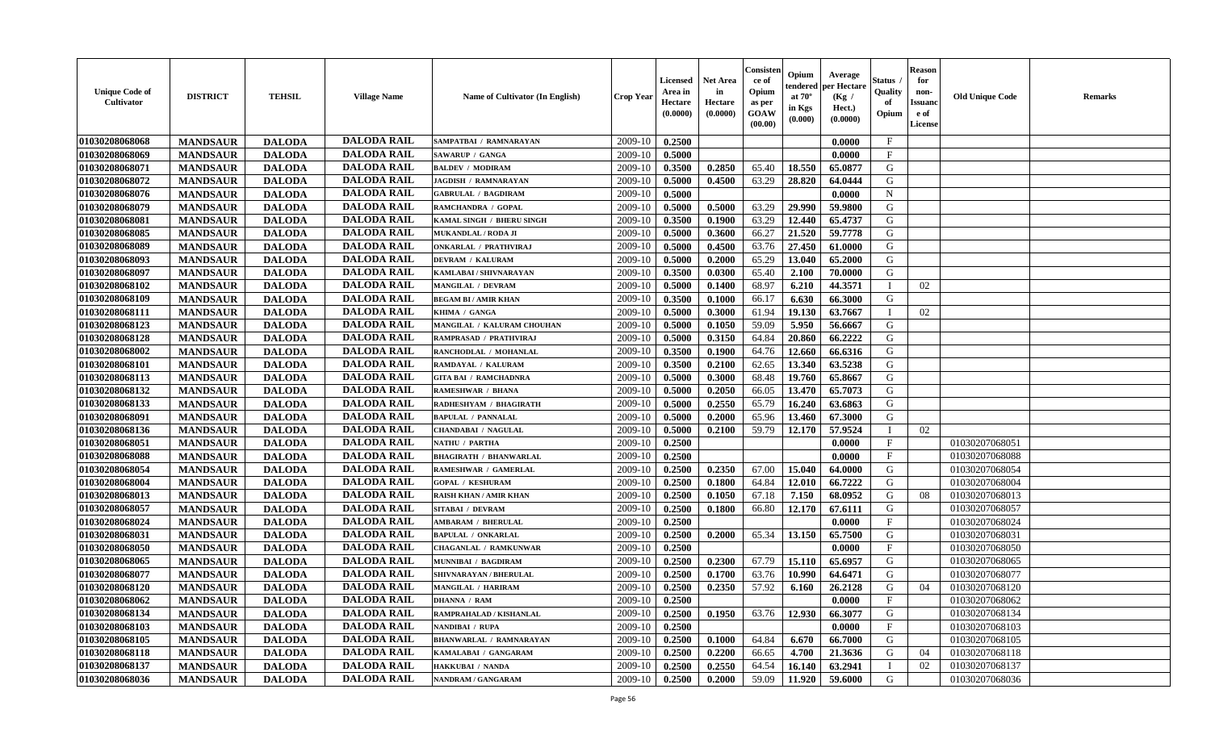| Unique Code of Cultivator | DISTRICT | TEHSIL | Village Name | Name of Cultivator (In English) | Crop Year | Licensed Area in Hectare (0.0000) | Net Area in Hectare (0.0000) | Consistence of Opium as per GOAW (00.00) | Opium tendered at 70° in Kgs (0.000) | Average per Hectare (Kg / Hect.) (0.0000) | Status / Quality of Opium | Reason for non-Issuance of License | Old Unique Code | Remarks |
|---|---|---|---|---|---|---|---|---|---|---|---|---|---|---|
| 01030208068068 | MANDSAUR | DALODA | DALODA RAIL | SAMPATBAI / RAMNARAYAN | 2009-10 | 0.2500 | | | | 0.0000 | F | | | |
| 01030208068069 | MANDSAUR | DALODA | DALODA RAIL | SAWARUP / GANGA | 2009-10 | 0.5000 | | | | 0.0000 | F | | | |
| 01030208068071 | MANDSAUR | DALODA | DALODA RAIL | BALDEV / MODIRAM | 2009-10 | 0.3500 | 0.2850 | 65.40 | 18.550 | 65.0877 | G | | | |
| 01030208068072 | MANDSAUR | DALODA | DALODA RAIL | JAGDISH / RAMNARAYAN | 2009-10 | 0.5000 | 0.4500 | 63.29 | 28.820 | 64.0444 | G | | | |
| 01030208068076 | MANDSAUR | DALODA | DALODA RAIL | GABRULAL / BAGDIRAM | 2009-10 | 0.5000 | | | | 0.0000 | N | | | |
| 01030208068079 | MANDSAUR | DALODA | DALODA RAIL | RAMCHANDRA / GOPAL | 2009-10 | 0.5000 | 0.5000 | 63.29 | 29.990 | 59.9800 | G | | | |
| 01030208068081 | MANDSAUR | DALODA | DALODA RAIL | KAMAL SINGH / BHERU SINGH | 2009-10 | 0.3500 | 0.1900 | 63.29 | 12.440 | 65.4737 | G | | | |
| 01030208068085 | MANDSAUR | DALODA | DALODA RAIL | MUKANDLAL / RODA JI | 2009-10 | 0.5000 | 0.3600 | 66.27 | 21.520 | 59.7778 | G | | | |
| 01030208068089 | MANDSAUR | DALODA | DALODA RAIL | ONKARLAL / PRATHVIRAJ | 2009-10 | 0.5000 | 0.4500 | 63.76 | 27.450 | 61.0000 | G | | | |
| 01030208068093 | MANDSAUR | DALODA | DALODA RAIL | DEVRAM / KALURAM | 2009-10 | 0.5000 | 0.2000 | 65.29 | 13.040 | 65.2000 | G | | | |
| 01030208068097 | MANDSAUR | DALODA | DALODA RAIL | KAMLABAI / SHIVNARAYAN | 2009-10 | 0.3500 | 0.0300 | 65.40 | 2.100 | 70.0000 | G | | | |
| 01030208068102 | MANDSAUR | DALODA | DALODA RAIL | MANGILAL / DEVRAM | 2009-10 | 0.5000 | 0.1400 | 68.97 | 6.210 | 44.3571 | I | 02 | | |
| 01030208068109 | MANDSAUR | DALODA | DALODA RAIL | BEGAM BI / AMIR KHAN | 2009-10 | 0.3500 | 0.1000 | 66.17 | 6.630 | 66.3000 | G | | | |
| 01030208068111 | MANDSAUR | DALODA | DALODA RAIL | KHIMA / GANGA | 2009-10 | 0.5000 | 0.3000 | 61.94 | 19.130 | 63.7667 | I | 02 | | |
| 01030208068123 | MANDSAUR | DALODA | DALODA RAIL | MANGILAL / KALURAM CHOUHAN | 2009-10 | 0.5000 | 0.1050 | 59.09 | 5.950 | 56.6667 | G | | | |
| 01030208068128 | MANDSAUR | DALODA | DALODA RAIL | RAMPRASAD / PRATHVIRAJ | 2009-10 | 0.5000 | 0.3150 | 64.84 | 20.860 | 66.2222 | G | | | |
| 01030208068002 | MANDSAUR | DALODA | DALODA RAIL | RANCHODLAL / MOHANLAL | 2009-10 | 0.3500 | 0.1900 | 64.76 | 12.660 | 66.6316 | G | | | |
| 01030208068101 | MANDSAUR | DALODA | DALODA RAIL | RAMDAYAL / KALURAM | 2009-10 | 0.3500 | 0.2100 | 62.65 | 13.340 | 63.5238 | G | | | |
| 01030208068113 | MANDSAUR | DALODA | DALODA RAIL | GITA BAI / RAMCHADNRA | 2009-10 | 0.5000 | 0.3000 | 68.48 | 19.760 | 65.8667 | G | | | |
| 01030208068132 | MANDSAUR | DALODA | DALODA RAIL | RAMESHWAR / BHANA | 2009-10 | 0.5000 | 0.2050 | 66.05 | 13.470 | 65.7073 | G | | | |
| 01030208068133 | MANDSAUR | DALODA | DALODA RAIL | RADHESHYAM / BHAGIRATH | 2009-10 | 0.5000 | 0.2550 | 65.79 | 16.240 | 63.6863 | G | | | |
| 01030208068091 | MANDSAUR | DALODA | DALODA RAIL | BAPULAL / PANNALAL | 2009-10 | 0.5000 | 0.2000 | 65.96 | 13.460 | 67.3000 | G | | | |
| 01030208068136 | MANDSAUR | DALODA | DALODA RAIL | CHANDABAI / NAGULAL | 2009-10 | 0.5000 | 0.2100 | 59.79 | 12.170 | 57.9524 | I | 02 | | |
| 01030208068051 | MANDSAUR | DALODA | DALODA RAIL | NATHU / PARTHA | 2009-10 | 0.2500 | | | | 0.0000 | F | | 01030207068051 | |
| 01030208068088 | MANDSAUR | DALODA | DALODA RAIL | BHAGIRATH / BHANWARLAL | 2009-10 | 0.2500 | | | | 0.0000 | F | | 01030207068088 | |
| 01030208068054 | MANDSAUR | DALODA | DALODA RAIL | RAMESHWAR / GAMERLAL | 2009-10 | 0.2500 | 0.2350 | 67.00 | 15.040 | 64.0000 | G | | 01030207068054 | |
| 01030208068004 | MANDSAUR | DALODA | DALODA RAIL | GOPAL / KESHURAM | 2009-10 | 0.2500 | 0.1800 | 64.84 | 12.010 | 66.7222 | G | | 01030207068004 | |
| 01030208068013 | MANDSAUR | DALODA | DALODA RAIL | RAISH KHAN / AMIR KHAN | 2009-10 | 0.2500 | 0.1050 | 67.18 | 7.150 | 68.0952 | G | 08 | 01030207068013 | |
| 01030208068057 | MANDSAUR | DALODA | DALODA RAIL | SITABAI / DEVRAM | 2009-10 | 0.2500 | 0.1800 | 66.80 | 12.170 | 67.6111 | G | | 01030207068057 | |
| 01030208068024 | MANDSAUR | DALODA | DALODA RAIL | AMBARAM / BHERULAL | 2009-10 | 0.2500 | | | | 0.0000 | F | | 01030207068024 | |
| 01030208068031 | MANDSAUR | DALODA | DALODA RAIL | BAPULAL / ONKARLAL | 2009-10 | 0.2500 | 0.2000 | 65.34 | 13.150 | 65.7500 | G | | 01030207068031 | |
| 01030208068050 | MANDSAUR | DALODA | DALODA RAIL | CHAGANLAL / RAMKUNWAR | 2009-10 | 0.2500 | | | | 0.0000 | F | | 01030207068050 | |
| 01030208068065 | MANDSAUR | DALODA | DALODA RAIL | MUNNIBAI / BAGDIRAM | 2009-10 | 0.2500 | 0.2300 | 67.79 | 15.110 | 65.6957 | G | | 01030207068065 | |
| 01030208068077 | MANDSAUR | DALODA | DALODA RAIL | SHIVNARAYAN / BHERULAL | 2009-10 | 0.2500 | 0.1700 | 63.76 | 10.990 | 64.6471 | G | | 01030207068077 | |
| 01030208068120 | MANDSAUR | DALODA | DALODA RAIL | MANGILAL / HARIRAM | 2009-10 | 0.2500 | 0.2350 | 57.92 | 6.160 | 26.2128 | G | 04 | 01030207068120 | |
| 01030208068062 | MANDSAUR | DALODA | DALODA RAIL | DHANNA / RAM | 2009-10 | 0.2500 | | | | 0.0000 | F | | 01030207068062 | |
| 01030208068134 | MANDSAUR | DALODA | DALODA RAIL | RAMPRAHALAD / KISHANLAL | 2009-10 | 0.2500 | 0.1950 | 63.76 | 12.930 | 66.3077 | G | | 01030207068134 | |
| 01030208068103 | MANDSAUR | DALODA | DALODA RAIL | NANDIBAI / RUPA | 2009-10 | 0.2500 | | | | 0.0000 | F | | 01030207068103 | |
| 01030208068105 | MANDSAUR | DALODA | DALODA RAIL | BHANWARLAL / RAMNARAYAN | 2009-10 | 0.2500 | 0.1000 | 64.84 | 6.670 | 66.7000 | G | | 01030207068105 | |
| 01030208068118 | MANDSAUR | DALODA | DALODA RAIL | KAMALABAI / GANGARAM | 2009-10 | 0.2500 | 0.2200 | 66.65 | 4.700 | 21.3636 | G | 04 | 01030207068118 | |
| 01030208068137 | MANDSAUR | DALODA | DALODA RAIL | HAKKUBAI / NANDA | 2009-10 | 0.2500 | 0.2550 | 64.54 | 16.140 | 63.2941 | I | 02 | 01030207068137 | |
| 01030208068036 | MANDSAUR | DALODA | DALODA RAIL | NANDRAM / GANGARAM | 2009-10 | 0.2500 | 0.2000 | 59.09 | 11.920 | 59.6000 | G | | 01030207068036 | |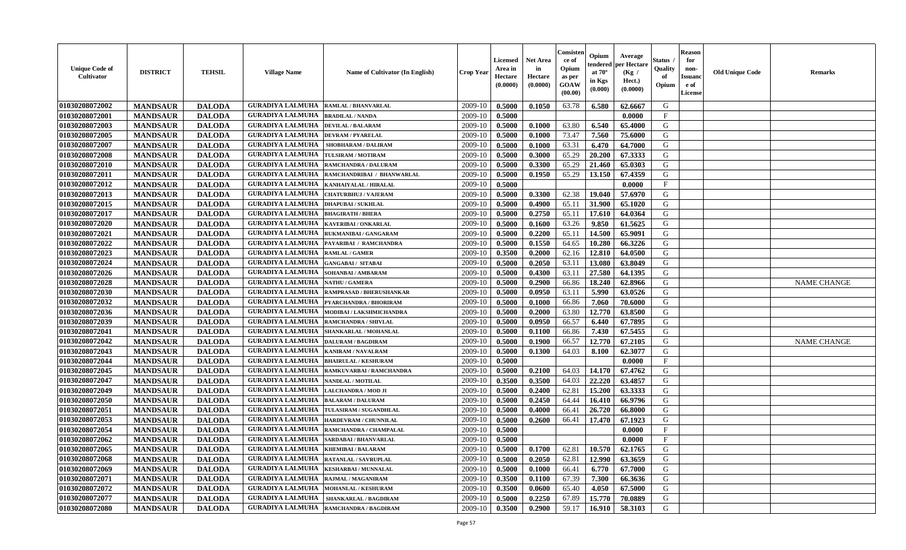| Unique Code of Cultivator | DISTRICT | TEHSIL | Village Name | Name of Cultivator (In English) | Crop Year | Licensed Area in Hectare (0.0000) | Net Area in Hectare (0.0000) | Consistence of Opium as per GOAW (00.00) | Opium tendered at 70° in Kgs (0.000) | Average per Hectare (Kg / Hect.) (0.0000) | Status / Quality of Opium | Reason for non-Issuance of License | Old Unique Code | Remarks |
|---|---|---|---|---|---|---|---|---|---|---|---|---|---|---|
| 01030208072002 | MANDSAUR | DALODA | GURADIYA LALMUHA | RAMLAL / BHANVARLAL | 2009-10 | 0.5000 | 0.1050 | 63.78 | 6.580 | 62.6667 | G | | | |
| 01030208072001 | MANDSAUR | DALODA | GURADIYA LALMUHA | BRADILAL / NANDA | 2009-10 | 0.5000 | | | | 0.0000 | F | | | |
| 01030208072003 | MANDSAUR | DALODA | GURADIYA LALMUHA | DEVILAL / BALARAM | 2009-10 | 0.5000 | 0.1000 | 63.80 | 6.540 | 65.4000 | G | | | |
| 01030208072005 | MANDSAUR | DALODA | GURADIYA LALMUHA | DEVRAM / PYARELAL | 2009-10 | 0.5000 | 0.1000 | 73.47 | 7.560 | 75.6000 | G | | | |
| 01030208072007 | MANDSAUR | DALODA | GURADIYA LALMUHA | SHOBHARAM / DALIRAM | 2009-10 | 0.5000 | 0.1000 | 63.31 | 6.470 | 64.7000 | G | | | |
| 01030208072008 | MANDSAUR | DALODA | GURADIYA LALMUHA | TULSIRAM / MOTIRAM | 2009-10 | 0.5000 | 0.3000 | 65.29 | 20.200 | 67.3333 | G | | | |
| 01030208072010 | MANDSAUR | DALODA | GURADIYA LALMUHA | RAMCHANDRA / DALURAM | 2009-10 | 0.5000 | 0.3300 | 65.29 | 21.460 | 65.0303 | G | | | |
| 01030208072011 | MANDSAUR | DALODA | GURADIYA LALMUHA | RAMCHANDRIBAI / BHANWARLAL | 2009-10 | 0.5000 | 0.1950 | 65.29 | 13.150 | 67.4359 | G | | | |
| 01030208072012 | MANDSAUR | DALODA | GURADIYA LALMUHA | KANHAIYALAL / HIRALAL | 2009-10 | 0.5000 | | | | 0.0000 | F | | | |
| 01030208072013 | MANDSAUR | DALODA | GURADIYA LALMUHA | CHATURBHUJ / VAJERAM | 2009-10 | 0.5000 | 0.3300 | 62.38 | 19.040 | 57.6970 | G | | | |
| 01030208072015 | MANDSAUR | DALODA | GURADIYA LALMUHA | DHAPUBAI / SUKHLAL | 2009-10 | 0.5000 | 0.4900 | 65.11 | 31.900 | 65.1020 | G | | | |
| 01030208072017 | MANDSAUR | DALODA | GURADIYA LALMUHA | BHAGIRATH / BHERA | 2009-10 | 0.5000 | 0.2750 | 65.11 | 17.610 | 64.0364 | G | | | |
| 01030208072020 | MANDSAUR | DALODA | GURADIYA LALMUHA | KAVERIBAI / ONKARLAL | 2009-10 | 0.5000 | 0.1600 | 63.26 | 9.850 | 61.5625 | G | | | |
| 01030208072021 | MANDSAUR | DALODA | GURADIYA LALMUHA | RUKMANIBAI / GANGARAM | 2009-10 | 0.5000 | 0.2200 | 65.11 | 14.500 | 65.9091 | G | | | |
| 01030208072022 | MANDSAUR | DALODA | GURADIYA LALMUHA | PAYARIBAI / RAMCHANDRA | 2009-10 | 0.5000 | 0.1550 | 64.65 | 10.280 | 66.3226 | G | | | |
| 01030208072023 | MANDSAUR | DALODA | GURADIYA LALMUHA | RAMLAL / GAMER | 2009-10 | 0.3500 | 0.2000 | 62.16 | 12.810 | 64.0500 | G | | | |
| 01030208072024 | MANDSAUR | DALODA | GURADIYA LALMUHA | GANGABAI / SITABAI | 2009-10 | 0.5000 | 0.2050 | 63.11 | 13.080 | 63.8049 | G | | | |
| 01030208072026 | MANDSAUR | DALODA | GURADIYA LALMUHA | SOHANBAI / AMBARAM | 2009-10 | 0.5000 | 0.4300 | 63.11 | 27.580 | 64.1395 | G | | | |
| 01030208072028 | MANDSAUR | DALODA | GURADIYA LALMUHA | NATHU / GAMERA | 2009-10 | 0.5000 | 0.2900 | 66.86 | 18.240 | 62.8966 | G | | | NAME CHANGE |
| 01030208072030 | MANDSAUR | DALODA | GURADIYA LALMUHA | RAMPRASAD / BHERUSHANKAR | 2009-10 | 0.5000 | 0.0950 | 63.11 | 5.990 | 63.0526 | G | | | |
| 01030208072032 | MANDSAUR | DALODA | GURADIYA LALMUHA | PYARCHANDRA / BHORIRAM | 2009-10 | 0.5000 | 0.1000 | 66.86 | 7.060 | 70.6000 | G | | | |
| 01030208072036 | MANDSAUR | DALODA | GURADIYA LALMUHA | MODIBAI / LAKSHMICHANDRA | 2009-10 | 0.5000 | 0.2000 | 63.80 | 12.770 | 63.8500 | G | | | |
| 01030208072039 | MANDSAUR | DALODA | GURADIYA LALMUHA | RAMCHANDRA / SHIVLAL | 2009-10 | 0.5000 | 0.0950 | 66.57 | 6.440 | 67.7895 | G | | | |
| 01030208072041 | MANDSAUR | DALODA | GURADIYA LALMUHA | SHANKARLAL / MOHANLAL | 2009-10 | 0.5000 | 0.1100 | 66.86 | 7.430 | 67.5455 | G | | | |
| 01030208072042 | MANDSAUR | DALODA | GURADIYA LALMUHA | DALURAM / BAGDIRAM | 2009-10 | 0.5000 | 0.1900 | 66.57 | 12.770 | 67.2105 | G | | | NAME CHANGE |
| 01030208072043 | MANDSAUR | DALODA | GURADIYA LALMUHA | KANIRAM / NAVALRAM | 2009-10 | 0.5000 | 0.1300 | 64.03 | 8.100 | 62.3077 | G | | | |
| 01030208072044 | MANDSAUR | DALODA | GURADIYA LALMUHA | BHAIRULAL / KESHURAM | 2009-10 | 0.5000 | | | | 0.0000 | F | | | |
| 01030208072045 | MANDSAUR | DALODA | GURADIYA LALMUHA | RAMKUVARBAI / RAMCHANDRA | 2009-10 | 0.5000 | 0.2100 | 64.03 | 14.170 | 67.4762 | G | | | |
| 01030208072047 | MANDSAUR | DALODA | GURADIYA LALMUHA | NANDLAL / MOTILAL | 2009-10 | 0.3500 | 0.3500 | 64.03 | 22.220 | 63.4857 | G | | | |
| 01030208072049 | MANDSAUR | DALODA | GURADIYA LALMUHA | LALCHANDRA / MOD JI | 2009-10 | 0.5000 | 0.2400 | 62.81 | 15.200 | 63.3333 | G | | | |
| 01030208072050 | MANDSAUR | DALODA | GURADIYA LALMUHA | BALARAM / DALURAM | 2009-10 | 0.5000 | 0.2450 | 64.44 | 16.410 | 66.9796 | G | | | |
| 01030208072051 | MANDSAUR | DALODA | GURADIYA LALMUHA | TULASIRAM / SUGANDHLAL | 2009-10 | 0.5000 | 0.4000 | 66.41 | 26.720 | 66.8000 | G | | | |
| 01030208072053 | MANDSAUR | DALODA | GURADIYA LALMUHA | HARDEVRAM / CHUNNILAL | 2009-10 | 0.5000 | 0.2600 | 66.41 | 17.470 | 67.1923 | G | | | |
| 01030208072054 | MANDSAUR | DALODA | GURADIYA LALMUHA | RAMCHANDRA / CHAMPALAL | 2009-10 | 0.5000 | | | | 0.0000 | F | | | |
| 01030208072062 | MANDSAUR | DALODA | GURADIYA LALMUHA | SARDABAI / BHANVARLAL | 2009-10 | 0.5000 | | | | 0.0000 | F | | | |
| 01030208072065 | MANDSAUR | DALODA | GURADIYA LALMUHA | KHEMIBAI / BALARAM | 2009-10 | 0.5000 | 0.1700 | 62.81 | 10.570 | 62.1765 | G | | | |
| 01030208072068 | MANDSAUR | DALODA | GURADIYA LALMUHA | RATANLAL / SAVRUPLAL | 2009-10 | 0.5000 | 0.2050 | 62.81 | 12.990 | 63.3659 | G | | | |
| 01030208072069 | MANDSAUR | DALODA | GURADIYA LALMUHA | KESHARBAI / MUNNALAL | 2009-10 | 0.5000 | 0.1000 | 66.41 | 6.770 | 67.7000 | G | | | |
| 01030208072071 | MANDSAUR | DALODA | GURADIYA LALMUHA | RAJMAL / MAGANIRAM | 2009-10 | 0.3500 | 0.1100 | 67.39 | 7.300 | 66.3636 | G | | | |
| 01030208072072 | MANDSAUR | DALODA | GURADIYA LALMUHA | MOHANLAL / KESHURAM | 2009-10 | 0.3500 | 0.0600 | 65.40 | 4.050 | 67.5000 | G | | | |
| 01030208072077 | MANDSAUR | DALODA | GURADIYA LALMUHA | SHANKARLAL / BAGDIRAM | 2009-10 | 0.5000 | 0.2250 | 67.89 | 15.770 | 70.0889 | G | | | |
| 01030208072080 | MANDSAUR | DALODA | GURADIYA LALMUHA | RAMCHANDRA / BAGDIRAM | 2009-10 | 0.3500 | 0.2900 | 59.17 | 16.910 | 58.3103 | G | | | |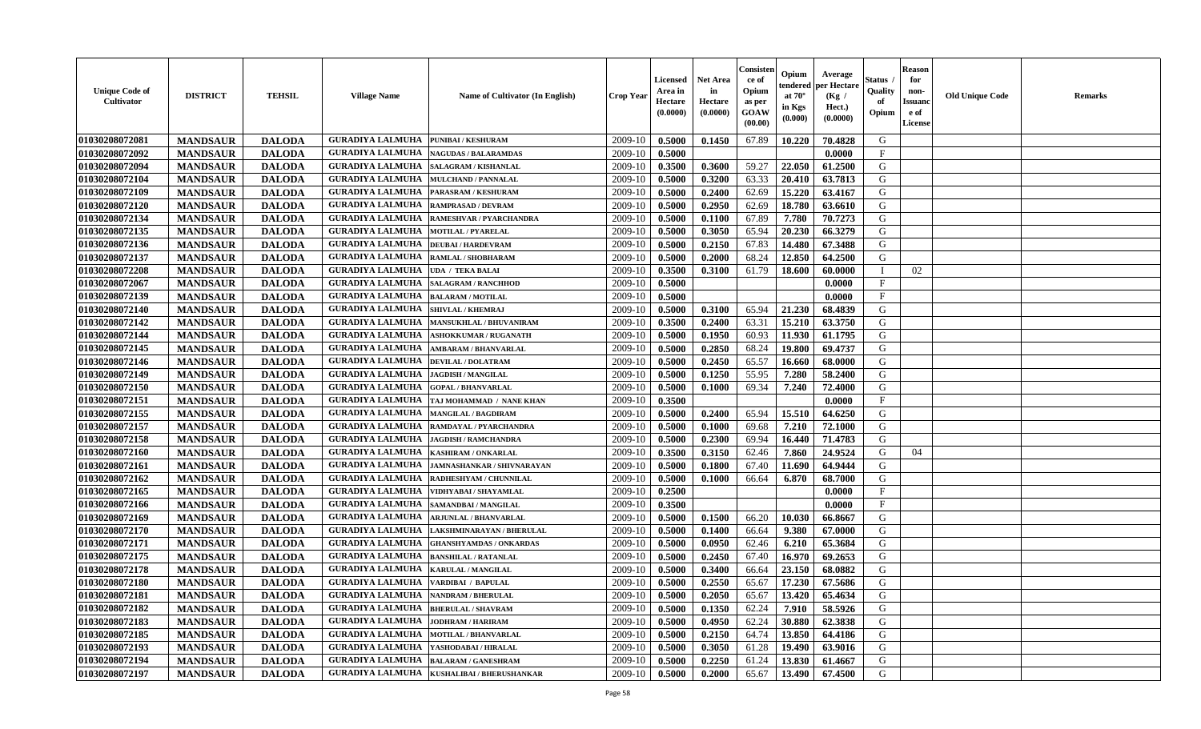| Unique Code of Cultivator | DISTRICT | TEHSIL | Village Name | Name of Cultivator (In English) | Crop Year | Licensed Area in Hectare (0.0000) | Net Area in Hectare (0.0000) | Consistence of Opium as per GOAW (00.00) | Opium tendered at 70° in Kgs (0.000) | Average per Hectare (Kg / Hect.) (0.0000) | Status / Quality of Opium | Reason for non-Issuance of License | Old Unique Code | Remarks |
|---|---|---|---|---|---|---|---|---|---|---|---|---|---|---|
| 01030208072081 | MANDSAUR | DALODA | GURADIYA LALMUHA | PUNIBAI / KESHURAM | 2009-10 | 0.5000 | 0.1450 | 67.89 | 10.220 | 70.4828 | G | | | |
| 01030208072092 | MANDSAUR | DALODA | GURADIYA LALMUHA | NAGUDAS / BALARAMDAS | 2009-10 | 0.5000 | | | | 0.0000 | F | | | |
| 01030208072094 | MANDSAUR | DALODA | GURADIYA LALMUHA | SALAGRAM / KISHANLAL | 2009-10 | 0.3500 | 0.3600 | 59.27 | 22.050 | 61.2500 | G | | | |
| 01030208072104 | MANDSAUR | DALODA | GURADIYA LALMUHA | MULCHAND / PANNALAL | 2009-10 | 0.5000 | 0.3200 | 63.33 | 20.410 | 63.7813 | G | | | |
| 01030208072109 | MANDSAUR | DALODA | GURADIYA LALMUHA | PARASRAM / KESHURAM | 2009-10 | 0.5000 | 0.2400 | 62.69 | 15.220 | 63.4167 | G | | | |
| 01030208072120 | MANDSAUR | DALODA | GURADIYA LALMUHA | RAMPRASAD / DEVRAM | 2009-10 | 0.5000 | 0.2950 | 62.69 | 18.780 | 63.6610 | G | | | |
| 01030208072134 | MANDSAUR | DALODA | GURADIYA LALMUHA | RAMESHVAR / PYARCHANDRA | 2009-10 | 0.5000 | 0.1100 | 67.89 | 7.780 | 70.7273 | G | | | |
| 01030208072135 | MANDSAUR | DALODA | GURADIYA LALMUHA | MOTILAL / PYARELAL | 2009-10 | 0.5000 | 0.3050 | 65.94 | 20.230 | 66.3279 | G | | | |
| 01030208072136 | MANDSAUR | DALODA | GURADIYA LALMUHA | DEUBAI / HARDEVRAM | 2009-10 | 0.5000 | 0.2150 | 67.83 | 14.480 | 67.3488 | G | | | |
| 01030208072137 | MANDSAUR | DALODA | GURADIYA LALMUHA | RAMLAL / SHOBHARAM | 2009-10 | 0.5000 | 0.2000 | 68.24 | 12.850 | 64.2500 | G | | | |
| 01030208072208 | MANDSAUR | DALODA | GURADIYA LALMUHA | UDA / TEKA BALAI | 2009-10 | 0.3500 | 0.3100 | 61.79 | 18.600 | 60.0000 | I | 02 | | |
| 01030208072067 | MANDSAUR | DALODA | GURADIYA LALMUHA | SALAGRAM / RANCHHOD | 2009-10 | 0.5000 | | | | 0.0000 | F | | | |
| 01030208072139 | MANDSAUR | DALODA | GURADIYA LALMUHA | BALARAM / MOTILAL | 2009-10 | 0.5000 | | | | 0.0000 | F | | | |
| 01030208072140 | MANDSAUR | DALODA | GURADIYA LALMUHA | SHIVLAL / KHEMRAJ | 2009-10 | 0.5000 | 0.3100 | 65.94 | 21.230 | 68.4839 | G | | | |
| 01030208072142 | MANDSAUR | DALODA | GURADIYA LALMUHA | MANSUKHLAL / BHUVANIRAM | 2009-10 | 0.3500 | 0.2400 | 63.31 | 15.210 | 63.3750 | G | | | |
| 01030208072144 | MANDSAUR | DALODA | GURADIYA LALMUHA | ASHOKKUMAR / RUGANATH | 2009-10 | 0.5000 | 0.1950 | 60.93 | 11.930 | 61.1795 | G | | | |
| 01030208072145 | MANDSAUR | DALODA | GURADIYA LALMUHA | AMBARAM / BHANVARLAL | 2009-10 | 0.5000 | 0.2850 | 68.24 | 19.800 | 69.4737 | G | | | |
| 01030208072146 | MANDSAUR | DALODA | GURADIYA LALMUHA | DEVILAL / DOLATRAM | 2009-10 | 0.5000 | 0.2450 | 65.57 | 16.660 | 68.0000 | G | | | |
| 01030208072149 | MANDSAUR | DALODA | GURADIYA LALMUHA | JAGDISH / MANGILAL | 2009-10 | 0.5000 | 0.1250 | 55.95 | 7.280 | 58.2400 | G | | | |
| 01030208072150 | MANDSAUR | DALODA | GURADIYA LALMUHA | GOPAL / BHANVARLAL | 2009-10 | 0.5000 | 0.1000 | 69.34 | 7.240 | 72.4000 | G | | | |
| 01030208072151 | MANDSAUR | DALODA | GURADIYA LALMUHA | TAJ MOHAMMAD / NANE KHAN | 2009-10 | 0.3500 | | | | 0.0000 | F | | | |
| 01030208072155 | MANDSAUR | DALODA | GURADIYA LALMUHA | MANGILAL / BAGDIRAM | 2009-10 | 0.5000 | 0.2400 | 65.94 | 15.510 | 64.6250 | G | | | |
| 01030208072157 | MANDSAUR | DALODA | GURADIYA LALMUHA | RAMDAYAL / PYARCHANDRA | 2009-10 | 0.5000 | 0.1000 | 69.68 | 7.210 | 72.1000 | G | | | |
| 01030208072158 | MANDSAUR | DALODA | GURADIYA LALMUHA | JAGDISH / RAMCHANDRA | 2009-10 | 0.5000 | 0.2300 | 69.94 | 16.440 | 71.4783 | G | | | |
| 01030208072160 | MANDSAUR | DALODA | GURADIYA LALMUHA | KASHIRAM / ONKARLAL | 2009-10 | 0.3500 | 0.3150 | 62.46 | 7.860 | 24.9524 | G | 04 | | |
| 01030208072161 | MANDSAUR | DALODA | GURADIYA LALMUHA | JAMNASHANKAR / SHIVNARAYAN | 2009-10 | 0.5000 | 0.1800 | 67.40 | 11.690 | 64.9444 | G | | | |
| 01030208072162 | MANDSAUR | DALODA | GURADIYA LALMUHA | RADHESHYAM / CHUNNILAL | 2009-10 | 0.5000 | 0.1000 | 66.64 | 6.870 | 68.7000 | G | | | |
| 01030208072165 | MANDSAUR | DALODA | GURADIYA LALMUHA | VIDHYABAI / SHAYAMLAL | 2009-10 | 0.2500 | | | | 0.0000 | F | | | |
| 01030208072166 | MANDSAUR | DALODA | GURADIYA LALMUHA | SAMANDBAI / MANGILAL | 2009-10 | 0.3500 | | | | 0.0000 | F | | | |
| 01030208072169 | MANDSAUR | DALODA | GURADIYA LALMUHA | ARJUNLAL / BHANVARLAL | 2009-10 | 0.5000 | 0.1500 | 66.20 | 10.030 | 66.8667 | G | | | |
| 01030208072170 | MANDSAUR | DALODA | GURADIYA LALMUHA | LAKSHMINARAYAN / BHERULAL | 2009-10 | 0.5000 | 0.1400 | 66.64 | 9.380 | 67.0000 | G | | | |
| 01030208072171 | MANDSAUR | DALODA | GURADIYA LALMUHA | GHANSHYAMDAS / ONKARDAS | 2009-10 | 0.5000 | 0.0950 | 62.46 | 6.210 | 65.3684 | G | | | |
| 01030208072175 | MANDSAUR | DALODA | GURADIYA LALMUHA | BANSHILAL / RATANLAL | 2009-10 | 0.5000 | 0.2450 | 67.40 | 16.970 | 69.2653 | G | | | |
| 01030208072178 | MANDSAUR | DALODA | GURADIYA LALMUHA | KARULAL / MANGILAL | 2009-10 | 0.5000 | 0.3400 | 66.64 | 23.150 | 68.0882 | G | | | |
| 01030208072180 | MANDSAUR | DALODA | GURADIYA LALMUHA | VARDIBAI / BAPULAL | 2009-10 | 0.5000 | 0.2550 | 65.67 | 17.230 | 67.5686 | G | | | |
| 01030208072181 | MANDSAUR | DALODA | GURADIYA LALMUHA | NANDRAM / BHERULAL | 2009-10 | 0.5000 | 0.2050 | 65.67 | 13.420 | 65.4634 | G | | | |
| 01030208072182 | MANDSAUR | DALODA | GURADIYA LALMUHA | BHERULAL / SHAVRAM | 2009-10 | 0.5000 | 0.1350 | 62.24 | 7.910 | 58.5926 | G | | | |
| 01030208072183 | MANDSAUR | DALODA | GURADIYA LALMUHA | JODHRAM / HARIRAM | 2009-10 | 0.5000 | 0.4950 | 62.24 | 30.880 | 62.3838 | G | | | |
| 01030208072185 | MANDSAUR | DALODA | GURADIYA LALMUHA | MOTILAL / BHANVARLAL | 2009-10 | 0.5000 | 0.2150 | 64.74 | 13.850 | 64.4186 | G | | | |
| 01030208072193 | MANDSAUR | DALODA | GURADIYA LALMUHA | YASHODABAI / HIRALAL | 2009-10 | 0.5000 | 0.3050 | 61.28 | 19.490 | 63.9016 | G | | | |
| 01030208072194 | MANDSAUR | DALODA | GURADIYA LALMUHA | BALARAM / GANESHRAM | 2009-10 | 0.5000 | 0.2250 | 61.24 | 13.830 | 61.4667 | G | | | |
| 01030208072197 | MANDSAUR | DALODA | GURADIYA LALMUHA | KUSHALIBAI / BHERUSHANKAR | 2009-10 | 0.5000 | 0.2000 | 65.67 | 13.490 | 67.4500 | G | | | |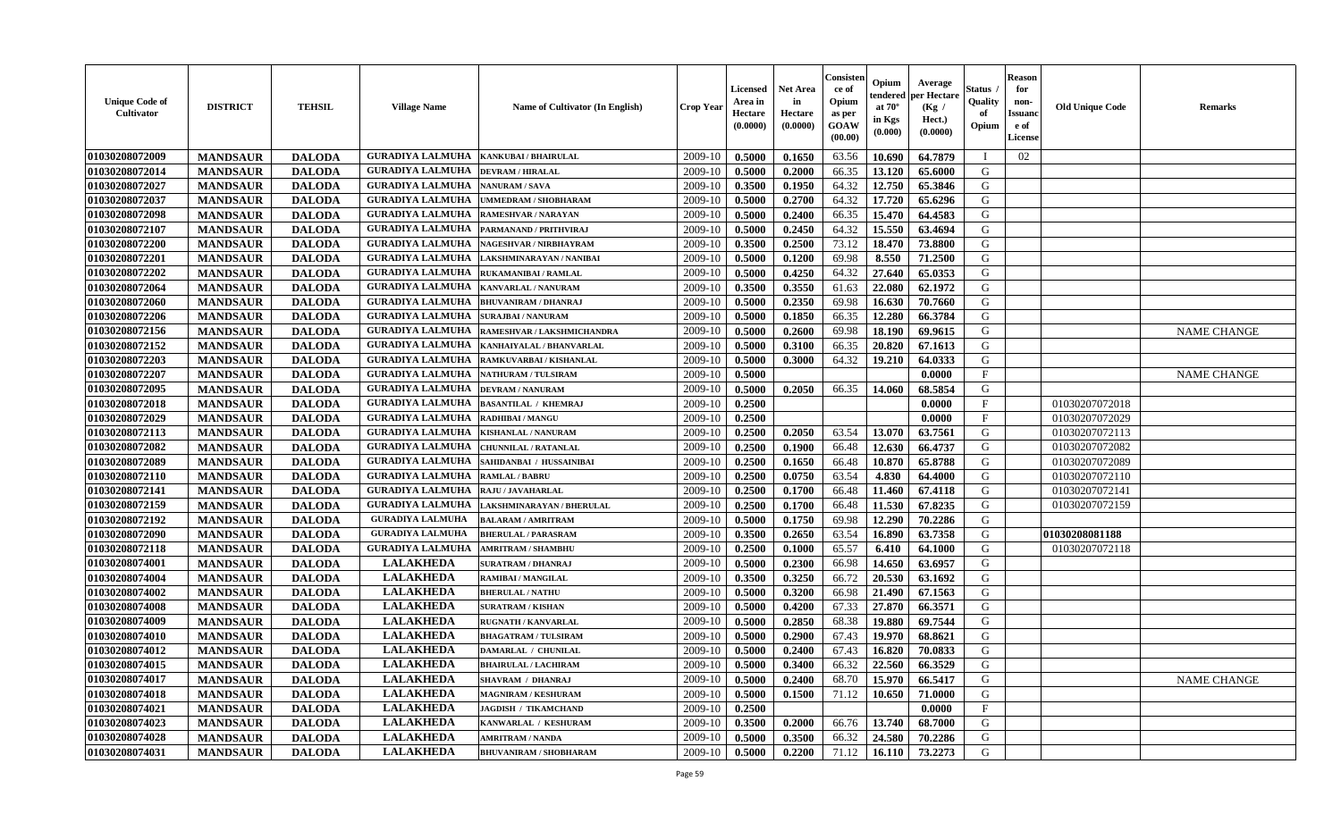| Unique Code of Cultivator | DISTRICT | TEHSIL | Village Name | Name of Cultivator (In English) | Crop Year | Licensed Area in Hectare (0.0000) | Net Area in Hectare (0.0000) | Consistence of Opium as per GOAW (00.00) | Opium tendered at 70° in Kgs (0.000) | Average per Hectare (Kg / Hect.) (0.0000) | Status / Quality of Opium | Reason for non-Issuance of License | Old Unique Code | Remarks |
|---|---|---|---|---|---|---|---|---|---|---|---|---|---|---|
| 01030208072009 | MANDSAUR | DALODA | GURADIYA LALMUHA | KANKUBAI / BHAIRULAL | 2009-10 | 0.5000 | 0.1650 | 63.56 | 10.690 | 64.7879 | I | 02 | | |
| 01030208072014 | MANDSAUR | DALODA | GURADIYA LALMUHA | DEVRAM / HIRALAL | 2009-10 | 0.5000 | 0.2000 | 66.35 | 13.120 | 65.6000 | G | | | |
| 01030208072027 | MANDSAUR | DALODA | GURADIYA LALMUHA | NANURAM / SAVA | 2009-10 | 0.3500 | 0.1950 | 64.32 | 12.750 | 65.3846 | G | | | |
| 01030208072037 | MANDSAUR | DALODA | GURADIYA LALMUHA | UMMEDRAM / SHOBHARAM | 2009-10 | 0.5000 | 0.2700 | 64.32 | 17.720 | 65.6296 | G | | | |
| 01030208072098 | MANDSAUR | DALODA | GURADIYA LALMUHA | RAMESHVAR / NARAYAN | 2009-10 | 0.5000 | 0.2400 | 66.35 | 15.470 | 64.4583 | G | | | |
| 01030208072107 | MANDSAUR | DALODA | GURADIYA LALMUHA | PARMANAND / PRITHVIRAJ | 2009-10 | 0.5000 | 0.2450 | 64.32 | 15.550 | 63.4694 | G | | | |
| 01030208072200 | MANDSAUR | DALODA | GURADIYA LALMUHA | NAGESHVAR / NIRBHAYRAM | 2009-10 | 0.3500 | 0.2500 | 73.12 | 18.470 | 73.8800 | G | | | |
| 01030208072201 | MANDSAUR | DALODA | GURADIYA LALMUHA | LAKSHMINARAYAN / NANIBAI | 2009-10 | 0.5000 | 0.1200 | 69.98 | 8.550 | 71.2500 | G | | | |
| 01030208072202 | MANDSAUR | DALODA | GURADIYA LALMUHA | RUKAMANIBAI / RAMLAL | 2009-10 | 0.5000 | 0.4250 | 64.32 | 27.640 | 65.0353 | G | | | |
| 01030208072064 | MANDSAUR | DALODA | GURADIYA LALMUHA | KANVARLAL / NANURAM | 2009-10 | 0.3500 | 0.3550 | 61.63 | 22.080 | 62.1972 | G | | | |
| 01030208072060 | MANDSAUR | DALODA | GURADIYA LALMUHA | BHUVANIRAM / DHANRAJ | 2009-10 | 0.5000 | 0.2350 | 69.98 | 16.630 | 70.7660 | G | | | |
| 01030208072206 | MANDSAUR | DALODA | GURADIYA LALMUHA | SURAJBAI / NANURAM | 2009-10 | 0.5000 | 0.1850 | 66.35 | 12.280 | 66.3784 | G | | | |
| 01030208072156 | MANDSAUR | DALODA | GURADIYA LALMUHA | RAMESHVAR / LAKSHMICHANDRA | 2009-10 | 0.5000 | 0.2600 | 69.98 | 18.190 | 69.9615 | G | | | NAME CHANGE |
| 01030208072152 | MANDSAUR | DALODA | GURADIYA LALMUHA | KANHAIYALAL / BHANVARLAL | 2009-10 | 0.5000 | 0.3100 | 66.35 | 20.820 | 67.1613 | G | | | |
| 01030208072203 | MANDSAUR | DALODA | GURADIYA LALMUHA | RAMKUVARBAI / KISHANLAL | 2009-10 | 0.5000 | 0.3000 | 64.32 | 19.210 | 64.0333 | G | | | |
| 01030208072207 | MANDSAUR | DALODA | GURADIYA LALMUHA | NATHURAM / TULSIRAM | 2009-10 | 0.5000 | | | | 0.0000 | F | | | NAME CHANGE |
| 01030208072095 | MANDSAUR | DALODA | GURADIYA LALMUHA | DEVRAM / NANURAM | 2009-10 | 0.5000 | 0.2050 | 66.35 | 14.060 | 68.5854 | G | | | |
| 01030208072018 | MANDSAUR | DALODA | GURADIYA LALMUHA | BASANTILAL / KHEMRAJ | 2009-10 | 0.2500 | | | | 0.0000 | F | | 01030207072018 | |
| 01030208072029 | MANDSAUR | DALODA | GURADIYA LALMUHA | RADHIBAI / MANGU | 2009-10 | 0.2500 | | | | 0.0000 | F | | 01030207072029 | |
| 01030208072113 | MANDSAUR | DALODA | GURADIYA LALMUHA | KISHANLAL / NANURAM | 2009-10 | 0.2500 | 0.2050 | 63.54 | 13.070 | 63.7561 | G | | 01030207072113 | |
| 01030208072082 | MANDSAUR | DALODA | GURADIYA LALMUHA | CHUNNILAL / RATANLAL | 2009-10 | 0.2500 | 0.1900 | 66.48 | 12.630 | 66.4737 | G | | 01030207072082 | |
| 01030208072089 | MANDSAUR | DALODA | GURADIYA LALMUHA | SAHIDANBAI / HUSSAINIBAI | 2009-10 | 0.2500 | 0.1650 | 66.48 | 10.870 | 65.8788 | G | | 01030207072089 | |
| 01030208072110 | MANDSAUR | DALODA | GURADIYA LALMUHA | RAMLAL / BABRU | 2009-10 | 0.2500 | 0.0750 | 63.54 | 4.830 | 64.4000 | G | | 01030207072110 | |
| 01030208072141 | MANDSAUR | DALODA | GURADIYA LALMUHA | RAJU / JAVAHARLAL | 2009-10 | 0.2500 | 0.1700 | 66.48 | 11.460 | 67.4118 | G | | 01030207072141 | |
| 01030208072159 | MANDSAUR | DALODA | GURADIYA LALMUHA | LAKSHMINARAYAN / BHERULAL | 2009-10 | 0.2500 | 0.1700 | 66.48 | 11.530 | 67.8235 | G | | 01030207072159 | |
| 01030208072192 | MANDSAUR | DALODA | GURADIYA LALMUHA | BALARAM / AMRITRAM | 2009-10 | 0.5000 | 0.1750 | 69.98 | 12.290 | 70.2286 | G | | | |
| 01030208072090 | MANDSAUR | DALODA | GURADIYA LALMUHA | BHERULAL / PARASRAM | 2009-10 | 0.3500 | 0.2650 | 63.54 | 16.890 | 63.7358 | G | | 01030208081188 | |
| 01030208072118 | MANDSAUR | DALODA | GURADIYA LALMUHA | AMRITRAM / SHAMBHU | 2009-10 | 0.2500 | 0.1000 | 65.57 | 6.410 | 64.1000 | G | | 01030207072118 | |
| 01030208074001 | MANDSAUR | DALODA | LALAKHEDA | SURATRAM / DHANRAJ | 2009-10 | 0.5000 | 0.2300 | 66.98 | 14.650 | 63.6957 | G | | | |
| 01030208074004 | MANDSAUR | DALODA | LALAKHEDA | RAMIBAI / MANGILAL | 2009-10 | 0.3500 | 0.3250 | 66.72 | 20.530 | 63.1692 | G | | | |
| 01030208074002 | MANDSAUR | DALODA | LALAKHEDA | BHERULAL / NATHU | 2009-10 | 0.5000 | 0.3200 | 66.98 | 21.490 | 67.1563 | G | | | |
| 01030208074008 | MANDSAUR | DALODA | LALAKHEDA | SURATRAM / KISHAN | 2009-10 | 0.5000 | 0.4200 | 67.33 | 27.870 | 66.3571 | G | | | |
| 01030208074009 | MANDSAUR | DALODA | LALAKHEDA | RUGNATH / KANVARLAL | 2009-10 | 0.5000 | 0.2850 | 68.38 | 19.880 | 69.7544 | G | | | |
| 01030208074010 | MANDSAUR | DALODA | LALAKHEDA | BHAGATRAM / TULSIRAM | 2009-10 | 0.5000 | 0.2900 | 67.43 | 19.970 | 68.8621 | G | | | |
| 01030208074012 | MANDSAUR | DALODA | LALAKHEDA | DAMARLAL / CHUNILAL | 2009-10 | 0.5000 | 0.2400 | 67.43 | 16.820 | 70.0833 | G | | | |
| 01030208074015 | MANDSAUR | DALODA | LALAKHEDA | BHAIRULAL / LACHIRAM | 2009-10 | 0.5000 | 0.3400 | 66.32 | 22.560 | 66.3529 | G | | | |
| 01030208074017 | MANDSAUR | DALODA | LALAKHEDA | SHAVRAM / DHANRAJ | 2009-10 | 0.5000 | 0.2400 | 68.70 | 15.970 | 66.5417 | G | | | NAME CHANGE |
| 01030208074018 | MANDSAUR | DALODA | LALAKHEDA | MAGNIRAM / KESHURAM | 2009-10 | 0.5000 | 0.1500 | 71.12 | 10.650 | 71.0000 | G | | | |
| 01030208074021 | MANDSAUR | DALODA | LALAKHEDA | JAGDISH / TIKAMCHAND | 2009-10 | 0.2500 | | | | 0.0000 | F | | | |
| 01030208074023 | MANDSAUR | DALODA | LALAKHEDA | KANWARLAL / KESHURAM | 2009-10 | 0.3500 | 0.2000 | 66.76 | 13.740 | 68.7000 | G | | | |
| 01030208074028 | MANDSAUR | DALODA | LALAKHEDA | AMRITRAM / NANDA | 2009-10 | 0.5000 | 0.3500 | 66.32 | 24.580 | 70.2286 | G | | | |
| 01030208074031 | MANDSAUR | DALODA | LALAKHEDA | BHUVANIRAM / SHOBHARAM | 2009-10 | 0.5000 | 0.2200 | 71.12 | 16.110 | 73.2273 | G | | | |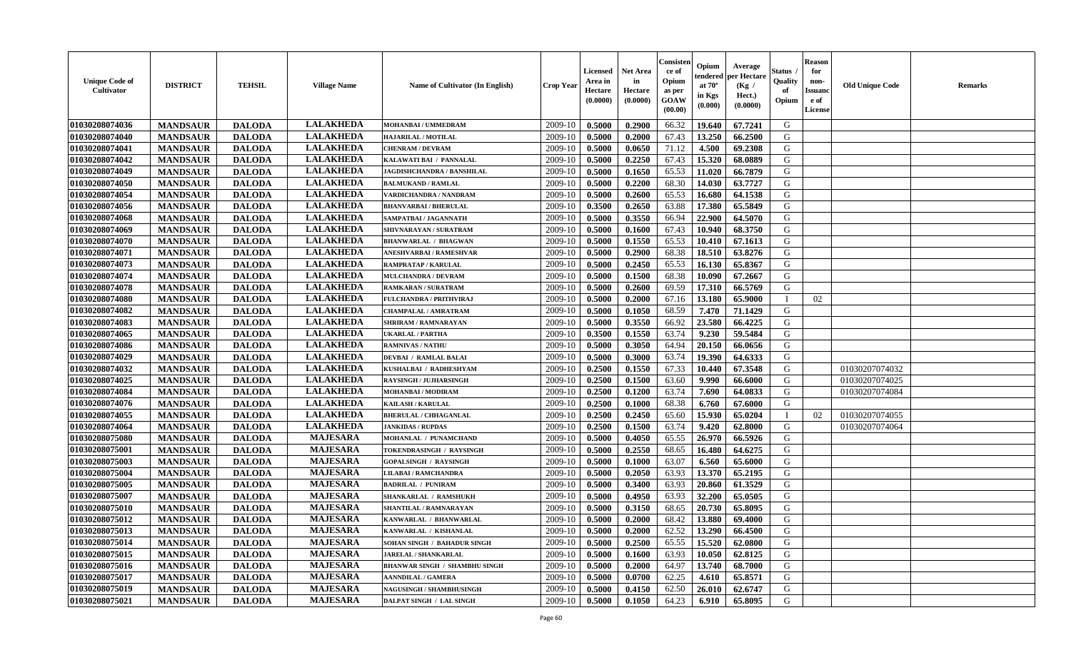| Unique Code of Cultivator | DISTRICT | TEHSIL | Village Name | Name of Cultivator (In English) | Crop Year | Licensed Area in Hectare (0.0000) | Net Area in Hectare (0.0000) | Consistence of Opium as per GOAW (00.00) | Opium tendered at 70° in Kgs (0.000) | Average per Hectare (Kg / Hect.) (0.0000) | Status / Quality of Opium | Reason for non-Issuance of License | Old Unique Code | Remarks |
|---|---|---|---|---|---|---|---|---|---|---|---|---|---|---|
| 01030208074036 | MANDSAUR | DALODA | LALAKHEDA | MOHANBAI / UMMEDRAM | 2009-10 | 0.5000 | 0.2900 | 66.32 | 19.640 | 67.7241 | G | | | |
| 01030208074040 | MANDSAUR | DALODA | LALAKHEDA | HAJARILAL / MOTILAL | 2009-10 | 0.5000 | 0.2000 | 67.43 | 13.250 | 66.2500 | G | | | |
| 01030208074041 | MANDSAUR | DALODA | LALAKHEDA | CHENRAM / DEVRAM | 2009-10 | 0.5000 | 0.0650 | 71.12 | 4.500 | 69.2308 | G | | | |
| 01030208074042 | MANDSAUR | DALODA | LALAKHEDA | KALAWATI BAI / PANNALAL | 2009-10 | 0.5000 | 0.2250 | 67.43 | 15.320 | 68.0889 | G | | | |
| 01030208074049 | MANDSAUR | DALODA | LALAKHEDA | JAGDISHCHANDRA / BANSHILAL | 2009-10 | 0.5000 | 0.1650 | 65.53 | 11.020 | 66.7879 | G | | | |
| 01030208074050 | MANDSAUR | DALODA | LALAKHEDA | BALMUKAND / RAMLAL | 2009-10 | 0.5000 | 0.2200 | 68.30 | 14.030 | 63.7727 | G | | | |
| 01030208074054 | MANDSAUR | DALODA | LALAKHEDA | VARDICHANDRA / NANDRAM | 2009-10 | 0.5000 | 0.2600 | 65.53 | 16.680 | 64.1538 | G | | | |
| 01030208074056 | MANDSAUR | DALODA | LALAKHEDA | BHANVARBAI / BHERULAL | 2009-10 | 0.3500 | 0.2650 | 63.88 | 17.380 | 65.5849 | G | | | |
| 01030208074068 | MANDSAUR | DALODA | LALAKHEDA | SAMPATBAI / JAGANNATH | 2009-10 | 0.5000 | 0.3550 | 66.94 | 22.900 | 64.5070 | G | | | |
| 01030208074069 | MANDSAUR | DALODA | LALAKHEDA | SHIVNARAYAN / SURATRAM | 2009-10 | 0.5000 | 0.1600 | 67.43 | 10.940 | 68.3750 | G | | | |
| 01030208074070 | MANDSAUR | DALODA | LALAKHEDA | BHANWARLAL / BHAGWAN | 2009-10 | 0.5000 | 0.1550 | 65.53 | 10.410 | 67.1613 | G | | | |
| 01030208074071 | MANDSAUR | DALODA | LALAKHEDA | ANESHVARBAI / RAMESHVAR | 2009-10 | 0.5000 | 0.2900 | 68.38 | 18.510 | 63.8276 | G | | | |
| 01030208074073 | MANDSAUR | DALODA | LALAKHEDA | RAMPRATAP / KARULAL | 2009-10 | 0.5000 | 0.2450 | 65.53 | 16.130 | 65.8367 | G | | | |
| 01030208074074 | MANDSAUR | DALODA | LALAKHEDA | MULCHANDRA / DEVRAM | 2009-10 | 0.5000 | 0.1500 | 68.38 | 10.090 | 67.2667 | G | | | |
| 01030208074078 | MANDSAUR | DALODA | LALAKHEDA | RAMKARAN / SURATRAM | 2009-10 | 0.5000 | 0.2600 | 69.59 | 17.310 | 66.5769 | G | | | |
| 01030208074080 | MANDSAUR | DALODA | LALAKHEDA | FULCHANDRA / PRITHVIRAJ | 2009-10 | 0.5000 | 0.2000 | 67.16 | 13.180 | 65.9000 | I | 02 | | |
| 01030208074082 | MANDSAUR | DALODA | LALAKHEDA | CHAMPALAL / AMRATRAM | 2009-10 | 0.5000 | 0.1050 | 68.59 | 7.470 | 71.1429 | G | | | |
| 01030208074083 | MANDSAUR | DALODA | LALAKHEDA | SHRIRAM / RAMNARAYAN | 2009-10 | 0.5000 | 0.3550 | 66.92 | 23.580 | 66.4225 | G | | | |
| 01030208074065 | MANDSAUR | DALODA | LALAKHEDA | UKARLAL / PARTHA | 2009-10 | 0.3500 | 0.1550 | 63.74 | 9.230 | 59.5484 | G | | | |
| 01030208074086 | MANDSAUR | DALODA | LALAKHEDA | RAMNIVAS / NATHU | 2009-10 | 0.5000 | 0.3050 | 64.94 | 20.150 | 66.0656 | G | | | |
| 01030208074029 | MANDSAUR | DALODA | LALAKHEDA | DEVBAI / RAMLAL BALAI | 2009-10 | 0.5000 | 0.3000 | 63.74 | 19.390 | 64.6333 | G | | | |
| 01030208074032 | MANDSAUR | DALODA | LALAKHEDA | KUSHALBAI / RADHESHYAM | 2009-10 | 0.2500 | 0.1550 | 67.33 | 10.440 | 67.3548 | G | | 01030207074032 | |
| 01030208074025 | MANDSAUR | DALODA | LALAKHEDA | RAYSINGH / JUJHARSINGH | 2009-10 | 0.2500 | 0.1500 | 63.60 | 9.990 | 66.6000 | G | | 01030207074025 | |
| 01030208074084 | MANDSAUR | DALODA | LALAKHEDA | MOHANBAI / MODIRAM | 2009-10 | 0.2500 | 0.1200 | 63.74 | 7.690 | 64.0833 | G | | 01030207074084 | |
| 01030208074076 | MANDSAUR | DALODA | LALAKHEDA | KAILASH / KARULAL | 2009-10 | 0.2500 | 0.1000 | 68.38 | 6.760 | 67.6000 | G | | | |
| 01030208074055 | MANDSAUR | DALODA | LALAKHEDA | BHERULAL / CHHAGANLAL | 2009-10 | 0.2500 | 0.2450 | 65.60 | 15.930 | 65.0204 | I | 02 | 01030207074055 | |
| 01030208074064 | MANDSAUR | DALODA | LALAKHEDA | JANKIDAS / RUPDAS | 2009-10 | 0.2500 | 0.1500 | 63.74 | 9.420 | 62.8000 | G | | 01030207074064 | |
| 01030208075080 | MANDSAUR | DALODA | MAJESARA | MOHANLAL / PUNAMCHAND | 2009-10 | 0.5000 | 0.4050 | 65.55 | 26.970 | 66.5926 | G | | | |
| 01030208075001 | MANDSAUR | DALODA | MAJESARA | TOKENDRASINGH / RAYSINGH | 2009-10 | 0.5000 | 0.2550 | 68.65 | 16.480 | 64.6275 | G | | | |
| 01030208075003 | MANDSAUR | DALODA | MAJESARA | GOPALSINGH / RAYSINGH | 2009-10 | 0.5000 | 0.1000 | 63.07 | 6.560 | 65.6000 | G | | | |
| 01030208075004 | MANDSAUR | DALODA | MAJESARA | LILABAI / RAMCHANDRA | 2009-10 | 0.5000 | 0.2050 | 63.93 | 13.370 | 65.2195 | G | | | |
| 01030208075005 | MANDSAUR | DALODA | MAJESARA | BADRILAL / PUNIRAM | 2009-10 | 0.5000 | 0.3400 | 63.93 | 20.860 | 61.3529 | G | | | |
| 01030208075007 | MANDSAUR | DALODA | MAJESARA | SHANKARLAL / RAMSHUKH | 2009-10 | 0.5000 | 0.4950 | 63.93 | 32.200 | 65.0505 | G | | | |
| 01030208075010 | MANDSAUR | DALODA | MAJESARA | SHANTILAL / RAMNARAYAN | 2009-10 | 0.5000 | 0.3150 | 68.65 | 20.730 | 65.8095 | G | | | |
| 01030208075012 | MANDSAUR | DALODA | MAJESARA | KANWARLAL / BHANWARLAL | 2009-10 | 0.5000 | 0.2000 | 68.42 | 13.880 | 69.4000 | G | | | |
| 01030208075013 | MANDSAUR | DALODA | MAJESARA | KANWARLAL / KISHANLAL | 2009-10 | 0.5000 | 0.2000 | 62.52 | 13.290 | 66.4500 | G | | | |
| 01030208075014 | MANDSAUR | DALODA | MAJESARA | SOHAN SINGH / BAHADUR SINGH | 2009-10 | 0.5000 | 0.2500 | 65.55 | 15.520 | 62.0800 | G | | | |
| 01030208075015 | MANDSAUR | DALODA | MAJESARA | JARELAL / SHANKARLAL | 2009-10 | 0.5000 | 0.1600 | 63.93 | 10.050 | 62.8125 | G | | | |
| 01030208075016 | MANDSAUR | DALODA | MAJESARA | BHANWAR SINGH / SHAMBHU SINGH | 2009-10 | 0.5000 | 0.2000 | 64.97 | 13.740 | 68.7000 | G | | | |
| 01030208075017 | MANDSAUR | DALODA | MAJESARA | AANNDILAL / GAMERA | 2009-10 | 0.5000 | 0.0700 | 62.25 | 4.610 | 65.8571 | G | | | |
| 01030208075019 | MANDSAUR | DALODA | MAJESARA | NAGUSINGH / SHAMBHUSINGH | 2009-10 | 0.5000 | 0.4150 | 62.50 | 26.010 | 62.6747 | G | | | |
| 01030208075021 | MANDSAUR | DALODA | MAJESARA | DALPAT SINGH / LAL SINGH | 2009-10 | 0.5000 | 0.1050 | 64.23 | 6.910 | 65.8095 | G | | | |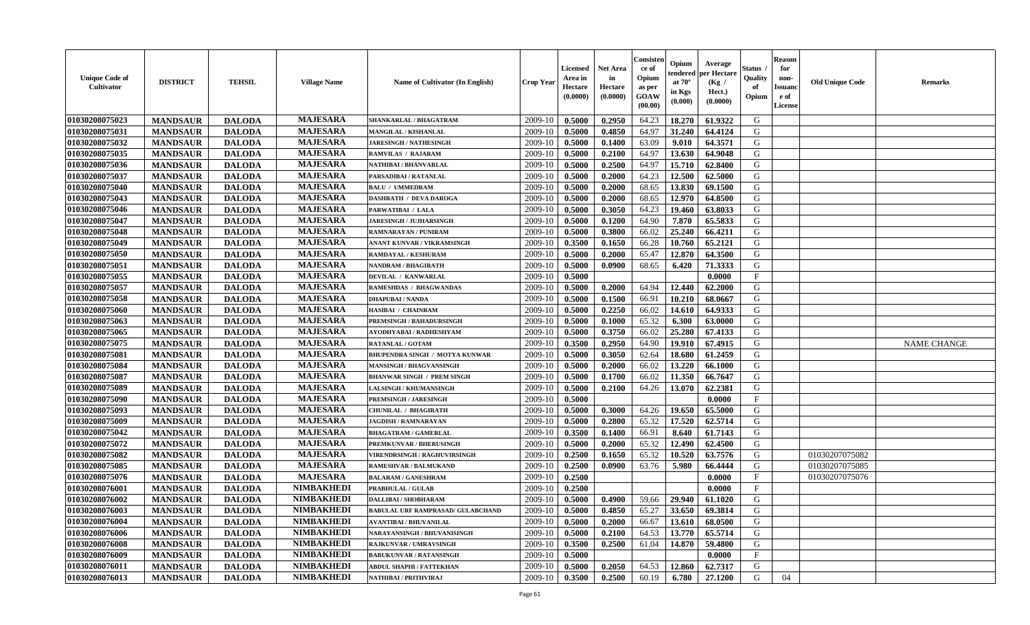| Unique Code of Cultivator | DISTRICT | TEHSIL | Village Name | Name of Cultivator (In English) | Crop Year | Licensed Area in Hectare (0.0000) | Net Area in Hectare (0.0000) | Consistence of Opium as per GOAW (00.00) | Opium tendered at 70° in Kgs (0.000) | Average per Hectare (Kg / Hect.) (0.0000) | Status / Quality of Opium | Reason for non-Issuance of License | Old Unique Code | Remarks |
|---|---|---|---|---|---|---|---|---|---|---|---|---|---|---|
| 01030208075023 | MANDSAUR | DALODA | MAJESARA | SHANKARLAL / BHAGATRAM | 2009-10 | 0.5000 | 0.2950 | 64.23 | 18.270 | 61.9322 | G | | | |
| 01030208075031 | MANDSAUR | DALODA | MAJESARA | MANGILAL / KISHANLAL | 2009-10 | 0.5000 | 0.4850 | 64.97 | 31.240 | 64.4124 | G | | | |
| 01030208075032 | MANDSAUR | DALODA | MAJESARA | JARESINGH / NATHESINGH | 2009-10 | 0.5000 | 0.1400 | 63.09 | 9.010 | 64.3571 | G | | | |
| 01030208075035 | MANDSAUR | DALODA | MAJESARA | RAMVILAS / RAJARAM | 2009-10 | 0.5000 | 0.2100 | 64.97 | 13.630 | 64.9048 | G | | | |
| 01030208075036 | MANDSAUR | DALODA | MAJESARA | NATHIBAI / BHANVARLAL | 2009-10 | 0.5000 | 0.2500 | 64.97 | 15.710 | 62.8400 | G | | | |
| 01030208075037 | MANDSAUR | DALODA | MAJESARA | PARSADIBAI / RATANLAL | 2009-10 | 0.5000 | 0.2000 | 64.23 | 12.500 | 62.5000 | G | | | |
| 01030208075040 | MANDSAUR | DALODA | MAJESARA | BALU / UMMEDRAM | 2009-10 | 0.5000 | 0.2000 | 68.65 | 13.830 | 69.1500 | G | | | |
| 01030208075043 | MANDSAUR | DALODA | MAJESARA | DASHRATH / DEVA DAROGA | 2009-10 | 0.5000 | 0.2000 | 68.65 | 12.970 | 64.8500 | G | | | |
| 01030208075046 | MANDSAUR | DALODA | MAJESARA | PARWATIBAI / LALA | 2009-10 | 0.5000 | 0.3050 | 64.23 | 19.460 | 63.8033 | G | | | |
| 01030208075047 | MANDSAUR | DALODA | MAJESARA | JARESINGH / JUJHARSINGH | 2009-10 | 0.5000 | 0.1200 | 64.90 | 7.870 | 65.5833 | G | | | |
| 01030208075048 | MANDSAUR | DALODA | MAJESARA | RAMNARAYAN / PUNIRAM | 2009-10 | 0.5000 | 0.3800 | 66.02 | 25.240 | 66.4211 | G | | | |
| 01030208075049 | MANDSAUR | DALODA | MAJESARA | ANANT KUNVAR / VIKRAMSINGH | 2009-10 | 0.3500 | 0.1650 | 66.28 | 10.760 | 65.2121 | G | | | |
| 01030208075050 | MANDSAUR | DALODA | MAJESARA | RAMDAYAL / KESHURAM | 2009-10 | 0.5000 | 0.2000 | 65.47 | 12.870 | 64.3500 | G | | | |
| 01030208075051 | MANDSAUR | DALODA | MAJESARA | NANDRAM / BHAGIRATH | 2009-10 | 0.5000 | 0.0900 | 68.65 | 6.420 | 71.3333 | G | | | |
| 01030208075055 | MANDSAUR | DALODA | MAJESARA | DEVILAL / KANWARLAL | 2009-10 | 0.5000 | | | | 0.0000 | F | | | |
| 01030208075057 | MANDSAUR | DALODA | MAJESARA | RAMESHDAS / BHAGWANDAS | 2009-10 | 0.5000 | 0.2000 | 64.94 | 12.440 | 62.2000 | G | | | |
| 01030208075058 | MANDSAUR | DALODA | MAJESARA | DHAPUBAI / NANDA | 2009-10 | 0.5000 | 0.1500 | 66.91 | 10.210 | 68.0667 | G | | | |
| 01030208075060 | MANDSAUR | DALODA | MAJESARA | HASIBAI / CHAINRAM | 2009-10 | 0.5000 | 0.2250 | 66.02 | 14.610 | 64.9333 | G | | | |
| 01030208075063 | MANDSAUR | DALODA | MAJESARA | PREMSINGH / BAHADURSINGH | 2009-10 | 0.5000 | 0.1000 | 65.32 | 6.300 | 63.0000 | G | | | |
| 01030208075065 | MANDSAUR | DALODA | MAJESARA | AYODHYABAI / RADHESHYAM | 2009-10 | 0.5000 | 0.3750 | 66.02 | 25.280 | 67.4133 | G | | | |
| 01030208075075 | MANDSAUR | DALODA | MAJESARA | RATANLAL / GOTAM | 2009-10 | 0.3500 | 0.2950 | 64.90 | 19.910 | 67.4915 | G | | | NAME CHANGE |
| 01030208075081 | MANDSAUR | DALODA | MAJESARA | BHUPENDRA SINGH / MOTYA KUNWAR | 2009-10 | 0.5000 | 0.3050 | 62.64 | 18.680 | 61.2459 | G | | | |
| 01030208075084 | MANDSAUR | DALODA | MAJESARA | MANSINGH / BHAGVANSINGH | 2009-10 | 0.5000 | 0.2000 | 66.02 | 13.220 | 66.1000 | G | | | |
| 01030208075087 | MANDSAUR | DALODA | MAJESARA | BHANWAR SINGH / PREM SINGH | 2009-10 | 0.5000 | 0.1700 | 66.02 | 11.350 | 66.7647 | G | | | |
| 01030208075089 | MANDSAUR | DALODA | MAJESARA | LALSINGH / KHUMANSINGH | 2009-10 | 0.5000 | 0.2100 | 64.26 | 13.070 | 62.2381 | G | | | |
| 01030208075090 | MANDSAUR | DALODA | MAJESARA | PREMSINGH / JARESINGH | 2009-10 | 0.5000 | | | | 0.0000 | F | | | |
| 01030208075093 | MANDSAUR | DALODA | MAJESARA | CHUNILAL / BHAGIRATH | 2009-10 | 0.5000 | 0.3000 | 64.26 | 19.650 | 65.5000 | G | | | |
| 01030208075009 | MANDSAUR | DALODA | MAJESARA | JAGDISH / RAMNARAYAN | 2009-10 | 0.5000 | 0.2800 | 65.32 | 17.520 | 62.5714 | G | | | |
| 01030208075042 | MANDSAUR | DALODA | MAJESARA | BHAGATRAM / GAMERLAL | 2009-10 | 0.3500 | 0.1400 | 66.91 | 8.640 | 61.7143 | G | | | |
| 01030208075072 | MANDSAUR | DALODA | MAJESARA | PREMKUNVAR / BHERUSINGH | 2009-10 | 0.5000 | 0.2000 | 65.32 | 12.490 | 62.4500 | G | | | |
| 01030208075082 | MANDSAUR | DALODA | MAJESARA | VIRENDRSINGH / RAGHUVIRSINGH | 2009-10 | 0.2500 | 0.1650 | 65.32 | 10.520 | 63.7576 | G | | 01030207075082 | |
| 01030208075085 | MANDSAUR | DALODA | MAJESARA | RAMESHVAR / BALMUKAND | 2009-10 | 0.2500 | 0.0900 | 63.76 | 5.980 | 66.4444 | G | | 01030207075085 | |
| 01030208075076 | MANDSAUR | DALODA | MAJESARA | BALARAM / GANESHRAM | 2009-10 | 0.2500 | | | | 0.0000 | F | | 01030207075076 | |
| 01030208076001 | MANDSAUR | DALODA | NIMBAKHEDI | PRABHULAL / GULAB | 2009-10 | 0.2500 | | | | 0.0000 | F | | | |
| 01030208076002 | MANDSAUR | DALODA | NIMBAKHEDI | DALLIBAI / SHOBHARAM | 2009-10 | 0.5000 | 0.4900 | 59.66 | 29.940 | 61.1020 | G | | | |
| 01030208076003 | MANDSAUR | DALODA | NIMBAKHEDI | BABULAL URF RAMPRASAD/ GULABCHAND | 2009-10 | 0.5000 | 0.4850 | 65.27 | 33.650 | 69.3814 | G | | | |
| 01030208076004 | MANDSAUR | DALODA | NIMBAKHEDI | AVANTIBAI / BHUVANILAL | 2009-10 | 0.5000 | 0.2000 | 66.67 | 13.610 | 68.0500 | G | | | |
| 01030208076006 | MANDSAUR | DALODA | NIMBAKHEDI | NARAYANSINGH / BHUVANISINGH | 2009-10 | 0.5000 | 0.2100 | 64.53 | 13.770 | 65.5714 | G | | | |
| 01030208076008 | MANDSAUR | DALODA | NIMBAKHEDI | RAJKUNVAR / UMRAVSINGH | 2009-10 | 0.3500 | 0.2500 | 61.04 | 14.870 | 59.4800 | G | | | |
| 01030208076009 | MANDSAUR | DALODA | NIMBAKHEDI | BABUKUNVAR / RATANSINGH | 2009-10 | 0.5000 | | | | 0.0000 | F | | | |
| 01030208076011 | MANDSAUR | DALODA | NIMBAKHEDI | ABDUL SHAPHI / FATTEKHAN | 2009-10 | 0.5000 | 0.2050 | 64.53 | 12.860 | 62.7317 | G | | | |
| 01030208076013 | MANDSAUR | DALODA | NIMBAKHEDI | NATHIBAI / PRITHVIRAJ | 2009-10 | 0.3500 | 0.2500 | 60.19 | 6.780 | 27.1200 | G | 04 | | |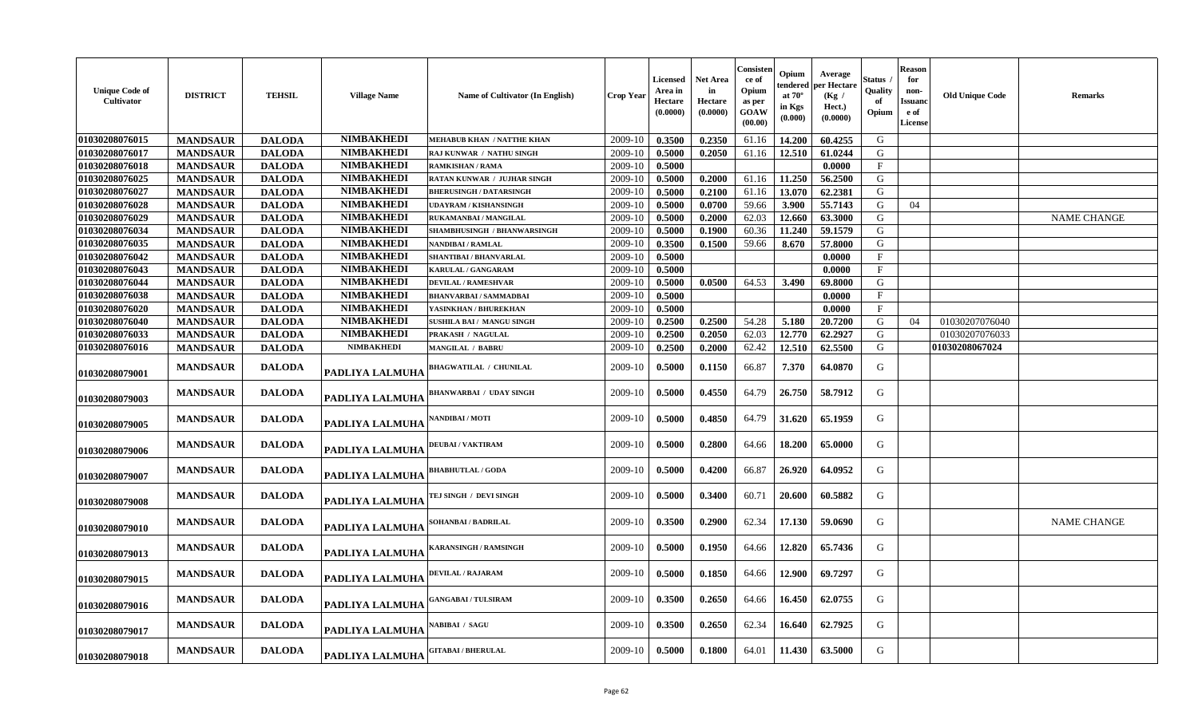| Unique Code of Cultivator | DISTRICT | TEHSIL | Village Name | Name of Cultivator (In English) | Crop Year | Licensed Area in Hectare (0.0000) | Net Area in Hectare (0.0000) | Consistence of Opium as per GOAW (00.00) | Opium tendered at 70° in Kgs (0.000) | Average per Hectare (Kg / Hect.) (0.0000) | Status / Quality of Opium | Reason for non-Issuance of License | Old Unique Code | Remarks |
|---|---|---|---|---|---|---|---|---|---|---|---|---|---|---|
| 01030208076015 | MANDSAUR | DALODA | NIMBAKHEDI | MEHABUB KHAN / NATTHE KHAN | 2009-10 | 0.3500 | 0.2350 | 61.16 | 14.200 | 60.4255 | G | | | |
| 01030208076017 | MANDSAUR | DALODA | NIMBAKHEDI | RAJ KUNWAR / NATHU SINGH | 2009-10 | 0.5000 | 0.2050 | 61.16 | 12.510 | 61.0244 | G | | | |
| 01030208076018 | MANDSAUR | DALODA | NIMBAKHEDI | RAMKISHAN / RAMA | 2009-10 | 0.5000 | | | | 0.0000 | F | | | |
| 01030208076025 | MANDSAUR | DALODA | NIMBAKHEDI | RATAN KUNWAR / JUJHAR SINGH | 2009-10 | 0.5000 | 0.2000 | 61.16 | 11.250 | 56.2500 | G | | | |
| 01030208076027 | MANDSAUR | DALODA | NIMBAKHEDI | BHERUSINGH / DATARSINGH | 2009-10 | 0.5000 | 0.2100 | 61.16 | 13.070 | 62.2381 | G | | | |
| 01030208076028 | MANDSAUR | DALODA | NIMBAKHEDI | UDAYRAM / KISHANSINGH | 2009-10 | 0.5000 | 0.0700 | 59.66 | 3.900 | 55.7143 | G | 04 | | |
| 01030208076029 | MANDSAUR | DALODA | NIMBAKHEDI | RUKAMANBAI / MANGILAL | 2009-10 | 0.5000 | 0.2000 | 62.03 | 12.660 | 63.3000 | G | | | NAME CHANGE |
| 01030208076034 | MANDSAUR | DALODA | NIMBAKHEDI | SHAMBHUSINGH / BHANWARSINGH | 2009-10 | 0.5000 | 0.1900 | 60.36 | 11.240 | 59.1579 | G | | | |
| 01030208076035 | MANDSAUR | DALODA | NIMBAKHEDI | NANDIBAI / RAMLAL | 2009-10 | 0.3500 | 0.1500 | 59.66 | 8.670 | 57.8000 | G | | | |
| 01030208076042 | MANDSAUR | DALODA | NIMBAKHEDI | SHANTIBAI / BHANVARLAL | 2009-10 | 0.5000 | | | | 0.0000 | F | | | |
| 01030208076043 | MANDSAUR | DALODA | NIMBAKHEDI | KARULAL / GANGARAM | 2009-10 | 0.5000 | | | | 0.0000 | F | | | |
| 01030208076044 | MANDSAUR | DALODA | NIMBAKHEDI | DEVILAL / RAMESHVAR | 2009-10 | 0.5000 | 0.0500 | 64.53 | 3.490 | 69.8000 | G | | | |
| 01030208076038 | MANDSAUR | DALODA | NIMBAKHEDI | BHANVARBAI / SAMMADBAI | 2009-10 | 0.5000 | | | | 0.0000 | F | | | |
| 01030208076020 | MANDSAUR | DALODA | NIMBAKHEDI | YASINKHAN / BHUREKHAN | 2009-10 | 0.5000 | | | | 0.0000 | F | | | |
| 01030208076040 | MANDSAUR | DALODA | NIMBAKHEDI | SUSHILA BAI / MANGU SINGH | 2009-10 | 0.2500 | 0.2500 | 54.28 | 5.180 | 20.7200 | G | 04 | 01030207076040 | |
| 01030208076033 | MANDSAUR | DALODA | NIMBAKHEDI | PRAKASH / NAGULAL | 2009-10 | 0.2500 | 0.2050 | 62.03 | 12.770 | 62.2927 | G | | 01030207076033 | |
| 01030208076016 | MANDSAUR | DALODA | NIMBAKHEDI | MANGILAL / BABRU | 2009-10 | 0.2500 | 0.2000 | 62.42 | 12.510 | 62.5500 | G | | 01030208067024 | |
| 01030208079001 | MANDSAUR | DALODA | PADLIYA LALMUHA | BHAGWATILAL / CHUNILAL | 2009-10 | 0.5000 | 0.1150 | 66.87 | 7.370 | 64.0870 | G | | | |
| 01030208079003 | MANDSAUR | DALODA | PADLIYA LALMUHA | BHANWARBAI / UDAY SINGH | 2009-10 | 0.5000 | 0.4550 | 64.79 | 26.750 | 58.7912 | G | | | |
| 01030208079005 | MANDSAUR | DALODA | PADLIYA LALMUHA | NANDIBAI / MOTI | 2009-10 | 0.5000 | 0.4850 | 64.79 | 31.620 | 65.1959 | G | | | |
| 01030208079006 | MANDSAUR | DALODA | PADLIYA LALMUHA | DEUBAI / VAKTIRAM | 2009-10 | 0.5000 | 0.2800 | 64.66 | 18.200 | 65.0000 | G | | | |
| 01030208079007 | MANDSAUR | DALODA | PADLIYA LALMUHA | BHABHUTLAL / GODA | 2009-10 | 0.5000 | 0.4200 | 66.87 | 26.920 | 64.0952 | G | | | |
| 01030208079008 | MANDSAUR | DALODA | PADLIYA LALMUHA | TEJ SINGH / DEVI SINGH | 2009-10 | 0.5000 | 0.3400 | 60.71 | 20.600 | 60.5882 | G | | | |
| 01030208079010 | MANDSAUR | DALODA | PADLIYA LALMUHA | SOHANBAI / BADRILAL | 2009-10 | 0.3500 | 0.2900 | 62.34 | 17.130 | 59.0690 | G | | | NAME CHANGE |
| 01030208079013 | MANDSAUR | DALODA | PADLIYA LALMUHA | KARANSINGH / RAMSINGH | 2009-10 | 0.5000 | 0.1950 | 64.66 | 12.820 | 65.7436 | G | | | |
| 01030208079015 | MANDSAUR | DALODA | PADLIYA LALMUHA | DEVILAL / RAJARAM | 2009-10 | 0.5000 | 0.1850 | 64.66 | 12.900 | 69.7297 | G | | | |
| 01030208079016 | MANDSAUR | DALODA | PADLIYA LALMUHA | GANGABAI / TULSIRAM | 2009-10 | 0.3500 | 0.2650 | 64.66 | 16.450 | 62.0755 | G | | | |
| 01030208079017 | MANDSAUR | DALODA | PADLIYA LALMUHA | NABIBAI / SAGU | 2009-10 | 0.3500 | 0.2650 | 62.34 | 16.640 | 62.7925 | G | | | |
| 01030208079018 | MANDSAUR | DALODA | PADLIYA LALMUHA | GITABAI / BHERULAL | 2009-10 | 0.5000 | 0.1800 | 64.01 | 11.430 | 63.5000 | G | | | |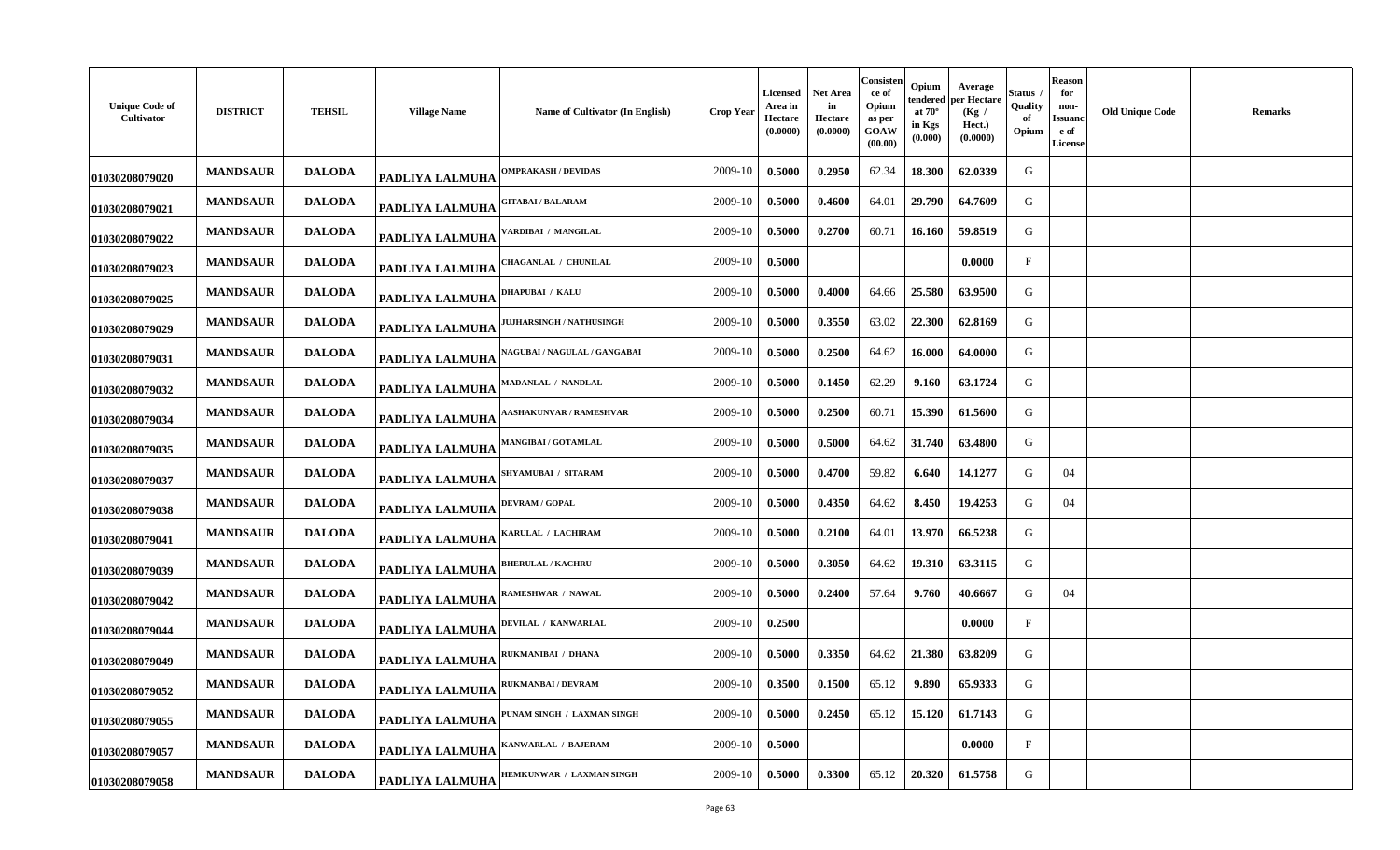| Unique Code of Cultivator | DISTRICT | TEHSIL | Village Name | Name of Cultivator (In English) | Crop Year | Licensed Area in Hectare (0.0000) | Net Area in Hectare (0.0000) | Consistence of Opium as per GOAW (00.00) | Opium tendered at 70° in Kgs (0.000) | Average per Hectare (Kg / Hect.) (0.0000) | Status / Quality of Opium | Reason for non-Issuance of License | Old Unique Code | Remarks |
|---|---|---|---|---|---|---|---|---|---|---|---|---|---|---|
| 01030208079020 | MANDSAUR | DALODA | PADLIYA LALMUHA | OMPRAKASH / DEVIDAS | 2009-10 | 0.5000 | 0.2950 | 62.34 | 18.300 | 62.0339 | G | | | |
| 01030208079021 | MANDSAUR | DALODA | PADLIYA LALMUHA | GITABAI / BALARAM | 2009-10 | 0.5000 | 0.4600 | 64.01 | 29.790 | 64.7609 | G | | | |
| 01030208079022 | MANDSAUR | DALODA | PADLIYA LALMUHA | VARDIBAI / MANGILAL | 2009-10 | 0.5000 | 0.2700 | 60.71 | 16.160 | 59.8519 | G | | | |
| 01030208079023 | MANDSAUR | DALODA | PADLIYA LALMUHA | CHAGANLAL / CHUNILAL | 2009-10 | 0.5000 | | | | 0.0000 | F | | | |
| 01030208079025 | MANDSAUR | DALODA | PADLIYA LALMUHA | DHAPUBAI / KALU | 2009-10 | 0.5000 | 0.4000 | 64.66 | 25.580 | 63.9500 | G | | | |
| 01030208079029 | MANDSAUR | DALODA | PADLIYA LALMUHA | JUJHARSINGH / NATHUSINGH | 2009-10 | 0.5000 | 0.3550 | 63.02 | 22.300 | 62.8169 | G | | | |
| 01030208079031 | MANDSAUR | DALODA | PADLIYA LALMUHA | NAGUBAI / NAGULAL / GANGABAI | 2009-10 | 0.5000 | 0.2500 | 64.62 | 16.000 | 64.0000 | G | | | |
| 01030208079032 | MANDSAUR | DALODA | PADLIYA LALMUHA | MADANLAL / NANDLAL | 2009-10 | 0.5000 | 0.1450 | 62.29 | 9.160 | 63.1724 | G | | | |
| 01030208079034 | MANDSAUR | DALODA | PADLIYA LALMUHA | AASHAKUNVAR / RAMESHVAR | 2009-10 | 0.5000 | 0.2500 | 60.71 | 15.390 | 61.5600 | G | | | |
| 01030208079035 | MANDSAUR | DALODA | PADLIYA LALMUHA | MANGIBAI / GOTAMLAL | 2009-10 | 0.5000 | 0.5000 | 64.62 | 31.740 | 63.4800 | G | | | |
| 01030208079037 | MANDSAUR | DALODA | PADLIYA LALMUHA | SHYAMUBAI / SITARAM | 2009-10 | 0.5000 | 0.4700 | 59.82 | 6.640 | 14.1277 | G | 04 | | |
| 01030208079038 | MANDSAUR | DALODA | PADLIYA LALMUHA | DEVRAM / GOPAL | 2009-10 | 0.5000 | 0.4350 | 64.62 | 8.450 | 19.4253 | G | 04 | | |
| 01030208079041 | MANDSAUR | DALODA | PADLIYA LALMUHA | KARULAL / LACHIRAM | 2009-10 | 0.5000 | 0.2100 | 64.01 | 13.970 | 66.5238 | G | | | |
| 01030208079039 | MANDSAUR | DALODA | PADLIYA LALMUHA | BHERULAL / KACHRU | 2009-10 | 0.5000 | 0.3050 | 64.62 | 19.310 | 63.3115 | G | | | |
| 01030208079042 | MANDSAUR | DALODA | PADLIYA LALMUHA | RAMESHWAR / NAWAL | 2009-10 | 0.5000 | 0.2400 | 57.64 | 9.760 | 40.6667 | G | 04 | | |
| 01030208079044 | MANDSAUR | DALODA | PADLIYA LALMUHA | DEVILAL / KANWARLAL | 2009-10 | 0.2500 | | | | 0.0000 | F | | | |
| 01030208079049 | MANDSAUR | DALODA | PADLIYA LALMUHA | RUKMANIBAI / DHANA | 2009-10 | 0.5000 | 0.3350 | 64.62 | 21.380 | 63.8209 | G | | | |
| 01030208079052 | MANDSAUR | DALODA | PADLIYA LALMUHA | RUKMANBAI / DEVRAM | 2009-10 | 0.3500 | 0.1500 | 65.12 | 9.890 | 65.9333 | G | | | |
| 01030208079055 | MANDSAUR | DALODA | PADLIYA LALMUHA | PUNAM SINGH / LAXMAN SINGH | 2009-10 | 0.5000 | 0.2450 | 65.12 | 15.120 | 61.7143 | G | | | |
| 01030208079057 | MANDSAUR | DALODA | PADLIYA LALMUHA | KANWARLAL / BAJERAM | 2009-10 | 0.5000 | | | | 0.0000 | F | | | |
| 01030208079058 | MANDSAUR | DALODA | PADLIYA LALMUHA | HEMKUNWAR / LAXMAN SINGH | 2009-10 | 0.5000 | 0.3300 | 65.12 | 20.320 | 61.5758 | G | | | |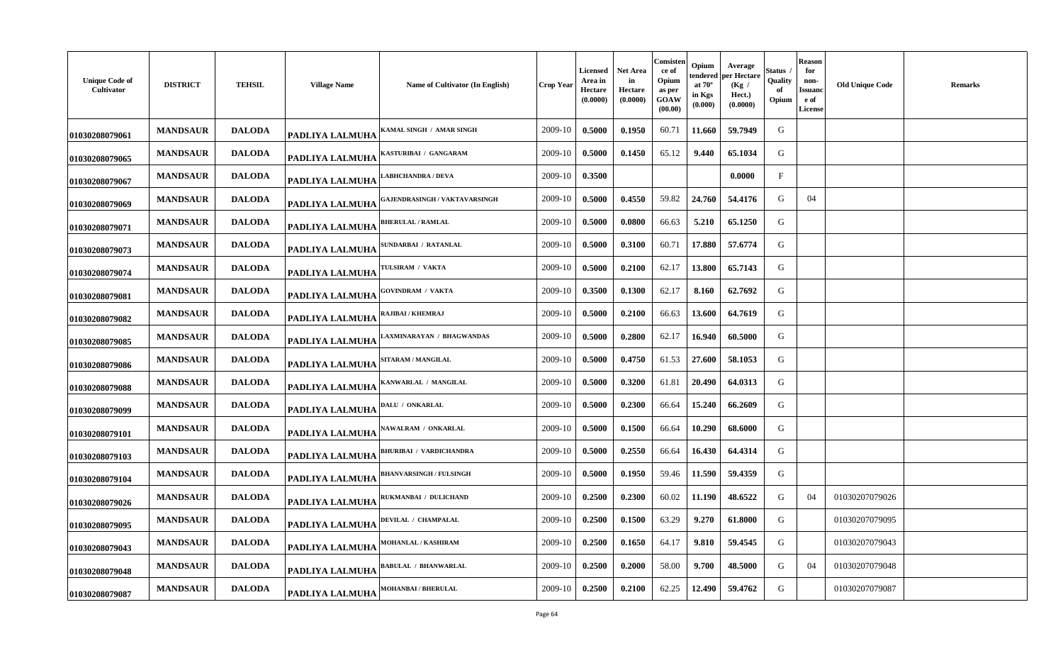| Unique Code of Cultivator | DISTRICT | TEHSIL | Village Name | Name of Cultivator (In English) | Crop Year | Licensed Area in Hectare (0.0000) | Net Area in Hectare (0.0000) | Consistence of Opium as per GOAW (00.00) | Opium tendered at 70° in Kgs (0.000) | Average per Hectare (Kg / Hect.) (0.0000) | Status / Quality of Opium | Reason for non-Issuance of License | Old Unique Code | Remarks |
|---|---|---|---|---|---|---|---|---|---|---|---|---|---|---|
| 01030208079061 | MANDSAUR | DALODA | PADLIYA LALMUHA | KAMAL SINGH / AMAR SINGH | 2009-10 | 0.5000 | 0.1950 | 60.71 | 11.660 | 59.7949 | G | | | |
| 01030208079065 | MANDSAUR | DALODA | PADLIYA LALMUHA | KASTURIBAI / GANGARAM | 2009-10 | 0.5000 | 0.1450 | 65.12 | 9.440 | 65.1034 | G | | | |
| 01030208079067 | MANDSAUR | DALODA | PADLIYA LALMUHA | LABHCHANDRA / DEVA | 2009-10 | 0.3500 | | | | 0.0000 | F | | | |
| 01030208079069 | MANDSAUR | DALODA | PADLIYA LALMUHA | GAJENDRASINGH / VAKTAVARSINGH | 2009-10 | 0.5000 | 0.4550 | 59.82 | 24.760 | 54.4176 | G | 04 | | |
| 01030208079071 | MANDSAUR | DALODA | PADLIYA LALMUHA | BHERULAL / RAMLAL | 2009-10 | 0.5000 | 0.0800 | 66.63 | 5.210 | 65.1250 | G | | | |
| 01030208079073 | MANDSAUR | DALODA | PADLIYA LALMUHA | SUNDARBAI / RATANLAL | 2009-10 | 0.5000 | 0.3100 | 60.71 | 17.880 | 57.6774 | G | | | |
| 01030208079074 | MANDSAUR | DALODA | PADLIYA LALMUHA | TULSIRAM / VAKTA | 2009-10 | 0.5000 | 0.2100 | 62.17 | 13.800 | 65.7143 | G | | | |
| 01030208079081 | MANDSAUR | DALODA | PADLIYA LALMUHA | GOVINDRAM / VAKTA | 2009-10 | 0.3500 | 0.1300 | 62.17 | 8.160 | 62.7692 | G | | | |
| 01030208079082 | MANDSAUR | DALODA | PADLIYA LALMUHA | RAJIBAI / KHEMRAJ | 2009-10 | 0.5000 | 0.2100 | 66.63 | 13.600 | 64.7619 | G | | | |
| 01030208079085 | MANDSAUR | DALODA | PADLIYA LALMUHA | LAXMINARAYAN / BHAGWANDAS | 2009-10 | 0.5000 | 0.2800 | 62.17 | 16.940 | 60.5000 | G | | | |
| 01030208079086 | MANDSAUR | DALODA | PADLIYA LALMUHA | SITARAM / MANGILAL | 2009-10 | 0.5000 | 0.4750 | 61.53 | 27.600 | 58.1053 | G | | | |
| 01030208079088 | MANDSAUR | DALODA | PADLIYA LALMUHA | KANWARLAL / MANGILAL | 2009-10 | 0.5000 | 0.3200 | 61.81 | 20.490 | 64.0313 | G | | | |
| 01030208079099 | MANDSAUR | DALODA | PADLIYA LALMUHA | DALU / ONKARLAL | 2009-10 | 0.5000 | 0.2300 | 66.64 | 15.240 | 66.2609 | G | | | |
| 01030208079101 | MANDSAUR | DALODA | PADLIYA LALMUHA | NAWALRAM / ONKARLAL | 2009-10 | 0.5000 | 0.1500 | 66.64 | 10.290 | 68.6000 | G | | | |
| 01030208079103 | MANDSAUR | DALODA | PADLIYA LALMUHA | BHURIBAI / VARDICHANDRA | 2009-10 | 0.5000 | 0.2550 | 66.64 | 16.430 | 64.4314 | G | | | |
| 01030208079104 | MANDSAUR | DALODA | PADLIYA LALMUHA | BHANVARSINGH / FULSINGH | 2009-10 | 0.5000 | 0.1950 | 59.46 | 11.590 | 59.4359 | G | | | |
| 01030208079026 | MANDSAUR | DALODA | PADLIYA LALMUHA | RUKMANBAI / DULICHAND | 2009-10 | 0.2500 | 0.2300 | 60.02 | 11.190 | 48.6522 | G | 04 | 01030207079026 | |
| 01030208079095 | MANDSAUR | DALODA | PADLIYA LALMUHA | DEVILAL / CHAMPALAL | 2009-10 | 0.2500 | 0.1500 | 63.29 | 9.270 | 61.8000 | G | | 01030207079095 | |
| 01030208079043 | MANDSAUR | DALODA | PADLIYA LALMUHA | MOHANLAL / KASHIRAM | 2009-10 | 0.2500 | 0.1650 | 64.17 | 9.810 | 59.4545 | G | | 01030207079043 | |
| 01030208079048 | MANDSAUR | DALODA | PADLIYA LALMUHA | BABULAL / BHANWARLAL | 2009-10 | 0.2500 | 0.2000 | 58.00 | 9.700 | 48.5000 | G | 04 | 01030207079048 | |
| 01030208079087 | MANDSAUR | DALODA | PADLIYA LALMUHA | MOHANBAI / BHERULAL | 2009-10 | 0.2500 | 0.2100 | 62.25 | 12.490 | 59.4762 | G | | 01030207079087 | |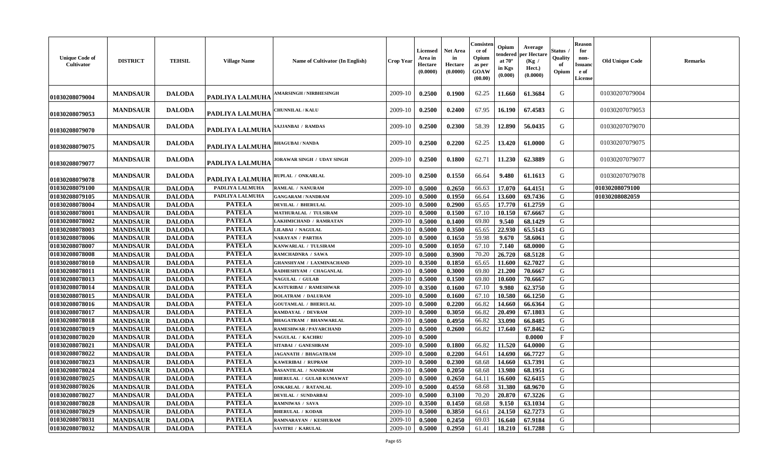| Unique Code of Cultivator | DISTRICT | TEHSIL | Village Name | Name of Cultivator (In English) | Crop Year | Licensed Area in Hectare (0.0000) | Net Area in Hectare (0.0000) | Consistence of Opium as per GOAW (00.00) | Opium tendered at 70° in Kgs (0.000) | Average per Hectare (Kg / Hect.) (0.0000) | Status / Quality of Opium | Reason for non-Issuance of License | Old Unique Code | Remarks |
|---|---|---|---|---|---|---|---|---|---|---|---|---|---|---|
| 01030208079004 | MANDSAUR | DALODA | PADLIYA LALMUHA | AMARSINGH / NIRBHESINGH | 2009-10 | 0.2500 | 0.1900 | 62.25 | 11.660 | 61.3684 | G | | 01030207079004 | |
| 01030208079053 | MANDSAUR | DALODA | PADLIYA LALMUHA | CHUNNILAL / KALU | 2009-10 | 0.2500 | 0.2400 | 67.95 | 16.190 | 67.4583 | G | | 01030207079053 | |
| 01030208079070 | MANDSAUR | DALODA | PADLIYA LALMUHA | SAJJANBAI / RAMDAS | 2009-10 | 0.2500 | 0.2300 | 58.39 | 12.890 | 56.0435 | G | | 01030207079070 | |
| 01030208079075 | MANDSAUR | DALODA | PADLIYA LALMUHA | BHAGUBAI / NANDA | 2009-10 | 0.2500 | 0.2200 | 62.25 | 13.420 | 61.0000 | G | | 01030207079075 | |
| 01030208079077 | MANDSAUR | DALODA | PADLIYA LALMUHA | JORAWAR SINGH / UDAY SINGH | 2009-10 | 0.2500 | 0.1800 | 62.71 | 11.230 | 62.3889 | G | | 01030207079077 | |
| 01030208079078 | MANDSAUR | DALODA | PADLIYA LALMUHA | RUPLAL / ONKARLAL | 2009-10 | 0.2500 | 0.1550 | 66.64 | 9.480 | 61.1613 | G | | 01030207079078 | |
| 01030208079100 | MANDSAUR | DALODA | PADLIYA LALMUHA | RAMLAL / NANURAM | 2009-10 | 0.5000 | 0.2650 | 66.63 | 17.070 | 64.4151 | G | | 01030208079100 | |
| 01030208079105 | MANDSAUR | DALODA | PADLIYA LALMUHA | GANGARAM / NANDRAM | 2009-10 | 0.5000 | 0.1950 | 66.64 | 13.600 | 69.7436 | G | | 01030208082059 | |
| 01030208078004 | MANDSAUR | DALODA | PATELA | DEVILAL / BHERULAL | 2009-10 | 0.5000 | 0.2900 | 65.65 | 17.770 | 61.2759 | G | | | |
| 01030208078001 | MANDSAUR | DALODA | PATELA | MATHURALAL / TULSIRAM | 2009-10 | 0.5000 | 0.1500 | 67.10 | 10.150 | 67.6667 | G | | | |
| 01030208078002 | MANDSAUR | DALODA | PATELA | LAKHMICHAND / RAMRATAN | 2009-10 | 0.5000 | 0.1400 | 69.80 | 9.540 | 68.1429 | G | | | |
| 01030208078003 | MANDSAUR | DALODA | PATELA | LILABAI / NAGULAL | 2009-10 | 0.5000 | 0.3500 | 65.65 | 22.930 | 65.5143 | G | | | |
| 01030208078006 | MANDSAUR | DALODA | PATELA | NARAYAN / PARTHA | 2009-10 | 0.5000 | 0.1650 | 59.98 | 9.670 | 58.6061 | G | | | |
| 01030208078007 | MANDSAUR | DALODA | PATELA | KANWARLAL / TULSIRAM | 2009-10 | 0.5000 | 0.1050 | 67.10 | 7.140 | 68.0000 | G | | | |
| 01030208078008 | MANDSAUR | DALODA | PATELA | RAMCHADNRA / SAWA | 2009-10 | 0.5000 | 0.3900 | 70.20 | 26.720 | 68.5128 | G | | | |
| 01030208078010 | MANDSAUR | DALODA | PATELA | GHANSHYAM / LAXMINACHAND | 2009-10 | 0.3500 | 0.1850 | 65.65 | 11.600 | 62.7027 | G | | | |
| 01030208078011 | MANDSAUR | DALODA | PATELA | RADHESHYAM / CHAGANLAL | 2009-10 | 0.5000 | 0.3000 | 69.80 | 21.200 | 70.6667 | G | | | |
| 01030208078013 | MANDSAUR | DALODA | PATELA | NAGULAL / GULAB | 2009-10 | 0.5000 | 0.1500 | 69.80 | 10.600 | 70.6667 | G | | | |
| 01030208078014 | MANDSAUR | DALODA | PATELA | KASTURIBAI / RAMESHWAR | 2009-10 | 0.3500 | 0.1600 | 67.10 | 9.980 | 62.3750 | G | | | |
| 01030208078015 | MANDSAUR | DALODA | PATELA | DOLATRAM / DALURAM | 2009-10 | 0.5000 | 0.1600 | 67.10 | 10.580 | 66.1250 | G | | | |
| 01030208078016 | MANDSAUR | DALODA | PATELA | GOUTAMLAL / BHERULAL | 2009-10 | 0.5000 | 0.2200 | 66.82 | 14.660 | 66.6364 | G | | | |
| 01030208078017 | MANDSAUR | DALODA | PATELA | RAMDAYAL / DEVRAM | 2009-10 | 0.5000 | 0.3050 | 66.82 | 20.490 | 67.1803 | G | | | |
| 01030208078018 | MANDSAUR | DALODA | PATELA | BHAGATRAM / BHANWARLAL | 2009-10 | 0.5000 | 0.4950 | 66.82 | 33.090 | 66.8485 | G | | | |
| 01030208078019 | MANDSAUR | DALODA | PATELA | RAMESHWAR / PAYARCHAND | 2009-10 | 0.5000 | 0.2600 | 66.82 | 17.640 | 67.8462 | G | | | |
| 01030208078020 | MANDSAUR | DALODA | PATELA | NAGULAL / KACHRU | 2009-10 | 0.5000 | | | | 0.0000 | F | | | |
| 01030208078021 | MANDSAUR | DALODA | PATELA | SITABAI / GANESHRAM | 2009-10 | 0.5000 | 0.1800 | 66.82 | 11.520 | 64.0000 | G | | | |
| 01030208078022 | MANDSAUR | DALODA | PATELA | JAGANATH / BHAGATRAM | 2009-10 | 0.5000 | 0.2200 | 64.61 | 14.690 | 66.7727 | G | | | |
| 01030208078023 | MANDSAUR | DALODA | PATELA | KAWERIBAI / RUPRAM | 2009-10 | 0.5000 | 0.2300 | 68.68 | 14.660 | 63.7391 | G | | | |
| 01030208078024 | MANDSAUR | DALODA | PATELA | BASANTILAL / NANDRAM | 2009-10 | 0.5000 | 0.2050 | 68.68 | 13.980 | 68.1951 | G | | | |
| 01030208078025 | MANDSAUR | DALODA | PATELA | BHERULAL / GULAB KUMAWAT | 2009-10 | 0.5000 | 0.2650 | 64.11 | 16.600 | 62.6415 | G | | | |
| 01030208078026 | MANDSAUR | DALODA | PATELA | ONKARLAL / RATANLAL | 2009-10 | 0.5000 | 0.4550 | 68.68 | 31.380 | 68.9670 | G | | | |
| 01030208078027 | MANDSAUR | DALODA | PATELA | DEVILAL / SUNDARBAI | 2009-10 | 0.5000 | 0.3100 | 70.20 | 20.870 | 67.3226 | G | | | |
| 01030208078028 | MANDSAUR | DALODA | PATELA | RAMNIWAS / SAVA | 2009-10 | 0.3500 | 0.1450 | 68.68 | 9.150 | 63.1034 | G | | | |
| 01030208078029 | MANDSAUR | DALODA | PATELA | BHERULAL / KODAR | 2009-10 | 0.5000 | 0.3850 | 64.61 | 24.150 | 62.7273 | G | | | |
| 01030208078031 | MANDSAUR | DALODA | PATELA | RAMNARAYAN / KESHURAM | 2009-10 | 0.5000 | 0.2450 | 69.03 | 16.640 | 67.9184 | G | | | |
| 01030208078032 | MANDSAUR | DALODA | PATELA | SAVITRI / KARULAL | 2009-10 | 0.5000 | 0.2950 | 61.41 | 18.210 | 61.7288 | G | | | |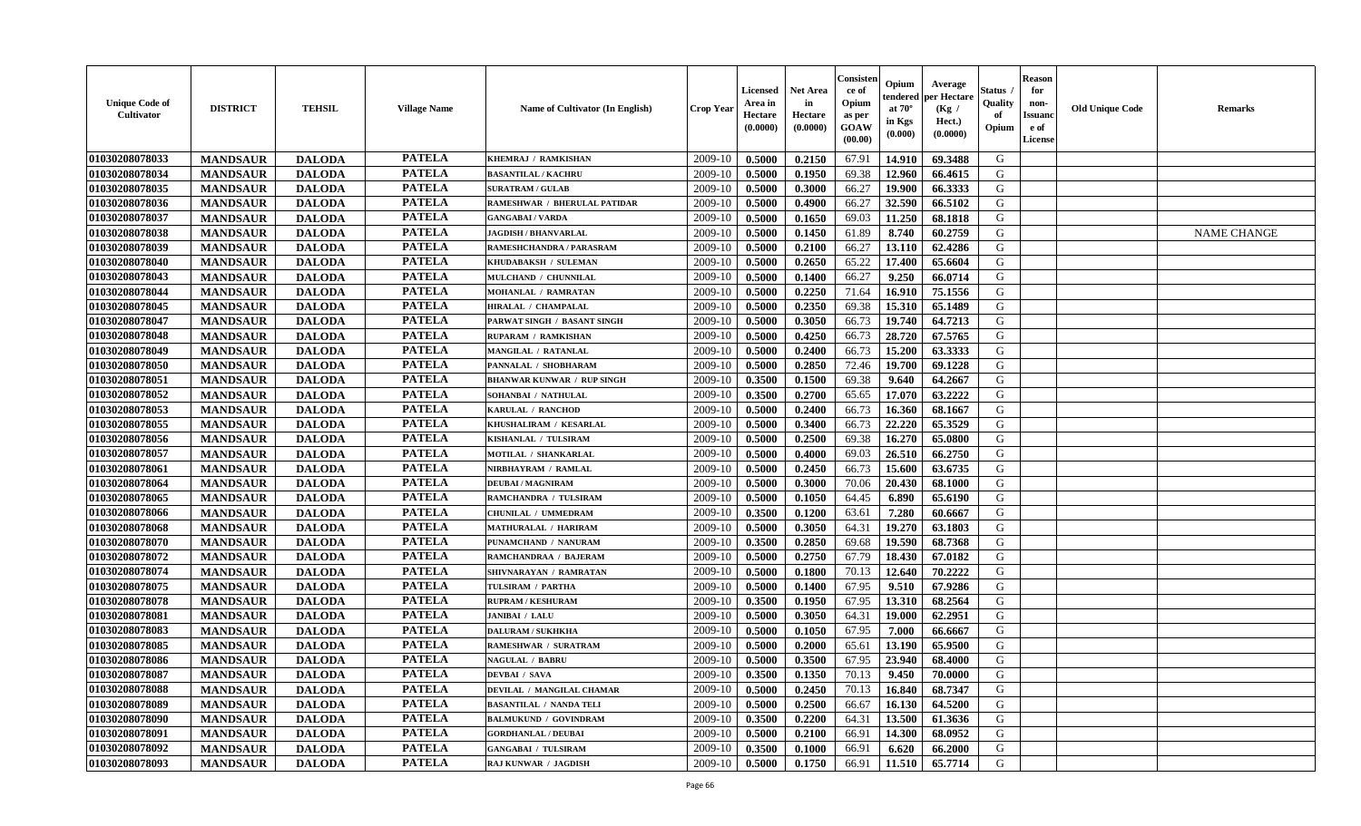| Unique Code of Cultivator | DISTRICT | TEHSIL | Village Name | Name of Cultivator (In English) | Crop Year | Licensed Area in Hectare (0.0000) | Net Area in Hectare (0.0000) | Consistence of Opium as per GOAW (00.00) | Opium tendered at 70° in Kgs (0.000) | Average per Hectare (Kg / Hect.) (0.0000) | Status / Quality of Opium | Reason for non-Issuance of License | Old Unique Code | Remarks |
|---|---|---|---|---|---|---|---|---|---|---|---|---|---|---|
| 01030208078033 | MANDSAUR | DALODA | PATELA | KHEMRAJ / RAMKISHAN | 2009-10 | 0.5000 | 0.2150 | 67.91 | 14.910 | 69.3488 | G | | | |
| 01030208078034 | MANDSAUR | DALODA | PATELA | BASANTILAL / KACHRU | 2009-10 | 0.5000 | 0.1950 | 69.38 | 12.960 | 66.4615 | G | | | |
| 01030208078035 | MANDSAUR | DALODA | PATELA | SURATRAM / GULAB | 2009-10 | 0.5000 | 0.3000 | 66.27 | 19.900 | 66.3333 | G | | | |
| 01030208078036 | MANDSAUR | DALODA | PATELA | RAMESHWAR / BHERULAL PATIDAR | 2009-10 | 0.5000 | 0.4900 | 66.27 | 32.590 | 66.5102 | G | | | |
| 01030208078037 | MANDSAUR | DALODA | PATELA | GANGABAI / VARDA | 2009-10 | 0.5000 | 0.1650 | 69.03 | 11.250 | 68.1818 | G | | | |
| 01030208078038 | MANDSAUR | DALODA | PATELA | JAGDISH / BHANVARLAL | 2009-10 | 0.5000 | 0.1450 | 61.89 | 8.740 | 60.2759 | G | | | NAME CHANGE |
| 01030208078039 | MANDSAUR | DALODA | PATELA | RAMESHCHANDRA / PARASRAM | 2009-10 | 0.5000 | 0.2100 | 66.27 | 13.110 | 62.4286 | G | | | |
| 01030208078040 | MANDSAUR | DALODA | PATELA | KHUDABAKSH / SULEMAN | 2009-10 | 0.5000 | 0.2650 | 65.22 | 17.400 | 65.6604 | G | | | |
| 01030208078043 | MANDSAUR | DALODA | PATELA | MULCHAND / CHUNNILAL | 2009-10 | 0.5000 | 0.1400 | 66.27 | 9.250 | 66.0714 | G | | | |
| 01030208078044 | MANDSAUR | DALODA | PATELA | MOHANLAL / RAMRATAN | 2009-10 | 0.5000 | 0.2250 | 71.64 | 16.910 | 75.1556 | G | | | |
| 01030208078045 | MANDSAUR | DALODA | PATELA | HIRALAL / CHAMPALAL | 2009-10 | 0.5000 | 0.2350 | 69.38 | 15.310 | 65.1489 | G | | | |
| 01030208078047 | MANDSAUR | DALODA | PATELA | PARWAT SINGH / BASANT SINGH | 2009-10 | 0.5000 | 0.3050 | 66.73 | 19.740 | 64.7213 | G | | | |
| 01030208078048 | MANDSAUR | DALODA | PATELA | RUPARAM / RAMKISHAN | 2009-10 | 0.5000 | 0.4250 | 66.73 | 28.720 | 67.5765 | G | | | |
| 01030208078049 | MANDSAUR | DALODA | PATELA | MANGILAL / RATANLAL | 2009-10 | 0.5000 | 0.2400 | 66.73 | 15.200 | 63.3333 | G | | | |
| 01030208078050 | MANDSAUR | DALODA | PATELA | PANNALAL / SHOBHARAM | 2009-10 | 0.5000 | 0.2850 | 72.46 | 19.700 | 69.1228 | G | | | |
| 01030208078051 | MANDSAUR | DALODA | PATELA | BHANWAR KUNWAR / RUP SINGH | 2009-10 | 0.3500 | 0.1500 | 69.38 | 9.640 | 64.2667 | G | | | |
| 01030208078052 | MANDSAUR | DALODA | PATELA | SOHANBAI / NATHULAL | 2009-10 | 0.3500 | 0.2700 | 65.65 | 17.070 | 63.2222 | G | | | |
| 01030208078053 | MANDSAUR | DALODA | PATELA | KARULAL / RANCHOD | 2009-10 | 0.5000 | 0.2400 | 66.73 | 16.360 | 68.1667 | G | | | |
| 01030208078055 | MANDSAUR | DALODA | PATELA | KHUSHALIRAM / KESARLAL | 2009-10 | 0.5000 | 0.3400 | 66.73 | 22.220 | 65.3529 | G | | | |
| 01030208078056 | MANDSAUR | DALODA | PATELA | KISHANLAL / TULSIRAM | 2009-10 | 0.5000 | 0.2500 | 69.38 | 16.270 | 65.0800 | G | | | |
| 01030208078057 | MANDSAUR | DALODA | PATELA | MOTILAL / SHANKARLAL | 2009-10 | 0.5000 | 0.4000 | 69.03 | 26.510 | 66.2750 | G | | | |
| 01030208078061 | MANDSAUR | DALODA | PATELA | NIRBHAYRAM / RAMLAL | 2009-10 | 0.5000 | 0.2450 | 66.73 | 15.600 | 63.6735 | G | | | |
| 01030208078064 | MANDSAUR | DALODA | PATELA | DEUBAI / MAGNIRAM | 2009-10 | 0.5000 | 0.3000 | 70.06 | 20.430 | 68.1000 | G | | | |
| 01030208078065 | MANDSAUR | DALODA | PATELA | RAMCHANDRA / TULSIRAM | 2009-10 | 0.5000 | 0.1050 | 64.45 | 6.890 | 65.6190 | G | | | |
| 01030208078066 | MANDSAUR | DALODA | PATELA | CHUNILAL / UMMEDRAM | 2009-10 | 0.3500 | 0.1200 | 63.61 | 7.280 | 60.6667 | G | | | |
| 01030208078068 | MANDSAUR | DALODA | PATELA | MATHURALAL / HARIRAM | 2009-10 | 0.5000 | 0.3050 | 64.31 | 19.270 | 63.1803 | G | | | |
| 01030208078070 | MANDSAUR | DALODA | PATELA | PUNAMCHAND / NANURAM | 2009-10 | 0.3500 | 0.2850 | 69.68 | 19.590 | 68.7368 | G | | | |
| 01030208078072 | MANDSAUR | DALODA | PATELA | RAMCHANDRAA / BAJERAM | 2009-10 | 0.5000 | 0.2750 | 67.79 | 18.430 | 67.0182 | G | | | |
| 01030208078074 | MANDSAUR | DALODA | PATELA | SHIVNARAYAN / RAMRATAN | 2009-10 | 0.5000 | 0.1800 | 70.13 | 12.640 | 70.2222 | G | | | |
| 01030208078075 | MANDSAUR | DALODA | PATELA | TULSIRAM / PARTHA | 2009-10 | 0.5000 | 0.1400 | 67.95 | 9.510 | 67.9286 | G | | | |
| 01030208078078 | MANDSAUR | DALODA | PATELA | RUPRAM / KESHURAM | 2009-10 | 0.3500 | 0.1950 | 67.95 | 13.310 | 68.2564 | G | | | |
| 01030208078081 | MANDSAUR | DALODA | PATELA | JANIBAI / LALU | 2009-10 | 0.5000 | 0.3050 | 64.31 | 19.000 | 62.2951 | G | | | |
| 01030208078083 | MANDSAUR | DALODA | PATELA | DALURAM / SUKHKHA | 2009-10 | 0.5000 | 0.1050 | 67.95 | 7.000 | 66.6667 | G | | | |
| 01030208078085 | MANDSAUR | DALODA | PATELA | RAMESHWAR / SURATRAM | 2009-10 | 0.5000 | 0.2000 | 65.61 | 13.190 | 65.9500 | G | | | |
| 01030208078086 | MANDSAUR | DALODA | PATELA | NAGULAL / BABRU | 2009-10 | 0.5000 | 0.3500 | 67.95 | 23.940 | 68.4000 | G | | | |
| 01030208078087 | MANDSAUR | DALODA | PATELA | DEVBAI / SAVA | 2009-10 | 0.3500 | 0.1350 | 70.13 | 9.450 | 70.0000 | G | | | |
| 01030208078088 | MANDSAUR | DALODA | PATELA | DEVILAL / MANGILAL CHAMAR | 2009-10 | 0.5000 | 0.2450 | 70.13 | 16.840 | 68.7347 | G | | | |
| 01030208078089 | MANDSAUR | DALODA | PATELA | BASANTILAL / NANDA TELI | 2009-10 | 0.5000 | 0.2500 | 66.67 | 16.130 | 64.5200 | G | | | |
| 01030208078090 | MANDSAUR | DALODA | PATELA | BALMUKUND / GOVINDRAM | 2009-10 | 0.3500 | 0.2200 | 64.31 | 13.500 | 61.3636 | G | | | |
| 01030208078091 | MANDSAUR | DALODA | PATELA | GORDHANLAL / DEUBAI | 2009-10 | 0.5000 | 0.2100 | 66.91 | 14.300 | 68.0952 | G | | | |
| 01030208078092 | MANDSAUR | DALODA | PATELA | GANGABAI / TULSIRAM | 2009-10 | 0.3500 | 0.1000 | 66.91 | 6.620 | 66.2000 | G | | | |
| 01030208078093 | MANDSAUR | DALODA | PATELA | RAJ KUNWAR / JAGDISH | 2009-10 | 0.5000 | 0.1750 | 66.91 | 11.510 | 65.7714 | G | | | |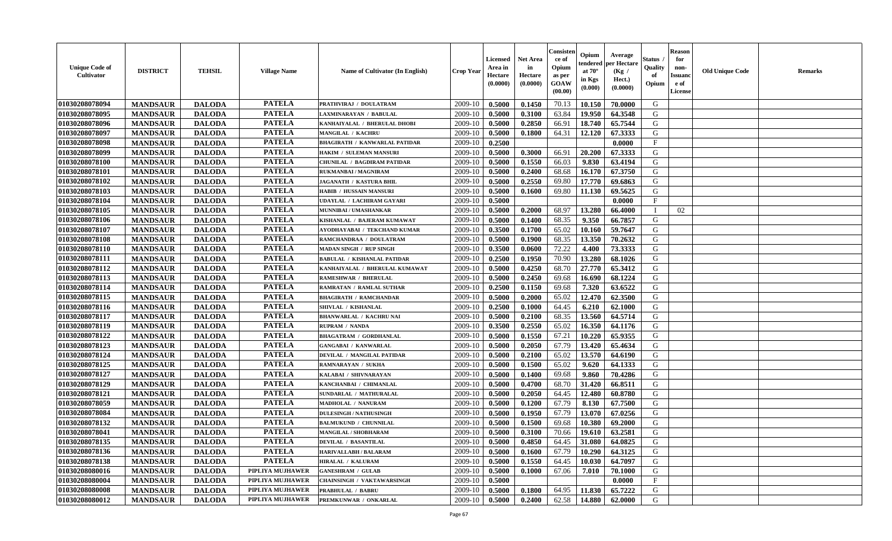| Unique Code of Cultivator | DISTRICT | TEHSIL | Village Name | Name of Cultivator (In English) | Crop Year | Licensed Area in Hectare (0.0000) | Net Area in Hectare (0.0000) | Consistence of Opium as per GOAW (00.00) | Opium tendered at 70° in Kgs (0.000) | Average per Hectare (Kg / Hect.) (0.0000) | Status / Quality of Opium | Reason for non-Issuance of License | Old Unique Code | Remarks |
|---|---|---|---|---|---|---|---|---|---|---|---|---|---|---|
| 01030208078094 | MANDSAUR | DALODA | PATELA | PRATHVIRAJ / DOULATRAM | 2009-10 | 0.5000 | 0.1450 | 70.13 | 10.150 | 70.0000 | G | | | |
| 01030208078095 | MANDSAUR | DALODA | PATELA | LAXMINARAYAN / BABULAL | 2009-10 | 0.5000 | 0.3100 | 63.84 | 19.950 | 64.3548 | G | | | |
| 01030208078096 | MANDSAUR | DALODA | PATELA | KANHAIYALAL / BHERULAL DHOBI | 2009-10 | 0.5000 | 0.2850 | 66.91 | 18.740 | 65.7544 | G | | | |
| 01030208078097 | MANDSAUR | DALODA | PATELA | MANGILAL / KACHRU | 2009-10 | 0.5000 | 0.1800 | 64.31 | 12.120 | 67.3333 | G | | | |
| 01030208078098 | MANDSAUR | DALODA | PATELA | BHAGIRATH / KANWARLAL PATIDAR | 2009-10 | 0.2500 | | | | 0.0000 | F | | | |
| 01030208078099 | MANDSAUR | DALODA | PATELA | HAKIM / SULEMAN MANSURI | 2009-10 | 0.5000 | 0.3000 | 66.91 | 20.200 | 67.3333 | G | | | |
| 01030208078100 | MANDSAUR | DALODA | PATELA | CHUNILAL / BAGDIRAM PATIDAR | 2009-10 | 0.5000 | 0.1550 | 66.03 | 9.830 | 63.4194 | G | | | |
| 01030208078101 | MANDSAUR | DALODA | PATELA | RUKMANBAI / MAGNIRAM | 2009-10 | 0.5000 | 0.2400 | 68.68 | 16.170 | 67.3750 | G | | | |
| 01030208078102 | MANDSAUR | DALODA | PATELA | JAGANATH / KASTURA BHIL | 2009-10 | 0.5000 | 0.2550 | 69.80 | 17.770 | 69.6863 | G | | | |
| 01030208078103 | MANDSAUR | DALODA | PATELA | HABIB / HUSSAIN MANSURI | 2009-10 | 0.5000 | 0.1600 | 69.80 | 11.130 | 69.5625 | G | | | |
| 01030208078104 | MANDSAUR | DALODA | PATELA | UDAYLAL / LACHIRAM GAYARI | 2009-10 | 0.5000 | | | | 0.0000 | F | | | |
| 01030208078105 | MANDSAUR | DALODA | PATELA | MUNNIBAI / UMASHANKAR | 2009-10 | 0.5000 | 0.2000 | 68.97 | 13.280 | 66.4000 | I | 02 | | |
| 01030208078106 | MANDSAUR | DALODA | PATELA | KISHANLAL / BAJERAM KUMAWAT | 2009-10 | 0.5000 | 0.1400 | 68.35 | 9.350 | 66.7857 | G | | | |
| 01030208078107 | MANDSAUR | DALODA | PATELA | AYODHAYABAI / TEKCHAND KUMAR | 2009-10 | 0.3500 | 0.1700 | 65.02 | 10.160 | 59.7647 | G | | | |
| 01030208078108 | MANDSAUR | DALODA | PATELA | RAMCHANDRAA / DOULATRAM | 2009-10 | 0.5000 | 0.1900 | 68.35 | 13.350 | 70.2632 | G | | | |
| 01030208078110 | MANDSAUR | DALODA | PATELA | MADAN SINGH / RUP SINGH | 2009-10 | 0.3500 | 0.0600 | 72.22 | 4.400 | 73.3333 | G | | | |
| 01030208078111 | MANDSAUR | DALODA | PATELA | BABULAL / KISHANLAL PATIDAR | 2009-10 | 0.2500 | 0.1950 | 70.90 | 13.280 | 68.1026 | G | | | |
| 01030208078112 | MANDSAUR | DALODA | PATELA | KANHAIYALAL / BHERULAL KUMAWAT | 2009-10 | 0.5000 | 0.4250 | 68.70 | 27.770 | 65.3412 | G | | | |
| 01030208078113 | MANDSAUR | DALODA | PATELA | RAMESHWAR / BHERULAL | 2009-10 | 0.5000 | 0.2450 | 69.68 | 16.690 | 68.1224 | G | | | |
| 01030208078114 | MANDSAUR | DALODA | PATELA | RAMRATAN / RAMLAL SUTHAR | 2009-10 | 0.2500 | 0.1150 | 69.68 | 7.320 | 63.6522 | G | | | |
| 01030208078115 | MANDSAUR | DALODA | PATELA | BHAGIRATH / RAMCHANDAR | 2009-10 | 0.5000 | 0.2000 | 65.02 | 12.470 | 62.3500 | G | | | |
| 01030208078116 | MANDSAUR | DALODA | PATELA | SHIVLAL / KISHANLAL | 2009-10 | 0.2500 | 0.1000 | 64.45 | 6.210 | 62.1000 | G | | | |
| 01030208078117 | MANDSAUR | DALODA | PATELA | BHANWARLAL / KACHRU NAI | 2009-10 | 0.5000 | 0.2100 | 68.35 | 13.560 | 64.5714 | G | | | |
| 01030208078119 | MANDSAUR | DALODA | PATELA | RUPRAM / NANDA | 2009-10 | 0.3500 | 0.2550 | 65.02 | 16.350 | 64.1176 | G | | | |
| 01030208078122 | MANDSAUR | DALODA | PATELA | BHAGATRAM / GORDHANLAL | 2009-10 | 0.5000 | 0.1550 | 67.21 | 10.220 | 65.9355 | G | | | |
| 01030208078123 | MANDSAUR | DALODA | PATELA | GANGABAI / KANWARLAL | 2009-10 | 0.5000 | 0.2050 | 67.79 | 13.420 | 65.4634 | G | | | |
| 01030208078124 | MANDSAUR | DALODA | PATELA | DEVILAL / MANGILAL PATIDAR | 2009-10 | 0.5000 | 0.2100 | 65.02 | 13.570 | 64.6190 | G | | | |
| 01030208078125 | MANDSAUR | DALODA | PATELA | RAMNARAYAN / SUKHA | 2009-10 | 0.5000 | 0.1500 | 65.02 | 9.620 | 64.1333 | G | | | |
| 01030208078127 | MANDSAUR | DALODA | PATELA | KALABAI / SHIVNARAYAN | 2009-10 | 0.5000 | 0.1400 | 69.68 | 9.860 | 70.4286 | G | | | |
| 01030208078129 | MANDSAUR | DALODA | PATELA | KANCHANBAI / CHIMANLAL | 2009-10 | 0.5000 | 0.4700 | 68.70 | 31.420 | 66.8511 | G | | | |
| 01030208078121 | MANDSAUR | DALODA | PATELA | SUNDARLAL / MATHURALAL | 2009-10 | 0.5000 | 0.2050 | 64.45 | 12.480 | 60.8780 | G | | | |
| 01030208078059 | MANDSAUR | DALODA | PATELA | MADHOLAL / NANURAM | 2009-10 | 0.5000 | 0.1200 | 67.79 | 8.130 | 67.7500 | G | | | |
| 01030208078084 | MANDSAUR | DALODA | PATELA | DULESINGH / NATHUSINGH | 2009-10 | 0.5000 | 0.1950 | 67.79 | 13.070 | 67.0256 | G | | | |
| 01030208078132 | MANDSAUR | DALODA | PATELA | BALMUKUND / CHUNNILAL | 2009-10 | 0.5000 | 0.1500 | 69.68 | 10.380 | 69.2000 | G | | | |
| 01030208078041 | MANDSAUR | DALODA | PATELA | MANGILAL / SHOBHARAM | 2009-10 | 0.5000 | 0.3100 | 70.66 | 19.610 | 63.2581 | G | | | |
| 01030208078135 | MANDSAUR | DALODA | PATELA | DEVILAL / BASANTILAL | 2009-10 | 0.5000 | 0.4850 | 64.45 | 31.080 | 64.0825 | G | | | |
| 01030208078136 | MANDSAUR | DALODA | PATELA | HARIVALLABH / BALARAM | 2009-10 | 0.5000 | 0.1600 | 67.79 | 10.290 | 64.3125 | G | | | |
| 01030208078138 | MANDSAUR | DALODA | PATELA | HIRALAL / KALURAM | 2009-10 | 0.5000 | 0.1550 | 64.45 | 10.030 | 64.7097 | G | | | |
| 01030208080016 | MANDSAUR | DALODA | PIPLIYA MUJHAWER | GANESHRAM / GULAB | 2009-10 | 0.5000 | 0.1000 | 67.06 | 7.010 | 70.1000 | G | | | |
| 01030208080004 | MANDSAUR | DALODA | PIPLIYA MUJHAWER | CHAINSINGH / VAKTAWARSINGH | 2009-10 | 0.5000 | | | | 0.0000 | F | | | |
| 01030208080008 | MANDSAUR | DALODA | PIPLIYA MUJHAWER | PRABHULAL / BABRU | 2009-10 | 0.5000 | 0.1800 | 64.95 | 11.830 | 65.7222 | G | | | |
| 01030208080012 | MANDSAUR | DALODA | PIPLIYA MUJHAWER | PREMKUNWAR / ONKARLAL | 2009-10 | 0.5000 | 0.2400 | 62.58 | 14.880 | 62.0000 | G | | | |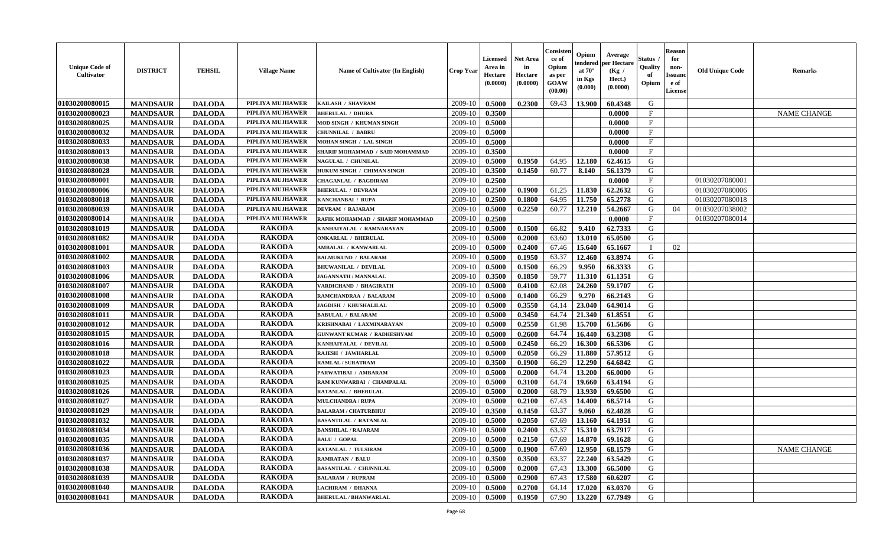| Unique Code of Cultivator | DISTRICT | TEHSIL | Village Name | Name of Cultivator (In English) | Crop Year | Licensed Area in Hectare (0.0000) | Net Area in Hectare (0.0000) | Consistence of Opium as per GOAW (00.00) | Opium tendered at 70° in Kgs (0.000) | Average per Hectare (Kg / Hect.) (0.0000) | Status / Quality of Opium | Reason for non-Issuance of License | Old Unique Code | Remarks |
|---|---|---|---|---|---|---|---|---|---|---|---|---|---|---|
| 01030208080015 | MANDSAUR | DALODA | PIPLIYA MUJHAWER | KAILASH / SHAVRAM | 2009-10 | 0.5000 | 0.2300 | 69.43 | 13.900 | 60.4348 | G | | | |
| 01030208080023 | MANDSAUR | DALODA | PIPLIYA MUJHAWER | BHERULAL / DHURA | 2009-10 | 0.3500 | | | | 0.0000 | F | | | NAME CHANGE |
| 01030208080025 | MANDSAUR | DALODA | PIPLIYA MUJHAWER | MOD SINGH / KHUMAN SINGH | 2009-10 | 0.5000 | | | | 0.0000 | F | | | |
| 01030208080032 | MANDSAUR | DALODA | PIPLIYA MUJHAWER | CHUNNILAL / BABRU | 2009-10 | 0.5000 | | | | 0.0000 | F | | | |
| 01030208080033 | MANDSAUR | DALODA | PIPLIYA MUJHAWER | MOHAN SINGH / LAL SINGH | 2009-10 | 0.5000 | | | | 0.0000 | F | | | |
| 01030208080013 | MANDSAUR | DALODA | PIPLIYA MUJHAWER | SHARIF MOHAMMAD / SAID MOHAMMAD | 2009-10 | 0.3500 | | | | 0.0000 | F | | | |
| 01030208080038 | MANDSAUR | DALODA | PIPLIYA MUJHAWER | NAGULAL / CHUNILAL | 2009-10 | 0.5000 | 0.1950 | 64.95 | 12.180 | 62.4615 | G | | | |
| 01030208080028 | MANDSAUR | DALODA | PIPLIYA MUJHAWER | HUKUM SINGH / CHIMAN SINGH | 2009-10 | 0.3500 | 0.1450 | 60.77 | 8.140 | 56.1379 | G | | | |
| 01030208080001 | MANDSAUR | DALODA | PIPLIYA MUJHAWER | CHAGANLAL / BAGDIRAM | 2009-10 | 0.2500 | | | | 0.0000 | F | | 01030207080001 | |
| 01030208080006 | MANDSAUR | DALODA | PIPLIYA MUJHAWER | BHERULAL / DEVRAM | 2009-10 | 0.2500 | 0.1900 | 61.25 | 11.830 | 62.2632 | G | | 01030207080006 | |
| 01030208080018 | MANDSAUR | DALODA | PIPLIYA MUJHAWER | KANCHANBAI / RUPA | 2009-10 | 0.2500 | 0.1800 | 64.95 | 11.750 | 65.2778 | G | | 01030207080018 | |
| 01030208080039 | MANDSAUR | DALODA | PIPLIYA MUJHAWER | DEVRAM / RAJARAM | 2009-10 | 0.5000 | 0.2250 | 60.77 | 12.210 | 54.2667 | G | 04 | 01030207038002 | |
| 01030208080014 | MANDSAUR | DALODA | PIPLIYA MUJHAWER | RAFIK MOHAMMAD / SHARIF MOHAMMAD | 2009-10 | 0.2500 | | | | 0.0000 | F | | 01030207080014 | |
| 01030208081019 | MANDSAUR | DALODA | RAKODA | KANHAIYALAL / RAMNARAYAN | 2009-10 | 0.5000 | 0.1500 | 66.82 | 9.410 | 62.7333 | G | | | |
| 01030208081082 | MANDSAUR | DALODA | RAKODA | ONKARLAL / BHERULAL | 2009-10 | 0.5000 | 0.2000 | 63.60 | 13.010 | 65.0500 | G | | | |
| 01030208081001 | MANDSAUR | DALODA | RAKODA | AMBALAL / KANWARLAL | 2009-10 | 0.5000 | 0.2400 | 67.46 | 15.640 | 65.1667 | I | 02 | | |
| 01030208081002 | MANDSAUR | DALODA | RAKODA | BALMUKUND / BALARAM | 2009-10 | 0.5000 | 0.1950 | 63.37 | 12.460 | 63.8974 | G | | | |
| 01030208081003 | MANDSAUR | DALODA | RAKODA | BHUWANILAL / DEVILAL | 2009-10 | 0.5000 | 0.1500 | 66.29 | 9.950 | 66.3333 | G | | | |
| 01030208081006 | MANDSAUR | DALODA | RAKODA | JAGANNATH / MANNALAL | 2009-10 | 0.3500 | 0.1850 | 59.77 | 11.310 | 61.1351 | G | | | |
| 01030208081007 | MANDSAUR | DALODA | RAKODA | VARDICHAND / BHAGIRATH | 2009-10 | 0.5000 | 0.4100 | 62.08 | 24.260 | 59.1707 | G | | | |
| 01030208081008 | MANDSAUR | DALODA | RAKODA | RAMCHANDRAA / BALARAM | 2009-10 | 0.5000 | 0.1400 | 66.29 | 9.270 | 66.2143 | G | | | |
| 01030208081009 | MANDSAUR | DALODA | RAKODA | JAGDISH / KHUSHALILAL | 2009-10 | 0.5000 | 0.3550 | 64.14 | 23.040 | 64.9014 | G | | | |
| 01030208081011 | MANDSAUR | DALODA | RAKODA | BABULAL / BALARAM | 2009-10 | 0.5000 | 0.3450 | 64.74 | 21.340 | 61.8551 | G | | | |
| 01030208081012 | MANDSAUR | DALODA | RAKODA | KRISHNABAI / LAXMINARAYAN | 2009-10 | 0.5000 | 0.2550 | 61.98 | 15.700 | 61.5686 | G | | | |
| 01030208081015 | MANDSAUR | DALODA | RAKODA | GUNWANT KUMAR / RADHESHYAM | 2009-10 | 0.5000 | 0.2600 | 64.74 | 16.440 | 63.2308 | G | | | |
| 01030208081016 | MANDSAUR | DALODA | RAKODA | KANHAIYALAL / DEVILAL | 2009-10 | 0.5000 | 0.2450 | 66.29 | 16.300 | 66.5306 | G | | | |
| 01030208081018 | MANDSAUR | DALODA | RAKODA | RAJESH / JAWHARLAL | 2009-10 | 0.5000 | 0.2050 | 66.29 | 11.880 | 57.9512 | G | | | |
| 01030208081022 | MANDSAUR | DALODA | RAKODA | RAMLAL / SURATRAM | 2009-10 | 0.3500 | 0.1900 | 66.29 | 12.290 | 64.6842 | G | | | |
| 01030208081023 | MANDSAUR | DALODA | RAKODA | PARWATIBAI / AMBARAM | 2009-10 | 0.5000 | 0.2000 | 64.74 | 13.200 | 66.0000 | G | | | |
| 01030208081025 | MANDSAUR | DALODA | RAKODA | RAM KUNWARBAI / CHAMPALAL | 2009-10 | 0.5000 | 0.3100 | 64.74 | 19.660 | 63.4194 | G | | | |
| 01030208081026 | MANDSAUR | DALODA | RAKODA | RATANLAL / BHERULAL | 2009-10 | 0.5000 | 0.2000 | 68.79 | 13.930 | 69.6500 | G | | | |
| 01030208081027 | MANDSAUR | DALODA | RAKODA | MULCHANDRA / RUPA | 2009-10 | 0.5000 | 0.2100 | 67.43 | 14.400 | 68.5714 | G | | | |
| 01030208081029 | MANDSAUR | DALODA | RAKODA | BALARAM / CHATURBHUJ | 2009-10 | 0.3500 | 0.1450 | 63.37 | 9.060 | 62.4828 | G | | | |
| 01030208081032 | MANDSAUR | DALODA | RAKODA | BASANTILAL / RATANLAL | 2009-10 | 0.5000 | 0.2050 | 67.69 | 13.160 | 64.1951 | G | | | |
| 01030208081034 | MANDSAUR | DALODA | RAKODA | BANSHILAL / RAJARAM | 2009-10 | 0.5000 | 0.2400 | 63.37 | 15.310 | 63.7917 | G | | | |
| 01030208081035 | MANDSAUR | DALODA | RAKODA | BALU / GOPAL | 2009-10 | 0.5000 | 0.2150 | 67.69 | 14.870 | 69.1628 | G | | | |
| 01030208081036 | MANDSAUR | DALODA | RAKODA | RATANLAL / TULSIRAM | 2009-10 | 0.5000 | 0.1900 | 67.69 | 12.950 | 68.1579 | G | | | NAME CHANGE |
| 01030208081037 | MANDSAUR | DALODA | RAKODA | RAMRATAN / BALU | 2009-10 | 0.3500 | 0.3500 | 63.37 | 22.240 | 63.5429 | G | | | |
| 01030208081038 | MANDSAUR | DALODA | RAKODA | BASANTILAL / CHUNNILAL | 2009-10 | 0.5000 | 0.2000 | 67.43 | 13.300 | 66.5000 | G | | | |
| 01030208081039 | MANDSAUR | DALODA | RAKODA | BALARAM / RUPRAM | 2009-10 | 0.5000 | 0.2900 | 67.43 | 17.580 | 60.6207 | G | | | |
| 01030208081040 | MANDSAUR | DALODA | RAKODA | LACHIRAM / DHANNA | 2009-10 | 0.5000 | 0.2700 | 64.14 | 17.020 | 63.0370 | G | | | |
| 01030208081041 | MANDSAUR | DALODA | RAKODA | BHERULAL / BHANWARLAL | 2009-10 | 0.5000 | 0.1950 | 67.90 | 13.220 | 67.7949 | G | | | |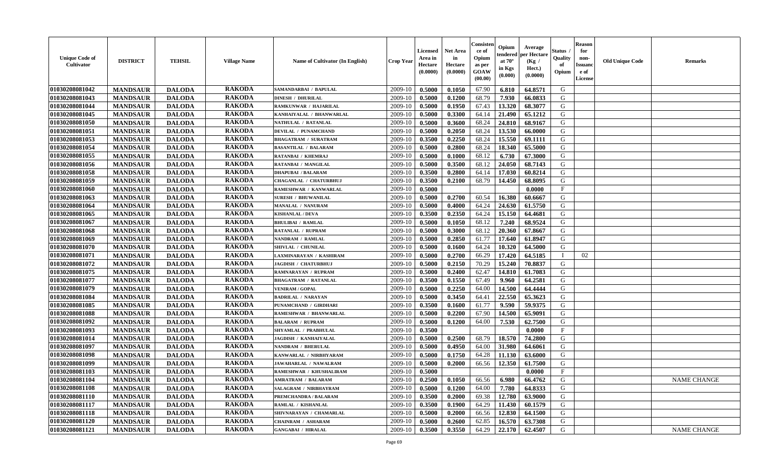| Unique Code of Cultivator | DISTRICT | TEHSIL | Village Name | Name of Cultivator (In English) | Crop Year | Licensed Area in Hectare (0.0000) | Net Area in Hectare (0.0000) | Consistence of Opium as per GOAW (00.00) | Opium tendered at 70° in Kgs (0.000) | Average per Hectare (Kg / Hect.) (0.0000) | Status / Quality of Opium | Reason for non-Issuance of License | Old Unique Code | Remarks |
|---|---|---|---|---|---|---|---|---|---|---|---|---|---|---|
| 01030208081042 | MANDSAUR | DALODA | RAKODA | SAMANDARBAI / BAPULAL | 2009-10 | 0.5000 | 0.1050 | 67.90 | 6.810 | 64.8571 | G | | | |
| 01030208081043 | MANDSAUR | DALODA | RAKODA | DINESH / DHURILAL | 2009-10 | 0.5000 | 0.1200 | 68.79 | 7.930 | 66.0833 | G | | | |
| 01030208081044 | MANDSAUR | DALODA | RAKODA | RAMKUNWAR / HAJARILAL | 2009-10 | 0.5000 | 0.1950 | 67.43 | 13.320 | 68.3077 | G | | | |
| 01030208081045 | MANDSAUR | DALODA | RAKODA | KANHAIYALAL / BHANWARLAL | 2009-10 | 0.5000 | 0.3300 | 64.14 | 21.490 | 65.1212 | G | | | |
| 01030208081050 | MANDSAUR | DALODA | RAKODA | NATHULAL / RATANLAL | 2009-10 | 0.5000 | 0.3600 | 68.24 | 24.810 | 68.9167 | G | | | |
| 01030208081051 | MANDSAUR | DALODA | RAKODA | DEVILAL / PUNAMCHAND | 2009-10 | 0.5000 | 0.2050 | 68.24 | 13.530 | 66.0000 | G | | | |
| 01030208081053 | MANDSAUR | DALODA | RAKODA | BHAGATRAM / SURATRAM | 2009-10 | 0.3500 | 0.2250 | 68.24 | 15.550 | 69.1111 | G | | | |
| 01030208081054 | MANDSAUR | DALODA | RAKODA | BASANTILAL / BALARAM | 2009-10 | 0.5000 | 0.2800 | 68.24 | 18.340 | 65.5000 | G | | | |
| 01030208081055 | MANDSAUR | DALODA | RAKODA | RATANBAI / KHEMRAJ | 2009-10 | 0.5000 | 0.1000 | 68.12 | 6.730 | 67.3000 | G | | | |
| 01030208081056 | MANDSAUR | DALODA | RAKODA | RATANBAI / MANGILAL | 2009-10 | 0.5000 | 0.3500 | 68.12 | 24.050 | 68.7143 | G | | | |
| 01030208081058 | MANDSAUR | DALODA | RAKODA | DHAPUBAI / BALARAM | 2009-10 | 0.3500 | 0.2800 | 64.14 | 17.030 | 60.8214 | G | | | |
| 01030208081059 | MANDSAUR | DALODA | RAKODA | CHAGANLAL / CHATURBHUJ | 2009-10 | 0.3500 | 0.2100 | 68.79 | 14.450 | 68.8095 | G | | | |
| 01030208081060 | MANDSAUR | DALODA | RAKODA | RAMESHWAR / KANWARLAL | 2009-10 | 0.5000 | | | | 0.0000 | F | | | |
| 01030208081063 | MANDSAUR | DALODA | RAKODA | SURESH / BHUWANILAL | 2009-10 | 0.5000 | 0.2700 | 60.54 | 16.380 | 60.6667 | G | | | |
| 01030208081064 | MANDSAUR | DALODA | RAKODA | MANALAL / NANURAM | 2009-10 | 0.5000 | 0.4000 | 64.24 | 24.630 | 61.5750 | G | | | |
| 01030208081065 | MANDSAUR | DALODA | RAKODA | KISHANLAL / DEVA | 2009-10 | 0.3500 | 0.2350 | 64.24 | 15.150 | 64.4681 | G | | | |
| 01030208081067 | MANDSAUR | DALODA | RAKODA | BHULIBAI / RAMLAL | 2009-10 | 0.5000 | 0.1050 | 68.12 | 7.240 | 68.9524 | G | | | |
| 01030208081068 | MANDSAUR | DALODA | RAKODA | RATANLAL / RUPRAM | 2009-10 | 0.5000 | 0.3000 | 68.12 | 20.360 | 67.8667 | G | | | |
| 01030208081069 | MANDSAUR | DALODA | RAKODA | NANDRAM / RAMLAL | 2009-10 | 0.5000 | 0.2850 | 61.77 | 17.640 | 61.8947 | G | | | |
| 01030208081070 | MANDSAUR | DALODA | RAKODA | SHIVLAL / CHUNILAL | 2009-10 | 0.5000 | 0.1600 | 64.24 | 10.320 | 64.5000 | G | | | |
| 01030208081071 | MANDSAUR | DALODA | RAKODA | LAXMINARAYAN / KASHIRAM | 2009-10 | 0.5000 | 0.2700 | 66.29 | 17.420 | 64.5185 | I | 02 | | |
| 01030208081072 | MANDSAUR | DALODA | RAKODA | JAGDISH / CHATURBHUJ | 2009-10 | 0.5000 | 0.2150 | 70.29 | 15.240 | 70.8837 | G | | | |
| 01030208081075 | MANDSAUR | DALODA | RAKODA | RAMNARAYAN / RUPRAM | 2009-10 | 0.5000 | 0.2400 | 62.47 | 14.810 | 61.7083 | G | | | |
| 01030208081077 | MANDSAUR | DALODA | RAKODA | BHAGATRAM / RATANLAL | 2009-10 | 0.3500 | 0.1550 | 67.49 | 9.960 | 64.2581 | G | | | |
| 01030208081079 | MANDSAUR | DALODA | RAKODA | VENIRAM / GOPAL | 2009-10 | 0.5000 | 0.2250 | 64.00 | 14.500 | 64.4444 | G | | | |
| 01030208081084 | MANDSAUR | DALODA | RAKODA | BADRILAL / NARAYAN | 2009-10 | 0.5000 | 0.3450 | 64.41 | 22.550 | 65.3623 | G | | | |
| 01030208081085 | MANDSAUR | DALODA | RAKODA | PUNAMCHAND / GIRDHARI | 2009-10 | 0.3500 | 0.1600 | 61.77 | 9.590 | 59.9375 | G | | | |
| 01030208081088 | MANDSAUR | DALODA | RAKODA | RAMESHWAR / BHANWARLAL | 2009-10 | 0.5000 | 0.2200 | 67.90 | 14.500 | 65.9091 | G | | | |
| 01030208081092 | MANDSAUR | DALODA | RAKODA | BALARAM / RUPRAM | 2009-10 | 0.5000 | 0.1200 | 64.00 | 7.530 | 62.7500 | G | | | |
| 01030208081093 | MANDSAUR | DALODA | RAKODA | SHYAMLAL / PRABHULAL | 2009-10 | 0.3500 | | | | 0.0000 | F | | | |
| 01030208081014 | MANDSAUR | DALODA | RAKODA | JAGDISH / KANHAIYALAL | 2009-10 | 0.5000 | 0.2500 | 68.79 | 18.570 | 74.2800 | G | | | |
| 01030208081097 | MANDSAUR | DALODA | RAKODA | NANDRAM / BHERULAL | 2009-10 | 0.5000 | 0.4950 | 64.00 | 31.980 | 64.6061 | G | | | |
| 01030208081098 | MANDSAUR | DALODA | RAKODA | KANWARLAL / NIRBHYARAM | 2009-10 | 0.5000 | 0.1750 | 64.28 | 11.130 | 63.6000 | G | | | |
| 01030208081099 | MANDSAUR | DALODA | RAKODA | JAWAHARLAL / NAWALRAM | 2009-10 | 0.5000 | 0.2000 | 66.56 | 12.350 | 61.7500 | G | | | |
| 01030208081103 | MANDSAUR | DALODA | RAKODA | RAMESHWAR / KHUSHALIRAM | 2009-10 | 0.5000 | | | | 0.0000 | F | | | |
| 01030208081104 | MANDSAUR | DALODA | RAKODA | AMRATRAM / BALARAM | 2009-10 | 0.2500 | 0.1050 | 66.56 | 6.980 | 66.4762 | G | | | NAME CHANGE |
| 01030208081108 | MANDSAUR | DALODA | RAKODA | SALAGRAM / NIRBHAYRAM | 2009-10 | 0.5000 | 0.1200 | 64.00 | 7.780 | 64.8333 | G | | | |
| 01030208081110 | MANDSAUR | DALODA | RAKODA | PREMCHANDRA / BALARAM | 2009-10 | 0.3500 | 0.2000 | 69.38 | 12.780 | 63.9000 | G | | | |
| 01030208081117 | MANDSAUR | DALODA | RAKODA | RAMLAL / KISHANLAL | 2009-10 | 0.3500 | 0.1900 | 64.29 | 11.430 | 60.1579 | G | | | |
| 01030208081118 | MANDSAUR | DALODA | RAKODA | SHIVNARAYAN / CHAMARLAL | 2009-10 | 0.5000 | 0.2000 | 66.56 | 12.830 | 64.1500 | G | | | |
| 01030208081120 | MANDSAUR | DALODA | RAKODA | CHAINRAM / ASHARAM | 2009-10 | 0.5000 | 0.2600 | 62.85 | 16.570 | 63.7308 | G | | | |
| 01030208081121 | MANDSAUR | DALODA | RAKODA | GANGABAI / HIRALAL | 2009-10 | 0.3500 | 0.3550 | 64.29 | 22.170 | 62.4507 | G | | | NAME CHANGE |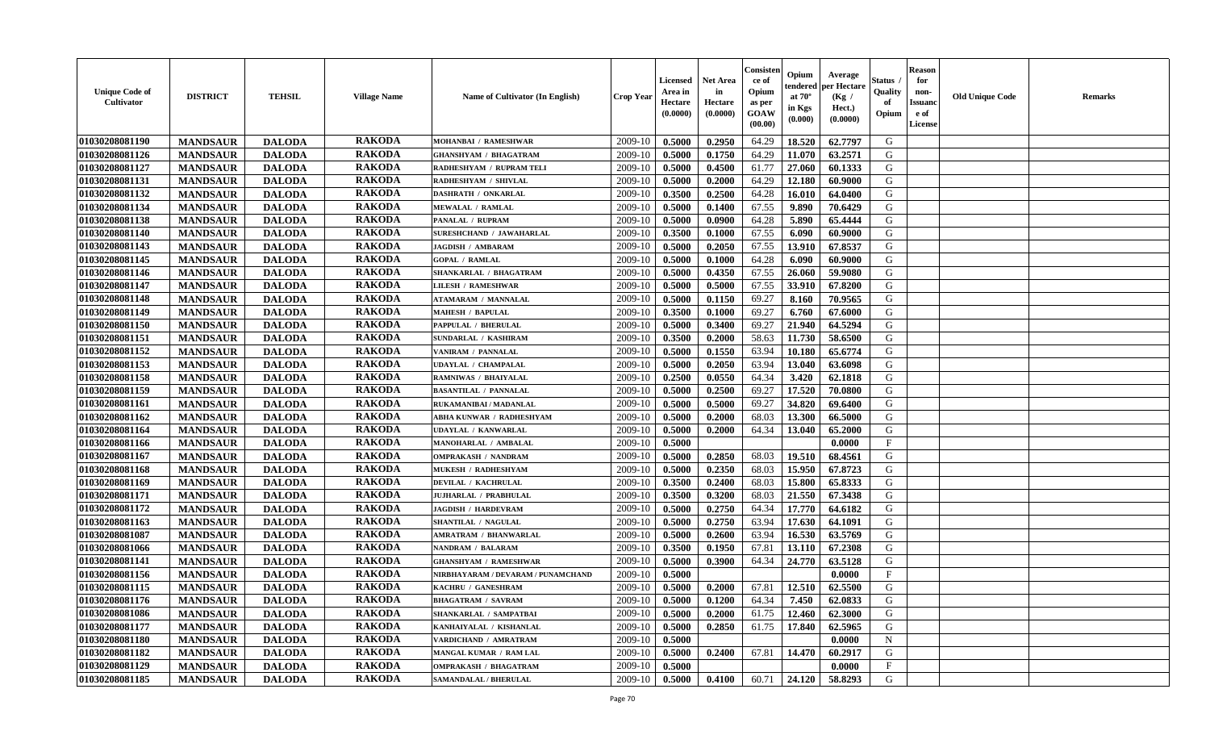| Unique Code of Cultivator | DISTRICT | TEHSIL | Village Name | Name of Cultivator (In English) | Crop Year | Licensed Area in Hectare (0.0000) | Net Area in Hectare (0.0000) | Consistence of Opium as per GOAW (00.00) | Opium tendered at 70° in Kgs (0.000) | Average per Hectare (Kg / Hect.) (0.0000) | Status / Quality of Opium | Reason for non-Issuance of License | Old Unique Code | Remarks |
|---|---|---|---|---|---|---|---|---|---|---|---|---|---|---|
| 01030208081190 | MANDSAUR | DALODA | RAKODA | MOHANBAI / RAMESHWAR | 2009-10 | 0.5000 | 0.2950 | 64.29 | 18.520 | 62.7797 | G | | | |
| 01030208081126 | MANDSAUR | DALODA | RAKODA | GHANSHYAM / BHAGATRAM | 2009-10 | 0.5000 | 0.1750 | 64.29 | 11.070 | 63.2571 | G | | | |
| 01030208081127 | MANDSAUR | DALODA | RAKODA | RADHESHYAM / RUPRAM TELI | 2009-10 | 0.5000 | 0.4500 | 61.77 | 27.060 | 60.1333 | G | | | |
| 01030208081131 | MANDSAUR | DALODA | RAKODA | RADHESHYAM / SHIVLAL | 2009-10 | 0.5000 | 0.2000 | 64.29 | 12.180 | 60.9000 | G | | | |
| 01030208081132 | MANDSAUR | DALODA | RAKODA | DASHRATH / ONKARLAL | 2009-10 | 0.3500 | 0.2500 | 64.28 | 16.010 | 64.0400 | G | | | |
| 01030208081134 | MANDSAUR | DALODA | RAKODA | MEWALAL / RAMLAL | 2009-10 | 0.5000 | 0.1400 | 67.55 | 9.890 | 70.6429 | G | | | |
| 01030208081138 | MANDSAUR | DALODA | RAKODA | PANALAL / RUPRAM | 2009-10 | 0.5000 | 0.0900 | 64.28 | 5.890 | 65.4444 | G | | | |
| 01030208081140 | MANDSAUR | DALODA | RAKODA | SURESHCHAND / JAWAHARLAL | 2009-10 | 0.3500 | 0.1000 | 67.55 | 6.090 | 60.9000 | G | | | |
| 01030208081143 | MANDSAUR | DALODA | RAKODA | JAGDISH / AMBARAM | 2009-10 | 0.5000 | 0.2050 | 67.55 | 13.910 | 67.8537 | G | | | |
| 01030208081145 | MANDSAUR | DALODA | RAKODA | GOPAL / RAMLAL | 2009-10 | 0.5000 | 0.1000 | 64.28 | 6.090 | 60.9000 | G | | | |
| 01030208081146 | MANDSAUR | DALODA | RAKODA | SHANKARLAL / BHAGATRAM | 2009-10 | 0.5000 | 0.4350 | 67.55 | 26.060 | 59.9080 | G | | | |
| 01030208081147 | MANDSAUR | DALODA | RAKODA | LILESH / RAMESHWAR | 2009-10 | 0.5000 | 0.5000 | 67.55 | 33.910 | 67.8200 | G | | | |
| 01030208081148 | MANDSAUR | DALODA | RAKODA | ATAMARAM / MANNALAL | 2009-10 | 0.5000 | 0.1150 | 69.27 | 8.160 | 70.9565 | G | | | |
| 01030208081149 | MANDSAUR | DALODA | RAKODA | MAHESH / BAPULAL | 2009-10 | 0.3500 | 0.1000 | 69.27 | 6.760 | 67.6000 | G | | | |
| 01030208081150 | MANDSAUR | DALODA | RAKODA | PAPPULAL / BHERULAL | 2009-10 | 0.5000 | 0.3400 | 69.27 | 21.940 | 64.5294 | G | | | |
| 01030208081151 | MANDSAUR | DALODA | RAKODA | SUNDARLAL / KASHIRAM | 2009-10 | 0.3500 | 0.2000 | 58.63 | 11.730 | 58.6500 | G | | | |
| 01030208081152 | MANDSAUR | DALODA | RAKODA | VANIRAM / PANNALAL | 2009-10 | 0.5000 | 0.1550 | 63.94 | 10.180 | 65.6774 | G | | | |
| 01030208081153 | MANDSAUR | DALODA | RAKODA | UDAYLAL / CHAMPALAL | 2009-10 | 0.5000 | 0.2050 | 63.94 | 13.040 | 63.6098 | G | | | |
| 01030208081158 | MANDSAUR | DALODA | RAKODA | RAMNIWAS / BHAIYALAL | 2009-10 | 0.2500 | 0.0550 | 64.34 | 3.420 | 62.1818 | G | | | |
| 01030208081159 | MANDSAUR | DALODA | RAKODA | BASANTILAL / PANNALAL | 2009-10 | 0.5000 | 0.2500 | 69.27 | 17.520 | 70.0800 | G | | | |
| 01030208081161 | MANDSAUR | DALODA | RAKODA | RUKAMANIBAI / MADANLAL | 2009-10 | 0.5000 | 0.5000 | 69.27 | 34.820 | 69.6400 | G | | | |
| 01030208081162 | MANDSAUR | DALODA | RAKODA | ABHA KUNWAR / RADHESHYAM | 2009-10 | 0.5000 | 0.2000 | 68.03 | 13.300 | 66.5000 | G | | | |
| 01030208081164 | MANDSAUR | DALODA | RAKODA | UDAYLAL / KANWARLAL | 2009-10 | 0.5000 | 0.2000 | 64.34 | 13.040 | 65.2000 | G | | | |
| 01030208081166 | MANDSAUR | DALODA | RAKODA | MANOHARLAL / AMBALAL | 2009-10 | 0.5000 | | | | 0.0000 | F | | | |
| 01030208081167 | MANDSAUR | DALODA | RAKODA | OMPRAKASH / NANDRAM | 2009-10 | 0.5000 | 0.2850 | 68.03 | 19.510 | 68.4561 | G | | | |
| 01030208081168 | MANDSAUR | DALODA | RAKODA | MUKESH / RADHESHYAM | 2009-10 | 0.5000 | 0.2350 | 68.03 | 15.950 | 67.8723 | G | | | |
| 01030208081169 | MANDSAUR | DALODA | RAKODA | DEVILAL / KACHRULAL | 2009-10 | 0.3500 | 0.2400 | 68.03 | 15.800 | 65.8333 | G | | | |
| 01030208081171 | MANDSAUR | DALODA | RAKODA | JUJHARLAL / PRABHULAL | 2009-10 | 0.3500 | 0.3200 | 68.03 | 21.550 | 67.3438 | G | | | |
| 01030208081172 | MANDSAUR | DALODA | RAKODA | JAGDISH / HARDEVRAM | 2009-10 | 0.5000 | 0.2750 | 64.34 | 17.770 | 64.6182 | G | | | |
| 01030208081163 | MANDSAUR | DALODA | RAKODA | SHANTILAL / NAGULAL | 2009-10 | 0.5000 | 0.2750 | 63.94 | 17.630 | 64.1091 | G | | | |
| 01030208081087 | MANDSAUR | DALODA | RAKODA | AMRATRAM / BHANWARLAL | 2009-10 | 0.5000 | 0.2600 | 63.94 | 16.530 | 63.5769 | G | | | |
| 01030208081066 | MANDSAUR | DALODA | RAKODA | NANDRAM / BALARAM | 2009-10 | 0.3500 | 0.1950 | 67.81 | 13.110 | 67.2308 | G | | | |
| 01030208081141 | MANDSAUR | DALODA | RAKODA | GHANSHYAM / RAMESHWAR | 2009-10 | 0.5000 | 0.3900 | 64.34 | 24.770 | 63.5128 | G | | | |
| 01030208081156 | MANDSAUR | DALODA | RAKODA | NIRBHAYARAM / DEVARAM / PUNAMCHAND | 2009-10 | 0.5000 | | | | 0.0000 | F | | | |
| 01030208081115 | MANDSAUR | DALODA | RAKODA | KACHRU / GANESHRAM | 2009-10 | 0.5000 | 0.2000 | 67.81 | 12.510 | 62.5500 | G | | | |
| 01030208081176 | MANDSAUR | DALODA | RAKODA | BHAGATRAM / SAVRAM | 2009-10 | 0.5000 | 0.1200 | 64.34 | 7.450 | 62.0833 | G | | | |
| 01030208081086 | MANDSAUR | DALODA | RAKODA | SHANKARLAL / SAMPATBAI | 2009-10 | 0.5000 | 0.2000 | 61.75 | 12.460 | 62.3000 | G | | | |
| 01030208081177 | MANDSAUR | DALODA | RAKODA | KANHAIYALAL / KISHANLAL | 2009-10 | 0.5000 | 0.2850 | 61.75 | 17.840 | 62.5965 | G | | | |
| 01030208081180 | MANDSAUR | DALODA | RAKODA | VARDICHAND / AMRATRAM | 2009-10 | 0.5000 | | | | 0.0000 | N | | | |
| 01030208081182 | MANDSAUR | DALODA | RAKODA | MANGAL KUMAR / RAM LAL | 2009-10 | 0.5000 | 0.2400 | 67.81 | 14.470 | 60.2917 | G | | | |
| 01030208081129 | MANDSAUR | DALODA | RAKODA | OMPRAKASH / BHAGATRAM | 2009-10 | 0.5000 | | | | 0.0000 | F | | | |
| 01030208081185 | MANDSAUR | DALODA | RAKODA | SAMANDALAL / BHERULAL | 2009-10 | 0.5000 | 0.4100 | 60.71 | 24.120 | 58.8293 | G | | | |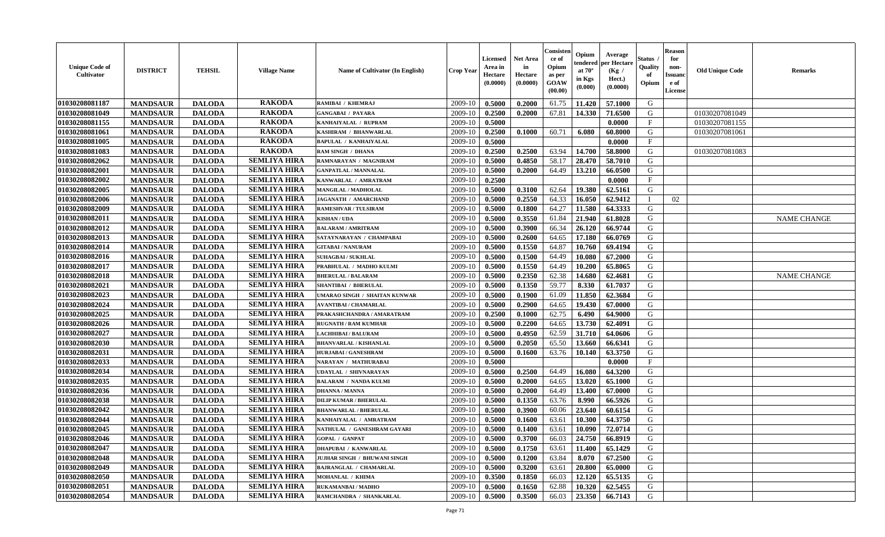| Unique Code of Cultivator | DISTRICT | TEHSIL | Village Name | Name of Cultivator (In English) | Crop Year | Licensed Area in Hectare (0.0000) | Net Area in Hectare (0.0000) | Consistence of Opium as per GOAW (00.00) | Opium tendered at 70° in Kgs (0.000) | Average per Hectare (Kg / Hect.) (0.0000) | Status / Quality of Opium | Reason for non-Issuance of License | Old Unique Code | Remarks |
|---|---|---|---|---|---|---|---|---|---|---|---|---|---|---|
| 01030208081187 | MANDSAUR | DALODA | RAKODA | RAMIBAI / KHEMRAJ | 2009-10 | 0.5000 | 0.2000 | 61.75 | 11.420 | 57.1000 | G | | | |
| 01030208081049 | MANDSAUR | DALODA | RAKODA | GANGABAI / PAYARA | 2009-10 | 0.2500 | 0.2000 | 67.81 | 14.330 | 71.6500 | G | | 01030207081049 | |
| 01030208081155 | MANDSAUR | DALODA | RAKODA | KANHAIYALAL / RUPRAM | 2009-10 | 0.5000 | | | | 0.0000 | F | | 01030207081155 | |
| 01030208081061 | MANDSAUR | DALODA | RAKODA | KASHIRAM / BHANWARLAL | 2009-10 | 0.2500 | 0.1000 | 60.71 | 6.080 | 60.8000 | G | | 01030207081061 | |
| 01030208081005 | MANDSAUR | DALODA | RAKODA | BAPULAL / KANHAIYALAL | 2009-10 | 0.5000 | | | | 0.0000 | F | | | |
| 01030208081083 | MANDSAUR | DALODA | RAKODA | RAM SINGH / DHANA | 2009-10 | 0.2500 | 0.2500 | 63.94 | 14.700 | 58.8000 | G | | 01030207081083 | |
| 01030208082062 | MANDSAUR | DALODA | SEMLIYA HIRA | RAMNARAYAN / MAGNIRAM | 2009-10 | 0.5000 | 0.4850 | 58.17 | 28.470 | 58.7010 | G | | | |
| 01030208082001 | MANDSAUR | DALODA | SEMLIYA HIRA | GANPATLAL / MANNALAL | 2009-10 | 0.5000 | 0.2000 | 64.49 | 13.210 | 66.0500 | G | | | |
| 01030208082002 | MANDSAUR | DALODA | SEMLIYA HIRA | KANWARLAL / AMRATRAM | 2009-10 | 0.2500 | | | | 0.0000 | F | | | |
| 01030208082005 | MANDSAUR | DALODA | SEMLIYA HIRA | MANGILAL / MADHOLAL | 2009-10 | 0.5000 | 0.3100 | 62.64 | 19.380 | 62.5161 | G | | | |
| 01030208082006 | MANDSAUR | DALODA | SEMLIYA HIRA | JAGANATH / AMARCHAND | 2009-10 | 0.5000 | 0.2550 | 64.33 | 16.050 | 62.9412 | I | 02 | | |
| 01030208082009 | MANDSAUR | DALODA | SEMLIYA HIRA | RAMESHVAR / TULSIRAM | 2009-10 | 0.5000 | 0.1800 | 64.27 | 11.580 | 64.3333 | G | | | |
| 01030208082011 | MANDSAUR | DALODA | SEMLIYA HIRA | KISHAN / UDA | 2009-10 | 0.5000 | 0.3550 | 61.84 | 21.940 | 61.8028 | G | | | NAME CHANGE |
| 01030208082012 | MANDSAUR | DALODA | SEMLIYA HIRA | BALARAM / AMRITRAM | 2009-10 | 0.5000 | 0.3900 | 66.34 | 26.120 | 66.9744 | G | | | |
| 01030208082013 | MANDSAUR | DALODA | SEMLIYA HIRA | SATAYNARAYAN / CHAMPABAI | 2009-10 | 0.5000 | 0.2600 | 64.65 | 17.180 | 66.0769 | G | | | |
| 01030208082014 | MANDSAUR | DALODA | SEMLIYA HIRA | GITABAI / NANURAM | 2009-10 | 0.5000 | 0.1550 | 64.87 | 10.760 | 69.4194 | G | | | |
| 01030208082016 | MANDSAUR | DALODA | SEMLIYA HIRA | SUHAGBAI / SUKHLAL | 2009-10 | 0.5000 | 0.1500 | 64.49 | 10.080 | 67.2000 | G | | | |
| 01030208082017 | MANDSAUR | DALODA | SEMLIYA HIRA | PRABHULAL / MADHO KULMI | 2009-10 | 0.5000 | 0.1550 | 64.49 | 10.200 | 65.8065 | G | | | |
| 01030208082018 | MANDSAUR | DALODA | SEMLIYA HIRA | BHERULAL / BALARAM | 2009-10 | 0.5000 | 0.2350 | 62.38 | 14.680 | 62.4681 | G | | | NAME CHANGE |
| 01030208082021 | MANDSAUR | DALODA | SEMLIYA HIRA | SHANTIBAI / BHERULAL | 2009-10 | 0.5000 | 0.1350 | 59.77 | 8.330 | 61.7037 | G | | | |
| 01030208082023 | MANDSAUR | DALODA | SEMLIYA HIRA | UMARAO SINGH / SHAITAN KUNWAR | 2009-10 | 0.5000 | 0.1900 | 61.09 | 11.850 | 62.3684 | G | | | |
| 01030208082024 | MANDSAUR | DALODA | SEMLIYA HIRA | AVANTIBAI / CHAMARLAL | 2009-10 | 0.5000 | 0.2900 | 64.65 | 19.430 | 67.0000 | G | | | |
| 01030208082025 | MANDSAUR | DALODA | SEMLIYA HIRA | PRAKASHCHANDRA / AMARATRAM | 2009-10 | 0.2500 | 0.1000 | 62.75 | 6.490 | 64.9000 | G | | | |
| 01030208082026 | MANDSAUR | DALODA | SEMLIYA HIRA | RUGNATH / RAM KUMHAR | 2009-10 | 0.5000 | 0.2200 | 64.65 | 13.730 | 62.4091 | G | | | |
| 01030208082027 | MANDSAUR | DALODA | SEMLIYA HIRA | LACHHIBAI / BALURAM | 2009-10 | 0.5000 | 0.4950 | 62.59 | 31.710 | 64.0606 | G | | | |
| 01030208082030 | MANDSAUR | DALODA | SEMLIYA HIRA | BHANVARLAL / KISHANLAL | 2009-10 | 0.5000 | 0.2050 | 65.50 | 13.660 | 66.6341 | G | | | |
| 01030208082031 | MANDSAUR | DALODA | SEMLIYA HIRA | HURJABAI / GANESHRAM | 2009-10 | 0.5000 | 0.1600 | 63.76 | 10.140 | 63.3750 | G | | | |
| 01030208082033 | MANDSAUR | DALODA | SEMLIYA HIRA | NARAYAN / MATHURABAI | 2009-10 | 0.5000 | | | | 0.0000 | F | | | |
| 01030208082034 | MANDSAUR | DALODA | SEMLIYA HIRA | UDAYLAL / SHIVNARAYAN | 2009-10 | 0.5000 | 0.2500 | 64.49 | 16.080 | 64.3200 | G | | | |
| 01030208082035 | MANDSAUR | DALODA | SEMLIYA HIRA | BALARAM / NANDA KULMI | 2009-10 | 0.5000 | 0.2000 | 64.65 | 13.020 | 65.1000 | G | | | |
| 01030208082036 | MANDSAUR | DALODA | SEMLIYA HIRA | DHANNA / MANNA | 2009-10 | 0.5000 | 0.2000 | 64.49 | 13.400 | 67.0000 | G | | | |
| 01030208082038 | MANDSAUR | DALODA | SEMLIYA HIRA | DILIP KUMAR / BHERULAL | 2009-10 | 0.5000 | 0.1350 | 63.76 | 8.990 | 66.5926 | G | | | |
| 01030208082042 | MANDSAUR | DALODA | SEMLIYA HIRA | BHANWARLAL / BHERULAL | 2009-10 | 0.5000 | 0.3900 | 60.06 | 23.640 | 60.6154 | G | | | |
| 01030208082044 | MANDSAUR | DALODA | SEMLIYA HIRA | KANHAIYALAL / AMRATRAM | 2009-10 | 0.5000 | 0.1600 | 63.61 | 10.300 | 64.3750 | G | | | |
| 01030208082045 | MANDSAUR | DALODA | SEMLIYA HIRA | NATHULAL / GANESHRAM GAYARI | 2009-10 | 0.5000 | 0.1400 | 63.61 | 10.090 | 72.0714 | G | | | |
| 01030208082046 | MANDSAUR | DALODA | SEMLIYA HIRA | GOPAL / GANPAT | 2009-10 | 0.5000 | 0.3700 | 66.03 | 24.750 | 66.8919 | G | | | |
| 01030208082047 | MANDSAUR | DALODA | SEMLIYA HIRA | DHAPUBAI / KANWARLAL | 2009-10 | 0.5000 | 0.1750 | 63.61 | 11.400 | 65.1429 | G | | | |
| 01030208082048 | MANDSAUR | DALODA | SEMLIYA HIRA | JUJHAR SINGH / BHUWANI SINGH | 2009-10 | 0.5000 | 0.1200 | 63.84 | 8.070 | 67.2500 | G | | | |
| 01030208082049 | MANDSAUR | DALODA | SEMLIYA HIRA | BAJRANGLAL / CHAMARLAL | 2009-10 | 0.5000 | 0.3200 | 63.61 | 20.800 | 65.0000 | G | | | |
| 01030208082050 | MANDSAUR | DALODA | SEMLIYA HIRA | MOHANLAL / KHIMA | 2009-10 | 0.3500 | 0.1850 | 66.03 | 12.120 | 65.5135 | G | | | |
| 01030208082051 | MANDSAUR | DALODA | SEMLIYA HIRA | RUKAMANBAI / MADHO | 2009-10 | 0.5000 | 0.1650 | 62.88 | 10.320 | 62.5455 | G | | | |
| 01030208082054 | MANDSAUR | DALODA | SEMLIYA HIRA | RAMCHANDRA / SHANKARLAL | 2009-10 | 0.5000 | 0.3500 | 66.03 | 23.350 | 66.7143 | G | | | |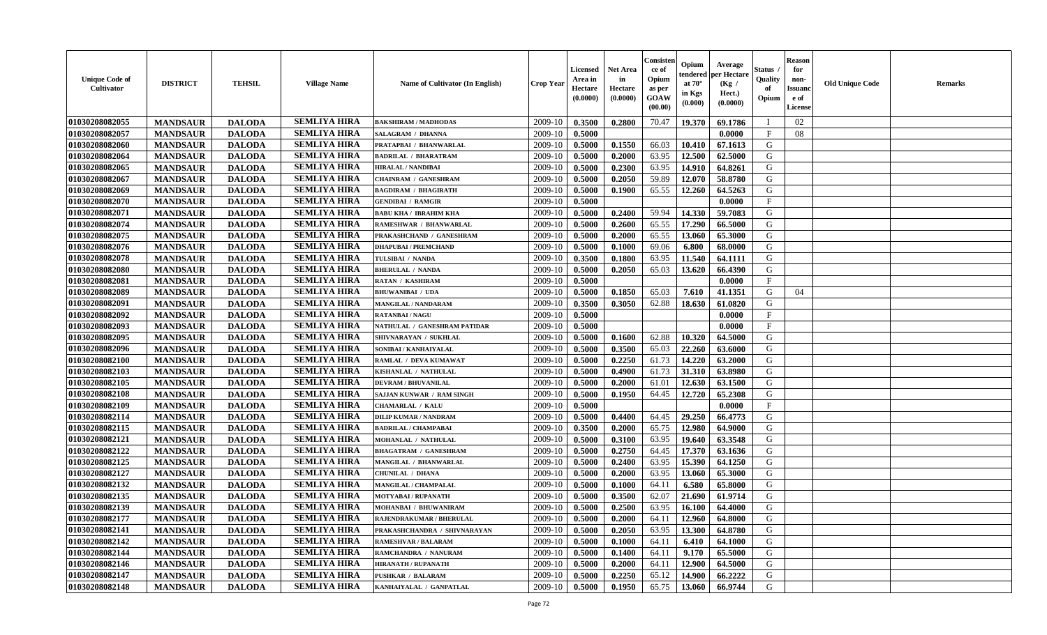| Unique Code of Cultivator | DISTRICT | TEHSIL | Village Name | Name of Cultivator (In English) | Crop Year | Licensed Area in Hectare (0.0000) | Net Area in Hectare (0.0000) | Consistence of Opium as per GOAW (00.00) | Opium tendered at 70° in Kgs (0.000) | Average per Hectare (Kg / Hect.) (0.0000) | Status / Quality of Opium | Reason for non-Issuance of License | Old Unique Code | Remarks |
|---|---|---|---|---|---|---|---|---|---|---|---|---|---|---|
| 01030208082055 | MANDSAUR | DALODA | SEMLIYA HIRA | BAKSHIRAM / MADHODAS | 2009-10 | 0.3500 | 0.2800 | 70.47 | 19.370 | 69.1786 | I | 02 | | |
| 01030208082057 | MANDSAUR | DALODA | SEMLIYA HIRA | SALAGRAM / DHANNA | 2009-10 | 0.5000 | | | | 0.0000 | F | 08 | | |
| 01030208082060 | MANDSAUR | DALODA | SEMLIYA HIRA | PRATAPBAI / BHANWARLAL | 2009-10 | 0.5000 | 0.1550 | 66.03 | 10.410 | 67.1613 | G | | | |
| 01030208082064 | MANDSAUR | DALODA | SEMLIYA HIRA | BADRILAL / BHARATRAM | 2009-10 | 0.5000 | 0.2000 | 63.95 | 12.500 | 62.5000 | G | | | |
| 01030208082065 | MANDSAUR | DALODA | SEMLIYA HIRA | HIRALAL / NANDIBAI | 2009-10 | 0.5000 | 0.2300 | 63.95 | 14.910 | 64.8261 | G | | | |
| 01030208082067 | MANDSAUR | DALODA | SEMLIYA HIRA | CHAINRAM / GANESHRAM | 2009-10 | 0.5000 | 0.2050 | 59.89 | 12.070 | 58.8780 | G | | | |
| 01030208082069 | MANDSAUR | DALODA | SEMLIYA HIRA | BAGDIRAM / BHAGIRATH | 2009-10 | 0.5000 | 0.1900 | 65.55 | 12.260 | 64.5263 | G | | | |
| 01030208082070 | MANDSAUR | DALODA | SEMLIYA HIRA | GENDIBAI / RAMGIR | 2009-10 | 0.5000 | | | | 0.0000 | F | | | |
| 01030208082071 | MANDSAUR | DALODA | SEMLIYA HIRA | BABU KHA / IBRAHIM KHA | 2009-10 | 0.5000 | 0.2400 | 59.94 | 14.330 | 59.7083 | G | | | |
| 01030208082074 | MANDSAUR | DALODA | SEMLIYA HIRA | RAMESHWAR / BHANWARLAL | 2009-10 | 0.5000 | 0.2600 | 65.55 | 17.290 | 66.5000 | G | | | |
| 01030208082075 | MANDSAUR | DALODA | SEMLIYA HIRA | PRAKASHCHAND / GANESHRAM | 2009-10 | 0.5000 | 0.2000 | 65.55 | 13.060 | 65.3000 | G | | | |
| 01030208082076 | MANDSAUR | DALODA | SEMLIYA HIRA | DHAPUBAI / PREMCHAND | 2009-10 | 0.5000 | 0.1000 | 69.06 | 6.800 | 68.0000 | G | | | |
| 01030208082078 | MANDSAUR | DALODA | SEMLIYA HIRA | TULSIBAI / NANDA | 2009-10 | 0.3500 | 0.1800 | 63.95 | 11.540 | 64.1111 | G | | | |
| 01030208082080 | MANDSAUR | DALODA | SEMLIYA HIRA | BHERULAL / NANDA | 2009-10 | 0.5000 | 0.2050 | 65.03 | 13.620 | 66.4390 | G | | | |
| 01030208082081 | MANDSAUR | DALODA | SEMLIYA HIRA | RATAN / KASHIRAM | 2009-10 | 0.5000 | | | | 0.0000 | F | | | |
| 01030208082089 | MANDSAUR | DALODA | SEMLIYA HIRA | BHUWANIBAI / UDA | 2009-10 | 0.5000 | 0.1850 | 65.03 | 7.610 | 41.1351 | G | 04 | | |
| 01030208082091 | MANDSAUR | DALODA | SEMLIYA HIRA | MANGILAL / NANDARAM | 2009-10 | 0.3500 | 0.3050 | 62.88 | 18.630 | 61.0820 | G | | | |
| 01030208082092 | MANDSAUR | DALODA | SEMLIYA HIRA | RATANBAI / NAGU | 2009-10 | 0.5000 | | | | 0.0000 | F | | | |
| 01030208082093 | MANDSAUR | DALODA | SEMLIYA HIRA | NATHULAL / GANESHRAM PATIDAR | 2009-10 | 0.5000 | | | | 0.0000 | F | | | |
| 01030208082095 | MANDSAUR | DALODA | SEMLIYA HIRA | SHIVNARAYAN / SUKHLAL | 2009-10 | 0.5000 | 0.1600 | 62.88 | 10.320 | 64.5000 | G | | | |
| 01030208082096 | MANDSAUR | DALODA | SEMLIYA HIRA | SONIBAI / KANHAIYALAL | 2009-10 | 0.5000 | 0.3500 | 65.03 | 22.260 | 63.6000 | G | | | |
| 01030208082100 | MANDSAUR | DALODA | SEMLIYA HIRA | RAMLAL / DEVA KUMAWAT | 2009-10 | 0.5000 | 0.2250 | 61.73 | 14.220 | 63.2000 | G | | | |
| 01030208082103 | MANDSAUR | DALODA | SEMLIYA HIRA | KISHANLAL / NATHULAL | 2009-10 | 0.5000 | 0.4900 | 61.73 | 31.310 | 63.8980 | G | | | |
| 01030208082105 | MANDSAUR | DALODA | SEMLIYA HIRA | DEVRAM / BHUVANILAL | 2009-10 | 0.5000 | 0.2000 | 61.01 | 12.630 | 63.1500 | G | | | |
| 01030208082108 | MANDSAUR | DALODA | SEMLIYA HIRA | SAJJAN KUNWAR / RAM SINGH | 2009-10 | 0.5000 | 0.1950 | 64.45 | 12.720 | 65.2308 | G | | | |
| 01030208082109 | MANDSAUR | DALODA | SEMLIYA HIRA | CHAMARLAL / KALU | 2009-10 | 0.5000 | | | | 0.0000 | F | | | |
| 01030208082114 | MANDSAUR | DALODA | SEMLIYA HIRA | DILIP KUMAR / NANDRAM | 2009-10 | 0.5000 | 0.4400 | 64.45 | 29.250 | 66.4773 | G | | | |
| 01030208082115 | MANDSAUR | DALODA | SEMLIYA HIRA | BADRILAL / CHAMPABAI | 2009-10 | 0.3500 | 0.2000 | 65.75 | 12.980 | 64.9000 | G | | | |
| 01030208082121 | MANDSAUR | DALODA | SEMLIYA HIRA | MOHANLAL / NATHULAL | 2009-10 | 0.5000 | 0.3100 | 63.95 | 19.640 | 63.3548 | G | | | |
| 01030208082122 | MANDSAUR | DALODA | SEMLIYA HIRA | BHAGATRAM / GANESHRAM | 2009-10 | 0.5000 | 0.2750 | 64.45 | 17.370 | 63.1636 | G | | | |
| 01030208082125 | MANDSAUR | DALODA | SEMLIYA HIRA | MANGILAL / BHANWARLAL | 2009-10 | 0.5000 | 0.2400 | 63.95 | 15.390 | 64.1250 | G | | | |
| 01030208082127 | MANDSAUR | DALODA | SEMLIYA HIRA | CHUNILAL / DHANA | 2009-10 | 0.5000 | 0.2000 | 63.95 | 13.060 | 65.3000 | G | | | |
| 01030208082132 | MANDSAUR | DALODA | SEMLIYA HIRA | MANGILAL / CHAMPALAL | 2009-10 | 0.5000 | 0.1000 | 64.11 | 6.580 | 65.8000 | G | | | |
| 01030208082135 | MANDSAUR | DALODA | SEMLIYA HIRA | MOTYABAI / RUPANATH | 2009-10 | 0.5000 | 0.3500 | 62.07 | 21.690 | 61.9714 | G | | | |
| 01030208082139 | MANDSAUR | DALODA | SEMLIYA HIRA | MOHANBAI / BHUWANIRAM | 2009-10 | 0.5000 | 0.2500 | 63.95 | 16.100 | 64.4000 | G | | | |
| 01030208082177 | MANDSAUR | DALODA | SEMLIYA HIRA | RAJENDRAKUMAR / BHERULAL | 2009-10 | 0.5000 | 0.2000 | 64.11 | 12.960 | 64.8000 | G | | | |
| 01030208082141 | MANDSAUR | DALODA | SEMLIYA HIRA | PRAKASHCHANDRA / SHIVNARAYAN | 2009-10 | 0.5000 | 0.2050 | 63.95 | 13.300 | 64.8780 | G | | | |
| 01030208082142 | MANDSAUR | DALODA | SEMLIYA HIRA | RAMESHVAR / BALARAM | 2009-10 | 0.5000 | 0.1000 | 64.11 | 6.410 | 64.1000 | G | | | |
| 01030208082144 | MANDSAUR | DALODA | SEMLIYA HIRA | RAMCHANDRA / NANURAM | 2009-10 | 0.5000 | 0.1400 | 64.11 | 9.170 | 65.5000 | G | | | |
| 01030208082146 | MANDSAUR | DALODA | SEMLIYA HIRA | HIRANATH / RUPANATH | 2009-10 | 0.5000 | 0.2000 | 64.11 | 12.900 | 64.5000 | G | | | |
| 01030208082147 | MANDSAUR | DALODA | SEMLIYA HIRA | PUSHKAR / BALARAM | 2009-10 | 0.5000 | 0.2250 | 65.12 | 14.900 | 66.2222 | G | | | |
| 01030208082148 | MANDSAUR | DALODA | SEMLIYA HIRA | KANHAIYALAL / GANPATLAL | 2009-10 | 0.5000 | 0.1950 | 65.75 | 13.060 | 66.9744 | G | | | |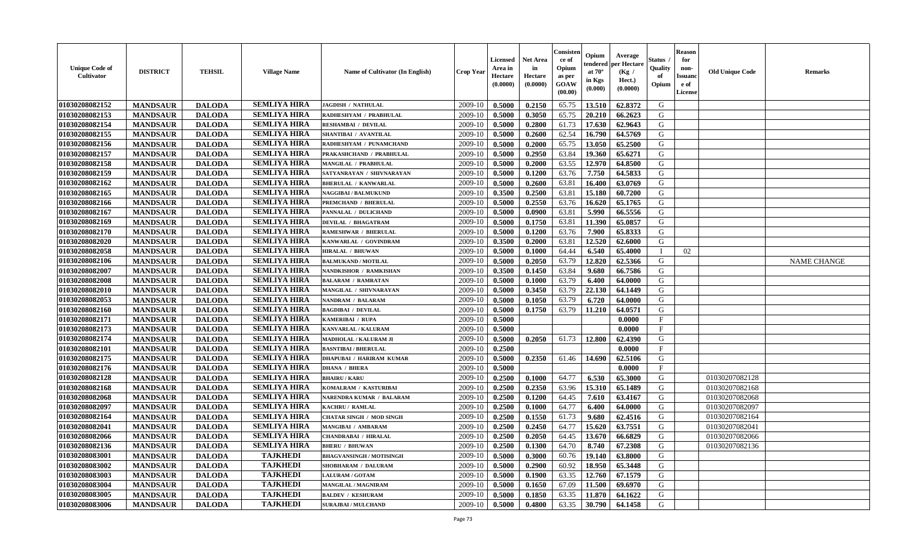| Unique Code of Cultivator | DISTRICT | TEHSIL | Village Name | Name of Cultivator (In English) | Crop Year | Licensed Area in Hectare (0.0000) | Net Area in Hectare (0.0000) | Consistence of Opium as per GOAW (00.00) | Opium tendered at 70° in Kgs (0.000) | Average per Hectare (Kg / Hect.) (0.0000) | Status / Quality of Opium | Reason for non-Issuance of License | Old Unique Code | Remarks |
|---|---|---|---|---|---|---|---|---|---|---|---|---|---|---|
| 01030208082152 | MANDSAUR | DALODA | SEMLIYA HIRA | JAGDISH / NATHULAL | 2009-10 | 0.5000 | 0.2150 | 65.75 | 13.510 | 62.8372 | G | | | |
| 01030208082153 | MANDSAUR | DALODA | SEMLIYA HIRA | RADHESHYAM / PRABHULAL | 2009-10 | 0.5000 | 0.3050 | 65.75 | 20.210 | 66.2623 | G | | | |
| 01030208082154 | MANDSAUR | DALODA | SEMLIYA HIRA | RESHAMBAI / DEVILAL | 2009-10 | 0.5000 | 0.2800 | 61.73 | 17.630 | 62.9643 | G | | | |
| 01030208082155 | MANDSAUR | DALODA | SEMLIYA HIRA | SHANTIBAI / AVANTILAL | 2009-10 | 0.5000 | 0.2600 | 62.54 | 16.790 | 64.5769 | G | | | |
| 01030208082156 | MANDSAUR | DALODA | SEMLIYA HIRA | RADHESHYAM / PUNAMCHAND | 2009-10 | 0.5000 | 0.2000 | 65.75 | 13.050 | 65.2500 | G | | | |
| 01030208082157 | MANDSAUR | DALODA | SEMLIYA HIRA | PRAKASHCHAND / PRABHULAL | 2009-10 | 0.5000 | 0.2950 | 63.84 | 19.360 | 65.6271 | G | | | |
| 01030208082158 | MANDSAUR | DALODA | SEMLIYA HIRA | MANGILAL / PRABHULAL | 2009-10 | 0.5000 | 0.2000 | 63.55 | 12.970 | 64.8500 | G | | | |
| 01030208082159 | MANDSAUR | DALODA | SEMLIYA HIRA | SATYANRAYAN / SHIVNARAYAN | 2009-10 | 0.5000 | 0.1200 | 63.76 | 7.750 | 64.5833 | G | | | |
| 01030208082162 | MANDSAUR | DALODA | SEMLIYA HIRA | BHERULAL / KANWARLAL | 2009-10 | 0.5000 | 0.2600 | 63.81 | 16.400 | 63.0769 | G | | | |
| 01030208082165 | MANDSAUR | DALODA | SEMLIYA HIRA | NAGGIBAI / BALMUKUND | 2009-10 | 0.3500 | 0.2500 | 63.81 | 15.180 | 60.7200 | G | | | |
| 01030208082166 | MANDSAUR | DALODA | SEMLIYA HIRA | PREMCHAND / BHERULAL | 2009-10 | 0.5000 | 0.2550 | 63.76 | 16.620 | 65.1765 | G | | | |
| 01030208082167 | MANDSAUR | DALODA | SEMLIYA HIRA | PANNALAL / DULICHAND | 2009-10 | 0.5000 | 0.0900 | 63.81 | 5.990 | 66.5556 | G | | | |
| 01030208082169 | MANDSAUR | DALODA | SEMLIYA HIRA | DEVILAL / BHAGATRAM | 2009-10 | 0.5000 | 0.1750 | 63.81 | 11.390 | 65.0857 | G | | | |
| 01030208082170 | MANDSAUR | DALODA | SEMLIYA HIRA | RAMESHWAR / BHERULAL | 2009-10 | 0.5000 | 0.1200 | 63.76 | 7.900 | 65.8333 | G | | | |
| 01030208082020 | MANDSAUR | DALODA | SEMLIYA HIRA | KANWARLAL / GOVINDRAM | 2009-10 | 0.3500 | 0.2000 | 63.81 | 12.520 | 62.6000 | G | | | |
| 01030208082058 | MANDSAUR | DALODA | SEMLIYA HIRA | HIRALAL / BHUWAN | 2009-10 | 0.5000 | 0.1000 | 64.44 | 6.540 | 65.4000 | I | 02 | | |
| 01030208082106 | MANDSAUR | DALODA | SEMLIYA HIRA | BALMUKAND / MOTILAL | 2009-10 | 0.5000 | 0.2050 | 63.79 | 12.820 | 62.5366 | G | | | NAME CHANGE |
| 01030208082007 | MANDSAUR | DALODA | SEMLIYA HIRA | NANDKISHOR / RAMKISHAN | 2009-10 | 0.3500 | 0.1450 | 63.84 | 9.680 | 66.7586 | G | | | |
| 01030208082008 | MANDSAUR | DALODA | SEMLIYA HIRA | BALARAM / RAMRATAN | 2009-10 | 0.5000 | 0.1000 | 63.79 | 6.400 | 64.0000 | G | | | |
| 01030208082010 | MANDSAUR | DALODA | SEMLIYA HIRA | MANGILAL / SHIVNARAYAN | 2009-10 | 0.5000 | 0.3450 | 63.79 | 22.130 | 64.1449 | G | | | |
| 01030208082053 | MANDSAUR | DALODA | SEMLIYA HIRA | NANDRAM / BALARAM | 2009-10 | 0.5000 | 0.1050 | 63.79 | 6.720 | 64.0000 | G | | | |
| 01030208082160 | MANDSAUR | DALODA | SEMLIYA HIRA | BAGDIBAI / DEVILAL | 2009-10 | 0.5000 | 0.1750 | 63.79 | 11.210 | 64.0571 | G | | | |
| 01030208082171 | MANDSAUR | DALODA | SEMLIYA HIRA | KAMERIBAI / RUPA | 2009-10 | 0.5000 | | | | 0.0000 | F | | | |
| 01030208082173 | MANDSAUR | DALODA | SEMLIYA HIRA | KANVARLAL / KALURAM | 2009-10 | 0.5000 | | | | 0.0000 | F | | | |
| 01030208082174 | MANDSAUR | DALODA | SEMLIYA HIRA | MADHOLAL / KALURAM JI | 2009-10 | 0.5000 | 0.2050 | 61.73 | 12.800 | 62.4390 | G | | | |
| 01030208082101 | MANDSAUR | DALODA | SEMLIYA HIRA | BASNTIBAI / BHERULAL | 2009-10 | 0.2500 | | | | 0.0000 | F | | | |
| 01030208082175 | MANDSAUR | DALODA | SEMLIYA HIRA | DHAPUBAI / HARIRAM KUMAR | 2009-10 | 0.5000 | 0.2350 | 61.46 | 14.690 | 62.5106 | G | | | |
| 01030208082176 | MANDSAUR | DALODA | SEMLIYA HIRA | DHANA / BHERA | 2009-10 | 0.5000 | | | | 0.0000 | F | | | |
| 01030208082128 | MANDSAUR | DALODA | SEMLIYA HIRA | BHAIRU / KARU | 2009-10 | 0.2500 | 0.1000 | 64.77 | 6.530 | 65.3000 | G | | 01030207082128 | |
| 01030208082168 | MANDSAUR | DALODA | SEMLIYA HIRA | KOMALRAM / KASTURIBAI | 2009-10 | 0.2500 | 0.2350 | 63.96 | 15.310 | 65.1489 | G | | 01030207082168 | |
| 01030208082068 | MANDSAUR | DALODA | SEMLIYA HIRA | NARENDRA KUMAR / BALARAM | 2009-10 | 0.2500 | 0.1200 | 64.45 | 7.610 | 63.4167 | G | | 01030207082068 | |
| 01030208082097 | MANDSAUR | DALODA | SEMLIYA HIRA | KACHRU / RAMLAL | 2009-10 | 0.2500 | 0.1000 | 64.77 | 6.400 | 64.0000 | G | | 01030207082097 | |
| 01030208082164 | MANDSAUR | DALODA | SEMLIYA HIRA | CHATAR SINGH / MOD SINGH | 2009-10 | 0.2500 | 0.1550 | 61.73 | 9.680 | 62.4516 | G | | 01030207082164 | |
| 01030208082041 | MANDSAUR | DALODA | SEMLIYA HIRA | MANGIBAI / AMBARAM | 2009-10 | 0.2500 | 0.2450 | 64.77 | 15.620 | 63.7551 | G | | 01030207082041 | |
| 01030208082066 | MANDSAUR | DALODA | SEMLIYA HIRA | CHANDRABAI / HIRALAL | 2009-10 | 0.2500 | 0.2050 | 64.45 | 13.670 | 66.6829 | G | | 01030207082066 | |
| 01030208082136 | MANDSAUR | DALODA | SEMLIYA HIRA | BHERU / BHUWAN | 2009-10 | 0.2500 | 0.1300 | 64.70 | 8.740 | 67.2308 | G | | 01030207082136 | |
| 01030208083001 | MANDSAUR | DALODA | TAJKHEDI | BHAGVANSINGH / MOTISINGH | 2009-10 | 0.5000 | 0.3000 | 60.76 | 19.140 | 63.8000 | G | | | |
| 01030208083002 | MANDSAUR | DALODA | TAJKHEDI | SHOBHARAM / DALURAM | 2009-10 | 0.5000 | 0.2900 | 60.92 | 18.950 | 65.3448 | G | | | |
| 01030208083003 | MANDSAUR | DALODA | TAJKHEDI | LALURAM / GOTAM | 2009-10 | 0.5000 | 0.1900 | 63.35 | 12.760 | 67.1579 | G | | | |
| 01030208083004 | MANDSAUR | DALODA | TAJKHEDI | MANGILAL / MAGNIRAM | 2009-10 | 0.5000 | 0.1650 | 67.09 | 11.500 | 69.6970 | G | | | |
| 01030208083005 | MANDSAUR | DALODA | TAJKHEDI | BALDEV / KESHURAM | 2009-10 | 0.5000 | 0.1850 | 63.35 | 11.870 | 64.1622 | G | | | |
| 01030208083006 | MANDSAUR | DALODA | TAJKHEDI | SURAJBAI / MULCHAND | 2009-10 | 0.5000 | 0.4800 | 63.35 | 30.790 | 64.1458 | G | | | |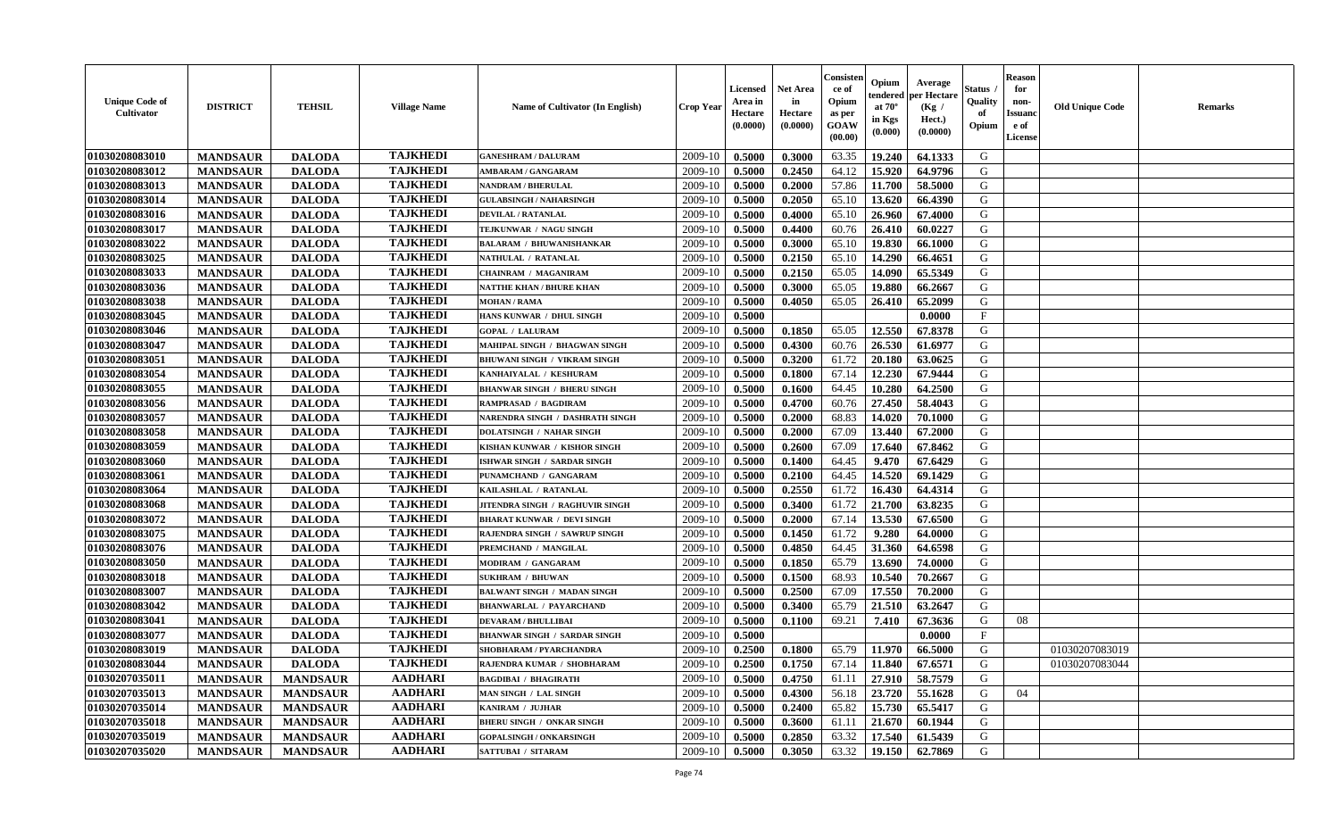| Unique Code of Cultivator | DISTRICT | TEHSIL | Village Name | Name of Cultivator (In English) | Crop Year | Licensed Area in Hectare (0.0000) | Net Area in Hectare (0.0000) | Consistence of Opium as per GOAW (00.00) | Opium tendered at 70° in Kgs (0.000) | Average per Hectare (Kg / Hect.) (0.0000) | Status / Quality of Opium | Reason for non-Issuance of License | Old Unique Code | Remarks |
|---|---|---|---|---|---|---|---|---|---|---|---|---|---|---|
| 01030208083010 | MANDSAUR | DALODA | TAJKHEDI | GANESHRAM / DALURAM | 2009-10 | 0.5000 | 0.3000 | 63.35 | 19.240 | 64.1333 | G | | | |
| 01030208083012 | MANDSAUR | DALODA | TAJKHEDI | AMBARAM / GANGARAM | 2009-10 | 0.5000 | 0.2450 | 64.12 | 15.920 | 64.9796 | G | | | |
| 01030208083013 | MANDSAUR | DALODA | TAJKHEDI | NANDRAM / BHERULAL | 2009-10 | 0.5000 | 0.2000 | 57.86 | 11.700 | 58.5000 | G | | | |
| 01030208083014 | MANDSAUR | DALODA | TAJKHEDI | GULABSINGH / NAHARSINGH | 2009-10 | 0.5000 | 0.2050 | 65.10 | 13.620 | 66.4390 | G | | | |
| 01030208083016 | MANDSAUR | DALODA | TAJKHEDI | DEVILAL / RATANLAL | 2009-10 | 0.5000 | 0.4000 | 65.10 | 26.960 | 67.4000 | G | | | |
| 01030208083017 | MANDSAUR | DALODA | TAJKHEDI | TEJKUNWAR / NAGU SINGH | 2009-10 | 0.5000 | 0.4400 | 60.76 | 26.410 | 60.0227 | G | | | |
| 01030208083022 | MANDSAUR | DALODA | TAJKHEDI | BALARAM / BHUWANISHANKAR | 2009-10 | 0.5000 | 0.3000 | 65.10 | 19.830 | 66.1000 | G | | | |
| 01030208083025 | MANDSAUR | DALODA | TAJKHEDI | NATHULAL / RATANLAL | 2009-10 | 0.5000 | 0.2150 | 65.10 | 14.290 | 66.4651 | G | | | |
| 01030208083033 | MANDSAUR | DALODA | TAJKHEDI | CHAINRAM / MAGANIRAM | 2009-10 | 0.5000 | 0.2150 | 65.05 | 14.090 | 65.5349 | G | | | |
| 01030208083036 | MANDSAUR | DALODA | TAJKHEDI | NATTHE KHAN / BHURE KHAN | 2009-10 | 0.5000 | 0.3000 | 65.05 | 19.880 | 66.2667 | G | | | |
| 01030208083038 | MANDSAUR | DALODA | TAJKHEDI | MOHAN / RAMA | 2009-10 | 0.5000 | 0.4050 | 65.05 | 26.410 | 65.2099 | G | | | |
| 01030208083045 | MANDSAUR | DALODA | TAJKHEDI | HANS KUNWAR / DHUL SINGH | 2009-10 | 0.5000 | | | | 0.0000 | F | | | |
| 01030208083046 | MANDSAUR | DALODA | TAJKHEDI | GOPAL / LALURAM | 2009-10 | 0.5000 | 0.1850 | 65.05 | 12.550 | 67.8378 | G | | | |
| 01030208083047 | MANDSAUR | DALODA | TAJKHEDI | MAHIPAL SINGH / BHAGWAN SINGH | 2009-10 | 0.5000 | 0.4300 | 60.76 | 26.530 | 61.6977 | G | | | |
| 01030208083051 | MANDSAUR | DALODA | TAJKHEDI | BHUWANI SINGH / VIKRAM SINGH | 2009-10 | 0.5000 | 0.3200 | 61.72 | 20.180 | 63.0625 | G | | | |
| 01030208083054 | MANDSAUR | DALODA | TAJKHEDI | KANHAIYALAL / KESHURAM | 2009-10 | 0.5000 | 0.1800 | 67.14 | 12.230 | 67.9444 | G | | | |
| 01030208083055 | MANDSAUR | DALODA | TAJKHEDI | BHANWAR SINGH / BHERU SINGH | 2009-10 | 0.5000 | 0.1600 | 64.45 | 10.280 | 64.2500 | G | | | |
| 01030208083056 | MANDSAUR | DALODA | TAJKHEDI | RAMPRASAD / BAGDIRAM | 2009-10 | 0.5000 | 0.4700 | 60.76 | 27.450 | 58.4043 | G | | | |
| 01030208083057 | MANDSAUR | DALODA | TAJKHEDI | NARENDRA SINGH / DASHRATH SINGH | 2009-10 | 0.5000 | 0.2000 | 68.83 | 14.020 | 70.1000 | G | | | |
| 01030208083058 | MANDSAUR | DALODA | TAJKHEDI | DOLATSINGH / NAHAR SINGH | 2009-10 | 0.5000 | 0.2000 | 67.09 | 13.440 | 67.2000 | G | | | |
| 01030208083059 | MANDSAUR | DALODA | TAJKHEDI | KISHAN KUNWAR / KISHOR SINGH | 2009-10 | 0.5000 | 0.2600 | 67.09 | 17.640 | 67.8462 | G | | | |
| 01030208083060 | MANDSAUR | DALODA | TAJKHEDI | ISHWAR SINGH / SARDAR SINGH | 2009-10 | 0.5000 | 0.1400 | 64.45 | 9.470 | 67.6429 | G | | | |
| 01030208083061 | MANDSAUR | DALODA | TAJKHEDI | PUNAMCHAND / GANGARAM | 2009-10 | 0.5000 | 0.2100 | 64.45 | 14.520 | 69.1429 | G | | | |
| 01030208083064 | MANDSAUR | DALODA | TAJKHEDI | KAILASHLAL / RATANLAL | 2009-10 | 0.5000 | 0.2550 | 61.72 | 16.430 | 64.4314 | G | | | |
| 01030208083068 | MANDSAUR | DALODA | TAJKHEDI | JITENDRA SINGH / RAGHUVIR SINGH | 2009-10 | 0.5000 | 0.3400 | 61.72 | 21.700 | 63.8235 | G | | | |
| 01030208083072 | MANDSAUR | DALODA | TAJKHEDI | BHARAT KUNWAR / DEVI SINGH | 2009-10 | 0.5000 | 0.2000 | 67.14 | 13.530 | 67.6500 | G | | | |
| 01030208083075 | MANDSAUR | DALODA | TAJKHEDI | RAJENDRA SINGH / SAWRUP SINGH | 2009-10 | 0.5000 | 0.1450 | 61.72 | 9.280 | 64.0000 | G | | | |
| 01030208083076 | MANDSAUR | DALODA | TAJKHEDI | PREMCHAND / MANGILAL | 2009-10 | 0.5000 | 0.4850 | 64.45 | 31.360 | 64.6598 | G | | | |
| 01030208083050 | MANDSAUR | DALODA | TAJKHEDI | MODIRAM / GANGARAM | 2009-10 | 0.5000 | 0.1850 | 65.79 | 13.690 | 74.0000 | G | | | |
| 01030208083018 | MANDSAUR | DALODA | TAJKHEDI | SUKHRAM / BHUWAN | 2009-10 | 0.5000 | 0.1500 | 68.93 | 10.540 | 70.2667 | G | | | |
| 01030208083007 | MANDSAUR | DALODA | TAJKHEDI | BALWANT SINGH / MADAN SINGH | 2009-10 | 0.5000 | 0.2500 | 67.09 | 17.550 | 70.2000 | G | | | |
| 01030208083042 | MANDSAUR | DALODA | TAJKHEDI | BHANWARLAL / PAYARCHAND | 2009-10 | 0.5000 | 0.3400 | 65.79 | 21.510 | 63.2647 | G | | | |
| 01030208083041 | MANDSAUR | DALODA | TAJKHEDI | DEVARAM / BHULLIBAI | 2009-10 | 0.5000 | 0.1100 | 69.21 | 7.410 | 67.3636 | G | 08 | | |
| 01030208083077 | MANDSAUR | DALODA | TAJKHEDI | BHANWAR SINGH / SARDAR SINGH | 2009-10 | 0.5000 | | | | 0.0000 | F | | | |
| 01030208083019 | MANDSAUR | DALODA | TAJKHEDI | SHOBHARAM / PYARCHANDRA | 2009-10 | 0.2500 | 0.1800 | 65.79 | 11.970 | 66.5000 | G | | 01030207083019 | |
| 01030208083044 | MANDSAUR | DALODA | TAJKHEDI | RAJENDRA KUMAR / SHOBHARAM | 2009-10 | 0.2500 | 0.1750 | 67.14 | 11.840 | 67.6571 | G | | 01030207083044 | |
| 01030207035011 | MANDSAUR | MANDSAUR | AADHARI | BAGDIBAI / BHAGIRATH | 2009-10 | 0.5000 | 0.4750 | 61.11 | 27.910 | 58.7579 | G | | | |
| 01030207035013 | MANDSAUR | MANDSAUR | AADHARI | MAN SINGH / LAL SINGH | 2009-10 | 0.5000 | 0.4300 | 56.18 | 23.720 | 55.1628 | G | 04 | | |
| 01030207035014 | MANDSAUR | MANDSAUR | AADHARI | KANIRAM / JUJHAR | 2009-10 | 0.5000 | 0.2400 | 65.82 | 15.730 | 65.5417 | G | | | |
| 01030207035018 | MANDSAUR | MANDSAUR | AADHARI | BHERU SINGH / ONKAR SINGH | 2009-10 | 0.5000 | 0.3600 | 61.11 | 21.670 | 60.1944 | G | | | |
| 01030207035019 | MANDSAUR | MANDSAUR | AADHARI | GOPALSINGH / ONKARSINGH | 2009-10 | 0.5000 | 0.2850 | 63.32 | 17.540 | 61.5439 | G | | | |
| 01030207035020 | MANDSAUR | MANDSAUR | AADHARI | SATTUBAI / SITARAM | 2009-10 | 0.5000 | 0.3050 | 63.32 | 19.150 | 62.7869 | G | | | |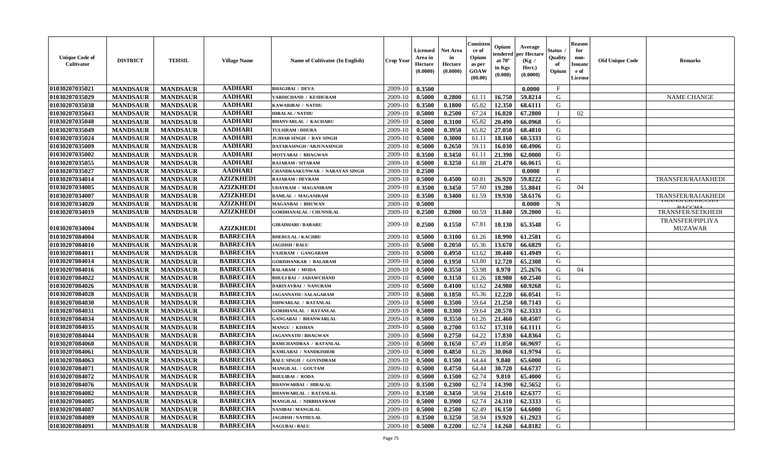| Unique Code of Cultivator | DISTRICT | TEHSIL | Village Name | Name of Cultivator (In English) | Crop Year | Licensed Area in Hectare (0.0000) | Net Area in Hectare (0.0000) | Consistence of Opium as per GOAW (00.00) | Opium tendered at 70° in Kgs (0.000) | Average per Hectare (Kg / Hect.) (0.0000) | Status / Quality of Opium | Reason for non-Issuance of License | Old Unique Code | Remarks |
|---|---|---|---|---|---|---|---|---|---|---|---|---|---|---|
| 01030207035021 | MANDSAUR | MANDSAUR | AADHARI | BHAGIBAI / DEVA | 2009-10 | 0.3500 | | | | 0.0000 | F | | | |
| 01030207035029 | MANDSAUR | MANDSAUR | AADHARI | VARDICHAND / KESHURAM | 2009-10 | 0.5000 | 0.2800 | 61.11 | 16.750 | 59.8214 | G | | | NAME CHANGE |
| 01030207035038 | MANDSAUR | MANDSAUR | AADHARI | KAWARIBAI / NATHU | 2009-10 | 0.3500 | 0.1800 | 65.82 | 12.350 | 68.6111 | G | | | |
| 01030207035043 | MANDSAUR | MANDSAUR | AADHARI | HIRALAL / NATHU | 2009-10 | 0.5000 | 0.2500 | 67.24 | 16.820 | 67.2800 | I | 02 | | |
| 01030207035048 | MANDSAUR | MANDSAUR | AADHARI | BHANVARLAL / KACHARU | 2009-10 | 0.5000 | 0.3100 | 65.82 | 20.490 | 66.0968 | G | | | |
| 01030207035049 | MANDSAUR | MANDSAUR | AADHARI | TULSIRAM / DHURA | 2009-10 | 0.5000 | 0.3950 | 65.82 | 27.050 | 68.4810 | G | | | |
| 01030207035024 | MANDSAUR | MANDSAUR | AADHARI | JUJHAR SINGH / RAY SINGH | 2009-10 | 0.5000 | 0.3000 | 61.11 | 18.160 | 60.5333 | G | | | |
| 01030207035009 | MANDSAUR | MANDSAUR | AADHARI | DATARASINGH / ARJUNASINGH | 2009-10 | 0.5000 | 0.2650 | 59.11 | 16.030 | 60.4906 | G | | | |
| 01030207035002 | MANDSAUR | MANDSAUR | AADHARI | MOTYABAI / BHAGWAN | 2009-10 | 0.3500 | 0.3450 | 61.11 | 21.390 | 62.0000 | G | | | |
| 01030207035055 | MANDSAUR | MANDSAUR | AADHARI | RAJARAM / SITARAM | 2009-10 | 0.5000 | 0.3250 | 61.88 | 21.470 | 66.0615 | G | | | |
| 01030207035027 | MANDSAUR | MANDSAUR | AADHARI | CHANDRAAKUNWAR / NARAYAN SINGH | 2009-10 | 0.2500 | | | | 0.0000 | F | | | |
| 01030207034014 | MANDSAUR | MANDSAUR | AZIZKHEDI | RAJARAM / DEVRAM | 2009-10 | 0.5000 | 0.4500 | 60.81 | 26.920 | 59.8222 | G | | | TRANSFER/RAJAKHEDI |
| 01030207034005 | MANDSAUR | MANDSAUR | AZIZKHEDI | UDAYRAM / MAGANIRAM | 2009-10 | 0.3500 | 0.3450 | 57.60 | 19.280 | 55.8841 | G | 04 | | |
| 01030207034007 | MANDSAUR | MANDSAUR | AZIZKHEDI | RAMLAL / MAGANIRAM | 2009-10 | 0.3500 | 0.3400 | 61.59 | 19.930 | 58.6176 | G | | | TRANSFER/RAJAKHEDI |
| 01030207034020 | MANDSAUR | MANDSAUR | AZIZKHEDI | MAGANBAI / BHUWAN | 2009-10 | 0.5000 | | | | 0.0000 | N | | | TRANSFER/KICCHA BACCHA |
| 01030207034019 | MANDSAUR | MANDSAUR | AZIZKHEDI | GORDHANALAL / CHUNNILAL | 2009-10 | 0.2500 | 0.2000 | 60.59 | 11.840 | 59.2000 | G | | | TRANSFER/SETKHEDI |
| 01030207034004 | MANDSAUR | MANDSAUR | AZIZKHEDI | GIRADHARI / BABARU | 2009-10 | 0.2500 | 0.1550 | 67.81 | 10.130 | 65.3548 | G | | | TRANSFER/PIPLIYA MUZAWAR |
| 01030207084004 | MANDSAUR | MANDSAUR | BABRECHA | BHERULAL / KACHRU | 2009-10 | 0.5000 | 0.3100 | 61.26 | 18.990 | 61.2581 | G | | | |
| 01030207084010 | MANDSAUR | MANDSAUR | BABRECHA | JAGDISH / BALU | 2009-10 | 0.5000 | 0.2050 | 65.36 | 13.670 | 66.6829 | G | | | |
| 01030207084011 | MANDSAUR | MANDSAUR | BABRECHA | VAJERAM / GANGARAM | 2009-10 | 0.5000 | 0.4950 | 63.62 | 30.440 | 61.4949 | G | | | |
| 01030207084014 | MANDSAUR | MANDSAUR | BABRECHA | GORISHANKAR / BALARAM | 2009-10 | 0.5000 | 0.1950 | 63.80 | 12.720 | 65.2308 | G | | | |
| 01030207084016 | MANDSAUR | MANDSAUR | BABRECHA | BALARAM / MODA | 2009-10 | 0.5000 | 0.3550 | 53.98 | 8.970 | 25.2676 | G | 04 | | |
| 01030207084022 | MANDSAUR | MANDSAUR | BABRECHA | BHULI BAI / JADAWCHAND | 2009-10 | 0.5000 | 0.3150 | 61.26 | 18.980 | 60.2540 | G | | | |
| 01030207084026 | MANDSAUR | MANDSAUR | BABRECHA | DARIYAVBAI / NANURAM | 2009-10 | 0.5000 | 0.4100 | 63.62 | 24.980 | 60.9268 | G | | | |
| 01030207084028 | MANDSAUR | MANDSAUR | BABRECHA | JAGANNATH / SALAGARAM | 2009-10 | 0.5000 | 0.1850 | 65.36 | 12.220 | 66.0541 | G | | | |
| 01030207084030 | MANDSAUR | MANDSAUR | BABRECHA | ISHWARLAL / RATANLAL | 2009-10 | 0.5000 | 0.3500 | 59.64 | 21.250 | 60.7143 | G | | | |
| 01030207084031 | MANDSAUR | MANDSAUR | BABRECHA | GORDHANLAL / RATANLAL | 2009-10 | 0.5000 | 0.3300 | 59.64 | 20.570 | 62.3333 | G | | | |
| 01030207084034 | MANDSAUR | MANDSAUR | BABRECHA | GANGABAI / BHANWARLAL | 2009-10 | 0.5000 | 0.3550 | 61.26 | 21.460 | 60.4507 | G | | | |
| 01030207084035 | MANDSAUR | MANDSAUR | BABRECHA | MANGU / KISHAN | 2009-10 | 0.5000 | 0.2700 | 63.62 | 17.310 | 64.1111 | G | | | |
| 01030207084044 | MANDSAUR | MANDSAUR | BABRECHA | JAGANNATH / BHAGWAN | 2009-10 | 0.5000 | 0.2750 | 64.22 | 17.830 | 64.8364 | G | | | |
| 01030207084060 | MANDSAUR | MANDSAUR | BABRECHA | RAMCHANDRAA / RATANLAL | 2009-10 | 0.5000 | 0.1650 | 67.49 | 11.050 | 66.9697 | G | | | |
| 01030207084061 | MANDSAUR | MANDSAUR | BABRECHA | KAMLABAI / NANDKISHOR | 2009-10 | 0.5000 | 0.4850 | 61.26 | 30.060 | 61.9794 | G | | | |
| 01030207084063 | MANDSAUR | MANDSAUR | BABRECHA | BALU SINGH / GOVINDRAM | 2009-10 | 0.5000 | 0.1500 | 64.44 | 9.840 | 65.6000 | G | | | |
| 01030207084071 | MANDSAUR | MANDSAUR | BABRECHA | MANGILAL / GOUTAM | 2009-10 | 0.5000 | 0.4750 | 64.44 | 30.720 | 64.6737 | G | | | |
| 01030207084072 | MANDSAUR | MANDSAUR | BABRECHA | BHULIBAI / RODA | 2009-10 | 0.5000 | 0.1500 | 62.74 | 9.810 | 65.4000 | G | | | |
| 01030207084076 | MANDSAUR | MANDSAUR | BABRECHA | BHANWARBAI / HIRALAL | 2009-10 | 0.3500 | 0.2300 | 62.74 | 14.390 | 62.5652 | G | | | |
| 01030207084082 | MANDSAUR | MANDSAUR | BABRECHA | BHANWARLAL / RATANLAL | 2009-10 | 0.3500 | 0.3450 | 58.94 | 21.610 | 62.6377 | G | | | |
| 01030207084085 | MANDSAUR | MANDSAUR | BABRECHA | MANGILAL / NIRBHAYRAM | 2009-10 | 0.5000 | 0.3900 | 62.74 | 24.310 | 62.3333 | G | | | |
| 01030207084087 | MANDSAUR | MANDSAUR | BABRECHA | NANIBAI / MANGILAL | 2009-10 | 0.5000 | 0.2500 | 62.49 | 16.150 | 64.6000 | G | | | |
| 01030207084089 | MANDSAUR | MANDSAUR | BABRECHA | JAGDISH / NATHULAL | 2009-10 | 0.3500 | 0.3250 | 58.94 | 19.920 | 61.2923 | G | | | |
| 01030207084091 | MANDSAUR | MANDSAUR | BABRECHA | NAGUBAI / BALU | 2009-10 | 0.5000 | 0.2200 | 62.74 | 14.260 | 64.8182 | G | | | |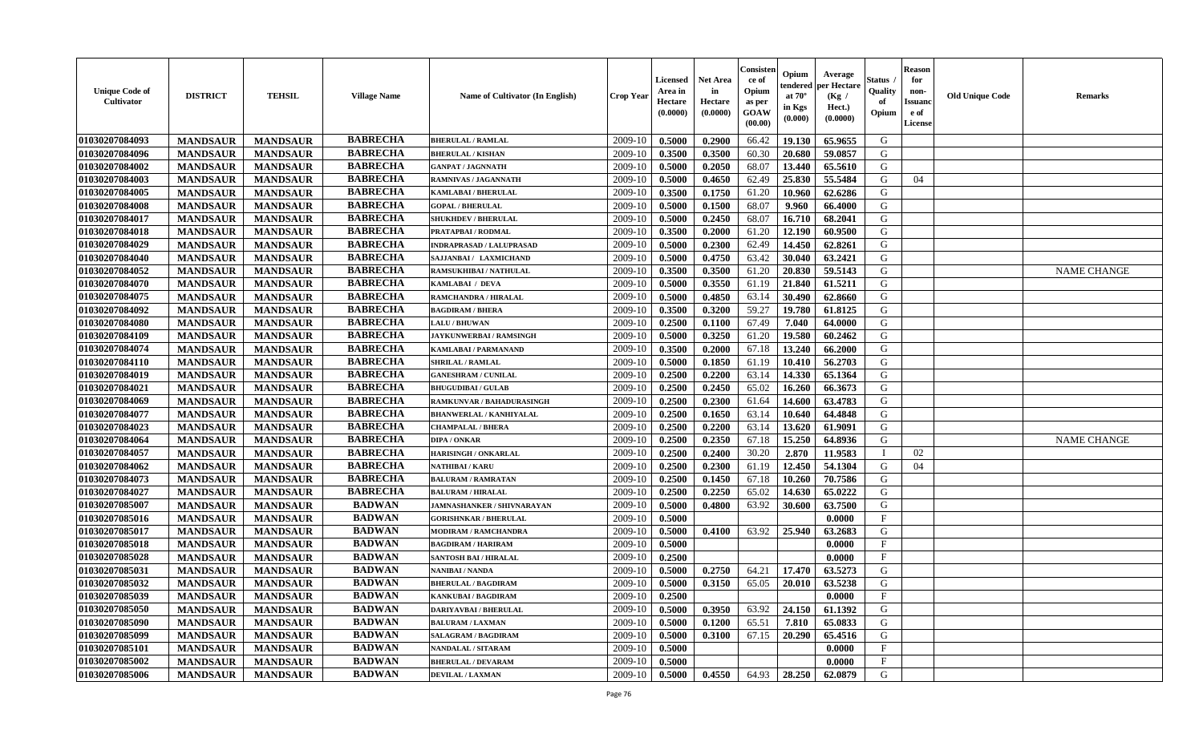| Unique Code of Cultivator | DISTRICT | TEHSIL | Village Name | Name of Cultivator (In English) | Crop Year | Licensed Area in Hectare (0.0000) | Net Area in Hectare (0.0000) | Consistence of Opium as per GOAW (00.00) | Opium tendered at 70° in Kgs (0.000) | Average per Hectare (Kg / Hect.) (0.0000) | Status / Quality of Opium | Reason for non-Issuance of License | Old Unique Code | Remarks |
|---|---|---|---|---|---|---|---|---|---|---|---|---|---|---|
| 01030207084093 | MANDSAUR | MANDSAUR | BABRECHA | BHERULAL / RAMLAL | 2009-10 | 0.5000 | 0.2900 | 66.42 | 19.130 | 65.9655 | G | | | |
| 01030207084096 | MANDSAUR | MANDSAUR | BABRECHA | BHERULAL / KISHAN | 2009-10 | 0.3500 | 0.3500 | 60.30 | 20.680 | 59.0857 | G | | | |
| 01030207084002 | MANDSAUR | MANDSAUR | BABRECHA | GANPAT / JAGNNATH | 2009-10 | 0.5000 | 0.2050 | 68.07 | 13.440 | 65.5610 | G | | | |
| 01030207084003 | MANDSAUR | MANDSAUR | BABRECHA | RAMNIVAS / JAGANNATH | 2009-10 | 0.5000 | 0.4650 | 62.49 | 25.830 | 55.5484 | G | 04 | | |
| 01030207084005 | MANDSAUR | MANDSAUR | BABRECHA | KAMLABAI / BHERULAL | 2009-10 | 0.3500 | 0.1750 | 61.20 | 10.960 | 62.6286 | G | | | |
| 01030207084008 | MANDSAUR | MANDSAUR | BABRECHA | GOPAL / BHERULAL | 2009-10 | 0.5000 | 0.1500 | 68.07 | 9.960 | 66.4000 | G | | | |
| 01030207084017 | MANDSAUR | MANDSAUR | BABRECHA | SHUKHDEV / BHERULAL | 2009-10 | 0.5000 | 0.2450 | 68.07 | 16.710 | 68.2041 | G | | | |
| 01030207084018 | MANDSAUR | MANDSAUR | BABRECHA | PRATAPBAI / RODMAL | 2009-10 | 0.3500 | 0.2000 | 61.20 | 12.190 | 60.9500 | G | | | |
| 01030207084029 | MANDSAUR | MANDSAUR | BABRECHA | INDRAPRASAD / LALUPRASAD | 2009-10 | 0.5000 | 0.2300 | 62.49 | 14.450 | 62.8261 | G | | | |
| 01030207084040 | MANDSAUR | MANDSAUR | BABRECHA | SAJJANBAI / LAXMICHAND | 2009-10 | 0.5000 | 0.4750 | 63.42 | 30.040 | 63.2421 | G | | | |
| 01030207084052 | MANDSAUR | MANDSAUR | BABRECHA | RAMSUKHIBAI / NATHULAL | 2009-10 | 0.3500 | 0.3500 | 61.20 | 20.830 | 59.5143 | G | | | NAME CHANGE |
| 01030207084070 | MANDSAUR | MANDSAUR | BABRECHA | KAMLABAI / DEVA | 2009-10 | 0.5000 | 0.3550 | 61.19 | 21.840 | 61.5211 | G | | | |
| 01030207084075 | MANDSAUR | MANDSAUR | BABRECHA | RAMCHANDRA / HIRALAL | 2009-10 | 0.5000 | 0.4850 | 63.14 | 30.490 | 62.8660 | G | | | |
| 01030207084092 | MANDSAUR | MANDSAUR | BABRECHA | BAGDIRAM / BHERA | 2009-10 | 0.3500 | 0.3200 | 59.27 | 19.780 | 61.8125 | G | | | |
| 01030207084080 | MANDSAUR | MANDSAUR | BABRECHA | LALU / BHUWAN | 2009-10 | 0.2500 | 0.1100 | 67.49 | 7.040 | 64.0000 | G | | | |
| 01030207084109 | MANDSAUR | MANDSAUR | BABRECHA | JAYKUNWERBAI / RAMSINGH | 2009-10 | 0.5000 | 0.3250 | 61.20 | 19.580 | 60.2462 | G | | | |
| 01030207084074 | MANDSAUR | MANDSAUR | BABRECHA | KAMLABAI / PARMANAND | 2009-10 | 0.3500 | 0.2000 | 67.18 | 13.240 | 66.2000 | G | | | |
| 01030207084110 | MANDSAUR | MANDSAUR | BABRECHA | SHRILAL / RAMLAL | 2009-10 | 0.5000 | 0.1850 | 61.19 | 10.410 | 56.2703 | G | | | |
| 01030207084019 | MANDSAUR | MANDSAUR | BABRECHA | GANESHRAM / CUNILAL | 2009-10 | 0.2500 | 0.2200 | 63.14 | 14.330 | 65.1364 | G | | | |
| 01030207084021 | MANDSAUR | MANDSAUR | BABRECHA | BHUGUDIBAI / GULAB | 2009-10 | 0.2500 | 0.2450 | 65.02 | 16.260 | 66.3673 | G | | | |
| 01030207084069 | MANDSAUR | MANDSAUR | BABRECHA | RAMKUNVAR / BAHADURASINGH | 2009-10 | 0.2500 | 0.2300 | 61.64 | 14.600 | 63.4783 | G | | | |
| 01030207084077 | MANDSAUR | MANDSAUR | BABRECHA | BHANWERLAL / KANHIYALAL | 2009-10 | 0.2500 | 0.1650 | 63.14 | 10.640 | 64.4848 | G | | | |
| 01030207084023 | MANDSAUR | MANDSAUR | BABRECHA | CHAMPALAL / BHERA | 2009-10 | 0.2500 | 0.2200 | 63.14 | 13.620 | 61.9091 | G | | | |
| 01030207084064 | MANDSAUR | MANDSAUR | BABRECHA | DIPA / ONKAR | 2009-10 | 0.2500 | 0.2350 | 67.18 | 15.250 | 64.8936 | G | | | NAME CHANGE |
| 01030207084057 | MANDSAUR | MANDSAUR | BABRECHA | HARISINGH / ONKARLAL | 2009-10 | 0.2500 | 0.2400 | 30.20 | 2.870 | 11.9583 | I | 02 | | |
| 01030207084062 | MANDSAUR | MANDSAUR | BABRECHA | NATHIBAI / KARU | 2009-10 | 0.2500 | 0.2300 | 61.19 | 12.450 | 54.1304 | G | 04 | | |
| 01030207084073 | MANDSAUR | MANDSAUR | BABRECHA | BALURAM / RAMRATAN | 2009-10 | 0.2500 | 0.1450 | 67.18 | 10.260 | 70.7586 | G | | | |
| 01030207084027 | MANDSAUR | MANDSAUR | BABRECHA | BALURAM / HIRALAL | 2009-10 | 0.2500 | 0.2250 | 65.02 | 14.630 | 65.0222 | G | | | |
| 01030207085007 | MANDSAUR | MANDSAUR | BADWAN | JAMNASHANKER / SHIVNARAYAN | 2009-10 | 0.5000 | 0.4800 | 63.92 | 30.600 | 63.7500 | G | | | |
| 01030207085016 | MANDSAUR | MANDSAUR | BADWAN | GORISHNKAR / BHERULAL | 2009-10 | 0.5000 | | | | 0.0000 | F | | | |
| 01030207085017 | MANDSAUR | MANDSAUR | BADWAN | MODIRAM / RAMCHANDRA | 2009-10 | 0.5000 | 0.4100 | 63.92 | 25.940 | 63.2683 | G | | | |
| 01030207085018 | MANDSAUR | MANDSAUR | BADWAN | BAGDIRAM / HARIRAM | 2009-10 | 0.5000 | | | | 0.0000 | F | | | |
| 01030207085028 | MANDSAUR | MANDSAUR | BADWAN | SANTOSH BAI / HIRALAL | 2009-10 | 0.2500 | | | | 0.0000 | F | | | |
| 01030207085031 | MANDSAUR | MANDSAUR | BADWAN | NANIBAI / NANDA | 2009-10 | 0.5000 | 0.2750 | 64.21 | 17.470 | 63.5273 | G | | | |
| 01030207085032 | MANDSAUR | MANDSAUR | BADWAN | BHERULAL / BAGDIRAM | 2009-10 | 0.5000 | 0.3150 | 65.05 | 20.010 | 63.5238 | G | | | |
| 01030207085039 | MANDSAUR | MANDSAUR | BADWAN | KANKUBAI / BAGDIRAM | 2009-10 | 0.2500 | | | | 0.0000 | F | | | |
| 01030207085050 | MANDSAUR | MANDSAUR | BADWAN | DARIYAVBAI / BHERULAL | 2009-10 | 0.5000 | 0.3950 | 63.92 | 24.150 | 61.1392 | G | | | |
| 01030207085090 | MANDSAUR | MANDSAUR | BADWAN | BALURAM / LAXMAN | 2009-10 | 0.5000 | 0.1200 | 65.51 | 7.810 | 65.0833 | G | | | |
| 01030207085099 | MANDSAUR | MANDSAUR | BADWAN | SALAGRAM / BAGDIRAM | 2009-10 | 0.5000 | 0.3100 | 67.15 | 20.290 | 65.4516 | G | | | |
| 01030207085101 | MANDSAUR | MANDSAUR | BADWAN | NANDALAL / SITARAM | 2009-10 | 0.5000 | | | | 0.0000 | F | | | |
| 01030207085002 | MANDSAUR | MANDSAUR | BADWAN | BHERULAL / DEVARAM | 2009-10 | 0.5000 | | | | 0.0000 | F | | | |
| 01030207085006 | MANDSAUR | MANDSAUR | BADWAN | DEVILAL / LAXMAN | 2009-10 | 0.5000 | 0.4550 | 64.93 | 28.250 | 62.0879 | G | | | |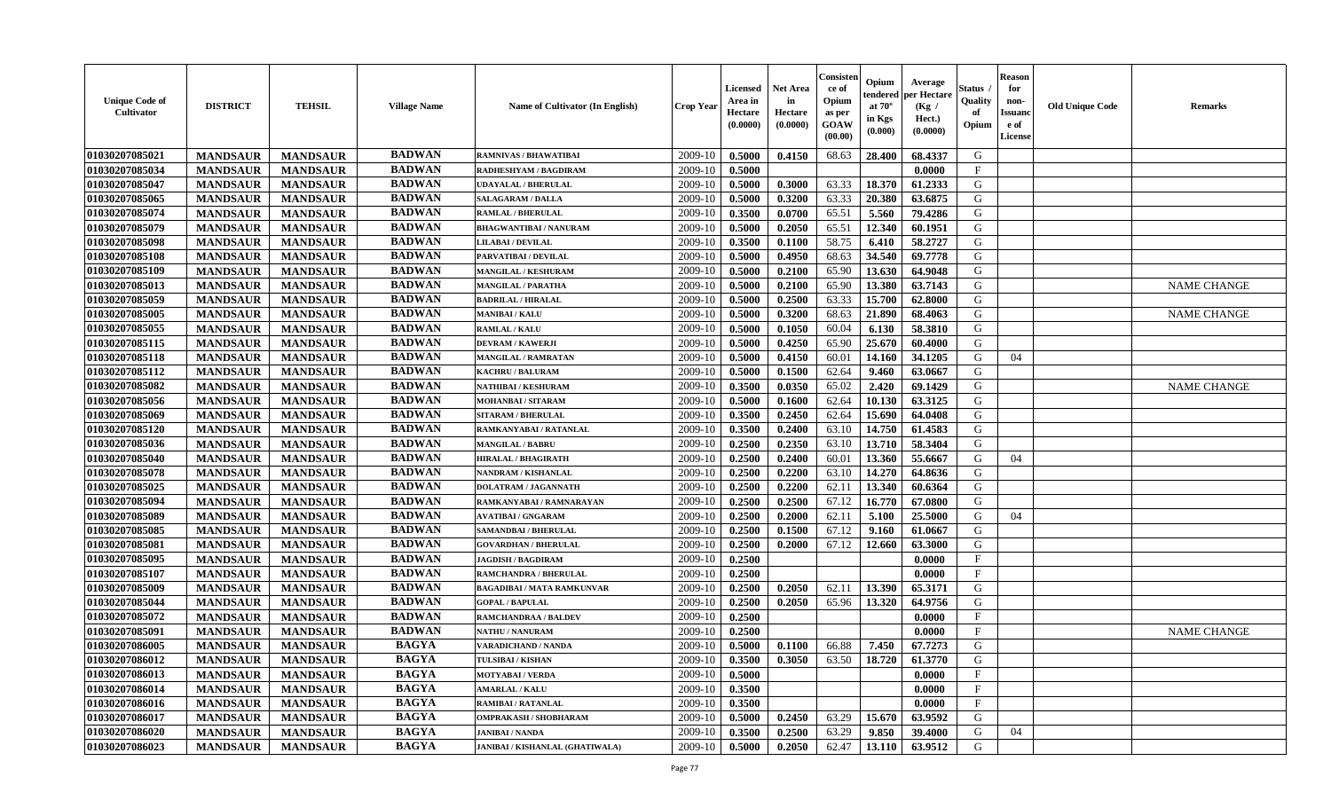| Unique Code of Cultivator | DISTRICT | TEHSIL | Village Name | Name of Cultivator (In English) | Crop Year | Licensed Area in Hectare (0.0000) | Net Area in Hectare (0.0000) | Consistence of Opium as per GOAW (00.00) | Opium tendered at 70° in Kgs (0.000) | Average per Hectare (Kg / Hect.) (0.0000) | Status / Quality of Opium | Reason for non-Issuance of License | Old Unique Code | Remarks |
|---|---|---|---|---|---|---|---|---|---|---|---|---|---|---|
| 01030207085021 | MANDSAUR | MANDSAUR | BADWAN | RAMNIVAS / BHAWATIBAI | 2009-10 | 0.5000 | 0.4150 | 68.63 | 28.400 | 68.4337 | G | | | |
| 01030207085034 | MANDSAUR | MANDSAUR | BADWAN | RADHESHYAM / BAGDIRAM | 2009-10 | 0.5000 | | | | 0.0000 | F | | | |
| 01030207085047 | MANDSAUR | MANDSAUR | BADWAN | UDAYALAL / BHERULAL | 2009-10 | 0.5000 | 0.3000 | 63.33 | 18.370 | 61.2333 | G | | | |
| 01030207085065 | MANDSAUR | MANDSAUR | BADWAN | SALAGARAM / DALLA | 2009-10 | 0.5000 | 0.3200 | 63.33 | 20.380 | 63.6875 | G | | | |
| 01030207085074 | MANDSAUR | MANDSAUR | BADWAN | RAMLAL / BHERULAL | 2009-10 | 0.3500 | 0.0700 | 65.51 | 5.560 | 79.4286 | G | | | |
| 01030207085079 | MANDSAUR | MANDSAUR | BADWAN | BHAGWANTIBAI / NANURAM | 2009-10 | 0.5000 | 0.2050 | 65.51 | 12.340 | 60.1951 | G | | | |
| 01030207085098 | MANDSAUR | MANDSAUR | BADWAN | LILABAI / DEVILAL | 2009-10 | 0.3500 | 0.1100 | 58.75 | 6.410 | 58.2727 | G | | | |
| 01030207085108 | MANDSAUR | MANDSAUR | BADWAN | PARVATIBAI / DEVILAL | 2009-10 | 0.5000 | 0.4950 | 68.63 | 34.540 | 69.7778 | G | | | |
| 01030207085109 | MANDSAUR | MANDSAUR | BADWAN | MANGILAL / KESHURAM | 2009-10 | 0.5000 | 0.2100 | 65.90 | 13.630 | 64.9048 | G | | | |
| 01030207085013 | MANDSAUR | MANDSAUR | BADWAN | MANGILAL / PARATHA | 2009-10 | 0.5000 | 0.2100 | 65.90 | 13.380 | 63.7143 | G | | | NAME CHANGE |
| 01030207085059 | MANDSAUR | MANDSAUR | BADWAN | BADRILAL / HIRALAL | 2009-10 | 0.5000 | 0.2500 | 63.33 | 15.700 | 62.8000 | G | | | |
| 01030207085005 | MANDSAUR | MANDSAUR | BADWAN | MANIBAI / KALU | 2009-10 | 0.5000 | 0.3200 | 68.63 | 21.890 | 68.4063 | G | | | NAME CHANGE |
| 01030207085055 | MANDSAUR | MANDSAUR | BADWAN | RAMLAL / KALU | 2009-10 | 0.5000 | 0.1050 | 60.04 | 6.130 | 58.3810 | G | | | |
| 01030207085115 | MANDSAUR | MANDSAUR | BADWAN | DEVRAM / KAWERJI | 2009-10 | 0.5000 | 0.4250 | 65.90 | 25.670 | 60.4000 | G | | | |
| 01030207085118 | MANDSAUR | MANDSAUR | BADWAN | MANGILAL / RAMRATAN | 2009-10 | 0.5000 | 0.4150 | 60.01 | 14.160 | 34.1205 | G | 04 | | |
| 01030207085112 | MANDSAUR | MANDSAUR | BADWAN | KACHRU / BALURAM | 2009-10 | 0.5000 | 0.1500 | 62.64 | 9.460 | 63.0667 | G | | | |
| 01030207085082 | MANDSAUR | MANDSAUR | BADWAN | NATHIBAI / KESHURAM | 2009-10 | 0.3500 | 0.0350 | 65.02 | 2.420 | 69.1429 | G | | | NAME CHANGE |
| 01030207085056 | MANDSAUR | MANDSAUR | BADWAN | MOHANBAI / SITARAM | 2009-10 | 0.5000 | 0.1600 | 62.64 | 10.130 | 63.3125 | G | | | |
| 01030207085069 | MANDSAUR | MANDSAUR | BADWAN | SITARAM / BHERULAL | 2009-10 | 0.3500 | 0.2450 | 62.64 | 15.690 | 64.0408 | G | | | |
| 01030207085120 | MANDSAUR | MANDSAUR | BADWAN | RAMKANYABAI / RATANLAL | 2009-10 | 0.3500 | 0.2400 | 63.10 | 14.750 | 61.4583 | G | | | |
| 01030207085036 | MANDSAUR | MANDSAUR | BADWAN | MANGILAL / BABRU | 2009-10 | 0.2500 | 0.2350 | 63.10 | 13.710 | 58.3404 | G | | | |
| 01030207085040 | MANDSAUR | MANDSAUR | BADWAN | HIRALAL / BHAGIRATH | 2009-10 | 0.2500 | 0.2400 | 60.01 | 13.360 | 55.6667 | G | 04 | | |
| 01030207085078 | MANDSAUR | MANDSAUR | BADWAN | NANDRAM / KISHANLAL | 2009-10 | 0.2500 | 0.2200 | 63.10 | 14.270 | 64.8636 | G | | | |
| 01030207085025 | MANDSAUR | MANDSAUR | BADWAN | DOLATRAM / JAGANNATH | 2009-10 | 0.2500 | 0.2200 | 62.11 | 13.340 | 60.6364 | G | | | |
| 01030207085094 | MANDSAUR | MANDSAUR | BADWAN | RAMKANYABAI / RAMNARAYAN | 2009-10 | 0.2500 | 0.2500 | 67.12 | 16.770 | 67.0800 | G | | | |
| 01030207085089 | MANDSAUR | MANDSAUR | BADWAN | AVATIBAI / GNGARAM | 2009-10 | 0.2500 | 0.2000 | 62.11 | 5.100 | 25.5000 | G | 04 | | |
| 01030207085085 | MANDSAUR | MANDSAUR | BADWAN | SAMANDBAI / BHERULAL | 2009-10 | 0.2500 | 0.1500 | 67.12 | 9.160 | 61.0667 | G | | | |
| 01030207085081 | MANDSAUR | MANDSAUR | BADWAN | GOVARDHAN / BHERULAL | 2009-10 | 0.2500 | 0.2000 | 67.12 | 12.660 | 63.3000 | G | | | |
| 01030207085095 | MANDSAUR | MANDSAUR | BADWAN | JAGDISH / BAGDIRAM | 2009-10 | 0.2500 | | | | 0.0000 | F | | | |
| 01030207085107 | MANDSAUR | MANDSAUR | BADWAN | RAMCHANDRA / BHERULAL | 2009-10 | 0.2500 | | | | 0.0000 | F | | | |
| 01030207085009 | MANDSAUR | MANDSAUR | BADWAN | BAGADIBAI / MATA RAMKUNVAR | 2009-10 | 0.2500 | 0.2050 | 62.11 | 13.390 | 65.3171 | G | | | |
| 01030207085044 | MANDSAUR | MANDSAUR | BADWAN | GOPAL / BAPULAL | 2009-10 | 0.2500 | 0.2050 | 65.96 | 13.320 | 64.9756 | G | | | |
| 01030207085072 | MANDSAUR | MANDSAUR | BADWAN | RAMCHANDRAA / BALDEV | 2009-10 | 0.2500 | | | | 0.0000 | F | | | |
| 01030207085091 | MANDSAUR | MANDSAUR | BADWAN | NATHU / NANURAM | 2009-10 | 0.2500 | | | | 0.0000 | F | | | NAME CHANGE |
| 01030207086005 | MANDSAUR | MANDSAUR | BAGYA | VARADICHAND / NANDA | 2009-10 | 0.5000 | 0.1100 | 66.88 | 7.450 | 67.7273 | G | | | |
| 01030207086012 | MANDSAUR | MANDSAUR | BAGYA | TULSIBAI / KISHAN | 2009-10 | 0.3500 | 0.3050 | 63.50 | 18.720 | 61.3770 | G | | | |
| 01030207086013 | MANDSAUR | MANDSAUR | BAGYA | MOTYABAI / VERDA | 2009-10 | 0.5000 | | | | 0.0000 | F | | | |
| 01030207086014 | MANDSAUR | MANDSAUR | BAGYA | AMARLAL / KALU | 2009-10 | 0.3500 | | | | 0.0000 | F | | | |
| 01030207086016 | MANDSAUR | MANDSAUR | BAGYA | RAMIBAI / RATANLAL | 2009-10 | 0.3500 | | | | 0.0000 | F | | | |
| 01030207086017 | MANDSAUR | MANDSAUR | BAGYA | OMPRAKASH / SHOBHARAM | 2009-10 | 0.5000 | 0.2450 | 63.29 | 15.670 | 63.9592 | G | | | |
| 01030207086020 | MANDSAUR | MANDSAUR | BAGYA | JANIBAI / NANDA | 2009-10 | 0.3500 | 0.2500 | 63.29 | 9.850 | 39.4000 | G | 04 | | |
| 01030207086023 | MANDSAUR | MANDSAUR | BAGYA | JANIBAI / KISHANLAL (GHATIWALA) | 2009-10 | 0.5000 | 0.2050 | 62.47 | 13.110 | 63.9512 | G | | | |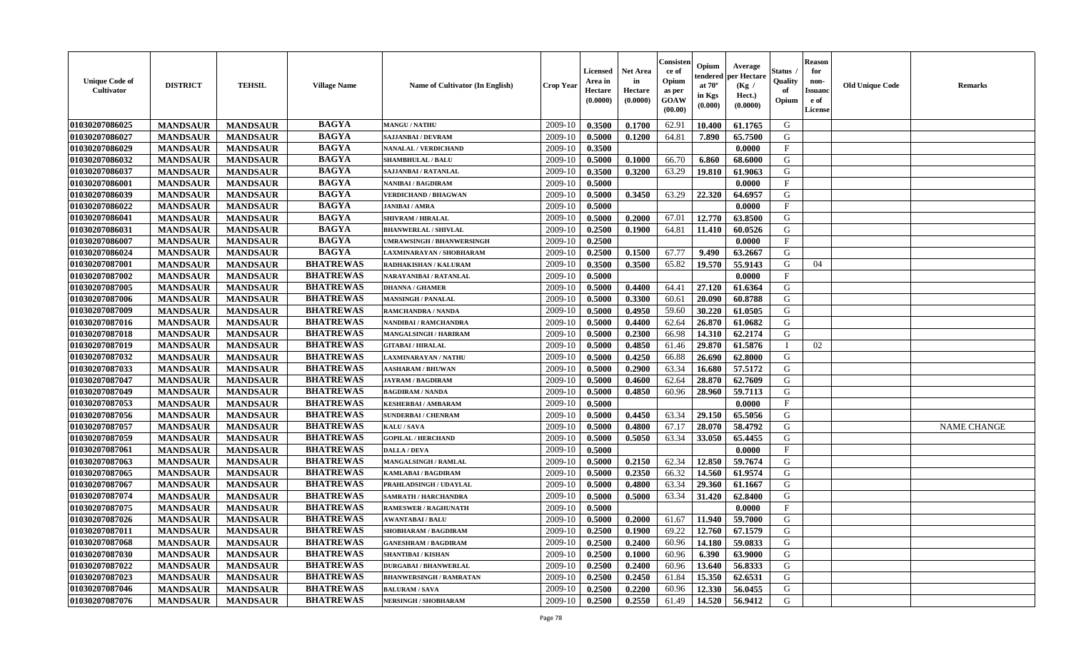| Unique Code of Cultivator | DISTRICT | TEHSIL | Village Name | Name of Cultivator (In English) | Crop Year | Licensed Area in Hectare (0.0000) | Net Area in Hectare (0.0000) | Consistence of Opium as per GOAW (00.00) | Opium tendered at 70° in Kgs (0.000) | Average per Hectare (Kg / Hect.) (0.0000) | Status / Quality of Opium | Reason for non-Issuance of License | Old Unique Code | Remarks |
|---|---|---|---|---|---|---|---|---|---|---|---|---|---|---|
| 01030207086025 | MANDSAUR | MANDSAUR | BAGYA | MANGU / NATHU | 2009-10 | 0.3500 | 0.1700 | 62.91 | 10.400 | 61.1765 | G | | | |
| 01030207086027 | MANDSAUR | MANDSAUR | BAGYA | SAJJANBAI / DEVRAM | 2009-10 | 0.5000 | 0.1200 | 64.81 | 7.890 | 65.7500 | G | | | |
| 01030207086029 | MANDSAUR | MANDSAUR | BAGYA | NANALAL / VERDICHAND | 2009-10 | 0.3500 | | | | 0.0000 | F | | | |
| 01030207086032 | MANDSAUR | MANDSAUR | BAGYA | SHAMBHULAL / BALU | 2009-10 | 0.5000 | 0.1000 | 66.70 | 6.860 | 68.6000 | G | | | |
| 01030207086037 | MANDSAUR | MANDSAUR | BAGYA | SAJJANBAI / RATANLAL | 2009-10 | 0.3500 | 0.3200 | 63.29 | 19.810 | 61.9063 | G | | | |
| 01030207086001 | MANDSAUR | MANDSAUR | BAGYA | NANIBAI / BAGDIRAM | 2009-10 | 0.5000 | | | | 0.0000 | F | | | |
| 01030207086039 | MANDSAUR | MANDSAUR | BAGYA | VERDICHAND / BHAGWAN | 2009-10 | 0.5000 | 0.3450 | 63.29 | 22.320 | 64.6957 | G | | | |
| 01030207086022 | MANDSAUR | MANDSAUR | BAGYA | JANIBAI / AMRA | 2009-10 | 0.5000 | | | | 0.0000 | F | | | |
| 01030207086041 | MANDSAUR | MANDSAUR | BAGYA | SHIVRAM / HIRALAL | 2009-10 | 0.5000 | 0.2000 | 67.01 | 12.770 | 63.8500 | G | | | |
| 01030207086031 | MANDSAUR | MANDSAUR | BAGYA | BHANWERLAL / SHIVLAL | 2009-10 | 0.2500 | 0.1900 | 64.81 | 11.410 | 60.0526 | G | | | |
| 01030207086007 | MANDSAUR | MANDSAUR | BAGYA | UMRAWSINGH / BHANWERSINGH | 2009-10 | 0.2500 | | | | 0.0000 | F | | | |
| 01030207086024 | MANDSAUR | MANDSAUR | BAGYA | LAXMINARAYAN / SHOBHARAM | 2009-10 | 0.2500 | 0.1500 | 67.77 | 9.490 | 63.2667 | G | | | |
| 01030207087001 | MANDSAUR | MANDSAUR | BHATREWAS | RADHAKISHAN / KALURAM | 2009-10 | 0.3500 | 0.3500 | 65.82 | 19.570 | 55.9143 | G | 04 | | |
| 01030207087002 | MANDSAUR | MANDSAUR | BHATREWAS | NARAYANIBAI / RATANLAL | 2009-10 | 0.5000 | | | | 0.0000 | F | | | |
| 01030207087005 | MANDSAUR | MANDSAUR | BHATREWAS | DHANNA / GHAMER | 2009-10 | 0.5000 | 0.4400 | 64.41 | 27.120 | 61.6364 | G | | | |
| 01030207087006 | MANDSAUR | MANDSAUR | BHATREWAS | MANSINGH / PANALAL | 2009-10 | 0.5000 | 0.3300 | 60.61 | 20.090 | 60.8788 | G | | | |
| 01030207087009 | MANDSAUR | MANDSAUR | BHATREWAS | RAMCHANDRA / NANDA | 2009-10 | 0.5000 | 0.4950 | 59.60 | 30.220 | 61.0505 | G | | | |
| 01030207087016 | MANDSAUR | MANDSAUR | BHATREWAS | NANDIBAI / RAMCHANDRA | 2009-10 | 0.5000 | 0.4400 | 62.64 | 26.870 | 61.0682 | G | | | |
| 01030207087018 | MANDSAUR | MANDSAUR | BHATREWAS | MANGALSINGH / HARIRAM | 2009-10 | 0.5000 | 0.2300 | 66.98 | 14.310 | 62.2174 | G | | | |
| 01030207087019 | MANDSAUR | MANDSAUR | BHATREWAS | GITABAI / HIRALAL | 2009-10 | 0.5000 | 0.4850 | 61.46 | 29.870 | 61.5876 | I | 02 | | |
| 01030207087032 | MANDSAUR | MANDSAUR | BHATREWAS | LAXMINARAYAN / NATHU | 2009-10 | 0.5000 | 0.4250 | 66.88 | 26.690 | 62.8000 | G | | | |
| 01030207087033 | MANDSAUR | MANDSAUR | BHATREWAS | AASHARAM / BHUWAN | 2009-10 | 0.5000 | 0.2900 | 63.34 | 16.680 | 57.5172 | G | | | |
| 01030207087047 | MANDSAUR | MANDSAUR | BHATREWAS | JAYRAM / BAGDIRAM | 2009-10 | 0.5000 | 0.4600 | 62.64 | 28.870 | 62.7609 | G | | | |
| 01030207087049 | MANDSAUR | MANDSAUR | BHATREWAS | BAGDIRAM / NANDA | 2009-10 | 0.5000 | 0.4850 | 60.96 | 28.960 | 59.7113 | G | | | |
| 01030207087053 | MANDSAUR | MANDSAUR | BHATREWAS | KESHERBAI / AMBARAM | 2009-10 | 0.5000 | | | | 0.0000 | F | | | |
| 01030207087056 | MANDSAUR | MANDSAUR | BHATREWAS | SUNDERBAI / CHENRAM | 2009-10 | 0.5000 | 0.4450 | 63.34 | 29.150 | 65.5056 | G | | | |
| 01030207087057 | MANDSAUR | MANDSAUR | BHATREWAS | KALU / SAVA | 2009-10 | 0.5000 | 0.4800 | 67.17 | 28.070 | 58.4792 | G | | | NAME CHANGE |
| 01030207087059 | MANDSAUR | MANDSAUR | BHATREWAS | GOPILAL / HERCHAND | 2009-10 | 0.5000 | 0.5050 | 63.34 | 33.050 | 65.4455 | G | | | |
| 01030207087061 | MANDSAUR | MANDSAUR | BHATREWAS | DALLA / DEVA | 2009-10 | 0.5000 | | | | 0.0000 | F | | | |
| 01030207087063 | MANDSAUR | MANDSAUR | BHATREWAS | MANGALSINGH / RAMLAL | 2009-10 | 0.5000 | 0.2150 | 62.34 | 12.850 | 59.7674 | G | | | |
| 01030207087065 | MANDSAUR | MANDSAUR | BHATREWAS | KAMLABAI / BAGDIRAM | 2009-10 | 0.5000 | 0.2350 | 66.32 | 14.560 | 61.9574 | G | | | |
| 01030207087067 | MANDSAUR | MANDSAUR | BHATREWAS | PRAHLADSINGH / UDAYLAL | 2009-10 | 0.5000 | 0.4800 | 63.34 | 29.360 | 61.1667 | G | | | |
| 01030207087074 | MANDSAUR | MANDSAUR | BHATREWAS | SAMRATH / HARCHANDRA | 2009-10 | 0.5000 | 0.5000 | 63.34 | 31.420 | 62.8400 | G | | | |
| 01030207087075 | MANDSAUR | MANDSAUR | BHATREWAS | RAMESWER / RAGHUNATH | 2009-10 | 0.5000 | | | | 0.0000 | F | | | |
| 01030207087026 | MANDSAUR | MANDSAUR | BHATREWAS | AWANTABAI / BALU | 2009-10 | 0.5000 | 0.2000 | 61.67 | 11.940 | 59.7000 | G | | | |
| 01030207087011 | MANDSAUR | MANDSAUR | BHATREWAS | SHOBHARAM / BAGDIRAM | 2009-10 | 0.2500 | 0.1900 | 69.22 | 12.760 | 67.1579 | G | | | |
| 01030207087068 | MANDSAUR | MANDSAUR | BHATREWAS | GANESHRAM / BAGDIRAM | 2009-10 | 0.2500 | 0.2400 | 60.96 | 14.180 | 59.0833 | G | | | |
| 01030207087030 | MANDSAUR | MANDSAUR | BHATREWAS | SHANTIBAI / KISHAN | 2009-10 | 0.2500 | 0.1000 | 60.96 | 6.390 | 63.9000 | G | | | |
| 01030207087022 | MANDSAUR | MANDSAUR | BHATREWAS | DURGABAI / BHANWERLAL | 2009-10 | 0.2500 | 0.2400 | 60.96 | 13.640 | 56.8333 | G | | | |
| 01030207087023 | MANDSAUR | MANDSAUR | BHATREWAS | BHANWERSINGH / RAMRATAN | 2009-10 | 0.2500 | 0.2450 | 61.84 | 15.350 | 62.6531 | G | | | |
| 01030207087046 | MANDSAUR | MANDSAUR | BHATREWAS | BALURAM / SAVA | 2009-10 | 0.2500 | 0.2200 | 60.96 | 12.330 | 56.0455 | G | | | |
| 01030207087076 | MANDSAUR | MANDSAUR | BHATREWAS | NERSINGH / SHOBHARAM | 2009-10 | 0.2500 | 0.2550 | 61.49 | 14.520 | 56.9412 | G | | | |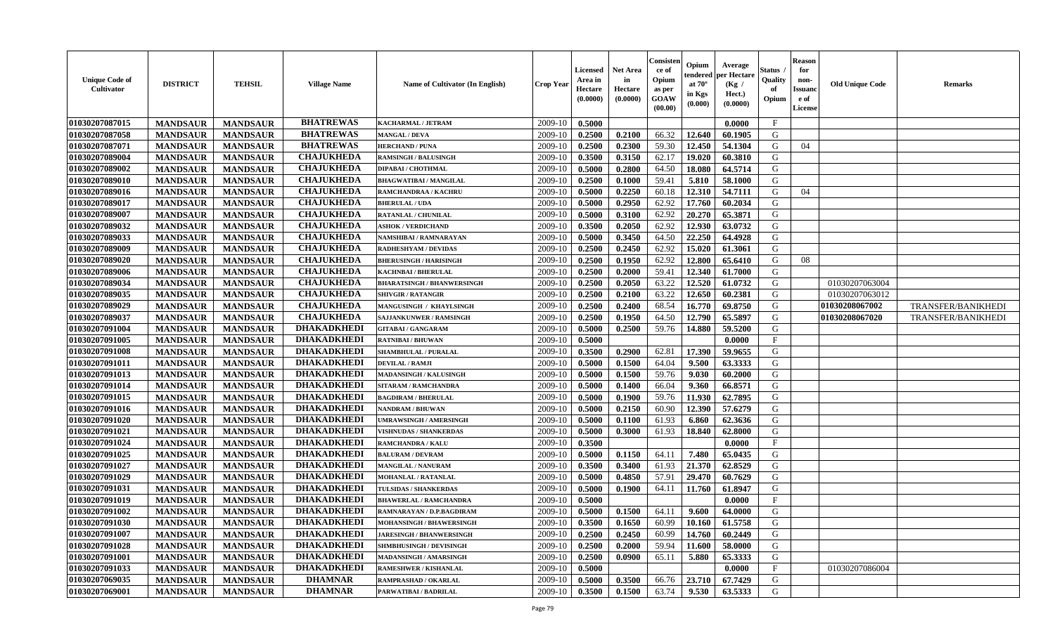| Unique Code of Cultivator | DISTRICT | TEHSIL | Village Name | Name of Cultivator (In English) | Crop Year | Licensed Area in Hectare (0.0000) | Net Area in Hectare (0.0000) | Consistence of Opium as per GOAW (00.00) | Opium tendered at 70° in Kgs (0.000) | Average per Hectare (Kg / Hect.) (0.0000) | Status / Quality of Opium | Reason for non-Issuance of License | Old Unique Code | Remarks |
|---|---|---|---|---|---|---|---|---|---|---|---|---|---|---|
| 01030207087015 | MANDSAUR | MANDSAUR | BHATREWAS | KACHARMAL / JETRAM | 2009-10 | 0.5000 | | | | 0.0000 | F | | | |
| 01030207087058 | MANDSAUR | MANDSAUR | BHATREWAS | MANGAL / DEVA | 2009-10 | 0.2500 | 0.2100 | 66.32 | 12.640 | 60.1905 | G | | | |
| 01030207087071 | MANDSAUR | MANDSAUR | BHATREWAS | HERCHAND / PUNA | 2009-10 | 0.2500 | 0.2300 | 59.30 | 12.450 | 54.1304 | G | 04 | | |
| 01030207089004 | MANDSAUR | MANDSAUR | CHAJUKHEDA | RAMSINGH / BALUSINGH | 2009-10 | 0.3500 | 0.3150 | 62.17 | 19.020 | 60.3810 | G | | | |
| 01030207089002 | MANDSAUR | MANDSAUR | CHAJUKHEDA | DIPABAI / CHOTHMAL | 2009-10 | 0.5000 | 0.2800 | 64.50 | 18.080 | 64.5714 | G | | | |
| 01030207089010 | MANDSAUR | MANDSAUR | CHAJUKHEDA | BHAGWATIBAI / MANGILAL | 2009-10 | 0.2500 | 0.1000 | 59.41 | 5.810 | 58.1000 | G | | | |
| 01030207089016 | MANDSAUR | MANDSAUR | CHAJUKHEDA | RAMCHANDRAA / KACHRU | 2009-10 | 0.5000 | 0.2250 | 60.18 | 12.310 | 54.7111 | G | 04 | | |
| 01030207089017 | MANDSAUR | MANDSAUR | CHAJUKHEDA | BHERULAL / UDA | 2009-10 | 0.5000 | 0.2950 | 62.92 | 17.760 | 60.2034 | G | | | |
| 01030207089007 | MANDSAUR | MANDSAUR | CHAJUKHEDA | RATANLAL / CHUNILAL | 2009-10 | 0.5000 | 0.3100 | 62.92 | 20.270 | 65.3871 | G | | | |
| 01030207089032 | MANDSAUR | MANDSAUR | CHAJUKHEDA | ASHOK / VERDICHAND | 2009-10 | 0.3500 | 0.2050 | 62.92 | 12.930 | 63.0732 | G | | | |
| 01030207089033 | MANDSAUR | MANDSAUR | CHAJUKHEDA | NAMSHIBAI / RAMNARAYAN | 2009-10 | 0.5000 | 0.3450 | 64.50 | 22.250 | 64.4928 | G | | | |
| 01030207089009 | MANDSAUR | MANDSAUR | CHAJUKHEDA | RADHESHYAM / DEVIDAS | 2009-10 | 0.2500 | 0.2450 | 62.92 | 15.020 | 61.3061 | G | | | |
| 01030207089020 | MANDSAUR | MANDSAUR | CHAJUKHEDA | BHERUSINGH / HARISINGH | 2009-10 | 0.2500 | 0.1950 | 62.92 | 12.800 | 65.6410 | G | 08 | | |
| 01030207089006 | MANDSAUR | MANDSAUR | CHAJUKHEDA | KACHNBAI / BHERULAL | 2009-10 | 0.2500 | 0.2000 | 59.41 | 12.340 | 61.7000 | G | | | |
| 01030207089034 | MANDSAUR | MANDSAUR | CHAJUKHEDA | BHARATSINGH / BHANWERSINGH | 2009-10 | 0.2500 | 0.2050 | 63.22 | 12.520 | 61.0732 | G | | 01030207063004 | |
| 01030207089035 | MANDSAUR | MANDSAUR | CHAJUKHEDA | SHIVGIR / RATANGIR | 2009-10 | 0.2500 | 0.2100 | 63.22 | 12.650 | 60.2381 | G | | 01030207063012 | |
| 01030207089029 | MANDSAUR | MANDSAUR | CHAJUKHEDA | MANGUSINGH / KHAYLSINGH | 2009-10 | 0.2500 | 0.2400 | 68.54 | 16.770 | 69.8750 | G | | 01030208067002 | TRANSFER/BANIKHEDI |
| 01030207089037 | MANDSAUR | MANDSAUR | CHAJUKHEDA | SAJJANKUNWER / RAMSINGH | 2009-10 | 0.2500 | 0.1950 | 64.50 | 12.790 | 65.5897 | G | | 01030208067020 | TRANSFER/BANIKHEDI |
| 01030207091004 | MANDSAUR | MANDSAUR | DHAKADKHEDI | GITABAI / GANGARAM | 2009-10 | 0.5000 | 0.2500 | 59.76 | 14.880 | 59.5200 | G | | | |
| 01030207091005 | MANDSAUR | MANDSAUR | DHAKADKHEDI | RATNIBAI / BHUWAN | 2009-10 | 0.5000 | | | | 0.0000 | F | | | |
| 01030207091008 | MANDSAUR | MANDSAUR | DHAKADKHEDI | SHAMBHULAL / PURALAL | 2009-10 | 0.3500 | 0.2900 | 62.81 | 17.390 | 59.9655 | G | | | |
| 01030207091011 | MANDSAUR | MANDSAUR | DHAKADKHEDI | DEVILAL / RAMJI | 2009-10 | 0.5000 | 0.1500 | 64.04 | 9.500 | 63.3333 | G | | | |
| 01030207091013 | MANDSAUR | MANDSAUR | DHAKADKHEDI | MADANSINGH / KALUSINGH | 2009-10 | 0.5000 | 0.1500 | 59.76 | 9.030 | 60.2000 | G | | | |
| 01030207091014 | MANDSAUR | MANDSAUR | DHAKADKHEDI | SITARAM / RAMCHANDRA | 2009-10 | 0.5000 | 0.1400 | 66.04 | 9.360 | 66.8571 | G | | | |
| 01030207091015 | MANDSAUR | MANDSAUR | DHAKADKHEDI | BAGDIRAM / BHERULAL | 2009-10 | 0.5000 | 0.1900 | 59.76 | 11.930 | 62.7895 | G | | | |
| 01030207091016 | MANDSAUR | MANDSAUR | DHAKADKHEDI | NANDRAM / BHUWAN | 2009-10 | 0.5000 | 0.2150 | 60.90 | 12.390 | 57.6279 | G | | | |
| 01030207091020 | MANDSAUR | MANDSAUR | DHAKADKHEDI | UMRAWSINGH / AMERSINGH | 2009-10 | 0.5000 | 0.1100 | 61.93 | 6.860 | 62.3636 | G | | | |
| 01030207091021 | MANDSAUR | MANDSAUR | DHAKADKHEDI | VISHNUDAS / SHANKERDAS | 2009-10 | 0.5000 | 0.3000 | 61.93 | 18.840 | 62.8000 | G | | | |
| 01030207091024 | MANDSAUR | MANDSAUR | DHAKADKHEDI | RAMCHANDRA / KALU | 2009-10 | 0.3500 | | | | 0.0000 | F | | | |
| 01030207091025 | MANDSAUR | MANDSAUR | DHAKADKHEDI | BALURAM / DEVRAM | 2009-10 | 0.5000 | 0.1150 | 64.11 | 7.480 | 65.0435 | G | | | |
| 01030207091027 | MANDSAUR | MANDSAUR | DHAKADKHEDI | MANGILAL / NANURAM | 2009-10 | 0.3500 | 0.3400 | 61.93 | 21.370 | 62.8529 | G | | | |
| 01030207091029 | MANDSAUR | MANDSAUR | DHAKADKHEDI | MOHANLAL / RATANLAL | 2009-10 | 0.5000 | 0.4850 | 57.91 | 29.470 | 60.7629 | G | | | |
| 01030207091031 | MANDSAUR | MANDSAUR | DHAKADKHEDI | TULSIDAS / SHANKERDAS | 2009-10 | 0.5000 | 0.1900 | 64.11 | 11.760 | 61.8947 | G | | | |
| 01030207091019 | MANDSAUR | MANDSAUR | DHAKADKHEDI | BHAWERLAL / RAMCHANDRA | 2009-10 | 0.5000 | | | | 0.0000 | F | | | |
| 01030207091002 | MANDSAUR | MANDSAUR | DHAKADKHEDI | RAMNARAYAN / D.P.BAGDIRAM | 2009-10 | 0.5000 | 0.1500 | 64.11 | 9.600 | 64.0000 | G | | | |
| 01030207091030 | MANDSAUR | MANDSAUR | DHAKADKHEDI | MOHANSINGH / BHAWERSINGH | 2009-10 | 0.3500 | 0.1650 | 60.99 | 10.160 | 61.5758 | G | | | |
| 01030207091007 | MANDSAUR | MANDSAUR | DHAKADKHEDI | JARESINGH / BHANWERSINGH | 2009-10 | 0.2500 | 0.2450 | 60.99 | 14.760 | 60.2449 | G | | | |
| 01030207091028 | MANDSAUR | MANDSAUR | DHAKADKHEDI | SHMBHUSINGH / DEVISINGH | 2009-10 | 0.2500 | 0.2000 | 59.94 | 11.600 | 58.0000 | G | | | |
| 01030207091001 | MANDSAUR | MANDSAUR | DHAKADKHEDI | MADANSINGH / AMARSINGH | 2009-10 | 0.2500 | 0.0900 | 65.11 | 5.880 | 65.3333 | G | | | |
| 01030207091033 | MANDSAUR | MANDSAUR | DHAKADKHEDI | RAMESHWER / KISHANLAL | 2009-10 | 0.5000 | | | | 0.0000 | F | | 01030207086004 | |
| 01030207069035 | MANDSAUR | MANDSAUR | DHAMNAR | RAMPRASHAD / OKARLAL | 2009-10 | 0.5000 | 0.3500 | 66.76 | 23.710 | 67.7429 | G | | | |
| 01030207069001 | MANDSAUR | MANDSAUR | DHAMNAR | PARWATIBAI / BADRILAL | 2009-10 | 0.3500 | 0.1500 | 63.74 | 9.530 | 63.5333 | G | | | |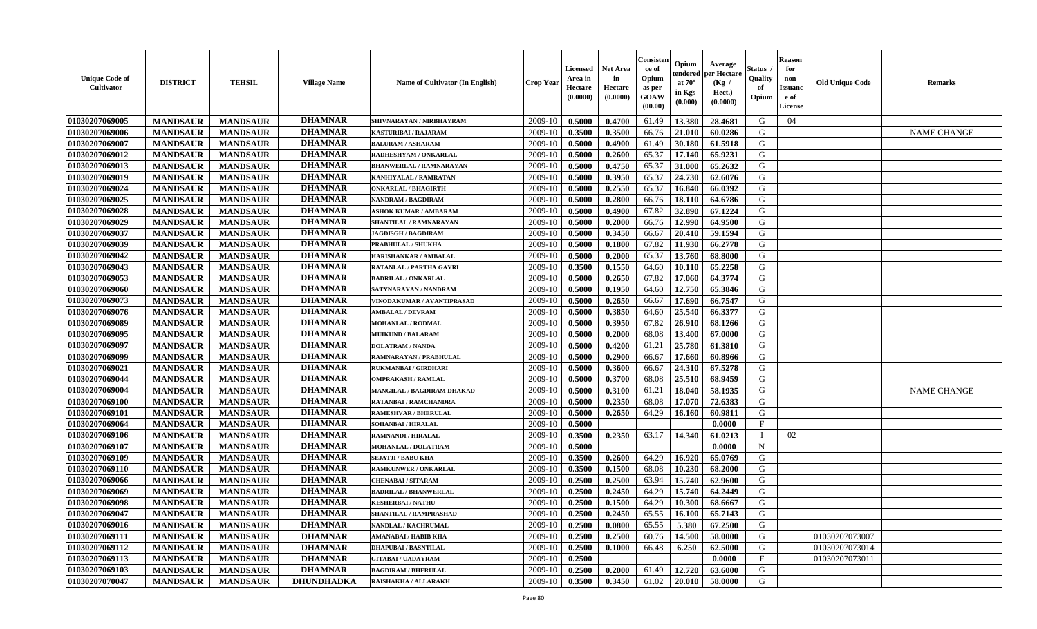| Unique Code of Cultivator | DISTRICT | TEHSIL | Village Name | Name of Cultivator (In English) | Crop Year | Licensed Area in Hectare (0.0000) | Net Area in Hectare (0.0000) | Consistence of Opium as per GOAW (00.00) | Opium tendered at 70° in Kgs (0.000) | Average per Hectare (Kg / Hect.) (0.0000) | Status / Quality of Opium | Reason for non-Issuance of License | Old Unique Code | Remarks |
|---|---|---|---|---|---|---|---|---|---|---|---|---|---|---|
| 01030207069005 | MANDSAUR | MANDSAUR | DHAMNAR | SHIVNARAYAN / NIRBHAYRAM | 2009-10 | 0.5000 | 0.4700 | 61.49 | 13.380 | 28.4681 | G | 04 | | |
| 01030207069006 | MANDSAUR | MANDSAUR | DHAMNAR | KASTURIBAI / RAJARAM | 2009-10 | 0.3500 | 0.3500 | 66.76 | 21.010 | 60.0286 | G | | | NAME CHANGE |
| 01030207069007 | MANDSAUR | MANDSAUR | DHAMNAR | BALURAM / ASHARAM | 2009-10 | 0.5000 | 0.4900 | 61.49 | 30.180 | 61.5918 | G | | | |
| 01030207069012 | MANDSAUR | MANDSAUR | DHAMNAR | RADHESHYAM / ONKARLAL | 2009-10 | 0.5000 | 0.2600 | 65.37 | 17.140 | 65.9231 | G | | | |
| 01030207069013 | MANDSAUR | MANDSAUR | DHAMNAR | BHANWERLAL / RAMNARAYAN | 2009-10 | 0.5000 | 0.4750 | 65.37 | 31.000 | 65.2632 | G | | | |
| 01030207069019 | MANDSAUR | MANDSAUR | DHAMNAR | KANHIYALAL / RAMRATAN | 2009-10 | 0.5000 | 0.3950 | 65.37 | 24.730 | 62.6076 | G | | | |
| 01030207069024 | MANDSAUR | MANDSAUR | DHAMNAR | ONKARLAL / BHAGIRTH | 2009-10 | 0.5000 | 0.2550 | 65.37 | 16.840 | 66.0392 | G | | | |
| 01030207069025 | MANDSAUR | MANDSAUR | DHAMNAR | NANDRAM / BAGDIRAM | 2009-10 | 0.5000 | 0.2800 | 66.76 | 18.110 | 64.6786 | G | | | |
| 01030207069028 | MANDSAUR | MANDSAUR | DHAMNAR | ASHOK KUMAR / AMBARAM | 2009-10 | 0.5000 | 0.4900 | 67.82 | 32.890 | 67.1224 | G | | | |
| 01030207069029 | MANDSAUR | MANDSAUR | DHAMNAR | SHANTILAL / RAMNARAYAN | 2009-10 | 0.5000 | 0.2000 | 66.76 | 12.990 | 64.9500 | G | | | |
| 01030207069037 | MANDSAUR | MANDSAUR | DHAMNAR | JAGDISGH / BAGDIRAM | 2009-10 | 0.5000 | 0.3450 | 66.67 | 20.410 | 59.1594 | G | | | |
| 01030207069039 | MANDSAUR | MANDSAUR | DHAMNAR | PRABHULAL / SHUKHA | 2009-10 | 0.5000 | 0.1800 | 67.82 | 11.930 | 66.2778 | G | | | |
| 01030207069042 | MANDSAUR | MANDSAUR | DHAMNAR | HARISHANKAR / AMBALAL | 2009-10 | 0.5000 | 0.2000 | 65.37 | 13.760 | 68.8000 | G | | | |
| 01030207069043 | MANDSAUR | MANDSAUR | DHAMNAR | RATANLAL / PARTHA GAYRI | 2009-10 | 0.3500 | 0.1550 | 64.60 | 10.110 | 65.2258 | G | | | |
| 01030207069053 | MANDSAUR | MANDSAUR | DHAMNAR | BADRILAL / ONKARLAL | 2009-10 | 0.5000 | 0.2650 | 67.82 | 17.060 | 64.3774 | G | | | |
| 01030207069060 | MANDSAUR | MANDSAUR | DHAMNAR | SATYNARAYAN / NANDRAM | 2009-10 | 0.5000 | 0.1950 | 64.60 | 12.750 | 65.3846 | G | | | |
| 01030207069073 | MANDSAUR | MANDSAUR | DHAMNAR | VINODAKUMAR / AVANTIPRASAD | 2009-10 | 0.5000 | 0.2650 | 66.67 | 17.690 | 66.7547 | G | | | |
| 01030207069076 | MANDSAUR | MANDSAUR | DHAMNAR | AMBALAL / DEVRAM | 2009-10 | 0.5000 | 0.3850 | 64.60 | 25.540 | 66.3377 | G | | | |
| 01030207069089 | MANDSAUR | MANDSAUR | DHAMNAR | MOHANLAL / RODMAL | 2009-10 | 0.5000 | 0.3950 | 67.82 | 26.910 | 68.1266 | G | | | |
| 01030207069095 | MANDSAUR | MANDSAUR | DHAMNAR | MUIKUND / BALARAM | 2009-10 | 0.5000 | 0.2000 | 68.08 | 13.400 | 67.0000 | G | | | |
| 01030207069097 | MANDSAUR | MANDSAUR | DHAMNAR | DOLATRAM / NANDA | 2009-10 | 0.5000 | 0.4200 | 61.21 | 25.780 | 61.3810 | G | | | |
| 01030207069099 | MANDSAUR | MANDSAUR | DHAMNAR | RAMNARAYAN / PRABHULAL | 2009-10 | 0.5000 | 0.2900 | 66.67 | 17.660 | 60.8966 | G | | | |
| 01030207069021 | MANDSAUR | MANDSAUR | DHAMNAR | RUKMANBAI / GIRDHARI | 2009-10 | 0.5000 | 0.3600 | 66.67 | 24.310 | 67.5278 | G | | | |
| 01030207069044 | MANDSAUR | MANDSAUR | DHAMNAR | OMPRAKASH / RAMLAL | 2009-10 | 0.5000 | 0.3700 | 68.08 | 25.510 | 68.9459 | G | | | |
| 01030207069004 | MANDSAUR | MANDSAUR | DHAMNAR | MANGILAL / BAGDIRAM DHAKAD | 2009-10 | 0.5000 | 0.3100 | 61.21 | 18.040 | 58.1935 | G | | | NAME CHANGE |
| 01030207069100 | MANDSAUR | MANDSAUR | DHAMNAR | RATANBAI / RAMCHANDRA | 2009-10 | 0.5000 | 0.2350 | 68.08 | 17.070 | 72.6383 | G | | | |
| 01030207069101 | MANDSAUR | MANDSAUR | DHAMNAR | RAMESHVAR / BHERULAL | 2009-10 | 0.5000 | 0.2650 | 64.29 | 16.160 | 60.9811 | G | | | |
| 01030207069064 | MANDSAUR | MANDSAUR | DHAMNAR | SOHANBAI / HIRALAL | 2009-10 | 0.5000 | | | | 0.0000 | F | | | |
| 01030207069106 | MANDSAUR | MANDSAUR | DHAMNAR | RAMNANDI / HIRALAL | 2009-10 | 0.3500 | 0.2350 | 63.17 | 14.340 | 61.0213 | I | 02 | | |
| 01030207069107 | MANDSAUR | MANDSAUR | DHAMNAR | MOHANLAL / DOLATRAM | 2009-10 | 0.5000 | | | | 0.0000 | N | | | |
| 01030207069109 | MANDSAUR | MANDSAUR | DHAMNAR | SEJATJI / BABU KHA | 2009-10 | 0.3500 | 0.2600 | 64.29 | 16.920 | 65.0769 | G | | | |
| 01030207069110 | MANDSAUR | MANDSAUR | DHAMNAR | RAMKUNWER / ONKARLAL | 2009-10 | 0.3500 | 0.1500 | 68.08 | 10.230 | 68.2000 | G | | | |
| 01030207069066 | MANDSAUR | MANDSAUR | DHAMNAR | CHENABAI / SITARAM | 2009-10 | 0.2500 | 0.2500 | 63.94 | 15.740 | 62.9600 | G | | | |
| 01030207069069 | MANDSAUR | MANDSAUR | DHAMNAR | BADRILAL / BHANWERLAL | 2009-10 | 0.2500 | 0.2450 | 64.29 | 15.740 | 64.2449 | G | | | |
| 01030207069098 | MANDSAUR | MANDSAUR | DHAMNAR | KESHERBAI / NATHU | 2009-10 | 0.2500 | 0.1500 | 64.29 | 10.300 | 68.6667 | G | | | |
| 01030207069047 | MANDSAUR | MANDSAUR | DHAMNAR | SHANTILAL / RAMPRASHAD | 2009-10 | 0.2500 | 0.2450 | 65.55 | 16.100 | 65.7143 | G | | | |
| 01030207069016 | MANDSAUR | MANDSAUR | DHAMNAR | NANDLAL / KACHRUMAL | 2009-10 | 0.2500 | 0.0800 | 65.55 | 5.380 | 67.2500 | G | | | |
| 01030207069111 | MANDSAUR | MANDSAUR | DHAMNAR | AMANABAI / HABIB KHA | 2009-10 | 0.2500 | 0.2500 | 60.76 | 14.500 | 58.0000 | G | | 01030207073007 | |
| 01030207069112 | MANDSAUR | MANDSAUR | DHAMNAR | DHAPUBAI / BASNTILAL | 2009-10 | 0.2500 | 0.1000 | 66.48 | 6.250 | 62.5000 | G | | 01030207073014 | |
| 01030207069113 | MANDSAUR | MANDSAUR | DHAMNAR | GITABAI / UADAYRAM | 2009-10 | 0.2500 | | | | 0.0000 | F | | 01030207073011 | |
| 01030207069103 | MANDSAUR | MANDSAUR | DHAMNAR | BAGDIRAM / BHERULAL | 2009-10 | 0.2500 | 0.2000 | 61.49 | 12.720 | 63.6000 | G | | | |
| 01030207070047 | MANDSAUR | MANDSAUR | DHUNDHADKA | RAISHAKHA / ALLARAKH | 2009-10 | 0.3500 | 0.3450 | 61.02 | 20.010 | 58.0000 | G | | | |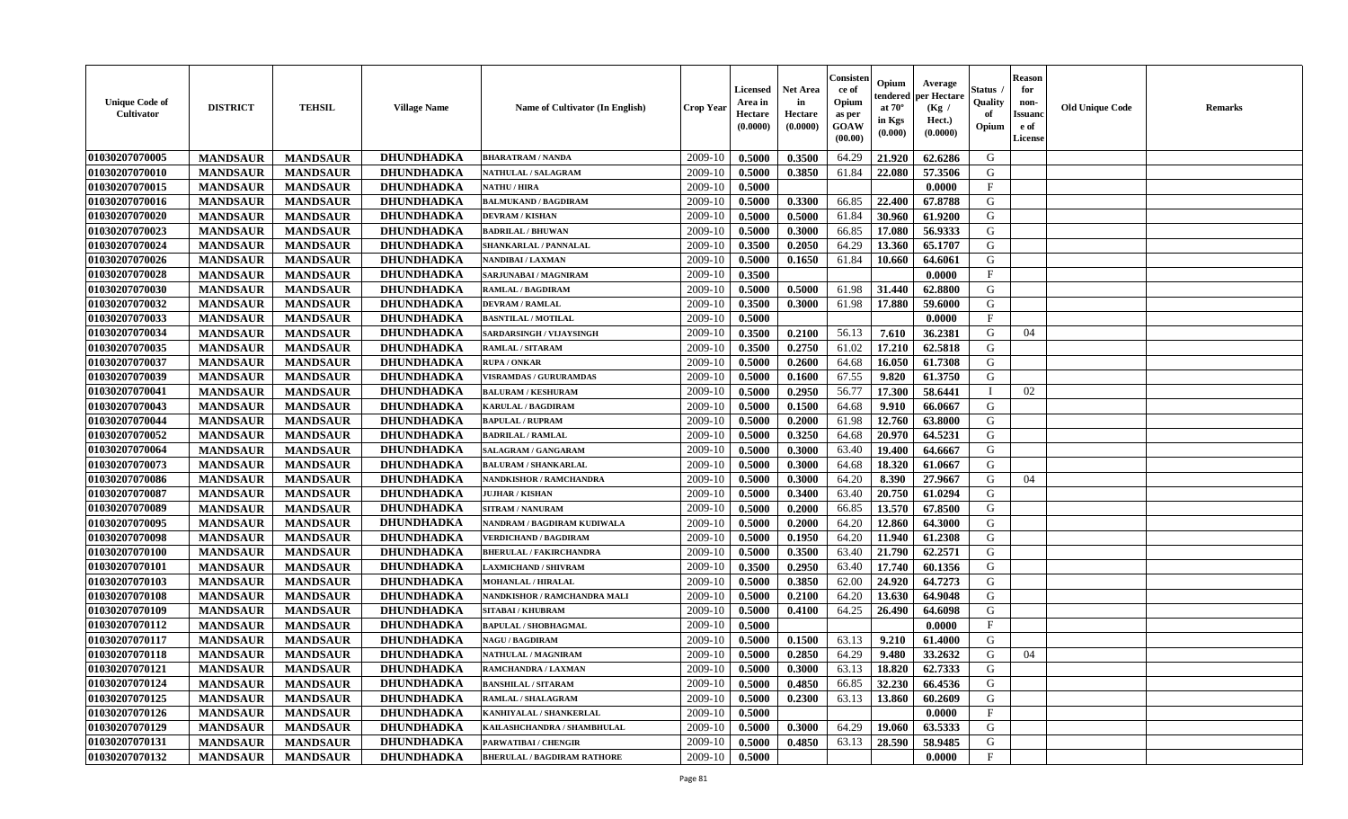| Unique Code of Cultivator | DISTRICT | TEHSIL | Village Name | Name of Cultivator (In English) | Crop Year | Licensed Area in Hectare (0.0000) | Net Area in Hectare (0.0000) | Consistence of Opium as per GOAW (00.00) | Opium tendered at 70° in Kgs (0.000) | Average per Hectare (Kg / Hect.) (0.0000) | Status / Quality of Opium | Reason for non-Issuance of License | Old Unique Code | Remarks |
|---|---|---|---|---|---|---|---|---|---|---|---|---|---|---|
| 01030207070005 | MANDSAUR | MANDSAUR | DHUNDHADKA | BHARATRAM / NANDA | 2009-10 | 0.5000 | 0.3500 | 64.29 | 21.920 | 62.6286 | G | | | |
| 01030207070010 | MANDSAUR | MANDSAUR | DHUNDHADKA | NATHULAL / SALAGRAM | 2009-10 | 0.5000 | 0.3850 | 61.84 | 22.080 | 57.3506 | G | | | |
| 01030207070015 | MANDSAUR | MANDSAUR | DHUNDHADKA | NATHU / HIRA | 2009-10 | 0.5000 | | | | 0.0000 | F | | | |
| 01030207070016 | MANDSAUR | MANDSAUR | DHUNDHADKA | BALMUKAND / BAGDIRAM | 2009-10 | 0.5000 | 0.3300 | 66.85 | 22.400 | 67.8788 | G | | | |
| 01030207070020 | MANDSAUR | MANDSAUR | DHUNDHADKA | DEVRAM / KISHAN | 2009-10 | 0.5000 | 0.5000 | 61.84 | 30.960 | 61.9200 | G | | | |
| 01030207070023 | MANDSAUR | MANDSAUR | DHUNDHADKA | BADRILAL / BHUWAN | 2009-10 | 0.5000 | 0.3000 | 66.85 | 17.080 | 56.9333 | G | | | |
| 01030207070024 | MANDSAUR | MANDSAUR | DHUNDHADKA | SHANKARLAL / PANNALAL | 2009-10 | 0.3500 | 0.2050 | 64.29 | 13.360 | 65.1707 | G | | | |
| 01030207070026 | MANDSAUR | MANDSAUR | DHUNDHADKA | NANDIBAI / LAXMAN | 2009-10 | 0.5000 | 0.1650 | 61.84 | 10.660 | 64.6061 | G | | | |
| 01030207070028 | MANDSAUR | MANDSAUR | DHUNDHADKA | SARJUNABAI / MAGNIRAM | 2009-10 | 0.3500 | | | | 0.0000 | F | | | |
| 01030207070030 | MANDSAUR | MANDSAUR | DHUNDHADKA | RAMLAL / BAGDIRAM | 2009-10 | 0.5000 | 0.5000 | 61.98 | 31.440 | 62.8800 | G | | | |
| 01030207070032 | MANDSAUR | MANDSAUR | DHUNDHADKA | DEVRAM / RAMLAL | 2009-10 | 0.3500 | 0.3000 | 61.98 | 17.880 | 59.6000 | G | | | |
| 01030207070033 | MANDSAUR | MANDSAUR | DHUNDHADKA | BASNTILAL / MOTILAL | 2009-10 | 0.5000 | | | | 0.0000 | F | | | |
| 01030207070034 | MANDSAUR | MANDSAUR | DHUNDHADKA | SARDARSINGH / VIJAYSINGH | 2009-10 | 0.3500 | 0.2100 | 56.13 | 7.610 | 36.2381 | G | 04 | | |
| 01030207070035 | MANDSAUR | MANDSAUR | DHUNDHADKA | RAMLAL / SITARAM | 2009-10 | 0.3500 | 0.2750 | 61.02 | 17.210 | 62.5818 | G | | | |
| 01030207070037 | MANDSAUR | MANDSAUR | DHUNDHADKA | RUPA / ONKAR | 2009-10 | 0.5000 | 0.2600 | 64.68 | 16.050 | 61.7308 | G | | | |
| 01030207070039 | MANDSAUR | MANDSAUR | DHUNDHADKA | VISRAMDAS / GURURAMDAS | 2009-10 | 0.5000 | 0.1600 | 67.55 | 9.820 | 61.3750 | G | | | |
| 01030207070041 | MANDSAUR | MANDSAUR | DHUNDHADKA | BALURAM / KESHURAM | 2009-10 | 0.5000 | 0.2950 | 56.77 | 17.300 | 58.6441 | I | 02 | | |
| 01030207070043 | MANDSAUR | MANDSAUR | DHUNDHADKA | KARULAL / BAGDIRAM | 2009-10 | 0.5000 | 0.1500 | 64.68 | 9.910 | 66.0667 | G | | | |
| 01030207070044 | MANDSAUR | MANDSAUR | DHUNDHADKA | BAPULAL / RUPRAM | 2009-10 | 0.5000 | 0.2000 | 61.98 | 12.760 | 63.8000 | G | | | |
| 01030207070052 | MANDSAUR | MANDSAUR | DHUNDHADKA | BADRILAL / RAMLAL | 2009-10 | 0.5000 | 0.3250 | 64.68 | 20.970 | 64.5231 | G | | | |
| 01030207070064 | MANDSAUR | MANDSAUR | DHUNDHADKA | SALAGRAM / GANGARAM | 2009-10 | 0.5000 | 0.3000 | 63.40 | 19.400 | 64.6667 | G | | | |
| 01030207070073 | MANDSAUR | MANDSAUR | DHUNDHADKA | BALURAM / SHANKARLAL | 2009-10 | 0.5000 | 0.3000 | 64.68 | 18.320 | 61.0667 | G | | | |
| 01030207070086 | MANDSAUR | MANDSAUR | DHUNDHADKA | NANDKISHOR / RAMCHANDRA | 2009-10 | 0.5000 | 0.3000 | 64.20 | 8.390 | 27.9667 | G | 04 | | |
| 01030207070087 | MANDSAUR | MANDSAUR | DHUNDHADKA | JUJHAR / KISHAN | 2009-10 | 0.5000 | 0.3400 | 63.40 | 20.750 | 61.0294 | G | | | |
| 01030207070089 | MANDSAUR | MANDSAUR | DHUNDHADKA | SITRAM / NANURAM | 2009-10 | 0.5000 | 0.2000 | 66.85 | 13.570 | 67.8500 | G | | | |
| 01030207070095 | MANDSAUR | MANDSAUR | DHUNDHADKA | NANDRAM / BAGDIRAM KUDIWALA | 2009-10 | 0.5000 | 0.2000 | 64.20 | 12.860 | 64.3000 | G | | | |
| 01030207070098 | MANDSAUR | MANDSAUR | DHUNDHADKA | VERDICHAND / BAGDIRAM | 2009-10 | 0.5000 | 0.1950 | 64.20 | 11.940 | 61.2308 | G | | | |
| 01030207070100 | MANDSAUR | MANDSAUR | DHUNDHADKA | BHERULAL / FAKIRCHANDRA | 2009-10 | 0.5000 | 0.3500 | 63.40 | 21.790 | 62.2571 | G | | | |
| 01030207070101 | MANDSAUR | MANDSAUR | DHUNDHADKA | LAXMICHAND / SHIVRAM | 2009-10 | 0.3500 | 0.2950 | 63.40 | 17.740 | 60.1356 | G | | | |
| 01030207070103 | MANDSAUR | MANDSAUR | DHUNDHADKA | MOHANLAL / HIRALAL | 2009-10 | 0.5000 | 0.3850 | 62.00 | 24.920 | 64.7273 | G | | | |
| 01030207070108 | MANDSAUR | MANDSAUR | DHUNDHADKA | NANDKISHOR / RAMCHANDRA MALI | 2009-10 | 0.5000 | 0.2100 | 64.20 | 13.630 | 64.9048 | G | | | |
| 01030207070109 | MANDSAUR | MANDSAUR | DHUNDHADKA | SITABAI / KHUBRAM | 2009-10 | 0.5000 | 0.4100 | 64.25 | 26.490 | 64.6098 | G | | | |
| 01030207070112 | MANDSAUR | MANDSAUR | DHUNDHADKA | BAPULAL / SHOBHAGMAL | 2009-10 | 0.5000 | | | | 0.0000 | F | | | |
| 01030207070117 | MANDSAUR | MANDSAUR | DHUNDHADKA | NAGU / BAGDIRAM | 2009-10 | 0.5000 | 0.1500 | 63.13 | 9.210 | 61.4000 | G | | | |
| 01030207070118 | MANDSAUR | MANDSAUR | DHUNDHADKA | NATHULAL / MAGNIRAM | 2009-10 | 0.5000 | 0.2850 | 64.29 | 9.480 | 33.2632 | G | 04 | | |
| 01030207070121 | MANDSAUR | MANDSAUR | DHUNDHADKA | RAMCHANDRA / LAXMAN | 2009-10 | 0.5000 | 0.3000 | 63.13 | 18.820 | 62.7333 | G | | | |
| 01030207070124 | MANDSAUR | MANDSAUR | DHUNDHADKA | BANSHILAL / SITARAM | 2009-10 | 0.5000 | 0.4850 | 66.85 | 32.230 | 66.4536 | G | | | |
| 01030207070125 | MANDSAUR | MANDSAUR | DHUNDHADKA | RAMLAL / SHALAGRAM | 2009-10 | 0.5000 | 0.2300 | 63.13 | 13.860 | 60.2609 | G | | | |
| 01030207070126 | MANDSAUR | MANDSAUR | DHUNDHADKA | KANHIYALAL / SHANKERLAL | 2009-10 | 0.5000 | | | | 0.0000 | F | | | |
| 01030207070129 | MANDSAUR | MANDSAUR | DHUNDHADKA | KAILASHCHANDRA / SHAMBHULAL | 2009-10 | 0.5000 | 0.3000 | 64.29 | 19.060 | 63.5333 | G | | | |
| 01030207070131 | MANDSAUR | MANDSAUR | DHUNDHADKA | PARWATIBAI / CHENGIR | 2009-10 | 0.5000 | 0.4850 | 63.13 | 28.590 | 58.9485 | G | | | |
| 01030207070132 | MANDSAUR | MANDSAUR | DHUNDHADKA | BHERULAL / BAGDIRAM RATHORE | 2009-10 | 0.5000 | | | | 0.0000 | F | | | |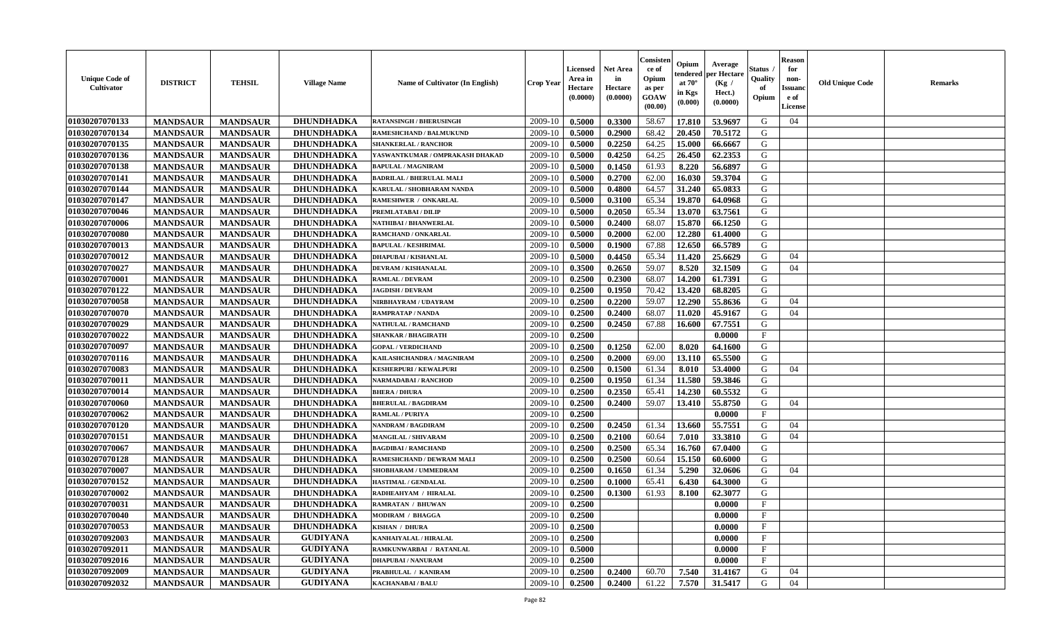| Unique Code of Cultivator | DISTRICT | TEHSIL | Village Name | Name of Cultivator (In English) | Crop Year | Licensed Area in Hectare (0.0000) | Net Area in Hectare (0.0000) | Consistence of Opium as per GOAW (00.00) | Opium tendered at 70° in Kgs (0.000) | Average per Hectare (Kg / Hect.) (0.0000) | Status / Quality of Opium | Reason for non-Issuance of License | Old Unique Code | Remarks |
|---|---|---|---|---|---|---|---|---|---|---|---|---|---|---|
| 01030207070133 | MANDSAUR | MANDSAUR | DHUNDHADKA | RATANSINGH / BHERUSINGH | 2009-10 | 0.5000 | 0.3300 | 58.67 | 17.810 | 53.9697 | G | 04 | | |
| 01030207070134 | MANDSAUR | MANDSAUR | DHUNDHADKA | RAMESHCHAND / BALMUKUND | 2009-10 | 0.5000 | 0.2900 | 68.42 | 20.450 | 70.5172 | G | | | |
| 01030207070135 | MANDSAUR | MANDSAUR | DHUNDHADKA | SHANKERLAL / RANCHOR | 2009-10 | 0.5000 | 0.2250 | 64.25 | 15.000 | 66.6667 | G | | | |
| 01030207070136 | MANDSAUR | MANDSAUR | DHUNDHADKA | YASWANTKUMAR / OMPRAKASH DHAKAD | 2009-10 | 0.5000 | 0.4250 | 64.25 | 26.450 | 62.2353 | G | | | |
| 01030207070138 | MANDSAUR | MANDSAUR | DHUNDHADKA | BAPULAL / MAGNIRAM | 2009-10 | 0.5000 | 0.1450 | 61.93 | 8.220 | 56.6897 | G | | | |
| 01030207070141 | MANDSAUR | MANDSAUR | DHUNDHADKA | BADRILAL / BHERULAL MALI | 2009-10 | 0.5000 | 0.2700 | 62.00 | 16.030 | 59.3704 | G | | | |
| 01030207070144 | MANDSAUR | MANDSAUR | DHUNDHADKA | KARULAL / SHOBHARAM NANDA | 2009-10 | 0.5000 | 0.4800 | 64.57 | 31.240 | 65.0833 | G | | | |
| 01030207070147 | MANDSAUR | MANDSAUR | DHUNDHADKA | RAMESHWER / ONKARLAL | 2009-10 | 0.5000 | 0.3100 | 65.34 | 19.870 | 64.0968 | G | | | |
| 01030207070046 | MANDSAUR | MANDSAUR | DHUNDHADKA | PREMLATABAI / DILIP | 2009-10 | 0.5000 | 0.2050 | 65.34 | 13.070 | 63.7561 | G | | | |
| 01030207070006 | MANDSAUR | MANDSAUR | DHUNDHADKA | NATHIBAI / BHANWERLAL | 2009-10 | 0.5000 | 0.2400 | 68.07 | 15.870 | 66.1250 | G | | | |
| 01030207070080 | MANDSAUR | MANDSAUR | DHUNDHADKA | RAMCHAND / ONKARLAL | 2009-10 | 0.5000 | 0.2000 | 62.00 | 12.280 | 61.4000 | G | | | |
| 01030207070013 | MANDSAUR | MANDSAUR | DHUNDHADKA | BAPULAL / KESHRIMAL | 2009-10 | 0.5000 | 0.1900 | 67.88 | 12.650 | 66.5789 | G | | | |
| 01030207070012 | MANDSAUR | MANDSAUR | DHUNDHADKA | DHAPUBAI / KISHANLAL | 2009-10 | 0.5000 | 0.4450 | 65.34 | 11.420 | 25.6629 | G | 04 | | |
| 01030207070027 | MANDSAUR | MANDSAUR | DHUNDHADKA | DEVRAM / KISHANALAL | 2009-10 | 0.3500 | 0.2650 | 59.07 | 8.520 | 32.1509 | G | 04 | | |
| 01030207070001 | MANDSAUR | MANDSAUR | DHUNDHADKA | RAMLAL / DEVRAM | 2009-10 | 0.2500 | 0.2300 | 68.07 | 14.200 | 61.7391 | G | | | |
| 01030207070122 | MANDSAUR | MANDSAUR | DHUNDHADKA | JAGDISH / DEVRAM | 2009-10 | 0.2500 | 0.1950 | 70.42 | 13.420 | 68.8205 | G | | | |
| 01030207070058 | MANDSAUR | MANDSAUR | DHUNDHADKA | NIRBHAYRAM / UDAYRAM | 2009-10 | 0.2500 | 0.2200 | 59.07 | 12.290 | 55.8636 | G | 04 | | |
| 01030207070070 | MANDSAUR | MANDSAUR | DHUNDHADKA | RAMPRATAP / NANDA | 2009-10 | 0.2500 | 0.2400 | 68.07 | 11.020 | 45.9167 | G | 04 | | |
| 01030207070029 | MANDSAUR | MANDSAUR | DHUNDHADKA | NATHULAL / RAMCHAND | 2009-10 | 0.2500 | 0.2450 | 67.88 | 16.600 | 67.7551 | G | | | |
| 01030207070022 | MANDSAUR | MANDSAUR | DHUNDHADKA | SHANKAR / BHAGIRATH | 2009-10 | 0.2500 | | | | 0.0000 | F | | | |
| 01030207070097 | MANDSAUR | MANDSAUR | DHUNDHADKA | GOPAL / VERDICHAND | 2009-10 | 0.2500 | 0.1250 | 62.00 | 8.020 | 64.1600 | G | | | |
| 01030207070116 | MANDSAUR | MANDSAUR | DHUNDHADKA | KAILASHCHANDRA / MAGNIRAM | 2009-10 | 0.2500 | 0.2000 | 69.00 | 13.110 | 65.5500 | G | | | |
| 01030207070083 | MANDSAUR | MANDSAUR | DHUNDHADKA | KESHERPURI / KEWALPURI | 2009-10 | 0.2500 | 0.1500 | 61.34 | 8.010 | 53.4000 | G | 04 | | |
| 01030207070011 | MANDSAUR | MANDSAUR | DHUNDHADKA | NARMADABAI / RANCHOD | 2009-10 | 0.2500 | 0.1950 | 61.34 | 11.580 | 59.3846 | G | | | |
| 01030207070014 | MANDSAUR | MANDSAUR | DHUNDHADKA | BHERA / DHURA | 2009-10 | 0.2500 | 0.2350 | 65.41 | 14.230 | 60.5532 | G | | | |
| 01030207070060 | MANDSAUR | MANDSAUR | DHUNDHADKA | BHERULAL / BAGDIRAM | 2009-10 | 0.2500 | 0.2400 | 59.07 | 13.410 | 55.8750 | G | 04 | | |
| 01030207070062 | MANDSAUR | MANDSAUR | DHUNDHADKA | RAMLAL / PURIYA | 2009-10 | 0.2500 | | | | 0.0000 | F | | | |
| 01030207070120 | MANDSAUR | MANDSAUR | DHUNDHADKA | NANDRAM / BAGDIRAM | 2009-10 | 0.2500 | 0.2450 | 61.34 | 13.660 | 55.7551 | G | 04 | | |
| 01030207070151 | MANDSAUR | MANDSAUR | DHUNDHADKA | MANGILAL / SHIVARAM | 2009-10 | 0.2500 | 0.2100 | 60.64 | 7.010 | 33.3810 | G | 04 | | |
| 01030207070067 | MANDSAUR | MANDSAUR | DHUNDHADKA | BAGDIBAI / RAMCHAND | 2009-10 | 0.2500 | 0.2500 | 65.34 | 16.760 | 67.0400 | G | | | |
| 01030207070128 | MANDSAUR | MANDSAUR | DHUNDHADKA | RAMESHCHAND / DEWRAM MALI | 2009-10 | 0.2500 | 0.2500 | 60.64 | 15.150 | 60.6000 | G | | | |
| 01030207070007 | MANDSAUR | MANDSAUR | DHUNDHADKA | SHOBHARAM / UMMEDRAM | 2009-10 | 0.2500 | 0.1650 | 61.34 | 5.290 | 32.0606 | G | 04 | | |
| 01030207070152 | MANDSAUR | MANDSAUR | DHUNDHADKA | HASTIMAL / GENDALAL | 2009-10 | 0.2500 | 0.1000 | 65.41 | 6.430 | 64.3000 | G | | | |
| 01030207070002 | MANDSAUR | MANDSAUR | DHUNDHADKA | RADHEAHYAM / HIRALAL | 2009-10 | 0.2500 | 0.1300 | 61.93 | 8.100 | 62.3077 | G | | | |
| 01030207070031 | MANDSAUR | MANDSAUR | DHUNDHADKA | RAMRATAN / BHUWAN | 2009-10 | 0.2500 | | | | 0.0000 | F | | | |
| 01030207070040 | MANDSAUR | MANDSAUR | DHUNDHADKA | MODIRAM / BHAGGA | 2009-10 | 0.2500 | | | | 0.0000 | F | | | |
| 01030207070053 | MANDSAUR | MANDSAUR | DHUNDHADKA | KISHAN / DHURA | 2009-10 | 0.2500 | | | | 0.0000 | F | | | |
| 01030207092003 | MANDSAUR | MANDSAUR | GUDIYANA | KANHAIYALAL / HIRALAL | 2009-10 | 0.2500 | | | | 0.0000 | F | | | |
| 01030207092011 | MANDSAUR | MANDSAUR | GUDIYANA | RAMKUNWARBAI / RATANLAL | 2009-10 | 0.5000 | | | | 0.0000 | F | | | |
| 01030207092016 | MANDSAUR | MANDSAUR | GUDIYANA | DHAPUBAI / NANURAM | 2009-10 | 0.2500 | | | | 0.0000 | F | | | |
| 01030207092009 | MANDSAUR | MANDSAUR | GUDIYANA | PRABHULAL / KANIRAM | 2009-10 | 0.2500 | 0.2400 | 60.70 | 7.540 | 31.4167 | G | 04 | | |
| 01030207092032 | MANDSAUR | MANDSAUR | GUDIYANA | KACHANABAI / BALU | 2009-10 | 0.2500 | 0.2400 | 61.22 | 7.570 | 31.5417 | G | 04 | | |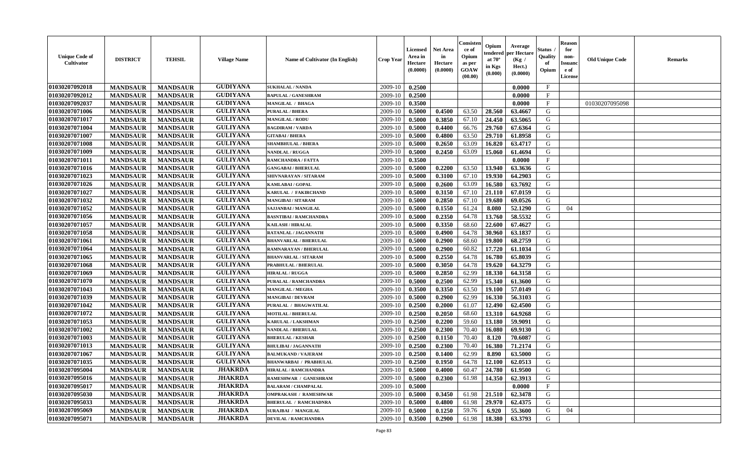| Unique Code of Cultivator | DISTRICT | TEHSIL | Village Name | Name of Cultivator (In English) | Crop Year | Licensed Area in Hectare (0.0000) | Net Area in Hectare (0.0000) | Consistence of Opium as per GOAW (00.00) | Opium tendered at 70° in Kgs (0.000) | Average per Hectare (Kg / Hect.) (0.0000) | Status / Quality of Opium | Reason for non-Issuance of License | Old Unique Code | Remarks |
|---|---|---|---|---|---|---|---|---|---|---|---|---|---|---|
| 01030207092018 | MANDSAUR | MANDSAUR | GUDIYANA | SUKHALAL / NANDA | 2009-10 | 0.2500 | | | | 0.0000 | F | | | |
| 01030207092012 | MANDSAUR | MANDSAUR | GUDIYANA | BAPULAL / GANESHRAM | 2009-10 | 0.2500 | | | | 0.0000 | F | | | |
| 01030207092037 | MANDSAUR | MANDSAUR | GUDIYANA | MANGILAL / BHAGA | 2009-10 | 0.3500 | | | | 0.0000 | F | | 01030207095098 | |
| 01030207071006 | MANDSAUR | MANDSAUR | GULIYANA | PURALAL / BHERA | 2009-10 | 0.5000 | 0.4500 | 63.50 | 28.560 | 63.4667 | G | | | |
| 01030207071017 | MANDSAUR | MANDSAUR | GULIYANA | MANGILAL / RODU | 2009-10 | 0.5000 | 0.3850 | 67.10 | 24.450 | 63.5065 | G | | | |
| 01030207071004 | MANDSAUR | MANDSAUR | GULIYANA | BAGDIRAM / VARDA | 2009-10 | 0.5000 | 0.4400 | 66.76 | 29.760 | 67.6364 | G | | | |
| 01030207071007 | MANDSAUR | MANDSAUR | GULIYANA | GITABAI / BHERA | 2009-10 | 0.5000 | 0.4800 | 63.50 | 29.710 | 61.8958 | G | | | |
| 01030207071008 | MANDSAUR | MANDSAUR | GULIYANA | SHAMBHULAL / BHERA | 2009-10 | 0.5000 | 0.2650 | 63.09 | 16.820 | 63.4717 | G | | | |
| 01030207071009 | MANDSAUR | MANDSAUR | GULIYANA | NANDLAL / RUGGA | 2009-10 | 0.5000 | 0.2450 | 63.09 | 15.060 | 61.4694 | G | | | |
| 01030207071011 | MANDSAUR | MANDSAUR | GULIYANA | RAMCHANDRA / FATTA | 2009-10 | 0.3500 | | | | 0.0000 | F | | | |
| 01030207071016 | MANDSAUR | MANDSAUR | GULIYANA | GANGABAI / BHERULAL | 2009-10 | 0.5000 | 0.2200 | 63.50 | 13.940 | 63.3636 | G | | | |
| 01030207071023 | MANDSAUR | MANDSAUR | GULIYANA | SHIVNARAYAN / SITARAM | 2009-10 | 0.5000 | 0.3100 | 67.10 | 19.930 | 64.2903 | G | | | |
| 01030207071026 | MANDSAUR | MANDSAUR | GULIYANA | KAMLABAI / GOPAL | 2009-10 | 0.5000 | 0.2600 | 63.09 | 16.580 | 63.7692 | G | | | |
| 01030207071027 | MANDSAUR | MANDSAUR | GULIYANA | KARULAL / FAKIRCHAND | 2009-10 | 0.5000 | 0.3150 | 67.10 | 21.110 | 67.0159 | G | | | |
| 01030207071032 | MANDSAUR | MANDSAUR | GULIYANA | MANGIBAI / SITARAM | 2009-10 | 0.5000 | 0.2850 | 67.10 | 19.680 | 69.0526 | G | | | |
| 01030207071052 | MANDSAUR | MANDSAUR | GULIYANA | SAJJANBAI / MANGILAL | 2009-10 | 0.5000 | 0.1550 | 61.24 | 8.080 | 52.1290 | G | 04 | | |
| 01030207071056 | MANDSAUR | MANDSAUR | GULIYANA | BASNTIBAI / RAMCHANDRA | 2009-10 | 0.5000 | 0.2350 | 64.78 | 13.760 | 58.5532 | G | | | |
| 01030207071057 | MANDSAUR | MANDSAUR | GULIYANA | KAILASH / HIRALAL | 2009-10 | 0.5000 | 0.3350 | 68.60 | 22.600 | 67.4627 | G | | | |
| 01030207071058 | MANDSAUR | MANDSAUR | GULIYANA | RATANLAL / JAGANNATH | 2009-10 | 0.5000 | 0.4900 | 64.78 | 30.960 | 63.1837 | G | | | |
| 01030207071061 | MANDSAUR | MANDSAUR | GULIYANA | BHANVARLAL / BHERULAL | 2009-10 | 0.5000 | 0.2900 | 68.60 | 19.800 | 68.2759 | G | | | |
| 01030207071064 | MANDSAUR | MANDSAUR | GULIYANA | RAMNARAYAN / BHERULAL | 2009-10 | 0.5000 | 0.2900 | 60.82 | 17.720 | 61.1034 | G | | | |
| 01030207071065 | MANDSAUR | MANDSAUR | GULIYANA | BHANVARLAL / SITARAM | 2009-10 | 0.5000 | 0.2550 | 64.78 | 16.780 | 65.8039 | G | | | |
| 01030207071068 | MANDSAUR | MANDSAUR | GULIYANA | PRABHULAL / BHERULAL | 2009-10 | 0.5000 | 0.3050 | 64.78 | 19.620 | 64.3279 | G | | | |
| 01030207071069 | MANDSAUR | MANDSAUR | GULIYANA | HIRALAL / RUGGA | 2009-10 | 0.5000 | 0.2850 | 62.99 | 18.330 | 64.3158 | G | | | |
| 01030207071070 | MANDSAUR | MANDSAUR | GULIYANA | PURALAL / RAMCHANDRA | 2009-10 | 0.5000 | 0.2500 | 62.99 | 15.340 | 61.3600 | G | | | |
| 01030207071043 | MANDSAUR | MANDSAUR | GULIYANA | MANGILAL / MEGHA | 2009-10 | 0.3500 | 0.3350 | 63.50 | 19.100 | 57.0149 | G | | | |
| 01030207071039 | MANDSAUR | MANDSAUR | GULIYANA | MANGIBAI / DEVRAM | 2009-10 | 0.5000 | 0.2900 | 62.99 | 16.330 | 56.3103 | G | | | |
| 01030207071042 | MANDSAUR | MANDSAUR | GULIYANA | PURALAL / BHAGWATILAL | 2009-10 | 0.2500 | 0.2000 | 61.07 | 12.490 | 62.4500 | G | | | |
| 01030207071072 | MANDSAUR | MANDSAUR | GULIYANA | MOTILAL / BHERULAL | 2009-10 | 0.2500 | 0.2050 | 68.60 | 13.310 | 64.9268 | G | | | |
| 01030207071053 | MANDSAUR | MANDSAUR | GULIYANA | KARULAL / LAKSHMAN | 2009-10 | 0.2500 | 0.2200 | 59.60 | 13.180 | 59.9091 | G | | | |
| 01030207071002 | MANDSAUR | MANDSAUR | GULIYANA | NANDLAL / BHERULAL | 2009-10 | 0.2500 | 0.2300 | 70.40 | 16.080 | 69.9130 | G | | | |
| 01030207071003 | MANDSAUR | MANDSAUR | GULIYANA | BHERULAL / KESHAR | 2009-10 | 0.2500 | 0.1150 | 70.40 | 8.120 | 70.6087 | G | | | |
| 01030207071013 | MANDSAUR | MANDSAUR | GULIYANA | BHULIBAI / JAGANNATH | 2009-10 | 0.2500 | 0.2300 | 70.40 | 16.380 | 71.2174 | G | | | |
| 01030207071067 | MANDSAUR | MANDSAUR | GULIYANA | BALMUKAND / VAJERAM | 2009-10 | 0.2500 | 0.1400 | 62.99 | 8.890 | 63.5000 | G | | | |
| 01030207071035 | MANDSAUR | MANDSAUR | GULIYANA | BHANWARBAI / PRABHULAL | 2009-10 | 0.2500 | 0.1950 | 64.78 | 12.100 | 62.0513 | G | | | |
| 01030207095004 | MANDSAUR | MANDSAUR | JHAKRDA | HIRALAL / RAMCHANDRA | 2009-10 | 0.5000 | 0.4000 | 60.47 | 24.780 | 61.9500 | G | | | |
| 01030207095016 | MANDSAUR | MANDSAUR | JHAKRDA | RAMESHWAR / GANESHRAM | 2009-10 | 0.5000 | 0.2300 | 61.98 | 14.350 | 62.3913 | G | | | |
| 01030207095017 | MANDSAUR | MANDSAUR | JHAKRDA | BALARAM / CHAMPALAL | 2009-10 | 0.5000 | | | | 0.0000 | F | | | |
| 01030207095030 | MANDSAUR | MANDSAUR | JHAKRDA | OMPRAKASH / RAMESHWAR | 2009-10 | 0.5000 | 0.3450 | 61.98 | 21.510 | 62.3478 | G | | | |
| 01030207095033 | MANDSAUR | MANDSAUR | JHAKRDA | BHERULAL / RAMCHADNRA | 2009-10 | 0.5000 | 0.4800 | 61.98 | 29.970 | 62.4375 | G | | | |
| 01030207095069 | MANDSAUR | MANDSAUR | JHAKRDA | SURAJBAI / MANGILAL | 2009-10 | 0.5000 | 0.1250 | 59.76 | 6.920 | 55.3600 | G | 04 | | |
| 01030207095071 | MANDSAUR | MANDSAUR | JHAKRDA | DEVILAL / RAMCHANDRA | 2009-10 | 0.3500 | 0.2900 | 61.98 | 18.380 | 63.3793 | G | | | |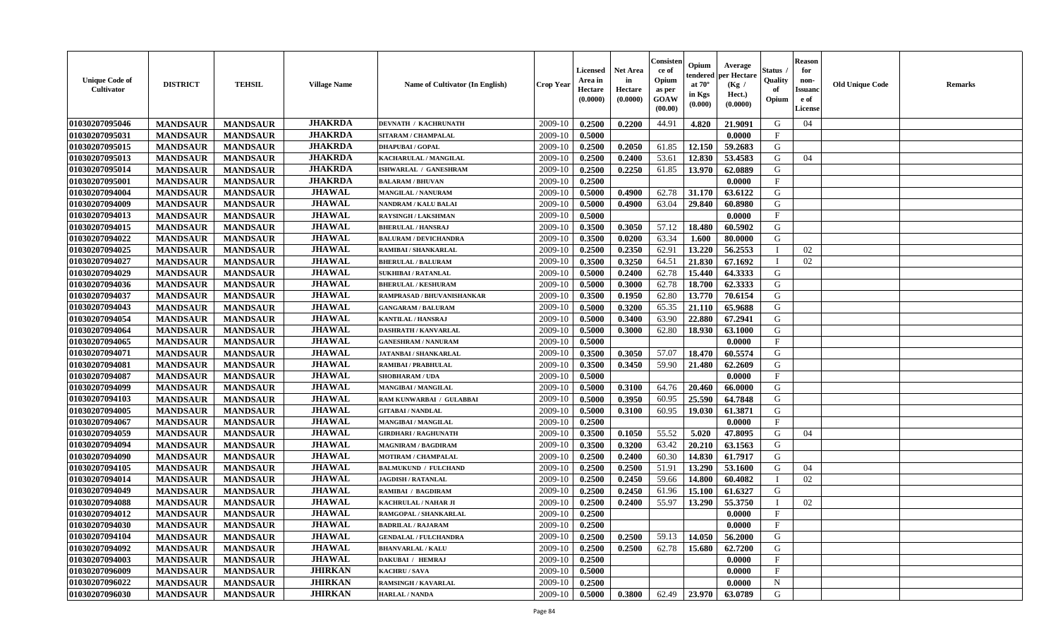| Unique Code of Cultivator | DISTRICT | TEHSIL | Village Name | Name of Cultivator (In English) | Crop Year | Licensed Area in Hectare (0.0000) | Net Area in Hectare (0.0000) | Consistence of Opium as per GOAW (00.00) | Opium tendered at 70° in Kgs (0.000) | Average per Hectare (Kg / Hect.) (0.0000) | Status / Quality of Opium | Reason for non-Issuance of License | Old Unique Code | Remarks |
|---|---|---|---|---|---|---|---|---|---|---|---|---|---|---|
| 01030207095046 | MANDSAUR | MANDSAUR | JHAKRDA | DEVNATH / KACHRUNATH | 2009-10 | 0.2500 | 0.2200 | 44.91 | 4.820 | 21.9091 | G | 04 | | |
| 01030207095031 | MANDSAUR | MANDSAUR | JHAKRDA | SITARAM / CHAMPALAL | 2009-10 | 0.5000 | | | | 0.0000 | F | | | |
| 01030207095015 | MANDSAUR | MANDSAUR | JHAKRDA | DHAPUBAI / GOPAL | 2009-10 | 0.2500 | 0.2050 | 61.85 | 12.150 | 59.2683 | G | | | |
| 01030207095013 | MANDSAUR | MANDSAUR | JHAKRDA | KACHARULAL / MANGILAL | 2009-10 | 0.2500 | 0.2400 | 53.61 | 12.830 | 53.4583 | G | 04 | | |
| 01030207095014 | MANDSAUR | MANDSAUR | JHAKRDA | ISHWARLAL / GANESHRAM | 2009-10 | 0.2500 | 0.2250 | 61.85 | 13.970 | 62.0889 | G | | | |
| 01030207095001 | MANDSAUR | MANDSAUR | JHAKRDA | BALARAM / BHUVAN | 2009-10 | 0.2500 | | | | 0.0000 | F | | | |
| 01030207094004 | MANDSAUR | MANDSAUR | JHAWAL | MANGILAL / NANURAM | 2009-10 | 0.5000 | 0.4900 | 62.78 | 31.170 | 63.6122 | G | | | |
| 01030207094009 | MANDSAUR | MANDSAUR | JHAWAL | NANDRAM / KALU BALAI | 2009-10 | 0.5000 | 0.4900 | 63.04 | 29.840 | 60.8980 | G | | | |
| 01030207094013 | MANDSAUR | MANDSAUR | JHAWAL | RAYSINGH / LAKSHMAN | 2009-10 | 0.5000 | | | | 0.0000 | F | | | |
| 01030207094015 | MANDSAUR | MANDSAUR | JHAWAL | BHERULAL / HANSRAJ | 2009-10 | 0.3500 | 0.3050 | 57.12 | 18.480 | 60.5902 | G | | | |
| 01030207094022 | MANDSAUR | MANDSAUR | JHAWAL | BALURAM / DEVICHANDRA | 2009-10 | 0.3500 | 0.0200 | 63.34 | 1.600 | 80.0000 | G | | | |
| 01030207094025 | MANDSAUR | MANDSAUR | JHAWAL | RAMIBAI / SHANKARLAL | 2009-10 | 0.2500 | 0.2350 | 62.91 | 13.220 | 56.2553 | I | 02 | | |
| 01030207094027 | MANDSAUR | MANDSAUR | JHAWAL | BHERULAL / BALURAM | 2009-10 | 0.3500 | 0.3250 | 64.51 | 21.830 | 67.1692 | I | 02 | | |
| 01030207094029 | MANDSAUR | MANDSAUR | JHAWAL | SUKHIBAI / RATANLAL | 2009-10 | 0.5000 | 0.2400 | 62.78 | 15.440 | 64.3333 | G | | | |
| 01030207094036 | MANDSAUR | MANDSAUR | JHAWAL | BHERULAL / KESHURAM | 2009-10 | 0.5000 | 0.3000 | 62.78 | 18.700 | 62.3333 | G | | | |
| 01030207094037 | MANDSAUR | MANDSAUR | JHAWAL | RAMPRASAD / BHUVANISHANKAR | 2009-10 | 0.3500 | 0.1950 | 62.80 | 13.770 | 70.6154 | G | | | |
| 01030207094043 | MANDSAUR | MANDSAUR | JHAWAL | GANGARAM / BALURAM | 2009-10 | 0.5000 | 0.3200 | 65.35 | 21.110 | 65.9688 | G | | | |
| 01030207094054 | MANDSAUR | MANDSAUR | JHAWAL | KANTILAL / HANSRAJ | 2009-10 | 0.5000 | 0.3400 | 63.90 | 22.880 | 67.2941 | G | | | |
| 01030207094064 | MANDSAUR | MANDSAUR | JHAWAL | DASHRATH / KANVARLAL | 2009-10 | 0.5000 | 0.3000 | 62.80 | 18.930 | 63.1000 | G | | | |
| 01030207094065 | MANDSAUR | MANDSAUR | JHAWAL | GANESHRAM / NANURAM | 2009-10 | 0.5000 | | | | 0.0000 | F | | | |
| 01030207094071 | MANDSAUR | MANDSAUR | JHAWAL | JATANBAI / SHANKARLAL | 2009-10 | 0.3500 | 0.3050 | 57.07 | 18.470 | 60.5574 | G | | | |
| 01030207094081 | MANDSAUR | MANDSAUR | JHAWAL | RAMIBAI / PRABHULAL | 2009-10 | 0.3500 | 0.3450 | 59.90 | 21.480 | 62.2609 | G | | | |
| 01030207094087 | MANDSAUR | MANDSAUR | JHAWAL | SHOBHARAM / UDA | 2009-10 | 0.5000 | | | | 0.0000 | F | | | |
| 01030207094099 | MANDSAUR | MANDSAUR | JHAWAL | MANGIBAI / MANGILAL | 2009-10 | 0.5000 | 0.3100 | 64.76 | 20.460 | 66.0000 | G | | | |
| 01030207094103 | MANDSAUR | MANDSAUR | JHAWAL | RAM KUNWARBAI / GULABBAI | 2009-10 | 0.5000 | 0.3950 | 60.95 | 25.590 | 64.7848 | G | | | |
| 01030207094005 | MANDSAUR | MANDSAUR | JHAWAL | GITABAI / NANDLAL | 2009-10 | 0.5000 | 0.3100 | 60.95 | 19.030 | 61.3871 | G | | | |
| 01030207094067 | MANDSAUR | MANDSAUR | JHAWAL | MANGIBAI / MANGILAL | 2009-10 | 0.2500 | | | | 0.0000 | F | | | |
| 01030207094059 | MANDSAUR | MANDSAUR | JHAWAL | GIRDHARI / RAGHUNATH | 2009-10 | 0.3500 | 0.1050 | 55.52 | 5.020 | 47.8095 | G | 04 | | |
| 01030207094094 | MANDSAUR | MANDSAUR | JHAWAL | MAGNIRAM / BAGDIRAM | 2009-10 | 0.3500 | 0.3200 | 63.42 | 20.210 | 63.1563 | G | | | |
| 01030207094090 | MANDSAUR | MANDSAUR | JHAWAL | MOTIRAM / CHAMPALAL | 2009-10 | 0.2500 | 0.2400 | 60.30 | 14.830 | 61.7917 | G | | | |
| 01030207094105 | MANDSAUR | MANDSAUR | JHAWAL | BALMUKUND / FULCHAND | 2009-10 | 0.2500 | 0.2500 | 51.91 | 13.290 | 53.1600 | G | 04 | | |
| 01030207094014 | MANDSAUR | MANDSAUR | JHAWAL | JAGDISH / RATANLAL | 2009-10 | 0.2500 | 0.2450 | 59.66 | 14.800 | 60.4082 | I | 02 | | |
| 01030207094049 | MANDSAUR | MANDSAUR | JHAWAL | RAMIBAI / BAGDIRAM | 2009-10 | 0.2500 | 0.2450 | 61.96 | 15.100 | 61.6327 | G | | | |
| 01030207094088 | MANDSAUR | MANDSAUR | JHAWAL | KACHRULAL / NAHAR JI | 2009-10 | 0.2500 | 0.2400 | 55.97 | 13.290 | 55.3750 | I | 02 | | |
| 01030207094012 | MANDSAUR | MANDSAUR | JHAWAL | RAMGOPAL / SHANKARLAL | 2009-10 | 0.2500 | | | | 0.0000 | F | | | |
| 01030207094030 | MANDSAUR | MANDSAUR | JHAWAL | BADRILAL / RAJARAM | 2009-10 | 0.2500 | | | | 0.0000 | F | | | |
| 01030207094104 | MANDSAUR | MANDSAUR | JHAWAL | GENDALAL / FULCHANDRA | 2009-10 | 0.2500 | 0.2500 | 59.13 | 14.050 | 56.2000 | G | | | |
| 01030207094092 | MANDSAUR | MANDSAUR | JHAWAL | BHANVARLAL / KALU | 2009-10 | 0.2500 | 0.2500 | 62.78 | 15.680 | 62.7200 | G | | | |
| 01030207094003 | MANDSAUR | MANDSAUR | JHAWAL | DAKUBAI / HEMRAJ | 2009-10 | 0.2500 | | | | 0.0000 | F | | | |
| 01030207096009 | MANDSAUR | MANDSAUR | JHIRKAN | KACHRU / SAVA | 2009-10 | 0.5000 | | | | 0.0000 | F | | | |
| 01030207096022 | MANDSAUR | MANDSAUR | JHIRKAN | RAMSINGH / KAVARLAL | 2009-10 | 0.2500 | | | | 0.0000 | N | | | |
| 01030207096030 | MANDSAUR | MANDSAUR | JHIRKAN | HARLAL / NANDA | 2009-10 | 0.5000 | 0.3800 | 62.49 | 23.970 | 63.0789 | G | | | |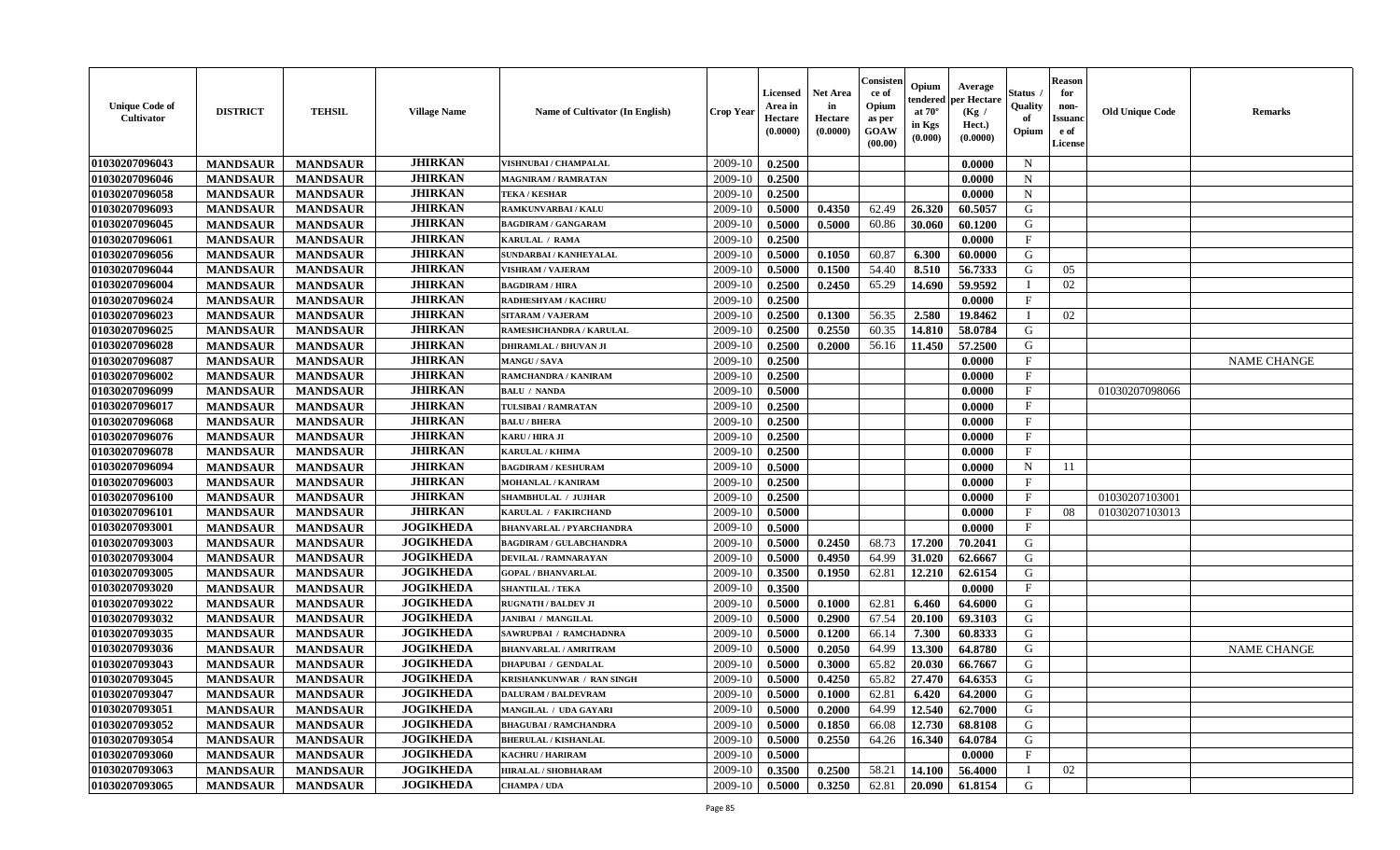| Unique Code of Cultivator | DISTRICT | TEHSIL | Village Name | Name of Cultivator (In English) | Crop Year | Licensed Area in Hectare (0.0000) | Net Area in Hectare (0.0000) | Consistence of Opium as per GOAW (00.00) | Opium tendered at 70° in Kgs (0.000) | Average per Hectare (Kg / Hect.) (0.0000) | Status / Quality of Opium | Reason for non-Issuance of License | Old Unique Code | Remarks |
|---|---|---|---|---|---|---|---|---|---|---|---|---|---|---|
| 01030207096043 | MANDSAUR | MANDSAUR | JHIRKAN | VISHNUBAI / CHAMPALAL | 2009-10 | 0.2500 | | | | 0.0000 | N | | | |
| 01030207096046 | MANDSAUR | MANDSAUR | JHIRKAN | MAGNIRAM / RAMRATAN | 2009-10 | 0.2500 | | | | 0.0000 | N | | | |
| 01030207096058 | MANDSAUR | MANDSAUR | JHIRKAN | TEKA / KESHAR | 2009-10 | 0.2500 | | | | 0.0000 | N | | | |
| 01030207096093 | MANDSAUR | MANDSAUR | JHIRKAN | RAMKUNVARBAI / KALU | 2009-10 | 0.5000 | 0.4350 | 62.49 | 26.320 | 60.5057 | G | | | |
| 01030207096045 | MANDSAUR | MANDSAUR | JHIRKAN | BAGDIRAM / GANGARAM | 2009-10 | 0.5000 | 0.5000 | 60.86 | 30.060 | 60.1200 | G | | | |
| 01030207096061 | MANDSAUR | MANDSAUR | JHIRKAN | KARULAL / RAMA | 2009-10 | 0.2500 | | | | 0.0000 | F | | | |
| 01030207096056 | MANDSAUR | MANDSAUR | JHIRKAN | SUNDARBAI / KANHEYALAL | 2009-10 | 0.5000 | 0.1050 | 60.87 | 6.300 | 60.0000 | G | | | |
| 01030207096044 | MANDSAUR | MANDSAUR | JHIRKAN | VISHRAM / VAJERAM | 2009-10 | 0.5000 | 0.1500 | 54.40 | 8.510 | 56.7333 | G | 05 | | |
| 01030207096004 | MANDSAUR | MANDSAUR | JHIRKAN | BAGDIRAM / HIRA | 2009-10 | 0.2500 | 0.2450 | 65.29 | 14.690 | 59.9592 | I | 02 | | |
| 01030207096024 | MANDSAUR | MANDSAUR | JHIRKAN | RADHESHYAM / KACHRU | 2009-10 | 0.2500 | | | | 0.0000 | F | | | |
| 01030207096023 | MANDSAUR | MANDSAUR | JHIRKAN | SITARAM / VAJERAM | 2009-10 | 0.2500 | 0.1300 | 56.35 | 2.580 | 19.8462 | I | 02 | | |
| 01030207096025 | MANDSAUR | MANDSAUR | JHIRKAN | RAMESHCHANDRA / KARULAL | 2009-10 | 0.2500 | 0.2550 | 60.35 | 14.810 | 58.0784 | G | | | |
| 01030207096028 | MANDSAUR | MANDSAUR | JHIRKAN | DHIRAMLAL / BHUVAN JI | 2009-10 | 0.2500 | 0.2000 | 56.16 | 11.450 | 57.2500 | G | | | |
| 01030207096087 | MANDSAUR | MANDSAUR | JHIRKAN | MANGU / SAVA | 2009-10 | 0.2500 | | | | 0.0000 | F | | | NAME CHANGE |
| 01030207096002 | MANDSAUR | MANDSAUR | JHIRKAN | RAMCHANDRA / KANIRAM | 2009-10 | 0.2500 | | | | 0.0000 | F | | | |
| 01030207096099 | MANDSAUR | MANDSAUR | JHIRKAN | BALU / NANDA | 2009-10 | 0.5000 | | | | 0.0000 | F | | 01030207098066 | |
| 01030207096017 | MANDSAUR | MANDSAUR | JHIRKAN | TULSIBAI / RAMRATAN | 2009-10 | 0.2500 | | | | 0.0000 | F | | | |
| 01030207096068 | MANDSAUR | MANDSAUR | JHIRKAN | BALU / BHERA | 2009-10 | 0.2500 | | | | 0.0000 | F | | | |
| 01030207096076 | MANDSAUR | MANDSAUR | JHIRKAN | KARU / HIRA JI | 2009-10 | 0.2500 | | | | 0.0000 | F | | | |
| 01030207096078 | MANDSAUR | MANDSAUR | JHIRKAN | KARULAL / KHIMA | 2009-10 | 0.2500 | | | | 0.0000 | F | | | |
| 01030207096094 | MANDSAUR | MANDSAUR | JHIRKAN | BAGDIRAM / KESHURAM | 2009-10 | 0.5000 | | | | 0.0000 | N | 11 | | |
| 01030207096003 | MANDSAUR | MANDSAUR | JHIRKAN | MOHANLAL / KANIRAM | 2009-10 | 0.2500 | | | | 0.0000 | F | | | |
| 01030207096100 | MANDSAUR | MANDSAUR | JHIRKAN | SHAMBHULAL / JUJHAR | 2009-10 | 0.2500 | | | | 0.0000 | F | | 01030207103001 | |
| 01030207096101 | MANDSAUR | MANDSAUR | JHIRKAN | KARULAL / FAKIRCHAND | 2009-10 | 0.5000 | | | | 0.0000 | F | 08 | 01030207103013 | |
| 01030207093001 | MANDSAUR | MANDSAUR | JOGIKHEDA | BHANVARLAL / PYARCHANDRA | 2009-10 | 0.5000 | | | | 0.0000 | F | | | |
| 01030207093003 | MANDSAUR | MANDSAUR | JOGIKHEDA | BAGDIRAM / GULABCHANDRA | 2009-10 | 0.5000 | 0.2450 | 68.73 | 17.200 | 70.2041 | G | | | |
| 01030207093004 | MANDSAUR | MANDSAUR | JOGIKHEDA | DEVILAL / RAMNARAYAN | 2009-10 | 0.5000 | 0.4950 | 64.99 | 31.020 | 62.6667 | G | | | |
| 01030207093005 | MANDSAUR | MANDSAUR | JOGIKHEDA | GOPAL / BHANVARLAL | 2009-10 | 0.3500 | 0.1950 | 62.81 | 12.210 | 62.6154 | G | | | |
| 01030207093020 | MANDSAUR | MANDSAUR | JOGIKHEDA | SHANTILAL / TEKA | 2009-10 | 0.3500 | | | | 0.0000 | F | | | |
| 01030207093022 | MANDSAUR | MANDSAUR | JOGIKHEDA | RUGNATH / BALDEV JI | 2009-10 | 0.5000 | 0.1000 | 62.81 | 6.460 | 64.6000 | G | | | |
| 01030207093032 | MANDSAUR | MANDSAUR | JOGIKHEDA | JANIBAI / MANGILAL | 2009-10 | 0.5000 | 0.2900 | 67.54 | 20.100 | 69.3103 | G | | | |
| 01030207093035 | MANDSAUR | MANDSAUR | JOGIKHEDA | SAWRUPBAI / RAMCHADNRA | 2009-10 | 0.5000 | 0.1200 | 66.14 | 7.300 | 60.8333 | G | | | |
| 01030207093036 | MANDSAUR | MANDSAUR | JOGIKHEDA | BHANVARLAL / AMRITRAM | 2009-10 | 0.5000 | 0.2050 | 64.99 | 13.300 | 64.8780 | G | | | NAME CHANGE |
| 01030207093043 | MANDSAUR | MANDSAUR | JOGIKHEDA | DHAPUBAI / GENDALAL | 2009-10 | 0.5000 | 0.3000 | 65.82 | 20.030 | 66.7667 | G | | | |
| 01030207093045 | MANDSAUR | MANDSAUR | JOGIKHEDA | KRISHANKUNWAR / RAN SINGH | 2009-10 | 0.5000 | 0.4250 | 65.82 | 27.470 | 64.6353 | G | | | |
| 01030207093047 | MANDSAUR | MANDSAUR | JOGIKHEDA | DALURAM / BALDEVRAM | 2009-10 | 0.5000 | 0.1000 | 62.81 | 6.420 | 64.2000 | G | | | |
| 01030207093051 | MANDSAUR | MANDSAUR | JOGIKHEDA | MANGILAL / UDA GAYARI | 2009-10 | 0.5000 | 0.2000 | 64.99 | 12.540 | 62.7000 | G | | | |
| 01030207093052 | MANDSAUR | MANDSAUR | JOGIKHEDA | BHAGUBAI / RAMCHANDRA | 2009-10 | 0.5000 | 0.1850 | 66.08 | 12.730 | 68.8108 | G | | | |
| 01030207093054 | MANDSAUR | MANDSAUR | JOGIKHEDA | BHERULAL / KISHANLAL | 2009-10 | 0.5000 | 0.2550 | 64.26 | 16.340 | 64.0784 | G | | | |
| 01030207093060 | MANDSAUR | MANDSAUR | JOGIKHEDA | KACHRU / HARIRAM | 2009-10 | 0.5000 | | | | 0.0000 | F | | | |
| 01030207093063 | MANDSAUR | MANDSAUR | JOGIKHEDA | HIRALAL / SHOBHARAM | 2009-10 | 0.3500 | 0.2500 | 58.21 | 14.100 | 56.4000 | I | 02 | | |
| 01030207093065 | MANDSAUR | MANDSAUR | JOGIKHEDA | CHAMPA / UDA | 2009-10 | 0.5000 | 0.3250 | 62.81 | 20.090 | 61.8154 | G | | | |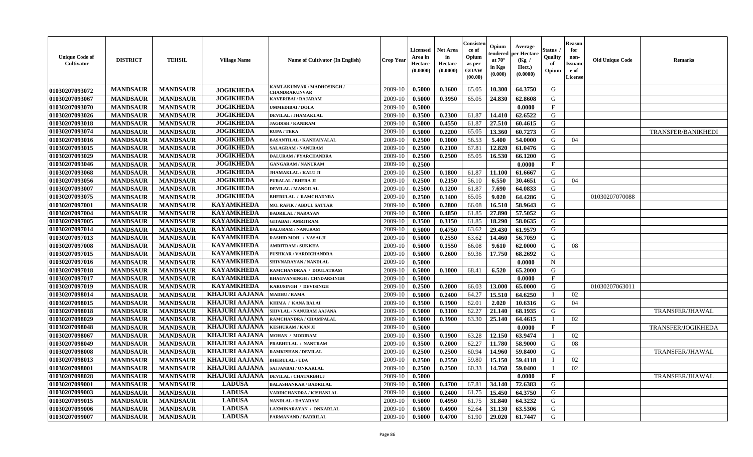| Unique Code of Cultivator | DISTRICT | TEHSIL | Village Name | Name of Cultivator (In English) | Crop Year | Licensed Area in Hectare (0.0000) | Net Area in Hectare (0.0000) | Consistence of Opium as per GOAW (00.00) | Opium tendered at 70° in Kgs (0.000) | Average per Hectare (Kg / Hect.) (0.0000) | Status / Quality of Opium | Reason for non-Issuance of License | Old Unique Code | Remarks |
|---|---|---|---|---|---|---|---|---|---|---|---|---|---|---|
| 01030207093072 | MANDSAUR | MANDSAUR | JOGIKHEDA | KAMLAKUNVAR / MADHOSINGH / CHANDRAKUNVAR | 2009-10 | 0.5000 | 0.1600 | 65.05 | 10.300 | 64.3750 | G | | | |
| 01030207093067 | MANDSAUR | MANDSAUR | JOGIKHEDA | KAVERIBAI / RAJARAM | 2009-10 | 0.5000 | 0.3950 | 65.05 | 24.830 | 62.8608 | G | | | |
| 01030207093070 | MANDSAUR | MANDSAUR | JOGIKHEDA | UMMEDIBAI / DOLA | 2009-10 | 0.5000 | | | | 0.0000 | F | | | |
| 01030207093026 | MANDSAUR | MANDSAUR | JOGIKHEDA | DEVILAL / JHAMAKLAL | 2009-10 | 0.3500 | 0.2300 | 61.87 | 14.410 | 62.6522 | G | | | |
| 01030207093018 | MANDSAUR | MANDSAUR | JOGIKHEDA | JAGDISH / KANIRAM | 2009-10 | 0.5000 | 0.4550 | 61.87 | 27.510 | 60.4615 | G | | | |
| 01030207093074 | MANDSAUR | MANDSAUR | JOGIKHEDA | RUPA / TEKA | 2009-10 | 0.5000 | 0.2200 | 65.05 | 13.360 | 60.7273 | G | | | TRANSFER/BANIKHEDI |
| 01030207093016 | MANDSAUR | MANDSAUR | JOGIKHEDA | BASANTILAL / KANHAIYALAL | 2009-10 | 0.2500 | 0.1000 | 56.53 | 5.400 | 54.0000 | G | 04 | | |
| 01030207093015 | MANDSAUR | MANDSAUR | JOGIKHEDA | SALAGRAM / NANURAM | 2009-10 | 0.2500 | 0.2100 | 67.81 | 12.820 | 61.0476 | G | | | |
| 01030207093029 | MANDSAUR | MANDSAUR | JOGIKHEDA | DALURAM / PYARCHANDRA | 2009-10 | 0.2500 | 0.2500 | 65.05 | 16.530 | 66.1200 | G | | | |
| 01030207093046 | MANDSAUR | MANDSAUR | JOGIKHEDA | GANGARAM / NANURAM | 2009-10 | 0.2500 | | | | 0.0000 | F | | | |
| 01030207093068 | MANDSAUR | MANDSAUR | JOGIKHEDA | JHAMAKLAL / KALU JI | 2009-10 | 0.2500 | 0.1800 | 61.87 | 11.100 | 61.6667 | G | | | |
| 01030207093056 | MANDSAUR | MANDSAUR | JOGIKHEDA | PURALAL / BHERA JI | 2009-10 | 0.2500 | 0.2150 | 56.10 | 6.550 | 30.4651 | G | 04 | | |
| 01030207093007 | MANDSAUR | MANDSAUR | JOGIKHEDA | DEVILAL / MANGILAL | 2009-10 | 0.2500 | 0.1200 | 61.87 | 7.690 | 64.0833 | G | | | |
| 01030207093075 | MANDSAUR | MANDSAUR | JOGIKHEDA | BHERULAL / RAMCHADNRA | 2009-10 | 0.2500 | 0.1400 | 65.05 | 9.020 | 64.4286 | G | | 01030207070088 | |
| 01030207097001 | MANDSAUR | MANDSAUR | KAYAMKHEDA | MO. RAFIK / ABDUL SATTAR | 2009-10 | 0.5000 | 0.2800 | 66.08 | 16.510 | 58.9643 | G | | | |
| 01030207097004 | MANDSAUR | MANDSAUR | KAYAMKHEDA | BADRILAL / NARAYAN | 2009-10 | 0.5000 | 0.4850 | 61.85 | 27.890 | 57.5052 | G | | | |
| 01030207097005 | MANDSAUR | MANDSAUR | KAYAMKHEDA | GITABAI / AMRITRAM | 2009-10 | 0.3500 | 0.3150 | 61.85 | 18.290 | 58.0635 | G | | | |
| 01030207097014 | MANDSAUR | MANDSAUR | KAYAMKHEDA | BALURAM / NANURAM | 2009-10 | 0.5000 | 0.4750 | 63.62 | 29.430 | 61.9579 | G | | | |
| 01030207097013 | MANDSAUR | MANDSAUR | KAYAMKHEDA | RASHID MOH. / VASALJI | 2009-10 | 0.5000 | 0.2550 | 63.62 | 14.460 | 56.7059 | G | | | |
| 01030207097008 | MANDSAUR | MANDSAUR | KAYAMKHEDA | AMRITRAM / SUKKHA | 2009-10 | 0.5000 | 0.1550 | 66.08 | 9.610 | 62.0000 | G | 08 | | |
| 01030207097015 | MANDSAUR | MANDSAUR | KAYAMKHEDA | PUSHKAR / VARDICHANDRA | 2009-10 | 0.5000 | 0.2600 | 69.36 | 17.750 | 68.2692 | G | | | |
| 01030207097016 | MANDSAUR | MANDSAUR | KAYAMKHEDA | SHIVNARAYAN / NANDLAL | 2009-10 | 0.5000 | | | | 0.0000 | N | | | |
| 01030207097018 | MANDSAUR | MANDSAUR | KAYAMKHEDA | RAMCHANDRAA / DOULATRAM | 2009-10 | 0.5000 | 0.1000 | 68.41 | 6.520 | 65.2000 | G | | | |
| 01030207097017 | MANDSAUR | MANDSAUR | KAYAMKHEDA | BHAGVANSINGH / CHNDARSINGH | 2009-10 | 0.5000 | | | | 0.0000 | F | | | |
| 01030207097019 | MANDSAUR | MANDSAUR | KAYAMKHEDA | KARUSINGH / DEVISINGH | 2009-10 | 0.2500 | 0.2000 | 66.03 | 13.000 | 65.0000 | G | | 01030207063011 | |
| 01030207098014 | MANDSAUR | MANDSAUR | KHAJURI AAJANA | MADHU / RAMA | 2009-10 | 0.5000 | 0.2400 | 64.27 | 15.510 | 64.6250 | I | 02 | | |
| 01030207098015 | MANDSAUR | MANDSAUR | KHAJURI AAJANA | KHIMA / KANA BALAI | 2009-10 | 0.3500 | 0.1900 | 62.01 | 2.020 | 10.6316 | G | 04 | | |
| 01030207098018 | MANDSAUR | MANDSAUR | KHAJURI AAJANA | SHIVLAL / NANURAM AAJANA | 2009-10 | 0.5000 | 0.3100 | 62.27 | 21.140 | 68.1935 | G | | | TRANSFER/JHAWAL |
| 01030207098029 | MANDSAUR | MANDSAUR | KHAJURI AAJANA | RAMCHANDRA / CHAMPALAL | 2009-10 | 0.5000 | 0.3900 | 63.30 | 25.140 | 64.4615 | I | 02 | | |
| 01030207098048 | MANDSAUR | MANDSAUR | KHAJURI AAJANA | KESHURAM / KAN JI | 2009-10 | 0.5000 | | | | 0.0000 | F | | | TRANSFER/JOGIKHEDA |
| 01030207098067 | MANDSAUR | MANDSAUR | KHAJURI AAJANA | MOHAN / MODIRAM | 2009-10 | 0.3500 | 0.1900 | 63.28 | 12.150 | 63.9474 | I | 02 | | |
| 01030207098049 | MANDSAUR | MANDSAUR | KHAJURI AAJANA | PRABHULAL / NANURAM | 2009-10 | 0.3500 | 0.2000 | 62.27 | 11.780 | 58.9000 | G | 08 | | |
| 01030207098008 | MANDSAUR | MANDSAUR | KHAJURI AAJANA | RAMKISHAN / DEVILAL | 2009-10 | 0.2500 | 0.2500 | 60.94 | 14.960 | 59.8400 | G | | | TRANSFER/JHAWAL |
| 01030207098013 | MANDSAUR | MANDSAUR | KHAJURI AAJANA | BHERULAL / UDA | 2009-10 | 0.2500 | 0.2550 | 59.80 | 15.150 | 59.4118 | I | 02 | | |
| 01030207098001 | MANDSAUR | MANDSAUR | KHAJURI AAJANA | SAJJANBAI / ONKARLAL | 2009-10 | 0.2500 | 0.2500 | 60.33 | 14.760 | 59.0400 | I | 02 | | |
| 01030207098028 | MANDSAUR | MANDSAUR | KHAJURI AAJANA | DEVILAL / CHATARBHUJ | 2009-10 | 0.5000 | | | | 0.0000 | F | | | TRANSFER/JHAWAL |
| 01030207099001 | MANDSAUR | MANDSAUR | LADUSA | BALASHANKAR / BADRILAL | 2009-10 | 0.5000 | 0.4700 | 67.81 | 34.140 | 72.6383 | G | | | |
| 01030207099003 | MANDSAUR | MANDSAUR | LADUSA | VARDICHANDRA / KISHANLAL | 2009-10 | 0.5000 | 0.2400 | 61.75 | 15.450 | 64.3750 | G | | | |
| 01030207099015 | MANDSAUR | MANDSAUR | LADUSA | NANDLAL / DAYARAM | 2009-10 | 0.5000 | 0.4950 | 61.75 | 31.840 | 64.3232 | G | | | |
| 01030207099006 | MANDSAUR | MANDSAUR | LADUSA | LAXMINARAYAN / ONKARLAL | 2009-10 | 0.5000 | 0.4900 | 62.64 | 31.130 | 63.5306 | G | | | |
| 01030207099007 | MANDSAUR | MANDSAUR | LADUSA | PARMANAND / BADRILAL | 2009-10 | 0.5000 | 0.4700 | 61.90 | 29.020 | 61.7447 | G | | | |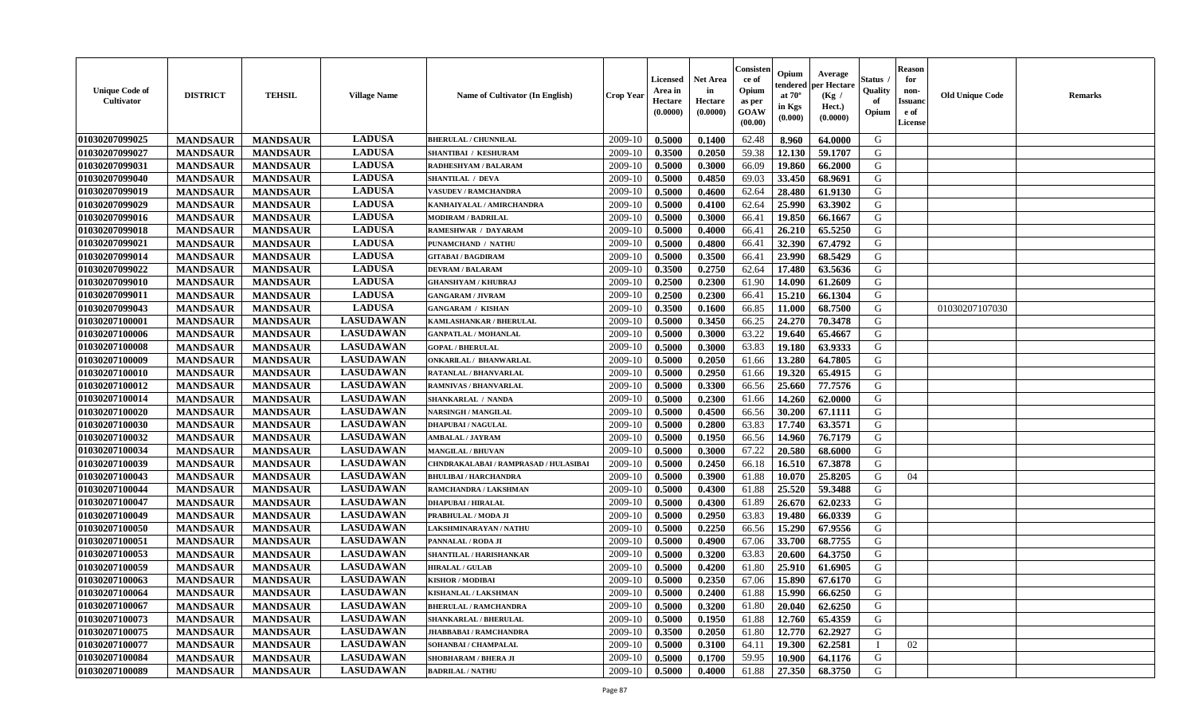| Unique Code of Cultivator | DISTRICT | TEHSIL | Village Name | Name of Cultivator (In English) | Crop Year | Licensed Area in Hectare (0.0000) | Net Area in Hectare (0.0000) | Consistence of Opium as per GOAW (00.00) | Opium tendered at 70° in Kgs (0.000) | Average per Hectare (Kg / Hect.) (0.0000) | Status / Quality of Opium | Reason for non-Issuance of License | Old Unique Code | Remarks |
|---|---|---|---|---|---|---|---|---|---|---|---|---|---|---|
| 01030207099025 | MANDSAUR | MANDSAUR | LADUSA | BHERULAL / CHUNNILAL | 2009-10 | 0.5000 | 0.1400 | 62.48 | 8.960 | 64.0000 | G | | | |
| 01030207099027 | MANDSAUR | MANDSAUR | LADUSA | SHANTIBAI / KESHURAM | 2009-10 | 0.3500 | 0.2050 | 59.38 | 12.130 | 59.1707 | G | | | |
| 01030207099031 | MANDSAUR | MANDSAUR | LADUSA | RADHESHYAM / BALARAM | 2009-10 | 0.5000 | 0.3000 | 66.09 | 19.860 | 66.2000 | G | | | |
| 01030207099040 | MANDSAUR | MANDSAUR | LADUSA | SHANTILAL / DEVA | 2009-10 | 0.5000 | 0.4850 | 69.03 | 33.450 | 68.9691 | G | | | |
| 01030207099019 | MANDSAUR | MANDSAUR | LADUSA | VASUDEV / RAMCHANDRA | 2009-10 | 0.5000 | 0.4600 | 62.64 | 28.480 | 61.9130 | G | | | |
| 01030207099029 | MANDSAUR | MANDSAUR | LADUSA | KANHAIYALAL / AMIRCHANDRA | 2009-10 | 0.5000 | 0.4100 | 62.64 | 25.990 | 63.3902 | G | | | |
| 01030207099016 | MANDSAUR | MANDSAUR | LADUSA | MODIRAM / BADRILAL | 2009-10 | 0.5000 | 0.3000 | 66.41 | 19.850 | 66.1667 | G | | | |
| 01030207099018 | MANDSAUR | MANDSAUR | LADUSA | RAMESHWAR / DAYARAM | 2009-10 | 0.5000 | 0.4000 | 66.41 | 26.210 | 65.5250 | G | | | |
| 01030207099021 | MANDSAUR | MANDSAUR | LADUSA | PUNAMCHAND / NATHU | 2009-10 | 0.5000 | 0.4800 | 66.41 | 32.390 | 67.4792 | G | | | |
| 01030207099014 | MANDSAUR | MANDSAUR | LADUSA | GITABAI / BAGDIRAM | 2009-10 | 0.5000 | 0.3500 | 66.41 | 23.990 | 68.5429 | G | | | |
| 01030207099022 | MANDSAUR | MANDSAUR | LADUSA | DEVRAM / BALARAM | 2009-10 | 0.3500 | 0.2750 | 62.64 | 17.480 | 63.5636 | G | | | |
| 01030207099010 | MANDSAUR | MANDSAUR | LADUSA | GHANSHYAM / KHUBRAJ | 2009-10 | 0.2500 | 0.2300 | 61.90 | 14.090 | 61.2609 | G | | | |
| 01030207099011 | MANDSAUR | MANDSAUR | LADUSA | GANGARAM / JIVRAM | 2009-10 | 0.2500 | 0.2300 | 66.41 | 15.210 | 66.1304 | G | | | |
| 01030207099043 | MANDSAUR | MANDSAUR | LADUSA | GANGARAM / KISHAN | 2009-10 | 0.3500 | 0.1600 | 66.85 | 11.000 | 68.7500 | G | | 01030207107030 | |
| 01030207100001 | MANDSAUR | MANDSAUR | LASUDAWAN | KAMLASHANKAR / BHERULAL | 2009-10 | 0.5000 | 0.3450 | 66.25 | 24.270 | 70.3478 | G | | | |
| 01030207100006 | MANDSAUR | MANDSAUR | LASUDAWAN | GANPATLAL / MOHANLAL | 2009-10 | 0.5000 | 0.3000 | 63.22 | 19.640 | 65.4667 | G | | | |
| 01030207100008 | MANDSAUR | MANDSAUR | LASUDAWAN | GOPAL / BHERULAL | 2009-10 | 0.5000 | 0.3000 | 63.83 | 19.180 | 63.9333 | G | | | |
| 01030207100009 | MANDSAUR | MANDSAUR | LASUDAWAN | ONKARILAL / BHANWARLAL | 2009-10 | 0.5000 | 0.2050 | 61.66 | 13.280 | 64.7805 | G | | | |
| 01030207100010 | MANDSAUR | MANDSAUR | LASUDAWAN | RATANLAL / BHANVARLAL | 2009-10 | 0.5000 | 0.2950 | 61.66 | 19.320 | 65.4915 | G | | | |
| 01030207100012 | MANDSAUR | MANDSAUR | LASUDAWAN | RAMNIVAS / BHANVARLAL | 2009-10 | 0.5000 | 0.3300 | 66.56 | 25.660 | 77.7576 | G | | | |
| 01030207100014 | MANDSAUR | MANDSAUR | LASUDAWAN | SHANKARLAL / NANDA | 2009-10 | 0.5000 | 0.2300 | 61.66 | 14.260 | 62.0000 | G | | | |
| 01030207100020 | MANDSAUR | MANDSAUR | LASUDAWAN | NARSINGH / MANGILAL | 2009-10 | 0.5000 | 0.4500 | 66.56 | 30.200 | 67.1111 | G | | | |
| 01030207100030 | MANDSAUR | MANDSAUR | LASUDAWAN | DHAPUBAI / NAGULAL | 2009-10 | 0.5000 | 0.2800 | 63.83 | 17.740 | 63.3571 | G | | | |
| 01030207100032 | MANDSAUR | MANDSAUR | LASUDAWAN | AMBALAL / JAYRAM | 2009-10 | 0.5000 | 0.1950 | 66.56 | 14.960 | 76.7179 | G | | | |
| 01030207100034 | MANDSAUR | MANDSAUR | LASUDAWAN | MANGILAL / BHUVAN | 2009-10 | 0.5000 | 0.3000 | 67.22 | 20.580 | 68.6000 | G | | | |
| 01030207100039 | MANDSAUR | MANDSAUR | LASUDAWAN | CHNDRAKALABAI / RAMPRASAD / HULASIBAI | 2009-10 | 0.5000 | 0.2450 | 66.18 | 16.510 | 67.3878 | G | | | |
| 01030207100043 | MANDSAUR | MANDSAUR | LASUDAWAN | BHULIBAI / HARCHANDRA | 2009-10 | 0.5000 | 0.3900 | 61.88 | 10.070 | 25.8205 | G | 04 | | |
| 01030207100044 | MANDSAUR | MANDSAUR | LASUDAWAN | RAMCHANDRA / LAKSHMAN | 2009-10 | 0.5000 | 0.4300 | 61.88 | 25.520 | 59.3488 | G | | | |
| 01030207100047 | MANDSAUR | MANDSAUR | LASUDAWAN | DHAPUBAI / HIRALAL | 2009-10 | 0.5000 | 0.4300 | 61.89 | 26.670 | 62.0233 | G | | | |
| 01030207100049 | MANDSAUR | MANDSAUR | LASUDAWAN | PRABHULAL / MODA JI | 2009-10 | 0.5000 | 0.2950 | 63.83 | 19.480 | 66.0339 | G | | | |
| 01030207100050 | MANDSAUR | MANDSAUR | LASUDAWAN | LAKSHMINARAYAN / NATHU | 2009-10 | 0.5000 | 0.2250 | 66.56 | 15.290 | 67.9556 | G | | | |
| 01030207100051 | MANDSAUR | MANDSAUR | LASUDAWAN | PANNALAL / RODA JI | 2009-10 | 0.5000 | 0.4900 | 67.06 | 33.700 | 68.7755 | G | | | |
| 01030207100053 | MANDSAUR | MANDSAUR | LASUDAWAN | SHANTILAL / HARISHANKAR | 2009-10 | 0.5000 | 0.3200 | 63.83 | 20.600 | 64.3750 | G | | | |
| 01030207100059 | MANDSAUR | MANDSAUR | LASUDAWAN | HIRALAL / GULAB | 2009-10 | 0.5000 | 0.4200 | 61.80 | 25.910 | 61.6905 | G | | | |
| 01030207100063 | MANDSAUR | MANDSAUR | LASUDAWAN | KISHOR / MODIBAI | 2009-10 | 0.5000 | 0.2350 | 67.06 | 15.890 | 67.6170 | G | | | |
| 01030207100064 | MANDSAUR | MANDSAUR | LASUDAWAN | KISHANLAL / LAKSHMAN | 2009-10 | 0.5000 | 0.2400 | 61.88 | 15.990 | 66.6250 | G | | | |
| 01030207100067 | MANDSAUR | MANDSAUR | LASUDAWAN | BHERULAL / RAMCHANDRA | 2009-10 | 0.5000 | 0.3200 | 61.80 | 20.040 | 62.6250 | G | | | |
| 01030207100073 | MANDSAUR | MANDSAUR | LASUDAWAN | SHANKARLAL / BHERULAL | 2009-10 | 0.5000 | 0.1950 | 61.88 | 12.760 | 65.4359 | G | | | |
| 01030207100075 | MANDSAUR | MANDSAUR | LASUDAWAN | JHABBABAI / RAMCHANDRA | 2009-10 | 0.3500 | 0.2050 | 61.80 | 12.770 | 62.2927 | G | | | |
| 01030207100077 | MANDSAUR | MANDSAUR | LASUDAWAN | SOHANBAI / CHAMPALAL | 2009-10 | 0.5000 | 0.3100 | 64.11 | 19.300 | 62.2581 | I | 02 | | |
| 01030207100084 | MANDSAUR | MANDSAUR | LASUDAWAN | SHOBHARAM / BHERA JI | 2009-10 | 0.5000 | 0.1700 | 59.95 | 10.900 | 64.1176 | G | | | |
| 01030207100089 | MANDSAUR | MANDSAUR | LASUDAWAN | BADRILAL / NATHU | 2009-10 | 0.5000 | 0.4000 | 61.88 | 27.350 | 68.3750 | G | | | |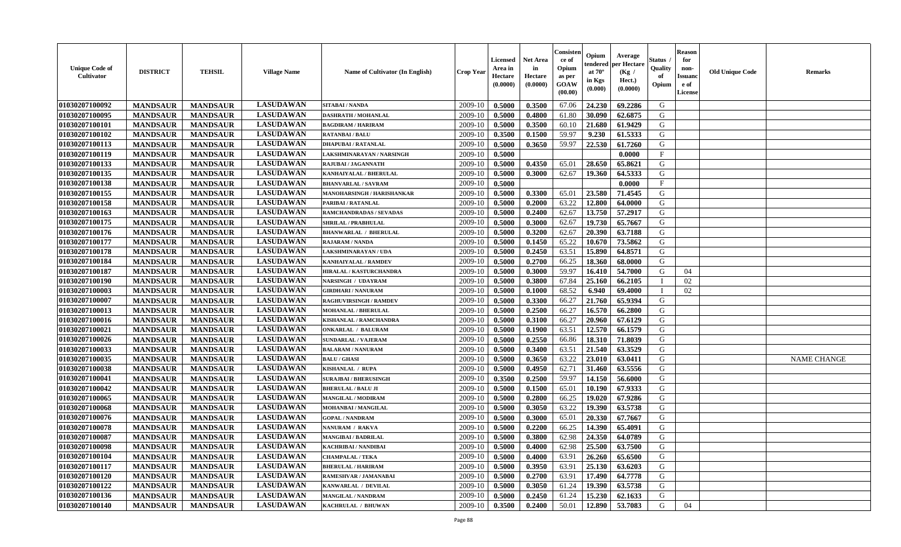| Unique Code of Cultivator | DISTRICT | TEHSIL | Village Name | Name of Cultivator (In English) | Crop Year | Licensed Area in Hectare (0.0000) | Net Area in Hectare (0.0000) | Consistence of Opium as per GOAW (00.00) | Opium tendered at 70° in Kgs (0.000) | Average per Hectare (Kg / Hect.) (0.0000) | Status / Quality of Opium | Reason for non-Issuance of License | Old Unique Code | Remarks |
|---|---|---|---|---|---|---|---|---|---|---|---|---|---|---|
| 01030207100092 | MANDSAUR | MANDSAUR | LASUDAWAN | SITABAI / NANDA | 2009-10 | 0.5000 | 0.3500 | 67.06 | 24.230 | 69.2286 | G | | | |
| 01030207100095 | MANDSAUR | MANDSAUR | LASUDAWAN | DASHRATH / MOHANLAL | 2009-10 | 0.5000 | 0.4800 | 61.80 | 30.090 | 62.6875 | G | | | |
| 01030207100101 | MANDSAUR | MANDSAUR | LASUDAWAN | BAGDIRAM / HARIRAM | 2009-10 | 0.5000 | 0.3500 | 60.10 | 21.680 | 61.9429 | G | | | |
| 01030207100102 | MANDSAUR | MANDSAUR | LASUDAWAN | RATANBAI / BALU | 2009-10 | 0.3500 | 0.1500 | 59.97 | 9.230 | 61.5333 | G | | | |
| 01030207100113 | MANDSAUR | MANDSAUR | LASUDAWAN | DHAPUBAI / RATANLAL | 2009-10 | 0.5000 | 0.3650 | 59.97 | 22.530 | 61.7260 | G | | | |
| 01030207100119 | MANDSAUR | MANDSAUR | LASUDAWAN | LAKSHMINARAYAN / NARSINGH | 2009-10 | 0.5000 | | | | 0.0000 | F | | | |
| 01030207100133 | MANDSAUR | MANDSAUR | LASUDAWAN | RAJUBAI / JAGANNATH | 2009-10 | 0.5000 | 0.4350 | 65.01 | 28.650 | 65.8621 | G | | | |
| 01030207100135 | MANDSAUR | MANDSAUR | LASUDAWAN | KANHAIYALAL / BHERULAL | 2009-10 | 0.5000 | 0.3000 | 62.67 | 19.360 | 64.5333 | G | | | |
| 01030207100138 | MANDSAUR | MANDSAUR | LASUDAWAN | BHANVARLAL / SAVRAM | 2009-10 | 0.5000 | | | | 0.0000 | F | | | |
| 01030207100155 | MANDSAUR | MANDSAUR | LASUDAWAN | MANOHARSINGH / HARISHANKAR | 2009-10 | 0.5000 | 0.3300 | 65.01 | 23.580 | 71.4545 | G | | | |
| 01030207100158 | MANDSAUR | MANDSAUR | LASUDAWAN | PARIBAI / RATANLAL | 2009-10 | 0.5000 | 0.2000 | 63.22 | 12.800 | 64.0000 | G | | | |
| 01030207100163 | MANDSAUR | MANDSAUR | LASUDAWAN | RAMCHANDRADAS / SEVADAS | 2009-10 | 0.5000 | 0.2400 | 62.67 | 13.750 | 57.2917 | G | | | |
| 01030207100175 | MANDSAUR | MANDSAUR | LASUDAWAN | SHRILAL / PRABHULAL | 2009-10 | 0.5000 | 0.3000 | 62.67 | 19.730 | 65.7667 | G | | | |
| 01030207100176 | MANDSAUR | MANDSAUR | LASUDAWAN | BHANWARLAL / BHERULAL | 2009-10 | 0.5000 | 0.3200 | 62.67 | 20.390 | 63.7188 | G | | | |
| 01030207100177 | MANDSAUR | MANDSAUR | LASUDAWAN | RAJARAM / NANDA | 2009-10 | 0.5000 | 0.1450 | 65.22 | 10.670 | 73.5862 | G | | | |
| 01030207100178 | MANDSAUR | MANDSAUR | LASUDAWAN | LAKSHMINARAYAN / UDA | 2009-10 | 0.5000 | 0.2450 | 63.51 | 15.890 | 64.8571 | G | | | |
| 01030207100184 | MANDSAUR | MANDSAUR | LASUDAWAN | KANHAIYALAL / RAMDEV | 2009-10 | 0.5000 | 0.2700 | 66.25 | 18.360 | 68.0000 | G | | | |
| 01030207100187 | MANDSAUR | MANDSAUR | LASUDAWAN | HIRALAL / KASTURCHANDRA | 2009-10 | 0.5000 | 0.3000 | 59.97 | 16.410 | 54.7000 | G | 04 | | |
| 01030207100190 | MANDSAUR | MANDSAUR | LASUDAWAN | NARSINGH / UDAYRAM | 2009-10 | 0.5000 | 0.3800 | 67.84 | 25.160 | 66.2105 | I | 02 | | |
| 01030207100003 | MANDSAUR | MANDSAUR | LASUDAWAN | GIRDHARI / NANURAM | 2009-10 | 0.5000 | 0.1000 | 68.52 | 6.940 | 69.4000 | I | 02 | | |
| 01030207100007 | MANDSAUR | MANDSAUR | LASUDAWAN | RAGHUVIRSINGH / RAMDEV | 2009-10 | 0.5000 | 0.3300 | 66.27 | 21.760 | 65.9394 | G | | | |
| 01030207100013 | MANDSAUR | MANDSAUR | LASUDAWAN | MOHANLAL / BHERULAL | 2009-10 | 0.5000 | 0.2500 | 66.27 | 16.570 | 66.2800 | G | | | |
| 01030207100016 | MANDSAUR | MANDSAUR | LASUDAWAN | KISHANLAL / RAMCHANDRA | 2009-10 | 0.5000 | 0.3100 | 66.27 | 20.960 | 67.6129 | G | | | |
| 01030207100021 | MANDSAUR | MANDSAUR | LASUDAWAN | ONKARLAL / BALURAM | 2009-10 | 0.5000 | 0.1900 | 63.51 | 12.570 | 66.1579 | G | | | |
| 01030207100026 | MANDSAUR | MANDSAUR | LASUDAWAN | SUNDARLAL / VAJERAM | 2009-10 | 0.5000 | 0.2550 | 66.86 | 18.310 | 71.8039 | G | | | |
| 01030207100033 | MANDSAUR | MANDSAUR | LASUDAWAN | BALARAM / NANURAM | 2009-10 | 0.5000 | 0.3400 | 63.51 | 21.540 | 63.3529 | G | | | |
| 01030207100035 | MANDSAUR | MANDSAUR | LASUDAWAN | BALU / GHASI | 2009-10 | 0.5000 | 0.3650 | 63.22 | 23.010 | 63.0411 | G | | | NAME CHANGE |
| 01030207100038 | MANDSAUR | MANDSAUR | LASUDAWAN | KISHANLAL / RUPA | 2009-10 | 0.5000 | 0.4950 | 62.71 | 31.460 | 63.5556 | G | | | |
| 01030207100041 | MANDSAUR | MANDSAUR | LASUDAWAN | SURAJBAI / BHERUSINGH | 2009-10 | 0.3500 | 0.2500 | 59.97 | 14.150 | 56.6000 | G | | | |
| 01030207100042 | MANDSAUR | MANDSAUR | LASUDAWAN | BHERULAL / BALU JI | 2009-10 | 0.5000 | 0.1500 | 65.01 | 10.190 | 67.9333 | G | | | |
| 01030207100065 | MANDSAUR | MANDSAUR | LASUDAWAN | MANGILAL / MODIRAM | 2009-10 | 0.5000 | 0.2800 | 66.25 | 19.020 | 67.9286 | G | | | |
| 01030207100068 | MANDSAUR | MANDSAUR | LASUDAWAN | MOHANBAI / MANGILAL | 2009-10 | 0.5000 | 0.3050 | 63.22 | 19.390 | 63.5738 | G | | | |
| 01030207100076 | MANDSAUR | MANDSAUR | LASUDAWAN | GOPAL / NANDRAM | 2009-10 | 0.5000 | 0.3000 | 65.01 | 20.330 | 67.7667 | G | | | |
| 01030207100078 | MANDSAUR | MANDSAUR | LASUDAWAN | NANURAM / RAKVA | 2009-10 | 0.5000 | 0.2200 | 66.25 | 14.390 | 65.4091 | G | | | |
| 01030207100087 | MANDSAUR | MANDSAUR | LASUDAWAN | MANGIBAI / BADRILAL | 2009-10 | 0.5000 | 0.3800 | 62.98 | 24.350 | 64.0789 | G | | | |
| 01030207100098 | MANDSAUR | MANDSAUR | LASUDAWAN | KACHRIBAI / NANDIBAI | 2009-10 | 0.5000 | 0.4000 | 62.98 | 25.500 | 63.7500 | G | | | |
| 01030207100104 | MANDSAUR | MANDSAUR | LASUDAWAN | CHAMPALAL / TEKA | 2009-10 | 0.5000 | 0.4000 | 63.91 | 26.260 | 65.6500 | G | | | |
| 01030207100117 | MANDSAUR | MANDSAUR | LASUDAWAN | BHERULAL / HARIRAM | 2009-10 | 0.5000 | 0.3950 | 63.91 | 25.130 | 63.6203 | G | | | |
| 01030207100120 | MANDSAUR | MANDSAUR | LASUDAWAN | RAMESHVAR / JAMANABAI | 2009-10 | 0.5000 | 0.2700 | 63.91 | 17.490 | 64.7778 | G | | | |
| 01030207100122 | MANDSAUR | MANDSAUR | LASUDAWAN | KANWARLAL / DEVILAL | 2009-10 | 0.5000 | 0.3050 | 61.24 | 19.390 | 63.5738 | G | | | |
| 01030207100136 | MANDSAUR | MANDSAUR | LASUDAWAN | MANGILAL / NANDRAM | 2009-10 | 0.5000 | 0.2450 | 61.24 | 15.230 | 62.1633 | G | | | |
| 01030207100140 | MANDSAUR | MANDSAUR | LASUDAWAN | KACHRULAL / BHUWAN | 2009-10 | 0.3500 | 0.2400 | 50.01 | 12.890 | 53.7083 | G | 04 | | |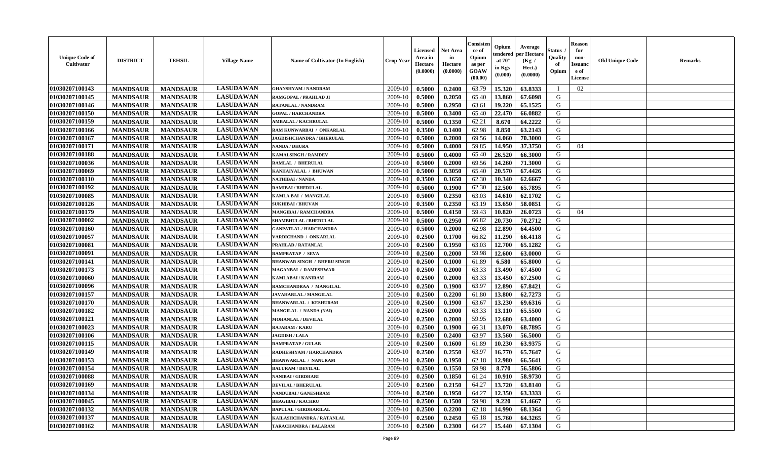| Unique Code of Cultivator | DISTRICT | TEHSIL | Village Name | Name of Cultivator (In English) | Crop Year | Licensed Area in Hectare (0.0000) | Net Area in Hectare (0.0000) | Consistence of Opium as per GOAW (00.00) | Opium tendered at 70° in Kgs (0.000) | Average per Hectare (Kg / Hect.) (0.0000) | Status / Quality of Opium | Reason for non-Issuance of License | Old Unique Code | Remarks |
|---|---|---|---|---|---|---|---|---|---|---|---|---|---|---|
| 01030207100143 | MANDSAUR | MANDSAUR | LASUDAWAN | GHANSHYAM / NANDRAM | 2009-10 | 0.5000 | 0.2400 | 63.79 | 15.320 | 63.8333 | I | 02 | | |
| 01030207100145 | MANDSAUR | MANDSAUR | LASUDAWAN | RAMGOPAL / PRAHLAD JI | 2009-10 | 0.5000 | 0.2050 | 65.40 | 13.860 | 67.6098 | G | | | |
| 01030207100146 | MANDSAUR | MANDSAUR | LASUDAWAN | RATANLAL / NANDRAM | 2009-10 | 0.5000 | 0.2950 | 63.61 | 19.220 | 65.1525 | G | | | |
| 01030207100150 | MANDSAUR | MANDSAUR | LASUDAWAN | GOPAL / HARCHANDRA | 2009-10 | 0.5000 | 0.3400 | 65.40 | 22.470 | 66.0882 | G | | | |
| 01030207100159 | MANDSAUR | MANDSAUR | LASUDAWAN | AMBALAL / KACHRULAL | 2009-10 | 0.5000 | 0.1350 | 62.21 | 8.670 | 64.2222 | G | | | |
| 01030207100166 | MANDSAUR | MANDSAUR | LASUDAWAN | RAM KUNWARBAI / ONKARLAL | 2009-10 | 0.3500 | 0.1400 | 62.98 | 8.850 | 63.2143 | G | | | |
| 01030207100167 | MANDSAUR | MANDSAUR | LASUDAWAN | JAGDISHCHANDRA / BHERULAL | 2009-10 | 0.5000 | 0.2000 | 69.56 | 14.060 | 70.3000 | G | | | |
| 01030207100171 | MANDSAUR | MANDSAUR | LASUDAWAN | NANDA / DHURA | 2009-10 | 0.5000 | 0.4000 | 59.85 | 14.950 | 37.3750 | G | 04 | | |
| 01030207100188 | MANDSAUR | MANDSAUR | LASUDAWAN | KAMALSINGH / RAMDEV | 2009-10 | 0.5000 | 0.4000 | 65.40 | 26.520 | 66.3000 | G | | | |
| 01030207100036 | MANDSAUR | MANDSAUR | LASUDAWAN | RAMLAL / BHERULAL | 2009-10 | 0.5000 | 0.2000 | 69.56 | 14.260 | 71.3000 | G | | | |
| 01030207100069 | MANDSAUR | MANDSAUR | LASUDAWAN | KANHAIYALAL / BHUWAN | 2009-10 | 0.5000 | 0.3050 | 65.40 | 20.570 | 67.4426 | G | | | |
| 01030207100110 | MANDSAUR | MANDSAUR | LASUDAWAN | NATHIBAI / NANDA | 2009-10 | 0.3500 | 0.1650 | 62.30 | 10.340 | 62.6667 | G | | | |
| 01030207100192 | MANDSAUR | MANDSAUR | LASUDAWAN | RAMIBAI / BHERULAL | 2009-10 | 0.5000 | 0.1900 | 62.30 | 12.500 | 65.7895 | G | | | |
| 01030207100085 | MANDSAUR | MANDSAUR | LASUDAWAN | KAMLA BAI / MANGILAL | 2009-10 | 0.5000 | 0.2350 | 63.03 | 14.610 | 62.1702 | G | | | |
| 01030207100126 | MANDSAUR | MANDSAUR | LASUDAWAN | SUKHIBAI / BHUVAN | 2009-10 | 0.3500 | 0.2350 | 63.19 | 13.650 | 58.0851 | G | | | |
| 01030207100179 | MANDSAUR | MANDSAUR | LASUDAWAN | MANGIBAI / RAMCHANDRA | 2009-10 | 0.5000 | 0.4150 | 59.43 | 10.820 | 26.0723 | G | 04 | | |
| 01030207100002 | MANDSAUR | MANDSAUR | LASUDAWAN | SHAMBHULAL / BHERULAL | 2009-10 | 0.5000 | 0.2950 | 66.82 | 20.730 | 70.2712 | G | | | |
| 01030207100160 | MANDSAUR | MANDSAUR | LASUDAWAN | GANPATLAL / HARCHANDRA | 2009-10 | 0.5000 | 0.2000 | 62.98 | 12.890 | 64.4500 | G | | | |
| 01030207100057 | MANDSAUR | MANDSAUR | LASUDAWAN | VARDICHAND / ONKARLAL | 2009-10 | 0.2500 | 0.1700 | 66.82 | 11.290 | 66.4118 | G | | | |
| 01030207100081 | MANDSAUR | MANDSAUR | LASUDAWAN | PRAHLAD / RATANLAL | 2009-10 | 0.2500 | 0.1950 | 63.03 | 12.700 | 65.1282 | G | | | |
| 01030207100091 | MANDSAUR | MANDSAUR | LASUDAWAN | RAMPRATAP / SEVA | 2009-10 | 0.2500 | 0.2000 | 59.98 | 12.600 | 63.0000 | G | | | |
| 01030207100141 | MANDSAUR | MANDSAUR | LASUDAWAN | BHANWAR SINGH / BHERU SINGH | 2009-10 | 0.2500 | 0.1000 | 61.89 | 6.580 | 65.8000 | G | | | |
| 01030207100173 | MANDSAUR | MANDSAUR | LASUDAWAN | MAGANBAI / RAMESHWAR | 2009-10 | 0.2500 | 0.2000 | 63.33 | 13.490 | 67.4500 | G | | | |
| 01030207100060 | MANDSAUR | MANDSAUR | LASUDAWAN | KAMLABAI / KANIRAM | 2009-10 | 0.2500 | 0.2000 | 63.33 | 13.450 | 67.2500 | G | | | |
| 01030207100096 | MANDSAUR | MANDSAUR | LASUDAWAN | RAMCHANDRAA / MANGILAL | 2009-10 | 0.2500 | 0.1900 | 63.97 | 12.890 | 67.8421 | G | | | |
| 01030207100157 | MANDSAUR | MANDSAUR | LASUDAWAN | JAVAHARLAL / MANGILAL | 2009-10 | 0.2500 | 0.2200 | 61.80 | 13.800 | 62.7273 | G | | | |
| 01030207100170 | MANDSAUR | MANDSAUR | LASUDAWAN | BHANWARLAL / KESHURAM | 2009-10 | 0.2500 | 0.1900 | 63.67 | 13.230 | 69.6316 | G | | | |
| 01030207100182 | MANDSAUR | MANDSAUR | LASUDAWAN | MANGILAL / NANDA (NAI) | 2009-10 | 0.2500 | 0.2000 | 63.33 | 13.110 | 65.5500 | G | | | |
| 01030207100121 | MANDSAUR | MANDSAUR | LASUDAWAN | MOHANLAL / DEVILAL | 2009-10 | 0.2500 | 0.2000 | 59.95 | 12.680 | 63.4000 | G | | | |
| 01030207100023 | MANDSAUR | MANDSAUR | LASUDAWAN | RAJARAM / KARU | 2009-10 | 0.2500 | 0.1900 | 66.31 | 13.070 | 68.7895 | G | | | |
| 01030207100106 | MANDSAUR | MANDSAUR | LASUDAWAN | JAGDISH / LALA | 2009-10 | 0.2500 | 0.2400 | 63.97 | 13.560 | 56.5000 | G | | | |
| 01030207100115 | MANDSAUR | MANDSAUR | LASUDAWAN | RAMPRATAP / GULAB | 2009-10 | 0.2500 | 0.1600 | 61.89 | 10.230 | 63.9375 | G | | | |
| 01030207100149 | MANDSAUR | MANDSAUR | LASUDAWAN | RADHESHYAM / HARCHANDRA | 2009-10 | 0.2500 | 0.2550 | 63.97 | 16.770 | 65.7647 | G | | | |
| 01030207100153 | MANDSAUR | MANDSAUR | LASUDAWAN | BHANWARLAL / NANURAM | 2009-10 | 0.2500 | 0.1950 | 62.18 | 12.980 | 66.5641 | G | | | |
| 01030207100154 | MANDSAUR | MANDSAUR | LASUDAWAN | BALURAM / DEVILAL | 2009-10 | 0.2500 | 0.1550 | 59.98 | 8.770 | 56.5806 | G | | | |
| 01030207100088 | MANDSAUR | MANDSAUR | LASUDAWAN | NANIBAI / GIRDHARI | 2009-10 | 0.2500 | 0.1850 | 61.24 | 10.910 | 58.9730 | G | | | |
| 01030207100169 | MANDSAUR | MANDSAUR | LASUDAWAN | DEVILAL / BHERULAL | 2009-10 | 0.2500 | 0.2150 | 64.27 | 13.720 | 63.8140 | G | | | |
| 01030207100134 | MANDSAUR | MANDSAUR | LASUDAWAN | NANDUBAI / GANESHRAM | 2009-10 | 0.2500 | 0.1950 | 64.27 | 12.350 | 63.3333 | G | | | |
| 01030207100045 | MANDSAUR | MANDSAUR | LASUDAWAN | BHAGIBAI / KACHRU | 2009-10 | 0.2500 | 0.1500 | 59.98 | 9.220 | 61.4667 | G | | | |
| 01030207100132 | MANDSAUR | MANDSAUR | LASUDAWAN | BAPULAL / GIRDHARILAL | 2009-10 | 0.2500 | 0.2200 | 62.18 | 14.990 | 68.1364 | G | | | |
| 01030207100137 | MANDSAUR | MANDSAUR | LASUDAWAN | KAILASHCHANDRA / RATANLAL | 2009-10 | 0.2500 | 0.2450 | 65.18 | 15.760 | 64.3265 | G | | | |
| 01030207100162 | MANDSAUR | MANDSAUR | LASUDAWAN | TARACHANDRA / BALARAM | 2009-10 | 0.2500 | 0.2300 | 64.27 | 15.440 | 67.1304 | G | | | |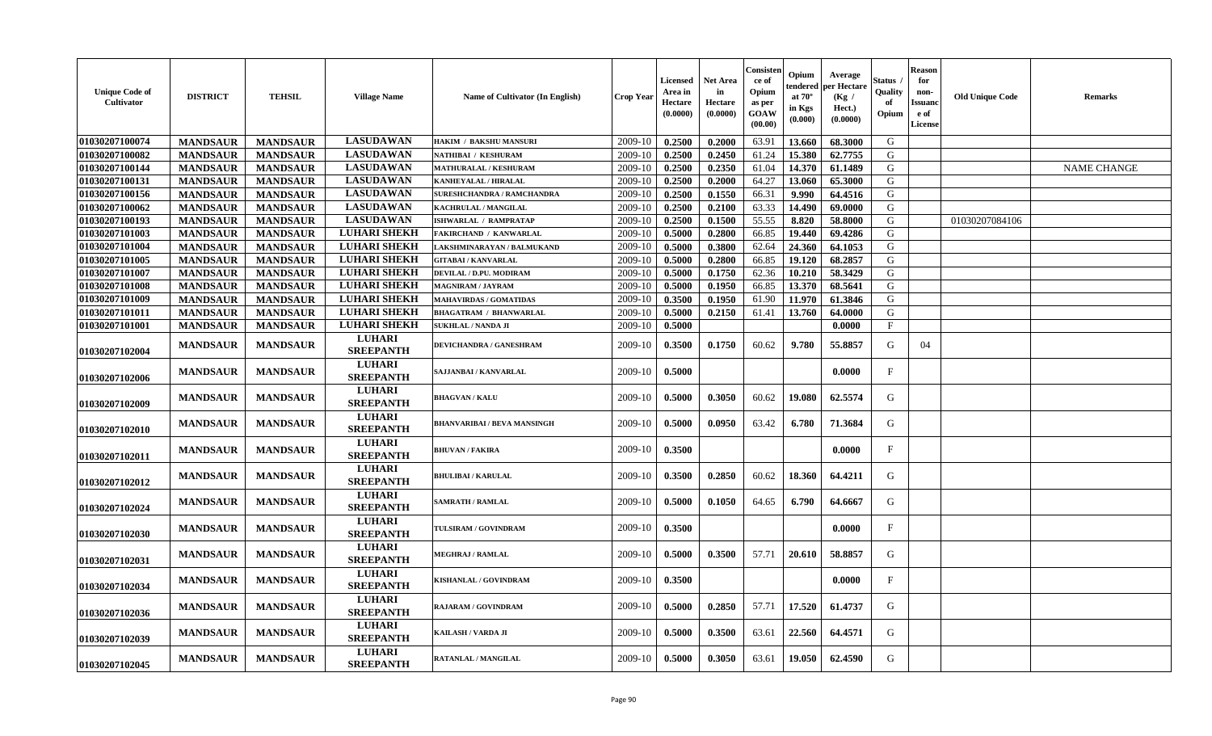| Unique Code of Cultivator | DISTRICT | TEHSIL | Village Name | Name of Cultivator (In English) | Crop Year | Licensed Area in Hectare (0.0000) | Net Area in Hectare (0.0000) | Consistence of Opium as per GOAW (00.00) | Opium tendered at 70° in Kgs (0.000) | Average per Hectare (Kg / Hect.) (0.0000) | Status / Quality of Opium | Reason for non-Issuance of License | Old Unique Code | Remarks |
|---|---|---|---|---|---|---|---|---|---|---|---|---|---|---|
| 01030207100074 | MANDSAUR | MANDSAUR | LASUDAWAN | HAKIM / BAKSHU MANSURI | 2009-10 | 0.2500 | 0.2000 | 63.91 | 13.660 | 68.3000 | G | | | |
| 01030207100082 | MANDSAUR | MANDSAUR | LASUDAWAN | NATHIBAI / KESHURAM | 2009-10 | 0.2500 | 0.2450 | 61.24 | 15.380 | 62.7755 | G | | | |
| 01030207100144 | MANDSAUR | MANDSAUR | LASUDAWAN | MATHURALAL / KESHURAM | 2009-10 | 0.2500 | 0.2350 | 61.04 | 14.370 | 61.1489 | G | | | NAME CHANGE |
| 01030207100131 | MANDSAUR | MANDSAUR | LASUDAWAN | KANHEYALAL / HIRALAL | 2009-10 | 0.2500 | 0.2000 | 64.27 | 13.060 | 65.3000 | G | | | |
| 01030207100156 | MANDSAUR | MANDSAUR | LASUDAWAN | SURESHCHANDRA / RAMCHANDRA | 2009-10 | 0.2500 | 0.1550 | 66.31 | 9.990 | 64.4516 | G | | | |
| 01030207100062 | MANDSAUR | MANDSAUR | LASUDAWAN | KACHRULAL / MANGILAL | 2009-10 | 0.2500 | 0.2100 | 63.33 | 14.490 | 69.0000 | G | | | |
| 01030207100193 | MANDSAUR | MANDSAUR | LASUDAWAN | ISHWARLAL / RAMPRATAP | 2009-10 | 0.2500 | 0.1500 | 55.55 | 8.820 | 58.8000 | G | | 01030207084106 | |
| 01030207101003 | MANDSAUR | MANDSAUR | LUHARI SHEKH | FAKIRCHAND / KANWARLAL | 2009-10 | 0.5000 | 0.2800 | 66.85 | 19.440 | 69.4286 | G | | | |
| 01030207101004 | MANDSAUR | MANDSAUR | LUHARI SHEKH | LAKSHMINARAYAN / BALMUKAND | 2009-10 | 0.5000 | 0.3800 | 62.64 | 24.360 | 64.1053 | G | | | |
| 01030207101005 | MANDSAUR | MANDSAUR | LUHARI SHEKH | GITABAI / KANVARLAL | 2009-10 | 0.5000 | 0.2800 | 66.85 | 19.120 | 68.2857 | G | | | |
| 01030207101007 | MANDSAUR | MANDSAUR | LUHARI SHEKH | DEVILAL / D.PU. MODIRAM | 2009-10 | 0.5000 | 0.1750 | 62.36 | 10.210 | 58.3429 | G | | | |
| 01030207101008 | MANDSAUR | MANDSAUR | LUHARI SHEKH | MAGNIRAM / JAYRAM | 2009-10 | 0.5000 | 0.1950 | 66.85 | 13.370 | 68.5641 | G | | | |
| 01030207101009 | MANDSAUR | MANDSAUR | LUHARI SHEKH | MAHAVIRDAS / GOMATIDAS | 2009-10 | 0.3500 | 0.1950 | 61.90 | 11.970 | 61.3846 | G | | | |
| 01030207101011 | MANDSAUR | MANDSAUR | LUHARI SHEKH | BHAGATRAM / BHANWARLAL | 2009-10 | 0.5000 | 0.2150 | 61.41 | 13.760 | 64.0000 | G | | | |
| 01030207101001 | MANDSAUR | MANDSAUR | LUHARI SHEKH | SUKHLAL / NANDA JI | 2009-10 | 0.5000 | | | | 0.0000 | F | | | |
| 01030207102004 | MANDSAUR | MANDSAUR | LUHARI SREEPANTH | DEVICHANDRA / GANESHRAM | 2009-10 | 0.3500 | 0.1750 | 60.62 | 9.780 | 55.8857 | G | 04 | | |
| 01030207102006 | MANDSAUR | MANDSAUR | LUHARI SREEPANTH | SAJJANBAI / KANVARLAL | 2009-10 | 0.5000 | | | | 0.0000 | F | | | |
| 01030207102009 | MANDSAUR | MANDSAUR | LUHARI SREEPANTH | BHAGVAN / KALU | 2009-10 | 0.5000 | 0.3050 | 60.62 | 19.080 | 62.5574 | G | | | |
| 01030207102010 | MANDSAUR | MANDSAUR | LUHARI SREEPANTH | BHANVARIBAI / BEVA MANSINGH | 2009-10 | 0.5000 | 0.0950 | 63.42 | 6.780 | 71.3684 | G | | | |
| 01030207102011 | MANDSAUR | MANDSAUR | LUHARI SREEPANTH | BHUVAN / FAKIRA | 2009-10 | 0.3500 | | | | 0.0000 | F | | | |
| 01030207102012 | MANDSAUR | MANDSAUR | LUHARI SREEPANTH | BHULIBAI / KARULAL | 2009-10 | 0.3500 | 0.2850 | 60.62 | 18.360 | 64.4211 | G | | | |
| 01030207102024 | MANDSAUR | MANDSAUR | LUHARI SREEPANTH | SAMRATH / RAMLAL | 2009-10 | 0.5000 | 0.1050 | 64.65 | 6.790 | 64.6667 | G | | | |
| 01030207102030 | MANDSAUR | MANDSAUR | LUHARI SREEPANTH | TULSIRAM / GOVINDRAM | 2009-10 | 0.3500 | | | | 0.0000 | F | | | |
| 01030207102031 | MANDSAUR | MANDSAUR | LUHARI SREEPANTH | MEGHRAJ / RAMLAL | 2009-10 | 0.5000 | 0.3500 | 57.71 | 20.610 | 58.8857 | G | | | |
| 01030207102034 | MANDSAUR | MANDSAUR | LUHARI SREEPANTH | KISHANLAL / GOVINDRAM | 2009-10 | 0.3500 | | | | 0.0000 | F | | | |
| 01030207102036 | MANDSAUR | MANDSAUR | LUHARI SREEPANTH | RAJARAM / GOVINDRAM | 2009-10 | 0.5000 | 0.2850 | 57.71 | 17.520 | 61.4737 | G | | | |
| 01030207102039 | MANDSAUR | MANDSAUR | LUHARI SREEPANTH | KAILASH / VARDA JI | 2009-10 | 0.5000 | 0.3500 | 63.61 | 22.560 | 64.4571 | G | | | |
| 01030207102045 | MANDSAUR | MANDSAUR | LUHARI SREEPANTH | RATANLAL / MANGILAL | 2009-10 | 0.5000 | 0.3050 | 63.61 | 19.050 | 62.4590 | G | | | |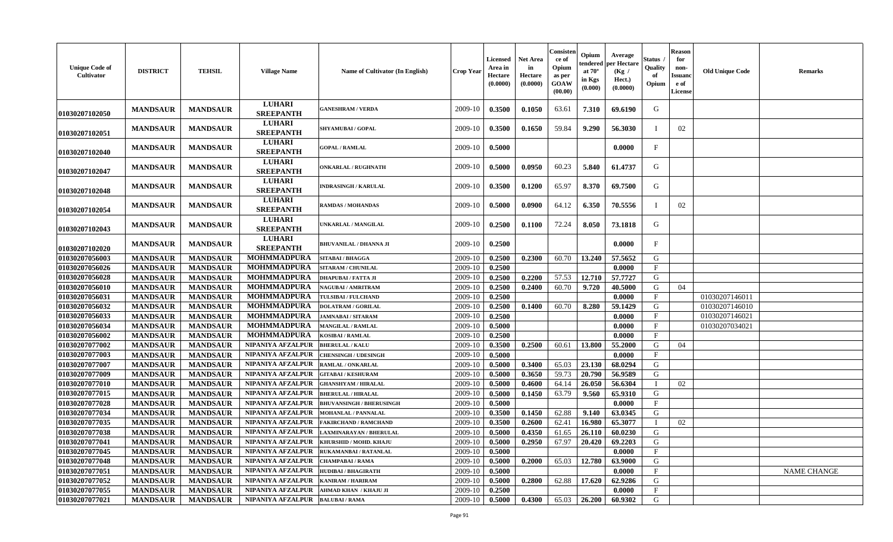| Unique Code of Cultivator | DISTRICT | TEHSIL | Village Name | Name of Cultivator (In English) | Crop Year | Licensed Area in Hectare (0.0000) | Net Area in Hectare (0.0000) | Consistence of Opium as per GOAW (00.00) | Opium tendered at 70° in Kgs (0.000) | Average per Hectare (Kg / Hect.) (0.0000) | Status / Quality of Opium | Reason for non-Issuance of License | Old Unique Code | Remarks |
|---|---|---|---|---|---|---|---|---|---|---|---|---|---|---|
| 01030207102050 | MANDSAUR | MANDSAUR | LUHARI SREEPANTH | GANESHRAM / VERDA | 2009-10 | 0.3500 | 0.1050 | 63.61 | 7.310 | 69.6190 | G | | | |
| 01030207102051 | MANDSAUR | MANDSAUR | LUHARI SREEPANTH | SHYAMUBAI / GOPAL | 2009-10 | 0.3500 | 0.1650 | 59.84 | 9.290 | 56.3030 | I | 02 | | |
| 01030207102040 | MANDSAUR | MANDSAUR | LUHARI SREEPANTH | GOPAL / RAMLAL | 2009-10 | 0.5000 | | | | 0.0000 | F | | | |
| 01030207102047 | MANDSAUR | MANDSAUR | LUHARI SREEPANTH | ONKARLAL / RUGHNATH | 2009-10 | 0.5000 | 0.0950 | 60.23 | 5.840 | 61.4737 | G | | | |
| 01030207102048 | MANDSAUR | MANDSAUR | LUHARI SREEPANTH | INDRASINGH / KARULAL | 2009-10 | 0.3500 | 0.1200 | 65.97 | 8.370 | 69.7500 | G | | | |
| 01030207102054 | MANDSAUR | MANDSAUR | LUHARI SREEPANTH | RAMDAS / MOHANDAS | 2009-10 | 0.5000 | 0.0900 | 64.12 | 6.350 | 70.5556 | I | 02 | | |
| 01030207102043 | MANDSAUR | MANDSAUR | LUHARI SREEPANTH | UNKARLAL / MANGILAL | 2009-10 | 0.2500 | 0.1100 | 72.24 | 8.050 | 73.1818 | G | | | |
| 01030207102020 | MANDSAUR | MANDSAUR | LUHARI SREEPANTH | BHUVANILAL / DHANNA JI | 2009-10 | 0.2500 | | | | 0.0000 | F | | | |
| 01030207056003 | MANDSAUR | MANDSAUR | MOHMMADPURA | SITABAI / BHAGGA | 2009-10 | 0.2500 | 0.2300 | 60.70 | 13.240 | 57.5652 | G | | | |
| 01030207056026 | MANDSAUR | MANDSAUR | MOHMMADPURA | SITARAM / CHUNILAL | 2009-10 | 0.2500 | | | | 0.0000 | F | | | |
| 01030207056028 | MANDSAUR | MANDSAUR | MOHMMADPURA | DHAPUBAI / FATTA JI | 2009-10 | 0.2500 | 0.2200 | 57.53 | 12.710 | 57.7727 | G | | | |
| 01030207056010 | MANDSAUR | MANDSAUR | MOHMMADPURA | NAGUBAI / AMRITRAM | 2009-10 | 0.2500 | 0.2400 | 60.70 | 9.720 | 40.5000 | G | 04 | | |
| 01030207056031 | MANDSAUR | MANDSAUR | MOHMMADPURA | TULSIBAI / FULCHAND | 2009-10 | 0.2500 | | | | 0.0000 | F | | 01030207146011 | |
| 01030207056032 | MANDSAUR | MANDSAUR | MOHMMADPURA | DOLATRAM / GORILAL | 2009-10 | 0.2500 | 0.1400 | 60.70 | 8.280 | 59.1429 | G | | 01030207146010 | |
| 01030207056033 | MANDSAUR | MANDSAUR | MOHMMADPURA | JAMNABAI / SITARAM | 2009-10 | 0.2500 | | | | 0.0000 | F | | 01030207146021 | |
| 01030207056034 | MANDSAUR | MANDSAUR | MOHMMADPURA | MANGILAL / RAMLAL | 2009-10 | 0.5000 | | | | 0.0000 | F | | 01030207034021 | |
| 01030207056002 | MANDSAUR | MANDSAUR | MOHMMADPURA | KOSIBAI / RAMLAL | 2009-10 | 0.2500 | | | | 0.0000 | F | | | |
| 01030207077002 | MANDSAUR | MANDSAUR | NIPANIYA AFZALPUR | BHERULAL / KALU | 2009-10 | 0.3500 | 0.2500 | 60.61 | 13.800 | 55.2000 | G | 04 | | |
| 01030207077003 | MANDSAUR | MANDSAUR | NIPANIYA AFZALPUR | CHENSINGH / UDESINGH | 2009-10 | 0.5000 | | | | 0.0000 | F | | | |
| 01030207077007 | MANDSAUR | MANDSAUR | NIPANIYA AFZALPUR | RAMLAL / ONKARLAL | 2009-10 | 0.5000 | 0.3400 | 65.03 | 23.130 | 68.0294 | G | | | |
| 01030207077009 | MANDSAUR | MANDSAUR | NIPANIYA AFZALPUR | GITABAI / KESHURAM | 2009-10 | 0.5000 | 0.3650 | 59.73 | 20.790 | 56.9589 | G | | | |
| 01030207077010 | MANDSAUR | MANDSAUR | NIPANIYA AFZALPUR | GHANSHYAM / HIRALAL | 2009-10 | 0.5000 | 0.4600 | 64.14 | 26.050 | 56.6304 | I | 02 | | |
| 01030207077015 | MANDSAUR | MANDSAUR | NIPANIYA AFZALPUR | BHERULAL / HIRALAL | 2009-10 | 0.5000 | 0.1450 | 63.79 | 9.560 | 65.9310 | G | | | |
| 01030207077028 | MANDSAUR | MANDSAUR | NIPANIYA AFZALPUR | BHUVANSINGH / BHERUSINGH | 2009-10 | 0.5000 | | | | 0.0000 | F | | | |
| 01030207077034 | MANDSAUR | MANDSAUR | NIPANIYA AFZALPUR | MOHANLAL / PANNALAL | 2009-10 | 0.3500 | 0.1450 | 62.88 | 9.140 | 63.0345 | G | | | |
| 01030207077035 | MANDSAUR | MANDSAUR | NIPANIYA AFZALPUR | FAKIRCHAND / RAMCHAND | 2009-10 | 0.3500 | 0.2600 | 62.41 | 16.980 | 65.3077 | I | 02 | | |
| 01030207077038 | MANDSAUR | MANDSAUR | NIPANIYA AFZALPUR | LAXMINARAYAN / BHERULAL | 2009-10 | 0.5000 | 0.4350 | 61.65 | 26.110 | 60.0230 | G | | | |
| 01030207077041 | MANDSAUR | MANDSAUR | NIPANIYA AFZALPUR | KHURSHID / MOHD. KHAJU | 2009-10 | 0.5000 | 0.2950 | 67.97 | 20.420 | 69.2203 | G | | | |
| 01030207077045 | MANDSAUR | MANDSAUR | NIPANIYA AFZALPUR | RUKAMANBAI / RATANLAL | 2009-10 | 0.5000 | | | | 0.0000 | F | | | |
| 01030207077048 | MANDSAUR | MANDSAUR | NIPANIYA AFZALPUR | CHAMPABAI / RAMA | 2009-10 | 0.5000 | 0.2000 | 65.03 | 12.780 | 63.9000 | G | | | |
| 01030207077051 | MANDSAUR | MANDSAUR | NIPANIYA AFZALPUR | HUDIBAI / BHAGIRATH | 2009-10 | 0.5000 | | | | 0.0000 | F | | | NAME CHANGE |
| 01030207077052 | MANDSAUR | MANDSAUR | NIPANIYA AFZALPUR | KANIRAM / HARIRAM | 2009-10 | 0.5000 | 0.2800 | 62.88 | 17.620 | 62.9286 | G | | | |
| 01030207077055 | MANDSAUR | MANDSAUR | NIPANIYA AFZALPUR | AHMAD KHAN / KHAJU JI | 2009-10 | 0.2500 | | | | 0.0000 | F | | | |
| 01030207077021 | MANDSAUR | MANDSAUR | NIPANIYA AFZALPUR | BALUBAI / RAMA | 2009-10 | 0.5000 | 0.4300 | 65.03 | 26.200 | 60.9302 | G | | | |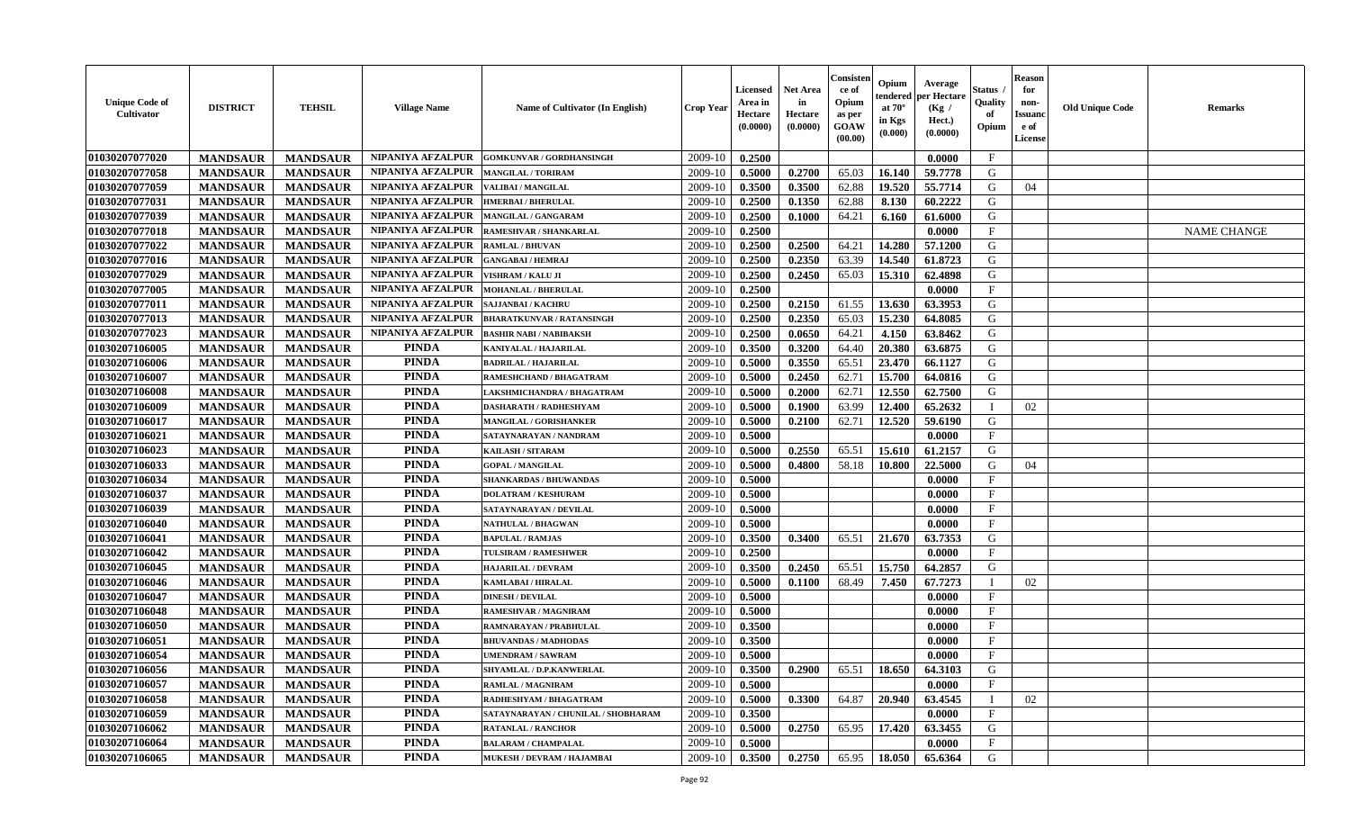| Unique Code of Cultivator | DISTRICT | TEHSIL | Village Name | Name of Cultivator (In English) | Crop Year | Licensed Area in Hectare (0.0000) | Net Area in Hectare (0.0000) | Consistence of Opium as per GOAW (00.00) | Opium tendered at 70° in Kgs (0.000) | Average per Hectare (Kg / Hect.) (0.0000) | Status / Quality of Opium | Reason for non-Issuance of License | Old Unique Code | Remarks |
|---|---|---|---|---|---|---|---|---|---|---|---|---|---|---|
| 01030207077020 | MANDSAUR | MANDSAUR | NIPANIYA AFZALPUR | GOMKUNVAR / GORDHANSINGH | 2009-10 | 0.2500 | | | | 0.0000 | F | | | |
| 01030207077058 | MANDSAUR | MANDSAUR | NIPANIYA AFZALPUR | MANGILAL / TORIRAM | 2009-10 | 0.5000 | 0.2700 | 65.03 | 16.140 | 59.7778 | G | | | |
| 01030207077059 | MANDSAUR | MANDSAUR | NIPANIYA AFZALPUR | VALIBAI / MANGILAL | 2009-10 | 0.3500 | 0.3500 | 62.88 | 19.520 | 55.7714 | G | 04 | | |
| 01030207077031 | MANDSAUR | MANDSAUR | NIPANIYA AFZALPUR | HMERBAI / BHERULAL | 2009-10 | 0.2500 | 0.1350 | 62.88 | 8.130 | 60.2222 | G | | | |
| 01030207077039 | MANDSAUR | MANDSAUR | NIPANIYA AFZALPUR | MANGILAL / GANGARAM | 2009-10 | 0.2500 | 0.1000 | 64.21 | 6.160 | 61.6000 | G | | | |
| 01030207077018 | MANDSAUR | MANDSAUR | NIPANIYA AFZALPUR | RAMESHVAR / SHANKARLAL | 2009-10 | 0.2500 | | | | 0.0000 | F | | | NAME CHANGE |
| 01030207077022 | MANDSAUR | MANDSAUR | NIPANIYA AFZALPUR | RAMLAL / BHUVAN | 2009-10 | 0.2500 | 0.2500 | 64.21 | 14.280 | 57.1200 | G | | | |
| 01030207077016 | MANDSAUR | MANDSAUR | NIPANIYA AFZALPUR | GANGABAI / HEMRAJ | 2009-10 | 0.2500 | 0.2350 | 63.39 | 14.540 | 61.8723 | G | | | |
| 01030207077029 | MANDSAUR | MANDSAUR | NIPANIYA AFZALPUR | VISHRAM / KALU JI | 2009-10 | 0.2500 | 0.2450 | 65.03 | 15.310 | 62.4898 | G | | | |
| 01030207077005 | MANDSAUR | MANDSAUR | NIPANIYA AFZALPUR | MOHANLAL / BHERULAL | 2009-10 | 0.2500 | | | | 0.0000 | F | | | |
| 01030207077011 | MANDSAUR | MANDSAUR | NIPANIYA AFZALPUR | SAJJANBAI / KACHRU | 2009-10 | 0.2500 | 0.2150 | 61.55 | 13.630 | 63.3953 | G | | | |
| 01030207077013 | MANDSAUR | MANDSAUR | NIPANIYA AFZALPUR | BHARATKUNVAR / RATANSINGH | 2009-10 | 0.2500 | 0.2350 | 65.03 | 15.230 | 64.8085 | G | | | |
| 01030207077023 | MANDSAUR | MANDSAUR | NIPANIYA AFZALPUR | BASHIR NABI / NABIBAKSH | 2009-10 | 0.2500 | 0.0650 | 64.21 | 4.150 | 63.8462 | G | | | |
| 01030207106005 | MANDSAUR | MANDSAUR | PINDA | KANIYALAL / HAJARILAL | 2009-10 | 0.3500 | 0.3200 | 64.40 | 20.380 | 63.6875 | G | | | |
| 01030207106006 | MANDSAUR | MANDSAUR | PINDA | BADRILAL / HAJARILAL | 2009-10 | 0.5000 | 0.3550 | 65.51 | 23.470 | 66.1127 | G | | | |
| 01030207106007 | MANDSAUR | MANDSAUR | PINDA | RAMESHCHAND / BHAGATRAM | 2009-10 | 0.5000 | 0.2450 | 62.71 | 15.700 | 64.0816 | G | | | |
| 01030207106008 | MANDSAUR | MANDSAUR | PINDA | LAKSHMICHANDRA / BHAGATRAM | 2009-10 | 0.5000 | 0.2000 | 62.71 | 12.550 | 62.7500 | G | | | |
| 01030207106009 | MANDSAUR | MANDSAUR | PINDA | DASHARATH / RADHESHYAM | 2009-10 | 0.5000 | 0.1900 | 63.99 | 12.400 | 65.2632 | I | 02 | | |
| 01030207106017 | MANDSAUR | MANDSAUR | PINDA | MANGILAL / GORISHANKER | 2009-10 | 0.5000 | 0.2100 | 62.71 | 12.520 | 59.6190 | G | | | |
| 01030207106021 | MANDSAUR | MANDSAUR | PINDA | SATAYNARAYAN / NANDRAM | 2009-10 | 0.5000 | | | | 0.0000 | F | | | |
| 01030207106023 | MANDSAUR | MANDSAUR | PINDA | KAILASH / SITARAM | 2009-10 | 0.5000 | 0.2550 | 65.51 | 15.610 | 61.2157 | G | | | |
| 01030207106033 | MANDSAUR | MANDSAUR | PINDA | GOPAL / MANGILAL | 2009-10 | 0.5000 | 0.4800 | 58.18 | 10.800 | 22.5000 | G | 04 | | |
| 01030207106034 | MANDSAUR | MANDSAUR | PINDA | SHANKARDAS / BHUWANDAS | 2009-10 | 0.5000 | | | | 0.0000 | F | | | |
| 01030207106037 | MANDSAUR | MANDSAUR | PINDA | DOLATRAM / KESHURAM | 2009-10 | 0.5000 | | | | 0.0000 | F | | | |
| 01030207106039 | MANDSAUR | MANDSAUR | PINDA | SATAYNARAYAN / DEVILAL | 2009-10 | 0.5000 | | | | 0.0000 | F | | | |
| 01030207106040 | MANDSAUR | MANDSAUR | PINDA | NATHULAL / BHAGWAN | 2009-10 | 0.5000 | | | | 0.0000 | F | | | |
| 01030207106041 | MANDSAUR | MANDSAUR | PINDA | BAPULAL / RAMJAS | 2009-10 | 0.3500 | 0.3400 | 65.51 | 21.670 | 63.7353 | G | | | |
| 01030207106042 | MANDSAUR | MANDSAUR | PINDA | TULSIRAM / RAMESHWER | 2009-10 | 0.2500 | | | | 0.0000 | F | | | |
| 01030207106045 | MANDSAUR | MANDSAUR | PINDA | HAJARILAL / DEVRAM | 2009-10 | 0.3500 | 0.2450 | 65.51 | 15.750 | 64.2857 | G | | | |
| 01030207106046 | MANDSAUR | MANDSAUR | PINDA | KAMLABAI / HIRALAL | 2009-10 | 0.5000 | 0.1100 | 68.49 | 7.450 | 67.7273 | I | 02 | | |
| 01030207106047 | MANDSAUR | MANDSAUR | PINDA | DINESH / DEVILAL | 2009-10 | 0.5000 | | | | 0.0000 | F | | | |
| 01030207106048 | MANDSAUR | MANDSAUR | PINDA | RAMESHVAR / MAGNIRAM | 2009-10 | 0.5000 | | | | 0.0000 | F | | | |
| 01030207106050 | MANDSAUR | MANDSAUR | PINDA | RAMNARAYAN / PRABHULAL | 2009-10 | 0.3500 | | | | 0.0000 | F | | | |
| 01030207106051 | MANDSAUR | MANDSAUR | PINDA | BHUVANDAS / MADHODAS | 2009-10 | 0.3500 | | | | 0.0000 | F | | | |
| 01030207106054 | MANDSAUR | MANDSAUR | PINDA | UMENDRAM / SAWRAM | 2009-10 | 0.5000 | | | | 0.0000 | F | | | |
| 01030207106056 | MANDSAUR | MANDSAUR | PINDA | SHYAMLAL / D.P.KANWERLAL | 2009-10 | 0.3500 | 0.2900 | 65.51 | 18.650 | 64.3103 | G | | | |
| 01030207106057 | MANDSAUR | MANDSAUR | PINDA | RAMLAL / MAGNIRAM | 2009-10 | 0.5000 | | | | 0.0000 | F | | | |
| 01030207106058 | MANDSAUR | MANDSAUR | PINDA | RADHESHYAM / BHAGATRAM | 2009-10 | 0.5000 | 0.3300 | 64.87 | 20.940 | 63.4545 | I | 02 | | |
| 01030207106059 | MANDSAUR | MANDSAUR | PINDA | SATAYNARAYAN / CHUNILAL / SHOBHARAM | 2009-10 | 0.3500 | | | | 0.0000 | F | | | |
| 01030207106062 | MANDSAUR | MANDSAUR | PINDA | RATANLAL / RANCHOR | 2009-10 | 0.5000 | 0.2750 | 65.95 | 17.420 | 63.3455 | G | | | |
| 01030207106064 | MANDSAUR | MANDSAUR | PINDA | BALARAM / CHAMPALAL | 2009-10 | 0.5000 | | | | 0.0000 | F | | | |
| 01030207106065 | MANDSAUR | MANDSAUR | PINDA | MUKESH / DEVRAM / HAJAMBAI | 2009-10 | 0.3500 | 0.2750 | 65.95 | 18.050 | 65.6364 | G | | | |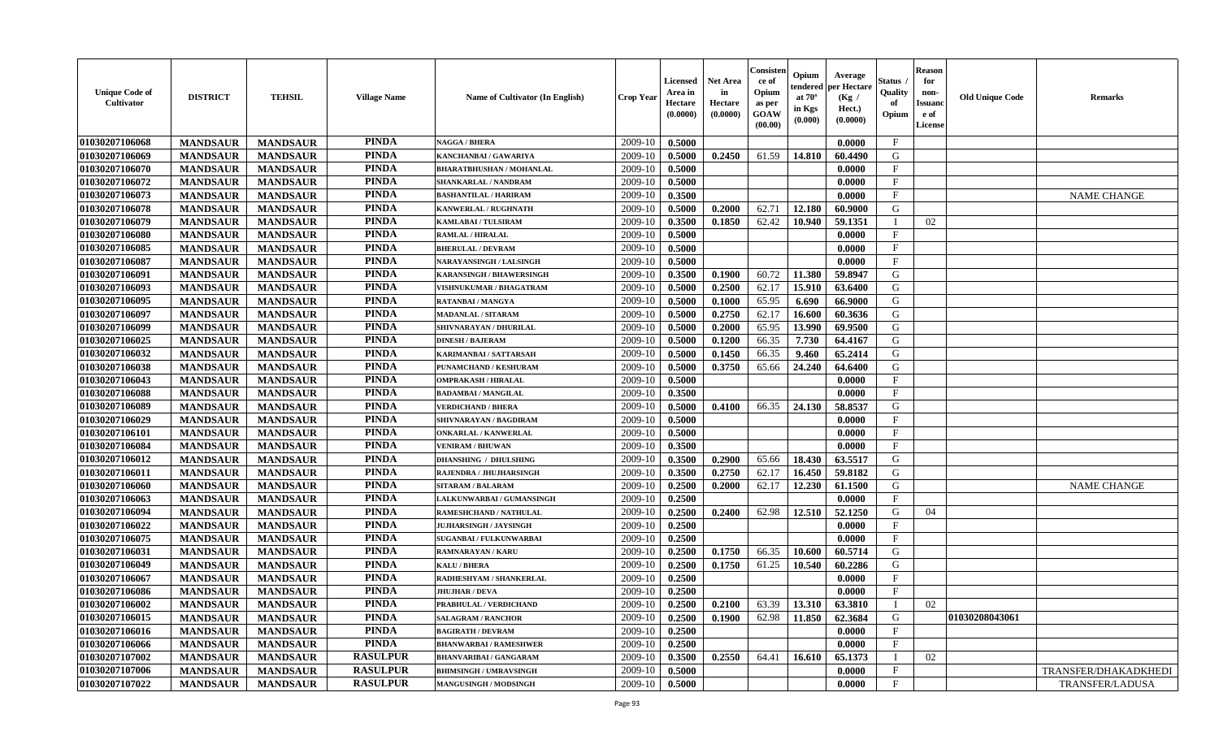| Unique Code of Cultivator | DISTRICT | TEHSIL | Village Name | Name of Cultivator (In English) | Crop Year | Licensed Area in Hectare (0.0000) | Net Area in Hectare (0.0000) | Consistence of Opium as per GOAW (00.00) | Opium tendered at 70° in Kgs (0.000) | Average per Hectare (Kg / Hect.) (0.0000) | Status / Quality of Opium | Reason for non-Issuance of License | Old Unique Code | Remarks |
|---|---|---|---|---|---|---|---|---|---|---|---|---|---|---|
| 01030207106068 | MANDSAUR | MANDSAUR | PINDA | NAGGA / BHERA | 2009-10 | 0.5000 | | | | 0.0000 | F | | | |
| 01030207106069 | MANDSAUR | MANDSAUR | PINDA | KANCHANBAI / GAWARIYA | 2009-10 | 0.5000 | 0.2450 | 61.59 | 14.810 | 60.4490 | G | | | |
| 01030207106070 | MANDSAUR | MANDSAUR | PINDA | BHARATBHUSHAN / MOHANLAL | 2009-10 | 0.5000 | | | | 0.0000 | F | | | |
| 01030207106072 | MANDSAUR | MANDSAUR | PINDA | SHANKARLAL / NANDRAM | 2009-10 | 0.5000 | | | | 0.0000 | F | | | |
| 01030207106073 | MANDSAUR | MANDSAUR | PINDA | BASHANTILAL / HARIRAM | 2009-10 | 0.3500 | | | | 0.0000 | F | | | NAME CHANGE |
| 01030207106078 | MANDSAUR | MANDSAUR | PINDA | KANWERLAL / RUGHNATH | 2009-10 | 0.5000 | 0.2000 | 62.71 | 12.180 | 60.9000 | G | | | |
| 01030207106079 | MANDSAUR | MANDSAUR | PINDA | KAMLABAI / TULSIRAM | 2009-10 | 0.3500 | 0.1850 | 62.42 | 10.940 | 59.1351 | I | 02 | | |
| 01030207106080 | MANDSAUR | MANDSAUR | PINDA | RAMLAL / HIRALAL | 2009-10 | 0.5000 | | | | 0.0000 | F | | | |
| 01030207106085 | MANDSAUR | MANDSAUR | PINDA | BHERULAL / DEVRAM | 2009-10 | 0.5000 | | | | 0.0000 | F | | | |
| 01030207106087 | MANDSAUR | MANDSAUR | PINDA | NARAYANSINGH / LALSINGH | 2009-10 | 0.5000 | | | | 0.0000 | F | | | |
| 01030207106091 | MANDSAUR | MANDSAUR | PINDA | KARANSINGH / BHAWERSINGH | 2009-10 | 0.3500 | 0.1900 | 60.72 | 11.380 | 59.8947 | G | | | |
| 01030207106093 | MANDSAUR | MANDSAUR | PINDA | VISHNUKUMAR / BHAGATRAM | 2009-10 | 0.5000 | 0.2500 | 62.17 | 15.910 | 63.6400 | G | | | |
| 01030207106095 | MANDSAUR | MANDSAUR | PINDA | RATANBAI / MANGYA | 2009-10 | 0.5000 | 0.1000 | 65.95 | 6.690 | 66.9000 | G | | | |
| 01030207106097 | MANDSAUR | MANDSAUR | PINDA | MADANLAL / SITARAM | 2009-10 | 0.5000 | 0.2750 | 62.17 | 16.600 | 60.3636 | G | | | |
| 01030207106099 | MANDSAUR | MANDSAUR | PINDA | SHIVNARAYAN / DHURILAL | 2009-10 | 0.5000 | 0.2000 | 65.95 | 13.990 | 69.9500 | G | | | |
| 01030207106025 | MANDSAUR | MANDSAUR | PINDA | DINESH / BAJERAM | 2009-10 | 0.5000 | 0.1200 | 66.35 | 7.730 | 64.4167 | G | | | |
| 01030207106032 | MANDSAUR | MANDSAUR | PINDA | KARIMANBAI / SATTARSAH | 2009-10 | 0.5000 | 0.1450 | 66.35 | 9.460 | 65.2414 | G | | | |
| 01030207106038 | MANDSAUR | MANDSAUR | PINDA | PUNAMCHAND / KESHURAM | 2009-10 | 0.5000 | 0.3750 | 65.66 | 24.240 | 64.6400 | G | | | |
| 01030207106043 | MANDSAUR | MANDSAUR | PINDA | OMPRAKASH / HIRALAL | 2009-10 | 0.5000 | | | | 0.0000 | F | | | |
| 01030207106088 | MANDSAUR | MANDSAUR | PINDA | BADAMBAI / MANGILAL | 2009-10 | 0.3500 | | | | 0.0000 | F | | | |
| 01030207106089 | MANDSAUR | MANDSAUR | PINDA | VERDICHAND / BHERA | 2009-10 | 0.5000 | 0.4100 | 66.35 | 24.130 | 58.8537 | G | | | |
| 01030207106029 | MANDSAUR | MANDSAUR | PINDA | SHIVNARAYAN / BAGDIRAM | 2009-10 | 0.5000 | | | | 0.0000 | F | | | |
| 01030207106101 | MANDSAUR | MANDSAUR | PINDA | ONKARLAL / KANWERLAL | 2009-10 | 0.5000 | | | | 0.0000 | F | | | |
| 01030207106084 | MANDSAUR | MANDSAUR | PINDA | VENIRAM / BHUWAN | 2009-10 | 0.3500 | | | | 0.0000 | F | | | |
| 01030207106012 | MANDSAUR | MANDSAUR | PINDA | DHANSHING / DHULSHING | 2009-10 | 0.3500 | 0.2900 | 65.66 | 18.430 | 63.5517 | G | | | |
| 01030207106011 | MANDSAUR | MANDSAUR | PINDA | RAJENDRA / JHUJHARSINGH | 2009-10 | 0.3500 | 0.2750 | 62.17 | 16.450 | 59.8182 | G | | | |
| 01030207106060 | MANDSAUR | MANDSAUR | PINDA | SITARAM / BALARAM | 2009-10 | 0.2500 | 0.2000 | 62.17 | 12.230 | 61.1500 | G | | | NAME CHANGE |
| 01030207106063 | MANDSAUR | MANDSAUR | PINDA | LALKUNWARBAI / GUMANSINGH | 2009-10 | 0.2500 | | | | 0.0000 | F | | | |
| 01030207106094 | MANDSAUR | MANDSAUR | PINDA | RAMESHCHAND / NATHULAL | 2009-10 | 0.2500 | 0.2400 | 62.98 | 12.510 | 52.1250 | G | 04 | | |
| 01030207106022 | MANDSAUR | MANDSAUR | PINDA | JUJHARSINGH / JAYSINGH | 2009-10 | 0.2500 | | | | 0.0000 | F | | | |
| 01030207106075 | MANDSAUR | MANDSAUR | PINDA | SUGANBAI / FULKUNWARBAI | 2009-10 | 0.2500 | | | | 0.0000 | F | | | |
| 01030207106031 | MANDSAUR | MANDSAUR | PINDA | RAMNARAYAN / KARU | 2009-10 | 0.2500 | 0.1750 | 66.35 | 10.600 | 60.5714 | G | | | |
| 01030207106049 | MANDSAUR | MANDSAUR | PINDA | KALU / BHERA | 2009-10 | 0.2500 | 0.1750 | 61.25 | 10.540 | 60.2286 | G | | | |
| 01030207106067 | MANDSAUR | MANDSAUR | PINDA | RADHESHYAM / SHANKERLAL | 2009-10 | 0.2500 | | | | 0.0000 | F | | | |
| 01030207106086 | MANDSAUR | MANDSAUR | PINDA | JHUJHAR / DEVA | 2009-10 | 0.2500 | | | | 0.0000 | F | | | |
| 01030207106002 | MANDSAUR | MANDSAUR | PINDA | PRABHULAL / VERDICHAND | 2009-10 | 0.2500 | 0.2100 | 63.39 | 13.310 | 63.3810 | I | 02 | | |
| 01030207106015 | MANDSAUR | MANDSAUR | PINDA | SALAGRAM / RANCHOR | 2009-10 | 0.2500 | 0.1900 | 62.98 | 11.850 | 62.3684 | G | | 01030208043061 | |
| 01030207106016 | MANDSAUR | MANDSAUR | PINDA | BAGIRATH / DEVRAM | 2009-10 | 0.2500 | | | | 0.0000 | F | | | |
| 01030207106066 | MANDSAUR | MANDSAUR | PINDA | BHANWARBAI / RAMESHWER | 2009-10 | 0.2500 | | | | 0.0000 | F | | | |
| 01030207107002 | MANDSAUR | MANDSAUR | RASULPUR | BHANVARIBAI / GANGARAM | 2009-10 | 0.3500 | 0.2550 | 64.41 | 16.610 | 65.1373 | I | 02 | | |
| 01030207107006 | MANDSAUR | MANDSAUR | RASULPUR | BHIMSINGH / UMRAVSINGH | 2009-10 | 0.5000 | | | | 0.0000 | F | | | TRANSFER/DHAKADKHEDI |
| 01030207107022 | MANDSAUR | MANDSAUR | RASULPUR | MANGUSINGH / MODSINGH | 2009-10 | 0.5000 | | | | 0.0000 | F | | | TRANSFER/LADUSA |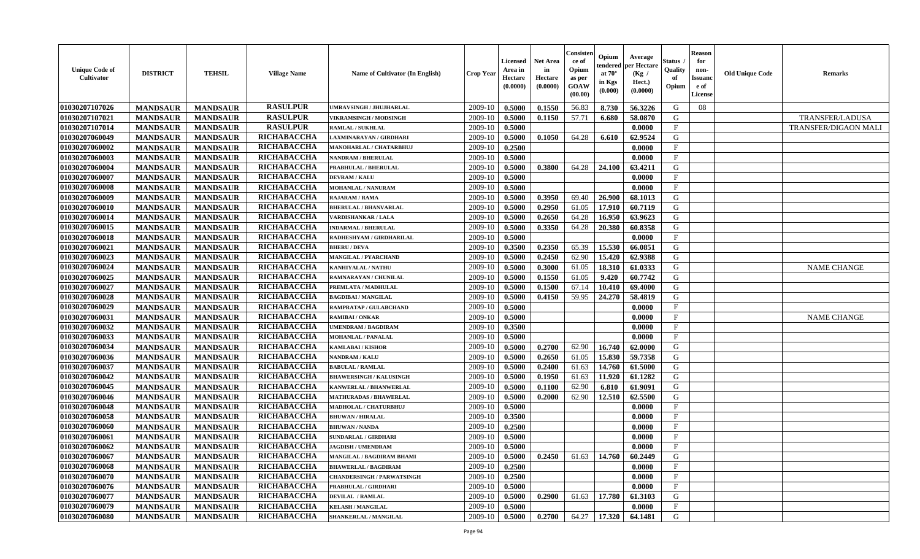| Unique Code of Cultivator | DISTRICT | TEHSIL | Village Name | Name of Cultivator (In English) | Crop Year | Licensed Area in Hectare (0.0000) | Net Area in Hectare (0.0000) | Consistence of Opium as per GOAW (00.00) | Opium tendered at 70° in Kgs (0.000) | Average per Hectare (Kg / Hect.) (0.0000) | Status / Quality of Opium | Reason for non-Issuance of License | Old Unique Code | Remarks |
|---|---|---|---|---|---|---|---|---|---|---|---|---|---|---|
| 01030207107026 | MANDSAUR | MANDSAUR | RASULPUR | UMRAVSINGH / JHUJHARLAL | 2009-10 | 0.5000 | 0.1550 | 56.83 | 8.730 | 56.3226 | G | 08 | | |
| 01030207107021 | MANDSAUR | MANDSAUR | RASULPUR | VIKRAMSINGH / MODSINGH | 2009-10 | 0.5000 | 0.1150 | 57.71 | 6.680 | 58.0870 | G | | | TRANSFER/LADUSA |
| 01030207107014 | MANDSAUR | MANDSAUR | RASULPUR | RAMLAL / SUKHLAL | 2009-10 | 0.5000 | | | | 0.0000 | F | | | TRANSFER/DIGAON MALI |
| 01030207060049 | MANDSAUR | MANDSAUR | RICHABACCHA | LAXMINARAYAN / GIRDHARI | 2009-10 | 0.5000 | 0.1050 | 64.28 | 6.610 | 62.9524 | G | | | |
| 01030207060002 | MANDSAUR | MANDSAUR | RICHABACCHA | MANOHARLAL / CHATARBHUJ | 2009-10 | 0.2500 | | | | 0.0000 | F | | | |
| 01030207060003 | MANDSAUR | MANDSAUR | RICHABACCHA | NANDRAM / BHERULAL | 2009-10 | 0.5000 | | | | 0.0000 | F | | | |
| 01030207060004 | MANDSAUR | MANDSAUR | RICHABACCHA | PRABHULAL / BHERULAL | 2009-10 | 0.5000 | 0.3800 | 64.28 | 24.100 | 63.4211 | G | | | |
| 01030207060007 | MANDSAUR | MANDSAUR | RICHABACCHA | DEVRAM / KALU | 2009-10 | 0.5000 | | | | 0.0000 | F | | | |
| 01030207060008 | MANDSAUR | MANDSAUR | RICHABACCHA | MOHANLAL / NANURAM | 2009-10 | 0.5000 | | | | 0.0000 | F | | | |
| 01030207060009 | MANDSAUR | MANDSAUR | RICHABACCHA | RAJARAM / RAMA | 2009-10 | 0.5000 | 0.3950 | 69.40 | 26.900 | 68.1013 | G | | | |
| 01030207060010 | MANDSAUR | MANDSAUR | RICHABACCHA | BHERULAL / BHANVARLAL | 2009-10 | 0.5000 | 0.2950 | 61.05 | 17.910 | 60.7119 | G | | | |
| 01030207060014 | MANDSAUR | MANDSAUR | RICHABACCHA | VARDISHANKAR / LALA | 2009-10 | 0.5000 | 0.2650 | 64.28 | 16.950 | 63.9623 | G | | | |
| 01030207060015 | MANDSAUR | MANDSAUR | RICHABACCHA | INDARMAL / BHERULAL | 2009-10 | 0.5000 | 0.3350 | 64.28 | 20.380 | 60.8358 | G | | | |
| 01030207060018 | MANDSAUR | MANDSAUR | RICHABACCHA | RADHESHYAM / GIRDHARILAL | 2009-10 | 0.5000 | | | | 0.0000 | F | | | |
| 01030207060021 | MANDSAUR | MANDSAUR | RICHABACCHA | BHERU / DEVA | 2009-10 | 0.3500 | 0.2350 | 65.39 | 15.530 | 66.0851 | G | | | |
| 01030207060023 | MANDSAUR | MANDSAUR | RICHABACCHA | MANGILAL / PYARCHAND | 2009-10 | 0.5000 | 0.2450 | 62.90 | 15.420 | 62.9388 | G | | | |
| 01030207060024 | MANDSAUR | MANDSAUR | RICHABACCHA | KANHIYALAL / NATHU | 2009-10 | 0.5000 | 0.3000 | 61.05 | 18.310 | 61.0333 | G | | | NAME CHANGE |
| 01030207060025 | MANDSAUR | MANDSAUR | RICHABACCHA | RAMNARAYAN / CHUNILAL | 2009-10 | 0.5000 | 0.1550 | 61.05 | 9.420 | 60.7742 | G | | | |
| 01030207060027 | MANDSAUR | MANDSAUR | RICHABACCHA | PREMLATA / MADHULAL | 2009-10 | 0.5000 | 0.1500 | 67.14 | 10.410 | 69.4000 | G | | | |
| 01030207060028 | MANDSAUR | MANDSAUR | RICHABACCHA | BAGDIBAI / MANGILAL | 2009-10 | 0.5000 | 0.4150 | 59.95 | 24.270 | 58.4819 | G | | | |
| 01030207060029 | MANDSAUR | MANDSAUR | RICHABACCHA | RAMPRATAP / GULABCHAND | 2009-10 | 0.5000 | | | | 0.0000 | F | | | |
| 01030207060031 | MANDSAUR | MANDSAUR | RICHABACCHA | RAMIBAI / ONKAR | 2009-10 | 0.5000 | | | | 0.0000 | F | | | NAME CHANGE |
| 01030207060032 | MANDSAUR | MANDSAUR | RICHABACCHA | UMENDRAM / BAGDIRAM | 2009-10 | 0.3500 | | | | 0.0000 | F | | | |
| 01030207060033 | MANDSAUR | MANDSAUR | RICHABACCHA | MOHANLAL / PANALAL | 2009-10 | 0.5000 | | | | 0.0000 | F | | | |
| 01030207060034 | MANDSAUR | MANDSAUR | RICHABACCHA | KAMLABAI / KISHOR | 2009-10 | 0.5000 | 0.2700 | 62.90 | 16.740 | 62.0000 | G | | | |
| 01030207060036 | MANDSAUR | MANDSAUR | RICHABACCHA | NANDRAM / KALU | 2009-10 | 0.5000 | 0.2650 | 61.05 | 15.830 | 59.7358 | G | | | |
| 01030207060037 | MANDSAUR | MANDSAUR | RICHABACCHA | BABULAL / RAMLAL | 2009-10 | 0.5000 | 0.2400 | 61.63 | 14.760 | 61.5000 | G | | | |
| 01030207060042 | MANDSAUR | MANDSAUR | RICHABACCHA | BHAWERSINGH / KALUSINGH | 2009-10 | 0.5000 | 0.1950 | 61.63 | 11.920 | 61.1282 | G | | | |
| 01030207060045 | MANDSAUR | MANDSAUR | RICHABACCHA | KANWERLAL / BHANWERLAL | 2009-10 | 0.5000 | 0.1100 | 62.90 | 6.810 | 61.9091 | G | | | |
| 01030207060046 | MANDSAUR | MANDSAUR | RICHABACCHA | MATHURADAS / BHAWERLAL | 2009-10 | 0.5000 | 0.2000 | 62.90 | 12.510 | 62.5500 | G | | | |
| 01030207060048 | MANDSAUR | MANDSAUR | RICHABACCHA | MADHOLAL / CHATURBHUJ | 2009-10 | 0.5000 | | | | 0.0000 | F | | | |
| 01030207060058 | MANDSAUR | MANDSAUR | RICHABACCHA | BHUWAN / HIRALAL | 2009-10 | 0.3500 | | | | 0.0000 | F | | | |
| 01030207060060 | MANDSAUR | MANDSAUR | RICHABACCHA | BHUWAN / NANDA | 2009-10 | 0.2500 | | | | 0.0000 | F | | | |
| 01030207060061 | MANDSAUR | MANDSAUR | RICHABACCHA | SUNDARLAL / GIRDHARI | 2009-10 | 0.5000 | | | | 0.0000 | F | | | |
| 01030207060062 | MANDSAUR | MANDSAUR | RICHABACCHA | JAGDISH / UMENDRAM | 2009-10 | 0.5000 | | | | 0.0000 | F | | | |
| 01030207060067 | MANDSAUR | MANDSAUR | RICHABACCHA | MANGILAL / BAGDIRAM BHAMI | 2009-10 | 0.5000 | 0.2450 | 61.63 | 14.760 | 60.2449 | G | | | |
| 01030207060068 | MANDSAUR | MANDSAUR | RICHABACCHA | BHAWERLAL / BAGDIRAM | 2009-10 | 0.2500 | | | | 0.0000 | F | | | |
| 01030207060070 | MANDSAUR | MANDSAUR | RICHABACCHA | CHANDERSINGH / PARWATSINGH | 2009-10 | 0.2500 | | | | 0.0000 | F | | | |
| 01030207060076 | MANDSAUR | MANDSAUR | RICHABACCHA | PRABHULAL / GIRDHARI | 2009-10 | 0.5000 | | | | 0.0000 | F | | | |
| 01030207060077 | MANDSAUR | MANDSAUR | RICHABACCHA | DEVILAL / RAMLAL | 2009-10 | 0.5000 | 0.2900 | 61.63 | 17.780 | 61.3103 | G | | | |
| 01030207060079 | MANDSAUR | MANDSAUR | RICHABACCHA | KELASH / MANGILAL | 2009-10 | 0.5000 | | | | 0.0000 | F | | | |
| 01030207060080 | MANDSAUR | MANDSAUR | RICHABACCHA | SHANKERLAL / MANGILAL | 2009-10 | 0.5000 | 0.2700 | 64.27 | 17.320 | 64.1481 | G | | | |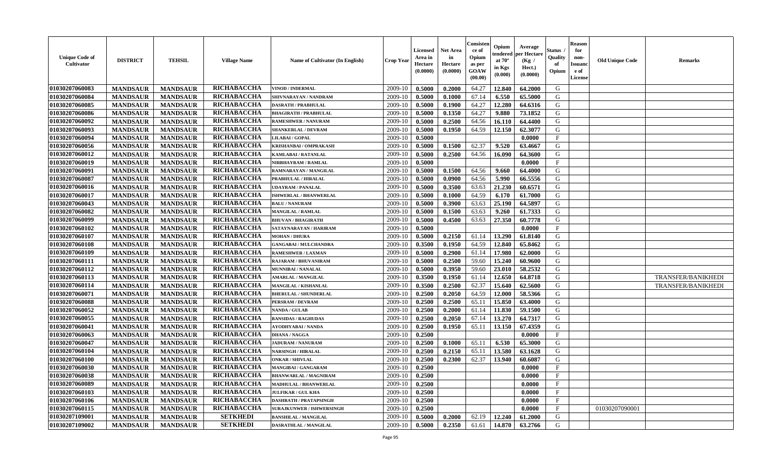| Unique Code of Cultivator | DISTRICT | TEHSIL | Village Name | Name of Cultivator (In English) | Crop Year | Licensed Area in Hectare (0.0000) | Net Area in Hectare (0.0000) | Consistence of Opium as per GOAW (00.00) | Opium tendered at 70° in Kgs (0.000) | Average per Hectare (Kg / Hect.) (0.0000) | Status / Quality of Opium | Reason for non-Issuance of License | Old Unique Code | Remarks |
|---|---|---|---|---|---|---|---|---|---|---|---|---|---|---|
| 01030207060083 | MANDSAUR | MANDSAUR | RICHABACCHA | VINOD / INDERMAL | 2009-10 | 0.5000 | 0.2000 | 64.27 | 12.840 | 64.2000 | G | | | |
| 01030207060084 | MANDSAUR | MANDSAUR | RICHABACCHA | SHIVNARAYAN / NANDRAM | 2009-10 | 0.5000 | 0.1000 | 67.14 | 6.550 | 65.5000 | G | | | |
| 01030207060085 | MANDSAUR | MANDSAUR | RICHABACCHA | DASRATH / PRABHULAL | 2009-10 | 0.5000 | 0.1900 | 64.27 | 12.280 | 64.6316 | G | | | |
| 01030207060086 | MANDSAUR | MANDSAUR | RICHABACCHA | BHAGIRATH / PRABHULAL | 2009-10 | 0.5000 | 0.1350 | 64.27 | 9.880 | 73.1852 | G | | | |
| 01030207060092 | MANDSAUR | MANDSAUR | RICHABACCHA | RAMESHWER / NANURAM | 2009-10 | 0.5000 | 0.2500 | 64.56 | 16.110 | 64.4400 | G | | | |
| 01030207060093 | MANDSAUR | MANDSAUR | RICHABACCHA | SHANKERLAL / DEVRAM | 2009-10 | 0.5000 | 0.1950 | 64.59 | 12.150 | 62.3077 | G | | | |
| 01030207060094 | MANDSAUR | MANDSAUR | RICHABACCHA | LILABAI / GOPAL | 2009-10 | 0.5000 | | | | 0.0000 | F | | | |
| 01030207060056 | MANDSAUR | MANDSAUR | RICHABACCHA | KRISHANBAI / OMPRAKASH | 2009-10 | 0.5000 | 0.1500 | 62.37 | 9.520 | 63.4667 | G | | | |
| 01030207060012 | MANDSAUR | MANDSAUR | RICHABACCHA | KAMLABAI / RATANLAL | 2009-10 | 0.5000 | 0.2500 | 64.56 | 16.090 | 64.3600 | G | | | |
| 01030207060019 | MANDSAUR | MANDSAUR | RICHABACCHA | NIRBHAYRAM / RAMLAL | 2009-10 | 0.5000 | | | | 0.0000 | F | | | |
| 01030207060091 | MANDSAUR | MANDSAUR | RICHABACCHA | RAMNARAYAN / MANGILAL | 2009-10 | 0.5000 | 0.1500 | 64.56 | 9.660 | 64.4000 | G | | | |
| 01030207060087 | MANDSAUR | MANDSAUR | RICHABACCHA | PRABHULAL / HIRALAL | 2009-10 | 0.5000 | 0.0900 | 64.56 | 5.990 | 66.5556 | G | | | |
| 01030207060016 | MANDSAUR | MANDSAUR | RICHABACCHA | UDAYRAM / PANALAL | 2009-10 | 0.5000 | 0.3500 | 63.63 | 21.230 | 60.6571 | G | | | |
| 01030207060017 | MANDSAUR | MANDSAUR | RICHABACCHA | ISHWERLAL / BHANWERLAL | 2009-10 | 0.5000 | 0.1000 | 64.59 | 6.170 | 61.7000 | G | | | |
| 01030207060043 | MANDSAUR | MANDSAUR | RICHABACCHA | BALU / NANURAM | 2009-10 | 0.5000 | 0.3900 | 63.63 | 25.190 | 64.5897 | G | | | |
| 01030207060082 | MANDSAUR | MANDSAUR | RICHABACCHA | MANGILAL / RAMLAL | 2009-10 | 0.5000 | 0.1500 | 63.63 | 9.260 | 61.7333 | G | | | |
| 01030207060099 | MANDSAUR | MANDSAUR | RICHABACCHA | BHUVAN / BHAGIRATH | 2009-10 | 0.5000 | 0.4500 | 63.63 | 27.350 | 60.7778 | G | | | |
| 01030207060102 | MANDSAUR | MANDSAUR | RICHABACCHA | SATAYNARAYAN / HARIRAM | 2009-10 | 0.5000 | | | | 0.0000 | F | | | |
| 01030207060107 | MANDSAUR | MANDSAUR | RICHABACCHA | MOHAN / DHURA | 2009-10 | 0.5000 | 0.2150 | 61.14 | 13.290 | 61.8140 | G | | | |
| 01030207060108 | MANDSAUR | MANDSAUR | RICHABACCHA | GANGABAI / MULCHANDRA | 2009-10 | 0.3500 | 0.1950 | 64.59 | 12.840 | 65.8462 | G | | | |
| 01030207060109 | MANDSAUR | MANDSAUR | RICHABACCHA | RAMESHWER / LAXMAN | 2009-10 | 0.5000 | 0.2900 | 61.14 | 17.980 | 62.0000 | G | | | |
| 01030207060111 | MANDSAUR | MANDSAUR | RICHABACCHA | RAJARAM / BHUVANIRAM | 2009-10 | 0.5000 | 0.2500 | 59.60 | 15.240 | 60.9600 | G | | | |
| 01030207060112 | MANDSAUR | MANDSAUR | RICHABACCHA | MUNNIBAI / NANALAL | 2009-10 | 0.5000 | 0.3950 | 59.60 | 23.010 | 58.2532 | G | | | |
| 01030207060113 | MANDSAUR | MANDSAUR | RICHABACCHA | AMARLAL / MANGILAL | 2009-10 | 0.3500 | 0.1950 | 61.14 | 12.650 | 64.8718 | G | | | TRANSFER/BANIKHEDI |
| 01030207060114 | MANDSAUR | MANDSAUR | RICHABACCHA | MANGILAL / KISHANLAL | 2009-10 | 0.3500 | 0.2500 | 62.37 | 15.640 | 62.5600 | G | | | TRANSFER/BANIKHEDI |
| 01030207060071 | MANDSAUR | MANDSAUR | RICHABACCHA | BHERULAL / SHUNDERLAL | 2009-10 | 0.2500 | 0.2050 | 64.59 | 12.000 | 58.5366 | G | | | |
| 01030207060088 | MANDSAUR | MANDSAUR | RICHABACCHA | PERSRAM / DEVRAM | 2009-10 | 0.2500 | 0.2500 | 65.11 | 15.850 | 63.4000 | G | | | |
| 01030207060052 | MANDSAUR | MANDSAUR | RICHABACCHA | NANDA / GULAB | 2009-10 | 0.2500 | 0.2000 | 61.14 | 11.830 | 59.1500 | G | | | |
| 01030207060055 | MANDSAUR | MANDSAUR | RICHABACCHA | BANSIDAS / RAGHUDAS | 2009-10 | 0.2500 | 0.2050 | 67.14 | 13.270 | 64.7317 | G | | | |
| 01030207060041 | MANDSAUR | MANDSAUR | RICHABACCHA | AYODHYABAI / NANDA | 2009-10 | 0.2500 | 0.1950 | 65.11 | 13.150 | 67.4359 | G | | | |
| 01030207060063 | MANDSAUR | MANDSAUR | RICHABACCHA | DHANA / NAGGA | 2009-10 | 0.2500 | | | | 0.0000 | F | | | |
| 01030207060047 | MANDSAUR | MANDSAUR | RICHABACCHA | JADURAM / NANURAM | 2009-10 | 0.2500 | 0.1000 | 65.11 | 6.530 | 65.3000 | G | | | |
| 01030207060104 | MANDSAUR | MANDSAUR | RICHABACCHA | NARSINGH / HIRALAL | 2009-10 | 0.2500 | 0.2150 | 65.11 | 13.580 | 63.1628 | G | | | |
| 01030207060100 | MANDSAUR | MANDSAUR | RICHABACCHA | ONKAR / SHIVLAL | 2009-10 | 0.2500 | 0.2300 | 62.37 | 13.940 | 60.6087 | G | | | |
| 01030207060030 | MANDSAUR | MANDSAUR | RICHABACCHA | MANGIBAI / GANGARAM | 2009-10 | 0.2500 | | | | 0.0000 | F | | | |
| 01030207060038 | MANDSAUR | MANDSAUR | RICHABACCHA | BHANWARLAL / MAGNIRAM | 2009-10 | 0.2500 | | | | 0.0000 | F | | | |
| 01030207060089 | MANDSAUR | MANDSAUR | RICHABACCHA | MADHULAL / BHANWERLAL | 2009-10 | 0.2500 | | | | 0.0000 | F | | | |
| 01030207060103 | MANDSAUR | MANDSAUR | RICHABACCHA | JULFIKAR / GUL KHA | 2009-10 | 0.2500 | | | | 0.0000 | F | | | |
| 01030207060106 | MANDSAUR | MANDSAUR | RICHABACCHA | DASHRATH / PRATAPSINGH | 2009-10 | 0.2500 | | | | 0.0000 | F | | | |
| 01030207060115 | MANDSAUR | MANDSAUR | RICHABACCHA | SURAJKUNWER / ISHWERSINGH | 2009-10 | 0.2500 | | | | 0.0000 | F | | 01030207090001 | |
| 01030207109001 | MANDSAUR | MANDSAUR | SETKHEDI | BANSHILAL / MANGILAL | 2009-10 | 0.5000 | 0.2000 | 62.19 | 12.240 | 61.2000 | G | | | |
| 01030207109002 | MANDSAUR | MANDSAUR | SETKHEDI | DASRATHLAL / MANGILAL | 2009-10 | 0.5000 | 0.2350 | 61.61 | 14.870 | 63.2766 | G | | | |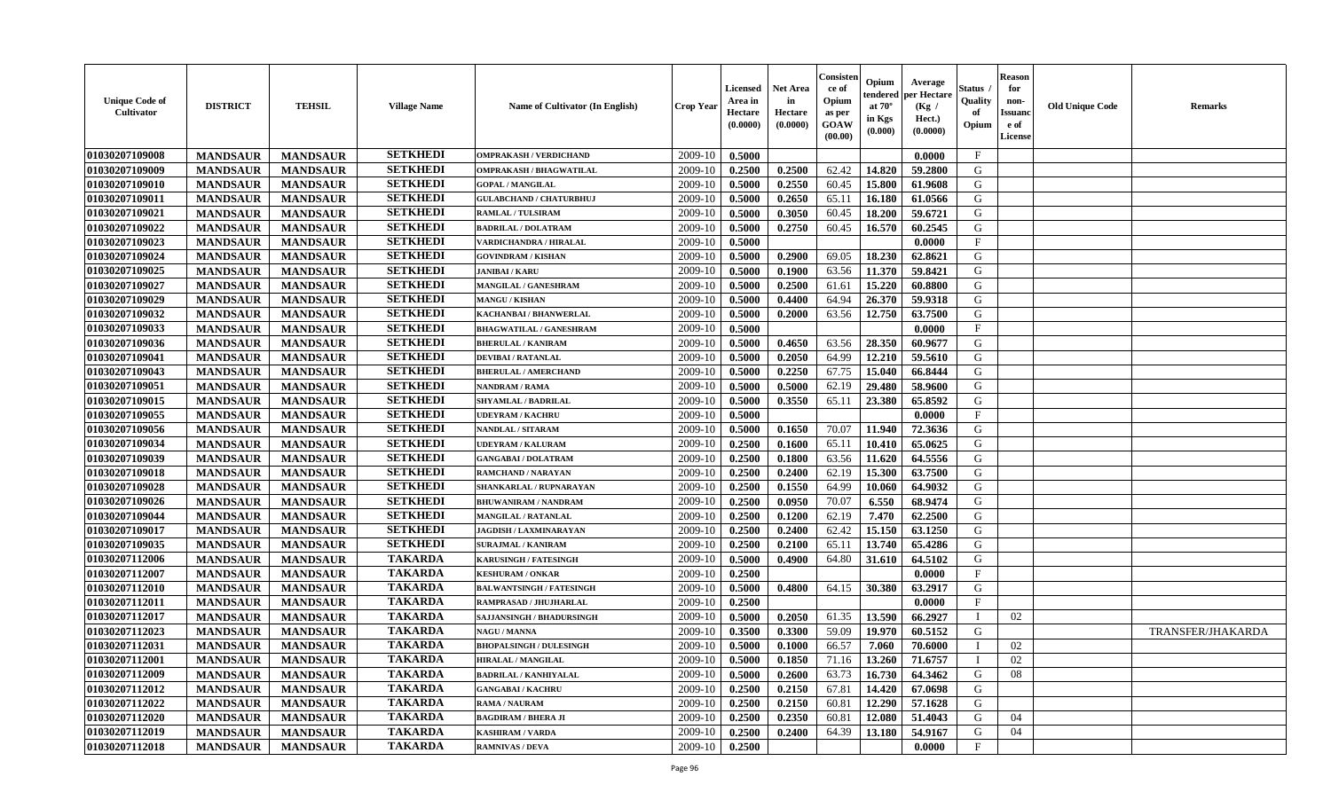| Unique Code of Cultivator | DISTRICT | TEHSIL | Village Name | Name of Cultivator (In English) | Crop Year | Licensed Area in Hectare (0.0000) | Net Area in Hectare (0.0000) | Consistence of Opium as per GOAW (00.00) | Opium tendered at 70° in Kgs (0.000) | Average per Hectare (Kg / Hect.) (0.0000) | Status / Quality of Opium | Reason for non-Issuance of License | Old Unique Code | Remarks |
|---|---|---|---|---|---|---|---|---|---|---|---|---|---|---|
| 01030207109008 | MANDSAUR | MANDSAUR | SETKHEDI | OMPRAKASH / VERDICHAND | 2009-10 | 0.5000 | | | | 0.0000 | F | | | |
| 01030207109009 | MANDSAUR | MANDSAUR | SETKHEDI | OMPRAKASH / BHAGWATILAL | 2009-10 | 0.2500 | 0.2500 | 62.42 | 14.820 | 59.2800 | G | | | |
| 01030207109010 | MANDSAUR | MANDSAUR | SETKHEDI | GOPAL / MANGILAL | 2009-10 | 0.5000 | 0.2550 | 60.45 | 15.800 | 61.9608 | G | | | |
| 01030207109011 | MANDSAUR | MANDSAUR | SETKHEDI | GULABCHAND / CHATURBHUJ | 2009-10 | 0.5000 | 0.2650 | 65.11 | 16.180 | 61.0566 | G | | | |
| 01030207109021 | MANDSAUR | MANDSAUR | SETKHEDI | RAMLAL / TULSIRAM | 2009-10 | 0.5000 | 0.3050 | 60.45 | 18.200 | 59.6721 | G | | | |
| 01030207109022 | MANDSAUR | MANDSAUR | SETKHEDI | BADRILAL / DOLATRAM | 2009-10 | 0.5000 | 0.2750 | 60.45 | 16.570 | 60.2545 | G | | | |
| 01030207109023 | MANDSAUR | MANDSAUR | SETKHEDI | VARDICHANDRA / HIRALAL | 2009-10 | 0.5000 | | | | 0.0000 | F | | | |
| 01030207109024 | MANDSAUR | MANDSAUR | SETKHEDI | GOVINDRAM / KISHAN | 2009-10 | 0.5000 | 0.2900 | 69.05 | 18.230 | 62.8621 | G | | | |
| 01030207109025 | MANDSAUR | MANDSAUR | SETKHEDI | JANIBAI / KARU | 2009-10 | 0.5000 | 0.1900 | 63.56 | 11.370 | 59.8421 | G | | | |
| 01030207109027 | MANDSAUR | MANDSAUR | SETKHEDI | MANGILAL / GANESHRAM | 2009-10 | 0.5000 | 0.2500 | 61.61 | 15.220 | 60.8800 | G | | | |
| 01030207109029 | MANDSAUR | MANDSAUR | SETKHEDI | MANGU / KISHAN | 2009-10 | 0.5000 | 0.4400 | 64.94 | 26.370 | 59.9318 | G | | | |
| 01030207109032 | MANDSAUR | MANDSAUR | SETKHEDI | KACHANBAI / BHANWERLAL | 2009-10 | 0.5000 | 0.2000 | 63.56 | 12.750 | 63.7500 | G | | | |
| 01030207109033 | MANDSAUR | MANDSAUR | SETKHEDI | BHAGWATILAL / GANESHRAM | 2009-10 | 0.5000 | | | | 0.0000 | F | | | |
| 01030207109036 | MANDSAUR | MANDSAUR | SETKHEDI | BHERULAL / KANIRAM | 2009-10 | 0.5000 | 0.4650 | 63.56 | 28.350 | 60.9677 | G | | | |
| 01030207109041 | MANDSAUR | MANDSAUR | SETKHEDI | DEVIBAI / RATANLAL | 2009-10 | 0.5000 | 0.2050 | 64.99 | 12.210 | 59.5610 | G | | | |
| 01030207109043 | MANDSAUR | MANDSAUR | SETKHEDI | BHERULAL / AMERCHAND | 2009-10 | 0.5000 | 0.2250 | 67.75 | 15.040 | 66.8444 | G | | | |
| 01030207109051 | MANDSAUR | MANDSAUR | SETKHEDI | NANDRAM / RAMA | 2009-10 | 0.5000 | 0.5000 | 62.19 | 29.480 | 58.9600 | G | | | |
| 01030207109015 | MANDSAUR | MANDSAUR | SETKHEDI | SHYAMLAL / BADRILAL | 2009-10 | 0.5000 | 0.3550 | 65.11 | 23.380 | 65.8592 | G | | | |
| 01030207109055 | MANDSAUR | MANDSAUR | SETKHEDI | UDEYRAM / KACHRU | 2009-10 | 0.5000 | | | | 0.0000 | F | | | |
| 01030207109056 | MANDSAUR | MANDSAUR | SETKHEDI | NANDLAL / SITARAM | 2009-10 | 0.5000 | 0.1650 | 70.07 | 11.940 | 72.3636 | G | | | |
| 01030207109034 | MANDSAUR | MANDSAUR | SETKHEDI | UDEYRAM / KALURAM | 2009-10 | 0.2500 | 0.1600 | 65.11 | 10.410 | 65.0625 | G | | | |
| 01030207109039 | MANDSAUR | MANDSAUR | SETKHEDI | GANGABAI / DOLATRAM | 2009-10 | 0.2500 | 0.1800 | 63.56 | 11.620 | 64.5556 | G | | | |
| 01030207109018 | MANDSAUR | MANDSAUR | SETKHEDI | RAMCHAND / NARAYAN | 2009-10 | 0.2500 | 0.2400 | 62.19 | 15.300 | 63.7500 | G | | | |
| 01030207109028 | MANDSAUR | MANDSAUR | SETKHEDI | SHANKARLAL / RUPNARAYAN | 2009-10 | 0.2500 | 0.1550 | 64.99 | 10.060 | 64.9032 | G | | | |
| 01030207109026 | MANDSAUR | MANDSAUR | SETKHEDI | BHUWANIRAM / NANDRAM | 2009-10 | 0.2500 | 0.0950 | 70.07 | 6.550 | 68.9474 | G | | | |
| 01030207109044 | MANDSAUR | MANDSAUR | SETKHEDI | MANGILAL / RATANLAL | 2009-10 | 0.2500 | 0.1200 | 62.19 | 7.470 | 62.2500 | G | | | |
| 01030207109017 | MANDSAUR | MANDSAUR | SETKHEDI | JAGDISH / LAXMINARAYAN | 2009-10 | 0.2500 | 0.2400 | 62.42 | 15.150 | 63.1250 | G | | | |
| 01030207109035 | MANDSAUR | MANDSAUR | SETKHEDI | SURAJMAL / KANIRAM | 2009-10 | 0.2500 | 0.2100 | 65.11 | 13.740 | 65.4286 | G | | | |
| 01030207112006 | MANDSAUR | MANDSAUR | TAKARDA | KARUSINGH / FATESINGH | 2009-10 | 0.5000 | 0.4900 | 64.80 | 31.610 | 64.5102 | G | | | |
| 01030207112007 | MANDSAUR | MANDSAUR | TAKARDA | KESHURAM / ONKAR | 2009-10 | 0.2500 | | | | 0.0000 | F | | | |
| 01030207112010 | MANDSAUR | MANDSAUR | TAKARDA | BALWANTSINGH / FATESINGH | 2009-10 | 0.5000 | 0.4800 | 64.15 | 30.380 | 63.2917 | G | | | |
| 01030207112011 | MANDSAUR | MANDSAUR | TAKARDA | RAMPRASAD / JHUJHARLAL | 2009-10 | 0.2500 | | | | 0.0000 | F | | | |
| 01030207112017 | MANDSAUR | MANDSAUR | TAKARDA | SAJJANSINGH / BHADURSINGH | 2009-10 | 0.5000 | 0.2050 | 61.35 | 13.590 | 66.2927 | I | 02 | | |
| 01030207112023 | MANDSAUR | MANDSAUR | TAKARDA | NAGU / MANNA | 2009-10 | 0.3500 | 0.3300 | 59.09 | 19.970 | 60.5152 | G | | | TRANSFER/JHAKARDA |
| 01030207112031 | MANDSAUR | MANDSAUR | TAKARDA | BHOPALSINGH / DULESINGH | 2009-10 | 0.5000 | 0.1000 | 66.57 | 7.060 | 70.6000 | I | 02 | | |
| 01030207112001 | MANDSAUR | MANDSAUR | TAKARDA | HIRALAL / MANGILAL | 2009-10 | 0.5000 | 0.1850 | 71.16 | 13.260 | 71.6757 | I | 02 | | |
| 01030207112009 | MANDSAUR | MANDSAUR | TAKARDA | BADRILAL / KANHIYALAL | 2009-10 | 0.5000 | 0.2600 | 63.73 | 16.730 | 64.3462 | G | 08 | | |
| 01030207112012 | MANDSAUR | MANDSAUR | TAKARDA | GANGABAI / KACHRU | 2009-10 | 0.2500 | 0.2150 | 67.81 | 14.420 | 67.0698 | G | | | |
| 01030207112022 | MANDSAUR | MANDSAUR | TAKARDA | RAMA / NAURAM | 2009-10 | 0.2500 | 0.2150 | 60.81 | 12.290 | 57.1628 | G | | | |
| 01030207112020 | MANDSAUR | MANDSAUR | TAKARDA | BAGDIRAM / BHERA JI | 2009-10 | 0.2500 | 0.2350 | 60.81 | 12.080 | 51.4043 | G | 04 | | |
| 01030207112019 | MANDSAUR | MANDSAUR | TAKARDA | KASHIRAM / VARDA | 2009-10 | 0.2500 | 0.2400 | 64.39 | 13.180 | 54.9167 | G | 04 | | |
| 01030207112018 | MANDSAUR | MANDSAUR | TAKARDA | RAMNIVAS / DEVA | 2009-10 | 0.2500 | | | | 0.0000 | F | | | |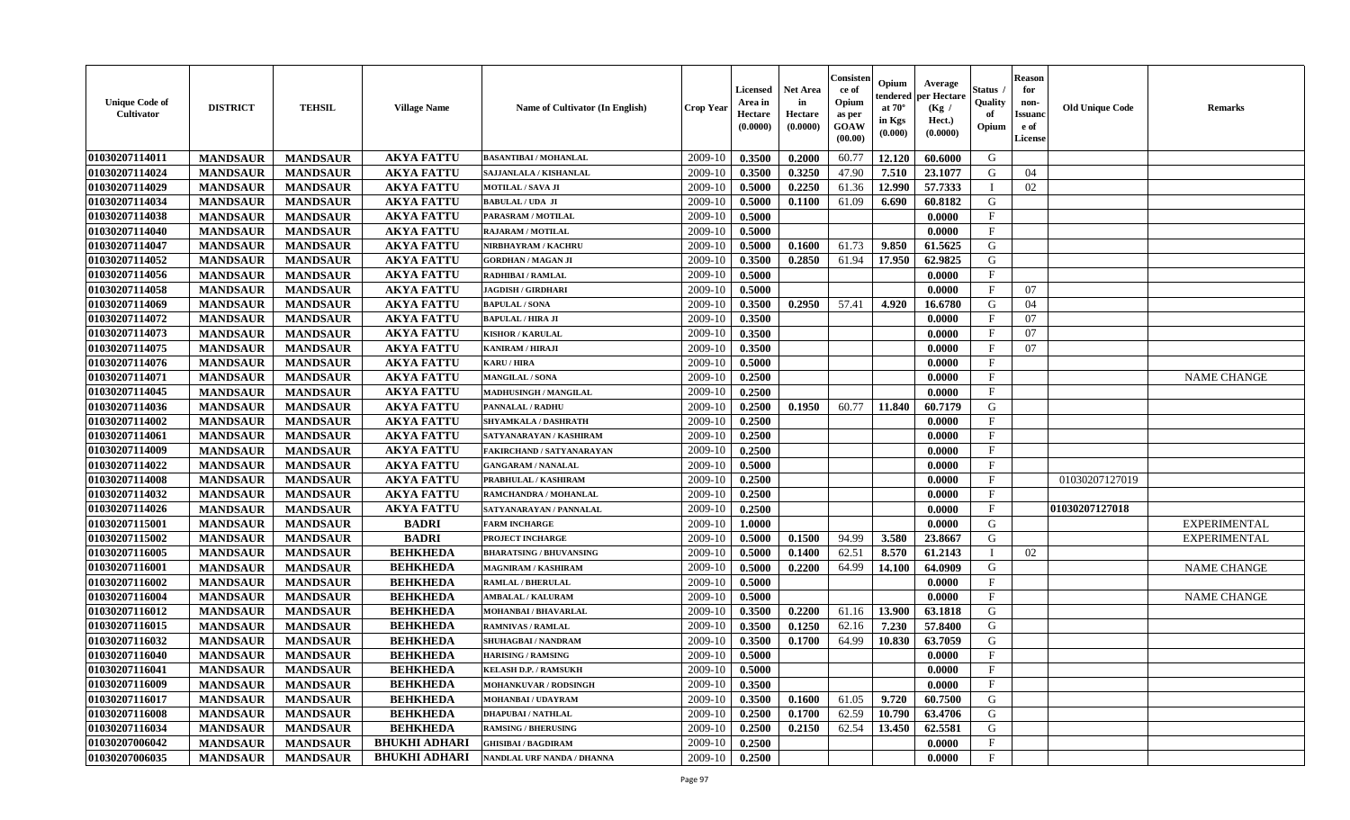| Unique Code of Cultivator | DISTRICT | TEHSIL | Village Name | Name of Cultivator (In English) | Crop Year | Licensed Area in Hectare (0.0000) | Net Area in Hectare (0.0000) | Consistence of Opium as per GOAW (00.00) | Opium tendered at 70° in Kgs (0.000) | Average per Hectare (Kg / Hect.) (0.0000) | Status / Quality of Opium | Reason for non-Issuance of License | Old Unique Code | Remarks |
|---|---|---|---|---|---|---|---|---|---|---|---|---|---|---|
| 01030207114011 | MANDSAUR | MANDSAUR | AKYA FATTU | BASANTIBAI / MOHANLAL | 2009-10 | 0.3500 | 0.2000 | 60.77 | 12.120 | 60.6000 | G | | | |
| 01030207114024 | MANDSAUR | MANDSAUR | AKYA FATTU | SAJJANLALA / KISHANLAL | 2009-10 | 0.3500 | 0.3250 | 47.90 | 7.510 | 23.1077 | G | 04 | | |
| 01030207114029 | MANDSAUR | MANDSAUR | AKYA FATTU | MOTILAL / SAVA JI | 2009-10 | 0.5000 | 0.2250 | 61.36 | 12.990 | 57.7333 | I | 02 | | |
| 01030207114034 | MANDSAUR | MANDSAUR | AKYA FATTU | BABULAL / UDA JI | 2009-10 | 0.5000 | 0.1100 | 61.09 | 6.690 | 60.8182 | G | | | |
| 01030207114038 | MANDSAUR | MANDSAUR | AKYA FATTU | PARASRAM / MOTILAL | 2009-10 | 0.5000 | | | | 0.0000 | F | | | |
| 01030207114040 | MANDSAUR | MANDSAUR | AKYA FATTU | RAJARAM / MOTILAL | 2009-10 | 0.5000 | | | | 0.0000 | F | | | |
| 01030207114047 | MANDSAUR | MANDSAUR | AKYA FATTU | NIRBHAYRAM / KACHRU | 2009-10 | 0.5000 | 0.1600 | 61.73 | 9.850 | 61.5625 | G | | | |
| 01030207114052 | MANDSAUR | MANDSAUR | AKYA FATTU | GORDHAN / MAGAN JI | 2009-10 | 0.3500 | 0.2850 | 61.94 | 17.950 | 62.9825 | G | | | |
| 01030207114056 | MANDSAUR | MANDSAUR | AKYA FATTU | RADHIBAI / RAMLAL | 2009-10 | 0.5000 | | | | 0.0000 | F | | | |
| 01030207114058 | MANDSAUR | MANDSAUR | AKYA FATTU | JAGDISH / GIRDHARI | 2009-10 | 0.5000 | | | | 0.0000 | F | 07 | | |
| 01030207114069 | MANDSAUR | MANDSAUR | AKYA FATTU | BAPULAL / SONA | 2009-10 | 0.3500 | 0.2950 | 57.41 | 4.920 | 16.6780 | G | 04 | | |
| 01030207114072 | MANDSAUR | MANDSAUR | AKYA FATTU | BAPULAL / HIRA JI | 2009-10 | 0.3500 | | | | 0.0000 | F | 07 | | |
| 01030207114073 | MANDSAUR | MANDSAUR | AKYA FATTU | KISHOR / KARULAL | 2009-10 | 0.3500 | | | | 0.0000 | F | 07 | | |
| 01030207114075 | MANDSAUR | MANDSAUR | AKYA FATTU | KANIRAM / HIRAJI | 2009-10 | 0.3500 | | | | 0.0000 | F | 07 | | |
| 01030207114076 | MANDSAUR | MANDSAUR | AKYA FATTU | KARU / HIRA | 2009-10 | 0.5000 | | | | 0.0000 | F | | | |
| 01030207114071 | MANDSAUR | MANDSAUR | AKYA FATTU | MANGILAL / SONA | 2009-10 | 0.2500 | | | | 0.0000 | F | | | NAME CHANGE |
| 01030207114045 | MANDSAUR | MANDSAUR | AKYA FATTU | MADHUSINGH / MANGILAL | 2009-10 | 0.2500 | | | | 0.0000 | F | | | |
| 01030207114036 | MANDSAUR | MANDSAUR | AKYA FATTU | PANNALAL / RADHU | 2009-10 | 0.2500 | 0.1950 | 60.77 | 11.840 | 60.7179 | G | | | |
| 01030207114002 | MANDSAUR | MANDSAUR | AKYA FATTU | SHYAMKALA / DASHRATH | 2009-10 | 0.2500 | | | | 0.0000 | F | | | |
| 01030207114061 | MANDSAUR | MANDSAUR | AKYA FATTU | SATYANARAYAN / KASHIRAM | 2009-10 | 0.2500 | | | | 0.0000 | F | | | |
| 01030207114009 | MANDSAUR | MANDSAUR | AKYA FATTU | FAKIRCHAND / SATYANARAYAN | 2009-10 | 0.2500 | | | | 0.0000 | F | | | |
| 01030207114022 | MANDSAUR | MANDSAUR | AKYA FATTU | GANGARAM / NANALAL | 2009-10 | 0.5000 | | | | 0.0000 | F | | | |
| 01030207114008 | MANDSAUR | MANDSAUR | AKYA FATTU | PRABHULAL / KASHIRAM | 2009-10 | 0.2500 | | | | 0.0000 | F | | 01030207127019 | |
| 01030207114032 | MANDSAUR | MANDSAUR | AKYA FATTU | RAMCHANDRA / MOHANLAL | 2009-10 | 0.2500 | | | | 0.0000 | F | | | |
| 01030207114026 | MANDSAUR | MANDSAUR | AKYA FATTU | SATYANARAYAN / PANNALAL | 2009-10 | 0.2500 | | | | 0.0000 | F | | 01030207127018 | |
| 01030207115001 | MANDSAUR | MANDSAUR | BADRI | FARM INCHARGE | 2009-10 | 1.0000 | | | | 0.0000 | G | | | EXPERIMENTAL |
| 01030207115002 | MANDSAUR | MANDSAUR | BADRI | PROJECT INCHARGE | 2009-10 | 0.5000 | 0.1500 | 94.99 | 3.580 | 23.8667 | G | | | EXPERIMENTAL |
| 01030207116005 | MANDSAUR | MANDSAUR | BEHKHEDA | BHARATSING / BHUVANSING | 2009-10 | 0.5000 | 0.1400 | 62.51 | 8.570 | 61.2143 | I | 02 | | |
| 01030207116001 | MANDSAUR | MANDSAUR | BEHKHEDA | MAGNIRAM / KASHIRAM | 2009-10 | 0.5000 | 0.2200 | 64.99 | 14.100 | 64.0909 | G | | | NAME CHANGE |
| 01030207116002 | MANDSAUR | MANDSAUR | BEHKHEDA | RAMLAL / BHERULAL | 2009-10 | 0.5000 | | | | 0.0000 | F | | | |
| 01030207116004 | MANDSAUR | MANDSAUR | BEHKHEDA | AMBALAL / KALURAM | 2009-10 | 0.5000 | | | | 0.0000 | F | | | NAME CHANGE |
| 01030207116012 | MANDSAUR | MANDSAUR | BEHKHEDA | MOHANBAI / BHAVARLAL | 2009-10 | 0.3500 | 0.2200 | 61.16 | 13.900 | 63.1818 | G | | | |
| 01030207116015 | MANDSAUR | MANDSAUR | BEHKHEDA | RAMNIVAS / RAMLAL | 2009-10 | 0.3500 | 0.1250 | 62.16 | 7.230 | 57.8400 | G | | | |
| 01030207116032 | MANDSAUR | MANDSAUR | BEHKHEDA | SHUHAGBAI / NANDRAM | 2009-10 | 0.3500 | 0.1700 | 64.99 | 10.830 | 63.7059 | G | | | |
| 01030207116040 | MANDSAUR | MANDSAUR | BEHKHEDA | HARISING / RAMSING | 2009-10 | 0.5000 | | | | 0.0000 | F | | | |
| 01030207116041 | MANDSAUR | MANDSAUR | BEHKHEDA | KELASH D.P. / RAMSUKH | 2009-10 | 0.5000 | | | | 0.0000 | F | | | |
| 01030207116009 | MANDSAUR | MANDSAUR | BEHKHEDA | MOHANKUVAR / RODSINGH | 2009-10 | 0.3500 | | | | 0.0000 | F | | | |
| 01030207116017 | MANDSAUR | MANDSAUR | BEHKHEDA | MOHANBAI / UDAYRAM | 2009-10 | 0.3500 | 0.1600 | 61.05 | 9.720 | 60.7500 | G | | | |
| 01030207116008 | MANDSAUR | MANDSAUR | BEHKHEDA | DHAPUBAI / NATHLAL | 2009-10 | 0.2500 | 0.1700 | 62.59 | 10.790 | 63.4706 | G | | | |
| 01030207116034 | MANDSAUR | MANDSAUR | BEHKHEDA | RAMSING / BHERUSING | 2009-10 | 0.2500 | 0.2150 | 62.54 | 13.450 | 62.5581 | G | | | |
| 01030207006042 | MANDSAUR | MANDSAUR | BHUKHI ADHARI | GHISIBAI / BAGDIRAM | 2009-10 | 0.2500 | | | | 0.0000 | F | | | |
| 01030207006035 | MANDSAUR | MANDSAUR | BHUKHI ADHARI | NANDLAL URF NANDA / DHANNA | 2009-10 | 0.2500 | | | | 0.0000 | F | | | |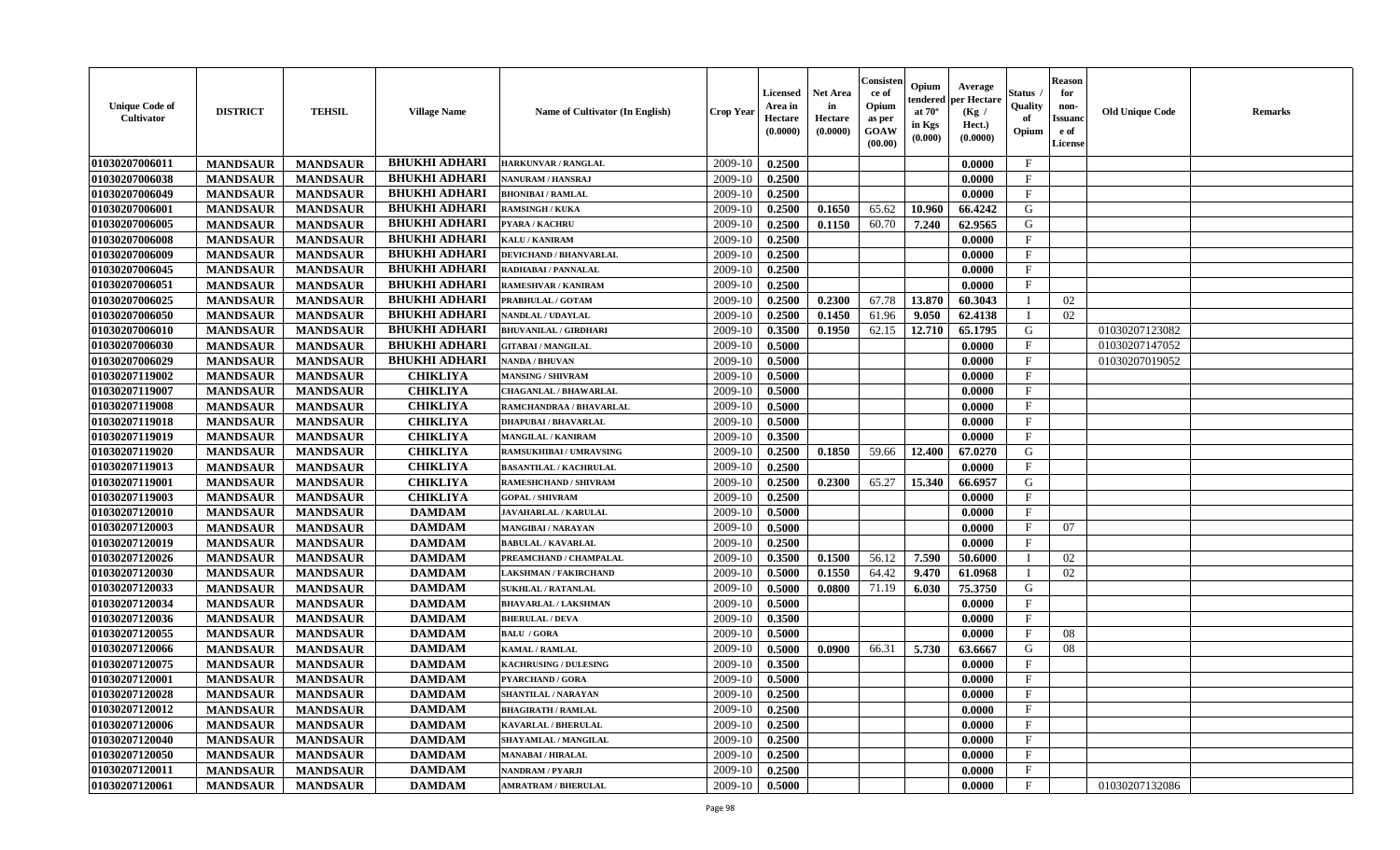| Unique Code of Cultivator | DISTRICT | TEHSIL | Village Name | Name of Cultivator (In English) | Crop Year | Licensed Area in Hectare (0.0000) | Net Area in Hectare (0.0000) | Consistence of Opium as per GOAW (00.00) | Opium tendered at 70° in Kgs (0.000) | Average per Hectare (Kg / Hect.) (0.0000) | Status / Quality of Opium | Reason for non-Issuance of License | Old Unique Code | Remarks |
|---|---|---|---|---|---|---|---|---|---|---|---|---|---|---|
| 01030207006011 | MANDSAUR | MANDSAUR | BHUKHI ADHARI | HARKUNVAR / RANGLAL | 2009-10 | 0.2500 | | | | 0.0000 | F | | | |
| 01030207006038 | MANDSAUR | MANDSAUR | BHUKHI ADHARI | NANURAM / HANSRAJ | 2009-10 | 0.2500 | | | | 0.0000 | F | | | |
| 01030207006049 | MANDSAUR | MANDSAUR | BHUKHI ADHARI | BHONIBAI / RAMLAL | 2009-10 | 0.2500 | | | | 0.0000 | F | | | |
| 01030207006001 | MANDSAUR | MANDSAUR | BHUKHI ADHARI | RAMSINGH / KUKA | 2009-10 | 0.2500 | 0.1650 | 65.62 | 10.960 | 66.4242 | G | | | |
| 01030207006005 | MANDSAUR | MANDSAUR | BHUKHI ADHARI | PYARA / KACHRU | 2009-10 | 0.2500 | 0.1150 | 60.70 | 7.240 | 62.9565 | G | | | |
| 01030207006008 | MANDSAUR | MANDSAUR | BHUKHI ADHARI | KALU / KANIRAM | 2009-10 | 0.2500 | | | | 0.0000 | F | | | |
| 01030207006009 | MANDSAUR | MANDSAUR | BHUKHI ADHARI | DEVICHAND / BHANVARLAL | 2009-10 | 0.2500 | | | | 0.0000 | F | | | |
| 01030207006045 | MANDSAUR | MANDSAUR | BHUKHI ADHARI | RADHABAI / PANNALAL | 2009-10 | 0.2500 | | | | 0.0000 | F | | | |
| 01030207006051 | MANDSAUR | MANDSAUR | BHUKHI ADHARI | RAMESHVAR / KANIRAM | 2009-10 | 0.2500 | | | | 0.0000 | F | | | |
| 01030207006025 | MANDSAUR | MANDSAUR | BHUKHI ADHARI | PRABHULAL / GOTAM | 2009-10 | 0.2500 | 0.2300 | 67.78 | 13.870 | 60.3043 | I | 02 | | |
| 01030207006050 | MANDSAUR | MANDSAUR | BHUKHI ADHARI | NANDLAL / UDAYLAL | 2009-10 | 0.2500 | 0.1450 | 61.96 | 9.050 | 62.4138 | I | 02 | | |
| 01030207006010 | MANDSAUR | MANDSAUR | BHUKHI ADHARI | BHUVANILAL / GIRDHARI | 2009-10 | 0.3500 | 0.1950 | 62.15 | 12.710 | 65.1795 | G | | 01030207123082 | |
| 01030207006030 | MANDSAUR | MANDSAUR | BHUKHI ADHARI | GITABAI / MANGILAL | 2009-10 | 0.5000 | | | | 0.0000 | F | | 01030207147052 | |
| 01030207006029 | MANDSAUR | MANDSAUR | BHUKHI ADHARI | NANDA / BHUVAN | 2009-10 | 0.5000 | | | | 0.0000 | F | | 01030207019052 | |
| 01030207119002 | MANDSAUR | MANDSAUR | CHIKLIYA | MANSING / SHIVRAM | 2009-10 | 0.5000 | | | | 0.0000 | F | | | |
| 01030207119007 | MANDSAUR | MANDSAUR | CHIKLIYA | CHAGANLAL / BHAWARLAL | 2009-10 | 0.5000 | | | | 0.0000 | F | | | |
| 01030207119008 | MANDSAUR | MANDSAUR | CHIKLIYA | RAMCHANDRAA / BHAVARLAL | 2009-10 | 0.5000 | | | | 0.0000 | F | | | |
| 01030207119018 | MANDSAUR | MANDSAUR | CHIKLIYA | DHAPUBAI / BHAVARLAL | 2009-10 | 0.5000 | | | | 0.0000 | F | | | |
| 01030207119019 | MANDSAUR | MANDSAUR | CHIKLIYA | MANGILAL / KANIRAM | 2009-10 | 0.3500 | | | | 0.0000 | F | | | |
| 01030207119020 | MANDSAUR | MANDSAUR | CHIKLIYA | RAMSUKHIBAI / UMRAVSING | 2009-10 | 0.2500 | 0.1850 | 59.66 | 12.400 | 67.0270 | G | | | |
| 01030207119013 | MANDSAUR | MANDSAUR | CHIKLIYA | BASANTILAL / KACHRULAL | 2009-10 | 0.2500 | | | | 0.0000 | F | | | |
| 01030207119001 | MANDSAUR | MANDSAUR | CHIKLIYA | RAMESHCHAND / SHIVRAM | 2009-10 | 0.2500 | 0.2300 | 65.27 | 15.340 | 66.6957 | G | | | |
| 01030207119003 | MANDSAUR | MANDSAUR | CHIKLIYA | GOPAL / SHIVRAM | 2009-10 | 0.2500 | | | | 0.0000 | F | | | |
| 01030207120010 | MANDSAUR | MANDSAUR | DAMDAM | JAVAHARLAL / KARULAL | 2009-10 | 0.5000 | | | | 0.0000 | F | | | |
| 01030207120003 | MANDSAUR | MANDSAUR | DAMDAM | MANGIBAI / NARAYAN | 2009-10 | 0.5000 | | | | 0.0000 | F | 07 | | |
| 01030207120019 | MANDSAUR | MANDSAUR | DAMDAM | BABULAL / KAVARLAL | 2009-10 | 0.2500 | | | | 0.0000 | F | | | |
| 01030207120026 | MANDSAUR | MANDSAUR | DAMDAM | PREAMCHAND / CHAMPALAL | 2009-10 | 0.3500 | 0.1500 | 56.12 | 7.590 | 50.6000 | I | 02 | | |
| 01030207120030 | MANDSAUR | MANDSAUR | DAMDAM | LAKSHMAN / FAKIRCHAND | 2009-10 | 0.5000 | 0.1550 | 64.42 | 9.470 | 61.0968 | I | 02 | | |
| 01030207120033 | MANDSAUR | MANDSAUR | DAMDAM | SUKHLAL / RATANLAL | 2009-10 | 0.5000 | 0.0800 | 71.19 | 6.030 | 75.3750 | G | | | |
| 01030207120034 | MANDSAUR | MANDSAUR | DAMDAM | BHAVARLAL / LAKSHMAN | 2009-10 | 0.5000 | | | | 0.0000 | F | | | |
| 01030207120036 | MANDSAUR | MANDSAUR | DAMDAM | BHERULAL / DEVA | 2009-10 | 0.3500 | | | | 0.0000 | F | | | |
| 01030207120055 | MANDSAUR | MANDSAUR | DAMDAM | BALU / GORA | 2009-10 | 0.5000 | | | | 0.0000 | F | 08 | | |
| 01030207120066 | MANDSAUR | MANDSAUR | DAMDAM | KAMAL / RAMLAL | 2009-10 | 0.5000 | 0.0900 | 66.31 | 5.730 | 63.6667 | G | 08 | | |
| 01030207120075 | MANDSAUR | MANDSAUR | DAMDAM | KACHRUSING / DULESING | 2009-10 | 0.3500 | | | | 0.0000 | F | | | |
| 01030207120001 | MANDSAUR | MANDSAUR | DAMDAM | PYARCHAND / GORA | 2009-10 | 0.5000 | | | | 0.0000 | F | | | |
| 01030207120028 | MANDSAUR | MANDSAUR | DAMDAM | SHANTILAL / NARAYAN | 2009-10 | 0.2500 | | | | 0.0000 | F | | | |
| 01030207120012 | MANDSAUR | MANDSAUR | DAMDAM | BHAGIRATH / RAMLAL | 2009-10 | 0.2500 | | | | 0.0000 | F | | | |
| 01030207120006 | MANDSAUR | MANDSAUR | DAMDAM | KAVARLAL / BHERULAL | 2009-10 | 0.2500 | | | | 0.0000 | F | | | |
| 01030207120040 | MANDSAUR | MANDSAUR | DAMDAM | SHAYAMLAL / MANGILAL | 2009-10 | 0.2500 | | | | 0.0000 | F | | | |
| 01030207120050 | MANDSAUR | MANDSAUR | DAMDAM | MANABAI / HIRALAL | 2009-10 | 0.2500 | | | | 0.0000 | F | | | |
| 01030207120011 | MANDSAUR | MANDSAUR | DAMDAM | NANDRAM / PYARJI | 2009-10 | 0.2500 | | | | 0.0000 | F | | | |
| 01030207120061 | MANDSAUR | MANDSAUR | DAMDAM | AMRATRAM / BHERULAL | 2009-10 | 0.5000 | | | | 0.0000 | F | | 01030207132086 | |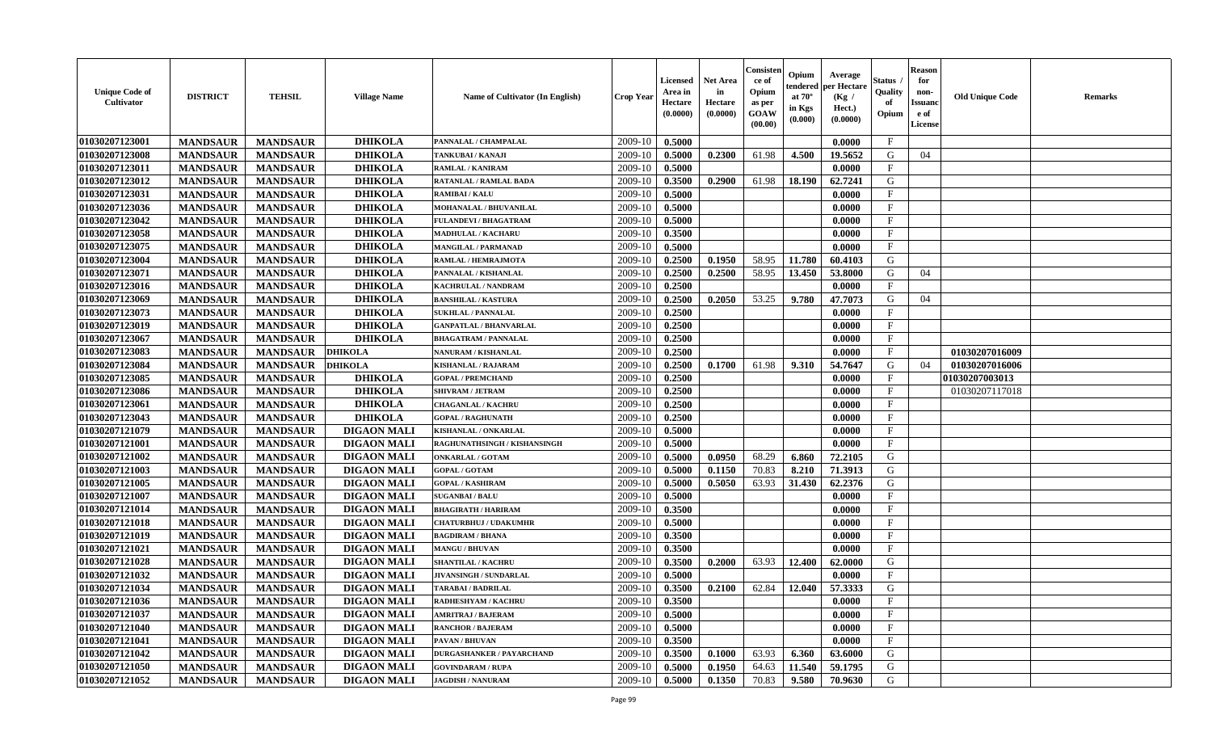| Unique Code of Cultivator | DISTRICT | TEHSIL | Village Name | Name of Cultivator (In English) | Crop Year | Licensed Area in Hectare (0.0000) | Net Area in Hectare (0.0000) | Consistence of Opium as per GOAW (00.00) | Opium tendered at 70° in Kgs (0.000) | Average per Hectare (Kg / Hect.) (0.0000) | Status / Quality of Opium | Reason for non-Issuance of License | Old Unique Code | Remarks |
|---|---|---|---|---|---|---|---|---|---|---|---|---|---|---|
| 01030207123001 | MANDSAUR | MANDSAUR | DHIKOLA | PANNALAL / CHAMPALAL | 2009-10 | 0.5000 | | | | 0.0000 | F | | | |
| 01030207123008 | MANDSAUR | MANDSAUR | DHIKOLA | TANKUBAI / KANAJI | 2009-10 | 0.5000 | 0.2300 | 61.98 | 4.500 | 19.5652 | G | 04 | | |
| 01030207123011 | MANDSAUR | MANDSAUR | DHIKOLA | RAMLAL / KANIRAM | 2009-10 | 0.5000 | | | | 0.0000 | F | | | |
| 01030207123012 | MANDSAUR | MANDSAUR | DHIKOLA | RATANLAL / RAMLAL BADA | 2009-10 | 0.3500 | 0.2900 | 61.98 | 18.190 | 62.7241 | G | | | |
| 01030207123031 | MANDSAUR | MANDSAUR | DHIKOLA | RAMIBAI / KALU | 2009-10 | 0.5000 | | | | 0.0000 | F | | | |
| 01030207123036 | MANDSAUR | MANDSAUR | DHIKOLA | MOHANALAL / BHUVANILAL | 2009-10 | 0.5000 | | | | 0.0000 | F | | | |
| 01030207123042 | MANDSAUR | MANDSAUR | DHIKOLA | FULANDEVI / BHAGATRAM | 2009-10 | 0.5000 | | | | 0.0000 | F | | | |
| 01030207123058 | MANDSAUR | MANDSAUR | DHIKOLA | MADHULAL / KACHARU | 2009-10 | 0.3500 | | | | 0.0000 | F | | | |
| 01030207123075 | MANDSAUR | MANDSAUR | DHIKOLA | MANGILAL / PARMANAD | 2009-10 | 0.5000 | | | | 0.0000 | F | | | |
| 01030207123004 | MANDSAUR | MANDSAUR | DHIKOLA | RAMLAL / HEMRAJMOTA | 2009-10 | 0.2500 | 0.1950 | 58.95 | 11.780 | 60.4103 | G | | | |
| 01030207123071 | MANDSAUR | MANDSAUR | DHIKOLA | PANNALAL / KISHANLAL | 2009-10 | 0.2500 | 0.2500 | 58.95 | 13.450 | 53.8000 | G | 04 | | |
| 01030207123016 | MANDSAUR | MANDSAUR | DHIKOLA | KACHRULAL / NANDRAM | 2009-10 | 0.2500 | | | | 0.0000 | F | | | |
| 01030207123069 | MANDSAUR | MANDSAUR | DHIKOLA | BANSHILAL / KASTURA | 2009-10 | 0.2500 | 0.2050 | 53.25 | 9.780 | 47.7073 | G | 04 | | |
| 01030207123073 | MANDSAUR | MANDSAUR | DHIKOLA | SUKHLAL / PANNALAL | 2009-10 | 0.2500 | | | | 0.0000 | F | | | |
| 01030207123019 | MANDSAUR | MANDSAUR | DHIKOLA | GANPATLAL / BHANVARLAL | 2009-10 | 0.2500 | | | | 0.0000 | F | | | |
| 01030207123067 | MANDSAUR | MANDSAUR | DHIKOLA | BHAGATRAM / PANNALAL | 2009-10 | 0.2500 | | | | 0.0000 | F | | | |
| 01030207123083 | MANDSAUR | MANDSAUR | DHIKOLA | NANURAM / KISHANLAL | 2009-10 | 0.2500 | | | | 0.0000 | F | | 01030207016009 | |
| 01030207123084 | MANDSAUR | MANDSAUR | DHIKOLA | KISHANLAL / RAJARAM | 2009-10 | 0.2500 | 0.1700 | 61.98 | 9.310 | 54.7647 | G | 04 | 01030207016006 | |
| 01030207123085 | MANDSAUR | MANDSAUR | DHIKOLA | GOPAL / PREMCHAND | 2009-10 | 0.2500 | | | | 0.0000 | F | | 01030207003013 | |
| 01030207123086 | MANDSAUR | MANDSAUR | DHIKOLA | SHIVRAM / JETRAM | 2009-10 | 0.2500 | | | | 0.0000 | F | | 01030207117018 | |
| 01030207123061 | MANDSAUR | MANDSAUR | DHIKOLA | CHAGANLAL / KACHRU | 2009-10 | 0.2500 | | | | 0.0000 | F | | | |
| 01030207123043 | MANDSAUR | MANDSAUR | DHIKOLA | GOPAL / RAGHUNATH | 2009-10 | 0.2500 | | | | 0.0000 | F | | | |
| 01030207121079 | MANDSAUR | MANDSAUR | DIGAON MALI | KISHANLAL / ONKARLAL | 2009-10 | 0.5000 | | | | 0.0000 | F | | | |
| 01030207121001 | MANDSAUR | MANDSAUR | DIGAON MALI | RAGHUNATHSINGH / KISHANSINGH | 2009-10 | 0.5000 | | | | 0.0000 | F | | | |
| 01030207121002 | MANDSAUR | MANDSAUR | DIGAON MALI | ONKARLAL / GOTAM | 2009-10 | 0.5000 | 0.0950 | 68.29 | 6.860 | 72.2105 | G | | | |
| 01030207121003 | MANDSAUR | MANDSAUR | DIGAON MALI | GOPAL / GOTAM | 2009-10 | 0.5000 | 0.1150 | 70.83 | 8.210 | 71.3913 | G | | | |
| 01030207121005 | MANDSAUR | MANDSAUR | DIGAON MALI | GOPAL / KASHIRAM | 2009-10 | 0.5000 | 0.5050 | 63.93 | 31.430 | 62.2376 | G | | | |
| 01030207121007 | MANDSAUR | MANDSAUR | DIGAON MALI | SUGANBAI / BALU | 2009-10 | 0.5000 | | | | 0.0000 | F | | | |
| 01030207121014 | MANDSAUR | MANDSAUR | DIGAON MALI | BHAGIRATH / HARIRAM | 2009-10 | 0.3500 | | | | 0.0000 | F | | | |
| 01030207121018 | MANDSAUR | MANDSAUR | DIGAON MALI | CHATURBHUJ / UDAKUMHR | 2009-10 | 0.5000 | | | | 0.0000 | F | | | |
| 01030207121019 | MANDSAUR | MANDSAUR | DIGAON MALI | BAGDIRAM / BHANA | 2009-10 | 0.3500 | | | | 0.0000 | F | | | |
| 01030207121021 | MANDSAUR | MANDSAUR | DIGAON MALI | MANGU / BHUVAN | 2009-10 | 0.3500 | | | | 0.0000 | F | | | |
| 01030207121028 | MANDSAUR | MANDSAUR | DIGAON MALI | SHANTILAL / KACHRU | 2009-10 | 0.3500 | 0.2000 | 63.93 | 12.400 | 62.0000 | G | | | |
| 01030207121032 | MANDSAUR | MANDSAUR | DIGAON MALI | JIVANSINGH / SUNDARLAL | 2009-10 | 0.5000 | | | | 0.0000 | F | | | |
| 01030207121034 | MANDSAUR | MANDSAUR | DIGAON MALI | TARABAI / BADRILAL | 2009-10 | 0.3500 | 0.2100 | 62.84 | 12.040 | 57.3333 | G | | | |
| 01030207121036 | MANDSAUR | MANDSAUR | DIGAON MALI | RADHESHYAM / KACHRU | 2009-10 | 0.3500 | | | | 0.0000 | F | | | |
| 01030207121037 | MANDSAUR | MANDSAUR | DIGAON MALI | AMRITRAJ / BAJERAM | 2009-10 | 0.5000 | | | | 0.0000 | F | | | |
| 01030207121040 | MANDSAUR | MANDSAUR | DIGAON MALI | RANCHOR / BAJERAM | 2009-10 | 0.5000 | | | | 0.0000 | F | | | |
| 01030207121041 | MANDSAUR | MANDSAUR | DIGAON MALI | PAVAN / BHUVAN | 2009-10 | 0.3500 | | | | 0.0000 | F | | | |
| 01030207121042 | MANDSAUR | MANDSAUR | DIGAON MALI | DURGASHANKER / PAYARCHAND | 2009-10 | 0.3500 | 0.1000 | 63.93 | 6.360 | 63.6000 | G | | | |
| 01030207121050 | MANDSAUR | MANDSAUR | DIGAON MALI | GOVINDARAM / RUPA | 2009-10 | 0.5000 | 0.1950 | 64.63 | 11.540 | 59.1795 | G | | | |
| 01030207121052 | MANDSAUR | MANDSAUR | DIGAON MALI | JAGDISH / NANURAM | 2009-10 | 0.5000 | 0.1350 | 70.83 | 9.580 | 70.9630 | G | | | |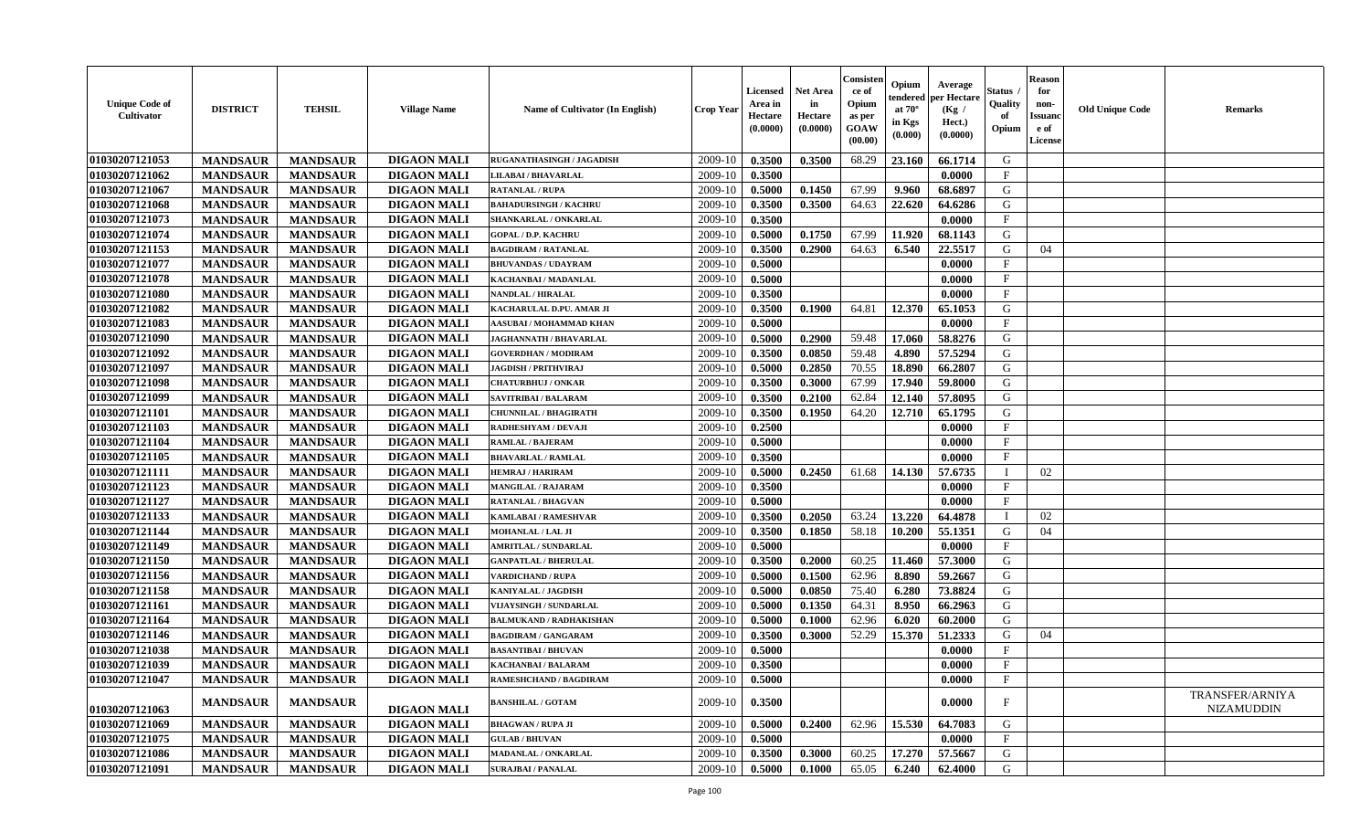| Unique Code of Cultivator | DISTRICT | TEHSIL | Village Name | Name of Cultivator (In English) | Crop Year | Licensed Area in Hectare (0.0000) | Net Area in Hectare (0.0000) | Consistence of Opium as per GOAW (00.00) | Opium tendered at 70° in Kgs (0.000) | Average per Hectare (Kg / Hect.) (0.0000) | Status / Quality of Opium | Reason for non-Issuance of License | Old Unique Code | Remarks |
|---|---|---|---|---|---|---|---|---|---|---|---|---|---|---|
| 01030207121053 | MANDSAUR | MANDSAUR | DIGAON MALI | RUGANATHASINGH / JAGADISH | 2009-10 | 0.3500 | 0.3500 | 68.29 | 23.160 | 66.1714 | G | | | |
| 01030207121062 | MANDSAUR | MANDSAUR | DIGAON MALI | LILABAI / BHAVARLAL | 2009-10 | 0.3500 | | | | 0.0000 | F | | | |
| 01030207121067 | MANDSAUR | MANDSAUR | DIGAON MALI | RATANLAL / RUPA | 2009-10 | 0.5000 | 0.1450 | 67.99 | 9.960 | 68.6897 | G | | | |
| 01030207121068 | MANDSAUR | MANDSAUR | DIGAON MALI | BAHADURSINGH / KACHRU | 2009-10 | 0.3500 | 0.3500 | 64.63 | 22.620 | 64.6286 | G | | | |
| 01030207121073 | MANDSAUR | MANDSAUR | DIGAON MALI | SHANKARLAL / ONKARLAL | 2009-10 | 0.3500 | | | | 0.0000 | F | | | |
| 01030207121074 | MANDSAUR | MANDSAUR | DIGAON MALI | GOPAL / D.P. KACHRU | 2009-10 | 0.5000 | 0.1750 | 67.99 | 11.920 | 68.1143 | G | | | |
| 01030207121153 | MANDSAUR | MANDSAUR | DIGAON MALI | BAGDIRAM / RATANLAL | 2009-10 | 0.3500 | 0.2900 | 64.63 | 6.540 | 22.5517 | G | 04 | | |
| 01030207121077 | MANDSAUR | MANDSAUR | DIGAON MALI | BHUVANDAS / UDAYRAM | 2009-10 | 0.5000 | | | | 0.0000 | F | | | |
| 01030207121078 | MANDSAUR | MANDSAUR | DIGAON MALI | KACHANBAI / MADANLAL | 2009-10 | 0.5000 | | | | 0.0000 | F | | | |
| 01030207121080 | MANDSAUR | MANDSAUR | DIGAON MALI | NANDLAL / HIRALAL | 2009-10 | 0.3500 | | | | 0.0000 | F | | | |
| 01030207121082 | MANDSAUR | MANDSAUR | DIGAON MALI | KACHARULAL D.PU. AMAR JI | 2009-10 | 0.3500 | 0.1900 | 64.81 | 12.370 | 65.1053 | G | | | |
| 01030207121083 | MANDSAUR | MANDSAUR | DIGAON MALI | AASUBAI / MOHAMMAD KHAN | 2009-10 | 0.5000 | | | | 0.0000 | F | | | |
| 01030207121090 | MANDSAUR | MANDSAUR | DIGAON MALI | JAGHANNATH / BHAVARLAL | 2009-10 | 0.5000 | 0.2900 | 59.48 | 17.060 | 58.8276 | G | | | |
| 01030207121092 | MANDSAUR | MANDSAUR | DIGAON MALI | GOVERDHAN / MODIRAM | 2009-10 | 0.3500 | 0.0850 | 59.48 | 4.890 | 57.5294 | G | | | |
| 01030207121097 | MANDSAUR | MANDSAUR | DIGAON MALI | JAGDISH / PRITHVIRAJ | 2009-10 | 0.5000 | 0.2850 | 70.55 | 18.890 | 66.2807 | G | | | |
| 01030207121098 | MANDSAUR | MANDSAUR | DIGAON MALI | CHATURBHUJ / ONKAR | 2009-10 | 0.3500 | 0.3000 | 67.99 | 17.940 | 59.8000 | G | | | |
| 01030207121099 | MANDSAUR | MANDSAUR | DIGAON MALI | SAVITRIBAI / BALARAM | 2009-10 | 0.3500 | 0.2100 | 62.84 | 12.140 | 57.8095 | G | | | |
| 01030207121101 | MANDSAUR | MANDSAUR | DIGAON MALI | CHUNNILAL / BHAGIRATH | 2009-10 | 0.3500 | 0.1950 | 64.20 | 12.710 | 65.1795 | G | | | |
| 01030207121103 | MANDSAUR | MANDSAUR | DIGAON MALI | RADHESHYAM / DEVAJI | 2009-10 | 0.2500 | | | | 0.0000 | F | | | |
| 01030207121104 | MANDSAUR | MANDSAUR | DIGAON MALI | RAMLAL / BAJERAM | 2009-10 | 0.5000 | | | | 0.0000 | F | | | |
| 01030207121105 | MANDSAUR | MANDSAUR | DIGAON MALI | BHAVARLAL / RAMLAL | 2009-10 | 0.3500 | | | | 0.0000 | F | | | |
| 01030207121111 | MANDSAUR | MANDSAUR | DIGAON MALI | HEMRAJ / HARIRAM | 2009-10 | 0.5000 | 0.2450 | 61.68 | 14.130 | 57.6735 | I | 02 | | |
| 01030207121123 | MANDSAUR | MANDSAUR | DIGAON MALI | MANGILAL / RAJARAM | 2009-10 | 0.3500 | | | | 0.0000 | F | | | |
| 01030207121127 | MANDSAUR | MANDSAUR | DIGAON MALI | RATANLAL / BHAGVAN | 2009-10 | 0.5000 | | | | 0.0000 | F | | | |
| 01030207121133 | MANDSAUR | MANDSAUR | DIGAON MALI | KAMLABAI / RAMESHVAR | 2009-10 | 0.3500 | 0.2050 | 63.24 | 13.220 | 64.4878 | I | 02 | | |
| 01030207121144 | MANDSAUR | MANDSAUR | DIGAON MALI | MOHANLAL / LAL JI | 2009-10 | 0.3500 | 0.1850 | 58.18 | 10.200 | 55.1351 | G | 04 | | |
| 01030207121149 | MANDSAUR | MANDSAUR | DIGAON MALI | AMRITLAL / SUNDARLAL | 2009-10 | 0.5000 | | | | 0.0000 | F | | | |
| 01030207121150 | MANDSAUR | MANDSAUR | DIGAON MALI | GANPATLAL / BHERULAL | 2009-10 | 0.3500 | 0.2000 | 60.25 | 11.460 | 57.3000 | G | | | |
| 01030207121156 | MANDSAUR | MANDSAUR | DIGAON MALI | VARDICHAND / RUPA | 2009-10 | 0.5000 | 0.1500 | 62.96 | 8.890 | 59.2667 | G | | | |
| 01030207121158 | MANDSAUR | MANDSAUR | DIGAON MALI | KANIYALAL / JAGDISH | 2009-10 | 0.5000 | 0.0850 | 75.40 | 6.280 | 73.8824 | G | | | |
| 01030207121161 | MANDSAUR | MANDSAUR | DIGAON MALI | VIJAYSINGH / SUNDARLAL | 2009-10 | 0.5000 | 0.1350 | 64.31 | 8.950 | 66.2963 | G | | | |
| 01030207121164 | MANDSAUR | MANDSAUR | DIGAON MALI | BALMUKAND / RADHAKISHAN | 2009-10 | 0.5000 | 0.1000 | 62.96 | 6.020 | 60.2000 | G | | | |
| 01030207121146 | MANDSAUR | MANDSAUR | DIGAON MALI | BAGDIRAM / GANGARAM | 2009-10 | 0.3500 | 0.3000 | 52.29 | 15.370 | 51.2333 | G | 04 | | |
| 01030207121038 | MANDSAUR | MANDSAUR | DIGAON MALI | BASANTIBAI / BHUVAN | 2009-10 | 0.5000 | | | | 0.0000 | F | | | |
| 01030207121039 | MANDSAUR | MANDSAUR | DIGAON MALI | KACHANBAI / BALARAM | 2009-10 | 0.3500 | | | | 0.0000 | F | | | |
| 01030207121047 | MANDSAUR | MANDSAUR | DIGAON MALI | RAMESHCHAND / BAGDIRAM | 2009-10 | 0.5000 | | | | 0.0000 | F | | | |
| 01030207121063 | MANDSAUR | MANDSAUR | DIGAON MALI | BANSHILAL / GOTAM | 2009-10 | 0.3500 | | | | 0.0000 | F | | | TRANSFER/ARNIYA NIZAMUDDIN |
| 01030207121069 | MANDSAUR | MANDSAUR | DIGAON MALI | BHAGWAN / RUPA JI | 2009-10 | 0.5000 | 0.2400 | 62.96 | 15.530 | 64.7083 | G | | | |
| 01030207121075 | MANDSAUR | MANDSAUR | DIGAON MALI | GULAB / BHUVAN | 2009-10 | 0.5000 | | | | 0.0000 | F | | | |
| 01030207121086 | MANDSAUR | MANDSAUR | DIGAON MALI | MADANLAL / ONKARLAL | 2009-10 | 0.3500 | 0.3000 | 60.25 | 17.270 | 57.5667 | G | | | |
| 01030207121091 | MANDSAUR | MANDSAUR | DIGAON MALI | SURAJBAI / PANALAL | 2009-10 | 0.5000 | 0.1000 | 65.05 | 6.240 | 62.4000 | G | | | |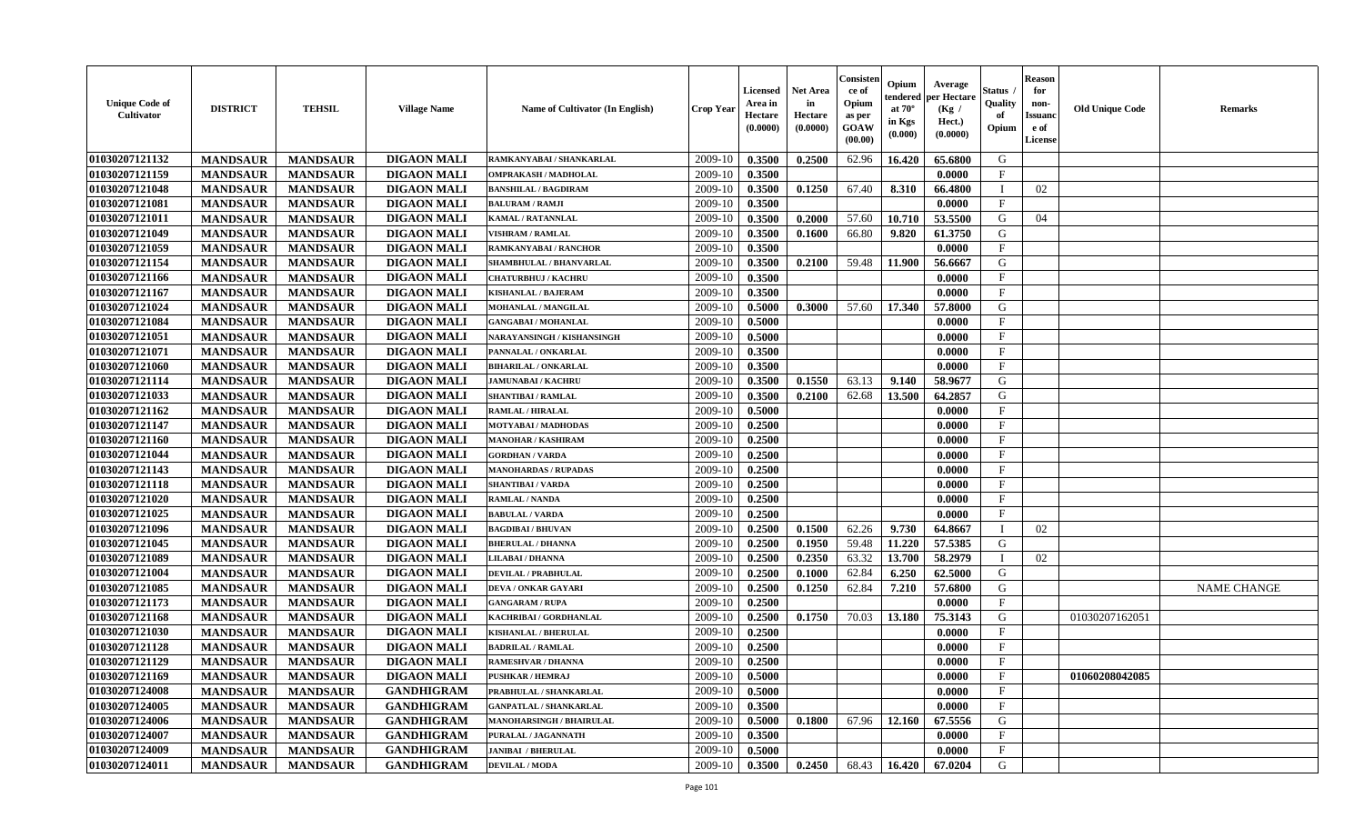| Unique Code of Cultivator | DISTRICT | TEHSIL | Village Name | Name of Cultivator (In English) | Crop Year | Licensed Area in Hectare (0.0000) | Net Area in Hectare (0.0000) | Consistence of Opium as per GOAW (00.00) | Opium tendered at 70° in Kgs (0.000) | Average per Hectare (Kg / Hect.) (0.0000) | Status / Quality of Opium | Reason for non-Issuance of License | Old Unique Code | Remarks |
|---|---|---|---|---|---|---|---|---|---|---|---|---|---|---|
| 01030207121132 | MANDSAUR | MANDSAUR | DIGAON MALI | RAMKANYABAI / SHANKARLAL | 2009-10 | 0.3500 | 0.2500 | 62.96 | 16.420 | 65.6800 | G | | | |
| 01030207121159 | MANDSAUR | MANDSAUR | DIGAON MALI | OMPRAKASH / MADHOLAL | 2009-10 | 0.3500 | | | | 0.0000 | F | | | |
| 01030207121048 | MANDSAUR | MANDSAUR | DIGAON MALI | BANSHILAL / BAGDIRAM | 2009-10 | 0.3500 | 0.1250 | 67.40 | 8.310 | 66.4800 | I | 02 | | |
| 01030207121081 | MANDSAUR | MANDSAUR | DIGAON MALI | BALURAM / RAMJI | 2009-10 | 0.3500 | | | | 0.0000 | F | | | |
| 01030207121011 | MANDSAUR | MANDSAUR | DIGAON MALI | KAMAL / RATANNLAL | 2009-10 | 0.3500 | 0.2000 | 57.60 | 10.710 | 53.5500 | G | 04 | | |
| 01030207121049 | MANDSAUR | MANDSAUR | DIGAON MALI | VISHRAM / RAMLAL | 2009-10 | 0.3500 | 0.1600 | 66.80 | 9.820 | 61.3750 | G | | | |
| 01030207121059 | MANDSAUR | MANDSAUR | DIGAON MALI | RAMKANYABAI / RANCHOR | 2009-10 | 0.3500 | | | | 0.0000 | F | | | |
| 01030207121154 | MANDSAUR | MANDSAUR | DIGAON MALI | SHAMBHULAL / BHANVARLAL | 2009-10 | 0.3500 | 0.2100 | 59.48 | 11.900 | 56.6667 | G | | | |
| 01030207121166 | MANDSAUR | MANDSAUR | DIGAON MALI | CHATURBHUJ / KACHRU | 2009-10 | 0.3500 | | | | 0.0000 | F | | | |
| 01030207121167 | MANDSAUR | MANDSAUR | DIGAON MALI | KISHANLAL / BAJERAM | 2009-10 | 0.3500 | | | | 0.0000 | F | | | |
| 01030207121024 | MANDSAUR | MANDSAUR | DIGAON MALI | MOHANLAL / MANGILAL | 2009-10 | 0.5000 | 0.3000 | 57.60 | 17.340 | 57.8000 | G | | | |
| 01030207121084 | MANDSAUR | MANDSAUR | DIGAON MALI | GANGABAI / MOHANLAL | 2009-10 | 0.5000 | | | | 0.0000 | F | | | |
| 01030207121051 | MANDSAUR | MANDSAUR | DIGAON MALI | NARAYANSINGH / KISHANSINGH | 2009-10 | 0.5000 | | | | 0.0000 | F | | | |
| 01030207121071 | MANDSAUR | MANDSAUR | DIGAON MALI | PANNALAL / ONKARLAL | 2009-10 | 0.3500 | | | | 0.0000 | F | | | |
| 01030207121060 | MANDSAUR | MANDSAUR | DIGAON MALI | BIHARILAL / ONKARLAL | 2009-10 | 0.3500 | | | | 0.0000 | F | | | |
| 01030207121114 | MANDSAUR | MANDSAUR | DIGAON MALI | JAMUNABAI / KACHRU | 2009-10 | 0.3500 | 0.1550 | 63.13 | 9.140 | 58.9677 | G | | | |
| 01030207121033 | MANDSAUR | MANDSAUR | DIGAON MALI | SHANTIBAI / RAMLAL | 2009-10 | 0.3500 | 0.2100 | 62.68 | 13.500 | 64.2857 | G | | | |
| 01030207121162 | MANDSAUR | MANDSAUR | DIGAON MALI | RAMLAL / HIRALAL | 2009-10 | 0.5000 | | | | 0.0000 | F | | | |
| 01030207121147 | MANDSAUR | MANDSAUR | DIGAON MALI | MOTYABAI / MADHODAS | 2009-10 | 0.2500 | | | | 0.0000 | F | | | |
| 01030207121160 | MANDSAUR | MANDSAUR | DIGAON MALI | MANOHAR / KASHIRAM | 2009-10 | 0.2500 | | | | 0.0000 | F | | | |
| 01030207121044 | MANDSAUR | MANDSAUR | DIGAON MALI | GORDHAN / VARDA | 2009-10 | 0.2500 | | | | 0.0000 | F | | | |
| 01030207121143 | MANDSAUR | MANDSAUR | DIGAON MALI | MANOHARDAS / RUPADAS | 2009-10 | 0.2500 | | | | 0.0000 | F | | | |
| 01030207121118 | MANDSAUR | MANDSAUR | DIGAON MALI | SHANTIBAI / VARDA | 2009-10 | 0.2500 | | | | 0.0000 | F | | | |
| 01030207121020 | MANDSAUR | MANDSAUR | DIGAON MALI | RAMLAL / NANDA | 2009-10 | 0.2500 | | | | 0.0000 | F | | | |
| 01030207121025 | MANDSAUR | MANDSAUR | DIGAON MALI | BABULAL / VARDA | 2009-10 | 0.2500 | | | | 0.0000 | F | | | |
| 01030207121096 | MANDSAUR | MANDSAUR | DIGAON MALI | BAGDIBAI / BHUVAN | 2009-10 | 0.2500 | 0.1500 | 62.26 | 9.730 | 64.8667 | I | 02 | | |
| 01030207121045 | MANDSAUR | MANDSAUR | DIGAON MALI | BHERULAL / DHANNA | 2009-10 | 0.2500 | 0.1950 | 59.48 | 11.220 | 57.5385 | G | | | |
| 01030207121089 | MANDSAUR | MANDSAUR | DIGAON MALI | LILABAI / DHANNA | 2009-10 | 0.2500 | 0.2350 | 63.32 | 13.700 | 58.2979 | I | 02 | | |
| 01030207121004 | MANDSAUR | MANDSAUR | DIGAON MALI | DEVILAL / PRABHULAL | 2009-10 | 0.2500 | 0.1000 | 62.84 | 6.250 | 62.5000 | G | | | |
| 01030207121085 | MANDSAUR | MANDSAUR | DIGAON MALI | DEVA / ONKAR GAYARI | 2009-10 | 0.2500 | 0.1250 | 62.84 | 7.210 | 57.6800 | G | | | NAME CHANGE |
| 01030207121173 | MANDSAUR | MANDSAUR | DIGAON MALI | GANGARAM / RUPA | 2009-10 | 0.2500 | | | | 0.0000 | F | | | |
| 01030207121168 | MANDSAUR | MANDSAUR | DIGAON MALI | KACHRIBAI / GORDHANLAL | 2009-10 | 0.2500 | 0.1750 | 70.03 | 13.180 | 75.3143 | G | | 01030207162051 | |
| 01030207121030 | MANDSAUR | MANDSAUR | DIGAON MALI | KISHANLAL / BHERULAL | 2009-10 | 0.2500 | | | | 0.0000 | F | | | |
| 01030207121128 | MANDSAUR | MANDSAUR | DIGAON MALI | BADRILAL / RAMLAL | 2009-10 | 0.2500 | | | | 0.0000 | F | | | |
| 01030207121129 | MANDSAUR | MANDSAUR | DIGAON MALI | RAMESHVAR / DHANNA | 2009-10 | 0.2500 | | | | 0.0000 | F | | | |
| 01030207121169 | MANDSAUR | MANDSAUR | DIGAON MALI | PUSHKAR / HEMRAJ | 2009-10 | 0.5000 | | | | 0.0000 | F | | 01060208042085 | |
| 01030207124008 | MANDSAUR | MANDSAUR | GANDHIGRAM | PRABHULAL / SHANKARLAL | 2009-10 | 0.5000 | | | | 0.0000 | F | | | |
| 01030207124005 | MANDSAUR | MANDSAUR | GANDHIGRAM | GANPATLAL / SHANKARLAL | 2009-10 | 0.3500 | | | | 0.0000 | F | | | |
| 01030207124006 | MANDSAUR | MANDSAUR | GANDHIGRAM | MANOHARSINGH / BHAIRULAL | 2009-10 | 0.5000 | 0.1800 | 67.96 | 12.160 | 67.5556 | G | | | |
| 01030207124007 | MANDSAUR | MANDSAUR | GANDHIGRAM | PURALAL / JAGANNATH | 2009-10 | 0.3500 | | | | 0.0000 | F | | | |
| 01030207124009 | MANDSAUR | MANDSAUR | GANDHIGRAM | JANIBAI / BHERULAL | 2009-10 | 0.5000 | | | | 0.0000 | F | | | |
| 01030207124011 | MANDSAUR | MANDSAUR | GANDHIGRAM | DEVILAL / MODA | 2009-10 | 0.3500 | 0.2450 | 68.43 | 16.420 | 67.0204 | G | | | |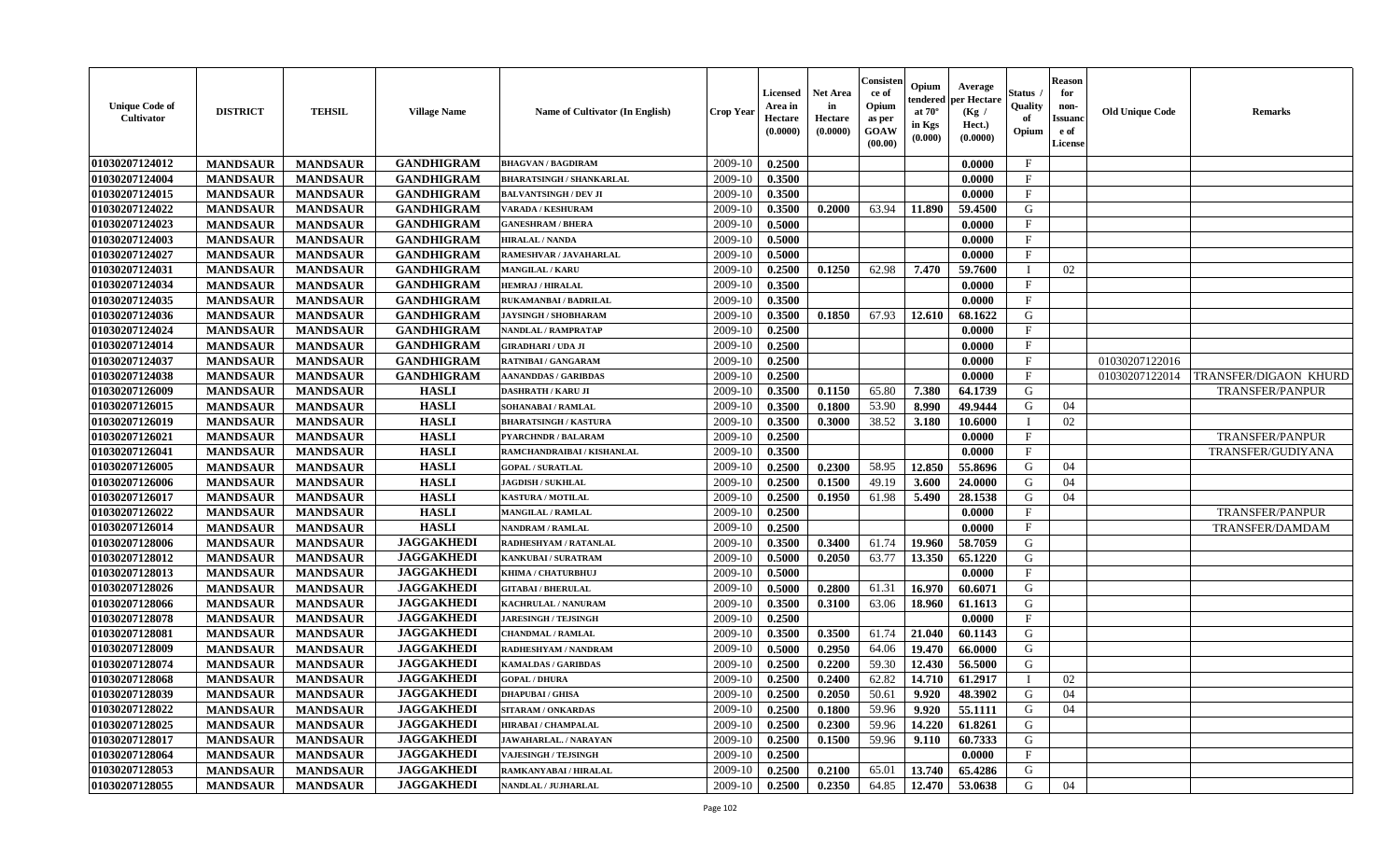| Unique Code of Cultivator | DISTRICT | TEHSIL | Village Name | Name of Cultivator (In English) | Crop Year | Licensed Area in Hectare (0.0000) | Net Area in Hectare (0.0000) | Consistence of Opium as per GOAW (00.00) | Opium tendered at 70° in Kgs (0.000) | Average per Hectare (Kg / Hect.) (0.0000) | Status / Quality of Opium | Reason for non-Issuance of License | Old Unique Code | Remarks |
|---|---|---|---|---|---|---|---|---|---|---|---|---|---|---|
| 01030207124012 | MANDSAUR | MANDSAUR | GANDHIGRAM | BHAGVAN / BAGDIRAM | 2009-10 | 0.2500 | | | | 0.0000 | F | | | |
| 01030207124004 | MANDSAUR | MANDSAUR | GANDHIGRAM | BHARATSINGH / SHANKARLAL | 2009-10 | 0.3500 | | | | 0.0000 | F | | | |
| 01030207124015 | MANDSAUR | MANDSAUR | GANDHIGRAM | BALVANTSINGH / DEV JI | 2009-10 | 0.3500 | | | | 0.0000 | F | | | |
| 01030207124022 | MANDSAUR | MANDSAUR | GANDHIGRAM | VARADA / KESHURAM | 2009-10 | 0.3500 | 0.2000 | 63.94 | 11.890 | 59.4500 | G | | | |
| 01030207124023 | MANDSAUR | MANDSAUR | GANDHIGRAM | GANESHRAM / BHERA | 2009-10 | 0.5000 | | | | 0.0000 | F | | | |
| 01030207124003 | MANDSAUR | MANDSAUR | GANDHIGRAM | HIRALAL / NANDA | 2009-10 | 0.5000 | | | | 0.0000 | F | | | |
| 01030207124027 | MANDSAUR | MANDSAUR | GANDHIGRAM | RAMESHVAR / JAVAHARLAL | 2009-10 | 0.5000 | | | | 0.0000 | F | | | |
| 01030207124031 | MANDSAUR | MANDSAUR | GANDHIGRAM | MANGILAL / KARU | 2009-10 | 0.2500 | 0.1250 | 62.98 | 7.470 | 59.7600 | I | 02 | | |
| 01030207124034 | MANDSAUR | MANDSAUR | GANDHIGRAM | HEMRAJ / HIRALAL | 2009-10 | 0.3500 | | | | 0.0000 | F | | | |
| 01030207124035 | MANDSAUR | MANDSAUR | GANDHIGRAM | RUKAMANBAI / BADRILAL | 2009-10 | 0.3500 | | | | 0.0000 | F | | | |
| 01030207124036 | MANDSAUR | MANDSAUR | GANDHIGRAM | JAYSINGH / SHOBHARAM | 2009-10 | 0.3500 | 0.1850 | 67.93 | 12.610 | 68.1622 | G | | | |
| 01030207124024 | MANDSAUR | MANDSAUR | GANDHIGRAM | NANDLAL / RAMPRATAP | 2009-10 | 0.2500 | | | | 0.0000 | F | | | |
| 01030207124014 | MANDSAUR | MANDSAUR | GANDHIGRAM | GIRADHARI / UDA JI | 2009-10 | 0.2500 | | | | 0.0000 | F | | | |
| 01030207124037 | MANDSAUR | MANDSAUR | GANDHIGRAM | RATNIBAI / GANGARAM | 2009-10 | 0.2500 | | | | 0.0000 | F | | 01030207122016 | |
| 01030207124038 | MANDSAUR | MANDSAUR | GANDHIGRAM | AANANDDAS / GARIBDAS | 2009-10 | 0.2500 | | | | 0.0000 | F | | 01030207122014 | TRANSFER/DIGAON KHURD |
| 01030207126009 | MANDSAUR | MANDSAUR | HASLI | DASHRATH / KARU JI | 2009-10 | 0.3500 | 0.1150 | 65.80 | 7.380 | 64.1739 | G | | | TRANSFER/PANPUR |
| 01030207126015 | MANDSAUR | MANDSAUR | HASLI | SOHANABAI / RAMLAL | 2009-10 | 0.3500 | 0.1800 | 53.90 | 8.990 | 49.9444 | G | 04 | | |
| 01030207126019 | MANDSAUR | MANDSAUR | HASLI | BHARATSINGH / KASTURA | 2009-10 | 0.3500 | 0.3000 | 38.52 | 3.180 | 10.6000 | I | 02 | | |
| 01030207126021 | MANDSAUR | MANDSAUR | HASLI | PYARCHNDR / BALARAM | 2009-10 | 0.2500 | | | | 0.0000 | F | | | TRANSFER/PANPUR |
| 01030207126041 | MANDSAUR | MANDSAUR | HASLI | RAMCHANDRAIBAI / KISHANLAL | 2009-10 | 0.3500 | | | | 0.0000 | F | | | TRANSFER/GUDIYANA |
| 01030207126005 | MANDSAUR | MANDSAUR | HASLI | GOPAL / SURATLAL | 2009-10 | 0.2500 | 0.2300 | 58.95 | 12.850 | 55.8696 | G | 04 | | |
| 01030207126006 | MANDSAUR | MANDSAUR | HASLI | JAGDISH / SUKHLAL | 2009-10 | 0.2500 | 0.1500 | 49.19 | 3.600 | 24.0000 | G | 04 | | |
| 01030207126017 | MANDSAUR | MANDSAUR | HASLI | KASTURA / MOTILAL | 2009-10 | 0.2500 | 0.1950 | 61.98 | 5.490 | 28.1538 | G | 04 | | |
| 01030207126022 | MANDSAUR | MANDSAUR | HASLI | MANGILAL / RAMLAL | 2009-10 | 0.2500 | | | | 0.0000 | F | | | TRANSFER/PANPUR |
| 01030207126014 | MANDSAUR | MANDSAUR | HASLI | NANDRAM / RAMLAL | 2009-10 | 0.2500 | | | | 0.0000 | F | | | TRANSFER/DAMDAM |
| 01030207128006 | MANDSAUR | MANDSAUR | JAGGAKHEDI | RADHESHYAM / RATANLAL | 2009-10 | 0.3500 | 0.3400 | 61.74 | 19.960 | 58.7059 | G | | | |
| 01030207128012 | MANDSAUR | MANDSAUR | JAGGAKHEDI | KANKUBAI / SURATRAM | 2009-10 | 0.5000 | 0.2050 | 63.77 | 13.350 | 65.1220 | G | | | |
| 01030207128013 | MANDSAUR | MANDSAUR | JAGGAKHEDI | KHIMA / CHATURBHUJ | 2009-10 | 0.5000 | | | | 0.0000 | F | | | |
| 01030207128026 | MANDSAUR | MANDSAUR | JAGGAKHEDI | GITABAI / BHERULAL | 2009-10 | 0.5000 | 0.2800 | 61.31 | 16.970 | 60.6071 | G | | | |
| 01030207128066 | MANDSAUR | MANDSAUR | JAGGAKHEDI | KACHRULAL / NANURAM | 2009-10 | 0.3500 | 0.3100 | 63.06 | 18.960 | 61.1613 | G | | | |
| 01030207128078 | MANDSAUR | MANDSAUR | JAGGAKHEDI | JARESINGH / TEJSINGH | 2009-10 | 0.2500 | | | | 0.0000 | F | | | |
| 01030207128081 | MANDSAUR | MANDSAUR | JAGGAKHEDI | CHANDMAL / RAMLAL | 2009-10 | 0.3500 | 0.3500 | 61.74 | 21.040 | 60.1143 | G | | | |
| 01030207128009 | MANDSAUR | MANDSAUR | JAGGAKHEDI | RADHESHYAM / NANDRAM | 2009-10 | 0.5000 | 0.2950 | 64.06 | 19.470 | 66.0000 | G | | | |
| 01030207128074 | MANDSAUR | MANDSAUR | JAGGAKHEDI | KAMALDAS / GARIBDAS | 2009-10 | 0.2500 | 0.2200 | 59.30 | 12.430 | 56.5000 | G | | | |
| 01030207128068 | MANDSAUR | MANDSAUR | JAGGAKHEDI | GOPAL / DHURA | 2009-10 | 0.2500 | 0.2400 | 62.82 | 14.710 | 61.2917 | I | 02 | | |
| 01030207128039 | MANDSAUR | MANDSAUR | JAGGAKHEDI | DHAPUBAI / GHISA | 2009-10 | 0.2500 | 0.2050 | 50.61 | 9.920 | 48.3902 | G | 04 | | |
| 01030207128022 | MANDSAUR | MANDSAUR | JAGGAKHEDI | SITARAM / ONKARDAS | 2009-10 | 0.2500 | 0.1800 | 59.96 | 9.920 | 55.1111 | G | 04 | | |
| 01030207128025 | MANDSAUR | MANDSAUR | JAGGAKHEDI | HIRABAI / CHAMPALAL | 2009-10 | 0.2500 | 0.2300 | 59.96 | 14.220 | 61.8261 | G | | | |
| 01030207128017 | MANDSAUR | MANDSAUR | JAGGAKHEDI | JAWAHARLAL. / NARAYAN | 2009-10 | 0.2500 | 0.1500 | 59.96 | 9.110 | 60.7333 | G | | | |
| 01030207128064 | MANDSAUR | MANDSAUR | JAGGAKHEDI | VAJESINGH / TEJSINGH | 2009-10 | 0.2500 | | | | 0.0000 | F | | | |
| 01030207128053 | MANDSAUR | MANDSAUR | JAGGAKHEDI | RAMKANYABAI / HIRALAL | 2009-10 | 0.2500 | 0.2100 | 65.01 | 13.740 | 65.4286 | G | | | |
| 01030207128055 | MANDSAUR | MANDSAUR | JAGGAKHEDI | NANDLAL / JUJHARLAL | 2009-10 | 0.2500 | 0.2350 | 64.85 | 12.470 | 53.0638 | G | 04 | | |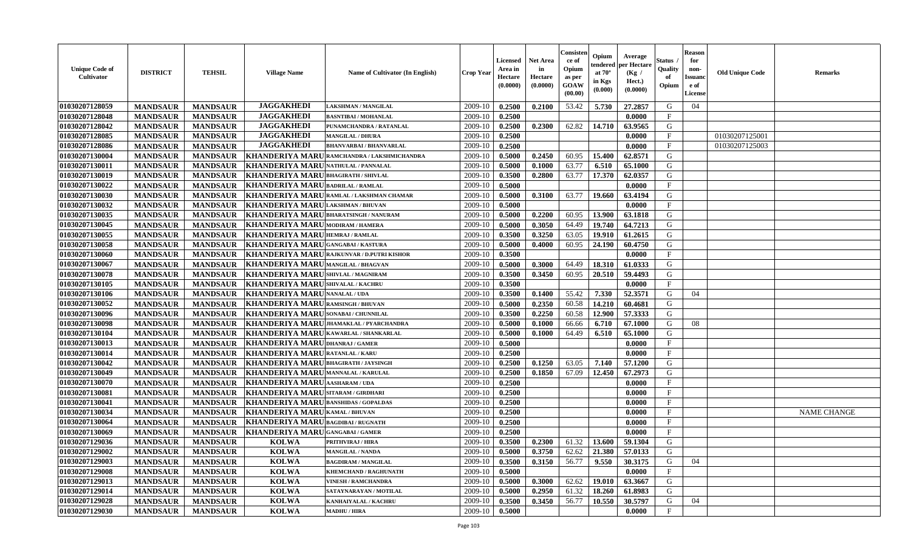| Unique Code of Cultivator | DISTRICT | TEHSIL | Village Name | Name of Cultivator (In English) | Crop Year | Licensed Area in Hectare (0.0000) | Net Area in Hectare (0.0000) | Consistence of Opium as per GOAW (00.00) | Opium tendered at 70° in Kgs (0.000) | Average per Hectare (Kg / Hect.) (0.0000) | Status / Quality of Opium | Reason for non-Issuance of License | Old Unique Code | Remarks |
|---|---|---|---|---|---|---|---|---|---|---|---|---|---|---|
| 01030207128059 | MANDSAUR | MANDSAUR | JAGGAKHEDI | LAKSHMAN / MANGILAL | 2009-10 | 0.2500 | 0.2100 | 53.42 | 5.730 | 27.2857 | G | 04 | | |
| 01030207128048 | MANDSAUR | MANDSAUR | JAGGAKHEDI | BASNTIBAI / MOHANLAL | 2009-10 | 0.2500 | | | | 0.0000 | F | | | |
| 01030207128042 | MANDSAUR | MANDSAUR | JAGGAKHEDI | PUNAMCHANDRA / RATANLAL | 2009-10 | 0.2500 | 0.2300 | 62.82 | 14.710 | 63.9565 | G | | | |
| 01030207128085 | MANDSAUR | MANDSAUR | JAGGAKHEDI | MANGILAL / DHURA | 2009-10 | 0.2500 | | | | 0.0000 | F | | 01030207125001 | |
| 01030207128086 | MANDSAUR | MANDSAUR | JAGGAKHEDI | BHANVARBAI / BHANVARLAL | 2009-10 | 0.2500 | | | | 0.0000 | F | | 01030207125003 | |
| 01030207130004 | MANDSAUR | MANDSAUR | KHANDERIYA MARU | RAMCHANDRA / LAKSHMICHANDRA | 2009-10 | 0.5000 | 0.2450 | 60.95 | 15.400 | 62.8571 | G | | | |
| 01030207130011 | MANDSAUR | MANDSAUR | KHANDERIYA MARU | NATHULAL / PANNALAL | 2009-10 | 0.5000 | 0.1000 | 63.77 | 6.510 | 65.1000 | G | | | |
| 01030207130019 | MANDSAUR | MANDSAUR | KHANDERIYA MARU | BHAGIRATH / SHIVLAL | 2009-10 | 0.3500 | 0.2800 | 63.77 | 17.370 | 62.0357 | G | | | |
| 01030207130022 | MANDSAUR | MANDSAUR | KHANDERIYA MARU | BADRILAL / RAMLAL | 2009-10 | 0.5000 | | | | 0.0000 | F | | | |
| 01030207130030 | MANDSAUR | MANDSAUR | KHANDERIYA MARU | RAMLAL / LAKSHMAN CHAMAR | 2009-10 | 0.5000 | 0.3100 | 63.77 | 19.660 | 63.4194 | G | | | |
| 01030207130032 | MANDSAUR | MANDSAUR | KHANDERIYA MARU | LAKSHMAN / BHUVAN | 2009-10 | 0.5000 | | | | 0.0000 | F | | | |
| 01030207130035 | MANDSAUR | MANDSAUR | KHANDERIYA MARU | BHARATSINGH / NANURAM | 2009-10 | 0.5000 | 0.2200 | 60.95 | 13.900 | 63.1818 | G | | | |
| 01030207130045 | MANDSAUR | MANDSAUR | KHANDERIYA MARU | MODIRAM / HAMERA | 2009-10 | 0.5000 | 0.3050 | 64.49 | 19.740 | 64.7213 | G | | | |
| 01030207130055 | MANDSAUR | MANDSAUR | KHANDERIYA MARU | HEMRAJ / RAMLAL | 2009-10 | 0.3500 | 0.3250 | 63.05 | 19.910 | 61.2615 | G | | | |
| 01030207130058 | MANDSAUR | MANDSAUR | KHANDERIYA MARU | GANGABAI / KASTURA | 2009-10 | 0.5000 | 0.4000 | 60.95 | 24.190 | 60.4750 | G | | | |
| 01030207130060 | MANDSAUR | MANDSAUR | KHANDERIYA MARU | RAJKUNVAR / D.PUTRI KISHOR | 2009-10 | 0.3500 | | | | 0.0000 | F | | | |
| 01030207130067 | MANDSAUR | MANDSAUR | KHANDERIYA MARU | MANGILAL / BHAGVAN | 2009-10 | 0.5000 | 0.3000 | 64.49 | 18.310 | 61.0333 | G | | | |
| 01030207130078 | MANDSAUR | MANDSAUR | KHANDERIYA MARU | SHIVLAL / MAGNIRAM | 2009-10 | 0.3500 | 0.3450 | 60.95 | 20.510 | 59.4493 | G | | | |
| 01030207130105 | MANDSAUR | MANDSAUR | KHANDERIYA MARU | SHIVALAL / KACHRU | 2009-10 | 0.3500 | | | | 0.0000 | F | | | |
| 01030207130106 | MANDSAUR | MANDSAUR | KHANDERIYA MARU | NANALAL / UDA | 2009-10 | 0.3500 | 0.1400 | 55.42 | 7.330 | 52.3571 | G | 04 | | |
| 01030207130052 | MANDSAUR | MANDSAUR | KHANDERIYA MARU | RAMSINGH / BHUVAN | 2009-10 | 0.5000 | 0.2350 | 60.58 | 14.210 | 60.4681 | G | | | |
| 01030207130096 | MANDSAUR | MANDSAUR | KHANDERIYA MARU | SONABAI / CHUNNILAL | 2009-10 | 0.3500 | 0.2250 | 60.58 | 12.900 | 57.3333 | G | | | |
| 01030207130098 | MANDSAUR | MANDSAUR | KHANDERIYA MARU | JHAMAKLAL / PYARCHANDRA | 2009-10 | 0.5000 | 0.1000 | 66.66 | 6.710 | 67.1000 | G | 08 | | |
| 01030207130104 | MANDSAUR | MANDSAUR | KHANDERIYA MARU | KAWARLAL / SHANKARLAL | 2009-10 | 0.5000 | 0.1000 | 64.49 | 6.510 | 65.1000 | G | | | |
| 01030207130013 | MANDSAUR | MANDSAUR | KHANDERIYA MARU | DHANRAJ / GAMER | 2009-10 | 0.5000 | | | | 0.0000 | F | | | |
| 01030207130014 | MANDSAUR | MANDSAUR | KHANDERIYA MARU | RATANLAL / KARU | 2009-10 | 0.2500 | | | | 0.0000 | F | | | |
| 01030207130042 | MANDSAUR | MANDSAUR | KHANDERIYA MARU | BHAGIRATH / JAYSINGH | 2009-10 | 0.2500 | 0.1250 | 63.05 | 7.140 | 57.1200 | G | | | |
| 01030207130049 | MANDSAUR | MANDSAUR | KHANDERIYA MARU | MANNALAL / KARULAL | 2009-10 | 0.2500 | 0.1850 | 67.09 | 12.450 | 67.2973 | G | | | |
| 01030207130070 | MANDSAUR | MANDSAUR | KHANDERIYA MARU | AASHARAM / UDA | 2009-10 | 0.2500 | | | | 0.0000 | F | | | |
| 01030207130081 | MANDSAUR | MANDSAUR | KHANDERIYA MARU | SITARAM / GIRDHARI | 2009-10 | 0.2500 | | | | 0.0000 | F | | | |
| 01030207130041 | MANDSAUR | MANDSAUR | KHANDERIYA MARU | BANSHIDAS / GOPALDAS | 2009-10 | 0.2500 | | | | 0.0000 | F | | | |
| 01030207130034 | MANDSAUR | MANDSAUR | KHANDERIYA MARU | KAMAL / BHUVAN | 2009-10 | 0.2500 | | | | 0.0000 | F | | | NAME CHANGE |
| 01030207130064 | MANDSAUR | MANDSAUR | KHANDERIYA MARU | BAGDIBAI / RUGNATH | 2009-10 | 0.2500 | | | | 0.0000 | F | | | |
| 01030207130069 | MANDSAUR | MANDSAUR | KHANDERIYA MARU | GANGABAI / GAMER | 2009-10 | 0.2500 | | | | 0.0000 | F | | | |
| 01030207129036 | MANDSAUR | MANDSAUR | KOLWA | PRITHVIRAJ / HIRA | 2009-10 | 0.3500 | 0.2300 | 61.32 | 13.600 | 59.1304 | G | | | |
| 01030207129002 | MANDSAUR | MANDSAUR | KOLWA | MANGILAL / NANDA | 2009-10 | 0.5000 | 0.3750 | 62.62 | 21.380 | 57.0133 | G | | | |
| 01030207129003 | MANDSAUR | MANDSAUR | KOLWA | BAGDIRAM / MANGILAL | 2009-10 | 0.3500 | 0.3150 | 56.77 | 9.550 | 30.3175 | G | 04 | | |
| 01030207129008 | MANDSAUR | MANDSAUR | KOLWA | KHEMCHAND / RAGHUNATH | 2009-10 | 0.5000 | | | | 0.0000 | F | | | |
| 01030207129013 | MANDSAUR | MANDSAUR | KOLWA | VINESH / RAMCHANDRA | 2009-10 | 0.5000 | 0.3000 | 62.62 | 19.010 | 63.3667 | G | | | |
| 01030207129014 | MANDSAUR | MANDSAUR | KOLWA | SATAYNARAYAN / MOTILAL | 2009-10 | 0.5000 | 0.2950 | 61.32 | 18.260 | 61.8983 | G | | | |
| 01030207129028 | MANDSAUR | MANDSAUR | KOLWA | KANHAIYALAL / KACHRU | 2009-10 | 0.3500 | 0.3450 | 56.77 | 10.550 | 30.5797 | G | 04 | | |
| 01030207129030 | MANDSAUR | MANDSAUR | KOLWA | MADHU / HIRA | 2009-10 | 0.5000 | | | | 0.0000 | F | | | |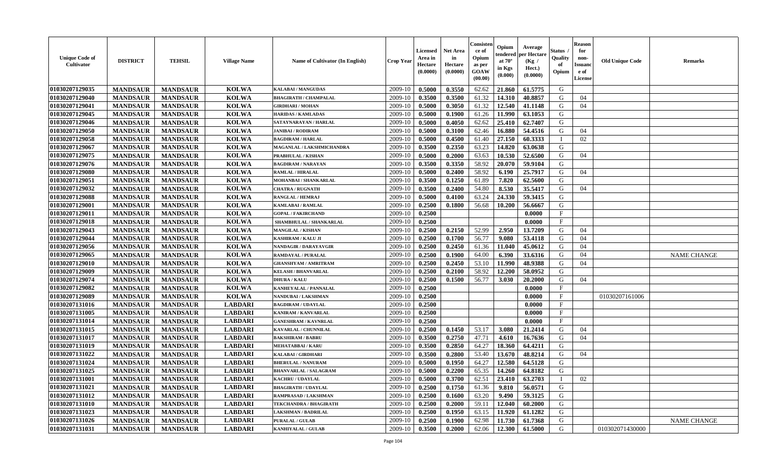| Unique Code of Cultivator | DISTRICT | TEHSIL | Village Name | Name of Cultivator (In English) | Crop Year | Licensed Area in Hectare (0.0000) | Net Area in Hectare (0.0000) | Consistence of Opium as per GOAW (00.00) | Opium tendered at 70° in Kgs (0.000) | Average per Hectare (Kg / Hect.) (0.0000) | Status / Quality of Opium | Reason for non-Issuance of License | Old Unique Code | Remarks |
|---|---|---|---|---|---|---|---|---|---|---|---|---|---|---|
| 01030207129035 | MANDSAUR | MANDSAUR | KOLWA | KALABAI / MANGUDAS | 2009-10 | 0.5000 | 0.3550 | 62.62 | 21.860 | 61.5775 | G | | | |
| 01030207129040 | MANDSAUR | MANDSAUR | KOLWA | BHAGIRATH / CHAMPALAL | 2009-10 | 0.3500 | 0.3500 | 61.32 | 14.310 | 40.8857 | G | 04 | | |
| 01030207129041 | MANDSAUR | MANDSAUR | KOLWA | GIRDHARI / MOHAN | 2009-10 | 0.5000 | 0.3050 | 61.32 | 12.540 | 41.1148 | G | 04 | | |
| 01030207129045 | MANDSAUR | MANDSAUR | KOLWA | HARIDAS / KAMLADAS | 2009-10 | 0.5000 | 0.1900 | 61.26 | 11.990 | 63.1053 | G | | | |
| 01030207129046 | MANDSAUR | MANDSAUR | KOLWA | SATAYNARAYAN / HARLAL | 2009-10 | 0.5000 | 0.4050 | 62.62 | 25.410 | 62.7407 | G | | | |
| 01030207129050 | MANDSAUR | MANDSAUR | KOLWA | JANIBAI / RODIRAM | 2009-10 | 0.5000 | 0.3100 | 62.46 | 16.880 | 54.4516 | G | 04 | | |
| 01030207129058 | MANDSAUR | MANDSAUR | KOLWA | BAGDIRAM / HARLAL | 2009-10 | 0.5000 | 0.4500 | 61.40 | 27.150 | 60.3333 | I | 02 | | |
| 01030207129067 | MANDSAUR | MANDSAUR | KOLWA | MAGANLAL / LAKSHMICHANDRA | 2009-10 | 0.3500 | 0.2350 | 63.23 | 14.820 | 63.0638 | G | | | |
| 01030207129075 | MANDSAUR | MANDSAUR | KOLWA | PRABHULAL / KISHAN | 2009-10 | 0.5000 | 0.2000 | 63.63 | 10.530 | 52.6500 | G | 04 | | |
| 01030207129076 | MANDSAUR | MANDSAUR | KOLWA | BAGDIRAM / NARAYAN | 2009-10 | 0.3500 | 0.3350 | 58.92 | 20.070 | 59.9104 | G | | | |
| 01030207129080 | MANDSAUR | MANDSAUR | KOLWA | RAMLAL / HIRALAL | 2009-10 | 0.5000 | 0.2400 | 58.92 | 6.190 | 25.7917 | G | 04 | | |
| 01030207129051 | MANDSAUR | MANDSAUR | KOLWA | MOHANBAI / SHANKARLAL | 2009-10 | 0.3500 | 0.1250 | 61.89 | 7.820 | 62.5600 | G | | | |
| 01030207129032 | MANDSAUR | MANDSAUR | KOLWA | CHATRA / RUGNATH | 2009-10 | 0.3500 | 0.2400 | 54.80 | 8.530 | 35.5417 | G | 04 | | |
| 01030207129088 | MANDSAUR | MANDSAUR | KOLWA | RANGLAL / HEMRAJ | 2009-10 | 0.5000 | 0.4100 | 63.24 | 24.330 | 59.3415 | G | | | |
| 01030207129001 | MANDSAUR | MANDSAUR | KOLWA | KAMLABAI / RAMLAL | 2009-10 | 0.2500 | 0.1800 | 56.68 | 10.200 | 56.6667 | G | | | |
| 01030207129011 | MANDSAUR | MANDSAUR | KOLWA | GOPAL / FAKIRCHAND | 2009-10 | 0.2500 | | | | 0.0000 | F | | | |
| 01030207129018 | MANDSAUR | MANDSAUR | KOLWA | SHAMBHULAL / SHANKARLAL | 2009-10 | 0.2500 | | | | 0.0000 | F | | | |
| 01030207129043 | MANDSAUR | MANDSAUR | KOLWA | MANGILAL / KISHAN | 2009-10 | 0.2500 | 0.2150 | 52.99 | 2.950 | 13.7209 | G | 04 | | |
| 01030207129044 | MANDSAUR | MANDSAUR | KOLWA | KASHIRAM / KALU JI | 2009-10 | 0.2500 | 0.1700 | 56.77 | 9.080 | 53.4118 | G | 04 | | |
| 01030207129056 | MANDSAUR | MANDSAUR | KOLWA | NANDAGIR / DARAYAVGIR | 2009-10 | 0.2500 | 0.2450 | 61.36 | 11.040 | 45.0612 | G | 04 | | |
| 01030207129065 | MANDSAUR | MANDSAUR | KOLWA | RAMDAYAL / PURALAL | 2009-10 | 0.2500 | 0.1900 | 64.00 | 6.390 | 33.6316 | G | 04 | | NAME CHANGE |
| 01030207129010 | MANDSAUR | MANDSAUR | KOLWA | GHANSHYAM / AMRITRAM | 2009-10 | 0.2500 | 0.2450 | 53.10 | 11.990 | 48.9388 | G | 04 | | |
| 01030207129009 | MANDSAUR | MANDSAUR | KOLWA | KELASH / BHANVARLAL | 2009-10 | 0.2500 | 0.2100 | 58.92 | 12.200 | 58.0952 | G | | | |
| 01030207129074 | MANDSAUR | MANDSAUR | KOLWA | DHURA / KALU | 2009-10 | 0.2500 | 0.1500 | 56.77 | 3.030 | 20.2000 | G | 04 | | |
| 01030207129082 | MANDSAUR | MANDSAUR | KOLWA | KANHEYALAL / PANNALAL | 2009-10 | 0.2500 | | | | 0.0000 | F | | | |
| 01030207129089 | MANDSAUR | MANDSAUR | KOLWA | NANDUBAI / LAKSHMAN | 2009-10 | 0.2500 | | | | 0.0000 | F | | 01030207161006 | |
| 01030207131016 | MANDSAUR | MANDSAUR | LABDARI | BAGDIRAM / UDAYLAL | 2009-10 | 0.2500 | | | | 0.0000 | F | | | |
| 01030207131005 | MANDSAUR | MANDSAUR | LABDARI | KANIRAM / KANVARLAL | 2009-10 | 0.2500 | | | | 0.0000 | F | | | |
| 01030207131014 | MANDSAUR | MANDSAUR | LABDARI | GANESHRAM / KAVNRLAL | 2009-10 | 0.2500 | | | | 0.0000 | F | | | |
| 01030207131015 | MANDSAUR | MANDSAUR | LABDARI | KAVARLAL / CHUNNILAL | 2009-10 | 0.2500 | 0.1450 | 53.17 | 3.080 | 21.2414 | G | 04 | | |
| 01030207131017 | MANDSAUR | MANDSAUR | LABDARI | BAKSHIRAM / BABRU | 2009-10 | 0.3500 | 0.2750 | 47.71 | 4.610 | 16.7636 | G | 04 | | |
| 01030207131019 | MANDSAUR | MANDSAUR | LABDARI | MEHATABBAI / KARU | 2009-10 | 0.3500 | 0.2850 | 64.27 | 18.360 | 64.4211 | G | | | |
| 01030207131022 | MANDSAUR | MANDSAUR | LABDARI | KALABAI / GIRDHARI | 2009-10 | 0.3500 | 0.2800 | 53.40 | 13.670 | 48.8214 | G | 04 | | |
| 01030207131024 | MANDSAUR | MANDSAUR | LABDARI | BHERULAL / NANURAM | 2009-10 | 0.5000 | 0.1950 | 64.27 | 12.580 | 64.5128 | G | | | |
| 01030207131025 | MANDSAUR | MANDSAUR | LABDARI | BHANVARLAL / SALAGRAM | 2009-10 | 0.5000 | 0.2200 | 65.35 | 14.260 | 64.8182 | G | | | |
| 01030207131001 | MANDSAUR | MANDSAUR | LABDARI | KACHRU / UDAYLAL | 2009-10 | 0.5000 | 0.3700 | 62.51 | 23.410 | 63.2703 | I | 02 | | |
| 01030207131021 | MANDSAUR | MANDSAUR | LABDARI | BHAGIRATH / UDAYLAL | 2009-10 | 0.2500 | 0.1750 | 61.36 | 9.810 | 56.0571 | G | | | |
| 01030207131012 | MANDSAUR | MANDSAUR | LABDARI | RAMPRASAD / LAKSHMAN | 2009-10 | 0.2500 | 0.1600 | 63.20 | 9.490 | 59.3125 | G | | | |
| 01030207131010 | MANDSAUR | MANDSAUR | LABDARI | TEKCHANDRA / BHAGIRATH | 2009-10 | 0.2500 | 0.2000 | 59.11 | 12.040 | 60.2000 | G | | | |
| 01030207131023 | MANDSAUR | MANDSAUR | LABDARI | LAKSHMAN / BADRILAL | 2009-10 | 0.2500 | 0.1950 | 63.15 | 11.920 | 61.1282 | G | | | |
| 01030207131026 | MANDSAUR | MANDSAUR | LABDARI | PURALAL / GULAB | 2009-10 | 0.2500 | 0.1900 | 62.98 | 11.730 | 61.7368 | G | | | NAME CHANGE |
| 01030207131031 | MANDSAUR | MANDSAUR | LABDARI | KANHIYALAL / GULAB | 2009-10 | 0.3500 | 0.2000 | 62.06 | 12.300 | 61.5000 | G | | 010302071430000 | |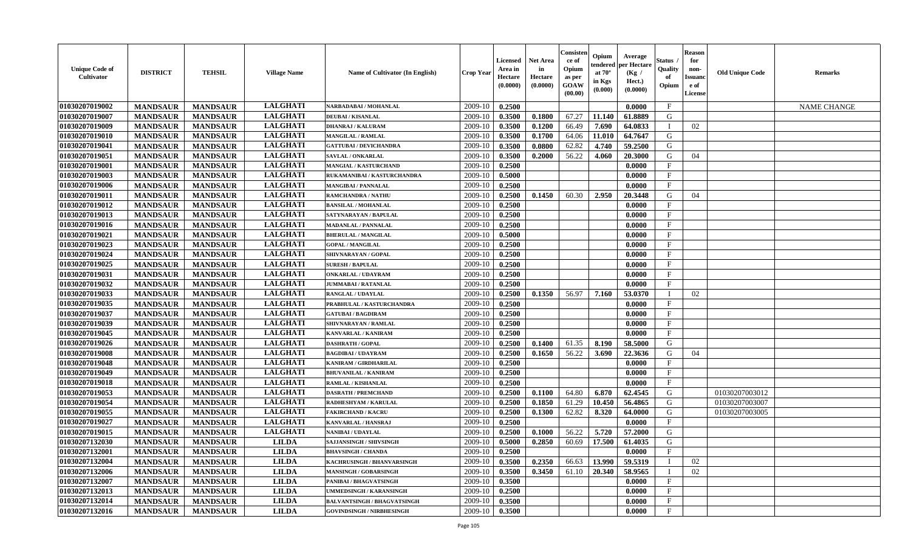| Unique Code of Cultivator | DISTRICT | TEHSIL | Village Name | Name of Cultivator (In English) | Crop Year | Licensed Area in Hectare (0.0000) | Net Area in Hectare (0.0000) | Consistence of Opium as per GOAW (00.00) | Opium tendered at 70° in Kgs (0.000) | Average per Hectare (Kg / Hect.) (0.0000) | Status / Quality of Opium | Reason for non-Issuance of License | Old Unique Code | Remarks |
|---|---|---|---|---|---|---|---|---|---|---|---|---|---|---|
| 01030207019002 | MANDSAUR | MANDSAUR | LALGHATI | NARBADABAI / MOHANLAL | 2009-10 | 0.2500 | | | | 0.0000 | F | | | NAME CHANGE |
| 01030207019007 | MANDSAUR | MANDSAUR | LALGHATI | DEUBAI / KISANLAL | 2009-10 | 0.3500 | 0.1800 | 67.27 | 11.140 | 61.8889 | G | | | |
| 01030207019009 | MANDSAUR | MANDSAUR | LALGHATI | DHANRAJ / KALURAM | 2009-10 | 0.3500 | 0.1200 | 66.49 | 7.690 | 64.0833 | I | 02 | | |
| 01030207019010 | MANDSAUR | MANDSAUR | LALGHATI | MANGILAL / RAMLAL | 2009-10 | 0.3500 | 0.1700 | 64.06 | 11.010 | 64.7647 | G | | | |
| 01030207019041 | MANDSAUR | MANDSAUR | LALGHATI | GATTUBAI / DEVICHANDRA | 2009-10 | 0.3500 | 0.0800 | 62.82 | 4.740 | 59.2500 | G | | | |
| 01030207019051 | MANDSAUR | MANDSAUR | LALGHATI | SAVLAL / ONKARLAL | 2009-10 | 0.3500 | 0.2000 | 56.22 | 4.060 | 20.3000 | G | 04 | | |
| 01030207019001 | MANDSAUR | MANDSAUR | LALGHATI | MANGIAL / KASTURCHAND | 2009-10 | 0.2500 | | | | 0.0000 | F | | | |
| 01030207019003 | MANDSAUR | MANDSAUR | LALGHATI | RUKAMANIBAI / KASTURCHANDRA | 2009-10 | 0.5000 | | | | 0.0000 | F | | | |
| 01030207019006 | MANDSAUR | MANDSAUR | LALGHATI | MANGIBAI / PANNALAL | 2009-10 | 0.2500 | | | | 0.0000 | F | | | |
| 01030207019011 | MANDSAUR | MANDSAUR | LALGHATI | RAMCHANDRA / NATHU | 2009-10 | 0.2500 | 0.1450 | 60.30 | 2.950 | 20.3448 | G | 04 | | |
| 01030207019012 | MANDSAUR | MANDSAUR | LALGHATI | BANSILAL / MOHANLAL | 2009-10 | 0.2500 | | | | 0.0000 | F | | | |
| 01030207019013 | MANDSAUR | MANDSAUR | LALGHATI | SATYNARAYAN / BAPULAL | 2009-10 | 0.2500 | | | | 0.0000 | F | | | |
| 01030207019016 | MANDSAUR | MANDSAUR | LALGHATI | MADANLAL / PANNALAL | 2009-10 | 0.2500 | | | | 0.0000 | F | | | |
| 01030207019021 | MANDSAUR | MANDSAUR | LALGHATI | BHERULAL / MANGILAL | 2009-10 | 0.5000 | | | | 0.0000 | F | | | |
| 01030207019023 | MANDSAUR | MANDSAUR | LALGHATI | GOPAL / MANGILAL | 2009-10 | 0.2500 | | | | 0.0000 | F | | | |
| 01030207019024 | MANDSAUR | MANDSAUR | LALGHATI | SHIVNARAYAN / GOPAL | 2009-10 | 0.2500 | | | | 0.0000 | F | | | |
| 01030207019025 | MANDSAUR | MANDSAUR | LALGHATI | SURESH / BAPULAL | 2009-10 | 0.2500 | | | | 0.0000 | F | | | |
| 01030207019031 | MANDSAUR | MANDSAUR | LALGHATI | ONKARLAL / UDAYRAM | 2009-10 | 0.2500 | | | | 0.0000 | F | | | |
| 01030207019032 | MANDSAUR | MANDSAUR | LALGHATI | JUMMABAI / RATANLAL | 2009-10 | 0.2500 | | | | 0.0000 | F | | | |
| 01030207019033 | MANDSAUR | MANDSAUR | LALGHATI | RANGLAL / UDAYLAL | 2009-10 | 0.2500 | 0.1350 | 56.97 | 7.160 | 53.0370 | I | 02 | | |
| 01030207019035 | MANDSAUR | MANDSAUR | LALGHATI | PRABHULAL / KASTURCHANDRA | 2009-10 | 0.2500 | | | | 0.0000 | F | | | |
| 01030207019037 | MANDSAUR | MANDSAUR | LALGHATI | GATUBAI / BAGDIRAM | 2009-10 | 0.2500 | | | | 0.0000 | F | | | |
| 01030207019039 | MANDSAUR | MANDSAUR | LALGHATI | SHIVNARAYAN / RAMLAL | 2009-10 | 0.2500 | | | | 0.0000 | F | | | |
| 01030207019045 | MANDSAUR | MANDSAUR | LALGHATI | KANVARLAL / KANIRAM | 2009-10 | 0.2500 | | | | 0.0000 | F | | | |
| 01030207019026 | MANDSAUR | MANDSAUR | LALGHATI | DASHRATH / GOPAL | 2009-10 | 0.2500 | 0.1400 | 61.35 | 8.190 | 58.5000 | G | | | |
| 01030207019008 | MANDSAUR | MANDSAUR | LALGHATI | BAGDIBAI / UDAYRAM | 2009-10 | 0.2500 | 0.1650 | 56.22 | 3.690 | 22.3636 | G | 04 | | |
| 01030207019048 | MANDSAUR | MANDSAUR | LALGHATI | KANIRAM / GIRDHARILAL | 2009-10 | 0.2500 | | | | 0.0000 | F | | | |
| 01030207019049 | MANDSAUR | MANDSAUR | LALGHATI | BHUVANILAL / KANIRAM | 2009-10 | 0.2500 | | | | 0.0000 | F | | | |
| 01030207019018 | MANDSAUR | MANDSAUR | LALGHATI | RAMLAL / KISHANLAL | 2009-10 | 0.2500 | | | | 0.0000 | F | | | |
| 01030207019053 | MANDSAUR | MANDSAUR | LALGHATI | DASRATH / PREMCHAND | 2009-10 | 0.2500 | 0.1100 | 64.80 | 6.870 | 62.4545 | G | | 01030207003012 | |
| 01030207019054 | MANDSAUR | MANDSAUR | LALGHATI | RADHESHYAM / KARULAL | 2009-10 | 0.2500 | 0.1850 | 61.29 | 10.450 | 56.4865 | G | | 01030207003007 | |
| 01030207019055 | MANDSAUR | MANDSAUR | LALGHATI | FAKIRCHAND / KACRU | 2009-10 | 0.2500 | 0.1300 | 62.82 | 8.320 | 64.0000 | G | | 01030207003005 | |
| 01030207019027 | MANDSAUR | MANDSAUR | LALGHATI | KANVARLAL / HANSRAJ | 2009-10 | 0.2500 | | | | 0.0000 | F | | | |
| 01030207019015 | MANDSAUR | MANDSAUR | LALGHATI | NANIBAI / UDAYLAL | 2009-10 | 0.2500 | 0.1000 | 56.22 | 5.720 | 57.2000 | G | | | |
| 01030207132030 | MANDSAUR | MANDSAUR | LILDA | SAJJANSINGH / SHIVSINGH | 2009-10 | 0.5000 | 0.2850 | 60.69 | 17.500 | 61.4035 | G | | | |
| 01030207132001 | MANDSAUR | MANDSAUR | LILDA | BHAVSINGH / CHANDA | 2009-10 | 0.2500 | | | | 0.0000 | F | | | |
| 01030207132004 | MANDSAUR | MANDSAUR | LILDA | KACHRUSINGH / BHANVARSINGH | 2009-10 | 0.3500 | 0.2350 | 66.63 | 13.990 | 59.5319 | I | 02 | | |
| 01030207132006 | MANDSAUR | MANDSAUR | LILDA | MANSINGH / GOBARSINGH | 2009-10 | 0.3500 | 0.3450 | 61.10 | 20.340 | 58.9565 | I | 02 | | |
| 01030207132007 | MANDSAUR | MANDSAUR | LILDA | PANIBAI / BHAGVATSINGH | 2009-10 | 0.3500 | | | | 0.0000 | F | | | |
| 01030207132013 | MANDSAUR | MANDSAUR | LILDA | UMMEDSINGH / KARANSINGH | 2009-10 | 0.2500 | | | | 0.0000 | F | | | |
| 01030207132014 | MANDSAUR | MANDSAUR | LILDA | BALVANTSINGH / BHAGVATSINGH | 2009-10 | 0.3500 | | | | 0.0000 | F | | | |
| 01030207132016 | MANDSAUR | MANDSAUR | LILDA | GOVINDSINGH / NIRBHESINGH | 2009-10 | 0.3500 | | | | 0.0000 | F | | | |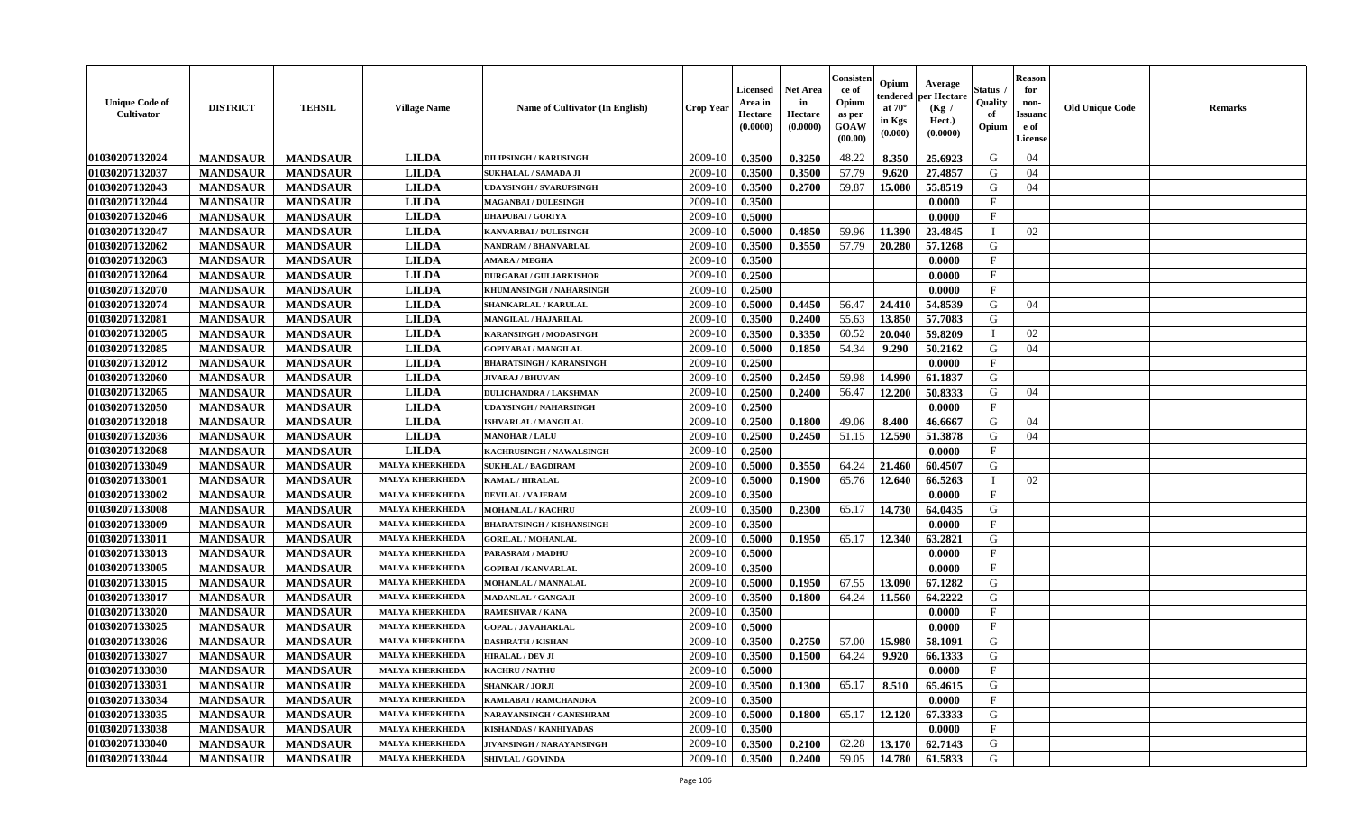| Unique Code of Cultivator | DISTRICT | TEHSIL | Village Name | Name of Cultivator (In English) | Crop Year | Licensed Area in Hectare (0.0000) | Net Area in Hectare (0.0000) | Consistence of Opium as per GOAW (00.00) | Opium tendered at 70° in Kgs (0.000) | Average per Hectare (Kg / Hect.) (0.0000) | Status / Quality of Opium | Reason for non-Issuance of License | Old Unique Code | Remarks |
|---|---|---|---|---|---|---|---|---|---|---|---|---|---|---|
| 01030207132024 | MANDSAUR | MANDSAUR | LILDA | DILIPSINGH / KARUSINGH | 2009-10 | 0.3500 | 0.3250 | 48.22 | 8.350 | 25.6923 | G | 04 | | |
| 01030207132037 | MANDSAUR | MANDSAUR | LILDA | SUKHALAL / SAMADA JI | 2009-10 | 0.3500 | 0.3500 | 57.79 | 9.620 | 27.4857 | G | 04 | | |
| 01030207132043 | MANDSAUR | MANDSAUR | LILDA | UDAYSINGH / SVARUPSINGH | 2009-10 | 0.3500 | 0.2700 | 59.87 | 15.080 | 55.8519 | G | 04 | | |
| 01030207132044 | MANDSAUR | MANDSAUR | LILDA | MAGANBAI / DULESINGH | 2009-10 | 0.3500 | | | | 0.0000 | F | | | |
| 01030207132046 | MANDSAUR | MANDSAUR | LILDA | DHAPUBAI / GORIYA | 2009-10 | 0.5000 | | | | 0.0000 | F | | | |
| 01030207132047 | MANDSAUR | MANDSAUR | LILDA | KANVARBAI / DULESINGH | 2009-10 | 0.5000 | 0.4850 | 59.96 | 11.390 | 23.4845 | I | 02 | | |
| 01030207132062 | MANDSAUR | MANDSAUR | LILDA | NANDRAM / BHANVARLAL | 2009-10 | 0.3500 | 0.3550 | 57.79 | 20.280 | 57.1268 | G | | | |
| 01030207132063 | MANDSAUR | MANDSAUR | LILDA | AMARA / MEGHA | 2009-10 | 0.3500 | | | | 0.0000 | F | | | |
| 01030207132064 | MANDSAUR | MANDSAUR | LILDA | DURGABAI / GULJARKISHOR | 2009-10 | 0.2500 | | | | 0.0000 | F | | | |
| 01030207132070 | MANDSAUR | MANDSAUR | LILDA | KHUMANSINGH / NAHARSINGH | 2009-10 | 0.2500 | | | | 0.0000 | F | | | |
| 01030207132074 | MANDSAUR | MANDSAUR | LILDA | SHANKARLAL / KARULAL | 2009-10 | 0.5000 | 0.4450 | 56.47 | 24.410 | 54.8539 | G | 04 | | |
| 01030207132081 | MANDSAUR | MANDSAUR | LILDA | MANGILAL / HAJARILAL | 2009-10 | 0.3500 | 0.2400 | 55.63 | 13.850 | 57.7083 | G | | | |
| 01030207132005 | MANDSAUR | MANDSAUR | LILDA | KARANSINGH / MODASINGH | 2009-10 | 0.3500 | 0.3350 | 60.52 | 20.040 | 59.8209 | I | 02 | | |
| 01030207132085 | MANDSAUR | MANDSAUR | LILDA | GOPIYABAI / MANGILAL | 2009-10 | 0.5000 | 0.1850 | 54.34 | 9.290 | 50.2162 | G | 04 | | |
| 01030207132012 | MANDSAUR | MANDSAUR | LILDA | BHARATSINGH / KARANSINGH | 2009-10 | 0.2500 | | | | 0.0000 | F | | | |
| 01030207132060 | MANDSAUR | MANDSAUR | LILDA | JIVARAJ / BHUVAN | 2009-10 | 0.2500 | 0.2450 | 59.98 | 14.990 | 61.1837 | G | | | |
| 01030207132065 | MANDSAUR | MANDSAUR | LILDA | DULICHANDRA / LAKSHMAN | 2009-10 | 0.2500 | 0.2400 | 56.47 | 12.200 | 50.8333 | G | 04 | | |
| 01030207132050 | MANDSAUR | MANDSAUR | LILDA | UDAYSINGH / NAHARSINGH | 2009-10 | 0.2500 | | | | 0.0000 | F | | | |
| 01030207132018 | MANDSAUR | MANDSAUR | LILDA | ISHVARLAL / MANGILAL | 2009-10 | 0.2500 | 0.1800 | 49.06 | 8.400 | 46.6667 | G | 04 | | |
| 01030207132036 | MANDSAUR | MANDSAUR | LILDA | MANOHAR / LALU | 2009-10 | 0.2500 | 0.2450 | 51.15 | 12.590 | 51.3878 | G | 04 | | |
| 01030207132068 | MANDSAUR | MANDSAUR | LILDA | KACHRUSINGH / NAWALSINGH | 2009-10 | 0.2500 | | | | 0.0000 | F | | | |
| 01030207133049 | MANDSAUR | MANDSAUR | MALYA KHERKHEDA | SUKHLAL / BAGDIRAM | 2009-10 | 0.5000 | 0.3550 | 64.24 | 21.460 | 60.4507 | G | | | |
| 01030207133001 | MANDSAUR | MANDSAUR | MALYA KHERKHEDA | KAMAL / HIRALAL | 2009-10 | 0.5000 | 0.1900 | 65.76 | 12.640 | 66.5263 | I | 02 | | |
| 01030207133002 | MANDSAUR | MANDSAUR | MALYA KHERKHEDA | DEVILAL / VAJERAM | 2009-10 | 0.3500 | | | | 0.0000 | F | | | |
| 01030207133008 | MANDSAUR | MANDSAUR | MALYA KHERKHEDA | MOHANLAL / KACHRU | 2009-10 | 0.3500 | 0.2300 | 65.17 | 14.730 | 64.0435 | G | | | |
| 01030207133009 | MANDSAUR | MANDSAUR | MALYA KHERKHEDA | BHARATSINGH / KISHANSINGH | 2009-10 | 0.3500 | | | | 0.0000 | F | | | |
| 01030207133011 | MANDSAUR | MANDSAUR | MALYA KHERKHEDA | GORILAL / MOHANLAL | 2009-10 | 0.5000 | 0.1950 | 65.17 | 12.340 | 63.2821 | G | | | |
| 01030207133013 | MANDSAUR | MANDSAUR | MALYA KHERKHEDA | PARASRAM / MADHU | 2009-10 | 0.5000 | | | | 0.0000 | F | | | |
| 01030207133005 | MANDSAUR | MANDSAUR | MALYA KHERKHEDA | GOPIBAI / KANVARLAL | 2009-10 | 0.3500 | | | | 0.0000 | F | | | |
| 01030207133015 | MANDSAUR | MANDSAUR | MALYA KHERKHEDA | MOHANLAL / MANNALAL | 2009-10 | 0.5000 | 0.1950 | 67.55 | 13.090 | 67.1282 | G | | | |
| 01030207133017 | MANDSAUR | MANDSAUR | MALYA KHERKHEDA | MADANLAL / GANGAJI | 2009-10 | 0.3500 | 0.1800 | 64.24 | 11.560 | 64.2222 | G | | | |
| 01030207133020 | MANDSAUR | MANDSAUR | MALYA KHERKHEDA | RAMESHVAR / KANA | 2009-10 | 0.3500 | | | | 0.0000 | F | | | |
| 01030207133025 | MANDSAUR | MANDSAUR | MALYA KHERKHEDA | GOPAL / JAVAHARLAL | 2009-10 | 0.5000 | | | | 0.0000 | F | | | |
| 01030207133026 | MANDSAUR | MANDSAUR | MALYA KHERKHEDA | DASHRATH / KISHAN | 2009-10 | 0.3500 | 0.2750 | 57.00 | 15.980 | 58.1091 | G | | | |
| 01030207133027 | MANDSAUR | MANDSAUR | MALYA KHERKHEDA | HIRALAL / DEV JI | 2009-10 | 0.3500 | 0.1500 | 64.24 | 9.920 | 66.1333 | G | | | |
| 01030207133030 | MANDSAUR | MANDSAUR | MALYA KHERKHEDA | KACHRU / NATHU | 2009-10 | 0.5000 | | | | 0.0000 | F | | | |
| 01030207133031 | MANDSAUR | MANDSAUR | MALYA KHERKHEDA | SHANKAR / JORJI | 2009-10 | 0.3500 | 0.1300 | 65.17 | 8.510 | 65.4615 | G | | | |
| 01030207133034 | MANDSAUR | MANDSAUR | MALYA KHERKHEDA | KAMLABAI / RAMCHANDRA | 2009-10 | 0.3500 | | | | 0.0000 | F | | | |
| 01030207133035 | MANDSAUR | MANDSAUR | MALYA KHERKHEDA | NARAYANSINGH / GANESHRAM | 2009-10 | 0.5000 | 0.1800 | 65.17 | 12.120 | 67.3333 | G | | | |
| 01030207133038 | MANDSAUR | MANDSAUR | MALYA KHERKHEDA | KISHANDAS / KANHIYADAS | 2009-10 | 0.3500 | | | | 0.0000 | F | | | |
| 01030207133040 | MANDSAUR | MANDSAUR | MALYA KHERKHEDA | JIVANSINGH / NARAYANSINGH | 2009-10 | 0.3500 | 0.2100 | 62.28 | 13.170 | 62.7143 | G | | | |
| 01030207133044 | MANDSAUR | MANDSAUR | MALYA KHERKHEDA | SHIVLAL / GOVINDA | 2009-10 | 0.3500 | 0.2400 | 59.05 | 14.780 | 61.5833 | G | | | |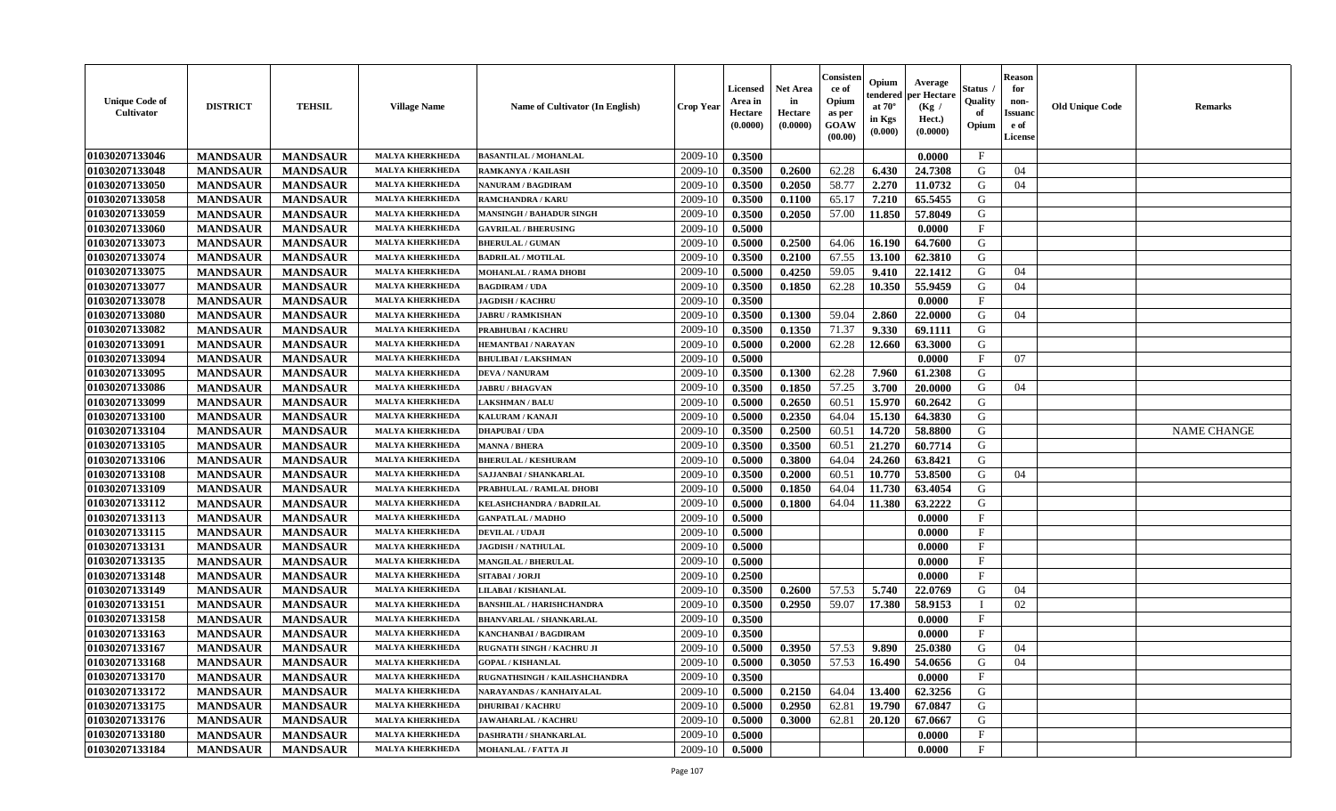| Unique Code of Cultivator | DISTRICT | TEHSIL | Village Name | Name of Cultivator (In English) | Crop Year | Licensed Area in Hectare (0.0000) | Net Area in Hectare (0.0000) | Consistence of Opium as per GOAW (00.00) | Opium tendered at 70° in Kgs (0.000) | Average per Hectare (Kg / Hect.) (0.0000) | Status / Quality of Opium | Reason for non-Issuance of License | Old Unique Code | Remarks |
|---|---|---|---|---|---|---|---|---|---|---|---|---|---|---|
| 01030207133046 | MANDSAUR | MANDSAUR | MALYA KHERKHEDA | BASANTILAL / MOHANLAL | 2009-10 | 0.3500 | | | | 0.0000 | F | | | |
| 01030207133048 | MANDSAUR | MANDSAUR | MALYA KHERKHEDA | RAMKANYA / KAILASH | 2009-10 | 0.3500 | 0.2600 | 62.28 | 6.430 | 24.7308 | G | 04 | | |
| 01030207133050 | MANDSAUR | MANDSAUR | MALYA KHERKHEDA | NANURAM / BAGDIRAM | 2009-10 | 0.3500 | 0.2050 | 58.77 | 2.270 | 11.0732 | G | 04 | | |
| 01030207133058 | MANDSAUR | MANDSAUR | MALYA KHERKHEDA | RAMCHANDRA / KARU | 2009-10 | 0.3500 | 0.1100 | 65.17 | 7.210 | 65.5455 | G | | | |
| 01030207133059 | MANDSAUR | MANDSAUR | MALYA KHERKHEDA | MANSINGH / BAHADUR SINGH | 2009-10 | 0.3500 | 0.2050 | 57.00 | 11.850 | 57.8049 | G | | | |
| 01030207133060 | MANDSAUR | MANDSAUR | MALYA KHERKHEDA | GAVRILAL / BHERUSING | 2009-10 | 0.5000 | | | | 0.0000 | F | | | |
| 01030207133073 | MANDSAUR | MANDSAUR | MALYA KHERKHEDA | BHERULAL / GUMAN | 2009-10 | 0.5000 | 0.2500 | 64.06 | 16.190 | 64.7600 | G | | | |
| 01030207133074 | MANDSAUR | MANDSAUR | MALYA KHERKHEDA | BADRILAL / MOTILAL | 2009-10 | 0.3500 | 0.2100 | 67.55 | 13.100 | 62.3810 | G | | | |
| 01030207133075 | MANDSAUR | MANDSAUR | MALYA KHERKHEDA | MOHANLAL / RAMA DHOBI | 2009-10 | 0.5000 | 0.4250 | 59.05 | 9.410 | 22.1412 | G | 04 | | |
| 01030207133077 | MANDSAUR | MANDSAUR | MALYA KHERKHEDA | BAGDIRAM / UDA | 2009-10 | 0.3500 | 0.1850 | 62.28 | 10.350 | 55.9459 | G | 04 | | |
| 01030207133078 | MANDSAUR | MANDSAUR | MALYA KHERKHEDA | JAGDISH / KACHRU | 2009-10 | 0.3500 | | | | 0.0000 | F | | | |
| 01030207133080 | MANDSAUR | MANDSAUR | MALYA KHERKHEDA | JABRU / RAMKISHAN | 2009-10 | 0.3500 | 0.1300 | 59.04 | 2.860 | 22.0000 | G | 04 | | |
| 01030207133082 | MANDSAUR | MANDSAUR | MALYA KHERKHEDA | PRABHUBAI / KACHRU | 2009-10 | 0.3500 | 0.1350 | 71.37 | 9.330 | 69.1111 | G | | | |
| 01030207133091 | MANDSAUR | MANDSAUR | MALYA KHERKHEDA | HEMANTBAI / NARAYAN | 2009-10 | 0.5000 | 0.2000 | 62.28 | 12.660 | 63.3000 | G | | | |
| 01030207133094 | MANDSAUR | MANDSAUR | MALYA KHERKHEDA | BHULIBAI / LAKSHMAN | 2009-10 | 0.5000 | | | | 0.0000 | F | 07 | | |
| 01030207133095 | MANDSAUR | MANDSAUR | MALYA KHERKHEDA | DEVA / NANURAM | 2009-10 | 0.3500 | 0.1300 | 62.28 | 7.960 | 61.2308 | G | | | |
| 01030207133086 | MANDSAUR | MANDSAUR | MALYA KHERKHEDA | JABRU / BHAGVAN | 2009-10 | 0.3500 | 0.1850 | 57.25 | 3.700 | 20.0000 | G | 04 | | |
| 01030207133099 | MANDSAUR | MANDSAUR | MALYA KHERKHEDA | LAKSHMAN / BALU | 2009-10 | 0.5000 | 0.2650 | 60.51 | 15.970 | 60.2642 | G | | | |
| 01030207133100 | MANDSAUR | MANDSAUR | MALYA KHERKHEDA | KALURAM / KANAJI | 2009-10 | 0.5000 | 0.2350 | 64.04 | 15.130 | 64.3830 | G | | | |
| 01030207133104 | MANDSAUR | MANDSAUR | MALYA KHERKHEDA | DHAPUBAI / UDA | 2009-10 | 0.3500 | 0.2500 | 60.51 | 14.720 | 58.8800 | G | | | NAME CHANGE |
| 01030207133105 | MANDSAUR | MANDSAUR | MALYA KHERKHEDA | MANNA / BHERA | 2009-10 | 0.3500 | 0.3500 | 60.51 | 21.270 | 60.7714 | G | | | |
| 01030207133106 | MANDSAUR | MANDSAUR | MALYA KHERKHEDA | BHERULAL / KESHURAM | 2009-10 | 0.5000 | 0.3800 | 64.04 | 24.260 | 63.8421 | G | | | |
| 01030207133108 | MANDSAUR | MANDSAUR | MALYA KHERKHEDA | SAJJANBAI / SHANKARLAL | 2009-10 | 0.3500 | 0.2000 | 60.51 | 10.770 | 53.8500 | G | 04 | | |
| 01030207133109 | MANDSAUR | MANDSAUR | MALYA KHERKHEDA | PRABHULAL / RAMLAL DHOBI | 2009-10 | 0.5000 | 0.1850 | 64.04 | 11.730 | 63.4054 | G | | | |
| 01030207133112 | MANDSAUR | MANDSAUR | MALYA KHERKHEDA | KELASHCHANDRA / BADRILAL | 2009-10 | 0.5000 | 0.1800 | 64.04 | 11.380 | 63.2222 | G | | | |
| 01030207133113 | MANDSAUR | MANDSAUR | MALYA KHERKHEDA | GANPATLAL / MADHO | 2009-10 | 0.5000 | | | | 0.0000 | F | | | |
| 01030207133115 | MANDSAUR | MANDSAUR | MALYA KHERKHEDA | DEVILAL / UDAJI | 2009-10 | 0.5000 | | | | 0.0000 | F | | | |
| 01030207133131 | MANDSAUR | MANDSAUR | MALYA KHERKHEDA | JAGDISH / NATHULAL | 2009-10 | 0.5000 | | | | 0.0000 | F | | | |
| 01030207133135 | MANDSAUR | MANDSAUR | MALYA KHERKHEDA | MANGILAL / BHERULAL | 2009-10 | 0.5000 | | | | 0.0000 | F | | | |
| 01030207133148 | MANDSAUR | MANDSAUR | MALYA KHERKHEDA | SITABAI / JORJI | 2009-10 | 0.2500 | | | | 0.0000 | F | | | |
| 01030207133149 | MANDSAUR | MANDSAUR | MALYA KHERKHEDA | LILABAI / KISHANLAL | 2009-10 | 0.3500 | 0.2600 | 57.53 | 5.740 | 22.0769 | G | 04 | | |
| 01030207133151 | MANDSAUR | MANDSAUR | MALYA KHERKHEDA | BANSHILAL / HARISHCHANDRA | 2009-10 | 0.3500 | 0.2950 | 59.07 | 17.380 | 58.9153 | I | 02 | | |
| 01030207133158 | MANDSAUR | MANDSAUR | MALYA KHERKHEDA | BHANVARLAL / SHANKARLAL | 2009-10 | 0.3500 | | | | 0.0000 | F | | | |
| 01030207133163 | MANDSAUR | MANDSAUR | MALYA KHERKHEDA | KANCHANBAI / BAGDIRAM | 2009-10 | 0.3500 | | | | 0.0000 | F | | | |
| 01030207133167 | MANDSAUR | MANDSAUR | MALYA KHERKHEDA | RUGNATH SINGH / KACHRU JI | 2009-10 | 0.5000 | 0.3950 | 57.53 | 9.890 | 25.0380 | G | 04 | | |
| 01030207133168 | MANDSAUR | MANDSAUR | MALYA KHERKHEDA | GOPAL / KISHANLAL | 2009-10 | 0.5000 | 0.3050 | 57.53 | 16.490 | 54.0656 | G | 04 | | |
| 01030207133170 | MANDSAUR | MANDSAUR | MALYA KHERKHEDA | RUGNATHSINGH / KAILASHCHANDRA | 2009-10 | 0.3500 | | | | 0.0000 | F | | | |
| 01030207133172 | MANDSAUR | MANDSAUR | MALYA KHERKHEDA | NARAYANDAS / KANHAIYALAL | 2009-10 | 0.5000 | 0.2150 | 64.04 | 13.400 | 62.3256 | G | | | |
| 01030207133175 | MANDSAUR | MANDSAUR | MALYA KHERKHEDA | DHURIBAI / KACHRU | 2009-10 | 0.5000 | 0.2950 | 62.81 | 19.790 | 67.0847 | G | | | |
| 01030207133176 | MANDSAUR | MANDSAUR | MALYA KHERKHEDA | JAWAHARLAL / KACHRU | 2009-10 | 0.5000 | 0.3000 | 62.81 | 20.120 | 67.0667 | G | | | |
| 01030207133180 | MANDSAUR | MANDSAUR | MALYA KHERKHEDA | DASHRATH / SHANKARLAL | 2009-10 | 0.5000 | | | | 0.0000 | F | | | |
| 01030207133184 | MANDSAUR | MANDSAUR | MALYA KHERKHEDA | MOHANLAL / FATTA JI | 2009-10 | 0.5000 | | | | 0.0000 | F | | | |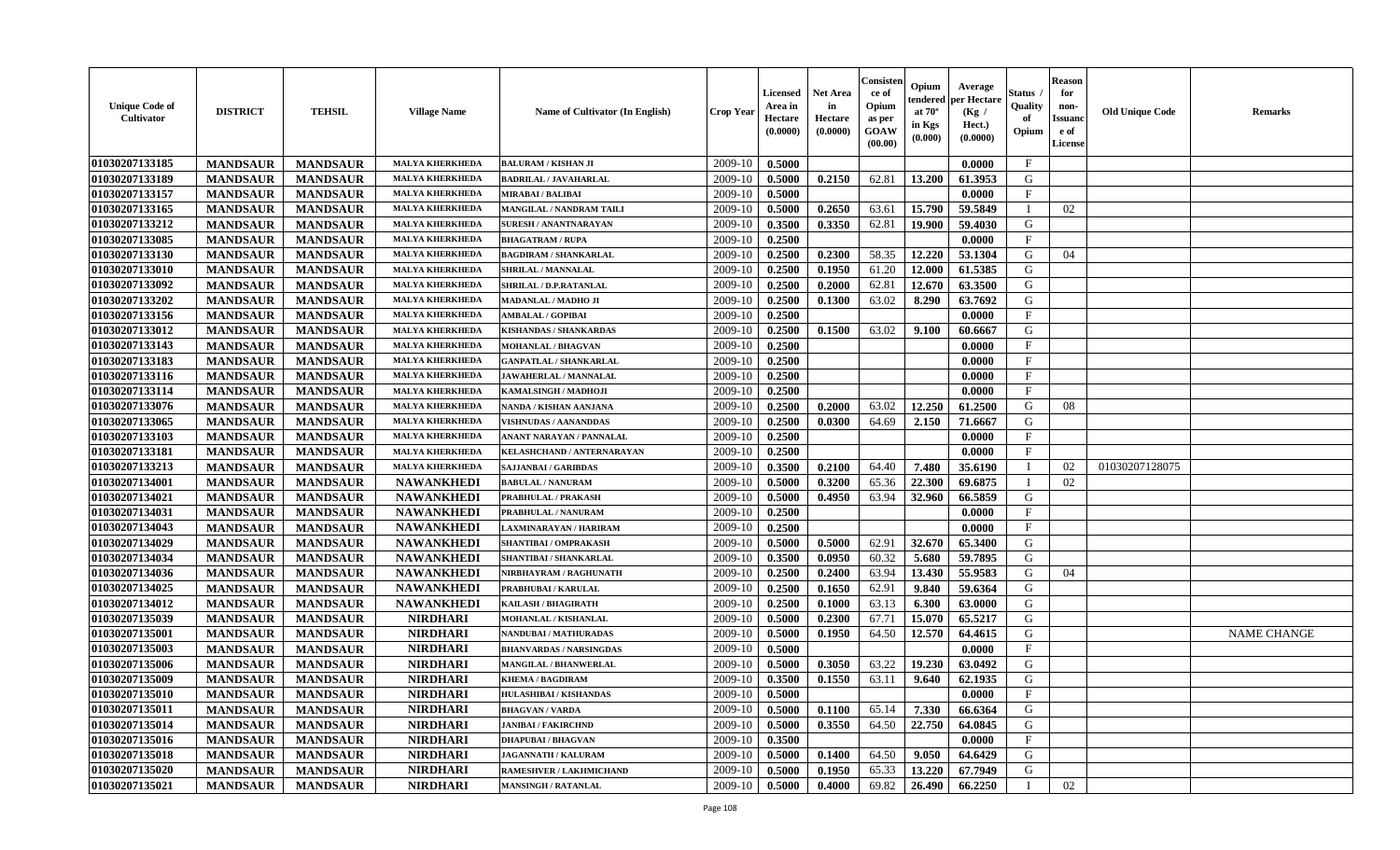| Unique Code of Cultivator | DISTRICT | TEHSIL | Village Name | Name of Cultivator (In English) | Crop Year | Licensed Area in Hectare (0.0000) | Net Area in Hectare (0.0000) | Consistence of Opium as per GOAW (00.00) | Opium tendered at 70° in Kgs (0.000) | Average per Hectare (Kg / Hect.) (0.0000) | Status / Quality of Opium | Reason for non-Issuance of License | Old Unique Code | Remarks |
|---|---|---|---|---|---|---|---|---|---|---|---|---|---|---|
| 01030207133185 | MANDSAUR | MANDSAUR | MALYA KHERKHEDA | BALURAM / KISHAN JI | 2009-10 | 0.5000 | | | | 0.0000 | F | | | |
| 01030207133189 | MANDSAUR | MANDSAUR | MALYA KHERKHEDA | BADRILAL / JAVAHARLAL | 2009-10 | 0.5000 | 0.2150 | 62.81 | 13.200 | 61.3953 | G | | | |
| 01030207133157 | MANDSAUR | MANDSAUR | MALYA KHERKHEDA | MIRABAI / BALIBAI | 2009-10 | 0.5000 | | | | 0.0000 | F | | | |
| 01030207133165 | MANDSAUR | MANDSAUR | MALYA KHERKHEDA | MANGILAL / NANDRAM TAILI | 2009-10 | 0.5000 | 0.2650 | 63.61 | 15.790 | 59.5849 | I | 02 | | |
| 01030207133212 | MANDSAUR | MANDSAUR | MALYA KHERKHEDA | SURESH / ANANTNARAYAN | 2009-10 | 0.3500 | 0.3350 | 62.81 | 19.900 | 59.4030 | G | | | |
| 01030207133085 | MANDSAUR | MANDSAUR | MALYA KHERKHEDA | BHAGATRAM / RUPA | 2009-10 | 0.2500 | | | | 0.0000 | F | | | |
| 01030207133130 | MANDSAUR | MANDSAUR | MALYA KHERKHEDA | BAGDIRAM / SHANKARLAL | 2009-10 | 0.2500 | 0.2300 | 58.35 | 12.220 | 53.1304 | G | 04 | | |
| 01030207133010 | MANDSAUR | MANDSAUR | MALYA KHERKHEDA | SHRILAL / MANNALAL | 2009-10 | 0.2500 | 0.1950 | 61.20 | 12.000 | 61.5385 | G | | | |
| 01030207133092 | MANDSAUR | MANDSAUR | MALYA KHERKHEDA | SHRILAL / D.P.RATANLAL | 2009-10 | 0.2500 | 0.2000 | 62.81 | 12.670 | 63.3500 | G | | | |
| 01030207133202 | MANDSAUR | MANDSAUR | MALYA KHERKHEDA | MADANLAL / MADHO JI | 2009-10 | 0.2500 | 0.1300 | 63.02 | 8.290 | 63.7692 | G | | | |
| 01030207133156 | MANDSAUR | MANDSAUR | MALYA KHERKHEDA | AMBALAL / GOPIBAI | 2009-10 | 0.2500 | | | | 0.0000 | F | | | |
| 01030207133012 | MANDSAUR | MANDSAUR | MALYA KHERKHEDA | KISHANDAS / SHANKARDAS | 2009-10 | 0.2500 | 0.1500 | 63.02 | 9.100 | 60.6667 | G | | | |
| 01030207133143 | MANDSAUR | MANDSAUR | MALYA KHERKHEDA | MOHANLAL / BHAGVAN | 2009-10 | 0.2500 | | | | 0.0000 | F | | | |
| 01030207133183 | MANDSAUR | MANDSAUR | MALYA KHERKHEDA | GANPATLAL / SHANKARLAL | 2009-10 | 0.2500 | | | | 0.0000 | F | | | |
| 01030207133116 | MANDSAUR | MANDSAUR | MALYA KHERKHEDA | JAWAHERLAL / MANNALAL | 2009-10 | 0.2500 | | | | 0.0000 | F | | | |
| 01030207133114 | MANDSAUR | MANDSAUR | MALYA KHERKHEDA | KAMALSINGH / MADHOJI | 2009-10 | 0.2500 | | | | 0.0000 | F | | | |
| 01030207133076 | MANDSAUR | MANDSAUR | MALYA KHERKHEDA | NANDA / KISHAN AANJANA | 2009-10 | 0.2500 | 0.2000 | 63.02 | 12.250 | 61.2500 | G | 08 | | |
| 01030207133065 | MANDSAUR | MANDSAUR | MALYA KHERKHEDA | VISHNUDAS / AANANDDAS | 2009-10 | 0.2500 | 0.0300 | 64.69 | 2.150 | 71.6667 | G | | | |
| 01030207133103 | MANDSAUR | MANDSAUR | MALYA KHERKHEDA | ANANT NARAYAN / PANNALAL | 2009-10 | 0.2500 | | | | 0.0000 | F | | | |
| 01030207133181 | MANDSAUR | MANDSAUR | MALYA KHERKHEDA | KELASHCHAND / ANTERNARAYAN | 2009-10 | 0.2500 | | | | 0.0000 | F | | | |
| 01030207133213 | MANDSAUR | MANDSAUR | MALYA KHERKHEDA | SAJJANBAI / GARIBDAS | 2009-10 | 0.3500 | 0.2100 | 64.40 | 7.480 | 35.6190 | I | 02 | 01030207128075 | |
| 01030207134001 | MANDSAUR | MANDSAUR | NAWANKHEDI | BABULAL / NANURAM | 2009-10 | 0.5000 | 0.3200 | 65.36 | 22.300 | 69.6875 | I | 02 | | |
| 01030207134021 | MANDSAUR | MANDSAUR | NAWANKHEDI | PRABHULAL / PRAKASH | 2009-10 | 0.5000 | 0.4950 | 63.94 | 32.960 | 66.5859 | G | | | |
| 01030207134031 | MANDSAUR | MANDSAUR | NAWANKHEDI | PRABHULAL / NANURAM | 2009-10 | 0.2500 | | | | 0.0000 | F | | | |
| 01030207134043 | MANDSAUR | MANDSAUR | NAWANKHEDI | LAXMINARAYAN / HARIRAM | 2009-10 | 0.2500 | | | | 0.0000 | F | | | |
| 01030207134029 | MANDSAUR | MANDSAUR | NAWANKHEDI | SHANTIBAI / OMPRAKASH | 2009-10 | 0.5000 | 0.5000 | 62.91 | 32.670 | 65.3400 | G | | | |
| 01030207134034 | MANDSAUR | MANDSAUR | NAWANKHEDI | SHANTIBAI / SHANKARLAL | 2009-10 | 0.3500 | 0.0950 | 60.32 | 5.680 | 59.7895 | G | | | |
| 01030207134036 | MANDSAUR | MANDSAUR | NAWANKHEDI | NIRBHAYRAM / RAGHUNATH | 2009-10 | 0.2500 | 0.2400 | 63.94 | 13.430 | 55.9583 | G | 04 | | |
| 01030207134025 | MANDSAUR | MANDSAUR | NAWANKHEDI | PRABHUBAI / KARULAL | 2009-10 | 0.2500 | 0.1650 | 62.91 | 9.840 | 59.6364 | G | | | |
| 01030207134012 | MANDSAUR | MANDSAUR | NAWANKHEDI | KAILASH / BHAGIRATH | 2009-10 | 0.2500 | 0.1000 | 63.13 | 6.300 | 63.0000 | G | | | |
| 01030207135039 | MANDSAUR | MANDSAUR | NIRDHARI | MOHANLAL / KISHANLAL | 2009-10 | 0.5000 | 0.2300 | 67.71 | 15.070 | 65.5217 | G | | | |
| 01030207135001 | MANDSAUR | MANDSAUR | NIRDHARI | NANDUBAI / MATHURADAS | 2009-10 | 0.5000 | 0.1950 | 64.50 | 12.570 | 64.4615 | G | | | NAME CHANGE |
| 01030207135003 | MANDSAUR | MANDSAUR | NIRDHARI | BHANVARDAS / NARSINGDAS | 2009-10 | 0.5000 | | | | 0.0000 | F | | | |
| 01030207135006 | MANDSAUR | MANDSAUR | NIRDHARI | MANGILAL / BHANWERLAL | 2009-10 | 0.5000 | 0.3050 | 63.22 | 19.230 | 63.0492 | G | | | |
| 01030207135009 | MANDSAUR | MANDSAUR | NIRDHARI | KHEMA / BAGDIRAM | 2009-10 | 0.3500 | 0.1550 | 63.11 | 9.640 | 62.1935 | G | | | |
| 01030207135010 | MANDSAUR | MANDSAUR | NIRDHARI | HULASHIBAI / KISHANDAS | 2009-10 | 0.5000 | | | | 0.0000 | F | | | |
| 01030207135011 | MANDSAUR | MANDSAUR | NIRDHARI | BHAGVAN / VARDA | 2009-10 | 0.5000 | 0.1100 | 65.14 | 7.330 | 66.6364 | G | | | |
| 01030207135014 | MANDSAUR | MANDSAUR | NIRDHARI | JANIBAI / FAKIRCHND | 2009-10 | 0.5000 | 0.3550 | 64.50 | 22.750 | 64.0845 | G | | | |
| 01030207135016 | MANDSAUR | MANDSAUR | NIRDHARI | DHAPUBAI / BHAGVAN | 2009-10 | 0.3500 | | | | 0.0000 | F | | | |
| 01030207135018 | MANDSAUR | MANDSAUR | NIRDHARI | JAGANNATH / KALURAM | 2009-10 | 0.5000 | 0.1400 | 64.50 | 9.050 | 64.6429 | G | | | |
| 01030207135020 | MANDSAUR | MANDSAUR | NIRDHARI | RAMESHVER / LAKHMICHAND | 2009-10 | 0.5000 | 0.1950 | 65.33 | 13.220 | 67.7949 | G | | | |
| 01030207135021 | MANDSAUR | MANDSAUR | NIRDHARI | MANSINGH / RATANLAL | 2009-10 | 0.5000 | 0.4000 | 69.82 | 26.490 | 66.2250 | I | 02 | | |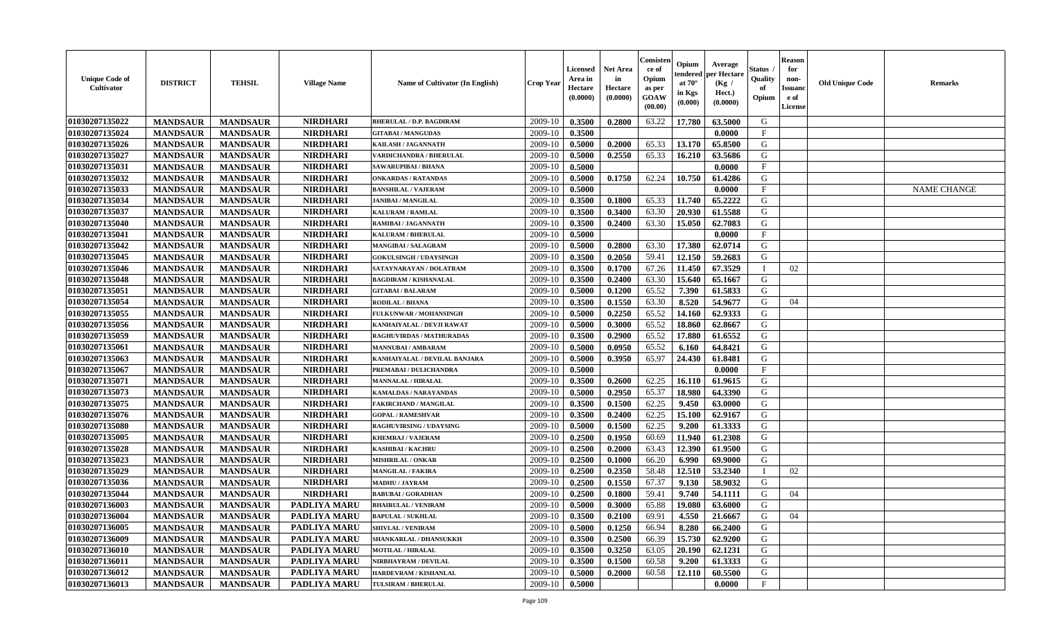| Unique Code of Cultivator | DISTRICT | TEHSIL | Village Name | Name of Cultivator (In English) | Crop Year | Licensed Area in Hectare (0.0000) | Net Area in Hectare (0.0000) | Consistence of Opium as per GOAW (00.00) | Opium tendered at 70° in Kgs (0.000) | Average per Hectare (Kg / Hect.) (0.0000) | Status / Quality of Opium | Reason for non-Issuance of License | Old Unique Code | Remarks |
|---|---|---|---|---|---|---|---|---|---|---|---|---|---|---|
| 01030207135022 | MANDSAUR | MANDSAUR | NIRDHARI | BHERULAL / D.P. BAGDIRAM | 2009-10 | 0.3500 | 0.2800 | 63.22 | 17.780 | 63.5000 | G | | | |
| 01030207135024 | MANDSAUR | MANDSAUR | NIRDHARI | GITABAI / MANGUDAS | 2009-10 | 0.3500 | | | | 0.0000 | F | | | |
| 01030207135026 | MANDSAUR | MANDSAUR | NIRDHARI | KAILASH / JAGANNATH | 2009-10 | 0.5000 | 0.2000 | 65.33 | 13.170 | 65.8500 | G | | | |
| 01030207135027 | MANDSAUR | MANDSAUR | NIRDHARI | VARDICHANDRA / BHERULAL | 2009-10 | 0.5000 | 0.2550 | 65.33 | 16.210 | 63.5686 | G | | | |
| 01030207135031 | MANDSAUR | MANDSAUR | NIRDHARI | SAWARUPIBAI / BHANA | 2009-10 | 0.5000 | | | | 0.0000 | F | | | |
| 01030207135032 | MANDSAUR | MANDSAUR | NIRDHARI | ONKARDAS / RATANDAS | 2009-10 | 0.5000 | 0.1750 | 62.24 | 10.750 | 61.4286 | G | | | |
| 01030207135033 | MANDSAUR | MANDSAUR | NIRDHARI | BANSHILAL / VAJERAM | 2009-10 | 0.5000 | | | | 0.0000 | F | | | NAME CHANGE |
| 01030207135034 | MANDSAUR | MANDSAUR | NIRDHARI | JANIBAI / MANGILAL | 2009-10 | 0.3500 | 0.1800 | 65.33 | 11.740 | 65.2222 | G | | | |
| 01030207135037 | MANDSAUR | MANDSAUR | NIRDHARI | KALURAM / RAMLAL | 2009-10 | 0.3500 | 0.3400 | 63.30 | 20.930 | 61.5588 | G | | | |
| 01030207135040 | MANDSAUR | MANDSAUR | NIRDHARI | RAMIBAI / JAGANNATH | 2009-10 | 0.3500 | 0.2400 | 63.30 | 15.050 | 62.7083 | G | | | |
| 01030207135041 | MANDSAUR | MANDSAUR | NIRDHARI | KALURAM / BHERULAL | 2009-10 | 0.5000 | | | | 0.0000 | F | | | |
| 01030207135042 | MANDSAUR | MANDSAUR | NIRDHARI | MANGIBAI / SALAGRAM | 2009-10 | 0.5000 | 0.2800 | 63.30 | 17.380 | 62.0714 | G | | | |
| 01030207135045 | MANDSAUR | MANDSAUR | NIRDHARI | GOKULSINGH / UDAYSINGH | 2009-10 | 0.3500 | 0.2050 | 59.41 | 12.150 | 59.2683 | G | | | |
| 01030207135046 | MANDSAUR | MANDSAUR | NIRDHARI | SATAYNARAYAN / DOLATRAM | 2009-10 | 0.3500 | 0.1700 | 67.26 | 11.450 | 67.3529 | I | 02 | | |
| 01030207135048 | MANDSAUR | MANDSAUR | NIRDHARI | BAGDIRAM / KISHANALAL | 2009-10 | 0.3500 | 0.2400 | 63.30 | 15.640 | 65.1667 | G | | | |
| 01030207135051 | MANDSAUR | MANDSAUR | NIRDHARI | GITABAI / BALARAM | 2009-10 | 0.5000 | 0.1200 | 65.52 | 7.390 | 61.5833 | G | | | |
| 01030207135054 | MANDSAUR | MANDSAUR | NIRDHARI | RODILAL / BHANA | 2009-10 | 0.3500 | 0.1550 | 63.30 | 8.520 | 54.9677 | G | 04 | | |
| 01030207135055 | MANDSAUR | MANDSAUR | NIRDHARI | FULKUNWAR / MOHANSINGH | 2009-10 | 0.5000 | 0.2250 | 65.52 | 14.160 | 62.9333 | G | | | |
| 01030207135056 | MANDSAUR | MANDSAUR | NIRDHARI | KANHAIYALAL / DEVJI RAWAT | 2009-10 | 0.5000 | 0.3000 | 65.52 | 18.860 | 62.8667 | G | | | |
| 01030207135059 | MANDSAUR | MANDSAUR | NIRDHARI | RAGHUVIRDAS / MATHURADAS | 2009-10 | 0.3500 | 0.2900 | 65.52 | 17.880 | 61.6552 | G | | | |
| 01030207135061 | MANDSAUR | MANDSAUR | NIRDHARI | MANNUBAI / AMBARAM | 2009-10 | 0.5000 | 0.0950 | 65.52 | 6.160 | 64.8421 | G | | | |
| 01030207135063 | MANDSAUR | MANDSAUR | NIRDHARI | KANHAIYALAL / DEVILAL BANJARA | 2009-10 | 0.5000 | 0.3950 | 65.97 | 24.430 | 61.8481 | G | | | |
| 01030207135067 | MANDSAUR | MANDSAUR | NIRDHARI | PREMABAI / DULICHANDRA | 2009-10 | 0.5000 | | | | 0.0000 | F | | | |
| 01030207135071 | MANDSAUR | MANDSAUR | NIRDHARI | MANNALAL / HIRALAL | 2009-10 | 0.3500 | 0.2600 | 62.25 | 16.110 | 61.9615 | G | | | |
| 01030207135073 | MANDSAUR | MANDSAUR | NIRDHARI | KAMALDAS / NARAYANDAS | 2009-10 | 0.5000 | 0.2950 | 65.37 | 18.980 | 64.3390 | G | | | |
| 01030207135075 | MANDSAUR | MANDSAUR | NIRDHARI | FAKIRCHAND / MANGILAL | 2009-10 | 0.3500 | 0.1500 | 62.25 | 9.450 | 63.0000 | G | | | |
| 01030207135076 | MANDSAUR | MANDSAUR | NIRDHARI | GOPAL / RAMESHVAR | 2009-10 | 0.3500 | 0.2400 | 62.25 | 15.100 | 62.9167 | G | | | |
| 01030207135080 | MANDSAUR | MANDSAUR | NIRDHARI | RAGHUVIRSING / UDAYSING | 2009-10 | 0.5000 | 0.1500 | 62.25 | 9.200 | 61.3333 | G | | | |
| 01030207135005 | MANDSAUR | MANDSAUR | NIRDHARI | KHEMRAJ / VAJERAM | 2009-10 | 0.2500 | 0.1950 | 60.69 | 11.940 | 61.2308 | G | | | |
| 01030207135028 | MANDSAUR | MANDSAUR | NIRDHARI | KASHIBAI / KACHRU | 2009-10 | 0.2500 | 0.2000 | 63.43 | 12.390 | 61.9500 | G | | | |
| 01030207135023 | MANDSAUR | MANDSAUR | NIRDHARI | MISHRILAL / ONKAR | 2009-10 | 0.2500 | 0.1000 | 66.20 | 6.990 | 69.9000 | G | | | |
| 01030207135029 | MANDSAUR | MANDSAUR | NIRDHARI | MANGILAL / FAKIRA | 2009-10 | 0.2500 | 0.2350 | 58.48 | 12.510 | 53.2340 | I | 02 | | |
| 01030207135036 | MANDSAUR | MANDSAUR | NIRDHARI | MADHU / JAYRAM | 2009-10 | 0.2500 | 0.1550 | 67.37 | 9.130 | 58.9032 | G | | | |
| 01030207135044 | MANDSAUR | MANDSAUR | NIRDHARI | BABUBAI / GORADHAN | 2009-10 | 0.2500 | 0.1800 | 59.41 | 9.740 | 54.1111 | G | 04 | | |
| 01030207136003 | MANDSAUR | MANDSAUR | PADLIYA MARU | BHAIRULAL / VENIRAM | 2009-10 | 0.5000 | 0.3000 | 65.88 | 19.080 | 63.6000 | G | | | |
| 01030207136004 | MANDSAUR | MANDSAUR | PADLIYA MARU | BAPULAL / SUKHLAL | 2009-10 | 0.3500 | 0.2100 | 69.91 | 4.550 | 21.6667 | G | 04 | | |
| 01030207136005 | MANDSAUR | MANDSAUR | PADLIYA MARU | SHIVLAL / VENIRAM | 2009-10 | 0.5000 | 0.1250 | 66.94 | 8.280 | 66.2400 | G | | | |
| 01030207136009 | MANDSAUR | MANDSAUR | PADLIYA MARU | SHANKARLAL / DHANSUKKH | 2009-10 | 0.3500 | 0.2500 | 66.39 | 15.730 | 62.9200 | G | | | |
| 01030207136010 | MANDSAUR | MANDSAUR | PADLIYA MARU | MOTILAL / HIRALAL | 2009-10 | 0.3500 | 0.3250 | 63.05 | 20.190 | 62.1231 | G | | | |
| 01030207136011 | MANDSAUR | MANDSAUR | PADLIYA MARU | NIRBHAYRAM / DEVILAL | 2009-10 | 0.3500 | 0.1500 | 60.58 | 9.200 | 61.3333 | G | | | |
| 01030207136012 | MANDSAUR | MANDSAUR | PADLIYA MARU | HARDEVRAM / KISHANLAL | 2009-10 | 0.5000 | 0.2000 | 60.58 | 12.110 | 60.5500 | G | | | |
| 01030207136013 | MANDSAUR | MANDSAUR | PADLIYA MARU | TULSIRAM / BHERULAL | 2009-10 | 0.5000 | | | | 0.0000 | F | | | |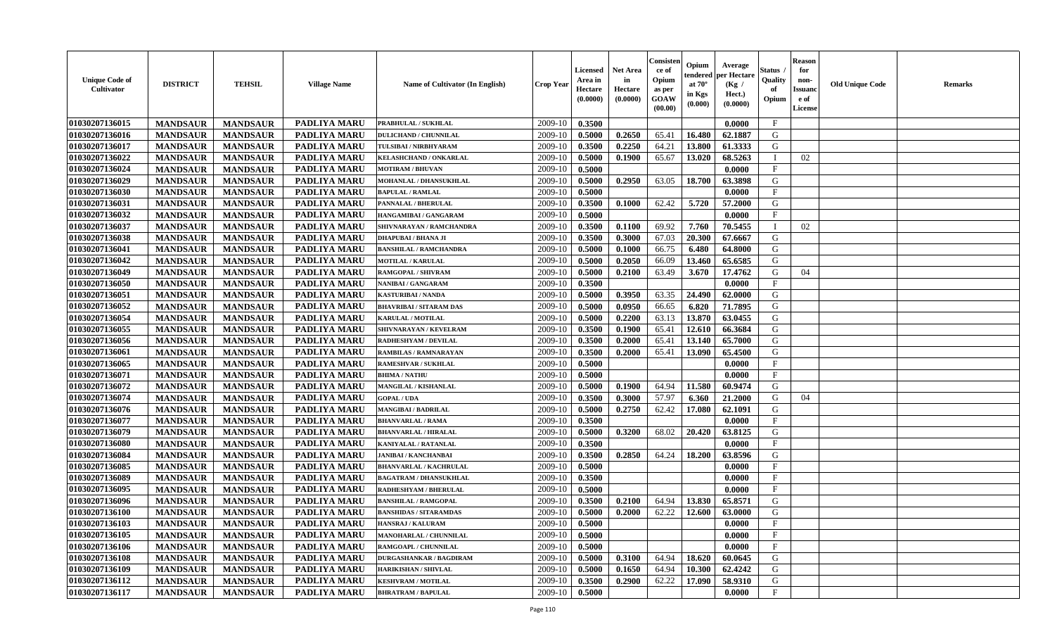| Unique Code of Cultivator | DISTRICT | TEHSIL | Village Name | Name of Cultivator (In English) | Crop Year | Licensed Area in Hectare (0.0000) | Net Area in Hectare (0.0000) | Consistence of Opium as per GOAW (00.00) | Opium tendered at 70° in Kgs (0.000) | Average per Hectare (Kg / Hect.) (0.0000) | Status / Quality of Opium | Reason for non-Issuance of License | Old Unique Code | Remarks |
|---|---|---|---|---|---|---|---|---|---|---|---|---|---|---|
| 01030207136015 | MANDSAUR | MANDSAUR | PADLIYA MARU | PRABHULAL / SUKHLAL | 2009-10 | 0.3500 | | | | 0.0000 | F | | | |
| 01030207136016 | MANDSAUR | MANDSAUR | PADLIYA MARU | DULICHAND / CHUNNILAL | 2009-10 | 0.5000 | 0.2650 | 65.41 | 16.480 | 62.1887 | G | | | |
| 01030207136017 | MANDSAUR | MANDSAUR | PADLIYA MARU | TULSIBAI / NIRBHYARAM | 2009-10 | 0.3500 | 0.2250 | 64.21 | 13.800 | 61.3333 | G | | | |
| 01030207136022 | MANDSAUR | MANDSAUR | PADLIYA MARU | KELASHCHAND / ONKARLAL | 2009-10 | 0.5000 | 0.1900 | 65.67 | 13.020 | 68.5263 | I | 02 | | |
| 01030207136024 | MANDSAUR | MANDSAUR | PADLIYA MARU | MOTIRAM / BHUVAN | 2009-10 | 0.5000 | | | | 0.0000 | F | | | |
| 01030207136029 | MANDSAUR | MANDSAUR | PADLIYA MARU | MOHANLAL / DHANSUKHLAL | 2009-10 | 0.5000 | 0.2950 | 63.05 | 18.700 | 63.3898 | G | | | |
| 01030207136030 | MANDSAUR | MANDSAUR | PADLIYA MARU | BAPULAL / RAMLAL | 2009-10 | 0.5000 | | | | 0.0000 | F | | | |
| 01030207136031 | MANDSAUR | MANDSAUR | PADLIYA MARU | PANNALAL / BHERULAL | 2009-10 | 0.3500 | 0.1000 | 62.42 | 5.720 | 57.2000 | G | | | |
| 01030207136032 | MANDSAUR | MANDSAUR | PADLIYA MARU | HANGAMIBAI / GANGARAM | 2009-10 | 0.5000 | | | | 0.0000 | F | | | |
| 01030207136037 | MANDSAUR | MANDSAUR | PADLIYA MARU | SHIVNARAYAN / RAMCHANDRA | 2009-10 | 0.3500 | 0.1100 | 69.92 | 7.760 | 70.5455 | I | 02 | | |
| 01030207136038 | MANDSAUR | MANDSAUR | PADLIYA MARU | DHAPUBAI / BHANA JI | 2009-10 | 0.3500 | 0.3000 | 67.03 | 20.300 | 67.6667 | G | | | |
| 01030207136041 | MANDSAUR | MANDSAUR | PADLIYA MARU | BANSHILAL / RAMCHANDRA | 2009-10 | 0.5000 | 0.1000 | 66.75 | 6.480 | 64.8000 | G | | | |
| 01030207136042 | MANDSAUR | MANDSAUR | PADLIYA MARU | MOTILAL / KARULAL | 2009-10 | 0.5000 | 0.2050 | 66.09 | 13.460 | 65.6585 | G | | | |
| 01030207136049 | MANDSAUR | MANDSAUR | PADLIYA MARU | RAMGOPAL / SHIVRAM | 2009-10 | 0.5000 | 0.2100 | 63.49 | 3.670 | 17.4762 | G | 04 | | |
| 01030207136050 | MANDSAUR | MANDSAUR | PADLIYA MARU | NANIBAI / GANGARAM | 2009-10 | 0.3500 | | | | 0.0000 | F | | | |
| 01030207136051 | MANDSAUR | MANDSAUR | PADLIYA MARU | KASTURIBAI / NANDA | 2009-10 | 0.5000 | 0.3950 | 63.35 | 24.490 | 62.0000 | G | | | |
| 01030207136052 | MANDSAUR | MANDSAUR | PADLIYA MARU | BHAVRIBAI / SITARAM DAS | 2009-10 | 0.5000 | 0.0950 | 66.65 | 6.820 | 71.7895 | G | | | |
| 01030207136054 | MANDSAUR | MANDSAUR | PADLIYA MARU | KARULAL / MOTILAL | 2009-10 | 0.5000 | 0.2200 | 63.13 | 13.870 | 63.0455 | G | | | |
| 01030207136055 | MANDSAUR | MANDSAUR | PADLIYA MARU | SHIVNARAYAN / KEVELRAM | 2009-10 | 0.3500 | 0.1900 | 65.41 | 12.610 | 66.3684 | G | | | |
| 01030207136056 | MANDSAUR | MANDSAUR | PADLIYA MARU | RADHESHYAM / DEVILAL | 2009-10 | 0.3500 | 0.2000 | 65.41 | 13.140 | 65.7000 | G | | | |
| 01030207136061 | MANDSAUR | MANDSAUR | PADLIYA MARU | RAMBILAS / RAMNARAYAN | 2009-10 | 0.3500 | 0.2000 | 65.41 | 13.090 | 65.4500 | G | | | |
| 01030207136065 | MANDSAUR | MANDSAUR | PADLIYA MARU | RAMESHVAR / SUKHLAL | 2009-10 | 0.5000 | | | | 0.0000 | F | | | |
| 01030207136071 | MANDSAUR | MANDSAUR | PADLIYA MARU | BHIMA / NATHU | 2009-10 | 0.5000 | | | | 0.0000 | F | | | |
| 01030207136072 | MANDSAUR | MANDSAUR | PADLIYA MARU | MANGILAL / KISHANLAL | 2009-10 | 0.5000 | 0.1900 | 64.94 | 11.580 | 60.9474 | G | | | |
| 01030207136074 | MANDSAUR | MANDSAUR | PADLIYA MARU | GOPAL / UDA | 2009-10 | 0.3500 | 0.3000 | 57.97 | 6.360 | 21.2000 | G | 04 | | |
| 01030207136076 | MANDSAUR | MANDSAUR | PADLIYA MARU | MANGIBAI / BADRILAL | 2009-10 | 0.5000 | 0.2750 | 62.42 | 17.080 | 62.1091 | G | | | |
| 01030207136077 | MANDSAUR | MANDSAUR | PADLIYA MARU | BHANVARLAL / RAMA | 2009-10 | 0.3500 | | | | 0.0000 | F | | | |
| 01030207136079 | MANDSAUR | MANDSAUR | PADLIYA MARU | BHANVARLAL / HIRALAL | 2009-10 | 0.5000 | 0.3200 | 68.02 | 20.420 | 63.8125 | G | | | |
| 01030207136080 | MANDSAUR | MANDSAUR | PADLIYA MARU | KANIYALAL / RATANLAL | 2009-10 | 0.3500 | | | | 0.0000 | F | | | |
| 01030207136084 | MANDSAUR | MANDSAUR | PADLIYA MARU | JANIBAI / KANCHANBAI | 2009-10 | 0.3500 | 0.2850 | 64.24 | 18.200 | 63.8596 | G | | | |
| 01030207136085 | MANDSAUR | MANDSAUR | PADLIYA MARU | BHANVARLAL / KACHRULAL | 2009-10 | 0.5000 | | | | 0.0000 | F | | | |
| 01030207136089 | MANDSAUR | MANDSAUR | PADLIYA MARU | BAGATRAM / DHANSUKHLAL | 2009-10 | 0.3500 | | | | 0.0000 | F | | | |
| 01030207136095 | MANDSAUR | MANDSAUR | PADLIYA MARU | RADHESHYAM / BHERULAL | 2009-10 | 0.5000 | | | | 0.0000 | F | | | |
| 01030207136096 | MANDSAUR | MANDSAUR | PADLIYA MARU | BANSHILAL / RAMGOPAL | 2009-10 | 0.3500 | 0.2100 | 64.94 | 13.830 | 65.8571 | G | | | |
| 01030207136100 | MANDSAUR | MANDSAUR | PADLIYA MARU | BANSHIDAS / SITARAMDAS | 2009-10 | 0.5000 | 0.2000 | 62.22 | 12.600 | 63.0000 | G | | | |
| 01030207136103 | MANDSAUR | MANDSAUR | PADLIYA MARU | HANSRAJ / KALURAM | 2009-10 | 0.5000 | | | | 0.0000 | F | | | |
| 01030207136105 | MANDSAUR | MANDSAUR | PADLIYA MARU | MANOHARLAL / CHUNNILAL | 2009-10 | 0.5000 | | | | 0.0000 | F | | | |
| 01030207136106 | MANDSAUR | MANDSAUR | PADLIYA MARU | RAMGOAPL / CHUNNILAL | 2009-10 | 0.5000 | | | | 0.0000 | F | | | |
| 01030207136108 | MANDSAUR | MANDSAUR | PADLIYA MARU | DURGASHANKAR / BAGDIRAM | 2009-10 | 0.5000 | 0.3100 | 64.94 | 18.620 | 60.0645 | G | | | |
| 01030207136109 | MANDSAUR | MANDSAUR | PADLIYA MARU | HARIKISHAN / SHIVLAL | 2009-10 | 0.5000 | 0.1650 | 64.94 | 10.300 | 62.4242 | G | | | |
| 01030207136112 | MANDSAUR | MANDSAUR | PADLIYA MARU | KESHVRAM / MOTILAL | 2009-10 | 0.3500 | 0.2900 | 62.22 | 17.090 | 58.9310 | G | | | |
| 01030207136117 | MANDSAUR | MANDSAUR | PADLIYA MARU | BHRATRAM / BAPULAL | 2009-10 | 0.5000 | | | | 0.0000 | F | | | |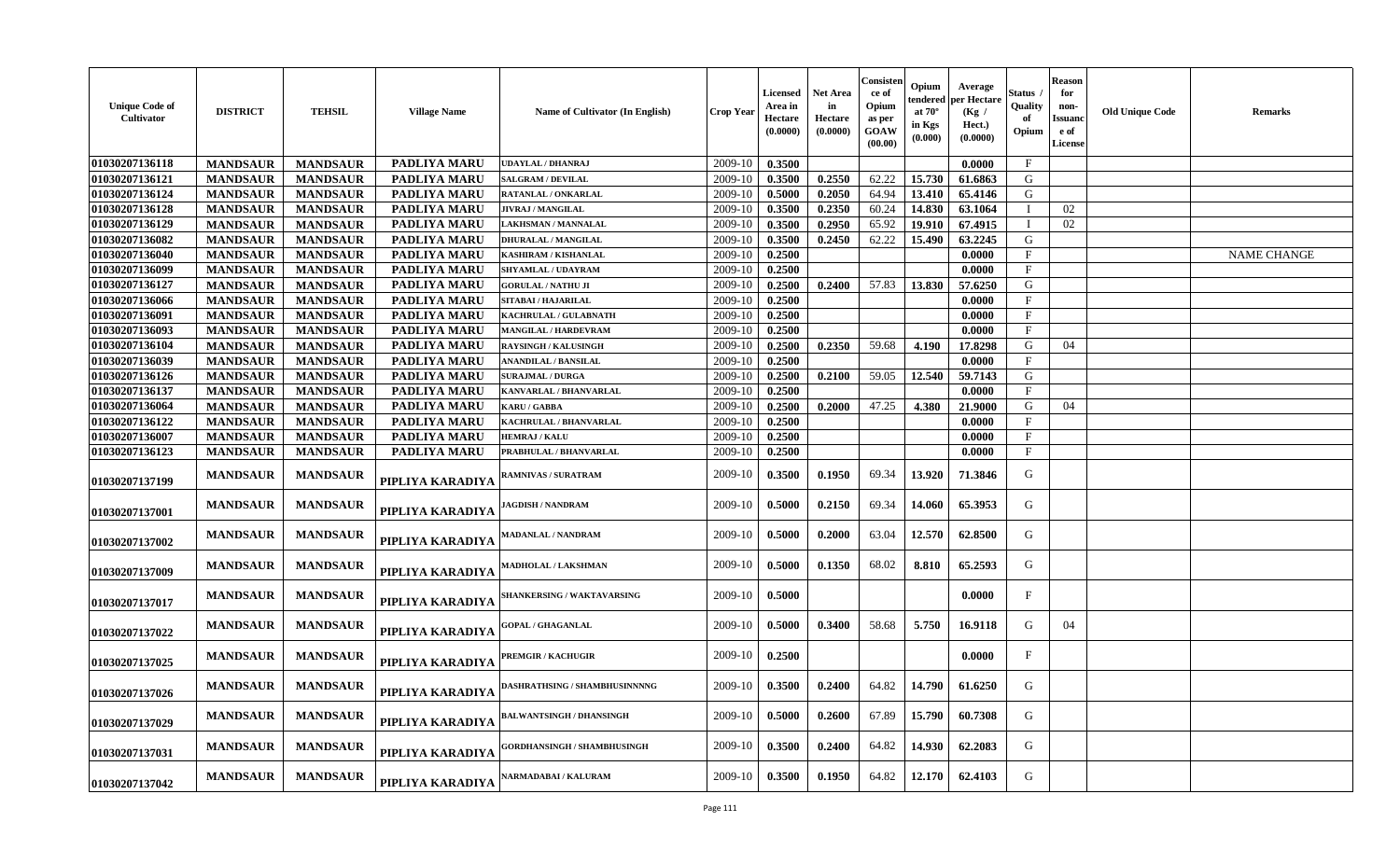| Unique Code of Cultivator | DISTRICT | TEHSIL | Village Name | Name of Cultivator (In English) | Crop Year | Licensed Area in Hectare (0.0000) | Net Area in Hectare (0.0000) | Consistence of Opium as per GOAW (00.00) | Opium tendered at 70° in Kgs (0.000) | Average per Hectare (Kg / Hect.) (0.0000) | Status / Quality of Opium | Reason for non-Issuance of License | Old Unique Code | Remarks |
|---|---|---|---|---|---|---|---|---|---|---|---|---|---|---|
| 01030207136118 | MANDSAUR | MANDSAUR | PADLIYA MARU | UDAYLAL / DHANRAJ | 2009-10 | 0.3500 | | | | 0.0000 | F | | | |
| 01030207136121 | MANDSAUR | MANDSAUR | PADLIYA MARU | SALGRAM / DEVILAL | 2009-10 | 0.3500 | 0.2550 | 62.22 | 15.730 | 61.6863 | G | | | |
| 01030207136124 | MANDSAUR | MANDSAUR | PADLIYA MARU | RATANLAL / ONKARLAL | 2009-10 | 0.5000 | 0.2050 | 64.94 | 13.410 | 65.4146 | G | | | |
| 01030207136128 | MANDSAUR | MANDSAUR | PADLIYA MARU | JIVRAJ / MANGILAL | 2009-10 | 0.3500 | 0.2350 | 60.24 | 14.830 | 63.1064 | I | 02 | | |
| 01030207136129 | MANDSAUR | MANDSAUR | PADLIYA MARU | LAKHSMAN / MANNALAL | 2009-10 | 0.3500 | 0.2950 | 65.92 | 19.910 | 67.4915 | I | 02 | | |
| 01030207136082 | MANDSAUR | MANDSAUR | PADLIYA MARU | DHURALAL / MANGILAL | 2009-10 | 0.3500 | 0.2450 | 62.22 | 15.490 | 63.2245 | G | | | |
| 01030207136040 | MANDSAUR | MANDSAUR | PADLIYA MARU | KASHIRAM / KISHANLAL | 2009-10 | 0.2500 | | | | 0.0000 | F | | | NAME CHANGE |
| 01030207136099 | MANDSAUR | MANDSAUR | PADLIYA MARU | SHYAMLAL / UDAYRAM | 2009-10 | 0.2500 | | | | 0.0000 | F | | | |
| 01030207136127 | MANDSAUR | MANDSAUR | PADLIYA MARU | GORULAL / NATHU JI | 2009-10 | 0.2500 | 0.2400 | 57.83 | 13.830 | 57.6250 | G | | | |
| 01030207136066 | MANDSAUR | MANDSAUR | PADLIYA MARU | SITABAI / HAJARILAL | 2009-10 | 0.2500 | | | | 0.0000 | F | | | |
| 01030207136091 | MANDSAUR | MANDSAUR | PADLIYA MARU | KACHRULAL / GULABNATH | 2009-10 | 0.2500 | | | | 0.0000 | F | | | |
| 01030207136093 | MANDSAUR | MANDSAUR | PADLIYA MARU | MANGILAL / HARDEVRAM | 2009-10 | 0.2500 | | | | 0.0000 | F | | | |
| 01030207136104 | MANDSAUR | MANDSAUR | PADLIYA MARU | RAYSINGH / KALUSINGH | 2009-10 | 0.2500 | 0.2350 | 59.68 | 4.190 | 17.8298 | G | 04 | | |
| 01030207136039 | MANDSAUR | MANDSAUR | PADLIYA MARU | ANANDILAL / BANSILAL | 2009-10 | 0.2500 | | | | 0.0000 | F | | | |
| 01030207136126 | MANDSAUR | MANDSAUR | PADLIYA MARU | SURAJMAL / DURGA | 2009-10 | 0.2500 | 0.2100 | 59.05 | 12.540 | 59.7143 | G | | | |
| 01030207136137 | MANDSAUR | MANDSAUR | PADLIYA MARU | KANVARLAL / BHANVARLAL | 2009-10 | 0.2500 | | | | 0.0000 | F | | | |
| 01030207136064 | MANDSAUR | MANDSAUR | PADLIYA MARU | KARU / GABBA | 2009-10 | 0.2500 | 0.2000 | 47.25 | 4.380 | 21.9000 | G | 04 | | |
| 01030207136122 | MANDSAUR | MANDSAUR | PADLIYA MARU | KACHRULAL / BHANVARLAL | 2009-10 | 0.2500 | | | | 0.0000 | F | | | |
| 01030207136007 | MANDSAUR | MANDSAUR | PADLIYA MARU | HEMRAJ / KALU | 2009-10 | 0.2500 | | | | 0.0000 | F | | | |
| 01030207136123 | MANDSAUR | MANDSAUR | PADLIYA MARU | PRABHULAL / BHANVARLAL | 2009-10 | 0.2500 | | | | 0.0000 | F | | | |
| 01030207137199 | MANDSAUR | MANDSAUR | PIPLIYA KARADIYA | RAMNIVAS / SURATRAM | 2009-10 | 0.3500 | 0.1950 | 69.34 | 13.920 | 71.3846 | G | | | |
| 01030207137001 | MANDSAUR | MANDSAUR | PIPLIYA KARADIYA | JAGDISH / NANDRAM | 2009-10 | 0.5000 | 0.2150 | 69.34 | 14.060 | 65.3953 | G | | | |
| 01030207137002 | MANDSAUR | MANDSAUR | PIPLIYA KARADIYA | MADANLAL / NANDRAM | 2009-10 | 0.5000 | 0.2000 | 63.04 | 12.570 | 62.8500 | G | | | |
| 01030207137009 | MANDSAUR | MANDSAUR | PIPLIYA KARADIYA | MADHOLAL / LAKSHMAN | 2009-10 | 0.5000 | 0.1350 | 68.02 | 8.810 | 65.2593 | G | | | |
| 01030207137017 | MANDSAUR | MANDSAUR | PIPLIYA KARADIYA | SHANKERSING / WAKTAVARSING | 2009-10 | 0.5000 | | | | 0.0000 | F | | | |
| 01030207137022 | MANDSAUR | MANDSAUR | PIPLIYA KARADIYA | GOPAL / GHAGANLAL | 2009-10 | 0.5000 | 0.3400 | 58.68 | 5.750 | 16.9118 | G | 04 | | |
| 01030207137025 | MANDSAUR | MANDSAUR | PIPLIYA KARADIYA | PREMGIR / KACHUGIR | 2009-10 | 0.2500 | | | | 0.0000 | F | | | |
| 01030207137026 | MANDSAUR | MANDSAUR | PIPLIYA KARADIYA | DASHRATHSING / SHAMBHUSINNNNG | 2009-10 | 0.3500 | 0.2400 | 64.82 | 14.790 | 61.6250 | G | | | |
| 01030207137029 | MANDSAUR | MANDSAUR | PIPLIYA KARADIYA | BALWANTSINGH / DHANSINGH | 2009-10 | 0.5000 | 0.2600 | 67.89 | 15.790 | 60.7308 | G | | | |
| 01030207137031 | MANDSAUR | MANDSAUR | PIPLIYA KARADIYA | GORDHANSINGH / SHAMBHUSINGH | 2009-10 | 0.3500 | 0.2400 | 64.82 | 14.930 | 62.2083 | G | | | |
| 01030207137042 | MANDSAUR | MANDSAUR | PIPLIYA KARADIYA | NARMADABAI / KALURAM | 2009-10 | 0.3500 | 0.1950 | 64.82 | 12.170 | 62.4103 | G | | | |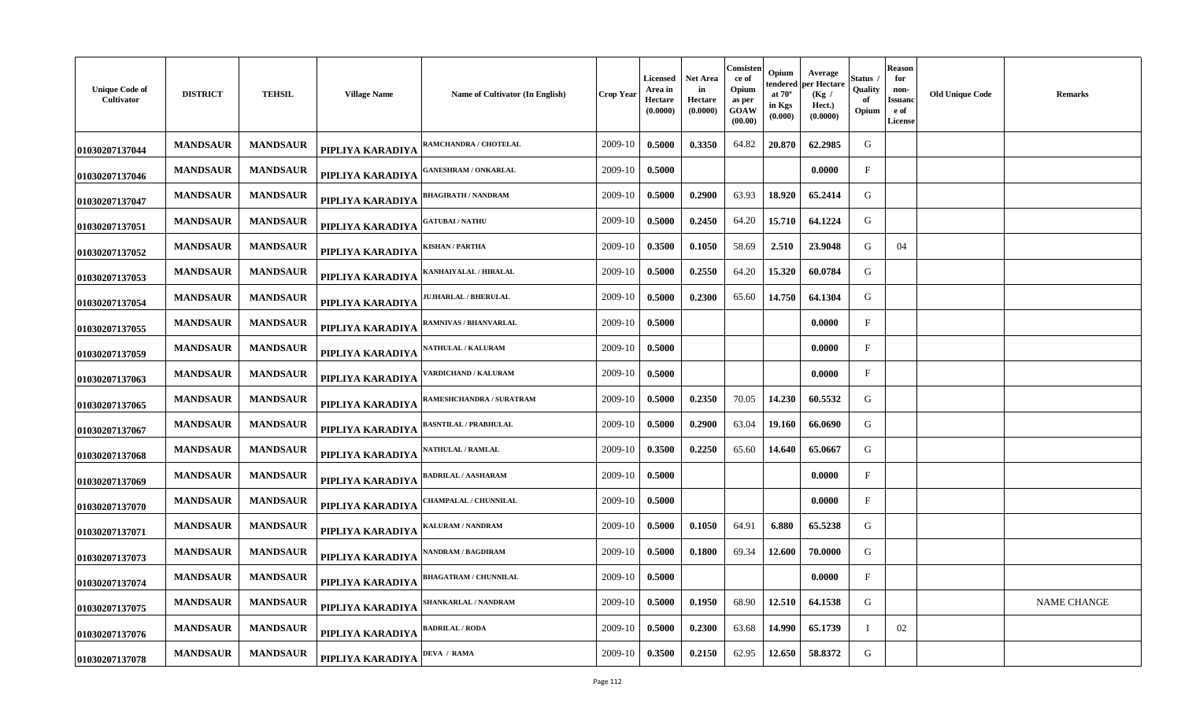| Unique Code of Cultivator | DISTRICT | TEHSIL | Village Name | Name of Cultivator (In English) | Crop Year | Licensed Area in Hectare (0.0000) | Net Area in Hectare (0.0000) | Consistence of Opium as per GOAW (00.00) | Opium tendered at 70° in Kgs (0.000) | Average per Hectare (Kg / Hect.) (0.0000) | Status / Quality of Opium | Reason for non-Issuance of License | Old Unique Code | Remarks |
|---|---|---|---|---|---|---|---|---|---|---|---|---|---|---|
| 01030207137044 | MANDSAUR | MANDSAUR | PIPLIYA KARADIYA | RAMCHANDRA / CHOTELAL | 2009-10 | 0.5000 | 0.3350 | 64.82 | 20.870 | 62.2985 | G | | | |
| 01030207137046 | MANDSAUR | MANDSAUR | PIPLIYA KARADIYA | GANESHRAM / ONKARLAL | 2009-10 | 0.5000 | | | | 0.0000 | F | | | |
| 01030207137047 | MANDSAUR | MANDSAUR | PIPLIYA KARADIYA | BHAGIRATH / NANDRAM | 2009-10 | 0.5000 | 0.2900 | 63.93 | 18.920 | 65.2414 | G | | | |
| 01030207137051 | MANDSAUR | MANDSAUR | PIPLIYA KARADIYA | GATUBAI / NATHU | 2009-10 | 0.5000 | 0.2450 | 64.20 | 15.710 | 64.1224 | G | | | |
| 01030207137052 | MANDSAUR | MANDSAUR | PIPLIYA KARADIYA | KISHAN / PARTHA | 2009-10 | 0.3500 | 0.1050 | 58.69 | 2.510 | 23.9048 | G | 04 | | |
| 01030207137053 | MANDSAUR | MANDSAUR | PIPLIYA KARADIYA | KANHAIYALAL / HIRALAL | 2009-10 | 0.5000 | 0.2550 | 64.20 | 15.320 | 60.0784 | G | | | |
| 01030207137054 | MANDSAUR | MANDSAUR | PIPLIYA KARADIYA | JUJHARLAL / BHERULAL | 2009-10 | 0.5000 | 0.2300 | 65.60 | 14.750 | 64.1304 | G | | | |
| 01030207137055 | MANDSAUR | MANDSAUR | PIPLIYA KARADIYA | RAMNIVAS / BHANVARLAL | 2009-10 | 0.5000 | | | | 0.0000 | F | | | |
| 01030207137059 | MANDSAUR | MANDSAUR | PIPLIYA KARADIYA | NATHULAL / KALURAM | 2009-10 | 0.5000 | | | | 0.0000 | F | | | |
| 01030207137063 | MANDSAUR | MANDSAUR | PIPLIYA KARADIYA | VARDICHAND / KALURAM | 2009-10 | 0.5000 | | | | 0.0000 | F | | | |
| 01030207137065 | MANDSAUR | MANDSAUR | PIPLIYA KARADIYA | RAMESHCHANDRA / SURATRAM | 2009-10 | 0.5000 | 0.2350 | 70.05 | 14.230 | 60.5532 | G | | | |
| 01030207137067 | MANDSAUR | MANDSAUR | PIPLIYA KARADIYA | BASNTILAL / PRABHULAL | 2009-10 | 0.5000 | 0.2900 | 63.04 | 19.160 | 66.0690 | G | | | |
| 01030207137068 | MANDSAUR | MANDSAUR | PIPLIYA KARADIYA | NATHULAL / RAMLAL | 2009-10 | 0.3500 | 0.2250 | 65.60 | 14.640 | 65.0667 | G | | | |
| 01030207137069 | MANDSAUR | MANDSAUR | PIPLIYA KARADIYA | BADRILAL / AASHARAM | 2009-10 | 0.5000 | | | | 0.0000 | F | | | |
| 01030207137070 | MANDSAUR | MANDSAUR | PIPLIYA KARADIYA | CHAMPALAL / CHUNNILAL | 2009-10 | 0.5000 | | | | 0.0000 | F | | | |
| 01030207137071 | MANDSAUR | MANDSAUR | PIPLIYA KARADIYA | KALURAM / NANDRAM | 2009-10 | 0.5000 | 0.1050 | 64.91 | 6.880 | 65.5238 | G | | | |
| 01030207137073 | MANDSAUR | MANDSAUR | PIPLIYA KARADIYA | NANDRAM / BAGDIRAM | 2009-10 | 0.5000 | 0.1800 | 69.34 | 12.600 | 70.0000 | G | | | |
| 01030207137074 | MANDSAUR | MANDSAUR | PIPLIYA KARADIYA | BHAGATRAM / CHUNNILAL | 2009-10 | 0.5000 | | | | 0.0000 | F | | | |
| 01030207137075 | MANDSAUR | MANDSAUR | PIPLIYA KARADIYA | SHANKARLAL / NANDRAM | 2009-10 | 0.5000 | 0.1950 | 68.90 | 12.510 | 64.1538 | G | | | NAME CHANGE |
| 01030207137076 | MANDSAUR | MANDSAUR | PIPLIYA KARADIYA | BADRILAL / RODA | 2009-10 | 0.5000 | 0.2300 | 63.68 | 14.990 | 65.1739 | I | 02 | | |
| 01030207137078 | MANDSAUR | MANDSAUR | PIPLIYA KARADIYA | DEVA / RAMA | 2009-10 | 0.3500 | 0.2150 | 62.95 | 12.650 | 58.8372 | G | | | |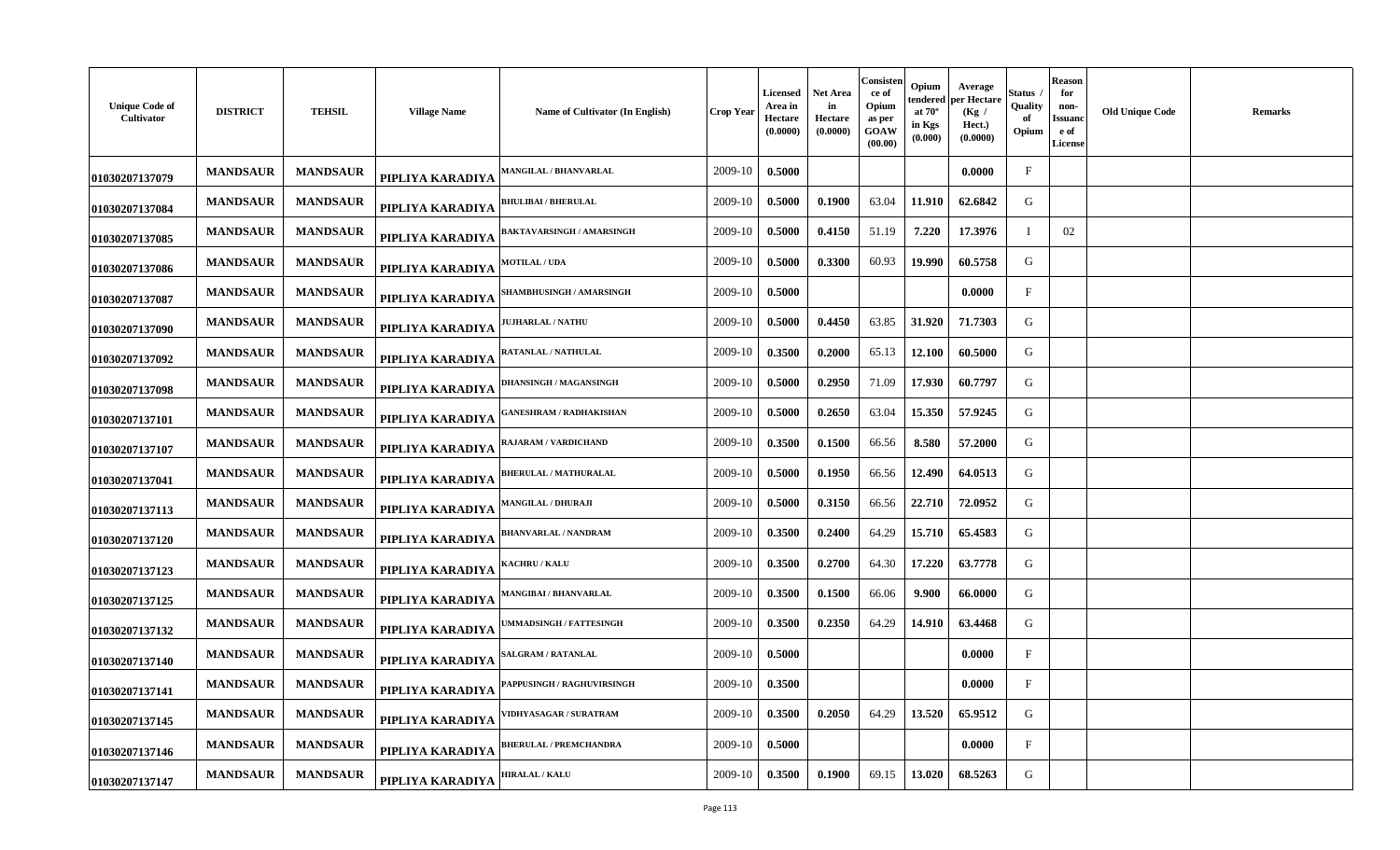| Unique Code of Cultivator | DISTRICT | TEHSIL | Village Name | Name of Cultivator (In English) | Crop Year | Licensed Area in Hectare (0.0000) | Net Area in Hectare (0.0000) | Consistence of Opium as per GOAW (00.00) | Opium tendered at 70° in Kgs (0.000) | Average per Hectare (Kg / Hect.) (0.0000) | Status / Quality of Opium | Reason for non-Issuance of License | Old Unique Code | Remarks |
|---|---|---|---|---|---|---|---|---|---|---|---|---|---|---|
| 01030207137079 | MANDSAUR | MANDSAUR | PIPLIYA KARADIYA | MANGILAL / BHANVARLAL | 2009-10 | 0.5000 | | | | 0.0000 | F | | | |
| 01030207137084 | MANDSAUR | MANDSAUR | PIPLIYA KARADIYA | BHULIBAI / BHERULAL | 2009-10 | 0.5000 | 0.1900 | 63.04 | 11.910 | 62.6842 | G | | | |
| 01030207137085 | MANDSAUR | MANDSAUR | PIPLIYA KARADIYA | BAKTAVARSINGH / AMARSINGH | 2009-10 | 0.5000 | 0.4150 | 51.19 | 7.220 | 17.3976 | I | 02 | | |
| 01030207137086 | MANDSAUR | MANDSAUR | PIPLIYA KARADIYA | MOTILAL / UDA | 2009-10 | 0.5000 | 0.3300 | 60.93 | 19.990 | 60.5758 | G | | | |
| 01030207137087 | MANDSAUR | MANDSAUR | PIPLIYA KARADIYA | SHAMBHUSINGH / AMARSINGH | 2009-10 | 0.5000 | | | | 0.0000 | F | | | |
| 01030207137090 | MANDSAUR | MANDSAUR | PIPLIYA KARADIYA | JUJHARLAL / NATHU | 2009-10 | 0.5000 | 0.4450 | 63.85 | 31.920 | 71.7303 | G | | | |
| 01030207137092 | MANDSAUR | MANDSAUR | PIPLIYA KARADIYA | RATANLAL / NATHULAL | 2009-10 | 0.3500 | 0.2000 | 65.13 | 12.100 | 60.5000 | G | | | |
| 01030207137098 | MANDSAUR | MANDSAUR | PIPLIYA KARADIYA | DHANSINGH / MAGANSINGH | 2009-10 | 0.5000 | 0.2950 | 71.09 | 17.930 | 60.7797 | G | | | |
| 01030207137101 | MANDSAUR | MANDSAUR | PIPLIYA KARADIYA | GANESHRAM / RADHAKISHAN | 2009-10 | 0.5000 | 0.2650 | 63.04 | 15.350 | 57.9245 | G | | | |
| 01030207137107 | MANDSAUR | MANDSAUR | PIPLIYA KARADIYA | RAJARAM / VARDICHAND | 2009-10 | 0.3500 | 0.1500 | 66.56 | 8.580 | 57.2000 | G | | | |
| 01030207137041 | MANDSAUR | MANDSAUR | PIPLIYA KARADIYA | BHERULAL / MATHURALAL | 2009-10 | 0.5000 | 0.1950 | 66.56 | 12.490 | 64.0513 | G | | | |
| 01030207137113 | MANDSAUR | MANDSAUR | PIPLIYA KARADIYA | MANGILAL / DHURAJI | 2009-10 | 0.5000 | 0.3150 | 66.56 | 22.710 | 72.0952 | G | | | |
| 01030207137120 | MANDSAUR | MANDSAUR | PIPLIYA KARADIYA | BHANVARLAL / NANDRAM | 2009-10 | 0.3500 | 0.2400 | 64.29 | 15.710 | 65.4583 | G | | | |
| 01030207137123 | MANDSAUR | MANDSAUR | PIPLIYA KARADIYA | KACHRU / KALU | 2009-10 | 0.3500 | 0.2700 | 64.30 | 17.220 | 63.7778 | G | | | |
| 01030207137125 | MANDSAUR | MANDSAUR | PIPLIYA KARADIYA | MANGIBAI / BHANVARLAL | 2009-10 | 0.3500 | 0.1500 | 66.06 | 9.900 | 66.0000 | G | | | |
| 01030207137132 | MANDSAUR | MANDSAUR | PIPLIYA KARADIYA | UMMADSINGH / FATTESINGH | 2009-10 | 0.3500 | 0.2350 | 64.29 | 14.910 | 63.4468 | G | | | |
| 01030207137140 | MANDSAUR | MANDSAUR | PIPLIYA KARADIYA | SALGRAM / RATANLAL | 2009-10 | 0.5000 | | | | 0.0000 | F | | | |
| 01030207137141 | MANDSAUR | MANDSAUR | PIPLIYA KARADIYA | PAPPUSINGH / RAGHUVIRSINGH | 2009-10 | 0.3500 | | | | 0.0000 | F | | | |
| 01030207137145 | MANDSAUR | MANDSAUR | PIPLIYA KARADIYA | VIDHYASAGAR / SURATRAM | 2009-10 | 0.3500 | 0.2050 | 64.29 | 13.520 | 65.9512 | G | | | |
| 01030207137146 | MANDSAUR | MANDSAUR | PIPLIYA KARADIYA | BHERULAL / PREMCHANDRA | 2009-10 | 0.5000 | | | | 0.0000 | F | | | |
| 01030207137147 | MANDSAUR | MANDSAUR | PIPLIYA KARADIYA | HIRALAL / KALU | 2009-10 | 0.3500 | 0.1900 | 69.15 | 13.020 | 68.5263 | G | | | |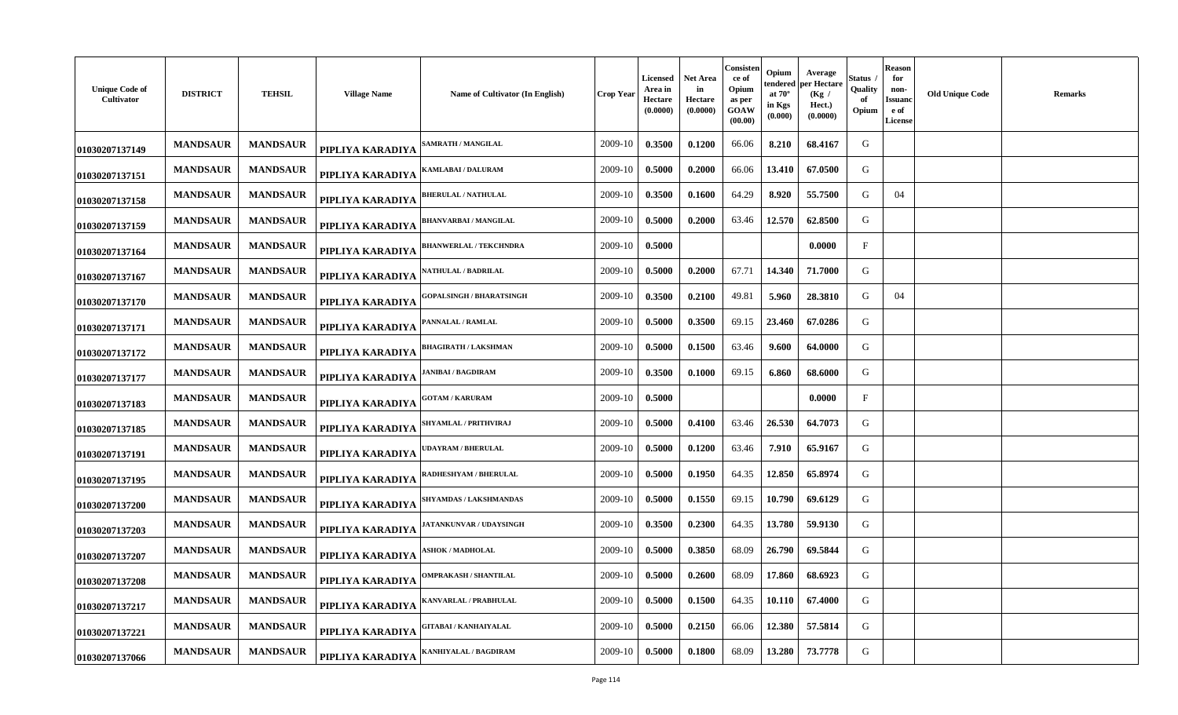| Unique Code of Cultivator | DISTRICT | TEHSIL | Village Name | Name of Cultivator (In English) | Crop Year | Licensed Area in Hectare (0.0000) | Net Area in Hectare (0.0000) | Consistence of Opium as per GOAW (00.00) | Opium tendered at 70° in Kgs (0.000) | Average per Hectare (Kg / Hect.) (0.0000) | Status / Quality of Opium | Reason for non-Issuance of License | Old Unique Code | Remarks |
|---|---|---|---|---|---|---|---|---|---|---|---|---|---|---|
| 01030207137149 | MANDSAUR | MANDSAUR | PIPLIYA KARADIYA | SAMRATH / MANGILAL | 2009-10 | 0.3500 | 0.1200 | 66.06 | 8.210 | 68.4167 | G | | | |
| 01030207137151 | MANDSAUR | MANDSAUR | PIPLIYA KARADIYA | KAMLABAI / DALURAM | 2009-10 | 0.5000 | 0.2000 | 66.06 | 13.410 | 67.0500 | G | | | |
| 01030207137158 | MANDSAUR | MANDSAUR | PIPLIYA KARADIYA | BHERULAL / NATHULAL | 2009-10 | 0.3500 | 0.1600 | 64.29 | 8.920 | 55.7500 | G | 04 | | |
| 01030207137159 | MANDSAUR | MANDSAUR | PIPLIYA KARADIYA | BHANVARBAI / MANGILAL | 2009-10 | 0.5000 | 0.2000 | 63.46 | 12.570 | 62.8500 | G | | | |
| 01030207137164 | MANDSAUR | MANDSAUR | PIPLIYA KARADIYA | BHANWERLAL / TEKCHNDRA | 2009-10 | 0.5000 | | | | 0.0000 | F | | | |
| 01030207137167 | MANDSAUR | MANDSAUR | PIPLIYA KARADIYA | NATHULAL / BADRILAL | 2009-10 | 0.5000 | 0.2000 | 67.71 | 14.340 | 71.7000 | G | | | |
| 01030207137170 | MANDSAUR | MANDSAUR | PIPLIYA KARADIYA | GOPALSINGH / BHARATSINGH | 2009-10 | 0.3500 | 0.2100 | 49.81 | 5.960 | 28.3810 | G | 04 | | |
| 01030207137171 | MANDSAUR | MANDSAUR | PIPLIYA KARADIYA | PANNALAL / RAMLAL | 2009-10 | 0.5000 | 0.3500 | 69.15 | 23.460 | 67.0286 | G | | | |
| 01030207137172 | MANDSAUR | MANDSAUR | PIPLIYA KARADIYA | BHAGIRATH / LAKSHMAN | 2009-10 | 0.5000 | 0.1500 | 63.46 | 9.600 | 64.0000 | G | | | |
| 01030207137177 | MANDSAUR | MANDSAUR | PIPLIYA KARADIYA | JANIBAI / BAGDIRAM | 2009-10 | 0.3500 | 0.1000 | 69.15 | 6.860 | 68.6000 | G | | | |
| 01030207137183 | MANDSAUR | MANDSAUR | PIPLIYA KARADIYA | GOTAM / KARURAM | 2009-10 | 0.5000 | | | | 0.0000 | F | | | |
| 01030207137185 | MANDSAUR | MANDSAUR | PIPLIYA KARADIYA | SHYAMLAL / PRITHVIRAJ | 2009-10 | 0.5000 | 0.4100 | 63.46 | 26.530 | 64.7073 | G | | | |
| 01030207137191 | MANDSAUR | MANDSAUR | PIPLIYA KARADIYA | UDAYRAM / BHERULAL | 2009-10 | 0.5000 | 0.1200 | 63.46 | 7.910 | 65.9167 | G | | | |
| 01030207137195 | MANDSAUR | MANDSAUR | PIPLIYA KARADIYA | RADHESHYAM / BHERULAL | 2009-10 | 0.5000 | 0.1950 | 64.35 | 12.850 | 65.8974 | G | | | |
| 01030207137200 | MANDSAUR | MANDSAUR | PIPLIYA KARADIYA | SHYAMDAS / LAKSHMANDAS | 2009-10 | 0.5000 | 0.1550 | 69.15 | 10.790 | 69.6129 | G | | | |
| 01030207137203 | MANDSAUR | MANDSAUR | PIPLIYA KARADIYA | JATANKUNVAR / UDAYSINGH | 2009-10 | 0.3500 | 0.2300 | 64.35 | 13.780 | 59.9130 | G | | | |
| 01030207137207 | MANDSAUR | MANDSAUR | PIPLIYA KARADIYA | ASHOK / MADHOLAL | 2009-10 | 0.5000 | 0.3850 | 68.09 | 26.790 | 69.5844 | G | | | |
| 01030207137208 | MANDSAUR | MANDSAUR | PIPLIYA KARADIYA | OMPRAKASH / SHANTILAL | 2009-10 | 0.5000 | 0.2600 | 68.09 | 17.860 | 68.6923 | G | | | |
| 01030207137217 | MANDSAUR | MANDSAUR | PIPLIYA KARADIYA | KANVARLAL / PRABHULAL | 2009-10 | 0.5000 | 0.1500 | 64.35 | 10.110 | 67.4000 | G | | | |
| 01030207137221 | MANDSAUR | MANDSAUR | PIPLIYA KARADIYA | GITABAI / KANHAIYALAL | 2009-10 | 0.5000 | 0.2150 | 66.06 | 12.380 | 57.5814 | G | | | |
| 01030207137066 | MANDSAUR | MANDSAUR | PIPLIYA KARADIYA | KANHIYALAL / BAGDIRAM | 2009-10 | 0.5000 | 0.1800 | 68.09 | 13.280 | 73.7778 | G | | | |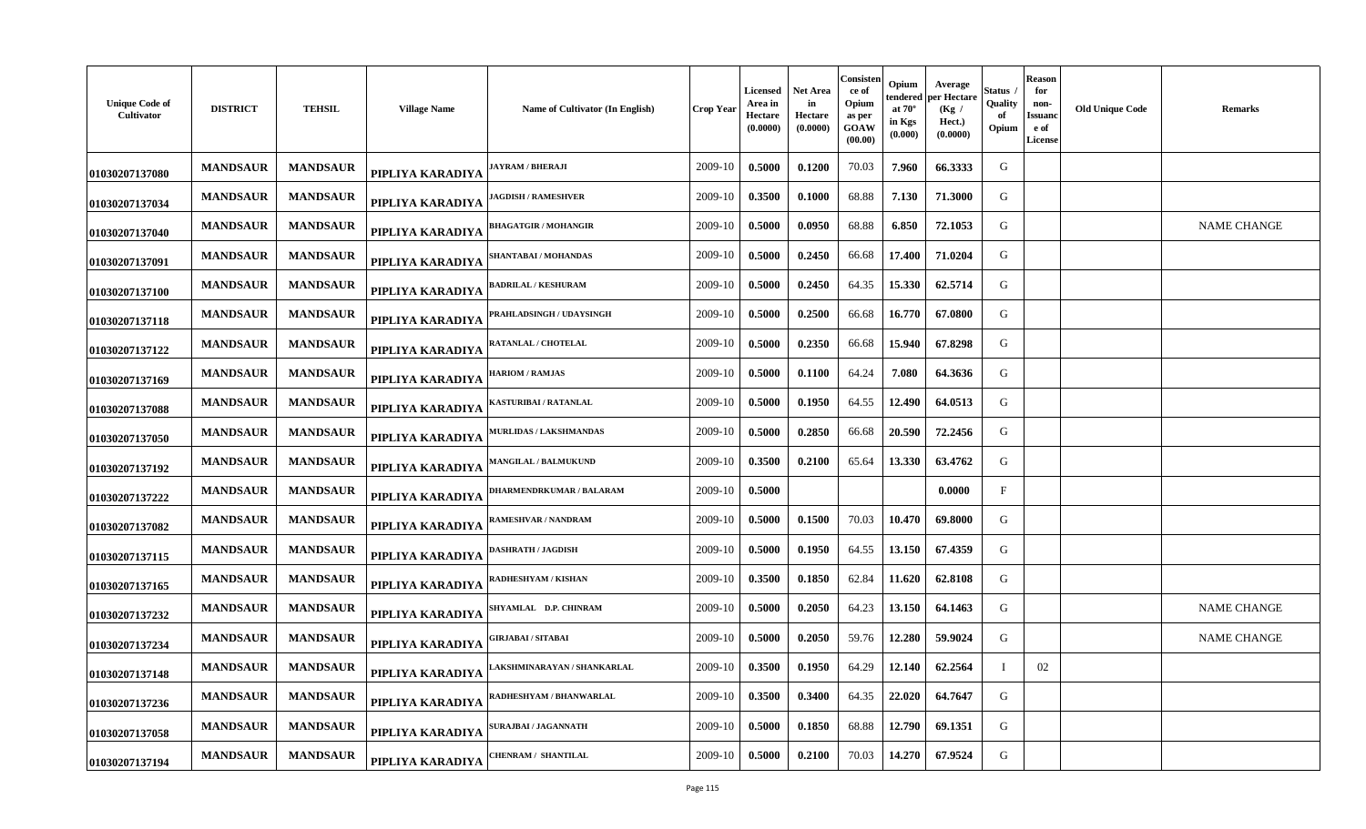| Unique Code of Cultivator | DISTRICT | TEHSIL | Village Name | Name of Cultivator (In English) | Crop Year | Licensed Area in Hectare (0.0000) | Net Area in Hectare (0.0000) | Consistence of Opium as per GOAW (00.00) | Opium tendered at 70° in Kgs (0.000) | Average per Hectare (Kg / Hect.) (0.0000) | Status / Quality of Opium | Reason for non-Issuance of License | Old Unique Code | Remarks |
|---|---|---|---|---|---|---|---|---|---|---|---|---|---|---|
| 01030207137080 | MANDSAUR | MANDSAUR | PIPLIYA KARADIYA | JAYRAM / BHERAJI | 2009-10 | 0.5000 | 0.1200 | 70.03 | 7.960 | 66.3333 | G | | | |
| 01030207137034 | MANDSAUR | MANDSAUR | PIPLIYA KARADIYA | JAGDISH / RAMESHVER | 2009-10 | 0.3500 | 0.1000 | 68.88 | 7.130 | 71.3000 | G | | | |
| 01030207137040 | MANDSAUR | MANDSAUR | PIPLIYA KARADIYA | BHAGATGIR / MOHANGIR | 2009-10 | 0.5000 | 0.0950 | 68.88 | 6.850 | 72.1053 | G | | | NAME CHANGE |
| 01030207137091 | MANDSAUR | MANDSAUR | PIPLIYA KARADIYA | SHANTABAI / MOHANDAS | 2009-10 | 0.5000 | 0.2450 | 66.68 | 17.400 | 71.0204 | G | | | |
| 01030207137100 | MANDSAUR | MANDSAUR | PIPLIYA KARADIYA | BADRILAL / KESHURAM | 2009-10 | 0.5000 | 0.2450 | 64.35 | 15.330 | 62.5714 | G | | | |
| 01030207137118 | MANDSAUR | MANDSAUR | PIPLIYA KARADIYA | PRAHLADSINGH / UDAYSINGH | 2009-10 | 0.5000 | 0.2500 | 66.68 | 16.770 | 67.0800 | G | | | |
| 01030207137122 | MANDSAUR | MANDSAUR | PIPLIYA KARADIYA | RATANLAL / CHOTELAL | 2009-10 | 0.5000 | 0.2350 | 66.68 | 15.940 | 67.8298 | G | | | |
| 01030207137169 | MANDSAUR | MANDSAUR | PIPLIYA KARADIYA | HARIOM / RAMJAS | 2009-10 | 0.5000 | 0.1100 | 64.24 | 7.080 | 64.3636 | G | | | |
| 01030207137088 | MANDSAUR | MANDSAUR | PIPLIYA KARADIYA | KASTURIBAI / RATANLAL | 2009-10 | 0.5000 | 0.1950 | 64.55 | 12.490 | 64.0513 | G | | | |
| 01030207137050 | MANDSAUR | MANDSAUR | PIPLIYA KARADIYA | MURLIDAS / LAKSHMANDAS | 2009-10 | 0.5000 | 0.2850 | 66.68 | 20.590 | 72.2456 | G | | | |
| 01030207137192 | MANDSAUR | MANDSAUR | PIPLIYA KARADIYA | MANGILAL / BALMUKUND | 2009-10 | 0.3500 | 0.2100 | 65.64 | 13.330 | 63.4762 | G | | | |
| 01030207137222 | MANDSAUR | MANDSAUR | PIPLIYA KARADIYA | DHARMENDRKUMAR / BALARAM | 2009-10 | 0.5000 | | | | 0.0000 | F | | | |
| 01030207137082 | MANDSAUR | MANDSAUR | PIPLIYA KARADIYA | RAMESHVAR / NANDRAM | 2009-10 | 0.5000 | 0.1500 | 70.03 | 10.470 | 69.8000 | G | | | |
| 01030207137115 | MANDSAUR | MANDSAUR | PIPLIYA KARADIYA | DASHRATH / JAGDISH | 2009-10 | 0.5000 | 0.1950 | 64.55 | 13.150 | 67.4359 | G | | | |
| 01030207137165 | MANDSAUR | MANDSAUR | PIPLIYA KARADIYA | RADHESHYAM / KISHAN | 2009-10 | 0.3500 | 0.1850 | 62.84 | 11.620 | 62.8108 | G | | | |
| 01030207137232 | MANDSAUR | MANDSAUR | PIPLIYA KARADIYA | SHYAMLAL D.P. CHINRAM | 2009-10 | 0.5000 | 0.2050 | 64.23 | 13.150 | 64.1463 | G | | | NAME CHANGE |
| 01030207137234 | MANDSAUR | MANDSAUR | PIPLIYA KARADIYA | GIRJABAI / SITABAI | 2009-10 | 0.5000 | 0.2050 | 59.76 | 12.280 | 59.9024 | G | | | NAME CHANGE |
| 01030207137148 | MANDSAUR | MANDSAUR | PIPLIYA KARADIYA | LAKSHMINARAYAN / SHANKARLAL | 2009-10 | 0.3500 | 0.1950 | 64.29 | 12.140 | 62.2564 | I | 02 | | |
| 01030207137236 | MANDSAUR | MANDSAUR | PIPLIYA KARADIYA | RADHESHYAM / BHANWARLAL | 2009-10 | 0.3500 | 0.3400 | 64.35 | 22.020 | 64.7647 | G | | | |
| 01030207137058 | MANDSAUR | MANDSAUR | PIPLIYA KARADIYA | SURAJBAI / JAGANNATH | 2009-10 | 0.5000 | 0.1850 | 68.88 | 12.790 | 69.1351 | G | | | |
| 01030207137194 | MANDSAUR | MANDSAUR | PIPLIYA KARADIYA | CHENRAM / SHANTILAL | 2009-10 | 0.5000 | 0.2100 | 70.03 | 14.270 | 67.9524 | G | | | |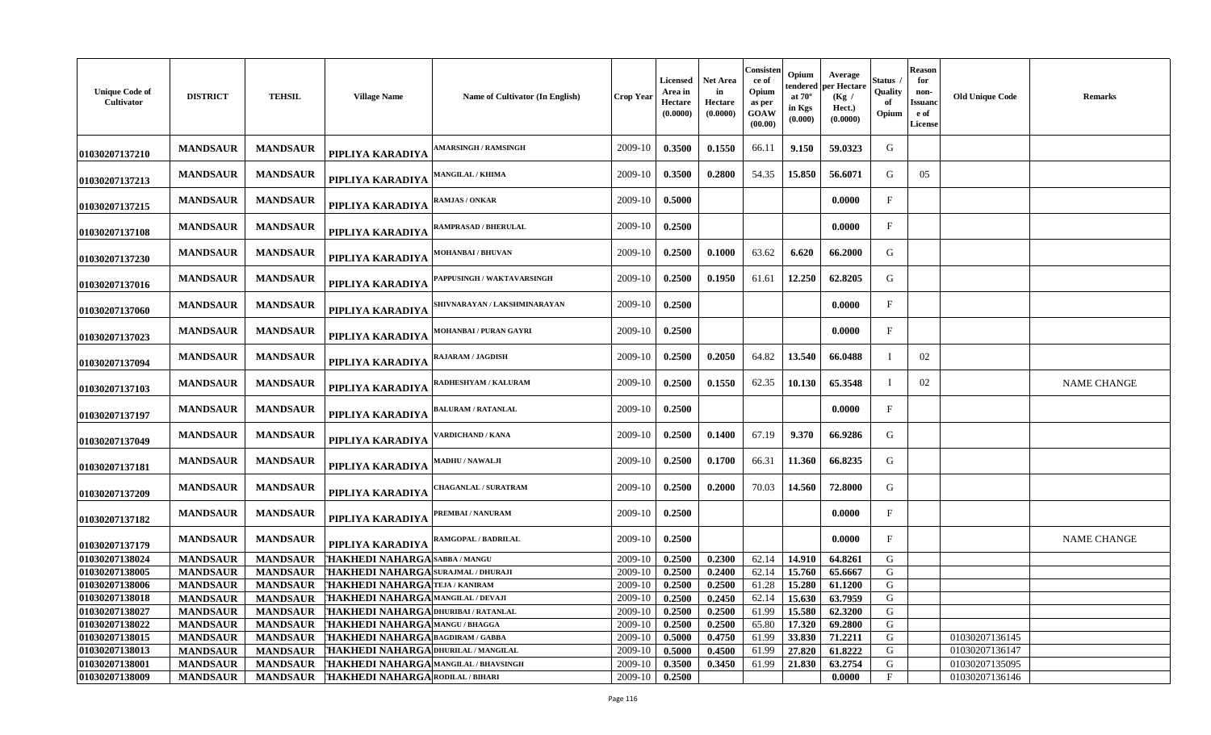| Unique Code of Cultivator | DISTRICT | TEHSIL | Village Name | Name of Cultivator (In English) | Crop Year | Licensed Area in Hectare (0.0000) | Net Area in Hectare (0.0000) | Consistence of Opium as per GOAW (00.00) | Opium tendered at 70° in Kgs (0.000) | Average per Hectare (Kg / Hect.) (0.0000) | Status / Quality of Opium | Reason for non-Issuance of License | Old Unique Code | Remarks |
|---|---|---|---|---|---|---|---|---|---|---|---|---|---|---|
| 01030207137210 | MANDSAUR | MANDSAUR | PIPLIYA KARADIYA | AMARSINGH / RAMSINGH | 2009-10 | 0.3500 | 0.1550 | 66.11 | 9.150 | 59.0323 | G | | | |
| 01030207137213 | MANDSAUR | MANDSAUR | PIPLIYA KARADIYA | MANGILAL / KHIMA | 2009-10 | 0.3500 | 0.2800 | 54.35 | 15.850 | 56.6071 | G | 05 | | |
| 01030207137215 | MANDSAUR | MANDSAUR | PIPLIYA KARADIYA | RAMJAS / ONKAR | 2009-10 | 0.5000 | | | | 0.0000 | F | | | |
| 01030207137108 | MANDSAUR | MANDSAUR | PIPLIYA KARADIYA | RAMPRASAD / BHERULAL | 2009-10 | 0.2500 | | | | 0.0000 | F | | | |
| 01030207137230 | MANDSAUR | MANDSAUR | PIPLIYA KARADIYA | MOHANBAI / BHUVAN | 2009-10 | 0.2500 | 0.1000 | 63.62 | 6.620 | 66.2000 | G | | | |
| 01030207137016 | MANDSAUR | MANDSAUR | PIPLIYA KARADIYA | PAPPUSINGH / WAKTAVARSINGH | 2009-10 | 0.2500 | 0.1950 | 61.61 | 12.250 | 62.8205 | G | | | |
| 01030207137060 | MANDSAUR | MANDSAUR | PIPLIYA KARADIYA | SHIVNARAYAN / LAKSHMINARAYAN | 2009-10 | 0.2500 | | | | 0.0000 | F | | | |
| 01030207137023 | MANDSAUR | MANDSAUR | PIPLIYA KARADIYA | MOHANBAI / PURAN GAYRI | 2009-10 | 0.2500 | | | | 0.0000 | F | | | |
| 01030207137094 | MANDSAUR | MANDSAUR | PIPLIYA KARADIYA | RAJARAM / JAGDISH | 2009-10 | 0.2500 | 0.2050 | 64.82 | 13.540 | 66.0488 | I | 02 | | |
| 01030207137103 | MANDSAUR | MANDSAUR | PIPLIYA KARADIYA | RADHESHYAM / KALURAM | 2009-10 | 0.2500 | 0.1550 | 62.35 | 10.130 | 65.3548 | I | 02 | | NAME CHANGE |
| 01030207137197 | MANDSAUR | MANDSAUR | PIPLIYA KARADIYA | BALURAM / RATANLAL | 2009-10 | 0.2500 | | | | 0.0000 | F | | | |
| 01030207137049 | MANDSAUR | MANDSAUR | PIPLIYA KARADIYA | VARDICHAND / KANA | 2009-10 | 0.2500 | 0.1400 | 67.19 | 9.370 | 66.9286 | G | | | |
| 01030207137181 | MANDSAUR | MANDSAUR | PIPLIYA KARADIYA | MADHU / NAWALJI | 2009-10 | 0.2500 | 0.1700 | 66.31 | 11.360 | 66.8235 | G | | | |
| 01030207137209 | MANDSAUR | MANDSAUR | PIPLIYA KARADIYA | CHAGANLAL / SURATRAM | 2009-10 | 0.2500 | 0.2000 | 70.03 | 14.560 | 72.8000 | G | | | |
| 01030207137182 | MANDSAUR | MANDSAUR | PIPLIYA KARADIYA | PREMBAI / NANURAM | 2009-10 | 0.2500 | | | | 0.0000 | F | | | |
| 01030207137179 | MANDSAUR | MANDSAUR | PIPLIYA KARADIYA | RAMGOPAL / BADRILAL | 2009-10 | 0.2500 | | | | 0.0000 | F | | | NAME CHANGE |
| 01030207138024 | MANDSAUR | MANDSAUR | THAKHEDI NAHARGA | SABBA / MANGU | 2009-10 | 0.2500 | 0.2300 | 62.14 | 14.910 | 64.8261 | G | | | |
| 01030207138005 | MANDSAUR | MANDSAUR | THAKHEDI NAHARGA | SURAJMAL / DHURAJI | 2009-10 | 0.2500 | 0.2400 | 62.14 | 15.760 | 65.6667 | G | | | |
| 01030207138006 | MANDSAUR | MANDSAUR | THAKHEDI NAHARGA | TEJA / KANIRAM | 2009-10 | 0.2500 | 0.2500 | 61.28 | 15.280 | 61.1200 | G | | | |
| 01030207138018 | MANDSAUR | MANDSAUR | THAKHEDI NAHARGA | MANGILAL / DEVAJI | 2009-10 | 0.2500 | 0.2450 | 62.14 | 15.630 | 63.7959 | G | | | |
| 01030207138027 | MANDSAUR | MANDSAUR | THAKHEDI NAHARGA | DHURIBAI / RATANLAL | 2009-10 | 0.2500 | 0.2500 | 61.99 | 15.580 | 62.3200 | G | | | |
| 01030207138022 | MANDSAUR | MANDSAUR | THAKHEDI NAHARGA | MANGU / BHAGGA | 2009-10 | 0.2500 | 0.2500 | 65.80 | 17.320 | 69.2800 | G | | | |
| 01030207138015 | MANDSAUR | MANDSAUR | THAKHEDI NAHARGA | BAGDIRAM / GABBA | 2009-10 | 0.5000 | 0.4750 | 61.99 | 33.830 | 71.2211 | G | | 01030207136145 | |
| 01030207138013 | MANDSAUR | MANDSAUR | THAKHEDI NAHARGA | DHURILAL / MANGILAL | 2009-10 | 0.5000 | 0.4500 | 61.99 | 27.820 | 61.8222 | G | | 01030207136147 | |
| 01030207138001 | MANDSAUR | MANDSAUR | THAKHEDI NAHARGA | MANGILAL / BHAVSINGH | 2009-10 | 0.3500 | 0.3450 | 61.99 | 21.830 | 63.2754 | G | | 01030207135095 | |
| 01030207138009 | MANDSAUR | MANDSAUR | THAKHEDI NAHARGA | RODILAL / BIHARI | 2009-10 | 0.2500 | | | | 0.0000 | F | | 01030207136146 | |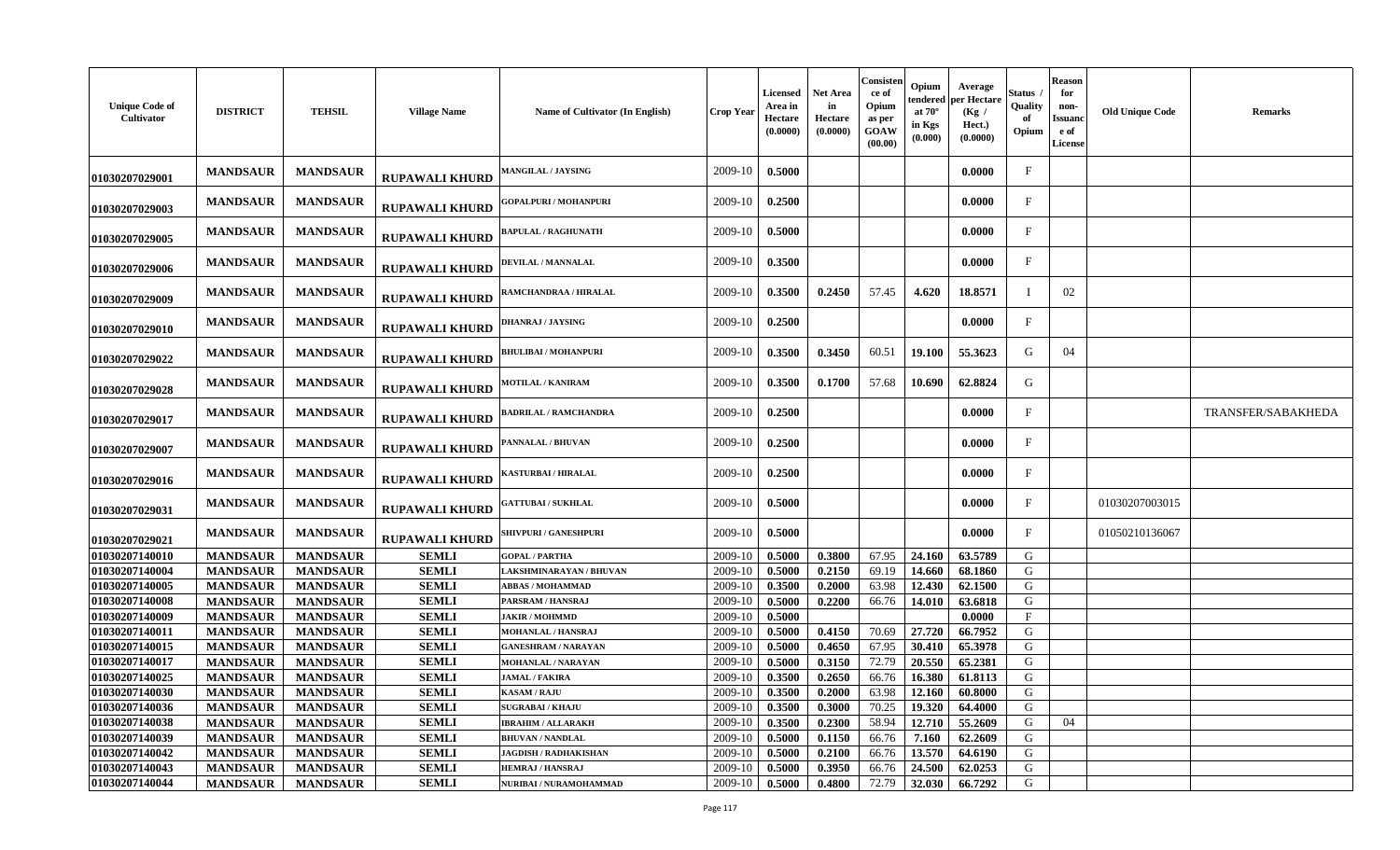| Unique Code of Cultivator | DISTRICT | TEHSIL | Village Name | Name of Cultivator (In English) | Crop Year | Licensed Area in Hectare (0.0000) | Net Area in Hectare (0.0000) | Consistence of Opium as per GOAW (00.00) | Opium tendered at 70° in Kgs (0.000) | Average per Hectare (Kg / Hect.) (0.0000) | Status / Quality of Opium | Reason for non-Issuance of License | Old Unique Code | Remarks |
|---|---|---|---|---|---|---|---|---|---|---|---|---|---|---|
| 01030207029001 | MANDSAUR | MANDSAUR | RUPAWALI KHURD | MANGILAL / JAYSING | 2009-10 | 0.5000 | | | | 0.0000 | F | | | |
| 01030207029003 | MANDSAUR | MANDSAUR | RUPAWALI KHURD | GOPALPURI / MOHANPURI | 2009-10 | 0.2500 | | | | 0.0000 | F | | | |
| 01030207029005 | MANDSAUR | MANDSAUR | RUPAWALI KHURD | BAPULAL / RAGHUNATH | 2009-10 | 0.5000 | | | | 0.0000 | F | | | |
| 01030207029006 | MANDSAUR | MANDSAUR | RUPAWALI KHURD | DEVILAL / MANNALAL | 2009-10 | 0.3500 | | | | 0.0000 | F | | | |
| 01030207029009 | MANDSAUR | MANDSAUR | RUPAWALI KHURD | RAMCHANDRAA / HIRALAL | 2009-10 | 0.3500 | 0.2450 | 57.45 | 4.620 | 18.8571 | I | 02 | | |
| 01030207029010 | MANDSAUR | MANDSAUR | RUPAWALI KHURD | DHANRAJ / JAYSING | 2009-10 | 0.2500 | | | | 0.0000 | F | | | |
| 01030207029022 | MANDSAUR | MANDSAUR | RUPAWALI KHURD | BHULIBAI / MOHANPURI | 2009-10 | 0.3500 | 0.3450 | 60.51 | 19.100 | 55.3623 | G | 04 | | |
| 01030207029028 | MANDSAUR | MANDSAUR | RUPAWALI KHURD | MOTILAL / KANIRAM | 2009-10 | 0.3500 | 0.1700 | 57.68 | 10.690 | 62.8824 | G | | | |
| 01030207029017 | MANDSAUR | MANDSAUR | RUPAWALI KHURD | BADRILAL / RAMCHANDRA | 2009-10 | 0.2500 | | | | 0.0000 | F | | | TRANSFER/SABAKHEDA |
| 01030207029007 | MANDSAUR | MANDSAUR | RUPAWALI KHURD | PANNALAL / BHUVAN | 2009-10 | 0.2500 | | | | 0.0000 | F | | | |
| 01030207029016 | MANDSAUR | MANDSAUR | RUPAWALI KHURD | KASTURBAI / HIRALAL | 2009-10 | 0.2500 | | | | 0.0000 | F | | | |
| 01030207029031 | MANDSAUR | MANDSAUR | RUPAWALI KHURD | GATTUBAI / SUKHLAL | 2009-10 | 0.5000 | | | | 0.0000 | F | | 01030207003015 | |
| 01030207029021 | MANDSAUR | MANDSAUR | RUPAWALI KHURD | SHIVPURI / GANESHPURI | 2009-10 | 0.5000 | | | | 0.0000 | F | | 01050210136067 | |
| 01030207140010 | MANDSAUR | MANDSAUR | SEMLI | GOPAL / PARTHA | 2009-10 | 0.5000 | 0.3800 | 67.95 | 24.160 | 63.5789 | G | | | |
| 01030207140004 | MANDSAUR | MANDSAUR | SEMLI | LAKSHMINARAYAN / BHUVAN | 2009-10 | 0.5000 | 0.2150 | 69.19 | 14.660 | 68.1860 | G | | | |
| 01030207140005 | MANDSAUR | MANDSAUR | SEMLI | ABBAS / MOHAMMAD | 2009-10 | 0.3500 | 0.2000 | 63.98 | 12.430 | 62.1500 | G | | | |
| 01030207140008 | MANDSAUR | MANDSAUR | SEMLI | PARSRAM / HANSRAJ | 2009-10 | 0.5000 | 0.2200 | 66.76 | 14.010 | 63.6818 | G | | | |
| 01030207140009 | MANDSAUR | MANDSAUR | SEMLI | JAKIR / MOHMMD | 2009-10 | 0.5000 | | | | 0.0000 | F | | | |
| 01030207140011 | MANDSAUR | MANDSAUR | SEMLI | MOHANLAL / HANSRAJ | 2009-10 | 0.5000 | 0.4150 | 70.69 | 27.720 | 66.7952 | G | | | |
| 01030207140015 | MANDSAUR | MANDSAUR | SEMLI | GANESHRAM / NARAYAN | 2009-10 | 0.5000 | 0.4650 | 67.95 | 30.410 | 65.3978 | G | | | |
| 01030207140017 | MANDSAUR | MANDSAUR | SEMLI | MOHANLAL / NARAYAN | 2009-10 | 0.5000 | 0.3150 | 72.79 | 20.550 | 65.2381 | G | | | |
| 01030207140025 | MANDSAUR | MANDSAUR | SEMLI | JAMAL / FAKIRA | 2009-10 | 0.3500 | 0.2650 | 66.76 | 16.380 | 61.8113 | G | | | |
| 01030207140030 | MANDSAUR | MANDSAUR | SEMLI | KASAM / RAJU | 2009-10 | 0.3500 | 0.2000 | 63.98 | 12.160 | 60.8000 | G | | | |
| 01030207140036 | MANDSAUR | MANDSAUR | SEMLI | SUGRABAI / KHAJU | 2009-10 | 0.3500 | 0.3000 | 70.25 | 19.320 | 64.4000 | G | | | |
| 01030207140038 | MANDSAUR | MANDSAUR | SEMLI | IBRAHIM / ALLARAKH | 2009-10 | 0.3500 | 0.2300 | 58.94 | 12.710 | 55.2609 | G | 04 | | |
| 01030207140039 | MANDSAUR | MANDSAUR | SEMLI | BHUVAN / NANDLAL | 2009-10 | 0.5000 | 0.1150 | 66.76 | 7.160 | 62.2609 | G | | | |
| 01030207140042 | MANDSAUR | MANDSAUR | SEMLI | JAGDISH / RADHAKISHAN | 2009-10 | 0.5000 | 0.2100 | 66.76 | 13.570 | 64.6190 | G | | | |
| 01030207140043 | MANDSAUR | MANDSAUR | SEMLI | HEMRAJ / HANSRAJ | 2009-10 | 0.5000 | 0.3950 | 66.76 | 24.500 | 62.0253 | G | | | |
| 01030207140044 | MANDSAUR | MANDSAUR | SEMLI | NURIBAI / NURAMOHAMMAD | 2009-10 | 0.5000 | 0.4800 | 72.79 | 32.030 | 66.7292 | G | | | |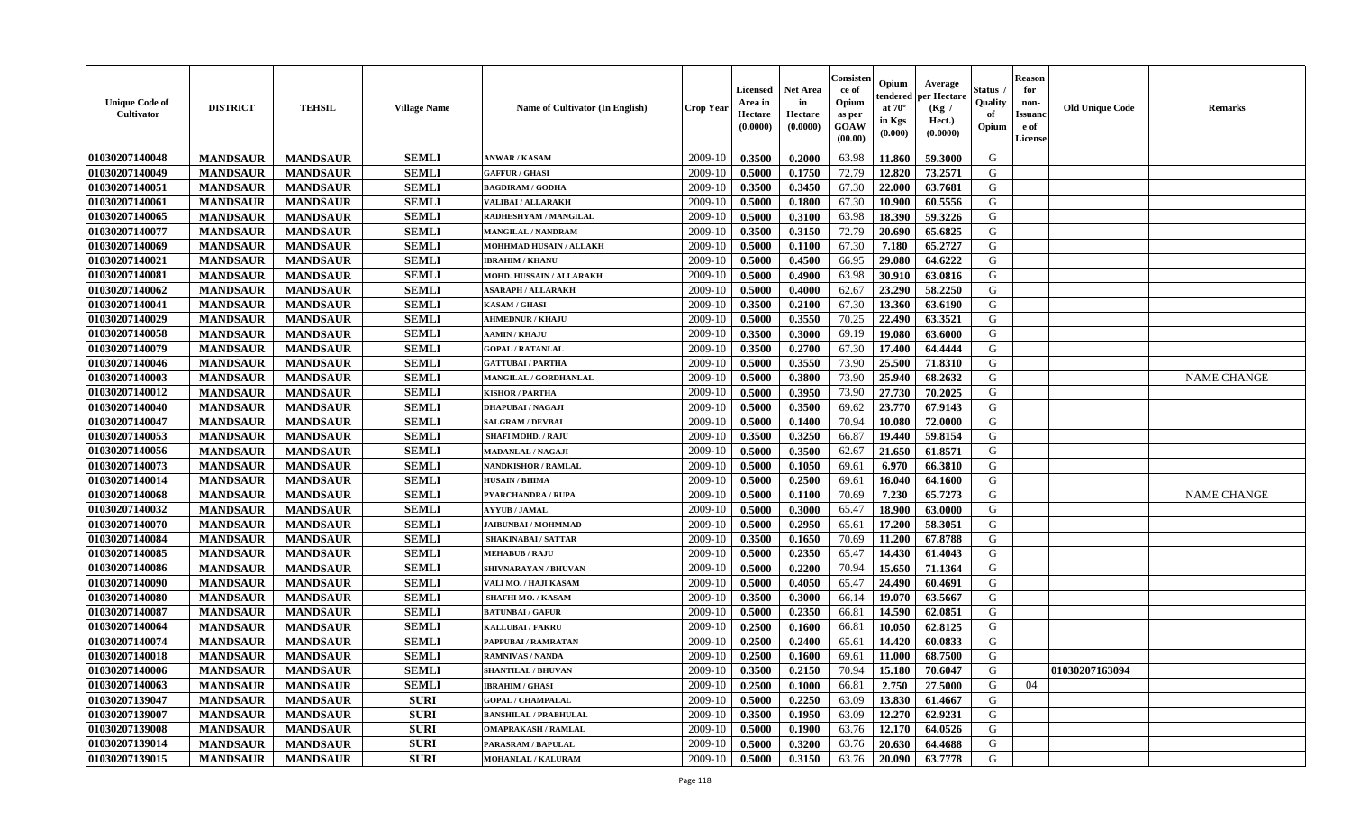| Unique Code of Cultivator | DISTRICT | TEHSIL | Village Name | Name of Cultivator (In English) | Crop Year | Licensed Area in Hectare (0.0000) | Net Area in Hectare (0.0000) | Consistence of Opium as per GOAW (00.00) | Opium tendered at 70° in Kgs (0.000) | Average per Hectare (Kg / Hect.) (0.0000) | Status / Quality of Opium | Reason for non-Issuance of License | Old Unique Code | Remarks |
|---|---|---|---|---|---|---|---|---|---|---|---|---|---|---|
| 01030207140048 | MANDSAUR | MANDSAUR | SEMLI | ANWAR / KASAM | 2009-10 | 0.3500 | 0.2000 | 63.98 | 11.860 | 59.3000 | G | | | |
| 01030207140049 | MANDSAUR | MANDSAUR | SEMLI | GAFFUR / GHASI | 2009-10 | 0.5000 | 0.1750 | 72.79 | 12.820 | 73.2571 | G | | | |
| 01030207140051 | MANDSAUR | MANDSAUR | SEMLI | BAGDIRAM / GODHA | 2009-10 | 0.3500 | 0.3450 | 67.30 | 22.000 | 63.7681 | G | | | |
| 01030207140061 | MANDSAUR | MANDSAUR | SEMLI | VALIBAI / ALLARAKH | 2009-10 | 0.5000 | 0.1800 | 67.30 | 10.900 | 60.5556 | G | | | |
| 01030207140065 | MANDSAUR | MANDSAUR | SEMLI | RADHESHYAM / MANGILAL | 2009-10 | 0.5000 | 0.3100 | 63.98 | 18.390 | 59.3226 | G | | | |
| 01030207140077 | MANDSAUR | MANDSAUR | SEMLI | MANGILAL / NANDRAM | 2009-10 | 0.3500 | 0.3150 | 72.79 | 20.690 | 65.6825 | G | | | |
| 01030207140069 | MANDSAUR | MANDSAUR | SEMLI | MOHHMAD HUSAIN / ALLAKH | 2009-10 | 0.5000 | 0.1100 | 67.30 | 7.180 | 65.2727 | G | | | |
| 01030207140021 | MANDSAUR | MANDSAUR | SEMLI | IBRAHIM / KHANU | 2009-10 | 0.5000 | 0.4500 | 66.95 | 29.080 | 64.6222 | G | | | |
| 01030207140081 | MANDSAUR | MANDSAUR | SEMLI | MOHD. HUSSAIN / ALLARAKH | 2009-10 | 0.5000 | 0.4900 | 63.98 | 30.910 | 63.0816 | G | | | |
| 01030207140062 | MANDSAUR | MANDSAUR | SEMLI | ASARAPH / ALLARAKH | 2009-10 | 0.5000 | 0.4000 | 62.67 | 23.290 | 58.2250 | G | | | |
| 01030207140041 | MANDSAUR | MANDSAUR | SEMLI | KASAM / GHASI | 2009-10 | 0.3500 | 0.2100 | 67.30 | 13.360 | 63.6190 | G | | | |
| 01030207140029 | MANDSAUR | MANDSAUR | SEMLI | AHMEDNUR / KHAJU | 2009-10 | 0.5000 | 0.3550 | 70.25 | 22.490 | 63.3521 | G | | | |
| 01030207140058 | MANDSAUR | MANDSAUR | SEMLI | AAMIN / KHAJU | 2009-10 | 0.3500 | 0.3000 | 69.19 | 19.080 | 63.6000 | G | | | |
| 01030207140079 | MANDSAUR | MANDSAUR | SEMLI | GOPAL / RATANLAL | 2009-10 | 0.3500 | 0.2700 | 67.30 | 17.400 | 64.4444 | G | | | |
| 01030207140046 | MANDSAUR | MANDSAUR | SEMLI | GATTUBAI / PARTHA | 2009-10 | 0.5000 | 0.3550 | 73.90 | 25.500 | 71.8310 | G | | | |
| 01030207140003 | MANDSAUR | MANDSAUR | SEMLI | MANGILAL / GORDHANLAL | 2009-10 | 0.5000 | 0.3800 | 73.90 | 25.940 | 68.2632 | G | | | NAME CHANGE |
| 01030207140012 | MANDSAUR | MANDSAUR | SEMLI | KISHOR / PARTHA | 2009-10 | 0.5000 | 0.3950 | 73.90 | 27.730 | 70.2025 | G | | | |
| 01030207140040 | MANDSAUR | MANDSAUR | SEMLI | DHAPUBAI / NAGAJI | 2009-10 | 0.5000 | 0.3500 | 69.62 | 23.770 | 67.9143 | G | | | |
| 01030207140047 | MANDSAUR | MANDSAUR | SEMLI | SALGRAM / DEVBAI | 2009-10 | 0.5000 | 0.1400 | 70.94 | 10.080 | 72.0000 | G | | | |
| 01030207140053 | MANDSAUR | MANDSAUR | SEMLI | SHAFI MOHD. / RAJU | 2009-10 | 0.3500 | 0.3250 | 66.87 | 19.440 | 59.8154 | G | | | |
| 01030207140056 | MANDSAUR | MANDSAUR | SEMLI | MADANLAL / NAGAJI | 2009-10 | 0.5000 | 0.3500 | 62.67 | 21.650 | 61.8571 | G | | | |
| 01030207140073 | MANDSAUR | MANDSAUR | SEMLI | NANDKISHOR / RAMLAL | 2009-10 | 0.5000 | 0.1050 | 69.61 | 6.970 | 66.3810 | G | | | |
| 01030207140014 | MANDSAUR | MANDSAUR | SEMLI | HUSAIN / BHIMA | 2009-10 | 0.5000 | 0.2500 | 69.61 | 16.040 | 64.1600 | G | | | |
| 01030207140068 | MANDSAUR | MANDSAUR | SEMLI | PYARCHANDRA / RUPA | 2009-10 | 0.5000 | 0.1100 | 70.69 | 7.230 | 65.7273 | G | | | NAME CHANGE |
| 01030207140032 | MANDSAUR | MANDSAUR | SEMLI | AYYUB / JAMAL | 2009-10 | 0.5000 | 0.3000 | 65.47 | 18.900 | 63.0000 | G | | | |
| 01030207140070 | MANDSAUR | MANDSAUR | SEMLI | JAIBUNBAI / MOHMMAD | 2009-10 | 0.5000 | 0.2950 | 65.61 | 17.200 | 58.3051 | G | | | |
| 01030207140084 | MANDSAUR | MANDSAUR | SEMLI | SHAKINABAI / SATTAR | 2009-10 | 0.3500 | 0.1650 | 70.69 | 11.200 | 67.8788 | G | | | |
| 01030207140085 | MANDSAUR | MANDSAUR | SEMLI | MEHABUB / RAJU | 2009-10 | 0.5000 | 0.2350 | 65.47 | 14.430 | 61.4043 | G | | | |
| 01030207140086 | MANDSAUR | MANDSAUR | SEMLI | SHIVNARAYAN / BHUVAN | 2009-10 | 0.5000 | 0.2200 | 70.94 | 15.650 | 71.1364 | G | | | |
| 01030207140090 | MANDSAUR | MANDSAUR | SEMLI | VALI MO. / HAJI KASAM | 2009-10 | 0.5000 | 0.4050 | 65.47 | 24.490 | 60.4691 | G | | | |
| 01030207140080 | MANDSAUR | MANDSAUR | SEMLI | SHAFHI MO. / KASAM | 2009-10 | 0.3500 | 0.3000 | 66.14 | 19.070 | 63.5667 | G | | | |
| 01030207140087 | MANDSAUR | MANDSAUR | SEMLI | BATUNBAI / GAFUR | 2009-10 | 0.5000 | 0.2350 | 66.81 | 14.590 | 62.0851 | G | | | |
| 01030207140064 | MANDSAUR | MANDSAUR | SEMLI | KALLUBAI / FAKRU | 2009-10 | 0.2500 | 0.1600 | 66.81 | 10.050 | 62.8125 | G | | | |
| 01030207140074 | MANDSAUR | MANDSAUR | SEMLI | PAPPUBAI / RAMRATAN | 2009-10 | 0.2500 | 0.2400 | 65.61 | 14.420 | 60.0833 | G | | | |
| 01030207140018 | MANDSAUR | MANDSAUR | SEMLI | RAMNIVAS / NANDA | 2009-10 | 0.2500 | 0.1600 | 69.61 | 11.000 | 68.7500 | G | | | |
| 01030207140006 | MANDSAUR | MANDSAUR | SEMLI | SHANTILAL / BHUVAN | 2009-10 | 0.3500 | 0.2150 | 70.94 | 15.180 | 70.6047 | G | | 01030207163094 | |
| 01030207140063 | MANDSAUR | MANDSAUR | SEMLI | IBRAHIM / GHASI | 2009-10 | 0.2500 | 0.1000 | 66.81 | 2.750 | 27.5000 | G | 04 | | |
| 01030207139047 | MANDSAUR | MANDSAUR | SURI | GOPAL / CHAMPALAL | 2009-10 | 0.5000 | 0.2250 | 63.09 | 13.830 | 61.4667 | G | | | |
| 01030207139007 | MANDSAUR | MANDSAUR | SURI | BANSHILAL / PRABHULAL | 2009-10 | 0.3500 | 0.1950 | 63.09 | 12.270 | 62.9231 | G | | | |
| 01030207139008 | MANDSAUR | MANDSAUR | SURI | OMAPRAKASH / RAMLAL | 2009-10 | 0.5000 | 0.1900 | 63.76 | 12.170 | 64.0526 | G | | | |
| 01030207139014 | MANDSAUR | MANDSAUR | SURI | PARASRAM / BAPULAL | 2009-10 | 0.5000 | 0.3200 | 63.76 | 20.630 | 64.4688 | G | | | |
| 01030207139015 | MANDSAUR | MANDSAUR | SURI | MOHANLAL / KALURAM | 2009-10 | 0.5000 | 0.3150 | 63.76 | 20.090 | 63.7778 | G | | | |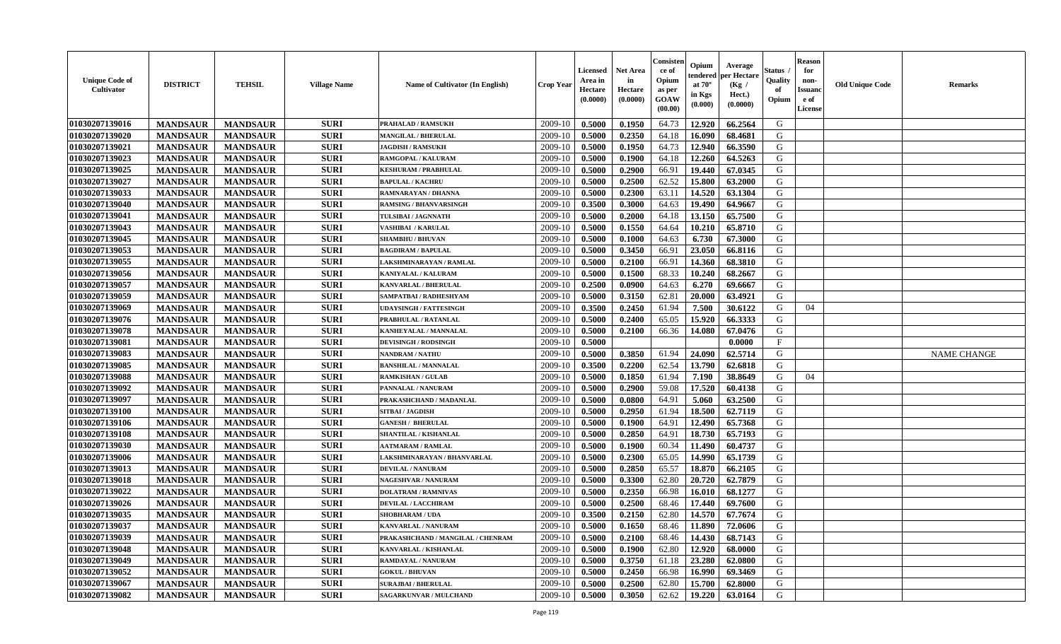| Unique Code of Cultivator | DISTRICT | TEHSIL | Village Name | Name of Cultivator (In English) | Crop Year | Licensed Area in Hectare (0.0000) | Net Area in Hectare (0.0000) | Consistence of Opium as per GOAW (00.00) | Opium tendered at 70° in Kgs (0.000) | Average per Hectare (Kg / Hect.) (0.0000) | Status / Quality of Opium | Reason for non-Issuance of License | Old Unique Code | Remarks |
|---|---|---|---|---|---|---|---|---|---|---|---|---|---|---|
| 01030207139016 | MANDSAUR | MANDSAUR | SURI | PRAHALAD / RAMSUKH | 2009-10 | 0.5000 | 0.1950 | 64.73 | 12.920 | 66.2564 | G | | | |
| 01030207139020 | MANDSAUR | MANDSAUR | SURI | MANGILAL / BHERULAL | 2009-10 | 0.5000 | 0.2350 | 64.18 | 16.090 | 68.4681 | G | | | |
| 01030207139021 | MANDSAUR | MANDSAUR | SURI | JAGDISH / RAMSUKH | 2009-10 | 0.5000 | 0.1950 | 64.73 | 12.940 | 66.3590 | G | | | |
| 01030207139023 | MANDSAUR | MANDSAUR | SURI | RAMGOPAL / KALURAM | 2009-10 | 0.5000 | 0.1900 | 64.18 | 12.260 | 64.5263 | G | | | |
| 01030207139025 | MANDSAUR | MANDSAUR | SURI | KESHURAM / PRABHULAL | 2009-10 | 0.5000 | 0.2900 | 66.91 | 19.440 | 67.0345 | G | | | |
| 01030207139027 | MANDSAUR | MANDSAUR | SURI | BAPULAL / KACHRU | 2009-10 | 0.5000 | 0.2500 | 62.52 | 15.800 | 63.2000 | G | | | |
| 01030207139033 | MANDSAUR | MANDSAUR | SURI | RAMNARAYAN / DHANNA | 2009-10 | 0.5000 | 0.2300 | 63.11 | 14.520 | 63.1304 | G | | | |
| 01030207139040 | MANDSAUR | MANDSAUR | SURI | RAMSING / BHANVARSINGH | 2009-10 | 0.3500 | 0.3000 | 64.63 | 19.490 | 64.9667 | G | | | |
| 01030207139041 | MANDSAUR | MANDSAUR | SURI | TULSIBAI / JAGNNATH | 2009-10 | 0.5000 | 0.2000 | 64.18 | 13.150 | 65.7500 | G | | | |
| 01030207139043 | MANDSAUR | MANDSAUR | SURI | VASHIBAI / KARULAL | 2009-10 | 0.5000 | 0.1550 | 64.64 | 10.210 | 65.8710 | G | | | |
| 01030207139045 | MANDSAUR | MANDSAUR | SURI | SHAMBHU / BHUVAN | 2009-10 | 0.5000 | 0.1000 | 64.63 | 6.730 | 67.3000 | G | | | |
| 01030207139053 | MANDSAUR | MANDSAUR | SURI | BAGDIRAM / BAPULAL | 2009-10 | 0.5000 | 0.3450 | 66.91 | 23.050 | 66.8116 | G | | | |
| 01030207139055 | MANDSAUR | MANDSAUR | SURI | LAKSHMINARAYAN / RAMLAL | 2009-10 | 0.5000 | 0.2100 | 66.91 | 14.360 | 68.3810 | G | | | |
| 01030207139056 | MANDSAUR | MANDSAUR | SURI | KANIYALAL / KALURAM | 2009-10 | 0.5000 | 0.1500 | 68.33 | 10.240 | 68.2667 | G | | | |
| 01030207139057 | MANDSAUR | MANDSAUR | SURI | KANVARLAL / BHERULAL | 2009-10 | 0.2500 | 0.0900 | 64.63 | 6.270 | 69.6667 | G | | | |
| 01030207139059 | MANDSAUR | MANDSAUR | SURI | SAMPATBAI / RADHESHYAM | 2009-10 | 0.5000 | 0.3150 | 62.81 | 20.000 | 63.4921 | G | | | |
| 01030207139069 | MANDSAUR | MANDSAUR | SURI | UDAYSINGH / FATTESINGH | 2009-10 | 0.3500 | 0.2450 | 61.94 | 7.500 | 30.6122 | G | 04 | | |
| 01030207139076 | MANDSAUR | MANDSAUR | SURI | PRABHULAL / RATANLAL | 2009-10 | 0.5000 | 0.2400 | 65.05 | 15.920 | 66.3333 | G | | | |
| 01030207139078 | MANDSAUR | MANDSAUR | SURI | KANHEYALAL / MANNALAL | 2009-10 | 0.5000 | 0.2100 | 66.36 | 14.080 | 67.0476 | G | | | |
| 01030207139081 | MANDSAUR | MANDSAUR | SURI | DEVISINGH / RODSINGH | 2009-10 | 0.5000 | | | | 0.0000 | F | | | |
| 01030207139083 | MANDSAUR | MANDSAUR | SURI | NANDRAM / NATHU | 2009-10 | 0.5000 | 0.3850 | 61.94 | 24.090 | 62.5714 | G | | | NAME CHANGE |
| 01030207139085 | MANDSAUR | MANDSAUR | SURI | BANSHILAL / MANNALAL | 2009-10 | 0.3500 | 0.2200 | 62.54 | 13.790 | 62.6818 | G | | | |
| 01030207139088 | MANDSAUR | MANDSAUR | SURI | RAMKISHAN / GULAB | 2009-10 | 0.5000 | 0.1850 | 61.94 | 7.190 | 38.8649 | G | 04 | | |
| 01030207139092 | MANDSAUR | MANDSAUR | SURI | PANNALAL / NANURAM | 2009-10 | 0.5000 | 0.2900 | 59.08 | 17.520 | 60.4138 | G | | | |
| 01030207139097 | MANDSAUR | MANDSAUR | SURI | PRAKASHCHAND / MADANLAL | 2009-10 | 0.5000 | 0.0800 | 64.91 | 5.060 | 63.2500 | G | | | |
| 01030207139100 | MANDSAUR | MANDSAUR | SURI | SITBAI / JAGDISH | 2009-10 | 0.5000 | 0.2950 | 61.94 | 18.500 | 62.7119 | G | | | |
| 01030207139106 | MANDSAUR | MANDSAUR | SURI | GANESH / BHERULAL | 2009-10 | 0.5000 | 0.1900 | 64.91 | 12.490 | 65.7368 | G | | | |
| 01030207139108 | MANDSAUR | MANDSAUR | SURI | SHANTILAL / KISHANLAL | 2009-10 | 0.5000 | 0.2850 | 64.91 | 18.730 | 65.7193 | G | | | |
| 01030207139030 | MANDSAUR | MANDSAUR | SURI | AATMARAM / RAMLAL | 2009-10 | 0.5000 | 0.1900 | 60.34 | 11.490 | 60.4737 | G | | | |
| 01030207139006 | MANDSAUR | MANDSAUR | SURI | LAKSHMINARAYAN / BHANVARLAL | 2009-10 | 0.5000 | 0.2300 | 65.05 | 14.990 | 65.1739 | G | | | |
| 01030207139013 | MANDSAUR | MANDSAUR | SURI | DEVILAL / NANURAM | 2009-10 | 0.5000 | 0.2850 | 65.57 | 18.870 | 66.2105 | G | | | |
| 01030207139018 | MANDSAUR | MANDSAUR | SURI | NAGESHVAR / NANURAM | 2009-10 | 0.5000 | 0.3300 | 62.80 | 20.720 | 62.7879 | G | | | |
| 01030207139022 | MANDSAUR | MANDSAUR | SURI | DOLATRAM / RAMNIVAS | 2009-10 | 0.5000 | 0.2350 | 66.98 | 16.010 | 68.1277 | G | | | |
| 01030207139026 | MANDSAUR | MANDSAUR | SURI | DEVILAL / LACCHIRAM | 2009-10 | 0.5000 | 0.2500 | 68.46 | 17.440 | 69.7600 | G | | | |
| 01030207139035 | MANDSAUR | MANDSAUR | SURI | SHOBHARAM / UDA | 2009-10 | 0.3500 | 0.2150 | 62.80 | 14.570 | 67.7674 | G | | | |
| 01030207139037 | MANDSAUR | MANDSAUR | SURI | KANVARLAL / NANURAM | 2009-10 | 0.5000 | 0.1650 | 68.46 | 11.890 | 72.0606 | G | | | |
| 01030207139039 | MANDSAUR | MANDSAUR | SURI | PRAKASHCHAND / MANGILAL / CHENRAM | 2009-10 | 0.5000 | 0.2100 | 68.46 | 14.430 | 68.7143 | G | | | |
| 01030207139048 | MANDSAUR | MANDSAUR | SURI | KANVARLAL / KISHANLAL | 2009-10 | 0.5000 | 0.1900 | 62.80 | 12.920 | 68.0000 | G | | | |
| 01030207139049 | MANDSAUR | MANDSAUR | SURI | RAMDAYAL / NANURAM | 2009-10 | 0.5000 | 0.3750 | 61.18 | 23.280 | 62.0800 | G | | | |
| 01030207139052 | MANDSAUR | MANDSAUR | SURI | GOKUL / BHUVAN | 2009-10 | 0.5000 | 0.2450 | 66.98 | 16.990 | 69.3469 | G | | | |
| 01030207139067 | MANDSAUR | MANDSAUR | SURI | SURAJBAI / BHERULAL | 2009-10 | 0.5000 | 0.2500 | 62.80 | 15.700 | 62.8000 | G | | | |
| 01030207139082 | MANDSAUR | MANDSAUR | SURI | SAGARKUNVAR / MULCHAND | 2009-10 | 0.5000 | 0.3050 | 62.62 | 19.220 | 63.0164 | G | | | |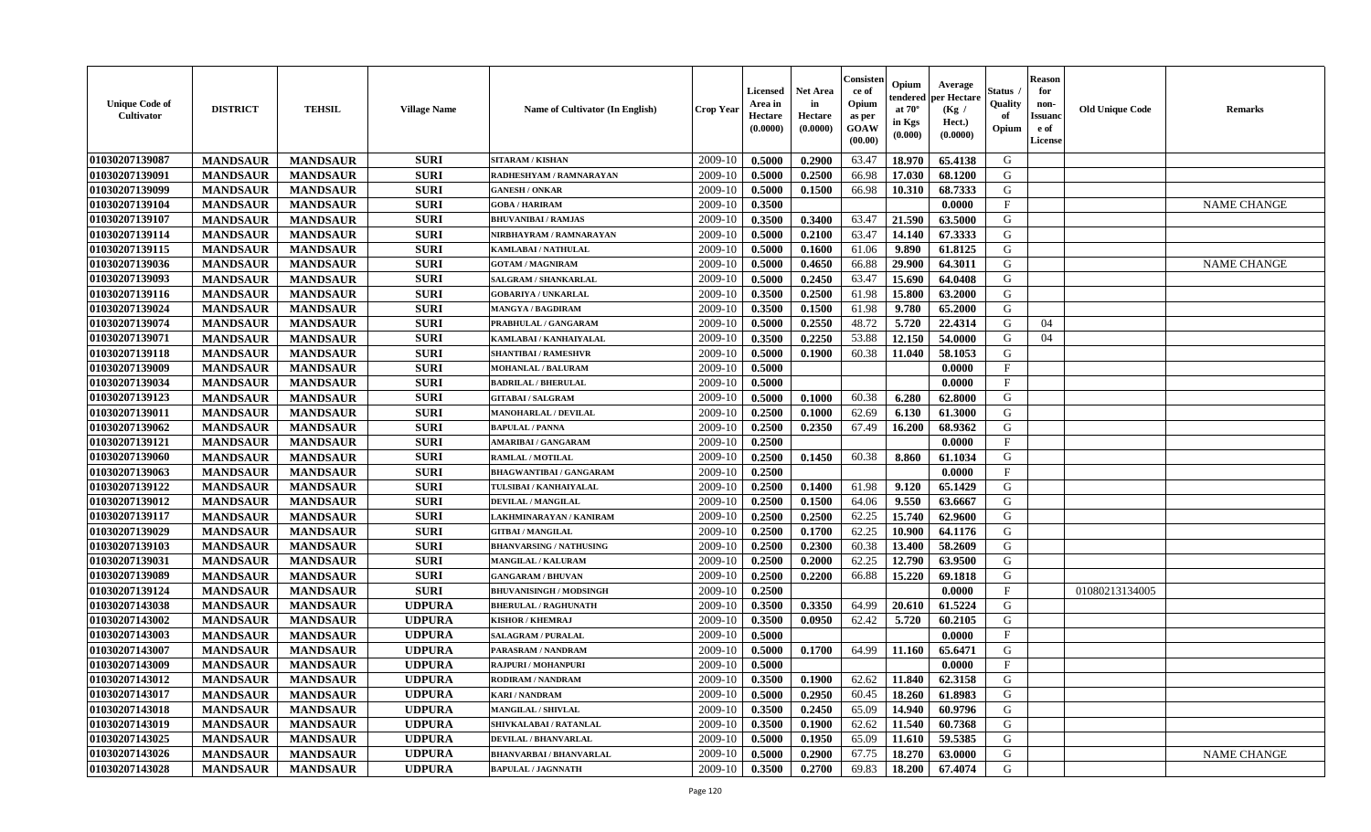| Unique Code of Cultivator | DISTRICT | TEHSIL | Village Name | Name of Cultivator (In English) | Crop Year | Licensed Area in Hectare (0.0000) | Net Area in Hectare (0.0000) | Consistence of Opium as per GOAW (00.00) | Opium tendered at 70° in Kgs (0.000) | Average per Hectare (Kg / Hect.) (0.0000) | Status / Quality of Opium | Reason for non-Issuance of License | Old Unique Code | Remarks |
|---|---|---|---|---|---|---|---|---|---|---|---|---|---|---|
| 01030207139087 | MANDSAUR | MANDSAUR | SURI | SITARAM / KISHAN | 2009-10 | 0.5000 | 0.2900 | 63.47 | 18.970 | 65.4138 | G | | | |
| 01030207139091 | MANDSAUR | MANDSAUR | SURI | RADHESHYAM / RAMNARAYAN | 2009-10 | 0.5000 | 0.2500 | 66.98 | 17.030 | 68.1200 | G | | | |
| 01030207139099 | MANDSAUR | MANDSAUR | SURI | GANESH / ONKAR | 2009-10 | 0.5000 | 0.1500 | 66.98 | 10.310 | 68.7333 | G | | | |
| 01030207139104 | MANDSAUR | MANDSAUR | SURI | GOBA / HARIRAM | 2009-10 | 0.3500 | | | | 0.0000 | F | | | NAME CHANGE |
| 01030207139107 | MANDSAUR | MANDSAUR | SURI | BHUVANIBAI / RAMJAS | 2009-10 | 0.3500 | 0.3400 | 63.47 | 21.590 | 63.5000 | G | | | |
| 01030207139114 | MANDSAUR | MANDSAUR | SURI | NIRBHAYRAM / RAMNARAYAN | 2009-10 | 0.5000 | 0.2100 | 63.47 | 14.140 | 67.3333 | G | | | |
| 01030207139115 | MANDSAUR | MANDSAUR | SURI | KAMLABAI / NATHULAL | 2009-10 | 0.5000 | 0.1600 | 61.06 | 9.890 | 61.8125 | G | | | |
| 01030207139036 | MANDSAUR | MANDSAUR | SURI | GOTAM / MAGNIRAM | 2009-10 | 0.5000 | 0.4650 | 66.88 | 29.900 | 64.3011 | G | | | NAME CHANGE |
| 01030207139093 | MANDSAUR | MANDSAUR | SURI | SALGRAM / SHANKARLAL | 2009-10 | 0.5000 | 0.2450 | 63.47 | 15.690 | 64.0408 | G | | | |
| 01030207139116 | MANDSAUR | MANDSAUR | SURI | GOBARIYA / UNKARLAL | 2009-10 | 0.3500 | 0.2500 | 61.98 | 15.800 | 63.2000 | G | | | |
| 01030207139024 | MANDSAUR | MANDSAUR | SURI | MANGYA / BAGDIRAM | 2009-10 | 0.3500 | 0.1500 | 61.98 | 9.780 | 65.2000 | G | | | |
| 01030207139074 | MANDSAUR | MANDSAUR | SURI | PRABHULAL / GANGARAM | 2009-10 | 0.5000 | 0.2550 | 48.72 | 5.720 | 22.4314 | G | 04 | | |
| 01030207139071 | MANDSAUR | MANDSAUR | SURI | KAMLABAI / KANHAIYALAL | 2009-10 | 0.3500 | 0.2250 | 53.88 | 12.150 | 54.0000 | G | 04 | | |
| 01030207139118 | MANDSAUR | MANDSAUR | SURI | SHANTIBAI / RAMESHVR | 2009-10 | 0.5000 | 0.1900 | 60.38 | 11.040 | 58.1053 | G | | | |
| 01030207139009 | MANDSAUR | MANDSAUR | SURI | MOHANLAL / BALURAM | 2009-10 | 0.5000 | | | | 0.0000 | F | | | |
| 01030207139034 | MANDSAUR | MANDSAUR | SURI | BADRILAL / BHERULAL | 2009-10 | 0.5000 | | | | 0.0000 | F | | | |
| 01030207139123 | MANDSAUR | MANDSAUR | SURI | GITABAI / SALGRAM | 2009-10 | 0.5000 | 0.1000 | 60.38 | 6.280 | 62.8000 | G | | | |
| 01030207139011 | MANDSAUR | MANDSAUR | SURI | MANOHARLAL / DEVILAL | 2009-10 | 0.2500 | 0.1000 | 62.69 | 6.130 | 61.3000 | G | | | |
| 01030207139062 | MANDSAUR | MANDSAUR | SURI | BAPULAL / PANNA | 2009-10 | 0.2500 | 0.2350 | 67.49 | 16.200 | 68.9362 | G | | | |
| 01030207139121 | MANDSAUR | MANDSAUR | SURI | AMARIBAI / GANGARAM | 2009-10 | 0.2500 | | | | 0.0000 | F | | | |
| 01030207139060 | MANDSAUR | MANDSAUR | SURI | RAMLAL / MOTILAL | 2009-10 | 0.2500 | 0.1450 | 60.38 | 8.860 | 61.1034 | G | | | |
| 01030207139063 | MANDSAUR | MANDSAUR | SURI | BHAGWANTIBAI / GANGARAM | 2009-10 | 0.2500 | | | | 0.0000 | F | | | |
| 01030207139122 | MANDSAUR | MANDSAUR | SURI | TULSIBAI / KANHAIYALAL | 2009-10 | 0.2500 | 0.1400 | 61.98 | 9.120 | 65.1429 | G | | | |
| 01030207139012 | MANDSAUR | MANDSAUR | SURI | DEVILAL / MANGILAL | 2009-10 | 0.2500 | 0.1500 | 64.06 | 9.550 | 63.6667 | G | | | |
| 01030207139117 | MANDSAUR | MANDSAUR | SURI | LAKHMINARAYAN / KANIRAM | 2009-10 | 0.2500 | 0.2500 | 62.25 | 15.740 | 62.9600 | G | | | |
| 01030207139029 | MANDSAUR | MANDSAUR | SURI | GITBAI / MANGILAL | 2009-10 | 0.2500 | 0.1700 | 62.25 | 10.900 | 64.1176 | G | | | |
| 01030207139103 | MANDSAUR | MANDSAUR | SURI | BHANVARSING / NATHUSING | 2009-10 | 0.2500 | 0.2300 | 60.38 | 13.400 | 58.2609 | G | | | |
| 01030207139031 | MANDSAUR | MANDSAUR | SURI | MANGILAL / KALURAM | 2009-10 | 0.2500 | 0.2000 | 62.25 | 12.790 | 63.9500 | G | | | |
| 01030207139089 | MANDSAUR | MANDSAUR | SURI | GANGARAM / BHUVAN | 2009-10 | 0.2500 | 0.2200 | 66.88 | 15.220 | 69.1818 | G | | | |
| 01030207139124 | MANDSAUR | MANDSAUR | SURI | BHUVANISINGH / MODSINGH | 2009-10 | 0.2500 | | | | 0.0000 | F | | 01080213134005 | |
| 01030207143038 | MANDSAUR | MANDSAUR | UDPURA | BHERULAL / RAGHUNATH | 2009-10 | 0.3500 | 0.3350 | 64.99 | 20.610 | 61.5224 | G | | | |
| 01030207143002 | MANDSAUR | MANDSAUR | UDPURA | KISHOR / KHEMRAJ | 2009-10 | 0.3500 | 0.0950 | 62.42 | 5.720 | 60.2105 | G | | | |
| 01030207143003 | MANDSAUR | MANDSAUR | UDPURA | SALAGRAM / PURALAL | 2009-10 | 0.5000 | | | | 0.0000 | F | | | |
| 01030207143007 | MANDSAUR | MANDSAUR | UDPURA | PARASRAM / NANDRAM | 2009-10 | 0.5000 | 0.1700 | 64.99 | 11.160 | 65.6471 | G | | | |
| 01030207143009 | MANDSAUR | MANDSAUR | UDPURA | RAJPURI / MOHANPURI | 2009-10 | 0.5000 | | | | 0.0000 | F | | | |
| 01030207143012 | MANDSAUR | MANDSAUR | UDPURA | RODIRAM / NANDRAM | 2009-10 | 0.3500 | 0.1900 | 62.62 | 11.840 | 62.3158 | G | | | |
| 01030207143017 | MANDSAUR | MANDSAUR | UDPURA | KARI / NANDRAM | 2009-10 | 0.5000 | 0.2950 | 60.45 | 18.260 | 61.8983 | G | | | |
| 01030207143018 | MANDSAUR | MANDSAUR | UDPURA | MANGILAL / SHIVLAL | 2009-10 | 0.3500 | 0.2450 | 65.09 | 14.940 | 60.9796 | G | | | |
| 01030207143019 | MANDSAUR | MANDSAUR | UDPURA | SHIVKALABAI / RATANLAL | 2009-10 | 0.3500 | 0.1900 | 62.62 | 11.540 | 60.7368 | G | | | |
| 01030207143025 | MANDSAUR | MANDSAUR | UDPURA | DEVILAL / BHANVARLAL | 2009-10 | 0.5000 | 0.1950 | 65.09 | 11.610 | 59.5385 | G | | | |
| 01030207143026 | MANDSAUR | MANDSAUR | UDPURA | BHANVARBAI / BHANVARLAL | 2009-10 | 0.5000 | 0.2900 | 67.75 | 18.270 | 63.0000 | G | | | NAME CHANGE |
| 01030207143028 | MANDSAUR | MANDSAUR | UDPURA | BAPULAL / JAGNNATH | 2009-10 | 0.3500 | 0.2700 | 69.83 | 18.200 | 67.4074 | G | | | |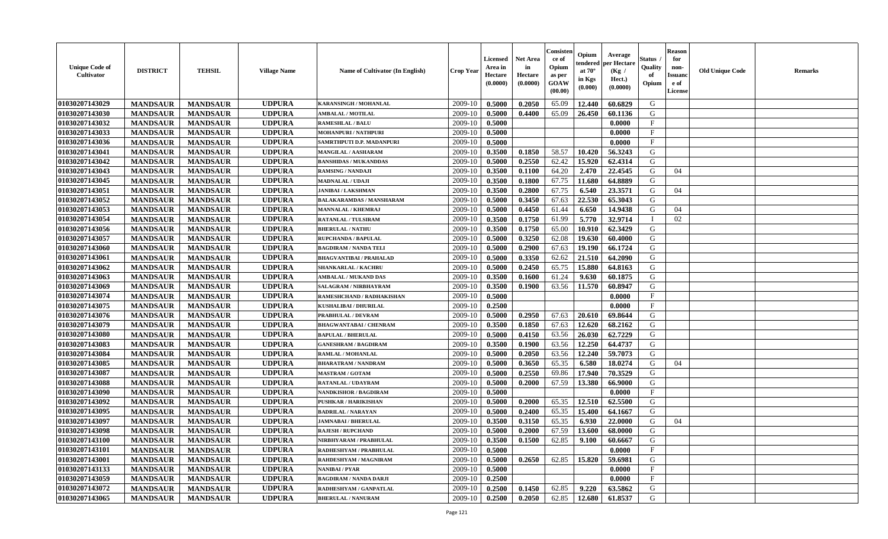| Unique Code of Cultivator | DISTRICT | TEHSIL | Village Name | Name of Cultivator (In English) | Crop Year | Licensed Area in Hectare (0.0000) | Net Area in Hectare (0.0000) | Consistence of Opium as per GOAW (00.00) | Opium tendered at 70° in Kgs (0.000) | Average per Hectare (Kg / Hect.) (0.0000) | Status / Quality of Opium | Reason for non-Issuance of License | Old Unique Code | Remarks |
|---|---|---|---|---|---|---|---|---|---|---|---|---|---|---|
| 01030207143029 | MANDSAUR | MANDSAUR | UDPURA | KARANSINGH / MOHANLAL | 2009-10 | 0.5000 | 0.2050 | 65.09 | 12.440 | 60.6829 | G | | | |
| 01030207143030 | MANDSAUR | MANDSAUR | UDPURA | AMBALAL / MOTILAL | 2009-10 | 0.5000 | 0.4400 | 65.09 | 26.450 | 60.1136 | G | | | |
| 01030207143032 | MANDSAUR | MANDSAUR | UDPURA | RAMESHLAL / BALU | 2009-10 | 0.5000 | | | | 0.0000 | F | | | |
| 01030207143033 | MANDSAUR | MANDSAUR | UDPURA | MOHANPURI / NATHPURI | 2009-10 | 0.5000 | | | | 0.0000 | F | | | |
| 01030207143036 | MANDSAUR | MANDSAUR | UDPURA | SAMRTHPUTI D.P. MADANPURI | 2009-10 | 0.5000 | | | | 0.0000 | F | | | |
| 01030207143041 | MANDSAUR | MANDSAUR | UDPURA | MANGILAL / AASHARAM | 2009-10 | 0.3500 | 0.1850 | 58.57 | 10.420 | 56.3243 | G | | | |
| 01030207143042 | MANDSAUR | MANDSAUR | UDPURA | BANSHIDAS / MUKANDDAS | 2009-10 | 0.5000 | 0.2550 | 62.42 | 15.920 | 62.4314 | G | | | |
| 01030207143043 | MANDSAUR | MANDSAUR | UDPURA | RAMSING / NANDAJI | 2009-10 | 0.3500 | 0.1100 | 64.20 | 2.470 | 22.4545 | G | 04 | | |
| 01030207143045 | MANDSAUR | MANDSAUR | UDPURA | MADNALAL / UDAJI | 2009-10 | 0.3500 | 0.1800 | 67.75 | 11.680 | 64.8889 | G | | | |
| 01030207143051 | MANDSAUR | MANDSAUR | UDPURA | JANIBAI / LAKSHMAN | 2009-10 | 0.3500 | 0.2800 | 67.75 | 6.540 | 23.3571 | G | 04 | | |
| 01030207143052 | MANDSAUR | MANDSAUR | UDPURA | BALAKARAMDAS / MANSHARAM | 2009-10 | 0.5000 | 0.3450 | 67.63 | 22.530 | 65.3043 | G | | | |
| 01030207143053 | MANDSAUR | MANDSAUR | UDPURA | MANNALAL / KHEMRAJ | 2009-10 | 0.5000 | 0.4450 | 61.44 | 6.650 | 14.9438 | G | 04 | | |
| 01030207143054 | MANDSAUR | MANDSAUR | UDPURA | RATANLAL / TULSIRAM | 2009-10 | 0.3500 | 0.1750 | 61.99 | 5.770 | 32.9714 | I | 02 | | |
| 01030207143056 | MANDSAUR | MANDSAUR | UDPURA | BHERULAL / NATHU | 2009-10 | 0.3500 | 0.1750 | 65.00 | 10.910 | 62.3429 | G | | | |
| 01030207143057 | MANDSAUR | MANDSAUR | UDPURA | RUPCHANDA / BAPULAL | 2009-10 | 0.5000 | 0.3250 | 62.08 | 19.630 | 60.4000 | G | | | |
| 01030207143060 | MANDSAUR | MANDSAUR | UDPURA | BAGDIRAM / NANDA TELI | 2009-10 | 0.5000 | 0.2900 | 67.63 | 19.190 | 66.1724 | G | | | |
| 01030207143061 | MANDSAUR | MANDSAUR | UDPURA | BHAGVANTIBAI / PRAHALAD | 2009-10 | 0.5000 | 0.3350 | 62.62 | 21.510 | 64.2090 | G | | | |
| 01030207143062 | MANDSAUR | MANDSAUR | UDPURA | SHANKARLAL / KACHRU | 2009-10 | 0.5000 | 0.2450 | 65.75 | 15.880 | 64.8163 | G | | | |
| 01030207143063 | MANDSAUR | MANDSAUR | UDPURA | AMBALAL / MUKAND DAS | 2009-10 | 0.3500 | 0.1600 | 61.24 | 9.630 | 60.1875 | G | | | |
| 01030207143069 | MANDSAUR | MANDSAUR | UDPURA | SALAGRAM / NIRBHAYRAM | 2009-10 | 0.3500 | 0.1900 | 63.56 | 11.570 | 60.8947 | G | | | |
| 01030207143074 | MANDSAUR | MANDSAUR | UDPURA | RAMESHCHAND / RADHAKISHAN | 2009-10 | 0.5000 | | | | 0.0000 | F | | | |
| 01030207143075 | MANDSAUR | MANDSAUR | UDPURA | KUSHALIBAI / DHURILAL | 2009-10 | 0.2500 | | | | 0.0000 | F | | | |
| 01030207143076 | MANDSAUR | MANDSAUR | UDPURA | PRABHULAL / DEVRAM | 2009-10 | 0.5000 | 0.2950 | 67.63 | 20.610 | 69.8644 | G | | | |
| 01030207143079 | MANDSAUR | MANDSAUR | UDPURA | BHAGWANTABAI / CHENRAM | 2009-10 | 0.3500 | 0.1850 | 67.63 | 12.620 | 68.2162 | G | | | |
| 01030207143080 | MANDSAUR | MANDSAUR | UDPURA | BAPULAL / BHERULAL | 2009-10 | 0.5000 | 0.4150 | 63.56 | 26.030 | 62.7229 | G | | | |
| 01030207143083 | MANDSAUR | MANDSAUR | UDPURA | GANESHRAM / BAGDIRAM | 2009-10 | 0.3500 | 0.1900 | 63.56 | 12.250 | 64.4737 | G | | | |
| 01030207143084 | MANDSAUR | MANDSAUR | UDPURA | RAMLAL / MOHANLAL | 2009-10 | 0.5000 | 0.2050 | 63.56 | 12.240 | 59.7073 | G | | | |
| 01030207143085 | MANDSAUR | MANDSAUR | UDPURA | BHARATRAM / NANDRAM | 2009-10 | 0.5000 | 0.3650 | 65.35 | 6.580 | 18.0274 | G | 04 | | |
| 01030207143087 | MANDSAUR | MANDSAUR | UDPURA | MASTRAM / GOTAM | 2009-10 | 0.5000 | 0.2550 | 69.86 | 17.940 | 70.3529 | G | | | |
| 01030207143088 | MANDSAUR | MANDSAUR | UDPURA | RATANLAL / UDAYRAM | 2009-10 | 0.5000 | 0.2000 | 67.59 | 13.380 | 66.9000 | G | | | |
| 01030207143090 | MANDSAUR | MANDSAUR | UDPURA | NANDKISHOR / BAGDIRAM | 2009-10 | 0.5000 | | | | 0.0000 | F | | | |
| 01030207143092 | MANDSAUR | MANDSAUR | UDPURA | PUSHKAR / HARIKISHAN | 2009-10 | 0.5000 | 0.2000 | 65.35 | 12.510 | 62.5500 | G | | | |
| 01030207143095 | MANDSAUR | MANDSAUR | UDPURA | BADRILAL / NARAYAN | 2009-10 | 0.5000 | 0.2400 | 65.35 | 15.400 | 64.1667 | G | | | |
| 01030207143097 | MANDSAUR | MANDSAUR | UDPURA | JAMNABAI / BHERULAL | 2009-10 | 0.3500 | 0.3150 | 65.35 | 6.930 | 22.0000 | G | 04 | | |
| 01030207143098 | MANDSAUR | MANDSAUR | UDPURA | RAJESH / RUPCHAND | 2009-10 | 0.5000 | 0.2000 | 67.59 | 13.600 | 68.0000 | G | | | |
| 01030207143100 | MANDSAUR | MANDSAUR | UDPURA | NIRBHYARAM / PRABHULAL | 2009-10 | 0.3500 | 0.1500 | 62.85 | 9.100 | 60.6667 | G | | | |
| 01030207143101 | MANDSAUR | MANDSAUR | UDPURA | RADHESHYAM / PRABHULAL | 2009-10 | 0.5000 | | | | 0.0000 | F | | | |
| 01030207143001 | MANDSAUR | MANDSAUR | UDPURA | RAHDESHYAM / MAGNIRAM | 2009-10 | 0.5000 | 0.2650 | 62.85 | 15.820 | 59.6981 | G | | | |
| 01030207143133 | MANDSAUR | MANDSAUR | UDPURA | NANIBAI / PYAR | 2009-10 | 0.5000 | | | | 0.0000 | F | | | |
| 01030207143059 | MANDSAUR | MANDSAUR | UDPURA | BAGDIRAM / NANDA DARJI | 2009-10 | 0.2500 | | | | 0.0000 | F | | | |
| 01030207143072 | MANDSAUR | MANDSAUR | UDPURA | RADHESHYAM / GANPATLAL | 2009-10 | 0.2500 | 0.1450 | 62.85 | 9.220 | 63.5862 | G | | | |
| 01030207143065 | MANDSAUR | MANDSAUR | UDPURA | BHERULAL / NANURAM | 2009-10 | 0.2500 | 0.2050 | 62.85 | 12.680 | 61.8537 | G | | | |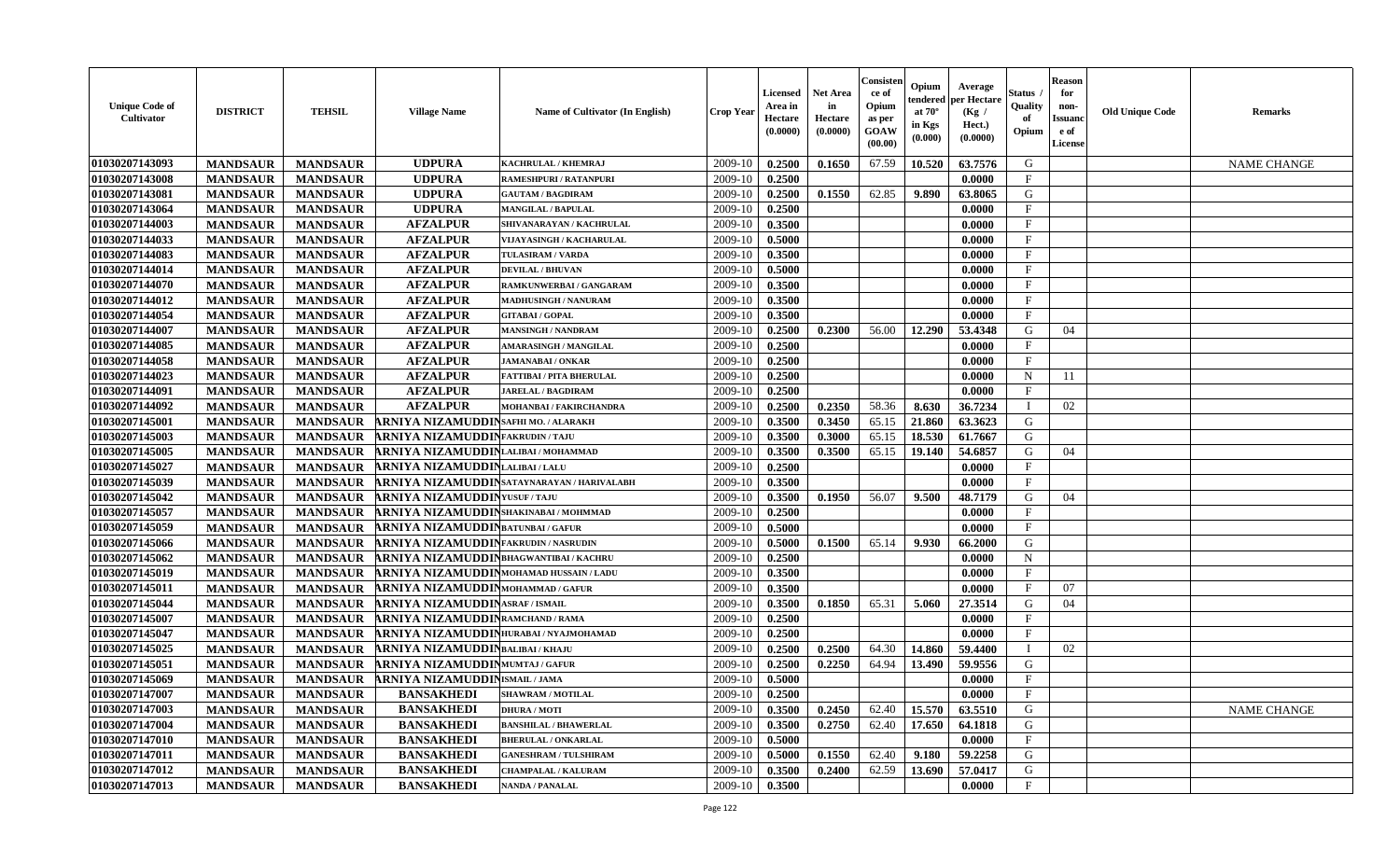| Unique Code of Cultivator | DISTRICT | TEHSIL | Village Name | Name of Cultivator (In English) | Crop Year | Licensed Area in Hectare (0.0000) | Net Area in Hectare (0.0000) | Consistence of Opium as per GOAW (00.00) | Opium tendered at 70° in Kgs (0.000) | Average per Hectare (Kg / Hect.) (0.0000) | Status / Quality of Opium | Reason for non-Issuance of License | Old Unique Code | Remarks |
|---|---|---|---|---|---|---|---|---|---|---|---|---|---|---|
| 01030207143093 | MANDSAUR | MANDSAUR | UDPURA | KACHRULAL / KHEMRAJ | 2009-10 | 0.2500 | 0.1650 | 67.59 | 10.520 | 63.7576 | G | | | NAME CHANGE |
| 01030207143008 | MANDSAUR | MANDSAUR | UDPURA | RAMESHPURI / RATANPURI | 2009-10 | 0.2500 | | | | 0.0000 | F | | | |
| 01030207143081 | MANDSAUR | MANDSAUR | UDPURA | GAUTAM / BAGDIRAM | 2009-10 | 0.2500 | 0.1550 | 62.85 | 9.890 | 63.8065 | G | | | |
| 01030207143064 | MANDSAUR | MANDSAUR | UDPURA | MANGILAL / BAPULAL | 2009-10 | 0.2500 | | | | 0.0000 | F | | | |
| 01030207144003 | MANDSAUR | MANDSAUR | AFZALPUR | SHIVANARAYAN / KACHRULAL | 2009-10 | 0.3500 | | | | 0.0000 | F | | | |
| 01030207144033 | MANDSAUR | MANDSAUR | AFZALPUR | VIJAYASINGH / KACHARULAL | 2009-10 | 0.5000 | | | | 0.0000 | F | | | |
| 01030207144083 | MANDSAUR | MANDSAUR | AFZALPUR | TULASIRAM / VARDA | 2009-10 | 0.3500 | | | | 0.0000 | F | | | |
| 01030207144014 | MANDSAUR | MANDSAUR | AFZALPUR | DEVILAL / BHUVAN | 2009-10 | 0.5000 | | | | 0.0000 | F | | | |
| 01030207144070 | MANDSAUR | MANDSAUR | AFZALPUR | RAMKUNWERBAI / GANGARAM | 2009-10 | 0.3500 | | | | 0.0000 | F | | | |
| 01030207144012 | MANDSAUR | MANDSAUR | AFZALPUR | MADHUSINGH / NANURAM | 2009-10 | 0.3500 | | | | 0.0000 | F | | | |
| 01030207144054 | MANDSAUR | MANDSAUR | AFZALPUR | GITABAI / GOPAL | 2009-10 | 0.3500 | | | | 0.0000 | F | | | |
| 01030207144007 | MANDSAUR | MANDSAUR | AFZALPUR | MANSINGH / NANDRAM | 2009-10 | 0.2500 | 0.2300 | 56.00 | 12.290 | 53.4348 | G | 04 | | |
| 01030207144085 | MANDSAUR | MANDSAUR | AFZALPUR | AMARASINGH / MANGILAL | 2009-10 | 0.2500 | | | | 0.0000 | F | | | |
| 01030207144058 | MANDSAUR | MANDSAUR | AFZALPUR | JAMANABAI / ONKAR | 2009-10 | 0.2500 | | | | 0.0000 | F | | | |
| 01030207144023 | MANDSAUR | MANDSAUR | AFZALPUR | FATTIBAI / PITA BHERULAL | 2009-10 | 0.2500 | | | | 0.0000 | N | 11 | | |
| 01030207144091 | MANDSAUR | MANDSAUR | AFZALPUR | JARELAL / BAGDIRAM | 2009-10 | 0.2500 | | | | 0.0000 | F | | | |
| 01030207144092 | MANDSAUR | MANDSAUR | AFZALPUR | MOHANBAI / FAKIRCHANDRA | 2009-10 | 0.2500 | 0.2350 | 58.36 | 8.630 | 36.7234 | I | 02 | | |
| 01030207145001 | MANDSAUR | MANDSAUR | ARNIYA NIZAMUDDIN | SAFHI MO. / ALARAKH | 2009-10 | 0.3500 | 0.3450 | 65.15 | 21.860 | 63.3623 | G | | | |
| 01030207145003 | MANDSAUR | MANDSAUR | ARNIYA NIZAMUDDIN | FAKRUDIN / TAJU | 2009-10 | 0.3500 | 0.3000 | 65.15 | 18.530 | 61.7667 | G | | | |
| 01030207145005 | MANDSAUR | MANDSAUR | ARNIYA NIZAMUDDIN | LALIBAI / MOHAMMAD | 2009-10 | 0.3500 | 0.3500 | 65.15 | 19.140 | 54.6857 | G | 04 | | |
| 01030207145027 | MANDSAUR | MANDSAUR | ARNIYA NIZAMUDDIN | LALIBAI / LALU | 2009-10 | 0.2500 | | | | 0.0000 | F | | | |
| 01030207145039 | MANDSAUR | MANDSAUR | ARNIYA NIZAMUDDIN | SATAYNARAYAN / HARIVALABH | 2009-10 | 0.3500 | | | | 0.0000 | F | | | |
| 01030207145042 | MANDSAUR | MANDSAUR | ARNIYA NIZAMUDDIN | YUSUF / TAJU | 2009-10 | 0.3500 | 0.1950 | 56.07 | 9.500 | 48.7179 | G | 04 | | |
| 01030207145057 | MANDSAUR | MANDSAUR | ARNIYA NIZAMUDDIN | SHAKINABAI / MOHMMAD | 2009-10 | 0.2500 | | | | 0.0000 | F | | | |
| 01030207145059 | MANDSAUR | MANDSAUR | ARNIYA NIZAMUDDIN | BATUNBAI / GAFUR | 2009-10 | 0.5000 | | | | 0.0000 | F | | | |
| 01030207145066 | MANDSAUR | MANDSAUR | ARNIYA NIZAMUDDIN | FAKRUDIN / NASRUDIN | 2009-10 | 0.5000 | 0.1500 | 65.14 | 9.930 | 66.2000 | G | | | |
| 01030207145062 | MANDSAUR | MANDSAUR | ARNIYA NIZAMUDDIN | BHAGWANTIBAI / KACHRU | 2009-10 | 0.2500 | | | | 0.0000 | N | | | |
| 01030207145019 | MANDSAUR | MANDSAUR | ARNIYA NIZAMUDDIN | MOHAMAD HUSSAIN / LADU | 2009-10 | 0.3500 | | | | 0.0000 | F | | | |
| 01030207145011 | MANDSAUR | MANDSAUR | ARNIYA NIZAMUDDIN | MOHAMMAD / GAFUR | 2009-10 | 0.3500 | | | | 0.0000 | F | 07 | | |
| 01030207145044 | MANDSAUR | MANDSAUR | ARNIYA NIZAMUDDIN | ASRAF / ISMAIL | 2009-10 | 0.3500 | 0.1850 | 65.31 | 5.060 | 27.3514 | G | 04 | | |
| 01030207145007 | MANDSAUR | MANDSAUR | ARNIYA NIZAMUDDIN | RAMCHAND / RAMA | 2009-10 | 0.2500 | | | | 0.0000 | F | | | |
| 01030207145047 | MANDSAUR | MANDSAUR | ARNIYA NIZAMUDDIN | HURABAI / NYAJMOHAMAD | 2009-10 | 0.2500 | | | | 0.0000 | F | | | |
| 01030207145025 | MANDSAUR | MANDSAUR | ARNIYA NIZAMUDDIN | BALIBAI / KHAJU | 2009-10 | 0.2500 | 0.2500 | 64.30 | 14.860 | 59.4400 | I | 02 | | |
| 01030207145051 | MANDSAUR | MANDSAUR | ARNIYA NIZAMUDDIN | MUMTAJ / GAFUR | 2009-10 | 0.2500 | 0.2250 | 64.94 | 13.490 | 59.9556 | G | | | |
| 01030207145069 | MANDSAUR | MANDSAUR | ARNIYA NIZAMUDDIN | ISMAIL / JAMA | 2009-10 | 0.5000 | | | | 0.0000 | F | | | |
| 01030207147007 | MANDSAUR | MANDSAUR | BANSAKHEDI | SHAWRAM / MOTILAL | 2009-10 | 0.2500 | | | | 0.0000 | F | | | |
| 01030207147003 | MANDSAUR | MANDSAUR | BANSAKHEDI | DHURA / MOTI | 2009-10 | 0.3500 | 0.2450 | 62.40 | 15.570 | 63.5510 | G | | | NAME CHANGE |
| 01030207147004 | MANDSAUR | MANDSAUR | BANSAKHEDI | BANSHILAL / BHAWERLAL | 2009-10 | 0.3500 | 0.2750 | 62.40 | 17.650 | 64.1818 | G | | | |
| 01030207147010 | MANDSAUR | MANDSAUR | BANSAKHEDI | BHERULAL / ONKARLAL | 2009-10 | 0.5000 | | | | 0.0000 | F | | | |
| 01030207147011 | MANDSAUR | MANDSAUR | BANSAKHEDI | GANESHRAM / TULSHIRAM | 2009-10 | 0.5000 | 0.1550 | 62.40 | 9.180 | 59.2258 | G | | | |
| 01030207147012 | MANDSAUR | MANDSAUR | BANSAKHEDI | CHAMPALAL / KALURAM | 2009-10 | 0.3500 | 0.2400 | 62.59 | 13.690 | 57.0417 | G | | | |
| 01030207147013 | MANDSAUR | MANDSAUR | BANSAKHEDI | NANDA / PANALAL | 2009-10 | 0.3500 | | | | 0.0000 | F | | | |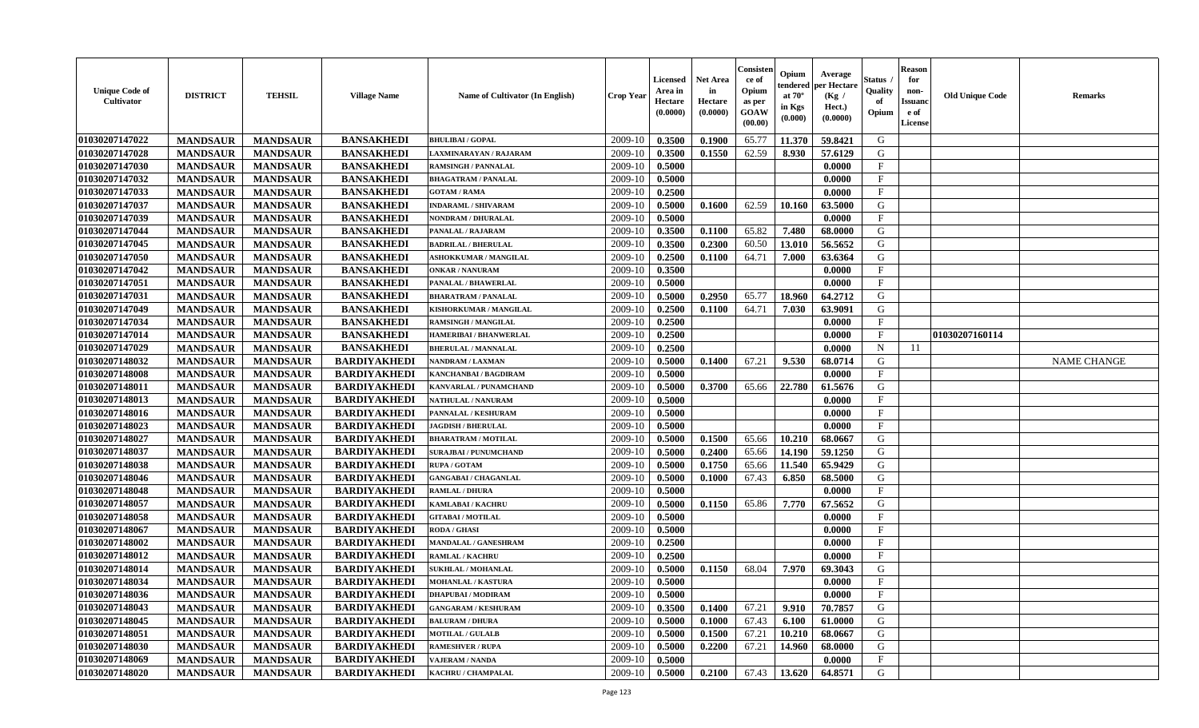| Unique Code of Cultivator | DISTRICT | TEHSIL | Village Name | Name of Cultivator (In English) | Crop Year | Licensed Area in Hectare (0.0000) | Net Area in Hectare (0.0000) | Consistence of Opium as per GOAW (00.00) | Opium tendered at 70° in Kgs (0.000) | Average per Hectare (Kg / Hect.) (0.0000) | Status / Quality of Opium | Reason for non-Issuance of License | Old Unique Code | Remarks |
|---|---|---|---|---|---|---|---|---|---|---|---|---|---|---|
| 01030207147022 | MANDSAUR | MANDSAUR | BANSAKHEDI | BHULIBAI / GOPAL | 2009-10 | 0.3500 | 0.1900 | 65.77 | 11.370 | 59.8421 | G | | | |
| 01030207147028 | MANDSAUR | MANDSAUR | BANSAKHEDI | LAXMINARAYAN / RAJARAM | 2009-10 | 0.3500 | 0.1550 | 62.59 | 8.930 | 57.6129 | G | | | |
| 01030207147030 | MANDSAUR | MANDSAUR | BANSAKHEDI | RAMSINGH / PANNALAL | 2009-10 | 0.5000 | | | | 0.0000 | F | | | |
| 01030207147032 | MANDSAUR | MANDSAUR | BANSAKHEDI | BHAGATRAM / PANALAL | 2009-10 | 0.5000 | | | | 0.0000 | F | | | |
| 01030207147033 | MANDSAUR | MANDSAUR | BANSAKHEDI | GOTAM / RAMA | 2009-10 | 0.2500 | | | | 0.0000 | F | | | |
| 01030207147037 | MANDSAUR | MANDSAUR | BANSAKHEDI | INDARAML / SHIVARAM | 2009-10 | 0.5000 | 0.1600 | 62.59 | 10.160 | 63.5000 | G | | | |
| 01030207147039 | MANDSAUR | MANDSAUR | BANSAKHEDI | NONDRAM / DHURALAL | 2009-10 | 0.5000 | | | | 0.0000 | F | | | |
| 01030207147044 | MANDSAUR | MANDSAUR | BANSAKHEDI | PANALAL / RAJARAM | 2009-10 | 0.3500 | 0.1100 | 65.82 | 7.480 | 68.0000 | G | | | |
| 01030207147045 | MANDSAUR | MANDSAUR | BANSAKHEDI | BADRILAL / BHERULAL | 2009-10 | 0.3500 | 0.2300 | 60.50 | 13.010 | 56.5652 | G | | | |
| 01030207147050 | MANDSAUR | MANDSAUR | BANSAKHEDI | ASHOKKUMAR / MANGILAL | 2009-10 | 0.2500 | 0.1100 | 64.71 | 7.000 | 63.6364 | G | | | |
| 01030207147042 | MANDSAUR | MANDSAUR | BANSAKHEDI | ONKAR / NANURAM | 2009-10 | 0.3500 | | | | 0.0000 | F | | | |
| 01030207147051 | MANDSAUR | MANDSAUR | BANSAKHEDI | PANALAL / BHAWERLAL | 2009-10 | 0.5000 | | | | 0.0000 | F | | | |
| 01030207147031 | MANDSAUR | MANDSAUR | BANSAKHEDI | BHARATRAM / PANALAL | 2009-10 | 0.5000 | 0.2950 | 65.77 | 18.960 | 64.2712 | G | | | |
| 01030207147049 | MANDSAUR | MANDSAUR | BANSAKHEDI | KISHORKUMAR / MANGILAL | 2009-10 | 0.2500 | 0.1100 | 64.71 | 7.030 | 63.9091 | G | | | |
| 01030207147034 | MANDSAUR | MANDSAUR | BANSAKHEDI | RAMSINGH / MANGILAL | 2009-10 | 0.2500 | | | | 0.0000 | F | | | |
| 01030207147014 | MANDSAUR | MANDSAUR | BANSAKHEDI | HAMERIBAI / BHANWERLAL | 2009-10 | 0.2500 | | | | 0.0000 | F | | 01030207160114 | |
| 01030207147029 | MANDSAUR | MANDSAUR | BANSAKHEDI | BHERULAL / MANNALAL | 2009-10 | 0.2500 | | | | 0.0000 | N | 11 | | |
| 01030207148032 | MANDSAUR | MANDSAUR | BARDIYAKHEDI | NANDRAM / LAXMAN | 2009-10 | 0.5000 | 0.1400 | 67.21 | 9.530 | 68.0714 | G | | | NAME CHANGE |
| 01030207148008 | MANDSAUR | MANDSAUR | BARDIYAKHEDI | KANCHANBAI / BAGDIRAM | 2009-10 | 0.5000 | | | | 0.0000 | F | | | |
| 01030207148011 | MANDSAUR | MANDSAUR | BARDIYAKHEDI | KANVARLAL / PUNAMCHAND | 2009-10 | 0.5000 | 0.3700 | 65.66 | 22.780 | 61.5676 | G | | | |
| 01030207148013 | MANDSAUR | MANDSAUR | BARDIYAKHEDI | NATHULAL / NANURAM | 2009-10 | 0.5000 | | | | 0.0000 | F | | | |
| 01030207148016 | MANDSAUR | MANDSAUR | BARDIYAKHEDI | PANNALAL / KESHURAM | 2009-10 | 0.5000 | | | | 0.0000 | F | | | |
| 01030207148023 | MANDSAUR | MANDSAUR | BARDIYAKHEDI | JAGDISH / BHERULAL | 2009-10 | 0.5000 | | | | 0.0000 | F | | | |
| 01030207148027 | MANDSAUR | MANDSAUR | BARDIYAKHEDI | BHARATRAM / MOTILAL | 2009-10 | 0.5000 | 0.1500 | 65.66 | 10.210 | 68.0667 | G | | | |
| 01030207148037 | MANDSAUR | MANDSAUR | BARDIYAKHEDI | SURAJBAI / PUNUMCHAND | 2009-10 | 0.5000 | 0.2400 | 65.66 | 14.190 | 59.1250 | G | | | |
| 01030207148038 | MANDSAUR | MANDSAUR | BARDIYAKHEDI | RUPA / GOTAM | 2009-10 | 0.5000 | 0.1750 | 65.66 | 11.540 | 65.9429 | G | | | |
| 01030207148046 | MANDSAUR | MANDSAUR | BARDIYAKHEDI | GANGABAI / CHAGANLAL | 2009-10 | 0.5000 | 0.1000 | 67.43 | 6.850 | 68.5000 | G | | | |
| 01030207148048 | MANDSAUR | MANDSAUR | BARDIYAKHEDI | RAMLAL / DHURA | 2009-10 | 0.5000 | | | | 0.0000 | F | | | |
| 01030207148057 | MANDSAUR | MANDSAUR | BARDIYAKHEDI | KAMLABAI / KACHRU | 2009-10 | 0.5000 | 0.1150 | 65.86 | 7.770 | 67.5652 | G | | | |
| 01030207148058 | MANDSAUR | MANDSAUR | BARDIYAKHEDI | GITABAI / MOTILAL | 2009-10 | 0.5000 | | | | 0.0000 | F | | | |
| 01030207148067 | MANDSAUR | MANDSAUR | BARDIYAKHEDI | RODA / GHASI | 2009-10 | 0.5000 | | | | 0.0000 | F | | | |
| 01030207148002 | MANDSAUR | MANDSAUR | BARDIYAKHEDI | MANDALAL / GANESHRAM | 2009-10 | 0.2500 | | | | 0.0000 | F | | | |
| 01030207148012 | MANDSAUR | MANDSAUR | BARDIYAKHEDI | RAMLAL / KACHRU | 2009-10 | 0.2500 | | | | 0.0000 | F | | | |
| 01030207148014 | MANDSAUR | MANDSAUR | BARDIYAKHEDI | SUKHLAL / MOHANLAL | 2009-10 | 0.5000 | 0.1150 | 68.04 | 7.970 | 69.3043 | G | | | |
| 01030207148034 | MANDSAUR | MANDSAUR | BARDIYAKHEDI | MOHANLAL / KASTURA | 2009-10 | 0.5000 | | | | 0.0000 | F | | | |
| 01030207148036 | MANDSAUR | MANDSAUR | BARDIYAKHEDI | DHAPUBAI / MODIRAM | 2009-10 | 0.5000 | | | | 0.0000 | F | | | |
| 01030207148043 | MANDSAUR | MANDSAUR | BARDIYAKHEDI | GANGARAM / KESHURAM | 2009-10 | 0.3500 | 0.1400 | 67.21 | 9.910 | 70.7857 | G | | | |
| 01030207148045 | MANDSAUR | MANDSAUR | BARDIYAKHEDI | BALURAM / DHURA | 2009-10 | 0.5000 | 0.1000 | 67.43 | 6.100 | 61.0000 | G | | | |
| 01030207148051 | MANDSAUR | MANDSAUR | BARDIYAKHEDI | MOTILAL / GULALB | 2009-10 | 0.5000 | 0.1500 | 67.21 | 10.210 | 68.0667 | G | | | |
| 01030207148030 | MANDSAUR | MANDSAUR | BARDIYAKHEDI | RAMESHVER / RUPA | 2009-10 | 0.5000 | 0.2200 | 67.21 | 14.960 | 68.0000 | G | | | |
| 01030207148069 | MANDSAUR | MANDSAUR | BARDIYAKHEDI | VAJERAM / NANDA | 2009-10 | 0.5000 | | | | 0.0000 | F | | | |
| 01030207148020 | MANDSAUR | MANDSAUR | BARDIYAKHEDI | KACHRU / CHAMPALAL | 2009-10 | 0.5000 | 0.2100 | 67.43 | 13.620 | 64.8571 | G | | | |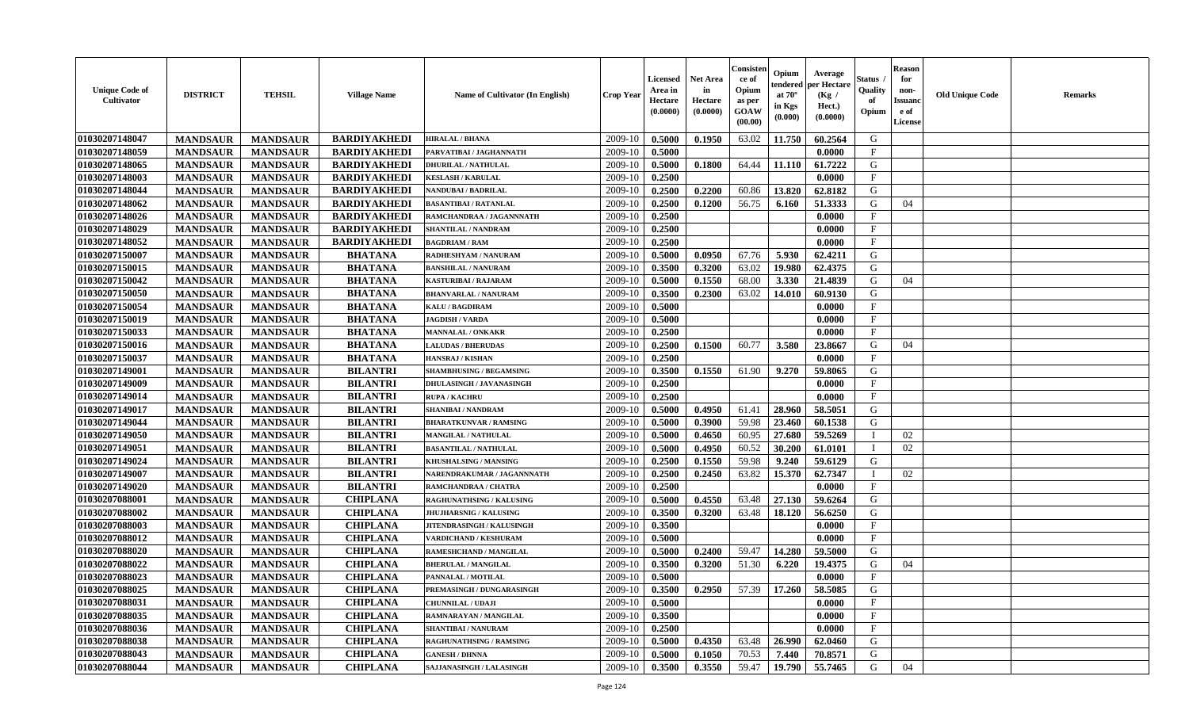| Unique Code of Cultivator | DISTRICT | TEHSIL | Village Name | Name of Cultivator (In English) | Crop Year | Licensed Area in Hectare (0.0000) | Net Area in Hectare (0.0000) | Consistence of Opium as per GOAW (00.00) | Opium tendered at 70° in Kgs (0.000) | Average per Hectare (Kg / Hect.) (0.0000) | Status / Quality of Opium | Reason for non-Issuance of License | Old Unique Code | Remarks |
|---|---|---|---|---|---|---|---|---|---|---|---|---|---|---|
| 01030207148047 | MANDSAUR | MANDSAUR | BARDIYAKHEDI | HIRALAL / BHANA | 2009-10 | 0.5000 | 0.1950 | 63.02 | 11.750 | 60.2564 | G | | | |
| 01030207148059 | MANDSAUR | MANDSAUR | BARDIYAKHEDI | PARVATIBAI / JAGHANNATH | 2009-10 | 0.5000 | | | | 0.0000 | F | | | |
| 01030207148065 | MANDSAUR | MANDSAUR | BARDIYAKHEDI | DHURILAL / NATHULAL | 2009-10 | 0.5000 | 0.1800 | 64.44 | 11.110 | 61.7222 | G | | | |
| 01030207148003 | MANDSAUR | MANDSAUR | BARDIYAKHEDI | KESLASH / KARULAL | 2009-10 | 0.2500 | | | | 0.0000 | F | | | |
| 01030207148044 | MANDSAUR | MANDSAUR | BARDIYAKHEDI | NANDUBAI / BADRILAL | 2009-10 | 0.2500 | 0.2200 | 60.86 | 13.820 | 62.8182 | G | | | |
| 01030207148062 | MANDSAUR | MANDSAUR | BARDIYAKHEDI | BASANTIBAI / RATANLAL | 2009-10 | 0.2500 | 0.1200 | 56.75 | 6.160 | 51.3333 | G | 04 | | |
| 01030207148026 | MANDSAUR | MANDSAUR | BARDIYAKHEDI | RAMCHANDRAA / JAGANNNATH | 2009-10 | 0.2500 | | | | 0.0000 | F | | | |
| 01030207148029 | MANDSAUR | MANDSAUR | BARDIYAKHEDI | SHANTILAL / NANDRAM | 2009-10 | 0.2500 | | | | 0.0000 | F | | | |
| 01030207148052 | MANDSAUR | MANDSAUR | BARDIYAKHEDI | BAGDRIAM / RAM | 2009-10 | 0.2500 | | | | 0.0000 | F | | | |
| 01030207150007 | MANDSAUR | MANDSAUR | BHATANA | RADHESHYAM / NANURAM | 2009-10 | 0.5000 | 0.0950 | 67.76 | 5.930 | 62.4211 | G | | | |
| 01030207150015 | MANDSAUR | MANDSAUR | BHATANA | BANSHILAL / NANURAM | 2009-10 | 0.3500 | 0.3200 | 63.02 | 19.980 | 62.4375 | G | | | |
| 01030207150042 | MANDSAUR | MANDSAUR | BHATANA | KASTURIBAI / RAJARAM | 2009-10 | 0.5000 | 0.1550 | 68.00 | 3.330 | 21.4839 | G | 04 | | |
| 01030207150050 | MANDSAUR | MANDSAUR | BHATANA | BHANVARLAL / NANURAM | 2009-10 | 0.3500 | 0.2300 | 63.02 | 14.010 | 60.9130 | G | | | |
| 01030207150054 | MANDSAUR | MANDSAUR | BHATANA | KALU / BAGDIRAM | 2009-10 | 0.5000 | | | | 0.0000 | F | | | |
| 01030207150019 | MANDSAUR | MANDSAUR | BHATANA | JAGDISH / VARDA | 2009-10 | 0.5000 | | | | 0.0000 | F | | | |
| 01030207150033 | MANDSAUR | MANDSAUR | BHATANA | MANNALAL / ONKAKR | 2009-10 | 0.2500 | | | | 0.0000 | F | | | |
| 01030207150016 | MANDSAUR | MANDSAUR | BHATANA | LALUDAS / BHERUDAS | 2009-10 | 0.2500 | 0.1500 | 60.77 | 3.580 | 23.8667 | G | 04 | | |
| 01030207150037 | MANDSAUR | MANDSAUR | BHATANA | HANSRAJ / KISHAN | 2009-10 | 0.2500 | | | | 0.0000 | F | | | |
| 01030207149001 | MANDSAUR | MANDSAUR | BILANTRI | SHAMBHUSING / BEGAMSING | 2009-10 | 0.3500 | 0.1550 | 61.90 | 9.270 | 59.8065 | G | | | |
| 01030207149009 | MANDSAUR | MANDSAUR | BILANTRI | DHULASINGH / JAVANASINGH | 2009-10 | 0.2500 | | | | 0.0000 | F | | | |
| 01030207149014 | MANDSAUR | MANDSAUR | BILANTRI | RUPA / KACHRU | 2009-10 | 0.2500 | | | | 0.0000 | F | | | |
| 01030207149017 | MANDSAUR | MANDSAUR | BILANTRI | SHANIBAI / NANDRAM | 2009-10 | 0.5000 | 0.4950 | 61.41 | 28.960 | 58.5051 | G | | | |
| 01030207149044 | MANDSAUR | MANDSAUR | BILANTRI | BHARATKUNVAR / RAMSING | 2009-10 | 0.5000 | 0.3900 | 59.98 | 23.460 | 60.1538 | G | | | |
| 01030207149050 | MANDSAUR | MANDSAUR | BILANTRI | MANGILAL / NATHULAL | 2009-10 | 0.5000 | 0.4650 | 60.95 | 27.680 | 59.5269 | I | 02 | | |
| 01030207149051 | MANDSAUR | MANDSAUR | BILANTRI | BASANTILAL / NATHULAL | 2009-10 | 0.5000 | 0.4950 | 60.52 | 30.200 | 61.0101 | I | 02 | | |
| 01030207149024 | MANDSAUR | MANDSAUR | BILANTRI | KHUSHALSING / MANSING | 2009-10 | 0.2500 | 0.1550 | 59.98 | 9.240 | 59.6129 | G | | | |
| 01030207149007 | MANDSAUR | MANDSAUR | BILANTRI | NARENDRAKUMAR / JAGANNNATH | 2009-10 | 0.2500 | 0.2450 | 63.82 | 15.370 | 62.7347 | I | 02 | | |
| 01030207149020 | MANDSAUR | MANDSAUR | BILANTRI | RAMCHANDRAA / CHATRA | 2009-10 | 0.2500 | | | | 0.0000 | F | | | |
| 01030207088001 | MANDSAUR | MANDSAUR | CHIPLANA | RAGHUNATHSING / KALUSING | 2009-10 | 0.5000 | 0.4550 | 63.48 | 27.130 | 59.6264 | G | | | |
| 01030207088002 | MANDSAUR | MANDSAUR | CHIPLANA | JHUJHARSNIG / KALUSING | 2009-10 | 0.3500 | 0.3200 | 63.48 | 18.120 | 56.6250 | G | | | |
| 01030207088003 | MANDSAUR | MANDSAUR | CHIPLANA | JITENDRASINGH / KALUSINGH | 2009-10 | 0.3500 | | | | 0.0000 | F | | | |
| 01030207088012 | MANDSAUR | MANDSAUR | CHIPLANA | VARDICHAND / KESHURAM | 2009-10 | 0.5000 | | | | 0.0000 | F | | | |
| 01030207088020 | MANDSAUR | MANDSAUR | CHIPLANA | RAMESHCHAND / MANGILAL | 2009-10 | 0.5000 | 0.2400 | 59.47 | 14.280 | 59.5000 | G | | | |
| 01030207088022 | MANDSAUR | MANDSAUR | CHIPLANA | BHERULAL / MANGILAL | 2009-10 | 0.3500 | 0.3200 | 51.30 | 6.220 | 19.4375 | G | 04 | | |
| 01030207088023 | MANDSAUR | MANDSAUR | CHIPLANA | PANNALAL / MOTILAL | 2009-10 | 0.5000 | | | | 0.0000 | F | | | |
| 01030207088025 | MANDSAUR | MANDSAUR | CHIPLANA | PREMASINGH / DUNGARASINGH | 2009-10 | 0.3500 | 0.2950 | 57.39 | 17.260 | 58.5085 | G | | | |
| 01030207088031 | MANDSAUR | MANDSAUR | CHIPLANA | CHUNNILAL / UDAJI | 2009-10 | 0.5000 | | | | 0.0000 | F | | | |
| 01030207088035 | MANDSAUR | MANDSAUR | CHIPLANA | RAMNARAYAN / MANGILAL | 2009-10 | 0.3500 | | | | 0.0000 | F | | | |
| 01030207088036 | MANDSAUR | MANDSAUR | CHIPLANA | SHANTIBAI / NANURAM | 2009-10 | 0.2500 | | | | 0.0000 | F | | | |
| 01030207088038 | MANDSAUR | MANDSAUR | CHIPLANA | RAGHUNATHSING / RAMSING | 2009-10 | 0.5000 | 0.4350 | 63.48 | 26.990 | 62.0460 | G | | | |
| 01030207088043 | MANDSAUR | MANDSAUR | CHIPLANA | GANESH / DHNNA | 2009-10 | 0.5000 | 0.1050 | 70.53 | 7.440 | 70.8571 | G | | | |
| 01030207088044 | MANDSAUR | MANDSAUR | CHIPLANA | SAJJANASINGH / LALASINGH | 2009-10 | 0.3500 | 0.3550 | 59.47 | 19.790 | 55.7465 | G | 04 | | |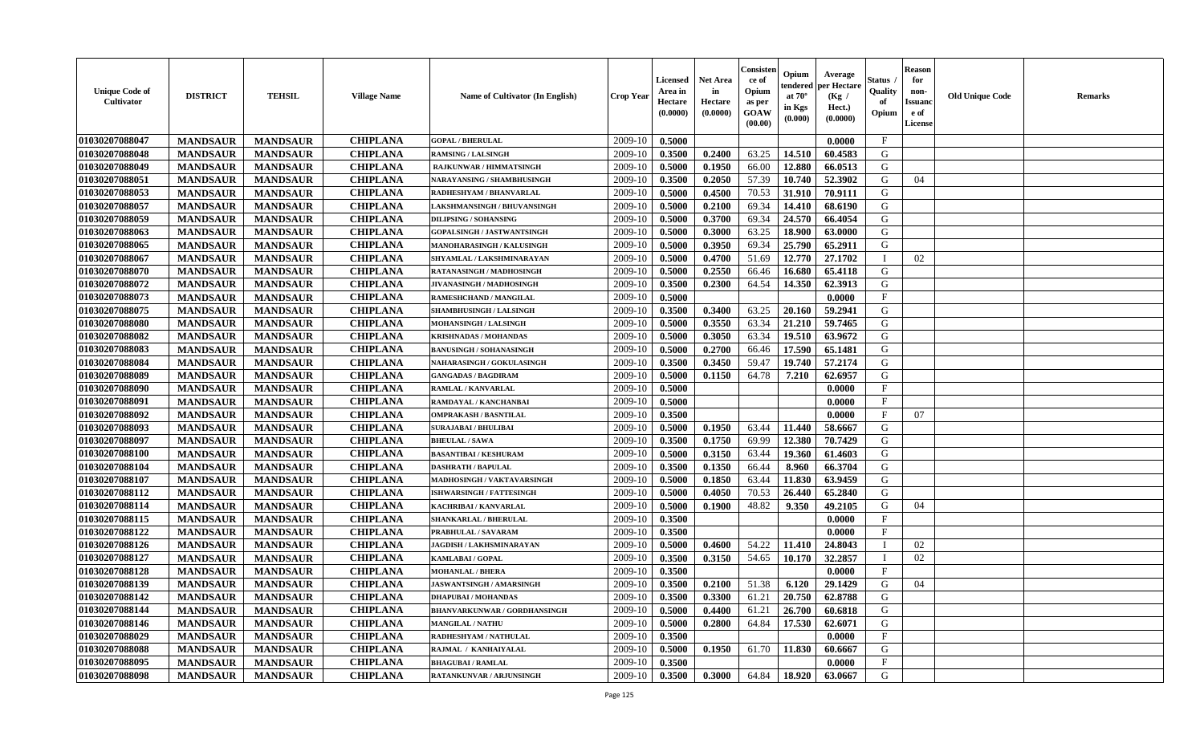| Unique Code of Cultivator | DISTRICT | TEHSIL | Village Name | Name of Cultivator (In English) | Crop Year | Licensed Area in Hectare (0.0000) | Net Area in Hectare (0.0000) | Consistence of Opium as per GOAW (00.00) | Opium tendered at 70° in Kgs (0.000) | Average per Hectare (Kg / Hect.) (0.0000) | Status / Quality of Opium | Reason for non-Issuance of License | Old Unique Code | Remarks |
|---|---|---|---|---|---|---|---|---|---|---|---|---|---|---|
| 01030207088047 | MANDSAUR | MANDSAUR | CHIPLANA | GOPAL / BHERULAL | 2009-10 | 0.5000 | | | | 0.0000 | F | | | |
| 01030207088048 | MANDSAUR | MANDSAUR | CHIPLANA | RAMSING / LALSINGH | 2009-10 | 0.3500 | 0.2400 | 63.25 | 14.510 | 60.4583 | G | | | |
| 01030207088049 | MANDSAUR | MANDSAUR | CHIPLANA | RAJKUNWAR / HIMMATSINGH | 2009-10 | 0.5000 | 0.1950 | 66.00 | 12.880 | 66.0513 | G | | | |
| 01030207088051 | MANDSAUR | MANDSAUR | CHIPLANA | NARAYANSING / SHAMBHUSINGH | 2009-10 | 0.3500 | 0.2050 | 57.39 | 10.740 | 52.3902 | G | 04 | | |
| 01030207088053 | MANDSAUR | MANDSAUR | CHIPLANA | RADHESHYAM / BHANVARLAL | 2009-10 | 0.5000 | 0.4500 | 70.53 | 31.910 | 70.9111 | G | | | |
| 01030207088057 | MANDSAUR | MANDSAUR | CHIPLANA | LAKSHMANSINGH / BHUVANSINGH | 2009-10 | 0.5000 | 0.2100 | 69.34 | 14.410 | 68.6190 | G | | | |
| 01030207088059 | MANDSAUR | MANDSAUR | CHIPLANA | DILIPSING / SOHANSING | 2009-10 | 0.5000 | 0.3700 | 69.34 | 24.570 | 66.4054 | G | | | |
| 01030207088063 | MANDSAUR | MANDSAUR | CHIPLANA | GOPALSINGH / JASTWANTSINGH | 2009-10 | 0.5000 | 0.3000 | 63.25 | 18.900 | 63.0000 | G | | | |
| 01030207088065 | MANDSAUR | MANDSAUR | CHIPLANA | MANOHARASINGH / KALUSINGH | 2009-10 | 0.5000 | 0.3950 | 69.34 | 25.790 | 65.2911 | G | | | |
| 01030207088067 | MANDSAUR | MANDSAUR | CHIPLANA | SHYAMLAL / LAKSHMINARAYAN | 2009-10 | 0.5000 | 0.4700 | 51.69 | 12.770 | 27.1702 | I | 02 | | |
| 01030207088070 | MANDSAUR | MANDSAUR | CHIPLANA | RATANASINGH / MADHOSINGH | 2009-10 | 0.5000 | 0.2550 | 66.46 | 16.680 | 65.4118 | G | | | |
| 01030207088072 | MANDSAUR | MANDSAUR | CHIPLANA | JIVANASINGH / MADHOSINGH | 2009-10 | 0.3500 | 0.2300 | 64.54 | 14.350 | 62.3913 | G | | | |
| 01030207088073 | MANDSAUR | MANDSAUR | CHIPLANA | RAMESHCHAND / MANGILAL | 2009-10 | 0.5000 | | | | 0.0000 | F | | | |
| 01030207088075 | MANDSAUR | MANDSAUR | CHIPLANA | SHAMBHUSINGH / LALSINGH | 2009-10 | 0.3500 | 0.3400 | 63.25 | 20.160 | 59.2941 | G | | | |
| 01030207088080 | MANDSAUR | MANDSAUR | CHIPLANA | MOHANSINGH / LALSINGH | 2009-10 | 0.5000 | 0.3550 | 63.34 | 21.210 | 59.7465 | G | | | |
| 01030207088082 | MANDSAUR | MANDSAUR | CHIPLANA | KRISHNADAS / MOHANDAS | 2009-10 | 0.5000 | 0.3050 | 63.34 | 19.510 | 63.9672 | G | | | |
| 01030207088083 | MANDSAUR | MANDSAUR | CHIPLANA | BANUSINGH / SOHANASINGH | 2009-10 | 0.5000 | 0.2700 | 66.46 | 17.590 | 65.1481 | G | | | |
| 01030207088084 | MANDSAUR | MANDSAUR | CHIPLANA | NAHARASINGH / GOKULASINGH | 2009-10 | 0.3500 | 0.3450 | 59.47 | 19.740 | 57.2174 | G | | | |
| 01030207088089 | MANDSAUR | MANDSAUR | CHIPLANA | GANGADAS / BAGDIRAM | 2009-10 | 0.5000 | 0.1150 | 64.78 | 7.210 | 62.6957 | G | | | |
| 01030207088090 | MANDSAUR | MANDSAUR | CHIPLANA | RAMLAL / KANVARLAL | 2009-10 | 0.5000 | | | | 0.0000 | F | | | |
| 01030207088091 | MANDSAUR | MANDSAUR | CHIPLANA | RAMDAYAL / KANCHANBAI | 2009-10 | 0.5000 | | | | 0.0000 | F | | | |
| 01030207088092 | MANDSAUR | MANDSAUR | CHIPLANA | OMPRAKASH / BASNTILAL | 2009-10 | 0.3500 | | | | 0.0000 | F | 07 | | |
| 01030207088093 | MANDSAUR | MANDSAUR | CHIPLANA | SURAJABAI / BHULIBAI | 2009-10 | 0.5000 | 0.1950 | 63.44 | 11.440 | 58.6667 | G | | | |
| 01030207088097 | MANDSAUR | MANDSAUR | CHIPLANA | BHEULAL / SAWA | 2009-10 | 0.3500 | 0.1750 | 69.99 | 12.380 | 70.7429 | G | | | |
| 01030207088100 | MANDSAUR | MANDSAUR | CHIPLANA | BASANTIBAI / KESHURAM | 2009-10 | 0.5000 | 0.3150 | 63.44 | 19.360 | 61.4603 | G | | | |
| 01030207088104 | MANDSAUR | MANDSAUR | CHIPLANA | DASHRATH / BAPULAL | 2009-10 | 0.3500 | 0.1350 | 66.44 | 8.960 | 66.3704 | G | | | |
| 01030207088107 | MANDSAUR | MANDSAUR | CHIPLANA | MADHOSINGH / VAKTAVARSINGH | 2009-10 | 0.5000 | 0.1850 | 63.44 | 11.830 | 63.9459 | G | | | |
| 01030207088112 | MANDSAUR | MANDSAUR | CHIPLANA | ISHWARSINGH / FATTESINGH | 2009-10 | 0.5000 | 0.4050 | 70.53 | 26.440 | 65.2840 | G | | | |
| 01030207088114 | MANDSAUR | MANDSAUR | CHIPLANA | KACHRIBAI / KANVARLAL | 2009-10 | 0.5000 | 0.1900 | 48.82 | 9.350 | 49.2105 | G | 04 | | |
| 01030207088115 | MANDSAUR | MANDSAUR | CHIPLANA | SHANKARLAL / BHERULAL | 2009-10 | 0.3500 | | | | 0.0000 | F | | | |
| 01030207088122 | MANDSAUR | MANDSAUR | CHIPLANA | PRABHULAL / SAVARAM | 2009-10 | 0.3500 | | | | 0.0000 | F | | | |
| 01030207088126 | MANDSAUR | MANDSAUR | CHIPLANA | JAGDISH / LAKHSMINARAYAN | 2009-10 | 0.5000 | 0.4600 | 54.22 | 11.410 | 24.8043 | I | 02 | | |
| 01030207088127 | MANDSAUR | MANDSAUR | CHIPLANA | KAMLABAI / GOPAL | 2009-10 | 0.3500 | 0.3150 | 54.65 | 10.170 | 32.2857 | I | 02 | | |
| 01030207088128 | MANDSAUR | MANDSAUR | CHIPLANA | MOHANLAL / BHERA | 2009-10 | 0.3500 | | | | 0.0000 | F | | | |
| 01030207088139 | MANDSAUR | MANDSAUR | CHIPLANA | JASWANTSINGH / AMARSINGH | 2009-10 | 0.3500 | 0.2100 | 51.38 | 6.120 | 29.1429 | G | 04 | | |
| 01030207088142 | MANDSAUR | MANDSAUR | CHIPLANA | DHAPUBAI / MOHANDAS | 2009-10 | 0.3500 | 0.3300 | 61.21 | 20.750 | 62.8788 | G | | | |
| 01030207088144 | MANDSAUR | MANDSAUR | CHIPLANA | BHANVARKUNWAR / GORDHANSINGH | 2009-10 | 0.5000 | 0.4400 | 61.21 | 26.700 | 60.6818 | G | | | |
| 01030207088146 | MANDSAUR | MANDSAUR | CHIPLANA | MANGILAL / NATHU | 2009-10 | 0.5000 | 0.2800 | 64.84 | 17.530 | 62.6071 | G | | | |
| 01030207088029 | MANDSAUR | MANDSAUR | CHIPLANA | RADHESHYAM / NATHULAL | 2009-10 | 0.3500 | | | | 0.0000 | F | | | |
| 01030207088088 | MANDSAUR | MANDSAUR | CHIPLANA | RAJMAL / KANHAIYALAL | 2009-10 | 0.5000 | 0.1950 | 61.70 | 11.830 | 60.6667 | G | | | |
| 01030207088095 | MANDSAUR | MANDSAUR | CHIPLANA | BHAGUBAI / RAMLAL | 2009-10 | 0.3500 | | | | 0.0000 | F | | | |
| 01030207088098 | MANDSAUR | MANDSAUR | CHIPLANA | RATANKUNVAR / ARJUNSINGH | 2009-10 | 0.3500 | 0.3000 | 64.84 | 18.920 | 63.0667 | G | | | |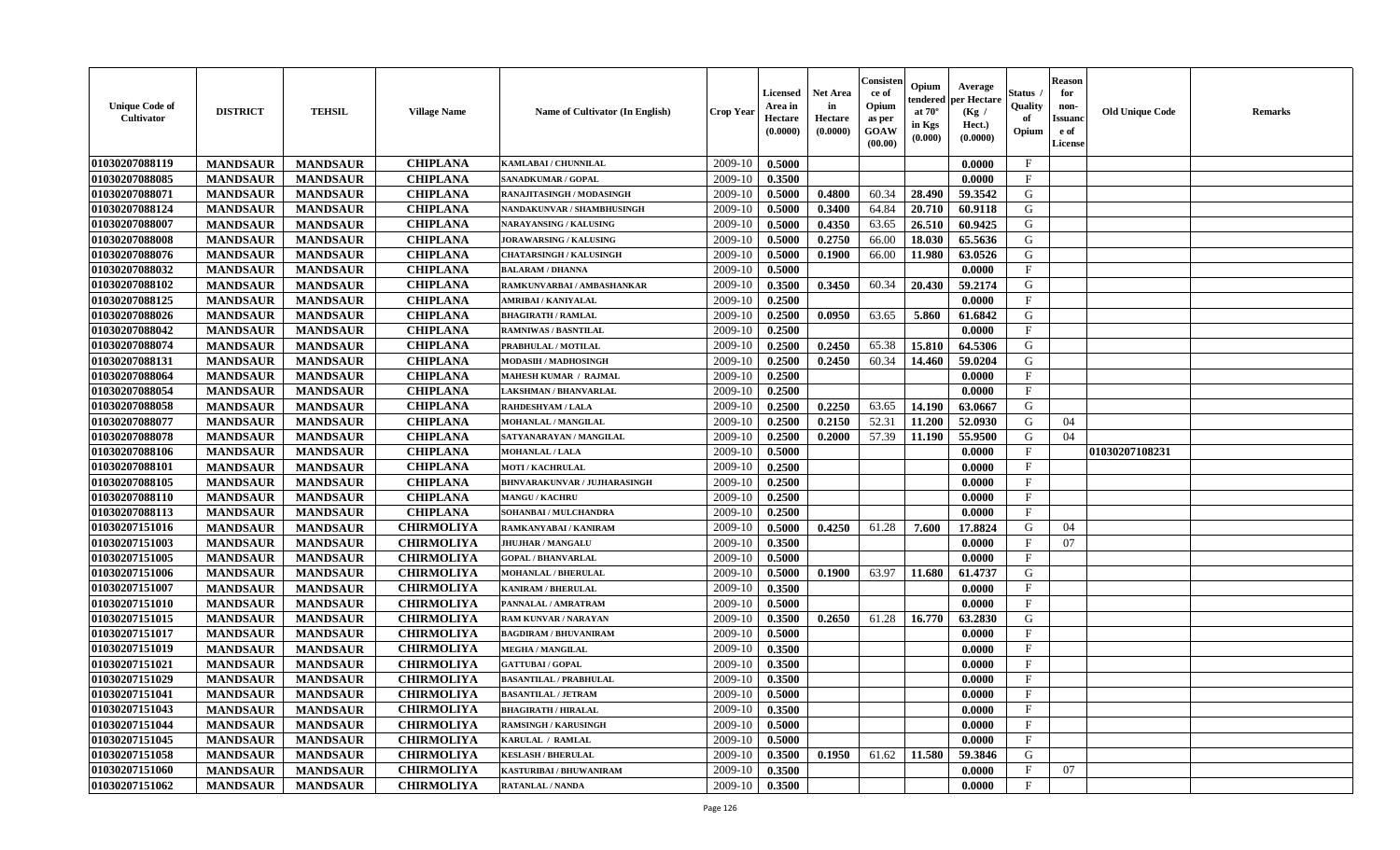| Unique Code of Cultivator | DISTRICT | TEHSIL | Village Name | Name of Cultivator (In English) | Crop Year | Licensed Area in Hectare (0.0000) | Net Area in Hectare (0.0000) | Consistence of Opium as per GOAW (00.00) | Opium tendered at 70° in Kgs (0.000) | Average per Hectare (Kg / Hect.) (0.0000) | Status / Quality of Opium | Reason for non-Issuance of License | Old Unique Code | Remarks |
|---|---|---|---|---|---|---|---|---|---|---|---|---|---|---|
| 01030207088119 | MANDSAUR | MANDSAUR | CHIPLANA | KAMLABAI / CHUNNILAL | 2009-10 | 0.5000 | | | | 0.0000 | F | | | |
| 01030207088085 | MANDSAUR | MANDSAUR | CHIPLANA | SANADKUMAR / GOPAL | 2009-10 | 0.3500 | | | | 0.0000 | F | | | |
| 01030207088071 | MANDSAUR | MANDSAUR | CHIPLANA | RANAJITASINGH / MODASINGH | 2009-10 | 0.5000 | 0.4800 | 60.34 | 28.490 | 59.3542 | G | | | |
| 01030207088124 | MANDSAUR | MANDSAUR | CHIPLANA | NANDAKUNVAR / SHAMBHUSINGH | 2009-10 | 0.5000 | 0.3400 | 64.84 | 20.710 | 60.9118 | G | | | |
| 01030207088007 | MANDSAUR | MANDSAUR | CHIPLANA | NARAYANSING / KALUSING | 2009-10 | 0.5000 | 0.4350 | 63.65 | 26.510 | 60.9425 | G | | | |
| 01030207088008 | MANDSAUR | MANDSAUR | CHIPLANA | JORAWARSING / KALUSING | 2009-10 | 0.5000 | 0.2750 | 66.00 | 18.030 | 65.5636 | G | | | |
| 01030207088076 | MANDSAUR | MANDSAUR | CHIPLANA | CHATARSINGH / KALUSINGH | 2009-10 | 0.5000 | 0.1900 | 66.00 | 11.980 | 63.0526 | G | | | |
| 01030207088032 | MANDSAUR | MANDSAUR | CHIPLANA | BALARAM / DHANNA | 2009-10 | 0.5000 | | | | 0.0000 | F | | | |
| 01030207088102 | MANDSAUR | MANDSAUR | CHIPLANA | RAMKUNVARBAI / AMBASHANKAR | 2009-10 | 0.3500 | 0.3450 | 60.34 | 20.430 | 59.2174 | G | | | |
| 01030207088125 | MANDSAUR | MANDSAUR | CHIPLANA | AMRIBAI / KANIYALAL | 2009-10 | 0.2500 | | | | 0.0000 | F | | | |
| 01030207088026 | MANDSAUR | MANDSAUR | CHIPLANA | BHAGIRATH / RAMLAL | 2009-10 | 0.2500 | 0.0950 | 63.65 | 5.860 | 61.6842 | G | | | |
| 01030207088042 | MANDSAUR | MANDSAUR | CHIPLANA | RAMNIWAS / BASNTILAL | 2009-10 | 0.2500 | | | | 0.0000 | F | | | |
| 01030207088074 | MANDSAUR | MANDSAUR | CHIPLANA | PRABHULAL / MOTILAL | 2009-10 | 0.2500 | 0.2450 | 65.38 | 15.810 | 64.5306 | G | | | |
| 01030207088131 | MANDSAUR | MANDSAUR | CHIPLANA | MODASIH / MADHOSINGH | 2009-10 | 0.2500 | 0.2450 | 60.34 | 14.460 | 59.0204 | G | | | |
| 01030207088064 | MANDSAUR | MANDSAUR | CHIPLANA | MAHESH KUMAR / RAJMAL | 2009-10 | 0.2500 | | | | 0.0000 | F | | | |
| 01030207088054 | MANDSAUR | MANDSAUR | CHIPLANA | LAKSHMAN / BHANVARLAL | 2009-10 | 0.2500 | | | | 0.0000 | F | | | |
| 01030207088058 | MANDSAUR | MANDSAUR | CHIPLANA | RAHDESHYAM / LALA | 2009-10 | 0.2500 | 0.2250 | 63.65 | 14.190 | 63.0667 | G | | | |
| 01030207088077 | MANDSAUR | MANDSAUR | CHIPLANA | MOHANLAL / MANGILAL | 2009-10 | 0.2500 | 0.2150 | 52.31 | 11.200 | 52.0930 | G | 04 | | |
| 01030207088078 | MANDSAUR | MANDSAUR | CHIPLANA | SATYANARAYAN / MANGILAL | 2009-10 | 0.2500 | 0.2000 | 57.39 | 11.190 | 55.9500 | G | 04 | | |
| 01030207088106 | MANDSAUR | MANDSAUR | CHIPLANA | MOHANLAL / LALA | 2009-10 | 0.5000 | | | | 0.0000 | F | | 01030207108231 | |
| 01030207088101 | MANDSAUR | MANDSAUR | CHIPLANA | MOTI / KACHRULAL | 2009-10 | 0.2500 | | | | 0.0000 | F | | | |
| 01030207088105 | MANDSAUR | MANDSAUR | CHIPLANA | BHNVARAKUNVAR / JUJHARASINGH | 2009-10 | 0.2500 | | | | 0.0000 | F | | | |
| 01030207088110 | MANDSAUR | MANDSAUR | CHIPLANA | MANGU / KACHRU | 2009-10 | 0.2500 | | | | 0.0000 | F | | | |
| 01030207088113 | MANDSAUR | MANDSAUR | CHIPLANA | SOHANBAI / MULCHANDRA | 2009-10 | 0.2500 | | | | 0.0000 | F | | | |
| 01030207151016 | MANDSAUR | MANDSAUR | CHIRMOLIYA | RAMKANYABAI / KANIRAM | 2009-10 | 0.5000 | 0.4250 | 61.28 | 7.600 | 17.8824 | G | 04 | | |
| 01030207151003 | MANDSAUR | MANDSAUR | CHIRMOLIYA | JHUJHAR / MANGALU | 2009-10 | 0.3500 | | | | 0.0000 | F | 07 | | |
| 01030207151005 | MANDSAUR | MANDSAUR | CHIRMOLIYA | GOPAL / BHANVARLAL | 2009-10 | 0.5000 | | | | 0.0000 | F | | | |
| 01030207151006 | MANDSAUR | MANDSAUR | CHIRMOLIYA | MOHANLAL / BHERULAL | 2009-10 | 0.5000 | 0.1900 | 63.97 | 11.680 | 61.4737 | G | | | |
| 01030207151007 | MANDSAUR | MANDSAUR | CHIRMOLIYA | KANIRAM / BHERULAL | 2009-10 | 0.3500 | | | | 0.0000 | F | | | |
| 01030207151010 | MANDSAUR | MANDSAUR | CHIRMOLIYA | PANNALAL / AMRATRAM | 2009-10 | 0.5000 | | | | 0.0000 | F | | | |
| 01030207151015 | MANDSAUR | MANDSAUR | CHIRMOLIYA | RAM KUNVAR / NARAYAN | 2009-10 | 0.3500 | 0.2650 | 61.28 | 16.770 | 63.2830 | G | | | |
| 01030207151017 | MANDSAUR | MANDSAUR | CHIRMOLIYA | BAGDIRAM / BHUVANIRAM | 2009-10 | 0.5000 | | | | 0.0000 | F | | | |
| 01030207151019 | MANDSAUR | MANDSAUR | CHIRMOLIYA | MEGHA / MANGILAL | 2009-10 | 0.3500 | | | | 0.0000 | F | | | |
| 01030207151021 | MANDSAUR | MANDSAUR | CHIRMOLIYA | GATTUBAI / GOPAL | 2009-10 | 0.3500 | | | | 0.0000 | F | | | |
| 01030207151029 | MANDSAUR | MANDSAUR | CHIRMOLIYA | BASANTILAL / PRABHULAL | 2009-10 | 0.3500 | | | | 0.0000 | F | | | |
| 01030207151041 | MANDSAUR | MANDSAUR | CHIRMOLIYA | BASANTILAL / JETRAM | 2009-10 | 0.5000 | | | | 0.0000 | F | | | |
| 01030207151043 | MANDSAUR | MANDSAUR | CHIRMOLIYA | BHAGIRATH / HIRALAL | 2009-10 | 0.3500 | | | | 0.0000 | F | | | |
| 01030207151044 | MANDSAUR | MANDSAUR | CHIRMOLIYA | RAMSINGH / KARUSINGH | 2009-10 | 0.5000 | | | | 0.0000 | F | | | |
| 01030207151045 | MANDSAUR | MANDSAUR | CHIRMOLIYA | KARULAL / RAMLAL | 2009-10 | 0.5000 | | | | 0.0000 | F | | | |
| 01030207151058 | MANDSAUR | MANDSAUR | CHIRMOLIYA | KESLASH / BHERULAL | 2009-10 | 0.3500 | 0.1950 | 61.62 | 11.580 | 59.3846 | G | | | |
| 01030207151060 | MANDSAUR | MANDSAUR | CHIRMOLIYA | KASTURIBAI / BHUWANIRAM | 2009-10 | 0.3500 | | | | 0.0000 | F | 07 | | |
| 01030207151062 | MANDSAUR | MANDSAUR | CHIRMOLIYA | RATANLAL / NANDA | 2009-10 | 0.3500 | | | | 0.0000 | F | | | |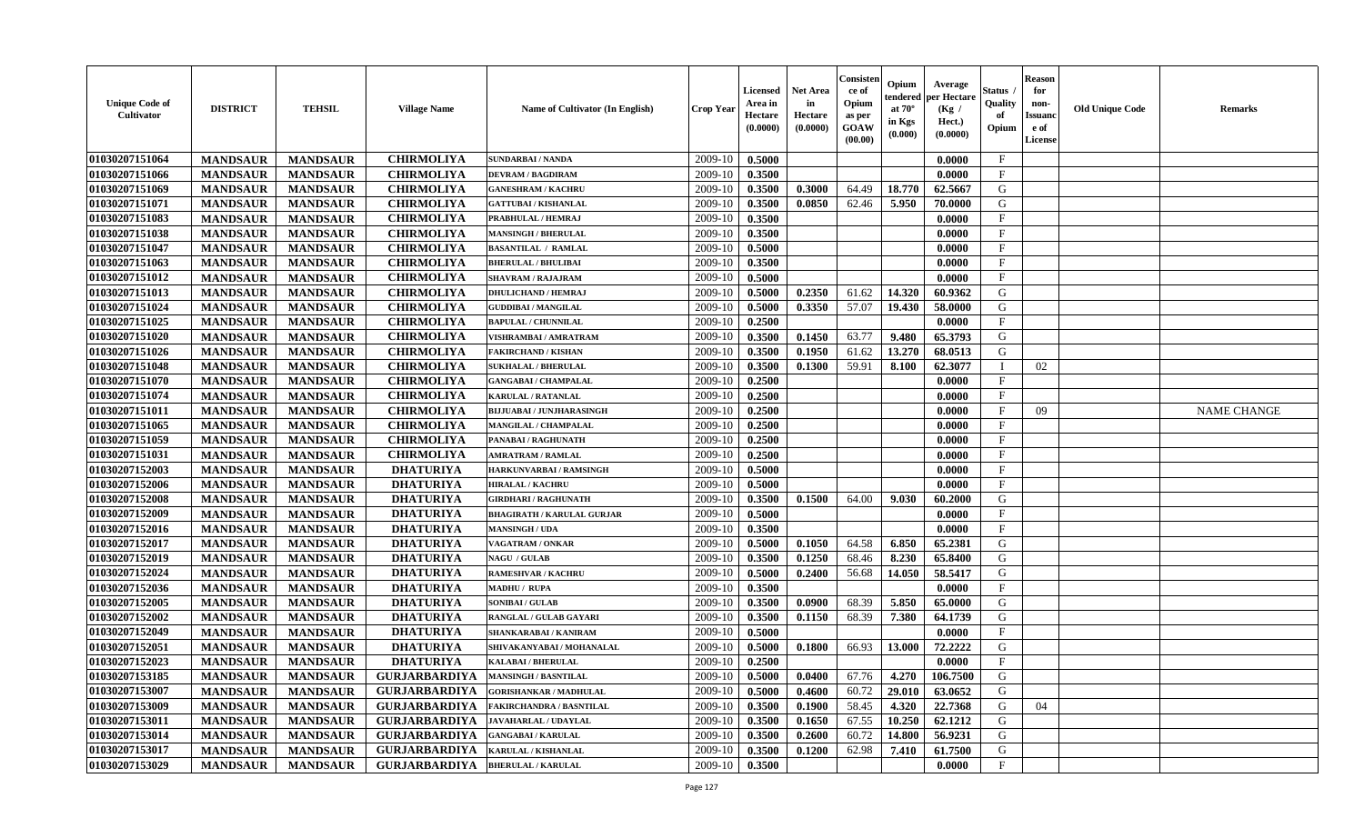| Unique Code of Cultivator | DISTRICT | TEHSIL | Village Name | Name of Cultivator (In English) | Crop Year | Licensed Area in Hectare (0.0000) | Net Area in Hectare (0.0000) | Consistence of Opium as per GOAW (00.00) | Opium tendered at 70° in Kgs (0.000) | Average per Hectare (Kg / Hect.) (0.0000) | Status / Quality of Opium | Reason for non-Issuance of License | Old Unique Code | Remarks |
|---|---|---|---|---|---|---|---|---|---|---|---|---|---|---|
| 01030207151064 | MANDSAUR | MANDSAUR | CHIRMOLIYA | SUNDARBAI / NANDA | 2009-10 | 0.5000 | | | | 0.0000 | F | | | |
| 01030207151066 | MANDSAUR | MANDSAUR | CHIRMOLIYA | DEVRAM / BAGDIRAM | 2009-10 | 0.3500 | | | | 0.0000 | F | | | |
| 01030207151069 | MANDSAUR | MANDSAUR | CHIRMOLIYA | GANESHRAM / KACHRU | 2009-10 | 0.3500 | 0.3000 | 64.49 | 18.770 | 62.5667 | G | | | |
| 01030207151071 | MANDSAUR | MANDSAUR | CHIRMOLIYA | GATTUBAI / KISHANLAL | 2009-10 | 0.3500 | 0.0850 | 62.46 | 5.950 | 70.0000 | G | | | |
| 01030207151083 | MANDSAUR | MANDSAUR | CHIRMOLIYA | PRABHULAL / HEMRAJ | 2009-10 | 0.3500 | | | | 0.0000 | F | | | |
| 01030207151038 | MANDSAUR | MANDSAUR | CHIRMOLIYA | MANSINGH / BHERULAL | 2009-10 | 0.3500 | | | | 0.0000 | F | | | |
| 01030207151047 | MANDSAUR | MANDSAUR | CHIRMOLIYA | BASANTILAL / RAMLAL | 2009-10 | 0.5000 | | | | 0.0000 | F | | | |
| 01030207151063 | MANDSAUR | MANDSAUR | CHIRMOLIYA | BHERULAL / BHULIBAI | 2009-10 | 0.3500 | | | | 0.0000 | F | | | |
| 01030207151012 | MANDSAUR | MANDSAUR | CHIRMOLIYA | SHAVRAM / RAJAJRAM | 2009-10 | 0.5000 | | | | 0.0000 | F | | | |
| 01030207151013 | MANDSAUR | MANDSAUR | CHIRMOLIYA | DHULICHAND / HEMRAJ | 2009-10 | 0.5000 | 0.2350 | 61.62 | 14.320 | 60.9362 | G | | | |
| 01030207151024 | MANDSAUR | MANDSAUR | CHIRMOLIYA | GUDDIBAI / MANGILAL | 2009-10 | 0.5000 | 0.3350 | 57.07 | 19.430 | 58.0000 | G | | | |
| 01030207151025 | MANDSAUR | MANDSAUR | CHIRMOLIYA | BAPULAL / CHUNNILAL | 2009-10 | 0.2500 | | | | 0.0000 | F | | | |
| 01030207151020 | MANDSAUR | MANDSAUR | CHIRMOLIYA | VISHRAMBAI / AMRATRAM | 2009-10 | 0.3500 | 0.1450 | 63.77 | 9.480 | 65.3793 | G | | | |
| 01030207151026 | MANDSAUR | MANDSAUR | CHIRMOLIYA | FAKIRCHAND / KISHAN | 2009-10 | 0.3500 | 0.1950 | 61.62 | 13.270 | 68.0513 | G | | | |
| 01030207151048 | MANDSAUR | MANDSAUR | CHIRMOLIYA | SUKHALAL / BHERULAL | 2009-10 | 0.3500 | 0.1300 | 59.91 | 8.100 | 62.3077 | I | 02 | | |
| 01030207151070 | MANDSAUR | MANDSAUR | CHIRMOLIYA | GANGABAI / CHAMPALAL | 2009-10 | 0.2500 | | | | 0.0000 | F | | | |
| 01030207151074 | MANDSAUR | MANDSAUR | CHIRMOLIYA | KARULAL / RATANLAL | 2009-10 | 0.2500 | | | | 0.0000 | F | | | |
| 01030207151011 | MANDSAUR | MANDSAUR | CHIRMOLIYA | BIJJUABAI / JUNJHARASINGH | 2009-10 | 0.2500 | | | | 0.0000 | F | 09 | | NAME CHANGE |
| 01030207151065 | MANDSAUR | MANDSAUR | CHIRMOLIYA | MANGILAL / CHAMPALAL | 2009-10 | 0.2500 | | | | 0.0000 | F | | | |
| 01030207151059 | MANDSAUR | MANDSAUR | CHIRMOLIYA | PANABAI / RAGHUNATH | 2009-10 | 0.2500 | | | | 0.0000 | F | | | |
| 01030207151031 | MANDSAUR | MANDSAUR | CHIRMOLIYA | AMRATRAM / RAMLAL | 2009-10 | 0.2500 | | | | 0.0000 | F | | | |
| 01030207152003 | MANDSAUR | MANDSAUR | DHATURIYA | HARKUNVARBAI / RAMSINGH | 2009-10 | 0.5000 | | | | 0.0000 | F | | | |
| 01030207152006 | MANDSAUR | MANDSAUR | DHATURIYA | HIRALAL / KACHRU | 2009-10 | 0.5000 | | | | 0.0000 | F | | | |
| 01030207152008 | MANDSAUR | MANDSAUR | DHATURIYA | GIRDHARI / RAGHUNATH | 2009-10 | 0.3500 | 0.1500 | 64.00 | 9.030 | 60.2000 | G | | | |
| 01030207152009 | MANDSAUR | MANDSAUR | DHATURIYA | BHAGIRATH / KARULAL GURJAR | 2009-10 | 0.5000 | | | | 0.0000 | F | | | |
| 01030207152016 | MANDSAUR | MANDSAUR | DHATURIYA | MANSINGH / UDA | 2009-10 | 0.3500 | | | | 0.0000 | F | | | |
| 01030207152017 | MANDSAUR | MANDSAUR | DHATURIYA | VAGATRAM / ONKAR | 2009-10 | 0.5000 | 0.1050 | 64.58 | 6.850 | 65.2381 | G | | | |
| 01030207152019 | MANDSAUR | MANDSAUR | DHATURIYA | NAGU / GULAB | 2009-10 | 0.3500 | 0.1250 | 68.46 | 8.230 | 65.8400 | G | | | |
| 01030207152024 | MANDSAUR | MANDSAUR | DHATURIYA | RAMESHVAR / KACHRU | 2009-10 | 0.5000 | 0.2400 | 56.68 | 14.050 | 58.5417 | G | | | |
| 01030207152036 | MANDSAUR | MANDSAUR | DHATURIYA | MADHU / RUPA | 2009-10 | 0.3500 | | | | 0.0000 | F | | | |
| 01030207152005 | MANDSAUR | MANDSAUR | DHATURIYA | SONIBAI / GULAB | 2009-10 | 0.3500 | 0.0900 | 68.39 | 5.850 | 65.0000 | G | | | |
| 01030207152002 | MANDSAUR | MANDSAUR | DHATURIYA | RANGLAL / GULAB GAYARI | 2009-10 | 0.3500 | 0.1150 | 68.39 | 7.380 | 64.1739 | G | | | |
| 01030207152049 | MANDSAUR | MANDSAUR | DHATURIYA | SHANKARABAI / KANIRAM | 2009-10 | 0.5000 | | | | 0.0000 | F | | | |
| 01030207152051 | MANDSAUR | MANDSAUR | DHATURIYA | SHIVAKANYABAI / MOHANALAL | 2009-10 | 0.5000 | 0.1800 | 66.93 | 13.000 | 72.2222 | G | | | |
| 01030207152023 | MANDSAUR | MANDSAUR | DHATURIYA | KALABAI / BHERULAL | 2009-10 | 0.2500 | | | | 0.0000 | F | | | |
| 01030207153185 | MANDSAUR | MANDSAUR | GURJARBARDIYA | MANSINGH / BASNTILAL | 2009-10 | 0.5000 | 0.0400 | 67.76 | 4.270 | 106.7500 | G | | | |
| 01030207153007 | MANDSAUR | MANDSAUR | GURJARBARDIYA | GORISHANKAR / MADHULAL | 2009-10 | 0.5000 | 0.4600 | 60.72 | 29.010 | 63.0652 | G | | | |
| 01030207153009 | MANDSAUR | MANDSAUR | GURJARBARDIYA | FAKIRCHANDRA / BASNTILAL | 2009-10 | 0.3500 | 0.1900 | 58.45 | 4.320 | 22.7368 | G | 04 | | |
| 01030207153011 | MANDSAUR | MANDSAUR | GURJARBARDIYA | JAVAHARLAL / UDAYLAL | 2009-10 | 0.3500 | 0.1650 | 67.55 | 10.250 | 62.1212 | G | | | |
| 01030207153014 | MANDSAUR | MANDSAUR | GURJARBARDIYA | GANGABAI / KARULAL | 2009-10 | 0.3500 | 0.2600 | 60.72 | 14.800 | 56.9231 | G | | | |
| 01030207153017 | MANDSAUR | MANDSAUR | GURJARBARDIYA | KARULAL / KISHANLAL | 2009-10 | 0.3500 | 0.1200 | 62.98 | 7.410 | 61.7500 | G | | | |
| 01030207153029 | MANDSAUR | MANDSAUR | GURJARBARDIYA | BHERULAL / KARULAL | 2009-10 | 0.3500 | | | | 0.0000 | F | | | |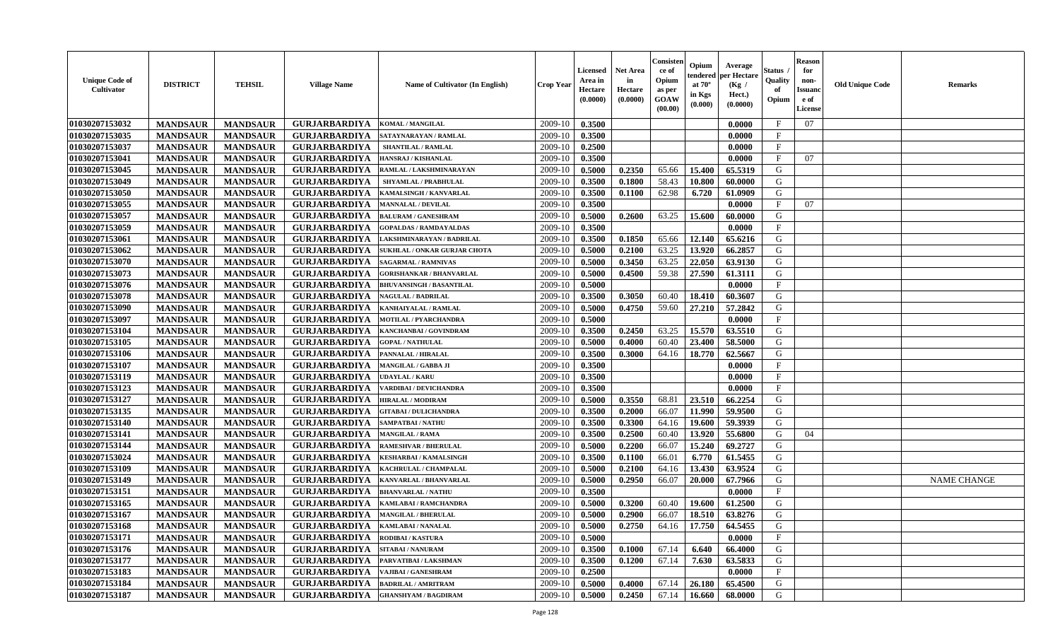| Unique Code of Cultivator | DISTRICT | TEHSIL | Village Name | Name of Cultivator (In English) | Crop Year | Licensed Area in Hectare (0.0000) | Net Area in Hectare (0.0000) | Consistence of Opium as per GOAW (00.00) | Opium tendered at 70° in Kgs (0.000) | Average per Hectare (Kg / Hect.) (0.0000) | Status / Quality of Opium | Reason for non-Issuance of License | Old Unique Code | Remarks |
|---|---|---|---|---|---|---|---|---|---|---|---|---|---|---|
| 01030207153032 | MANDSAUR | MANDSAUR | GURJARBARDIYA | KOMAL / MANGILAL | 2009-10 | 0.3500 | | | | 0.0000 | F | 07 | | |
| 01030207153035 | MANDSAUR | MANDSAUR | GURJARBARDIYA | SATAYNARAYAN / RAMLAL | 2009-10 | 0.3500 | | | | 0.0000 | F | | | |
| 01030207153037 | MANDSAUR | MANDSAUR | GURJARBARDIYA | SHANTILAL / RAMLAL | 2009-10 | 0.2500 | | | | 0.0000 | F | | | |
| 01030207153041 | MANDSAUR | MANDSAUR | GURJARBARDIYA | HANSRAJ / KISHANLAL | 2009-10 | 0.3500 | | | | 0.0000 | F | 07 | | |
| 01030207153045 | MANDSAUR | MANDSAUR | GURJARBARDIYA | RAMLAL / LAKSHMINARAYAN | 2009-10 | 0.5000 | 0.2350 | 65.66 | 15.400 | 65.5319 | G | | | |
| 01030207153049 | MANDSAUR | MANDSAUR | GURJARBARDIYA | SHYAMLAL / PRABHULAL | 2009-10 | 0.3500 | 0.1800 | 58.43 | 10.800 | 60.0000 | G | | | |
| 01030207153050 | MANDSAUR | MANDSAUR | GURJARBARDIYA | KAMALSINGH / KANVARLAL | 2009-10 | 0.3500 | 0.1100 | 62.98 | 6.720 | 61.0909 | G | | | |
| 01030207153055 | MANDSAUR | MANDSAUR | GURJARBARDIYA | MANNALAL / DEVILAL | 2009-10 | 0.3500 | | | | 0.0000 | F | 07 | | |
| 01030207153057 | MANDSAUR | MANDSAUR | GURJARBARDIYA | BALURAM / GANESHRAM | 2009-10 | 0.5000 | 0.2600 | 63.25 | 15.600 | 60.0000 | G | | | |
| 01030207153059 | MANDSAUR | MANDSAUR | GURJARBARDIYA | GOPALDAS / RAMDAYALDAS | 2009-10 | 0.3500 | | | | 0.0000 | F | | | |
| 01030207153061 | MANDSAUR | MANDSAUR | GURJARBARDIYA | LAKSHMINARAYAN / BADRILAL | 2009-10 | 0.3500 | 0.1850 | 65.66 | 12.140 | 65.6216 | G | | | |
| 01030207153062 | MANDSAUR | MANDSAUR | GURJARBARDIYA | SUKHLAL / ONKAR GURJAR CHOTA | 2009-10 | 0.5000 | 0.2100 | 63.25 | 13.920 | 66.2857 | G | | | |
| 01030207153070 | MANDSAUR | MANDSAUR | GURJARBARDIYA | SAGARMAL / RAMNIVAS | 2009-10 | 0.5000 | 0.3450 | 63.25 | 22.050 | 63.9130 | G | | | |
| 01030207153073 | MANDSAUR | MANDSAUR | GURJARBARDIYA | GORISHANKAR / BHANVARLAL | 2009-10 | 0.5000 | 0.4500 | 59.38 | 27.590 | 61.3111 | G | | | |
| 01030207153076 | MANDSAUR | MANDSAUR | GURJARBARDIYA | BHUVANSINGH / BASANTILAL | 2009-10 | 0.5000 | | | | 0.0000 | F | | | |
| 01030207153078 | MANDSAUR | MANDSAUR | GURJARBARDIYA | NAGULAL / BADRILAL | 2009-10 | 0.3500 | 0.3050 | 60.40 | 18.410 | 60.3607 | G | | | |
| 01030207153090 | MANDSAUR | MANDSAUR | GURJARBARDIYA | KANHAIYALAL / RAMLAL | 2009-10 | 0.5000 | 0.4750 | 59.60 | 27.210 | 57.2842 | G | | | |
| 01030207153097 | MANDSAUR | MANDSAUR | GURJARBARDIYA | MOTILAL / PYARCHANDRA | 2009-10 | 0.5000 | | | | 0.0000 | F | | | |
| 01030207153104 | MANDSAUR | MANDSAUR | GURJARBARDIYA | KANCHANBAI / GOVINDRAM | 2009-10 | 0.3500 | 0.2450 | 63.25 | 15.570 | 63.5510 | G | | | |
| 01030207153105 | MANDSAUR | MANDSAUR | GURJARBARDIYA | GOPAL / NATHULAL | 2009-10 | 0.5000 | 0.4000 | 60.40 | 23.400 | 58.5000 | G | | | |
| 01030207153106 | MANDSAUR | MANDSAUR | GURJARBARDIYA | PANNALAL / HIRALAL | 2009-10 | 0.3500 | 0.3000 | 64.16 | 18.770 | 62.5667 | G | | | |
| 01030207153107 | MANDSAUR | MANDSAUR | GURJARBARDIYA | MANGILAL / GABBA JI | 2009-10 | 0.3500 | | | | 0.0000 | F | | | |
| 01030207153119 | MANDSAUR | MANDSAUR | GURJARBARDIYA | UDAYLAL / KARU | 2009-10 | 0.3500 | | | | 0.0000 | F | | | |
| 01030207153123 | MANDSAUR | MANDSAUR | GURJARBARDIYA | VARDIBAI / DEVICHANDRA | 2009-10 | 0.3500 | | | | 0.0000 | F | | | |
| 01030207153127 | MANDSAUR | MANDSAUR | GURJARBARDIYA | HIRALAL / MODIRAM | 2009-10 | 0.5000 | 0.3550 | 68.81 | 23.510 | 66.2254 | G | | | |
| 01030207153135 | MANDSAUR | MANDSAUR | GURJARBARDIYA | GITABAI / DULICHANDRA | 2009-10 | 0.3500 | 0.2000 | 66.07 | 11.990 | 59.9500 | G | | | |
| 01030207153140 | MANDSAUR | MANDSAUR | GURJARBARDIYA | SAMPATBAI / NATHU | 2009-10 | 0.3500 | 0.3300 | 64.16 | 19.600 | 59.3939 | G | | | |
| 01030207153141 | MANDSAUR | MANDSAUR | GURJARBARDIYA | MANGILAL / RAMA | 2009-10 | 0.3500 | 0.2500 | 60.40 | 13.920 | 55.6800 | G | 04 | | |
| 01030207153144 | MANDSAUR | MANDSAUR | GURJARBARDIYA | RAMESHVAR / BHERULAL | 2009-10 | 0.5000 | 0.2200 | 66.07 | 15.240 | 69.2727 | G | | | |
| 01030207153024 | MANDSAUR | MANDSAUR | GURJARBARDIYA | KESHARBAI / KAMALSINGH | 2009-10 | 0.3500 | 0.1100 | 66.01 | 6.770 | 61.5455 | G | | | |
| 01030207153109 | MANDSAUR | MANDSAUR | GURJARBARDIYA | KACHRULAL / CHAMPALAL | 2009-10 | 0.5000 | 0.2100 | 64.16 | 13.430 | 63.9524 | G | | | |
| 01030207153149 | MANDSAUR | MANDSAUR | GURJARBARDIYA | KANVARLAL / BHANVARLAL | 2009-10 | 0.5000 | 0.2950 | 66.07 | 20.000 | 67.7966 | G | | | NAME CHANGE |
| 01030207153151 | MANDSAUR | MANDSAUR | GURJARBARDIYA | BHANVARLAL / NATHU | 2009-10 | 0.3500 | | | | 0.0000 | F | | | |
| 01030207153165 | MANDSAUR | MANDSAUR | GURJARBARDIYA | KAMLABAI / RAMCHANDRA | 2009-10 | 0.5000 | 0.3200 | 60.40 | 19.600 | 61.2500 | G | | | |
| 01030207153167 | MANDSAUR | MANDSAUR | GURJARBARDIYA | MANGILAL / BHERULAL | 2009-10 | 0.5000 | 0.2900 | 66.07 | 18.510 | 63.8276 | G | | | |
| 01030207153168 | MANDSAUR | MANDSAUR | GURJARBARDIYA | KAMLABAI / NANALAL | 2009-10 | 0.5000 | 0.2750 | 64.16 | 17.750 | 64.5455 | G | | | |
| 01030207153171 | MANDSAUR | MANDSAUR | GURJARBARDIYA | RODIBAI / KASTURA | 2009-10 | 0.5000 | | | | 0.0000 | F | | | |
| 01030207153176 | MANDSAUR | MANDSAUR | GURJARBARDIYA | SITABAI / NANURAM | 2009-10 | 0.3500 | 0.1000 | 67.14 | 6.640 | 66.4000 | G | | | |
| 01030207153177 | MANDSAUR | MANDSAUR | GURJARBARDIYA | PARVATIBAI / LAKSHMAN | 2009-10 | 0.3500 | 0.1200 | 67.14 | 7.630 | 63.5833 | G | | | |
| 01030207153183 | MANDSAUR | MANDSAUR | GURJARBARDIYA | VAJIBAI / GANESHRAM | 2009-10 | 0.2500 | | | | 0.0000 | F | | | |
| 01030207153184 | MANDSAUR | MANDSAUR | GURJARBARDIYA | BADRILAL / AMRITRAM | 2009-10 | 0.5000 | 0.4000 | 67.14 | 26.180 | 65.4500 | G | | | |
| 01030207153187 | MANDSAUR | MANDSAUR | GURJARBARDIYA | GHANSHYAM / BAGDIRAM | 2009-10 | 0.5000 | 0.2450 | 67.14 | 16.660 | 68.0000 | G | | | |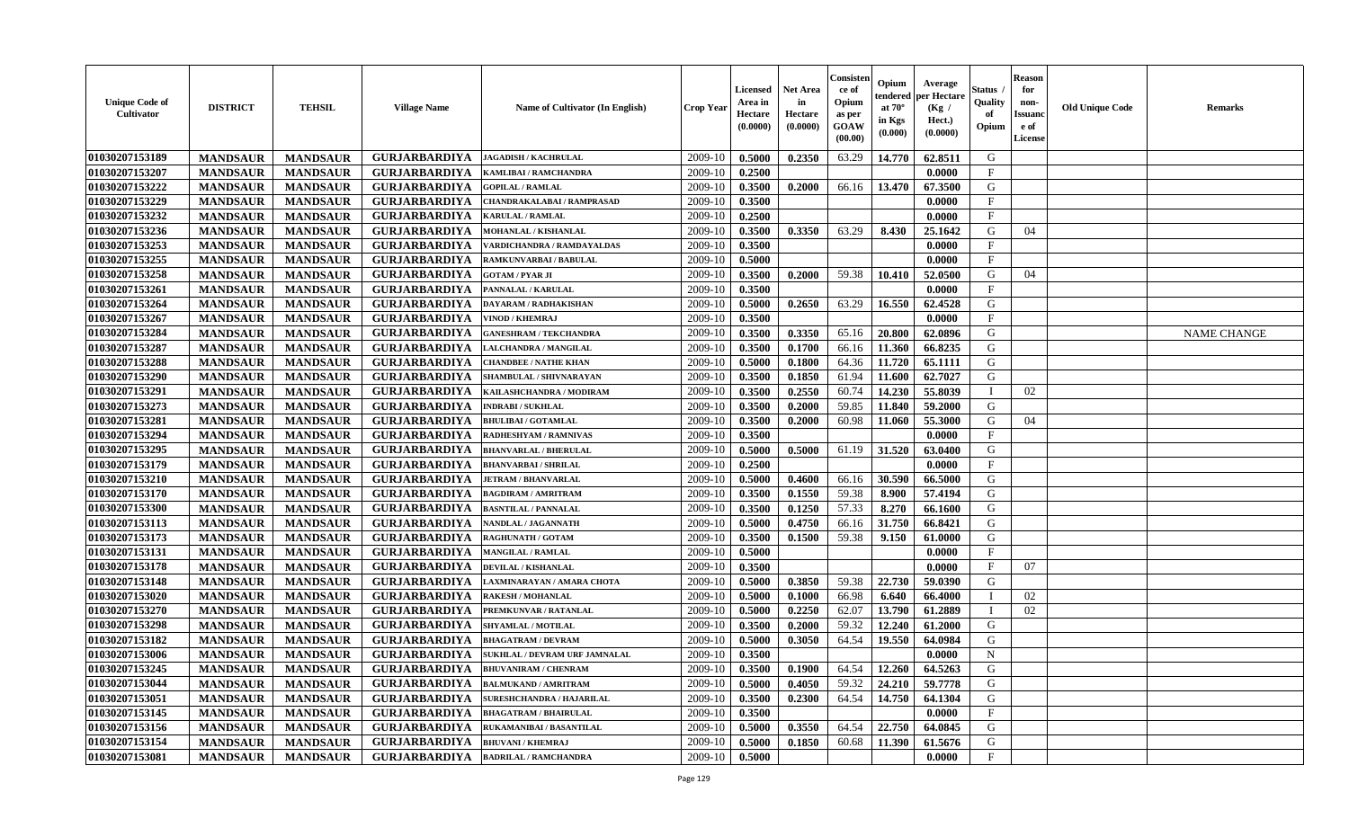| Unique Code of Cultivator | DISTRICT | TEHSIL | Village Name | Name of Cultivator (In English) | Crop Year | Licensed Area in Hectare (0.0000) | Net Area in Hectare (0.0000) | Consistence of Opium as per GOAW (00.00) | Opium tendered at 70° in Kgs (0.000) | Average per Hectare (Kg / Hect.) (0.0000) | Status / Quality of Opium | Reason for non-Issuance of License | Old Unique Code | Remarks |
|---|---|---|---|---|---|---|---|---|---|---|---|---|---|---|
| 01030207153189 | MANDSAUR | MANDSAUR | GURJARBARDIYA | JAGADISH / KACHRULAL | 2009-10 | 0.5000 | 0.2350 | 63.29 | 14.770 | 62.8511 | G | | | |
| 01030207153207 | MANDSAUR | MANDSAUR | GURJARBARDIYA | KAMLIBAI / RAMCHANDRA | 2009-10 | 0.2500 | | | | 0.0000 | F | | | |
| 01030207153222 | MANDSAUR | MANDSAUR | GURJARBARDIYA | GOPILAL / RAMLAL | 2009-10 | 0.3500 | 0.2000 | 66.16 | 13.470 | 67.3500 | G | | | |
| 01030207153229 | MANDSAUR | MANDSAUR | GURJARBARDIYA | CHANDRAKALABAI / RAMPRASAD | 2009-10 | 0.3500 | | | | 0.0000 | F | | | |
| 01030207153232 | MANDSAUR | MANDSAUR | GURJARBARDIYA | KARULAL / RAMLAL | 2009-10 | 0.2500 | | | | 0.0000 | F | | | |
| 01030207153236 | MANDSAUR | MANDSAUR | GURJARBARDIYA | MOHANLAL / KISHANLAL | 2009-10 | 0.3500 | 0.3350 | 63.29 | 8.430 | 25.1642 | G | 04 | | |
| 01030207153253 | MANDSAUR | MANDSAUR | GURJARBARDIYA | VARDICHANDRA / RAMDAYALDAS | 2009-10 | 0.3500 | | | | 0.0000 | F | | | |
| 01030207153255 | MANDSAUR | MANDSAUR | GURJARBARDIYA | RAMKUNVARBAI / BABULAL | 2009-10 | 0.5000 | | | | 0.0000 | F | | | |
| 01030207153258 | MANDSAUR | MANDSAUR | GURJARBARDIYA | GOTAM / PYAR JI | 2009-10 | 0.3500 | 0.2000 | 59.38 | 10.410 | 52.0500 | G | 04 | | |
| 01030207153261 | MANDSAUR | MANDSAUR | GURJARBARDIYA | PANNALAL / KARULAL | 2009-10 | 0.3500 | | | | 0.0000 | F | | | |
| 01030207153264 | MANDSAUR | MANDSAUR | GURJARBARDIYA | DAYARAM / RADHAKISHAN | 2009-10 | 0.5000 | 0.2650 | 63.29 | 16.550 | 62.4528 | G | | | |
| 01030207153267 | MANDSAUR | MANDSAUR | GURJARBARDIYA | VINOD / KHEMRAJ | 2009-10 | 0.3500 | | | | 0.0000 | F | | | |
| 01030207153284 | MANDSAUR | MANDSAUR | GURJARBARDIYA | GANESHRAM / TEKCHANDRA | 2009-10 | 0.3500 | 0.3350 | 65.16 | 20.800 | 62.0896 | G | | | NAME CHANGE |
| 01030207153287 | MANDSAUR | MANDSAUR | GURJARBARDIYA | LALCHANDRA / MANGILAL | 2009-10 | 0.3500 | 0.1700 | 66.16 | 11.360 | 66.8235 | G | | | |
| 01030207153288 | MANDSAUR | MANDSAUR | GURJARBARDIYA | CHANDBEE / NATHE KHAN | 2009-10 | 0.5000 | 0.1800 | 64.36 | 11.720 | 65.1111 | G | | | |
| 01030207153290 | MANDSAUR | MANDSAUR | GURJARBARDIYA | SHAMBULAL / SHIVNARAYAN | 2009-10 | 0.3500 | 0.1850 | 61.94 | 11.600 | 62.7027 | G | | | |
| 01030207153291 | MANDSAUR | MANDSAUR | GURJARBARDIYA | KAILASHCHANDRA / MODIRAM | 2009-10 | 0.3500 | 0.2550 | 60.74 | 14.230 | 55.8039 | I | 02 | | |
| 01030207153273 | MANDSAUR | MANDSAUR | GURJARBARDIYA | INDRABI / SUKHLAL | 2009-10 | 0.3500 | 0.2000 | 59.85 | 11.840 | 59.2000 | G | | | |
| 01030207153281 | MANDSAUR | MANDSAUR | GURJARBARDIYA | BHULIBAI / GOTAMLAL | 2009-10 | 0.3500 | 0.2000 | 60.98 | 11.060 | 55.3000 | G | 04 | | |
| 01030207153294 | MANDSAUR | MANDSAUR | GURJARBARDIYA | RADHESHYAM / RAMNIVAS | 2009-10 | 0.3500 | | | | 0.0000 | F | | | |
| 01030207153295 | MANDSAUR | MANDSAUR | GURJARBARDIYA | BHANVARLAL / BHERULAL | 2009-10 | 0.5000 | 0.5000 | 61.19 | 31.520 | 63.0400 | G | | | |
| 01030207153179 | MANDSAUR | MANDSAUR | GURJARBARDIYA | BHANVARBAI / SHRILAL | 2009-10 | 0.2500 | | | | 0.0000 | F | | | |
| 01030207153210 | MANDSAUR | MANDSAUR | GURJARBARDIYA | JETRAM / BHANVARLAL | 2009-10 | 0.5000 | 0.4600 | 66.16 | 30.590 | 66.5000 | G | | | |
| 01030207153170 | MANDSAUR | MANDSAUR | GURJARBARDIYA | BAGDIRAM / AMRITRAM | 2009-10 | 0.3500 | 0.1550 | 59.38 | 8.900 | 57.4194 | G | | | |
| 01030207153300 | MANDSAUR | MANDSAUR | GURJARBARDIYA | BASNTILAL / PANNALAL | 2009-10 | 0.3500 | 0.1250 | 57.33 | 8.270 | 66.1600 | G | | | |
| 01030207153113 | MANDSAUR | MANDSAUR | GURJARBARDIYA | NANDLAL / JAGANNATH | 2009-10 | 0.5000 | 0.4750 | 66.16 | 31.750 | 66.8421 | G | | | |
| 01030207153173 | MANDSAUR | MANDSAUR | GURJARBARDIYA | RAGHUNATH / GOTAM | 2009-10 | 0.3500 | 0.1500 | 59.38 | 9.150 | 61.0000 | G | | | |
| 01030207153131 | MANDSAUR | MANDSAUR | GURJARBARDIYA | MANGILAL / RAMLAL | 2009-10 | 0.5000 | | | | 0.0000 | F | | | |
| 01030207153178 | MANDSAUR | MANDSAUR | GURJARBARDIYA | DEVILAL / KISHANLAL | 2009-10 | 0.3500 | | | | 0.0000 | F | 07 | | |
| 01030207153148 | MANDSAUR | MANDSAUR | GURJARBARDIYA | LAXMINARAYAN / AMARA CHOTA | 2009-10 | 0.5000 | 0.3850 | 59.38 | 22.730 | 59.0390 | G | | | |
| 01030207153020 | MANDSAUR | MANDSAUR | GURJARBARDIYA | RAKESH / MOHANLAL | 2009-10 | 0.5000 | 0.1000 | 66.98 | 6.640 | 66.4000 | I | 02 | | |
| 01030207153270 | MANDSAUR | MANDSAUR | GURJARBARDIYA | PREMKUNVAR / RATANLAL | 2009-10 | 0.5000 | 0.2250 | 62.07 | 13.790 | 61.2889 | I | 02 | | |
| 01030207153298 | MANDSAUR | MANDSAUR | GURJARBARDIYA | SHYAMLAL / MOTILAL | 2009-10 | 0.3500 | 0.2000 | 59.32 | 12.240 | 61.2000 | G | | | |
| 01030207153182 | MANDSAUR | MANDSAUR | GURJARBARDIYA | BHAGATRAM / DEVRAM | 2009-10 | 0.5000 | 0.3050 | 64.54 | 19.550 | 64.0984 | G | | | |
| 01030207153006 | MANDSAUR | MANDSAUR | GURJARBARDIYA | SUKHLAL / DEVRAM URF JAMNALAL | 2009-10 | 0.3500 | | | | 0.0000 | N | | | |
| 01030207153245 | MANDSAUR | MANDSAUR | GURJARBARDIYA | BHUVANIRAM / CHENRAM | 2009-10 | 0.3500 | 0.1900 | 64.54 | 12.260 | 64.5263 | G | | | |
| 01030207153044 | MANDSAUR | MANDSAUR | GURJARBARDIYA | BALMUKAND / AMRITRAM | 2009-10 | 0.5000 | 0.4050 | 59.32 | 24.210 | 59.7778 | G | | | |
| 01030207153051 | MANDSAUR | MANDSAUR | GURJARBARDIYA | SURESHCHANDRA / HAJARILAL | 2009-10 | 0.3500 | 0.2300 | 64.54 | 14.750 | 64.1304 | G | | | |
| 01030207153145 | MANDSAUR | MANDSAUR | GURJARBARDIYA | BHAGATRAM / BHAIRULAL | 2009-10 | 0.3500 | | | | 0.0000 | F | | | |
| 01030207153156 | MANDSAUR | MANDSAUR | GURJARBARDIYA | RUKAMANIBAI / BASANTILAL | 2009-10 | 0.5000 | 0.3550 | 64.54 | 22.750 | 64.0845 | G | | | |
| 01030207153154 | MANDSAUR | MANDSAUR | GURJARBARDIYA | BHUVANI / KHEMRAJ | 2009-10 | 0.5000 | 0.1850 | 60.68 | 11.390 | 61.5676 | G | | | |
| 01030207153081 | MANDSAUR | MANDSAUR | GURJARBARDIYA | BADRILAL / RAMCHANDRA | 2009-10 | 0.5000 | | | | 0.0000 | F | | | |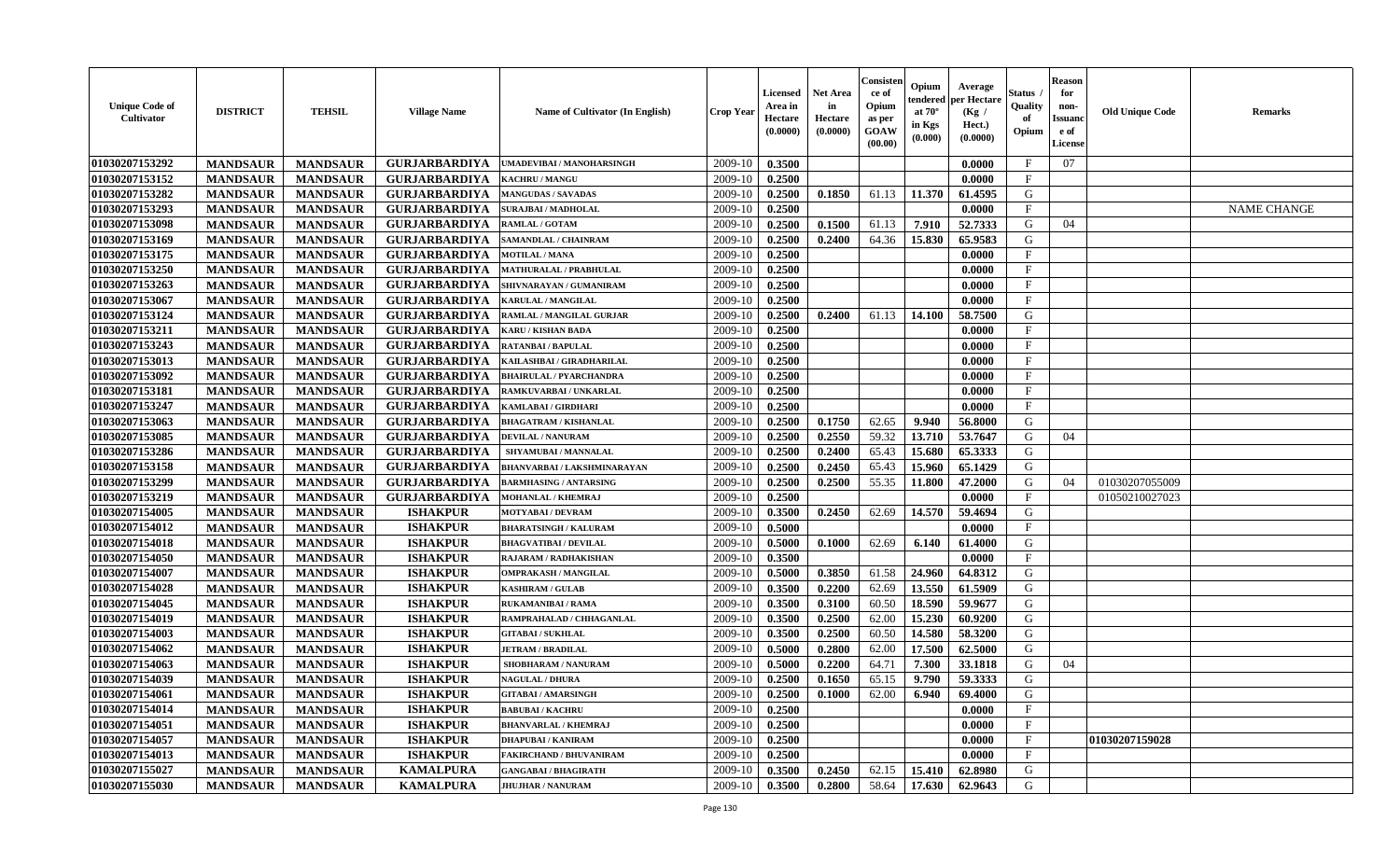| Unique Code of Cultivator | DISTRICT | TEHSIL | Village Name | Name of Cultivator (In English) | Crop Year | Licensed Area in Hectare (0.0000) | Net Area in Hectare (0.0000) | Consistence of Opium as per GOAW (00.00) | Opium tendered at 70° in Kgs (0.000) | Average per Hectare (Kg / Hect.) (0.0000) | Status / Quality of Opium | Reason for non-Issuance of License | Old Unique Code | Remarks |
|---|---|---|---|---|---|---|---|---|---|---|---|---|---|---|
| 01030207153292 | MANDSAUR | MANDSAUR | GURJARBARDIYA | UMADEVIBAI / MANOHARSINGH | 2009-10 | 0.3500 | | | | 0.0000 | F | 07 | | |
| 01030207153152 | MANDSAUR | MANDSAUR | GURJARBARDIYA | KACHRU / MANGU | 2009-10 | 0.2500 | | | | 0.0000 | F | | | |
| 01030207153282 | MANDSAUR | MANDSAUR | GURJARBARDIYA | MANGUDAS / SAVADAS | 2009-10 | 0.2500 | 0.1850 | 61.13 | 11.370 | 61.4595 | G | | | |
| 01030207153293 | MANDSAUR | MANDSAUR | GURJARBARDIYA | SURAJBAI / MADHOLAL | 2009-10 | 0.2500 | | | | 0.0000 | F | | | NAME CHANGE |
| 01030207153098 | MANDSAUR | MANDSAUR | GURJARBARDIYA | RAMLAL / GOTAM | 2009-10 | 0.2500 | 0.1500 | 61.13 | 7.910 | 52.7333 | G | 04 | | |
| 01030207153169 | MANDSAUR | MANDSAUR | GURJARBARDIYA | SAMANDLAL / CHAINRAM | 2009-10 | 0.2500 | 0.2400 | 64.36 | 15.830 | 65.9583 | G | | | |
| 01030207153175 | MANDSAUR | MANDSAUR | GURJARBARDIYA | MOTILAL / MANA | 2009-10 | 0.2500 | | | | 0.0000 | F | | | |
| 01030207153250 | MANDSAUR | MANDSAUR | GURJARBARDIYA | MATHURALAL / PRABHULAL | 2009-10 | 0.2500 | | | | 0.0000 | F | | | |
| 01030207153263 | MANDSAUR | MANDSAUR | GURJARBARDIYA | SHIVNARAYAN / GUMANIRAM | 2009-10 | 0.2500 | | | | 0.0000 | F | | | |
| 01030207153067 | MANDSAUR | MANDSAUR | GURJARBARDIYA | KARULAL / MANGILAL | 2009-10 | 0.2500 | | | | 0.0000 | F | | | |
| 01030207153124 | MANDSAUR | MANDSAUR | GURJARBARDIYA | RAMLAL / MANGILAL GURJAR | 2009-10 | 0.2500 | 0.2400 | 61.13 | 14.100 | 58.7500 | G | | | |
| 01030207153211 | MANDSAUR | MANDSAUR | GURJARBARDIYA | KARU / KISHAN BADA | 2009-10 | 0.2500 | | | | 0.0000 | F | | | |
| 01030207153243 | MANDSAUR | MANDSAUR | GURJARBARDIYA | RATANBAI / BAPULAL | 2009-10 | 0.2500 | | | | 0.0000 | F | | | |
| 01030207153013 | MANDSAUR | MANDSAUR | GURJARBARDIYA | KAILASHBAI / GIRADHARILAL | 2009-10 | 0.2500 | | | | 0.0000 | F | | | |
| 01030207153092 | MANDSAUR | MANDSAUR | GURJARBARDIYA | BHAIRULAL / PYARCHANDRA | 2009-10 | 0.2500 | | | | 0.0000 | F | | | |
| 01030207153181 | MANDSAUR | MANDSAUR | GURJARBARDIYA | RAMKUVARBAI / UNKARLAL | 2009-10 | 0.2500 | | | | 0.0000 | F | | | |
| 01030207153247 | MANDSAUR | MANDSAUR | GURJARBARDIYA | KAMLABAI / GIRDHARI | 2009-10 | 0.2500 | | | | 0.0000 | F | | | |
| 01030207153063 | MANDSAUR | MANDSAUR | GURJARBARDIYA | BHAGATRAM / KISHANLAL | 2009-10 | 0.2500 | 0.1750 | 62.65 | 9.940 | 56.8000 | G | | | |
| 01030207153085 | MANDSAUR | MANDSAUR | GURJARBARDIYA | DEVILAL / NANURAM | 2009-10 | 0.2500 | 0.2550 | 59.32 | 13.710 | 53.7647 | G | 04 | | |
| 01030207153286 | MANDSAUR | MANDSAUR | GURJARBARDIYA | SHYAMUBAI / MANNALAL | 2009-10 | 0.2500 | 0.2400 | 65.43 | 15.680 | 65.3333 | G | | | |
| 01030207153158 | MANDSAUR | MANDSAUR | GURJARBARDIYA | BHANVARBAI / LAKSHMINARAYAN | 2009-10 | 0.2500 | 0.2450 | 65.43 | 15.960 | 65.1429 | G | | | |
| 01030207153299 | MANDSAUR | MANDSAUR | GURJARBARDIYA | BARMHASING / ANTARSING | 2009-10 | 0.2500 | 0.2500 | 55.35 | 11.800 | 47.2000 | G | 04 | 01030207055009 | |
| 01030207153219 | MANDSAUR | MANDSAUR | GURJARBARDIYA | MOHANLAL / KHEMRAJ | 2009-10 | 0.2500 | | | | 0.0000 | F | | 01050210027023 | |
| 01030207154005 | MANDSAUR | MANDSAUR | ISHAKPUR | MOTYABAI / DEVRAM | 2009-10 | 0.3500 | 0.2450 | 62.69 | 14.570 | 59.4694 | G | | | |
| 01030207154012 | MANDSAUR | MANDSAUR | ISHAKPUR | BHARATSINGH / KALURAM | 2009-10 | 0.5000 | | | | 0.0000 | F | | | |
| 01030207154018 | MANDSAUR | MANDSAUR | ISHAKPUR | BHAGVATIBAI / DEVILAL | 2009-10 | 0.5000 | 0.1000 | 62.69 | 6.140 | 61.4000 | G | | | |
| 01030207154050 | MANDSAUR | MANDSAUR | ISHAKPUR | RAJARAM / RADHAKISHAN | 2009-10 | 0.3500 | | | | 0.0000 | F | | | |
| 01030207154007 | MANDSAUR | MANDSAUR | ISHAKPUR | OMPRAKASH / MANGILAL | 2009-10 | 0.5000 | 0.3850 | 61.58 | 24.960 | 64.8312 | G | | | |
| 01030207154028 | MANDSAUR | MANDSAUR | ISHAKPUR | KASHIRAM / GULAB | 2009-10 | 0.3500 | 0.2200 | 62.69 | 13.550 | 61.5909 | G | | | |
| 01030207154045 | MANDSAUR | MANDSAUR | ISHAKPUR | RUKAMANIBAI / RAMA | 2009-10 | 0.3500 | 0.3100 | 60.50 | 18.590 | 59.9677 | G | | | |
| 01030207154019 | MANDSAUR | MANDSAUR | ISHAKPUR | RAMPRAHALAD / CHHAGANLAL | 2009-10 | 0.3500 | 0.2500 | 62.00 | 15.230 | 60.9200 | G | | | |
| 01030207154003 | MANDSAUR | MANDSAUR | ISHAKPUR | GITABAI / SUKHLAL | 2009-10 | 0.3500 | 0.2500 | 60.50 | 14.580 | 58.3200 | G | | | |
| 01030207154062 | MANDSAUR | MANDSAUR | ISHAKPUR | JETRAM / BRADILAL | 2009-10 | 0.5000 | 0.2800 | 62.00 | 17.500 | 62.5000 | G | | | |
| 01030207154063 | MANDSAUR | MANDSAUR | ISHAKPUR | SHOBHARAM / NANURAM | 2009-10 | 0.5000 | 0.2200 | 64.71 | 7.300 | 33.1818 | G | 04 | | |
| 01030207154039 | MANDSAUR | MANDSAUR | ISHAKPUR | NAGULAL / DHURA | 2009-10 | 0.2500 | 0.1650 | 65.15 | 9.790 | 59.3333 | G | | | |
| 01030207154061 | MANDSAUR | MANDSAUR | ISHAKPUR | GITABAI / AMARSINGH | 2009-10 | 0.2500 | 0.1000 | 62.00 | 6.940 | 69.4000 | G | | | |
| 01030207154014 | MANDSAUR | MANDSAUR | ISHAKPUR | BABUBAI / KACHRU | 2009-10 | 0.2500 | | | | 0.0000 | F | | | |
| 01030207154051 | MANDSAUR | MANDSAUR | ISHAKPUR | BHANVARLAL / KHEMRAJ | 2009-10 | 0.2500 | | | | 0.0000 | F | | | |
| 01030207154057 | MANDSAUR | MANDSAUR | ISHAKPUR | DHAPUBAI / KANIRAM | 2009-10 | 0.2500 | | | | 0.0000 | F | | 01030207159028 | |
| 01030207154013 | MANDSAUR | MANDSAUR | ISHAKPUR | FAKIRCHAND / BHUVANIRAM | 2009-10 | 0.2500 | | | | 0.0000 | F | | | |
| 01030207155027 | MANDSAUR | MANDSAUR | KAMALPURA | GANGABAI / BHAGIRATH | 2009-10 | 0.3500 | 0.2450 | 62.15 | 15.410 | 62.8980 | G | | | |
| 01030207155030 | MANDSAUR | MANDSAUR | KAMALPURA | JHUJHAR / NANURAM | 2009-10 | 0.3500 | 0.2800 | 58.64 | 17.630 | 62.9643 | G | | | |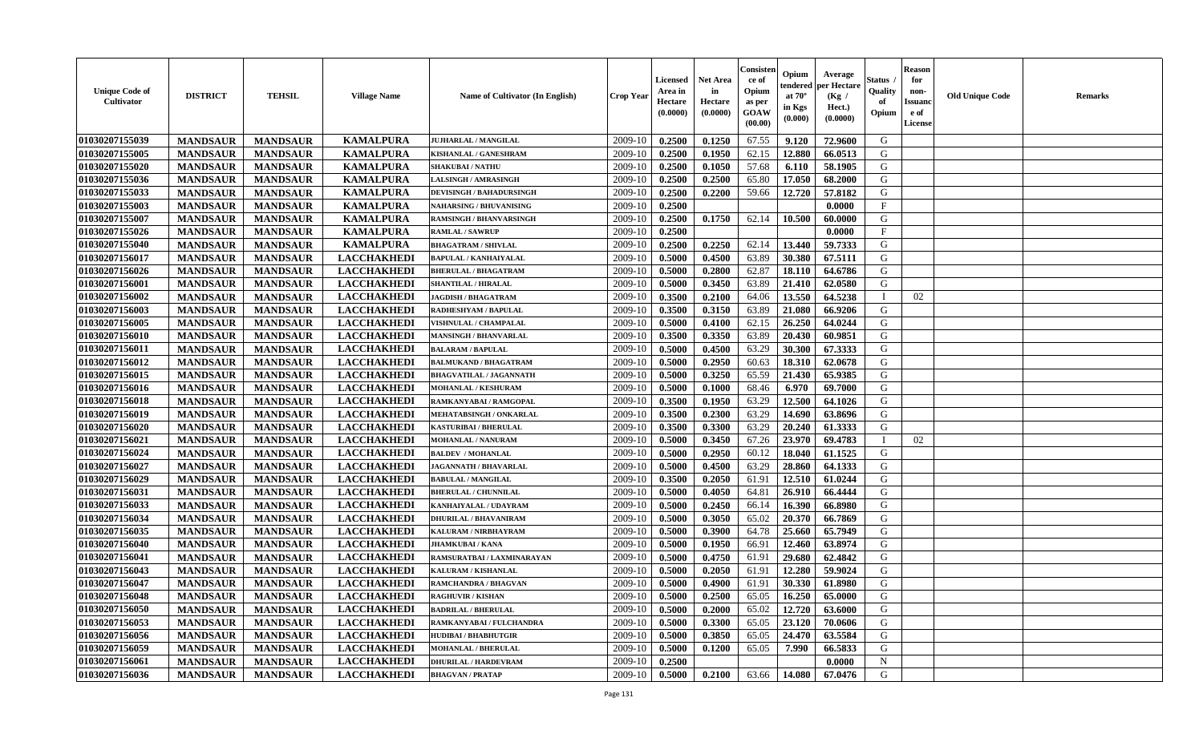| Unique Code of Cultivator | DISTRICT | TEHSIL | Village Name | Name of Cultivator (In English) | Crop Year | Licensed Area in Hectare (0.0000) | Net Area in Hectare (0.0000) | Consistence of Opium as per GOAW (00.00) | Opium tendered at 70° in Kgs (0.000) | Average per Hectare (Kg / Hect.) (0.0000) | Status / Quality of Opium | Reason for non-Issuance of License | Old Unique Code | Remarks |
|---|---|---|---|---|---|---|---|---|---|---|---|---|---|---|
| 01030207155039 | MANDSAUR | MANDSAUR | KAMALPURA | JUJHARLAL / MANGILAL | 2009-10 | 0.2500 | 0.1250 | 67.55 | 9.120 | 72.9600 | G | | | |
| 01030207155005 | MANDSAUR | MANDSAUR | KAMALPURA | KISHANLAL / GANESHRAM | 2009-10 | 0.2500 | 0.1950 | 62.15 | 12.880 | 66.0513 | G | | | |
| 01030207155020 | MANDSAUR | MANDSAUR | KAMALPURA | SHAKUBAI / NATHU | 2009-10 | 0.2500 | 0.1050 | 57.68 | 6.110 | 58.1905 | G | | | |
| 01030207155036 | MANDSAUR | MANDSAUR | KAMALPURA | LALSINGH / AMRASINGH | 2009-10 | 0.2500 | 0.2500 | 65.80 | 17.050 | 68.2000 | G | | | |
| 01030207155033 | MANDSAUR | MANDSAUR | KAMALPURA | DEVISINGH / BAHADURSINGH | 2009-10 | 0.2500 | 0.2200 | 59.66 | 12.720 | 57.8182 | G | | | |
| 01030207155003 | MANDSAUR | MANDSAUR | KAMALPURA | NAHARSING / BHUVANISING | 2009-10 | 0.2500 | | | | 0.0000 | F | | | |
| 01030207155007 | MANDSAUR | MANDSAUR | KAMALPURA | RAMSINGH / BHANVARSINGH | 2009-10 | 0.2500 | 0.1750 | 62.14 | 10.500 | 60.0000 | G | | | |
| 01030207155026 | MANDSAUR | MANDSAUR | KAMALPURA | RAMLAL / SAWRUP | 2009-10 | 0.2500 | | | | 0.0000 | F | | | |
| 01030207155040 | MANDSAUR | MANDSAUR | KAMALPURA | BHAGATRAM / SHIVLAL | 2009-10 | 0.2500 | 0.2250 | 62.14 | 13.440 | 59.7333 | G | | | |
| 01030207156017 | MANDSAUR | MANDSAUR | LACCHAKHEDI | BAPULAL / KANHAIYALAL | 2009-10 | 0.5000 | 0.4500 | 63.89 | 30.380 | 67.5111 | G | | | |
| 01030207156026 | MANDSAUR | MANDSAUR | LACCHAKHEDI | BHERULAL / BHAGATRAM | 2009-10 | 0.5000 | 0.2800 | 62.87 | 18.110 | 64.6786 | G | | | |
| 01030207156001 | MANDSAUR | MANDSAUR | LACCHAKHEDI | SHANTILAL / HIRALAL | 2009-10 | 0.5000 | 0.3450 | 63.89 | 21.410 | 62.0580 | G | | | |
| 01030207156002 | MANDSAUR | MANDSAUR | LACCHAKHEDI | JAGDISH / BHAGATRAM | 2009-10 | 0.3500 | 0.2100 | 64.06 | 13.550 | 64.5238 | I | 02 | | |
| 01030207156003 | MANDSAUR | MANDSAUR | LACCHAKHEDI | RADHESHYAM / BAPULAL | 2009-10 | 0.3500 | 0.3150 | 63.89 | 21.080 | 66.9206 | G | | | |
| 01030207156005 | MANDSAUR | MANDSAUR | LACCHAKHEDI | VISHNULAL / CHAMPALAL | 2009-10 | 0.5000 | 0.4100 | 62.15 | 26.250 | 64.0244 | G | | | |
| 01030207156010 | MANDSAUR | MANDSAUR | LACCHAKHEDI | MANSINGH / BHANVARLAL | 2009-10 | 0.3500 | 0.3350 | 63.89 | 20.430 | 60.9851 | G | | | |
| 01030207156011 | MANDSAUR | MANDSAUR | LACCHAKHEDI | BALARAM / BAPULAL | 2009-10 | 0.5000 | 0.4500 | 63.29 | 30.300 | 67.3333 | G | | | |
| 01030207156012 | MANDSAUR | MANDSAUR | LACCHAKHEDI | BALMUKAND / BHAGATRAM | 2009-10 | 0.5000 | 0.2950 | 60.63 | 18.310 | 62.0678 | G | | | |
| 01030207156015 | MANDSAUR | MANDSAUR | LACCHAKHEDI | BHAGVATILAL / JAGANNATH | 2009-10 | 0.5000 | 0.3250 | 65.59 | 21.430 | 65.9385 | G | | | |
| 01030207156016 | MANDSAUR | MANDSAUR | LACCHAKHEDI | MOHANLAL / KESHURAM | 2009-10 | 0.5000 | 0.1000 | 68.46 | 6.970 | 69.7000 | G | | | |
| 01030207156018 | MANDSAUR | MANDSAUR | LACCHAKHEDI | RAMKANYABAI / RAMGOPAL | 2009-10 | 0.3500 | 0.1950 | 63.29 | 12.500 | 64.1026 | G | | | |
| 01030207156019 | MANDSAUR | MANDSAUR | LACCHAKHEDI | MEHATABSINGH / ONKARLAL | 2009-10 | 0.3500 | 0.2300 | 63.29 | 14.690 | 63.8696 | G | | | |
| 01030207156020 | MANDSAUR | MANDSAUR | LACCHAKHEDI | KASTURIBAI / BHERULAL | 2009-10 | 0.3500 | 0.3300 | 63.29 | 20.240 | 61.3333 | G | | | |
| 01030207156021 | MANDSAUR | MANDSAUR | LACCHAKHEDI | MOHANLAL / NANURAM | 2009-10 | 0.5000 | 0.3450 | 67.26 | 23.970 | 69.4783 | I | 02 | | |
| 01030207156024 | MANDSAUR | MANDSAUR | LACCHAKHEDI | BALDEV / MOHANLAL | 2009-10 | 0.5000 | 0.2950 | 60.12 | 18.040 | 61.1525 | G | | | |
| 01030207156027 | MANDSAUR | MANDSAUR | LACCHAKHEDI | JAGANNATH / BHAVARLAL | 2009-10 | 0.5000 | 0.4500 | 63.29 | 28.860 | 64.1333 | G | | | |
| 01030207156029 | MANDSAUR | MANDSAUR | LACCHAKHEDI | BABULAL / MANGILAL | 2009-10 | 0.3500 | 0.2050 | 61.91 | 12.510 | 61.0244 | G | | | |
| 01030207156031 | MANDSAUR | MANDSAUR | LACCHAKHEDI | BHERULAL / CHUNNILAL | 2009-10 | 0.5000 | 0.4050 | 64.81 | 26.910 | 66.4444 | G | | | |
| 01030207156033 | MANDSAUR | MANDSAUR | LACCHAKHEDI | KANHAIYALAL / UDAYRAM | 2009-10 | 0.5000 | 0.2450 | 66.14 | 16.390 | 66.8980 | G | | | |
| 01030207156034 | MANDSAUR | MANDSAUR | LACCHAKHEDI | DHURILAL / BHAVANIRAM | 2009-10 | 0.5000 | 0.3050 | 65.02 | 20.370 | 66.7869 | G | | | |
| 01030207156035 | MANDSAUR | MANDSAUR | LACCHAKHEDI | KALURAM / NIRBHAYRAM | 2009-10 | 0.5000 | 0.3900 | 64.78 | 25.660 | 65.7949 | G | | | |
| 01030207156040 | MANDSAUR | MANDSAUR | LACCHAKHEDI | JHAMKUBAI / KANA | 2009-10 | 0.5000 | 0.1950 | 66.91 | 12.460 | 63.8974 | G | | | |
| 01030207156041 | MANDSAUR | MANDSAUR | LACCHAKHEDI | RAMSURATBAI / LAXMINARAYAN | 2009-10 | 0.5000 | 0.4750 | 61.91 | 29.680 | 62.4842 | G | | | |
| 01030207156043 | MANDSAUR | MANDSAUR | LACCHAKHEDI | KALURAM / KISHANLAL | 2009-10 | 0.5000 | 0.2050 | 61.91 | 12.280 | 59.9024 | G | | | |
| 01030207156047 | MANDSAUR | MANDSAUR | LACCHAKHEDI | RAMCHANDRA / BHAGVAN | 2009-10 | 0.5000 | 0.4900 | 61.91 | 30.330 | 61.8980 | G | | | |
| 01030207156048 | MANDSAUR | MANDSAUR | LACCHAKHEDI | RAGHUVIR / KISHAN | 2009-10 | 0.5000 | 0.2500 | 65.05 | 16.250 | 65.0000 | G | | | |
| 01030207156050 | MANDSAUR | MANDSAUR | LACCHAKHEDI | BADRILAL / BHERULAL | 2009-10 | 0.5000 | 0.2000 | 65.02 | 12.720 | 63.6000 | G | | | |
| 01030207156053 | MANDSAUR | MANDSAUR | LACCHAKHEDI | RAMKANYABAI / FULCHANDRA | 2009-10 | 0.5000 | 0.3300 | 65.05 | 23.120 | 70.0606 | G | | | |
| 01030207156056 | MANDSAUR | MANDSAUR | LACCHAKHEDI | HUDIBAI / BHABHUTGIR | 2009-10 | 0.5000 | 0.3850 | 65.05 | 24.470 | 63.5584 | G | | | |
| 01030207156059 | MANDSAUR | MANDSAUR | LACCHAKHEDI | MOHANLAL / BHERULAL | 2009-10 | 0.5000 | 0.1200 | 65.05 | 7.990 | 66.5833 | G | | | |
| 01030207156061 | MANDSAUR | MANDSAUR | LACCHAKHEDI | DHURILAL / HARDEVRAM | 2009-10 | 0.2500 | | | | 0.0000 | N | | | |
| 01030207156036 | MANDSAUR | MANDSAUR | LACCHAKHEDI | BHAGVAN / PRATAP | 2009-10 | 0.5000 | 0.2100 | 63.66 | 14.080 | 67.0476 | G | | | |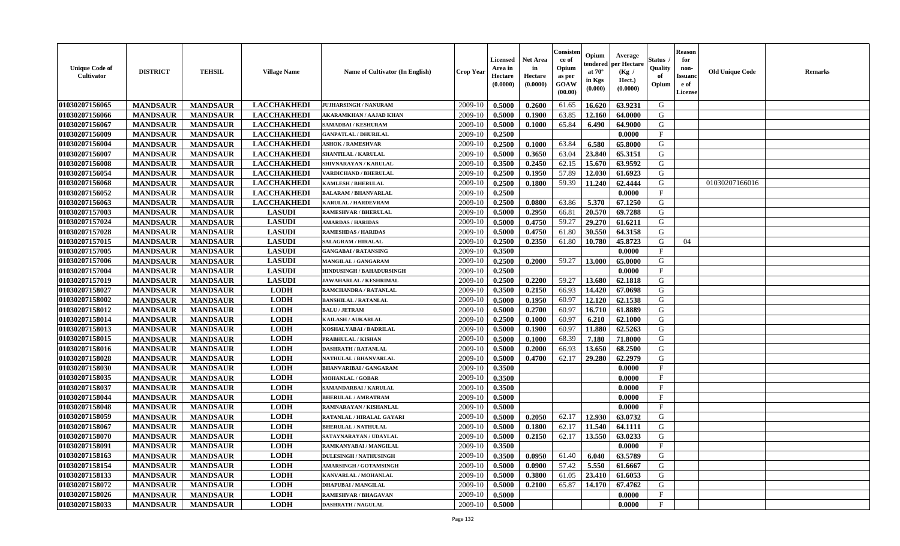| Unique Code of Cultivator | DISTRICT | TEHSIL | Village Name | Name of Cultivator (In English) | Crop Year | Licensed Area in Hectare (0.0000) | Net Area in Hectare (0.0000) | Consistence of Opium as per GOAW (00.00) | Opium tendered at 70° in Kgs (0.000) | Average per Hectare (Kg / Hect.) (0.0000) | Status / Quality of Opium | Reason for non-Issuance of License | Old Unique Code | Remarks |
|---|---|---|---|---|---|---|---|---|---|---|---|---|---|---|
| 01030207156065 | MANDSAUR | MANDSAUR | LACCHAKHEDI | JUJHARSINGH / NANURAM | 2009-10 | 0.5000 | 0.2600 | 61.65 | 16.620 | 63.9231 | G | | | |
| 01030207156066 | MANDSAUR | MANDSAUR | LACCHAKHEDI | AKARAMKHAN / AAJAD KHAN | 2009-10 | 0.5000 | 0.1900 | 63.85 | 12.160 | 64.0000 | G | | | |
| 01030207156067 | MANDSAUR | MANDSAUR | LACCHAKHEDI | SAMADBAI / KESHURAM | 2009-10 | 0.5000 | 0.1000 | 65.84 | 6.490 | 64.9000 | G | | | |
| 01030207156009 | MANDSAUR | MANDSAUR | LACCHAKHEDI | GANPATLAL / DHURILAL | 2009-10 | 0.2500 | | | | 0.0000 | F | | | |
| 01030207156004 | MANDSAUR | MANDSAUR | LACCHAKHEDI | ASHOK / RAMESHVAR | 2009-10 | 0.2500 | 0.1000 | 63.84 | 6.580 | 65.8000 | G | | | |
| 01030207156007 | MANDSAUR | MANDSAUR | LACCHAKHEDI | SHANTILAL / KARULAL | 2009-10 | 0.5000 | 0.3650 | 63.04 | 23.840 | 65.3151 | G | | | |
| 01030207156008 | MANDSAUR | MANDSAUR | LACCHAKHEDI | SHIVNARAYAN / KARULAL | 2009-10 | 0.3500 | 0.2450 | 62.15 | 15.670 | 63.9592 | G | | | |
| 01030207156054 | MANDSAUR | MANDSAUR | LACCHAKHEDI | VARDICHAND / BHERULAL | 2009-10 | 0.2500 | 0.1950 | 57.89 | 12.030 | 61.6923 | G | | | |
| 01030207156068 | MANDSAUR | MANDSAUR | LACCHAKHEDI | KAMLESH / BHERULAL | 2009-10 | 0.2500 | 0.1800 | 59.39 | 11.240 | 62.4444 | G | | 01030207166016 | |
| 01030207156052 | MANDSAUR | MANDSAUR | LACCHAKHEDI | BALARAM / BHANVARLAL | 2009-10 | 0.2500 | | | | 0.0000 | F | | | |
| 01030207156063 | MANDSAUR | MANDSAUR | LACCHAKHEDI | KARULAL / HARDEVRAM | 2009-10 | 0.2500 | 0.0800 | 63.86 | 5.370 | 67.1250 | G | | | |
| 01030207157003 | MANDSAUR | MANDSAUR | LASUDI | RAMESHVAR / BHERULAL | 2009-10 | 0.5000 | 0.2950 | 66.81 | 20.570 | 69.7288 | G | | | |
| 01030207157024 | MANDSAUR | MANDSAUR | LASUDI | AMARDAS / HARIDAS | 2009-10 | 0.5000 | 0.4750 | 59.27 | 29.270 | 61.6211 | G | | | |
| 01030207157028 | MANDSAUR | MANDSAUR | LASUDI | RAMESHDAS / HARIDAS | 2009-10 | 0.5000 | 0.4750 | 61.80 | 30.550 | 64.3158 | G | | | |
| 01030207157015 | MANDSAUR | MANDSAUR | LASUDI | SALAGRAM / HIRALAL | 2009-10 | 0.2500 | 0.2350 | 61.80 | 10.780 | 45.8723 | G | 04 | | |
| 01030207157005 | MANDSAUR | MANDSAUR | LASUDI | GANGABAI / RATANSING | 2009-10 | 0.3500 | | | | 0.0000 | F | | | |
| 01030207157006 | MANDSAUR | MANDSAUR | LASUDI | MANGILAL / GANGARAM | 2009-10 | 0.2500 | 0.2000 | 59.27 | 13.000 | 65.0000 | G | | | |
| 01030207157004 | MANDSAUR | MANDSAUR | LASUDI | HINDUSINGH / BAHADURSINGH | 2009-10 | 0.2500 | | | | 0.0000 | F | | | |
| 01030207157019 | MANDSAUR | MANDSAUR | LASUDI | JAWAHARLAL / KESHRIMAL | 2009-10 | 0.2500 | 0.2200 | 59.27 | 13.680 | 62.1818 | G | | | |
| 01030207158027 | MANDSAUR | MANDSAUR | LODH | RAMCHANDRA / RATANLAL | 2009-10 | 0.3500 | 0.2150 | 66.93 | 14.420 | 67.0698 | G | | | |
| 01030207158002 | MANDSAUR | MANDSAUR | LODH | BANSHILAL / RATANLAL | 2009-10 | 0.5000 | 0.1950 | 60.97 | 12.120 | 62.1538 | G | | | |
| 01030207158012 | MANDSAUR | MANDSAUR | LODH | BALU / JETRAM | 2009-10 | 0.5000 | 0.2700 | 60.97 | 16.710 | 61.8889 | G | | | |
| 01030207158014 | MANDSAUR | MANDSAUR | LODH | KAILASH / AUKARLAL | 2009-10 | 0.2500 | 0.1000 | 60.97 | 6.210 | 62.1000 | G | | | |
| 01030207158013 | MANDSAUR | MANDSAUR | LODH | KOSHALYABAI / BADRILAL | 2009-10 | 0.5000 | 0.1900 | 60.97 | 11.880 | 62.5263 | G | | | |
| 01030207158015 | MANDSAUR | MANDSAUR | LODH | PRABHULAL / KISHAN | 2009-10 | 0.5000 | 0.1000 | 68.39 | 7.180 | 71.8000 | G | | | |
| 01030207158016 | MANDSAUR | MANDSAUR | LODH | DASHRATH / RATANLAL | 2009-10 | 0.5000 | 0.2000 | 66.93 | 13.650 | 68.2500 | G | | | |
| 01030207158028 | MANDSAUR | MANDSAUR | LODH | NATHULAL / BHANVARLAL | 2009-10 | 0.5000 | 0.4700 | 62.17 | 29.280 | 62.2979 | G | | | |
| 01030207158030 | MANDSAUR | MANDSAUR | LODH | BHANVARIBAI / GANGARAM | 2009-10 | 0.3500 | | | | 0.0000 | F | | | |
| 01030207158035 | MANDSAUR | MANDSAUR | LODH | MOHANLAL / GOBAR | 2009-10 | 0.3500 | | | | 0.0000 | F | | | |
| 01030207158037 | MANDSAUR | MANDSAUR | LODH | SAMANDARBAI / KARULAL | 2009-10 | 0.3500 | | | | 0.0000 | F | | | |
| 01030207158044 | MANDSAUR | MANDSAUR | LODH | BHERULAL / AMRATRAM | 2009-10 | 0.5000 | | | | 0.0000 | F | | | |
| 01030207158048 | MANDSAUR | MANDSAUR | LODH | RAMNARAYAN / KISHANLAL | 2009-10 | 0.5000 | | | | 0.0000 | F | | | |
| 01030207158059 | MANDSAUR | MANDSAUR | LODH | RATANLAL / HIRALAL GAYARI | 2009-10 | 0.5000 | 0.2050 | 62.17 | 12.930 | 63.0732 | G | | | |
| 01030207158067 | MANDSAUR | MANDSAUR | LODH | BHERULAL / NATHULAL | 2009-10 | 0.5000 | 0.1800 | 62.17 | 11.540 | 64.1111 | G | | | |
| 01030207158070 | MANDSAUR | MANDSAUR | LODH | SATAYNARAYAN / UDAYLAL | 2009-10 | 0.5000 | 0.2150 | 62.17 | 13.550 | 63.0233 | G | | | |
| 01030207158091 | MANDSAUR | MANDSAUR | LODH | RAMKANYABAI / MANGILAL | 2009-10 | 0.3500 | | | | 0.0000 | F | | | |
| 01030207158163 | MANDSAUR | MANDSAUR | LODH | DULESINGH / NATHUSINGH | 2009-10 | 0.3500 | 0.0950 | 61.40 | 6.040 | 63.5789 | G | | | |
| 01030207158154 | MANDSAUR | MANDSAUR | LODH | AMARSINGH / GOTAMSINGH | 2009-10 | 0.5000 | 0.0900 | 57.42 | 5.550 | 61.6667 | G | | | |
| 01030207158133 | MANDSAUR | MANDSAUR | LODH | KANVARLAL / MOHANLAL | 2009-10 | 0.5000 | 0.3800 | 61.05 | 23.410 | 61.6053 | G | | | |
| 01030207158072 | MANDSAUR | MANDSAUR | LODH | DHAPUBAI / MANGILAL | 2009-10 | 0.5000 | 0.2100 | 65.87 | 14.170 | 67.4762 | G | | | |
| 01030207158026 | MANDSAUR | MANDSAUR | LODH | RAMESHVAR / BHAGAVAN | 2009-10 | 0.5000 | | | | 0.0000 | F | | | |
| 01030207158033 | MANDSAUR | MANDSAUR | LODH | DASHRATH / NAGULAL | 2009-10 | 0.5000 | | | | 0.0000 | F | | | |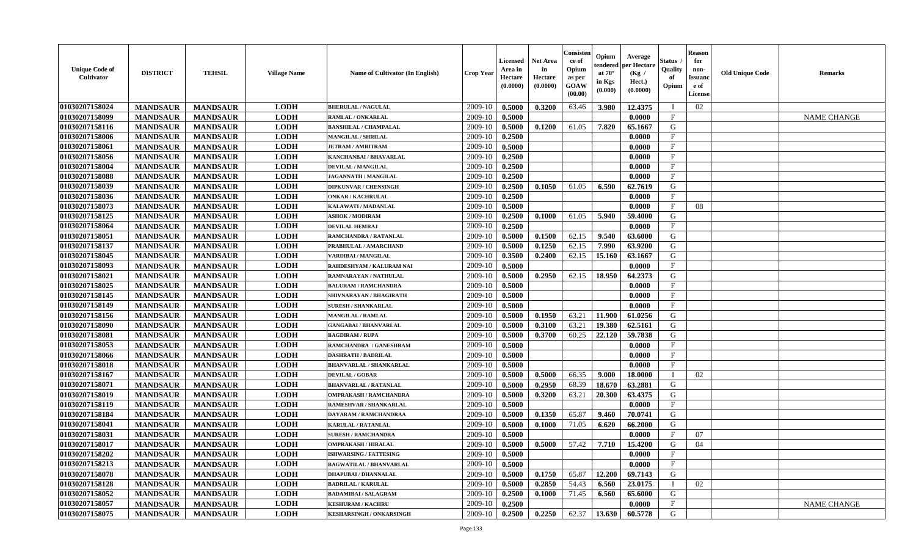| Unique Code of Cultivator | DISTRICT | TEHSIL | Village Name | Name of Cultivator (In English) | Crop Year | Licensed Area in Hectare (0.0000) | Net Area in Hectare (0.0000) | Consistence of Opium as per GOAW (00.00) | Opium tendered at 70° in Kgs (0.000) | Average per Hectare (Kg / Hect.) (0.0000) | Status / Quality of Opium | Reason for non-Issuance of License | Old Unique Code | Remarks |
|---|---|---|---|---|---|---|---|---|---|---|---|---|---|---|
| 01030207158024 | MANDSAUR | MANDSAUR | LODH | BHERULAL / NAGULAL | 2009-10 | 0.5000 | 0.3200 | 63.46 | 3.980 | 12.4375 | I | 02 | | |
| 01030207158099 | MANDSAUR | MANDSAUR | LODH | RAMLAL / ONKARLAL | 2009-10 | 0.5000 | | | | 0.0000 | F | | | NAME CHANGE |
| 01030207158116 | MANDSAUR | MANDSAUR | LODH | BANSHILAL / CHAMPALAL | 2009-10 | 0.5000 | 0.1200 | 61.05 | 7.820 | 65.1667 | G | | | |
| 01030207158006 | MANDSAUR | MANDSAUR | LODH | MANGILAL / SHRILAL | 2009-10 | 0.2500 | | | | 0.0000 | F | | | |
| 01030207158061 | MANDSAUR | MANDSAUR | LODH | JETRAM / AMRITRAM | 2009-10 | 0.5000 | | | | 0.0000 | F | | | |
| 01030207158056 | MANDSAUR | MANDSAUR | LODH | KANCHANBAI / BHAVARLAL | 2009-10 | 0.2500 | | | | 0.0000 | F | | | |
| 01030207158004 | MANDSAUR | MANDSAUR | LODH | DEVILAL / MANGILAL | 2009-10 | 0.2500 | | | | 0.0000 | F | | | |
| 01030207158088 | MANDSAUR | MANDSAUR | LODH | JAGANNATH / MANGILAL | 2009-10 | 0.2500 | | | | 0.0000 | F | | | |
| 01030207158039 | MANDSAUR | MANDSAUR | LODH | DIPKUNVAR / CHENSINGH | 2009-10 | 0.2500 | 0.1050 | 61.05 | 6.590 | 62.7619 | G | | | |
| 01030207158036 | MANDSAUR | MANDSAUR | LODH | ONKAR / KACHRULAL | 2009-10 | 0.2500 | | | | 0.0000 | F | | | |
| 01030207158073 | MANDSAUR | MANDSAUR | LODH | KALAWATI / MADANLAL | 2009-10 | 0.5000 | | | | 0.0000 | F | 08 | | |
| 01030207158125 | MANDSAUR | MANDSAUR | LODH | ASHOK / MODIRAM | 2009-10 | 0.2500 | 0.1000 | 61.05 | 5.940 | 59.4000 | G | | | |
| 01030207158064 | MANDSAUR | MANDSAUR | LODH | DEVILAL HEMRAJ | 2009-10 | 0.2500 | | | | 0.0000 | F | | | |
| 01030207158051 | MANDSAUR | MANDSAUR | LODH | RAMCHANDRA / RATANLAL | 2009-10 | 0.5000 | 0.1500 | 62.15 | 9.540 | 63.6000 | G | | | |
| 01030207158137 | MANDSAUR | MANDSAUR | LODH | PRABHULAL / AMARCHAND | 2009-10 | 0.5000 | 0.1250 | 62.15 | 7.990 | 63.9200 | G | | | |
| 01030207158045 | MANDSAUR | MANDSAUR | LODH | VARDIBAI / MANGILAL | 2009-10 | 0.3500 | 0.2400 | 62.15 | 15.160 | 63.1667 | G | | | |
| 01030207158093 | MANDSAUR | MANDSAUR | LODH | RAHDESHYAM / KALURAM NAI | 2009-10 | 0.5000 | | | | 0.0000 | F | | | |
| 01030207158021 | MANDSAUR | MANDSAUR | LODH | RAMNARAYAN / NATHULAL | 2009-10 | 0.5000 | 0.2950 | 62.15 | 18.950 | 64.2373 | G | | | |
| 01030207158025 | MANDSAUR | MANDSAUR | LODH | BALURAM / RAMCHANDRA | 2009-10 | 0.5000 | | | | 0.0000 | F | | | |
| 01030207158145 | MANDSAUR | MANDSAUR | LODH | SHIVNARAYAN / BHAGIRATH | 2009-10 | 0.5000 | | | | 0.0000 | F | | | |
| 01030207158149 | MANDSAUR | MANDSAUR | LODH | SURESH / SHANKARLAL | 2009-10 | 0.5000 | | | | 0.0000 | F | | | |
| 01030207158156 | MANDSAUR | MANDSAUR | LODH | MANGILAL / RAMLAL | 2009-10 | 0.5000 | 0.1950 | 63.21 | 11.900 | 61.0256 | G | | | |
| 01030207158090 | MANDSAUR | MANDSAUR | LODH | GANGABAI / BHANVARLAL | 2009-10 | 0.5000 | 0.3100 | 63.21 | 19.380 | 62.5161 | G | | | |
| 01030207158081 | MANDSAUR | MANDSAUR | LODH | BAGDIRAM / RUPA | 2009-10 | 0.5000 | 0.3700 | 60.25 | 22.120 | 59.7838 | G | | | |
| 01030207158053 | MANDSAUR | MANDSAUR | LODH | RAMCHANDRA / GANESHRAM | 2009-10 | 0.5000 | | | | 0.0000 | F | | | |
| 01030207158066 | MANDSAUR | MANDSAUR | LODH | DASHRATH / BADRILAL | 2009-10 | 0.5000 | | | | 0.0000 | F | | | |
| 01030207158018 | MANDSAUR | MANDSAUR | LODH | BHANVARLAL / SHANKARLAL | 2009-10 | 0.5000 | | | | 0.0000 | F | | | |
| 01030207158167 | MANDSAUR | MANDSAUR | LODH | DEVILAL / GOBAR | 2009-10 | 0.5000 | 0.5000 | 66.35 | 9.000 | 18.0000 | I | 02 | | |
| 01030207158071 | MANDSAUR | MANDSAUR | LODH | BHANVARLAL / RATANLAL | 2009-10 | 0.5000 | 0.2950 | 68.39 | 18.670 | 63.2881 | G | | | |
| 01030207158019 | MANDSAUR | MANDSAUR | LODH | OMPRAKASH / RAMCHANDRA | 2009-10 | 0.5000 | 0.3200 | 63.21 | 20.300 | 63.4375 | G | | | |
| 01030207158119 | MANDSAUR | MANDSAUR | LODH | RAMESHVAR / SHANKARLAL | 2009-10 | 0.5000 | | | | 0.0000 | F | | | |
| 01030207158184 | MANDSAUR | MANDSAUR | LODH | DAYARAM / RAMCHANDRAA | 2009-10 | 0.5000 | 0.1350 | 65.87 | 9.460 | 70.0741 | G | | | |
| 01030207158041 | MANDSAUR | MANDSAUR | LODH | KARULAL / RATANLAL | 2009-10 | 0.5000 | 0.1000 | 71.05 | 6.620 | 66.2000 | G | | | |
| 01030207158031 | MANDSAUR | MANDSAUR | LODH | SURESH / RAMCHANDRA | 2009-10 | 0.5000 | | | | 0.0000 | F | 07 | | |
| 01030207158017 | MANDSAUR | MANDSAUR | LODH | OMPRAKASH / HIRALAL | 2009-10 | 0.5000 | 0.5000 | 57.42 | 7.710 | 15.4200 | G | 04 | | |
| 01030207158202 | MANDSAUR | MANDSAUR | LODH | ISHWARSING / FATTESING | 2009-10 | 0.5000 | | | | 0.0000 | F | | | |
| 01030207158213 | MANDSAUR | MANDSAUR | LODH | BAGWATILAL / BHANVARLAL | 2009-10 | 0.5000 | | | | 0.0000 | F | | | |
| 01030207158078 | MANDSAUR | MANDSAUR | LODH | DHAPUBAI / DHANNALAL | 2009-10 | 0.5000 | 0.1750 | 65.87 | 12.200 | 69.7143 | G | | | |
| 01030207158128 | MANDSAUR | MANDSAUR | LODH | BADRILAL / KARULAL | 2009-10 | 0.5000 | 0.2850 | 54.43 | 6.560 | 23.0175 | I | 02 | | |
| 01030207158052 | MANDSAUR | MANDSAUR | LODH | BADAMIBAI / SALAGRAM | 2009-10 | 0.2500 | 0.1000 | 71.45 | 6.560 | 65.6000 | G | | | |
| 01030207158057 | MANDSAUR | MANDSAUR | LODH | KESHURAM / KACHRU | 2009-10 | 0.2500 | | | | 0.0000 | F | | | NAME CHANGE |
| 01030207158075 | MANDSAUR | MANDSAUR | LODH | KESHARSINGH / ONKARSINGH | 2009-10 | 0.2500 | 0.2250 | 62.37 | 13.630 | 60.5778 | G | | | |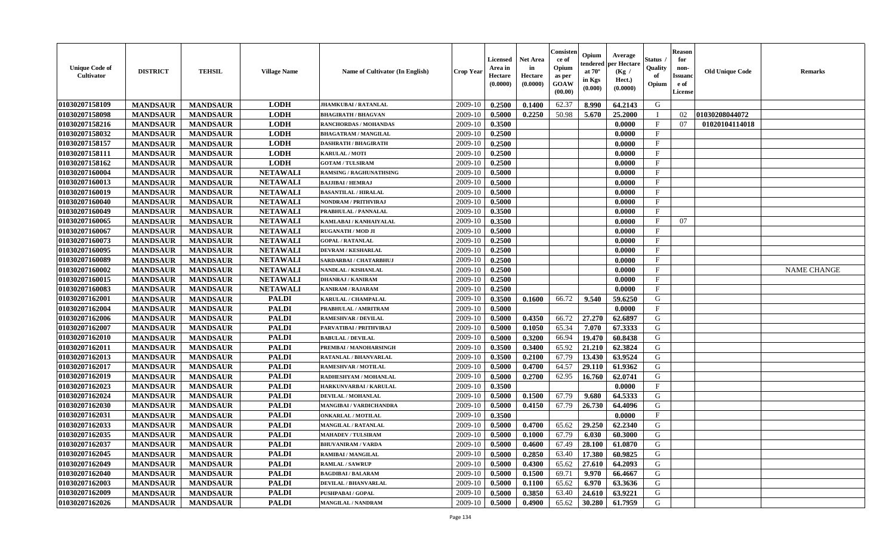| Unique Code of Cultivator | DISTRICT | TEHSIL | Village Name | Name of Cultivator (In English) | Crop Year | Licensed Area in Hectare (0.0000) | Net Area in Hectare (0.0000) | Consistence of Opium as per GOAW (00.00) | Opium tendered at 70° in Kgs (0.000) | Average per Hectare (Kg / Hect.) (0.0000) | Status / Quality of Opium | Reason for non-Issuance of License | Old Unique Code | Remarks |
|---|---|---|---|---|---|---|---|---|---|---|---|---|---|---|
| 01030207158109 | MANDSAUR | MANDSAUR | LODH | JHAMKUBAI / RATANLAL | 2009-10 | 0.2500 | 0.1400 | 62.37 | 8.990 | 64.2143 | G | | | |
| 01030207158098 | MANDSAUR | MANDSAUR | LODH | BHAGIRATH / BHAGVAN | 2009-10 | 0.5000 | 0.2250 | 50.98 | 5.670 | 25.2000 | I | 02 | 01030208044072 | |
| 01030207158216 | MANDSAUR | MANDSAUR | LODH | RANCHORDAS / MOHANDAS | 2009-10 | 0.3500 | | | | 0.0000 | F | 07 | 01020104114018 | |
| 01030207158032 | MANDSAUR | MANDSAUR | LODH | BHAGATRAM / MANGILAL | 2009-10 | 0.2500 | | | | 0.0000 | F | | | |
| 01030207158157 | MANDSAUR | MANDSAUR | LODH | DASHRATH / BHAGIRATH | 2009-10 | 0.2500 | | | | 0.0000 | F | | | |
| 01030207158111 | MANDSAUR | MANDSAUR | LODH | KARULAL / MOTI | 2009-10 | 0.2500 | | | | 0.0000 | F | | | |
| 01030207158162 | MANDSAUR | MANDSAUR | LODH | GOTAM / TULSIRAM | 2009-10 | 0.2500 | | | | 0.0000 | F | | | |
| 01030207160004 | MANDSAUR | MANDSAUR | NETAWALI | RAMSING / RAGHUNATHSING | 2009-10 | 0.5000 | | | | 0.0000 | F | | | |
| 01030207160013 | MANDSAUR | MANDSAUR | NETAWALI | BAJJIBAI / HEMRAJ | 2009-10 | 0.5000 | | | | 0.0000 | F | | | |
| 01030207160019 | MANDSAUR | MANDSAUR | NETAWALI | BASANTILAL / HIRALAL | 2009-10 | 0.5000 | | | | 0.0000 | F | | | |
| 01030207160040 | MANDSAUR | MANDSAUR | NETAWALI | NONDRAM / PRITHVIRAJ | 2009-10 | 0.5000 | | | | 0.0000 | F | | | |
| 01030207160049 | MANDSAUR | MANDSAUR | NETAWALI | PRABHULAL / PANNALAL | 2009-10 | 0.3500 | | | | 0.0000 | F | | | |
| 01030207160065 | MANDSAUR | MANDSAUR | NETAWALI | KAMLABAI / KANHAIYALAL | 2009-10 | 0.3500 | | | | 0.0000 | F | 07 | | |
| 01030207160067 | MANDSAUR | MANDSAUR | NETAWALI | RUGANATH / MOD JI | 2009-10 | 0.5000 | | | | 0.0000 | F | | | |
| 01030207160073 | MANDSAUR | MANDSAUR | NETAWALI | GOPAL / RATANLAL | 2009-10 | 0.2500 | | | | 0.0000 | F | | | |
| 01030207160095 | MANDSAUR | MANDSAUR | NETAWALI | DEVRAM / KESHARLAL | 2009-10 | 0.2500 | | | | 0.0000 | F | | | |
| 01030207160089 | MANDSAUR | MANDSAUR | NETAWALI | SARDARBAI / CHATARBHUJ | 2009-10 | 0.2500 | | | | 0.0000 | F | | | |
| 01030207160002 | MANDSAUR | MANDSAUR | NETAWALI | NANDLAL / KISHANLAL | 2009-10 | 0.2500 | | | | 0.0000 | F | | | NAME CHANGE |
| 01030207160015 | MANDSAUR | MANDSAUR | NETAWALI | DHANRAJ / KANIRAM | 2009-10 | 0.2500 | | | | 0.0000 | F | | | |
| 01030207160083 | MANDSAUR | MANDSAUR | NETAWALI | KANIRAM / RAJARAM | 2009-10 | 0.2500 | | | | 0.0000 | F | | | |
| 01030207162001 | MANDSAUR | MANDSAUR | PALDI | KARULAL / CHAMPALAL | 2009-10 | 0.3500 | 0.1600 | 66.72 | 9.540 | 59.6250 | G | | | |
| 01030207162004 | MANDSAUR | MANDSAUR | PALDI | PRABHULAL / AMRITRAM | 2009-10 | 0.5000 | | | | 0.0000 | F | | | |
| 01030207162006 | MANDSAUR | MANDSAUR | PALDI | RAMESHVAR / DEVILAL | 2009-10 | 0.5000 | 0.4350 | 66.72 | 27.270 | 62.6897 | G | | | |
| 01030207162007 | MANDSAUR | MANDSAUR | PALDI | PARVATIBAI / PRITHVIRAJ | 2009-10 | 0.5000 | 0.1050 | 65.34 | 7.070 | 67.3333 | G | | | |
| 01030207162010 | MANDSAUR | MANDSAUR | PALDI | BABULAL / DEVILAL | 2009-10 | 0.5000 | 0.3200 | 66.94 | 19.470 | 60.8438 | G | | | |
| 01030207162011 | MANDSAUR | MANDSAUR | PALDI | PREMBAI / MANOHARSINGH | 2009-10 | 0.3500 | 0.3400 | 65.92 | 21.210 | 62.3824 | G | | | |
| 01030207162013 | MANDSAUR | MANDSAUR | PALDI | RATANLAL / BHANVARLAL | 2009-10 | 0.3500 | 0.2100 | 67.79 | 13.430 | 63.9524 | G | | | |
| 01030207162017 | MANDSAUR | MANDSAUR | PALDI | RAMESHVAR / MOTILAL | 2009-10 | 0.5000 | 0.4700 | 64.57 | 29.110 | 61.9362 | G | | | |
| 01030207162019 | MANDSAUR | MANDSAUR | PALDI | RADHESHYAM / MOHANLAL | 2009-10 | 0.5000 | 0.2700 | 62.95 | 16.760 | 62.0741 | G | | | |
| 01030207162023 | MANDSAUR | MANDSAUR | PALDI | HARKUNVARBAI / KARULAL | 2009-10 | 0.3500 | | | | 0.0000 | F | | | |
| 01030207162024 | MANDSAUR | MANDSAUR | PALDI | DEVILAL / MOHANLAL | 2009-10 | 0.5000 | 0.1500 | 67.79 | 9.680 | 64.5333 | G | | | |
| 01030207162030 | MANDSAUR | MANDSAUR | PALDI | MANGIBAI / VARDICHANDRA | 2009-10 | 0.5000 | 0.4150 | 67.79 | 26.730 | 64.4096 | G | | | |
| 01030207162031 | MANDSAUR | MANDSAUR | PALDI | ONKARLAL / MOTILAL | 2009-10 | 0.3500 | | | | 0.0000 | F | | | |
| 01030207162033 | MANDSAUR | MANDSAUR | PALDI | MANGILAL / RATANLAL | 2009-10 | 0.5000 | 0.4700 | 65.62 | 29.250 | 62.2340 | G | | | |
| 01030207162035 | MANDSAUR | MANDSAUR | PALDI | MAHADEV / TULSIRAM | 2009-10 | 0.5000 | 0.1000 | 67.79 | 6.030 | 60.3000 | G | | | |
| 01030207162037 | MANDSAUR | MANDSAUR | PALDI | BHUVANIRAM / VARDA | 2009-10 | 0.5000 | 0.4600 | 67.49 | 28.100 | 61.0870 | G | | | |
| 01030207162045 | MANDSAUR | MANDSAUR | PALDI | RAMIBAI / MANGILAL | 2009-10 | 0.5000 | 0.2850 | 63.40 | 17.380 | 60.9825 | G | | | |
| 01030207162049 | MANDSAUR | MANDSAUR | PALDI | RAMLAL / SAWRUP | 2009-10 | 0.5000 | 0.4300 | 65.62 | 27.610 | 64.2093 | G | | | |
| 01030207162040 | MANDSAUR | MANDSAUR | PALDI | BAGDIBAI / BALARAM | 2009-10 | 0.5000 | 0.1500 | 69.71 | 9.970 | 66.4667 | G | | | |
| 01030207162003 | MANDSAUR | MANDSAUR | PALDI | DEVILAL / BHANVARLAL | 2009-10 | 0.5000 | 0.1100 | 65.62 | 6.970 | 63.3636 | G | | | |
| 01030207162009 | MANDSAUR | MANDSAUR | PALDI | PUSHPABAI / GOPAL | 2009-10 | 0.5000 | 0.3850 | 63.40 | 24.610 | 63.9221 | G | | | |
| 01030207162026 | MANDSAUR | MANDSAUR | PALDI | MANGILAL / NANDRAM | 2009-10 | 0.5000 | 0.4900 | 65.62 | 30.280 | 61.7959 | G | | | |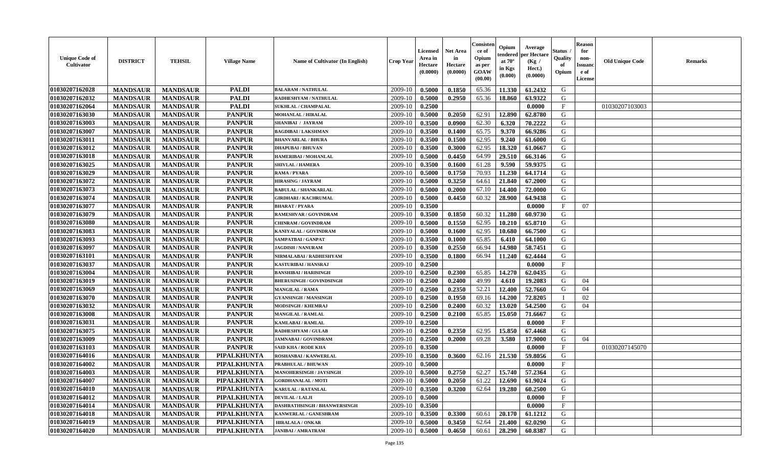| Unique Code of Cultivator | DISTRICT | TEHSIL | Village Name | Name of Cultivator (In English) | Crop Year | Licensed Area in Hectare (0.0000) | Net Area in Hectare (0.0000) | Consistence of Opium as per GOAW (00.00) | Opium tendered at 70° in Kgs (0.000) | Average per Hectare (Kg / Hect.) (0.0000) | Status / Quality of Opium | Reason for non-Issuance of License | Old Unique Code | Remarks |
|---|---|---|---|---|---|---|---|---|---|---|---|---|---|---|
| 01030207162028 | MANDSAUR | MANDSAUR | PALDI | BALARAM / NATHULAL | 2009-10 | 0.5000 | 0.1850 | 65.36 | 11.330 | 61.2432 | G | | | |
| 01030207162032 | MANDSAUR | MANDSAUR | PALDI | RADHESHYAM / NATHULAL | 2009-10 | 0.5000 | 0.2950 | 65.36 | 18.860 | 63.9322 | G | | | |
| 01030207162064 | MANDSAUR | MANDSAUR | PALDI | SUKHLAL / CHAMPALAL | 2009-10 | 0.2500 | | | | 0.0000 | F | | 01030207103003 | |
| 01030207163030 | MANDSAUR | MANDSAUR | PANPUR | MOHANLAL / HIRALAL | 2009-10 | 0.5000 | 0.2050 | 62.91 | 12.890 | 62.8780 | G | | | |
| 01030207163003 | MANDSAUR | MANDSAUR | PANPUR | SHANIBAI / JAYRAM | 2009-10 | 0.3500 | 0.0900 | 62.30 | 6.320 | 70.2222 | G | | | |
| 01030207163007 | MANDSAUR | MANDSAUR | PANPUR | BAGDIBAI / LAKSHMAN | 2009-10 | 0.3500 | 0.1400 | 65.75 | 9.370 | 66.9286 | G | | | |
| 01030207163011 | MANDSAUR | MANDSAUR | PANPUR | BHANVARLAL / BHURA | 2009-10 | 0.3500 | 0.1500 | 62.95 | 9.240 | 61.6000 | G | | | |
| 01030207163012 | MANDSAUR | MANDSAUR | PANPUR | DHAPUBAI / BHUVAN | 2009-10 | 0.3500 | 0.3000 | 62.95 | 18.320 | 61.0667 | G | | | |
| 01030207163018 | MANDSAUR | MANDSAUR | PANPUR | HAMERIBAI / MOHANLAL | 2009-10 | 0.5000 | 0.4450 | 64.99 | 29.510 | 66.3146 | G | | | |
| 01030207163025 | MANDSAUR | MANDSAUR | PANPUR | SHIVLAL / HAMERA | 2009-10 | 0.3500 | 0.1600 | 61.28 | 9.590 | 59.9375 | G | | | |
| 01030207163029 | MANDSAUR | MANDSAUR | PANPUR | RAMA / PYARA | 2009-10 | 0.5000 | 0.1750 | 70.93 | 11.230 | 64.1714 | G | | | |
| 01030207163072 | MANDSAUR | MANDSAUR | PANPUR | HIRASING / JAYRAM | 2009-10 | 0.5000 | 0.3250 | 64.61 | 21.840 | 67.2000 | G | | | |
| 01030207163073 | MANDSAUR | MANDSAUR | PANPUR | BABULAL / SHANKARLAL | 2009-10 | 0.5000 | 0.2000 | 67.10 | 14.400 | 72.0000 | G | | | |
| 01030207163074 | MANDSAUR | MANDSAUR | PANPUR | GIRDHARI / KACHRUMAL | 2009-10 | 0.5000 | 0.4450 | 60.32 | 28.900 | 64.9438 | G | | | |
| 01030207163077 | MANDSAUR | MANDSAUR | PANPUR | BHARAT / PYARA | 2009-10 | 0.3500 | | | | 0.0000 | F | 07 | | |
| 01030207163079 | MANDSAUR | MANDSAUR | PANPUR | RAMESHVAR / GOVINDRAM | 2009-10 | 0.3500 | 0.1850 | 60.32 | 11.280 | 60.9730 | G | | | |
| 01030207163080 | MANDSAUR | MANDSAUR | PANPUR | CHINRAM / GOVINDRAM | 2009-10 | 0.5000 | 0.1550 | 62.95 | 10.210 | 65.8710 | G | | | |
| 01030207163083 | MANDSAUR | MANDSAUR | PANPUR | KANIYALAL / GOVINDRAM | 2009-10 | 0.5000 | 0.1600 | 62.95 | 10.680 | 66.7500 | G | | | |
| 01030207163093 | MANDSAUR | MANDSAUR | PANPUR | SAMPATBAI / GANPAT | 2009-10 | 0.3500 | 0.1000 | 65.85 | 6.410 | 64.1000 | G | | | |
| 01030207163097 | MANDSAUR | MANDSAUR | PANPUR | JAGDISH / NANURAM | 2009-10 | 0.3500 | 0.2550 | 66.94 | 14.980 | 58.7451 | G | | | |
| 01030207163101 | MANDSAUR | MANDSAUR | PANPUR | NIRMALABAI / RADHESHYAM | 2009-10 | 0.3500 | 0.1800 | 66.94 | 11.240 | 62.4444 | G | | | |
| 01030207163037 | MANDSAUR | MANDSAUR | PANPUR | KASTURIBAI / HANSRAJ | 2009-10 | 0.2500 | | | | 0.0000 | F | | | |
| 01030207163004 | MANDSAUR | MANDSAUR | PANPUR | BANSHIBAI / HARISINGH | 2009-10 | 0.2500 | 0.2300 | 65.85 | 14.270 | 62.0435 | G | | | |
| 01030207163019 | MANDSAUR | MANDSAUR | PANPUR | BHERUSINGH / GOVINDSINGH | 2009-10 | 0.2500 | 0.2400 | 49.99 | 4.610 | 19.2083 | G | 04 | | |
| 01030207163069 | MANDSAUR | MANDSAUR | PANPUR | MANGILAL / RAMA | 2009-10 | 0.2500 | 0.2350 | 52.21 | 12.400 | 52.7660 | G | 04 | | |
| 01030207163070 | MANDSAUR | MANDSAUR | PANPUR | GYANSINGH / MANSINGH | 2009-10 | 0.2500 | 0.1950 | 69.16 | 14.200 | 72.8205 | I | 02 | | |
| 01030207163032 | MANDSAUR | MANDSAUR | PANPUR | MODSINGH / KHEMRAJ | 2009-10 | 0.2500 | 0.2400 | 60.32 | 13.020 | 54.2500 | G | 04 | | |
| 01030207163008 | MANDSAUR | MANDSAUR | PANPUR | MANGILAL / RAMLAL | 2009-10 | 0.2500 | 0.2100 | 65.85 | 15.050 | 71.6667 | G | | | |
| 01030207163031 | MANDSAUR | MANDSAUR | PANPUR | KAMLABAI / RAMLAL | 2009-10 | 0.2500 | | | | 0.0000 | F | | | |
| 01030207163075 | MANDSAUR | MANDSAUR | PANPUR | RADHESHYAM / GULAB | 2009-10 | 0.2500 | 0.2350 | 62.95 | 15.850 | 67.4468 | G | | | |
| 01030207163009 | MANDSAUR | MANDSAUR | PANPUR | JAMNABAI / GOVINDRAM | 2009-10 | 0.2500 | 0.2000 | 69.28 | 3.580 | 17.9000 | G | 04 | | |
| 01030207163103 | MANDSAUR | MANDSAUR | PANPUR | SAID KHA / RODE KHA | 2009-10 | 0.3500 | | | | 0.0000 | F | | 01030207145070 | |
| 01030207164016 | MANDSAUR | MANDSAUR | PIPALKHUNTA | ROSHANBAI / KANWERLAL | 2009-10 | 0.3500 | 0.3600 | 62.16 | 21.530 | 59.8056 | G | | | |
| 01030207164002 | MANDSAUR | MANDSAUR | PIPALKHUNTA | PRABHULAL / BHUWAN | 2009-10 | 0.5000 | | | | 0.0000 | F | | | |
| 01030207164003 | MANDSAUR | MANDSAUR | PIPALKHUNTA | MANOHERSINGH / JAYSINGH | 2009-10 | 0.5000 | 0.2750 | 62.27 | 15.740 | 57.2364 | G | | | |
| 01030207164007 | MANDSAUR | MANDSAUR | PIPALKHUNTA | GORDHANALAL / MOTI | 2009-10 | 0.5000 | 0.2050 | 61.22 | 12.690 | 61.9024 | G | | | |
| 01030207164010 | MANDSAUR | MANDSAUR | PIPALKHUNTA | KARULAL / RATANLAL | 2009-10 | 0.3500 | 0.3200 | 62.64 | 19.280 | 60.2500 | G | | | |
| 01030207164012 | MANDSAUR | MANDSAUR | PIPALKHUNTA | DEVILAL / LALJI | 2009-10 | 0.5000 | | | | 0.0000 | F | | | |
| 01030207164014 | MANDSAUR | MANDSAUR | PIPALKHUNTA | DASHRATHSINGH / BHANWERSINGH | 2009-10 | 0.3500 | | | | 0.0000 | F | | | |
| 01030207164018 | MANDSAUR | MANDSAUR | PIPALKHUNTA | KANWERLAL / GANESHRAM | 2009-10 | 0.3500 | 0.3300 | 60.61 | 20.170 | 61.1212 | G | | | |
| 01030207164019 | MANDSAUR | MANDSAUR | PIPALKHUNTA | HIRALALA / ONKAR | 2009-10 | 0.5000 | 0.3450 | 62.64 | 21.400 | 62.0290 | G | | | |
| 01030207164020 | MANDSAUR | MANDSAUR | PIPALKHUNTA | JANIBAI / AMRATRAM | 2009-10 | 0.5000 | 0.4650 | 60.61 | 28.290 | 60.8387 | G | | | |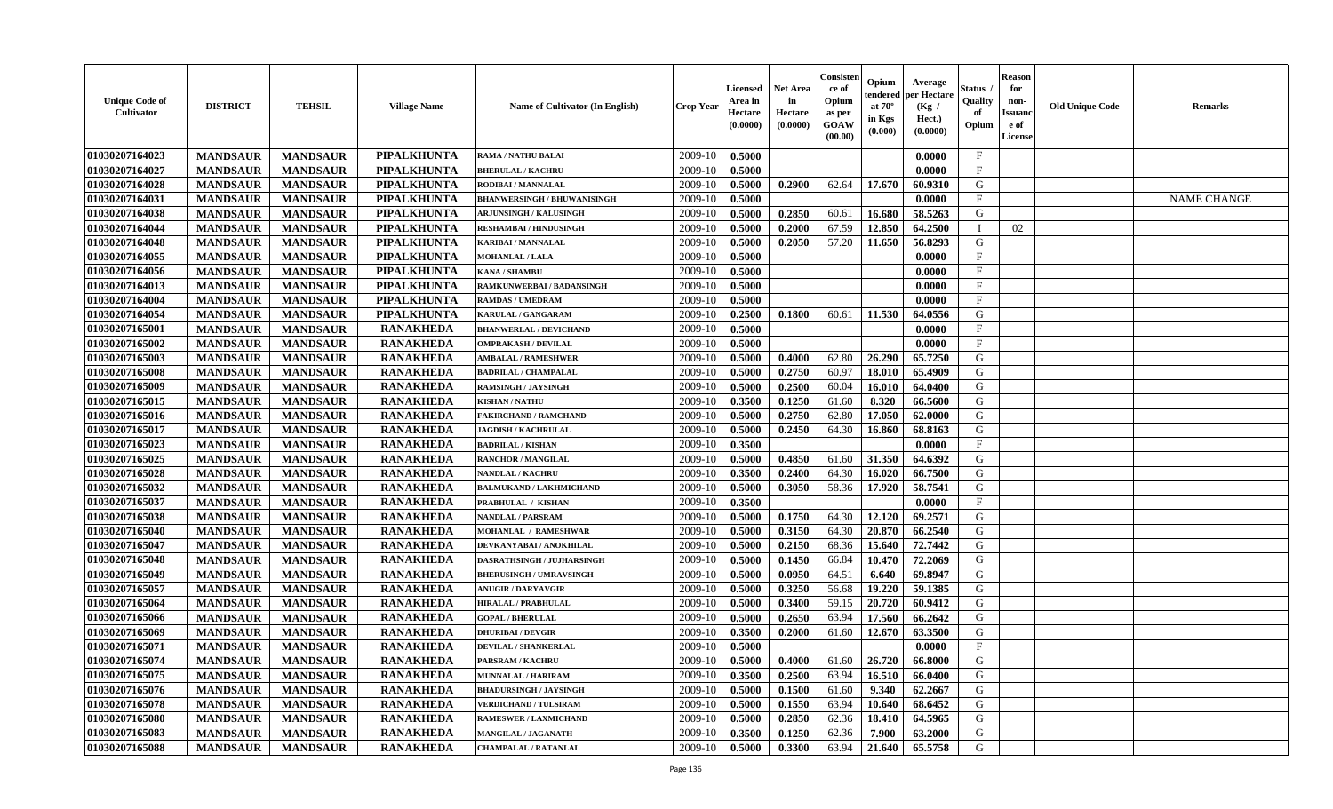| Unique Code of Cultivator | DISTRICT | TEHSIL | Village Name | Name of Cultivator (In English) | Crop Year | Licensed Area in Hectare (0.0000) | Net Area in Hectare (0.0000) | Consistence of Opium as per GOAW (00.00) | Opium tendered at 70° in Kgs (0.000) | Average per Hectare (Kg / Hect.) (0.0000) | Status / Quality of Opium | Reason for non-Issuance of License | Old Unique Code | Remarks |
|---|---|---|---|---|---|---|---|---|---|---|---|---|---|---|
| 01030207164023 | MANDSAUR | MANDSAUR | PIPALKHUNTA | RAMA / NATHU BALAI | 2009-10 | 0.5000 | | | | 0.0000 | F | | | |
| 01030207164027 | MANDSAUR | MANDSAUR | PIPALKHUNTA | BHERULAL / KACHRU | 2009-10 | 0.5000 | | | | 0.0000 | F | | | |
| 01030207164028 | MANDSAUR | MANDSAUR | PIPALKHUNTA | RODIBAI / MANNALAL | 2009-10 | 0.5000 | 0.2900 | 62.64 | 17.670 | 60.9310 | G | | | |
| 01030207164031 | MANDSAUR | MANDSAUR | PIPALKHUNTA | BHANWERSINGH / BHUWANISINGH | 2009-10 | 0.5000 | | | | 0.0000 | F | | | NAME CHANGE |
| 01030207164038 | MANDSAUR | MANDSAUR | PIPALKHUNTA | ARJUNSINGH / KALUSINGH | 2009-10 | 0.5000 | 0.2850 | 60.61 | 16.680 | 58.5263 | G | | | |
| 01030207164044 | MANDSAUR | MANDSAUR | PIPALKHUNTA | RESHAMBAI / HINDUSINGH | 2009-10 | 0.5000 | 0.2000 | 67.59 | 12.850 | 64.2500 | I | 02 | | |
| 01030207164048 | MANDSAUR | MANDSAUR | PIPALKHUNTA | KARIBAI / MANNALAL | 2009-10 | 0.5000 | 0.2050 | 57.20 | 11.650 | 56.8293 | G | | | |
| 01030207164055 | MANDSAUR | MANDSAUR | PIPALKHUNTA | MOHANLAL / LALA | 2009-10 | 0.5000 | | | | 0.0000 | F | | | |
| 01030207164056 | MANDSAUR | MANDSAUR | PIPALKHUNTA | KANA / SHAMBU | 2009-10 | 0.5000 | | | | 0.0000 | F | | | |
| 01030207164013 | MANDSAUR | MANDSAUR | PIPALKHUNTA | RAMKUNWERBAI / BADANSINGH | 2009-10 | 0.5000 | | | | 0.0000 | F | | | |
| 01030207164004 | MANDSAUR | MANDSAUR | PIPALKHUNTA | RAMDAS / UMEDRAM | 2009-10 | 0.5000 | | | | 0.0000 | F | | | |
| 01030207164054 | MANDSAUR | MANDSAUR | PIPALKHUNTA | KARULAL / GANGARAM | 2009-10 | 0.2500 | 0.1800 | 60.61 | 11.530 | 64.0556 | G | | | |
| 01030207165001 | MANDSAUR | MANDSAUR | RANAKHEDA | BHANWERLAL / DEVICHAND | 2009-10 | 0.5000 | | | | 0.0000 | F | | | |
| 01030207165002 | MANDSAUR | MANDSAUR | RANAKHEDA | OMPRAKASH / DEVILAL | 2009-10 | 0.5000 | | | | 0.0000 | F | | | |
| 01030207165003 | MANDSAUR | MANDSAUR | RANAKHEDA | AMBALAL / RAMESHWER | 2009-10 | 0.5000 | 0.4000 | 62.80 | 26.290 | 65.7250 | G | | | |
| 01030207165008 | MANDSAUR | MANDSAUR | RANAKHEDA | BADRILAL / CHAMPALAL | 2009-10 | 0.5000 | 0.2750 | 60.97 | 18.010 | 65.4909 | G | | | |
| 01030207165009 | MANDSAUR | MANDSAUR | RANAKHEDA | RAMSINGH / JAYSINGH | 2009-10 | 0.5000 | 0.2500 | 60.04 | 16.010 | 64.0400 | G | | | |
| 01030207165015 | MANDSAUR | MANDSAUR | RANAKHEDA | KISHAN / NATHU | 2009-10 | 0.3500 | 0.1250 | 61.60 | 8.320 | 66.5600 | G | | | |
| 01030207165016 | MANDSAUR | MANDSAUR | RANAKHEDA | FAKIRCHAND / RAMCHAND | 2009-10 | 0.5000 | 0.2750 | 62.80 | 17.050 | 62.0000 | G | | | |
| 01030207165017 | MANDSAUR | MANDSAUR | RANAKHEDA | JAGDISH / KACHRULAL | 2009-10 | 0.5000 | 0.2450 | 64.30 | 16.860 | 68.8163 | G | | | |
| 01030207165023 | MANDSAUR | MANDSAUR | RANAKHEDA | BADRILAL / KISHAN | 2009-10 | 0.3500 | | | | 0.0000 | F | | | |
| 01030207165025 | MANDSAUR | MANDSAUR | RANAKHEDA | RANCHOR / MANGILAL | 2009-10 | 0.5000 | 0.4850 | 61.60 | 31.350 | 64.6392 | G | | | |
| 01030207165028 | MANDSAUR | MANDSAUR | RANAKHEDA | NANDLAL / KACHRU | 2009-10 | 0.3500 | 0.2400 | 64.30 | 16.020 | 66.7500 | G | | | |
| 01030207165032 | MANDSAUR | MANDSAUR | RANAKHEDA | BALMUKAND / LAKHMICHAND | 2009-10 | 0.5000 | 0.3050 | 58.36 | 17.920 | 58.7541 | G | | | |
| 01030207165037 | MANDSAUR | MANDSAUR | RANAKHEDA | PRABHULAL / KISHAN | 2009-10 | 0.3500 | | | | 0.0000 | F | | | |
| 01030207165038 | MANDSAUR | MANDSAUR | RANAKHEDA | NANDLAL / PARSRAM | 2009-10 | 0.5000 | 0.1750 | 64.30 | 12.120 | 69.2571 | G | | | |
| 01030207165040 | MANDSAUR | MANDSAUR | RANAKHEDA | MOHANLAL / RAMESHWAR | 2009-10 | 0.5000 | 0.3150 | 64.30 | 20.870 | 66.2540 | G | | | |
| 01030207165047 | MANDSAUR | MANDSAUR | RANAKHEDA | DEVKANYABAI / ANOKHILAL | 2009-10 | 0.5000 | 0.2150 | 68.36 | 15.640 | 72.7442 | G | | | |
| 01030207165048 | MANDSAUR | MANDSAUR | RANAKHEDA | DASRATHSINGH / JUJHARSINGH | 2009-10 | 0.5000 | 0.1450 | 66.84 | 10.470 | 72.2069 | G | | | |
| 01030207165049 | MANDSAUR | MANDSAUR | RANAKHEDA | BHERUSINGH / UMRAVSINGH | 2009-10 | 0.5000 | 0.0950 | 64.51 | 6.640 | 69.8947 | G | | | |
| 01030207165057 | MANDSAUR | MANDSAUR | RANAKHEDA | ANUGIR / DARYAVGIR | 2009-10 | 0.5000 | 0.3250 | 56.68 | 19.220 | 59.1385 | G | | | |
| 01030207165064 | MANDSAUR | MANDSAUR | RANAKHEDA | HIRALAL / PRABHULAL | 2009-10 | 0.5000 | 0.3400 | 59.15 | 20.720 | 60.9412 | G | | | |
| 01030207165066 | MANDSAUR | MANDSAUR | RANAKHEDA | GOPAL / BHERULAL | 2009-10 | 0.5000 | 0.2650 | 63.94 | 17.560 | 66.2642 | G | | | |
| 01030207165069 | MANDSAUR | MANDSAUR | RANAKHEDA | DHURIBAI / DEVGIR | 2009-10 | 0.3500 | 0.2000 | 61.60 | 12.670 | 63.3500 | G | | | |
| 01030207165071 | MANDSAUR | MANDSAUR | RANAKHEDA | DEVILAL / SHANKERLAL | 2009-10 | 0.5000 | | | | 0.0000 | F | | | |
| 01030207165074 | MANDSAUR | MANDSAUR | RANAKHEDA | PARSRAM / KACHRU | 2009-10 | 0.5000 | 0.4000 | 61.60 | 26.720 | 66.8000 | G | | | |
| 01030207165075 | MANDSAUR | MANDSAUR | RANAKHEDA | MUNNALAL / HARIRAM | 2009-10 | 0.3500 | 0.2500 | 63.94 | 16.510 | 66.0400 | G | | | |
| 01030207165076 | MANDSAUR | MANDSAUR | RANAKHEDA | BHADURSINGH / JAYSINGH | 2009-10 | 0.5000 | 0.1500 | 61.60 | 9.340 | 62.2667 | G | | | |
| 01030207165078 | MANDSAUR | MANDSAUR | RANAKHEDA | VERDICHAND / TULSIRAM | 2009-10 | 0.5000 | 0.1550 | 63.94 | 10.640 | 68.6452 | G | | | |
| 01030207165080 | MANDSAUR | MANDSAUR | RANAKHEDA | RAMESWER / LAXMICHAND | 2009-10 | 0.5000 | 0.2850 | 62.36 | 18.410 | 64.5965 | G | | | |
| 01030207165083 | MANDSAUR | MANDSAUR | RANAKHEDA | MANGILAL / JAGANATH | 2009-10 | 0.3500 | 0.1250 | 62.36 | 7.900 | 63.2000 | G | | | |
| 01030207165088 | MANDSAUR | MANDSAUR | RANAKHEDA | CHAMPALAL / RATANLAL | 2009-10 | 0.5000 | 0.3300 | 63.94 | 21.640 | 65.5758 | G | | | |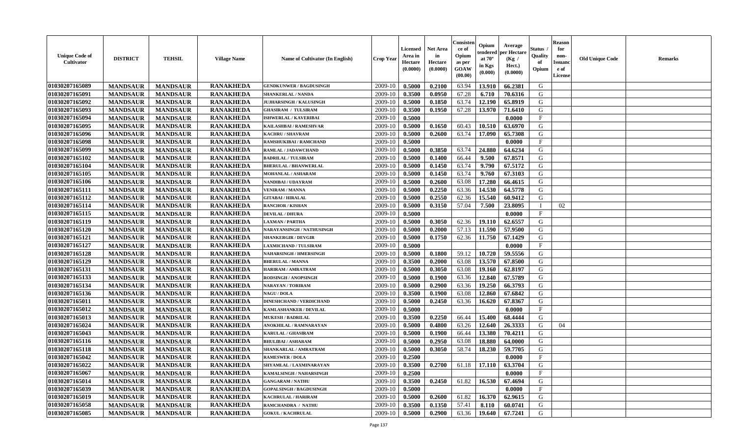| Unique Code of Cultivator | DISTRICT | TEHSIL | Village Name | Name of Cultivator (In English) | Crop Year | Licensed Area in Hectare (0.0000) | Net Area in Hectare (0.0000) | Consistence of Opium as per GOAW (00.00) | Opium tendered at 70° in Kgs (0.000) | Average per Hectare (Kg / Hect.) (0.0000) | Status / Quality of Opium | Reason for non-Issuance of License | Old Unique Code | Remarks |
|---|---|---|---|---|---|---|---|---|---|---|---|---|---|---|
| 01030207165089 | MANDSAUR | MANDSAUR | RANAKHEDA | GENDKUNWER / BAGDUSINGH | 2009-10 | 0.5000 | 0.2100 | 63.94 | 13.910 | 66.2381 | G | | | |
| 01030207165091 | MANDSAUR | MANDSAUR | RANAKHEDA | SHANKERLAL / NANDA | 2009-10 | 0.3500 | 0.0950 | 67.28 | 6.710 | 70.6316 | G | | | |
| 01030207165092 | MANDSAUR | MANDSAUR | RANAKHEDA | JUJHARSINGH / KALUSINGH | 2009-10 | 0.5000 | 0.1850 | 63.74 | 12.190 | 65.8919 | G | | | |
| 01030207165093 | MANDSAUR | MANDSAUR | RANAKHEDA | GHASIRAM / TULSIRAM | 2009-10 | 0.3500 | 0.1950 | 67.28 | 13.970 | 71.6410 | G | | | |
| 01030207165094 | MANDSAUR | MANDSAUR | RANAKHEDA | ISHWERLAL / KAVERIBAI | 2009-10 | 0.5000 | | | | 0.0000 | F | | | |
| 01030207165095 | MANDSAUR | MANDSAUR | RANAKHEDA | KAILASHBAI / RAMESHVAR | 2009-10 | 0.5000 | 0.1650 | 60.43 | 10.510 | 63.6970 | G | | | |
| 01030207165096 | MANDSAUR | MANDSAUR | RANAKHEDA | KACHRU / SHAVRAM | 2009-10 | 0.5000 | 0.2600 | 63.74 | 17.090 | 65.7308 | G | | | |
| 01030207165098 | MANDSAUR | MANDSAUR | RANAKHEDA | RAMSHUKIBAI / RAMCHAND | 2009-10 | 0.5000 | | | | 0.0000 | F | | | |
| 01030207165099 | MANDSAUR | MANDSAUR | RANAKHEDA | RAMLAL / JADAWCHAND | 2009-10 | 0.5000 | 0.3850 | 63.74 | 24.880 | 64.6234 | G | | | |
| 01030207165102 | MANDSAUR | MANDSAUR | RANAKHEDA | BADRILAL / TULSIRAM | 2009-10 | 0.5000 | 0.1400 | 66.44 | 9.500 | 67.8571 | G | | | |
| 01030207165104 | MANDSAUR | MANDSAUR | RANAKHEDA | BHERULAL / BHANWERLAL | 2009-10 | 0.5000 | 0.1450 | 63.74 | 9.790 | 67.5172 | G | | | |
| 01030207165105 | MANDSAUR | MANDSAUR | RANAKHEDA | MOHANLAL / ASHARAM | 2009-10 | 0.5000 | 0.1450 | 63.74 | 9.760 | 67.3103 | G | | | |
| 01030207165106 | MANDSAUR | MANDSAUR | RANAKHEDA | NANDIBAI / UDAYRAM | 2009-10 | 0.5000 | 0.2600 | 63.08 | 17.280 | 66.4615 | G | | | |
| 01030207165111 | MANDSAUR | MANDSAUR | RANAKHEDA | VENIRAM / MANNA | 2009-10 | 0.5000 | 0.2250 | 63.36 | 14.530 | 64.5778 | G | | | |
| 01030207165112 | MANDSAUR | MANDSAUR | RANAKHEDA | GITABAI / HIRALAL | 2009-10 | 0.5000 | 0.2550 | 62.36 | 15.540 | 60.9412 | G | | | |
| 01030207165114 | MANDSAUR | MANDSAUR | RANAKHEDA | RANCHOR / KISHAN | 2009-10 | 0.5000 | 0.3150 | 57.04 | 7.500 | 23.8095 | I | 02 | | |
| 01030207165115 | MANDSAUR | MANDSAUR | RANAKHEDA | DEVILAL / DHURA | 2009-10 | 0.5000 | | | | 0.0000 | F | | | |
| 01030207165119 | MANDSAUR | MANDSAUR | RANAKHEDA | LAXMAN / PARTHA | 2009-10 | 0.5000 | 0.3050 | 62.36 | 19.110 | 62.6557 | G | | | |
| 01030207165120 | MANDSAUR | MANDSAUR | RANAKHEDA | NARAYANSINGH / NATHUSINGH | 2009-10 | 0.5000 | 0.2000 | 57.13 | 11.590 | 57.9500 | G | | | |
| 01030207165121 | MANDSAUR | MANDSAUR | RANAKHEDA | SHANKERGIR / DEVGIR | 2009-10 | 0.5000 | 0.1750 | 62.36 | 11.750 | 67.1429 | G | | | |
| 01030207165127 | MANDSAUR | MANDSAUR | RANAKHEDA | LAXMICHAND / TULSIRAM | 2009-10 | 0.5000 | | | | 0.0000 | F | | | |
| 01030207165128 | MANDSAUR | MANDSAUR | RANAKHEDA | NAHARSINGH / HMERSINGH | 2009-10 | 0.5000 | 0.1800 | 59.12 | 10.720 | 59.5556 | G | | | |
| 01030207165129 | MANDSAUR | MANDSAUR | RANAKHEDA | BHERULAL / MANNA | 2009-10 | 0.3500 | 0.2000 | 63.08 | 13.570 | 67.8500 | G | | | |
| 01030207165131 | MANDSAUR | MANDSAUR | RANAKHEDA | HARIRAM / AMRATRAM | 2009-10 | 0.5000 | 0.3050 | 63.08 | 19.160 | 62.8197 | G | | | |
| 01030207165133 | MANDSAUR | MANDSAUR | RANAKHEDA | RODSINGH / ANOPSINGH | 2009-10 | 0.5000 | 0.1900 | 63.36 | 12.840 | 67.5789 | G | | | |
| 01030207165134 | MANDSAUR | MANDSAUR | RANAKHEDA | NARAYAN / TORIRAM | 2009-10 | 0.5000 | 0.2900 | 63.36 | 19.250 | 66.3793 | G | | | |
| 01030207165136 | MANDSAUR | MANDSAUR | RANAKHEDA | NAGU / DOLA | 2009-10 | 0.3500 | 0.1900 | 63.08 | 12.860 | 67.6842 | G | | | |
| 01030207165011 | MANDSAUR | MANDSAUR | RANAKHEDA | DINESHCHAND / VERDICHAND | 2009-10 | 0.5000 | 0.2450 | 63.36 | 16.620 | 67.8367 | G | | | |
| 01030207165012 | MANDSAUR | MANDSAUR | RANAKHEDA | KAMLASHANKER / DEVILAL | 2009-10 | 0.5000 | | | | 0.0000 | F | | | |
| 01030207165013 | MANDSAUR | MANDSAUR | RANAKHEDA | MUKESH / BADRILAL | 2009-10 | 0.3500 | 0.2250 | 66.44 | 15.400 | 68.4444 | G | | | |
| 01030207165024 | MANDSAUR | MANDSAUR | RANAKHEDA | ANOKHILAL / RAMNARAYAN | 2009-10 | 0.5000 | 0.4800 | 63.26 | 12.640 | 26.3333 | G | 04 | | |
| 01030207165043 | MANDSAUR | MANDSAUR | RANAKHEDA | KARULAL / GHASIRAM | 2009-10 | 0.5000 | 0.1900 | 66.44 | 13.380 | 70.4211 | G | | | |
| 01030207165116 | MANDSAUR | MANDSAUR | RANAKHEDA | BHULIBAI / ASHARAM | 2009-10 | 0.5000 | 0.2950 | 63.08 | 18.880 | 64.0000 | G | | | |
| 01030207165118 | MANDSAUR | MANDSAUR | RANAKHEDA | SHANKARLAL / AMRATRAM | 2009-10 | 0.5000 | 0.3050 | 58.74 | 18.230 | 59.7705 | G | | | |
| 01030207165042 | MANDSAUR | MANDSAUR | RANAKHEDA | RAMESWER / DOLA | 2009-10 | 0.2500 | | | | 0.0000 | F | | | |
| 01030207165022 | MANDSAUR | MANDSAUR | RANAKHEDA | SHYAMLAL / LAXMINARAYAN | 2009-10 | 0.3500 | 0.2700 | 61.18 | 17.110 | 63.3704 | G | | | |
| 01030207165067 | MANDSAUR | MANDSAUR | RANAKHEDA | KAMALSINGH / NAHARSINGH | 2009-10 | 0.2500 | | | | 0.0000 | F | | | |
| 01030207165014 | MANDSAUR | MANDSAUR | RANAKHEDA | GANGARAM / NATHU | 2009-10 | 0.3500 | 0.2450 | 61.82 | 16.530 | 67.4694 | G | | | |
| 01030207165039 | MANDSAUR | MANDSAUR | RANAKHEDA | GOPALSINGH / BAGDUSINGH | 2009-10 | 0.5000 | | | | 0.0000 | F | | | |
| 01030207165019 | MANDSAUR | MANDSAUR | RANAKHEDA | KACHRULAL / HARIRAM | 2009-10 | 0.5000 | 0.2600 | 61.82 | 16.370 | 62.9615 | G | | | |
| 01030207165058 | MANDSAUR | MANDSAUR | RANAKHEDA | RAMCHANDRA / NATHU | 2009-10 | 0.3500 | 0.1350 | 57.41 | 8.110 | 60.0741 | G | | | |
| 01030207165085 | MANDSAUR | MANDSAUR | RANAKHEDA | GOKUL / KACHRULAL | 2009-10 | 0.5000 | 0.2900 | 63.36 | 19.640 | 67.7241 | G | | | |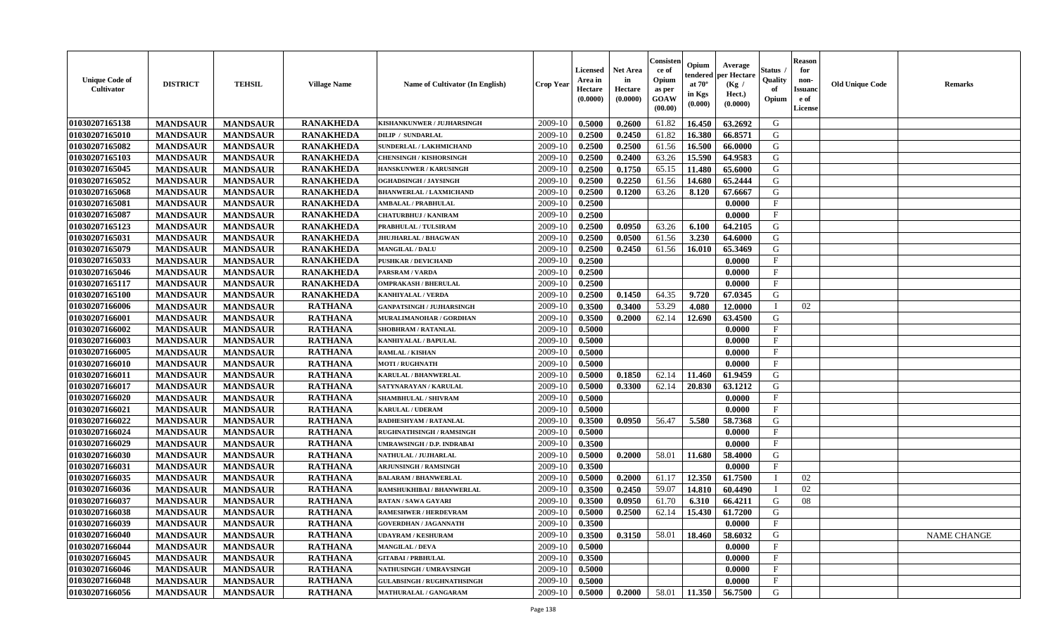| Unique Code of Cultivator | DISTRICT | TEHSIL | Village Name | Name of Cultivator (In English) | Crop Year | Licensed Area in Hectare (0.0000) | Net Area in Hectare (0.0000) | Consistence of Opium as per GOAW (00.00) | Opium tendered at 70° in Kgs (0.000) | Average per Hectare (Kg / Hect.) (0.0000) | Status / Quality of Opium | Reason for non-Issuance of License | Old Unique Code | Remarks |
|---|---|---|---|---|---|---|---|---|---|---|---|---|---|---|
| 01030207165138 | MANDSAUR | MANDSAUR | RANAKHEDA | KISHANKUNWER / JUJHARSINGH | 2009-10 | 0.5000 | 0.2600 | 61.82 | 16.450 | 63.2692 | G | | | |
| 01030207165010 | MANDSAUR | MANDSAUR | RANAKHEDA | DILIP / SUNDARLAL | 2009-10 | 0.2500 | 0.2450 | 61.82 | 16.380 | 66.8571 | G | | | |
| 01030207165082 | MANDSAUR | MANDSAUR | RANAKHEDA | SUNDERLAL / LAKHMICHAND | 2009-10 | 0.2500 | 0.2500 | 61.56 | 16.500 | 66.0000 | G | | | |
| 01030207165103 | MANDSAUR | MANDSAUR | RANAKHEDA | CHENSINGH / KISHORSINGH | 2009-10 | 0.2500 | 0.2400 | 63.26 | 15.590 | 64.9583 | G | | | |
| 01030207165045 | MANDSAUR | MANDSAUR | RANAKHEDA | HANSKUNWER / KARUSINGH | 2009-10 | 0.2500 | 0.1750 | 65.15 | 11.480 | 65.6000 | G | | | |
| 01030207165052 | MANDSAUR | MANDSAUR | RANAKHEDA | OGHADSINGH / JAYSINGH | 2009-10 | 0.2500 | 0.2250 | 61.56 | 14.680 | 65.2444 | G | | | |
| 01030207165068 | MANDSAUR | MANDSAUR | RANAKHEDA | BHANWERLAL / LAXMICHAND | 2009-10 | 0.2500 | 0.1200 | 63.26 | 8.120 | 67.6667 | G | | | |
| 01030207165081 | MANDSAUR | MANDSAUR | RANAKHEDA | AMBALAL / PRABHULAL | 2009-10 | 0.2500 | | | | 0.0000 | F | | | |
| 01030207165087 | MANDSAUR | MANDSAUR | RANAKHEDA | CHATURBHUJ / KANIRAM | 2009-10 | 0.2500 | | | | 0.0000 | F | | | |
| 01030207165123 | MANDSAUR | MANDSAUR | RANAKHEDA | PRABHULAL / TULSIRAM | 2009-10 | 0.2500 | 0.0950 | 63.26 | 6.100 | 64.2105 | G | | | |
| 01030207165031 | MANDSAUR | MANDSAUR | RANAKHEDA | JHUJHARLAL / BHAGWAN | 2009-10 | 0.2500 | 0.0500 | 61.56 | 3.230 | 64.6000 | G | | | |
| 01030207165079 | MANDSAUR | MANDSAUR | RANAKHEDA | MANGILAL / DALU | 2009-10 | 0.2500 | 0.2450 | 61.56 | 16.010 | 65.3469 | G | | | |
| 01030207165033 | MANDSAUR | MANDSAUR | RANAKHEDA | PUSHKAR / DEVICHAND | 2009-10 | 0.2500 | | | | 0.0000 | F | | | |
| 01030207165046 | MANDSAUR | MANDSAUR | RANAKHEDA | PARSRAM / VARDA | 2009-10 | 0.2500 | | | | 0.0000 | F | | | |
| 01030207165117 | MANDSAUR | MANDSAUR | RANAKHEDA | OMPRAKASH / BHERULAL | 2009-10 | 0.2500 | | | | 0.0000 | F | | | |
| 01030207165100 | MANDSAUR | MANDSAUR | RANAKHEDA | KANHIYALAL / VERDA | 2009-10 | 0.2500 | 0.1450 | 64.35 | 9.720 | 67.0345 | G | | | |
| 01030207166006 | MANDSAUR | MANDSAUR | RATHANA | GANPATSINGH / JUJHARSINGH | 2009-10 | 0.3500 | 0.3400 | 53.29 | 4.080 | 12.0000 | I | 02 | | |
| 01030207166001 | MANDSAUR | MANDSAUR | RATHANA | MURALIMANOHAR / GORDHAN | 2009-10 | 0.3500 | 0.2000 | 62.14 | 12.690 | 63.4500 | G | | | |
| 01030207166002 | MANDSAUR | MANDSAUR | RATHANA | SHOBHRAM / RATANLAL | 2009-10 | 0.5000 | | | | 0.0000 | F | | | |
| 01030207166003 | MANDSAUR | MANDSAUR | RATHANA | KANHIYALAL / BAPULAL | 2009-10 | 0.5000 | | | | 0.0000 | F | | | |
| 01030207166005 | MANDSAUR | MANDSAUR | RATHANA | RAMLAL / KISHAN | 2009-10 | 0.5000 | | | | 0.0000 | F | | | |
| 01030207166010 | MANDSAUR | MANDSAUR | RATHANA | MOTI / RUGHNATH | 2009-10 | 0.5000 | | | | 0.0000 | F | | | |
| 01030207166011 | MANDSAUR | MANDSAUR | RATHANA | KARULAL / BHANWERLAL | 2009-10 | 0.5000 | 0.1850 | 62.14 | 11.460 | 61.9459 | G | | | |
| 01030207166017 | MANDSAUR | MANDSAUR | RATHANA | SATYNARAYAN / KARULAL | 2009-10 | 0.5000 | 0.3300 | 62.14 | 20.830 | 63.1212 | G | | | |
| 01030207166020 | MANDSAUR | MANDSAUR | RATHANA | SHAMBHULAL / SHIVRAM | 2009-10 | 0.5000 | | | | 0.0000 | F | | | |
| 01030207166021 | MANDSAUR | MANDSAUR | RATHANA | KARULAL / UDERAM | 2009-10 | 0.5000 | | | | 0.0000 | F | | | |
| 01030207166022 | MANDSAUR | MANDSAUR | RATHANA | RADHESHYAM / RATANLAL | 2009-10 | 0.3500 | 0.0950 | 56.47 | 5.580 | 58.7368 | G | | | |
| 01030207166024 | MANDSAUR | MANDSAUR | RATHANA | RUGHNATHSINGH / RAMSINGH | 2009-10 | 0.5000 | | | | 0.0000 | F | | | |
| 01030207166029 | MANDSAUR | MANDSAUR | RATHANA | UMRAWSINGH / D.P. INDRABAI | 2009-10 | 0.3500 | | | | 0.0000 | F | | | |
| 01030207166030 | MANDSAUR | MANDSAUR | RATHANA | NATHULAL / JUJHARLAL | 2009-10 | 0.5000 | 0.2000 | 58.01 | 11.680 | 58.4000 | G | | | |
| 01030207166031 | MANDSAUR | MANDSAUR | RATHANA | ARJUNSINGH / RAMSINGH | 2009-10 | 0.3500 | | | | 0.0000 | F | | | |
| 01030207166035 | MANDSAUR | MANDSAUR | RATHANA | BALARAM / BHANWERLAL | 2009-10 | 0.5000 | 0.2000 | 61.17 | 12.350 | 61.7500 | I | 02 | | |
| 01030207166036 | MANDSAUR | MANDSAUR | RATHANA | RAMSHUKHIBAI / BHANWERLAL | 2009-10 | 0.3500 | 0.2450 | 59.07 | 14.810 | 60.4490 | I | 02 | | |
| 01030207166037 | MANDSAUR | MANDSAUR | RATHANA | RATAN / SAWA GAYARI | 2009-10 | 0.3500 | 0.0950 | 61.70 | 6.310 | 66.4211 | G | 08 | | |
| 01030207166038 | MANDSAUR | MANDSAUR | RATHANA | RAMESHWER / HERDEVRAM | 2009-10 | 0.5000 | 0.2500 | 62.14 | 15.430 | 61.7200 | G | | | |
| 01030207166039 | MANDSAUR | MANDSAUR | RATHANA | GOVERDHAN / JAGANNATH | 2009-10 | 0.3500 | | | | 0.0000 | F | | | |
| 01030207166040 | MANDSAUR | MANDSAUR | RATHANA | UDAYRAM / KESHURAM | 2009-10 | 0.3500 | 0.3150 | 58.01 | 18.460 | 58.6032 | G | | | NAME CHANGE |
| 01030207166044 | MANDSAUR | MANDSAUR | RATHANA | MANGILAL / DEVA | 2009-10 | 0.5000 | | | | 0.0000 | F | | | |
| 01030207166045 | MANDSAUR | MANDSAUR | RATHANA | GITABAI / PRBHULAL | 2009-10 | 0.3500 | | | | 0.0000 | F | | | |
| 01030207166046 | MANDSAUR | MANDSAUR | RATHANA | NATHUSINGH / UMRAVSINGH | 2009-10 | 0.5000 | | | | 0.0000 | F | | | |
| 01030207166048 | MANDSAUR | MANDSAUR | RATHANA | GULABSINGH / RUGHNATHSINGH | 2009-10 | 0.5000 | | | | 0.0000 | F | | | |
| 01030207166056 | MANDSAUR | MANDSAUR | RATHANA | MATHURALAL / GANGARAM | 2009-10 | 0.5000 | 0.2000 | 58.01 | 11.350 | 56.7500 | G | | | |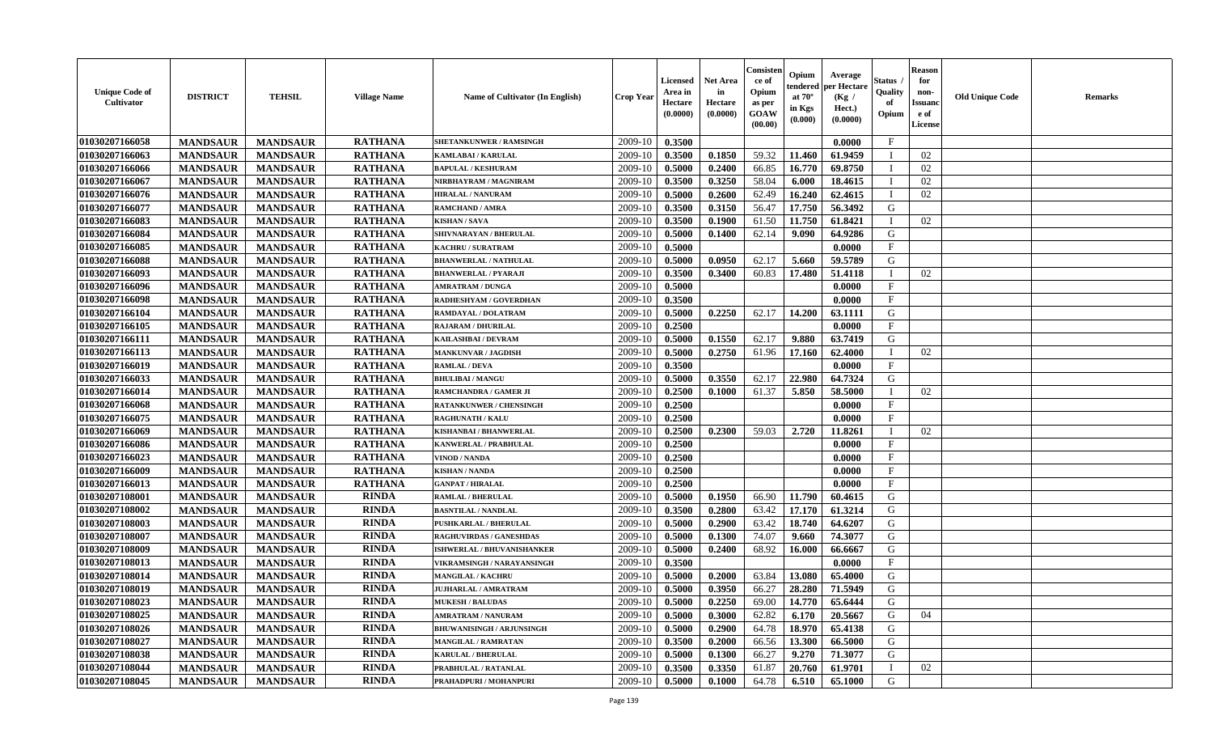| Unique Code of Cultivator | DISTRICT | TEHSIL | Village Name | Name of Cultivator (In English) | Crop Year | Licensed Area in Hectare (0.0000) | Net Area in Hectare (0.0000) | Consistence of Opium as per GOAW (00.00) | Opium tendered at 70° in Kgs (0.000) | Average per Hectare (Kg / Hect.) (0.0000) | Status / Quality of Opium | Reason for non-Issuance of License | Old Unique Code | Remarks |
|---|---|---|---|---|---|---|---|---|---|---|---|---|---|---|
| 01030207166058 | MANDSAUR | MANDSAUR | RATHANA | SHETANKUNWER / RAMSINGH | 2009-10 | 0.3500 | | | | 0.0000 | F | | | |
| 01030207166063 | MANDSAUR | MANDSAUR | RATHANA | KAMLABAI / KARULAL | 2009-10 | 0.3500 | 0.1850 | 59.32 | 11.460 | 61.9459 | I | 02 | | |
| 01030207166066 | MANDSAUR | MANDSAUR | RATHANA | BAPULAL / KESHURAM | 2009-10 | 0.5000 | 0.2400 | 66.85 | 16.770 | 69.8750 | I | 02 | | |
| 01030207166067 | MANDSAUR | MANDSAUR | RATHANA | NIRBHAYRAM / MAGNIRAM | 2009-10 | 0.3500 | 0.3250 | 58.04 | 6.000 | 18.4615 | I | 02 | | |
| 01030207166076 | MANDSAUR | MANDSAUR | RATHANA | HIRALAL / NANURAM | 2009-10 | 0.5000 | 0.2600 | 62.49 | 16.240 | 62.4615 | I | 02 | | |
| 01030207166077 | MANDSAUR | MANDSAUR | RATHANA | RAMCHAND / AMRA | 2009-10 | 0.3500 | 0.3150 | 56.47 | 17.750 | 56.3492 | G | | | |
| 01030207166083 | MANDSAUR | MANDSAUR | RATHANA | KISHAN / SAVA | 2009-10 | 0.3500 | 0.1900 | 61.50 | 11.750 | 61.8421 | I | 02 | | |
| 01030207166084 | MANDSAUR | MANDSAUR | RATHANA | SHIVNARAYAN / BHERULAL | 2009-10 | 0.5000 | 0.1400 | 62.14 | 9.090 | 64.9286 | G | | | |
| 01030207166085 | MANDSAUR | MANDSAUR | RATHANA | KACHRU / SURATRAM | 2009-10 | 0.5000 | | | | 0.0000 | F | | | |
| 01030207166088 | MANDSAUR | MANDSAUR | RATHANA | BHANWERLAL / NATHULAL | 2009-10 | 0.5000 | 0.0950 | 62.17 | 5.660 | 59.5789 | G | | | |
| 01030207166093 | MANDSAUR | MANDSAUR | RATHANA | BHANWERLAL / PYARAJI | 2009-10 | 0.3500 | 0.3400 | 60.83 | 17.480 | 51.4118 | I | 02 | | |
| 01030207166096 | MANDSAUR | MANDSAUR | RATHANA | AMRATRAM / DUNGA | 2009-10 | 0.5000 | | | | 0.0000 | F | | | |
| 01030207166098 | MANDSAUR | MANDSAUR | RATHANA | RADHESHYAM / GOVERDHAN | 2009-10 | 0.3500 | | | | 0.0000 | F | | | |
| 01030207166104 | MANDSAUR | MANDSAUR | RATHANA | RAMDAYAL / DOLATRAM | 2009-10 | 0.5000 | 0.2250 | 62.17 | 14.200 | 63.1111 | G | | | |
| 01030207166105 | MANDSAUR | MANDSAUR | RATHANA | RAJARAM / DHURILAL | 2009-10 | 0.2500 | | | | 0.0000 | F | | | |
| 01030207166111 | MANDSAUR | MANDSAUR | RATHANA | KAILASHBAI / DEVRAM | 2009-10 | 0.5000 | 0.1550 | 62.17 | 9.880 | 63.7419 | G | | | |
| 01030207166113 | MANDSAUR | MANDSAUR | RATHANA | MANKUNVAR / JAGDISH | 2009-10 | 0.5000 | 0.2750 | 61.96 | 17.160 | 62.4000 | I | 02 | | |
| 01030207166019 | MANDSAUR | MANDSAUR | RATHANA | RAMLAL / DEVA | 2009-10 | 0.3500 | | | | 0.0000 | F | | | |
| 01030207166033 | MANDSAUR | MANDSAUR | RATHANA | BHULIBAI / MANGU | 2009-10 | 0.5000 | 0.3550 | 62.17 | 22.980 | 64.7324 | G | | | |
| 01030207166014 | MANDSAUR | MANDSAUR | RATHANA | RAMCHANDRA / GAMER JI | 2009-10 | 0.2500 | 0.1000 | 61.37 | 5.850 | 58.5000 | I | 02 | | |
| 01030207166068 | MANDSAUR | MANDSAUR | RATHANA | RATANKUNWER / CHENSINGH | 2009-10 | 0.2500 | | | | 0.0000 | F | | | |
| 01030207166075 | MANDSAUR | MANDSAUR | RATHANA | RAGHUNATH / KALU | 2009-10 | 0.2500 | | | | 0.0000 | F | | | |
| 01030207166069 | MANDSAUR | MANDSAUR | RATHANA | KISHANBAI / BHANWERLAL | 2009-10 | 0.2500 | 0.2300 | 59.03 | 2.720 | 11.8261 | I | 02 | | |
| 01030207166086 | MANDSAUR | MANDSAUR | RATHANA | KANWERLAL / PRABHULAL | 2009-10 | 0.2500 | | | | 0.0000 | F | | | |
| 01030207166023 | MANDSAUR | MANDSAUR | RATHANA | VINOD / NANDA | 2009-10 | 0.2500 | | | | 0.0000 | F | | | |
| 01030207166009 | MANDSAUR | MANDSAUR | RATHANA | KISHAN / NANDA | 2009-10 | 0.2500 | | | | 0.0000 | F | | | |
| 01030207166013 | MANDSAUR | MANDSAUR | RATHANA | GANPAT / HIRALAL | 2009-10 | 0.2500 | | | | 0.0000 | F | | | |
| 01030207108001 | MANDSAUR | MANDSAUR | RINDA | RAMLAL / BHERULAL | 2009-10 | 0.5000 | 0.1950 | 66.90 | 11.790 | 60.4615 | G | | | |
| 01030207108002 | MANDSAUR | MANDSAUR | RINDA | BASNTILAL / NANDLAL | 2009-10 | 0.3500 | 0.2800 | 63.42 | 17.170 | 61.3214 | G | | | |
| 01030207108003 | MANDSAUR | MANDSAUR | RINDA | PUSHKARLAL / BHERULAL | 2009-10 | 0.5000 | 0.2900 | 63.42 | 18.740 | 64.6207 | G | | | |
| 01030207108007 | MANDSAUR | MANDSAUR | RINDA | RAGHUVIRDAS / GANESHDAS | 2009-10 | 0.5000 | 0.1300 | 74.07 | 9.660 | 74.3077 | G | | | |
| 01030207108009 | MANDSAUR | MANDSAUR | RINDA | ISHWERLAL / BHUVANISHANKER | 2009-10 | 0.5000 | 0.2400 | 68.92 | 16.000 | 66.6667 | G | | | |
| 01030207108013 | MANDSAUR | MANDSAUR | RINDA | VIKRAMSINGH / NARAYANSINGH | 2009-10 | 0.3500 | | | | 0.0000 | F | | | |
| 01030207108014 | MANDSAUR | MANDSAUR | RINDA | MANGILAL / KACHRU | 2009-10 | 0.5000 | 0.2000 | 63.84 | 13.080 | 65.4000 | G | | | |
| 01030207108019 | MANDSAUR | MANDSAUR | RINDA | JUJHARLAL / AMRATRAM | 2009-10 | 0.5000 | 0.3950 | 66.27 | 28.280 | 71.5949 | G | | | |
| 01030207108023 | MANDSAUR | MANDSAUR | RINDA | MUKESH / BALUDAS | 2009-10 | 0.5000 | 0.2250 | 69.00 | 14.770 | 65.6444 | G | | | |
| 01030207108025 | MANDSAUR | MANDSAUR | RINDA | AMRATRAM / NANURAM | 2009-10 | 0.5000 | 0.3000 | 62.82 | 6.170 | 20.5667 | G | 04 | | |
| 01030207108026 | MANDSAUR | MANDSAUR | RINDA | BHUWANISINGH / ARJUNSINGH | 2009-10 | 0.5000 | 0.2900 | 64.78 | 18.970 | 65.4138 | G | | | |
| 01030207108027 | MANDSAUR | MANDSAUR | RINDA | MANGILAL / RAMRATAN | 2009-10 | 0.3500 | 0.2000 | 66.56 | 13.300 | 66.5000 | G | | | |
| 01030207108038 | MANDSAUR | MANDSAUR | RINDA | KARULAL / BHERULAL | 2009-10 | 0.5000 | 0.1300 | 66.27 | 9.270 | 71.3077 | G | | | |
| 01030207108044 | MANDSAUR | MANDSAUR | RINDA | PRABHULAL / RATANLAL | 2009-10 | 0.3500 | 0.3350 | 61.87 | 20.760 | 61.9701 | I | 02 | | |
| 01030207108045 | MANDSAUR | MANDSAUR | RINDA | PRAHADPURI / MOHANPURI | 2009-10 | 0.5000 | 0.1000 | 64.78 | 6.510 | 65.1000 | G | | | |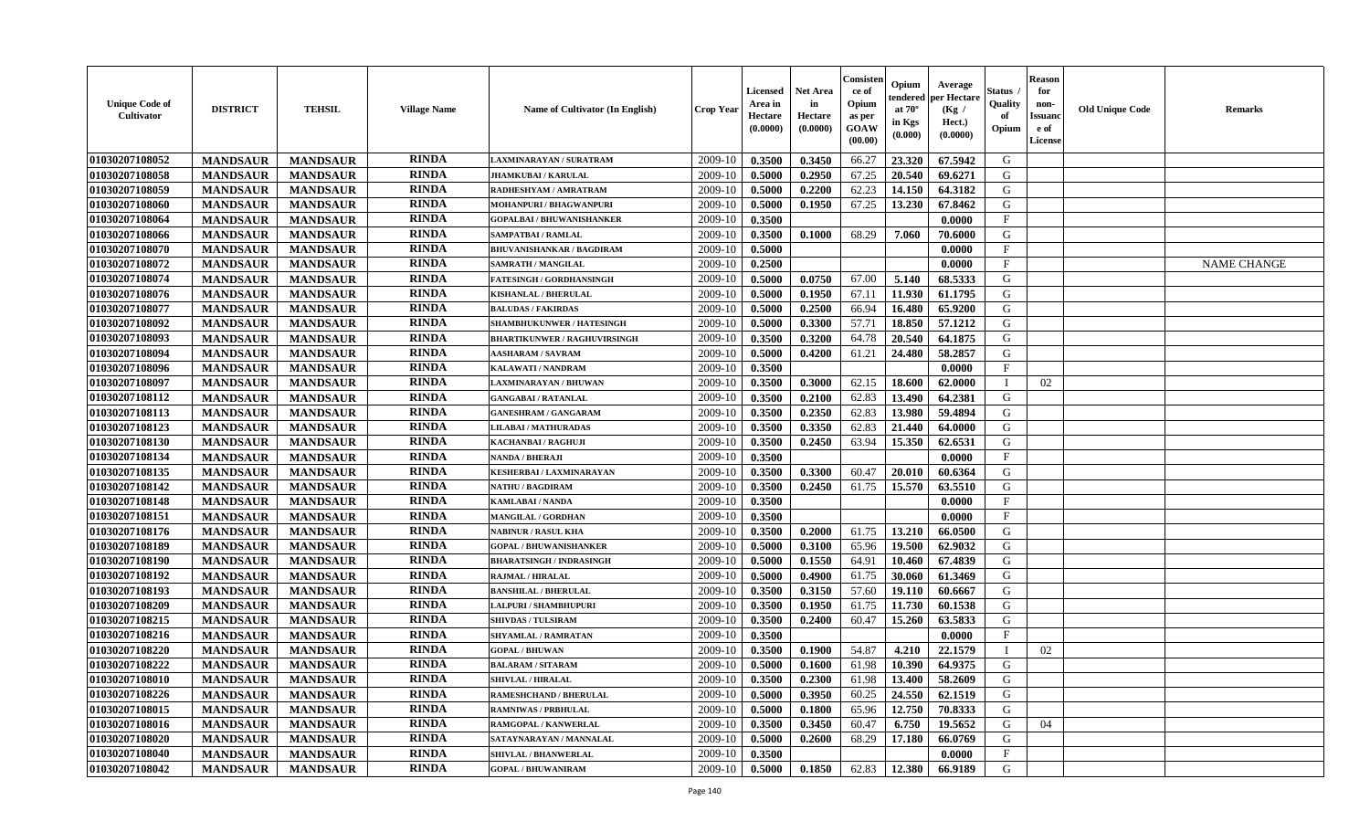| Unique Code of Cultivator | DISTRICT | TEHSIL | Village Name | Name of Cultivator (In English) | Crop Year | Licensed Area in Hectare (0.0000) | Net Area in Hectare (0.0000) | Consistence of Opium as per GOAW (00.00) | Opium tendered at 70° in Kgs (0.000) | Average per Hectare (Kg / Hect.) (0.0000) | Status / Quality of Opium | Reason for non-Issuance of License | Old Unique Code | Remarks |
|---|---|---|---|---|---|---|---|---|---|---|---|---|---|---|
| 01030207108052 | MANDSAUR | MANDSAUR | RINDA | LAXMINARAYAN / SURATRAM | 2009-10 | 0.3500 | 0.3450 | 66.27 | 23.320 | 67.5942 | G | | | |
| 01030207108058 | MANDSAUR | MANDSAUR | RINDA | JHAMKUBAI / KARULAL | 2009-10 | 0.5000 | 0.2950 | 67.25 | 20.540 | 69.6271 | G | | | |
| 01030207108059 | MANDSAUR | MANDSAUR | RINDA | RADHESHYAM / AMRATRAM | 2009-10 | 0.5000 | 0.2200 | 62.23 | 14.150 | 64.3182 | G | | | |
| 01030207108060 | MANDSAUR | MANDSAUR | RINDA | MOHANPURI / BHAGWANPURI | 2009-10 | 0.5000 | 0.1950 | 67.25 | 13.230 | 67.8462 | G | | | |
| 01030207108064 | MANDSAUR | MANDSAUR | RINDA | GOPALBAI / BHUWANISHANKER | 2009-10 | 0.3500 | | | | 0.0000 | F | | | |
| 01030207108066 | MANDSAUR | MANDSAUR | RINDA | SAMPATBAI / RAMLAL | 2009-10 | 0.3500 | 0.1000 | 68.29 | 7.060 | 70.6000 | G | | | |
| 01030207108070 | MANDSAUR | MANDSAUR | RINDA | BHUVANISHANKAR / BAGDIRAM | 2009-10 | 0.5000 | | | | 0.0000 | F | | | |
| 01030207108072 | MANDSAUR | MANDSAUR | RINDA | SAMRATH / MANGILAL | 2009-10 | 0.2500 | | | | 0.0000 | F | | | NAME CHANGE |
| 01030207108074 | MANDSAUR | MANDSAUR | RINDA | FATESINGH / GORDHANSINGH | 2009-10 | 0.5000 | 0.0750 | 67.00 | 5.140 | 68.5333 | G | | | |
| 01030207108076 | MANDSAUR | MANDSAUR | RINDA | KISHANLAL / BHERULAL | 2009-10 | 0.5000 | 0.1950 | 67.11 | 11.930 | 61.1795 | G | | | |
| 01030207108077 | MANDSAUR | MANDSAUR | RINDA | BALUDAS / FAKIRDAS | 2009-10 | 0.5000 | 0.2500 | 66.94 | 16.480 | 65.9200 | G | | | |
| 01030207108092 | MANDSAUR | MANDSAUR | RINDA | SHAMBHUKUNWER / HATESINGH | 2009-10 | 0.5000 | 0.3300 | 57.71 | 18.850 | 57.1212 | G | | | |
| 01030207108093 | MANDSAUR | MANDSAUR | RINDA | BHARTIKUNWER / RAGHUVIRSINGH | 2009-10 | 0.3500 | 0.3200 | 64.78 | 20.540 | 64.1875 | G | | | |
| 01030207108094 | MANDSAUR | MANDSAUR | RINDA | AASHARAM / SAVRAM | 2009-10 | 0.5000 | 0.4200 | 61.21 | 24.480 | 58.2857 | G | | | |
| 01030207108096 | MANDSAUR | MANDSAUR | RINDA | KALAWATI / NANDRAM | 2009-10 | 0.3500 | | | | 0.0000 | F | | | |
| 01030207108097 | MANDSAUR | MANDSAUR | RINDA | LAXMINARAYAN / BHUWAN | 2009-10 | 0.3500 | 0.3000 | 62.15 | 18.600 | 62.0000 | I | 02 | | |
| 01030207108112 | MANDSAUR | MANDSAUR | RINDA | GANGABAI / RATANLAL | 2009-10 | 0.3500 | 0.2100 | 62.83 | 13.490 | 64.2381 | G | | | |
| 01030207108113 | MANDSAUR | MANDSAUR | RINDA | GANESHRAM / GANGARAM | 2009-10 | 0.3500 | 0.2350 | 62.83 | 13.980 | 59.4894 | G | | | |
| 01030207108123 | MANDSAUR | MANDSAUR | RINDA | LILABAI / MATHURADAS | 2009-10 | 0.3500 | 0.3350 | 62.83 | 21.440 | 64.0000 | G | | | |
| 01030207108130 | MANDSAUR | MANDSAUR | RINDA | KACHANBAI / RAGHUJI | 2009-10 | 0.3500 | 0.2450 | 63.94 | 15.350 | 62.6531 | G | | | |
| 01030207108134 | MANDSAUR | MANDSAUR | RINDA | NANDA / BHERAJI | 2009-10 | 0.3500 | | | | 0.0000 | F | | | |
| 01030207108135 | MANDSAUR | MANDSAUR | RINDA | KESHERBAI / LAXMINARAYAN | 2009-10 | 0.3500 | 0.3300 | 60.47 | 20.010 | 60.6364 | G | | | |
| 01030207108142 | MANDSAUR | MANDSAUR | RINDA | NATHU / BAGDIRAM | 2009-10 | 0.3500 | 0.2450 | 61.75 | 15.570 | 63.5510 | G | | | |
| 01030207108148 | MANDSAUR | MANDSAUR | RINDA | KAMLABAI / NANDA | 2009-10 | 0.3500 | | | | 0.0000 | F | | | |
| 01030207108151 | MANDSAUR | MANDSAUR | RINDA | MANGILAL / GORDHAN | 2009-10 | 0.3500 | | | | 0.0000 | F | | | |
| 01030207108176 | MANDSAUR | MANDSAUR | RINDA | NABINUR / RASUL KHA | 2009-10 | 0.3500 | 0.2000 | 61.75 | 13.210 | 66.0500 | G | | | |
| 01030207108189 | MANDSAUR | MANDSAUR | RINDA | GOPAL / BHUWANISHANKER | 2009-10 | 0.5000 | 0.3100 | 65.96 | 19.500 | 62.9032 | G | | | |
| 01030207108190 | MANDSAUR | MANDSAUR | RINDA | BHARATSINGH / INDRASINGH | 2009-10 | 0.5000 | 0.1550 | 64.91 | 10.460 | 67.4839 | G | | | |
| 01030207108192 | MANDSAUR | MANDSAUR | RINDA | RAJMAL / HIRALAL | 2009-10 | 0.5000 | 0.4900 | 61.75 | 30.060 | 61.3469 | G | | | |
| 01030207108193 | MANDSAUR | MANDSAUR | RINDA | BANSHILAL / BHERULAL | 2009-10 | 0.3500 | 0.3150 | 57.60 | 19.110 | 60.6667 | G | | | |
| 01030207108209 | MANDSAUR | MANDSAUR | RINDA | LALPURI / SHAMBHUPURI | 2009-10 | 0.3500 | 0.1950 | 61.75 | 11.730 | 60.1538 | G | | | |
| 01030207108215 | MANDSAUR | MANDSAUR | RINDA | SHIVDAS / TULSIRAM | 2009-10 | 0.3500 | 0.2400 | 60.47 | 15.260 | 63.5833 | G | | | |
| 01030207108216 | MANDSAUR | MANDSAUR | RINDA | SHYAMLAL / RAMRATAN | 2009-10 | 0.3500 | | | | 0.0000 | F | | | |
| 01030207108220 | MANDSAUR | MANDSAUR | RINDA | GOPAL / BHUWAN | 2009-10 | 0.3500 | 0.1900 | 54.87 | 4.210 | 22.1579 | I | 02 | | |
| 01030207108222 | MANDSAUR | MANDSAUR | RINDA | BALARAM / SITARAM | 2009-10 | 0.5000 | 0.1600 | 61.98 | 10.390 | 64.9375 | G | | | |
| 01030207108010 | MANDSAUR | MANDSAUR | RINDA | SHIVLAL / HIRALAL | 2009-10 | 0.3500 | 0.2300 | 61.98 | 13.400 | 58.2609 | G | | | |
| 01030207108226 | MANDSAUR | MANDSAUR | RINDA | RAMESHCHAND / BHERULAL | 2009-10 | 0.5000 | 0.3950 | 60.25 | 24.550 | 62.1519 | G | | | |
| 01030207108015 | MANDSAUR | MANDSAUR | RINDA | RAMNIWAS / PRBHULAL | 2009-10 | 0.5000 | 0.1800 | 65.96 | 12.750 | 70.8333 | G | | | |
| 01030207108016 | MANDSAUR | MANDSAUR | RINDA | RAMGOPAL / KANWERLAL | 2009-10 | 0.3500 | 0.3450 | 60.47 | 6.750 | 19.5652 | G | 04 | | |
| 01030207108020 | MANDSAUR | MANDSAUR | RINDA | SATAYNARAYAN / MANNALAL | 2009-10 | 0.5000 | 0.2600 | 68.29 | 17.180 | 66.0769 | G | | | |
| 01030207108040 | MANDSAUR | MANDSAUR | RINDA | SHIVLAL / BHANWERLAL | 2009-10 | 0.3500 | | | | 0.0000 | F | | | |
| 01030207108042 | MANDSAUR | MANDSAUR | RINDA | GOPAL / BHUWANIRAM | 2009-10 | 0.5000 | 0.1850 | 62.83 | 12.380 | 66.9189 | G | | | |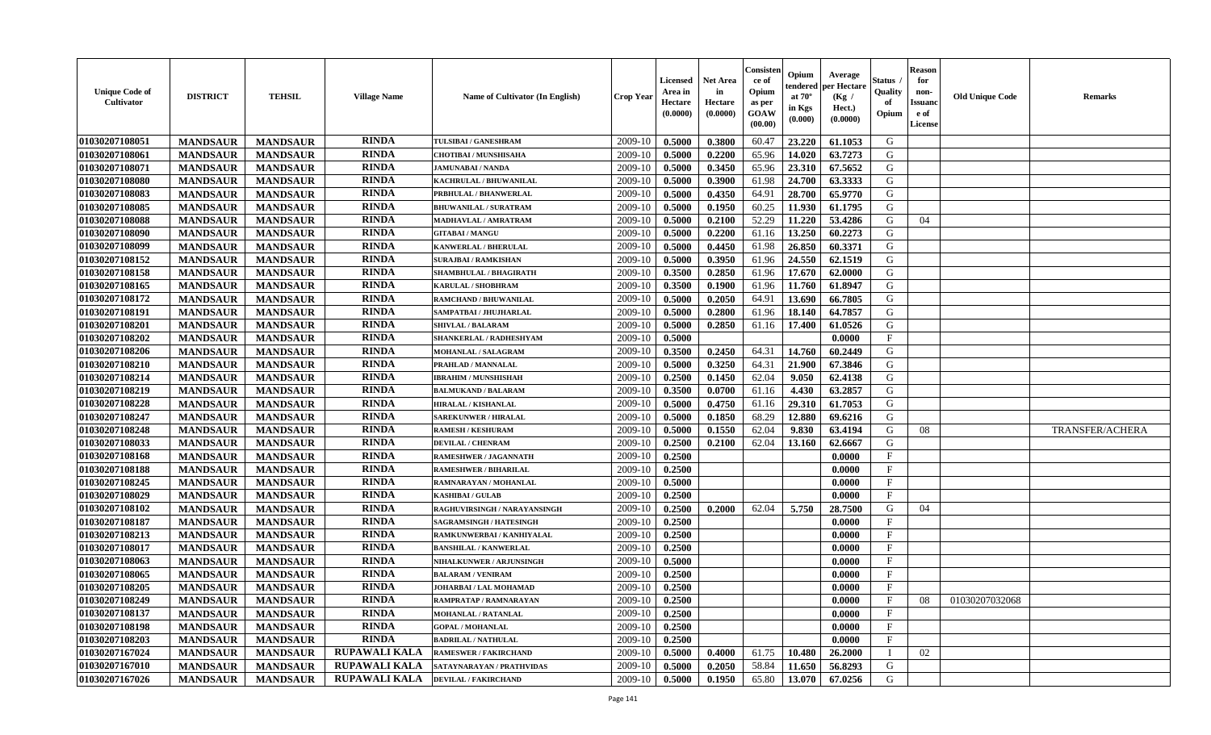| Unique Code of Cultivator | DISTRICT | TEHSIL | Village Name | Name of Cultivator (In English) | Crop Year | Licensed Area in Hectare (0.0000) | Net Area in Hectare (0.0000) | Consistence of Opium as per GOAW (00.00) | Opium tendered at 70° in Kgs (0.000) | Average per Hectare (Kg / Hect.) (0.0000) | Status / Quality of Opium | Reason for non-Issuance of License | Old Unique Code | Remarks |
|---|---|---|---|---|---|---|---|---|---|---|---|---|---|---|
| 01030207108051 | MANDSAUR | MANDSAUR | RINDA | TULSIBAI / GANESHRAM | 2009-10 | 0.5000 | 0.3800 | 60.47 | 23.220 | 61.1053 | G | | | |
| 01030207108061 | MANDSAUR | MANDSAUR | RINDA | CHOTIBAI / MUNSHISAHA | 2009-10 | 0.5000 | 0.2200 | 65.96 | 14.020 | 63.7273 | G | | | |
| 01030207108071 | MANDSAUR | MANDSAUR | RINDA | JAMUNABAI / NANDA | 2009-10 | 0.5000 | 0.3450 | 65.96 | 23.310 | 67.5652 | G | | | |
| 01030207108080 | MANDSAUR | MANDSAUR | RINDA | KACHRULAL / BHUWANILAL | 2009-10 | 0.5000 | 0.3900 | 61.98 | 24.700 | 63.3333 | G | | | |
| 01030207108083 | MANDSAUR | MANDSAUR | RINDA | PRBHULAL / BHANWERLAL | 2009-10 | 0.5000 | 0.4350 | 64.91 | 28.700 | 65.9770 | G | | | |
| 01030207108085 | MANDSAUR | MANDSAUR | RINDA | BHUWANILAL / SURATRAM | 2009-10 | 0.5000 | 0.1950 | 60.25 | 11.930 | 61.1795 | G | | | |
| 01030207108088 | MANDSAUR | MANDSAUR | RINDA | MADHAVLAL / AMRATRAM | 2009-10 | 0.5000 | 0.2100 | 52.29 | 11.220 | 53.4286 | G | 04 | | |
| 01030207108090 | MANDSAUR | MANDSAUR | RINDA | GITABAI / MANGU | 2009-10 | 0.5000 | 0.2200 | 61.16 | 13.250 | 60.2273 | G | | | |
| 01030207108099 | MANDSAUR | MANDSAUR | RINDA | KANWERLAL / BHERULAL | 2009-10 | 0.5000 | 0.4450 | 61.98 | 26.850 | 60.3371 | G | | | |
| 01030207108152 | MANDSAUR | MANDSAUR | RINDA | SURAJBAI / RAMKISHAN | 2009-10 | 0.5000 | 0.3950 | 61.96 | 24.550 | 62.1519 | G | | | |
| 01030207108158 | MANDSAUR | MANDSAUR | RINDA | SHAMBHULAL / BHAGIRATH | 2009-10 | 0.3500 | 0.2850 | 61.96 | 17.670 | 62.0000 | G | | | |
| 01030207108165 | MANDSAUR | MANDSAUR | RINDA | KARULAL / SHOBHRAM | 2009-10 | 0.3500 | 0.1900 | 61.96 | 11.760 | 61.8947 | G | | | |
| 01030207108172 | MANDSAUR | MANDSAUR | RINDA | RAMCHAND / BHUWANILAL | 2009-10 | 0.5000 | 0.2050 | 64.91 | 13.690 | 66.7805 | G | | | |
| 01030207108191 | MANDSAUR | MANDSAUR | RINDA | SAMPATBAI / JHUJHARLAL | 2009-10 | 0.5000 | 0.2800 | 61.96 | 18.140 | 64.7857 | G | | | |
| 01030207108201 | MANDSAUR | MANDSAUR | RINDA | SHIVLAL / BALARAM | 2009-10 | 0.5000 | 0.2850 | 61.16 | 17.400 | 61.0526 | G | | | |
| 01030207108202 | MANDSAUR | MANDSAUR | RINDA | SHANKERLAL / RADHESHYAM | 2009-10 | 0.5000 | | | | 0.0000 | F | | | |
| 01030207108206 | MANDSAUR | MANDSAUR | RINDA | MOHANLAL / SALAGRAM | 2009-10 | 0.3500 | 0.2450 | 64.31 | 14.760 | 60.2449 | G | | | |
| 01030207108210 | MANDSAUR | MANDSAUR | RINDA | PRAHLAD / MANNALAL | 2009-10 | 0.5000 | 0.3250 | 64.31 | 21.900 | 67.3846 | G | | | |
| 01030207108214 | MANDSAUR | MANDSAUR | RINDA | IBRAHIM / MUNSHISHAH | 2009-10 | 0.2500 | 0.1450 | 62.04 | 9.050 | 62.4138 | G | | | |
| 01030207108219 | MANDSAUR | MANDSAUR | RINDA | BALMUKAND / BALARAM | 2009-10 | 0.3500 | 0.0700 | 61.16 | 4.430 | 63.2857 | G | | | |
| 01030207108228 | MANDSAUR | MANDSAUR | RINDA | HIRALAL / KISHANLAL | 2009-10 | 0.5000 | 0.4750 | 61.16 | 29.310 | 61.7053 | G | | | |
| 01030207108247 | MANDSAUR | MANDSAUR | RINDA | SAREKUNWER / HIRALAL | 2009-10 | 0.5000 | 0.1850 | 68.29 | 12.880 | 69.6216 | G | | | |
| 01030207108248 | MANDSAUR | MANDSAUR | RINDA | RAMESH / KESHURAM | 2009-10 | 0.5000 | 0.1550 | 62.04 | 9.830 | 63.4194 | G | 08 | | TRANSFER/ACHERA |
| 01030207108033 | MANDSAUR | MANDSAUR | RINDA | DEVILAL / CHENRAM | 2009-10 | 0.2500 | 0.2100 | 62.04 | 13.160 | 62.6667 | G | | | |
| 01030207108168 | MANDSAUR | MANDSAUR | RINDA | RAMESHWER / JAGANNATH | 2009-10 | 0.2500 | | | | 0.0000 | F | | | |
| 01030207108188 | MANDSAUR | MANDSAUR | RINDA | RAMESHWER / BIHARILAL | 2009-10 | 0.2500 | | | | 0.0000 | F | | | |
| 01030207108245 | MANDSAUR | MANDSAUR | RINDA | RAMNARAYAN / MOHANLAL | 2009-10 | 0.5000 | | | | 0.0000 | F | | | |
| 01030207108029 | MANDSAUR | MANDSAUR | RINDA | KASHIBAI / GULAB | 2009-10 | 0.2500 | | | | 0.0000 | F | | | |
| 01030207108102 | MANDSAUR | MANDSAUR | RINDA | RAGHUVIRSINGH / NARAYANSINGH | 2009-10 | 0.2500 | 0.2000 | 62.04 | 5.750 | 28.7500 | G | 04 | | |
| 01030207108187 | MANDSAUR | MANDSAUR | RINDA | SAGRAMSINGH / HATESINGH | 2009-10 | 0.2500 | | | | 0.0000 | F | | | |
| 01030207108213 | MANDSAUR | MANDSAUR | RINDA | RAMKUNWERBAI / KANHIYALAL | 2009-10 | 0.2500 | | | | 0.0000 | F | | | |
| 01030207108017 | MANDSAUR | MANDSAUR | RINDA | BANSHILAL / KANWERLAL | 2009-10 | 0.2500 | | | | 0.0000 | F | | | |
| 01030207108063 | MANDSAUR | MANDSAUR | RINDA | NIHALKUNWER / ARJUNSINGH | 2009-10 | 0.5000 | | | | 0.0000 | F | | | |
| 01030207108065 | MANDSAUR | MANDSAUR | RINDA | BALARAM / VENIRAM | 2009-10 | 0.2500 | | | | 0.0000 | F | | | |
| 01030207108205 | MANDSAUR | MANDSAUR | RINDA | JOHARBAI / LAL MOHAMAD | 2009-10 | 0.2500 | | | | 0.0000 | F | | | |
| 01030207108249 | MANDSAUR | MANDSAUR | RINDA | RAMPRATAP / RAMNARAYAN | 2009-10 | 0.2500 | | | | 0.0000 | F | 08 | 01030207032068 | |
| 01030207108137 | MANDSAUR | MANDSAUR | RINDA | MOHANLAL / RATANLAL | 2009-10 | 0.2500 | | | | 0.0000 | F | | | |
| 01030207108198 | MANDSAUR | MANDSAUR | RINDA | GOPAL / MOHANLAL | 2009-10 | 0.2500 | | | | 0.0000 | F | | | |
| 01030207108203 | MANDSAUR | MANDSAUR | RINDA | BADRILAL / NATHULAL | 2009-10 | 0.2500 | | | | 0.0000 | F | | | |
| 01030207167024 | MANDSAUR | MANDSAUR | RUPAWALI KALA | RAMESWER / FAKIRCHAND | 2009-10 | 0.5000 | 0.4000 | 61.75 | 10.480 | 26.2000 | I | 02 | | |
| 01030207167010 | MANDSAUR | MANDSAUR | RUPAWALI KALA | SATAYNARAYAN / PRATHVIDAS | 2009-10 | 0.5000 | 0.2050 | 58.84 | 11.650 | 56.8293 | G | | | |
| 01030207167026 | MANDSAUR | MANDSAUR | RUPAWALI KALA | DEVILAL / FAKIRCHAND | 2009-10 | 0.5000 | 0.1950 | 65.80 | 13.070 | 67.0256 | G | | | |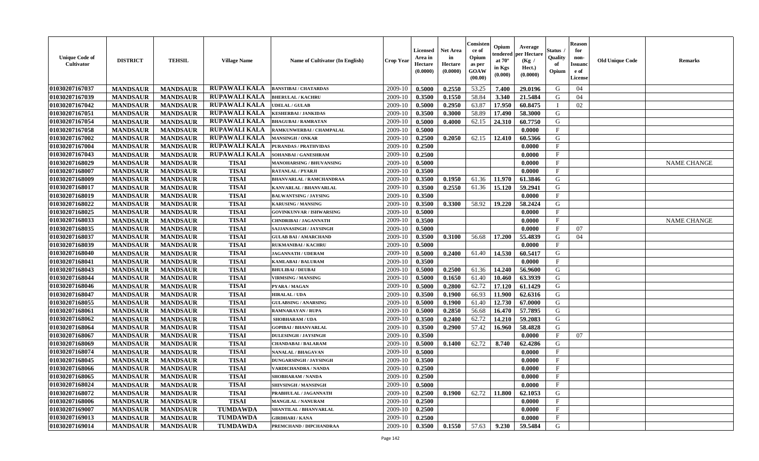| Unique Code of Cultivator | DISTRICT | TEHSIL | Village Name | Name of Cultivator (In English) | Crop Year | Licensed Area in Hectare (0.0000) | Net Area in Hectare (0.0000) | Consistence of Opium as per GOAW (00.00) | Opium tendered at 70° in Kgs (0.000) | Average per Hectare (Kg / Hect.) (0.0000) | Status / Quality of Opium | Reason for non-Issuance of License | Old Unique Code | Remarks |
|---|---|---|---|---|---|---|---|---|---|---|---|---|---|---|
| 01030207167037 | MANDSAUR | MANDSAUR | RUPAWALI KALA | BANSTIBAI / CHATARDAS | 2009-10 | 0.5000 | 0.2550 | 53.25 | 7.400 | 29.0196 | G | 04 | | |
| 01030207167039 | MANDSAUR | MANDSAUR | RUPAWALI KALA | BHERULAL / KACHRU | 2009-10 | 0.3500 | 0.1550 | 58.84 | 3.340 | 21.5484 | G | 04 | | |
| 01030207167042 | MANDSAUR | MANDSAUR | RUPAWALI KALA | UDELAL / GULAB | 2009-10 | 0.5000 | 0.2950 | 63.87 | 17.950 | 60.8475 | I | 02 | | |
| 01030207167051 | MANDSAUR | MANDSAUR | RUPAWALI KALA | KESHERBAI / JANKIDAS | 2009-10 | 0.3500 | 0.3000 | 58.89 | 17.490 | 58.3000 | G | | | |
| 01030207167054 | MANDSAUR | MANDSAUR | RUPAWALI KALA | BHAGUBAI / RAMRATAN | 2009-10 | 0.5000 | 0.4000 | 62.15 | 24.310 | 60.7750 | G | | | |
| 01030207167058 | MANDSAUR | MANDSAUR | RUPAWALI KALA | RAMKUNWERBAI / CHAMPALAL | 2009-10 | 0.5000 | | | | 0.0000 | F | | | |
| 01030207167002 | MANDSAUR | MANDSAUR | RUPAWALI KALA | MANSINGH / ONKAR | 2009-10 | 0.2500 | 0.2050 | 62.15 | 12.410 | 60.5366 | G | | | |
| 01030207167004 | MANDSAUR | MANDSAUR | RUPAWALI KALA | PURANDAS / PRATHVIDAS | 2009-10 | 0.2500 | | | | 0.0000 | F | | | |
| 01030207167043 | MANDSAUR | MANDSAUR | RUPAWALI KALA | SOHANBAI / GANESHRAM | 2009-10 | 0.2500 | | | | 0.0000 | F | | | |
| 01030207168029 | MANDSAUR | MANDSAUR | TISAI | MANOHARSING / BHUVANSING | 2009-10 | 0.5000 | | | | 0.0000 | F | | | NAME CHANGE |
| 01030207168007 | MANDSAUR | MANDSAUR | TISAI | RATANLAL / PYARJI | 2009-10 | 0.3500 | | | | 0.0000 | F | | | |
| 01030207168009 | MANDSAUR | MANDSAUR | TISAI | BHANVARLAL / RAMCHANDRAA | 2009-10 | 0.3500 | 0.1950 | 61.36 | 11.970 | 61.3846 | G | | | |
| 01030207168017 | MANDSAUR | MANDSAUR | TISAI | KANVARLAL / BHANVARLAL | 2009-10 | 0.3500 | 0.2550 | 61.36 | 15.120 | 59.2941 | G | | | |
| 01030207168019 | MANDSAUR | MANDSAUR | TISAI | BALWANTSING / JAYSING | 2009-10 | 0.3500 | | | | 0.0000 | F | | | |
| 01030207168022 | MANDSAUR | MANDSAUR | TISAI | KARUSING / MANSING | 2009-10 | 0.3500 | 0.3300 | 58.92 | 19.220 | 58.2424 | G | | | |
| 01030207168025 | MANDSAUR | MANDSAUR | TISAI | GOVINKUNVAR / ISHWARSING | 2009-10 | 0.5000 | | | | 0.0000 | F | | | |
| 01030207168033 | MANDSAUR | MANDSAUR | TISAI | CHNDRIBAI / JAGANNATH | 2009-10 | 0.3500 | | | | 0.0000 | F | | | NAME CHANGE |
| 01030207168035 | MANDSAUR | MANDSAUR | TISAI | SAJJANASINGH / JAYSINGH | 2009-10 | 0.5000 | | | | 0.0000 | F | 07 | | |
| 01030207168037 | MANDSAUR | MANDSAUR | TISAI | GULAB BAI / AMARCHAND | 2009-10 | 0.3500 | 0.3100 | 56.68 | 17.200 | 55.4839 | G | 04 | | |
| 01030207168039 | MANDSAUR | MANDSAUR | TISAI | RUKMANIBAI / KACHRU | 2009-10 | 0.5000 | | | | 0.0000 | F | | | |
| 01030207168040 | MANDSAUR | MANDSAUR | TISAI | JAGANNATH / UDERAM | 2009-10 | 0.5000 | 0.2400 | 61.40 | 14.530 | 60.5417 | G | | | |
| 01030207168041 | MANDSAUR | MANDSAUR | TISAI | KAMLABAI / BALURAM | 2009-10 | 0.3500 | | | | 0.0000 | F | | | |
| 01030207168043 | MANDSAUR | MANDSAUR | TISAI | BHULIBAI / DEUBAI | 2009-10 | 0.5000 | 0.2500 | 61.36 | 14.240 | 56.9600 | G | | | |
| 01030207168044 | MANDSAUR | MANDSAUR | TISAI | VIRMSING / MANSING | 2009-10 | 0.5000 | 0.1650 | 61.40 | 10.460 | 63.3939 | G | | | |
| 01030207168046 | MANDSAUR | MANDSAUR | TISAI | PYARA / MAGAN | 2009-10 | 0.5000 | 0.2800 | 62.72 | 17.120 | 61.1429 | G | | | |
| 01030207168047 | MANDSAUR | MANDSAUR | TISAI | HIRALAL / UDA | 2009-10 | 0.3500 | 0.1900 | 66.93 | 11.900 | 62.6316 | G | | | |
| 01030207168055 | MANDSAUR | MANDSAUR | TISAI | GULABSING / ANARSING | 2009-10 | 0.5000 | 0.1900 | 61.40 | 12.730 | 67.0000 | G | | | |
| 01030207168061 | MANDSAUR | MANDSAUR | TISAI | RAMNARAYAN / RUPA | 2009-10 | 0.5000 | 0.2850 | 56.68 | 16.470 | 57.7895 | G | | | |
| 01030207168062 | MANDSAUR | MANDSAUR | TISAI | SHOBHARAM / UDA | 2009-10 | 0.3500 | 0.2400 | 62.72 | 14.210 | 59.2083 | G | | | |
| 01030207168064 | MANDSAUR | MANDSAUR | TISAI | GOPIBAI / BHANVARLAL | 2009-10 | 0.3500 | 0.2900 | 57.42 | 16.960 | 58.4828 | G | | | |
| 01030207168067 | MANDSAUR | MANDSAUR | TISAI | DULESINGH / JAYSINGH | 2009-10 | 0.3500 | | | | 0.0000 | F | 07 | | |
| 01030207168069 | MANDSAUR | MANDSAUR | TISAI | CHANDABAI / BALARAM | 2009-10 | 0.5000 | 0.1400 | 62.72 | 8.740 | 62.4286 | G | | | |
| 01030207168074 | MANDSAUR | MANDSAUR | TISAI | NANALAL / BHAGAVAN | 2009-10 | 0.5000 | | | | 0.0000 | F | | | |
| 01030207168045 | MANDSAUR | MANDSAUR | TISAI | DUNGARSINGH / JAYSINGH | 2009-10 | 0.3500 | | | | 0.0000 | F | | | |
| 01030207168066 | MANDSAUR | MANDSAUR | TISAI | VARDICHANDRA / NANDA | 2009-10 | 0.2500 | | | | 0.0000 | F | | | |
| 01030207168065 | MANDSAUR | MANDSAUR | TISAI | SHOBHARAM / NANDA | 2009-10 | 0.2500 | | | | 0.0000 | F | | | |
| 01030207168024 | MANDSAUR | MANDSAUR | TISAI | SHIVSINGH / MANSINGH | 2009-10 | 0.5000 | | | | 0.0000 | F | | | |
| 01030207168072 | MANDSAUR | MANDSAUR | TISAI | PRABHULAL / JAGANNATH | 2009-10 | 0.2500 | 0.1900 | 62.72 | 11.800 | 62.1053 | G | | | |
| 01030207168006 | MANDSAUR | MANDSAUR | TISAI | MANGILAL / NANURAM | 2009-10 | 0.2500 | | | | 0.0000 | F | | | |
| 01030207169007 | MANDSAUR | MANDSAUR | TUMDAWDA | SHANTILAL / BHANVARLAL | 2009-10 | 0.2500 | | | | 0.0000 | F | | | |
| 01030207169013 | MANDSAUR | MANDSAUR | TUMDAWDA | GIRDHARI / KANA | 2009-10 | 0.2500 | | | | 0.0000 | F | | | |
| 01030207169014 | MANDSAUR | MANDSAUR | TUMDAWDA | PREMCHAND / DIPCHANDRAA | 2009-10 | 0.3500 | 0.1550 | 57.63 | 9.230 | 59.5484 | G | | | |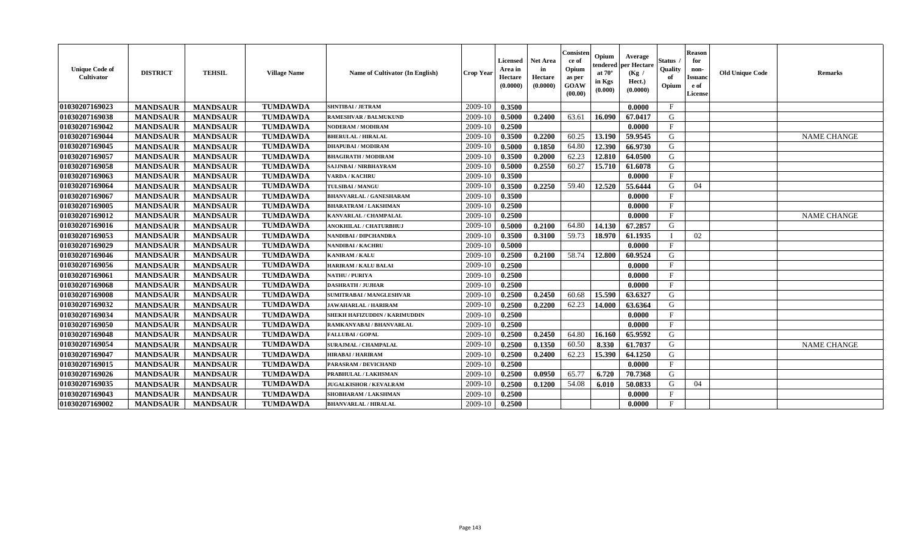| Unique Code of Cultivator | DISTRICT | TEHSIL | Village Name | Name of Cultivator (In English) | Crop Year | Licensed Area in Hectare (0.0000) | Net Area in Hectare (0.0000) | Consistence of Opium as per GOAW (00.00) | Opium tendered at 70° in Kgs (0.000) | Average per Hectare (Kg / Hect.) (0.0000) | Status / Quality of Opium | Reason for non-Issuance of License | Old Unique Code | Remarks |
|---|---|---|---|---|---|---|---|---|---|---|---|---|---|---|
| 01030207169023 | MANDSAUR | MANDSAUR | TUMDAWDA | SHNTIBAI / JETRAM | 2009-10 | 0.3500 | | | | 0.0000 | F | | | |
| 01030207169038 | MANDSAUR | MANDSAUR | TUMDAWDA | RAMESHVAR / BALMUKUND | 2009-10 | 0.5000 | 0.2400 | 63.61 | 16.090 | 67.0417 | G | | | |
| 01030207169042 | MANDSAUR | MANDSAUR | TUMDAWDA | NODERAM / MODIRAM | 2009-10 | 0.2500 | | | | 0.0000 | F | | | |
| 01030207169044 | MANDSAUR | MANDSAUR | TUMDAWDA | BHERULAL / HIRALAL | 2009-10 | 0.3500 | 0.2200 | 60.25 | 13.190 | 59.9545 | G | | | NAME CHANGE |
| 01030207169045 | MANDSAUR | MANDSAUR | TUMDAWDA | DHAPUBAI / MODIRAM | 2009-10 | 0.5000 | 0.1850 | 64.80 | 12.390 | 66.9730 | G | | | |
| 01030207169057 | MANDSAUR | MANDSAUR | TUMDAWDA | BHAGIRATH / MODIRAM | 2009-10 | 0.3500 | 0.2000 | 62.23 | 12.810 | 64.0500 | G | | | |
| 01030207169058 | MANDSAUR | MANDSAUR | TUMDAWDA | SAJJNBAI / NIRBHAYRAM | 2009-10 | 0.5000 | 0.2550 | 60.27 | 15.710 | 61.6078 | G | | | |
| 01030207169063 | MANDSAUR | MANDSAUR | TUMDAWDA | VARDA / KACHRU | 2009-10 | 0.3500 | | | | 0.0000 | F | | | |
| 01030207169064 | MANDSAUR | MANDSAUR | TUMDAWDA | TULSIBAI / MANGU | 2009-10 | 0.3500 | 0.2250 | 59.40 | 12.520 | 55.6444 | G | 04 | | |
| 01030207169067 | MANDSAUR | MANDSAUR | TUMDAWDA | BHANVARLAL / GANESHARAM | 2009-10 | 0.3500 | | | | 0.0000 | F | | | |
| 01030207169005 | MANDSAUR | MANDSAUR | TUMDAWDA | BHARATRAM / LAKSHMAN | 2009-10 | 0.2500 | | | | 0.0000 | F | | | |
| 01030207169012 | MANDSAUR | MANDSAUR | TUMDAWDA | KANVARLAL / CHAMPALAL | 2009-10 | 0.2500 | | | | 0.0000 | F | | | NAME CHANGE |
| 01030207169016 | MANDSAUR | MANDSAUR | TUMDAWDA | ANOKHILAL / CHATURBHUJ | 2009-10 | 0.5000 | 0.2100 | 64.80 | 14.130 | 67.2857 | G | | | |
| 01030207169053 | MANDSAUR | MANDSAUR | TUMDAWDA | NANDIBAI / DIPCHANDRA | 2009-10 | 0.3500 | 0.3100 | 59.73 | 18.970 | 61.1935 | I | 02 | | |
| 01030207169029 | MANDSAUR | MANDSAUR | TUMDAWDA | NANDIBAI / KACHRU | 2009-10 | 0.5000 | | | | 0.0000 | F | | | |
| 01030207169046 | MANDSAUR | MANDSAUR | TUMDAWDA | KANIRAM / KALU | 2009-10 | 0.2500 | 0.2100 | 58.74 | 12.800 | 60.9524 | G | | | |
| 01030207169056 | MANDSAUR | MANDSAUR | TUMDAWDA | HARIRAM / KALU BALAI | 2009-10 | 0.2500 | | | | 0.0000 | F | | | |
| 01030207169061 | MANDSAUR | MANDSAUR | TUMDAWDA | NATHU / PURIYA | 2009-10 | 0.2500 | | | | 0.0000 | F | | | |
| 01030207169068 | MANDSAUR | MANDSAUR | TUMDAWDA | DASHRATH / JUJHAR | 2009-10 | 0.2500 | | | | 0.0000 | F | | | |
| 01030207169008 | MANDSAUR | MANDSAUR | TUMDAWDA | SUMITRABAI / MANGLESHVAR | 2009-10 | 0.2500 | 0.2450 | 60.68 | 15.590 | 63.6327 | G | | | |
| 01030207169032 | MANDSAUR | MANDSAUR | TUMDAWDA | JAWAHARLAL / HARIRAM | 2009-10 | 0.2500 | 0.2200 | 62.23 | 14.000 | 63.6364 | G | | | |
| 01030207169034 | MANDSAUR | MANDSAUR | TUMDAWDA | SHEKH HAFIZUDDIN / KARIMUDDIN | 2009-10 | 0.2500 | | | | 0.0000 | F | | | |
| 01030207169050 | MANDSAUR | MANDSAUR | TUMDAWDA | RAMKANYABAI / BHANVARLAL | 2009-10 | 0.2500 | | | | 0.0000 | F | | | |
| 01030207169048 | MANDSAUR | MANDSAUR | TUMDAWDA | FALLUBAI / GOPAL | 2009-10 | 0.2500 | 0.2450 | 64.80 | 16.160 | 65.9592 | G | | | |
| 01030207169054 | MANDSAUR | MANDSAUR | TUMDAWDA | SURAJMAL / CHAMPALAL | 2009-10 | 0.2500 | 0.1350 | 60.50 | 8.330 | 61.7037 | G | | | NAME CHANGE |
| 01030207169047 | MANDSAUR | MANDSAUR | TUMDAWDA | HIRABAI / HARIRAM | 2009-10 | 0.2500 | 0.2400 | 62.23 | 15.390 | 64.1250 | G | | | |
| 01030207169015 | MANDSAUR | MANDSAUR | TUMDAWDA | PARASRAM / DEVICHAND | 2009-10 | 0.2500 | | | | 0.0000 | F | | | |
| 01030207169026 | MANDSAUR | MANDSAUR | TUMDAWDA | PRABHULAL / LAKHSMAN | 2009-10 | 0.2500 | 0.0950 | 65.77 | 6.720 | 70.7368 | G | | | |
| 01030207169035 | MANDSAUR | MANDSAUR | TUMDAWDA | JUGALKISHOR / KEVALRAM | 2009-10 | 0.2500 | 0.1200 | 54.08 | 6.010 | 50.0833 | G | 04 | | |
| 01030207169043 | MANDSAUR | MANDSAUR | TUMDAWDA | SHOBHARAM / LAKSHMAN | 2009-10 | 0.2500 | | | | 0.0000 | F | | | |
| 01030207169002 | MANDSAUR | MANDSAUR | TUMDAWDA | BHANVARLAL / HIRALAL | 2009-10 | 0.2500 | | | | 0.0000 | F | | | |